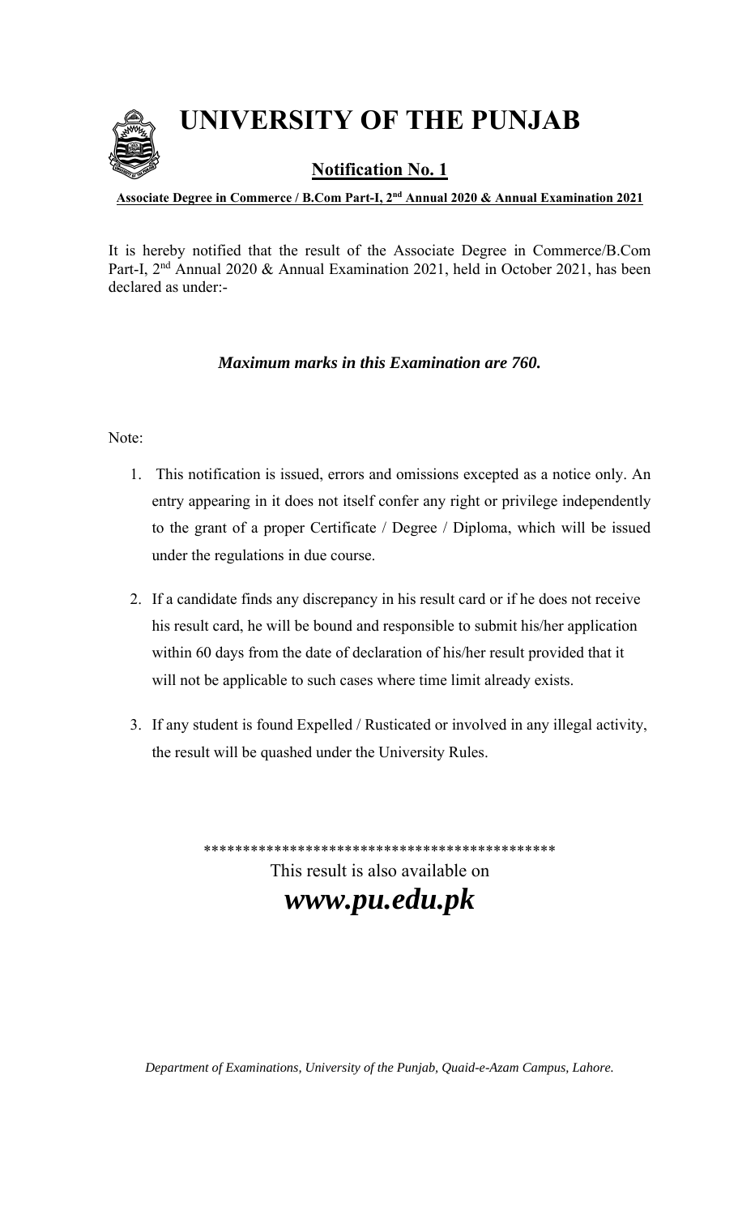# UNIVERSITY OF THE PUNJAB

## Notification No. 1

**Associate Degree in Commerce / B.Com Part-I, 2nd Annual 2020 & Annual Examination 2021**

It is hereby notified that the result of the Associate Degree in Commerce/B.Com Part-I, 2nd Annual 2020 & Annual Examination 2021, held in October 2021, has been declared as under:-

***Maximum marks in this Examination are 760.***

Note:

1. This notification is issued, errors and omissions excepted as a notice only. An entry appearing in it does not itself confer any right or privilege independently to the grant of a proper Certificate / Degree / Diploma, which will be issued under the regulations in due course.

2. If a candidate finds any discrepancy in his result card or if he does not receive his result card, he will be bound and responsible to submit his/her application within 60 days from the date of declaration of his/her result provided that it will not be applicable to such cases where time limit already exists.

3. If any student is found Expelled / Rusticated or involved in any illegal activity, the result will be quashed under the University Rules.

*********************************************

This result is also available on

***www.pu.edu.pk***

*Department of Examinations, University of the Punjab, Quaid-e-Azam Campus, Lahore.*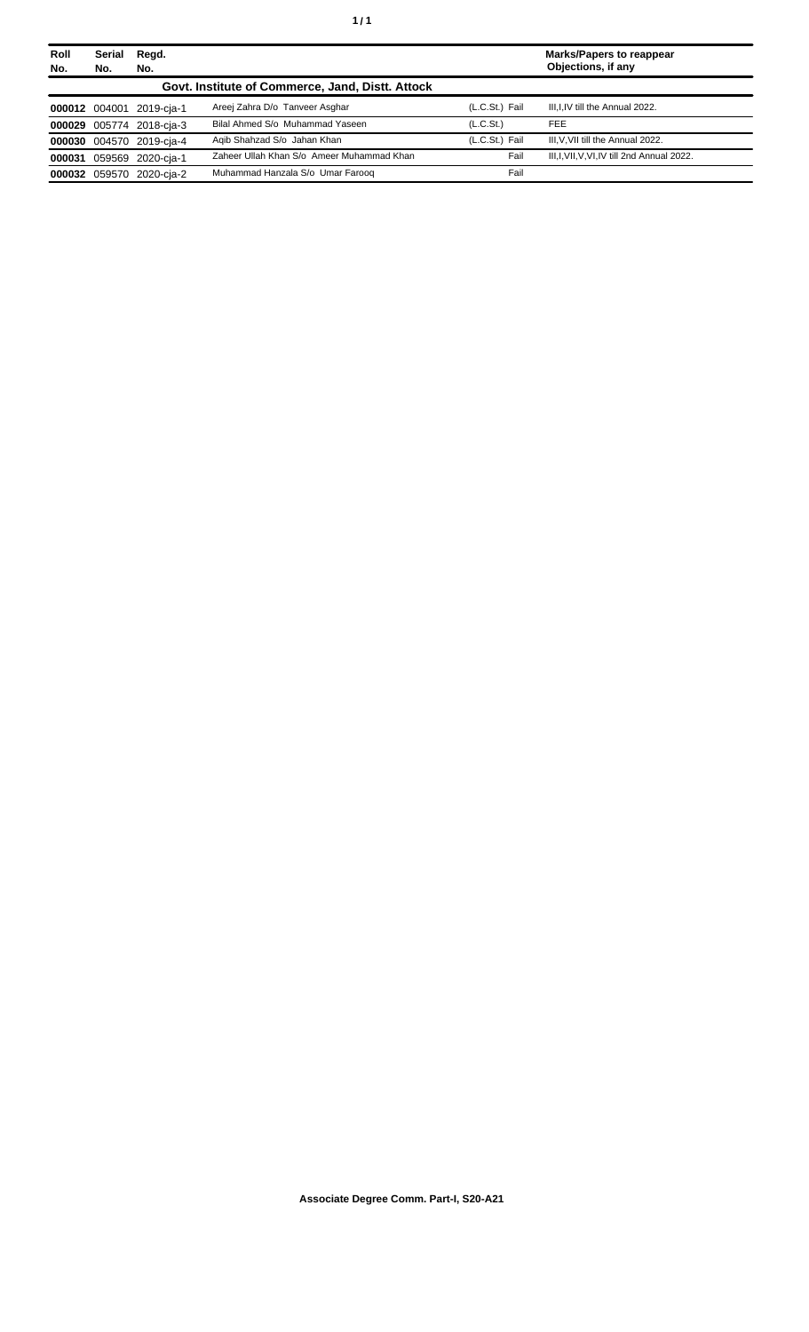| Roll No. | Serial No. | Regd. No. | | | Marks/Papers to reappear Objections, if any |
|---|---|---|---|---|---|
| **Govt. Institute of Commerce, Jand, Distt. Attock** | | | | | |
| **000012** | 004001 | 2019-cja-1 | Areej Zahra D/o Tanveer Asghar | (L.C.St.) Fail | III,I,IV till the Annual 2022. |
| **000029** | 005774 | 2018-cja-3 | Bilal Ahmed S/o Muhammad Yaseen | (L.C.St.) | FEE |
| **000030** | 004570 | 2019-cja-4 | Aqib Shahzad S/o Jahan Khan | (L.C.St.) Fail | III,V,VII till the Annual 2022. |
| **000031** | 059569 | 2020-cja-1 | Zaheer Ullah Khan S/o Ameer Muhammad Khan | Fail | III,I,VII,V,VI,IV till 2nd Annual 2022. |
| **000032** | 059570 | 2020-cja-2 | Muhammad Hanzala S/o Umar Farooq | Fail | |

**Associate Degree Comm. Part-I, S20-A21**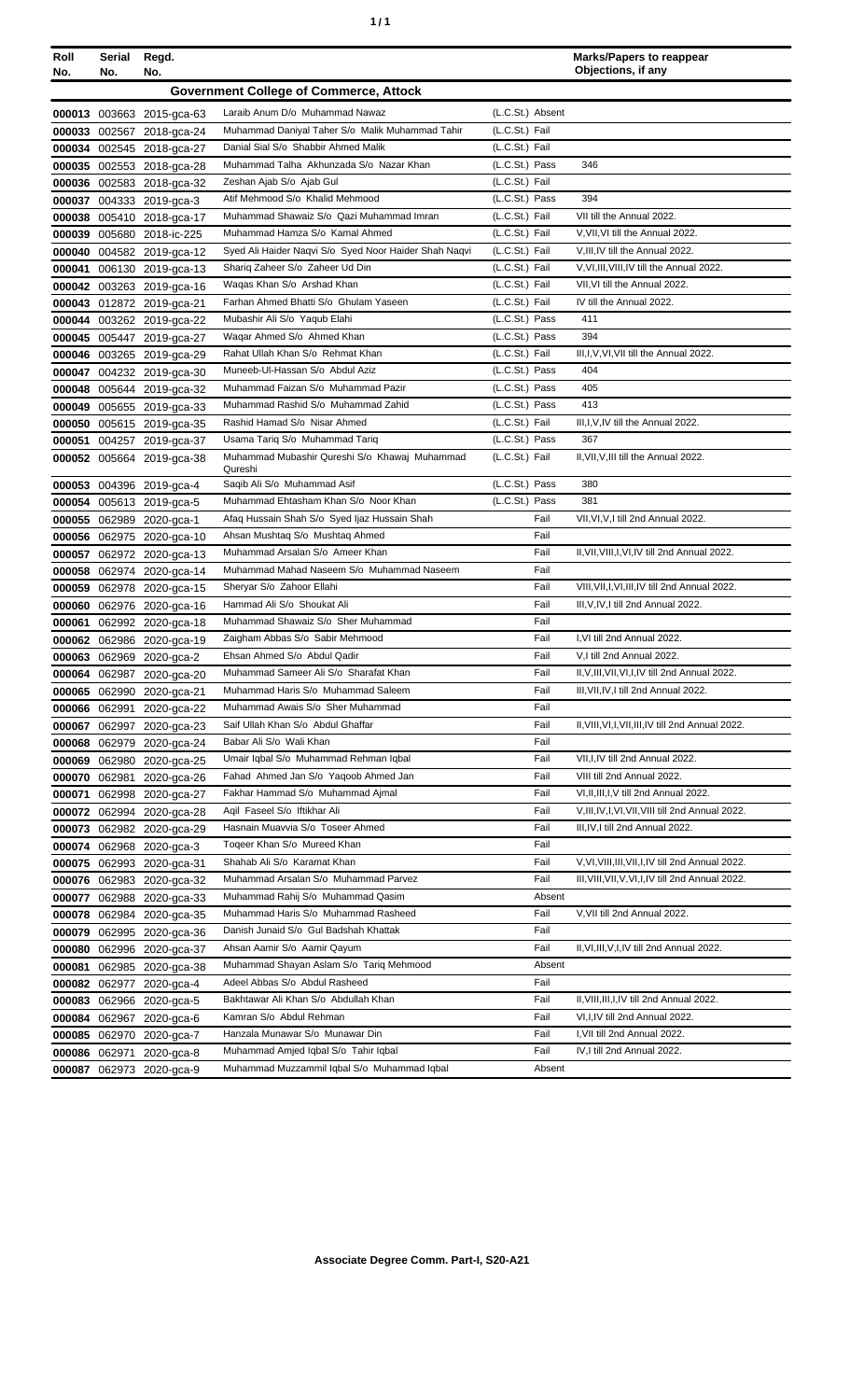| Roll No. | Serial No. | Regd. No. | | | Marks/Papers to reappear Objections, if any |
|---|---|---|---|---|---|
| | | | **Government College of Commerce, Attock** | | |
| 000013 | 003663 | 2015-gca-63 | Laraib Anum D/o Muhammad Nawaz | (L.C.St.) Absent | |
| 000033 | 002567 | 2018-gca-24 | Muhammad Daniyal Taher S/o Malik Muhammad Tahir | (L.C.St.) Fail | |
| 000034 | 002545 | 2018-gca-27 | Danial Sial S/o Shabbir Ahmed Malik | (L.C.St.) Fail | |
| 000035 | 002553 | 2018-gca-28 | Muhammad Talha Akhunzada S/o Nazar Khan | (L.C.St.) Pass | 346 |
| 000036 | 002583 | 2018-gca-32 | Zeshan Ajab S/o Ajab Gul | (L.C.St.) Fail | |
| 000037 | 004333 | 2019-gca-3 | Atif Mehmood S/o Khalid Mehmood | (L.C.St.) Pass | 394 |
| 000038 | 005410 | 2018-gca-17 | Muhammad Shawaiz S/o Qazi Muhammad Imran | (L.C.St.) Fail | VII till the Annual 2022. |
| 000039 | 005680 | 2018-ic-225 | Muhammad Hamza S/o Kamal Ahmed | (L.C.St.) Fail | V,VII,VI till the Annual 2022. |
| 000040 | 004582 | 2019-gca-12 | Syed Ali Haider Naqvi S/o Syed Noor Haider Shah Naqvi | (L.C.St.) Fail | V,III,IV till the Annual 2022. |
| 000041 | 006130 | 2019-gca-13 | Shariq Zaheer S/o Zaheer Ud Din | (L.C.St.) Fail | V,VI,III,VIII,IV till the Annual 2022. |
| 000042 | 003263 | 2019-gca-16 | Waqas Khan S/o Arshad Khan | (L.C.St.) Fail | VII,VI till the Annual 2022. |
| 000043 | 012872 | 2019-gca-21 | Farhan Ahmed Bhatti S/o Ghulam Yaseen | (L.C.St.) Fail | IV till the Annual 2022. |
| 000044 | 003262 | 2019-gca-22 | Mubashir Ali S/o Yaqub Elahi | (L.C.St.) Pass | 411 |
| 000045 | 005447 | 2019-gca-27 | Waqar Ahmed S/o Ahmed Khan | (L.C.St.) Pass | 394 |
| 000046 | 003265 | 2019-gca-29 | Rahat Ullah Khan S/o Rehmat Khan | (L.C.St.) Fail | III,I,V,VI,VII till the Annual 2022. |
| 000047 | 004232 | 2019-gca-30 | Muneeb-Ul-Hassan S/o Abdul Aziz | (L.C.St.) Pass | 404 |
| 000048 | 005644 | 2019-gca-32 | Muhammad Faizan S/o Muhammad Pazir | (L.C.St.) Pass | 405 |
| 000049 | 005655 | 2019-gca-33 | Muhammad Rashid S/o Muhammad Zahid | (L.C.St.) Pass | 413 |
| 000050 | 005615 | 2019-gca-35 | Rashid Hamad S/o Nisar Ahmed | (L.C.St.) Fail | III,I,V,IV till the Annual 2022. |
| 000051 | 004257 | 2019-gca-37 | Usama Tariq S/o Muhammad Tariq | (L.C.St.) Pass | 367 |
| 000052 | 005664 | 2019-gca-38 | Muhammad Mubashir Qureshi S/o Khawaj Muhammad Qureshi | (L.C.St.) Fail | II,VII,V,III till the Annual 2022. |
| 000053 | 004396 | 2019-gca-4 | Saqib Ali S/o Muhammad Asif | (L.C.St.) Pass | 380 |
| 000054 | 005613 | 2019-gca-5 | Muhammad Ehtasham Khan S/o Noor Khan | (L.C.St.) Pass | 381 |
| 000055 | 062989 | 2020-gca-1 | Afaq Hussain Shah S/o Syed Ijaz Hussain Shah | Fail | VII,VI,V,I till 2nd Annual 2022. |
| 000056 | 062975 | 2020-gca-10 | Ahsan Mushtaq S/o Mushtaq Ahmed | Fail | |
| 000057 | 062972 | 2020-gca-13 | Muhammad Arsalan S/o Ameer Khan | Fail | II,VII,VIII,I,VI,IV till 2nd Annual 2022. |
| 000058 | 062974 | 2020-gca-14 | Muhammad Mahad Naseem S/o Muhammad Naseem | Fail | |
| 000059 | 062978 | 2020-gca-15 | Sheryar S/o Zahoor Ellahi | Fail | VIII,VII,I,VI,III,IV till 2nd Annual 2022. |
| 000060 | 062976 | 2020-gca-16 | Hammad Ali S/o Shoukat Ali | Fail | III,V,IV,I till 2nd Annual 2022. |
| 000061 | 062992 | 2020-gca-18 | Muhammad Shawaiz S/o Sher Muhammad | Fail | |
| 000062 | 062986 | 2020-gca-19 | Zaigham Abbas S/o Sabir Mehmood | Fail | I,VI till 2nd Annual 2022. |
| 000063 | 062969 | 2020-gca-2 | Ehsan Ahmed S/o Abdul Qadir | Fail | V,I till 2nd Annual 2022. |
| 000064 | 062987 | 2020-gca-20 | Muhammad Sameer Ali S/o Sharafat Khan | Fail | II,V,III,VII,VI,I,IV till 2nd Annual 2022. |
| 000065 | 062990 | 2020-gca-21 | Muhammad Haris S/o Muhammad Saleem | Fail | III,VII,IV,I till 2nd Annual 2022. |
| 000066 | 062991 | 2020-gca-22 | Muhammad Awais S/o Sher Muhammad | Fail | |
| 000067 | 062997 | 2020-gca-23 | Saif Ullah Khan S/o Abdul Ghaffar | Fail | II,VIII,VI,I,VII,III,IV till 2nd Annual 2022. |
| 000068 | 062979 | 2020-gca-24 | Babar Ali S/o Wali Khan | Fail | |
| 000069 | 062980 | 2020-gca-25 | Umair Iqbal S/o Muhammad Rehman Iqbal | Fail | VII,I,IV till 2nd Annual 2022. |
| 000070 | 062981 | 2020-gca-26 | Fahad Ahmed Jan S/o Yaqoob Ahmed Jan | Fail | VIII till 2nd Annual 2022. |
| 000071 | 062998 | 2020-gca-27 | Fakhar Hammad S/o Muhammad Ajmal | Fail | VI,II,III,I,V till 2nd Annual 2022. |
| 000072 | 062994 | 2020-gca-28 | Aqil Faseel S/o Iftikhar Ali | Fail | V,III,IV,I,VI,VII,VIII till 2nd Annual 2022. |
| 000073 | 062982 | 2020-gca-29 | Hasnain Muavvia S/o Toseer Ahmed | Fail | III,IV,I till 2nd Annual 2022. |
| 000074 | 062968 | 2020-gca-3 | Toqeer Khan S/o Mureed Khan | Fail | |
| 000075 | 062993 | 2020-gca-31 | Shahab Ali S/o Karamat Khan | Fail | V,VI,VIII,III,VII,I,IV till 2nd Annual 2022. |
| 000076 | 062983 | 2020-gca-32 | Muhammad Arsalan S/o Muhammad Parvez | Fail | III,VIII,VII,V,VI,I,IV till 2nd Annual 2022. |
| 000077 | 062988 | 2020-gca-33 | Muhammad Rahij S/o Muhammad Qasim | Absent | |
| 000078 | 062984 | 2020-gca-35 | Muhammad Haris S/o Muhammad Rasheed | Fail | V,VII till 2nd Annual 2022. |
| 000079 | 062995 | 2020-gca-36 | Danish Junaid S/o Gul Badshah Khattak | Fail | |
| 000080 | 062996 | 2020-gca-37 | Ahsan Aamir S/o Aamir Qayum | Fail | II,VI,III,V,I,IV till 2nd Annual 2022. |
| 000081 | 062985 | 2020-gca-38 | Muhammad Shayan Aslam S/o Tariq Mehmood | Absent | |
| 000082 | 062977 | 2020-gca-4 | Adeel Abbas S/o Abdul Rasheed | Fail | |
| 000083 | 062966 | 2020-gca-5 | Bakhtawar Ali Khan S/o Abdullah Khan | Fail | II,VIII,III,I,IV till 2nd Annual 2022. |
| 000084 | 062967 | 2020-gca-6 | Kamran S/o Abdul Rehman | Fail | VI,I,IV till 2nd Annual 2022. |
| 000085 | 062970 | 2020-gca-7 | Hanzala Munawar S/o Munawar Din | Fail | I,VII till 2nd Annual 2022. |
| 000086 | 062971 | 2020-gca-8 | Muhammad Amjed Iqbal S/o Tahir Iqbal | Fail | IV,I till 2nd Annual 2022. |
| 000087 | 062973 | 2020-gca-9 | Muhammad Muzzammil Iqbal S/o Muhammad Iqbal | Absent | |

**Associate Degree Comm. Part-I, S20-A21**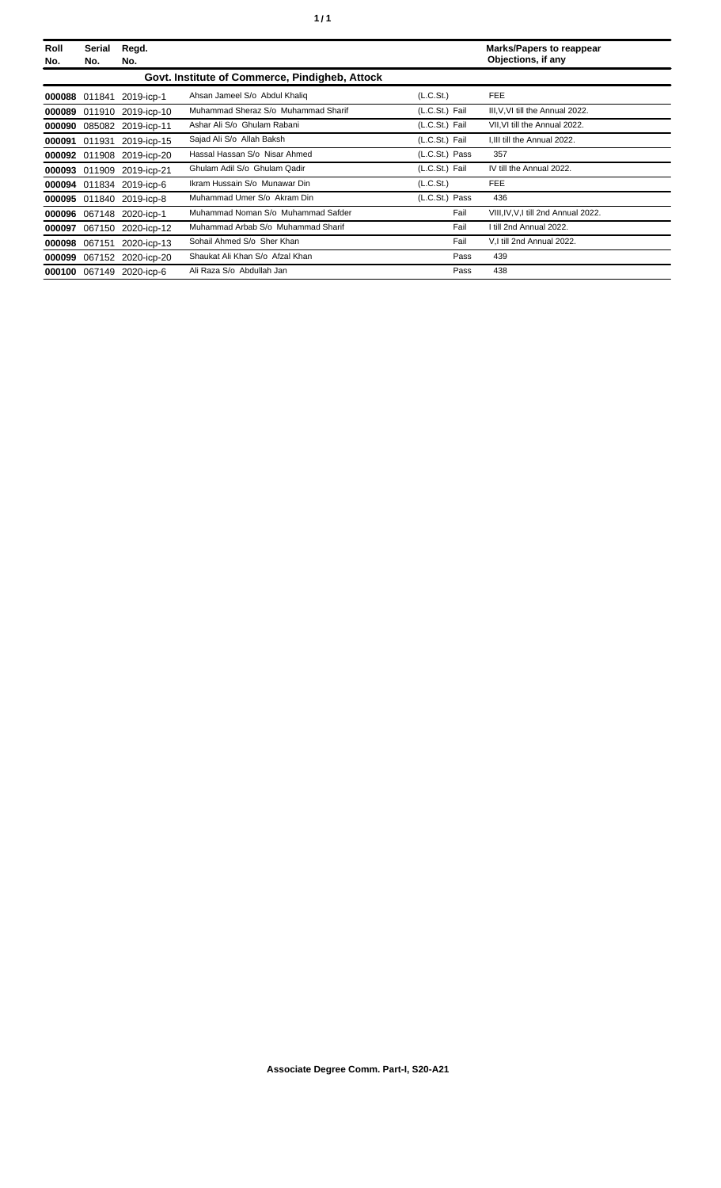| Roll No. | Serial No. | Regd. No. | | | Marks/Papers to reappear Objections, if any |
|---|---|---|---|---|---|
| | | | **Govt. Institute of Commerce, Pindigheb, Attock** | | |
| **000088** | 011841 | 2019-icp-1 | Ahsan Jameel S/o Abdul Khaliq | (L.C.St.) | FEE |
| **000089** | 011910 | 2019-icp-10 | Muhammad Sheraz S/o Muhammad Sharif | (L.C.St.) Fail | III,V,VI till the Annual 2022. |
| **000090** | 085082 | 2019-icp-11 | Ashar Ali S/o Ghulam Rabani | (L.C.St.) Fail | VII,VI till the Annual 2022. |
| **000091** | 011931 | 2019-icp-15 | Sajad Ali S/o Allah Baksh | (L.C.St.) Fail | I,III till the Annual 2022. |
| **000092** | 011908 | 2019-icp-20 | Hassal Hassan S/o Nisar Ahmed | (L.C.St.) Pass | 357 |
| **000093** | 011909 | 2019-icp-21 | Ghulam Adil S/o Ghulam Qadir | (L.C.St.) Fail | IV till the Annual 2022. |
| **000094** | 011834 | 2019-icp-6 | Ikram Hussain S/o Munawar Din | (L.C.St.) | FEE |
| **000095** | 011840 | 2019-icp-8 | Muhammad Umer S/o Akram Din | (L.C.St.) Pass | 436 |
| **000096** | 067148 | 2020-icp-1 | Muhammad Noman S/o Muhammad Safder | Fail | VIII,IV,V,I till 2nd Annual 2022. |
| **000097** | 067150 | 2020-icp-12 | Muhammad Arbab S/o Muhammad Sharif | Fail | I till 2nd Annual 2022. |
| **000098** | 067151 | 2020-icp-13 | Sohail Ahmed S/o Sher Khan | Fail | V,I till 2nd Annual 2022. |
| **000099** | 067152 | 2020-icp-20 | Shaukat Ali Khan S/o Afzal Khan | Pass | 439 |
| **000100** | 067149 | 2020-icp-6 | Ali Raza S/o Abdullah Jan | Pass | 438 |

**Associate Degree Comm. Part-I, S20-A21**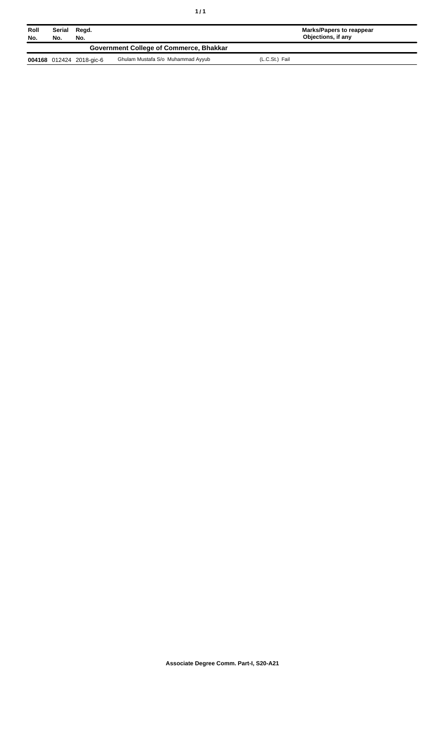| Roll No. | Serial No. | Regd. No. | | | Marks/Papers to reappear Objections, if any |
|---|---|---|---|---|---|
| | | | **Government College of Commerce, Bhakkar** | | |
| **004168** | 012424 | 2018-gic-6 | Ghulam Mustafa S/o Muhammad Ayyub | (L.C.St.) Fail | |

**Associate Degree Comm. Part-I, S20-A21**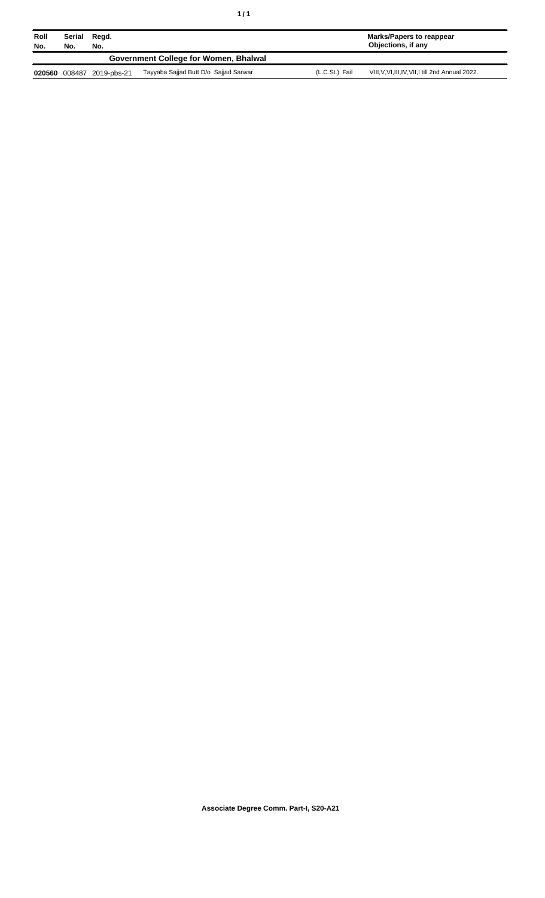| Roll No. | Serial No. | Regd. No. | | | Marks/Papers to reappear Objections, if any |
|---|---|---|---|---|---|
| **Government College for Women, Bhalwal** | | | | | |
| **020560** | 008487 | 2019-pbs-21 | Tayyaba Sajjad Butt D/o Sajjad Sarwar | (L.C.St.) Fail | VIII,V,VI,III,IV,VII,I till 2nd Annual 2022. |

**Associate Degree Comm. Part-I, S20-A21**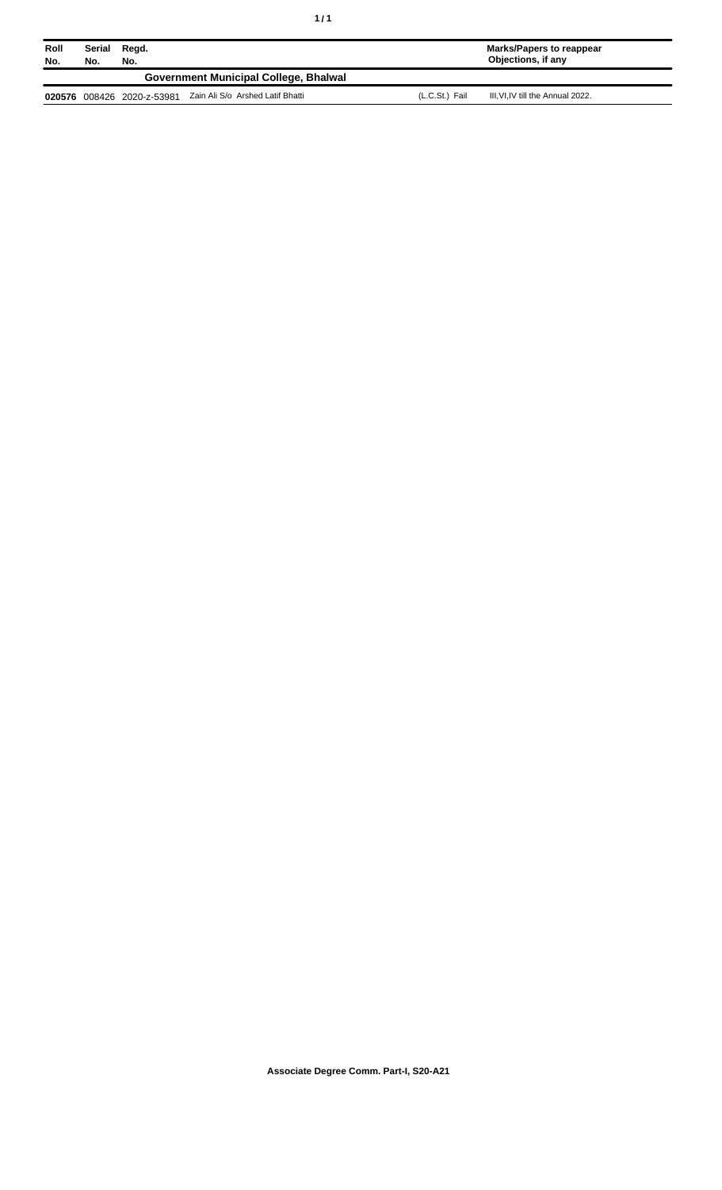| Roll No. | Serial No. | Regd. No. | | | Marks/Papers to reappear Objections, if any |
|---|---|---|---|---|---|
| | | | **Government Municipal College, Bhalwal** | | |
| **020576** | 008426 | 2020-z-53981 | Zain Ali S/o Arshed Latif Bhatti | (L.C.St.) Fail | III,VI,IV till the Annual 2022. |

**Associate Degree Comm. Part-I, S20-A21**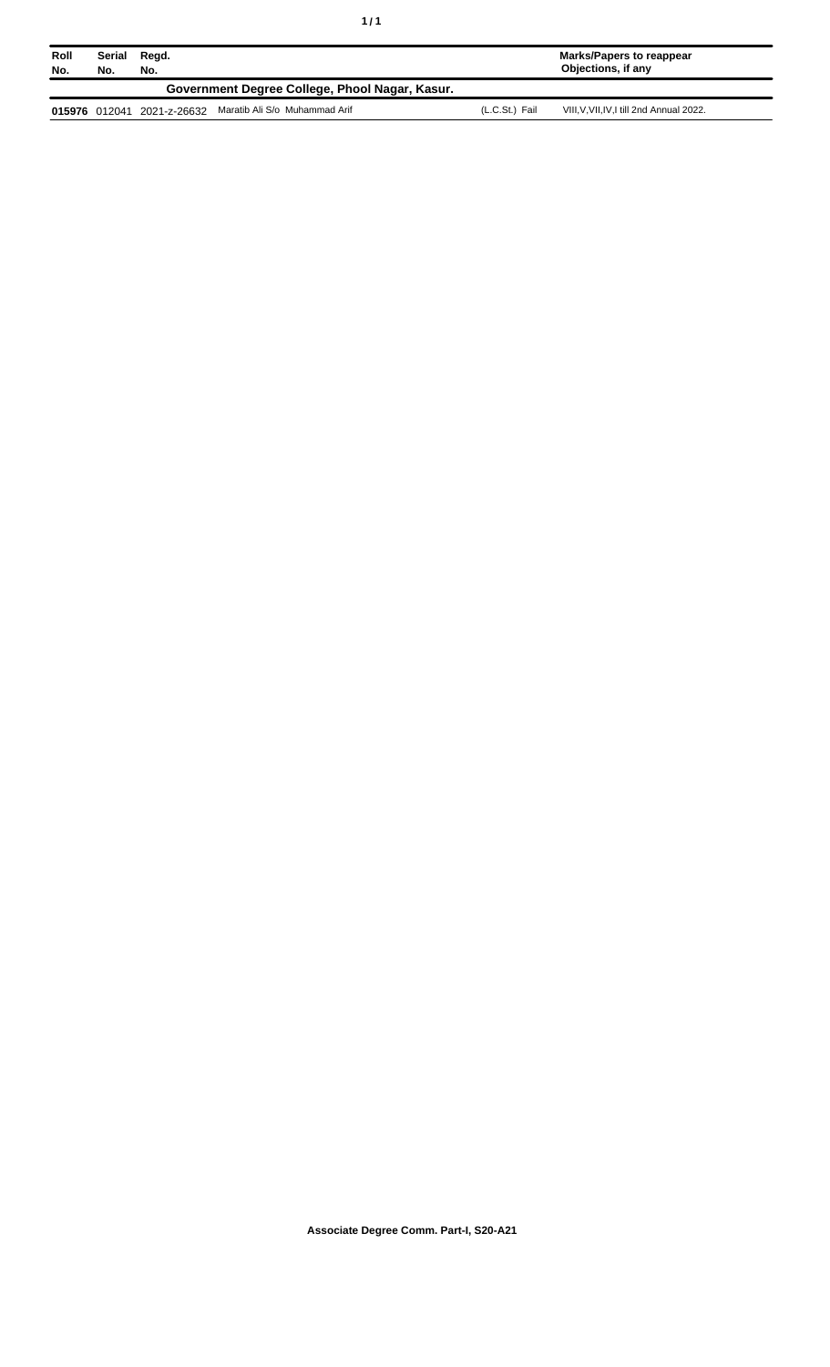| Roll No. | Serial No. | Regd. No. | | | Marks/Papers to reappear Objections, if any |
|---|---|---|---|---|---|
| | | | **Government Degree College, Phool Nagar, Kasur.** | | |
| **015976** | 012041 | 2021-z-26632 | Maratib Ali S/o Muhammad Arif | (L.C.St.) Fail | VIII,V,VII,IV,I till 2nd Annual 2022. |

**Associate Degree Comm. Part-I, S20-A21**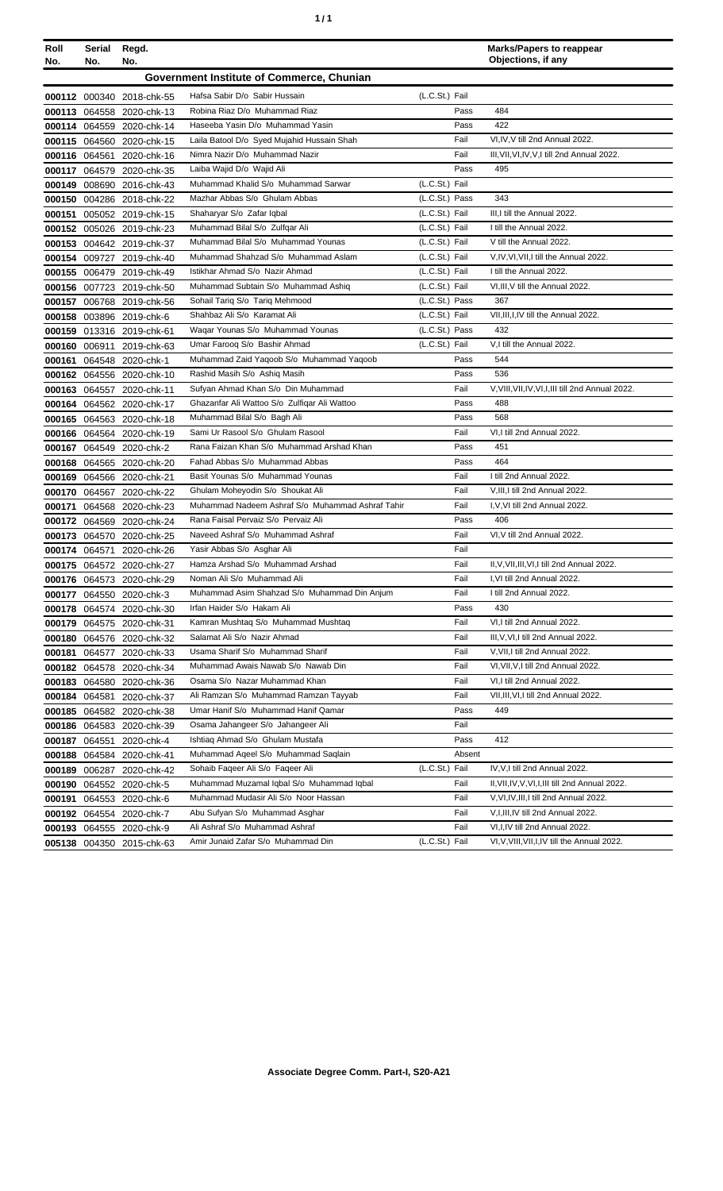| Roll No. | Serial No. | Regd. No. | | | Marks/Papers to reappear Objections, if any |
|---|---|---|---|---|---|
| **Government Institute of Commerce, Chunian** | | | | | |
| 000112 | 000340 | 2018-chk-55 | Hafsa Sabir D/o Sabir Hussain | (L.C.St.) Fail | |
| 000113 | 064558 | 2020-chk-13 | Robina Riaz D/o Muhammad Riaz | Pass | 484 |
| 000114 | 064559 | 2020-chk-14 | Haseeba Yasin D/o Muhammad Yasin | Pass | 422 |
| 000115 | 064560 | 2020-chk-15 | Laila Batool D/o Syed Mujahid Hussain Shah | Fail | VI,IV,V till 2nd Annual 2022. |
| 000116 | 064561 | 2020-chk-16 | Nimra Nazir D/o Muhammad Nazir | Fail | III,VII,VI,IV,V,I till 2nd Annual 2022. |
| 000117 | 064579 | 2020-chk-35 | Laiba Wajid D/o Wajid Ali | Pass | 495 |
| 000149 | 008690 | 2016-chk-43 | Muhammad Khalid S/o Muhammad Sarwar | (L.C.St.) Fail | |
| 000150 | 004286 | 2018-chk-22 | Mazhar Abbas S/o Ghulam Abbas | (L.C.St.) Pass | 343 |
| 000151 | 005052 | 2019-chk-15 | Shaharyar S/o Zafar Iqbal | (L.C.St.) Fail | III,I till the Annual 2022. |
| 000152 | 005026 | 2019-chk-23 | Muhammad Bilal S/o Zulfqar Ali | (L.C.St.) Fail | I till the Annual 2022. |
| 000153 | 004642 | 2019-chk-37 | Muhammad Bilal S/o Muhammad Younas | (L.C.St.) Fail | V till the Annual 2022. |
| 000154 | 009727 | 2019-chk-40 | Muhammad Shahzad S/o Muhammad Aslam | (L.C.St.) Fail | V,IV,VI,VII,I till the Annual 2022. |
| 000155 | 006479 | 2019-chk-49 | Istikhar Ahmad S/o Nazir Ahmad | (L.C.St.) Fail | I till the Annual 2022. |
| 000156 | 007723 | 2019-chk-50 | Muhammad Subtain S/o Muhammad Ashiq | (L.C.St.) Fail | VI,III,V till the Annual 2022. |
| 000157 | 006768 | 2019-chk-56 | Sohail Tariq S/o Tariq Mehmood | (L.C.St.) Pass | 367 |
| 000158 | 003896 | 2019-chk-6 | Shahbaz Ali S/o Karamat Ali | (L.C.St.) Fail | VII,III,I,IV till the Annual 2022. |
| 000159 | 013316 | 2019-chk-61 | Waqar Younas S/o Muhammad Younas | (L.C.St.) Pass | 432 |
| 000160 | 006911 | 2019-chk-63 | Umar Farooq S/o Bashir Ahmad | (L.C.St.) Fail | V,I till the Annual 2022. |
| 000161 | 064548 | 2020-chk-1 | Muhammad Zaid Yaqoob S/o Muhammad Yaqoob | Pass | 544 |
| 000162 | 064556 | 2020-chk-10 | Rashid Masih S/o Ashiq Masih | Pass | 536 |
| 000163 | 064557 | 2020-chk-11 | Sufyan Ahmad Khan S/o Din Muhammad | Fail | V,VIII,VII,IV,VI,I,III till 2nd Annual 2022. |
| 000164 | 064562 | 2020-chk-17 | Ghazanfar Ali Wattoo S/o Zulfiqar Ali Wattoo | Pass | 488 |
| 000165 | 064563 | 2020-chk-18 | Muhammad Bilal S/o Bagh Ali | Pass | 568 |
| 000166 | 064564 | 2020-chk-19 | Sami Ur Rasool S/o Ghulam Rasool | Fail | VI,I till 2nd Annual 2022. |
| 000167 | 064549 | 2020-chk-2 | Rana Faizan Khan S/o Muhammad Arshad Khan | Pass | 451 |
| 000168 | 064565 | 2020-chk-20 | Fahad Abbas S/o Muhammad Abbas | Pass | 464 |
| 000169 | 064566 | 2020-chk-21 | Basit Younas S/o Muhammad Younas | Fail | I till 2nd Annual 2022. |
| 000170 | 064567 | 2020-chk-22 | Ghulam Moheyodin S/o Shoukat Ali | Fail | V,III,I till 2nd Annual 2022. |
| 000171 | 064568 | 2020-chk-23 | Muhammad Nadeem Ashraf S/o Muhammad Ashraf Tahir | Fail | I,V,VI till 2nd Annual 2022. |
| 000172 | 064569 | 2020-chk-24 | Rana Faisal Pervaiz S/o Pervaiz Ali | Pass | 406 |
| 000173 | 064570 | 2020-chk-25 | Naveed Ashraf S/o Muhammad Ashraf | Fail | VI,V till 2nd Annual 2022. |
| 000174 | 064571 | 2020-chk-26 | Yasir Abbas S/o Asghar Ali | Fail | |
| 000175 | 064572 | 2020-chk-27 | Hamza Arshad S/o Muhammad Arshad | Fail | II,V,VIII,III,VI,I till 2nd Annual 2022. |
| 000176 | 064573 | 2020-chk-29 | Noman Ali S/o Muhammad Ali | Fail | I,VI till 2nd Annual 2022. |
| 000177 | 064550 | 2020-chk-3 | Muhammad Asim Shahzad S/o Muhammad Din Anjum | Fail | I till 2nd Annual 2022. |
| 000178 | 064574 | 2020-chk-30 | Irfan Haider S/o Hakam Ali | Pass | 430 |
| 000179 | 064575 | 2020-chk-31 | Kamran Mushtaq S/o Muhammad Mushtaq | Fail | VI,I till 2nd Annual 2022. |
| 000180 | 064576 | 2020-chk-32 | Salamat Ali S/o Nazir Ahmad | Fail | III,V,VI,I till 2nd Annual 2022. |
| 000181 | 064577 | 2020-chk-33 | Usama Sharif S/o Muhammad Sharif | Fail | V,VII,I till 2nd Annual 2022. |
| 000182 | 064578 | 2020-chk-34 | Muhammad Awais Nawab S/o Nawab Din | Fail | VI,VII,V,I till 2nd Annual 2022. |
| 000183 | 064580 | 2020-chk-36 | Osama S/o Nazar Muhammad Khan | Fail | VI,I till 2nd Annual 2022. |
| 000184 | 064581 | 2020-chk-37 | Ali Ramzan S/o Muhammad Ramzan Tayyab | Fail | VII,III,VI,I till 2nd Annual 2022. |
| 000185 | 064582 | 2020-chk-38 | Umar Hanif S/o Muhammad Hanif Qamar | Pass | 449 |
| 000186 | 064583 | 2020-chk-39 | Osama Jahangeer S/o Jahangeer Ali | Fail | |
| 000187 | 064551 | 2020-chk-4 | Ishtiaq Ahmad S/o Ghulam Mustafa | Pass | 412 |
| 000188 | 064584 | 2020-chk-41 | Muhammad Aqeel S/o Muhammad Saqlain | Absent | |
| 000189 | 006287 | 2020-chk-42 | Sohaib Faqeer Ali S/o Faqeer Ali | (L.C.St.) Fail | IV,V,I till 2nd Annual 2022. |
| 000190 | 064552 | 2020-chk-5 | Muhammad Muzamal Iqbal S/o Muhammad Iqbal | Fail | II,VII,IV,V,VI,I,III till 2nd Annual 2022. |
| 000191 | 064553 | 2020-chk-6 | Muhammad Mudasir Ali S/o Noor Hassan | Fail | V,VI,IV,III,I till 2nd Annual 2022. |
| 000192 | 064554 | 2020-chk-7 | Abu Sufyan S/o Muhammad Asghar | Fail | V,I,III,IV till 2nd Annual 2022. |
| 000193 | 064555 | 2020-chk-9 | Ali Ashraf S/o Muhammad Ashraf | Fail | VI,I,IV till 2nd Annual 2022. |
| 005138 | 004350 | 2015-chk-63 | Amir Junaid Zafar S/o Muhammad Din | (L.C.St.) Fail | VI,V,VIII,VII,I,IV till the Annual 2022. |

**Associate Degree Comm. Part-I, S20-A21**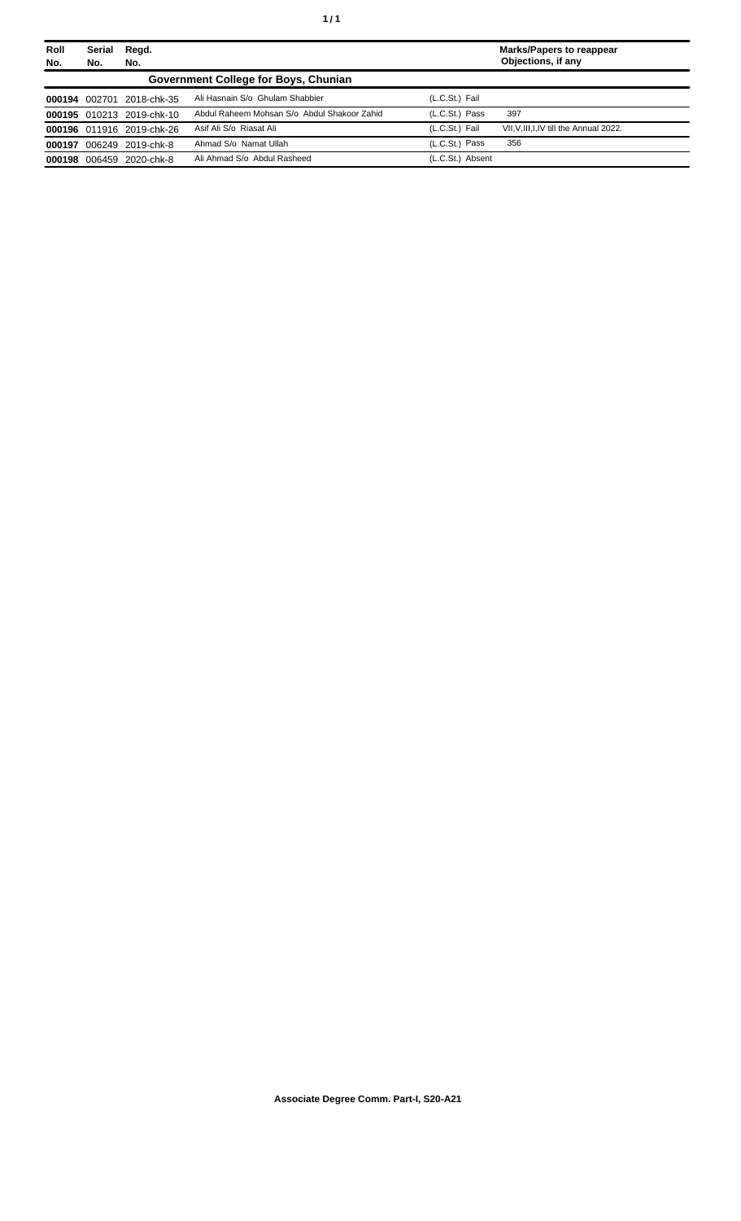| Roll No. | Serial No. | Regd. No. | | | Marks/Papers to reappear Objections, if any |
|---|---|---|---|---|---|
| **Government College for Boys, Chunian** | | | | | |
| **000194** | 002701 | 2018-chk-35 | Ali Hasnain S/o Ghulam Shabbier | (L.C.St.) Fail | |
| **000195** | 010213 | 2019-chk-10 | Abdul Raheem Mohsan S/o Abdul Shakoor Zahid | (L.C.St.) Pass | 397 |
| **000196** | 011916 | 2019-chk-26 | Asif Ali S/o Riasat Ali | (L.C.St.) Fail | VII,V,III,I,IV till the Annual 2022. |
| **000197** | 006249 | 2019-chk-8 | Ahmad S/o Namat Ullah | (L.C.St.) Pass | 356 |
| **000198** | 006459 | 2020-chk-8 | Ali Ahmad S/o Abdul Rasheed | (L.C.St.) Absent | |

**Associate Degree Comm. Part-I, S20-A21**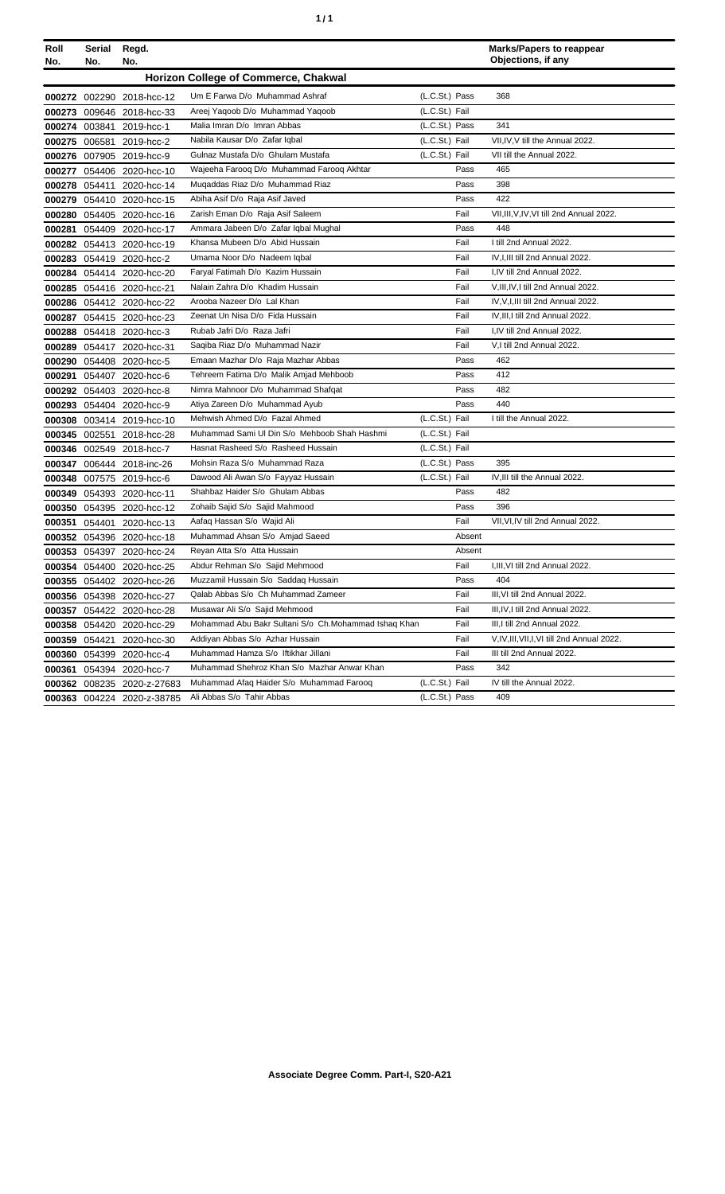| Roll No. | Serial No. | Regd. No. | | | | Marks/Papers to reappear Objections, if any |
|---|---|---|---|---|---|---|
| **Horizon College of Commerce, Chakwal** | | | | | | |
| **000272** | 002290 | 2018-hcc-12 | Um E Farwa D/o Muhammad Ashraf | (L.C.St.) | Pass | 368 |
| **000273** | 009646 | 2018-hcc-33 | Areej Yaqoob D/o Muhammad Yaqoob | (L.C.St.) | Fail | |
| **000274** | 003841 | 2019-hcc-1 | Malia Imran D/o Imran Abbas | (L.C.St.) | Pass | 341 |
| **000275** | 006581 | 2019-hcc-2 | Nabila Kausar D/o Zafar Iqbal | (L.C.St.) | Fail | VII,IV,V till the Annual 2022. |
| **000276** | 007905 | 2019-hcc-9 | Gulnaz Mustafa D/o Ghulam Mustafa | (L.C.St.) | Fail | VII till the Annual 2022. |
| **000277** | 054406 | 2020-hcc-10 | Wajeeha Farooq D/o Muhammad Farooq Akhtar | | Pass | 465 |
| **000278** | 054411 | 2020-hcc-14 | Muqaddas Riaz D/o Muhammad Riaz | | Pass | 398 |
| **000279** | 054410 | 2020-hcc-15 | Abiha Asif D/o Raja Asif Javed | | Pass | 422 |
| **000280** | 054405 | 2020-hcc-16 | Zarish Eman D/o Raja Asif Saleem | | Fail | VII,III,V,IV,VI till 2nd Annual 2022. |
| **000281** | 054409 | 2020-hcc-17 | Ammara Jabeen D/o Zafar Iqbal Mughal | | Pass | 448 |
| **000282** | 054413 | 2020-hcc-19 | Khansa Mubeen D/o Abid Hussain | | Fail | I till 2nd Annual 2022. |
| **000283** | 054419 | 2020-hcc-2 | Umama Noor D/o Nadeem Iqbal | | Fail | IV,I,III till 2nd Annual 2022. |
| **000284** | 054414 | 2020-hcc-20 | Faryal Fatimah D/o Kazim Hussain | | Fail | I,IV till 2nd Annual 2022. |
| **000285** | 054416 | 2020-hcc-21 | Nalain Zahra D/o Khadim Hussain | | Fail | V,III,IV,I till 2nd Annual 2022. |
| **000286** | 054412 | 2020-hcc-22 | Arooba Nazeer D/o Lal Khan | | Fail | IV,V,I,III till 2nd Annual 2022. |
| **000287** | 054415 | 2020-hcc-23 | Zeenat Un Nisa D/o Fida Hussain | | Fail | IV,III,I till 2nd Annual 2022. |
| **000288** | 054418 | 2020-hcc-3 | Rubab Jafri D/o Raza Jafri | | Fail | I,IV till 2nd Annual 2022. |
| **000289** | 054417 | 2020-hcc-31 | Saqiba Riaz D/o Muhammad Nazir | | Fail | V,I till 2nd Annual 2022. |
| **000290** | 054408 | 2020-hcc-5 | Emaan Mazhar D/o Raja Mazhar Abbas | | Pass | 462 |
| **000291** | 054407 | 2020-hcc-6 | Tehreem Fatima D/o Malik Amjad Mehboob | | Pass | 412 |
| **000292** | 054403 | 2020-hcc-8 | Nimra Mahnoor D/o Muhammad Shafqat | | Pass | 482 |
| **000293** | 054404 | 2020-hcc-9 | Atiya Zareen D/o Muhammad Ayub | | Pass | 440 |
| **000308** | 003414 | 2019-hcc-10 | Mehwish Ahmed D/o Fazal Ahmed | (L.C.St.) | Fail | I till the Annual 2022. |
| **000345** | 002551 | 2018-hcc-28 | Muhammad Sami Ul Din S/o Mehboob Shah Hashmi | (L.C.St.) | Fail | |
| **000346** | 002549 | 2018-hcc-7 | Hasnat Rasheed S/o Rasheed Hussain | (L.C.St.) | Fail | |
| **000347** | 006444 | 2018-inc-26 | Mohsin Raza S/o Muhammad Raza | (L.C.St.) | Pass | 395 |
| **000348** | 007575 | 2019-hcc-6 | Dawood Ali Awan S/o Fayyaz Hussain | (L.C.St.) | Fail | IV,III till the Annual 2022. |
| **000349** | 054393 | 2020-hcc-11 | Shahbaz Haider S/o Ghulam Abbas | | Pass | 482 |
| **000350** | 054395 | 2020-hcc-12 | Zohaib Sajid S/o Sajid Mahmood | | Pass | 396 |
| **000351** | 054401 | 2020-hcc-13 | Aafaq Hassan S/o Wajid Ali | | Fail | VII,VI,IV till 2nd Annual 2022. |
| **000352** | 054396 | 2020-hcc-18 | Muhammad Ahsan S/o Amjad Saeed | | Absent | |
| **000353** | 054397 | 2020-hcc-24 | Reyan Atta S/o Atta Hussain | | Absent | |
| **000354** | 054400 | 2020-hcc-25 | Abdur Rehman S/o Sajid Mehmood | | Fail | I,III,VI till 2nd Annual 2022. |
| **000355** | 054402 | 2020-hcc-26 | Muzzamil Hussain S/o Saddaq Hussain | | Pass | 404 |
| **000356** | 054398 | 2020-hcc-27 | Qalab Abbas S/o Ch Muhammad Zameer | | Fail | III,VI till 2nd Annual 2022. |
| **000357** | 054422 | 2020-hcc-28 | Musawar Ali S/o Sajid Mehmood | | Fail | III,IV,I till 2nd Annual 2022. |
| **000358** | 054420 | 2020-hcc-29 | Mohammad Abu Bakr Sultani S/o Ch.Mohammad Ishaq Khan | | Fail | III,I till 2nd Annual 2022. |
| **000359** | 054421 | 2020-hcc-30 | Addiyan Abbas S/o Azhar Hussain | | Fail | V,IV,III,VII,I,VI till 2nd Annual 2022. |
| **000360** | 054399 | 2020-hcc-4 | Muhammad Hamza S/o Iftikhar Jillani | | Fail | III till 2nd Annual 2022. |
| **000361** | 054394 | 2020-hcc-7 | Muhammad Shehroz Khan S/o Mazhar Anwar Khan | | Pass | 342 |
| **000362** | 008235 | 2020-z-27683 | Muhammad Afaq Haider S/o Muhammad Farooq | (L.C.St.) | Fail | IV till the Annual 2022. |
| **000363** | 004224 | 2020-z-38785 | Ali Abbas S/o Tahir Abbas | (L.C.St.) | Pass | 409 |

**Associate Degree Comm. Part-I, S20-A21**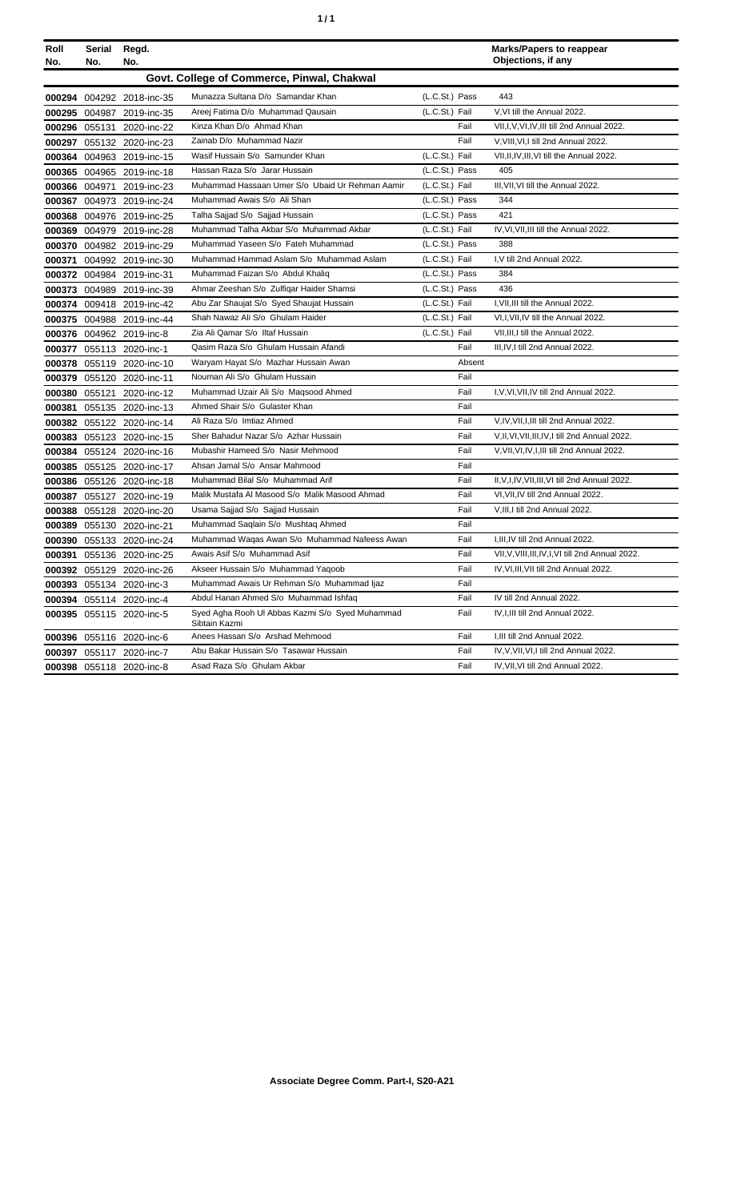| Roll No. | Serial No. | Regd. No. | | | | Marks/Papers to reappear Objections, if any |
|---|---|---|---|---|---|---|
| | | | **Govt. College of Commerce, Pinwal, Chakwal** | | | |
| 000294 | 004292 | 2018-inc-35 | Munazza Sultana D/o Samandar Khan | (L.C.St.) | Pass | 443 |
| 000295 | 004987 | 2019-inc-35 | Areej Fatima D/o Muhammad Qausain | (L.C.St.) | Fail | V,VI till the Annual 2022. |
| 000296 | 055131 | 2020-inc-22 | Kinza Khan D/o Ahmad Khan | | Fail | VII,I,V,VI,IV,III till 2nd Annual 2022. |
| 000297 | 055132 | 2020-inc-23 | Zainab D/o Muhammad Nazir | | Fail | V,VIII,VI,I till 2nd Annual 2022. |
| 000364 | 004963 | 2019-inc-15 | Wasif Hussain S/o Samunder Khan | (L.C.St.) | Fail | VII,II,IV,III,VI till the Annual 2022. |
| 000365 | 004965 | 2019-inc-18 | Hassan Raza S/o Jarar Hussain | (L.C.St.) | Pass | 405 |
| 000366 | 004971 | 2019-inc-23 | Muhammad Hassaan Umer S/o Ubaid Ur Rehman Aamir | (L.C.St.) | Fail | III,VII,VI till the Annual 2022. |
| 000367 | 004973 | 2019-inc-24 | Muhammad Awais S/o Ali Shan | (L.C.St.) | Pass | 344 |
| 000368 | 004976 | 2019-inc-25 | Talha Sajjad S/o Sajjad Hussain | (L.C.St.) | Pass | 421 |
| 000369 | 004979 | 2019-inc-28 | Muhammad Talha Akbar S/o Muhammad Akbar | (L.C.St.) | Fail | IV,VI,VII,III till the Annual 2022. |
| 000370 | 004982 | 2019-inc-29 | Muhammad Yaseen S/o Fateh Muhammad | (L.C.St.) | Pass | 388 |
| 000371 | 004992 | 2019-inc-30 | Muhammad Hammad Aslam S/o Muhammad Aslam | (L.C.St.) | Fail | I,V till 2nd Annual 2022. |
| 000372 | 004984 | 2019-inc-31 | Muhammad Faizan S/o Abdul Khaliq | (L.C.St.) | Pass | 384 |
| 000373 | 004989 | 2019-inc-39 | Ahmar Zeeshan S/o Zulfiqar Haider Shamsi | (L.C.St.) | Pass | 436 |
| 000374 | 009418 | 2019-inc-42 | Abu Zar Shaujat S/o Syed Shaujat Hussain | (L.C.St.) | Fail | I,VII,III till the Annual 2022. |
| 000375 | 004988 | 2019-inc-44 | Shah Nawaz Ali S/o Ghulam Haider | (L.C.St.) | Fail | VI,I,VII,IV till the Annual 2022. |
| 000376 | 004962 | 2019-inc-8 | Zia Ali Qamar S/o Iltaf Hussain | (L.C.St.) | Fail | VII,III,I till the Annual 2022. |
| 000377 | 055113 | 2020-inc-1 | Qasim Raza S/o Ghulam Hussain Afandi | | Fail | III,IV,I till 2nd Annual 2022. |
| 000378 | 055119 | 2020-inc-10 | Waryam Hayat S/o Mazhar Hussain Awan | | Absent | |
| 000379 | 055120 | 2020-inc-11 | Nouman Ali S/o Ghulam Hussain | | Fail | |
| 000380 | 055121 | 2020-inc-12 | Muhammad Uzair Ali S/o Maqsood Ahmed | | Fail | I,V,VI,VII,IV till 2nd Annual 2022. |
| 000381 | 055135 | 2020-inc-13 | Ahmed Shair S/o Gulaster Khan | | Fail | |
| 000382 | 055122 | 2020-inc-14 | Ali Raza S/o Imtiaz Ahmed | | Fail | V,IV,VII,I,III till 2nd Annual 2022. |
| 000383 | 055123 | 2020-inc-15 | Sher Bahadur Nazar S/o Azhar Hussain | | Fail | V,II,VI,VII,III,IV,I till 2nd Annual 2022. |
| 000384 | 055124 | 2020-inc-16 | Mubashir Hameed S/o Nasir Mehmood | | Fail | V,VII,VI,IV,I,III till 2nd Annual 2022. |
| 000385 | 055125 | 2020-inc-17 | Ahsan Jamal S/o Ansar Mahmood | | Fail | |
| 000386 | 055126 | 2020-inc-18 | Muhammad Bilal S/o Muhammad Arif | | Fail | II,V,I,IV,VII,III,VI till 2nd Annual 2022. |
| 000387 | 055127 | 2020-inc-19 | Malik Mustafa Al Masood S/o Malik Masood Ahmad | | Fail | VI,VII,IV till 2nd Annual 2022. |
| 000388 | 055128 | 2020-inc-20 | Usama Sajjad S/o Sajjad Hussain | | Fail | V,III,I till 2nd Annual 2022. |
| 000389 | 055130 | 2020-inc-21 | Muhammad Saqlain S/o Mushtaq Ahmed | | Fail | |
| 000390 | 055133 | 2020-inc-24 | Muhammad Waqas Awan S/o Muhammad Nafeess Awan | | Fail | I,III,IV till 2nd Annual 2022. |
| 000391 | 055136 | 2020-inc-25 | Awais Asif S/o Muhammad Asif | | Fail | VII,V,VIII,III,IV,I,VI till 2nd Annual 2022. |
| 000392 | 055129 | 2020-inc-26 | Akseer Hussain S/o Muhammad Yaqoob | | Fail | IV,VI,III,VII till 2nd Annual 2022. |
| 000393 | 055134 | 2020-inc-3 | Muhammad Awais Ur Rehman S/o Muhammad Ijaz | | Fail | |
| 000394 | 055114 | 2020-inc-4 | Abdul Hanan Ahmed S/o Muhammad Ishfaq | | Fail | IV till 2nd Annual 2022. |
| 000395 | 055115 | 2020-inc-5 | Syed Agha Rooh Ul Abbas Kazmi S/o Syed Muhammad Sibtain Kazmi | | Fail | IV,I,III till 2nd Annual 2022. |
| 000396 | 055116 | 2020-inc-6 | Anees Hassan S/o Arshad Mehmood | | Fail | I,III till 2nd Annual 2022. |
| 000397 | 055117 | 2020-inc-7 | Abu Bakar Hussain S/o Tasawar Hussain | | Fail | IV,V,VII,VI,I till 2nd Annual 2022. |
| 000398 | 055118 | 2020-inc-8 | Asad Raza S/o Ghulam Akbar | | Fail | IV,VII,VI till 2nd Annual 2022. |

**Associate Degree Comm. Part-I, S20-A21**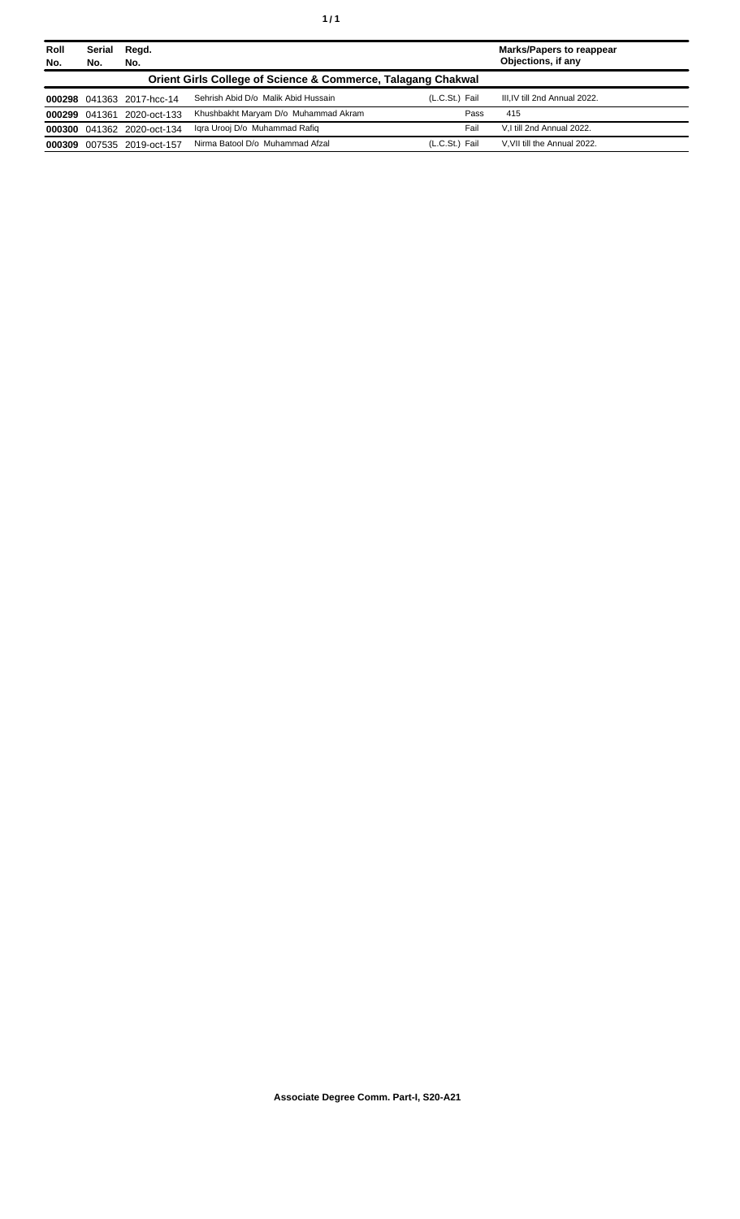| Roll No. | Serial No. | Regd. No. | | | Marks/Papers to reappear Objections, if any |
|---|---|---|---|---|---|
| **Orient Girls College of Science & Commerce, Talagang Chakwal** | | | | | |
| **000298** | 041363 | 2017-hcc-14 | Sehrish Abid D/o Malik Abid Hussain | (L.C.St.) Fail | III,IV till 2nd Annual 2022. |
| **000299** | 041361 | 2020-oct-133 | Khushbakht Maryam D/o Muhammad Akram | Pass | 415 |
| **000300** | 041362 | 2020-oct-134 | Iqra Urooj D/o Muhammad Rafiq | Fail | V,I till 2nd Annual 2022. |
| **000309** | 007535 | 2019-oct-157 | Nirma Batool D/o Muhammad Afzal | (L.C.St.) Fail | V,VII till the Annual 2022. |

**Associate Degree Comm. Part-I, S20-A21**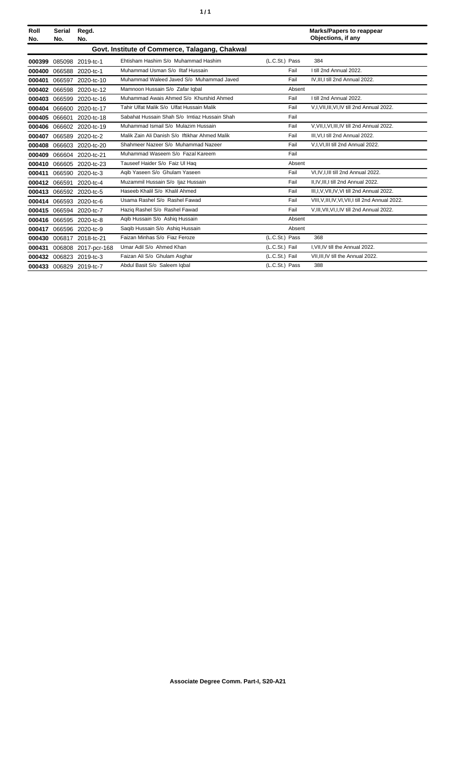| Roll No. | Serial No. | Regd. No. | | | Marks/Papers to reappear Objections, if any |
|---|---|---|---|---|---|
| | | | **Govt. Institute of Commerce, Talagang, Chakwal** | | |
| 000399 | 085098 | 2019-tc-1 | Ehtisham Hashim S/o Muhammad Hashim | (L.C.St.) Pass | 384 |
| 000400 | 066588 | 2020-tc-1 | Muhammad Usman S/o Iltaf Hussain | Fail | I till 2nd Annual 2022. |
| 000401 | 066597 | 2020-tc-10 | Muhammad Waleed Javed S/o Muhammad Javed | Fail | IV,III,I till 2nd Annual 2022. |
| 000402 | 066598 | 2020-tc-12 | Mamnoon Hussain S/o Zafar Iqbal | Absent | |
| 000403 | 066599 | 2020-tc-16 | Muhammad Awais Ahmed S/o Khurshid Ahmed | Fail | I till 2nd Annual 2022. |
| 000404 | 066600 | 2020-tc-17 | Tahir Ulfat Malik S/o Ulfat Hussain Malik | Fail | V,I,VII,III,VI,IV till 2nd Annual 2022. |
| 000405 | 066601 | 2020-tc-18 | Sabahat Hussain Shah S/o Imtiaz Hussain Shah | Fail | |
| 000406 | 066602 | 2020-tc-19 | Muhammad Ismail S/o Mulazim Hussain | Fail | V,VII,I,VI,III,IV till 2nd Annual 2022. |
| 000407 | 066589 | 2020-tc-2 | Malik Zain Ali Danish S/o Iftikhar Ahmed Malik | Fail | III,VI,I till 2nd Annual 2022. |
| 000408 | 066603 | 2020-tc-20 | Shahmeer Nazeer S/o Muhammad Nazeer | Fail | V,I,VI,III till 2nd Annual 2022. |
| 000409 | 066604 | 2020-tc-21 | Muhammad Waseem S/o Fazal Kareem | Fail | |
| 000410 | 066605 | 2020-tc-23 | Tauseef Haider S/o Faiz Ul Haq | Absent | |
| 000411 | 066590 | 2020-tc-3 | Aqib Yaseen S/o Ghulam Yaseen | Fail | VI,IV,I,III till 2nd Annual 2022. |
| 000412 | 066591 | 2020-tc-4 | Muzammil Hussain S/o Ijaz Hussain | Fail | II,IV,III,I till 2nd Annual 2022. |
| 000413 | 066592 | 2020-tc-5 | Haseeb Khalil S/o Khalil Ahmed | Fail | III,I,V,VII,IV,VI till 2nd Annual 2022. |
| 000414 | 066593 | 2020-tc-6 | Usama Rashel S/o Rashel Fawad | Fail | VIII,V,III,IV,VI,VII,I till 2nd Annual 2022. |
| 000415 | 066594 | 2020-tc-7 | Haziq Rashel S/o Rashel Fawad | Fail | V,III,VII,VI,I,IV till 2nd Annual 2022. |
| 000416 | 066595 | 2020-tc-8 | Aqib Hussain S/o Ashiq Hussain | Absent | |
| 000417 | 066596 | 2020-tc-9 | Saqib Hussain S/o Ashiq Hussain | Absent | |
| 000430 | 006817 | 2018-tc-21 | Faizan Minhas S/o Fiaz Feroze | (L.C.St.) Pass | 368 |
| 000431 | 006808 | 2017-pcr-168 | Umar Adil S/o Ahmed Khan | (L.C.St.) Fail | I,VII,IV till the Annual 2022. |
| 000432 | 006823 | 2019-tc-3 | Faizan Ali S/o Ghulam Asghar | (L.C.St.) Fail | VII,III,IV till the Annual 2022. |
| 000433 | 006829 | 2019-tc-7 | Abdul Basit S/o Saleem Iqbal | (L.C.St.) Pass | 388 |

**Associate Degree Comm. Part-I, S20-A21**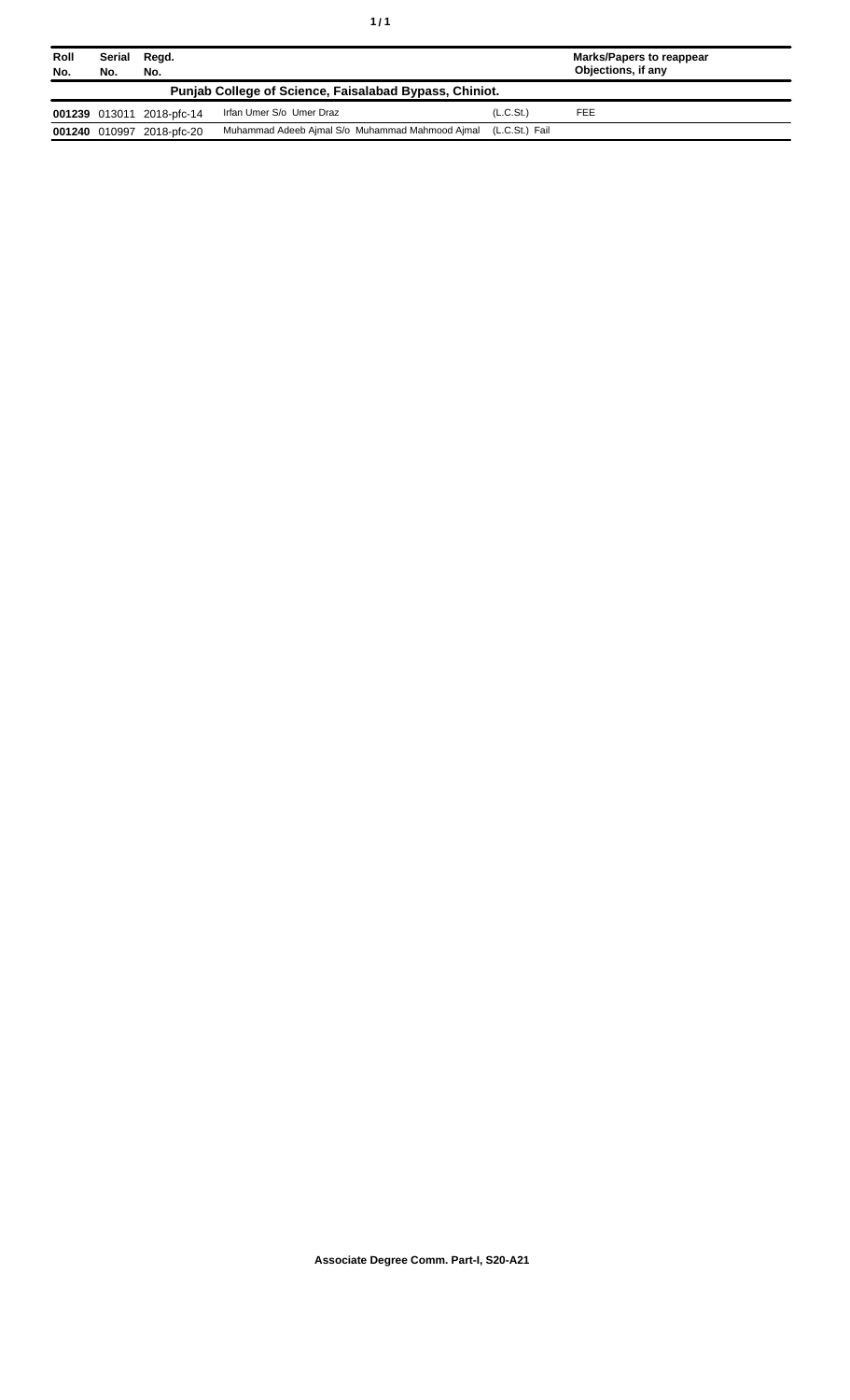| Roll No. | Serial No. | Regd. No. | | | Marks/Papers to reappear Objections, if any |
|---|---|---|---|---|---|
| **Punjab College of Science, Faisalabad Bypass, Chiniot.** | | | | | |
| **001239** | 013011 | 2018-pfc-14 | Irfan Umer S/o Umer Draz | (L.C.St.) | FEE |
| **001240** | 010997 | 2018-pfc-20 | Muhammad Adeeb Ajmal S/o Muhammad Mahmood Ajmal | (L.C.St.) Fail | |

**Associate Degree Comm. Part-I, S20-A21**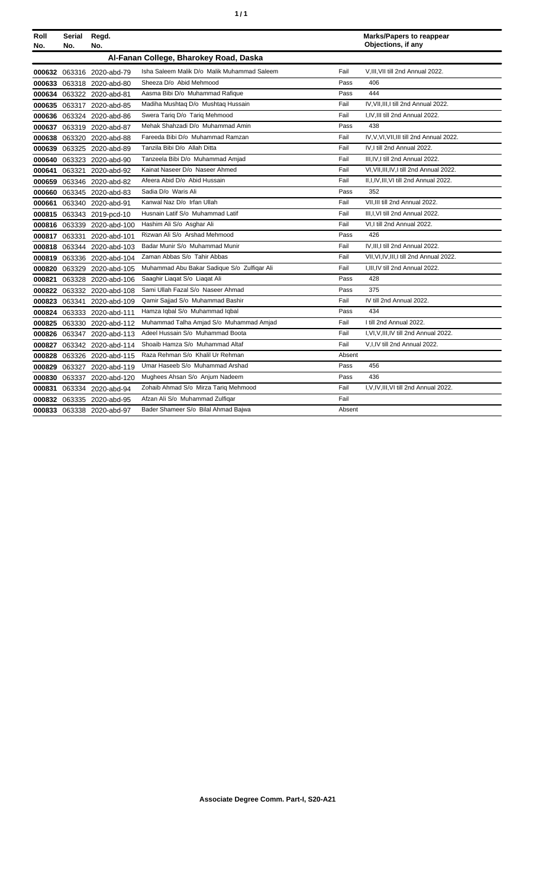| Roll No. | Serial No. | Regd. No. | | | Marks/Papers to reappear Objections, if any |
|---|---|---|---|---|---|
| **Al-Fanan College, Bharokey Road, Daska** | | | | | |
| 000632 | 063316 | 2020-abd-79 | Isha Saleem Malik D/o Malik Muhammad Saleem | Fail | V,III,VII till 2nd Annual 2022. |
| 000633 | 063318 | 2020-abd-80 | Sheeza D/o Abid Mehmood | Pass | 406 |
| 000634 | 063322 | 2020-abd-81 | Aasma Bibi D/o Muhammad Rafique | Pass | 444 |
| 000635 | 063317 | 2020-abd-85 | Madiha Mushtaq D/o Mushtaq Hussain | Fail | IV,VII,III,I till 2nd Annual 2022. |
| 000636 | 063324 | 2020-abd-86 | Swera Tariq D/o Tariq Mehmood | Fail | I,IV,III till 2nd Annual 2022. |
| 000637 | 063319 | 2020-abd-87 | Mehak Shahzadi D/o Muhammad Amin | Pass | 438 |
| 000638 | 063320 | 2020-abd-88 | Fareeda Bibi D/o Muhammad Ramzan | Fail | IV,V,VI,VII,III till 2nd Annual 2022. |
| 000639 | 063325 | 2020-abd-89 | Tanzila Bibi D/o Allah Ditta | Fail | IV,I till 2nd Annual 2022. |
| 000640 | 063323 | 2020-abd-90 | Tanzeela Bibi D/o Muhammad Amjad | Fail | III,IV,I till 2nd Annual 2022. |
| 000641 | 063321 | 2020-abd-92 | Kainat Naseer D/o Naseer Ahmed | Fail | VI,VII,III,IV,I till 2nd Annual 2022. |
| 000659 | 063346 | 2020-abd-82 | Afeera Abid D/o Abid Hussain | Fail | II,I,IV,III,VI till 2nd Annual 2022. |
| 000660 | 063345 | 2020-abd-83 | Sadia D/o Waris Ali | Pass | 352 |
| 000661 | 063340 | 2020-abd-91 | Kanwal Naz D/o Irfan Ullah | Fail | VII,III till 2nd Annual 2022. |
| 000815 | 063343 | 2019-pcd-10 | Husnain Latif S/o Muhammad Latif | Fail | III,I,VI till 2nd Annual 2022. |
| 000816 | 063339 | 2020-abd-100 | Hashim Ali S/o Asghar Ali | Fail | VI,I till 2nd Annual 2022. |
| 000817 | 063331 | 2020-abd-101 | Rizwan Ali S/o Arshad Mehmood | Pass | 426 |
| 000818 | 063344 | 2020-abd-103 | Badar Munir S/o Muhammad Munir | Fail | IV,III,I till 2nd Annual 2022. |
| 000819 | 063336 | 2020-abd-104 | Zaman Abbas S/o Tahir Abbas | Fail | VII,VI,IV,III,I till 2nd Annual 2022. |
| 000820 | 063329 | 2020-abd-105 | Muhammad Abu Bakar Sadique S/o Zulfiqar Ali | Fail | I,III,IV till 2nd Annual 2022. |
| 000821 | 063328 | 2020-abd-106 | Saaghir Liaqat S/o Liaqat Ali | Pass | 428 |
| 000822 | 063332 | 2020-abd-108 | Sami Ullah Fazal S/o Naseer Ahmad | Pass | 375 |
| 000823 | 063341 | 2020-abd-109 | Qamir Sajjad S/o Muhammad Bashir | Fail | IV till 2nd Annual 2022. |
| 000824 | 063333 | 2020-abd-111 | Hamza Iqbal S/o Muhammad Iqbal | Pass | 434 |
| 000825 | 063330 | 2020-abd-112 | Muhammad Talha Amjad S/o Muhammad Amjad | Fail | I till 2nd Annual 2022. |
| 000826 | 063347 | 2020-abd-113 | Adeel Hussain S/o Muhammad Boota | Fail | I,VI,V,III,IV till 2nd Annual 2022. |
| 000827 | 063342 | 2020-abd-114 | Shoaib Hamza S/o Muhammad Altaf | Fail | V,I,IV till 2nd Annual 2022. |
| 000828 | 063326 | 2020-abd-115 | Raza Rehman S/o Khalil Ur Rehman | Absent | |
| 000829 | 063327 | 2020-abd-119 | Umar Haseeb S/o Muhammad Arshad | Pass | 456 |
| 000830 | 063337 | 2020-abd-120 | Mughees Ahsan S/o Anjum Nadeem | Pass | 436 |
| 000831 | 063334 | 2020-abd-94 | Zohaib Ahmad S/o Mirza Tariq Mehmood | Fail | I,V,IV,III,VI till 2nd Annual 2022. |
| 000832 | 063335 | 2020-abd-95 | Afzan Ali S/o Muhammad Zulfiqar | Fail | |
| 000833 | 063338 | 2020-abd-97 | Bader Shameer S/o Bilal Ahmad Bajwa | Absent | |

**Associate Degree Comm. Part-I, S20-A21**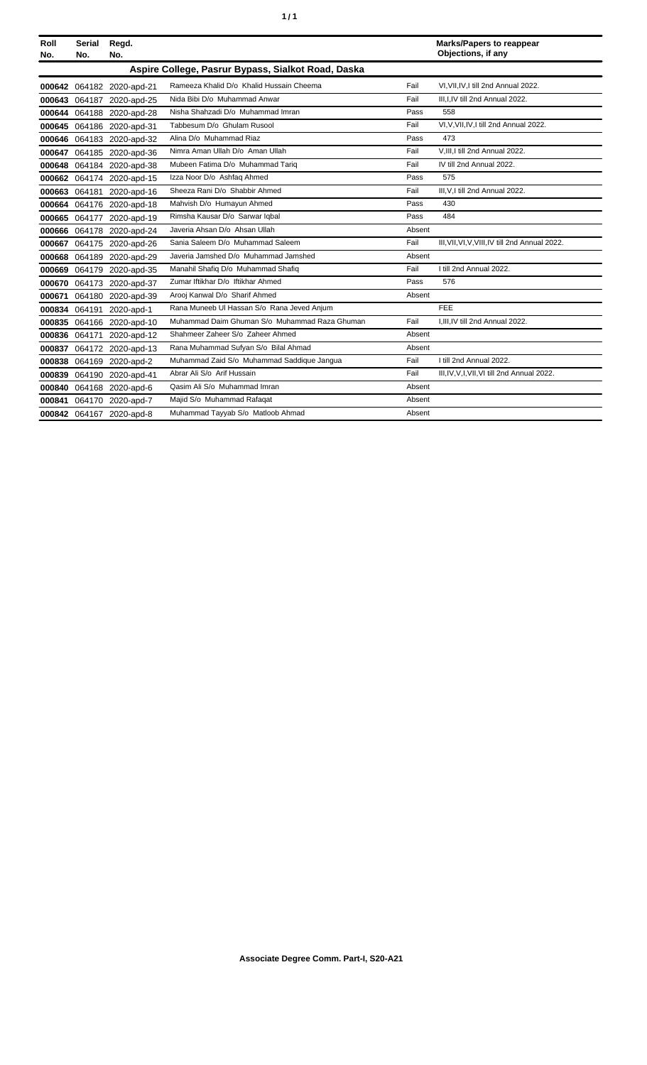| Roll No. | Serial No. | Regd. No. | | | Marks/Papers to reappear Objections, if any |
|---|---|---|---|---|---|
| | | | **Aspire College, Pasrur Bypass, Sialkot Road, Daska** | | |
| **000642** | 064182 | 2020-apd-21 | Rameeza Khalid D/o Khalid Hussain Cheema | Fail | VI,VII,IV,I till 2nd Annual 2022. |
| **000643** | 064187 | 2020-apd-25 | Nida Bibi D/o Muhammad Anwar | Fail | III,I,IV till 2nd Annual 2022. |
| **000644** | 064188 | 2020-apd-28 | Nisha Shahzadi D/o Muhammad Imran | Pass | 558 |
| **000645** | 064186 | 2020-apd-31 | Tabbesum D/o Ghulam Rusool | Fail | VI,V,VII,IV,I till 2nd Annual 2022. |
| **000646** | 064183 | 2020-apd-32 | Alina D/o Muhammad Riaz | Pass | 473 |
| **000647** | 064185 | 2020-apd-36 | Nimra Aman Ullah D/o Aman Ullah | Fail | V,III,I till 2nd Annual 2022. |
| **000648** | 064184 | 2020-apd-38 | Mubeen Fatima D/o Muhammad Tariq | Fail | IV till 2nd Annual 2022. |
| **000662** | 064174 | 2020-apd-15 | Izza Noor D/o Ashfaq Ahmed | Pass | 575 |
| **000663** | 064181 | 2020-apd-16 | Sheeza Rani D/o Shabbir Ahmed | Fail | III,V,I till 2nd Annual 2022. |
| **000664** | 064176 | 2020-apd-18 | Mahvish D/o Humayun Ahmed | Pass | 430 |
| **000665** | 064177 | 2020-apd-19 | Rimsha Kausar D/o Sarwar Iqbal | Pass | 484 |
| **000666** | 064178 | 2020-apd-24 | Javeria Ahsan D/o Ahsan Ullah | Absent | |
| **000667** | 064175 | 2020-apd-26 | Sania Saleem D/o Muhammad Saleem | Fail | III,VII,VI,V,VIII,IV till 2nd Annual 2022. |
| **000668** | 064189 | 2020-apd-29 | Javeria Jamshed D/o Muhammad Jamshed | Absent | |
| **000669** | 064179 | 2020-apd-35 | Manahil Shafiq D/o Muhammad Shafiq | Fail | I till 2nd Annual 2022. |
| **000670** | 064173 | 2020-apd-37 | Zumar Iftikhar D/o Iftikhar Ahmed | Pass | 576 |
| **000671** | 064180 | 2020-apd-39 | Arooj Kanwal D/o Sharif Ahmed | Absent | |
| **000834** | 064191 | 2020-apd-1 | Rana Muneeb Ul Hassan S/o Rana Jeved Anjum | | FEE |
| **000835** | 064166 | 2020-apd-10 | Muhammad Daim Ghuman S/o Muhammad Raza Ghuman | Fail | I,III,IV till 2nd Annual 2022. |
| **000836** | 064171 | 2020-apd-12 | Shahmeer Zaheer S/o Zaheer Ahmed | Absent | |
| **000837** | 064172 | 2020-apd-13 | Rana Muhammad Sufyan S/o Bilal Ahmad | Absent | |
| **000838** | 064169 | 2020-apd-2 | Muhammad Zaid S/o Muhammad Saddique Jangua | Fail | I till 2nd Annual 2022. |
| **000839** | 064190 | 2020-apd-41 | Abrar Ali S/o Arif Hussain | Fail | III,IV,V,I,VII,VI till 2nd Annual 2022. |
| **000840** | 064168 | 2020-apd-6 | Qasim Ali S/o Muhammad Imran | Absent | |
| **000841** | 064170 | 2020-apd-7 | Majid S/o Muhammad Rafaqat | Absent | |
| **000842** | 064167 | 2020-apd-8 | Muhammad Tayyab S/o Matloob Ahmad | Absent | |

**Associate Degree Comm. Part-I, S20-A21**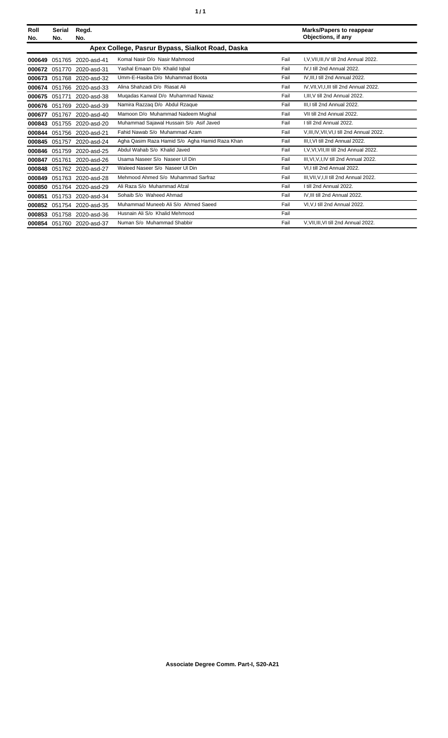| Roll No. | Serial No. | Regd. No. | | | Marks/Papers to reappear Objections, if any |
|---|---|---|---|---|---|
| **Apex College, Pasrur Bypass, Sialkot Road, Daska** | | | | | |
| **000649** | 051765 | 2020-asd-41 | Komal Nasir D/o Nasir Mahmood | Fail | I,V,VII,III,IV till 2nd Annual 2022. |
| **000672** | 051770 | 2020-asd-31 | Yashal Emaan D/o Khalid Iqbal | Fail | IV,I till 2nd Annual 2022. |
| **000673** | 051768 | 2020-asd-32 | Umm-E-Hasiba D/o Muhammad Boota | Fail | IV,III,I till 2nd Annual 2022. |
| **000674** | 051766 | 2020-asd-33 | Alina Shahzadi D/o Riasat Ali | Fail | IV,VII,VI,I,III till 2nd Annual 2022. |
| **000675** | 051771 | 2020-asd-38 | Muqadas Kanwal D/o Muhammad Nawaz | Fail | I,III,V till 2nd Annual 2022. |
| **000676** | 051769 | 2020-asd-39 | Namira Razzaq D/o Abdul Rzaque | Fail | III,I till 2nd Annual 2022. |
| **000677** | 051767 | 2020-asd-40 | Mamoon D/o Muhammad Nadeem Mughal | Fail | VII till 2nd Annual 2022. |
| **000843** | 051755 | 2020-asd-20 | Muhammad Sajawal Hussain S/o Asif Javed | Fail | I till 2nd Annual 2022. |
| **000844** | 051756 | 2020-asd-21 | Fahid Nawab S/o Muhammad Azam | Fail | V,III,IV,VII,VI,I till 2nd Annual 2022. |
| **000845** | 051757 | 2020-asd-24 | Agha Qasim Raza Hamid S/o Agha Hamid Raza Khan | Fail | III,I,VI till 2nd Annual 2022. |
| **000846** | 051759 | 2020-asd-25 | Abdul Wahab S/o Khalid Javed | Fail | I,V,VI,VII,III till 2nd Annual 2022. |
| **000847** | 051761 | 2020-asd-26 | Usama Naseer S/o Naseer Ul Din | Fail | III,VI,V,I,IV till 2nd Annual 2022. |
| **000848** | 051762 | 2020-asd-27 | Waleed Naseer S/o Naseer Ul Din | Fail | VI,I till 2nd Annual 2022. |
| **000849** | 051763 | 2020-asd-28 | Mehmood Ahmed S/o Muhammad Sarfraz | Fail | III,VII,V,I,II till 2nd Annual 2022. |
| **000850** | 051764 | 2020-asd-29 | Ali Raza S/o Muhammad Afzal | Fail | I till 2nd Annual 2022. |
| **000851** | 051753 | 2020-asd-34 | Sohaib S/o Waheed Ahmad | Fail | IV,III till 2nd Annual 2022. |
| **000852** | 051754 | 2020-asd-35 | Muhammad Muneeb Ali S/o Ahmed Saeed | Fail | VI,V,I till 2nd Annual 2022. |
| **000853** | 051758 | 2020-asd-36 | Husnain Ali S/o Khalid Mehmood | Fail | |
| **000854** | 051760 | 2020-asd-37 | Numan S/o Muhammad Shabbir | Fail | V,VII,III,VI till 2nd Annual 2022. |

**Associate Degree Comm. Part-I, S20-A21**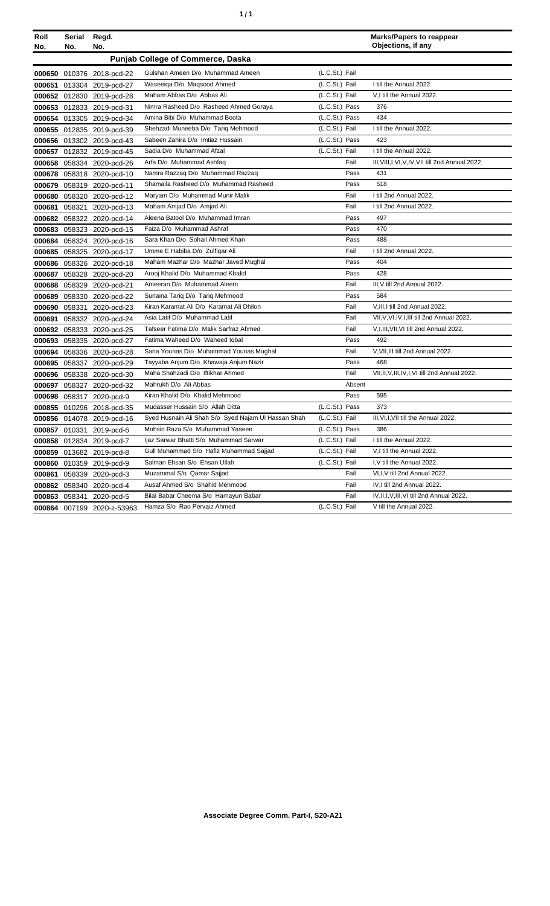| Roll No. | Serial No. | Regd. No. | | | Marks/Papers to reappear Objections, if any |
|---|---|---|---|---|---|
| **Punjab College of Commerce, Daska** | | | | | |
| 000650 | 010376 | 2018-pcd-22 | Gulshan Ameen D/o Muhammad Ameen | (L.C.St.) Fail | |
| 000651 | 013304 | 2019-pcd-27 | Waseeiqa D/o Maqsood Ahmed | (L.C.St.) Fail | I till the Annual 2022. |
| 000652 | 012830 | 2019-pcd-28 | Maham Abbas D/o Abbas Ali | (L.C.St.) Fail | V,I till the Annual 2022. |
| 000653 | 012833 | 2019-pcd-31 | Nimra Rasheed D/o Rasheed Ahmed Goraya | (L.C.St.) Pass | 376 |
| 000654 | 013305 | 2019-pcd-34 | Amina Bibi D/o Muhammad Boota | (L.C.St.) Pass | 434 |
| 000655 | 012835 | 2019-pcd-39 | Shehzadi Muneeba D/o Tariq Mehmood | (L.C.St.) Fail | I till the Annual 2022. |
| 000656 | 013302 | 2019-pcd-43 | Sabeen Zahira D/o Imtiaz Hussain | (L.C.St.) Pass | 423 |
| 000657 | 012832 | 2019-pcd-45 | Sadia D/o Muhammad Afzal | (L.C.St.) Fail | I till the Annual 2022. |
| 000658 | 058334 | 2020-pcd-26 | Arfa D/o Muhammad Ashfaq | Fail | III,VIII,I,VI,V,IV,VII till 2nd Annual 2022. |
| 000678 | 058318 | 2020-pcd-10 | Namra Razzaq D/o Muhammad Razzaq | Pass | 431 |
| 000679 | 058319 | 2020-pcd-11 | Shamaila Rasheed D/o Muhammad Rasheed | Pass | 518 |
| 000680 | 058320 | 2020-pcd-12 | Maryam D/o Muhammad Munir Malik | Fail | I till 2nd Annual 2022. |
| 000681 | 058321 | 2020-pcd-13 | Maham Amjad D/o Amjad Ali | Fail | I till 2nd Annual 2022. |
| 000682 | 058322 | 2020-pcd-14 | Aleena Batool D/o Muhammad Imran | Pass | 497 |
| 000683 | 058323 | 2020-pcd-15 | Faiza D/o Muhammad Ashraf | Pass | 470 |
| 000684 | 058324 | 2020-pcd-16 | Sara Khan D/o Sohail Ahmed Khan | Pass | 488 |
| 000685 | 058325 | 2020-pcd-17 | Umme E Habiba D/o Zulfiqar Ali | Fail | I till 2nd Annual 2022. |
| 000686 | 058326 | 2020-pcd-18 | Maham Mazhar D/o Mazhar Javed Mughal | Pass | 404 |
| 000687 | 058328 | 2020-pcd-20 | Arooj Khalid D/o Muhammad Khalid | Pass | 428 |
| 000688 | 058329 | 2020-pcd-21 | Ameeran D/o Muhammad Aleem | Fail | III,V till 2nd Annual 2022. |
| 000689 | 058330 | 2020-pcd-22 | Sunaina Tariq D/o Tariq Mehmood | Pass | 584 |
| 000690 | 058331 | 2020-pcd-23 | Kiran Karamat Ali D/o Karamat Ali Dhilon | Fail | V,III,I till 2nd Annual 2022. |
| 000691 | 058332 | 2020-pcd-24 | Asia Latif D/o Muhammad Latif | Fail | VII,V,VI,IV,I,III till 2nd Annual 2022. |
| 000692 | 058333 | 2020-pcd-25 | Tafseer Fatima D/o Malik Sarfraz Ahmed | Fail | V,I,III,VII,VI till 2nd Annual 2022. |
| 000693 | 058335 | 2020-pcd-27 | Fatima Waheed D/o Waheed Iqbal | Pass | 492 |
| 000694 | 058336 | 2020-pcd-28 | Sana Younas D/o Muhammad Younas Mughal | Fail | V,VII,III till 2nd Annual 2022. |
| 000695 | 058337 | 2020-pcd-29 | Tayyaba Anjum D/o Khawaja Anjum Nazir | Pass | 468 |
| 000696 | 058338 | 2020-pcd-30 | Maha Shahzadi D/o Iftikhar Ahmed | Fail | VII,II,V,III,IV,I,VI till 2nd Annual 2022. |
| 000697 | 058327 | 2020-pcd-32 | Mahrukh D/o Ali Abbas | Absent | |
| 000698 | 058317 | 2020-pcd-9 | Kiran Khalid D/o Khalid Mehmood | Pass | 595 |
| 000855 | 010296 | 2018-pcd-35 | Mudasser Hussain S/o Allah Ditta | (L.C.St.) Pass | 373 |
| 000856 | 014078 | 2019-pcd-16 | Syed Husnain Ali Shah S/o Syed Najam Ul Hassan Shah | (L.C.St.) Fail | III,VI,I,VII till the Annual 2022. |
| 000857 | 010331 | 2019-pcd-6 | Mohsin Raza S/o Muhammad Yaseen | (L.C.St.) Pass | 386 |
| 000858 | 012834 | 2019-pcd-7 | Ijaz Sarwar Bhatti S/o Muhammad Sarwar | (L.C.St.) Fail | I till the Annual 2022. |
| 000859 | 013682 | 2019-pcd-8 | Gull Muhammad S/o Hafiz Muhammad Sajjad | (L.C.St.) Fail | V,I till the Annual 2022. |
| 000860 | 010359 | 2019-pcd-9 | Salman Ehsan S/o Ehsan Ullah | (L.C.St.) Fail | I,V till the Annual 2022. |
| 000861 | 058339 | 2020-pcd-3 | Muzammal S/o Qamar Sajjad | Fail | VI,I,V till 2nd Annual 2022. |
| 000862 | 058340 | 2020-pcd-4 | Ausaf Ahmed S/o Shahid Mehmood | Fail | IV,I till 2nd Annual 2022. |
| 000863 | 058341 | 2020-pcd-5 | Bilal Babar Cheema S/o Hamayun Babar | Fail | IV,II,I,V,III,VI till 2nd Annual 2022. |
| 000864 | 007199 | 2020-z-53963 | Hamza S/o Rao Pervaiz Ahmed | (L.C.St.) Fail | V till the Annual 2022. |

**Associate Degree Comm. Part-I, S20-A21**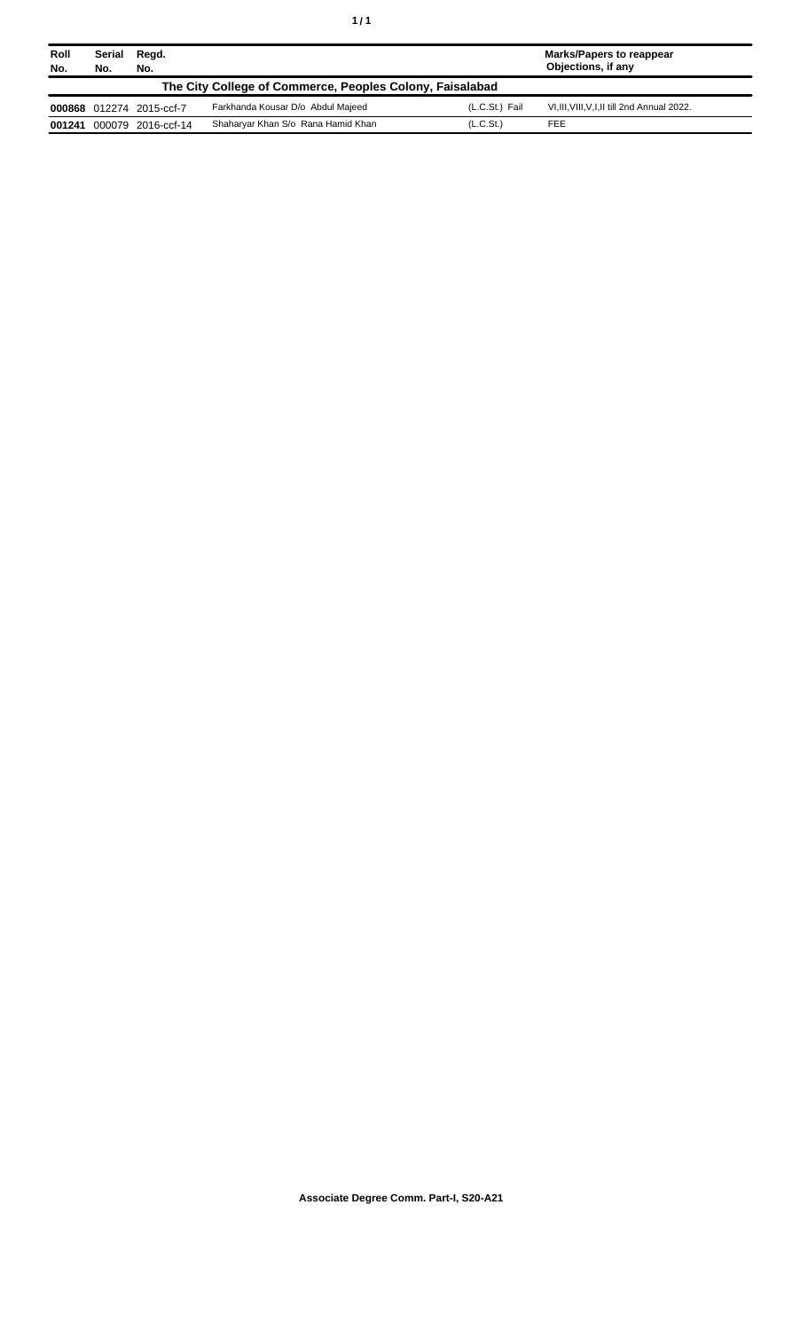| Roll No. | Serial No. | Regd. No. | | | Marks/Papers to reappear Objections, if any |
|---|---|---|---|---|---|
| **The City College of Commerce, Peoples Colony, Faisalabad** | | | | | |
| **000868** | 012274 | 2015-ccf-7 | Farkhanda Kousar D/o Abdul Majeed | (L.C.St.) Fail | VI,III,VIII,V,I,II till 2nd Annual 2022. |
| **001241** | 000079 | 2016-ccf-14 | Shaharyar Khan S/o Rana Hamid Khan | (L.C.St.) | FEE |

**Associate Degree Comm. Part-I, S20-A21**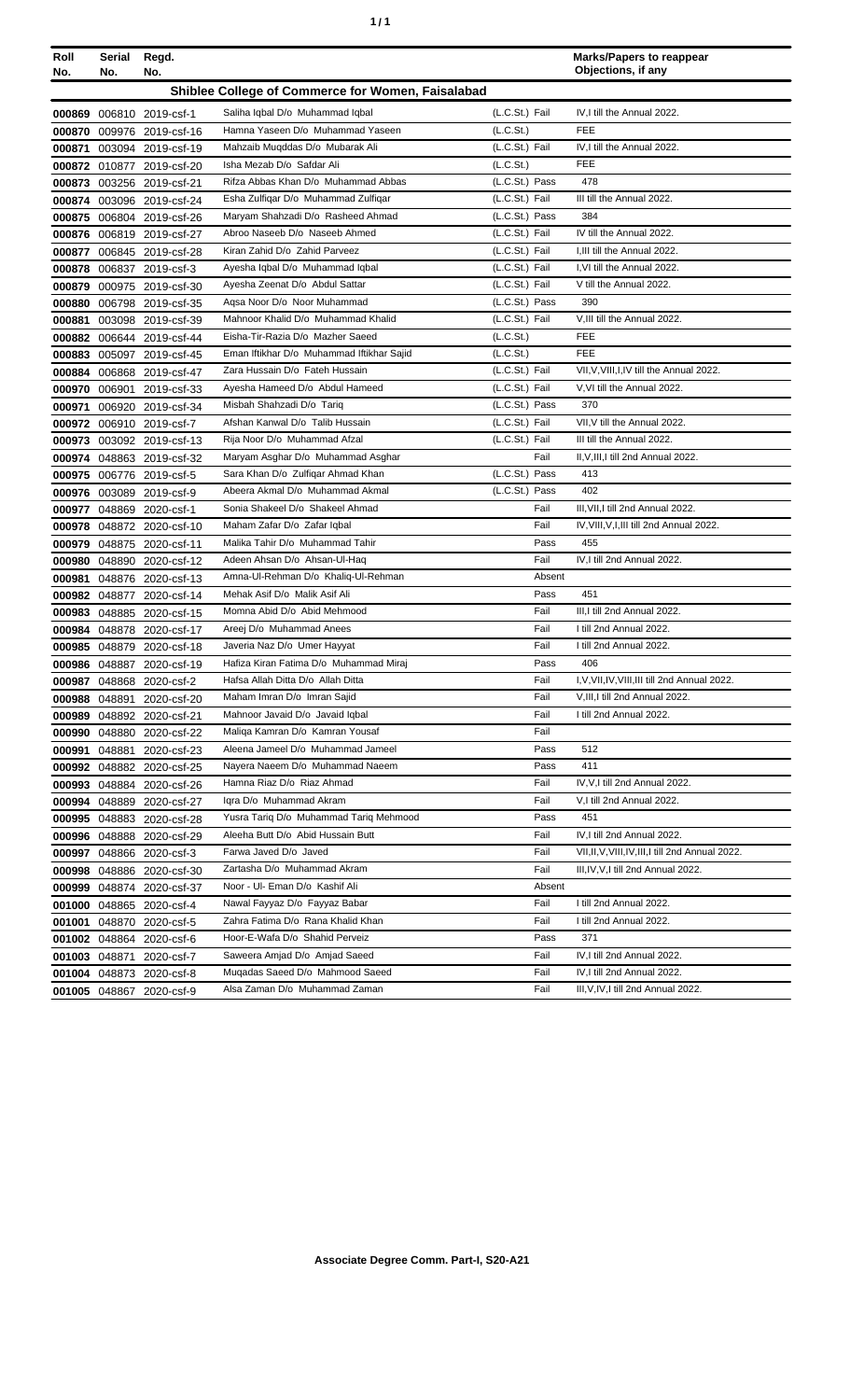| Roll No. | Serial No. | Regd. No. | | | Marks/Papers to reappear Objections, if any |
|---|---|---|---|---|---|
| **Shiblee College of Commerce for Women, Faisalabad** | | | | | |
| 000869 | 006810 | 2019-csf-1 | Saliha Iqbal D/o Muhammad Iqbal | (L.C.St.) Fail | IV,I till the Annual 2022. |
| 000870 | 009976 | 2019-csf-16 | Hamna Yaseen D/o Muhammad Yaseen | (L.C.St.) | FEE |
| 000871 | 003094 | 2019-csf-19 | Mahzaib Muqddas D/o Mubarak Ali | (L.C.St.) Fail | IV,I till the Annual 2022. |
| 000872 | 010877 | 2019-csf-20 | Isha Mezab D/o Safdar Ali | (L.C.St.) | FEE |
| 000873 | 003256 | 2019-csf-21 | Rifza Abbas Khan D/o Muhammad Abbas | (L.C.St.) Pass | 478 |
| 000874 | 003096 | 2019-csf-24 | Esha Zulfiqar D/o Muhammad Zulfiqar | (L.C.St.) Fail | III till the Annual 2022. |
| 000875 | 006804 | 2019-csf-26 | Maryam Shahzadi D/o Rasheed Ahmad | (L.C.St.) Pass | 384 |
| 000876 | 006819 | 2019-csf-27 | Abroo Naseeb D/o Naseeb Ahmed | (L.C.St.) Fail | IV till the Annual 2022. |
| 000877 | 006845 | 2019-csf-28 | Kiran Zahid D/o Zahid Parveez | (L.C.St.) Fail | I,III till the Annual 2022. |
| 000878 | 006837 | 2019-csf-3 | Ayesha Iqbal D/o Muhammad Iqbal | (L.C.St.) Fail | I,VI till the Annual 2022. |
| 000879 | 000975 | 2019-csf-30 | Ayesha Zeenat D/o Abdul Sattar | (L.C.St.) Fail | V till the Annual 2022. |
| 000880 | 006798 | 2019-csf-35 | Aqsa Noor D/o Noor Muhammad | (L.C.St.) Pass | 390 |
| 000881 | 003098 | 2019-csf-39 | Mahnoor Khalid D/o Muhammad Khalid | (L.C.St.) Fail | V,III till the Annual 2022. |
| 000882 | 006644 | 2019-csf-44 | Eisha-Tir-Razia D/o Mazher Saeed | (L.C.St.) | FEE |
| 000883 | 005097 | 2019-csf-45 | Eman Iftikhar D/o Muhammad Iftikhar Sajid | (L.C.St.) | FEE |
| 000884 | 006868 | 2019-csf-47 | Zara Hussain D/o Fateh Hussain | (L.C.St.) Fail | VII,V,VIII,I,IV till the Annual 2022. |
| 000970 | 006901 | 2019-csf-33 | Ayesha Hameed D/o Abdul Hameed | (L.C.St.) Fail | V,VI till the Annual 2022. |
| 000971 | 006920 | 2019-csf-34 | Misbah Shahzadi D/o Tariq | (L.C.St.) Pass | 370 |
| 000972 | 006910 | 2019-csf-7 | Afshan Kanwal D/o Talib Hussain | (L.C.St.) Fail | VII,V till the Annual 2022. |
| 000973 | 003092 | 2019-csf-13 | Rija Noor D/o Muhammad Afzal | (L.C.St.) Fail | III till the Annual 2022. |
| 000974 | 048863 | 2019-csf-32 | Maryam Asghar D/o Muhammad Asghar | Fail | II,V,III,I till 2nd Annual 2022. |
| 000975 | 006776 | 2019-csf-5 | Sara Khan D/o Zulfiqar Ahmad Khan | (L.C.St.) Pass | 413 |
| 000976 | 003089 | 2019-csf-9 | Abeera Akmal D/o Muhammad Akmal | (L.C.St.) Pass | 402 |
| 000977 | 048869 | 2020-csf-1 | Sonia Shakeel D/o Shakeel Ahmad | Fail | III,VII,I till 2nd Annual 2022. |
| 000978 | 048872 | 2020-csf-10 | Maham Zafar D/o Zafar Iqbal | Fail | IV,VIII,V,I,III till 2nd Annual 2022. |
| 000979 | 048875 | 2020-csf-11 | Malika Tahir D/o Muhammad Tahir | Pass | 455 |
| 000980 | 048890 | 2020-csf-12 | Adeen Ahsan D/o Ahsan-Ul-Haq | Fail | IV,I till 2nd Annual 2022. |
| 000981 | 048876 | 2020-csf-13 | Amna-Ul-Rehman D/o Khaliq-Ul-Rehman | Absent | |
| 000982 | 048877 | 2020-csf-14 | Mehak Asif D/o Malik Asif Ali | Pass | 451 |
| 000983 | 048885 | 2020-csf-15 | Momna Abid D/o Abid Mehmood | Fail | III,I till 2nd Annual 2022. |
| 000984 | 048878 | 2020-csf-17 | Areej D/o Muhammad Anees | Fail | I till 2nd Annual 2022. |
| 000985 | 048879 | 2020-csf-18 | Javeria Naz D/o Umer Hayyat | Fail | I till 2nd Annual 2022. |
| 000986 | 048887 | 2020-csf-19 | Hafiza Kiran Fatima D/o Muhammad Miraj | Pass | 406 |
| 000987 | 048868 | 2020-csf-2 | Hafsa Allah Ditta D/o Allah Ditta | Fail | I,V,VII,IV,VIII,III till 2nd Annual 2022. |
| 000988 | 048891 | 2020-csf-20 | Maham Imran D/o Imran Sajid | Fail | V,III,I till 2nd Annual 2022. |
| 000989 | 048892 | 2020-csf-21 | Mahnoor Javaid D/o Javaid Iqbal | Fail | I till 2nd Annual 2022. |
| 000990 | 048880 | 2020-csf-22 | Maliqa Kamran D/o Kamran Yousaf | Fail | |
| 000991 | 048881 | 2020-csf-23 | Aleena Jameel D/o Muhammad Jameel | Pass | 512 |
| 000992 | 048882 | 2020-csf-25 | Nayera Naeem D/o Muhammad Naeem | Pass | 411 |
| 000993 | 048884 | 2020-csf-26 | Hamna Riaz D/o Riaz Ahmad | Fail | IV,V,I till 2nd Annual 2022. |
| 000994 | 048889 | 2020-csf-27 | Iqra D/o Muhammad Akram | Fail | V,I till 2nd Annual 2022. |
| 000995 | 048883 | 2020-csf-28 | Yusra Tariq D/o Muhammad Tariq Mehmood | Pass | 451 |
| 000996 | 048888 | 2020-csf-29 | Aleeha Butt D/o Abid Hussain Butt | Fail | IV,I till 2nd Annual 2022. |
| 000997 | 048866 | 2020-csf-3 | Farwa Javed D/o Javed | Fail | VII,II,V,VIII,IV,III,I till 2nd Annual 2022. |
| 000998 | 048886 | 2020-csf-30 | Zartasha D/o Muhammad Akram | Fail | III,IV,V,I till 2nd Annual 2022. |
| 000999 | 048874 | 2020-csf-37 | Noor - Ul- Eman D/o Kashif Ali | Absent | |
| 001000 | 048865 | 2020-csf-4 | Nawal Fayyaz D/o Fayyaz Babar | Fail | I till 2nd Annual 2022. |
| 001001 | 048870 | 2020-csf-5 | Zahra Fatima D/o Rana Khalid Khan | Fail | I till 2nd Annual 2022. |
| 001002 | 048864 | 2020-csf-6 | Hoor-E-Wafa D/o Shahid Perveiz | Pass | 371 |
| 001003 | 048871 | 2020-csf-7 | Saweera Amjad D/o Amjad Saeed | Fail | IV,I till 2nd Annual 2022. |
| 001004 | 048873 | 2020-csf-8 | Muqadas Saeed D/o Mahmood Saeed | Fail | IV,I till 2nd Annual 2022. |
| 001005 | 048867 | 2020-csf-9 | Alsa Zaman D/o Muhammad Zaman | Fail | III,V,IV,I till 2nd Annual 2022. |

**Associate Degree Comm. Part-I, S20-A21**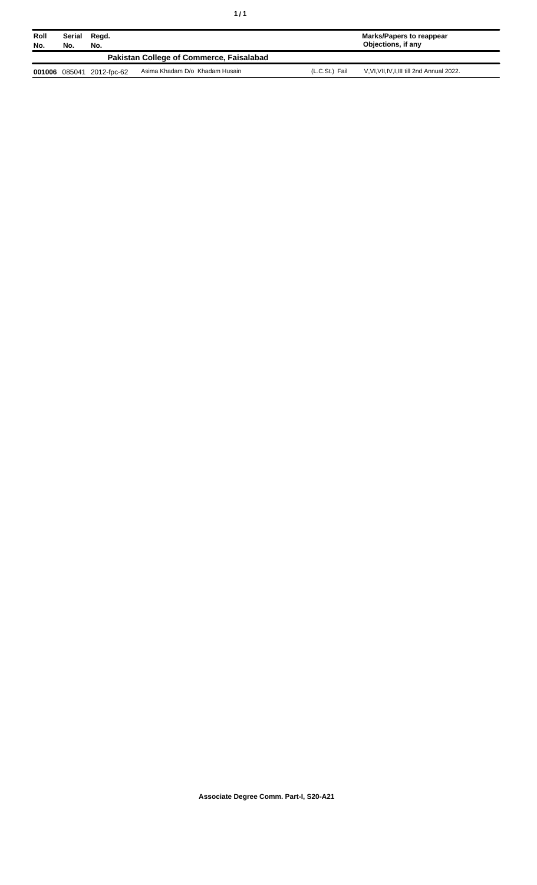| Roll No. | Serial No. | Regd. No. | | | Marks/Papers to reappear Objections, if any |
|---|---|---|---|---|---|
| | | | **Pakistan College of Commerce, Faisalabad** | | |
| **001006** | 085041 | 2012-fpc-62 | Asima Khadam D/o Khadam Husain | (L.C.St.) Fail | V,VI,VII,IV,I,III till 2nd Annual 2022. |

**Associate Degree Comm. Part-I, S20-A21**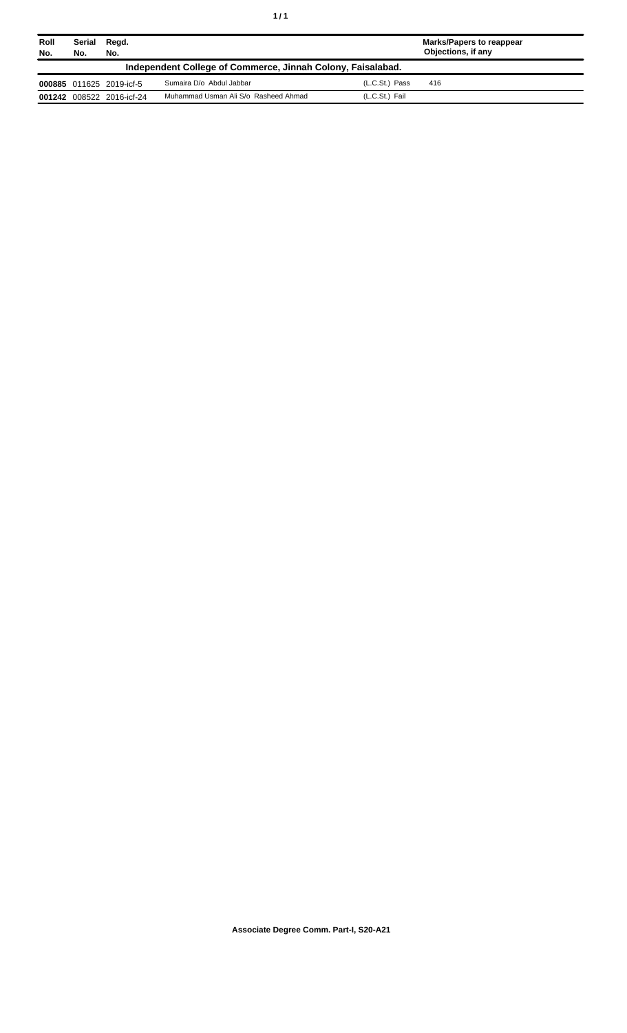| Roll No. | Serial No. | Regd. No. | | | Marks/Papers to reappear Objections, if any |
|---|---|---|---|---|---|
| **Independent College of Commerce, Jinnah Colony, Faisalabad.** | | | | | |
| **000885** | 011625 | 2019-icf-5 | Sumaira D/o Abdul Jabbar | (L.C.St.) Pass | 416 |
| **001242** | 008522 | 2016-icf-24 | Muhammad Usman Ali S/o Rasheed Ahmad | (L.C.St.) Fail | |

**Associate Degree Comm. Part-I, S20-A21**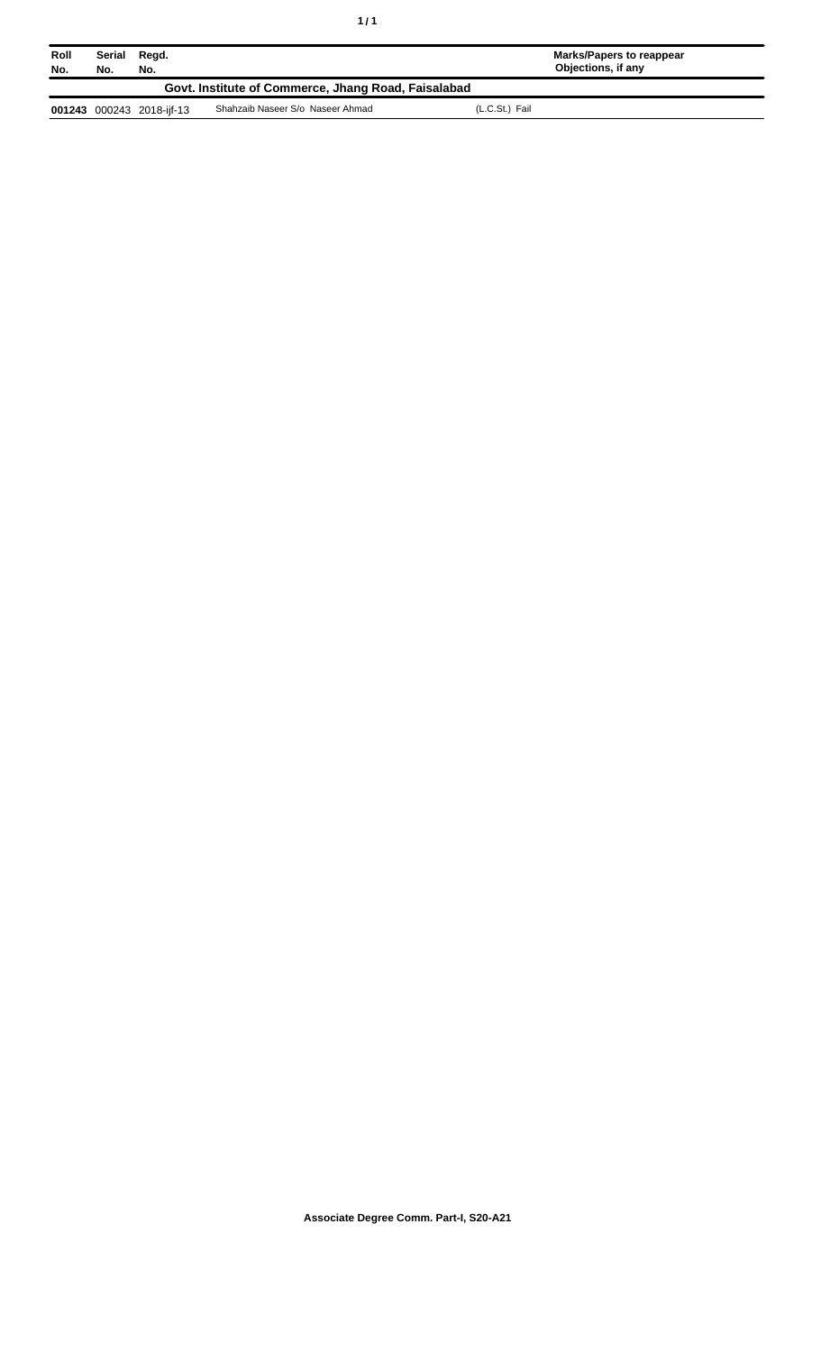| Roll No. | Serial No. | Regd. No. | | | Marks/Papers to reappear Objections, if any |
|---|---|---|---|---|---|
| **Govt. Institute of Commerce, Jhang Road, Faisalabad** | | | | | |
| **001243** | 000243 | 2018-ijf-13 | Shahzaib Naseer S/o Naseer Ahmad | (L.C.St.) Fail | |

**Associate Degree Comm. Part-I, S20-A21**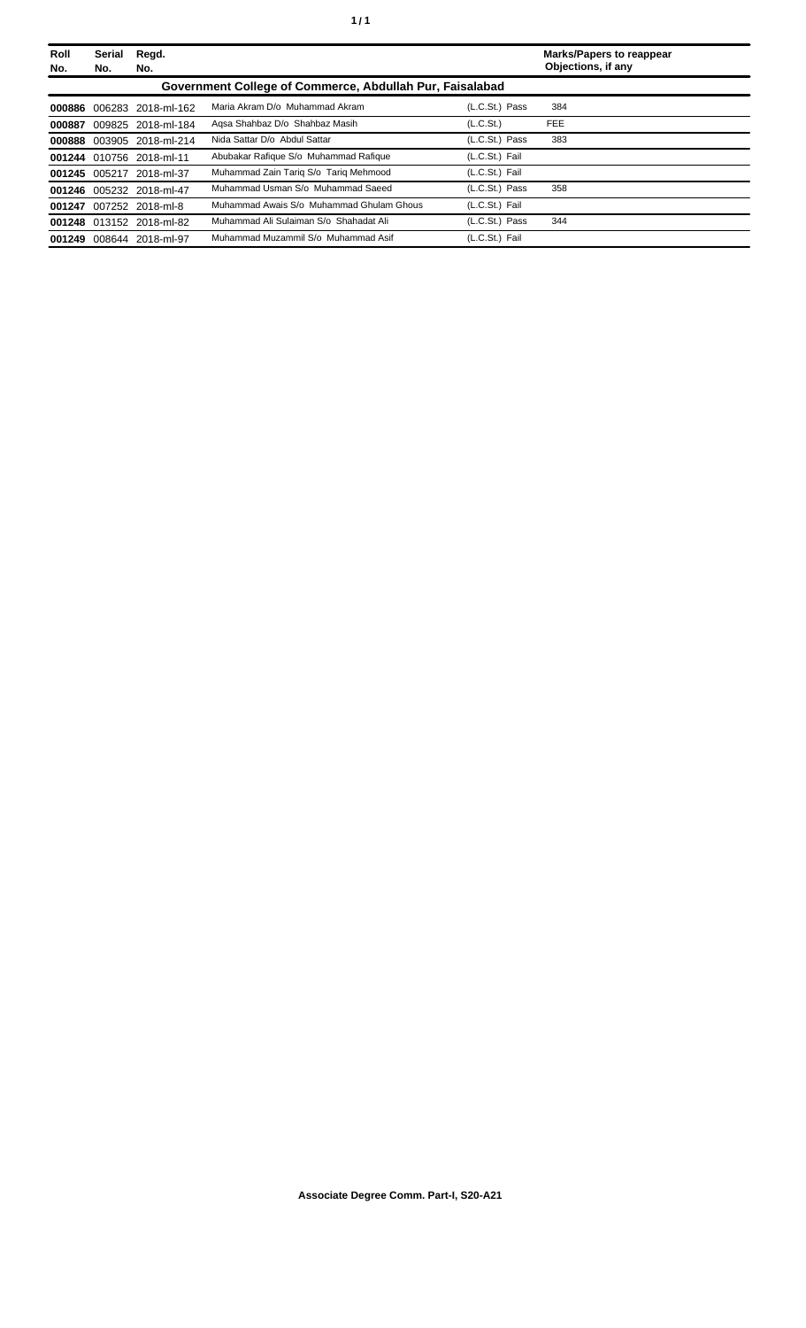| Roll No. | Serial No. | Regd. No. | | | Marks/Papers to reappear Objections, if any |
|---|---|---|---|---|---|
| **Government College of Commerce, Abdullah Pur, Faisalabad** | | | | | |
| **000886** | 006283 | 2018-ml-162 | Maria Akram D/o Muhammad Akram | (L.C.St.) Pass | 384 |
| **000887** | 009825 | 2018-ml-184 | Aqsa Shahbaz D/o Shahbaz Masih | (L.C.St.) | FEE |
| **000888** | 003905 | 2018-ml-214 | Nida Sattar D/o Abdul Sattar | (L.C.St.) Pass | 383 |
| **001244** | 010756 | 2018-ml-11 | Abubakar Rafique S/o Muhammad Rafique | (L.C.St.) Fail | |
| **001245** | 005217 | 2018-ml-37 | Muhammad Zain Tariq S/o Tariq Mehmood | (L.C.St.) Fail | |
| **001246** | 005232 | 2018-ml-47 | Muhammad Usman S/o Muhammad Saeed | (L.C.St.) Pass | 358 |
| **001247** | 007252 | 2018-ml-8 | Muhammad Awais S/o Muhammad Ghulam Ghous | (L.C.St.) Fail | |
| **001248** | 013152 | 2018-ml-82 | Muhammad Ali Sulaiman S/o Shahadat Ali | (L.C.St.) Pass | 344 |
| **001249** | 008644 | 2018-ml-97 | Muhammad Muzammil S/o Muhammad Asif | (L.C.St.) Fail | |

**Associate Degree Comm. Part-I, S20-A21**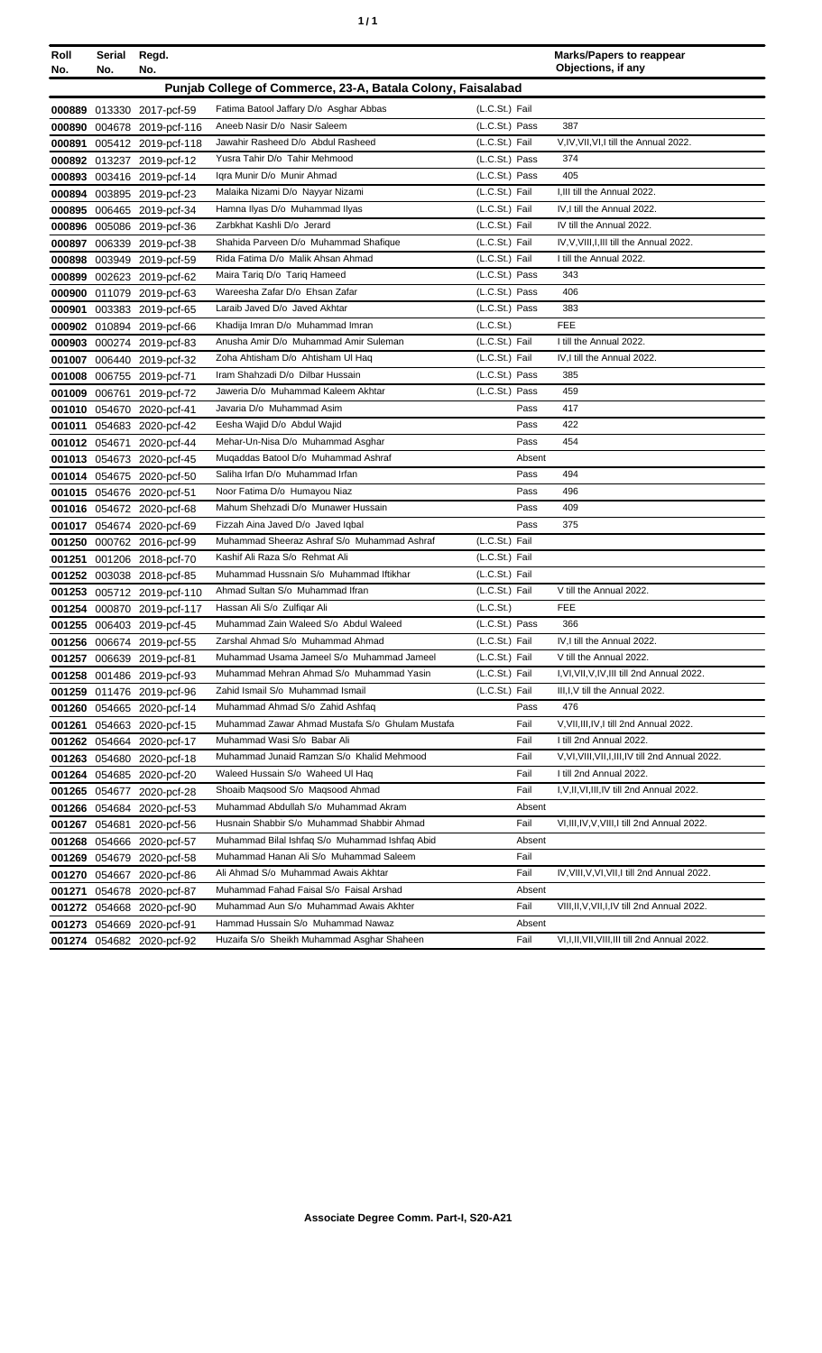| Roll No. | Serial No. | Regd. No. | | | Marks/Papers to reappear Objections, if any |
|---|---|---|---|---|---|
| **Punjab College of Commerce, 23-A, Batala Colony, Faisalabad** | | | | | |
| 000889 | 013330 | 2017-pcf-59 | Fatima Batool Jaffary D/o Asghar Abbas | (L.C.St.) Fail | |
| 000890 | 004678 | 2019-pcf-116 | Aneeb Nasir D/o Nasir Saleem | (L.C.St.) Pass | 387 |
| 000891 | 005412 | 2019-pcf-118 | Jawahir Rasheed D/o Abdul Rasheed | (L.C.St.) Fail | V,IV,VII,VI,I till the Annual 2022. |
| 000892 | 013237 | 2019-pcf-12 | Yusra Tahir D/o Tahir Mehmood | (L.C.St.) Pass | 374 |
| 000893 | 003416 | 2019-pcf-14 | Iqra Munir D/o Munir Ahmad | (L.C.St.) Pass | 405 |
| 000894 | 003895 | 2019-pcf-23 | Malaika Nizami D/o Nayyar Nizami | (L.C.St.) Fail | I,III till the Annual 2022. |
| 000895 | 006465 | 2019-pcf-34 | Hamna Ilyas D/o Muhammad Ilyas | (L.C.St.) Fail | IV,I till the Annual 2022. |
| 000896 | 005086 | 2019-pcf-36 | Zarbkhat Kashli D/o Jerard | (L.C.St.) Fail | IV till the Annual 2022. |
| 000897 | 006339 | 2019-pcf-38 | Shahida Parveen D/o Muhammad Shafique | (L.C.St.) Fail | IV,V,VIII,I,III till the Annual 2022. |
| 000898 | 003949 | 2019-pcf-59 | Rida Fatima D/o Malik Ahsan Ahmad | (L.C.St.) Fail | I till the Annual 2022. |
| 000899 | 002623 | 2019-pcf-62 | Maira Tariq D/o Tariq Hameed | (L.C.St.) Pass | 343 |
| 000900 | 011079 | 2019-pcf-63 | Wareesha Zafar D/o Ehsan Zafar | (L.C.St.) Pass | 406 |
| 000901 | 003383 | 2019-pcf-65 | Laraib Javed D/o Javed Akhtar | (L.C.St.) Pass | 383 |
| 000902 | 010894 | 2019-pcf-66 | Khadija Imran D/o Muhammad Imran | (L.C.St.) | FEE |
| 000903 | 000274 | 2019-pcf-83 | Anusha Amir D/o Muhammad Amir Suleman | (L.C.St.) Fail | I till the Annual 2022. |
| 001007 | 006440 | 2019-pcf-32 | Zoha Ahtisham D/o Ahtisham Ul Haq | (L.C.St.) Fail | IV,I till the Annual 2022. |
| 001008 | 006755 | 2019-pcf-71 | Iram Shahzadi D/o Dilbar Hussain | (L.C.St.) Pass | 385 |
| 001009 | 006761 | 2019-pcf-72 | Jaweria D/o Muhammad Kaleem Akhtar | (L.C.St.) Pass | 459 |
| 001010 | 054670 | 2020-pcf-41 | Javaria D/o Muhammad Asim | Pass | 417 |
| 001011 | 054683 | 2020-pcf-42 | Eesha Wajid D/o Abdul Wajid | Pass | 422 |
| 001012 | 054671 | 2020-pcf-44 | Mehar-Un-Nisa D/o Muhammad Asghar | Pass | 454 |
| 001013 | 054673 | 2020-pcf-45 | Muqaddas Batool D/o Muhammad Ashraf | Absent | |
| 001014 | 054675 | 2020-pcf-50 | Saliha Irfan D/o Muhammad Irfan | Pass | 494 |
| 001015 | 054676 | 2020-pcf-51 | Noor Fatima D/o Humayou Niaz | Pass | 496 |
| 001016 | 054672 | 2020-pcf-68 | Mahum Shehzadi D/o Munawer Hussain | Pass | 409 |
| 001017 | 054674 | 2020-pcf-69 | Fizzah Aina Javed D/o Javed Iqbal | Pass | 375 |
| 001250 | 000762 | 2016-pcf-99 | Muhammad Sheeraz Ashraf S/o Muhammad Ashraf | (L.C.St.) Fail | |
| 001251 | 001206 | 2018-pcf-70 | Kashif Ali Raza S/o Rehmat Ali | (L.C.St.) Fail | |
| 001252 | 003038 | 2018-pcf-85 | Muhammad Hussnain S/o Muhammad Iftikhar | (L.C.St.) Fail | |
| 001253 | 005712 | 2019-pcf-110 | Ahmad Sultan S/o Muhammad Ifran | (L.C.St.) Fail | V till the Annual 2022. |
| 001254 | 000870 | 2019-pcf-117 | Hassan Ali S/o Zulfiqar Ali | (L.C.St.) | FEE |
| 001255 | 006403 | 2019-pcf-45 | Muhammad Zain Waleed S/o Abdul Waleed | (L.C.St.) Pass | 366 |
| 001256 | 006674 | 2019-pcf-55 | Zarshal Ahmad S/o Muhammad Ahmad | (L.C.St.) Fail | IV,I till the Annual 2022. |
| 001257 | 006639 | 2019-pcf-81 | Muhammad Usama Jameel S/o Muhammad Jameel | (L.C.St.) Fail | V till the Annual 2022. |
| 001258 | 001486 | 2019-pcf-93 | Muhammad Mehran Ahmad S/o Muhammad Yasin | (L.C.St.) Fail | I,VI,VII,V,IV,III till 2nd Annual 2022. |
| 001259 | 011476 | 2019-pcf-96 | Zahid Ismail S/o Muhammad Ismail | (L.C.St.) Fail | III,I,V till the Annual 2022. |
| 001260 | 054665 | 2020-pcf-14 | Muhammad Ahmad S/o Zahid Ashfaq | Pass | 476 |
| 001261 | 054663 | 2020-pcf-15 | Muhammad Zawar Ahmad Mustafa S/o Ghulam Mustafa | Fail | V,VII,III,IV,I till 2nd Annual 2022. |
| 001262 | 054664 | 2020-pcf-17 | Muhammad Wasi S/o Babar Ali | Fail | I till 2nd Annual 2022. |
| 001263 | 054680 | 2020-pcf-18 | Muhammad Junaid Ramzan S/o Khalid Mehmood | Fail | V,VI,VIII,VII,I,III,IV till 2nd Annual 2022. |
| 001264 | 054685 | 2020-pcf-20 | Waleed Hussain S/o Waheed Ul Haq | Fail | I till 2nd Annual 2022. |
| 001265 | 054677 | 2020-pcf-28 | Shoaib Maqsood S/o Maqsood Ahmad | Fail | I,V,II,VI,III,IV till 2nd Annual 2022. |
| 001266 | 054684 | 2020-pcf-53 | Muhammad Abdullah S/o Muhammad Akram | Absent | |
| 001267 | 054681 | 2020-pcf-56 | Husnain Shabbir S/o Muhammad Shabbir Ahmad | Fail | VI,III,IV,V,VIII,I till 2nd Annual 2022. |
| 001268 | 054666 | 2020-pcf-57 | Muhammad Bilal Ishfaq S/o Muhammad Ishfaq Abid | Absent | |
| 001269 | 054679 | 2020-pcf-58 | Muhammad Hanan Ali S/o Muhammad Saleem | Fail | |
| 001270 | 054667 | 2020-pcf-86 | Ali Ahmad S/o Muhammad Awais Akhtar | Fail | IV,VIII,V,VI,VII,I till 2nd Annual 2022. |
| 001271 | 054678 | 2020-pcf-87 | Muhammad Fahad Faisal S/o Faisal Arshad | Absent | |
| 001272 | 054668 | 2020-pcf-90 | Muhammad Aun S/o Muhammad Awais Akhter | Fail | VIII,II,V,VII,I,IV till 2nd Annual 2022. |
| 001273 | 054669 | 2020-pcf-91 | Hammad Hussain S/o Muhammad Nawaz | Absent | |
| 001274 | 054682 | 2020-pcf-92 | Huzaifa S/o Sheikh Muhammad Asghar Shaheen | Fail | VI,I,II,VII,VIII,III till 2nd Annual 2022. |

**Associate Degree Comm. Part-I, S20-A21**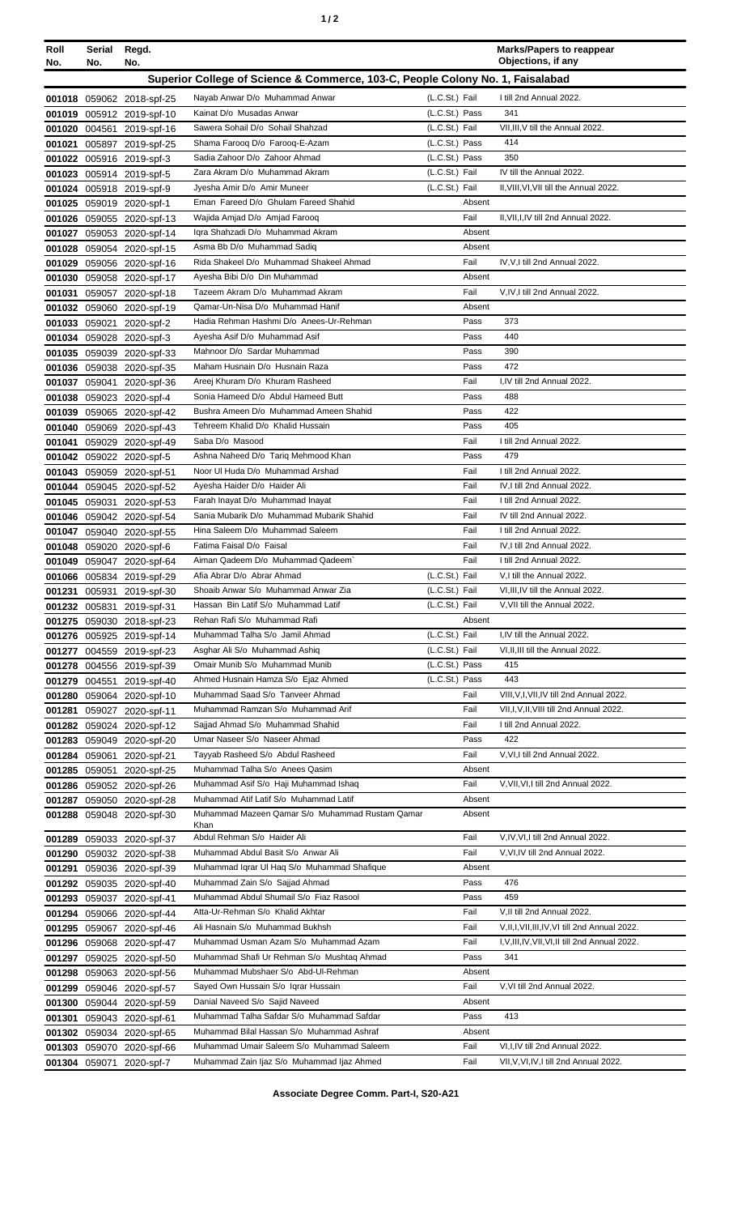| Roll No. | Serial No. | Regd. No. | | | | Marks/Papers to reappear Objections, if any |
|---|---|---|---|---|---|---|
| **Superior College of Science & Commerce, 103-C, People Colony No. 1, Faisalabad** | | | | | | |
| 001018 | 059062 | 2018-spf-25 | Nayab Anwar D/o Muhammad Anwar | (L.C.St.) | Fail | I till 2nd Annual 2022. |
| 001019 | 005912 | 2019-spf-10 | Kainat D/o Musadas Anwar | (L.C.St.) | Pass | 341 |
| 001020 | 004561 | 2019-spf-16 | Sawera Sohail D/o Sohail Shahzad | (L.C.St.) | Fail | VII,III,V till the Annual 2022. |
| 001021 | 005897 | 2019-spf-25 | Shama Farooq D/o Farooq-E-Azam | (L.C.St.) | Pass | 414 |
| 001022 | 005916 | 2019-spf-3 | Sadia Zahoor D/o Zahoor Ahmad | (L.C.St.) | Pass | 350 |
| 001023 | 005914 | 2019-spf-5 | Zara Akram D/o Muhammad Akram | (L.C.St.) | Fail | IV till the Annual 2022. |
| 001024 | 005918 | 2019-spf-9 | Jyesha Amir D/o Amir Muneer | (L.C.St.) | Fail | II,VIII,VI,VII till the Annual 2022. |
| 001025 | 059019 | 2020-spf-1 | Eman Fareed D/o Ghulam Fareed Shahid | | Absent | |
| 001026 | 059055 | 2020-spf-13 | Wajida Amjad D/o Amjad Farooq | | Fail | II,VII,I,IV till 2nd Annual 2022. |
| 001027 | 059053 | 2020-spf-14 | Iqra Shahzadi D/o Muhammad Akram | | Absent | |
| 001028 | 059054 | 2020-spf-15 | Asma Bb D/o Muhammad Sadiq | | Absent | |
| 001029 | 059056 | 2020-spf-16 | Rida Shakeel D/o Muhammad Shakeel Ahmad | | Fail | IV,V,I till 2nd Annual 2022. |
| 001030 | 059058 | 2020-spf-17 | Ayesha Bibi D/o Din Muhammad | | Absent | |
| 001031 | 059057 | 2020-spf-18 | Tazeem Akram D/o Muhammad Akram | | Fail | V,IV,I till 2nd Annual 2022. |
| 001032 | 059060 | 2020-spf-19 | Qamar-Un-Nisa D/o Muhammad Hanif | | Absent | |
| 001033 | 059021 | 2020-spf-2 | Hadia Rehman Hashmi D/o Anees-Ur-Rehman | | Pass | 373 |
| 001034 | 059028 | 2020-spf-3 | Ayesha Asif D/o Muhammad Asif | | Pass | 440 |
| 001035 | 059039 | 2020-spf-33 | Mahnoor D/o Sardar Muhammad | | Pass | 390 |
| 001036 | 059038 | 2020-spf-35 | Maham Husnain D/o Husnain Raza | | Pass | 472 |
| 001037 | 059041 | 2020-spf-36 | Areej Khuram D/o Khuram Rasheed | | Fail | I,IV till 2nd Annual 2022. |
| 001038 | 059023 | 2020-spf-4 | Sonia Hameed D/o Abdul Hameed Butt | | Pass | 488 |
| 001039 | 059065 | 2020-spf-42 | Bushra Ameen D/o Muhammad Ameen Shahid | | Pass | 422 |
| 001040 | 059069 | 2020-spf-43 | Tehreem Khalid D/o Khalid Hussain | | Pass | 405 |
| 001041 | 059029 | 2020-spf-49 | Saba D/o Masood | | Fail | I till 2nd Annual 2022. |
| 001042 | 059022 | 2020-spf-5 | Ashna Naheed D/o Tariq Mehmood Khan | | Pass | 479 |
| 001043 | 059059 | 2020-spf-51 | Noor Ul Huda D/o Muhammad Arshad | | Fail | I till 2nd Annual 2022. |
| 001044 | 059045 | 2020-spf-52 | Ayesha Haider D/o Haider Ali | | Fail | IV,I till 2nd Annual 2022. |
| 001045 | 059031 | 2020-spf-53 | Farah Inayat D/o Muhammad Inayat | | Fail | I till 2nd Annual 2022. |
| 001046 | 059042 | 2020-spf-54 | Sania Mubarik D/o Muhammad Mubarik Shahid | | Fail | IV till 2nd Annual 2022. |
| 001047 | 059040 | 2020-spf-55 | Hina Saleem D/o Muhammad Saleem | | Fail | I till 2nd Annual 2022. |
| 001048 | 059020 | 2020-spf-6 | Fatima Faisal D/o Faisal | | Fail | IV,I till 2nd Annual 2022. |
| 001049 | 059047 | 2020-spf-64 | Aiman Qadeem D/o Muhammad Qadeem` | | Fail | I till 2nd Annual 2022. |
| 001066 | 005834 | 2019-spf-29 | Afia Abrar D/o Abrar Ahmad | (L.C.St.) | Fail | V,I till the Annual 2022. |
| 001231 | 005931 | 2019-spf-30 | Shoaib Anwar S/o Muhammad Anwar Zia | (L.C.St.) | Fail | VI,III,IV till the Annual 2022. |
| 001232 | 005831 | 2019-spf-31 | Hassan Bin Latif S/o Muhammad Latif | (L.C.St.) | Fail | V,VII till the Annual 2022. |
| 001275 | 059030 | 2018-spf-23 | Rehan Rafi S/o Muhammad Rafi | | Absent | |
| 001276 | 005925 | 2019-spf-14 | Muhammad Talha S/o Jamil Ahmad | (L.C.St.) | Fail | I,IV till the Annual 2022. |
| 001277 | 004559 | 2019-spf-23 | Asghar Ali S/o Muhammad Ashiq | (L.C.St.) | Fail | VI,II,III till the Annual 2022. |
| 001278 | 004556 | 2019-spf-39 | Omair Munib S/o Muhammad Munib | (L.C.St.) | Pass | 415 |
| 001279 | 004551 | 2019-spf-40 | Ahmed Husnain Hamza S/o Ejaz Ahmed | (L.C.St.) | Pass | 443 |
| 001280 | 059064 | 2020-spf-10 | Muhammad Saad S/o Tanveer Ahmad | | Fail | VIII,V,I,VII,IV till 2nd Annual 2022. |
| 001281 | 059027 | 2020-spf-11 | Muhammad Ramzan S/o Muhammad Arif | | Fail | VII,I,V,II,VIII till 2nd Annual 2022. |
| 001282 | 059024 | 2020-spf-12 | Sajjad Ahmad S/o Muhammad Shahid | | Fail | I till 2nd Annual 2022. |
| 001283 | 059049 | 2020-spf-20 | Umar Naseer S/o Naseer Ahmad | | Pass | 422 |
| 001284 | 059061 | 2020-spf-21 | Tayyab Rasheed S/o Abdul Rasheed | | Fail | V,VI,I till 2nd Annual 2022. |
| 001285 | 059051 | 2020-spf-25 | Muhammad Talha S/o Anees Qasim | | Absent | |
| 001286 | 059052 | 2020-spf-26 | Muhammad Asif S/o Haji Muhammad Ishaq | | Fail | V,VII,VI,I till 2nd Annual 2022. |
| 001287 | 059050 | 2020-spf-28 | Muhammad Atif Latif S/o Muhammad Latif | | Absent | |
| 001288 | 059048 | 2020-spf-30 | Muhammad Mazeen Qamar S/o Muhammad Rustam Qamar Khan | | Absent | |
| 001289 | 059033 | 2020-spf-37 | Abdul Rehman S/o Haider Ali | | Fail | V,IV,VI,I till 2nd Annual 2022. |
| 001290 | 059032 | 2020-spf-38 | Muhammad Abdul Basit S/o Anwar Ali | | Fail | V,VI,IV till 2nd Annual 2022. |
| 001291 | 059036 | 2020-spf-39 | Muhammad Iqrar Ul Haq S/o Muhammad Shafique | | Absent | |
| 001292 | 059035 | 2020-spf-40 | Muhammad Zain S/o Sajjad Ahmad | | Pass | 476 |
| 001293 | 059037 | 2020-spf-41 | Muhammad Abdul Shumail S/o Fiaz Rasool | | Pass | 459 |
| 001294 | 059066 | 2020-spf-44 | Atta-Ur-Rehman S/o Khalid Akhtar | | Fail | V,II till 2nd Annual 2022. |
| 001295 | 059067 | 2020-spf-46 | Ali Hasnain S/o Muhammad Bukhsh | | Fail | V,II,I,VII,III,IV,VI till 2nd Annual 2022. |
| 001296 | 059068 | 2020-spf-47 | Muhammad Usman Azam S/o Muhammad Azam | | Fail | I,V,III,IV,VII,VI,II till 2nd Annual 2022. |
| 001297 | 059025 | 2020-spf-50 | Muhammad Shafi Ur Rehman S/o Mushtaq Ahmad | | Pass | 341 |
| 001298 | 059063 | 2020-spf-56 | Muhammad Mubshaer S/o Abd-Ul-Rehman | | Absent | |
| 001299 | 059046 | 2020-spf-57 | Sayed Own Hussain S/o Iqrar Hussain | | Fail | V,VI till 2nd Annual 2022. |
| 001300 | 059044 | 2020-spf-59 | Danial Naveed S/o Sajid Naveed | | Absent | |
| 001301 | 059043 | 2020-spf-61 | Muhammad Talha Safdar S/o Muhammad Safdar | | Pass | 413 |
| 001302 | 059034 | 2020-spf-65 | Muhammad Bilal Hassan S/o Muhammad Ashraf | | Absent | |
| 001303 | 059070 | 2020-spf-66 | Muhammad Umair Saleem S/o Muhammad Saleem | | Fail | VI,I,IV till 2nd Annual 2022. |
| 001304 | 059071 | 2020-spf-7 | Muhammad Zain Ijaz S/o Muhammad Ijaz Ahmed | | Fail | VII,V,VI,IV,I till 2nd Annual 2022. |

**Associate Degree Comm. Part-I, S20-A21**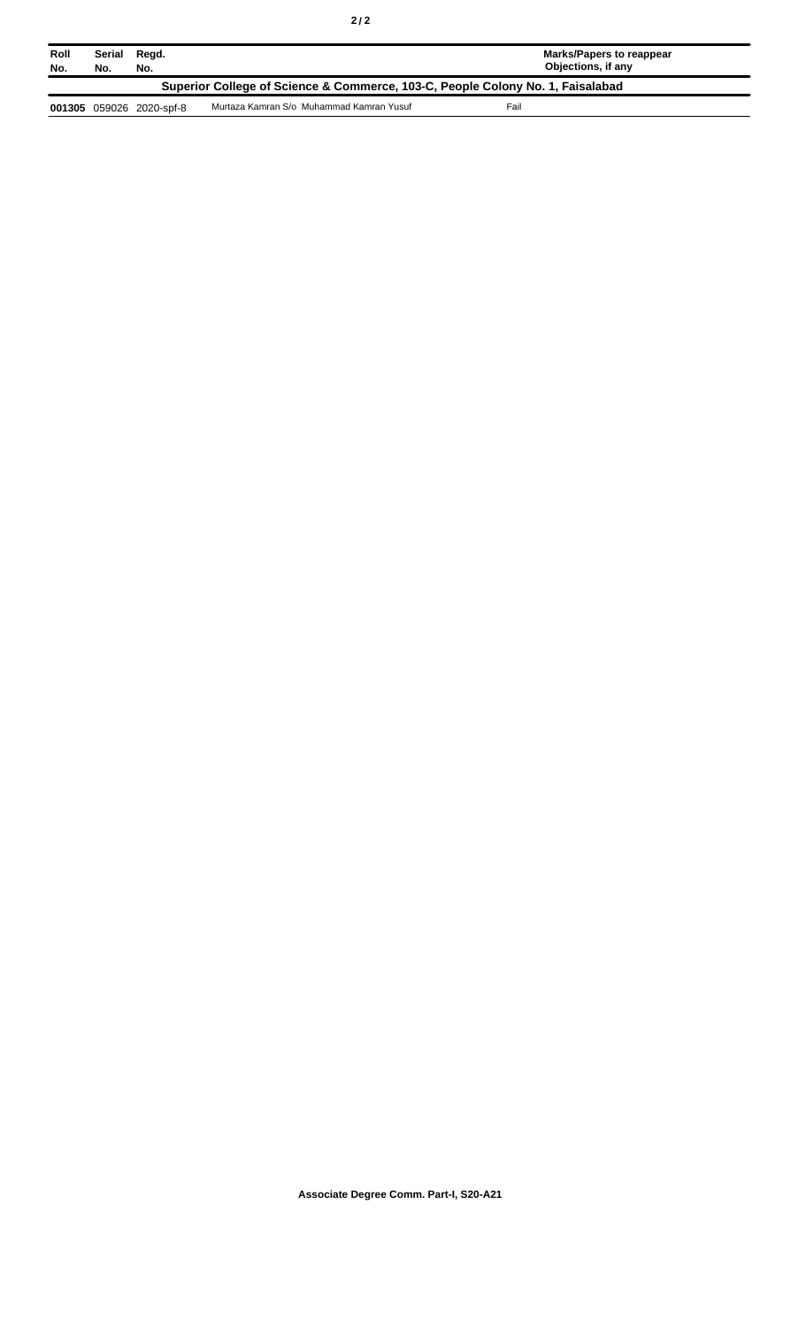| Roll No. | Serial No. | Regd. No. | | Marks/Papers to reappear Objections, if any |
|---|---|---|---|---|
| **Superior College of Science & Commerce, 103-C, People Colony No. 1, Faisalabad** | | | | |
| **001305** | 059026 | 2020-spf-8 | Murtaza Kamran S/o Muhammad Kamran Yusuf | Fail |

**Associate Degree Comm. Part-I, S20-A21**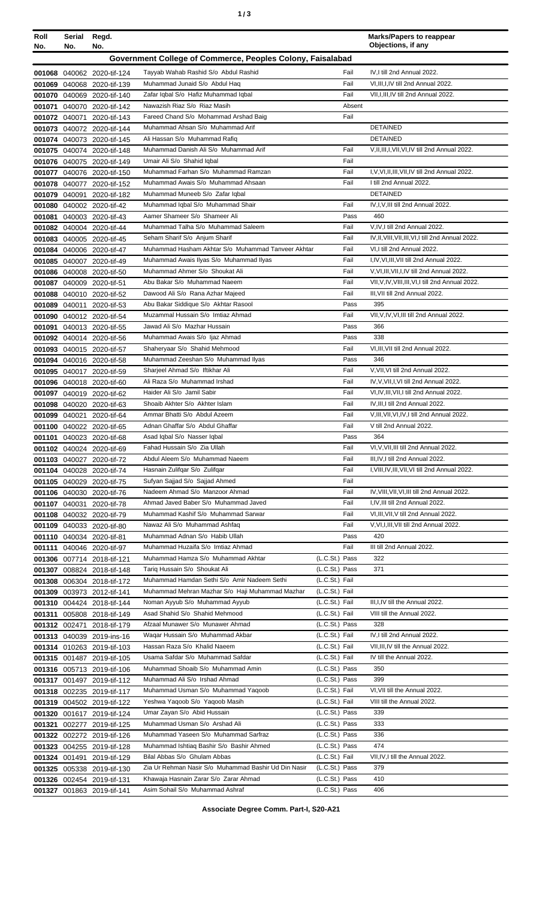| Roll No. | Serial No. | Regd. No. | | | Marks/Papers to reappear Objections, if any |
|---|---|---|---|---|---|
| **Government College of Commerce, Peoples Colony, Faisalabad** | | | | | |
| 001068 | 040062 | 2020-tif-124 | Tayyab Wahab Rashid S/o Abdul Rashid | Fail | IV,I till 2nd Annual 2022. |
| 001069 | 040068 | 2020-tif-139 | Muhammad Junaid S/o Abdul Haq | Fail | VI,III,I,IV till 2nd Annual 2022. |
| 001070 | 040069 | 2020-tif-140 | Zafar Iqbal S/o Hafiz Muhammad Iqbal | Fail | VII,I,III,IV till 2nd Annual 2022. |
| 001071 | 040070 | 2020-tif-142 | Nawazish Riaz S/o Riaz Masih | Absent | |
| 001072 | 040071 | 2020-tif-143 | Fareed Chand S/o Mohammad Arshad Baig | Fail | |
| 001073 | 040072 | 2020-tif-144 | Muhammad Ahsan S/o Muhammad Arif | | DETAINED |
| 001074 | 040073 | 2020-tif-145 | Ali Hassan S/o Muhammad Rafiq | | DETAINED |
| 001075 | 040074 | 2020-tif-148 | Muhammad Danish Ali S/o Muhammad Arif | Fail | V,II,III,I,VII,VI,IV till 2nd Annual 2022. |
| 001076 | 040075 | 2020-tif-149 | Umair Ali S/o Shahid Iqbal | Fail | |
| 001077 | 040076 | 2020-tif-150 | Muhammad Farhan S/o Muhammad Ramzan | Fail | I,V,VI,II,III,VII,IV till 2nd Annual 2022. |
| 001078 | 040077 | 2020-tif-152 | Muhammad Awais S/o Muhammad Ahsaan | Fail | I till 2nd Annual 2022. |
| 001079 | 040091 | 2020-tif-182 | Muhammad Muneeb S/o Zafar Iqbal | | DETAINED |
| 001080 | 040002 | 2020-tif-42 | Muhammad Iqbal S/o Muhammad Shair | Fail | IV,I,V,III till 2nd Annual 2022. |
| 001081 | 040003 | 2020-tif-43 | Aamer Shameer S/o Shameer Ali | Pass | 460 |
| 001082 | 040004 | 2020-tif-44 | Muhammad Talha S/o Muhammad Saleem | Fail | V,IV,I till 2nd Annual 2022. |
| 001083 | 040005 | 2020-tif-45 | Seham Sharif S/o Anjum Sharif | Fail | IV,II,VIII,VII,III,VI,I till 2nd Annual 2022. |
| 001084 | 040006 | 2020-tif-47 | Muhammad Hasham Akhtar S/o Muhammad Tanveer Akhtar | Fail | VI,I till 2nd Annual 2022. |
| 001085 | 040007 | 2020-tif-49 | Muhammad Awais Ilyas S/o Muhammad Ilyas | Fail | I,IV,VI,III,VII till 2nd Annual 2022. |
| 001086 | 040008 | 2020-tif-50 | Muhammad Ahmer S/o Shoukat Ali | Fail | V,VI,III,VII,I,IV till 2nd Annual 2022. |
| 001087 | 040009 | 2020-tif-51 | Abu Bakar S/o Muhammad Naeem | Fail | VII,V,IV,VIII,III,VI,I till 2nd Annual 2022. |
| 001088 | 040010 | 2020-tif-52 | Dawood Ali S/o Rana Azhar Majeed | Fail | III,VII till 2nd Annual 2022. |
| 001089 | 040011 | 2020-tif-53 | Abu Bakar Siddique S/o Akhtar Rasool | Pass | 395 |
| 001090 | 040012 | 2020-tif-54 | Muzammal Hussain S/o Imtiaz Ahmad | Fail | VII,V,IV,VI,III till 2nd Annual 2022. |
| 001091 | 040013 | 2020-tif-55 | Jawad Ali S/o Mazhar Hussain | Pass | 366 |
| 001092 | 040014 | 2020-tif-56 | Muhammad Awais S/o Ijaz Ahmad | Pass | 338 |
| 001093 | 040015 | 2020-tif-57 | Shaheryaar S/o Shahid Mehmood | Fail | VI,III,VII till 2nd Annual 2022. |
| 001094 | 040016 | 2020-tif-58 | Muhammad Zeeshan S/o Muhammad Ilyas | Pass | 346 |
| 001095 | 040017 | 2020-tif-59 | Sharjeel Ahmad S/o Iftikhar Ali | Fail | V,VII,VI till 2nd Annual 2022. |
| 001096 | 040018 | 2020-tif-60 | Ali Raza S/o Muhammad Irshad | Fail | IV,V,VII,I,VI till 2nd Annual 2022. |
| 001097 | 040019 | 2020-tif-62 | Haider Ali S/o Jamil Sabir | Fail | VI,IV,III,VII,I till 2nd Annual 2022. |
| 001098 | 040020 | 2020-tif-63 | Shoaib Akhter S/o Akhter Islam | Fail | IV,III,I till 2nd Annual 2022. |
| 001099 | 040021 | 2020-tif-64 | Ammar Bhatti S/o Abdul Azeem | Fail | V,III,VII,VI,IV,I till 2nd Annual 2022. |
| 001100 | 040022 | 2020-tif-65 | Adnan Ghaffar S/o Abdul Ghaffar | Fail | V till 2nd Annual 2022. |
| 001101 | 040023 | 2020-tif-68 | Asad Iqbal S/o Nasser Iqbal | Pass | 364 |
| 001102 | 040024 | 2020-tif-69 | Fahad Hussain S/o Zia Ullah | Fail | VI,V,VII,III till 2nd Annual 2022. |
| 001103 | 040027 | 2020-tif-72 | Abdul Aleem S/o Muhammad Naeem | Fail | III,IV,I till 2nd Annual 2022. |
| 001104 | 040028 | 2020-tif-74 | Hasnain Zulifqar S/o Zulifqar | Fail | I,VIII,IV,III,VII,VI till 2nd Annual 2022. |
| 001105 | 040029 | 2020-tif-75 | Sufyan Sajjad S/o Sajjad Ahmed | Fail | |
| 001106 | 040030 | 2020-tif-76 | Nadeem Ahmad S/o Manzoor Ahmad | Fail | IV,VIII,VII,VI,III till 2nd Annual 2022. |
| 001107 | 040031 | 2020-tif-78 | Ahmad Javed Baber S/o Muhammad Javed | Fail | I,IV,III till 2nd Annual 2022. |
| 001108 | 040032 | 2020-tif-79 | Muhammad Kashif S/o Muhammad Sarwar | Fail | VI,III,VII,V till 2nd Annual 2022. |
| 001109 | 040033 | 2020-tif-80 | Nawaz Ali S/o Muhammad Ashfaq | Fail | V,VI,I,III,VII till 2nd Annual 2022. |
| 001110 | 040034 | 2020-tif-81 | Muhammad Adnan S/o Habib Ullah | Pass | 420 |
| 001111 | 040046 | 2020-tif-97 | Muhammad Huzaifa S/o Imtiaz Ahmad | Fail | III till 2nd Annual 2022. |
| 001306 | 007714 | 2018-tif-121 | Muhammad Hamza S/o Muhammad Akhtar | (L.C.St.) Pass | 322 |
| 001307 | 008824 | 2018-tif-148 | Tariq Hussain S/o Shoukat Ali | (L.C.St.) Pass | 371 |
| 001308 | 006304 | 2018-tif-172 | Muhammad Hamdan Sethi S/o Amir Nadeem Sethi | (L.C.St.) Fail | |
| 001309 | 003973 | 2012-tif-141 | Muhammad Mehran Mazhar S/o Haji Muhammad Mazhar | (L.C.St.) Fail | |
| 001310 | 004424 | 2018-tif-144 | Noman Ayyub S/o Muhammad Ayyub | (L.C.St.) Fail | III,I,IV till the Annual 2022. |
| 001311 | 005808 | 2018-tif-149 | Asad Shahid S/o Shahid Mehmood | (L.C.St.) Fail | VIII till the Annual 2022. |
| 001312 | 002471 | 2018-tif-179 | Afzaal Munawer S/o Munawer Ahmad | (L.C.St.) Pass | 328 |
| 001313 | 040039 | 2019-ins-16 | Waqar Hussain S/o Muhammad Akbar | (L.C.St.) Fail | IV,I till 2nd Annual 2022. |
| 001314 | 010263 | 2019-tif-103 | Hassan Raza S/o Khalid Naeem | (L.C.St.) Fail | VII,III,IV till the Annual 2022. |
| 001315 | 001487 | 2019-tif-105 | Usama Safdar S/o Muhammad Safdar | (L.C.St.) Fail | IV till the Annual 2022. |
| 001316 | 005713 | 2019-tif-106 | Muhammad Shoaib S/o Muhammad Amin | (L.C.St.) Pass | 350 |
| 001317 | 001497 | 2019-tif-112 | Muhammad Ali S/o Irshad Ahmad | (L.C.St.) Pass | 399 |
| 001318 | 002235 | 2019-tif-117 | Muhammad Usman S/o Muhammad Yaqoob | (L.C.St.) Fail | VI,VII till the Annual 2022. |
| 001319 | 004502 | 2019-tif-122 | Yeshwa Yaqoob S/o Yaqoob Masih | (L.C.St.) Fail | VIII till the Annual 2022. |
| 001320 | 001617 | 2019-tif-124 | Umar Zayan S/o Abid Hussain | (L.C.St.) Pass | 339 |
| 001321 | 002277 | 2019-tif-125 | Muhammad Usman S/o Arshad Ali | (L.C.St.) Pass | 333 |
| 001322 | 002272 | 2019-tif-126 | Muhammad Yaseen S/o Muhammad Sarfraz | (L.C.St.) Pass | 336 |
| 001323 | 004255 | 2019-tif-128 | Muhammad Ishtiaq Bashir S/o Bashir Ahmed | (L.C.St.) Pass | 474 |
| 001324 | 001491 | 2019-tif-129 | Bilal Abbas S/o Ghulam Abbas | (L.C.St.) Fail | VII,IV,I till the Annual 2022. |
| 001325 | 005338 | 2019-tif-130 | Zia Ur Rehman Nasir S/o Muhammad Bashir Ud Din Nasir | (L.C.St.) Pass | 379 |
| 001326 | 002454 | 2019-tif-131 | Khawaja Hasnain Zarar S/o Zarar Ahmad | (L.C.St.) Pass | 410 |
| 001327 | 001863 | 2019-tif-141 | Asim Sohail S/o Muhammad Ashraf | (L.C.St.) Pass | 406 |

**Associate Degree Comm. Part-I, S20-A21**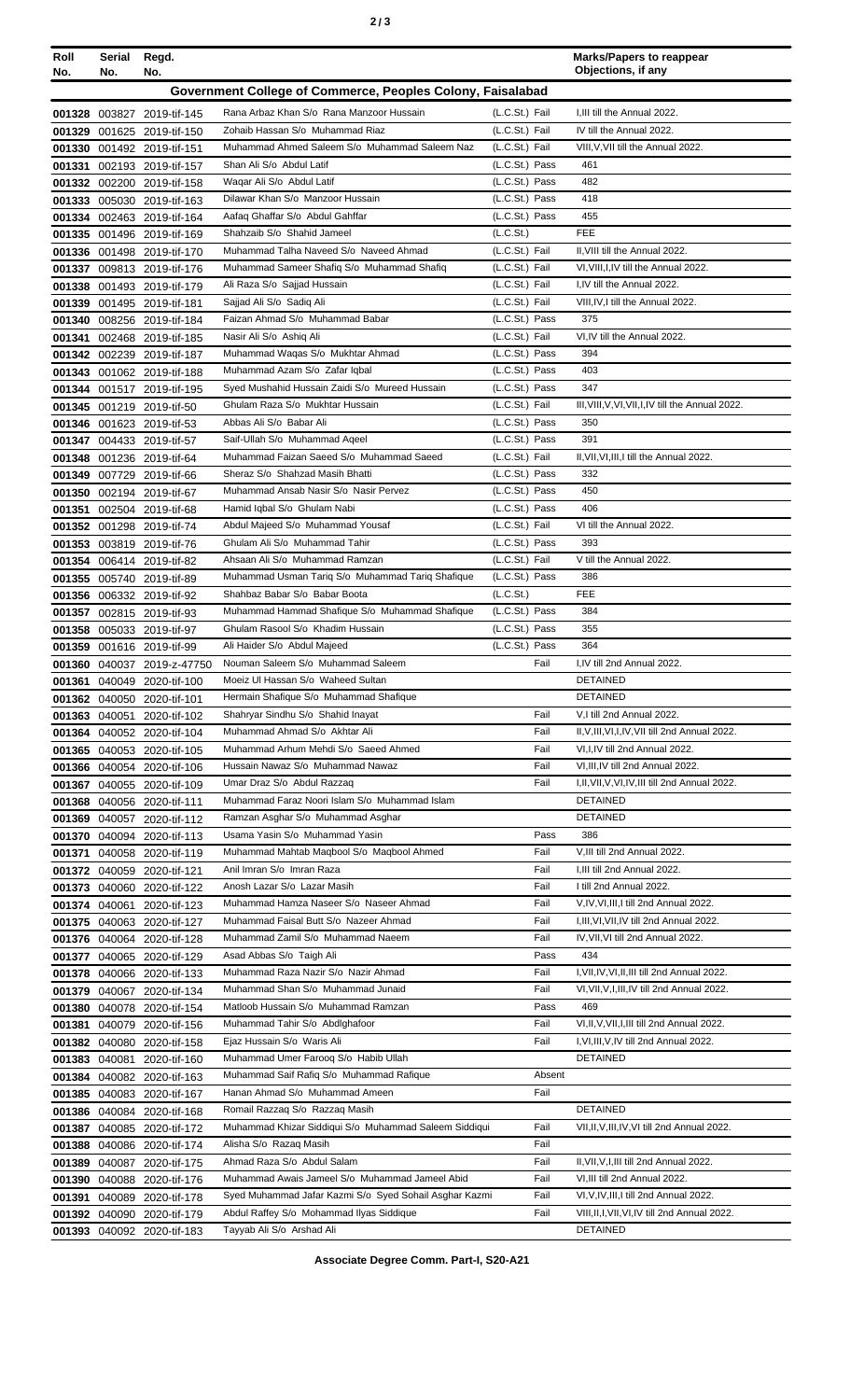| Roll No. | Serial No. | Regd. No. | | | Marks/Papers to reappear Objections, if any |
|---|---|---|---|---|---|
| **Government College of Commerce, Peoples Colony, Faisalabad** | | | | | |
| 001328 | 003827 | 2019-tif-145 | Rana Arbaz Khan S/o Rana Manzoor Hussain | (L.C.St.) Fail | I,III till the Annual 2022. |
| 001329 | 001625 | 2019-tif-150 | Zohaib Hassan S/o Muhammad Riaz | (L.C.St.) Fail | IV till the Annual 2022. |
| 001330 | 001492 | 2019-tif-151 | Muhammad Ahmed Saleem S/o Muhammad Saleem Naz | (L.C.St.) Fail | VIII,V,VII till the Annual 2022. |
| 001331 | 002193 | 2019-tif-157 | Shan Ali S/o Abdul Latif | (L.C.St.) Pass | 461 |
| 001332 | 002200 | 2019-tif-158 | Waqar Ali S/o Abdul Latif | (L.C.St.) Pass | 482 |
| 001333 | 005030 | 2019-tif-163 | Dilawar Khan S/o Manzoor Hussain | (L.C.St.) Pass | 418 |
| 001334 | 002463 | 2019-tif-164 | Aafaq Ghaffar S/o Abdul Gahffar | (L.C.St.) Pass | 455 |
| 001335 | 001496 | 2019-tif-169 | Shahzaib S/o Shahid Jameel | (L.C.St.) | FEE |
| 001336 | 001498 | 2019-tif-170 | Muhammad Talha Naveed S/o Naveed Ahmad | (L.C.St.) Fail | II,VIII till the Annual 2022. |
| 001337 | 009813 | 2019-tif-176 | Muhammad Sameer Shafiq S/o Muhammad Shafiq | (L.C.St.) Fail | VI,VIII,I,IV till the Annual 2022. |
| 001338 | 001493 | 2019-tif-179 | Ali Raza S/o Sajjad Hussain | (L.C.St.) Fail | I,IV till the Annual 2022. |
| 001339 | 001495 | 2019-tif-181 | Sajjad Ali S/o Sadiq Ali | (L.C.St.) Fail | VIII,IV,I till the Annual 2022. |
| 001340 | 008256 | 2019-tif-184 | Faizan Ahmad S/o Muhammad Babar | (L.C.St.) Pass | 375 |
| 001341 | 002468 | 2019-tif-185 | Nasir Ali S/o Ashiq Ali | (L.C.St.) Fail | VI,IV till the Annual 2022. |
| 001342 | 002239 | 2019-tif-187 | Muhammad Waqas S/o Mukhtar Ahmad | (L.C.St.) Pass | 394 |
| 001343 | 001062 | 2019-tif-188 | Muhammad Azam S/o Zafar Iqbal | (L.C.St.) Pass | 403 |
| 001344 | 001517 | 2019-tif-195 | Syed Mushahid Hussain Zaidi S/o Mureed Hussain | (L.C.St.) Pass | 347 |
| 001345 | 001219 | 2019-tif-50 | Ghulam Raza S/o Mukhtar Hussain | (L.C.St.) Fail | III,VIII,V,VI,VII,I,IV till the Annual 2022. |
| 001346 | 001623 | 2019-tif-53 | Abbas Ali S/o Babar Ali | (L.C.St.) Pass | 350 |
| 001347 | 004433 | 2019-tif-57 | Saif-Ullah S/o Muhammad Aqeel | (L.C.St.) Pass | 391 |
| 001348 | 001236 | 2019-tif-64 | Muhammad Faizan Saeed S/o Muhammad Saeed | (L.C.St.) Fail | II,VII,VI,III,I till the Annual 2022. |
| 001349 | 007729 | 2019-tif-66 | Sheraz S/o Shahzad Masih Bhatti | (L.C.St.) Pass | 332 |
| 001350 | 002194 | 2019-tif-67 | Muhammad Ansab Nasir S/o Nasir Pervez | (L.C.St.) Pass | 450 |
| 001351 | 002504 | 2019-tif-68 | Hamid Iqbal S/o Ghulam Nabi | (L.C.St.) Pass | 406 |
| 001352 | 001298 | 2019-tif-74 | Abdul Majeed S/o Muhammad Yousaf | (L.C.St.) Fail | VI till the Annual 2022. |
| 001353 | 003819 | 2019-tif-76 | Ghulam Ali S/o Muhammad Tahir | (L.C.St.) Pass | 393 |
| 001354 | 006414 | 2019-tif-82 | Ahsaan Ali S/o Muhammad Ramzan | (L.C.St.) Fail | V till the Annual 2022. |
| 001355 | 005740 | 2019-tif-89 | Muhammad Usman Tariq S/o Muhammad Tariq Shafique | (L.C.St.) Pass | 386 |
| 001356 | 006332 | 2019-tif-92 | Shahbaz Babar S/o Babar Boota | (L.C.St.) | FEE |
| 001357 | 002815 | 2019-tif-93 | Muhammad Hammad Shafique S/o Muhammad Shafique | (L.C.St.) Pass | 384 |
| 001358 | 005033 | 2019-tif-97 | Ghulam Rasool S/o Khadim Hussain | (L.C.St.) Pass | 355 |
| 001359 | 001616 | 2019-tif-99 | Ali Haider S/o Abdul Majeed | (L.C.St.) Pass | 364 |
| 001360 | 040037 | 2019-z-47750 | Nouman Saleem S/o Muhammad Saleem | Fail | I,IV till 2nd Annual 2022. |
| 001361 | 040049 | 2020-tif-100 | Moeiz Ul Hassan S/o Waheed Sultan | | DETAINED |
| 001362 | 040050 | 2020-tif-101 | Hermain Shafique S/o Muhammad Shafique | | DETAINED |
| 001363 | 040051 | 2020-tif-102 | Shahryar Sindhu S/o Shahid Inayat | Fail | V,I till 2nd Annual 2022. |
| 001364 | 040052 | 2020-tif-104 | Muhammad Ahmad S/o Akhtar Ali | Fail | II,V,III,VI,I,IV,VII till 2nd Annual 2022. |
| 001365 | 040053 | 2020-tif-105 | Muhammad Arhum Mehdi S/o Saeed Ahmed | Fail | VI,I,IV till 2nd Annual 2022. |
| 001366 | 040054 | 2020-tif-106 | Hussain Nawaz S/o Muhammad Nawaz | Fail | VI,III,IV till 2nd Annual 2022. |
| 001367 | 040055 | 2020-tif-109 | Umar Draz S/o Abdul Razzaq | Fail | I,II,VII,V,VI,IV,III till 2nd Annual 2022. |
| 001368 | 040056 | 2020-tif-111 | Muhammad Faraz Noori Islam S/o Muhammad Islam | | DETAINED |
| 001369 | 040057 | 2020-tif-112 | Ramzan Asghar S/o Muhammad Asghar | | DETAINED |
| 001370 | 040094 | 2020-tif-113 | Usama Yasin S/o Muhammad Yasin | Pass | 386 |
| 001371 | 040058 | 2020-tif-119 | Muhammad Mahtab Maqbool S/o Maqbool Ahmed | Fail | V,III till 2nd Annual 2022. |
| 001372 | 040059 | 2020-tif-121 | Anil Imran S/o Imran Raza | Fail | I,III till 2nd Annual 2022. |
| 001373 | 040060 | 2020-tif-122 | Anosh Lazar S/o Lazar Masih | Fail | I till 2nd Annual 2022. |
| 001374 | 040061 | 2020-tif-123 | Muhammad Hamza Naseer S/o Naseer Ahmad | Fail | V,IV,VI,III,I till 2nd Annual 2022. |
| 001375 | 040063 | 2020-tif-127 | Muhammad Faisal Butt S/o Nazeer Ahmad | Fail | I,III,VI,VII,IV till 2nd Annual 2022. |
| 001376 | 040064 | 2020-tif-128 | Muhammad Zamil S/o Muhammad Naeem | Fail | IV,VII,VI till 2nd Annual 2022. |
| 001377 | 040065 | 2020-tif-129 | Asad Abbas S/o Taigh Ali | Pass | 434 |
| 001378 | 040066 | 2020-tif-133 | Muhammad Raza Nazir S/o Nazir Ahmad | Fail | I,VII,IV,VI,II,III till 2nd Annual 2022. |
| 001379 | 040067 | 2020-tif-134 | Muhammad Shan S/o Muhammad Junaid | Fail | VI,VII,V,I,III,IV till 2nd Annual 2022. |
| 001380 | 040078 | 2020-tif-154 | Matloob Hussain S/o Muhammad Ramzan | Pass | 469 |
| 001381 | 040079 | 2020-tif-156 | Muhammad Tahir S/o Abdlghafoor | Fail | VI,II,V,VII,I,III till 2nd Annual 2022. |
| 001382 | 040080 | 2020-tif-158 | Ejaz Hussain S/o Waris Ali | Fail | I,VI,III,V,IV till 2nd Annual 2022. |
| 001383 | 040081 | 2020-tif-160 | Muhammad Umer Farooq S/o Habib Ullah | | DETAINED |
| 001384 | 040082 | 2020-tif-163 | Muhammad Saif Rafiq S/o Muhammad Rafique | Absent | |
| 001385 | 040083 | 2020-tif-167 | Hanan Ahmad S/o Muhammad Ameen | Fail | |
| 001386 | 040084 | 2020-tif-168 | Romail Razzaq S/o Razzaq Masih | | DETAINED |
| 001387 | 040085 | 2020-tif-172 | Muhammad Khizar Siddiqui S/o Muhammad Saleem Siddiqui | Fail | VII,II,V,III,IV,VI till 2nd Annual 2022. |
| 001388 | 040086 | 2020-tif-174 | Alisha S/o Razaq Masih | Fail | |
| 001389 | 040087 | 2020-tif-175 | Ahmad Raza S/o Abdul Salam | Fail | II,VII,V,I,III till 2nd Annual 2022. |
| 001390 | 040088 | 2020-tif-176 | Muhammad Awais Jameel S/o Muhammad Jameel Abid | Fail | VI,III till 2nd Annual 2022. |
| 001391 | 040089 | 2020-tif-178 | Syed Muhammad Jafar Kazmi S/o Syed Sohail Asghar Kazmi | Fail | VI,V,IV,III,I till 2nd Annual 2022. |
| 001392 | 040090 | 2020-tif-179 | Abdul Raffey S/o Mohammad Ilyas Siddique | Fail | VIII,II,I,VII,VI,IV till 2nd Annual 2022. |
| 001393 | 040092 | 2020-tif-183 | Tayyab Ali S/o Arshad Ali | | DETAINED |

**Associate Degree Comm. Part-I, S20-A21**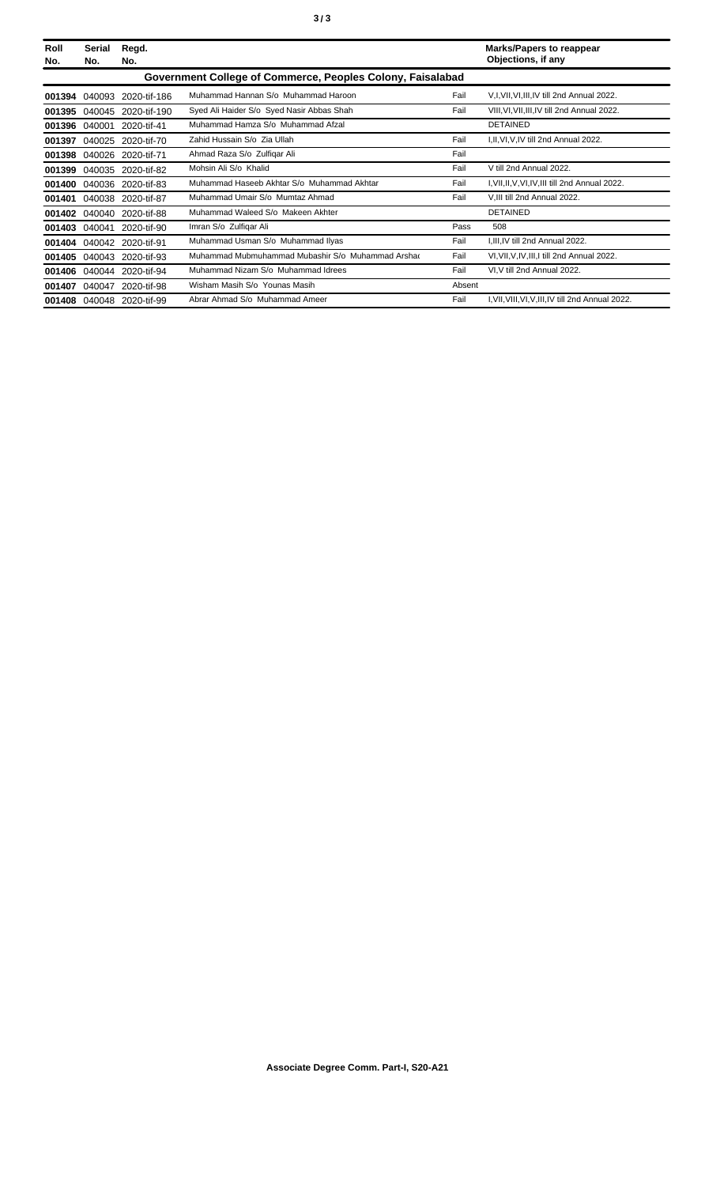| Roll No. | Serial No. | Regd. No. | | | Marks/Papers to reappear Objections, if any |
|---|---|---|---|---|---|
| **Government College of Commerce, Peoples Colony, Faisalabad** | | | | | |
| **001394** | 040093 | 2020-tif-186 | Muhammad Hannan S/o Muhammad Haroon | Fail | V,I,VII,VI,III,IV till 2nd Annual 2022. |
| **001395** | 040045 | 2020-tif-190 | Syed Ali Haider S/o Syed Nasir Abbas Shah | Fail | VIII,VI,VII,III,IV till 2nd Annual 2022. |
| **001396** | 040001 | 2020-tif-41 | Muhammad Hamza S/o Muhammad Afzal | | DETAINED |
| **001397** | 040025 | 2020-tif-70 | Zahid Hussain S/o Zia Ullah | Fail | I,II,VI,V,IV till 2nd Annual 2022. |
| **001398** | 040026 | 2020-tif-71 | Ahmad Raza S/o Zulfiqar Ali | Fail | |
| **001399** | 040035 | 2020-tif-82 | Mohsin Ali S/o Khalid | Fail | V till 2nd Annual 2022. |
| **001400** | 040036 | 2020-tif-83 | Muhammad Haseeb Akhtar S/o Muhammad Akhtar | Fail | I,VII,II,V,VI,IV,III till 2nd Annual 2022. |
| **001401** | 040038 | 2020-tif-87 | Muhammad Umair S/o Mumtaz Ahmad | Fail | V,III till 2nd Annual 2022. |
| **001402** | 040040 | 2020-tif-88 | Muhammad Waleed S/o Makeen Akhter | | DETAINED |
| **001403** | 040041 | 2020-tif-90 | Imran S/o Zulfiqar Ali | Pass | 508 |
| **001404** | 040042 | 2020-tif-91 | Muhammad Usman S/o Muhammad Ilyas | Fail | I,III,IV till 2nd Annual 2022. |
| **001405** | 040043 | 2020-tif-93 | Muhammad Mubmuhammad Mubashir S/o Muhammad Arshad | Fail | VI,VII,V,IV,III,I till 2nd Annual 2022. |
| **001406** | 040044 | 2020-tif-94 | Muhammad Nizam S/o Muhammad Idrees | Fail | VI,V till 2nd Annual 2022. |
| **001407** | 040047 | 2020-tif-98 | Wisham Masih S/o Younas Masih | Absent | |
| **001408** | 040048 | 2020-tif-99 | Abrar Ahmad S/o Muhammad Ameer | Fail | I,VII,VIII,VI,V,III,IV till 2nd Annual 2022. |

**Associate Degree Comm. Part-I, S20-A21**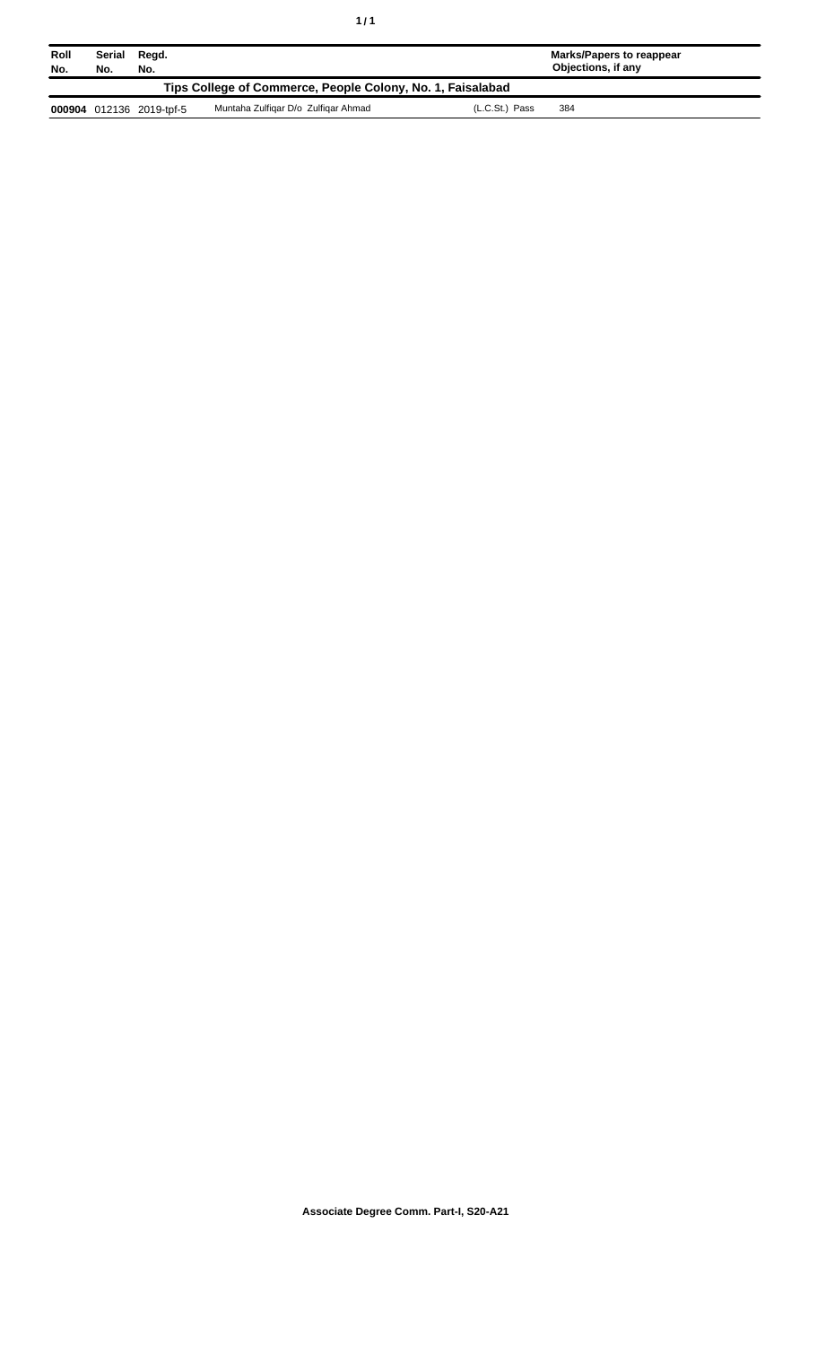| Roll No. | Serial No. | Regd. No. | | | Marks/Papers to reappear Objections, if any |
|---|---|---|---|---|---|
| **Tips College of Commerce, People Colony, No. 1, Faisalabad** | | | | | |
| **000904** | 012136 | 2019-tpf-5 | Muntaha Zulfiqar D/o Zulfiqar Ahmad | (L.C.St.) Pass | 384 |

**Associate Degree Comm. Part-I, S20-A21**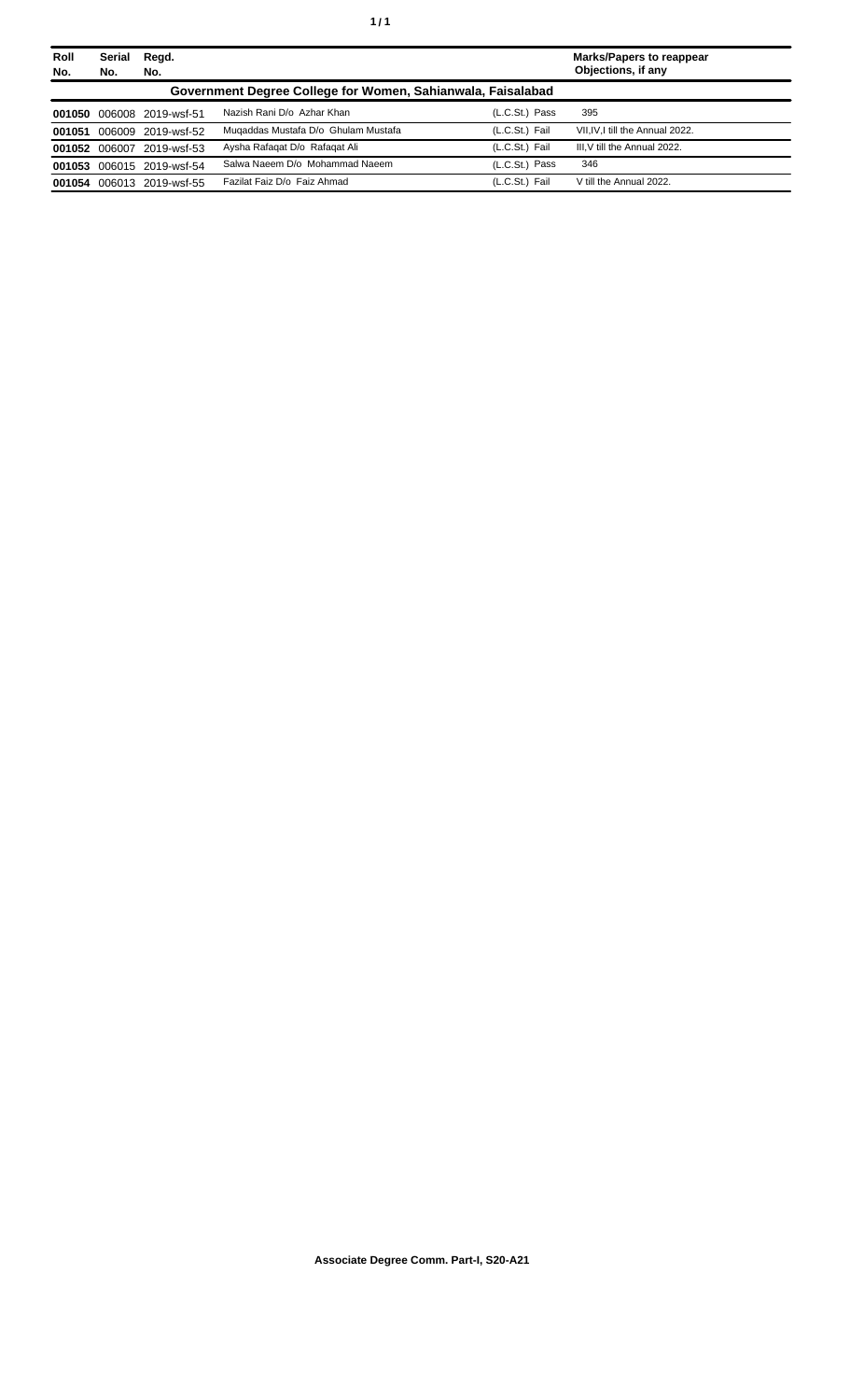| Roll No. | Serial No. | Regd. No. | | | Marks/Papers to reappear Objections, if any |
|---|---|---|---|---|---|
| **Government Degree College for Women, Sahianwala, Faisalabad** | | | | | |
| **001050** | 006008 | 2019-wsf-51 | Nazish Rani D/o Azhar Khan | (L.C.St.) Pass | 395 |
| **001051** | 006009 | 2019-wsf-52 | Muqaddas Mustafa D/o Ghulam Mustafa | (L.C.St.) Fail | VII,IV,I till the Annual 2022. |
| **001052** | 006007 | 2019-wsf-53 | Aysha Rafaqat D/o Rafaqat Ali | (L.C.St.) Fail | III,V till the Annual 2022. |
| **001053** | 006015 | 2019-wsf-54 | Salwa Naeem D/o Mohammad Naeem | (L.C.St.) Pass | 346 |
| **001054** | 006013 | 2019-wsf-55 | Fazilat Faiz D/o Faiz Ahmad | (L.C.St.) Fail | V till the Annual 2022. |

**Associate Degree Comm. Part-I, S20-A21**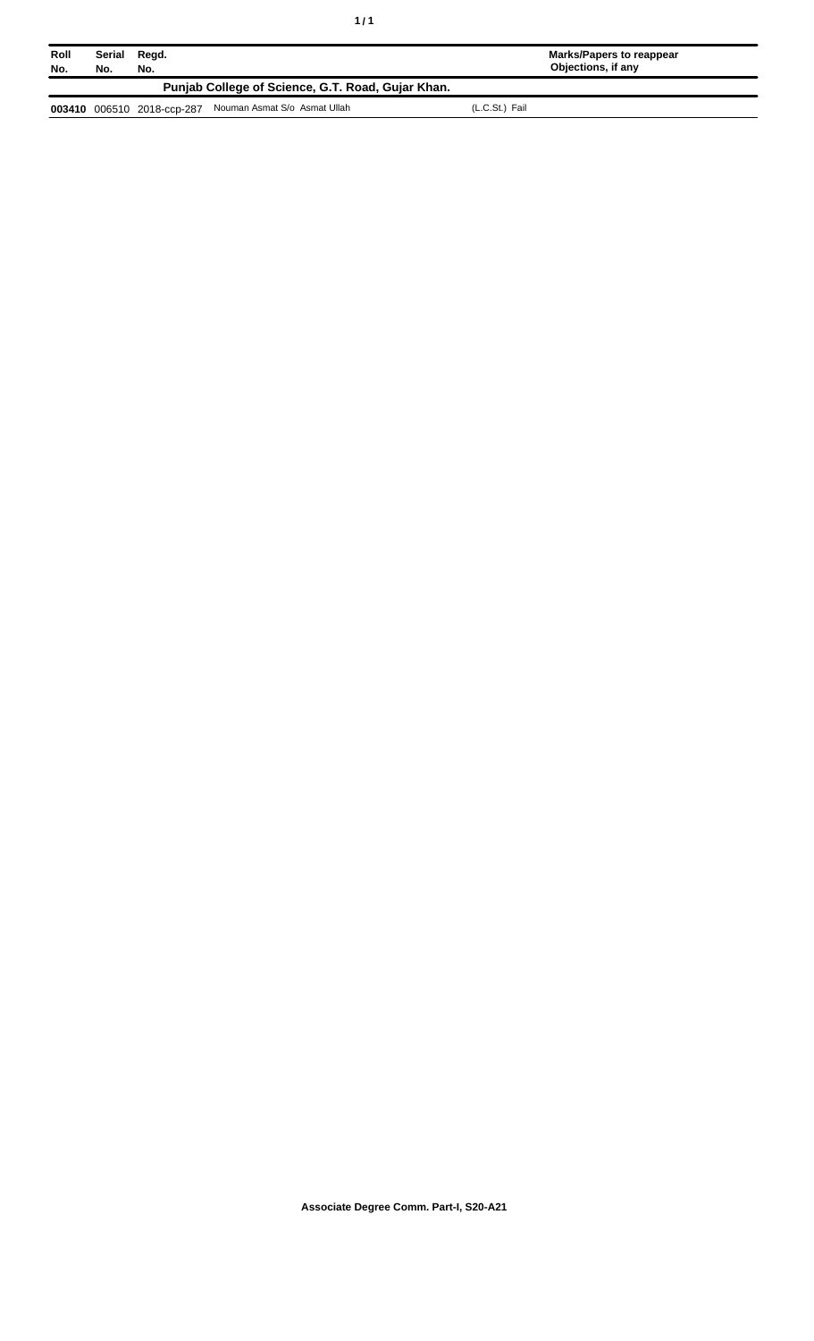| Roll No. | Serial No. | Regd. No. | | Marks/Papers to reappear Objections, if any |
|---|---|---|---|---|
| **Punjab College of Science, G.T. Road, Gujar Khan.** | | | | |
| **003410** | 006510 | 2018-ccp-287 | Nouman Asmat S/o Asmat Ullah | (L.C.St.) Fail |

**Associate Degree Comm. Part-I, S20-A21**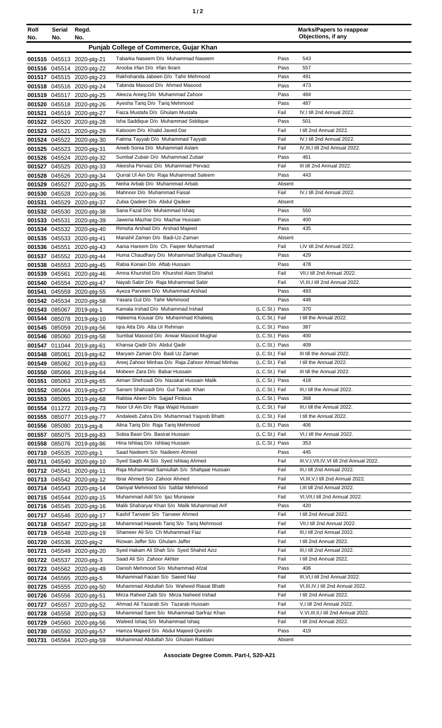| Roll No. | Serial No. | Regd. No. | | | Marks/Papers to reappear Objections, if any |
|---|---|---|---|---|---|
| **Punjab College of Commerce, Gujar Khan** | | | | | |
| 001515 | 045513 | 2020-ptg-21 | Tabarka Naseem D/o Muhammad Naseem | Pass | 543 |
| 001516 | 045514 | 2020-ptg-22 | Arooba Irfan D/o Irfan Ikram | Pass | 557 |
| 001517 | 045515 | 2020-ptg-23 | Rakhshanda Jabeen D/o Tahir Mehmood | Pass | 491 |
| 001518 | 045516 | 2020-ptg-24 | Tabinda Masood D/o Ahmed Masood | Pass | 473 |
| 001519 | 045517 | 2020-ptg-25 | Aleeza Areeg D/o Muhammad Zahoor | Pass | 484 |
| 001520 | 045518 | 2020-ptg-26 | Ayesha Tariq D/o Tariq Mehmood | Pass | 487 |
| 001521 | 045519 | 2020-ptg-27 | Faiza Mustafa D/o Ghulam Mustafa | Fail | IV,I till 2nd Annual 2022. |
| 001522 | 045520 | 2020-ptg-28 | Isha Saddique D/o Muhammad Siddique | Pass | 501 |
| 001523 | 045521 | 2020-ptg-29 | Kalsoom D/o Khalid Javed Dar | Fail | I till 2nd Annual 2022. |
| 001524 | 045522 | 2020-ptg-30 | Fatima Tayyab D/o Muhammad Tayyab | Fail | IV,I till 2nd Annual 2022. |
| 001525 | 045523 | 2020-ptg-31 | Areeb Sonia D/o Muhammad Aslam | Fail | IV,III,I till 2nd Annual 2022. |
| 001526 | 045524 | 2020-ptg-32 | Sumbal Zubair D/o Muhammad Zubair | Pass | 461 |
| 001527 | 045525 | 2020-ptg-33 | Aleesha Pervaiz D/o Muhammad Pervaiz | Fail | III till 2nd Annual 2022. |
| 001528 | 045526 | 2020-ptg-34 | Qurrat Ul Ain D/o Raja Muhammad Saleem | Pass | 443 |
| 001529 | 045527 | 2020-ptg-35 | Neiha Arbab D/o Muhammad Arbab | Absent | |
| 001530 | 045528 | 2020-ptg-36 | Mahnoor D/o Muhammad Faisal | Fail | IV,I till 2nd Annual 2022. |
| 001531 | 045529 | 2020-ptg-37 | Zubia Qadeer D/o Abdul Qadeer | Absent | |
| 001532 | 045530 | 2020-ptg-38 | Sana Fazal D/o Muhammad Ishaq | Pass | 550 |
| 001533 | 045531 | 2020-ptg-39 | Jaweria Mazhar D/o Mazhar Hussain | Pass | 400 |
| 001534 | 045532 | 2020-ptg-40 | Rimsha Arshad D/o Arshad Majeed | Pass | 435 |
| 001535 | 045533 | 2020-ptg-41 | Manahil Zaman D/o Badi-Uz-Zaman | Absent | |
| 001536 | 045551 | 2020-ptg-43 | Aania Hareem D/o Ch. Faqeer Muhammad | Fail | I,IV till 2nd Annual 2022. |
| 001537 | 045552 | 2020-ptg-44 | Huma Chaudhary D/o Mohammad Shafique Chaudhary | Pass | 429 |
| 001538 | 045553 | 2020-ptg-45 | Rabia Konain D/o Aftab Hussain | Pass | 478 |
| 001539 | 045561 | 2020-ptg-46 | Amna Khurshid D/o Khurshid Alam Shahid | Fail | VII,I till 2nd Annual 2022. |
| 001540 | 045554 | 2020-ptg-47 | Nayab Sabir D/o Raja Muhammad Sabir | Fail | VI,III,I till 2nd Annual 2022. |
| 001541 | 045559 | 2020-ptg-55 | Ayeza Parveen D/o Muhammad Arshad | Pass | 493 |
| 001542 | 045534 | 2020-ptg-58 | Yasara Gul D/o Tahir Mehmood | Pass | 448 |
| 001543 | 085067 | 2019-ptg-1 | Kamala Irshad D/o Muhammad Irshad | (L.C.St.) Pass | 370 |
| 001544 | 085078 | 2019-ptg-10 | Haleema Kousar D/o Muhammad Khaleeq | (L.C.St.) Fail | I till the Annual 2022. |
| 001545 | 085059 | 2019-ptg-56 | Iqra Atta D/o Atta Ur Rehman | (L.C.St.) Pass | 387 |
| 001546 | 085060 | 2019-ptg-58 | Sumbal Masood D/o Anwar Masood Mughal | (L.C.St.) Pass | 400 |
| 001547 | 011044 | 2019-ptg-61 | Khansa Qadir D/o Abdul Qadir | (L.C.St.) Pass | 409 |
| 001548 | 085061 | 2019-ptg-62 | Maryam Zaman D/o Badi Uz Zaman | (L.C.St.) Fail | III till the Annual 2022. |
| 001549 | 085062 | 2019-ptg-63 | Areej Zahoor Minhas D/o Raja Zahoor Ahmad Minhas | (L.C.St.) Fail | I till the Annual 2022. |
| 001550 | 085066 | 2019-ptg-64 | Mobeen Zara D/o Babar Hussain | (L.C.St.) Fail | III till the Annual 2022. |
| 001551 | 085063 | 2019-ptg-65 | Aiman Shehzadi D/o Nazakat Hussain Malik | (L.C.St.) Pass | 418 |
| 001552 | 085064 | 2019-ptg-67 | Sanam Shahzadi D/o Gul Tasab Khan | (L.C.St.) Fail | III,I till the Annual 2022. |
| 001553 | 085065 | 2019-ptg-68 | Rabbia Abeer D/o Sajjad Firdous | (L.C.St.) Pass | 368 |
| 001554 | 011272 | 2019-ptg-73 | Noor Ul Ain D/o Raja Wajid Hussain | (L.C.St.) Fail | III,I till the Annual 2022. |
| 001555 | 085077 | 2019-ptg-77 | Andaleeb Zahra D/o Muhammad Yaqoob Bhatti | (L.C.St.) Fail | I till the Annual 2022. |
| 001556 | 085080 | 2019-ptg-8 | Alina Tariq D/o Raja Tariq Mehmood | (L.C.St.) Pass | 406 |
| 001557 | 085075 | 2019-ptg-83 | Sobia Basir D/o Basirat Hussain | (L.C.St.) Fail | VI,I till the Annual 2022. |
| 001558 | 085076 | 2019-ptg-86 | Hina Ishtiaq D/o Ishtiaq Hussain | (L.C.St.) Pass | 353 |
| 001710 | 045535 | 2020-ptg-1 | Saad Nadeem S/o Nadeem Ahmed | Pass | 445 |
| 001711 | 045540 | 2020-ptg-10 | Syed Saqib Ali S/o Syed Ishtiaq Ahmed | Fail | III,V,I,VII,IV,VI till 2nd Annual 2022. |
| 001712 | 045541 | 2020-ptg-11 | Raja Muhammad Samiullah S/o Shafqaat Hussain | Fail | III,I till 2nd Annual 2022. |
| 001713 | 045542 | 2020-ptg-12 | Ibrar Ahmed S/o Zahoor Ahmed | Fail | VI,III,V,I till 2nd Annual 2022. |
| 001714 | 045543 | 2020-ptg-14 | Daniyal Mehmood S/o Safdar Mehmood | Fail | I,III till 2nd Annual 2022. |
| 001715 | 045544 | 2020-ptg-15 | Muhammad Adil S/o Ijaz Munawar | Fail | VI,VII,I till 2nd Annual 2022. |
| 001716 | 045545 | 2020-ptg-16 | Malik Shaharyar Khan S/o Malik Muhammad Arif | Pass | 420 |
| 001717 | 045546 | 2020-ptg-17 | Kashif Tanveer S/o Tanveer Ahmed | Fail | I till 2nd Annual 2022. |
| 001718 | 045547 | 2020-ptg-18 | Muhammad Haseeb Tariq S/o Tariq Mehmood | Fail | VII,I till 2nd Annual 2022. |
| 001719 | 045548 | 2020-ptg-19 | Shameer Ali S/o Ch Muhammad Fiaz | Fail | III,I till 2nd Annual 2022. |
| 001720 | 045536 | 2020-ptg-2 | Rizwan Jaffer S/o Ghulam Jaffer | Fail | I till 2nd Annual 2022. |
| 001721 | 045549 | 2020-ptg-20 | Syed Hakam Ali Shah S/o Syed Shahid Aziz | Fail | III,I till 2nd Annual 2022. |
| 001722 | 045537 | 2020-ptg-3 | Saad Ali S/o Zahoor Akhter | Fail | I till 2nd Annual 2022. |
| 001723 | 045562 | 2020-ptg-49 | Danish Mehmood S/o Muhammad Afzal | Pass | 406 |
| 001724 | 045565 | 2020-ptg-5 | Muhammad Faizan S/o Saeed Naz | Fail | III,VI,I till 2nd Annual 2022. |
| 001725 | 045555 | 2020-ptg-50 | Muhammad Abdullah S/o Waheed Riasat Bhatti | Fail | VI,III,IV,I till 2nd Annual 2022. |
| 001726 | 045556 | 2020-ptg-51 | Mirza Raheel Zaib S/o Mirza Naheed Irshad | Fail | I till 2nd Annual 2022. |
| 001727 | 045557 | 2020-ptg-52 | Ahmad Ali Tazarab S/o Tazarab Hussain | Fail | V,I till 2nd Annual 2022. |
| 001728 | 045558 | 2020-ptg-53 | Muhammad Sami S/o Muhammad Sarfraz Khan | Fail | V,VI,III,II,I till 2nd Annual 2022. |
| 001729 | 045560 | 2020-ptg-56 | Waleed Ishaq S/o Muhammad Ishaq | Fail | I till 2nd Annual 2022. |
| 001730 | 045550 | 2020-ptg-57 | Hamza Majeed S/o Abdul Majeed Qureshi | Pass | 419 |
| 001731 | 045564 | 2020-ptg-59 | Muhammad Abdullah S/o Ghulam Rabbani | Absent | |

**Associate Degree Comm. Part-I, S20-A21**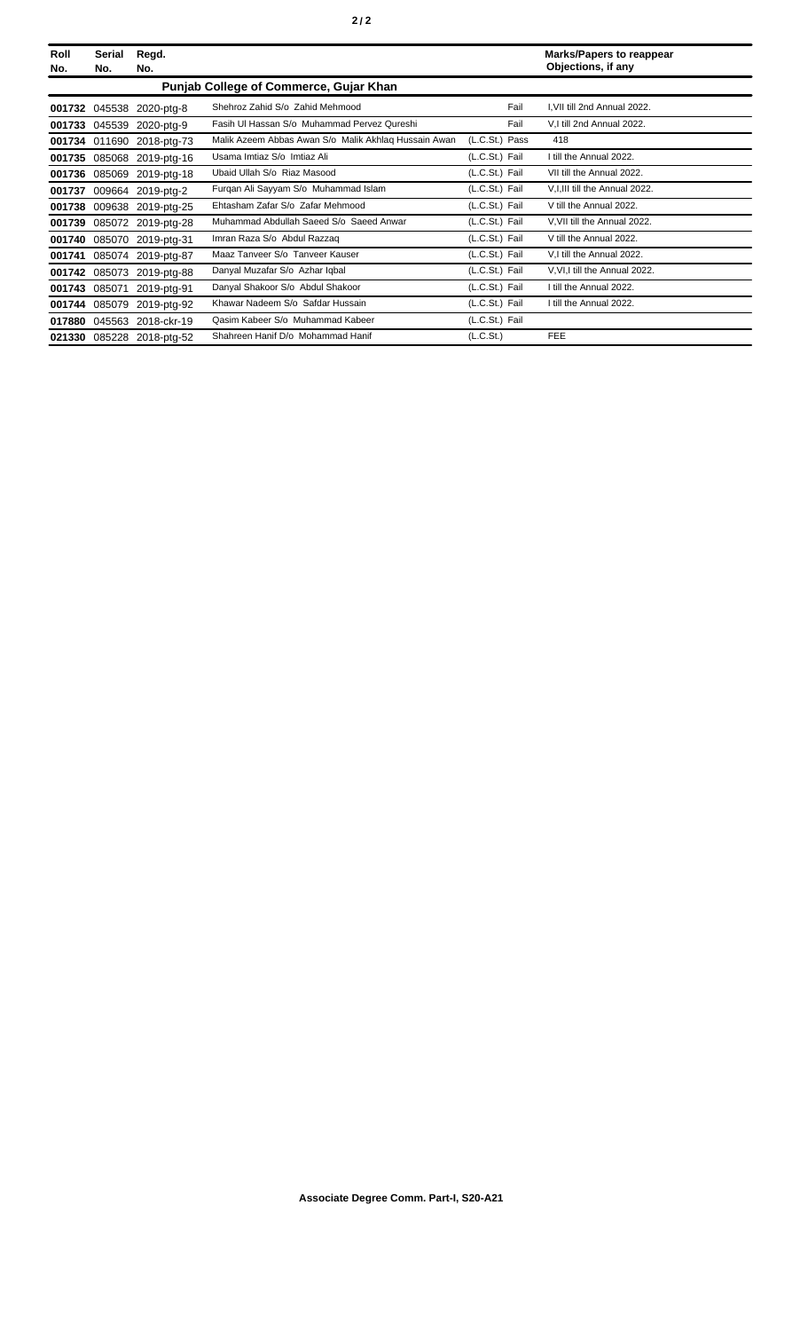| Roll No. | Serial No. | Regd. No. | | | Marks/Papers to reappear Objections, if any |
|---|---|---|---|---|---|
| | | | **Punjab College of Commerce, Gujar Khan** | | |
| **001732** | 045538 | 2020-ptg-8 | Shehroz Zahid S/o Zahid Mehmood | Fail | I,VII till 2nd Annual 2022. |
| **001733** | 045539 | 2020-ptg-9 | Fasih Ul Hassan S/o Muhammad Pervez Qureshi | Fail | V,I till 2nd Annual 2022. |
| **001734** | 011690 | 2018-ptg-73 | Malik Azeem Abbas Awan S/o Malik Akhlaq Hussain Awan | (L.C.St.) Pass | 418 |
| **001735** | 085068 | 2019-ptg-16 | Usama Imtiaz S/o Imtiaz Ali | (L.C.St.) Fail | I till the Annual 2022. |
| **001736** | 085069 | 2019-ptg-18 | Ubaid Ullah S/o Riaz Masood | (L.C.St.) Fail | VII till the Annual 2022. |
| **001737** | 009664 | 2019-ptg-2 | Furqan Ali Sayyam S/o Muhammad Islam | (L.C.St.) Fail | V,I,III till the Annual 2022. |
| **001738** | 009638 | 2019-ptg-25 | Ehtasham Zafar S/o Zafar Mehmood | (L.C.St.) Fail | V till the Annual 2022. |
| **001739** | 085072 | 2019-ptg-28 | Muhammad Abdullah Saeed S/o Saeed Anwar | (L.C.St.) Fail | V,VII till the Annual 2022. |
| **001740** | 085070 | 2019-ptg-31 | Imran Raza S/o Abdul Razzaq | (L.C.St.) Fail | V till the Annual 2022. |
| **001741** | 085074 | 2019-ptg-87 | Maaz Tanveer S/o Tanveer Kauser | (L.C.St.) Fail | V,I till the Annual 2022. |
| **001742** | 085073 | 2019-ptg-88 | Danyal Muzafar S/o Azhar Iqbal | (L.C.St.) Fail | V,VI,I till the Annual 2022. |
| **001743** | 085071 | 2019-ptg-91 | Danyal Shakoor S/o Abdul Shakoor | (L.C.St.) Fail | I till the Annual 2022. |
| **001744** | 085079 | 2019-ptg-92 | Khawar Nadeem S/o Safdar Hussain | (L.C.St.) Fail | I till the Annual 2022. |
| **017880** | 045563 | 2018-ckr-19 | Qasim Kabeer S/o Muhammad Kabeer | (L.C.St.) Fail | |
| **021330** | 085228 | 2018-ptg-52 | Shahreen Hanif D/o Mohammad Hanif | (L.C.St.) | FEE |

**Associate Degree Comm. Part-I, S20-A21**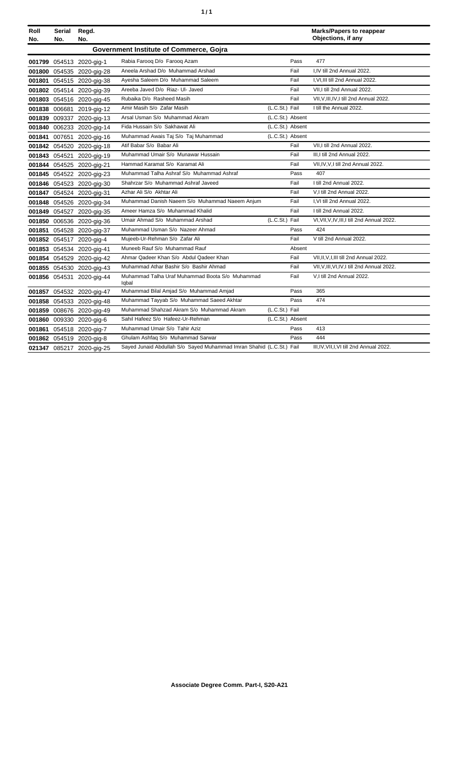| Roll No. | Serial No. | Regd. No. | | | Marks/Papers to reappear Objections, if any |
|---|---|---|---|---|---|
| **Government Institute of Commerce, Gojra** | | | | | |
| **001799** | 054513 | 2020-gig-1 | Rabia Farooq D/o Farooq Azam | Pass | 477 |
| **001800** | 054535 | 2020-gig-28 | Aneela Arshad D/o Muhammad Arshad | Fail | I,IV till 2nd Annual 2022. |
| **001801** | 054515 | 2020-gig-38 | Ayesha Saleem D/o Muhammad Saleem | Fail | I,VI,III till 2nd Annual 2022. |
| **001802** | 054514 | 2020-gig-39 | Areeba Javed D/o Riaz- Ul- Javed | Fail | VII,I till 2nd Annual 2022. |
| **001803** | 054516 | 2020-gig-45 | Rubaika D/o Rasheed Masih | Fail | VII,V,III,IV,I till 2nd Annual 2022. |
| **001838** | 006681 | 2019-gig-12 | Amir Masih S/o Zafar Masih | (L.C.St.) Fail | I till the Annual 2022. |
| **001839** | 009337 | 2020-gig-13 | Arsal Usman S/o Muhammad Akram | (L.C.St.) Absent | |
| **001840** | 006233 | 2020-gig-14 | Fida Hussain S/o Sakhawat Ali | (L.C.St.) Absent | |
| **001841** | 007651 | 2020-gig-16 | Muhammad Awais Taj S/o Taj Muhammad | (L.C.St.) Absent | |
| **001842** | 054520 | 2020-gig-18 | Atif Babar S/o Babar Ali | Fail | VII,I till 2nd Annual 2022. |
| **001843** | 054521 | 2020-gig-19 | Muhammad Umair S/o Munawar Hussain | Fail | III,I till 2nd Annual 2022. |
| **001844** | 054525 | 2020-gig-21 | Hammad Karamat S/o Karamat Ali | Fail | VII,IV,V,I till 2nd Annual 2022. |
| **001845** | 054522 | 2020-gig-23 | Muhammad Talha Ashraf S/o Muhammad Ashraf | Pass | 407 |
| **001846** | 054523 | 2020-gig-30 | Shahrzar S/o Muhammad Ashraf Javeed | Fail | I till 2nd Annual 2022. |
| **001847** | 054524 | 2020-gig-31 | Azhar Ali S/o Akhtar Ali | Fail | V,I till 2nd Annual 2022. |
| **001848** | 054526 | 2020-gig-34 | Muhammad Danish Naeem S/o Muhammad Naeem Anjum | Fail | I,VI till 2nd Annual 2022. |
| **001849** | 054527 | 2020-gig-35 | Ameer Hamza S/o Muhammad Khalid | Fail | I till 2nd Annual 2022. |
| **001850** | 006536 | 2020-gig-36 | Umair Ahmad S/o Muhammad Arshad | (L.C.St.) Fail | VI,VII,V,IV,III,I till 2nd Annual 2022. |
| **001851** | 054528 | 2020-gig-37 | Muhammad Usman S/o Nazeer Ahmad | Pass | 424 |
| **001852** | 054517 | 2020-gig-4 | Mujeeb-Ur-Rehman S/o Zafar Ali | Fail | V till 2nd Annual 2022. |
| **001853** | 054534 | 2020-gig-41 | Muneeb Rauf S/o Muhammad Rauf | Absent | |
| **001854** | 054529 | 2020-gig-42 | Ahmar Qadeer Khan S/o Abdul Qadeer Khan | Fail | VII,II,V,I,III till 2nd Annual 2022. |
| **001855** | 054530 | 2020-gig-43 | Muhammad Athar Bashir S/o Bashir Ahmad | Fail | VII,V,III,VI,IV,I till 2nd Annual 2022. |
| **001856** | 054531 | 2020-gig-44 | Muhammad Talha Uraf Muhammad Boota S/o Muhammad Iqbal | Fail | V,I till 2nd Annual 2022. |
| **001857** | 054532 | 2020-gig-47 | Muhammad Bilal Amjad S/o Muhammad Amjad | Pass | 365 |
| **001858** | 054533 | 2020-gig-48 | Muhammad Tayyab S/o Muhammad Saeed Akhtar | Pass | 474 |
| **001859** | 008676 | 2020-gig-49 | Muhammad Shahzad Akram S/o Muhammad Akram | (L.C.St.) Fail | |
| **001860** | 009330 | 2020-gig-6 | Sahil Hafeez S/o Hafeez-Ur-Rehman | (L.C.St.) Absent | |
| **001861** | 054518 | 2020-gig-7 | Muhammad Umair S/o Tahir Aziz | Pass | 413 |
| **001862** | 054519 | 2020-gig-8 | Ghulam Ashfaq S/o Muhammad Sarwar | Pass | 444 |
| **021347** | 085217 | 2020-gig-25 | Sayed Junaid Abdullah S/o Sayed Muhammad Imran Shahid | (L.C.St.) Fail | III,IV,VII,I,VI till 2nd Annual 2022. |

**Associate Degree Comm. Part-I, S20-A21**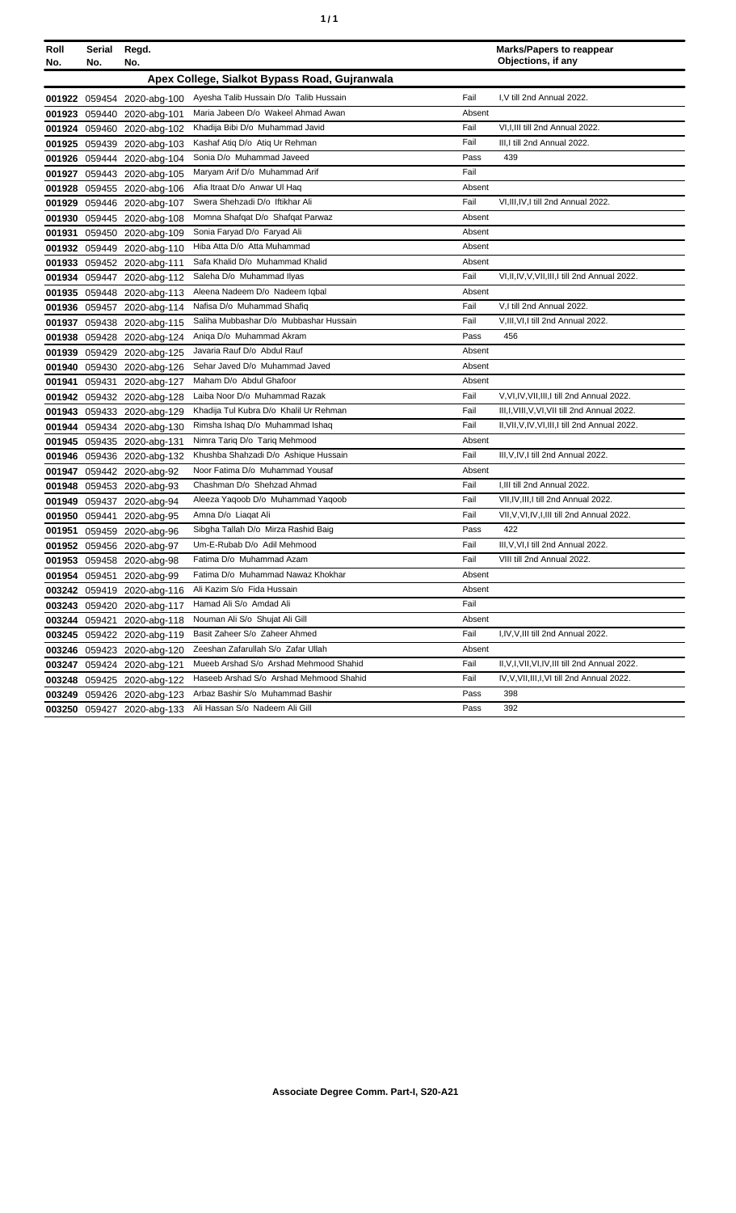| Roll No. | Serial No. | Regd. No. | | | Marks/Papers to reappear Objections, if any |
|---|---|---|---|---|---|
| **Apex College, Sialkot Bypass Road, Gujranwala** | | | | | |
| **001922** | 059454 | 2020-abg-100 | Ayesha Talib Hussain D/o Talib Hussain | Fail | I,V till 2nd Annual 2022. |
| **001923** | 059440 | 2020-abg-101 | Maria Jabeen D/o Wakeel Ahmad Awan | Absent | |
| **001924** | 059460 | 2020-abg-102 | Khadija Bibi D/o Muhammad Javid | Fail | VI,I,III till 2nd Annual 2022. |
| **001925** | 059439 | 2020-abg-103 | Kashaf Atiq D/o Atiq Ur Rehman | Fail | III,I till 2nd Annual 2022. |
| **001926** | 059444 | 2020-abg-104 | Sonia D/o Muhammad Javeed | Pass | 439 |
| **001927** | 059443 | 2020-abg-105 | Maryam Arif D/o Muhammad Arif | Fail | |
| **001928** | 059455 | 2020-abg-106 | Afia Itraat D/o Anwar Ul Haq | Absent | |
| **001929** | 059446 | 2020-abg-107 | Swera Shehzadi D/o Iftikhar Ali | Fail | VI,III,IV,I till 2nd Annual 2022. |
| **001930** | 059445 | 2020-abg-108 | Momna Shafqat D/o Shafqat Parwaz | Absent | |
| **001931** | 059450 | 2020-abg-109 | Sonia Faryad D/o Faryad Ali | Absent | |
| **001932** | 059449 | 2020-abg-110 | Hiba Atta D/o Atta Muhammad | Absent | |
| **001933** | 059452 | 2020-abg-111 | Safa Khalid D/o Muhammad Khalid | Absent | |
| **001934** | 059447 | 2020-abg-112 | Saleha D/o Muhammad Ilyas | Fail | VI,II,IV,V,VII,III,I till 2nd Annual 2022. |
| **001935** | 059448 | 2020-abg-113 | Aleena Nadeem D/o Nadeem Iqbal | Absent | |
| **001936** | 059457 | 2020-abg-114 | Nafisa D/o Muhammad Shafiq | Fail | V,I till 2nd Annual 2022. |
| **001937** | 059438 | 2020-abg-115 | Saliha Mubbashar D/o Mubbashar Hussain | Fail | V,III,VI,I till 2nd Annual 2022. |
| **001938** | 059428 | 2020-abg-124 | Aniqa D/o Muhammad Akram | Pass | 456 |
| **001939** | 059429 | 2020-abg-125 | Javaria Rauf D/o Abdul Rauf | Absent | |
| **001940** | 059430 | 2020-abg-126 | Sehar Javed D/o Muhammad Javed | Absent | |
| **001941** | 059431 | 2020-abg-127 | Maham D/o Abdul Ghafoor | Absent | |
| **001942** | 059432 | 2020-abg-128 | Laiba Noor D/o Muhammad Razak | Fail | V,VI,IV,VII,III,I till 2nd Annual 2022. |
| **001943** | 059433 | 2020-abg-129 | Khadija Tul Kubra D/o Khalil Ur Rehman | Fail | III,I,VIII,V,VI,VII till 2nd Annual 2022. |
| **001944** | 059434 | 2020-abg-130 | Rimsha Ishaq D/o Muhammad Ishaq | Fail | II,VII,V,IV,VI,III,I till 2nd Annual 2022. |
| **001945** | 059435 | 2020-abg-131 | Nimra Tariq D/o Tariq Mehmood | Absent | |
| **001946** | 059436 | 2020-abg-132 | Khushba Shahzadi D/o Ashique Hussain | Fail | III,V,IV,I till 2nd Annual 2022. |
| **001947** | 059442 | 2020-abg-92 | Noor Fatima D/o Muhammad Yousaf | Absent | |
| **001948** | 059453 | 2020-abg-93 | Chashman D/o Shehzad Ahmad | Fail | I,III till 2nd Annual 2022. |
| **001949** | 059437 | 2020-abg-94 | Aleeza Yaqoob D/o Muhammad Yaqoob | Fail | VII,IV,III,I till 2nd Annual 2022. |
| **001950** | 059441 | 2020-abg-95 | Amna D/o Liaqat Ali | Fail | VII,V,VI,IV,I,III till 2nd Annual 2022. |
| **001951** | 059459 | 2020-abg-96 | Sibgha Tallah D/o Mirza Rashid Baig | Pass | 422 |
| **001952** | 059456 | 2020-abg-97 | Um-E-Rubab D/o Adil Mehmood | Fail | III,V,VI,I till 2nd Annual 2022. |
| **001953** | 059458 | 2020-abg-98 | Fatima D/o Muhammad Azam | Fail | VIII till 2nd Annual 2022. |
| **001954** | 059451 | 2020-abg-99 | Fatima D/o Muhammad Nawaz Khokhar | Absent | |
| **003242** | 059419 | 2020-abg-116 | Ali Kazim S/o Fida Hussain | Absent | |
| **003243** | 059420 | 2020-abg-117 | Hamad Ali S/o Amdad Ali | Fail | |
| **003244** | 059421 | 2020-abg-118 | Nouman Ali S/o Shujat Ali Gill | Absent | |
| **003245** | 059422 | 2020-abg-119 | Basit Zaheer S/o Zaheer Ahmed | Fail | I,IV,V,III till 2nd Annual 2022. |
| **003246** | 059423 | 2020-abg-120 | Zeeshan Zafarullah S/o Zafar Ullah | Absent | |
| **003247** | 059424 | 2020-abg-121 | Mueeb Arshad S/o Arshad Mehmood Shahid | Fail | II,V,I,VII,VI,IV,III till 2nd Annual 2022. |
| **003248** | 059425 | 2020-abg-122 | Haseeb Arshad S/o Arshad Mehmood Shahid | Fail | IV,V,VII,III,I,VI till 2nd Annual 2022. |
| **003249** | 059426 | 2020-abg-123 | Arbaz Bashir S/o Muhammad Bashir | Pass | 398 |
| **003250** | 059427 | 2020-abg-133 | Ali Hassan S/o Nadeem Ali Gill | Pass | 392 |

**Associate Degree Comm. Part-I, S20-A21**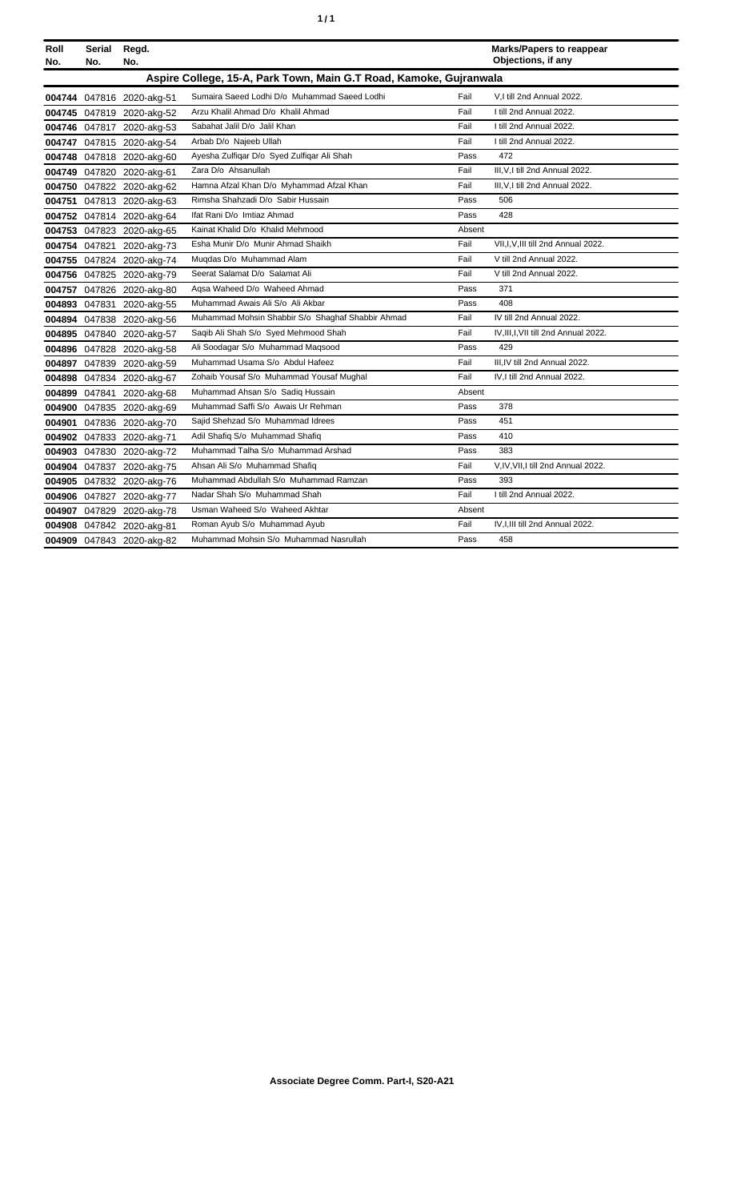| Roll No. | Serial No. | Regd. No. | | | Marks/Papers to reappear Objections, if any |
|---|---|---|---|---|---|
| **Aspire College, 15-A, Park Town, Main G.T Road, Kamoke, Gujranwala** | | | | | |
| **004744** | 047816 | 2020-akg-51 | Sumaira Saeed Lodhi D/o Muhammad Saeed Lodhi | Fail | V,I till 2nd Annual 2022. |
| **004745** | 047819 | 2020-akg-52 | Arzu Khalil Ahmad D/o Khalil Ahmad | Fail | I till 2nd Annual 2022. |
| **004746** | 047817 | 2020-akg-53 | Sabahat Jalil D/o Jalil Khan | Fail | I till 2nd Annual 2022. |
| **004747** | 047815 | 2020-akg-54 | Arbab D/o Najeeb Ullah | Fail | I till 2nd Annual 2022. |
| **004748** | 047818 | 2020-akg-60 | Ayesha Zulfiqar D/o Syed Zulfiqar Ali Shah | Pass | 472 |
| **004749** | 047820 | 2020-akg-61 | Zara D/o Ahsanullah | Fail | III,V,I till 2nd Annual 2022. |
| **004750** | 047822 | 2020-akg-62 | Hamna Afzal Khan D/o Myhammad Afzal Khan | Fail | III,V,I till 2nd Annual 2022. |
| **004751** | 047813 | 2020-akg-63 | Rimsha Shahzadi D/o Sabir Hussain | Pass | 506 |
| **004752** | 047814 | 2020-akg-64 | Ifat Rani D/o Imtiaz Ahmad | Pass | 428 |
| **004753** | 047823 | 2020-akg-65 | Kainat Khalid D/o Khalid Mehmood | Absent | |
| **004754** | 047821 | 2020-akg-73 | Esha Munir D/o Munir Ahmad Shaikh | Fail | VII,I,V,III till 2nd Annual 2022. |
| **004755** | 047824 | 2020-akg-74 | Muqdas D/o Muhammad Alam | Fail | V till 2nd Annual 2022. |
| **004756** | 047825 | 2020-akg-79 | Seerat Salamat D/o Salamat Ali | Fail | V till 2nd Annual 2022. |
| **004757** | 047826 | 2020-akg-80 | Aqsa Waheed D/o Waheed Ahmad | Pass | 371 |
| **004893** | 047831 | 2020-akg-55 | Muhammad Awais Ali S/o Ali Akbar | Pass | 408 |
| **004894** | 047838 | 2020-akg-56 | Muhammad Mohsin Shabbir S/o Shaghaf Shabbir Ahmad | Fail | IV till 2nd Annual 2022. |
| **004895** | 047840 | 2020-akg-57 | Saqib Ali Shah S/o Syed Mehmood Shah | Fail | IV,III,I,VII till 2nd Annual 2022. |
| **004896** | 047828 | 2020-akg-58 | Ali Soodagar S/o Muhammad Maqsood | Pass | 429 |
| **004897** | 047839 | 2020-akg-59 | Muhammad Usama S/o Abdul Hafeez | Fail | III,IV till 2nd Annual 2022. |
| **004898** | 047834 | 2020-akg-67 | Zohaib Yousaf S/o Muhammad Yousaf Mughal | Fail | IV,I till 2nd Annual 2022. |
| **004899** | 047841 | 2020-akg-68 | Muhammad Ahsan S/o Sadiq Hussain | Absent | |
| **004900** | 047835 | 2020-akg-69 | Muhammad Saffi S/o Awais Ur Rehman | Pass | 378 |
| **004901** | 047836 | 2020-akg-70 | Sajid Shehzad S/o Muhammad Idrees | Pass | 451 |
| **004902** | 047833 | 2020-akg-71 | Adil Shafiq S/o Muhammad Shafiq | Pass | 410 |
| **004903** | 047830 | 2020-akg-72 | Muhammad Talha S/o Muhammad Arshad | Pass | 383 |
| **004904** | 047837 | 2020-akg-75 | Ahsan Ali S/o Muhammad Shafiq | Fail | V,IV,VII,I till 2nd Annual 2022. |
| **004905** | 047832 | 2020-akg-76 | Muhammad Abdullah S/o Muhammad Ramzan | Pass | 393 |
| **004906** | 047827 | 2020-akg-77 | Nadar Shah S/o Muhammad Shah | Fail | I till 2nd Annual 2022. |
| **004907** | 047829 | 2020-akg-78 | Usman Waheed S/o Waheed Akhtar | Absent | |
| **004908** | 047842 | 2020-akg-81 | Roman Ayub S/o Muhammad Ayub | Fail | IV,I,III till 2nd Annual 2022. |
| **004909** | 047843 | 2020-akg-82 | Muhammad Mohsin S/o Muhammad Nasrullah | Pass | 458 |

**Associate Degree Comm. Part-I, S20-A21**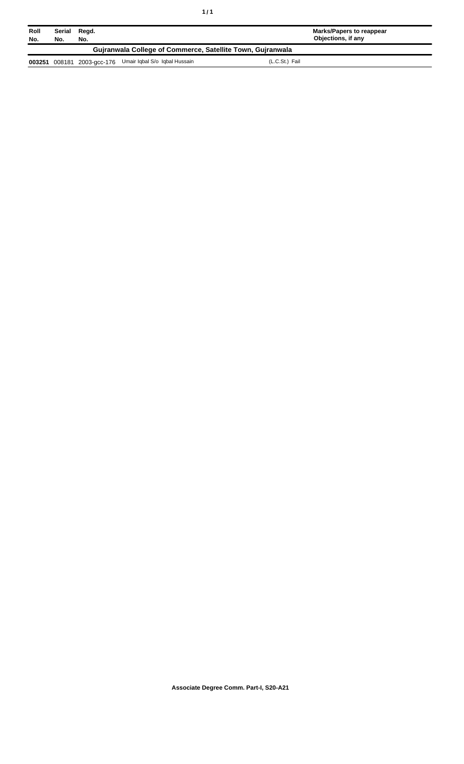| Roll No. | Serial No. | Regd. No. | | Marks/Papers to reappear Objections, if any |
|---|---|---|---|---|
| **Gujranwala College of Commerce, Satellite Town, Gujranwala** | | | | |
| **003251** | 008181 | 2003-gcc-176 | Umair Iqbal S/o Iqbal Hussain | (L.C.St.) Fail |

**Associate Degree Comm. Part-I, S20-A21**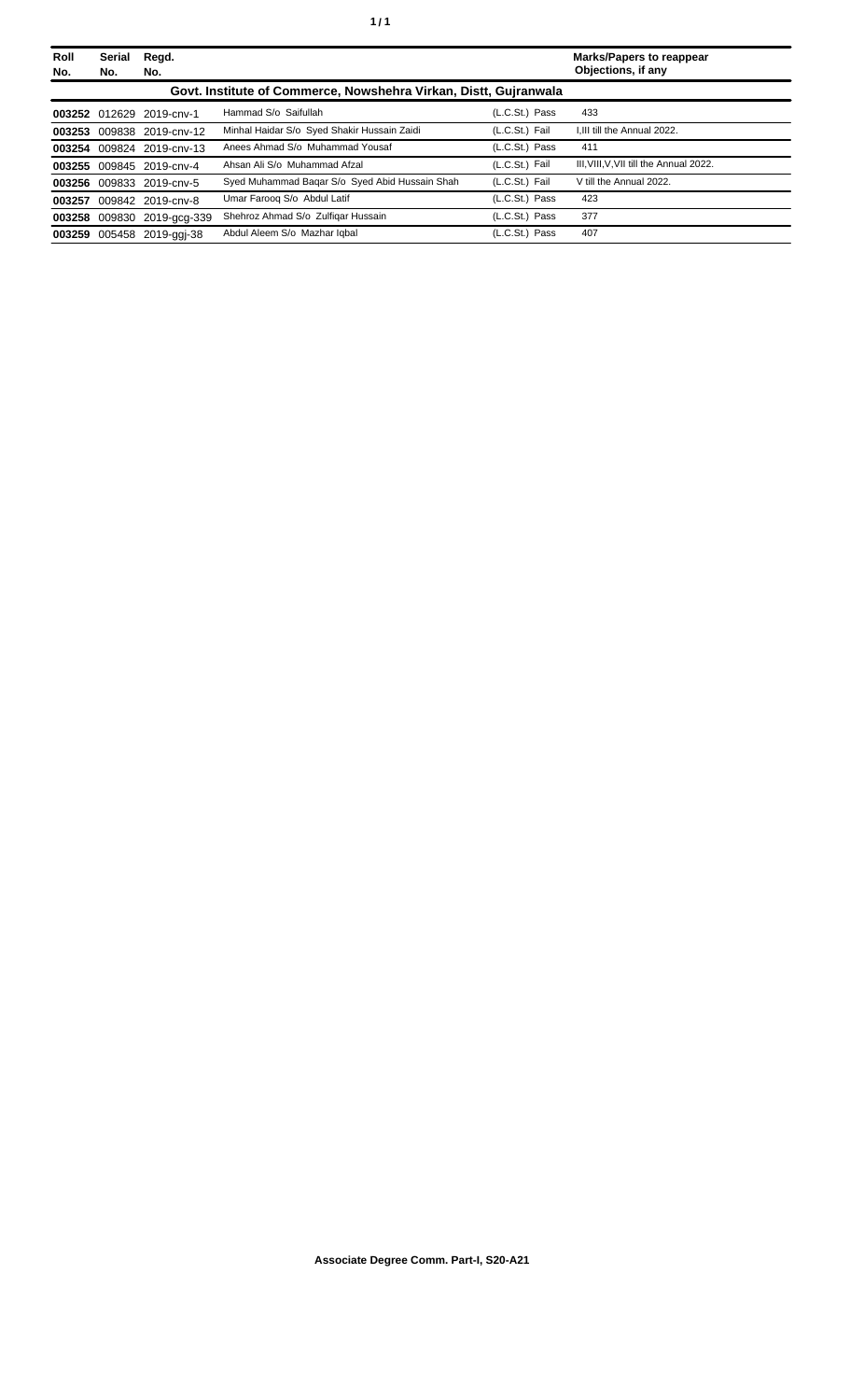| Roll No. | Serial No. | Regd. No. | | | Marks/Papers to reappear Objections, if any |
|---|---|---|---|---|---|
| **Govt. Institute of Commerce, Nowshehra Virkan, Distt, Gujranwala** | | | | | |
| **003252** | 012629 | 2019-cnv-1 | Hammad S/o Saifullah | (L.C.St.) Pass | 433 |
| **003253** | 009838 | 2019-cnv-12 | Minhal Haidar S/o Syed Shakir Hussain Zaidi | (L.C.St.) Fail | I,III till the Annual 2022. |
| **003254** | 009824 | 2019-cnv-13 | Anees Ahmad S/o Muhammad Yousaf | (L.C.St.) Pass | 411 |
| **003255** | 009845 | 2019-cnv-4 | Ahsan Ali S/o Muhammad Afzal | (L.C.St.) Fail | III,VIII,V,VII till the Annual 2022. |
| **003256** | 009833 | 2019-cnv-5 | Syed Muhammad Baqar S/o Syed Abid Hussain Shah | (L.C.St.) Fail | V till the Annual 2022. |
| **003257** | 009842 | 2019-cnv-8 | Umar Farooq S/o Abdul Latif | (L.C.St.) Pass | 423 |
| **003258** | 009830 | 2019-gcg-339 | Shehroz Ahmad S/o Zulfiqar Hussain | (L.C.St.) Pass | 377 |
| **003259** | 005458 | 2019-ggj-38 | Abdul Aleem S/o Mazhar Iqbal | (L.C.St.) Pass | 407 |

**Associate Degree Comm. Part-I, S20-A21**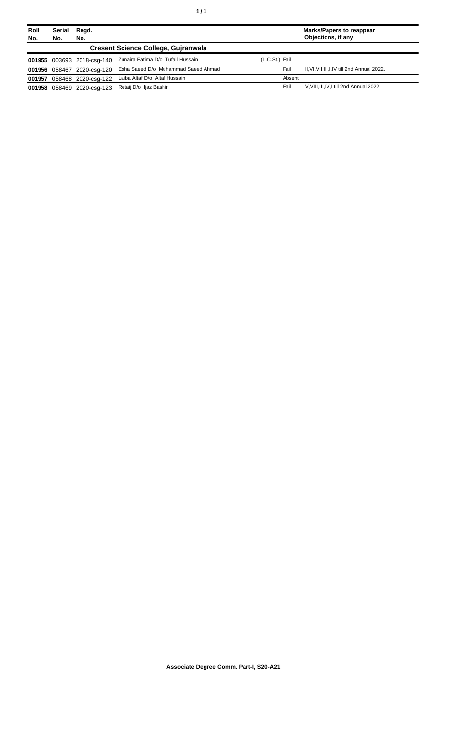| Roll No. | Serial No. | Regd. No. | | | Marks/Papers to reappear Objections, if any |
|---|---|---|---|---|---|
| | | | **Cresent Science College, Gujranwala** | | |
| **001955** | 003693 | 2018-csg-140 | Zunaira Fatima D/o Tufail Hussain | (L.C.St.) Fail | |
| **001956** | 058467 | 2020-csg-120 | Esha Saeed D/o Muhammad Saeed Ahmad | Fail | II,VI,VII,III,I,IV till 2nd Annual 2022. |
| **001957** | 058468 | 2020-csg-122 | Laiba Altaf D/o Altaf Hussain | Absent | |
| **001958** | 058469 | 2020-csg-123 | Retaij D/o Ijaz Bashir | Fail | V,VIII,III,IV,I till 2nd Annual 2022. |

**Associate Degree Comm. Part-I, S20-A21**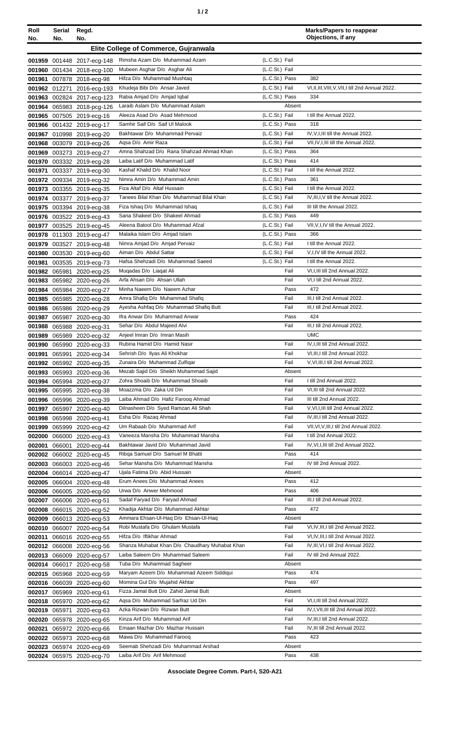| Roll No. | Serial No. | Regd. No. | | | Marks/Papers to reappear Objections, if any |
|---|---|---|---|---|---|
| **Elite College of Commerce, Gujranwala** | | | | | |
| 001959 | 001448 | 2017-ecg-148 | Rimsha Azam D/o Muhammad Azam | (L.C.St.) Fail | |
| 001960 | 001434 | 2018-ecg-100 | Mubeen Asghar D/o Asghar Ali | (L.C.St.) Fail | |
| 001961 | 007878 | 2018-ecg-98 | Hifza D/o Muhammad Mushtaq | (L.C.St.) Pass | 382 |
| 001962 | 012271 | 2016-ecg-193 | Khudeja Bibi D/o Ansar Javed | (L.C.St.) Fail | VI,II,III,VIII,V,VII,I till 2nd Annual 2022. |
| 001963 | 002824 | 2017-ecg-123 | Rabia Amjad D/o Amjad Iqbal | (L.C.St.) Pass | 334 |
| 001964 | 065983 | 2018-pcg-126 | Laraib Aslam D/o Muhammad Aslam | Absent | |
| 001965 | 007505 | 2019-ecg-16 | Aleeza Asad D/o Asad Mehmood | (L.C.St.) Fail | I till the Annual 2022. |
| 001966 | 001432 | 2019-ecg-17 | Samhir Saif D/o Saif Ul Malook | (L.C.St.) Pass | 318 |
| 001967 | 010998 | 2019-ecg-20 | Bakhtawar D/o Muhammad Pervaiz | (L.C.St.) Fail | IV,V,I,III till the Annual 2022. |
| 001968 | 003079 | 2019-ecg-26 | Aqsa D/o Amir Raza | (L.C.St.) Fail | VII,IV,I,III till the Annual 2022. |
| 001969 | 003273 | 2019-ecg-27 | Amna Shahzad D/o Rana Shahzad Ahmad Khan | (L.C.St.) Pass | 364 |
| 001970 | 003332 | 2019-ecg-28 | Laiba Latif D/o Muhammad Latif | (L.C.St.) Pass | 414 |
| 001971 | 003337 | 2019-ecg-30 | Kashaf Khalid D/o Khalid Noor | (L.C.St.) Fail | I till the Annual 2022. |
| 001972 | 009334 | 2019-ecg-32 | Nimra Amin D/o Muhammad Amin | (L.C.St.) Pass | 361 |
| 001973 | 003355 | 2019-ecg-35 | Fiza Altaf D/o Altaf Hussain | (L.C.St.) Fail | I till the Annual 2022. |
| 001974 | 003377 | 2019-ecg-37 | Tanees Bilal Khan D/o Muhammad Bilal Khan | (L.C.St.) Fail | IV,III,I,V till the Annual 2022. |
| 001975 | 003394 | 2019-ecg-38 | Fiza Ishaq D/o Muhammad Ishaq | (L.C.St.) Fail | III till the Annual 2022. |
| 001976 | 003522 | 2019-ecg-43 | Sana Shakeel D/o Shakeel Ahmad | (L.C.St.) Pass | 449 |
| 001977 | 003525 | 2019-ecg-45 | Aleena Batool D/o Muhammad Afzal | (L.C.St.) Fail | VII,V,I,IV till the Annual 2022. |
| 001978 | 011303 | 2019-ecg-47 | Malaika Islam D/o Amjad Islam | (L.C.St.) Pass | 366 |
| 001979 | 003527 | 2019-ecg-48 | Nimra Amjad D/o Amjad Pervaiz | (L.C.St.) Fail | I till the Annual 2022. |
| 001980 | 003530 | 2019-ecg-60 | Aiman D/o Abdul Sattar | (L.C.St.) Fail | V,I,IV till the Annual 2022. |
| 001981 | 003535 | 2019-ecg-73 | Hafsa Shehzadi D/o Muhammad Saeed | (L.C.St.) Fail | I till the Annual 2022. |
| 001982 | 065981 | 2020-ecg-25 | Muqadas D/o Liaqat Ali | Fail | VI,I,III till 2nd Annual 2022. |
| 001983 | 065982 | 2020-ecg-26 | Arfa Ahsan D/o Ahsan Ullah | Fail | VI,I till 2nd Annual 2022. |
| 001984 | 065984 | 2020-ecg-27 | Minha Naeem D/o Naeem Azhar | Pass | 472 |
| 001985 | 065985 | 2020-ecg-28 | Amra Shafiq D/o Muhammad Shafiq | Fail | III,I till 2nd Annual 2022. |
| 001986 | 065986 | 2020-ecg-29 | Ayesha Ashfaq D/o Muhammad Shafiq Butt | Fail | III,I till 2nd Annual 2022. |
| 001987 | 065987 | 2020-ecg-30 | Ifra Anwar D/o Muhammad Anwar | Pass | 424 |
| 001988 | 065988 | 2020-ecg-31 | Sehar D/o Abdul Majeed Alvi | Fail | III,I till 2nd Annual 2022. |
| 001989 | 065989 | 2020-ecg-32 | Anjeel Imran D/o Imran Masih | | UMC |
| 001990 | 065990 | 2020-ecg-33 | Rubina Hamid D/o Hamid Nasir | Fail | IV,I,III till 2nd Annual 2022. |
| 001991 | 065991 | 2020-ecg-34 | Sehrish D/o Ilyas Ali Khokhar | Fail | VI,III,I till 2nd Annual 2022. |
| 001992 | 065992 | 2020-ecg-35 | Zunaira D/o Muhammad Zulfiqar | Fail | V,VI,III,I till 2nd Annual 2022. |
| 001993 | 065993 | 2020-ecg-36 | Mezab Sajid D/o Sheikh Muhammad Sajid | Absent | |
| 001994 | 065994 | 2020-ecg-37 | Zohra Shoaib D/o Muhammad Shoaib | Fail | I till 2nd Annual 2022. |
| 001995 | 065995 | 2020-ecg-38 | Moazzma D/o Zaka Ud Din | Fail | VI,III till 2nd Annual 2022. |
| 001996 | 065996 | 2020-ecg-39 | Laiba Ahmad D/o Hafiz Farooq Ahmad | Fail | III till 2nd Annual 2022. |
| 001997 | 065997 | 2020-ecg-40 | Dilnasheen D/o Syed Ramzan Ali Shah | Fail | V,VI,I,III till 2nd Annual 2022. |
| 001998 | 065998 | 2020-ecg-41 | Esha D/o Razaq Ahmad | Fail | IV,III,I till 2nd Annual 2022. |
| 001999 | 065999 | 2020-ecg-42 | Um Rabaab D/o Muhammad Arif | Fail | VII,VI,V,III,I till 2nd Annual 2022. |
| 002000 | 066000 | 2020-ecg-43 | Vaneeza Mansha D/o Muhammad Mansha | Fail | I till 2nd Annual 2022. |
| 002001 | 066001 | 2020-ecg-44 | Bakhtawar Javid D/o Muhammad Javid | Fail | IV,VI,I,III till 2nd Annual 2022. |
| 002002 | 066002 | 2020-ecg-45 | Ribqa Samuel D/o Samuel M Bhatti | Pass | 414 |
| 002003 | 066003 | 2020-ecg-46 | Sehar Mansha D/o Muhammad Mansha | Fail | IV till 2nd Annual 2022. |
| 002004 | 066014 | 2020-ecg-47 | Ujala Fatima D/o Abid Hussain | Absent | |
| 002005 | 066004 | 2020-ecg-48 | Erum Anees D/o Muhammad Anees | Pass | 412 |
| 002006 | 066005 | 2020-ecg-50 | Urwa D/o Anwer Mehmood | Pass | 406 |
| 002007 | 066006 | 2020-ecg-51 | Sadaf Faryad D/o Faryad Ahmad | Fail | III,I till 2nd Annual 2022. |
| 002008 | 066015 | 2020-ecg-52 | Khadija Akhtar D/o Muhammad Akhtar | Pass | 472 |
| 002009 | 066013 | 2020-ecg-53 | Ammara Ehsan-Ul-Haq D/o Ehsan-Ul-Haq | Absent | |
| 002010 | 066007 | 2020-ecg-54 | Robi Mustafa D/o Ghulam Mustafa | Fail | VI,IV,III,I till 2nd Annual 2022. |
| 002011 | 066016 | 2020-ecg-55 | Hifza D/o Iftikhar Ahmad | Fail | VI,IV,III,I till 2nd Annual 2022. |
| 002012 | 066008 | 2020-ecg-56 | Shanza Muhabat Khan D/o Chaudhary Muhabat Khan | Fail | IV,III,VI,I till 2nd Annual 2022. |
| 002013 | 066009 | 2020-ecg-57 | Laiba Saleem D/o Muhammad Saleem | Fail | IV till 2nd Annual 2022. |
| 002014 | 066017 | 2020-ecg-58 | Tuba D/o Muhammad Sagheer | Absent | |
| 002015 | 065968 | 2020-ecg-59 | Maryam Azeem D/o Muhammad Azeem Siddiqui | Pass | 474 |
| 002016 | 066039 | 2020-ecg-60 | Momina Gul D/o Mujahid Akhtar | Pass | 497 |
| 002017 | 065969 | 2020-ecg-61 | Fizza Jamal Butt D/o Zahid Jamal Butt | Absent | |
| 002018 | 065970 | 2020-ecg-62 | Aqsa D/o Muhammad Sarfraz Ud Din | Fail | VI,I,III till 2nd Annual 2022. |
| 002019 | 065971 | 2020-ecg-63 | Azka Rizwan D/o Rizwan Butt | Fail | IV,I,VII,III till 2nd Annual 2022. |
| 002020 | 065978 | 2020-ecg-65 | Kinza Arif D/o Muhammad Arif | Fail | IV,III,I till 2nd Annual 2022. |
| 002021 | 065972 | 2020-ecg-66 | Emaan Mazhar D/o Mazhar Hussain | Fail | IV,III till 2nd Annual 2022. |
| 002022 | 065973 | 2020-ecg-68 | Mawa D/o Muhammad Farooq | Pass | 423 |
| 002023 | 065974 | 2020-ecg-69 | Seemab Shehzadi D/o Muhammad Arshad | Absent | |
| 002024 | 065975 | 2020-ecg-70 | Laiba Arif D/o Arif Mehmood | Pass | 438 |

**Associate Degree Comm. Part-I, S20-A21**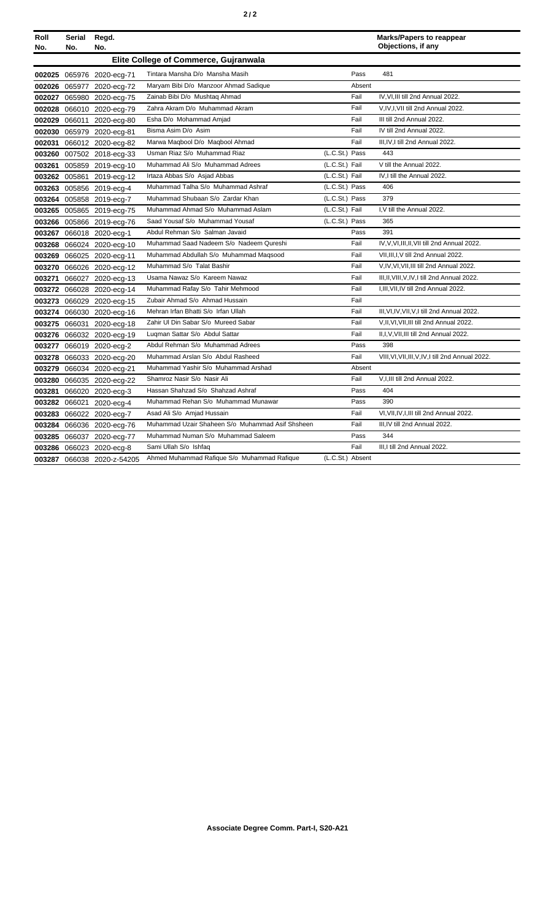| Roll No. | Serial No. | Regd. No. | | | Marks/Papers to reappear Objections, if any |
|---|---|---|---|---|---|
| **Elite College of Commerce, Gujranwala** | | | | | |
| **002025** | 065976 | 2020-ecg-71 | Tintara Mansha D/o Mansha Masih | Pass | 481 |
| **002026** | 065977 | 2020-ecg-72 | Maryam Bibi D/o Manzoor Ahmad Sadique | Absent | |
| **002027** | 065980 | 2020-ecg-75 | Zainab Bibi D/o Mushtaq Ahmad | Fail | IV,VI,III till 2nd Annual 2022. |
| **002028** | 066010 | 2020-ecg-79 | Zahra Akram D/o Muhammad Akram | Fail | V,IV,I,VII till 2nd Annual 2022. |
| **002029** | 066011 | 2020-ecg-80 | Esha D/o Mohammad Amjad | Fail | III till 2nd Annual 2022. |
| **002030** | 065979 | 2020-ecg-81 | Bisma Asim D/o Asim | Fail | IV till 2nd Annual 2022. |
| **002031** | 066012 | 2020-ecg-82 | Marwa Maqbool D/o Maqbool Ahmad | Fail | III,IV,I till 2nd Annual 2022. |
| **003260** | 007502 | 2018-ecg-33 | Usman Riaz S/o Muhammad Riaz | (L.C.St.) Pass | 443 |
| **003261** | 005859 | 2019-ecg-10 | Muhammad Ali S/o Muhammad Adrees | (L.C.St.) Fail | V till the Annual 2022. |
| **003262** | 005861 | 2019-ecg-12 | Irtaza Abbas S/o Asjad Abbas | (L.C.St.) Fail | IV,I till the Annual 2022. |
| **003263** | 005856 | 2019-ecg-4 | Muhammad Talha S/o Muhammad Ashraf | (L.C.St.) Pass | 406 |
| **003264** | 005858 | 2019-ecg-7 | Muhammad Shubaan S/o Zardar Khan | (L.C.St.) Pass | 379 |
| **003265** | 005865 | 2019-ecg-75 | Muhammad Ahmad S/o Muhammad Aslam | (L.C.St.) Fail | I,V till the Annual 2022. |
| **003266** | 005866 | 2019-ecg-76 | Saad Yousaf S/o Muhammad Yousaf | (L.C.St.) Pass | 365 |
| **003267** | 066018 | 2020-ecg-1 | Abdul Rehman S/o Salman Javaid | Pass | 391 |
| **003268** | 066024 | 2020-ecg-10 | Muhammad Saad Nadeem S/o Nadeem Qureshi | Fail | IV,V,VI,III,II,VII till 2nd Annual 2022. |
| **003269** | 066025 | 2020-ecg-11 | Muhammad Abdullah S/o Muhammad Maqsood | Fail | VII,III,I,V till 2nd Annual 2022. |
| **003270** | 066026 | 2020-ecg-12 | Muhammad S/o Talat Bashir | Fail | V,IV,VI,VII,III till 2nd Annual 2022. |
| **003271** | 066027 | 2020-ecg-13 | Usama Nawaz S/o Kareem Nawaz | Fail | III,II,VIII,V,IV,I till 2nd Annual 2022. |
| **003272** | 066028 | 2020-ecg-14 | Muhammad Rafay S/o Tahir Mehmood | Fail | I,III,VII,IV till 2nd Annual 2022. |
| **003273** | 066029 | 2020-ecg-15 | Zubair Ahmad S/o Ahmad Hussain | Fail | |
| **003274** | 066030 | 2020-ecg-16 | Mehran Irfan Bhatti S/o Irfan Ullah | Fail | III,VI,IV,VII,V,I till 2nd Annual 2022. |
| **003275** | 066031 | 2020-ecg-18 | Zahir Ul Din Sabar S/o Mureed Sabar | Fail | V,II,VI,VII,III till 2nd Annual 2022. |
| **003276** | 066032 | 2020-ecg-19 | Luqman Sattar S/o Abdul Sattar | Fail | II,I,V,VII,III till 2nd Annual 2022. |
| **003277** | 066019 | 2020-ecg-2 | Abdul Rehman S/o Muhammad Adrees | Pass | 398 |
| **003278** | 066033 | 2020-ecg-20 | Muhammad Arslan S/o Abdul Rasheed | Fail | VIII,VI,VII,III,V,IV,I till 2nd Annual 2022. |
| **003279** | 066034 | 2020-ecg-21 | Muhammad Yashir S/o Muhammad Arshad | Absent | |
| **003280** | 066035 | 2020-ecg-22 | Shamroz Nasir S/o Nasir Ali | Fail | V,I,III till 2nd Annual 2022. |
| **003281** | 066020 | 2020-ecg-3 | Hassan Shahzad S/o Shahzad Ashraf | Pass | 404 |
| **003282** | 066021 | 2020-ecg-4 | Muhammad Rehan S/o Muhammad Munawar | Pass | 390 |
| **003283** | 066022 | 2020-ecg-7 | Asad Ali S/o Amjad Hussain | Fail | VI,VII,IV,I,III till 2nd Annual 2022. |
| **003284** | 066036 | 2020-ecg-76 | Muhammad Uzair Shaheen S/o Muhammad Asif Shsheen | Fail | III,IV till 2nd Annual 2022. |
| **003285** | 066037 | 2020-ecg-77 | Muhammad Numan S/o Muhammad Saleem | Pass | 344 |
| **003286** | 066023 | 2020-ecg-8 | Sami Ullah S/o Ishfaq | Fail | III,I till 2nd Annual 2022. |
| **003287** | 066038 | 2020-z-54205 | Ahmed Muhammad Rafique S/o Muhammad Rafique | (L.C.St.) Absent | |

**Associate Degree Comm. Part-I, S20-A21**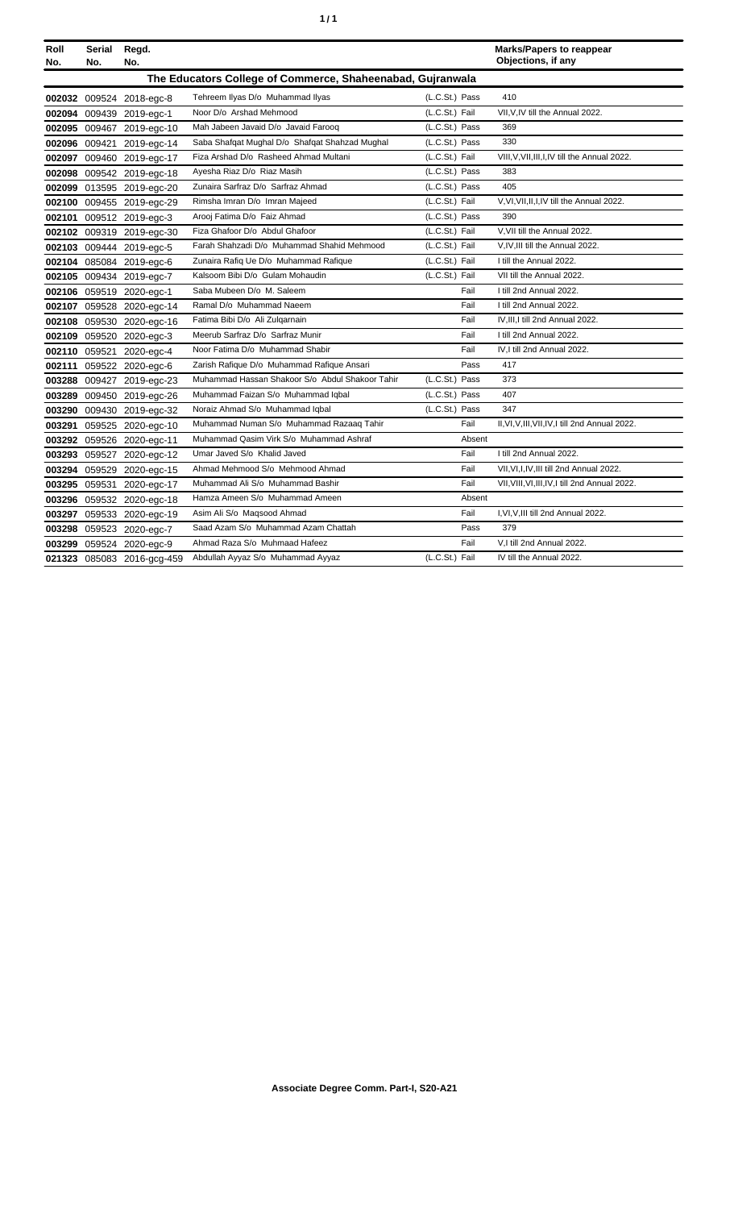| Roll No. | Serial No. | Regd. No. | | | Marks/Papers to reappear Objections, if any |
|---|---|---|---|---|---|
| **The Educators College of Commerce, Shaheenabad, Gujranwala** | | | | | |
| 002032 | 009524 | 2018-egc-8 | Tehreem Ilyas D/o Muhammad Ilyas | (L.C.St.) Pass | 410 |
| 002094 | 009439 | 2019-egc-1 | Noor D/o Arshad Mehmood | (L.C.St.) Fail | VII,V,IV till the Annual 2022. |
| 002095 | 009467 | 2019-egc-10 | Mah Jabeen Javaid D/o Javaid Farooq | (L.C.St.) Pass | 369 |
| 002096 | 009421 | 2019-egc-14 | Saba Shafqat Mughal D/o Shafqat Shahzad Mughal | (L.C.St.) Pass | 330 |
| 002097 | 009460 | 2019-egc-17 | Fiza Arshad D/o Rasheed Ahmad Multani | (L.C.St.) Fail | VIII,V,VII,III,I,IV till the Annual 2022. |
| 002098 | 009542 | 2019-egc-18 | Ayesha Riaz D/o Riaz Masih | (L.C.St.) Pass | 383 |
| 002099 | 013595 | 2019-egc-20 | Zunaira Sarfraz D/o Sarfraz Ahmad | (L.C.St.) Pass | 405 |
| 002100 | 009455 | 2019-egc-29 | Rimsha Imran D/o Imran Majeed | (L.C.St.) Fail | V,VI,VII,II,I,IV till the Annual 2022. |
| 002101 | 009512 | 2019-egc-3 | Arooj Fatima D/o Faiz Ahmad | (L.C.St.) Pass | 390 |
| 002102 | 009319 | 2019-egc-30 | Fiza Ghafoor D/o Abdul Ghafoor | (L.C.St.) Fail | V,VII till the Annual 2022. |
| 002103 | 009444 | 2019-egc-5 | Farah Shahzadi D/o Muhammad Shahid Mehmood | (L.C.St.) Fail | V,IV,III till the Annual 2022. |
| 002104 | 085084 | 2019-egc-6 | Zunaira Rafiq Ue D/o Muhammad Rafique | (L.C.St.) Fail | I till the Annual 2022. |
| 002105 | 009434 | 2019-egc-7 | Kalsoom Bibi D/o Gulam Mohaudin | (L.C.St.) Fail | VII till the Annual 2022. |
| 002106 | 059519 | 2020-egc-1 | Saba Mubeen D/o M. Saleem | Fail | I till 2nd Annual 2022. |
| 002107 | 059528 | 2020-egc-14 | Ramal D/o Muhammad Naeem | Fail | I till 2nd Annual 2022. |
| 002108 | 059530 | 2020-egc-16 | Fatima Bibi D/o Ali Zulqarnain | Fail | IV,III,I till 2nd Annual 2022. |
| 002109 | 059520 | 2020-egc-3 | Meerub Sarfraz D/o Sarfraz Munir | Fail | I till 2nd Annual 2022. |
| 002110 | 059521 | 2020-egc-4 | Noor Fatima D/o Muhammad Shabir | Fail | IV,I till 2nd Annual 2022. |
| 002111 | 059522 | 2020-egc-6 | Zarish Rafique D/o Muhammad Rafique Ansari | Pass | 417 |
| 003288 | 009427 | 2019-egc-23 | Muhammad Hassan Shakoor S/o Abdul Shakoor Tahir | (L.C.St.) Pass | 373 |
| 003289 | 009450 | 2019-egc-26 | Muhammad Faizan S/o Muhammad Iqbal | (L.C.St.) Pass | 407 |
| 003290 | 009430 | 2019-egc-32 | Noraiz Ahmad S/o Muhammad Iqbal | (L.C.St.) Pass | 347 |
| 003291 | 059525 | 2020-egc-10 | Muhammad Numan S/o Muhammad Razaaq Tahir | Fail | II,VI,V,III,VII,IV,I till 2nd Annual 2022. |
| 003292 | 059526 | 2020-egc-11 | Muhammad Qasim Virk S/o Muhammad Ashraf | Absent | |
| 003293 | 059527 | 2020-egc-12 | Umar Javed S/o Khalid Javed | Fail | I till 2nd Annual 2022. |
| 003294 | 059529 | 2020-egc-15 | Ahmad Mehmood S/o Mehmood Ahmad | Fail | VII,VI,I,IV,III till 2nd Annual 2022. |
| 003295 | 059531 | 2020-egc-17 | Muhammad Ali S/o Muhammad Bashir | Fail | VII,VIII,VI,III,IV,I till 2nd Annual 2022. |
| 003296 | 059532 | 2020-egc-18 | Hamza Ameen S/o Muhammad Ameen | Absent | |
| 003297 | 059533 | 2020-egc-19 | Asim Ali S/o Maqsood Ahmad | Fail | I,VI,V,III till 2nd Annual 2022. |
| 003298 | 059523 | 2020-egc-7 | Saad Azam S/o Muhammad Azam Chattah | Pass | 379 |
| 003299 | 059524 | 2020-egc-9 | Ahmad Raza S/o Muhmaad Hafeez | Fail | V,I till 2nd Annual 2022. |
| 021323 | 085083 | 2016-gcg-459 | Abdullah Ayyaz S/o Muhammad Ayyaz | (L.C.St.) Fail | IV till the Annual 2022. |

**Associate Degree Comm. Part-I, S20-A21**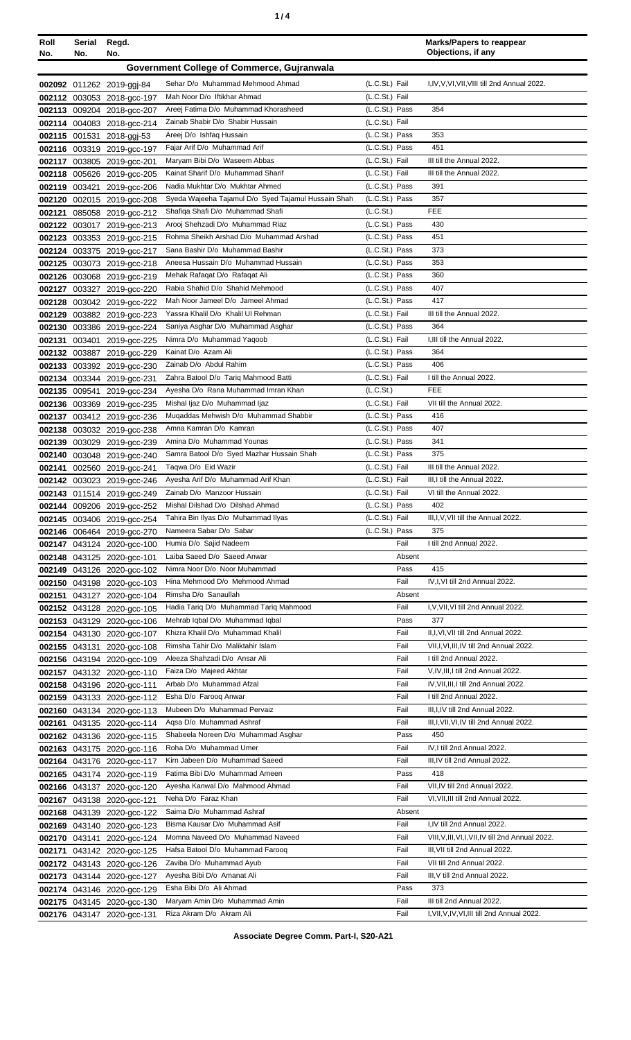| Roll No. | Serial No. | Regd. No. | | | Marks/Papers to reappear Objections, if any |
|---|---|---|---|---|---|
| **Government College of Commerce, Gujranwala** | | | | | |
| 002092 | 011262 | 2019-ggj-84 | Sehar D/o Muhammad Mehmood Ahmad | (L.C.St.) Fail | I,IV,V,VI,VII,VIII till 2nd Annual 2022. |
| 002112 | 003053 | 2018-gcc-197 | Mah Noor D/o Iftikhar Ahmad | (L.C.St.) Fail | |
| 002113 | 009204 | 2018-gcc-207 | Areej Fatima D/o Muhammad Khorasheed | (L.C.St.) Pass | 354 |
| 002114 | 004083 | 2018-gcc-214 | Zainab Shabir D/o Shabir Hussain | (L.C.St.) Fail | |
| 002115 | 001531 | 2018-ggj-53 | Areej D/o Ishfaq Hussain | (L.C.St.) Pass | 353 |
| 002116 | 003319 | 2019-gcc-197 | Fajar Arif D/o Muhammad Arif | (L.C.St.) Pass | 451 |
| 002117 | 003805 | 2019-gcc-201 | Maryam Bibi D/o Waseem Abbas | (L.C.St.) Fail | III till the Annual 2022. |
| 002118 | 005626 | 2019-gcc-205 | Kainat Sharif D/o Muhammad Sharif | (L.C.St.) Fail | III till the Annual 2022. |
| 002119 | 003421 | 2019-gcc-206 | Nadia Mukhtar D/o Mukhtar Ahmed | (L.C.St.) Pass | 391 |
| 002120 | 002015 | 2019-gcc-208 | Syeda Wajeeha Tajamul D/o Syed Tajamul Hussain Shah | (L.C.St.) Pass | 357 |
| 002121 | 085058 | 2019-gcc-212 | Shafiqa Shafi D/o Muhammad Shafi | (L.C.St.) | FEE |
| 002122 | 003017 | 2019-gcc-213 | Arooj Shehzadi D/o Muhammad Riaz | (L.C.St.) Pass | 430 |
| 002123 | 003353 | 2019-gcc-215 | Rohma Sheikh Arshad D/o Muhammad Arshad | (L.C.St.) Pass | 451 |
| 002124 | 003375 | 2019-gcc-217 | Sana Bashir D/o Muhammad Bashir | (L.C.St.) Pass | 373 |
| 002125 | 003073 | 2019-gcc-218 | Aneesa Hussain D/o Muhammad Hussain | (L.C.St.) Pass | 353 |
| 002126 | 003068 | 2019-gcc-219 | Mehak Rafaqat D/o Rafaqat Ali | (L.C.St.) Pass | 360 |
| 002127 | 003327 | 2019-gcc-220 | Rabia Shahid D/o Shahid Mehmood | (L.C.St.) Pass | 407 |
| 002128 | 003042 | 2019-gcc-222 | Mah Noor Jameel D/o Jameel Ahmad | (L.C.St.) Pass | 417 |
| 002129 | 003882 | 2019-gcc-223 | Yassra Khalil D/o Khalil Ul Rehman | (L.C.St.) Fail | III till the Annual 2022. |
| 002130 | 003386 | 2019-gcc-224 | Saniya Asghar D/o Muhammad Asghar | (L.C.St.) Pass | 364 |
| 002131 | 003401 | 2019-gcc-225 | Nimra D/o Muhammad Yaqoob | (L.C.St.) Fail | I,III till the Annual 2022. |
| 002132 | 003887 | 2019-gcc-229 | Kainat D/o Azam Ali | (L.C.St.) Pass | 364 |
| 002133 | 003392 | 2019-gcc-230 | Zainab D/o Abdul Rahim | (L.C.St.) Pass | 406 |
| 002134 | 003344 | 2019-gcc-231 | Zahra Batool D/o Tariq Mahmood Batti | (L.C.St.) Fail | I till the Annual 2022. |
| 002135 | 009541 | 2019-gcc-234 | Ayesha D/o Rana Muhammad Imran Khan | (L.C.St.) | FEE |
| 002136 | 003369 | 2019-gcc-235 | Mishal Ijaz D/o Muhammad Ijaz | (L.C.St.) Fail | VII till the Annual 2022. |
| 002137 | 003412 | 2019-gcc-236 | Muqaddas Mehwish D/o Muhammad Shabbir | (L.C.St.) Pass | 416 |
| 002138 | 003032 | 2019-gcc-238 | Amna Kamran D/o Kamran | (L.C.St.) Pass | 407 |
| 002139 | 003029 | 2019-gcc-239 | Amina D/o Muhammad Younas | (L.C.St.) Pass | 341 |
| 002140 | 003048 | 2019-gcc-240 | Samra Batool D/o Syed Mazhar Hussain Shah | (L.C.St.) Pass | 375 |
| 002141 | 002560 | 2019-gcc-241 | Taqwa D/o Eid Wazir | (L.C.St.) Fail | III till the Annual 2022. |
| 002142 | 003023 | 2019-gcc-246 | Ayesha Arif D/o Muhammad Arif Khan | (L.C.St.) Fail | III,I till the Annual 2022. |
| 002143 | 011514 | 2019-gcc-249 | Zainab D/o Manzoor Hussain | (L.C.St.) Fail | VI till the Annual 2022. |
| 002144 | 009206 | 2019-gcc-252 | Mishal Dilshad D/o Dilshad Ahmad | (L.C.St.) Pass | 402 |
| 002145 | 003406 | 2019-gcc-254 | Tahira Bin Ilyas D/o Muhammad Ilyas | (L.C.St.) Fail | III,I,V,VII till the Annual 2022. |
| 002146 | 006464 | 2019-gcc-270 | Nameera Sabar D/o Sabar | (L.C.St.) Pass | 375 |
| 002147 | 043124 | 2020-gcc-100 | Humia D/o Sajid Nadeem | Fail | I till 2nd Annual 2022. |
| 002148 | 043125 | 2020-gcc-101 | Laiba Saeed D/o Saeed Anwar | Absent | |
| 002149 | 043126 | 2020-gcc-102 | Nimra Noor D/o Noor Muhammad | Pass | 415 |
| 002150 | 043198 | 2020-gcc-103 | Hina Mehmood D/o Mehmood Ahmad | Fail | IV,I,VI till 2nd Annual 2022. |
| 002151 | 043127 | 2020-gcc-104 | Rimsha D/o Sanaullah | Absent | |
| 002152 | 043128 | 2020-gcc-105 | Hadia Tariq D/o Muhammad Tariq Mahmood | Fail | I,V,VII,VI till 2nd Annual 2022. |
| 002153 | 043129 | 2020-gcc-106 | Mehrab Iqbal D/o Muhammad Iqbal | Pass | 377 |
| 002154 | 043130 | 2020-gcc-107 | Khizra Khalil D/o Muhammad Khalil | Fail | II,I,VI,VII till 2nd Annual 2022. |
| 002155 | 043131 | 2020-gcc-108 | Rimsha Tahir D/o Maliktahir Islam | Fail | VII,I,VI,III,IV till 2nd Annual 2022. |
| 002156 | 043194 | 2020-gcc-109 | Aleeza Shahzadi D/o Ansar Ali | Fail | I till 2nd Annual 2022. |
| 002157 | 043132 | 2020-gcc-110 | Faiza D/o Majeed Akhtar | Fail | V,IV,III,I till 2nd Annual 2022. |
| 002158 | 043196 | 2020-gcc-111 | Arbab D/o Muhammad Afzal | Fail | IV,VII,III,I till 2nd Annual 2022. |
| 002159 | 043133 | 2020-gcc-112 | Esha D/o Farooq Anwar | Fail | I till 2nd Annual 2022. |
| 002160 | 043134 | 2020-gcc-113 | Mubeen D/o Muhammad Pervaiz | Fail | III,I,IV till 2nd Annual 2022. |
| 002161 | 043135 | 2020-gcc-114 | Aqsa D/o Muhammad Ashraf | Fail | III,I,VII,VI,IV till 2nd Annual 2022. |
| 002162 | 043136 | 2020-gcc-115 | Shabeela Noreen D/o Muhammad Asghar | Pass | 450 |
| 002163 | 043175 | 2020-gcc-116 | Roha D/o Muhammad Umer | Fail | IV,I till 2nd Annual 2022. |
| 002164 | 043176 | 2020-gcc-117 | Kirn Jabeen D/o Muhammad Saeed | Fail | III,IV till 2nd Annual 2022. |
| 002165 | 043174 | 2020-gcc-119 | Fatima Bibi D/o Muhammad Ameen | Pass | 418 |
| 002166 | 043137 | 2020-gcc-120 | Ayesha Kanwal D/o Mahmood Ahmad | Fail | VII,IV till 2nd Annual 2022. |
| 002167 | 043138 | 2020-gcc-121 | Neha D/o Faraz Khan | Fail | VI,VII,III till 2nd Annual 2022. |
| 002168 | 043139 | 2020-gcc-122 | Saima D/o Muhammad Ashraf | Absent | |
| 002169 | 043140 | 2020-gcc-123 | Bisma Kausar D/o Muhammad Asif | Fail | I,IV till 2nd Annual 2022. |
| 002170 | 043141 | 2020-gcc-124 | Momna Naveed D/o Muhammad Naveed | Fail | VIII,V,III,VI,I,VII,IV till 2nd Annual 2022. |
| 002171 | 043142 | 2020-gcc-125 | Hafsa Batool D/o Muhammad Farooq | Fail | III,VII till 2nd Annual 2022. |
| 002172 | 043143 | 2020-gcc-126 | Zaviba D/o Muhammad Ayub | Fail | VII till 2nd Annual 2022. |
| 002173 | 043144 | 2020-gcc-127 | Ayesha Bibi D/o Amanat Ali | Fail | III,V till 2nd Annual 2022. |
| 002174 | 043146 | 2020-gcc-129 | Esha Bibi D/o Ali Ahmad | Pass | 373 |
| 002175 | 043145 | 2020-gcc-130 | Maryam Amin D/o Muhammad Amin | Fail | III till 2nd Annual 2022. |
| 002176 | 043147 | 2020-gcc-131 | Riza Akram D/o Akram Ali | Fail | I,VII,V,IV,VI,III till 2nd Annual 2022. |

**Associate Degree Comm. Part-I, S20-A21**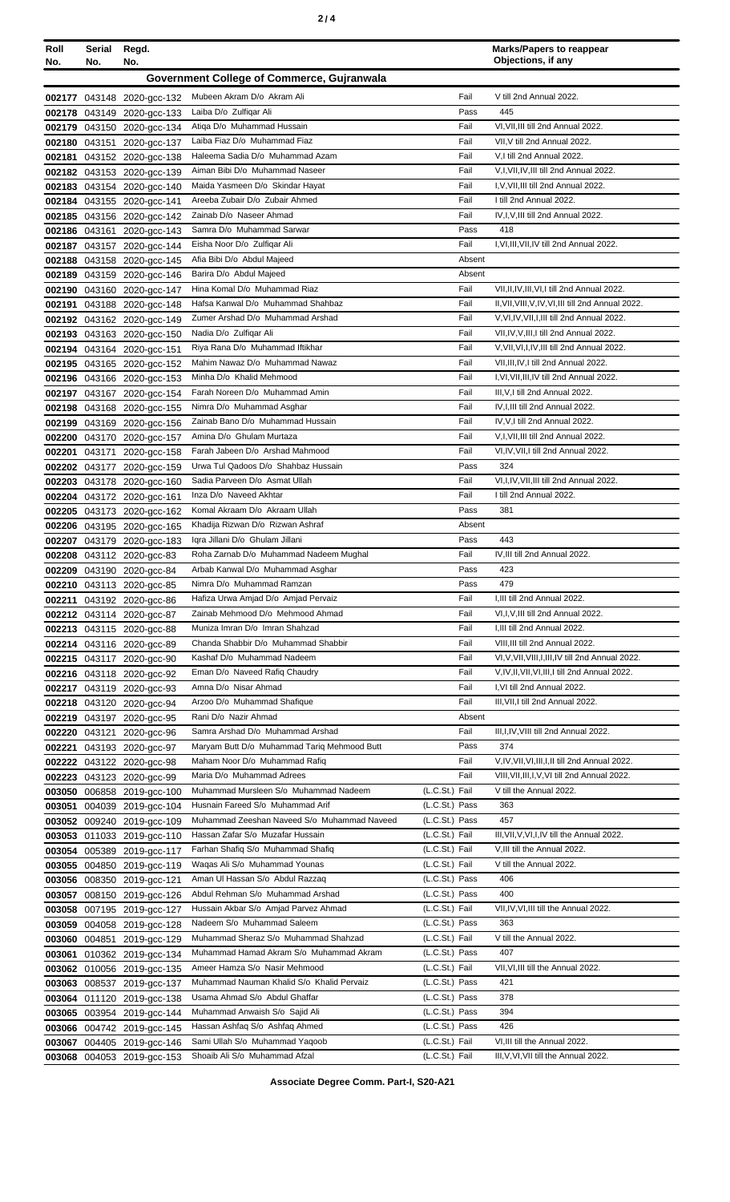| Roll No. | Serial No. | Regd. No. | | | Marks/Papers to reappear Objections, if any |
|---|---|---|---|---|---|
| **Government College of Commerce, Gujranwala** | | | | | |
| 002177 | 043148 | 2020-gcc-132 | Mubeen Akram D/o Akram Ali | Fail | V till 2nd Annual 2022. |
| 002178 | 043149 | 2020-gcc-133 | Laiba D/o Zulfiqar Ali | Pass | 445 |
| 002179 | 043150 | 2020-gcc-134 | Atiqa D/o Muhammad Hussain | Fail | VI,VII,III till 2nd Annual 2022. |
| 002180 | 043151 | 2020-gcc-137 | Laiba Fiaz D/o Muhammad Fiaz | Fail | VII,V till 2nd Annual 2022. |
| 002181 | 043152 | 2020-gcc-138 | Haleema Sadia D/o Muhammad Azam | Fail | V,I till 2nd Annual 2022. |
| 002182 | 043153 | 2020-gcc-139 | Aiman Bibi D/o Muhammad Naseer | Fail | V,I,VII,IV,III till 2nd Annual 2022. |
| 002183 | 043154 | 2020-gcc-140 | Maida Yasmeen D/o Skindar Hayat | Fail | I,V,VII,III till 2nd Annual 2022. |
| 002184 | 043155 | 2020-gcc-141 | Areeba Zubair D/o Zubair Ahmed | Fail | I till 2nd Annual 2022. |
| 002185 | 043156 | 2020-gcc-142 | Zainab D/o Naseer Ahmad | Fail | IV,I,V,III till 2nd Annual 2022. |
| 002186 | 043161 | 2020-gcc-143 | Samra D/o Muhammad Sarwar | Pass | 418 |
| 002187 | 043157 | 2020-gcc-144 | Eisha Noor D/o Zulfiqar Ali | Fail | I,VI,III,VII,IV till 2nd Annual 2022. |
| 002188 | 043158 | 2020-gcc-145 | Afia Bibi D/o Abdul Majeed | Absent | |
| 002189 | 043159 | 2020-gcc-146 | Barira D/o Abdul Majeed | Absent | |
| 002190 | 043160 | 2020-gcc-147 | Hina Komal D/o Muhammad Riaz | Fail | VII,II,IV,III,VI,I till 2nd Annual 2022. |
| 002191 | 043188 | 2020-gcc-148 | Hafsa Kanwal D/o Muhammad Shahbaz | Fail | II,VII,VIII,V,IV,VI,III till 2nd Annual 2022. |
| 002192 | 043162 | 2020-gcc-149 | Zumer Arshad D/o Muhammad Arshad | Fail | V,VI,IV,VII,I,III till 2nd Annual 2022. |
| 002193 | 043163 | 2020-gcc-150 | Nadia D/o Zulfiqar Ali | Fail | VII,IV,V,III,I till 2nd Annual 2022. |
| 002194 | 043164 | 2020-gcc-151 | Riya Rana D/o Muhammad Iftikhar | Fail | V,VII,VI,I,IV,III till 2nd Annual 2022. |
| 002195 | 043165 | 2020-gcc-152 | Mahim Nawaz D/o Muhammad Nawaz | Fail | VII,III,IV,I till 2nd Annual 2022. |
| 002196 | 043166 | 2020-gcc-153 | Minha D/o Khalid Mehmood | Fail | I,VI,VII,III,IV till 2nd Annual 2022. |
| 002197 | 043167 | 2020-gcc-154 | Farah Noreen D/o Muhammad Amin | Fail | III,V,I till 2nd Annual 2022. |
| 002198 | 043168 | 2020-gcc-155 | Nimra D/o Muhammad Asghar | Fail | IV,I,III till 2nd Annual 2022. |
| 002199 | 043169 | 2020-gcc-156 | Zainab Bano D/o Muhammad Hussain | Fail | IV,V,I till 2nd Annual 2022. |
| 002200 | 043170 | 2020-gcc-157 | Amina D/o Ghulam Murtaza | Fail | V,I,VII,III till 2nd Annual 2022. |
| 002201 | 043171 | 2020-gcc-158 | Farah Jabeen D/o Arshad Mahmood | Fail | VI,IV,VII,I till 2nd Annual 2022. |
| 002202 | 043177 | 2020-gcc-159 | Urwa Tul Qadoos D/o Shahbaz Hussain | Pass | 324 |
| 002203 | 043178 | 2020-gcc-160 | Sadia Parveen D/o Asmat Ullah | Fail | VI,I,IV,VII,III till 2nd Annual 2022. |
| 002204 | 043172 | 2020-gcc-161 | Inza D/o Naveed Akhtar | Fail | I till 2nd Annual 2022. |
| 002205 | 043173 | 2020-gcc-162 | Komal Akraam D/o Akraam Ullah | Pass | 381 |
| 002206 | 043195 | 2020-gcc-165 | Khadija Rizwan D/o Rizwan Ashraf | Absent | |
| 002207 | 043179 | 2020-gcc-183 | Iqra Jillani D/o Ghulam Jillani | Pass | 443 |
| 002208 | 043112 | 2020-gcc-83 | Roha Zarnab D/o Muhammad Nadeem Mughal | Fail | IV,III till 2nd Annual 2022. |
| 002209 | 043190 | 2020-gcc-84 | Arbab Kanwal D/o Muhammad Asghar | Pass | 423 |
| 002210 | 043113 | 2020-gcc-85 | Nimra D/o Muhammad Ramzan | Pass | 479 |
| 002211 | 043192 | 2020-gcc-86 | Hafiza Urwa Amjad D/o Amjad Pervaiz | Fail | I,III till 2nd Annual 2022. |
| 002212 | 043114 | 2020-gcc-87 | Zainab Mehmood D/o Mehmood Ahmad | Fail | VI,I,V,III till 2nd Annual 2022. |
| 002213 | 043115 | 2020-gcc-88 | Muniza Imran D/o Imran Shahzad | Fail | I,III till 2nd Annual 2022. |
| 002214 | 043116 | 2020-gcc-89 | Chanda Shabbir D/o Muhammad Shabbir | Fail | VIII,III till 2nd Annual 2022. |
| 002215 | 043117 | 2020-gcc-90 | Kashaf D/o Muhammad Nadeem | Fail | VI,V,VII,VIII,I,III,IV till 2nd Annual 2022. |
| 002216 | 043118 | 2020-gcc-92 | Eman D/o Naveed Rafiq Chaudry | Fail | V,IV,II,VII,VI,III,I till 2nd Annual 2022. |
| 002217 | 043119 | 2020-gcc-93 | Amna D/o Nisar Ahmad | Fail | I,VI till 2nd Annual 2022. |
| 002218 | 043120 | 2020-gcc-94 | Arzoo D/o Muhammad Shafique | Fail | III,VII,I till 2nd Annual 2022. |
| 002219 | 043197 | 2020-gcc-95 | Rani D/o Nazir Ahmad | Absent | |
| 002220 | 043121 | 2020-gcc-96 | Samra Arshad D/o Muhammad Arshad | Fail | III,I,IV,VIII till 2nd Annual 2022. |
| 002221 | 043193 | 2020-gcc-97 | Maryam Butt D/o Muhammad Tariq Mehmood Butt | Pass | 374 |
| 002222 | 043122 | 2020-gcc-98 | Maham Noor D/o Muhammad Rafiq | Fail | V,IV,VII,VI,III,I,II till 2nd Annual 2022. |
| 002223 | 043123 | 2020-gcc-99 | Maria D/o Muhammad Adrees | Fail | VIII,VII,III,I,V,VI till 2nd Annual 2022. |
| 003050 | 006858 | 2019-gcc-100 | Muhammad Mursleen S/o Muhammad Nadeem | (L.C.St.) Fail | V till the Annual 2022. |
| 003051 | 004039 | 2019-gcc-104 | Husnain Fareed S/o Muhammad Arif | (L.C.St.) Pass | 363 |
| 003052 | 009240 | 2019-gcc-109 | Muhammad Zeeshan Naveed S/o Muhammad Naveed | (L.C.St.) Pass | 457 |
| 003053 | 011033 | 2019-gcc-110 | Hassan Zafar S/o Muzafar Hussain | (L.C.St.) Fail | III,VII,V,VI,I,IV till the Annual 2022. |
| 003054 | 005389 | 2019-gcc-117 | Farhan Shafiq S/o Muhammad Shafiq | (L.C.St.) Fail | V,III till the Annual 2022. |
| 003055 | 004850 | 2019-gcc-119 | Waqas Ali S/o Muhammad Younas | (L.C.St.) Fail | V till the Annual 2022. |
| 003056 | 008350 | 2019-gcc-121 | Aman Ul Hassan S/o Abdul Razzaq | (L.C.St.) Pass | 406 |
| 003057 | 008150 | 2019-gcc-126 | Abdul Rehman S/o Muhammad Arshad | (L.C.St.) Pass | 400 |
| 003058 | 007195 | 2019-gcc-127 | Hussain Akbar S/o Amjad Parvez Ahmad | (L.C.St.) Fail | VII,IV,VI,III till the Annual 2022. |
| 003059 | 004058 | 2019-gcc-128 | Nadeem S/o Muhammad Saleem | (L.C.St.) Pass | 363 |
| 003060 | 004851 | 2019-gcc-129 | Muhammad Sheraz S/o Muhammad Shahzad | (L.C.St.) Fail | V till the Annual 2022. |
| 003061 | 010362 | 2019-gcc-134 | Muhammad Hamad Akram S/o Muhammad Akram | (L.C.St.) Pass | 407 |
| 003062 | 010056 | 2019-gcc-135 | Ameer Hamza S/o Nasir Mehmood | (L.C.St.) Fail | VII,VI,III till the Annual 2022. |
| 003063 | 008537 | 2019-gcc-137 | Muhammad Nauman Khalid S/o Khalid Pervaiz | (L.C.St.) Pass | 421 |
| 003064 | 011120 | 2019-gcc-138 | Usama Ahmad S/o Abdul Ghaffar | (L.C.St.) Pass | 378 |
| 003065 | 003954 | 2019-gcc-144 | Muhammad Anwaish S/o Sajid Ali | (L.C.St.) Pass | 394 |
| 003066 | 004742 | 2019-gcc-145 | Hassan Ashfaq S/o Ashfaq Ahmed | (L.C.St.) Pass | 426 |
| 003067 | 004405 | 2019-gcc-146 | Sami Ullah S/o Muhammad Yaqoob | (L.C.St.) Fail | VI,III till the Annual 2022. |
| 003068 | 004053 | 2019-gcc-153 | Shoaib Ali S/o Muhammad Afzal | (L.C.St.) Fail | III,V,VI,VII till the Annual 2022. |

**Associate Degree Comm. Part-I, S20-A21**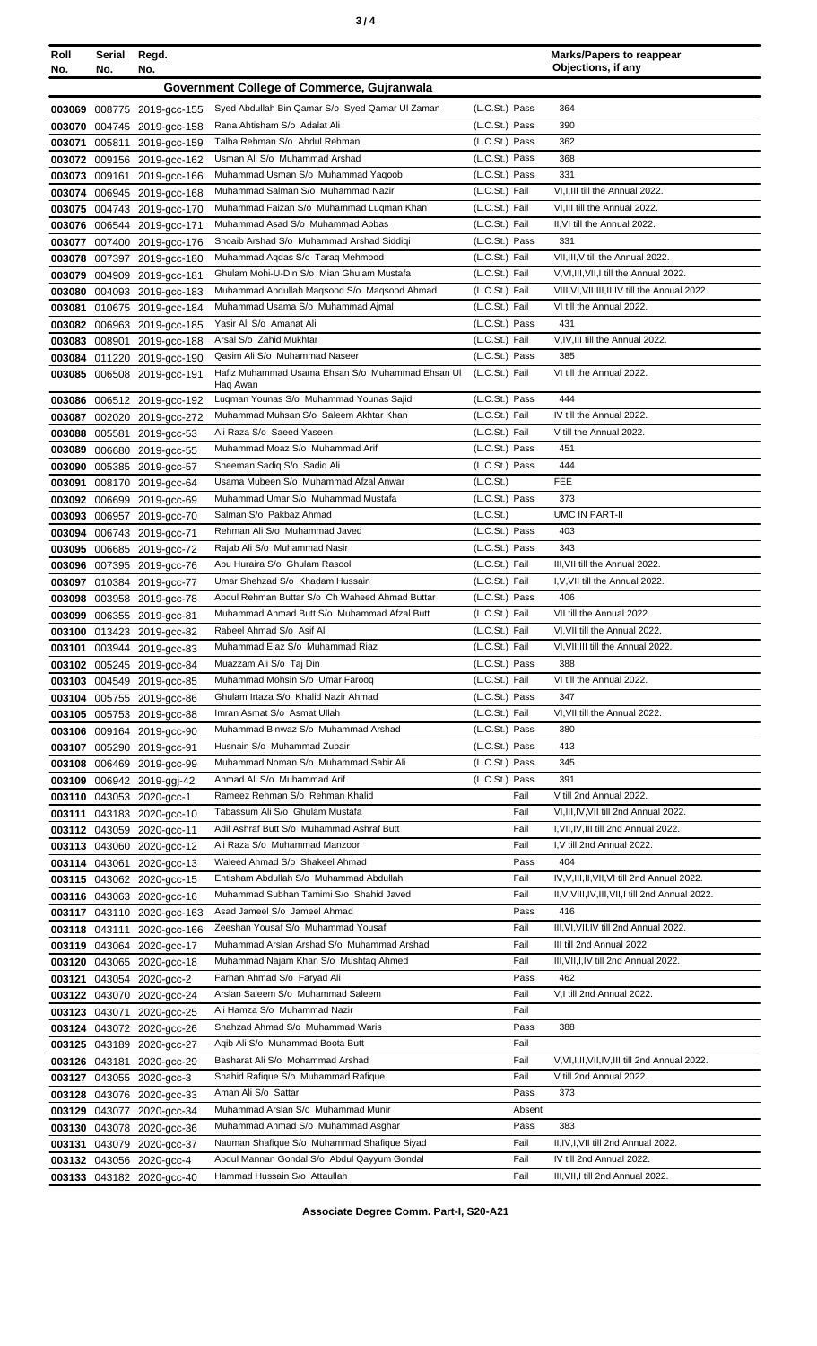| Roll No. | Serial No. | Regd. No. | | | Marks/Papers to reappear Objections, if any |
|---|---|---|---|---|---|
| | | | **Government College of Commerce, Gujranwala** | | |
| 003069 | 008775 | 2019-gcc-155 | Syed Abdullah Bin Qamar S/o Syed Qamar Ul Zaman | (L.C.St.) Pass | 364 |
| 003070 | 004745 | 2019-gcc-158 | Rana Ahtisham S/o Adalat Ali | (L.C.St.) Pass | 390 |
| 003071 | 005811 | 2019-gcc-159 | Talha Rehman S/o Abdul Rehman | (L.C.St.) Pass | 362 |
| 003072 | 009156 | 2019-gcc-162 | Usman Ali S/o Muhammad Arshad | (L.C.St.) Pass | 368 |
| 003073 | 009161 | 2019-gcc-166 | Muhammad Usman S/o Muhammad Yaqoob | (L.C.St.) Pass | 331 |
| 003074 | 006945 | 2019-gcc-168 | Muhammad Salman S/o Muhammad Nazir | (L.C.St.) Fail | VI,I,III till the Annual 2022. |
| 003075 | 004743 | 2019-gcc-170 | Muhammad Faizan S/o Muhammad Luqman Khan | (L.C.St.) Fail | VI,III till the Annual 2022. |
| 003076 | 006544 | 2019-gcc-171 | Muhammad Asad S/o Muhammad Abbas | (L.C.St.) Fail | II,VI till the Annual 2022. |
| 003077 | 007400 | 2019-gcc-176 | Shoaib Arshad S/o Muhammad Arshad Siddiqi | (L.C.St.) Pass | 331 |
| 003078 | 007397 | 2019-gcc-180 | Muhammad Aqdas S/o Taraq Mehmood | (L.C.St.) Fail | VII,III,V till the Annual 2022. |
| 003079 | 004909 | 2019-gcc-181 | Ghulam Mohi-U-Din S/o Mian Ghulam Mustafa | (L.C.St.) Fail | V,VI,III,VII,I till the Annual 2022. |
| 003080 | 004093 | 2019-gcc-183 | Muhammad Abdullah Maqsood S/o Maqsood Ahmad | (L.C.St.) Fail | VIII,VI,VII,III,II,IV till the Annual 2022. |
| 003081 | 010675 | 2019-gcc-184 | Muhammad Usama S/o Muhammad Ajmal | (L.C.St.) Fail | VI till the Annual 2022. |
| 003082 | 006963 | 2019-gcc-185 | Yasir Ali S/o Amanat Ali | (L.C.St.) Pass | 431 |
| 003083 | 008901 | 2019-gcc-188 | Arsal S/o Zahid Mukhtar | (L.C.St.) Fail | V,IV,III till the Annual 2022. |
| 003084 | 011220 | 2019-gcc-190 | Qasim Ali S/o Muhammad Naseer | (L.C.St.) Pass | 385 |
| 003085 | 006508 | 2019-gcc-191 | Hafiz Muhammad Usama Ehsan S/o Muhammad Ehsan Ul Haq Awan | (L.C.St.) Fail | VI till the Annual 2022. |
| 003086 | 006512 | 2019-gcc-192 | Luqman Younas S/o Muhammad Younas Sajid | (L.C.St.) Pass | 444 |
| 003087 | 002020 | 2019-gcc-272 | Muhammad Muhsan S/o Saleem Akhtar Khan | (L.C.St.) Fail | IV till the Annual 2022. |
| 003088 | 005581 | 2019-gcc-53 | Ali Raza S/o Saeed Yaseen | (L.C.St.) Fail | V till the Annual 2022. |
| 003089 | 006680 | 2019-gcc-55 | Muhammad Moaz S/o Muhammad Arif | (L.C.St.) Pass | 451 |
| 003090 | 005385 | 2019-gcc-57 | Sheeman Sadiq S/o Sadiq Ali | (L.C.St.) Pass | 444 |
| 003091 | 008170 | 2019-gcc-64 | Usama Mubeen S/o Muhammad Afzal Anwar | (L.C.St.) | FEE |
| 003092 | 006699 | 2019-gcc-69 | Muhammad Umar S/o Muhammad Mustafa | (L.C.St.) Pass | 373 |
| 003093 | 006957 | 2019-gcc-70 | Salman S/o Pakbaz Ahmad | (L.C.St.) | UMC IN PART-II |
| 003094 | 006743 | 2019-gcc-71 | Rehman Ali S/o Muhammad Javed | (L.C.St.) Pass | 403 |
| 003095 | 006685 | 2019-gcc-72 | Rajab Ali S/o Muhammad Nasir | (L.C.St.) Pass | 343 |
| 003096 | 007395 | 2019-gcc-76 | Abu Huraira S/o Ghulam Rasool | (L.C.St.) Fail | III,VII till the Annual 2022. |
| 003097 | 010384 | 2019-gcc-77 | Umar Shehzad S/o Khadam Hussain | (L.C.St.) Fail | I,V,VII till the Annual 2022. |
| 003098 | 003958 | 2019-gcc-78 | Abdul Rehman Buttar S/o Ch Waheed Ahmad Buttar | (L.C.St.) Pass | 406 |
| 003099 | 006355 | 2019-gcc-81 | Muhammad Ahmad Butt S/o Muhammad Afzal Butt | (L.C.St.) Fail | VII till the Annual 2022. |
| 003100 | 013423 | 2019-gcc-82 | Rabeel Ahmad S/o Asif Ali | (L.C.St.) Fail | VI,VII till the Annual 2022. |
| 003101 | 003944 | 2019-gcc-83 | Muhammad Ejaz S/o Muhammad Riaz | (L.C.St.) Fail | VI,VII,III till the Annual 2022. |
| 003102 | 005245 | 2019-gcc-84 | Muazzam Ali S/o Taj Din | (L.C.St.) Pass | 388 |
| 003103 | 004549 | 2019-gcc-85 | Muhammad Mohsin S/o Umar Farooq | (L.C.St.) Fail | VI till the Annual 2022. |
| 003104 | 005755 | 2019-gcc-86 | Ghulam Irtaza S/o Khalid Nazir Ahmad | (L.C.St.) Pass | 347 |
| 003105 | 005753 | 2019-gcc-88 | Imran Asmat S/o Asmat Ullah | (L.C.St.) Fail | VI,VII till the Annual 2022. |
| 003106 | 009164 | 2019-gcc-90 | Muhammad Binwaz S/o Muhammad Arshad | (L.C.St.) Pass | 380 |
| 003107 | 005290 | 2019-gcc-91 | Husnain S/o Muhammad Zubair | (L.C.St.) Pass | 413 |
| 003108 | 006469 | 2019-gcc-99 | Muhammad Noman S/o Muhammad Sabir Ali | (L.C.St.) Pass | 345 |
| 003109 | 006942 | 2019-ggj-42 | Ahmad Ali S/o Muhammad Arif | (L.C.St.) Pass | 391 |
| 003110 | 043053 | 2020-gcc-1 | Rameez Rehman S/o Rehman Khalid | Fail | V till 2nd Annual 2022. |
| 003111 | 043183 | 2020-gcc-10 | Tabassum Ali S/o Ghulam Mustafa | Fail | VI,III,IV,VII till 2nd Annual 2022. |
| 003112 | 043059 | 2020-gcc-11 | Adil Ashraf Butt S/o Muhammad Ashraf Butt | Fail | I,VII,IV,III till 2nd Annual 2022. |
| 003113 | 043060 | 2020-gcc-12 | Ali Raza S/o Muhammad Manzoor | Fail | I,V till 2nd Annual 2022. |
| 003114 | 043061 | 2020-gcc-13 | Waleed Ahmad S/o Shakeel Ahmad | Pass | 404 |
| 003115 | 043062 | 2020-gcc-15 | Ehtisham Abdullah S/o Muhammad Abdullah | Fail | IV,V,III,II,VII,VI till 2nd Annual 2022. |
| 003116 | 043063 | 2020-gcc-16 | Muhammad Subhan Tamimi S/o Shahid Javed | Fail | II,V,VIII,IV,III,VII,I till 2nd Annual 2022. |
| 003117 | 043110 | 2020-gcc-163 | Asad Jameel S/o Jameel Ahmad | Pass | 416 |
| 003118 | 043111 | 2020-gcc-166 | Zeeshan Yousaf S/o Muhammad Yousaf | Fail | III,VI,VII,IV till 2nd Annual 2022. |
| 003119 | 043064 | 2020-gcc-17 | Muhammad Arslan Arshad S/o Muhammad Arshad | Fail | III till 2nd Annual 2022. |
| 003120 | 043065 | 2020-gcc-18 | Muhammad Najam Khan S/o Mushtaq Ahmed | Fail | III,VII,I,IV till 2nd Annual 2022. |
| 003121 | 043054 | 2020-gcc-2 | Farhan Ahmad S/o Faryad Ali | Pass | 462 |
| 003122 | 043070 | 2020-gcc-24 | Arslan Saleem S/o Muhammad Saleem | Fail | V,I till 2nd Annual 2022. |
| 003123 | 043071 | 2020-gcc-25 | Ali Hamza S/o Muhammad Nazir | Fail | |
| 003124 | 043072 | 2020-gcc-26 | Shahzad Ahmad S/o Muhammad Waris | Pass | 388 |
| 003125 | 043189 | 2020-gcc-27 | Aqib Ali S/o Muhammad Boota Butt | Fail | |
| 003126 | 043181 | 2020-gcc-29 | Basharat Ali S/o Mohammad Arshad | Fail | V,VI,I,II,VII,IV,III till 2nd Annual 2022. |
| 003127 | 043055 | 2020-gcc-3 | Shahid Rafique S/o Muhammad Rafique | Fail | V till 2nd Annual 2022. |
| 003128 | 043076 | 2020-gcc-33 | Aman Ali S/o Sattar | Pass | 373 |
| 003129 | 043077 | 2020-gcc-34 | Muhammad Arslan S/o Muhammad Munir | Absent | |
| 003130 | 043078 | 2020-gcc-36 | Muhammad Ahmad S/o Muhammad Asghar | Pass | 383 |
| 003131 | 043079 | 2020-gcc-37 | Nauman Shafique S/o Muhammad Shafique Siyad | Fail | II,IV,I,VII till 2nd Annual 2022. |
| 003132 | 043056 | 2020-gcc-4 | Abdul Mannan Gondal S/o Abdul Qayyum Gondal | Fail | IV till 2nd Annual 2022. |
| 003133 | 043182 | 2020-gcc-40 | Hammad Hussain S/o Attaullah | Fail | III,VII,I till 2nd Annual 2022. |

**Associate Degree Comm. Part-I, S20-A21**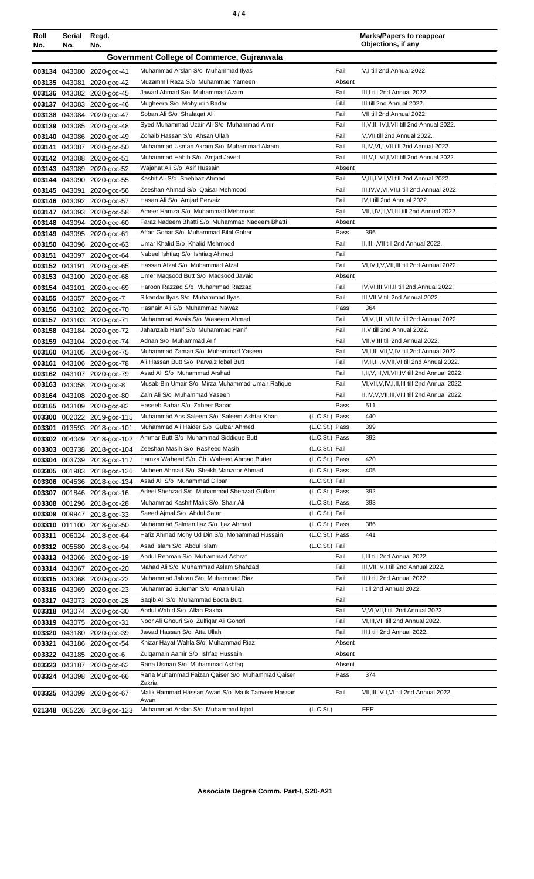| Roll No. | Serial No. | Regd. No. | | | Marks/Papers to reappear Objections, if any |
|---|---|---|---|---|---|
| **Government College of Commerce, Gujranwala** | | | | | |
| 003134 | 043080 | 2020-gcc-41 | Muhammad Arslan S/o Muhammad Ilyas | Fail | V,I till 2nd Annual 2022. |
| 003135 | 043081 | 2020-gcc-42 | Muzammil Raza S/o Muhammad Yameen | Absent | |
| 003136 | 043082 | 2020-gcc-45 | Jawad Ahmad S/o Muhammad Azam | Fail | III,I till 2nd Annual 2022. |
| 003137 | 043083 | 2020-gcc-46 | Mugheera S/o Mohyudin Badar | Fail | III till 2nd Annual 2022. |
| 003138 | 043084 | 2020-gcc-47 | Soban Ali S/o Shafaqat Ali | Fail | VII till 2nd Annual 2022. |
| 003139 | 043085 | 2020-gcc-48 | Syed Muhammad Uzair Ali S/o Muhammad Amir | Fail | II,V,III,IV,I,VII till 2nd Annual 2022. |
| 003140 | 043086 | 2020-gcc-49 | Zohaib Hassan S/o Ahsan Ullah | Fail | V,VII till 2nd Annual 2022. |
| 003141 | 043087 | 2020-gcc-50 | Muhammad Usman Akram S/o Muhammad Akram | Fail | II,IV,VI,I,VII till 2nd Annual 2022. |
| 003142 | 043088 | 2020-gcc-51 | Muhammad Habib S/o Amjad Javed | Fail | III,V,II,VI,I,VII till 2nd Annual 2022. |
| 003143 | 043089 | 2020-gcc-52 | Wajahat Ali S/o Asif Hussain | Absent | |
| 003144 | 043090 | 2020-gcc-55 | Kashif Ali S/o Shehbaz Ahmad | Fail | V,III,I,VII,VI till 2nd Annual 2022. |
| 003145 | 043091 | 2020-gcc-56 | Zeeshan Ahmad S/o Qaisar Mehmood | Fail | III,IV,V,VI,VII,I till 2nd Annual 2022. |
| 003146 | 043092 | 2020-gcc-57 | Hasan Ali S/o Amjad Pervaiz | Fail | IV,I till 2nd Annual 2022. |
| 003147 | 043093 | 2020-gcc-58 | Ameer Hamza S/o Muhammad Mehmood | Fail | VII,I,IV,II,VI,III till 2nd Annual 2022. |
| 003148 | 043094 | 2020-gcc-60 | Faraz Nadeem Bhatti S/o Muhammad Nadeem Bhatti | Absent | |
| 003149 | 043095 | 2020-gcc-61 | Affan Gohar S/o Muhammad Bilal Gohar | Pass | 396 |
| 003150 | 043096 | 2020-gcc-63 | Umar Khalid S/o Khalid Mehmood | Fail | II,III,I,VII till 2nd Annual 2022. |
| 003151 | 043097 | 2020-gcc-64 | Nabeel Ishtiaq S/o Ishtiaq Ahmed | Fail | |
| 003152 | 043191 | 2020-gcc-65 | Hassan Afzal S/o Muhammad Afzal | Fail | VI,IV,I,V,VII,III till 2nd Annual 2022. |
| 003153 | 043100 | 2020-gcc-68 | Umer Maqsood Butt S/o Maqsood Javaid | Absent | |
| 003154 | 043101 | 2020-gcc-69 | Haroon Razzaq S/o Muhammad Razzaq | Fail | IV,VI,III,VII,II till 2nd Annual 2022. |
| 003155 | 043057 | 2020-gcc-7 | Sikandar Ilyas S/o Muhammad Ilyas | Fail | III,VII,V till 2nd Annual 2022. |
| 003156 | 043102 | 2020-gcc-70 | Hasnain Ali S/o Muhammad Nawaz | Pass | 364 |
| 003157 | 043103 | 2020-gcc-71 | Muhammad Awais S/o Waseem Ahmad | Fail | VI,V,I,III,VII,IV till 2nd Annual 2022. |
| 003158 | 043184 | 2020-gcc-72 | Jahanzaib Hanif S/o Muhammad Hanif | Fail | II,V till 2nd Annual 2022. |
| 003159 | 043104 | 2020-gcc-74 | Adnan S/o Muhammad Arif | Fail | VII,V,III till 2nd Annual 2022. |
| 003160 | 043105 | 2020-gcc-75 | Muhammad Zaman S/o Muhammad Yaseen | Fail | VI,I,III,VII,V,IV till 2nd Annual 2022. |
| 003161 | 043106 | 2020-gcc-78 | Ali Hassan Butt S/o Parvaiz Iqbal Butt | Fail | IV,II,III,V,VII,VI till 2nd Annual 2022. |
| 003162 | 043107 | 2020-gcc-79 | Asad Ali S/o Muhammad Arshad | Fail | I,II,V,III,VI,VII,IV till 2nd Annual 2022. |
| 003163 | 043058 | 2020-gcc-8 | Musab Bin Umair S/o Mirza Muhammad Umair Rafique | Fail | VI,VII,V,IV,I,II,III till 2nd Annual 2022. |
| 003164 | 043108 | 2020-gcc-80 | Zain Ali S/o Muhammad Yaseen | Fail | II,IV,V,VII,III,VI,I till 2nd Annual 2022. |
| 003165 | 043109 | 2020-gcc-82 | Haseeb Babar S/o Zaheer Babar | Pass | 511 |
| 003300 | 002022 | 2019-gcc-115 | Muhammad Ans Saleem S/o Saleem Akhtar Khan | (L.C.St.) Pass | 440 |
| 003301 | 013593 | 2018-gcc-101 | Muhammad Ali Haider S/o Gulzar Ahmed | (L.C.St.) Pass | 399 |
| 003302 | 004049 | 2018-gcc-102 | Ammar Butt S/o Muhammad Siddique Butt | (L.C.St.) Pass | 392 |
| 003303 | 003738 | 2018-gcc-104 | Zeeshan Masih S/o Rasheed Masih | (L.C.St.) Fail | |
| 003304 | 003739 | 2018-gcc-117 | Hamza Waheed S/o Ch. Waheed Ahmad Butter | (L.C.St.) Pass | 420 |
| 003305 | 001983 | 2018-gcc-126 | Mubeen Ahmad S/o Sheikh Manzoor Ahmad | (L.C.St.) Pass | 405 |
| 003306 | 004536 | 2018-gcc-134 | Asad Ali S/o Muhammad Dilbar | (L.C.St.) Fail | |
| 003307 | 001846 | 2018-gcc-16 | Adeel Shehzad S/o Muhammad Shehzad Gulfam | (L.C.St.) Pass | 392 |
| 003308 | 001296 | 2018-gcc-28 | Muhammad Kashif Malik S/o Shair Ali | (L.C.St.) Pass | 393 |
| 003309 | 009947 | 2018-gcc-33 | Saeed Ajmal S/o Abdul Satar | (L.C.St.) Fail | |
| 003310 | 011100 | 2018-gcc-50 | Muhammad Salman Ijaz S/o Ijaz Ahmad | (L.C.St.) Pass | 386 |
| 003311 | 006024 | 2018-gcc-64 | Hafiz Ahmad Mohy Ud Din S/o Mohammad Hussain | (L.C.St.) Pass | 441 |
| 003312 | 005580 | 2018-gcc-94 | Asad Islam S/o Abdul Islam | (L.C.St.) Fail | |
| 003313 | 043066 | 2020-gcc-19 | Abdul Rehman S/o Muhammad Ashraf | Fail | I,III till 2nd Annual 2022. |
| 003314 | 043067 | 2020-gcc-20 | Mahad Ali S/o Muhammad Aslam Shahzad | Fail | III,VII,IV,I till 2nd Annual 2022. |
| 003315 | 043068 | 2020-gcc-22 | Muhammad Jabran S/o Muhammad Riaz | Fail | III,I till 2nd Annual 2022. |
| 003316 | 043069 | 2020-gcc-23 | Muhammad Suleman S/o Aman Ullah | Fail | I till 2nd Annual 2022. |
| 003317 | 043073 | 2020-gcc-28 | Saqib Ali S/o Muhammad Boota Butt | Fail | |
| 003318 | 043074 | 2020-gcc-30 | Abdul Wahid S/o Allah Rakha | Fail | V,VI,VII,I till 2nd Annual 2022. |
| 003319 | 043075 | 2020-gcc-31 | Noor Ali Ghouri S/o Zulfiqar Ali Gohori | Fail | VI,III,VII till 2nd Annual 2022. |
| 003320 | 043180 | 2020-gcc-39 | Jawad Hassan S/o Atta Ullah | Fail | III,I till 2nd Annual 2022. |
| 003321 | 043186 | 2020-gcc-54 | Khizar Hayat Wahla S/o Muhammad Riaz | Absent | |
| 003322 | 043185 | 2020-gcc-6 | Zulqarnain Aamir S/o Ishfaq Hussain | Absent | |
| 003323 | 043187 | 2020-gcc-62 | Rana Usman S/o Muhammad Ashfaq | Absent | |
| 003324 | 043098 | 2020-gcc-66 | Rana Muhammad Faizan Qaiser S/o Muhammad Qaiser Zakria | Pass | 374 |
| 003325 | 043099 | 2020-gcc-67 | Malik Hammad Hassan Awan S/o Malik Tanveer Hassan Awan | Fail | VII,III,IV,I,VI till 2nd Annual 2022. |
| 021348 | 085226 | 2018-gcc-123 | Muhammad Arslan S/o Muhammad Iqbal | (L.C.St.) | FEE |

**Associate Degree Comm. Part-I, S20-A21**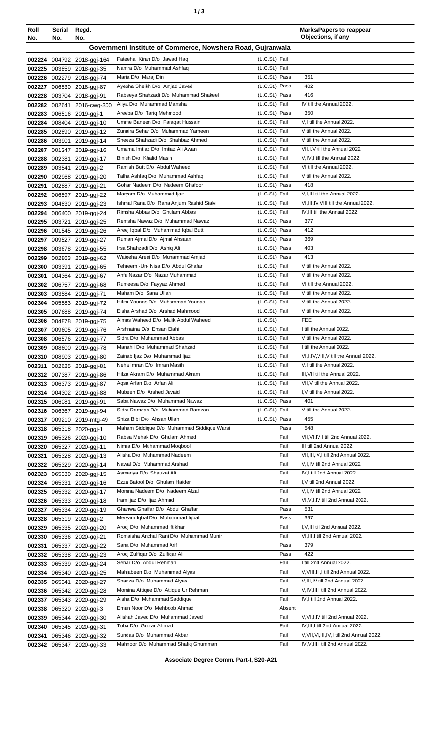| Roll No. | Serial No. | Regd. No. | | | Marks/Papers to reappear Objections, if any |
|---|---|---|---|---|---|
| **Government Institute of Commerce, Nowshera Road, Gujranwala** | | | | | |
| 002224 | 004792 | 2018-ggj-164 | Fateeha Kiran D/o Jawad Haq | (L.C.St.) Fail | |
| 002225 | 003859 | 2018-ggj-35 | Namra D/o Muhammad Ashfaq | (L.C.St.) Fail | |
| 002226 | 002279 | 2018-ggj-74 | Maria D/o Maraj Din | (L.C.St.) Pass | 351 |
| 002227 | 006530 | 2018-ggj-87 | Ayesha Sheikh D/o Amjad Javed | (L.C.St.) Pass | 402 |
| 002228 | 003704 | 2018-ggj-91 | Rabeeya Shahzadi D/o Muhammad Shakeel | (L.C.St.) Pass | 416 |
| 002282 | 002641 | 2016-cwg-300 | Aliya D/o Muhammad Mansha | (L.C.St.) Fail | IV till the Annual 2022. |
| 002283 | 006516 | 2019-ggj-1 | Areeba D/o Tariq Mehmood | (L.C.St.) Pass | 350 |
| 002284 | 008404 | 2019-ggj-10 | Umme Baneen D/o Faraqat Hussain | (L.C.St.) Fail | V,I till the Annual 2022. |
| 002285 | 002890 | 2019-ggj-12 | Zunaira Sehar D/o Muhammad Yameen | (L.C.St.) Fail | V till the Annual 2022. |
| 002286 | 003901 | 2019-ggj-14 | Sheeza Shahzadi D/o Shahbaz Ahmed | (L.C.St.) Fail | V till the Annual 2022. |
| 002287 | 001247 | 2019-ggj-16 | Umama Imtiaz D/o Imtiaz Ali Awan | (L.C.St.) Fail | VII,I,V till the Annual 2022. |
| 002288 | 002381 | 2019-ggj-17 | Binish D/o Khalid Masih | (L.C.St.) Fail | V,IV,I till the Annual 2022. |
| 002289 | 003541 | 2019-ggj-2 | Ramish Butt D/o Abdul Waheed | (L.C.St.) Fail | VI till the Annual 2022. |
| 002290 | 002968 | 2019-ggj-20 | Talha Ashfaq D/o Muhammad Ashfaq | (L.C.St.) Fail | V till the Annual 2022. |
| 002291 | 002887 | 2019-ggj-21 | Gohar Nadeem D/o Nadeem Ghafoor | (L.C.St.) Pass | 418 |
| 002292 | 006597 | 2019-ggj-22 | Maryam D/o Muhammad Ijaz | (L.C.St.) Fail | V,I,III till the Annual 2022. |
| 002293 | 004830 | 2019-ggj-23 | Ishmal Rana D/o Rana Anjum Rashid Sialvi | (L.C.St.) Fail | VI,III,IV,VIII till the Annual 2022. |
| 002294 | 006400 | 2019-ggj-24 | Rimsha Abbas D/o Ghulam Abbas | (L.C.St.) Fail | IV,III till the Annual 2022. |
| 002295 | 003721 | 2019-ggj-25 | Remsha Nawaz D/o Muhammad Nawaz | (L.C.St.) Pass | 377 |
| 002296 | 001545 | 2019-ggj-26 | Areej Iqbal D/o Muhammad Iqbal Butt | (L.C.St.) Pass | 412 |
| 002297 | 009527 | 2019-ggj-27 | Ruman Ajmal D/o Ajmal Ahsaan | (L.C.St.) Pass | 369 |
| 002298 | 003678 | 2019-ggj-55 | Irsa Shahzadi D/o Ashiq Ali | (L.C.St.) Pass | 403 |
| 002299 | 002863 | 2019-ggj-62 | Wajeeha Areej D/o Muhammad Amjad | (L.C.St.) Pass | 413 |
| 002300 | 003391 | 2019-ggj-65 | Tehreem -Un- Nisa D/o Abdul Ghafar | (L.C.St.) Fail | V till the Annual 2022. |
| 002301 | 004364 | 2019-ggj-67 | Anfa Nazar D/o Nazar Muhammad | (L.C.St.) Fail | V till the Annual 2022. |
| 002302 | 006757 | 2019-ggj-68 | Rumeesa D/o Fayyaz Ahmed | (L.C.St.) Fail | VI till the Annual 2022. |
| 002303 | 003584 | 2019-ggj-71 | Maham D/o Sana Ullah | (L.C.St.) Fail | V till the Annual 2022. |
| 002304 | 005583 | 2019-ggj-72 | Hifza Younas D/o Muhammad Younas | (L.C.St.) Fail | V till the Annual 2022. |
| 002305 | 007688 | 2019-ggj-74 | Eisha Arshad D/o Arshad Mahmood | (L.C.St.) Fail | V till the Annual 2022. |
| 002306 | 004878 | 2019-ggj-75 | Almas Waheed D/o Malik Abdul Waheed | (L.C.St.) | FEE |
| 002307 | 009605 | 2019-ggj-76 | Arshnaina D/o Ehsan Elahi | (L.C.St.) Fail | I till the Annual 2022. |
| 002308 | 006576 | 2019-ggj-77 | Sidra D/o Muhammad Abbas | (L.C.St.) Fail | V till the Annual 2022. |
| 002309 | 008600 | 2019-ggj-78 | Manahil D/o Muhammad Shahzad | (L.C.St.) Fail | I till the Annual 2022. |
| 002310 | 008903 | 2019-ggj-80 | Zainab Ijaz D/o Muhammad Ijaz | (L.C.St.) Fail | VI,I,IV,VIII,V till the Annual 2022. |
| 002311 | 002625 | 2019-ggj-81 | Neha Imran D/o Imran Masih | (L.C.St.) Fail | V,I till the Annual 2022. |
| 002312 | 007387 | 2019-ggj-86 | Hifza Akram D/o Muhammad Akram | (L.C.St.) Fail | III,VII till the Annual 2022. |
| 002313 | 006373 | 2019-ggj-87 | Aqsa Arfan D/o Arfan Ali | (L.C.St.) Fail | VII,V till the Annual 2022. |
| 002314 | 004302 | 2019-ggj-88 | Mubeen D/o Arshed Javaid | (L.C.St.) Fail | I,V till the Annual 2022. |
| 002315 | 006081 | 2019-ggj-91 | Saba Nawaz D/o Muhammad Nawaz | (L.C.St.) Pass | 401 |
| 002316 | 006367 | 2019-ggj-94 | Sidra Ramzan D/o Muhammad Ramzan | (L.C.St.) Fail | V till the Annual 2022. |
| 002317 | 009210 | 2019-mtg-49 | Shiza Bibi D/o Ahsan Ullah | (L.C.St.) Pass | 455 |
| 002318 | 065318 | 2020-ggj-1 | Maham Siddique D/o Muhammad Siddique Warsi | Pass | 548 |
| 002319 | 065326 | 2020-ggj-10 | Rabea Mehak D/o Ghulam Ahmed | Fail | VII,VI,IV,I till 2nd Annual 2022. |
| 002320 | 065327 | 2020-ggj-11 | Nimra D/o Muhammad Moqbool | Fail | III till 2nd Annual 2022. |
| 002321 | 065328 | 2020-ggj-13 | Alisha D/o Muhammad Nadeem | Fail | VII,III,IV,I till 2nd Annual 2022. |
| 002322 | 065329 | 2020-ggj-14 | Nawal D/o Muhammad Arshad | Fail | V,I,IV till 2nd Annual 2022. |
| 002323 | 065330 | 2020-ggj-15 | Asmariya D/o Shaukat Ali | Fail | IV,I till 2nd Annual 2022. |
| 002324 | 065331 | 2020-ggj-16 | Ezza Batool D/o Ghulam Haider | Fail | I,V till 2nd Annual 2022. |
| 002325 | 065332 | 2020-ggj-17 | Momna Nadeem D/o Nadeem Afzal | Fail | V,I,IV till 2nd Annual 2022. |
| 002326 | 065333 | 2020-ggj-18 | Iram Ijaz D/o Ijaz Ahmad | Fail | VI,V,I,IV till 2nd Annual 2022. |
| 002327 | 065334 | 2020-ggj-19 | Ghanwa Ghaffar D/o Abdul Ghaffar | Pass | 531 |
| 002328 | 065319 | 2020-ggj-2 | Meryam Iqbal D/o Muhammad Iqbal | Pass | 397 |
| 002329 | 065335 | 2020-ggj-20 | Arooj D/o Muhammad Iftikhar | Fail | I,V,III till 2nd Annual 2022. |
| 002330 | 065336 | 2020-ggj-21 | Romaisha Anchal Rani D/o Muhammad Munir | Fail | VI,III,I till 2nd Annual 2022. |
| 002331 | 065337 | 2020-ggj-22 | Sana D/o Muhammad Arif | Pass | 379 |
| 002332 | 065338 | 2020-ggj-23 | Arooj Zulfiqar D/o Zulfiqar Ali | Pass | 422 |
| 002333 | 065339 | 2020-ggj-24 | Sehar D/o Abdul Rehman | Fail | I till 2nd Annual 2022. |
| 002334 | 065340 | 2020-ggj-25 | Mahjabeen D/o Muhammad Alyas | Fail | V,VIII,III,I till 2nd Annual 2022. |
| 002335 | 065341 | 2020-ggj-27 | Shanza D/o Muhammad Alyas | Fail | V,III,IV till 2nd Annual 2022. |
| 002336 | 065342 | 2020-ggj-28 | Momina Attique D/o Attique Ur Rehman | Fail | V,IV,III,I till 2nd Annual 2022. |
| 002337 | 065343 | 2020-ggj-29 | Aisha D/o Muhammad Saddique | Fail | IV,I till 2nd Annual 2022. |
| 002338 | 065320 | 2020-ggj-3 | Eman Noor D/o Mehboob Ahmad | Absent | |
| 002339 | 065344 | 2020-ggj-30 | Alishah Javed D/o Muhammad Javed | Fail | V,VI,I,IV till 2nd Annual 2022. |
| 002340 | 065345 | 2020-ggj-31 | Tuba D/o Gulzar Ahmad | Fail | IV,III,I till 2nd Annual 2022. |
| 002341 | 065346 | 2020-ggj-32 | Sundas D/o Muhammad Akbar | Fail | V,VII,VI,III,IV,I till 2nd Annual 2022. |
| 002342 | 065347 | 2020-ggj-33 | Mahnoor D/o Muhammad Shafiq Ghumman | Fail | IV,V,III,I till 2nd Annual 2022. |

**Associate Degree Comm. Part-I, S20-A21**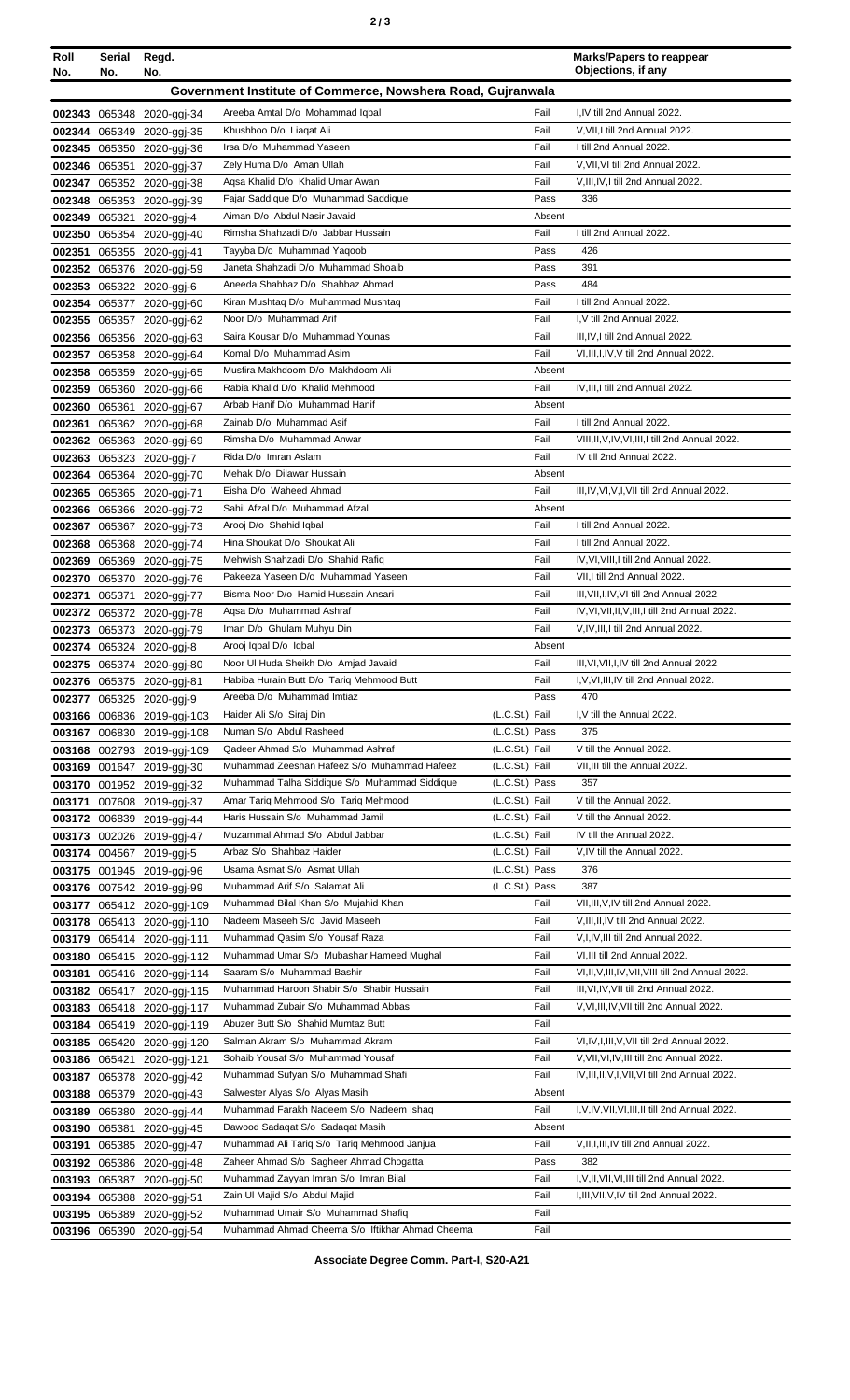| Roll No. | Serial No. | Regd. No. | | | Marks/Papers to reappear Objections, if any |
|---|---|---|---|---|---|
| **Government Institute of Commerce, Nowshera Road, Gujranwala** | | | | | |
| 002343 | 065348 | 2020-ggj-34 | Areeba Amtal D/o Mohammad Iqbal | Fail | I,IV till 2nd Annual 2022. |
| 002344 | 065349 | 2020-ggj-35 | Khushboo D/o Liaqat Ali | Fail | V,VII,I till 2nd Annual 2022. |
| 002345 | 065350 | 2020-ggj-36 | Irsa D/o Muhammad Yaseen | Fail | I till 2nd Annual 2022. |
| 002346 | 065351 | 2020-ggj-37 | Zely Huma D/o Aman Ullah | Fail | V,VII,VI till 2nd Annual 2022. |
| 002347 | 065352 | 2020-ggj-38 | Aqsa Khalid D/o Khalid Umar Awan | Fail | V,III,IV,I till 2nd Annual 2022. |
| 002348 | 065353 | 2020-ggj-39 | Fajar Saddique D/o Muhammad Saddique | Pass | 336 |
| 002349 | 065321 | 2020-ggj-4 | Aiman D/o Abdul Nasir Javaid | Absent | |
| 002350 | 065354 | 2020-ggj-40 | Rimsha Shahzadi D/o Jabbar Hussain | Fail | I till 2nd Annual 2022. |
| 002351 | 065355 | 2020-ggj-41 | Tayyba D/o Muhammad Yaqoob | Pass | 426 |
| 002352 | 065376 | 2020-ggj-59 | Janeta Shahzadi D/o Muhammad Shoaib | Pass | 391 |
| 002353 | 065322 | 2020-ggj-6 | Aneeda Shahbaz D/o Shahbaz Ahmad | Pass | 484 |
| 002354 | 065377 | 2020-ggj-60 | Kiran Mushtaq D/o Muhammad Mushtaq | Fail | I till 2nd Annual 2022. |
| 002355 | 065357 | 2020-ggj-62 | Noor D/o Muhammad Arif | Fail | I,V till 2nd Annual 2022. |
| 002356 | 065356 | 2020-ggj-63 | Saira Kousar D/o Muhammad Younas | Fail | III,IV,I till 2nd Annual 2022. |
| 002357 | 065358 | 2020-ggj-64 | Komal D/o Muhammad Asim | Fail | VI,III,I,IV,V till 2nd Annual 2022. |
| 002358 | 065359 | 2020-ggj-65 | Musfira Makhdoom D/o Makhdoom Ali | Absent | |
| 002359 | 065360 | 2020-ggj-66 | Rabia Khalid D/o Khalid Mehmood | Fail | IV,III,I till 2nd Annual 2022. |
| 002360 | 065361 | 2020-ggj-67 | Arbab Hanif D/o Muhammad Hanif | Absent | |
| 002361 | 065362 | 2020-ggj-68 | Zainab D/o Muhammad Asif | Fail | I till 2nd Annual 2022. |
| 002362 | 065363 | 2020-ggj-69 | Rimsha D/o Muhammad Anwar | Fail | VIII,II,V,IV,VI,III,I till 2nd Annual 2022. |
| 002363 | 065323 | 2020-ggj-7 | Rida D/o Imran Aslam | Fail | IV till 2nd Annual 2022. |
| 002364 | 065364 | 2020-ggj-70 | Mehak D/o Dilawar Hussain | Absent | |
| 002365 | 065365 | 2020-ggj-71 | Eisha D/o Waheed Ahmad | Fail | III,IV,VI,V,I,VII till 2nd Annual 2022. |
| 002366 | 065366 | 2020-ggj-72 | Sahil Afzal D/o Muhammad Afzal | Absent | |
| 002367 | 065367 | 2020-ggj-73 | Arooj D/o Shahid Iqbal | Fail | I till 2nd Annual 2022. |
| 002368 | 065368 | 2020-ggj-74 | Hina Shoukat D/o Shoukat Ali | Fail | I till 2nd Annual 2022. |
| 002369 | 065369 | 2020-ggj-75 | Mehwish Shahzadi D/o Shahid Rafiq | Fail | IV,VI,VIII,I till 2nd Annual 2022. |
| 002370 | 065370 | 2020-ggj-76 | Pakeeza Yaseen D/o Muhammad Yaseen | Fail | VII,I till 2nd Annual 2022. |
| 002371 | 065371 | 2020-ggj-77 | Bisma Noor D/o Hamid Hussain Ansari | Fail | III,VII,I,IV,VI till 2nd Annual 2022. |
| 002372 | 065372 | 2020-ggj-78 | Aqsa D/o Muhammad Ashraf | Fail | IV,VI,VII,II,V,III,I till 2nd Annual 2022. |
| 002373 | 065373 | 2020-ggj-79 | Iman D/o Ghulam Muhyu Din | Fail | V,IV,III,I till 2nd Annual 2022. |
| 002374 | 065324 | 2020-ggj-8 | Arooj Iqbal D/o Iqbal | Absent | |
| 002375 | 065374 | 2020-ggj-80 | Noor Ul Huda Sheikh D/o Amjad Javaid | Fail | III,VI,VII,I,IV till 2nd Annual 2022. |
| 002376 | 065375 | 2020-ggj-81 | Habiba Hurain Butt D/o Tariq Mehmood Butt | Fail | I,V,VI,III,IV till 2nd Annual 2022. |
| 002377 | 065325 | 2020-ggj-9 | Areeba D/o Muhammad Imtiaz | Pass | 470 |
| 003166 | 006836 | 2019-ggj-103 | Haider Ali S/o Siraj Din | (L.C.St.) Fail | I,V till the Annual 2022. |
| 003167 | 006830 | 2019-ggj-108 | Numan S/o Abdul Rasheed | (L.C.St.) Pass | 375 |
| 003168 | 002793 | 2019-ggj-109 | Qadeer Ahmad S/o Muhammad Ashraf | (L.C.St.) Fail | V till the Annual 2022. |
| 003169 | 001647 | 2019-ggj-30 | Muhammad Zeeshan Hafeez S/o Muhammad Hafeez | (L.C.St.) Fail | VII,III till the Annual 2022. |
| 003170 | 001952 | 2019-ggj-32 | Muhammad Talha Siddique S/o Muhammad Siddique | (L.C.St.) Pass | 357 |
| 003171 | 007608 | 2019-ggj-37 | Amar Tariq Mehmood S/o Tariq Mehmood | (L.C.St.) Fail | V till the Annual 2022. |
| 003172 | 006839 | 2019-ggj-44 | Haris Hussain S/o Muhammad Jamil | (L.C.St.) Fail | V till the Annual 2022. |
| 003173 | 002026 | 2019-ggj-47 | Muzammal Ahmad S/o Abdul Jabbar | (L.C.St.) Fail | IV till the Annual 2022. |
| 003174 | 004567 | 2019-ggj-5 | Arbaz S/o Shahbaz Haider | (L.C.St.) Fail | V,IV till the Annual 2022. |
| 003175 | 001945 | 2019-ggj-96 | Usama Asmat S/o Asmat Ullah | (L.C.St.) Pass | 376 |
| 003176 | 007542 | 2019-ggj-99 | Muhammad Arif S/o Salamat Ali | (L.C.St.) Pass | 387 |
| 003177 | 065412 | 2020-ggj-109 | Muhammad Bilal Khan S/o Mujahid Khan | Fail | VII,III,V,IV till 2nd Annual 2022. |
| 003178 | 065413 | 2020-ggj-110 | Nadeem Maseeh S/o Javid Maseeh | Fail | V,III,II,IV till 2nd Annual 2022. |
| 003179 | 065414 | 2020-ggj-111 | Muhammad Qasim S/o Yousaf Raza | Fail | V,I,IV,III till 2nd Annual 2022. |
| 003180 | 065415 | 2020-ggj-112 | Muhammad Umar S/o Mubashar Hameed Mughal | Fail | VI,III till 2nd Annual 2022. |
| 003181 | 065416 | 2020-ggj-114 | Saaram S/o Muhammad Bashir | Fail | VI,II,V,III,IV,VII,VIII till 2nd Annual 2022. |
| 003182 | 065417 | 2020-ggj-115 | Muhammad Haroon Shabir S/o Shabir Hussain | Fail | III,VI,IV,VII till 2nd Annual 2022. |
| 003183 | 065418 | 2020-ggj-117 | Muhammad Zubair S/o Muhammad Abbas | Fail | V,VI,III,IV,VII till 2nd Annual 2022. |
| 003184 | 065419 | 2020-ggj-119 | Abuzer Butt S/o Shahid Mumtaz Butt | Fail | |
| 003185 | 065420 | 2020-ggj-120 | Salman Akram S/o Muhammad Akram | Fail | VI,IV,I,III,V,VII till 2nd Annual 2022. |
| 003186 | 065421 | 2020-ggj-121 | Sohaib Yousaf S/o Muhammad Yousaf | Fail | V,VII,VI,IV,III till 2nd Annual 2022. |
| 003187 | 065378 | 2020-ggj-42 | Muhammad Sufyan S/o Muhammad Shafi | Fail | IV,III,II,V,I,VII,VI till 2nd Annual 2022. |
| 003188 | 065379 | 2020-ggj-43 | Salwester Alyas S/o Alyas Masih | Absent | |
| 003189 | 065380 | 2020-ggj-44 | Muhammad Farakh Nadeem S/o Nadeem Ishaq | Fail | I,V,IV,VII,VI,III,II till 2nd Annual 2022. |
| 003190 | 065381 | 2020-ggj-45 | Dawood Sadaqat S/o Sadaqat Masih | Absent | |
| 003191 | 065385 | 2020-ggj-47 | Muhammad Ali Tariq S/o Tariq Mehmood Janjua | Fail | V,II,I,III,IV till 2nd Annual 2022. |
| 003192 | 065386 | 2020-ggj-48 | Zaheer Ahmad S/o Sagheer Ahmad Chogatta | Pass | 382 |
| 003193 | 065387 | 2020-ggj-50 | Muhammad Zayyan Imran S/o Imran Bilal | Fail | I,V,II,VII,VI,III till 2nd Annual 2022. |
| 003194 | 065388 | 2020-ggj-51 | Zain Ul Majid S/o Abdul Majid | Fail | I,III,VII,V,IV till 2nd Annual 2022. |
| 003195 | 065389 | 2020-ggj-52 | Muhammad Umair S/o Muhammad Shafiq | Fail | |
| 003196 | 065390 | 2020-ggj-54 | Muhammad Ahmad Cheema S/o Iftikhar Ahmad Cheema | Fail | |

Associate Degree Comm. Part-I, S20-A21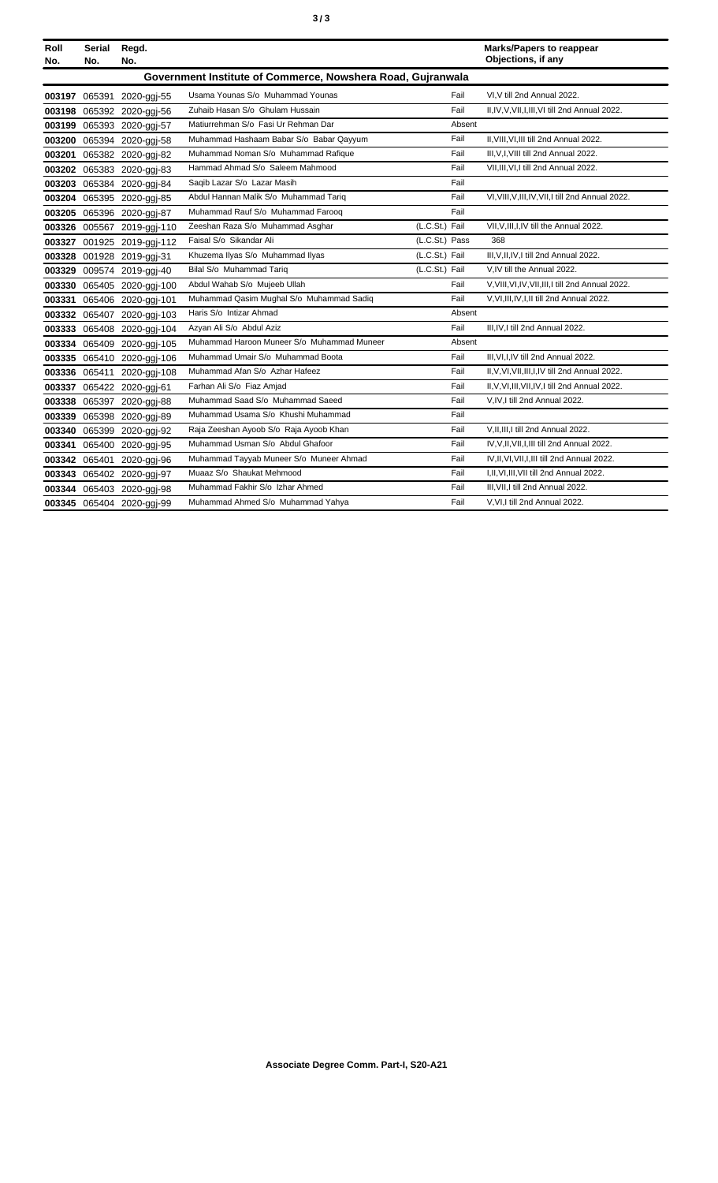| Roll No. | Serial No. | Regd. No. | | | Marks/Papers to reappear Objections, if any |
|---|---|---|---|---|---|
| **Government Institute of Commerce, Nowshera Road, Gujranwala** | | | | | |
| **003197** | 065391 | 2020-ggj-55 | Usama Younas S/o Muhammad Younas | Fail | VI,V till 2nd Annual 2022. |
| **003198** | 065392 | 2020-ggj-56 | Zuhaib Hasan S/o Ghulam Hussain | Fail | II,IV,V,VII,I,III,VI till 2nd Annual 2022. |
| **003199** | 065393 | 2020-ggj-57 | Matiurrehman S/o Fasi Ur Rehman Dar | Absent | |
| **003200** | 065394 | 2020-ggj-58 | Muhammad Hashaam Babar S/o Babar Qayyum | Fail | II,VIII,VI,III till 2nd Annual 2022. |
| **003201** | 065382 | 2020-ggj-82 | Muhammad Noman S/o Muhammad Rafique | Fail | III,V,I,VIII till 2nd Annual 2022. |
| **003202** | 065383 | 2020-ggj-83 | Hammad Ahmad S/o Saleem Mahmood | Fail | VII,III,VI,I till 2nd Annual 2022. |
| **003203** | 065384 | 2020-ggj-84 | Saqib Lazar S/o Lazar Masih | Fail | |
| **003204** | 065395 | 2020-ggj-85 | Abdul Hannan Malik S/o Muhammad Tariq | Fail | VI,VIII,V,III,IV,VII,I till 2nd Annual 2022. |
| **003205** | 065396 | 2020-ggj-87 | Muhammad Rauf S/o Muhammad Farooq | Fail | |
| **003326** | 005567 | 2019-ggj-110 | Zeeshan Raza S/o Muhammad Asghar | (L.C.St.) Fail | VII,V,III,I,IV till the Annual 2022. |
| **003327** | 001925 | 2019-ggj-112 | Faisal S/o Sikandar Ali | (L.C.St.) Pass | 368 |
| **003328** | 001928 | 2019-ggj-31 | Khuzema Ilyas S/o Muhammad Ilyas | (L.C.St.) Fail | III,V,II,IV,I till 2nd Annual 2022. |
| **003329** | 009574 | 2019-ggj-40 | Bilal S/o Muhammad Tariq | (L.C.St.) Fail | V,IV till the Annual 2022. |
| **003330** | 065405 | 2020-ggj-100 | Abdul Wahab S/o Mujeeb Ullah | Fail | V,VIII,VI,IV,VII,III,I till 2nd Annual 2022. |
| **003331** | 065406 | 2020-ggj-101 | Muhammad Qasim Mughal S/o Muhammad Sadiq | Fail | V,VI,III,IV,I,II till 2nd Annual 2022. |
| **003332** | 065407 | 2020-ggj-103 | Haris S/o Intizar Ahmad | Absent | |
| **003333** | 065408 | 2020-ggj-104 | Azyan Ali S/o Abdul Aziz | Fail | III,IV,I till 2nd Annual 2022. |
| **003334** | 065409 | 2020-ggj-105 | Muhammad Haroon Muneer S/o Muhammad Muneer | Absent | |
| **003335** | 065410 | 2020-ggj-106 | Muhammad Umair S/o Muhammad Boota | Fail | III,VI,I,IV till 2nd Annual 2022. |
| **003336** | 065411 | 2020-ggj-108 | Muhammad Afan S/o Azhar Hafeez | Fail | II,V,VI,VII,III,I,IV till 2nd Annual 2022. |
| **003337** | 065422 | 2020-ggj-61 | Farhan Ali S/o Fiaz Amjad | Fail | II,V,VI,III,VII,IV,I till 2nd Annual 2022. |
| **003338** | 065397 | 2020-ggj-88 | Muhammad Saad S/o Muhammad Saeed | Fail | V,IV,I till 2nd Annual 2022. |
| **003339** | 065398 | 2020-ggj-89 | Muhammad Usama S/o Khushi Muhammad | Fail | |
| **003340** | 065399 | 2020-ggj-92 | Raja Zeeshan Ayoob S/o Raja Ayoob Khan | Fail | V,II,III,I till 2nd Annual 2022. |
| **003341** | 065400 | 2020-ggj-95 | Muhammad Usman S/o Abdul Ghafoor | Fail | IV,V,II,VII,I,III till 2nd Annual 2022. |
| **003342** | 065401 | 2020-ggj-96 | Muhammad Tayyab Muneer S/o Muneer Ahmad | Fail | IV,II,VI,VII,I,III till 2nd Annual 2022. |
| **003343** | 065402 | 2020-ggj-97 | Muaaz S/o Shaukat Mehmood | Fail | I,II,VI,III,VII till 2nd Annual 2022. |
| **003344** | 065403 | 2020-ggj-98 | Muhammad Fakhir S/o Izhar Ahmed | Fail | III,VII,I till 2nd Annual 2022. |
| **003345** | 065404 | 2020-ggj-99 | Muhammad Ahmed S/o Muhammad Yahya | Fail | V,VI,I till 2nd Annual 2022. |

**Associate Degree Comm. Part-I, S20-A21**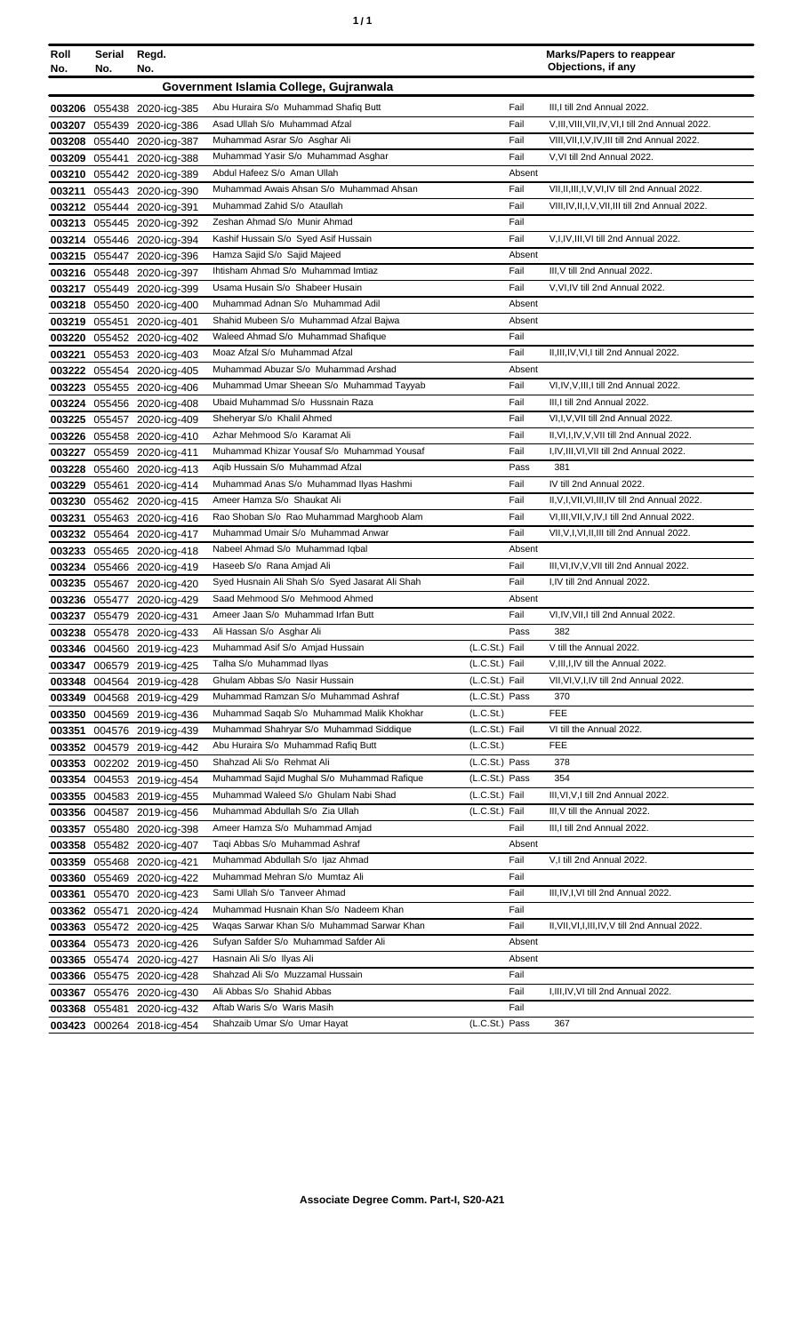| Roll No. | Serial No. | Regd. No. | | | Marks/Papers to reappear Objections, if any |
|---|---|---|---|---|---|
| **Government Islamia College, Gujranwala** | | | | | |
| 003206 | 055438 | 2020-icg-385 | Abu Huraira S/o Muhammad Shafiq Butt | Fail | III,I till 2nd Annual 2022. |
| 003207 | 055439 | 2020-icg-386 | Asad Ullah S/o Muhammad Afzal | Fail | V,III,VIII,VII,IV,VI,I till 2nd Annual 2022. |
| 003208 | 055440 | 2020-icg-387 | Muhammad Asrar S/o Asghar Ali | Fail | VIII,VII,I,V,IV,III till 2nd Annual 2022. |
| 003209 | 055441 | 2020-icg-388 | Muhammad Yasir S/o Muhammad Asghar | Fail | V,VI till 2nd Annual 2022. |
| 003210 | 055442 | 2020-icg-389 | Abdul Hafeez S/o Aman Ullah | Absent | |
| 003211 | 055443 | 2020-icg-390 | Muhammad Awais Ahsan S/o Muhammad Ahsan | Fail | VII,II,III,I,V,VI,IV till 2nd Annual 2022. |
| 003212 | 055444 | 2020-icg-391 | Muhammad Zahid S/o Ataullah | Fail | VIII,IV,II,I,V,VII,III till 2nd Annual 2022. |
| 003213 | 055445 | 2020-icg-392 | Zeshan Ahmad S/o Munir Ahmad | Fail | |
| 003214 | 055446 | 2020-icg-394 | Kashif Hussain S/o Syed Asif Hussain | Fail | V,I,IV,III,VI till 2nd Annual 2022. |
| 003215 | 055447 | 2020-icg-396 | Hamza Sajid S/o Sajid Majeed | Absent | |
| 003216 | 055448 | 2020-icg-397 | Ihtisham Ahmad S/o Muhammad Imtiaz | Fail | III,V till 2nd Annual 2022. |
| 003217 | 055449 | 2020-icg-399 | Usama Husain S/o Shabeer Husain | Fail | V,VI,IV till 2nd Annual 2022. |
| 003218 | 055450 | 2020-icg-400 | Muhammad Adnan S/o Muhammad Adil | Absent | |
| 003219 | 055451 | 2020-icg-401 | Shahid Mubeen S/o Muhammad Afzal Bajwa | Absent | |
| 003220 | 055452 | 2020-icg-402 | Waleed Ahmad S/o Muhammad Shafique | Fail | |
| 003221 | 055453 | 2020-icg-403 | Moaz Afzal S/o Muhammad Afzal | Fail | II,III,IV,VI,I till 2nd Annual 2022. |
| 003222 | 055454 | 2020-icg-405 | Muhammad Abuzar S/o Muhammad Arshad | Absent | |
| 003223 | 055455 | 2020-icg-406 | Muhammad Umar Sheean S/o Muhammad Tayyab | Fail | VI,IV,V,III,I till 2nd Annual 2022. |
| 003224 | 055456 | 2020-icg-408 | Ubaid Muhammad S/o Hussnain Raza | Fail | III,I till 2nd Annual 2022. |
| 003225 | 055457 | 2020-icg-409 | Sheheryar S/o Khalil Ahmed | Fail | VI,I,V,VII till 2nd Annual 2022. |
| 003226 | 055458 | 2020-icg-410 | Azhar Mehmood S/o Karamat Ali | Fail | II,VI,I,IV,V,VII till 2nd Annual 2022. |
| 003227 | 055459 | 2020-icg-411 | Muhammad Khizar Yousaf S/o Muhammad Yousaf | Fail | I,IV,III,VI,VII till 2nd Annual 2022. |
| 003228 | 055460 | 2020-icg-413 | Aqib Hussain S/o Muhammad Afzal | Pass | 381 |
| 003229 | 055461 | 2020-icg-414 | Muhammad Anas S/o Muhammad Ilyas Hashmi | Fail | IV till 2nd Annual 2022. |
| 003230 | 055462 | 2020-icg-415 | Ameer Hamza S/o Shaukat Ali | Fail | II,V,I,VII,VI,III,IV till 2nd Annual 2022. |
| 003231 | 055463 | 2020-icg-416 | Rao Shoban S/o Rao Muhammad Marghoob Alam | Fail | VI,III,VII,V,IV,I till 2nd Annual 2022. |
| 003232 | 055464 | 2020-icg-417 | Muhammad Umair S/o Muhammad Anwar | Fail | VII,V,I,VI,II,III till 2nd Annual 2022. |
| 003233 | 055465 | 2020-icg-418 | Nabeel Ahmad S/o Muhammad Iqbal | Absent | |
| 003234 | 055466 | 2020-icg-419 | Haseeb S/o Rana Amjad Ali | Fail | III,VI,IV,V,VII till 2nd Annual 2022. |
| 003235 | 055467 | 2020-icg-420 | Syed Husnain Ali Shah S/o Syed Jasarat Ali Shah | Fail | I,IV till 2nd Annual 2022. |
| 003236 | 055477 | 2020-icg-429 | Saad Mehmood S/o Mehmood Ahmed | Absent | |
| 003237 | 055479 | 2020-icg-431 | Ameer Jaan S/o Muhammad Irfan Butt | Fail | VI,IV,VII,I till 2nd Annual 2022. |
| 003238 | 055478 | 2020-icg-433 | Ali Hassan S/o Asghar Ali | Pass | 382 |
| 003346 | 004560 | 2019-icg-423 | Muhammad Asif S/o Amjad Hussain | (L.C.St.) Fail | V till the Annual 2022. |
| 003347 | 006579 | 2019-icg-425 | Talha S/o Muhammad Ilyas | (L.C.St.) Fail | V,III,I,IV till the Annual 2022. |
| 003348 | 004564 | 2019-icg-428 | Ghulam Abbas S/o Nasir Hussain | (L.C.St.) Fail | VII,VI,V,I,IV till 2nd Annual 2022. |
| 003349 | 004568 | 2019-icg-429 | Muhammad Ramzan S/o Muhammad Ashraf | (L.C.St.) Pass | 370 |
| 003350 | 004569 | 2019-icg-436 | Muhammad Saqab S/o Muhammad Malik Khokhar | (L.C.St.) | FEE |
| 003351 | 004576 | 2019-icg-439 | Muhammad Shahryar S/o Muhammad Siddique | (L.C.St.) Fail | VI till the Annual 2022. |
| 003352 | 004579 | 2019-icg-442 | Abu Huraira S/o Muhammad Rafiq Butt | (L.C.St.) | FEE |
| 003353 | 002202 | 2019-icg-450 | Shahzad Ali S/o Rehmat Ali | (L.C.St.) Pass | 378 |
| 003354 | 004553 | 2019-icg-454 | Muhammad Sajid Mughal S/o Muhammad Rafique | (L.C.St.) Pass | 354 |
| 003355 | 004583 | 2019-icg-455 | Muhammad Waleed S/o Ghulam Nabi Shad | (L.C.St.) Fail | III,VI,V,I till 2nd Annual 2022. |
| 003356 | 004587 | 2019-icg-456 | Muhammad Abdullah S/o Zia Ullah | (L.C.St.) Fail | III,V till the Annual 2022. |
| 003357 | 055480 | 2020-icg-398 | Ameer Hamza S/o Muhammad Amjad | Fail | III,I till 2nd Annual 2022. |
| 003358 | 055482 | 2020-icg-407 | Taqi Abbas S/o Muhammad Ashraf | Absent | |
| 003359 | 055468 | 2020-icg-421 | Muhammad Abdullah S/o Ijaz Ahmad | Fail | V,I till 2nd Annual 2022. |
| 003360 | 055469 | 2020-icg-422 | Muhammad Mehran S/o Mumtaz Ali | Fail | |
| 003361 | 055470 | 2020-icg-423 | Sami Ullah S/o Tanveer Ahmad | Fail | III,IV,I,VI till 2nd Annual 2022. |
| 003362 | 055471 | 2020-icg-424 | Muhammad Husnain Khan S/o Nadeem Khan | Fail | |
| 003363 | 055472 | 2020-icg-425 | Waqas Sarwar Khan S/o Muhammad Sarwar Khan | Fail | II,VII,VI,I,III,IV,V till 2nd Annual 2022. |
| 003364 | 055473 | 2020-icg-426 | Sufyan Safder S/o Muhammad Safder Ali | Absent | |
| 003365 | 055474 | 2020-icg-427 | Hasnain Ali S/o Ilyas Ali | Absent | |
| 003366 | 055475 | 2020-icg-428 | Shahzad Ali S/o Muzzamal Hussain | Fail | |
| 003367 | 055476 | 2020-icg-430 | Ali Abbas S/o Shahid Abbas | Fail | I,III,IV,VI till 2nd Annual 2022. |
| 003368 | 055481 | 2020-icg-432 | Aftab Waris S/o Waris Masih | Fail | |
| 003423 | 000264 | 2018-icg-454 | Shahzaib Umar S/o Umar Hayat | (L.C.St.) Pass | 367 |

**Associate Degree Comm. Part-I, S20-A21**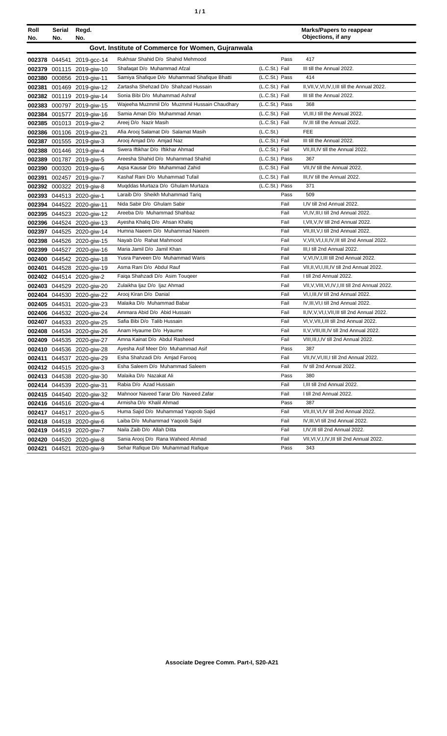| Roll No. | Serial No. | Regd. No. | | | Marks/Papers to reappear Objections, if any |
|---|---|---|---|---|---|
| **Govt. Institute of Commerce for Women, Gujranwala** | | | | | |
| 002378 | 044541 | 2019-gcc-14 | Rukhsar Shahid D/o Shahid Mehmood | Pass | 417 |
| 002379 | 001115 | 2019-giw-10 | Shafaqat D/o Muhammad Afzal | (L.C.St.) Fail | III till the Annual 2022. |
| 002380 | 000856 | 2019-giw-11 | Samiya Shafique D/o Muhammad Shafique Bhatti | (L.C.St.) Pass | 414 |
| 002381 | 001469 | 2019-giw-12 | Zartasha Shehzad D/o Shahzad Hussain | (L.C.St.) Fail | II,VII,V,VI,IV,I,III till the Annual 2022. |
| 002382 | 001119 | 2019-giw-14 | Sonia Bibi D/o Muhammad Ashraf | (L.C.St.) Fail | III till the Annual 2022. |
| 002383 | 000797 | 2019-giw-15 | Wajeeha Muzmmil D/o Muzmmil Hussain Chaudhary | (L.C.St.) Pass | 368 |
| 002384 | 001577 | 2019-giw-16 | Samia Aman D/o Muhammad Aman | (L.C.St.) Fail | VI,III,I till the Annual 2022. |
| 002385 | 001013 | 2019-giw-2 | Areej D/o Nazir Masih | (L.C.St.) Fail | IV,III till the Annual 2022. |
| 002386 | 001106 | 2019-giw-21 | Afia Arooj Salamat D/o Salamat Masih | (L.C.St.) | FEE |
| 002387 | 001555 | 2019-giw-3 | Arooj Amjad D/o Amjad Naz | (L.C.St.) Fail | III till the Annual 2022. |
| 002388 | 001446 | 2019-giw-4 | Swera Iftikhar D/o Iftikhar Ahmad | (L.C.St.) Fail | VII,III,IV till the Annual 2022. |
| 002389 | 001787 | 2019-giw-5 | Areesha Shahid D/o Muhammad Shahid | (L.C.St.) Pass | 367 |
| 002390 | 000320 | 2019-giw-6 | Aqsa Kausar D/o Muhammad Zahid | (L.C.St.) Fail | VII,IV till the Annual 2022. |
| 002391 | 002457 | 2019-giw-7 | Kashaf Rani D/o Muhammad Tufail | (L.C.St.) Fail | III,IV till the Annual 2022. |
| 002392 | 000322 | 2019-giw-8 | Muqddas Murtaza D/o Ghulam Murtaza | (L.C.St.) Pass | 371 |
| 002393 | 044513 | 2020-giw-1 | Laraib D/o Sheikh Muhammad Tariq | Pass | 509 |
| 002394 | 044522 | 2020-giw-11 | Nida Sabir D/o Ghulam Sabir | Fail | I,IV till 2nd Annual 2022. |
| 002395 | 044523 | 2020-giw-12 | Areeba D/o Muhammad Shahbaz | Fail | VI,IV,III,I till 2nd Annual 2022. |
| 002396 | 044524 | 2020-giw-13 | Ayesha Khaliq D/o Ahsan Khaliq | Fail | I,VII,V,IV till 2nd Annual 2022. |
| 002397 | 044525 | 2020-giw-14 | Humna Naeem D/o Muhammad Naeem | Fail | VII,III,V,I till 2nd Annual 2022. |
| 002398 | 044526 | 2020-giw-15 | Nayab D/o Rahat Mahmood | Fail | V,VII,VI,I,II,IV,III till 2nd Annual 2022. |
| 002399 | 044527 | 2020-giw-16 | Maria Jamil D/o Jamil Khan | Fail | III,I till 2nd Annual 2022. |
| 002400 | 044542 | 2020-giw-18 | Yusra Parveen D/o Muhammad Waris | Fail | V,VI,IV,I,III till 2nd Annual 2022. |
| 002401 | 044528 | 2020-giw-19 | Asma Rani D/o Abdul Rauf | Fail | VII,II,VI,I,III,IV till 2nd Annual 2022. |
| 002402 | 044514 | 2020-giw-2 | Faiqa Shahzadi D/o Asim Touqeer | Fail | I till 2nd Annual 2022. |
| 002403 | 044529 | 2020-giw-20 | Zulaikha Ijaz D/o Ijaz Ahmad | Fail | VII,V,VIII,VI,IV,I,III till 2nd Annual 2022. |
| 002404 | 044530 | 2020-giw-22 | Arooj Kiran D/o Danial | Fail | VI,I,III,IV till 2nd Annual 2022. |
| 002405 | 044531 | 2020-giw-23 | Malaika D/o Muhammad Babar | Fail | IV,III,VI,I till 2nd Annual 2022. |
| 002406 | 044532 | 2020-giw-24 | Ammara Abid D/o Abid Hussain | Fail | II,IV,V,VI,I,VII,III till 2nd Annual 2022. |
| 002407 | 044533 | 2020-giw-25 | Safia Bibi D/o Talib Hussain | Fail | VI,V,VII,I,III till 2nd Annual 2022. |
| 002408 | 044534 | 2020-giw-26 | Anam Hyaume D/o Hyaume | Fail | II,V,VIII,III,IV till 2nd Annual 2022. |
| 002409 | 044535 | 2020-giw-27 | Amna Kainat D/o Abdul Rasheed | Fail | VIII,III,I,IV till 2nd Annual 2022. |
| 002410 | 044536 | 2020-giw-28 | Ayesha Asif Meer D/o Muhammad Asif | Pass | 387 |
| 002411 | 044537 | 2020-giw-29 | Esha Shahzadi D/o Amjad Farooq | Fail | VII,IV,VI,III,I till 2nd Annual 2022. |
| 002412 | 044515 | 2020-giw-3 | Esha Saleem D/o Muhammad Saleem | Fail | IV till 2nd Annual 2022. |
| 002413 | 044538 | 2020-giw-30 | Malaika D/o Nazakat Ali | Pass | 380 |
| 002414 | 044539 | 2020-giw-31 | Rabia D/o Azad Hussain | Fail | I,III till 2nd Annual 2022. |
| 002415 | 044540 | 2020-giw-32 | Mahnoor Naveed Tarar D/o Naveed Zafar | Fail | I till 2nd Annual 2022. |
| 002416 | 044516 | 2020-giw-4 | Armisha D/o Khalil Ahmad | Pass | 387 |
| 002417 | 044517 | 2020-giw-5 | Huma Sajid D/o Muhammad Yaqoob Sajid | Fail | VII,III,VI,IV till 2nd Annual 2022. |
| 002418 | 044518 | 2020-giw-6 | Laiba D/o Muhammad Yaqoob Sajid | Fail | IV,III,VI till 2nd Annual 2022. |
| 002419 | 044519 | 2020-giw-7 | Naila Zaib D/o Allah Ditta | Fail | I,IV,III till 2nd Annual 2022. |
| 002420 | 044520 | 2020-giw-8 | Sania Arooj D/o Rana Waheed Ahmad | Fail | VII,VI,V,I,IV,III till 2nd Annual 2022. |
| 002421 | 044521 | 2020-giw-9 | Sehar Rafique D/o Muhammad Rafique | Pass | 343 |

**Associate Degree Comm. Part-I, S20-A21**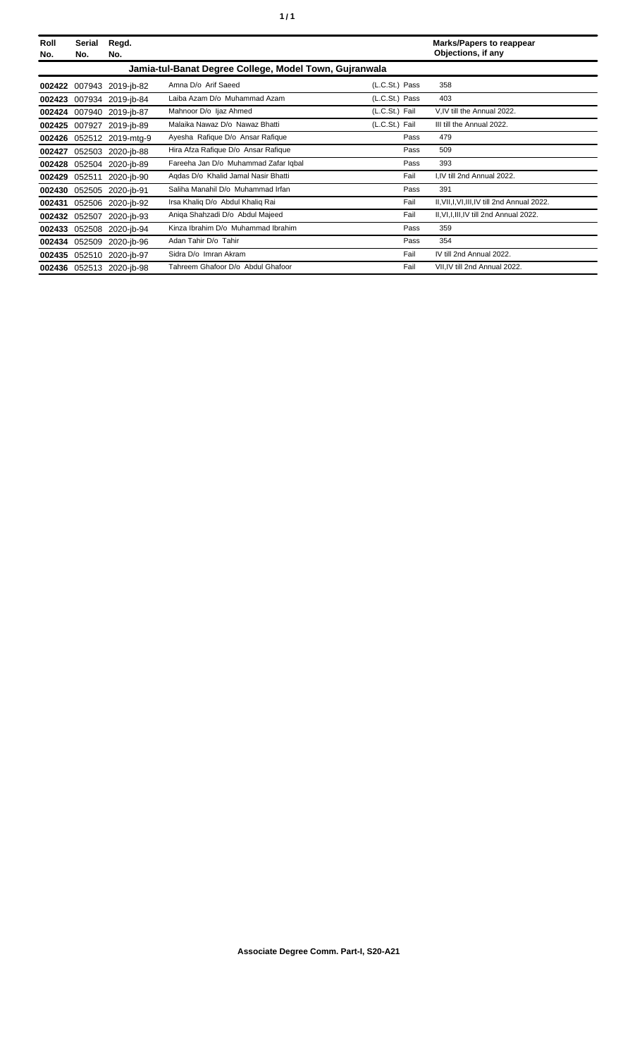| Roll No. | Serial No. | Regd. No. | | | Marks/Papers to reappear Objections, if any |
|---|---|---|---|---|---|
| **Jamia-tul-Banat Degree College, Model Town, Gujranwala** | | | | | |
| **002422** | 007943 | 2019-jb-82 | Amna D/o Arif Saeed | (L.C.St.) Pass | 358 |
| **002423** | 007934 | 2019-jb-84 | Laiba Azam D/o Muhammad Azam | (L.C.St.) Pass | 403 |
| **002424** | 007940 | 2019-jb-87 | Mahnoor D/o Ijaz Ahmed | (L.C.St.) Fail | V,IV till the Annual 2022. |
| **002425** | 007927 | 2019-jb-89 | Malaika Nawaz D/o Nawaz Bhatti | (L.C.St.) Fail | III till the Annual 2022. |
| **002426** | 052512 | 2019-mtg-9 | Ayesha Rafique D/o Ansar Rafique | Pass | 479 |
| **002427** | 052503 | 2020-jb-88 | Hira Afza Rafique D/o Ansar Rafique | Pass | 509 |
| **002428** | 052504 | 2020-jb-89 | Fareeha Jan D/o Muhammad Zafar Iqbal | Pass | 393 |
| **002429** | 052511 | 2020-jb-90 | Aqdas D/o Khalid Jamal Nasir Bhatti | Fail | I,IV till 2nd Annual 2022. |
| **002430** | 052505 | 2020-jb-91 | Saliha Manahil D/o Muhammad Irfan | Pass | 391 |
| **002431** | 052506 | 2020-jb-92 | Irsa Khaliq D/o Abdul Khaliq Rai | Fail | II,VII,I,VI,III,IV till 2nd Annual 2022. |
| **002432** | 052507 | 2020-jb-93 | Aniqa Shahzadi D/o Abdul Majeed | Fail | II,VI,I,III,IV till 2nd Annual 2022. |
| **002433** | 052508 | 2020-jb-94 | Kinza Ibrahim D/o Muhammad Ibrahim | Pass | 359 |
| **002434** | 052509 | 2020-jb-96 | Adan Tahir D/o Tahir | Pass | 354 |
| **002435** | 052510 | 2020-jb-97 | Sidra D/o Imran Akram | Fail | IV till 2nd Annual 2022. |
| **002436** | 052513 | 2020-jb-98 | Tahreem Ghafoor D/o Abdul Ghafoor | Fail | VII,IV till 2nd Annual 2022. |

**Associate Degree Comm. Part-I, S20-A21**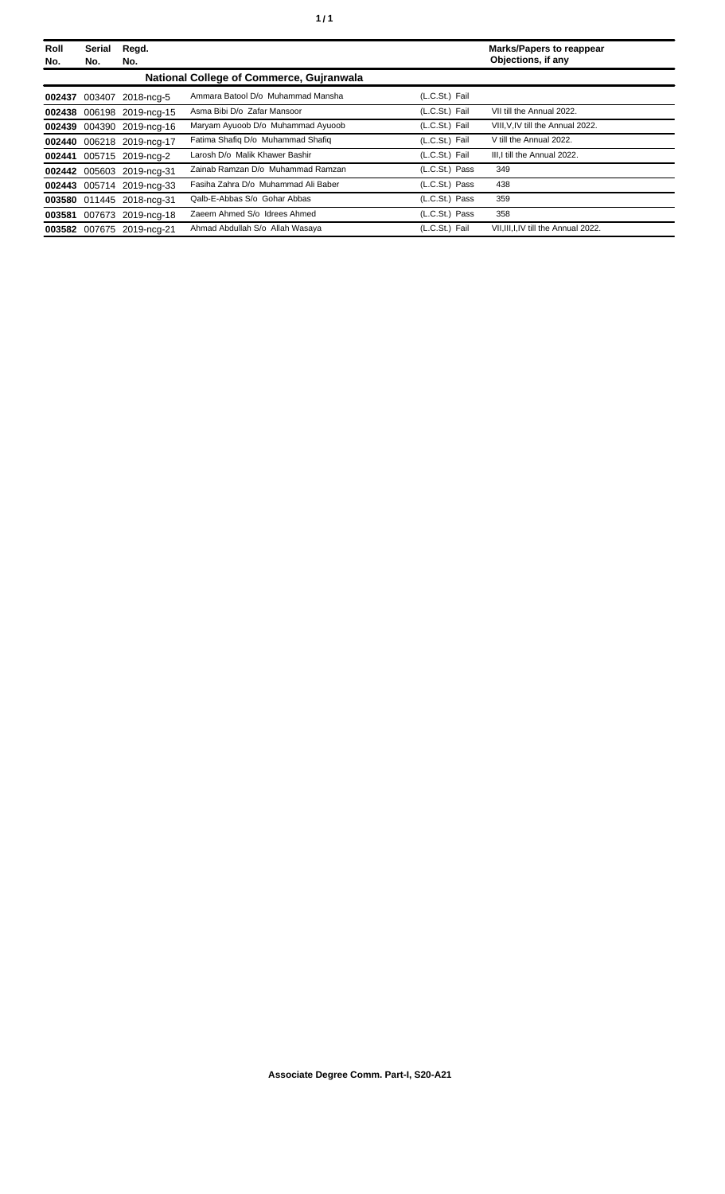| Roll No. | Serial No. | Regd. No. | | | Marks/Papers to reappear Objections, if any |
|---|---|---|---|---|---|
| **National College of Commerce, Gujranwala** | | | | | |
| **002437** | 003407 | 2018-ncg-5 | Ammara Batool D/o Muhammad Mansha | (L.C.St.) Fail | |
| **002438** | 006198 | 2019-ncg-15 | Asma Bibi D/o Zafar Mansoor | (L.C.St.) Fail | VII till the Annual 2022. |
| **002439** | 004390 | 2019-ncg-16 | Maryam Ayuoob D/o Muhammad Ayuoob | (L.C.St.) Fail | VIII,V,IV till the Annual 2022. |
| **002440** | 006218 | 2019-ncg-17 | Fatima Shafiq D/o Muhammad Shafiq | (L.C.St.) Fail | V till the Annual 2022. |
| **002441** | 005715 | 2019-ncg-2 | Larosh D/o Malik Khawer Bashir | (L.C.St.) Fail | III,I till the Annual 2022. |
| **002442** | 005603 | 2019-ncg-31 | Zainab Ramzan D/o Muhammad Ramzan | (L.C.St.) Pass | 349 |
| **002443** | 005714 | 2019-ncg-33 | Fasiha Zahra D/o Muhammad Ali Baber | (L.C.St.) Pass | 438 |
| **003580** | 011445 | 2018-ncg-31 | Qalb-E-Abbas S/o Gohar Abbas | (L.C.St.) Pass | 359 |
| **003581** | 007673 | 2019-ncg-18 | Zaeem Ahmed S/o Idrees Ahmed | (L.C.St.) Pass | 358 |
| **003582** | 007675 | 2019-ncg-21 | Ahmad Abdullah S/o Allah Wasaya | (L.C.St.) Fail | VII,III,I,IV till the Annual 2022. |

**Associate Degree Comm. Part-I, S20-A21**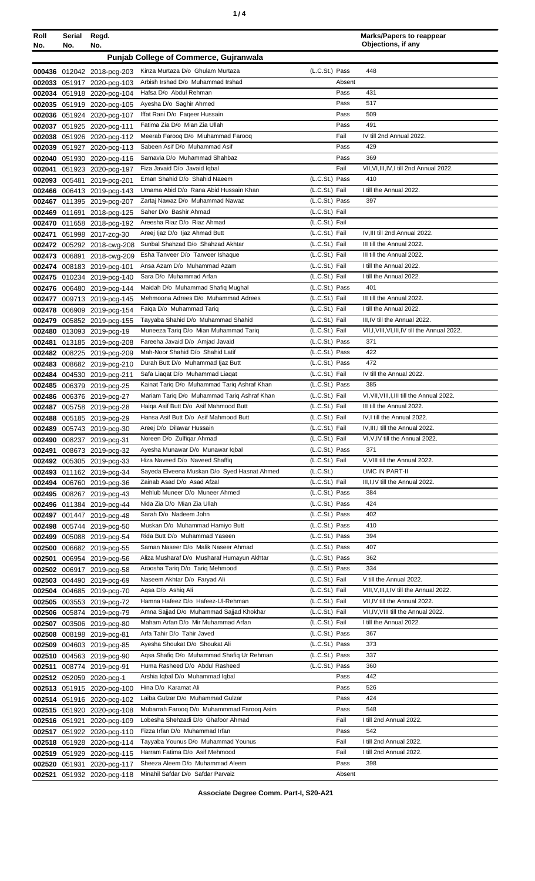| Roll No. | Serial No. | Regd. No. | | | Marks/Papers to reappear Objections, if any |
|---|---|---|---|---|---|
| | | | **Punjab College of Commerce, Gujranwala** | | |
| 000436 | 012042 | 2018-pcg-203 | Kinza Murtaza D/o Ghulam Murtaza | (L.C.St.) Pass | 448 |
| 002033 | 051917 | 2020-pcg-103 | Arbish Irshad D/o Muhammad Irshad | Absent | |
| 002034 | 051918 | 2020-pcg-104 | Hafsa D/o Abdul Rehman | Pass | 431 |
| 002035 | 051919 | 2020-pcg-105 | Ayesha D/o Saghir Ahmed | Pass | 517 |
| 002036 | 051924 | 2020-pcg-107 | Iffat Rani D/o Faqeer Hussain | Pass | 509 |
| 002037 | 051925 | 2020-pcg-111 | Fatima Zia D/o Mian Zia Ullah | Pass | 491 |
| 002038 | 051926 | 2020-pcg-112 | Meerab Farooq D/o Miuhammad Farooq | Fail | IV till 2nd Annual 2022. |
| 002039 | 051927 | 2020-pcg-113 | Sabeen Asif D/o Muhammad Asif | Pass | 429 |
| 002040 | 051930 | 2020-pcg-116 | Samavia D/o Muhammad Shahbaz | Pass | 369 |
| 002041 | 051923 | 2020-pcg-197 | Fiza Javaid D/o Javaid Iqbal | Fail | VII,VI,III,IV,I till 2nd Annual 2022. |
| 002093 | 005481 | 2019-pcg-201 | Eman Shahid D/o Shahid Naeem | (L.C.St.) Pass | 410 |
| 002466 | 006413 | 2019-pcg-143 | Umama Abid D/o Rana Abid Hussain Khan | (L.C.St.) Fail | I till the Annual 2022. |
| 002467 | 011395 | 2019-pcg-207 | Zartaj Nawaz D/o Muhammad Nawaz | (L.C.St.) Pass | 397 |
| 002469 | 011691 | 2018-pcg-125 | Saher D/o Bashir Ahmad | (L.C.St.) Fail | |
| 002470 | 011658 | 2018-pcg-192 | Areesha Riaz D/o Riaz Ahmad | (L.C.St.) Fail | |
| 002471 | 051998 | 2017-zcg-30 | Areej Ijaz D/o Ijaz Ahmad Butt | (L.C.St.) Fail | IV,III till 2nd Annual 2022. |
| 002472 | 005292 | 2018-cwg-208 | Sunbal Shahzad D/o Shahzad Akhtar | (L.C.St.) Fail | III till the Annual 2022. |
| 002473 | 006891 | 2018-cwg-209 | Esha Tanveer D/o Tanveer Ishaque | (L.C.St.) Fail | III till the Annual 2022. |
| 002474 | 008183 | 2019-pcg-101 | Ansa Azam D/o Muhammad Azam | (L.C.St.) Fail | I till the Annual 2022. |
| 002475 | 010234 | 2019-pcg-140 | Sara D/o Muhammad Arfan | (L.C.St.) Fail | I till the Annual 2022. |
| 002476 | 006480 | 2019-pcg-144 | Maidah D/o Muhammad Shafiq Mughal | (L.C.St.) Pass | 401 |
| 002477 | 009713 | 2019-pcg-145 | Mehmoona Adrees D/o Muhammad Adrees | (L.C.St.) Fail | III till the Annual 2022. |
| 002478 | 006909 | 2019-pcg-154 | Faiqa D/o Muhammad Tariq | (L.C.St.) Fail | I till the Annual 2022. |
| 002479 | 005852 | 2019-pcg-155 | Tayyaba Shahid D/o Muhammad Shahid | (L.C.St.) Fail | III,IV till the Annual 2022. |
| 002480 | 013093 | 2019-pcg-19 | Muneeza Tariq D/o Mian Muhammad Tariq | (L.C.St.) Fail | VII,I,VIII,VI,III,IV till the Annual 2022. |
| 002481 | 013185 | 2019-pcg-208 | Fareeha Javaid D/o Amjad Javaid | (L.C.St.) Pass | 371 |
| 002482 | 008225 | 2019-pcg-209 | Mah-Noor Shahid D/o Shahid Latif | (L.C.St.) Pass | 422 |
| 002483 | 008682 | 2019-pcg-210 | Durah Butt D/o Muhammad Ijaz Butt | (L.C.St.) Pass | 472 |
| 002484 | 004530 | 2019-pcg-211 | Safa Liaqat D/o Muhammad Liaqat | (L.C.St.) Fail | IV till the Annual 2022. |
| 002485 | 006379 | 2019-pcg-25 | Kainat Tariq D/o Muhammad Tariq Ashraf Khan | (L.C.St.) Pass | 385 |
| 002486 | 006376 | 2019-pcg-27 | Mariam Tariq D/o Muhammad Tariq Ashraf Khan | (L.C.St.) Fail | VI,VII,VIII,I,III till the Annual 2022. |
| 002487 | 005758 | 2019-pcg-28 | Haiqa Asif Butt D/o Asif Mahmood Butt | (L.C.St.) Fail | III till the Annual 2022. |
| 002488 | 005185 | 2019-pcg-29 | Hansa Asif Butt D/o Asif Mahmood Butt | (L.C.St.) Fail | IV,I till the Annual 2022. |
| 002489 | 005743 | 2019-pcg-30 | Areej D/o Dilawar Hussain | (L.C.St.) Fail | IV,III,I till the Annual 2022. |
| 002490 | 008237 | 2019-pcg-31 | Noreen D/o Zulfiqar Ahmad | (L.C.St.) Fail | VI,V,IV till the Annual 2022. |
| 002491 | 008673 | 2019-pcg-32 | Ayesha Munawar D/o Munawar Iqbal | (L.C.St.) Pass | 371 |
| 002492 | 005305 | 2019-pcg-33 | Hiza Naveed D/o Naveed Shaffiq | (L.C.St.) Fail | V,VIII till the Annual 2022. |
| 002493 | 011162 | 2019-pcg-34 | Sayeda Elveena Muskan D/o Syed Hasnat Ahmed | (L.C.St.) | UMC IN PART-II |
| 002494 | 006760 | 2019-pcg-36 | Zainab Asad D/o Asad Afzal | (L.C.St.) Fail | III,I,IV till the Annual 2022. |
| 002495 | 008267 | 2019-pcg-43 | Mehlub Muneer D/o Muneer Ahmed | (L.C.St.) Pass | 384 |
| 002496 | 011384 | 2019-pcg-44 | Nida Zia D/o Mian Zia Ullah | (L.C.St.) Pass | 424 |
| 002497 | 001447 | 2019-pcg-48 | Sarah D/o Nadeem John | (L.C.St.) Pass | 402 |
| 002498 | 005744 | 2019-pcg-50 | Muskan D/o Muhammad Hamiyo Butt | (L.C.St.) Pass | 410 |
| 002499 | 005088 | 2019-pcg-54 | Rida Butt D/o Muhammad Yaseen | (L.C.St.) Pass | 394 |
| 002500 | 006682 | 2019-pcg-55 | Saman Naseer D/o Malik Naseer Ahmad | (L.C.St.) Pass | 407 |
| 002501 | 006954 | 2019-pcg-56 | Aliza Musharaf D/o Musharaf Humayun Akhtar | (L.C.St.) Pass | 362 |
| 002502 | 006917 | 2019-pcg-58 | Aroosha Tariq D/o Tariq Mehmood | (L.C.St.) Pass | 334 |
| 002503 | 004490 | 2019-pcg-69 | Naseem Akhtar D/o Faryad Ali | (L.C.St.) Fail | V till the Annual 2022. |
| 002504 | 004685 | 2019-pcg-70 | Aqsa D/o Ashiq Ali | (L.C.St.) Fail | VIII,V,III,I,IV till the Annual 2022. |
| 002505 | 003553 | 2019-pcg-72 | Hamna Hafeez D/o Hafeez-Ul-Rehman | (L.C.St.) Fail | VII,IV till the Annual 2022. |
| 002506 | 005874 | 2019-pcg-79 | Amna Sajjad D/o Muhammad Sajjad Khokhar | (L.C.St.) Fail | VII,IV,VIII till the Annual 2022. |
| 002507 | 003506 | 2019-pcg-80 | Maham Arfan D/o Mir Muhammad Arfan | (L.C.St.) Fail | I till the Annual 2022. |
| 002508 | 008198 | 2019-pcg-81 | Arfa Tahir D/o Tahir Javed | (L.C.St.) Pass | 367 |
| 002509 | 004603 | 2019-pcg-85 | Ayesha Shoukat D/o Shoukat Ali | (L.C.St.) Pass | 373 |
| 002510 | 004563 | 2019-pcg-90 | Aqsa Shafiq D/o Muhammad Shafiq Ur Rehman | (L.C.St.) Pass | 337 |
| 002511 | 008774 | 2019-pcg-91 | Huma Rasheed D/o Abdul Rasheed | (L.C.St.) Pass | 360 |
| 002512 | 052059 | 2020-pcg-1 | Arshia Iqbal D/o Muhammad Iqbal | Pass | 442 |
| 002513 | 051915 | 2020-pcg-100 | Hina D/o Karamat Ali | Pass | 526 |
| 002514 | 051916 | 2020-pcg-102 | Laiba Gulzar D/o Muhammad Gulzar | Pass | 424 |
| 002515 | 051920 | 2020-pcg-108 | Mubarrah Farooq D/o Muhammmad Farooq Asim | Pass | 548 |
| 002516 | 051921 | 2020-pcg-109 | Lobesha Shehzadi D/o Ghafoor Ahmad | Fail | I till 2nd Annual 2022. |
| 002517 | 051922 | 2020-pcg-110 | Fizza Irfan D/o Muhammad Irfan | Pass | 542 |
| 002518 | 051928 | 2020-pcg-114 | Tayyaba Younus D/o Muhammad Younus | Fail | I till 2nd Annual 2022. |
| 002519 | 051929 | 2020-pcg-115 | Harram Fatima D/o Asif Mehmood | Fail | I till 2nd Annual 2022. |
| 002520 | 051931 | 2020-pcg-117 | Sheeza Aleem D/o Muhammad Aleem | Pass | 398 |
| 002521 | 051932 | 2020-pcg-118 | Minahil Safdar D/o Safdar Parvaiz | Absent | |

Associate Degree Comm. Part-I, S20-A21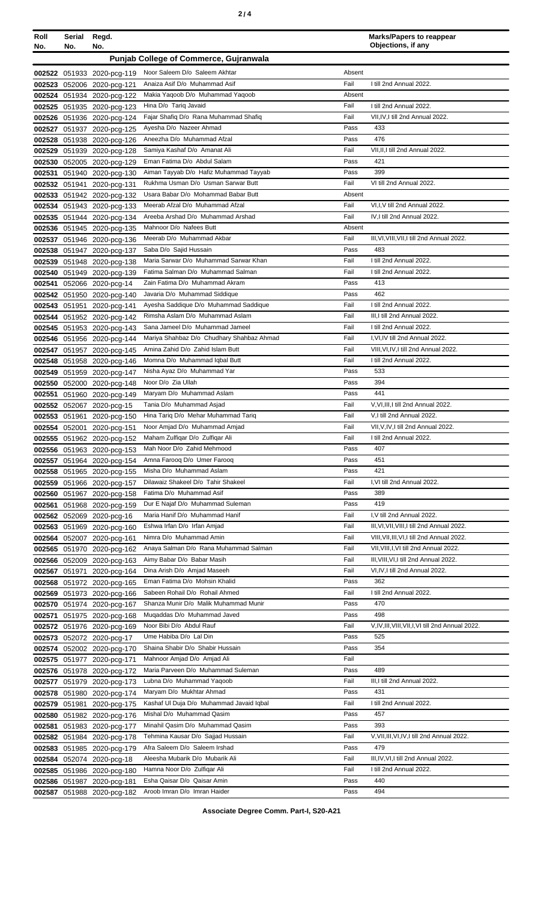| Roll No. | Serial No. | Regd. No. | | | Marks/Papers to reappear Objections, if any |
|---|---|---|---|---|---|
| **Punjab College of Commerce, Gujranwala** | | | | | |
| 002522 | 051933 | 2020-pcg-119 | Noor Saleem D/o Saleem Akhtar | Absent | |
| 002523 | 052006 | 2020-pcg-121 | Anaiza Asif D/o Muhammad Asif | Fail | I till 2nd Annual 2022. |
| 002524 | 051934 | 2020-pcg-122 | Makia Yaqoob D/o Muhammad Yaqoob | Absent | |
| 002525 | 051935 | 2020-pcg-123 | Hina D/o Tariq Javaid | Fail | I till 2nd Annual 2022. |
| 002526 | 051936 | 2020-pcg-124 | Fajar Shafiq D/o Rana Muhammad Shafiq | Fail | VII,IV,I till 2nd Annual 2022. |
| 002527 | 051937 | 2020-pcg-125 | Ayesha D/o Nazeer Ahmad | Pass | 433 |
| 002528 | 051938 | 2020-pcg-126 | Aneezha D/o Muhammad Afzal | Pass | 476 |
| 002529 | 051939 | 2020-pcg-128 | Samiya Kashaf D/o Amanat Ali | Fail | VII,II,I till 2nd Annual 2022. |
| 002530 | 052005 | 2020-pcg-129 | Eman Fatima D/o Abdul Salam | Pass | 421 |
| 002531 | 051940 | 2020-pcg-130 | Aiman Tayyab D/o Hafiz Muhammad Tayyab | Pass | 399 |
| 002532 | 051941 | 2020-pcg-131 | Rukhma Usman D/o Usman Sarwar Butt | Fail | VI till 2nd Annual 2022. |
| 002533 | 051942 | 2020-pcg-132 | Usara Babar D/o Mohammad Babar Butt | Absent | |
| 002534 | 051943 | 2020-pcg-133 | Meerab Afzal D/o Muhammad Afzal | Fail | VI,I,V till 2nd Annual 2022. |
| 002535 | 051944 | 2020-pcg-134 | Areeba Arshad D/o Muhammad Arshad | Fail | IV,I till 2nd Annual 2022. |
| 002536 | 051945 | 2020-pcg-135 | Mahnoor D/o Nafees Butt | Absent | |
| 002537 | 051946 | 2020-pcg-136 | Meerab D/o Muhammad Akbar | Fail | III,VI,VIII,VII,I till 2nd Annual 2022. |
| 002538 | 051947 | 2020-pcg-137 | Saba D/o Sajid Hussain | Pass | 483 |
| 002539 | 051948 | 2020-pcg-138 | Maria Sarwar D/o Muhammad Sarwar Khan | Fail | I till 2nd Annual 2022. |
| 002540 | 051949 | 2020-pcg-139 | Fatima Salman D/o Muhammad Salman | Fail | I till 2nd Annual 2022. |
| 002541 | 052066 | 2020-pcg-14 | Zain Fatima D/o Muhammad Akram | Pass | 413 |
| 002542 | 051950 | 2020-pcg-140 | Javaria D/o Muhammad Siddique | Pass | 462 |
| 002543 | 051951 | 2020-pcg-141 | Ayesha Saddique D/o Muhammad Saddique | Fail | I till 2nd Annual 2022. |
| 002544 | 051952 | 2020-pcg-142 | Rimsha Aslam D/o Muhammad Aslam | Fail | III,I till 2nd Annual 2022. |
| 002545 | 051953 | 2020-pcg-143 | Sana Jameel D/o Muhammad Jameel | Fail | I till 2nd Annual 2022. |
| 002546 | 051956 | 2020-pcg-144 | Mariya Shahbaz D/o Chudhary Shahbaz Ahmad | Fail | I,VI,IV till 2nd Annual 2022. |
| 002547 | 051957 | 2020-pcg-145 | Amina Zahid D/o Zahid Islam Butt | Fail | VIII,VI,IV,I till 2nd Annual 2022. |
| 002548 | 051958 | 2020-pcg-146 | Momna D/o Muhammad Iqbal Butt | Fail | I till 2nd Annual 2022. |
| 002549 | 051959 | 2020-pcg-147 | Nisha Ayaz D/o Muhammad Yar | Pass | 533 |
| 002550 | 052000 | 2020-pcg-148 | Noor D/o Zia Ullah | Pass | 394 |
| 002551 | 051960 | 2020-pcg-149 | Maryam D/o Muhammad Aslam | Pass | 441 |
| 002552 | 052067 | 2020-pcg-15 | Tania D/o Muhammad Asjad | Fail | V,VI,III,I till 2nd Annual 2022. |
| 002553 | 051961 | 2020-pcg-150 | Hina Tariq D/o Mehar Muhammad Tariq | Fail | V,I till 2nd Annual 2022. |
| 002554 | 052001 | 2020-pcg-151 | Noor Amjad D/o Muhammad Amjad | Fail | VII,V,IV,I till 2nd Annual 2022. |
| 002555 | 051962 | 2020-pcg-152 | Maham Zulfiqar D/o Zulfiqar Ali | Fail | I till 2nd Annual 2022. |
| 002556 | 051963 | 2020-pcg-153 | Mah Noor D/o Zahid Mehmood | Pass | 407 |
| 002557 | 051964 | 2020-pcg-154 | Amna Farooq D/o Umer Farooq | Pass | 451 |
| 002558 | 051965 | 2020-pcg-155 | Misha D/o Muhammad Aslam | Pass | 421 |
| 002559 | 051966 | 2020-pcg-157 | Dilawaiz Shakeel D/o Tahir Shakeel | Fail | I,VI till 2nd Annual 2022. |
| 002560 | 051967 | 2020-pcg-158 | Fatima D/o Muhammad Asif | Pass | 389 |
| 002561 | 051968 | 2020-pcg-159 | Dur E Najaf D/o Muhammad Suleman | Pass | 419 |
| 002562 | 052069 | 2020-pcg-16 | Maria Hanif D/o Muhammad Hanif | Fail | I,V till 2nd Annual 2022. |
| 002563 | 051969 | 2020-pcg-160 | Eshwa Irfan D/o Irfan Amjad | Fail | III,VI,VII,VIII,I till 2nd Annual 2022. |
| 002564 | 052007 | 2020-pcg-161 | Nimra D/o Muhammad Amin | Fail | VIII,VII,III,VI,I till 2nd Annual 2022. |
| 002565 | 051970 | 2020-pcg-162 | Anaya Salman D/o Rana Muhammad Salman | Fail | VII,VIII,I,VI till 2nd Annual 2022. |
| 002566 | 052009 | 2020-pcg-163 | Aimy Babar D/o Babar Masih | Fail | III,VIII,VI,I till 2nd Annual 2022. |
| 002567 | 051971 | 2020-pcg-164 | Dina Arish D/o Amjad Maseeh | Fail | VI,IV,I till 2nd Annual 2022. |
| 002568 | 051972 | 2020-pcg-165 | Eman Fatima D/o Mohsin Khalid | Pass | 362 |
| 002569 | 051973 | 2020-pcg-166 | Sabeen Rohail D/o Rohail Ahmed | Fail | I till 2nd Annual 2022. |
| 002570 | 051974 | 2020-pcg-167 | Shanza Munir D/o Malik Muhammad Munir | Pass | 470 |
| 002571 | 051975 | 2020-pcg-168 | Muqaddas D/o Muhammad Javed | Pass | 498 |
| 002572 | 051976 | 2020-pcg-169 | Noor Bibi D/o Abdul Rauf | Fail | V,IV,III,VIII,VII,I,VI till 2nd Annual 2022. |
| 002573 | 052072 | 2020-pcg-17 | Ume Habiba D/o Lal Din | Pass | 525 |
| 002574 | 052002 | 2020-pcg-170 | Shaina Shabir D/o Shabir Hussain | Pass | 354 |
| 002575 | 051977 | 2020-pcg-171 | Mahnoor Amjad D/o Amjad Ali | Fail | |
| 002576 | 051978 | 2020-pcg-172 | Maria Parveen D/o Muhammad Suleman | Pass | 489 |
| 002577 | 051979 | 2020-pcg-173 | Lubna D/o Muhammad Yaqoob | Fail | III,I till 2nd Annual 2022. |
| 002578 | 051980 | 2020-pcg-174 | Maryam D/o Mukhtar Ahmad | Pass | 431 |
| 002579 | 051981 | 2020-pcg-175 | Kashaf Ul Duja D/o Muhammad Javaid Iqbal | Fail | I till 2nd Annual 2022. |
| 002580 | 051982 | 2020-pcg-176 | Mishal D/o Muhammad Qasim | Pass | 457 |
| 002581 | 051983 | 2020-pcg-177 | Minahil Qasim D/o Muhammad Qasim | Pass | 393 |
| 002582 | 051984 | 2020-pcg-178 | Tehmina Kausar D/o Sajjad Hussain | Fail | V,VII,III,VI,IV,I till 2nd Annual 2022. |
| 002583 | 051985 | 2020-pcg-179 | Afra Saleem D/o Saleem Irshad | Pass | 479 |
| 002584 | 052074 | 2020-pcg-18 | Aleesha Mubarik D/o Mubarik Ali | Fail | III,IV,VI,I till 2nd Annual 2022. |
| 002585 | 051986 | 2020-pcg-180 | Hamna Noor D/o Zulfiqar Ali | Fail | I till 2nd Annual 2022. |
| 002586 | 051987 | 2020-pcg-181 | Esha Qaisar D/o Qaisar Amin | Pass | 440 |
| 002587 | 051988 | 2020-pcg-182 | Aroob Imran D/o Imran Haider | Pass | 494 |

**Associate Degree Comm. Part-I, S20-A21**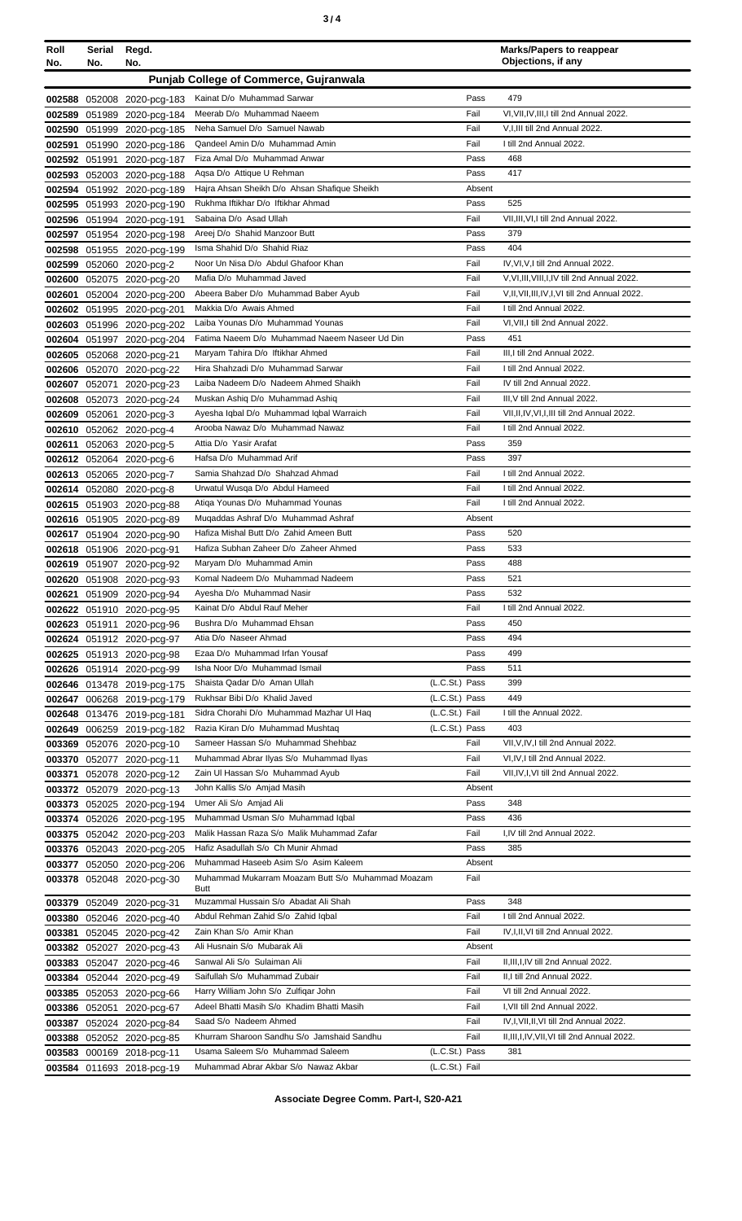| Roll No. | Serial No. | Regd. No. | | | Marks/Papers to reappear Objections, if any |
|---|---|---|---|---|---|
| **Punjab College of Commerce, Gujranwala** | | | | | |
| 002588 | 052008 | 2020-pcg-183 | Kainat D/o Muhammad Sarwar | Pass | 479 |
| 002589 | 051989 | 2020-pcg-184 | Meerab D/o Muhammad Naeem | Fail | VI,VII,IV,III,I till 2nd Annual 2022. |
| 002590 | 051999 | 2020-pcg-185 | Neha Samuel D/o Samuel Nawab | Fail | V,I,III till 2nd Annual 2022. |
| 002591 | 051990 | 2020-pcg-186 | Qandeel Amin D/o Muhammad Amin | Fail | I till 2nd Annual 2022. |
| 002592 | 051991 | 2020-pcg-187 | Fiza Amal D/o Muhammad Anwar | Pass | 468 |
| 002593 | 052003 | 2020-pcg-188 | Aqsa D/o Attique U Rehman | Pass | 417 |
| 002594 | 051992 | 2020-pcg-189 | Hajra Ahsan Sheikh D/o Ahsan Shafique Sheikh | Absent | |
| 002595 | 051993 | 2020-pcg-190 | Rukhma Iftikhar D/o Iftikhar Ahmad | Pass | 525 |
| 002596 | 051994 | 2020-pcg-191 | Sabaina D/o Asad Ullah | Fail | VII,III,VI,I till 2nd Annual 2022. |
| 002597 | 051954 | 2020-pcg-198 | Areej D/o Shahid Manzoor Butt | Pass | 379 |
| 002598 | 051955 | 2020-pcg-199 | Isma Shahid D/o Shahid Riaz | Pass | 404 |
| 002599 | 052060 | 2020-pcg-2 | Noor Un Nisa D/o Abdul Ghafoor Khan | Fail | IV,VI,V,I till 2nd Annual 2022. |
| 002600 | 052075 | 2020-pcg-20 | Mafia D/o Muhammad Javed | Fail | V,VI,III,VIII,I,IV till 2nd Annual 2022. |
| 002601 | 052004 | 2020-pcg-200 | Abeera Baber D/o Muhammad Baber Ayub | Fail | V,II,VII,III,IV,I,VI till 2nd Annual 2022. |
| 002602 | 051995 | 2020-pcg-201 | Makkia D/o Awais Ahmed | Fail | I till 2nd Annual 2022. |
| 002603 | 051996 | 2020-pcg-202 | Laiba Younas D/o Muhammad Younas | Fail | VI,VII,I till 2nd Annual 2022. |
| 002604 | 051997 | 2020-pcg-204 | Fatima Naeem D/o Muhammad Naeem Naseer Ud Din | Pass | 451 |
| 002605 | 052068 | 2020-pcg-21 | Maryam Tahira D/o Iftikhar Ahmed | Fail | III,I till 2nd Annual 2022. |
| 002606 | 052070 | 2020-pcg-22 | Hira Shahzadi D/o Muhammad Sarwar | Fail | I till 2nd Annual 2022. |
| 002607 | 052071 | 2020-pcg-23 | Laiba Nadeem D/o Nadeem Ahmed Shaikh | Fail | IV till 2nd Annual 2022. |
| 002608 | 052073 | 2020-pcg-24 | Muskan Ashiq D/o Muhammad Ashiq | Fail | III,V till 2nd Annual 2022. |
| 002609 | 052061 | 2020-pcg-3 | Ayesha Iqbal D/o Muhammad Iqbal Warraich | Fail | VII,II,IV,VI,I,III till 2nd Annual 2022. |
| 002610 | 052062 | 2020-pcg-4 | Arooba Nawaz D/o Muhammad Nawaz | Fail | I till 2nd Annual 2022. |
| 002611 | 052063 | 2020-pcg-5 | Attia D/o Yasir Arafat | Pass | 359 |
| 002612 | 052064 | 2020-pcg-6 | Hafsa D/o Muhammad Arif | Pass | 397 |
| 002613 | 052065 | 2020-pcg-7 | Samia Shahzad D/o Shahzad Ahmad | Fail | I till 2nd Annual 2022. |
| 002614 | 052080 | 2020-pcg-8 | Urwatul Wusqa D/o Abdul Hameed | Fail | I till 2nd Annual 2022. |
| 002615 | 051903 | 2020-pcg-88 | Atiqa Younas D/o Muhammad Younas | Fail | I till 2nd Annual 2022. |
| 002616 | 051905 | 2020-pcg-89 | Muqaddas Ashraf D/o Muhammad Ashraf | Absent | |
| 002617 | 051904 | 2020-pcg-90 | Hafiza Mishal Butt D/o Zahid Ameen Butt | Pass | 520 |
| 002618 | 051906 | 2020-pcg-91 | Hafiza Subhan Zaheer D/o Zaheer Ahmed | Pass | 533 |
| 002619 | 051907 | 2020-pcg-92 | Maryam D/o Muhammad Amin | Pass | 488 |
| 002620 | 051908 | 2020-pcg-93 | Komal Nadeem D/o Muhammad Nadeem | Pass | 521 |
| 002621 | 051909 | 2020-pcg-94 | Ayesha D/o Muhammad Nasir | Pass | 532 |
| 002622 | 051910 | 2020-pcg-95 | Kainat D/o Abdul Rauf Meher | Fail | I till 2nd Annual 2022. |
| 002623 | 051911 | 2020-pcg-96 | Bushra D/o Muhammad Ehsan | Pass | 450 |
| 002624 | 051912 | 2020-pcg-97 | Atia D/o Naseer Ahmad | Pass | 494 |
| 002625 | 051913 | 2020-pcg-98 | Ezaa D/o Muhammad Irfan Yousaf | Pass | 499 |
| 002626 | 051914 | 2020-pcg-99 | Isha Noor D/o Muhammad Ismail | Pass | 511 |
| 002646 | 013478 | 2019-pcg-175 | Shaista Qadar D/o Aman Ullah (L.C.St.) | Pass | 399 |
| 002647 | 006268 | 2019-pcg-179 | Rukhsar Bibi D/o Khalid Javed (L.C.St.) | Pass | 449 |
| 002648 | 013476 | 2019-pcg-181 | Sidra Chorahi D/o Muhammad Mazhar Ul Haq (L.C.St.) | Fail | I till the Annual 2022. |
| 002649 | 006259 | 2019-pcg-182 | Razia Kiran D/o Muhammad Mushtaq (L.C.St.) | Pass | 403 |
| 003369 | 052076 | 2020-pcg-10 | Sameer Hassan S/o Muhammad Shehbaz | Fail | VII,V,IV,I till 2nd Annual 2022. |
| 003370 | 052077 | 2020-pcg-11 | Muhammad Abrar Ilyas S/o Muhammad Ilyas | Fail | VI,IV,I till 2nd Annual 2022. |
| 003371 | 052078 | 2020-pcg-12 | Zain Ul Hassan S/o Muhammad Ayub | Fail | VII,IV,I,VI till 2nd Annual 2022. |
| 003372 | 052079 | 2020-pcg-13 | John Kallis S/o Amjad Masih | Absent | |
| 003373 | 052025 | 2020-pcg-194 | Umer Ali S/o Amjad Ali | Pass | 348 |
| 003374 | 052026 | 2020-pcg-195 | Muhammad Usman S/o Muhammad Iqbal | Pass | 436 |
| 003375 | 052042 | 2020-pcg-203 | Malik Hassan Raza S/o Malik Muhammad Zafar | Fail | I,IV till 2nd Annual 2022. |
| 003376 | 052043 | 2020-pcg-205 | Hafiz Asadullah S/o Ch Munir Ahmad | Pass | 385 |
| 003377 | 052050 | 2020-pcg-206 | Muhammad Haseeb Asim S/o Asim Kaleem | Absent | |
| 003378 | 052048 | 2020-pcg-30 | Muhammad Mukarram Moazam Butt S/o Muhammad Moazam Butt | Fail | |
| 003379 | 052049 | 2020-pcg-31 | Muzammal Hussain S/o Abadat Ali Shah | Pass | 348 |
| 003380 | 052046 | 2020-pcg-40 | Abdul Rehman Zahid S/o Zahid Iqbal | Fail | I till 2nd Annual 2022. |
| 003381 | 052045 | 2020-pcg-42 | Zain Khan S/o Amir Khan | Fail | IV,I,II,VI till 2nd Annual 2022. |
| 003382 | 052027 | 2020-pcg-43 | Ali Husnain S/o Mubarak Ali | Absent | |
| 003383 | 052047 | 2020-pcg-46 | Sanwal Ali S/o Sulaiman Ali | Fail | II,III,I,IV till 2nd Annual 2022. |
| 003384 | 052044 | 2020-pcg-49 | Saifullah S/o Muhammad Zubair | Fail | II,I till 2nd Annual 2022. |
| 003385 | 052053 | 2020-pcg-66 | Harry William John S/o Zulfiqar John | Fail | VI till 2nd Annual 2022. |
| 003386 | 052051 | 2020-pcg-67 | Adeel Bhatti Masih S/o Khadim Bhatti Masih | Fail | I,VII till 2nd Annual 2022. |
| 003387 | 052024 | 2020-pcg-84 | Saad S/o Nadeem Ahmed | Fail | IV,I,VII,II,VI till 2nd Annual 2022. |
| 003388 | 052052 | 2020-pcg-85 | Khurram Sharoon Sandhu S/o Jamshaid Sandhu | Fail | II,III,I,IV,VII,VI till 2nd Annual 2022. |
| 003583 | 000169 | 2018-pcg-11 | Usama Saleem S/o Muhammad Saleem (L.C.St.) | Pass | 381 |
| 003584 | 011693 | 2018-pcg-19 | Muhammad Abrar Akbar S/o Nawaz Akbar (L.C.St.) | Fail | |

Associate Degree Comm. Part-I, S20-A21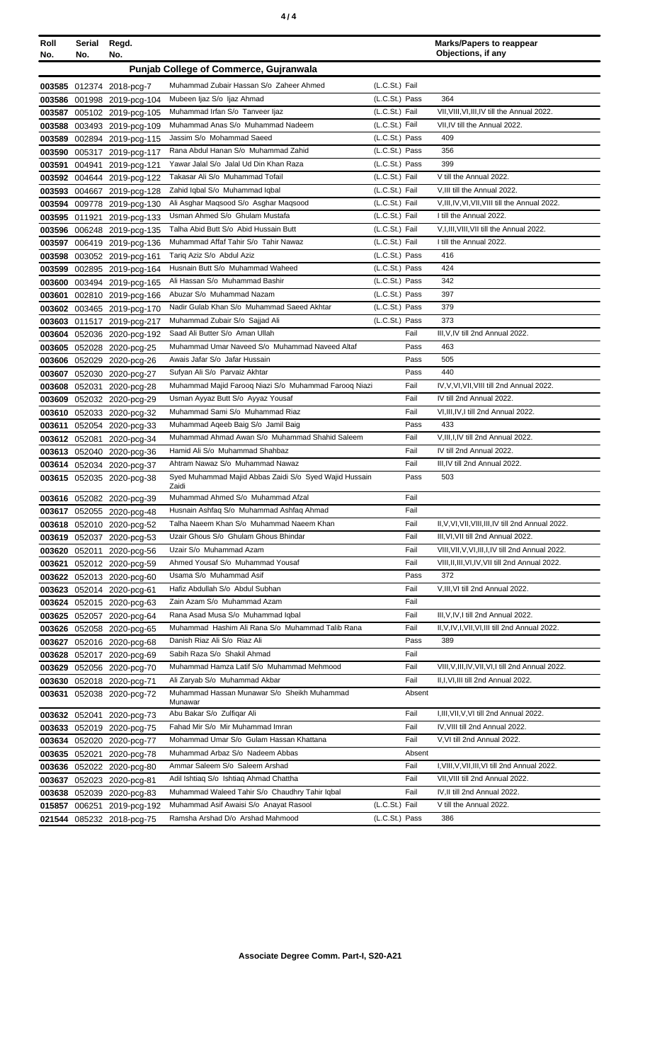| Roll No. | Serial No. | Regd. No. | | | Marks/Papers to reappear Objections, if any |
|---|---|---|---|---|---|
| | | | **Punjab College of Commerce, Gujranwala** | | |
| 003585 | 012374 | 2018-pcg-7 | Muhammad Zubair Hassan S/o Zaheer Ahmed | (L.C.St.) Fail | |
| 003586 | 001998 | 2019-pcg-104 | Mubeen Ijaz S/o Ijaz Ahmad | (L.C.St.) Pass | 364 |
| 003587 | 005102 | 2019-pcg-105 | Muhammad Irfan S/o Tanveer Ijaz | (L.C.St.) Fail | VII,VIII,VI,III,IV till the Annual 2022. |
| 003588 | 003493 | 2019-pcg-109 | Muhammad Anas S/o Muhammad Nadeem | (L.C.St.) Fail | VII,IV till the Annual 2022. |
| 003589 | 002894 | 2019-pcg-115 | Jassim S/o Mohammad Saeed | (L.C.St.) Pass | 409 |
| 003590 | 005317 | 2019-pcg-117 | Rana Abdul Hanan S/o Muhammad Zahid | (L.C.St.) Pass | 356 |
| 003591 | 004941 | 2019-pcg-121 | Yawar Jalal S/o Jalal Ud Din Khan Raza | (L.C.St.) Pass | 399 |
| 003592 | 004644 | 2019-pcg-122 | Takasar Ali S/o Muhammad Tofail | (L.C.St.) Fail | V till the Annual 2022. |
| 003593 | 004667 | 2019-pcg-128 | Zahid Iqbal S/o Muhammad Iqbal | (L.C.St.) Fail | V,III till the Annual 2022. |
| 003594 | 009778 | 2019-pcg-130 | Ali Asghar Maqsood S/o Asghar Maqsood | (L.C.St.) Fail | V,III,IV,VI,VII,VIII till the Annual 2022. |
| 003595 | 011921 | 2019-pcg-133 | Usman Ahmed S/o Ghulam Mustafa | (L.C.St.) Fail | I till the Annual 2022. |
| 003596 | 006248 | 2019-pcg-135 | Talha Abid Butt S/o Abid Hussain Butt | (L.C.St.) Fail | V,I,III,VIII,VII till the Annual 2022. |
| 003597 | 006419 | 2019-pcg-136 | Muhammad Affaf Tahir S/o Tahir Nawaz | (L.C.St.) Fail | I till the Annual 2022. |
| 003598 | 003052 | 2019-pcg-161 | Tariq Aziz S/o Abdul Aziz | (L.C.St.) Pass | 416 |
| 003599 | 002895 | 2019-pcg-164 | Husnain Butt S/o Muhammad Waheed | (L.C.St.) Pass | 424 |
| 003600 | 003494 | 2019-pcg-165 | Ali Hassan S/o Muhammad Bashir | (L.C.St.) Pass | 342 |
| 003601 | 002810 | 2019-pcg-166 | Abuzar S/o Muhammad Nazam | (L.C.St.) Pass | 397 |
| 003602 | 003465 | 2019-pcg-170 | Nadir Gulab Khan S/o Muhammad Saeed Akhtar | (L.C.St.) Pass | 379 |
| 003603 | 011517 | 2019-pcg-217 | Muhammad Zubair S/o Sajjad Ali | (L.C.St.) Pass | 373 |
| 003604 | 052036 | 2020-pcg-192 | Saad Ali Butter S/o Aman Ullah | Fail | III,V,IV till 2nd Annual 2022. |
| 003605 | 052028 | 2020-pcg-25 | Muhammad Umar Naveed S/o Muhammad Naveed Altaf | Pass | 463 |
| 003606 | 052029 | 2020-pcg-26 | Awais Jafar S/o Jafar Hussain | Pass | 505 |
| 003607 | 052030 | 2020-pcg-27 | Sufyan Ali S/o Parvaiz Akhtar | Pass | 440 |
| 003608 | 052031 | 2020-pcg-28 | Muhammad Majid Farooq Niazi S/o Muhammad Farooq Niazi | Fail | IV,V,VI,VII,VIII till 2nd Annual 2022. |
| 003609 | 052032 | 2020-pcg-29 | Usman Ayyaz Butt S/o Ayyaz Yousaf | Fail | IV till 2nd Annual 2022. |
| 003610 | 052033 | 2020-pcg-32 | Muhammad Sami S/o Muhammad Riaz | Fail | VI,III,IV,I till 2nd Annual 2022. |
| 003611 | 052054 | 2020-pcg-33 | Muhammad Aqeeb Baig S/o Jamil Baig | Pass | 433 |
| 003612 | 052081 | 2020-pcg-34 | Muhammad Ahmad Awan S/o Muhammad Shahid Saleem | Fail | V,III,I,IV till 2nd Annual 2022. |
| 003613 | 052040 | 2020-pcg-36 | Hamid Ali S/o Muhammad Shahbaz | Fail | IV till 2nd Annual 2022. |
| 003614 | 052034 | 2020-pcg-37 | Ahtram Nawaz S/o Muhammad Nawaz | Fail | III,IV till 2nd Annual 2022. |
| 003615 | 052035 | 2020-pcg-38 | Syed Muhammad Majid Abbas Zaidi S/o Syed Wajid Hussain Zaidi | Pass | 503 |
| 003616 | 052082 | 2020-pcg-39 | Muhammad Ahmed S/o Muhammad Afzal | Fail | |
| 003617 | 052055 | 2020-pcg-48 | Husnain Ashfaq S/o Muhammad Ashfaq Ahmad | Fail | |
| 003618 | 052010 | 2020-pcg-52 | Talha Naeem Khan S/o Muhammad Naeem Khan | Fail | II,V,VI,VII,VIII,III,IV till 2nd Annual 2022. |
| 003619 | 052037 | 2020-pcg-53 | Uzair Ghous S/o Ghulam Ghous Bhindar | Fail | III,VI,VII till 2nd Annual 2022. |
| 003620 | 052011 | 2020-pcg-56 | Uzair S/o Muhammad Azam | Fail | VIII,VII,V,VI,III,I,IV till 2nd Annual 2022. |
| 003621 | 052012 | 2020-pcg-59 | Ahmed Yousaf S/o Muhammad Yousaf | Fail | VIII,II,III,VI,IV,VII till 2nd Annual 2022. |
| 003622 | 052013 | 2020-pcg-60 | Usama S/o Muhammad Asif | Pass | 372 |
| 003623 | 052014 | 2020-pcg-61 | Hafiz Abdullah S/o Abdul Subhan | Fail | V,III,VI till 2nd Annual 2022. |
| 003624 | 052015 | 2020-pcg-63 | Zain Azam S/o Muhammad Azam | Fail | |
| 003625 | 052057 | 2020-pcg-64 | Rana Asad Musa S/o Muhammad Iqbal | Fail | III,V,IV,I till 2nd Annual 2022. |
| 003626 | 052058 | 2020-pcg-65 | Muhammad Hashim Ali Rana S/o Muhammad Talib Rana | Fail | II,V,IV,I,VII,VI,III till 2nd Annual 2022. |
| 003627 | 052016 | 2020-pcg-68 | Danish Riaz Ali S/o Riaz Ali | Pass | 389 |
| 003628 | 052017 | 2020-pcg-69 | Sabih Raza S/o Shakil Ahmad | Fail | |
| 003629 | 052056 | 2020-pcg-70 | Muhammad Hamza Latif S/o Muhammad Mehmood | Fail | VIII,V,III,IV,VII,VI,I till 2nd Annual 2022. |
| 003630 | 052018 | 2020-pcg-71 | Ali Zaryab S/o Muhammad Akbar | Fail | II,I,VI,III till 2nd Annual 2022. |
| 003631 | 052038 | 2020-pcg-72 | Muhammad Hassan Munawar S/o Sheikh Muhammad Munawar | Absent | |
| 003632 | 052041 | 2020-pcg-73 | Abu Bakar S/o Zulfiqar Ali | Fail | I,III,VII,V,VI till 2nd Annual 2022. |
| 003633 | 052019 | 2020-pcg-75 | Fahad Mir S/o Mir Muhammad Imran | Fail | IV,VIII till 2nd Annual 2022. |
| 003634 | 052020 | 2020-pcg-77 | Mohammad Umar S/o Gulam Hassan Khattana | Fail | V,VI till 2nd Annual 2022. |
| 003635 | 052021 | 2020-pcg-78 | Muhammad Arbaz S/o Nadeem Abbas | Absent | |
| 003636 | 052022 | 2020-pcg-80 | Ammar Saleem S/o Saleem Arshad | Fail | I,VIII,V,VII,III,VI till 2nd Annual 2022. |
| 003637 | 052023 | 2020-pcg-81 | Adil Ishtiaq S/o Ishtiaq Ahmad Chattha | Fail | VII,VIII till 2nd Annual 2022. |
| 003638 | 052039 | 2020-pcg-83 | Muhammad Waleed Tahir S/o Chaudhry Tahir Iqbal | Fail | IV,II till 2nd Annual 2022. |
| 015857 | 006251 | 2019-pcg-192 | Muhammad Asif Awaisi S/o Anayat Rasool | (L.C.St.) Fail | V till the Annual 2022. |
| 021544 | 085232 | 2018-pcg-75 | Ramsha Arshad D/o Arshad Mahmood | (L.C.St.) Pass | 386 |

**Associate Degree Comm. Part-I, S20-A21**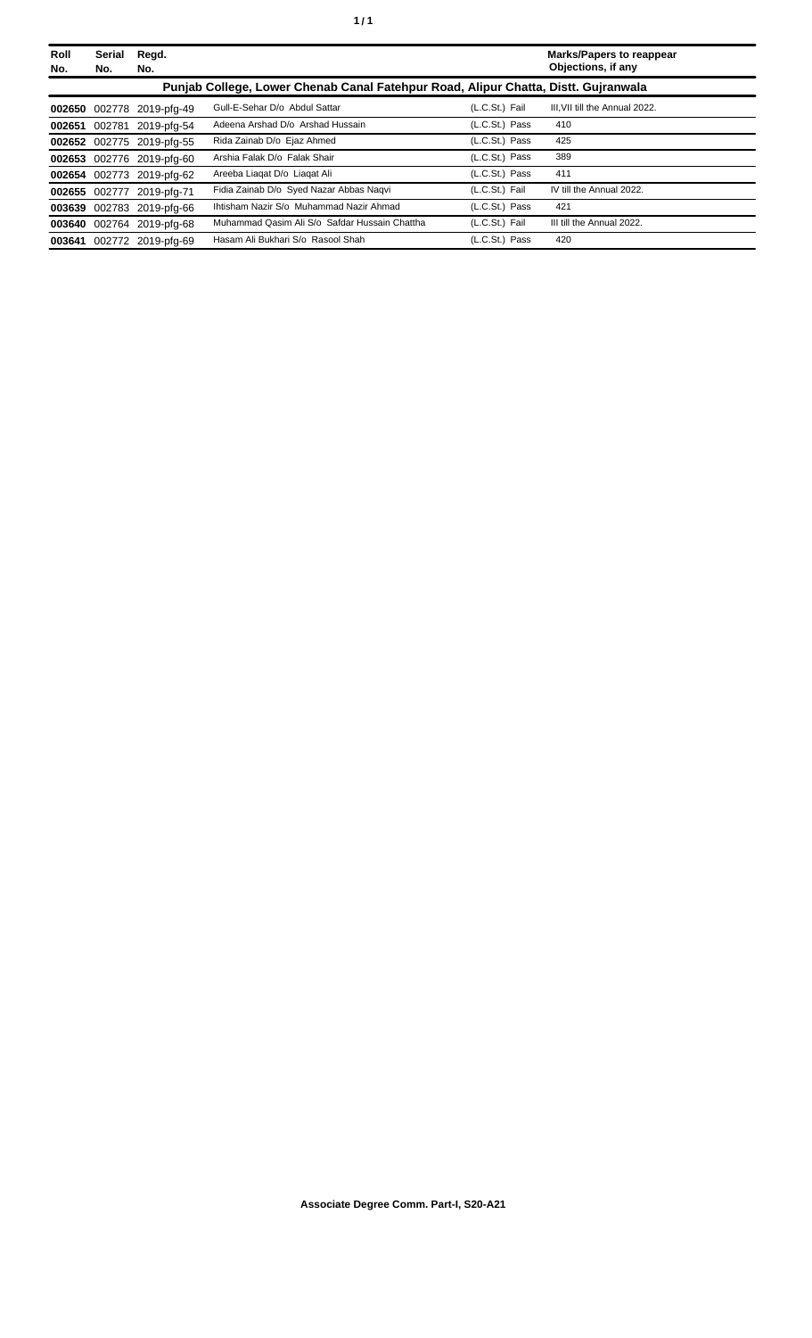| Roll No. | Serial No. | Regd. No. | | | Marks/Papers to reappear Objections, if any |
|---|---|---|---|---|---|
| **Punjab College, Lower Chenab Canal Fatehpur Road, Alipur Chatta, Distt. Gujranwala** | | | | | |
| **002650** | 002778 | 2019-pfg-49 | Gull-E-Sehar D/o Abdul Sattar | (L.C.St.) Fail | III,VII till the Annual 2022. |
| **002651** | 002781 | 2019-pfg-54 | Adeena Arshad D/o Arshad Hussain | (L.C.St.) Pass | 410 |
| **002652** | 002775 | 2019-pfg-55 | Rida Zainab D/o Ejaz Ahmed | (L.C.St.) Pass | 425 |
| **002653** | 002776 | 2019-pfg-60 | Arshia Falak D/o Falak Shair | (L.C.St.) Pass | 389 |
| **002654** | 002773 | 2019-pfg-62 | Areeba Liaqat D/o Liaqat Ali | (L.C.St.) Pass | 411 |
| **002655** | 002777 | 2019-pfg-71 | Fidia Zainab D/o Syed Nazar Abbas Naqvi | (L.C.St.) Fail | IV till the Annual 2022. |
| **003639** | 002783 | 2019-pfg-66 | Ihtisham Nazir S/o Muhammad Nazir Ahmad | (L.C.St.) Pass | 421 |
| **003640** | 002764 | 2019-pfg-68 | Muhammad Qasim Ali S/o Safdar Hussain Chattha | (L.C.St.) Fail | III till the Annual 2022. |
| **003641** | 002772 | 2019-pfg-69 | Hasam Ali Bukhari S/o Rasool Shah | (L.C.St.) Pass | 420 |

**Associate Degree Comm. Part-I, S20-A21**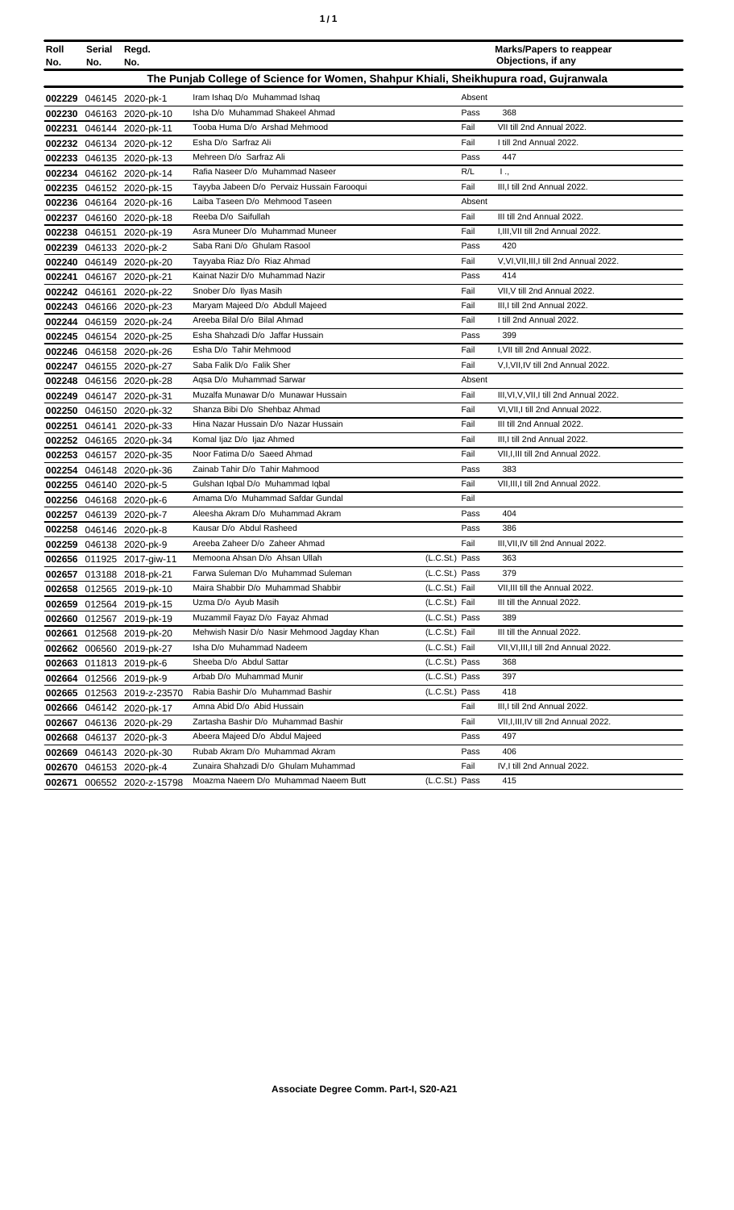| Roll No. | Serial No. | Regd. No. | | | Marks/Papers to reappear Objections, if any |
|---|---|---|---|---|---|
| **The Punjab College of Science for Women, Shahpur Khiali, Sheikhupura road, Gujranwala** | | | | | |
| 002229 | 046145 | 2020-pk-1 | Iram Ishaq D/o Muhammad Ishaq | Absent | |
| 002230 | 046163 | 2020-pk-10 | Isha D/o Muhammad Shakeel Ahmad | Pass | 368 |
| 002231 | 046144 | 2020-pk-11 | Tooba Huma D/o Arshad Mehmood | Fail | VII till 2nd Annual 2022. |
| 002232 | 046134 | 2020-pk-12 | Esha D/o Sarfraz Ali | Fail | I till 2nd Annual 2022. |
| 002233 | 046135 | 2020-pk-13 | Mehreen D/o Sarfraz Ali | Pass | 447 |
| 002234 | 046162 | 2020-pk-14 | Rafia Naseer D/o Muhammad Naseer | R/L | I ., |
| 002235 | 046152 | 2020-pk-15 | Tayyba Jabeen D/o Pervaiz Hussain Farooqui | Fail | III,I till 2nd Annual 2022. |
| 002236 | 046164 | 2020-pk-16 | Laiba Taseen D/o Mehmood Taseen | Absent | |
| 002237 | 046160 | 2020-pk-18 | Reeba D/o Saifullah | Fail | III till 2nd Annual 2022. |
| 002238 | 046151 | 2020-pk-19 | Asra Muneer D/o Muhammad Muneer | Fail | I,III,VII till 2nd Annual 2022. |
| 002239 | 046133 | 2020-pk-2 | Saba Rani D/o Ghulam Rasool | Pass | 420 |
| 002240 | 046149 | 2020-pk-20 | Tayyaba Riaz D/o Riaz Ahmad | Fail | V,VI,VII,III,I till 2nd Annual 2022. |
| 002241 | 046167 | 2020-pk-21 | Kainat Nazir D/o Muhammad Nazir | Pass | 414 |
| 002242 | 046161 | 2020-pk-22 | Snober D/o Ilyas Masih | Fail | VII,V till 2nd Annual 2022. |
| 002243 | 046166 | 2020-pk-23 | Maryam Majeed D/o Abdull Majeed | Fail | III,I till 2nd Annual 2022. |
| 002244 | 046159 | 2020-pk-24 | Areeba Bilal D/o Bilal Ahmad | Fail | I till 2nd Annual 2022. |
| 002245 | 046154 | 2020-pk-25 | Esha Shahzadi D/o Jaffar Hussain | Pass | 399 |
| 002246 | 046158 | 2020-pk-26 | Esha D/o Tahir Mehmood | Fail | I,VII till 2nd Annual 2022. |
| 002247 | 046155 | 2020-pk-27 | Saba Falik D/o Falik Sher | Fail | V,I,VII,IV till 2nd Annual 2022. |
| 002248 | 046156 | 2020-pk-28 | Aqsa D/o Muhammad Sarwar | Absent | |
| 002249 | 046147 | 2020-pk-31 | Muzalfa Munawar D/o Munawar Hussain | Fail | III,VI,V,VII,I till 2nd Annual 2022. |
| 002250 | 046150 | 2020-pk-32 | Shanza Bibi D/o Shehbaz Ahmad | Fail | VI,VII,I till 2nd Annual 2022. |
| 002251 | 046141 | 2020-pk-33 | Hina Nazar Hussain D/o Nazar Hussain | Fail | III till 2nd Annual 2022. |
| 002252 | 046165 | 2020-pk-34 | Komal Ijaz D/o Ijaz Ahmed | Fail | III,I till 2nd Annual 2022. |
| 002253 | 046157 | 2020-pk-35 | Noor Fatima D/o Saeed Ahmad | Fail | VII,I,III till 2nd Annual 2022. |
| 002254 | 046148 | 2020-pk-36 | Zainab Tahir D/o Tahir Mahmood | Pass | 383 |
| 002255 | 046140 | 2020-pk-5 | Gulshan Iqbal D/o Muhammad Iqbal | Fail | VII,III,I till 2nd Annual 2022. |
| 002256 | 046168 | 2020-pk-6 | Amama D/o Muhammad Safdar Gundal | Fail | |
| 002257 | 046139 | 2020-pk-7 | Aleesha Akram D/o Muhammad Akram | Pass | 404 |
| 002258 | 046146 | 2020-pk-8 | Kausar D/o Abdul Rasheed | Pass | 386 |
| 002259 | 046138 | 2020-pk-9 | Areeba Zaheer D/o Zaheer Ahmad | Fail | III,VII,IV till 2nd Annual 2022. |
| 002656 | 011925 | 2017-giw-11 | Memoona Ahsan D/o Ahsan Ullah | (L.C.St.) Pass | 363 |
| 002657 | 013188 | 2018-pk-21 | Farwa Suleman D/o Muhammad Suleman | (L.C.St.) Pass | 379 |
| 002658 | 012565 | 2019-pk-10 | Maira Shabbir D/o Muhammad Shabbir | (L.C.St.) Fail | VII,III till the Annual 2022. |
| 002659 | 012564 | 2019-pk-15 | Uzma D/o Ayub Masih | (L.C.St.) Fail | III till the Annual 2022. |
| 002660 | 012567 | 2019-pk-19 | Muzammil Fayaz D/o Fayaz Ahmad | (L.C.St.) Pass | 389 |
| 002661 | 012568 | 2019-pk-20 | Mehwish Nasir D/o Nasir Mehmood Jagday Khan | (L.C.St.) Fail | III till the Annual 2022. |
| 002662 | 006560 | 2019-pk-27 | Isha D/o Muhammad Nadeem | (L.C.St.) Fail | VII,VI,III,I till 2nd Annual 2022. |
| 002663 | 011813 | 2019-pk-6 | Sheeba D/o Abdul Sattar | (L.C.St.) Pass | 368 |
| 002664 | 012566 | 2019-pk-9 | Arbab D/o Muhammad Munir | (L.C.St.) Pass | 397 |
| 002665 | 012563 | 2019-z-23570 | Rabia Bashir D/o Muhammad Bashir | (L.C.St.) Pass | 418 |
| 002666 | 046142 | 2020-pk-17 | Amna Abid D/o Abid Hussain | Fail | III,I till 2nd Annual 2022. |
| 002667 | 046136 | 2020-pk-29 | Zartasha Bashir D/o Muhammad Bashir | Fail | VII,I,III,IV till 2nd Annual 2022. |
| 002668 | 046137 | 2020-pk-3 | Abeera Majeed D/o Abdul Majeed | Pass | 497 |
| 002669 | 046143 | 2020-pk-30 | Rubab Akram D/o Muhammad Akram | Pass | 406 |
| 002670 | 046153 | 2020-pk-4 | Zunaira Shahzadi D/o Ghulam Muhammad | Fail | IV,I till 2nd Annual 2022. |
| 002671 | 006552 | 2020-z-15798 | Moazma Naeem D/o Muhammad Naeem Butt | (L.C.St.) Pass | 415 |

**Associate Degree Comm. Part-I, S20-A21**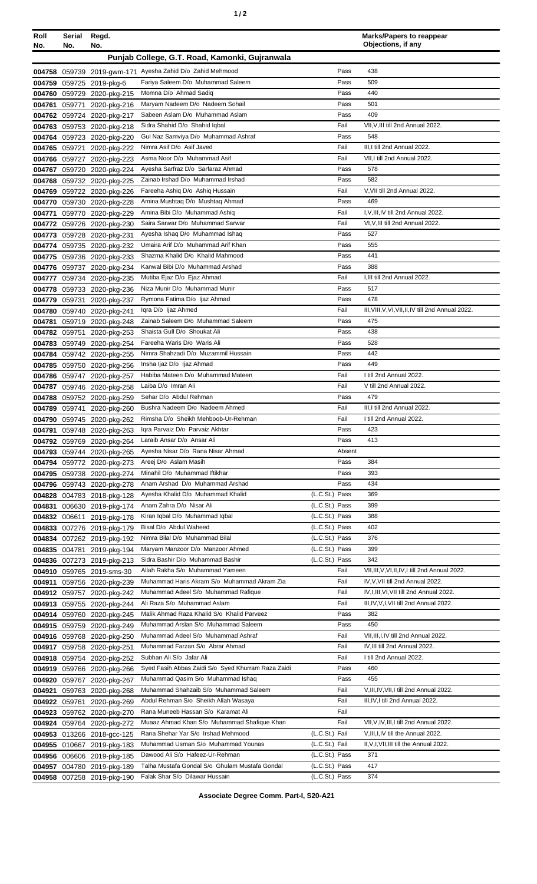| Roll No. | Serial No. | Regd. No. | | | Marks/Papers to reappear Objections, if any |
|---|---|---|---|---|---|
| **Punjab College, G.T. Road, Kamonki, Gujranwala** | | | | | |
| 004758 | 059739 | 2019-gwm-171 | Ayesha Zahid D/o Zahid Mehmood | Pass | 438 |
| 004759 | 059725 | 2019-pkg-6 | Fariya Saleem D/o Muhammad Saleem | Pass | 509 |
| 004760 | 059729 | 2020-pkg-215 | Momna D/o Ahmad Sadiq | Pass | 440 |
| 004761 | 059771 | 2020-pkg-216 | Maryam Nadeem D/o Nadeem Sohail | Pass | 501 |
| 004762 | 059724 | 2020-pkg-217 | Sabeen Aslam D/o Muhammad Aslam | Pass | 409 |
| 004763 | 059753 | 2020-pkg-218 | Sidra Shahid D/o Shahid Iqbal | Fail | VII,V,III till 2nd Annual 2022. |
| 004764 | 059723 | 2020-pkg-220 | Gul Naz Samviya D/o Muhammad Ashraf | Pass | 548 |
| 004765 | 059721 | 2020-pkg-222 | Nimra Asif D/o Asif Javed | Fail | III,I till 2nd Annual 2022. |
| 004766 | 059727 | 2020-pkg-223 | Asma Noor D/o Muhammad Asif | Fail | VII,I till 2nd Annual 2022. |
| 004767 | 059720 | 2020-pkg-224 | Ayesha Sarfraz D/o Sarfaraz Ahmad | Pass | 578 |
| 004768 | 059732 | 2020-pkg-225 | Zainab Irshad D/o Muhammad Irshad | Pass | 582 |
| 004769 | 059722 | 2020-pkg-226 | Fareeha Ashiq D/o Ashiq Hussain | Fail | V,VII till 2nd Annual 2022. |
| 004770 | 059730 | 2020-pkg-228 | Amina Mushtaq D/o Mushtaq Ahmad | Pass | 469 |
| 004771 | 059770 | 2020-pkg-229 | Amina Bibi D/o Muhammad Ashiq | Fail | I,V,III,IV till 2nd Annual 2022. |
| 004772 | 059726 | 2020-pkg-230 | Saira Sarwar D/o Muhammad Sarwar | Fail | VI,V,III till 2nd Annual 2022. |
| 004773 | 059728 | 2020-pkg-231 | Ayesha Ishaq D/o Muhammad Ishaq | Pass | 527 |
| 004774 | 059735 | 2020-pkg-232 | Umaira Arif D/o Muhammad Arif Khan | Pass | 555 |
| 004775 | 059736 | 2020-pkg-233 | Shazma Khalid D/o Khalid Mahmood | Pass | 441 |
| 004776 | 059737 | 2020-pkg-234 | Kanwal Bibi D/o Muhammad Arshad | Pass | 388 |
| 004777 | 059734 | 2020-pkg-235 | Mutiba Ejaz D/o Ejaz Ahmad | Fail | I,III till 2nd Annual 2022. |
| 004778 | 059733 | 2020-pkg-236 | Niza Munir D/o Muhammad Munir | Pass | 517 |
| 004779 | 059731 | 2020-pkg-237 | Rymona Fatima D/o Ijaz Ahmad | Pass | 478 |
| 004780 | 059740 | 2020-pkg-241 | Iqra D/o Ijaz Ahmed | Fail | III,VIII,V,VI,VII,II,IV till 2nd Annual 2022. |
| 004781 | 059719 | 2020-pkg-248 | Zainab Saleem D/o Muhammad Saleem | Pass | 475 |
| 004782 | 059751 | 2020-pkg-253 | Shaista Gull D/o Shoukat Ali | Pass | 438 |
| 004783 | 059749 | 2020-pkg-254 | Fareeha Waris D/o Waris Ali | Pass | 528 |
| 004784 | 059742 | 2020-pkg-255 | Nimra Shahzadi D/o Muzammil Hussain | Pass | 442 |
| 004785 | 059750 | 2020-pkg-256 | Insha Ijaz D/o Ijaz Ahmad | Pass | 449 |
| 004786 | 059747 | 2020-pkg-257 | Habiba Mateen D/o Muhammad Mateen | Fail | I till 2nd Annual 2022. |
| 004787 | 059746 | 2020-pkg-258 | Laiba D/o Imran Ali | Fail | V till 2nd Annual 2022. |
| 004788 | 059752 | 2020-pkg-259 | Sehar D/o Abdul Rehman | Pass | 479 |
| 004789 | 059741 | 2020-pkg-260 | Bushra Nadeem D/o Nadeem Ahmed | Fail | III,I till 2nd Annual 2022. |
| 004790 | 059745 | 2020-pkg-262 | Rimsha D/o Sheikh Mehboob-Ur-Rehman | Fail | I till 2nd Annual 2022. |
| 004791 | 059748 | 2020-pkg-263 | Iqra Parvaiz D/o Parvaiz Akhtar | Pass | 423 |
| 004792 | 059769 | 2020-pkg-264 | Laraib Ansar D/o Ansar Ali | Pass | 413 |
| 004793 | 059744 | 2020-pkg-265 | Ayesha Nisar D/o Rana Nisar Ahmad | Absent | |
| 004794 | 059772 | 2020-pkg-273 | Areej D/o Aslam Masih | Pass | 384 |
| 004795 | 059738 | 2020-pkg-274 | Minahil D/o Muhammad Iftikhar | Pass | 393 |
| 004796 | 059743 | 2020-pkg-278 | Anam Arshad D/o Muhammad Arshad | Pass | 434 |
| 004828 | 004783 | 2018-pkg-128 | Ayesha Khalid D/o Muhammad Khalid | (L.C.St.) Pass | 369 |
| 004831 | 006630 | 2019-pkg-174 | Anam Zahra D/o Nisar Ali | (L.C.St.) Pass | 399 |
| 004832 | 006611 | 2019-pkg-178 | Kiran Iqbal D/o Muhammad Iqbal | (L.C.St.) Pass | 388 |
| 004833 | 007276 | 2019-pkg-179 | Bisal D/o Abdul Waheed | (L.C.St.) Pass | 402 |
| 004834 | 007262 | 2019-pkg-192 | Nimra Bilal D/o Muhammad Bilal | (L.C.St.) Pass | 376 |
| 004835 | 004781 | 2019-pkg-194 | Maryam Manzoor D/o Manzoor Ahmed | (L.C.St.) Pass | 399 |
| 004836 | 007273 | 2019-pkg-213 | Sidra Bashir D/o Muhammad Bashir | (L.C.St.) Pass | 342 |
| 004910 | 059765 | 2019-sms-30 | Allah Rakha S/o Muhammad Yameen | Fail | VII,III,V,VI,II,IV,I till 2nd Annual 2022. |
| 004911 | 059756 | 2020-pkg-239 | Muhammad Haris Akram S/o Muhammad Akram Zia | Fail | IV,V,VII till 2nd Annual 2022. |
| 004912 | 059757 | 2020-pkg-242 | Muhammad Adeel S/o Muhammad Rafique | Fail | IV,I,III,VI,VII till 2nd Annual 2022. |
| 004913 | 059755 | 2020-pkg-244 | Ali Raza S/o Muhammad Aslam | Fail | III,IV,V,I,VII till 2nd Annual 2022. |
| 004914 | 059760 | 2020-pkg-245 | Malik Ahmad Raza Khalid S/o Khalid Parveez | Pass | 382 |
| 004915 | 059759 | 2020-pkg-249 | Muhammad Arslan S/o Muhammad Saleem | Pass | 450 |
| 004916 | 059768 | 2020-pkg-250 | Muhammad Adeel S/o Muhammad Ashraf | Fail | VII,III,I,IV till 2nd Annual 2022. |
| 004917 | 059758 | 2020-pkg-251 | Muhammad Farzan S/o Abrar Ahmad | Fail | IV,III till 2nd Annual 2022. |
| 004918 | 059754 | 2020-pkg-252 | Subhan Ali S/o Jafar Ali | Fail | I till 2nd Annual 2022. |
| 004919 | 059766 | 2020-pkg-266 | Syed Fasih Abbas Zaidi S/o Syed Khurram Raza Zaidi | Pass | 460 |
| 004920 | 059767 | 2020-pkg-267 | Muhammad Qasim S/o Muhammad Ishaq | Pass | 455 |
| 004921 | 059763 | 2020-pkg-268 | Muhammad Shahzaib S/o Muhammad Saleem | Fail | V,III,IV,VII,I till 2nd Annual 2022. |
| 004922 | 059761 | 2020-pkg-269 | Abdul Rehman S/o Sheikh Allah Wasaya | Fail | III,IV,I till 2nd Annual 2022. |
| 004923 | 059762 | 2020-pkg-270 | Rana Muneeb Hassan S/o Karamat Ali | Fail | |
| 004924 | 059764 | 2020-pkg-272 | Muaaz Ahmad Khan S/o Muhammad Shafique Khan | Fail | VII,V,IV,III,I till 2nd Annual 2022. |
| 004953 | 013266 | 2018-gcc-125 | Rana Shehar Yar S/o Irshad Mehmood | (L.C.St.) Fail | V,III,I,IV till the Annual 2022. |
| 004955 | 010667 | 2019-pkg-183 | Muhammad Usman S/o Muhammad Younas | (L.C.St.) Fail | II,V,I,VII,III till the Annual 2022. |
| 004956 | 006606 | 2019-pkg-185 | Dawood Ali S/o Hafeez-Ur-Rehman | (L.C.St.) Pass | 371 |
| 004957 | 004780 | 2019-pkg-189 | Talha Mustafa Gondal S/o Ghulam Mustafa Gondal | (L.C.St.) Pass | 417 |
| 004958 | 007258 | 2019-pkg-190 | Falak Shar S/o Dilawar Hussain | (L.C.St.) Pass | 374 |

**Associate Degree Comm. Part-I, S20-A21**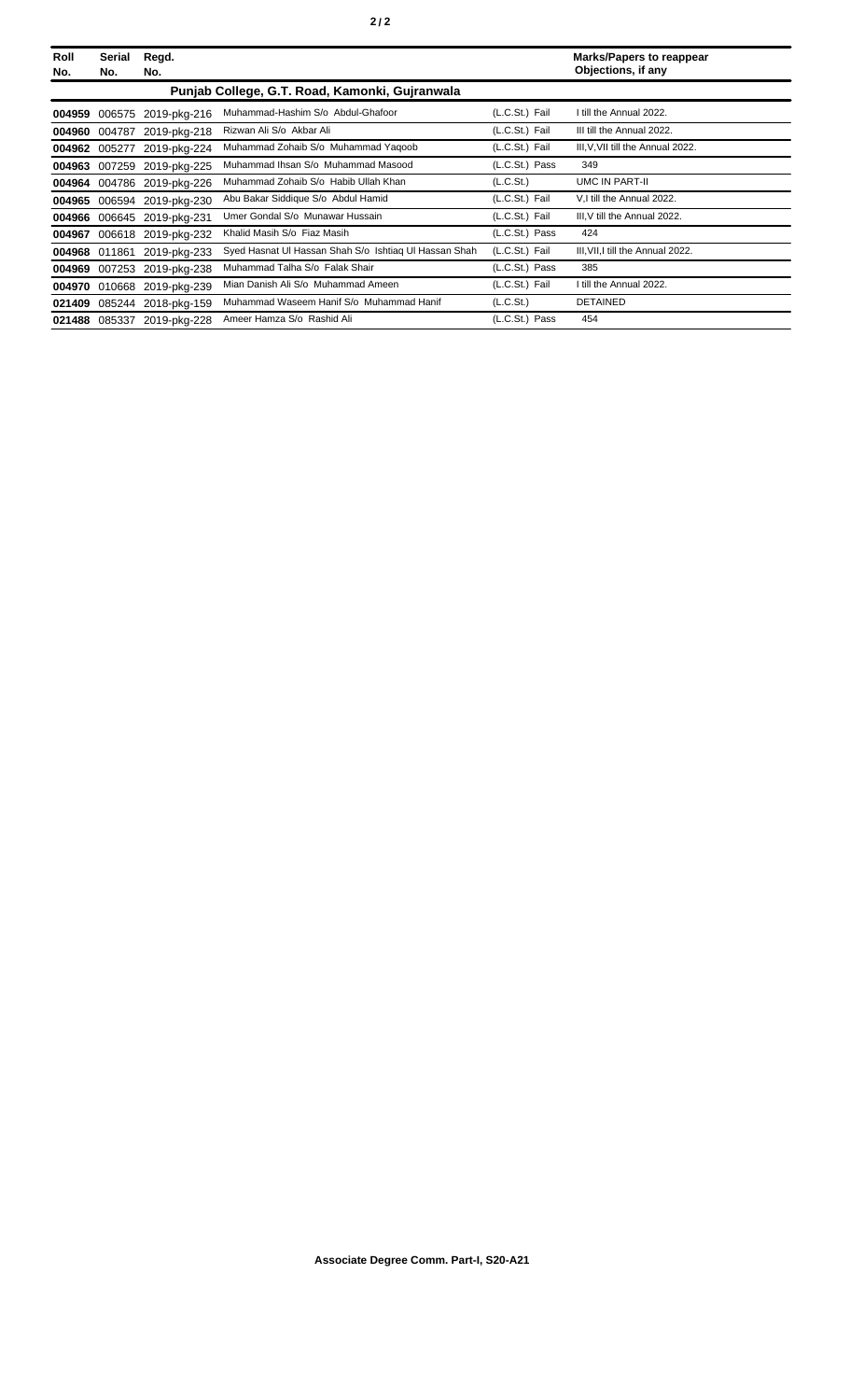| Roll No. | Serial No. | Regd. No. | | | Marks/Papers to reappear Objections, if any |
|---|---|---|---|---|---|
| **Punjab College, G.T. Road, Kamonki, Gujranwala** | | | | | |
| **004959** | 006575 | 2019-pkg-216 | Muhammad-Hashim S/o Abdul-Ghafoor | (L.C.St.) Fail | I till the Annual 2022. |
| **004960** | 004787 | 2019-pkg-218 | Rizwan Ali S/o Akbar Ali | (L.C.St.) Fail | III till the Annual 2022. |
| **004962** | 005277 | 2019-pkg-224 | Muhammad Zohaib S/o Muhammad Yaqoob | (L.C.St.) Fail | III,V,VII till the Annual 2022. |
| **004963** | 007259 | 2019-pkg-225 | Muhammad Ihsan S/o Muhammad Masood | (L.C.St.) Pass | 349 |
| **004964** | 004786 | 2019-pkg-226 | Muhammad Zohaib S/o Habib Ullah Khan | (L.C.St.) | UMC IN PART-II |
| **004965** | 006594 | 2019-pkg-230 | Abu Bakar Siddique S/o Abdul Hamid | (L.C.St.) Fail | V,I till the Annual 2022. |
| **004966** | 006645 | 2019-pkg-231 | Umer Gondal S/o Munawar Hussain | (L.C.St.) Fail | III,V till the Annual 2022. |
| **004967** | 006618 | 2019-pkg-232 | Khalid Masih S/o Fiaz Masih | (L.C.St.) Pass | 424 |
| **004968** | 011861 | 2019-pkg-233 | Syed Hasnat Ul Hassan Shah S/o Ishtiaq Ul Hassan Shah | (L.C.St.) Fail | III,VII,I till the Annual 2022. |
| **004969** | 007253 | 2019-pkg-238 | Muhammad Talha S/o Falak Shair | (L.C.St.) Pass | 385 |
| **004970** | 010668 | 2019-pkg-239 | Mian Danish Ali S/o Muhammad Ameen | (L.C.St.) Fail | I till the Annual 2022. |
| **021409** | 085244 | 2018-pkg-159 | Muhammad Waseem Hanif S/o Muhammad Hanif | (L.C.St.) | DETAINED |
| **021488** | 085337 | 2019-pkg-228 | Ameer Hamza S/o Rashid Ali | (L.C.St.) Pass | 454 |

**Associate Degree Comm. Part-I, S20-A21**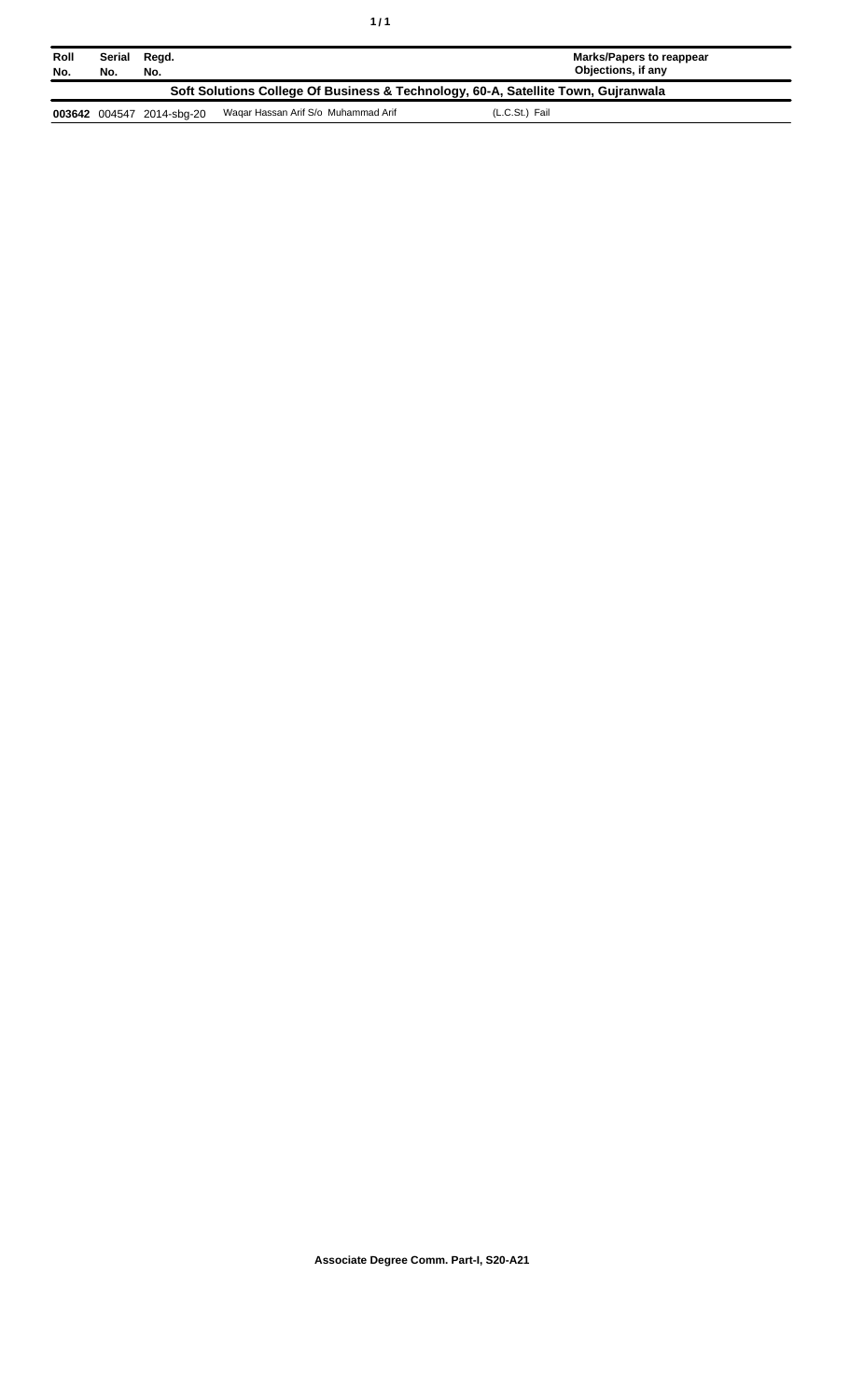| Roll No. | Serial No. | Regd. No. | | Marks/Papers to reappear Objections, if any |
|---|---|---|---|---|
| **Soft Solutions College Of Business & Technology, 60-A, Satellite Town, Gujranwala** | | | | |
| **003642** | 004547 | 2014-sbg-20 | Waqar Hassan Arif S/o Muhammad Arif | (L.C.St.) Fail |

**Associate Degree Comm. Part-I, S20-A21**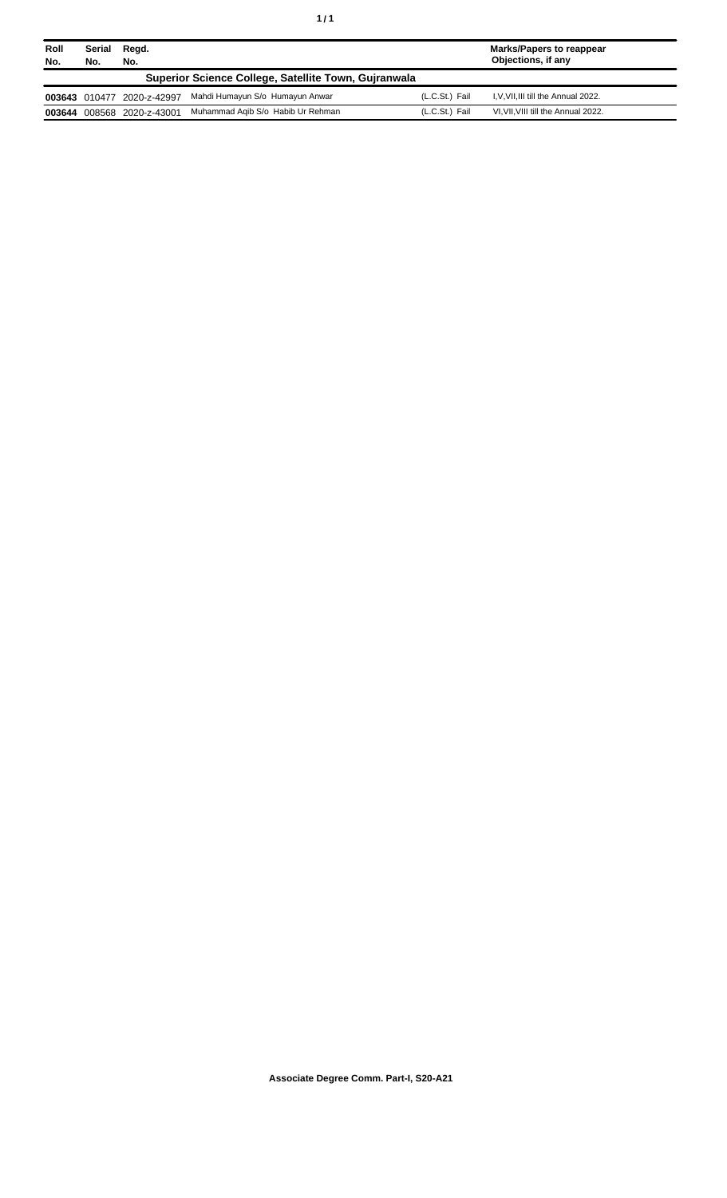| Roll No. | Serial No. | Regd. No. | | | Marks/Papers to reappear Objections, if any |
|---|---|---|---|---|---|
| **Superior Science College, Satellite Town, Gujranwala** | | | | | |
| **003643** | 010477 | 2020-z-42997 | Mahdi Humayun S/o Humayun Anwar | (L.C.St.) Fail | I,V,VII,III till the Annual 2022. |
| **003644** | 008568 | 2020-z-43001 | Muhammad Aqib S/o Habib Ur Rehman | (L.C.St.) Fail | VI,VII,VIII till the Annual 2022. |

**Associate Degree Comm. Part-I, S20-A21**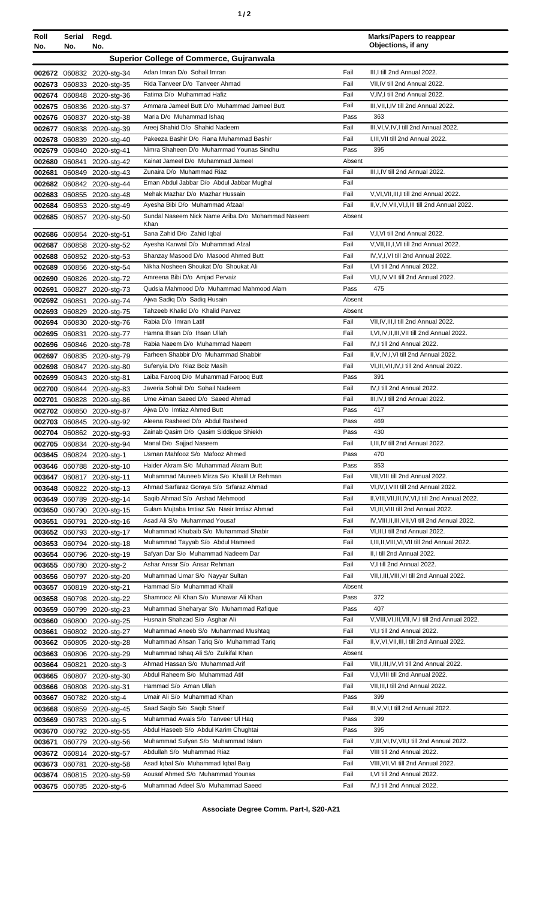| Roll No. | Serial No. | Regd. No. | | | Marks/Papers to reappear Objections, if any |
|---|---|---|---|---|---|
| **Superior College of Commerce, Gujranwala** | | | | | |
| 002672 | 060832 | 2020-stg-34 | Adan Imran D/o Sohail Imran | Fail | III,I till 2nd Annual 2022. |
| 002673 | 060833 | 2020-stg-35 | Rida Tanveer D/o Tanveer Ahmad | Fail | VII,IV till 2nd Annual 2022. |
| 002674 | 060848 | 2020-stg-36 | Fatima D/o Muhammad Hafiz | Fail | V,IV,I till 2nd Annual 2022. |
| 002675 | 060836 | 2020-stg-37 | Ammara Jameel Butt D/o Muhammad Jameel Butt | Fail | III,VII,I,IV till 2nd Annual 2022. |
| 002676 | 060837 | 2020-stg-38 | Maria D/o Muhammad Ishaq | Pass | 363 |
| 002677 | 060838 | 2020-stg-39 | Areej Shahid D/o Shahid Nadeem | Fail | III,VI,V,IV,I till 2nd Annual 2022. |
| 002678 | 060839 | 2020-stg-40 | Pakeeza Bashir D/o Rana Muhammad Bashir | Fail | I,III,VII till 2nd Annual 2022. |
| 002679 | 060840 | 2020-stg-41 | Nimra Shaheen D/o Muhammad Younas Sindhu | Pass | 395 |
| 002680 | 060841 | 2020-stg-42 | Kainat Jameel D/o Muhammad Jameel | Absent | |
| 002681 | 060849 | 2020-stg-43 | Zunaira D/o Muhammad Riaz | Fail | III,I,IV till 2nd Annual 2022. |
| 002682 | 060842 | 2020-stg-44 | Eman Abdul Jabbar D/o Abdul Jabbar Mughal | Fail | |
| 002683 | 060855 | 2020-stg-48 | Mehak Mazhar D/o Mazhar Hussain | Fail | V,VI,VII,III,I till 2nd Annual 2022. |
| 002684 | 060853 | 2020-stg-49 | Ayesha Bibi D/o Muhammad Afzaal | Fail | II,V,IV,VII,VI,I,III till 2nd Annual 2022. |
| 002685 | 060857 | 2020-stg-50 | Sundal Naseem Nick Name Ariba D/o Mohammad Naseem Khan | Absent | |
| 002686 | 060854 | 2020-stg-51 | Sana Zahid D/o Zahid Iqbal | Fail | V,I,VI till 2nd Annual 2022. |
| 002687 | 060858 | 2020-stg-52 | Ayesha Kanwal D/o Muhammad Afzal | Fail | V,VII,III,I,VI till 2nd Annual 2022. |
| 002688 | 060852 | 2020-stg-53 | Shanzay Masood D/o Masood Ahmed Butt | Fail | IV,V,I,VI till 2nd Annual 2022. |
| 002689 | 060856 | 2020-stg-54 | Nikha Nosheen Shoukat D/o Shoukat Ali | Fail | I,VI till 2nd Annual 2022. |
| 002690 | 060826 | 2020-stg-72 | Amreena Bibi D/o Amjad Pervaiz | Fail | VI,I,IV,VII till 2nd Annual 2022. |
| 002691 | 060827 | 2020-stg-73 | Qudsia Mahmood D/o Muhammad Mahmood Alam | Pass | 475 |
| 002692 | 060851 | 2020-stg-74 | Ajwa Sadiq D/o Sadiq Husain | Absent | |
| 002693 | 060829 | 2020-stg-75 | Tahzeeb Khalid D/o Khalid Parvez | Absent | |
| 002694 | 060830 | 2020-stg-76 | Rabia D/o Imran Latif | Fail | VII,IV,III,I till 2nd Annual 2022. |
| 002695 | 060831 | 2020-stg-77 | Hamna Ihsan D/o Ihsan Ullah | Fail | I,VI,IV,II,III,VII till 2nd Annual 2022. |
| 002696 | 060846 | 2020-stg-78 | Rabia Naeem D/o Muhammad Naeem | Fail | IV,I till 2nd Annual 2022. |
| 002697 | 060835 | 2020-stg-79 | Farheen Shabbir D/o Muhammad Shabbir | Fail | II,V,IV,I,VI till 2nd Annual 2022. |
| 002698 | 060847 | 2020-stg-80 | Sufenyia D/o Riaz Boiz Masih | Fail | VI,III,VII,IV,I till 2nd Annual 2022. |
| 002699 | 060843 | 2020-stg-81 | Laiba Farooq D/o Muhammad Farooq Butt | Pass | 391 |
| 002700 | 060844 | 2020-stg-83 | Javeria Sohail D/o Sohail Nadeem | Fail | IV,I till 2nd Annual 2022. |
| 002701 | 060828 | 2020-stg-86 | Ume Aiman Saeed D/o Saeed Ahmad | Fail | III,IV,I till 2nd Annual 2022. |
| 002702 | 060850 | 2020-stg-87 | Ajwa D/o Imtiaz Ahmed Butt | Pass | 417 |
| 002703 | 060845 | 2020-stg-92 | Aleena Rasheed D/o Abdul Rasheed | Pass | 469 |
| 002704 | 060862 | 2020-stg-93 | Zainab Qasim D/o Qasim Siddique Shiekh | Pass | 430 |
| 002705 | 060834 | 2020-stg-94 | Manal D/o Sajjad Naseem | Fail | I,III,IV till 2nd Annual 2022. |
| 003645 | 060824 | 2020-stg-1 | Usman Mahfooz S/o Mafooz Ahmed | Pass | 470 |
| 003646 | 060788 | 2020-stg-10 | Haider Akram S/o Muhammad Akram Butt | Pass | 353 |
| 003647 | 060817 | 2020-stg-11 | Muhammad Muneeb Mirza S/o Khalil Ur Rehman | Fail | VII,VIII till 2nd Annual 2022. |
| 003648 | 060822 | 2020-stg-13 | Ahmad Sarfaraz Goraya S/o Srfaraz Ahmad | Fail | VI,IV,I,VIII till 2nd Annual 2022. |
| 003649 | 060789 | 2020-stg-14 | Saqib Ahmad S/o Arshad Mehmood | Fail | II,VIII,VII,III,IV,VI,I till 2nd Annual 2022. |
| 003650 | 060790 | 2020-stg-15 | Gulam Mujtaba Imtiaz S/o Nasir Imtiaz Ahmad | Fail | VI,III,VIII till 2nd Annual 2022. |
| 003651 | 060791 | 2020-stg-16 | Asad Ali S/o Muhammad Yousaf | Fail | IV,VIII,II,III,VII,VI till 2nd Annual 2022. |
| 003652 | 060793 | 2020-stg-17 | Muhammad Khubaib S/o Muhammad Shabir | Fail | VI,III,I till 2nd Annual 2022. |
| 003653 | 060794 | 2020-stg-18 | Muhammad Tayyab S/o Abdul Hameed | Fail | I,III,II,VIII,VI,VII till 2nd Annual 2022. |
| 003654 | 060796 | 2020-stg-19 | Safyan Dar S/o Muhammad Nadeem Dar | Fail | II,I till 2nd Annual 2022. |
| 003655 | 060780 | 2020-stg-2 | Ashar Ansar S/o Ansar Rehman | Fail | V,I till 2nd Annual 2022. |
| 003656 | 060797 | 2020-stg-20 | Muhammad Umar S/o Nayyar Sultan | Fail | VII,I,III,VIII,VI till 2nd Annual 2022. |
| 003657 | 060819 | 2020-stg-21 | Hammad S/o Muhammad Khalil | Absent | |
| 003658 | 060798 | 2020-stg-22 | Shamrooz Ali Khan S/o Munawar Ali Khan | Pass | 372 |
| 003659 | 060799 | 2020-stg-23 | Muhammad Sheharyar S/o Muhammad Rafique | Pass | 407 |
| 003660 | 060800 | 2020-stg-25 | Husnain Shahzad S/o Asghar Ali | Fail | V,VIII,VI,III,VII,IV,I till 2nd Annual 2022. |
| 003661 | 060802 | 2020-stg-27 | Muhammad Aneeb S/o Muhammad Mushtaq | Fail | VI,I till 2nd Annual 2022. |
| 003662 | 060805 | 2020-stg-28 | Muhammad Ahsan Tariq S/o Muhammad Tariq | Fail | II,V,VI,VII,III,I till 2nd Annual 2022. |
| 003663 | 060806 | 2020-stg-29 | Muhammad Ishaq Ali S/o Zulkifal Khan | Absent | |
| 003664 | 060821 | 2020-stg-3 | Ahmad Hassan S/o Muhammad Arif | Fail | VII,I,III,IV,VI till 2nd Annual 2022. |
| 003665 | 060807 | 2020-stg-30 | Abdul Raheem S/o Muhammad Atif | Fail | V,I,VIII till 2nd Annual 2022. |
| 003666 | 060808 | 2020-stg-31 | Hammad S/o Aman Ullah | Fail | VII,III,I till 2nd Annual 2022. |
| 003667 | 060782 | 2020-stg-4 | Umair Ali S/o Muhammad Khan | Pass | 399 |
| 003668 | 060859 | 2020-stg-45 | Saad Saqib S/o Saqib Sharif | Fail | III,V,VI,I till 2nd Annual 2022. |
| 003669 | 060783 | 2020-stg-5 | Muhammad Awais S/o Tanveer Ul Haq | Pass | 399 |
| 003670 | 060792 | 2020-stg-55 | Abdul Haseeb S/o Abdul Karim Chughtai | Pass | 395 |
| 003671 | 060779 | 2020-stg-56 | Muhammad Sufyan S/o Muhammad Islam | Fail | V,III,VI,IV,VII,I till 2nd Annual 2022. |
| 003672 | 060814 | 2020-stg-57 | Abdullah S/o Muhammad Riaz | Fail | VIII till 2nd Annual 2022. |
| 003673 | 060781 | 2020-stg-58 | Asad Iqbal S/o Muhammad Iqbal Baig | Fail | VIII,VII,VI till 2nd Annual 2022. |
| 003674 | 060815 | 2020-stg-59 | Aousaf Ahmed S/o Muhammad Younas | Fail | I,VI till 2nd Annual 2022. |
| 003675 | 060785 | 2020-stg-6 | Muhammad Adeel S/o Muhammad Saeed | Fail | IV,I till 2nd Annual 2022. |

**Associate Degree Comm. Part-I, S20-A21**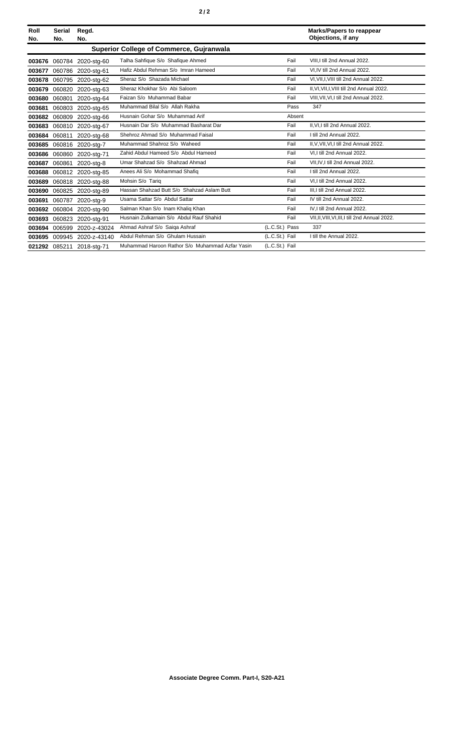| Roll No. | Serial No. | Regd. No. | | | Marks/Papers to reappear Objections, if any |
|---|---|---|---|---|---|
| | | | **Superior College of Commerce, Gujranwala** | | |
| **003676** | 060784 | 2020-stg-60 | Talha Sahfique S/o Shafique Ahmed | Fail | VIII,I till 2nd Annual 2022. |
| **003677** | 060786 | 2020-stg-61 | Hafiz Abdul Rehman S/o Imran Hameed | Fail | VI,IV till 2nd Annual 2022. |
| **003678** | 060795 | 2020-stg-62 | Sheraz S/o Shazada Michael | Fail | VI,VII,I,VIII till 2nd Annual 2022. |
| **003679** | 060820 | 2020-stg-63 | Sheraz Khokhar S/o Abi Saloom | Fail | II,VI,VII,I,VIII till 2nd Annual 2022. |
| **003680** | 060801 | 2020-stg-64 | Faizan S/o Muhammad Babar | Fail | VIII,VII,VI,I till 2nd Annual 2022. |
| **003681** | 060803 | 2020-stg-65 | Muhammad Bilal S/o Allah Rakha | Pass | 347 |
| **003682** | 060809 | 2020-stg-66 | Husnain Gohar S/o Muhammad Arif | Absent | |
| **003683** | 060810 | 2020-stg-67 | Husnain Dar S/o Muhammad Basharat Dar | Fail | II,VI,I till 2nd Annual 2022. |
| **003684** | 060811 | 2020-stg-68 | Shehroz Ahmad S/o Muhammad Faisal | Fail | I till 2nd Annual 2022. |
| **003685** | 060816 | 2020-stg-7 | Muhammad Shahroz S/o Waheed | Fail | II,V,VII,VI,I till 2nd Annual 2022. |
| **003686** | 060860 | 2020-stg-71 | Zahid Abdul Hameed S/o Abdul Hameed | Fail | VI,I till 2nd Annual 2022. |
| **003687** | 060861 | 2020-stg-8 | Umar Shahzad S/o Shahzad Ahmad | Fail | VII,IV,I till 2nd Annual 2022. |
| **003688** | 060812 | 2020-stg-85 | Anees Ali S/o Mohammad Shafiq | Fail | I till 2nd Annual 2022. |
| **003689** | 060818 | 2020-stg-88 | Mohsin S/o Tariq | Fail | VI,I till 2nd Annual 2022. |
| **003690** | 060825 | 2020-stg-89 | Hassan Shahzad Butt S/o Shahzad Aslam Butt | Fail | III,I till 2nd Annual 2022. |
| **003691** | 060787 | 2020-stg-9 | Usama Sattar S/o Abdul Sattar | Fail | IV till 2nd Annual 2022. |
| **003692** | 060804 | 2020-stg-90 | Salman Khan S/o Inam Khaliq Khan | Fail | IV,I till 2nd Annual 2022. |
| **003693** | 060823 | 2020-stg-91 | Husnain Zulkarnain S/o Abdul Rauf Shahid | Fail | VII,II,VIII,VI,III,I till 2nd Annual 2022. |
| **003694** | 006599 | 2020-z-43024 | Ahmad Ashraf S/o Saiqa Ashraf | (L.C.St.) Pass | 337 |
| **003695** | 009945 | 2020-z-43140 | Abdul Rehman S/o Ghulam Hussain | (L.C.St.) Fail | I till the Annual 2022. |
| **021292** | 085211 | 2018-stg-71 | Muhammad Haroon Rathor S/o Muhammad Azfar Yasin | (L.C.St.) Fail | |

**Associate Degree Comm. Part-I, S20-A21**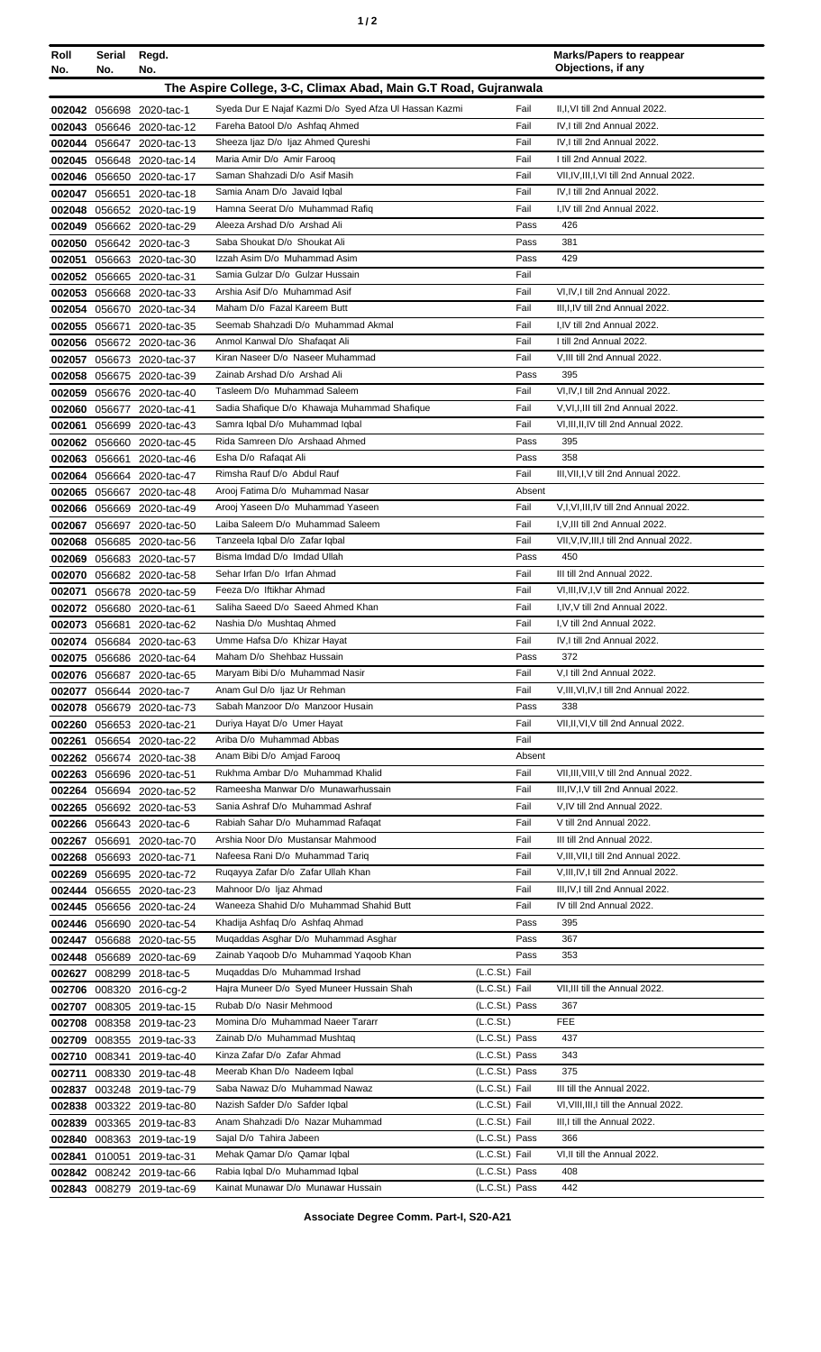| Roll No. | Serial No. | Regd. No. | | | Marks/Papers to reappear Objections, if any |
|---|---|---|---|---|---|
| **The Aspire College, 3-C, Climax Abad, Main G.T Road, Gujranwala** | | | | | |
| 002042 | 056698 | 2020-tac-1 | Syeda Dur E Najaf Kazmi D/o Syed Afza Ul Hassan Kazmi | Fail | II,I,VI till 2nd Annual 2022. |
| 002043 | 056646 | 2020-tac-12 | Fareha Batool D/o Ashfaq Ahmed | Fail | IV,I till 2nd Annual 2022. |
| 002044 | 056647 | 2020-tac-13 | Sheeza Ijaz D/o Ijaz Ahmed Qureshi | Fail | IV,I till 2nd Annual 2022. |
| 002045 | 056648 | 2020-tac-14 | Maria Amir D/o Amir Farooq | Fail | I till 2nd Annual 2022. |
| 002046 | 056650 | 2020-tac-17 | Saman Shahzadi D/o Asif Masih | Fail | VII,IV,III,I,VI till 2nd Annual 2022. |
| 002047 | 056651 | 2020-tac-18 | Samia Anam D/o Javaid Iqbal | Fail | IV,I till 2nd Annual 2022. |
| 002048 | 056652 | 2020-tac-19 | Hamna Seerat D/o Muhammad Rafiq | Fail | I,IV till 2nd Annual 2022. |
| 002049 | 056662 | 2020-tac-29 | Aleeza Arshad D/o Arshad Ali | Pass | 426 |
| 002050 | 056642 | 2020-tac-3 | Saba Shoukat D/o Shoukat Ali | Pass | 381 |
| 002051 | 056663 | 2020-tac-30 | Izzah Asim D/o Muhammad Asim | Pass | 429 |
| 002052 | 056665 | 2020-tac-31 | Samia Gulzar D/o Gulzar Hussain | Fail | |
| 002053 | 056668 | 2020-tac-33 | Arshia Asif D/o Muhammad Asif | Fail | VI,IV,I till 2nd Annual 2022. |
| 002054 | 056670 | 2020-tac-34 | Maham D/o Fazal Kareem Butt | Fail | III,I,IV till 2nd Annual 2022. |
| 002055 | 056671 | 2020-tac-35 | Seemab Shahzadi D/o Muhammad Akmal | Fail | I,IV till 2nd Annual 2022. |
| 002056 | 056672 | 2020-tac-36 | Anmol Kanwal D/o Shafaqat Ali | Fail | I till 2nd Annual 2022. |
| 002057 | 056673 | 2020-tac-37 | Kiran Naseer D/o Naseer Muhammad | Fail | V,III till 2nd Annual 2022. |
| 002058 | 056675 | 2020-tac-39 | Zainab Arshad D/o Arshad Ali | Pass | 395 |
| 002059 | 056676 | 2020-tac-40 | Tasleem D/o Muhammad Saleem | Fail | VI,IV,I till 2nd Annual 2022. |
| 002060 | 056677 | 2020-tac-41 | Sadia Shafique D/o Khawaja Muhammad Shafique | Fail | V,VI,I,III till 2nd Annual 2022. |
| 002061 | 056699 | 2020-tac-43 | Samra Iqbal D/o Muhammad Iqbal | Fail | VI,III,II,IV till 2nd Annual 2022. |
| 002062 | 056660 | 2020-tac-45 | Rida Samreen D/o Arshaad Ahmed | Pass | 395 |
| 002063 | 056661 | 2020-tac-46 | Esha D/o Rafaqat Ali | Pass | 358 |
| 002064 | 056664 | 2020-tac-47 | Rimsha Rauf D/o Abdul Rauf | Fail | III,VII,I,V till 2nd Annual 2022. |
| 002065 | 056667 | 2020-tac-48 | Arooj Fatima D/o Muhammad Nasar | Absent | |
| 002066 | 056669 | 2020-tac-49 | Arooj Yaseen D/o Muhammad Yaseen | Fail | V,I,VI,III,IV till 2nd Annual 2022. |
| 002067 | 056697 | 2020-tac-50 | Laiba Saleem D/o Muhammad Saleem | Fail | I,V,III till 2nd Annual 2022. |
| 002068 | 056685 | 2020-tac-56 | Tanzeela Iqbal D/o Zafar Iqbal | Fail | VII,V,IV,III,I till 2nd Annual 2022. |
| 002069 | 056683 | 2020-tac-57 | Bisma Imdad D/o Imdad Ullah | Pass | 450 |
| 002070 | 056682 | 2020-tac-58 | Sehar Irfan D/o Irfan Ahmad | Fail | III till 2nd Annual 2022. |
| 002071 | 056678 | 2020-tac-59 | Feeza D/o Iftikhar Ahmad | Fail | VI,III,IV,I,V till 2nd Annual 2022. |
| 002072 | 056680 | 2020-tac-61 | Saliha Saeed D/o Saeed Ahmed Khan | Fail | I,IV,V till 2nd Annual 2022. |
| 002073 | 056681 | 2020-tac-62 | Nashia D/o Mushtaq Ahmed | Fail | I,V till 2nd Annual 2022. |
| 002074 | 056684 | 2020-tac-63 | Umme Hafsa D/o Khizar Hayat | Fail | IV,I till 2nd Annual 2022. |
| 002075 | 056686 | 2020-tac-64 | Maham D/o Shehbaz Hussain | Pass | 372 |
| 002076 | 056687 | 2020-tac-65 | Maryam Bibi D/o Muhammad Nasir | Fail | V,I till 2nd Annual 2022. |
| 002077 | 056644 | 2020-tac-7 | Anam Gul D/o Ijaz Ur Rehman | Fail | V,III,VI,IV,I till 2nd Annual 2022. |
| 002078 | 056679 | 2020-tac-73 | Sabah Manzoor D/o Manzoor Husain | Pass | 338 |
| 002260 | 056653 | 2020-tac-21 | Duriya Hayat D/o Umer Hayat | Fail | VII,II,VI,V till 2nd Annual 2022. |
| 002261 | 056654 | 2020-tac-22 | Ariba D/o Muhammad Abbas | Fail | |
| 002262 | 056674 | 2020-tac-38 | Anam Bibi D/o Amjad Farooq | Absent | |
| 002263 | 056696 | 2020-tac-51 | Rukhma Ambar D/o Muhammad Khalid | Fail | VII,III,VIII,V till 2nd Annual 2022. |
| 002264 | 056694 | 2020-tac-52 | Rameesha Manwar D/o Munawarhussain | Fail | III,IV,I,V till 2nd Annual 2022. |
| 002265 | 056692 | 2020-tac-53 | Sania Ashraf D/o Muhammad Ashraf | Fail | V,IV till 2nd Annual 2022. |
| 002266 | 056643 | 2020-tac-6 | Rabiah Sahar D/o Muhammad Rafaqat | Fail | V till 2nd Annual 2022. |
| 002267 | 056691 | 2020-tac-70 | Arshia Noor D/o Mustansar Mahmood | Fail | III till 2nd Annual 2022. |
| 002268 | 056693 | 2020-tac-71 | Nafeesa Rani D/o Muhammad Tariq | Fail | V,III,VII,I till 2nd Annual 2022. |
| 002269 | 056695 | 2020-tac-72 | Ruqayya Zafar D/o Zafar Ullah Khan | Fail | V,III,IV,I till 2nd Annual 2022. |
| 002444 | 056655 | 2020-tac-23 | Mahnoor D/o Ijaz Ahmad | Fail | III,IV,I till 2nd Annual 2022. |
| 002445 | 056656 | 2020-tac-24 | Waneeza Shahid D/o Muhammad Shahid Butt | Fail | IV till 2nd Annual 2022. |
| 002446 | 056690 | 2020-tac-54 | Khadija Ashfaq D/o Ashfaq Ahmad | Pass | 395 |
| 002447 | 056688 | 2020-tac-55 | Muqaddas Asghar D/o Muhammad Asghar | Pass | 367 |
| 002448 | 056689 | 2020-tac-69 | Zainab Yaqoob D/o Muhammad Yaqoob Khan | Pass | 353 |
| 002627 | 008299 | 2018-tac-5 | Muqaddas D/o Muhammad Irshad | (L.C.St.) Fail | |
| 002706 | 008320 | 2016-cg-2 | Hajra Muneer D/o Syed Muneer Hussain Shah | (L.C.St.) Fail | VII,III till the Annual 2022. |
| 002707 | 008305 | 2019-tac-15 | Rubab D/o Nasir Mehmood | (L.C.St.) Pass | 367 |
| 002708 | 008358 | 2019-tac-23 | Momina D/o Muhammad Naeer Tararr | (L.C.St.) | FEE |
| 002709 | 008355 | 2019-tac-33 | Zainab D/o Muhammad Mushtaq | (L.C.St.) Pass | 437 |
| 002710 | 008341 | 2019-tac-40 | Kinza Zafar D/o Zafar Ahmad | (L.C.St.) Pass | 343 |
| 002711 | 008330 | 2019-tac-48 | Meerab Khan D/o Nadeem Iqbal | (L.C.St.) Pass | 375 |
| 002837 | 003248 | 2019-tac-79 | Saba Nawaz D/o Muhammad Nawaz | (L.C.St.) Fail | III till the Annual 2022. |
| 002838 | 003322 | 2019-tac-80 | Nazish Safder D/o Safder Iqbal | (L.C.St.) Fail | VI,VIII,III,I till the Annual 2022. |
| 002839 | 003365 | 2019-tac-83 | Anam Shahzadi D/o Nazar Muhammad | (L.C.St.) Fail | III,I till the Annual 2022. |
| 002840 | 008363 | 2019-tac-19 | Sajal D/o Tahira Jabeen | (L.C.St.) Pass | 366 |
| 002841 | 010051 | 2019-tac-31 | Mehak Qamar D/o Qamar Iqbal | (L.C.St.) Fail | VI,II till the Annual 2022. |
| 002842 | 008242 | 2019-tac-66 | Rabia Iqbal D/o Muhammad Iqbal | (L.C.St.) Pass | 408 |
| 002843 | 008279 | 2019-tac-69 | Kainat Munawar D/o Munawar Hussain | (L.C.St.) Pass | 442 |

**Associate Degree Comm. Part-I, S20-A21**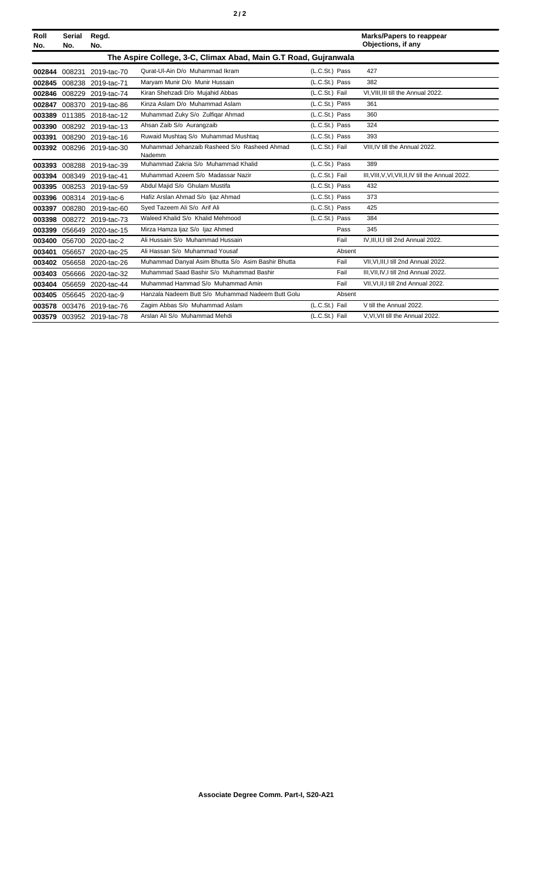| Roll No. | Serial No. | Regd. No. | | | Marks/Papers to reappear Objections, if any |
|---|---|---|---|---|---|
| **The Aspire College, 3-C, Climax Abad, Main G.T Road, Gujranwala** | | | | | |
| **002844** | 008231 | 2019-tac-70 | Qurat-Ul-Ain D/o Muhammad Ikram | (L.C.St.) Pass | 427 |
| **002845** | 008238 | 2019-tac-71 | Maryam Munir D/o Munir Hussain | (L.C.St.) Pass | 382 |
| **002846** | 008229 | 2019-tac-74 | Kiran Shehzadi D/o Mujahid Abbas | (L.C.St.) Fail | VI,VIII,III till the Annual 2022. |
| **002847** | 008370 | 2019-tac-86 | Kinza Aslam D/o Muhammad Aslam | (L.C.St.) Pass | 361 |
| **003389** | 011385 | 2018-tac-12 | Muhammad Zuky S/o Zulfiqar Ahmad | (L.C.St.) Pass | 360 |
| **003390** | 008292 | 2019-tac-13 | Ahsan Zaib S/o Aurangzaib | (L.C.St.) Pass | 324 |
| **003391** | 008290 | 2019-tac-16 | Ruwaid Mushtaq S/o Muhammad Mushtaq | (L.C.St.) Pass | 393 |
| **003392** | 008296 | 2019-tac-30 | Muhammad Jehanzaib Rasheed S/o Rasheed Ahmad Nademm | (L.C.St.) Fail | VIII,IV till the Annual 2022. |
| **003393** | 008288 | 2019-tac-39 | Muhammad Zakria S/o Muhammad Khalid | (L.C.St.) Pass | 389 |
| **003394** | 008349 | 2019-tac-41 | Muhammad Azeem S/o Madassar Nazir | (L.C.St.) Fail | III,VIII,V,VI,VII,II,IV till the Annual 2022. |
| **003395** | 008253 | 2019-tac-59 | Abdul Majid S/o Ghulam Mustifa | (L.C.St.) Pass | 432 |
| **003396** | 008314 | 2019-tac-6 | Hafiz Arslan Ahmad S/o Ijaz Ahmad | (L.C.St.) Pass | 373 |
| **003397** | 008280 | 2019-tac-60 | Syed Tazeem Ali S/o Arif Ali | (L.C.St.) Pass | 425 |
| **003398** | 008272 | 2019-tac-73 | Waleed Khalid S/o Khalid Mehmood | (L.C.St.) Pass | 384 |
| **003399** | 056649 | 2020-tac-15 | Mirza Hamza Ijaz S/o Ijaz Ahmed | Pass | 345 |
| **003400** | 056700 | 2020-tac-2 | Ali Hussain S/o Muhammad Hussain | Fail | IV,III,II,I till 2nd Annual 2022. |
| **003401** | 056657 | 2020-tac-25 | Ali Hassan S/o Muhammad Yousaf | Absent | |
| **003402** | 056658 | 2020-tac-26 | Muhammad Danyal Asim Bhutta S/o Asim Bashir Bhutta | Fail | VII,VI,III,I till 2nd Annual 2022. |
| **003403** | 056666 | 2020-tac-32 | Muhammad Saad Bashir S/o Muhammad Bashir | Fail | III,VII,IV,I till 2nd Annual 2022. |
| **003404** | 056659 | 2020-tac-44 | Muhammad Hammad S/o Muhammad Amin | Fail | VII,VI,II,I till 2nd Annual 2022. |
| **003405** | 056645 | 2020-tac-9 | Hanzala Nadeem Butt S/o Muhammad Nadeem Butt Golu | Absent | |
| **003578** | 003476 | 2019-tac-76 | Zagim Abbas S/o Muhammad Aslam | (L.C.St.) Fail | V till the Annual 2022. |
| **003579** | 003952 | 2019-tac-78 | Arslan Ali S/o Muhammad Mehdi | (L.C.St.) Fail | V,VI,VII till the Annual 2022. |

**Associate Degree Comm. Part-I, S20-A21**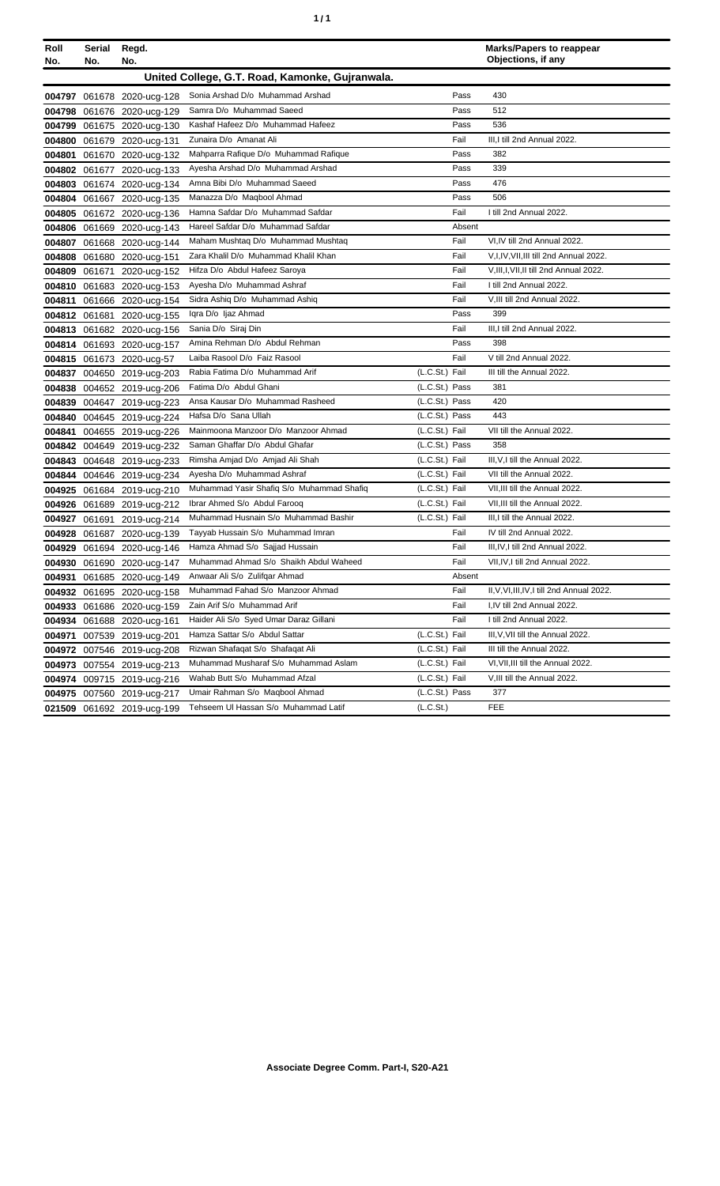| Roll No. | Serial No. | Regd. No. | | | Marks/Papers to reappear Objections, if any |
|---|---|---|---|---|---|
| **United College, G.T. Road, Kamonke, Gujranwala.** | | | | | |
| 004797 | 061678 | 2020-ucg-128 | Sonia Arshad D/o Muhammad Arshad | Pass | 430 |
| 004798 | 061676 | 2020-ucg-129 | Samra D/o Muhammad Saeed | Pass | 512 |
| 004799 | 061675 | 2020-ucg-130 | Kashaf Hafeez D/o Muhammad Hafeez | Pass | 536 |
| 004800 | 061679 | 2020-ucg-131 | Zunaira D/o Amanat Ali | Fail | III,I till 2nd Annual 2022. |
| 004801 | 061670 | 2020-ucg-132 | Mahparra Rafique D/o Muhammad Rafique | Pass | 382 |
| 004802 | 061677 | 2020-ucg-133 | Ayesha Arshad D/o Muhammad Arshad | Pass | 339 |
| 004803 | 061674 | 2020-ucg-134 | Amna Bibi D/o Muhammad Saeed | Pass | 476 |
| 004804 | 061667 | 2020-ucg-135 | Manazza D/o Maqbool Ahmad | Pass | 506 |
| 004805 | 061672 | 2020-ucg-136 | Hamna Safdar D/o Muhammad Safdar | Fail | I till 2nd Annual 2022. |
| 004806 | 061669 | 2020-ucg-143 | Hareel Safdar D/o Muhammad Safdar | Absent | |
| 004807 | 061668 | 2020-ucg-144 | Maham Mushtaq D/o Muhammad Mushtaq | Fail | VI,IV till 2nd Annual 2022. |
| 004808 | 061680 | 2020-ucg-151 | Zara Khalil D/o Muhammad Khalil Khan | Fail | V,I,IV,VII,III till 2nd Annual 2022. |
| 004809 | 061671 | 2020-ucg-152 | Hifza D/o Abdul Hafeez Saroya | Fail | V,III,I,VII,II till 2nd Annual 2022. |
| 004810 | 061683 | 2020-ucg-153 | Ayesha D/o Muhammad Ashraf | Fail | I till 2nd Annual 2022. |
| 004811 | 061666 | 2020-ucg-154 | Sidra Ashiq D/o Muhammad Ashiq | Fail | V,III till 2nd Annual 2022. |
| 004812 | 061681 | 2020-ucg-155 | Iqra D/o Ijaz Ahmad | Pass | 399 |
| 004813 | 061682 | 2020-ucg-156 | Sania D/o Siraj Din | Fail | III,I till 2nd Annual 2022. |
| 004814 | 061693 | 2020-ucg-157 | Amina Rehman D/o Abdul Rehman | Pass | 398 |
| 004815 | 061673 | 2020-ucg-57 | Laiba Rasool D/o Faiz Rasool | Fail | V till 2nd Annual 2022. |
| 004837 | 004650 | 2019-ucg-203 | Rabia Fatima D/o Muhammad Arif | (L.C.St.) Fail | III till the Annual 2022. |
| 004838 | 004652 | 2019-ucg-206 | Fatima D/o Abdul Ghani | (L.C.St.) Pass | 381 |
| 004839 | 004647 | 2019-ucg-223 | Ansa Kausar D/o Muhammad Rasheed | (L.C.St.) Pass | 420 |
| 004840 | 004645 | 2019-ucg-224 | Hafsa D/o Sana Ullah | (L.C.St.) Pass | 443 |
| 004841 | 004655 | 2019-ucg-226 | Mainmoona Manzoor D/o Manzoor Ahmad | (L.C.St.) Fail | VII till the Annual 2022. |
| 004842 | 004649 | 2019-ucg-232 | Saman Ghaffar D/o Abdul Ghafar | (L.C.St.) Pass | 358 |
| 004843 | 004648 | 2019-ucg-233 | Rimsha Amjad D/o Amjad Ali Shah | (L.C.St.) Fail | III,V,I till the Annual 2022. |
| 004844 | 004646 | 2019-ucg-234 | Ayesha D/o Muhammad Ashraf | (L.C.St.) Fail | VII till the Annual 2022. |
| 004925 | 061684 | 2019-ucg-210 | Muhammad Yasir Shafiq S/o Muhammad Shafiq | (L.C.St.) Fail | VII,III till the Annual 2022. |
| 004926 | 061689 | 2019-ucg-212 | Ibrar Ahmed S/o Abdul Farooq | (L.C.St.) Fail | VII,III till the Annual 2022. |
| 004927 | 061691 | 2019-ucg-214 | Muhammad Husnain S/o Muhammad Bashir | (L.C.St.) Fail | III,I till the Annual 2022. |
| 004928 | 061687 | 2020-ucg-139 | Tayyab Hussain S/o Muhammad Imran | Fail | IV till 2nd Annual 2022. |
| 004929 | 061694 | 2020-ucg-146 | Hamza Ahmad S/o Sajjad Hussain | Fail | III,IV,I till 2nd Annual 2022. |
| 004930 | 061690 | 2020-ucg-147 | Muhammad Ahmad S/o Shaikh Abdul Waheed | Fail | VII,IV,I till 2nd Annual 2022. |
| 004931 | 061685 | 2020-ucg-149 | Anwaar Ali S/o Zulifqar Ahmad | Absent | |
| 004932 | 061695 | 2020-ucg-158 | Muhammad Fahad S/o Manzoor Ahmad | Fail | II,V,VI,III,IV,I till 2nd Annual 2022. |
| 004933 | 061686 | 2020-ucg-159 | Zain Arif S/o Muhammad Arif | Fail | I,IV till 2nd Annual 2022. |
| 004934 | 061688 | 2020-ucg-161 | Haider Ali S/o Syed Umar Daraz Gillani | Fail | I till 2nd Annual 2022. |
| 004971 | 007539 | 2019-ucg-201 | Hamza Sattar S/o Abdul Sattar | (L.C.St.) Fail | III,V,VII till the Annual 2022. |
| 004972 | 007546 | 2019-ucg-208 | Rizwan Shafaqat S/o Shafaqat Ali | (L.C.St.) Fail | III till the Annual 2022. |
| 004973 | 007554 | 2019-ucg-213 | Muhammad Musharaf S/o Muhammad Aslam | (L.C.St.) Fail | VI,VII,III till the Annual 2022. |
| 004974 | 009715 | 2019-ucg-216 | Wahab Butt S/o Muhammad Afzal | (L.C.St.) Fail | V,III till the Annual 2022. |
| 004975 | 007560 | 2019-ucg-217 | Umair Rahman S/o Maqbool Ahmad | (L.C.St.) Pass | 377 |
| 021509 | 061692 | 2019-ucg-199 | Tehseem Ul Hassan S/o Muhammad Latif | (L.C.St.) | FEE |

**Associate Degree Comm. Part-I, S20-A21**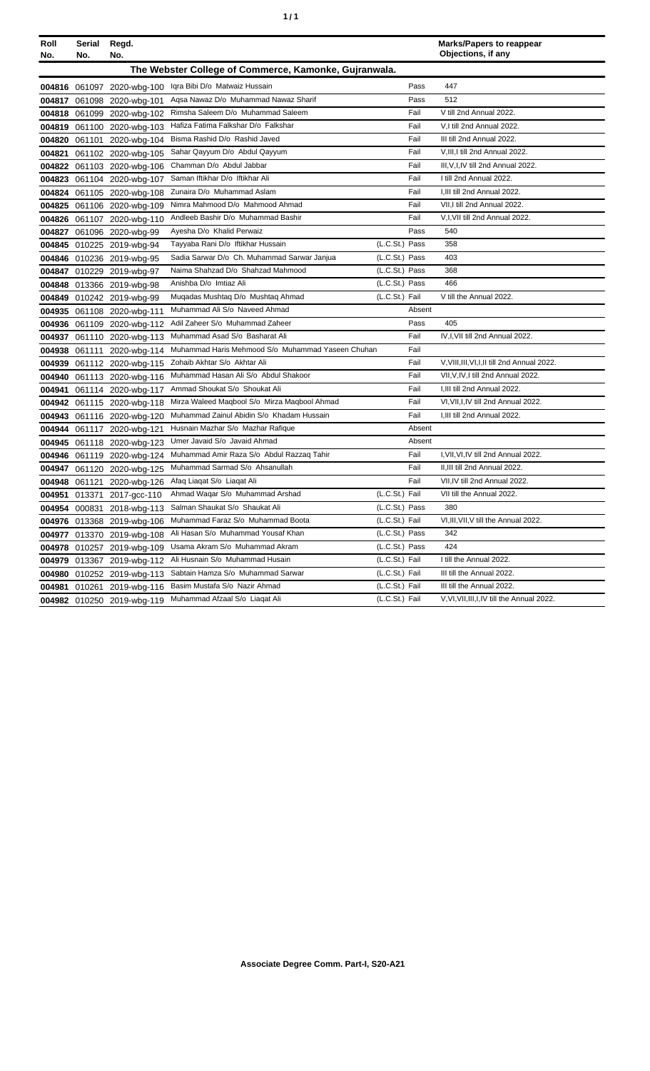| Roll No. | Serial No. | Regd. No. | | | | Marks/Papers to reappear Objections, if any |
|---|---|---|---|---|---|---|
| **The Webster College of Commerce, Kamonke, Gujranwala.** | | | | | | |
| 004816 | 061097 | 2020-wbg-100 | Iqra Bibi D/o Matwaiz Hussain | | Pass | 447 |
| 004817 | 061098 | 2020-wbg-101 | Aqsa Nawaz D/o Muhammad Nawaz Sharif | | Pass | 512 |
| 004818 | 061099 | 2020-wbg-102 | Rimsha Saleem D/o Muhammad Saleem | | Fail | V till 2nd Annual 2022. |
| 004819 | 061100 | 2020-wbg-103 | Hafiza Fatima Falkshar D/o Falkshar | | Fail | V,I till 2nd Annual 2022. |
| 004820 | 061101 | 2020-wbg-104 | Bisma Rashid D/o Rashid Javed | | Fail | III till 2nd Annual 2022. |
| 004821 | 061102 | 2020-wbg-105 | Sahar Qayyum D/o Abdul Qayyum | | Fail | V,III,I till 2nd Annual 2022. |
| 004822 | 061103 | 2020-wbg-106 | Chamman D/o Abdul Jabbar | | Fail | III,V,I,IV till 2nd Annual 2022. |
| 004823 | 061104 | 2020-wbg-107 | Saman Iftikhar D/o Iftikhar Ali | | Fail | I till 2nd Annual 2022. |
| 004824 | 061105 | 2020-wbg-108 | Zunaira D/o Muhammad Aslam | | Fail | I,III till 2nd Annual 2022. |
| 004825 | 061106 | 2020-wbg-109 | Nimra Mahmood D/o Mahmood Ahmad | | Fail | VII,I till 2nd Annual 2022. |
| 004826 | 061107 | 2020-wbg-110 | Andleeb Bashir D/o Muhammad Bashir | | Fail | V,I,VII till 2nd Annual 2022. |
| 004827 | 061096 | 2020-wbg-99 | Ayesha D/o Khalid Perwaiz | | Pass | 540 |
| 004845 | 010225 | 2019-wbg-94 | Tayyaba Rani D/o Iftikhar Hussain | (L.C.St.) | Pass | 358 |
| 004846 | 010236 | 2019-wbg-95 | Sadia Sarwar D/o Ch. Muhammad Sarwar Janjua | (L.C.St.) | Pass | 403 |
| 004847 | 010229 | 2019-wbg-97 | Naima Shahzad D/o Shahzad Mahmood | (L.C.St.) | Pass | 368 |
| 004848 | 013366 | 2019-wbg-98 | Anishba D/o Imtiaz Ali | (L.C.St.) | Pass | 466 |
| 004849 | 010242 | 2019-wbg-99 | Muqadas Mushtaq D/o Mushtaq Ahmad | (L.C.St.) | Fail | V till the Annual 2022. |
| 004935 | 061108 | 2020-wbg-111 | Muhammad Ali S/o Naveed Ahmad | | Absent | |
| 004936 | 061109 | 2020-wbg-112 | Adil Zaheer S/o Muhammad Zaheer | | Pass | 405 |
| 004937 | 061110 | 2020-wbg-113 | Muhammad Asad S/o Basharat Ali | | Fail | IV,I,VII till 2nd Annual 2022. |
| 004938 | 061111 | 2020-wbg-114 | Muhammad Haris Mehmood S/o Muhammad Yaseen Chuhan | | Fail | |
| 004939 | 061112 | 2020-wbg-115 | Zohaib Akhtar S/o Akhtar Ali | | Fail | V,VIII,III,VI,I,II till 2nd Annual 2022. |
| 004940 | 061113 | 2020-wbg-116 | Muhammad Hasan Ali S/o Abdul Shakoor | | Fail | VII,V,IV,I till 2nd Annual 2022. |
| 004941 | 061114 | 2020-wbg-117 | Ammad Shoukat S/o Shoukat Ali | | Fail | I,III till 2nd Annual 2022. |
| 004942 | 061115 | 2020-wbg-118 | Mirza Waleed Maqbool S/o Mirza Maqbool Ahmad | | Fail | VI,VII,I,IV till 2nd Annual 2022. |
| 004943 | 061116 | 2020-wbg-120 | Muhammad Zainul Abidin S/o Khadam Hussain | | Fail | I,III till 2nd Annual 2022. |
| 004944 | 061117 | 2020-wbg-121 | Husnain Mazhar S/o Mazhar Rafique | | Absent | |
| 004945 | 061118 | 2020-wbg-123 | Umer Javaid S/o Javaid Ahmad | | Absent | |
| 004946 | 061119 | 2020-wbg-124 | Muhammad Amir Raza S/o Abdul Razzaq Tahir | | Fail | I,VII,VI,IV till 2nd Annual 2022. |
| 004947 | 061120 | 2020-wbg-125 | Muhammad Sarmad S/o Ahsanullah | | Fail | II,III till 2nd Annual 2022. |
| 004948 | 061121 | 2020-wbg-126 | Afaq Liaqat S/o Liaqat Ali | | Fail | VII,IV till 2nd Annual 2022. |
| 004951 | 013371 | 2017-gcc-110 | Ahmad Waqar S/o Muhammad Arshad | (L.C.St.) | Fail | VII till the Annual 2022. |
| 004954 | 000831 | 2018-wbg-113 | Salman Shaukat S/o Shaukat Ali | (L.C.St.) | Pass | 380 |
| 004976 | 013368 | 2019-wbg-106 | Muhammad Faraz S/o Muhammad Boota | (L.C.St.) | Fail | VI,III,VII,V till the Annual 2022. |
| 004977 | 013370 | 2019-wbg-108 | Ali Hasan S/o Muhammad Yousaf Khan | (L.C.St.) | Pass | 342 |
| 004978 | 010257 | 2019-wbg-109 | Usama Akram S/o Muhammad Akram | (L.C.St.) | Pass | 424 |
| 004979 | 013367 | 2019-wbg-112 | Ali Husnain S/o Muhammad Husain | (L.C.St.) | Fail | I till the Annual 2022. |
| 004980 | 010252 | 2019-wbg-113 | Sabtain Hamza S/o Muhammad Sarwar | (L.C.St.) | Fail | III till the Annual 2022. |
| 004981 | 010261 | 2019-wbg-116 | Basim Mustafa S/o Nazir Ahmad | (L.C.St.) | Fail | III till the Annual 2022. |
| 004982 | 010250 | 2019-wbg-119 | Muhammad Afzaal S/o Liaqat Ali | (L.C.St.) | Fail | V,VI,VII,III,I,IV till the Annual 2022. |

**Associate Degree Comm. Part-I, S20-A21**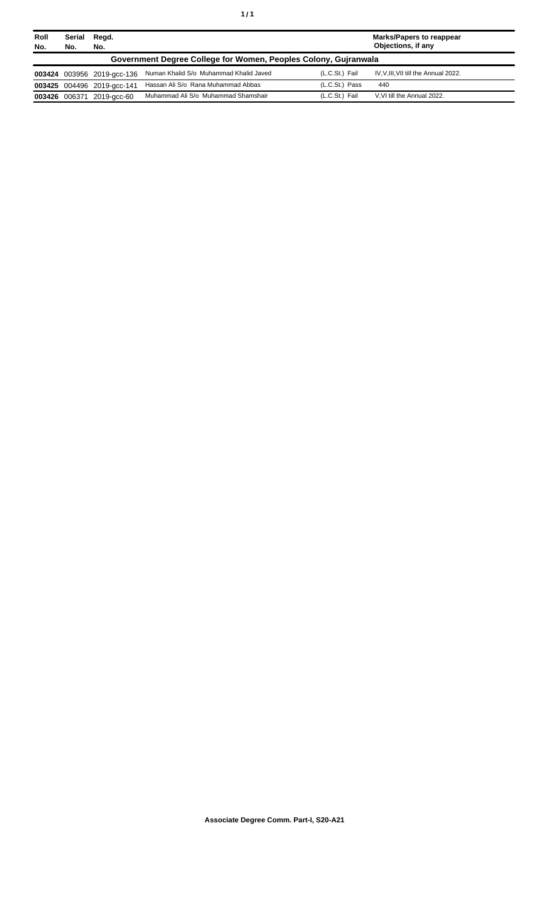| Roll No. | Serial No. | Regd. No. | | | Marks/Papers to reappear Objections, if any |
|---|---|---|---|---|---|
| **Government Degree College for Women, Peoples Colony, Gujranwala** | | | | | |
| **003424** | 003956 | 2019-gcc-136 | Numan Khalid S/o Muhammad Khalid Javed | (L.C.St.) Fail | IV,V,III,VII till the Annual 2022. |
| **003425** | 004496 | 2019-gcc-141 | Hassan Ali S/o Rana Muhammad Abbas | (L.C.St.) Pass | 440 |
| **003426** | 006371 | 2019-gcc-60 | Muhammad Ali S/o Muhammad Shamshair | (L.C.St.) Fail | V,VI till the Annual 2022. |

**Associate Degree Comm. Part-I, S20-A21**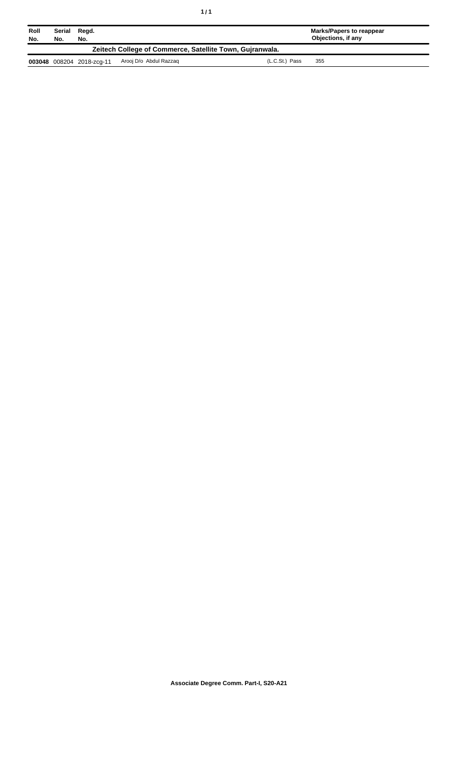| Roll No. | Serial No. | Regd. No. | | | Marks/Papers to reappear Objections, if any |
|---|---|---|---|---|---|
| **Zeitech College of Commerce, Satellite Town, Gujranwala.** | | | | | |
| **003048** | 008204 | 2018-zcg-11 | Arooj D/o Abdul Razzaq | (L.C.St.) Pass | 355 |

**Associate Degree Comm. Part-I, S20-A21**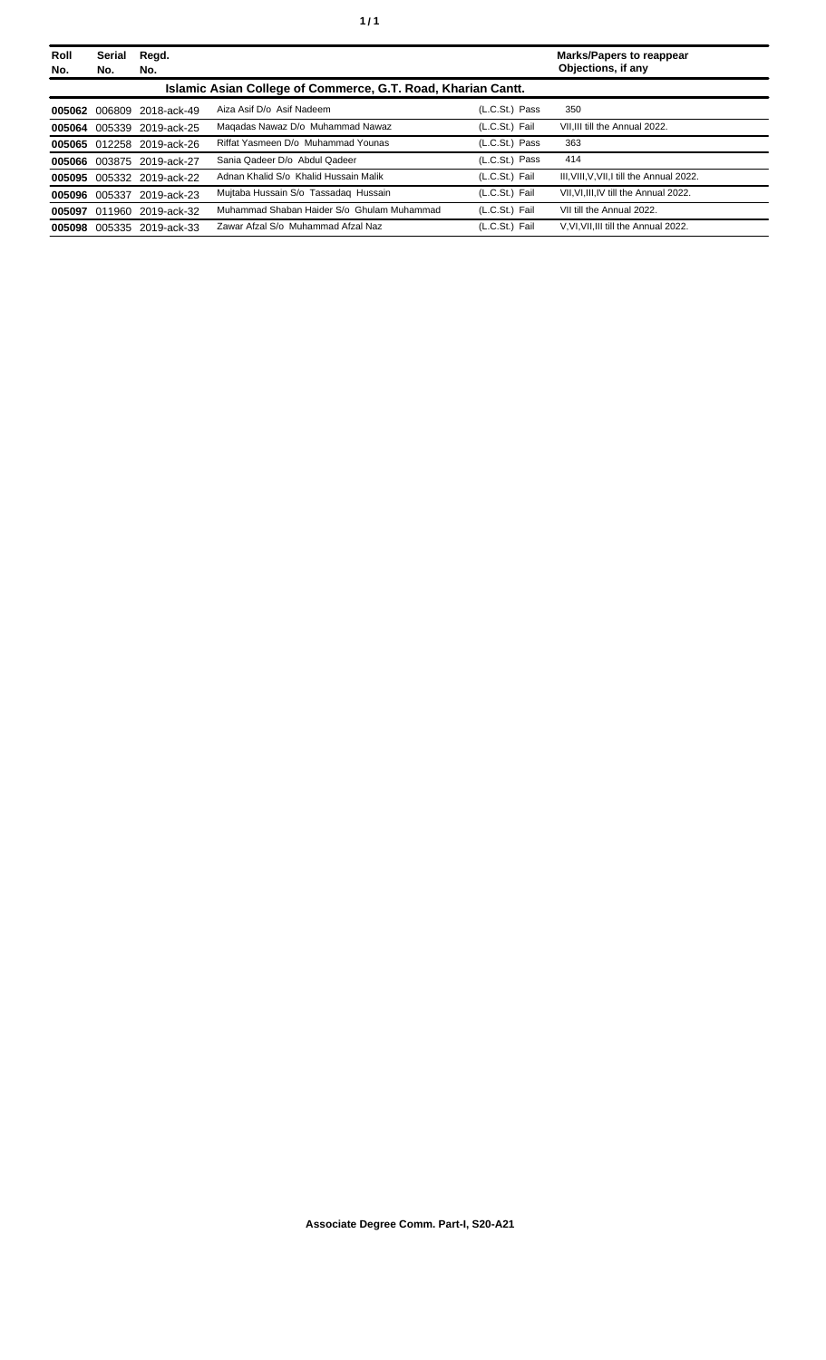| Roll No. | Serial No. | Regd. No. | | | Marks/Papers to reappear Objections, if any |
|---|---|---|---|---|---|
| **Islamic Asian College of Commerce, G.T. Road, Kharian Cantt.** | | | | | |
| **005062** | 006809 | 2018-ack-49 | Aiza Asif D/o Asif Nadeem | (L.C.St.) Pass | 350 |
| **005064** | 005339 | 2019-ack-25 | Maqadas Nawaz D/o Muhammad Nawaz | (L.C.St.) Fail | VII,III till the Annual 2022. |
| **005065** | 012258 | 2019-ack-26 | Riffat Yasmeen D/o Muhammad Younas | (L.C.St.) Pass | 363 |
| **005066** | 003875 | 2019-ack-27 | Sania Qadeer D/o Abdul Qadeer | (L.C.St.) Pass | 414 |
| **005095** | 005332 | 2019-ack-22 | Adnan Khalid S/o Khalid Hussain Malik | (L.C.St.) Fail | III,VIII,V,VII,I till the Annual 2022. |
| **005096** | 005337 | 2019-ack-23 | Mujtaba Hussain S/o Tassadaq Hussain | (L.C.St.) Fail | VII,VI,III,IV till the Annual 2022. |
| **005097** | 011960 | 2019-ack-32 | Muhammad Shaban Haider S/o Ghulam Muhammad | (L.C.St.) Fail | VII till the Annual 2022. |
| **005098** | 005335 | 2019-ack-33 | Zawar Afzal S/o Muhammad Afzal Naz | (L.C.St.) Fail | V,VI,VII,III till the Annual 2022. |

**Associate Degree Comm. Part-I, S20-A21**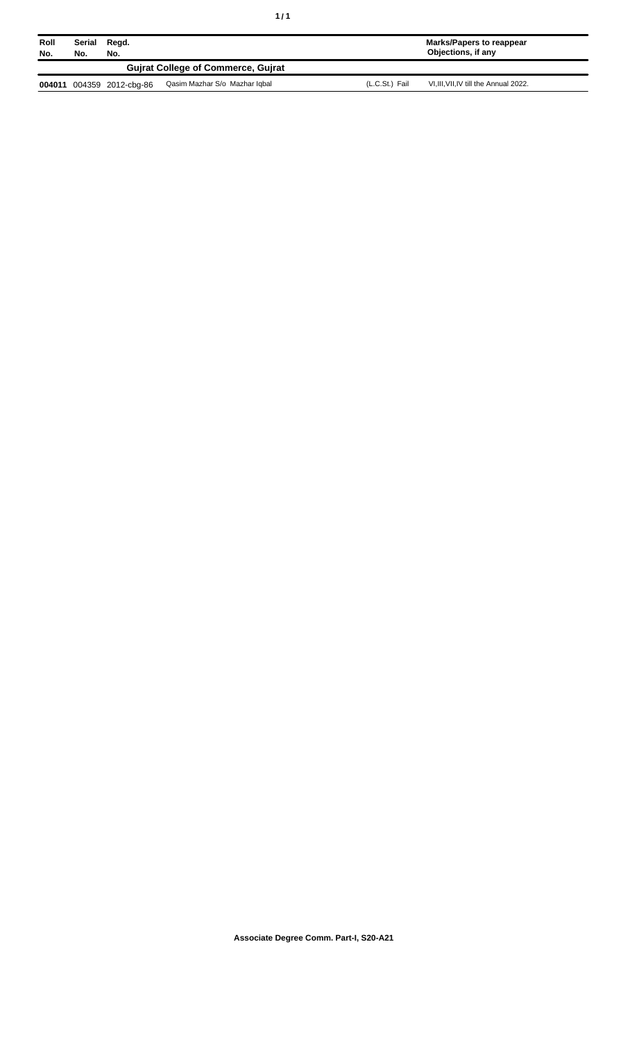| Roll No. | Serial No. | Regd. No. | | | Marks/Papers to reappear Objections, if any |
|---|---|---|---|---|---|
| | | | **Gujrat College of Commerce, Gujrat** | | |
| **004011** | 004359 | 2012-cbg-86 | Qasim Mazhar S/o Mazhar Iqbal | (L.C.St.) Fail | VI,III,VII,IV till the Annual 2022. |

**Associate Degree Comm. Part-I, S20-A21**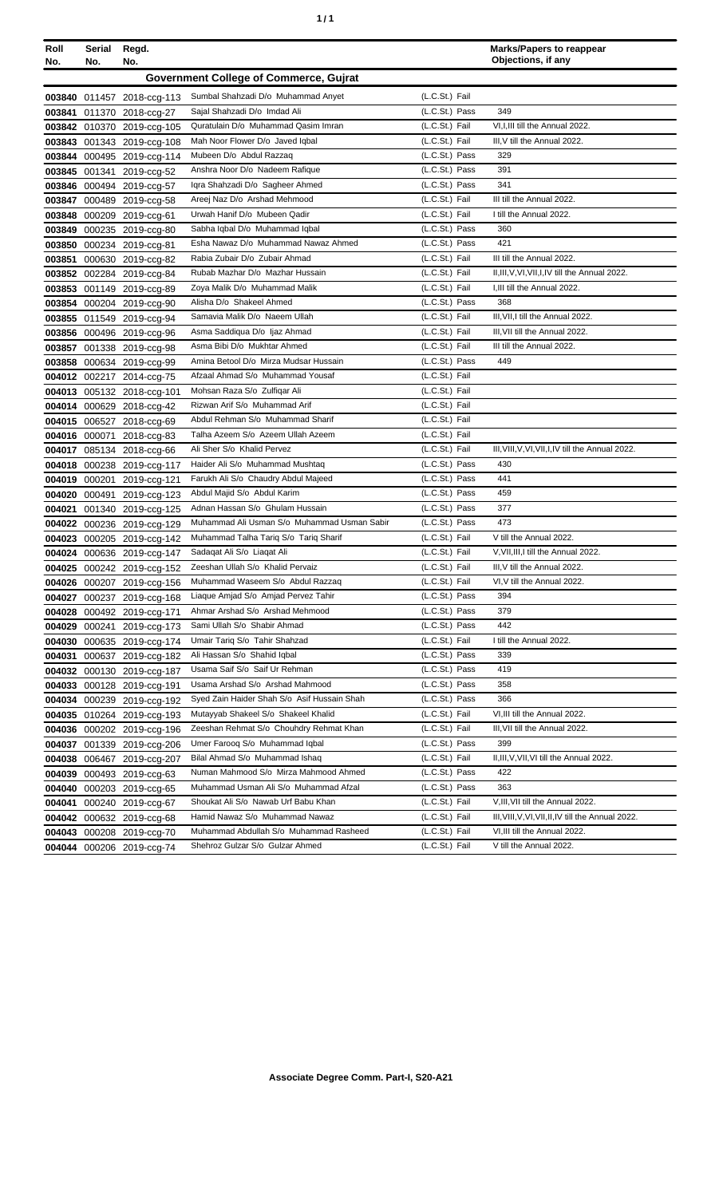| Roll No. | Serial No. | Regd. No. | | | Marks/Papers to reappear Objections, if any |
|---|---|---|---|---|---|
| **Government College of Commerce, Gujrat** | | | | | |
| 003840 | 011457 | 2018-ccg-113 | Sumbal Shahzadi D/o Muhammad Anyet | (L.C.St.) Fail | |
| 003841 | 011370 | 2018-ccg-27 | Sajal Shahzadi D/o Imdad Ali | (L.C.St.) Pass | 349 |
| 003842 | 010370 | 2019-ccg-105 | Quratulain D/o Muhammad Qasim Imran | (L.C.St.) Fail | VI,I,III till the Annual 2022. |
| 003843 | 001343 | 2019-ccg-108 | Mah Noor Flower D/o Javed Iqbal | (L.C.St.) Fail | III,V till the Annual 2022. |
| 003844 | 000495 | 2019-ccg-114 | Mubeen D/o Abdul Razzaq | (L.C.St.) Pass | 329 |
| 003845 | 001341 | 2019-ccg-52 | Anshra Noor D/o Nadeem Rafique | (L.C.St.) Pass | 391 |
| 003846 | 000494 | 2019-ccg-57 | Iqra Shahzadi D/o Sagheer Ahmed | (L.C.St.) Pass | 341 |
| 003847 | 000489 | 2019-ccg-58 | Areej Naz D/o Arshad Mehmood | (L.C.St.) Fail | III till the Annual 2022. |
| 003848 | 000209 | 2019-ccg-61 | Urwah Hanif D/o Mubeen Qadir | (L.C.St.) Fail | I till the Annual 2022. |
| 003849 | 000235 | 2019-ccg-80 | Sabha Iqbal D/o Muhammad Iqbal | (L.C.St.) Pass | 360 |
| 003850 | 000234 | 2019-ccg-81 | Esha Nawaz D/o Muhammad Nawaz Ahmed | (L.C.St.) Pass | 421 |
| 003851 | 000630 | 2019-ccg-82 | Rabia Zubair D/o Zubair Ahmad | (L.C.St.) Fail | III till the Annual 2022. |
| 003852 | 002284 | 2019-ccg-84 | Rubab Mazhar D/o Mazhar Hussain | (L.C.St.) Fail | II,III,V,VI,VII,I,IV till the Annual 2022. |
| 003853 | 001149 | 2019-ccg-89 | Zoya Malik D/o Muhammad Malik | (L.C.St.) Fail | I,III till the Annual 2022. |
| 003854 | 000204 | 2019-ccg-90 | Alisha D/o Shakeel Ahmed | (L.C.St.) Pass | 368 |
| 003855 | 011549 | 2019-ccg-94 | Samavia Malik D/o Naeem Ullah | (L.C.St.) Fail | III,VII,I till the Annual 2022. |
| 003856 | 000496 | 2019-ccg-96 | Asma Saddiqua D/o Ijaz Ahmad | (L.C.St.) Fail | III,VII till the Annual 2022. |
| 003857 | 001338 | 2019-ccg-98 | Asma Bibi D/o Mukhtar Ahmed | (L.C.St.) Fail | III till the Annual 2022. |
| 003858 | 000634 | 2019-ccg-99 | Amina Betool D/o Mirza Mudsar Hussain | (L.C.St.) Pass | 449 |
| 004012 | 002217 | 2014-ccg-75 | Afzaal Ahmad S/o Muhammad Yousaf | (L.C.St.) Fail | |
| 004013 | 005132 | 2018-ccg-101 | Mohsan Raza S/o Zulfiqar Ali | (L.C.St.) Fail | |
| 004014 | 000629 | 2018-ccg-42 | Rizwan Arif S/o Muhammad Arif | (L.C.St.) Fail | |
| 004015 | 006527 | 2018-ccg-69 | Abdul Rehman S/o Muhammad Sharif | (L.C.St.) Fail | |
| 004016 | 000071 | 2018-ccg-83 | Talha Azeem S/o Azeem Ullah Azeem | (L.C.St.) Fail | |
| 004017 | 085134 | 2018-ccg-66 | Ali Sher S/o Khalid Pervez | (L.C.St.) Fail | III,VIII,V,VI,VII,I,IV till the Annual 2022. |
| 004018 | 000238 | 2019-ccg-117 | Haider Ali S/o Muhammad Mushtaq | (L.C.St.) Pass | 430 |
| 004019 | 000201 | 2019-ccg-121 | Farukh Ali S/o Chaudry Abdul Majeed | (L.C.St.) Pass | 441 |
| 004020 | 000491 | 2019-ccg-123 | Abdul Majid S/o Abdul Karim | (L.C.St.) Pass | 459 |
| 004021 | 001340 | 2019-ccg-125 | Adnan Hassan S/o Ghulam Hussain | (L.C.St.) Pass | 377 |
| 004022 | 000236 | 2019-ccg-129 | Muhammad Ali Usman S/o Muhammad Usman Sabir | (L.C.St.) Pass | 473 |
| 004023 | 000205 | 2019-ccg-142 | Muhammad Talha Tariq S/o Tariq Sharif | (L.C.St.) Fail | V till the Annual 2022. |
| 004024 | 000636 | 2019-ccg-147 | Sadaqat Ali S/o Liaqat Ali | (L.C.St.) Fail | V,VII,III,I till the Annual 2022. |
| 004025 | 000242 | 2019-ccg-152 | Zeeshan Ullah S/o Khalid Pervaiz | (L.C.St.) Fail | III,V till the Annual 2022. |
| 004026 | 000207 | 2019-ccg-156 | Muhammad Waseem S/o Abdul Razzaq | (L.C.St.) Fail | VI,V till the Annual 2022. |
| 004027 | 000237 | 2019-ccg-168 | Liaque Amjad S/o Amjad Pervez Tahir | (L.C.St.) Pass | 394 |
| 004028 | 000492 | 2019-ccg-171 | Ahmar Arshad S/o Arshad Mehmood | (L.C.St.) Pass | 379 |
| 004029 | 000241 | 2019-ccg-173 | Sami Ullah S/o Shabir Ahmad | (L.C.St.) Pass | 442 |
| 004030 | 000635 | 2019-ccg-174 | Umair Tariq S/o Tahir Shahzad | (L.C.St.) Fail | I till the Annual 2022. |
| 004031 | 000637 | 2019-ccg-182 | Ali Hassan S/o Shahid Iqbal | (L.C.St.) Pass | 339 |
| 004032 | 000130 | 2019-ccg-187 | Usama Saif S/o Saif Ur Rehman | (L.C.St.) Pass | 419 |
| 004033 | 000128 | 2019-ccg-191 | Usama Arshad S/o Arshad Mahmood | (L.C.St.) Pass | 358 |
| 004034 | 000239 | 2019-ccg-192 | Syed Zain Haider Shah S/o Asif Hussain Shah | (L.C.St.) Pass | 366 |
| 004035 | 010264 | 2019-ccg-193 | Mutayyab Shakeel S/o Shakeel Khalid | (L.C.St.) Fail | VI,III till the Annual 2022. |
| 004036 | 000202 | 2019-ccg-196 | Zeeshan Rehmat S/o Chouhdry Rehmat Khan | (L.C.St.) Fail | III,VII till the Annual 2022. |
| 004037 | 001339 | 2019-ccg-206 | Umer Farooq S/o Muhammad Iqbal | (L.C.St.) Pass | 399 |
| 004038 | 006467 | 2019-ccg-207 | Bilal Ahmad S/o Muhammad Ishaq | (L.C.St.) Fail | II,III,V,VII,VI till the Annual 2022. |
| 004039 | 000493 | 2019-ccg-63 | Numan Mahmood S/o Mirza Mahmood Ahmed | (L.C.St.) Pass | 422 |
| 004040 | 000203 | 2019-ccg-65 | Muhammad Usman Ali S/o Muhammad Afzal | (L.C.St.) Pass | 363 |
| 004041 | 000240 | 2019-ccg-67 | Shoukat Ali S/o Nawab Urf Babu Khan | (L.C.St.) Fail | V,III,VII till the Annual 2022. |
| 004042 | 000632 | 2019-ccg-68 | Hamid Nawaz S/o Muhammad Nawaz | (L.C.St.) Fail | III,VIII,V,VI,VII,II,IV till the Annual 2022. |
| 004043 | 000208 | 2019-ccg-70 | Muhammad Abdullah S/o Muhammad Rasheed | (L.C.St.) Fail | VI,III till the Annual 2022. |
| 004044 | 000206 | 2019-ccg-74 | Shehroz Gulzar S/o Gulzar Ahmed | (L.C.St.) Fail | V till the Annual 2022. |

**Associate Degree Comm. Part-I, S20-A21**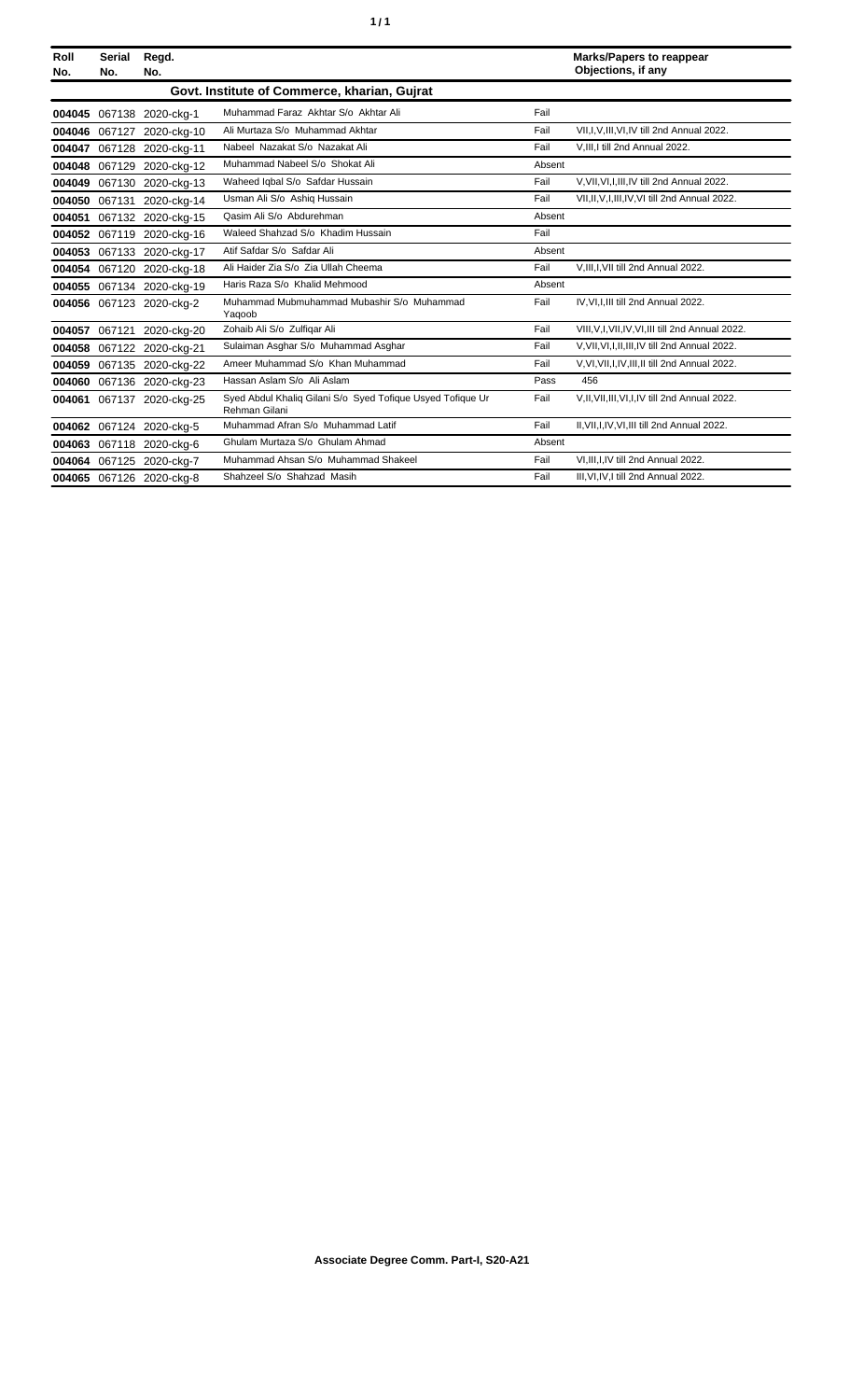| Roll No. | Serial No. | Regd. No. | | | Marks/Papers to reappear Objections, if any |
|---|---|---|---|---|---|
| **Govt. Institute of Commerce, kharian, Gujrat** | | | | | |
| **004045** | 067138 | 2020-ckg-1 | Muhammad Faraz Akhtar S/o Akhtar Ali | Fail | |
| **004046** | 067127 | 2020-ckg-10 | Ali Murtaza S/o Muhammad Akhtar | Fail | VII,I,V,III,VI,IV till 2nd Annual 2022. |
| **004047** | 067128 | 2020-ckg-11 | Nabeel Nazakat S/o Nazakat Ali | Fail | V,III,I till 2nd Annual 2022. |
| **004048** | 067129 | 2020-ckg-12 | Muhammad Nabeel S/o Shokat Ali | Absent | |
| **004049** | 067130 | 2020-ckg-13 | Waheed Iqbal S/o Safdar Hussain | Fail | V,VII,VI,I,III,IV till 2nd Annual 2022. |
| **004050** | 067131 | 2020-ckg-14 | Usman Ali S/o Ashiq Hussain | Fail | VII,II,V,I,III,IV,VI till 2nd Annual 2022. |
| **004051** | 067132 | 2020-ckg-15 | Qasim Ali S/o Abdurehman | Absent | |
| **004052** | 067119 | 2020-ckg-16 | Waleed Shahzad S/o Khadim Hussain | Fail | |
| **004053** | 067133 | 2020-ckg-17 | Atif Safdar S/o Safdar Ali | Absent | |
| **004054** | 067120 | 2020-ckg-18 | Ali Haider Zia S/o Zia Ullah Cheema | Fail | V,III,I,VII till 2nd Annual 2022. |
| **004055** | 067134 | 2020-ckg-19 | Haris Raza S/o Khalid Mehmood | Absent | |
| **004056** | 067123 | 2020-ckg-2 | Muhammad Mubmuhammad Mubashir S/o Muhammad Yaqoob | Fail | IV,VI,I,III till 2nd Annual 2022. |
| **004057** | 067121 | 2020-ckg-20 | Zohaib Ali S/o Zulfiqar Ali | Fail | VIII,V,I,VII,IV,VI,III till 2nd Annual 2022. |
| **004058** | 067122 | 2020-ckg-21 | Sulaiman Asghar S/o Muhammad Asghar | Fail | V,VII,VI,I,II,III,IV till 2nd Annual 2022. |
| **004059** | 067135 | 2020-ckg-22 | Ameer Muhammad S/o Khan Muhammad | Fail | V,VI,VII,I,IV,III,II till 2nd Annual 2022. |
| **004060** | 067136 | 2020-ckg-23 | Hassan Aslam S/o Ali Aslam | Pass | 456 |
| **004061** | 067137 | 2020-ckg-25 | Syed Abdul Khaliq Gilani S/o Syed Tofique Usyed Tofique Ur Rehman Gilani | Fail | V,II,VII,III,VI,I,IV till 2nd Annual 2022. |
| **004062** | 067124 | 2020-ckg-5 | Muhammad Afran S/o Muhammad Latif | Fail | II,VII,I,IV,VI,III till 2nd Annual 2022. |
| **004063** | 067118 | 2020-ckg-6 | Ghulam Murtaza S/o Ghulam Ahmad | Absent | |
| **004064** | 067125 | 2020-ckg-7 | Muhammad Ahsan S/o Muhammad Shakeel | Fail | VI,III,I,IV till 2nd Annual 2022. |
| **004065** | 067126 | 2020-ckg-8 | Shahzeel S/o Shahzad Masih | Fail | III,VI,IV,I till 2nd Annual 2022. |

**Associate Degree Comm. Part-I, S20-A21**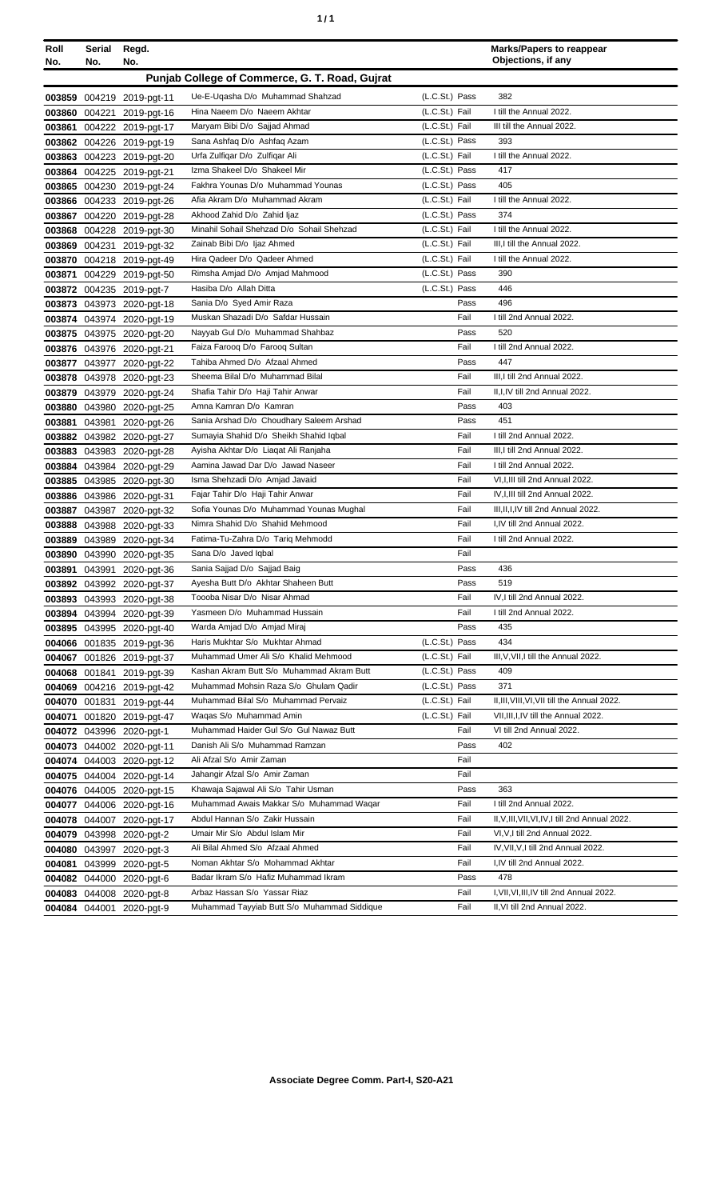| Roll No. | Serial No. | Regd. No. | | | Marks/Papers to reappear Objections, if any |
|---|---|---|---|---|---|
| **Punjab College of Commerce, G. T. Road, Gujrat** | | | | | |
| 003859 | 004219 | 2019-pgt-11 | Ue-E-Uqasha D/o Muhammad Shahzad | (L.C.St.) Pass | 382 |
| 003860 | 004221 | 2019-pgt-16 | Hina Naeem D/o Naeem Akhtar | (L.C.St.) Fail | I till the Annual 2022. |
| 003861 | 004222 | 2019-pgt-17 | Maryam Bibi D/o Sajjad Ahmad | (L.C.St.) Fail | III till the Annual 2022. |
| 003862 | 004226 | 2019-pgt-19 | Sana Ashfaq D/o Ashfaq Azam | (L.C.St.) Pass | 393 |
| 003863 | 004223 | 2019-pgt-20 | Urfa Zulfiqar D/o Zulfiqar Ali | (L.C.St.) Fail | I till the Annual 2022. |
| 003864 | 004225 | 2019-pgt-21 | Izma Shakeel D/o Shakeel Mir | (L.C.St.) Pass | 417 |
| 003865 | 004230 | 2019-pgt-24 | Fakhra Younas D/o Muhammad Younas | (L.C.St.) Pass | 405 |
| 003866 | 004233 | 2019-pgt-26 | Afia Akram D/o Muhammad Akram | (L.C.St.) Fail | I till the Annual 2022. |
| 003867 | 004220 | 2019-pgt-28 | Akhood Zahid D/o Zahid Ijaz | (L.C.St.) Pass | 374 |
| 003868 | 004228 | 2019-pgt-30 | Minahil Sohail Shehzad D/o Sohail Shehzad | (L.C.St.) Fail | I till the Annual 2022. |
| 003869 | 004231 | 2019-pgt-32 | Zainab Bibi D/o Ijaz Ahmed | (L.C.St.) Fail | III,I till the Annual 2022. |
| 003870 | 004218 | 2019-pgt-49 | Hira Qadeer D/o Qadeer Ahmed | (L.C.St.) Fail | I till the Annual 2022. |
| 003871 | 004229 | 2019-pgt-50 | Rimsha Amjad D/o Amjad Mahmood | (L.C.St.) Pass | 390 |
| 003872 | 004235 | 2019-pgt-7 | Hasiba D/o Allah Ditta | (L.C.St.) Pass | 446 |
| 003873 | 043973 | 2020-pgt-18 | Sania D/o Syed Amir Raza | Pass | 496 |
| 003874 | 043974 | 2020-pgt-19 | Muskan Shazadi D/o Safdar Hussain | Fail | I till 2nd Annual 2022. |
| 003875 | 043975 | 2020-pgt-20 | Nayyab Gul D/o Muhammad Shahbaz | Pass | 520 |
| 003876 | 043976 | 2020-pgt-21 | Faiza Farooq D/o Farooq Sultan | Fail | I till 2nd Annual 2022. |
| 003877 | 043977 | 2020-pgt-22 | Tahiba Ahmed D/o Afzaal Ahmed | Pass | 447 |
| 003878 | 043978 | 2020-pgt-23 | Sheema Bilal D/o Muhammad Bilal | Fail | III,I till 2nd Annual 2022. |
| 003879 | 043979 | 2020-pgt-24 | Shafia Tahir D/o Haji Tahir Anwar | Fail | II,I,IV till 2nd Annual 2022. |
| 003880 | 043980 | 2020-pgt-25 | Amna Kamran D/o Kamran | Pass | 403 |
| 003881 | 043981 | 2020-pgt-26 | Sania Arshad D/o Choudhary Saleem Arshad | Pass | 451 |
| 003882 | 043982 | 2020-pgt-27 | Sumayia Shahid D/o Sheikh Shahid Iqbal | Fail | I till 2nd Annual 2022. |
| 003883 | 043983 | 2020-pgt-28 | Ayisha Akhtar D/o Liaqat Ali Ranjaha | Fail | III,I till 2nd Annual 2022. |
| 003884 | 043984 | 2020-pgt-29 | Aamina Jawad Dar D/o Jawad Naseer | Fail | I till 2nd Annual 2022. |
| 003885 | 043985 | 2020-pgt-30 | Isma Shehzadi D/o Amjad Javaid | Fail | VI,I,III till 2nd Annual 2022. |
| 003886 | 043986 | 2020-pgt-31 | Fajar Tahir D/o Haji Tahir Anwar | Fail | IV,I,III till 2nd Annual 2022. |
| 003887 | 043987 | 2020-pgt-32 | Sofia Younas D/o Muhammad Younas Mughal | Fail | III,II,I,IV till 2nd Annual 2022. |
| 003888 | 043988 | 2020-pgt-33 | Nimra Shahid D/o Shahid Mehmood | Fail | I,IV till 2nd Annual 2022. |
| 003889 | 043989 | 2020-pgt-34 | Fatima-Tu-Zahra D/o Tariq Mehmodd | Fail | I till 2nd Annual 2022. |
| 003890 | 043990 | 2020-pgt-35 | Sana D/o Javed Iqbal | Fail | |
| 003891 | 043991 | 2020-pgt-36 | Sania Sajjad D/o Sajjad Baig | Pass | 436 |
| 003892 | 043992 | 2020-pgt-37 | Ayesha Butt D/o Akhtar Shaheen Butt | Pass | 519 |
| 003893 | 043993 | 2020-pgt-38 | Toooba Nisar D/o Nisar Ahmad | Fail | IV,I till 2nd Annual 2022. |
| 003894 | 043994 | 2020-pgt-39 | Yasmeen D/o Muhammad Hussain | Fail | I till 2nd Annual 2022. |
| 003895 | 043995 | 2020-pgt-40 | Warda Amjad D/o Amjad Miraj | Pass | 435 |
| 004066 | 001835 | 2019-pgt-36 | Haris Mukhtar S/o Mukhtar Ahmad | (L.C.St.) Pass | 434 |
| 004067 | 001826 | 2019-pgt-37 | Muhammad Umer Ali S/o Khalid Mehmood | (L.C.St.) Fail | III,V,VII,I till the Annual 2022. |
| 004068 | 001841 | 2019-pgt-39 | Kashan Akram Butt S/o Muhammad Akram Butt | (L.C.St.) Pass | 409 |
| 004069 | 004216 | 2019-pgt-42 | Muhammad Mohsin Raza S/o Ghulam Qadir | (L.C.St.) Pass | 371 |
| 004070 | 001831 | 2019-pgt-44 | Muhammad Bilal S/o Muhammad Pervaiz | (L.C.St.) Fail | II,III,VIII,VI,VII till the Annual 2022. |
| 004071 | 001820 | 2019-pgt-47 | Waqas S/o Muhammad Amin | (L.C.St.) Fail | VII,III,I,IV till the Annual 2022. |
| 004072 | 043996 | 2020-pgt-1 | Muhammad Haider Gul S/o Gul Nawaz Butt | Fail | VI till 2nd Annual 2022. |
| 004073 | 044002 | 2020-pgt-11 | Danish Ali S/o Muhammad Ramzan | Pass | 402 |
| 004074 | 044003 | 2020-pgt-12 | Ali Afzal S/o Amir Zaman | Fail | |
| 004075 | 044004 | 2020-pgt-14 | Jahangir Afzal S/o Amir Zaman | Fail | |
| 004076 | 044005 | 2020-pgt-15 | Khawaja Sajawal Ali S/o Tahir Usman | Pass | 363 |
| 004077 | 044006 | 2020-pgt-16 | Muhammad Awais Makkar S/o Muhammad Waqar | Fail | I till 2nd Annual 2022. |
| 004078 | 044007 | 2020-pgt-17 | Abdul Hannan S/o Zakir Hussain | Fail | II,V,III,VII,VI,IV,I till 2nd Annual 2022. |
| 004079 | 043998 | 2020-pgt-2 | Umair Mir S/o Abdul Islam Mir | Fail | VI,V,I till 2nd Annual 2022. |
| 004080 | 043997 | 2020-pgt-3 | Ali Bilal Ahmed S/o Afzaal Ahmed | Fail | IV,VII,V,I till 2nd Annual 2022. |
| 004081 | 043999 | 2020-pgt-5 | Noman Akhtar S/o Mohammad Akhtar | Fail | I,IV till 2nd Annual 2022. |
| 004082 | 044000 | 2020-pgt-6 | Badar Ikram S/o Hafiz Muhammad Ikram | Pass | 478 |
| 004083 | 044008 | 2020-pgt-8 | Arbaz Hassan S/o Yassar Riaz | Fail | I,VII,VI,III,IV till 2nd Annual 2022. |
| 004084 | 044001 | 2020-pgt-9 | Muhammad Tayyiab Butt S/o Muhammad Siddique | Fail | II,VI till 2nd Annual 2022. |

**Associate Degree Comm. Part-I, S20-A21**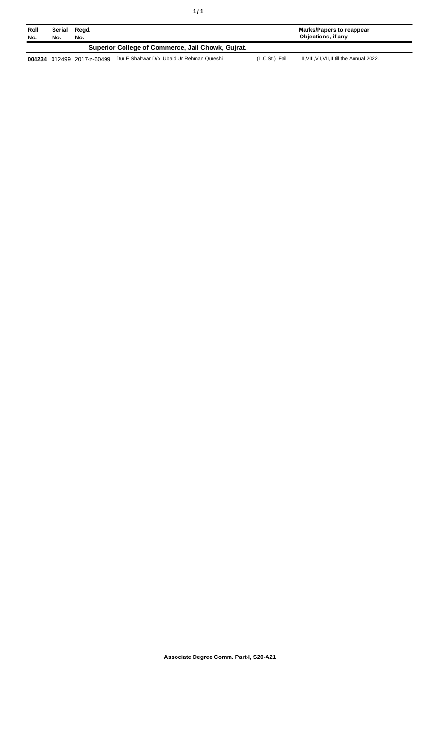| Roll No. | Serial No. | Regd. No. | | | Marks/Papers to reappear Objections, if any |
|---|---|---|---|---|---|
| **Superior College of Commerce, Jail Chowk, Gujrat.** | | | | | |
| **004234** | 012499 | 2017-z-60499 | Dur E Shahwar D/o Ubaid Ur Rehman Qureshi | (L.C.St.) Fail | III,VIII,V,I,VII,II till the Annual 2022. |

**Associate Degree Comm. Part-I, S20-A21**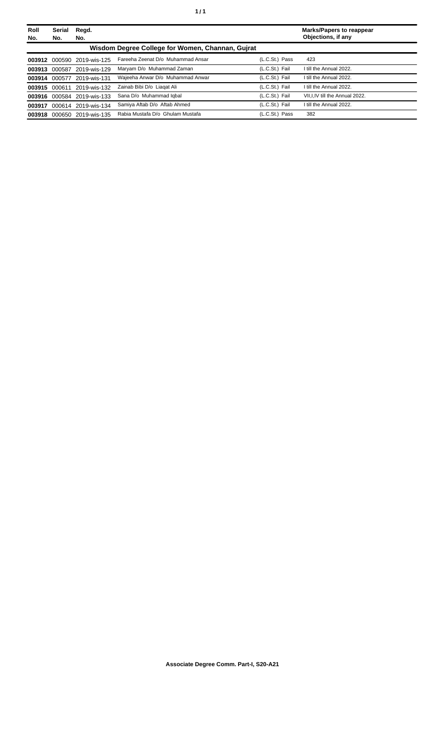| Roll No. | Serial No. | Regd. No. | | | Marks/Papers to reappear Objections, if any |
|---|---|---|---|---|---|
| | | | **Wisdom Degree College for Women, Channan, Gujrat** | | |
| **003912** | 000590 | 2019-wis-125 | Fareeha Zeenat D/o Muhammad Ansar | (L.C.St.) Pass | 423 |
| **003913** | 000587 | 2019-wis-129 | Maryam D/o Muhammad Zaman | (L.C.St.) Fail | I till the Annual 2022. |
| **003914** | 000577 | 2019-wis-131 | Wajeeha Anwar D/o Muhammad Anwar | (L.C.St.) Fail | I till the Annual 2022. |
| **003915** | 000611 | 2019-wis-132 | Zainab Bibi D/o Liaqat Ali | (L.C.St.) Fail | I till the Annual 2022. |
| **003916** | 000584 | 2019-wis-133 | Sana D/o Muhammad Iqbal | (L.C.St.) Fail | VII,I,IV till the Annual 2022. |
| **003917** | 000614 | 2019-wis-134 | Samiya Aftab D/o Aftab Ahmed | (L.C.St.) Fail | I till the Annual 2022. |
| **003918** | 000650 | 2019-wis-135 | Rabia Mustafa D/o Ghulam Mustafa | (L.C.St.) Pass | 382 |

**Associate Degree Comm. Part-I, S20-A21**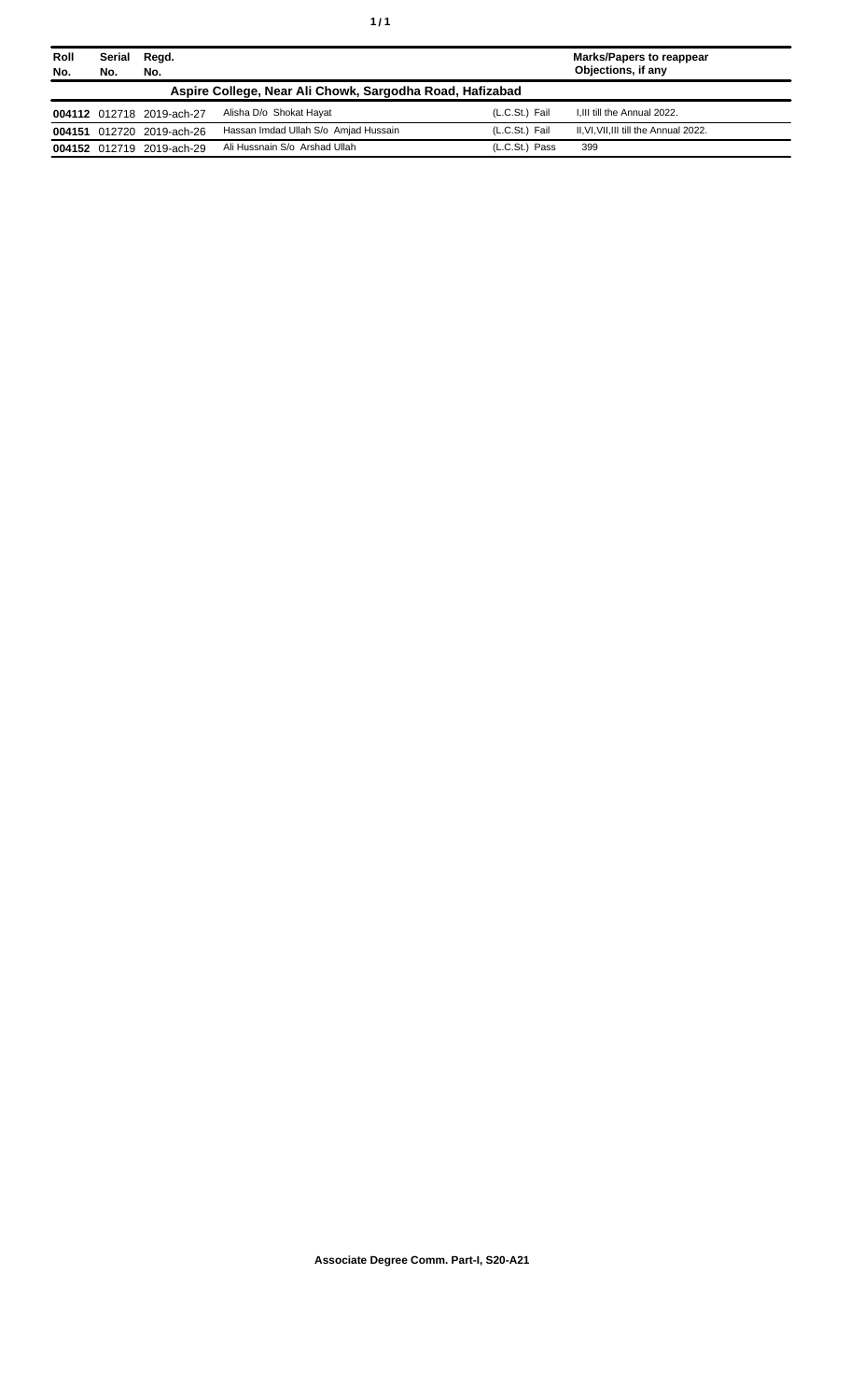| Roll No. | Serial No. | Regd. No. | | | Marks/Papers to reappear Objections, if any |
|---|---|---|---|---|---|
| **Aspire College, Near Ali Chowk, Sargodha Road, Hafizabad** | | | | | |
| **004112** | 012718 | 2019-ach-27 | Alisha D/o Shokat Hayat | (L.C.St.) Fail | I,III till the Annual 2022. |
| **004151** | 012720 | 2019-ach-26 | Hassan Imdad Ullah S/o Amjad Hussain | (L.C.St.) Fail | II,VI,VII,III till the Annual 2022. |
| **004152** | 012719 | 2019-ach-29 | Ali Hussnain S/o Arshad Ullah | (L.C.St.) Pass | 399 |

**Associate Degree Comm. Part-I, S20-A21**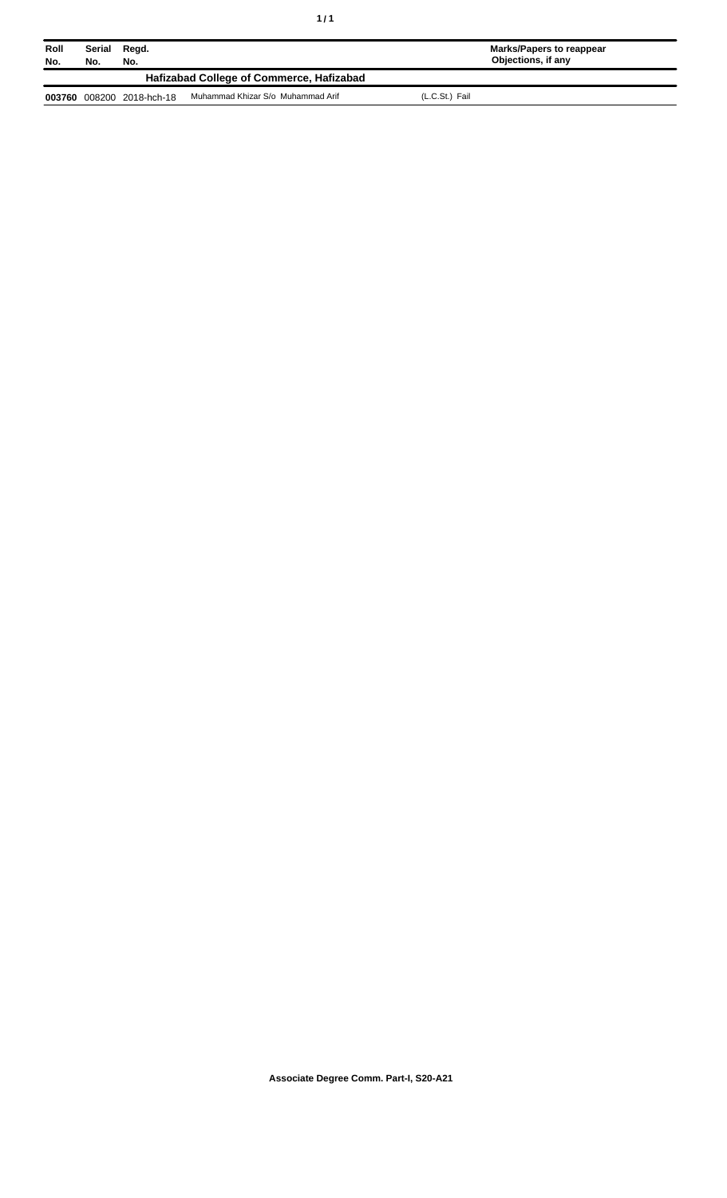| Roll No. | Serial No. | Regd. No. | | Marks/Papers to reappear Objections, if any |
|---|---|---|---|---|
| **Hafizabad College of Commerce, Hafizabad** | | | | |
| **003760** | 008200 | 2018-hch-18 | Muhammad Khizar S/o Muhammad Arif | (L.C.St.) Fail |

**Associate Degree Comm. Part-I, S20-A21**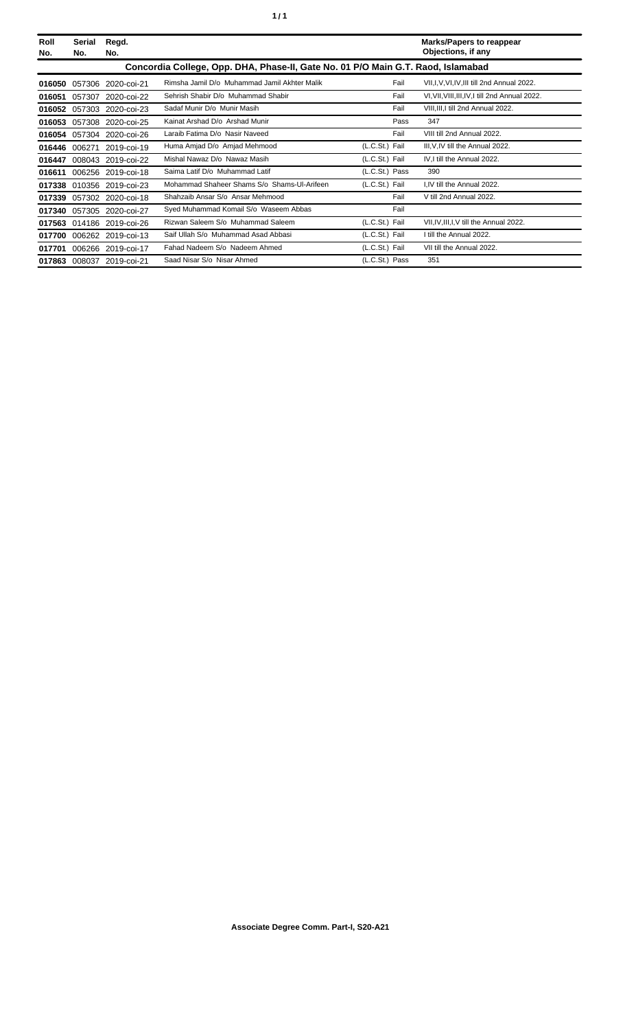| Roll No. | Serial No. | Regd. No. | | | Marks/Papers to reappear Objections, if any |
|---|---|---|---|---|---|
| **Concordia College, Opp. DHA, Phase-II, Gate No. 01 P/O Main G.T. Raod, Islamabad** | | | | | |
| **016050** | 057306 | 2020-coi-21 | Rimsha Jamil D/o Muhammad Jamil Akhter Malik | Fail | VII,I,V,VI,IV,III till 2nd Annual 2022. |
| **016051** | 057307 | 2020-coi-22 | Sehrish Shabir D/o Muhammad Shabir | Fail | VI,VII,VIII,III,IV,I till 2nd Annual 2022. |
| **016052** | 057303 | 2020-coi-23 | Sadaf Munir D/o Munir Masih | Fail | VIII,III,I till 2nd Annual 2022. |
| **016053** | 057308 | 2020-coi-25 | Kainat Arshad D/o Arshad Munir | Pass | 347 |
| **016054** | 057304 | 2020-coi-26 | Laraib Fatima D/o Nasir Naveed | Fail | VIII till 2nd Annual 2022. |
| **016446** | 006271 | 2019-coi-19 | Huma Amjad D/o Amjad Mehmood | (L.C.St.) Fail | III,V,IV till the Annual 2022. |
| **016447** | 008043 | 2019-coi-22 | Mishal Nawaz D/o Nawaz Masih | (L.C.St.) Fail | IV,I till the Annual 2022. |
| **016611** | 006256 | 2019-coi-18 | Saima Latif D/o Muhammad Latif | (L.C.St.) Pass | 390 |
| **017338** | 010356 | 2019-coi-23 | Mohammad Shaheer Shams S/o Shams-Ul-Arifeen | (L.C.St.) Fail | I,IV till the Annual 2022. |
| **017339** | 057302 | 2020-coi-18 | Shahzaib Ansar S/o Ansar Mehmood | Fail | V till 2nd Annual 2022. |
| **017340** | 057305 | 2020-coi-27 | Syed Muhammad Komail S/o Waseem Abbas | Fail | |
| **017563** | 014186 | 2019-coi-26 | Rizwan Saleem S/o Muhammad Saleem | (L.C.St.) Fail | VII,IV,III,I,V till the Annual 2022. |
| **017700** | 006262 | 2019-coi-13 | Saif Ullah S/o Muhammad Asad Abbasi | (L.C.St.) Fail | I till the Annual 2022. |
| **017701** | 006266 | 2019-coi-17 | Fahad Nadeem S/o Nadeem Ahmed | (L.C.St.) Fail | VII till the Annual 2022. |
| **017863** | 008037 | 2019-coi-21 | Saad Nisar S/o Nisar Ahmed | (L.C.St.) Pass | 351 |

**Associate Degree Comm. Part-I, S20-A21**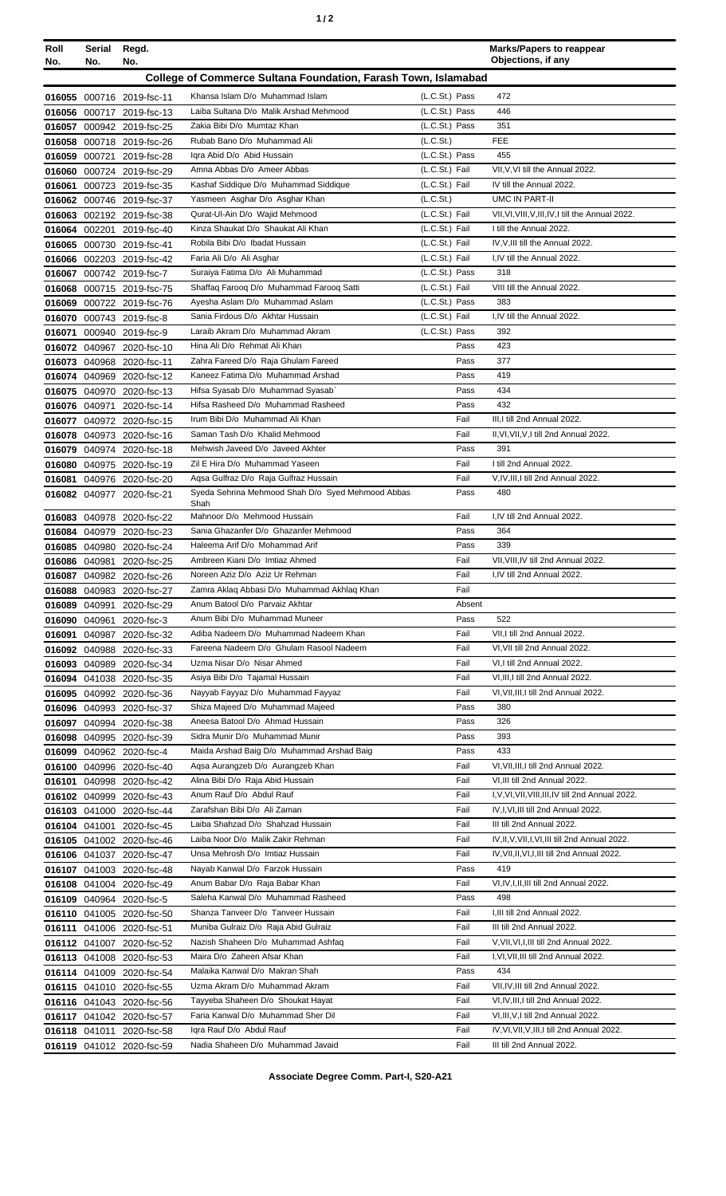| Roll No. | Serial No. | Regd. No. | | | Marks/Papers to reappear Objections, if any |
|---|---|---|---|---|---|
| **College of Commerce Sultana Foundation, Farash Town, Islamabad** | | | | | |
| 016055 | 000716 | 2019-fsc-11 | Khansa Islam D/o Muhammad Islam | (L.C.St.) Pass | 472 |
| 016056 | 000717 | 2019-fsc-13 | Laiba Sultana D/o Malik Arshad Mehmood | (L.C.St.) Pass | 446 |
| 016057 | 000942 | 2019-fsc-25 | Zakia Bibi D/o Mumtaz Khan | (L.C.St.) Pass | 351 |
| 016058 | 000718 | 2019-fsc-26 | Rubab Bano D/o Muhammad Ali | (L.C.St.) | FEE |
| 016059 | 000721 | 2019-fsc-28 | Iqra Abid D/o Abid Hussain | (L.C.St.) Pass | 455 |
| 016060 | 000724 | 2019-fsc-29 | Amna Abbas D/o Ameer Abbas | (L.C.St.) Fail | VII,V,VI till the Annual 2022. |
| 016061 | 000723 | 2019-fsc-35 | Kashaf Siddique D/o Muhammad Siddique | (L.C.St.) Fail | IV till the Annual 2022. |
| 016062 | 000746 | 2019-fsc-37 | Yasmeen Asghar D/o Asghar Khan | (L.C.St.) | UMC IN PART-II |
| 016063 | 002192 | 2019-fsc-38 | Qurat-Ul-Ain D/o Wajid Mehmood | (L.C.St.) Fail | VII,VI,VIII,V,III,IV,I till the Annual 2022. |
| 016064 | 002201 | 2019-fsc-40 | Kinza Shaukat D/o Shaukat Ali Khan | (L.C.St.) Fail | I till the Annual 2022. |
| 016065 | 000730 | 2019-fsc-41 | Robila Bibi D/o Ibadat Hussain | (L.C.St.) Fail | IV,V,III till the Annual 2022. |
| 016066 | 002203 | 2019-fsc-42 | Faria Ali D/o Ali Asghar | (L.C.St.) Fail | I,IV till the Annual 2022. |
| 016067 | 000742 | 2019-fsc-7 | Suraiya Fatima D/o Ali Muhammad | (L.C.St.) Pass | 318 |
| 016068 | 000715 | 2019-fsc-75 | Shaffaq Farooq D/o Muhammad Farooq Satti | (L.C.St.) Fail | VIII till the Annual 2022. |
| 016069 | 000722 | 2019-fsc-76 | Ayesha Aslam D/o Muhammad Aslam | (L.C.St.) Pass | 383 |
| 016070 | 000743 | 2019-fsc-8 | Sania Firdous D/o Akhtar Hussain | (L.C.St.) Fail | I,IV till the Annual 2022. |
| 016071 | 000940 | 2019-fsc-9 | Laraib Akram D/o Muhammad Akram | (L.C.St.) Pass | 392 |
| 016072 | 040967 | 2020-fsc-10 | Hina Ali D/o Rehmat Ali Khan | Pass | 423 |
| 016073 | 040968 | 2020-fsc-11 | Zahra Fareed D/o Raja Ghulam Fareed | Pass | 377 |
| 016074 | 040969 | 2020-fsc-12 | Kaneez Fatima D/o Muhammad Arshad | Pass | 419 |
| 016075 | 040970 | 2020-fsc-13 | Hifsa Syasab D/o Muhammad Syasab` | Pass | 434 |
| 016076 | 040971 | 2020-fsc-14 | Hifsa Rasheed D/o Muhammad Rasheed | Pass | 432 |
| 016077 | 040972 | 2020-fsc-15 | Irum Bibi D/o Muhammad Ali Khan | Fail | III,I till 2nd Annual 2022. |
| 016078 | 040973 | 2020-fsc-16 | Saman Tash D/o Khalid Mehmood | Fail | II,VI,VII,V,I till 2nd Annual 2022. |
| 016079 | 040974 | 2020-fsc-18 | Mehwish Javeed D/o Javeed Akhter | Pass | 391 |
| 016080 | 040975 | 2020-fsc-19 | Zil E Hira D/o Muhammad Yaseen | Fail | I till 2nd Annual 2022. |
| 016081 | 040976 | 2020-fsc-20 | Aqsa Gulfraz D/o Raja Gulfraz Hussain | Fail | V,IV,III,I till 2nd Annual 2022. |
| 016082 | 040977 | 2020-fsc-21 | Syeda Sehrina Mehmood Shah D/o Syed Mehmood Abbas Shah | Pass | 480 |
| 016083 | 040978 | 2020-fsc-22 | Mahnoor D/o Mehmood Hussain | Fail | I,IV till 2nd Annual 2022. |
| 016084 | 040979 | 2020-fsc-23 | Sania Ghazanfer D/o Ghazanfer Mehmood | Pass | 364 |
| 016085 | 040980 | 2020-fsc-24 | Haleema Arif D/o Mohammad Arif | Pass | 339 |
| 016086 | 040981 | 2020-fsc-25 | Ambreen Kiani D/o Imtiaz Ahmed | Fail | VII,VIII,IV till 2nd Annual 2022. |
| 016087 | 040982 | 2020-fsc-26 | Noreen Aziz D/o Aziz Ur Rehman | Fail | I,IV till 2nd Annual 2022. |
| 016088 | 040983 | 2020-fsc-27 | Zamra Aklaq Abbasi D/o Muhammad Akhlaq Khan | Fail | |
| 016089 | 040991 | 2020-fsc-29 | Anum Batool D/o Parvaiz Akhtar | Absent | |
| 016090 | 040961 | 2020-fsc-3 | Anum Bibi D/o Muhammad Muneer | Pass | 522 |
| 016091 | 040987 | 2020-fsc-32 | Adiba Nadeem D/o Muhammad Nadeem Khan | Fail | VII,I till 2nd Annual 2022. |
| 016092 | 040988 | 2020-fsc-33 | Fareena Nadeem D/o Ghulam Rasool Nadeem | Fail | VI,VII till 2nd Annual 2022. |
| 016093 | 040989 | 2020-fsc-34 | Uzma Nisar D/o Nisar Ahmed | Fail | VI,I till 2nd Annual 2022. |
| 016094 | 041038 | 2020-fsc-35 | Asiya Bibi D/o Tajamal Hussain | Fail | VI,III,I till 2nd Annual 2022. |
| 016095 | 040992 | 2020-fsc-36 | Nayyab Fayyaz D/o Muhammad Fayyaz | Fail | VI,VII,III,I till 2nd Annual 2022. |
| 016096 | 040993 | 2020-fsc-37 | Shiza Majeed D/o Muhammad Majeed | Pass | 380 |
| 016097 | 040994 | 2020-fsc-38 | Aneesa Batool D/o Ahmad Hussain | Pass | 326 |
| 016098 | 040995 | 2020-fsc-39 | Sidra Munir D/o Muhammad Munir | Pass | 393 |
| 016099 | 040962 | 2020-fsc-4 | Maida Arshad Baig D/o Muhammad Arshad Baig | Pass | 433 |
| 016100 | 040996 | 2020-fsc-40 | Aqsa Aurangzeb D/o Aurangzeb Khan | Fail | VI,VII,III,I till 2nd Annual 2022. |
| 016101 | 040998 | 2020-fsc-42 | Alina Bibi D/o Raja Abid Hussain | Fail | VI,III till 2nd Annual 2022. |
| 016102 | 040999 | 2020-fsc-43 | Anum Rauf D/o Abdul Rauf | Fail | I,V,VI,VII,VIII,III,IV till 2nd Annual 2022. |
| 016103 | 041000 | 2020-fsc-44 | Zarafshan Bibi D/o Ali Zaman | Fail | IV,I,VI,III till 2nd Annual 2022. |
| 016104 | 041001 | 2020-fsc-45 | Laiba Shahzad D/o Shahzad Hussain | Fail | III till 2nd Annual 2022. |
| 016105 | 041002 | 2020-fsc-46 | Laiba Noor D/o Malik Zakir Rehman | Fail | IV,II,V,VII,I,VI,III till 2nd Annual 2022. |
| 016106 | 041037 | 2020-fsc-47 | Unsa Mehrosh D/o Imtiaz Hussain | Fail | IV,VII,II,VI,I,III till 2nd Annual 2022. |
| 016107 | 041003 | 2020-fsc-48 | Nayab Kanwal D/o Farzok Hussain | Pass | 419 |
| 016108 | 041004 | 2020-fsc-49 | Anum Babar D/o Raja Babar Khan | Fail | VI,IV,I,II,III till 2nd Annual 2022. |
| 016109 | 040964 | 2020-fsc-5 | Saleha Kanwal D/o Muhammad Rasheed | Pass | 498 |
| 016110 | 041005 | 2020-fsc-50 | Shanza Tanveer D/o Tanveer Hussain | Fail | I,III till 2nd Annual 2022. |
| 016111 | 041006 | 2020-fsc-51 | Muniba Gulraiz D/o Raja Abid Gulraiz | Fail | III till 2nd Annual 2022. |
| 016112 | 041007 | 2020-fsc-52 | Nazish Shaheen D/o Muhammad Ashfaq | Fail | V,VII,VI,I,III till 2nd Annual 2022. |
| 016113 | 041008 | 2020-fsc-53 | Maira D/o Zaheen Afsar Khan | Fail | I,VI,VII,III till 2nd Annual 2022. |
| 016114 | 041009 | 2020-fsc-54 | Malaika Kanwal D/o Makran Shah | Pass | 434 |
| 016115 | 041010 | 2020-fsc-55 | Uzma Akram D/o Muhammad Akram | Fail | VII,IV,III till 2nd Annual 2022. |
| 016116 | 041043 | 2020-fsc-56 | Tayyeba Shaheen D/o Shoukat Hayat | Fail | VI,IV,III,I till 2nd Annual 2022. |
| 016117 | 041042 | 2020-fsc-57 | Faria Kanwal D/o Muhammad Sher Dil | Fail | VI,III,V,I till 2nd Annual 2022. |
| 016118 | 041011 | 2020-fsc-58 | Iqra Rauf D/o Abdul Rauf | Fail | IV,VI,VII,V,III,I till 2nd Annual 2022. |
| 016119 | 041012 | 2020-fsc-59 | Nadia Shaheen D/o Muhammad Javaid | Fail | III till 2nd Annual 2022. |

**Associate Degree Comm. Part-I, S20-A21**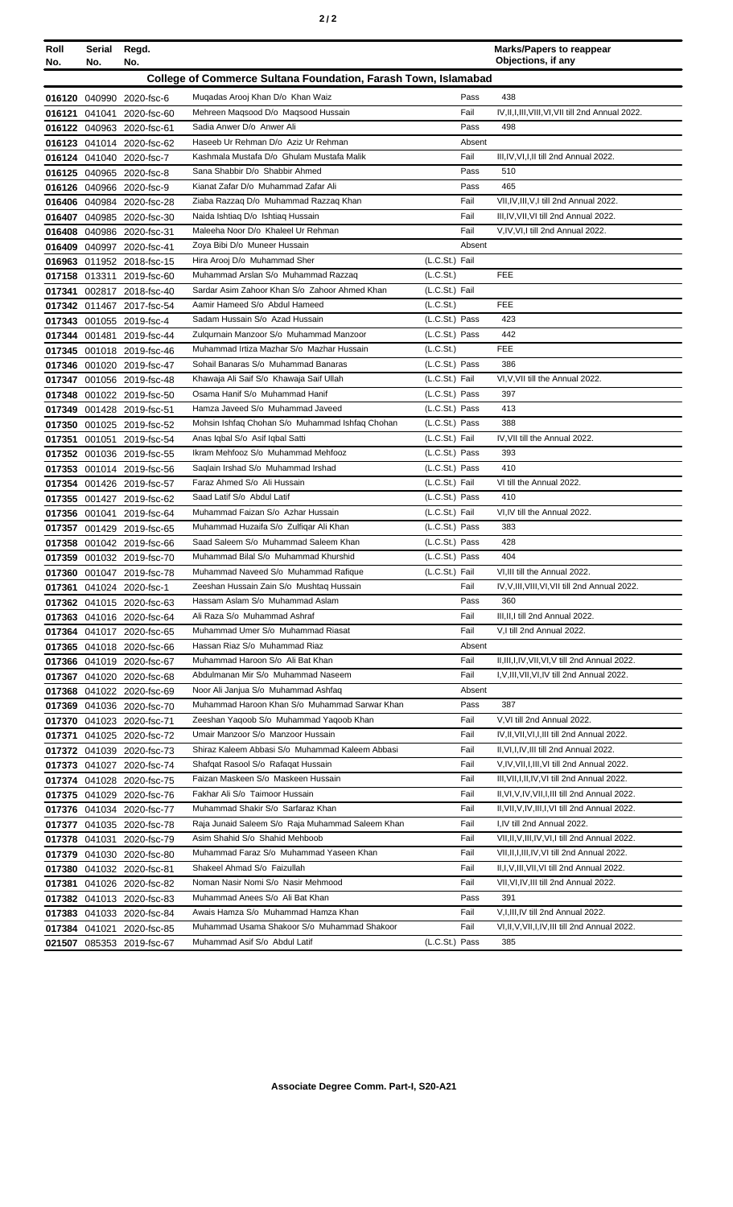| Roll No. | Serial No. | Regd. No. | | | Marks/Papers to reappear Objections, if any |
|---|---|---|---|---|---|
| **College of Commerce Sultana Foundation, Farash Town, Islamabad** | | | | | |
| 016120 | 040990 | 2020-fsc-6 | Muqadas Arooj Khan D/o Khan Waiz | Pass | 438 |
| 016121 | 041041 | 2020-fsc-60 | Mehreen Maqsood D/o Maqsood Hussain | Fail | IV,II,I,III,VIII,VI,VII till 2nd Annual 2022. |
| 016122 | 040963 | 2020-fsc-61 | Sadia Anwer D/o Anwer Ali | Pass | 498 |
| 016123 | 041014 | 2020-fsc-62 | Haseeb Ur Rehman D/o Aziz Ur Rehman | Absent | |
| 016124 | 041040 | 2020-fsc-7 | Kashmala Mustafa D/o Ghulam Mustafa Malik | Fail | III,IV,VI,I,II till 2nd Annual 2022. |
| 016125 | 040965 | 2020-fsc-8 | Sana Shabbir D/o Shabbir Ahmed | Pass | 510 |
| 016126 | 040966 | 2020-fsc-9 | Kianat Zafar D/o Muhammad Zafar Ali | Pass | 465 |
| 016406 | 040984 | 2020-fsc-28 | Ziaba Razzaq D/o Muhammad Razzaq Khan | Fail | VII,IV,III,V,I till 2nd Annual 2022. |
| 016407 | 040985 | 2020-fsc-30 | Naida Ishtiaq D/o Ishtiaq Hussain | Fail | III,IV,VII,VI till 2nd Annual 2022. |
| 016408 | 040986 | 2020-fsc-31 | Maleeha Noor D/o Khaleel Ur Rehman | Fail | V,IV,VI,I till 2nd Annual 2022. |
| 016409 | 040997 | 2020-fsc-41 | Zoya Bibi D/o Muneer Hussain | Absent | |
| 016963 | 011952 | 2018-fsc-15 | Hira Arooj D/o Muhammad Sher | (L.C.St.) Fail | |
| 017158 | 013311 | 2019-fsc-60 | Muhammad Arslan S/o Muhammad Razzaq | (L.C.St.) | FEE |
| 017341 | 002817 | 2018-fsc-40 | Sardar Asim Zahoor Khan S/o Zahoor Ahmed Khan | (L.C.St.) Fail | |
| 017342 | 011467 | 2017-fsc-54 | Aamir Hameed S/o Abdul Hameed | (L.C.St.) | FEE |
| 017343 | 001055 | 2019-fsc-4 | Sadam Hussain S/o Azad Hussain | (L.C.St.) Pass | 423 |
| 017344 | 001481 | 2019-fsc-44 | Zulqurnain Manzoor S/o Muhammad Manzoor | (L.C.St.) Pass | 442 |
| 017345 | 001018 | 2019-fsc-46 | Muhammad Irtiza Mazhar S/o Mazhar Hussain | (L.C.St.) | FEE |
| 017346 | 001020 | 2019-fsc-47 | Sohail Banaras S/o Muhammad Banaras | (L.C.St.) Pass | 386 |
| 017347 | 001056 | 2019-fsc-48 | Khawaja Ali Saif S/o Khawaja Saif Ullah | (L.C.St.) Fail | VI,V,VII till the Annual 2022. |
| 017348 | 001022 | 2019-fsc-50 | Osama Hanif S/o Muhammad Hanif | (L.C.St.) Pass | 397 |
| 017349 | 001428 | 2019-fsc-51 | Hamza Javeed S/o Muhammad Javeed | (L.C.St.) Pass | 413 |
| 017350 | 001025 | 2019-fsc-52 | Mohsin Ishfaq Chohan S/o Muhammad Ishfaq Chohan | (L.C.St.) Pass | 388 |
| 017351 | 001051 | 2019-fsc-54 | Anas Iqbal S/o Asif Iqbal Satti | (L.C.St.) Fail | IV,VII till the Annual 2022. |
| 017352 | 001036 | 2019-fsc-55 | Ikram Mehfooz S/o Muhammad Mehfooz | (L.C.St.) Pass | 393 |
| 017353 | 001014 | 2019-fsc-56 | Saqlain Irshad S/o Muhammad Irshad | (L.C.St.) Pass | 410 |
| 017354 | 001426 | 2019-fsc-57 | Faraz Ahmed S/o Ali Hussain | (L.C.St.) Fail | VI till the Annual 2022. |
| 017355 | 001427 | 2019-fsc-62 | Saad Latif S/o Abdul Latif | (L.C.St.) Pass | 410 |
| 017356 | 001041 | 2019-fsc-64 | Muhammad Faizan S/o Azhar Hussain | (L.C.St.) Fail | VI,IV till the Annual 2022. |
| 017357 | 001429 | 2019-fsc-65 | Muhammad Huzaifa S/o Zulfiqar Ali Khan | (L.C.St.) Pass | 383 |
| 017358 | 001042 | 2019-fsc-66 | Saad Saleem S/o Muhammad Saleem Khan | (L.C.St.) Pass | 428 |
| 017359 | 001032 | 2019-fsc-70 | Muhammad Bilal S/o Muhammad Khurshid | (L.C.St.) Pass | 404 |
| 017360 | 001047 | 2019-fsc-78 | Muhammad Naveed S/o Muhammad Rafique | (L.C.St.) Fail | VI,III till the Annual 2022. |
| 017361 | 041024 | 2020-fsc-1 | Zeeshan Hussain Zain S/o Mushtaq Hussain | Fail | IV,V,III,VIII,VI,VII till 2nd Annual 2022. |
| 017362 | 041015 | 2020-fsc-63 | Hassam Aslam S/o Muhammad Aslam | Pass | 360 |
| 017363 | 041016 | 2020-fsc-64 | Ali Raza S/o Muhammad Ashraf | Fail | III,II,I till 2nd Annual 2022. |
| 017364 | 041017 | 2020-fsc-65 | Muhammad Umer S/o Muhammad Riasat | Fail | V,I till 2nd Annual 2022. |
| 017365 | 041018 | 2020-fsc-66 | Hassan Riaz S/o Muhammad Riaz | Absent | |
| 017366 | 041019 | 2020-fsc-67 | Muhammad Haroon S/o Ali Bat Khan | Fail | II,III,I,IV,VII,VI,V till 2nd Annual 2022. |
| 017367 | 041020 | 2020-fsc-68 | Abdulmanan Mir S/o Muhammad Naseem | Fail | I,V,III,VII,VI,IV till 2nd Annual 2022. |
| 017368 | 041022 | 2020-fsc-69 | Noor Ali Janjua S/o Muhammad Ashfaq | Absent | |
| 017369 | 041036 | 2020-fsc-70 | Muhammad Haroon Khan S/o Muhammad Sarwar Khan | Pass | 387 |
| 017370 | 041023 | 2020-fsc-71 | Zeeshan Yaqoob S/o Muhammad Yaqoob Khan | Fail | V,VI till 2nd Annual 2022. |
| 017371 | 041025 | 2020-fsc-72 | Umair Manzoor S/o Manzoor Hussain | Fail | IV,II,VII,VI,I,III till 2nd Annual 2022. |
| 017372 | 041039 | 2020-fsc-73 | Shiraz Kaleem Abbasi S/o Muhammad Kaleem Abbasi | Fail | II,VI,I,IV,III till 2nd Annual 2022. |
| 017373 | 041027 | 2020-fsc-74 | Shafqat Rasool S/o Rafaqat Hussain | Fail | V,IV,VII,I,III,VI till 2nd Annual 2022. |
| 017374 | 041028 | 2020-fsc-75 | Faizan Maskeen S/o Maskeen Hussain | Fail | III,VII,I,II,IV,VI till 2nd Annual 2022. |
| 017375 | 041029 | 2020-fsc-76 | Fakhar Ali S/o Taimoor Hussain | Fail | II,VI,V,IV,VII,I,III till 2nd Annual 2022. |
| 017376 | 041034 | 2020-fsc-77 | Muhammad Shakir S/o Sarfaraz Khan | Fail | II,VII,V,IV,III,I,VI till 2nd Annual 2022. |
| 017377 | 041035 | 2020-fsc-78 | Raja Junaid Saleem S/o Raja Muhammad Saleem Khan | Fail | I,IV till 2nd Annual 2022. |
| 017378 | 041031 | 2020-fsc-79 | Asim Shahid S/o Shahid Mehboob | Fail | VII,II,V,III,IV,VI,I till 2nd Annual 2022. |
| 017379 | 041030 | 2020-fsc-80 | Muhammad Faraz S/o Muhammad Yaseen Khan | Fail | VII,II,I,III,IV,VI till 2nd Annual 2022. |
| 017380 | 041032 | 2020-fsc-81 | Shakeel Ahmad S/o Faizullah | Fail | II,I,V,III,VII,VI till 2nd Annual 2022. |
| 017381 | 041026 | 2020-fsc-82 | Noman Nasir Nomi S/o Nasir Mehmood | Fail | VII,VI,IV,III till 2nd Annual 2022. |
| 017382 | 041013 | 2020-fsc-83 | Muhammad Anees S/o Ali Bat Khan | Pass | 391 |
| 017383 | 041033 | 2020-fsc-84 | Awais Hamza S/o Muhammad Hamza Khan | Fail | V,I,III,IV till 2nd Annual 2022. |
| 017384 | 041021 | 2020-fsc-85 | Muhammad Usama Shakoor S/o Muhammad Shakoor | Fail | VI,II,V,VII,I,IV,III till 2nd Annual 2022. |
| 021507 | 085353 | 2019-fsc-67 | Muhammad Asif S/o Abdul Latif | (L.C.St.) Pass | 385 |

**Associate Degree Comm. Part-I, S20-A21**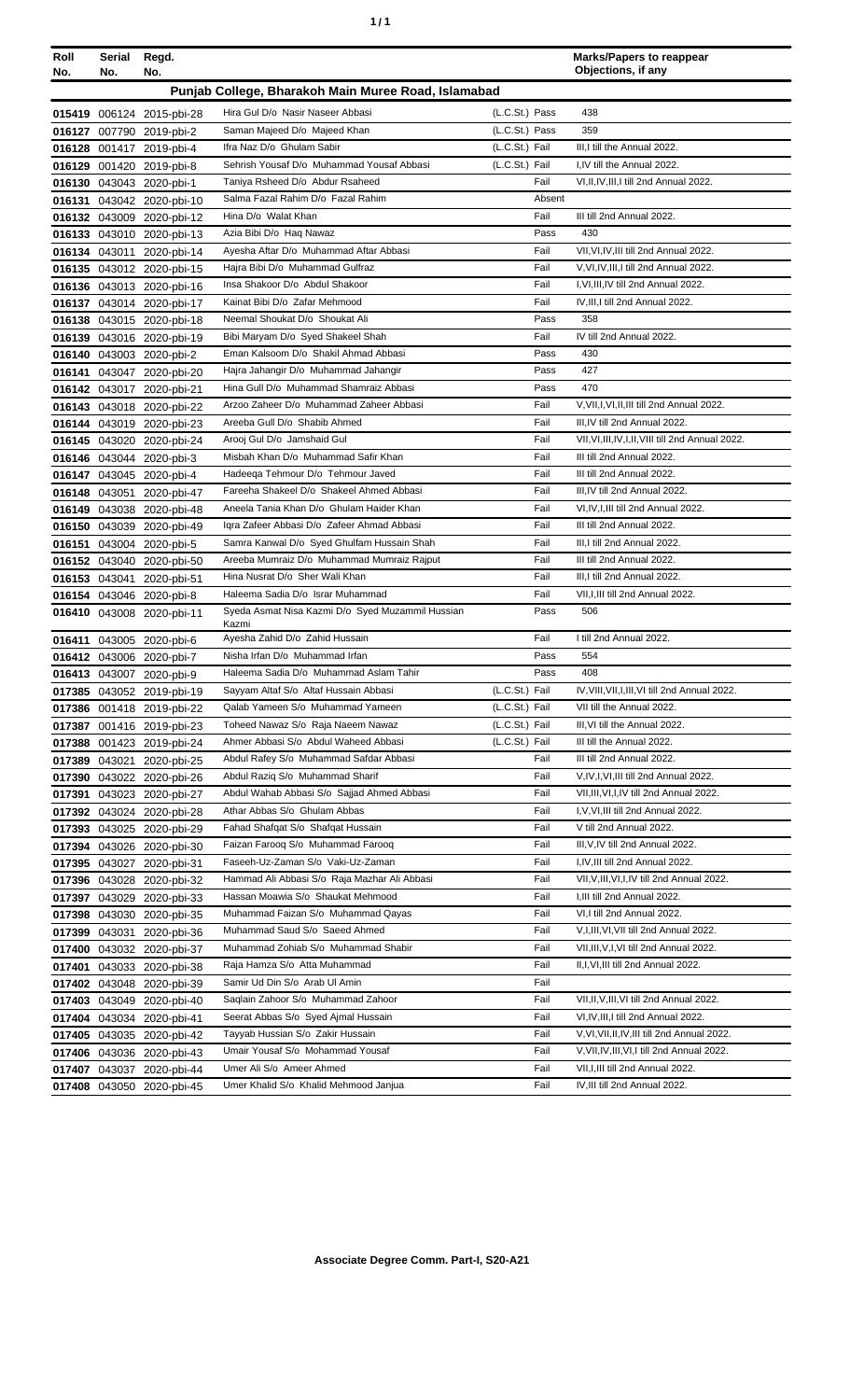| Roll No. | Serial No. | Regd. No. | | | | Marks/Papers to reappear Objections, if any |
|---|---|---|---|---|---|---|
| **Punjab College, Bharakoh Main Muree Road, Islamabad** | | | | | | |
| 015419 | 006124 | 2015-pbi-28 | Hira Gul D/o Nasir Naseer Abbasi | (L.C.St.) | Pass | 438 |
| 016127 | 007790 | 2019-pbi-2 | Saman Majeed D/o Majeed Khan | (L.C.St.) | Pass | 359 |
| 016128 | 001417 | 2019-pbi-4 | Ifra Naz D/o Ghulam Sabir | (L.C.St.) | Fail | III,I till the Annual 2022. |
| 016129 | 001420 | 2019-pbi-8 | Sehrish Yousaf D/o Muhammad Yousaf Abbasi | (L.C.St.) | Fail | I,IV till the Annual 2022. |
| 016130 | 043043 | 2020-pbi-1 | Taniya Rsheed D/o Abdur Rsaheed | | Fail | VI,II,IV,III,I till 2nd Annual 2022. |
| 016131 | 043042 | 2020-pbi-10 | Salma Fazal Rahim D/o Fazal Rahim | | Absent | |
| 016132 | 043009 | 2020-pbi-12 | Hina D/o Walat Khan | | Fail | III till 2nd Annual 2022. |
| 016133 | 043010 | 2020-pbi-13 | Azia Bibi D/o Haq Nawaz | | Pass | 430 |
| 016134 | 043011 | 2020-pbi-14 | Ayesha Aftar D/o Muhammad Aftar Abbasi | | Fail | VII,VI,IV,III till 2nd Annual 2022. |
| 016135 | 043012 | 2020-pbi-15 | Hajra Bibi D/o Muhammad Gulfraz | | Fail | V,VI,IV,III,I till 2nd Annual 2022. |
| 016136 | 043013 | 2020-pbi-16 | Insa Shakoor D/o Abdul Shakoor | | Fail | I,VI,III,IV till 2nd Annual 2022. |
| 016137 | 043014 | 2020-pbi-17 | Kainat Bibi D/o Zafar Mehmood | | Fail | IV,III,I till 2nd Annual 2022. |
| 016138 | 043015 | 2020-pbi-18 | Neemal Shoukat D/o Shoukat Ali | | Pass | 358 |
| 016139 | 043016 | 2020-pbi-19 | Bibi Maryam D/o Syed Shakeel Shah | | Fail | IV till 2nd Annual 2022. |
| 016140 | 043003 | 2020-pbi-2 | Eman Kalsoom D/o Shakil Ahmad Abbasi | | Pass | 430 |
| 016141 | 043047 | 2020-pbi-20 | Hajra Jahangir D/o Muhammad Jahangir | | Pass | 427 |
| 016142 | 043017 | 2020-pbi-21 | Hina Gull D/o Muhammad Shamraiz Abbasi | | Pass | 470 |
| 016143 | 043018 | 2020-pbi-22 | Arzoo Zaheer D/o Muhammad Zaheer Abbasi | | Fail | V,VII,I,VI,II,III till 2nd Annual 2022. |
| 016144 | 043019 | 2020-pbi-23 | Areeba Gull D/o Shabib Ahmed | | Fail | III,IV till 2nd Annual 2022. |
| 016145 | 043020 | 2020-pbi-24 | Arooj Gul D/o Jamshaid Gul | | Fail | VII,VI,III,IV,I,II,VIII till 2nd Annual 2022. |
| 016146 | 043044 | 2020-pbi-3 | Misbah Khan D/o Muhammad Safir Khan | | Fail | III till 2nd Annual 2022. |
| 016147 | 043045 | 2020-pbi-4 | Hadeeqa Tehmour D/o Tehmour Javed | | Fail | III till 2nd Annual 2022. |
| 016148 | 043051 | 2020-pbi-47 | Fareeha Shakeel D/o Shakeel Ahmed Abbasi | | Fail | III,IV till 2nd Annual 2022. |
| 016149 | 043038 | 2020-pbi-48 | Aneela Tania Khan D/o Ghulam Haider Khan | | Fail | VI,IV,I,III till 2nd Annual 2022. |
| 016150 | 043039 | 2020-pbi-49 | Iqra Zafeer Abbasi D/o Zafeer Ahmad Abbasi | | Fail | III till 2nd Annual 2022. |
| 016151 | 043004 | 2020-pbi-5 | Samra Kanwal D/o Syed Ghulfam Hussain Shah | | Fail | III,I till 2nd Annual 2022. |
| 016152 | 043040 | 2020-pbi-50 | Areeba Mumraiz D/o Muhammad Mumraiz Rajput | | Fail | III till 2nd Annual 2022. |
| 016153 | 043041 | 2020-pbi-51 | Hina Nusrat D/o Sher Wali Khan | | Fail | III,I till 2nd Annual 2022. |
| 016154 | 043046 | 2020-pbi-8 | Haleema Sadia D/o Israr Muhammad | | Fail | VII,I,III till 2nd Annual 2022. |
| 016410 | 043008 | 2020-pbi-11 | Syeda Asmat Nisa Kazmi D/o Syed Muzammil Hussian Kazmi | | Pass | 506 |
| 016411 | 043005 | 2020-pbi-6 | Ayesha Zahid D/o Zahid Hussain | | Fail | I till 2nd Annual 2022. |
| 016412 | 043006 | 2020-pbi-7 | Nisha Irfan D/o Muhammad Irfan | | Pass | 554 |
| 016413 | 043007 | 2020-pbi-9 | Haleema Sadia D/o Muhammad Aslam Tahir | | Pass | 408 |
| 017385 | 043052 | 2019-pbi-19 | Sayyam Altaf S/o Altaf Hussain Abbasi | (L.C.St.) | Fail | IV,VIII,VII,I,III,VI till 2nd Annual 2022. |
| 017386 | 001418 | 2019-pbi-22 | Qalab Yameen S/o Muhammad Yameen | (L.C.St.) | Fail | VII till the Annual 2022. |
| 017387 | 001416 | 2019-pbi-23 | Toheed Nawaz S/o Raja Naeem Nawaz | (L.C.St.) | Fail | III,VI till the Annual 2022. |
| 017388 | 001423 | 2019-pbi-24 | Ahmer Abbasi S/o Abdul Waheed Abbasi | (L.C.St.) | Fail | III till the Annual 2022. |
| 017389 | 043021 | 2020-pbi-25 | Abdul Rafey S/o Muhammad Safdar Abbasi | | Fail | III till 2nd Annual 2022. |
| 017390 | 043022 | 2020-pbi-26 | Abdul Raziq S/o Muhammad Sharif | | Fail | V,IV,I,VI,III till 2nd Annual 2022. |
| 017391 | 043023 | 2020-pbi-27 | Abdul Wahab Abbasi S/o Sajjad Ahmed Abbasi | | Fail | VII,III,VI,I,IV till 2nd Annual 2022. |
| 017392 | 043024 | 2020-pbi-28 | Athar Abbas S/o Ghulam Abbas | | Fail | I,V,VI,III till 2nd Annual 2022. |
| 017393 | 043025 | 2020-pbi-29 | Fahad Shafqat S/o Shafqat Hussain | | Fail | V till 2nd Annual 2022. |
| 017394 | 043026 | 2020-pbi-30 | Faizan Farooq S/o Muhammad Farooq | | Fail | III,V,IV till 2nd Annual 2022. |
| 017395 | 043027 | 2020-pbi-31 | Faseeh-Uz-Zaman S/o Vaki-Uz-Zaman | | Fail | I,IV,III till 2nd Annual 2022. |
| 017396 | 043028 | 2020-pbi-32 | Hammad Ali Abbasi S/o Raja Mazhar Ali Abbasi | | Fail | VII,V,III,VI,I,IV till 2nd Annual 2022. |
| 017397 | 043029 | 2020-pbi-33 | Hassan Moawia S/o Shaukat Mehmood | | Fail | I,III till 2nd Annual 2022. |
| 017398 | 043030 | 2020-pbi-35 | Muhammad Faizan S/o Muhammad Qayas | | Fail | VI,I till 2nd Annual 2022. |
| 017399 | 043031 | 2020-pbi-36 | Muhammad Saud S/o Saeed Ahmed | | Fail | V,I,III,VI,VII till 2nd Annual 2022. |
| 017400 | 043032 | 2020-pbi-37 | Muhammad Zohiab S/o Muhammad Shabir | | Fail | VII,III,V,I,VI till 2nd Annual 2022. |
| 017401 | 043033 | 2020-pbi-38 | Raja Hamza S/o Atta Muhammad | | Fail | II,I,VI,III till 2nd Annual 2022. |
| 017402 | 043048 | 2020-pbi-39 | Samir Ud Din S/o Arab Ul Amin | | Fail | |
| 017403 | 043049 | 2020-pbi-40 | Saqlain Zahoor S/o Muhammad Zahoor | | Fail | VII,II,V,III,VI till 2nd Annual 2022. |
| 017404 | 043034 | 2020-pbi-41 | Seerat Abbas S/o Syed Ajmal Hussain | | Fail | VI,IV,III,I till 2nd Annual 2022. |
| 017405 | 043035 | 2020-pbi-42 | Tayyab Hussian S/o Zakir Hussain | | Fail | V,VI,VII,II,IV,III till 2nd Annual 2022. |
| 017406 | 043036 | 2020-pbi-43 | Umair Yousaf S/o Mohammad Yousaf | | Fail | V,VII,IV,III,VI,I till 2nd Annual 2022. |
| 017407 | 043037 | 2020-pbi-44 | Umer Ali S/o Ameer Ahmed | | Fail | VII,I,III till 2nd Annual 2022. |
| 017408 | 043050 | 2020-pbi-45 | Umer Khalid S/o Khalid Mehmood Janjua | | Fail | IV,III till 2nd Annual 2022. |

**Associate Degree Comm. Part-I, S20-A21**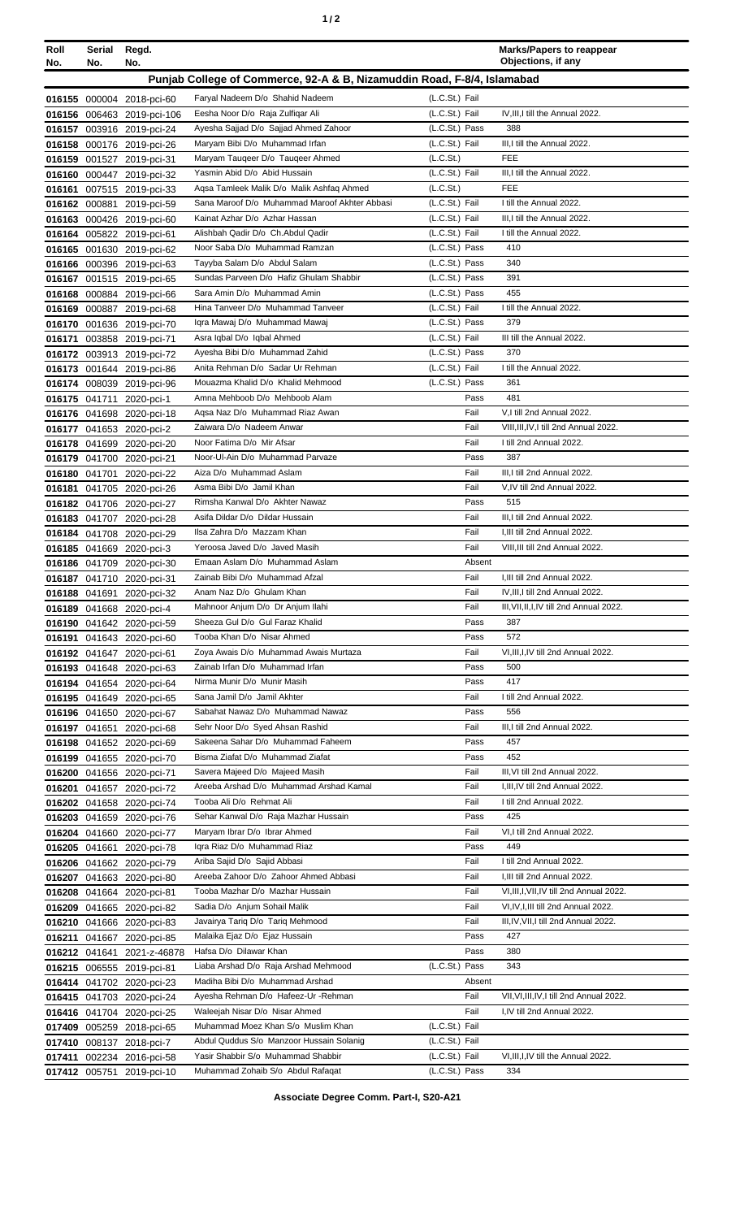| Roll No. | Serial No. | Regd. No. | | | Marks/Papers to reappear Objections, if any |
|---|---|---|---|---|---|
| **Punjab College of Commerce, 92-A & B, Nizamuddin Road, F-8/4, Islamabad** | | | | | |
| 016155 | 000004 | 2018-pci-60 | Faryal Nadeem D/o Shahid Nadeem | (L.C.St.) Fail | |
| 016156 | 006463 | 2019-pci-106 | Eesha Noor D/o Raja Zulfiqar Ali | (L.C.St.) Fail | IV,III,I till the Annual 2022. |
| 016157 | 003916 | 2019-pci-24 | Ayesha Sajjad D/o Sajjad Ahmed Zahoor | (L.C.St.) Pass | 388 |
| 016158 | 000176 | 2019-pci-26 | Maryam Bibi D/o Muhammad Irfan | (L.C.St.) Fail | III,I till the Annual 2022. |
| 016159 | 001527 | 2019-pci-31 | Maryam Taqeer D/o Taqeer Ahmed | (L.C.St.) | FEE |
| 016160 | 000447 | 2019-pci-32 | Yasmin Abid D/o Abid Hussain | (L.C.St.) Fail | III,I till the Annual 2022. |
| 016161 | 007515 | 2019-pci-33 | Aqsa Tamleek Malik D/o Malik Ashfaq Ahmed | (L.C.St.) | FEE |
| 016162 | 000881 | 2019-pci-59 | Sana Maroof D/o Muhammad Maroof Akhter Abbasi | (L.C.St.) Fail | I till the Annual 2022. |
| 016163 | 000426 | 2019-pci-60 | Kainat Azhar D/o Azhar Hassan | (L.C.St.) Fail | III,I till the Annual 2022. |
| 016164 | 005822 | 2019-pci-61 | Alishbah Qadir D/o Ch.Abdul Qadir | (L.C.St.) Fail | I till the Annual 2022. |
| 016165 | 001630 | 2019-pci-62 | Noor Saba D/o Muhammad Ramzan | (L.C.St.) Pass | 410 |
| 016166 | 000396 | 2019-pci-63 | Tayyba Salam D/o Abdul Salam | (L.C.St.) Pass | 340 |
| 016167 | 001515 | 2019-pci-65 | Sundas Parveen D/o Hafiz Ghulam Shabbir | (L.C.St.) Pass | 391 |
| 016168 | 000884 | 2019-pci-66 | Sara Amin D/o Muhammad Amin | (L.C.St.) Pass | 455 |
| 016169 | 000887 | 2019-pci-68 | Hina Tanveer D/o Muhammad Tanveer | (L.C.St.) Fail | I till the Annual 2022. |
| 016170 | 001636 | 2019-pci-70 | Iqra Mawaj D/o Muhammad Mawaj | (L.C.St.) Pass | 379 |
| 016171 | 003858 | 2019-pci-71 | Asra Iqbal D/o Iqbal Ahmed | (L.C.St.) Fail | III till the Annual 2022. |
| 016172 | 003913 | 2019-pci-72 | Ayesha Bibi D/o Muhammad Zahid | (L.C.St.) Pass | 370 |
| 016173 | 001644 | 2019-pci-86 | Anita Rehman D/o Sadar Ur Rehman | (L.C.St.) Fail | I till the Annual 2022. |
| 016174 | 008039 | 2019-pci-96 | Mouazma Khalid D/o Khalid Mehmood | (L.C.St.) Pass | 361 |
| 016175 | 041711 | 2020-pci-1 | Amna Mehboob D/o Mehboob Alam | Pass | 481 |
| 016176 | 041698 | 2020-pci-18 | Aqsa Naz D/o Muhammad Riaz Awan | Fail | V,I till 2nd Annual 2022. |
| 016177 | 041653 | 2020-pci-2 | Zaiwara D/o Nadeem Anwar | Fail | VIII,III,IV,I till 2nd Annual 2022. |
| 016178 | 041699 | 2020-pci-20 | Noor Fatima D/o Mir Afsar | Fail | I till 2nd Annual 2022. |
| 016179 | 041700 | 2020-pci-21 | Noor-Ul-Ain D/o Muhammad Parvaze | Pass | 387 |
| 016180 | 041701 | 2020-pci-22 | Aiza D/o Muhammad Aslam | Fail | III,I till 2nd Annual 2022. |
| 016181 | 041705 | 2020-pci-26 | Asma Bibi D/o Jamil Khan | Fail | V,IV till 2nd Annual 2022. |
| 016182 | 041706 | 2020-pci-27 | Rimsha Kanwal D/o Akhter Nawaz | Pass | 515 |
| 016183 | 041707 | 2020-pci-28 | Asifa Dildar D/o Dildar Hussain | Fail | III,I till 2nd Annual 2022. |
| 016184 | 041708 | 2020-pci-29 | Ilsa Zahra D/o Mazzam Khan | Fail | I,III till 2nd Annual 2022. |
| 016185 | 041669 | 2020-pci-3 | Yeroosa Javed D/o Javed Masih | Fail | VIII,III till 2nd Annual 2022. |
| 016186 | 041709 | 2020-pci-30 | Emaan Aslam D/o Muhammad Aslam | Absent | |
| 016187 | 041710 | 2020-pci-31 | Zainab Bibi D/o Muhammad Afzal | Fail | I,III till 2nd Annual 2022. |
| 016188 | 041691 | 2020-pci-32 | Anam Naz D/o Ghulam Khan | Fail | IV,III,I till 2nd Annual 2022. |
| 016189 | 041668 | 2020-pci-4 | Mahnoor Anjum D/o Dr Anjum Ilahi | Fail | III,VII,II,I,IV till 2nd Annual 2022. |
| 016190 | 041642 | 2020-pci-59 | Sheeza Gul D/o Gul Faraz Khalid | Pass | 387 |
| 016191 | 041643 | 2020-pci-60 | Tooba Khan D/o Nisar Ahmed | Pass | 572 |
| 016192 | 041647 | 2020-pci-61 | Zoya Awais D/o Muhammad Awais Murtaza | Fail | VI,III,I,IV till 2nd Annual 2022. |
| 016193 | 041648 | 2020-pci-63 | Zainab Irfan D/o Muhammad Irfan | Pass | 500 |
| 016194 | 041654 | 2020-pci-64 | Nirma Munir D/o Munir Masih | Pass | 417 |
| 016195 | 041649 | 2020-pci-65 | Sana Jamil D/o Jamil Akhter | Fail | I till 2nd Annual 2022. |
| 016196 | 041650 | 2020-pci-67 | Sabahat Nawaz D/o Muhammad Nawaz | Pass | 556 |
| 016197 | 041651 | 2020-pci-68 | Sehr Noor D/o Syed Ahsan Rashid | Fail | III,I till 2nd Annual 2022. |
| 016198 | 041652 | 2020-pci-69 | Sakeena Sahar D/o Muhammad Faheem | Pass | 457 |
| 016199 | 041655 | 2020-pci-70 | Bisma Ziafat D/o Muhammad Ziafat | Pass | 452 |
| 016200 | 041656 | 2020-pci-71 | Savera Majeed D/o Majeed Masih | Fail | III,VI till 2nd Annual 2022. |
| 016201 | 041657 | 2020-pci-72 | Areeba Arshad D/o Muhammad Arshad Kamal | Fail | I,III,IV till 2nd Annual 2022. |
| 016202 | 041658 | 2020-pci-74 | Tooba Ali D/o Rehmat Ali | Fail | I till 2nd Annual 2022. |
| 016203 | 041659 | 2020-pci-76 | Sehar Kanwal D/o Raja Mazhar Hussain | Pass | 425 |
| 016204 | 041660 | 2020-pci-77 | Maryam Ibrar D/o Ibrar Ahmed | Fail | VI,I till 2nd Annual 2022. |
| 016205 | 041661 | 2020-pci-78 | Iqra Riaz D/o Muhammad Riaz | Pass | 449 |
| 016206 | 041662 | 2020-pci-79 | Ariba Sajid D/o Sajid Abbasi | Fail | I till 2nd Annual 2022. |
| 016207 | 041663 | 2020-pci-80 | Areeba Zahoor D/o Zahoor Ahmed Abbasi | Fail | I,III till 2nd Annual 2022. |
| 016208 | 041664 | 2020-pci-81 | Tooba Mazhar D/o Mazhar Hussain | Fail | VI,III,I,VII,IV till 2nd Annual 2022. |
| 016209 | 041665 | 2020-pci-82 | Sadia D/o Anjum Sohail Malik | Fail | VI,IV,I,III till 2nd Annual 2022. |
| 016210 | 041666 | 2020-pci-83 | Javairya Tariq D/o Tariq Mehmood | Fail | III,IV,VII,I till 2nd Annual 2022. |
| 016211 | 041667 | 2020-pci-85 | Malaika Ejaz D/o Ejaz Hussain | Pass | 427 |
| 016212 | 041641 | 2021-z-46878 | Hafsa D/o Dilawar Khan | Pass | 380 |
| 016215 | 006555 | 2019-pci-81 | Liaba Arshad D/o Raja Arshad Mehmood | (L.C.St.) Pass | 343 |
| 016414 | 041702 | 2020-pci-23 | Madiha Bibi D/o Muhammad Arshad | Absent | |
| 016415 | 041703 | 2020-pci-24 | Ayesha Rehman D/o Hafeez-Ur -Rehman | Fail | VII,VI,III,IV,I till 2nd Annual 2022. |
| 016416 | 041704 | 2020-pci-25 | Waleejah Nisar D/o Nisar Ahmed | Fail | I,IV till 2nd Annual 2022. |
| 017409 | 005259 | 2018-pci-65 | Muhammad Moez Khan S/o Muslim Khan | (L.C.St.) Fail | |
| 017410 | 008137 | 2018-pci-7 | Abdul Quddus S/o Manzoor Hussain Solanig | (L.C.St.) Fail | |
| 017411 | 002234 | 2016-pci-58 | Yasir Shabbir S/o Muhammad Shabbir | (L.C.St.) Fail | VI,III,I,IV till the Annual 2022. |
| 017412 | 005751 | 2019-pci-10 | Muhammad Zohaib S/o Abdul Rafaqat | (L.C.St.) Pass | 334 |

**Associate Degree Comm. Part-I, S20-A21**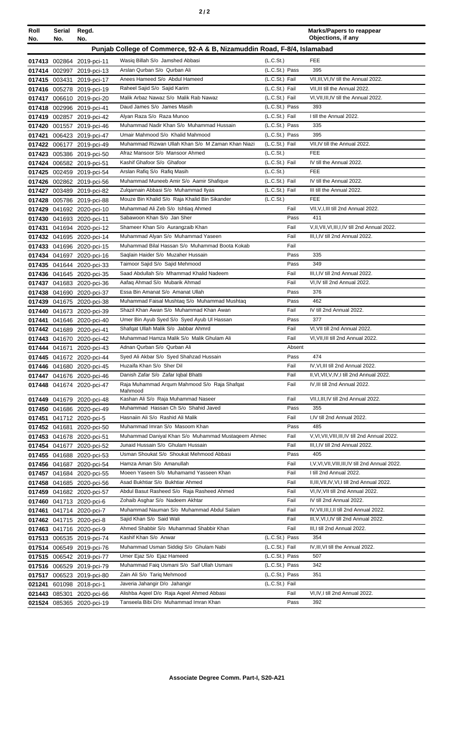| Roll No. | Serial No. | Regd. No. | | | Marks/Papers to reappear Objections, if any |
|---|---|---|---|---|---|
| **Punjab College of Commerce, 92-A & B, Nizamuddin Road, F-8/4, Islamabad** | | | | | |
| 017413 | 002864 | 2019-pci-11 | Wasiq Billah S/o Jamshed Abbasi | (L.C.St.) | FEE |
| 017414 | 002997 | 2019-pci-13 | Arslan Qurban S/o Qurban Ali | (L.C.St.) Pass | 395 |
| 017415 | 003431 | 2019-pci-17 | Anees Hameed S/o Abdul Hameed | (L.C.St.) Fail | VII,III,VI,IV till the Annual 2022. |
| 017416 | 005278 | 2019-pci-19 | Raheel Sajid S/o Sajid Karim | (L.C.St.) Fail | VII,III till the Annual 2022. |
| 017417 | 006610 | 2019-pci-20 | Malik Arbaz Nawaz S/o Malik Rab Nawaz | (L.C.St.) Fail | VI,VII,III,IV till the Annual 2022. |
| 017418 | 002996 | 2019-pci-41 | Daud James S/o James Masih | (L.C.St.) Pass | 393 |
| 017419 | 002857 | 2019-pci-42 | Alyan Raza S/o Raza Munoo | (L.C.St.) Fail | I till the Annual 2022. |
| 017420 | 001557 | 2019-pci-46 | Muhammad Nadir Khan S/o Muhammad Hussain | (L.C.St.) Pass | 335 |
| 017421 | 006423 | 2019-pci-47 | Umair Mahmood S/o Khalid Mahmood | (L.C.St.) Pass | 395 |
| 017422 | 006177 | 2019-pci-49 | Muhammad Rizwan Ullah Khan S/o M Zaman Khan Niazi | (L.C.St.) Fail | VII,IV till the Annual 2022. |
| 017423 | 005386 | 2019-pci-50 | Afraz Mansoor S/o Mansoor Ahmed | (L.C.St.) | FEE |
| 017424 | 006582 | 2019-pci-51 | Kashif Ghafoor S/o Ghafoor | (L.C.St.) Fail | IV till the Annual 2022. |
| 017425 | 002459 | 2019-pci-54 | Arslan Rafiq S/o Rafiq Masih | (L.C.St.) | FEE |
| 017426 | 002862 | 2019-pci-56 | Muhammad Muneeb Amir S/o Aamir Shafique | (L.C.St.) Fail | IV till the Annual 2022. |
| 017427 | 003489 | 2019-pci-82 | Zulqarnain Abbasi S/o Muhammad Ilyas | (L.C.St.) Fail | III till the Annual 2022. |
| 017428 | 005786 | 2019-pci-88 | Mouze Bin Khalid S/o Raja Khalid Bin Sikander | (L.C.St.) | FEE |
| 017429 | 041692 | 2020-pci-10 | Muhammad Ali Zeb S/o Ishtiaq Ahmed | Fail | VII,V,I,III till 2nd Annual 2022. |
| 017430 | 041693 | 2020-pci-11 | Sabawoon Khan S/o Jan Sher | Pass | 411 |
| 017431 | 041694 | 2020-pci-12 | Shameer Khan S/o Aurangzaib Khan | Fail | V,II,VII,VI,III,I,IV till 2nd Annual 2022. |
| 017432 | 041695 | 2020-pci-14 | Muhammad Alyan S/o Muhammad Yaseen | Fail | III,I,IV till 2nd Annual 2022. |
| 017433 | 041696 | 2020-pci-15 | Muhammad Bilal Hassan S/o Muhammad Boota Kokab | Fail | |
| 017434 | 041697 | 2020-pci-16 | Saqlain Haider S/o Muzaher Hussain | Pass | 335 |
| 017435 | 041644 | 2020-pci-33 | Taimoor Sajid S/o Sajid Mehmood | Pass | 349 |
| 017436 | 041645 | 2020-pci-35 | Saad Abdullah S/o Mhammad Khalid Nadeem | Fail | III,I,IV till 2nd Annual 2022. |
| 017437 | 041683 | 2020-pci-36 | Aafaq Ahmad S/o Mubarik Ahmad | Fail | VI,IV till 2nd Annual 2022. |
| 017438 | 041690 | 2020-pci-37 | Essa Bin Amanat S/o Amanat Ullah | Pass | 376 |
| 017439 | 041675 | 2020-pci-38 | Muhammad Faisal Mushtaq S/o Muhammad Mushtaq | Pass | 462 |
| 017440 | 041673 | 2020-pci-39 | Shazil Khan Awan S/o Muhammad Khan Awan | Fail | IV till 2nd Annual 2022. |
| 017441 | 041646 | 2020-pci-40 | Umer Bin Ayub Syed S/o Syed Ayub Ul Hassan | Pass | 377 |
| 017442 | 041689 | 2020-pci-41 | Shafqat Ullah Malik S/o Jabbar Ahmrd | Fail | VI,VII till 2nd Annual 2022. |
| 017443 | 041670 | 2020-pci-42 | Muhammad Hamza Malik S/o Malik Ghulam Ali | Fail | VI,VII,III till 2nd Annual 2022. |
| 017444 | 041671 | 2020-pci-43 | Adnan Qurban S/o Qurban Ali | Absent | |
| 017445 | 041672 | 2020-pci-44 | Syed Ali Akbar S/o Syed Shahzad Hussain | Pass | 474 |
| 017446 | 041680 | 2020-pci-45 | Huzaifa Khan S/o Sher Dil | Fail | IV,VI,III till 2nd Annual 2022. |
| 017447 | 041676 | 2020-pci-46 | Danish Zafar S/o Zafar Iqbal Bhatti | Fail | II,VI,VII,V,IV,I till 2nd Annual 2022. |
| 017448 | 041674 | 2020-pci-47 | Raja Muhammad Arqum Mahmood S/o Raja Shafqat Mahmood | Fail | IV,III till 2nd Annual 2022. |
| 017449 | 041679 | 2020-pci-48 | Kashan Ali S/o Raja Muhammad Naseer | Fail | VII,I,III,IV till 2nd Annual 2022. |
| 017450 | 041686 | 2020-pci-49 | Muhammad Hassan Ch S/o Shahid Javed | Pass | 355 |
| 017451 | 041712 | 2020-pci-5 | Hasnain Ali S/o Rashid Ali Malik | Fail | I,IV till 2nd Annual 2022. |
| 017452 | 041681 | 2020-pci-50 | Muhammad Imran S/o Masoom Khan | Pass | 485 |
| 017453 | 041678 | 2020-pci-51 | Muhammad Daniyal Khan S/o Muhammad Mustaqeem Ahmed | Fail | V,VI,VII,VIII,III,IV till 2nd Annual 2022. |
| 017454 | 041677 | 2020-pci-52 | Junaid Hussain S/o Ghulam Hussain | Fail | III,I,IV till 2nd Annual 2022. |
| 017455 | 041688 | 2020-pci-53 | Usman Shoukat S/o Shoukat Mehmood Abbasi | Pass | 405 |
| 017456 | 041687 | 2020-pci-54 | Hamza Aman S/o Amanullah | Fail | I,V,VI,VII,VIII,III,IV till 2nd Annual 2022. |
| 017457 | 041684 | 2020-pci-55 | Moeen Yaseen S/o Muhamamd Yasseen Khan | Fail | I till 2nd Annual 2022. |
| 017458 | 041685 | 2020-pci-56 | Asad Bukhtiar S/o Bukhtiar Ahmed | Fail | II,III,VII,IV,VI,I till 2nd Annual 2022. |
| 017459 | 041682 | 2020-pci-57 | Abdul Basut Rasheed S/o Raja Rasheed Ahmed | Fail | VI,IV,VII till 2nd Annual 2022. |
| 017460 | 041713 | 2020-pci-6 | Zohaib Asghar S/o Nadeem Akhtar | Fail | IV till 2nd Annual 2022. |
| 017461 | 041714 | 2020-pci-7 | Muhammad Nauman S/o Muhammad Abdul Salam | Fail | IV,VII,III,I,II till 2nd Annual 2022. |
| 017462 | 041715 | 2020-pci-8 | Sajid Khan S/o Said Wali | Fail | III,V,VI,I,IV till 2nd Annual 2022. |
| 017463 | 041716 | 2020-pci-9 | Ahmed Shabbir S/o Muhammad Shabbir Khan | Fail | III,I till 2nd Annual 2022. |
| 017513 | 006535 | 2019-pci-74 | Kashif Khan S/o Anwar | (L.C.St.) Pass | 354 |
| 017514 | 006549 | 2019-pci-76 | Muhammad Usman Siddiqi S/o Ghulam Nabi | (L.C.St.) Fail | IV,III,VI till the Annual 2022. |
| 017515 | 006542 | 2019-pci-77 | Umer Ejaz S/o Ejaz Hameed | (L.C.St.) Pass | 507 |
| 017516 | 006529 | 2019-pci-79 | Muhammad Faiq Usmani S/o Saif Ullah Usmani | (L.C.St.) Pass | 342 |
| 017517 | 006523 | 2019-pci-80 | Zain Ali S/o Tariq Mehmood | (L.C.St.) Pass | 351 |
| 021241 | 601098 | 2018-pci-1 | Javeria Jahangir D/o Jahangir | (L.C.St.) Fail | |
| 021443 | 085301 | 2020-pci-66 | Alishba Aqeel D/o Raja Aqeel Ahmed Abbasi | Fail | VI,IV,I till 2nd Annual 2022. |
| 021524 | 085365 | 2020-pci-19 | Tanseela Bibi D/o Muhammad Imran Khan | Pass | 392 |

**Associate Degree Comm. Part-I, S20-A21**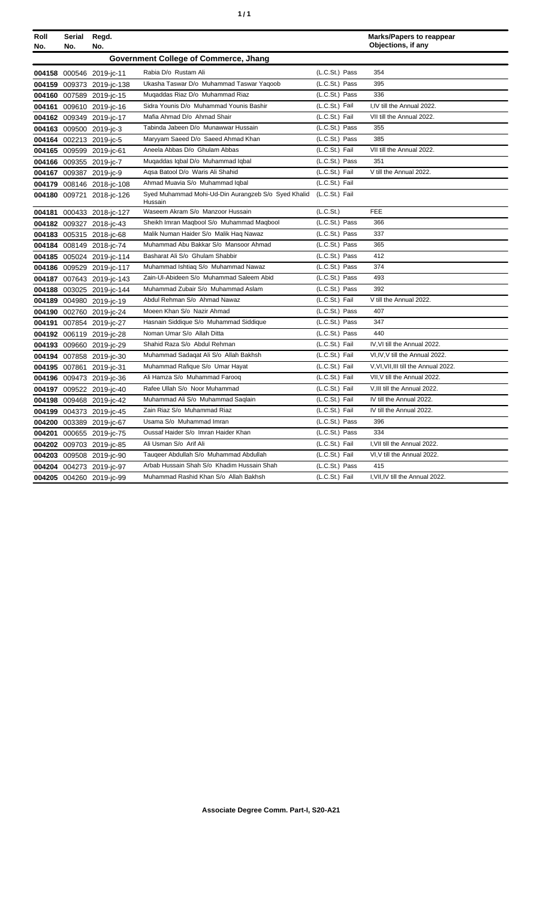| Roll No. | Serial No. | Regd. No. | | | Marks/Papers to reappear Objections, if any |
|---|---|---|---|---|---|
| **Government College of Commerce, Jhang** | | | | | |
| **004158** | 000546 | 2019-jc-11 | Rabia D/o Rustam Ali | (L.C.St.) Pass | 354 |
| **004159** | 009373 | 2019-jc-138 | Ukasha Taswar D/o Muhammad Taswar Yaqoob | (L.C.St.) Pass | 395 |
| **004160** | 007589 | 2019-jc-15 | Muqaddas Riaz D/o Muhammad Riaz | (L.C.St.) Pass | 336 |
| **004161** | 009610 | 2019-jc-16 | Sidra Younis D/o Muhammad Younis Bashir | (L.C.St.) Fail | I,IV till the Annual 2022. |
| **004162** | 009349 | 2019-jc-17 | Mafia Ahmad D/o Ahmad Shair | (L.C.St.) Fail | VII till the Annual 2022. |
| **004163** | 009500 | 2019-jc-3 | Tabinda Jabeen D/o Munawwar Hussain | (L.C.St.) Pass | 355 |
| **004164** | 002213 | 2019-jc-5 | Maryyam Saeed D/o Saeed Ahmad Khan | (L.C.St.) Pass | 385 |
| **004165** | 009599 | 2019-jc-61 | Aneela Abbas D/o Ghulam Abbas | (L.C.St.) Fail | VII till the Annual 2022. |
| **004166** | 009355 | 2019-jc-7 | Muqaddas Iqbal D/o Muhammad Iqbal | (L.C.St.) Pass | 351 |
| **004167** | 009387 | 2019-jc-9 | Aqsa Batool D/o Waris Ali Shahid | (L.C.St.) Fail | V till the Annual 2022. |
| **004179** | 008146 | 2018-jc-108 | Ahmad Muavia S/o Muhammad Iqbal | (L.C.St.) Fail | |
| **004180** | 009721 | 2018-jc-126 | Syed Muhammad Mohi-Ud-Din Aurangzeb S/o Syed Khalid Hussain | (L.C.St.) Fail | |
| **004181** | 000433 | 2018-jc-127 | Waseem Akram S/o Manzoor Hussain | (L.C.St.) | FEE |
| **004182** | 009327 | 2018-jc-43 | Sheikh Imran Maqbool S/o Muhammad Maqbool | (L.C.St.) Pass | 366 |
| **004183** | 005315 | 2018-jc-68 | Malik Numan Haider S/o Malik Haq Nawaz | (L.C.St.) Pass | 337 |
| **004184** | 008149 | 2018-jc-74 | Muhammad Abu Bakkar S/o Mansoor Ahmad | (L.C.St.) Pass | 365 |
| **004185** | 005024 | 2019-jc-114 | Basharat Ali S/o Ghulam Shabbir | (L.C.St.) Pass | 412 |
| **004186** | 009529 | 2019-jc-117 | Muhammad Ishtiaq S/o Muhammad Nawaz | (L.C.St.) Pass | 374 |
| **004187** | 007643 | 2019-jc-143 | Zain-Ul-Abideen S/o Muhammad Saleem Abid | (L.C.St.) Pass | 493 |
| **004188** | 003025 | 2019-jc-144 | Muhammad Zubair S/o Muhammad Aslam | (L.C.St.) Pass | 392 |
| **004189** | 004980 | 2019-jc-19 | Abdul Rehman S/o Ahmad Nawaz | (L.C.St.) Fail | V till the Annual 2022. |
| **004190** | 002760 | 2019-jc-24 | Moeen Khan S/o Nazir Ahmad | (L.C.St.) Pass | 407 |
| **004191** | 007854 | 2019-jc-27 | Hasnain Siddique S/o Muhammad Siddique | (L.C.St.) Pass | 347 |
| **004192** | 006119 | 2019-jc-28 | Noman Umar S/o Allah Ditta | (L.C.St.) Pass | 440 |
| **004193** | 009660 | 2019-jc-29 | Shahid Raza S/o Abdul Rehman | (L.C.St.) Fail | IV,VI till the Annual 2022. |
| **004194** | 007858 | 2019-jc-30 | Muhammad Sadaqat Ali S/o Allah Bakhsh | (L.C.St.) Fail | VI,IV,V till the Annual 2022. |
| **004195** | 007861 | 2019-jc-31 | Muhammad Rafique S/o Umar Hayat | (L.C.St.) Fail | V,VI,VII,III till the Annual 2022. |
| **004196** | 009473 | 2019-jc-36 | Ali Hamza S/o Muhammad Farooq | (L.C.St.) Fail | VII,V till the Annual 2022. |
| **004197** | 009522 | 2019-jc-40 | Rafee Ullah S/o Noor Muhammad | (L.C.St.) Fail | V,III till the Annual 2022. |
| **004198** | 009468 | 2019-jc-42 | Muhammad Ali S/o Muhammad Saqlain | (L.C.St.) Fail | IV till the Annual 2022. |
| **004199** | 004373 | 2019-jc-45 | Zain Riaz S/o Muhammad Riaz | (L.C.St.) Fail | IV till the Annual 2022. |
| **004200** | 003389 | 2019-jc-67 | Usama S/o Muhammad Imran | (L.C.St.) Pass | 396 |
| **004201** | 000655 | 2019-jc-75 | Oussaf Haider S/o Imran Haider Khan | (L.C.St.) Pass | 334 |
| **004202** | 009703 | 2019-jc-85 | Ali Usman S/o Arif Ali | (L.C.St.) Fail | I,VII till the Annual 2022. |
| **004203** | 009508 | 2019-jc-90 | Tauqeer Abdullah S/o Muhammad Abdullah | (L.C.St.) Fail | VI,V till the Annual 2022. |
| **004204** | 004273 | 2019-jc-97 | Arbab Hussain Shah S/o Khadim Hussain Shah | (L.C.St.) Pass | 415 |
| **004205** | 004260 | 2019-jc-99 | Muhammad Rashid Khan S/o Allah Bakhsh | (L.C.St.) Fail | I,VII,IV till the Annual 2022. |

**Associate Degree Comm. Part-I, S20-A21**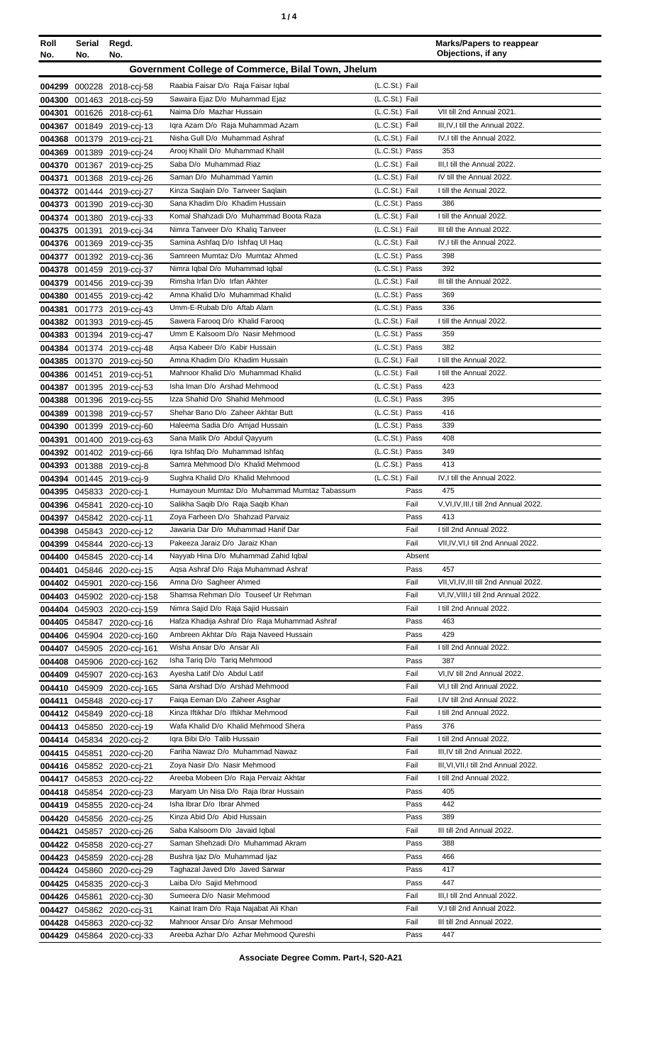| Roll No. | Serial No. | Regd. No. | | | Marks/Papers to reappear Objections, if any |
|---|---|---|---|---|---|
| **Government College of Commerce, Bilal Town, Jhelum** | | | | | |
| 004299 | 000228 | 2018-ccj-58 | Raabia Faisar D/o Raja Faisar Iqbal | (L.C.St.) Fail | |
| 004300 | 001463 | 2018-ccj-59 | Sawaira Ejaz D/o Muhammad Ejaz | (L.C.St.) Fail | |
| 004301 | 001626 | 2018-ccj-61 | Naima D/o Mazhar Hussain | (L.C.St.) Fail | VII till 2nd Annual 2021. |
| 004367 | 001849 | 2019-ccj-13 | Iqra Azam D/o Raja Muhammad Azam | (L.C.St.) Fail | III,IV,I till the Annual 2022. |
| 004368 | 001379 | 2019-ccj-21 | Nisha Gull D/o Muhammad Ashraf | (L.C.St.) Fail | IV,I till the Annual 2022. |
| 004369 | 001389 | 2019-ccj-24 | Arooj Khalil D/o Muhammad Khalil | (L.C.St.) Pass | 353 |
| 004370 | 001367 | 2019-ccj-25 | Saba D/o Muhammad Riaz | (L.C.St.) Fail | III,I till the Annual 2022. |
| 004371 | 001368 | 2019-ccj-26 | Saman D/o Muhammad Yamin | (L.C.St.) Fail | IV till the Annual 2022. |
| 004372 | 001444 | 2019-ccj-27 | Kinza Saqlain D/o Tanveer Saqlain | (L.C.St.) Fail | I till the Annual 2022. |
| 004373 | 001390 | 2019-ccj-30 | Sana Khadim D/o Khadim Hussain | (L.C.St.) Pass | 386 |
| 004374 | 001380 | 2019-ccj-33 | Komal Shahzadi D/o Muhammad Boota Raza | (L.C.St.) Fail | I till the Annual 2022. |
| 004375 | 001391 | 2019-ccj-34 | Nimra Tanveer D/o Khaliq Tanveer | (L.C.St.) Fail | III till the Annual 2022. |
| 004376 | 001369 | 2019-ccj-35 | Samina Ashfaq D/o Ishfaq Ul Haq | (L.C.St.) Fail | IV,I till the Annual 2022. |
| 004377 | 001392 | 2019-ccj-36 | Samreen Mumtaz D/o Mumtaz Ahmed | (L.C.St.) Pass | 398 |
| 004378 | 001459 | 2019-ccj-37 | Nimra Iqbal D/o Muhammad Iqbal | (L.C.St.) Pass | 392 |
| 004379 | 001456 | 2019-ccj-39 | Rimsha Irfan D/o Irfan Akhter | (L.C.St.) Fail | III till the Annual 2022. |
| 004380 | 001455 | 2019-ccj-42 | Amna Khalid D/o Muhammad Khalid | (L.C.St.) Pass | 369 |
| 004381 | 001773 | 2019-ccj-43 | Umm-E-Rubab D/o Aftab Alam | (L.C.St.) Pass | 336 |
| 004382 | 001393 | 2019-ccj-45 | Sawera Farooq D/o Khalid Farooq | (L.C.St.) Fail | I till the Annual 2022. |
| 004383 | 001394 | 2019-ccj-47 | Umm E Kalsoom D/o Nasir Mehmood | (L.C.St.) Pass | 359 |
| 004384 | 001374 | 2019-ccj-48 | Aqsa Kabeer D/o Kabir Hussain | (L.C.St.) Pass | 382 |
| 004385 | 001370 | 2019-ccj-50 | Amna Khadim D/o Khadim Hussain | (L.C.St.) Fail | I till the Annual 2022. |
| 004386 | 001451 | 2019-ccj-51 | Mahnoor Khalid D/o Muhammad Khalid | (L.C.St.) Fail | I till the Annual 2022. |
| 004387 | 001395 | 2019-ccj-53 | Isha Iman D/o Arshad Mehmood | (L.C.St.) Pass | 423 |
| 004388 | 001396 | 2019-ccj-55 | Izza Shahid D/o Shahid Mehmood | (L.C.St.) Pass | 395 |
| 004389 | 001398 | 2019-ccj-57 | Shehar Bano D/o Zaheer Akhtar Butt | (L.C.St.) Pass | 416 |
| 004390 | 001399 | 2019-ccj-60 | Haleema Sadia D/o Amjad Hussain | (L.C.St.) Pass | 339 |
| 004391 | 001400 | 2019-ccj-63 | Sana Malik D/o Abdul Qayyum | (L.C.St.) Pass | 408 |
| 004392 | 001402 | 2019-ccj-66 | Iqra Ishfaq D/o Muhammad Ishfaq | (L.C.St.) Pass | 349 |
| 004393 | 001388 | 2019-ccj-8 | Samra Mehmood D/o Khalid Mehmood | (L.C.St.) Pass | 413 |
| 004394 | 001445 | 2019-ccj-9 | Sughra Khalid D/o Khalid Mehmood | (L.C.St.) Fail | IV,I till the Annual 2022. |
| 004395 | 045833 | 2020-ccj-1 | Humayoun Mumtaz D/o Muhammad Mumtaz Tabassum | Pass | 475 |
| 004396 | 045841 | 2020-ccj-10 | Salikha Saqib D/o Raja Saqib Khan | Fail | V,VI,IV,III,I till 2nd Annual 2022. |
| 004397 | 045842 | 2020-ccj-11 | Zoya Farheen D/o Shahzad Parvaiz | Pass | 413 |
| 004398 | 045843 | 2020-ccj-12 | Jawaria Dar D/o Muhammad Hanif Dar | Fail | I till 2nd Annual 2022. |
| 004399 | 045844 | 2020-ccj-13 | Pakeeza Jaraiz D/o Jaraiz Khan | Fail | VII,IV,VI,I till 2nd Annual 2022. |
| 004400 | 045845 | 2020-ccj-14 | Nayyab Hina D/o Muhammad Zahid Iqbal | Absent | |
| 004401 | 045846 | 2020-ccj-15 | Aqsa Ashraf D/o Raja Muhammad Ashraf | Pass | 457 |
| 004402 | 045901 | 2020-ccj-156 | Amna D/o Sagheer Ahmed | Fail | VII,VI,IV,III till 2nd Annual 2022. |
| 004403 | 045902 | 2020-ccj-158 | Shamsa Rehman D/o Touseef Ur Rehman | Fail | VI,IV,VIII,I till 2nd Annual 2022. |
| 004404 | 045903 | 2020-ccj-159 | Nimra Sajid D/o Raja Sajid Hussain | Fail | I till 2nd Annual 2022. |
| 004405 | 045847 | 2020-ccj-16 | Hafza Khadija Ashraf D/o Raja Muhammad Ashraf | Pass | 463 |
| 004406 | 045904 | 2020-ccj-160 | Ambreen Akhtar D/o Raja Naveed Hussain | Pass | 429 |
| 004407 | 045905 | 2020-ccj-161 | Wisha Ansar D/o Ansar Ali | Fail | I till 2nd Annual 2022. |
| 004408 | 045906 | 2020-ccj-162 | Isha Tariq D/o Tariq Mehmood | Pass | 387 |
| 004409 | 045907 | 2020-ccj-163 | Ayesha Latif D/o Abdul Latif | Fail | VI,IV till 2nd Annual 2022. |
| 004410 | 045909 | 2020-ccj-165 | Sana Arshad D/o Arshad Mehmood | Fail | VI,I till 2nd Annual 2022. |
| 004411 | 045848 | 2020-ccj-17 | Faiqa Eeman D/o Zaheer Asghar | Fail | I,IV till 2nd Annual 2022. |
| 004412 | 045849 | 2020-ccj-18 | Kinza Iftikhar D/o Iftikhar Mehmood | Fail | I till 2nd Annual 2022. |
| 004413 | 045850 | 2020-ccj-19 | Wafa Khalid D/o Khalid Mehmood Shera | Pass | 376 |
| 004414 | 045834 | 2020-ccj-2 | Iqra Bibi D/o Talib Hussain | Fail | I till 2nd Annual 2022. |
| 004415 | 045851 | 2020-ccj-20 | Fariha Nawaz D/o Muhammad Nawaz | Fail | III,IV till 2nd Annual 2022. |
| 004416 | 045852 | 2020-ccj-21 | Zoya Nasir D/o Nasir Mehmood | Fail | III,VI,VII,I till 2nd Annual 2022. |
| 004417 | 045853 | 2020-ccj-22 | Areeba Mobeen D/o Raja Pervaiz Akhtar | Fail | I till 2nd Annual 2022. |
| 004418 | 045854 | 2020-ccj-23 | Maryam Un Nisa D/o Raja Ibrar Hussain | Pass | 405 |
| 004419 | 045855 | 2020-ccj-24 | Isha Ibrar D/o Ibrar Ahmed | Pass | 442 |
| 004420 | 045856 | 2020-ccj-25 | Kinza Abid D/o Abid Hussain | Pass | 389 |
| 004421 | 045857 | 2020-ccj-26 | Saba Kalsoom D/o Javaid Iqbal | Fail | III till 2nd Annual 2022. |
| 004422 | 045858 | 2020-ccj-27 | Saman Shehzadi D/o Muhammad Akram | Pass | 388 |
| 004423 | 045859 | 2020-ccj-28 | Bushra Ijaz D/o Muhammad Ijaz | Pass | 466 |
| 004424 | 045860 | 2020-ccj-29 | Taghazal Javed D/o Javed Sarwar | Pass | 417 |
| 004425 | 045835 | 2020-ccj-3 | Laiba D/o Sajid Mehmood | Pass | 447 |
| 004426 | 045861 | 2020-ccj-30 | Sumeera D/o Nasir Mehmood | Fail | III,I till 2nd Annual 2022. |
| 004427 | 045862 | 2020-ccj-31 | Kainat Iram D/o Raja Najabat Ali Khan | Fail | V,I till 2nd Annual 2022. |
| 004428 | 045863 | 2020-ccj-32 | Mahnoor Ansar D/o Ansar Mehmood | Fail | III till 2nd Annual 2022. |
| 004429 | 045864 | 2020-ccj-33 | Areeba Azhar D/o Azhar Mehmood Qureshi | Pass | 447 |

**Associate Degree Comm. Part-I, S20-A21**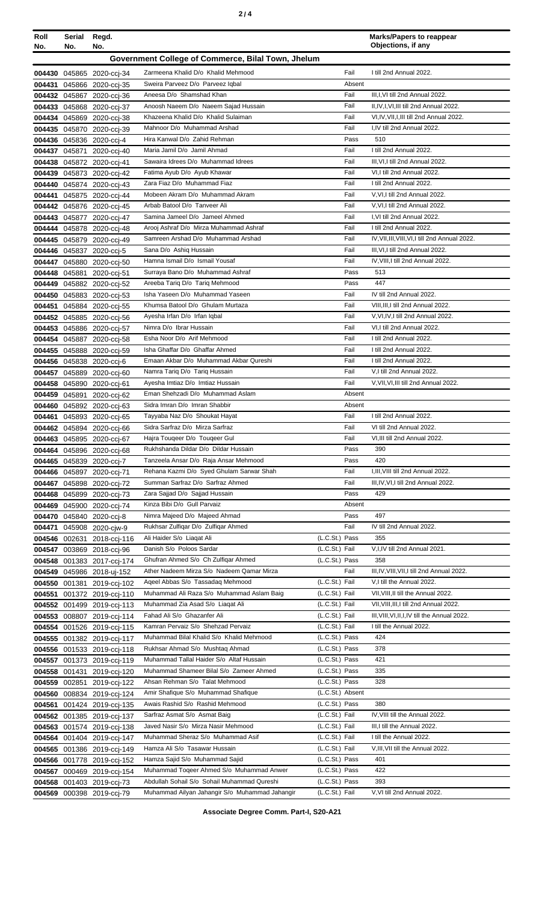| Roll No. | Serial No. | Regd. No. | | | Marks/Papers to reappear Objections, if any |
|---|---|---|---|---|---|
| **Government College of Commerce, Bilal Town, Jhelum** | | | | | |
| 004430 | 045865 | 2020-ccj-34 | Zarmeena Khalid D/o Khalid Mehmood | Fail | I till 2nd Annual 2022. |
| 004431 | 045866 | 2020-ccj-35 | Sweira Parveez D/o Parveez Iqbal | Absent | |
| 004432 | 045867 | 2020-ccj-36 | Aneesa D/o Shamshad Khan | Fail | III,I,VI till 2nd Annual 2022. |
| 004433 | 045868 | 2020-ccj-37 | Anoosh Naeem D/o Naeem Sajad Hussain | Fail | II,IV,I,VI,III till 2nd Annual 2022. |
| 004434 | 045869 | 2020-ccj-38 | Khazeena Khalid D/o Khalid Sulaiman | Fail | VI,IV,VII,I,III till 2nd Annual 2022. |
| 004435 | 045870 | 2020-ccj-39 | Mahnoor D/o Muhammad Arshad | Fail | I,IV till 2nd Annual 2022. |
| 004436 | 045836 | 2020-ccj-4 | Hira Kanwal D/o Zahid Rehman | Pass | 510 |
| 004437 | 045871 | 2020-ccj-40 | Maria Jamil D/o Jamil Ahmad | Fail | I till 2nd Annual 2022. |
| 004438 | 045872 | 2020-ccj-41 | Sawaira Idrees D/o Muhammad Idrees | Fail | III,VI,I till 2nd Annual 2022. |
| 004439 | 045873 | 2020-ccj-42 | Fatima Ayub D/o Ayub Khawar | Fail | VI,I till 2nd Annual 2022. |
| 004440 | 045874 | 2020-ccj-43 | Zara Fiaz D/o Muhammad Fiaz | Fail | I till 2nd Annual 2022. |
| 004441 | 045875 | 2020-ccj-44 | Mobeen Akram D/o Muhammad Akram | Fail | V,VI,I till 2nd Annual 2022. |
| 004442 | 045876 | 2020-ccj-45 | Arbab Batool D/o Tanveer Ali | Fail | V,VI,I till 2nd Annual 2022. |
| 004443 | 045877 | 2020-ccj-47 | Samina Jameel D/o Jameel Ahmed | Fail | I,VI till 2nd Annual 2022. |
| 004444 | 045878 | 2020-ccj-48 | Arooj Ashraf D/o Mirza Muhammad Ashraf | Fail | I till 2nd Annual 2022. |
| 004445 | 045879 | 2020-ccj-49 | Samreen Arshad D/o Muhammad Arshad | Fail | IV,VII,III,VIII,VI,I till 2nd Annual 2022. |
| 004446 | 045837 | 2020-ccj-5 | Sana D/o Ashiq Hussain | Fail | III,VI,I till 2nd Annual 2022. |
| 004447 | 045880 | 2020-ccj-50 | Hamna Ismail D/o Ismail Yousaf | Fail | IV,VIII,I till 2nd Annual 2022. |
| 004448 | 045881 | 2020-ccj-51 | Surraya Bano D/o Muhammad Ashraf | Pass | 513 |
| 004449 | 045882 | 2020-ccj-52 | Areeba Tariq D/o Tariq Mehmood | Pass | 447 |
| 004450 | 045883 | 2020-ccj-53 | Isha Yaseen D/o Muhammad Yaseen | Fail | IV till 2nd Annual 2022. |
| 004451 | 045884 | 2020-ccj-55 | Khumsa Batool D/o Ghulam Murtaza | Fail | VIII,III,I till 2nd Annual 2022. |
| 004452 | 045885 | 2020-ccj-56 | Ayesha Irfan D/o Irfan Iqbal | Fail | V,VI,IV,I till 2nd Annual 2022. |
| 004453 | 045886 | 2020-ccj-57 | Nimra D/o Ibrar Hussain | Fail | VI,I till 2nd Annual 2022. |
| 004454 | 045887 | 2020-ccj-58 | Esha Noor D/o Arif Mehmood | Fail | I till 2nd Annual 2022. |
| 004455 | 045888 | 2020-ccj-59 | Isha Ghaffar D/o Ghaffar Ahmed | Fail | I till 2nd Annual 2022. |
| 004456 | 045838 | 2020-ccj-6 | Emaan Akbar D/o Muhammad Akbar Qureshi | Fail | I till 2nd Annual 2022. |
| 004457 | 045889 | 2020-ccj-60 | Namra Tariq D/o Tariq Hussain | Fail | V,I till 2nd Annual 2022. |
| 004458 | 045890 | 2020-ccj-61 | Ayesha Imtiaz D/o Imtiaz Hussain | Fail | V,VII,VI,III till 2nd Annual 2022. |
| 004459 | 045891 | 2020-ccj-62 | Eman Shehzadi D/o Muhammad Aslam | Absent | |
| 004460 | 045892 | 2020-ccj-63 | Sidra Imran D/o Imran Shabbir | Absent | |
| 004461 | 045893 | 2020-ccj-65 | Tayyaba Naz D/o Shoukat Hayat | Fail | I till 2nd Annual 2022. |
| 004462 | 045894 | 2020-ccj-66 | Sidra Sarfraz D/o Mirza Sarfraz | Fail | VI till 2nd Annual 2022. |
| 004463 | 045895 | 2020-ccj-67 | Hajra Touqeer D/o Touqeer Gul | Fail | VI,III till 2nd Annual 2022. |
| 004464 | 045896 | 2020-ccj-68 | Rukhshanda Dildar D/o Dildar Hussain | Pass | 390 |
| 004465 | 045839 | 2020-ccj-7 | Tanzeela Ansar D/o Raja Ansar Mehmood | Pass | 420 |
| 004466 | 045897 | 2020-ccj-71 | Rehana Kazmi D/o Syed Ghulam Sarwar Shah | Fail | I,III,VIII till 2nd Annual 2022. |
| 004467 | 045898 | 2020-ccj-72 | Summan Sarfraz D/o Sarfraz Ahmed | Fail | III,IV,VI,I till 2nd Annual 2022. |
| 004468 | 045899 | 2020-ccj-73 | Zara Sajjad D/o Sajjad Hussain | Pass | 429 |
| 004469 | 045900 | 2020-ccj-74 | Kinza Bibi D/o Gull Parvaiz | Absent | |
| 004470 | 045840 | 2020-ccj-8 | Nimra Majeed D/o Majeed Ahmad | Pass | 497 |
| 004471 | 045908 | 2020-cjw-9 | Rukhsar Zulfiqar D/o Zulfiqar Ahmed | Fail | IV till 2nd Annual 2022. |
| 004546 | 002631 | 2018-ccj-116 | Ali Haider S/o Liaqat Ali | (L.C.St.) Pass | 355 |
| 004547 | 003869 | 2018-ccj-96 | Danish S/o Poloos Sardar | (L.C.St.) Fail | V,I,IV till 2nd Annual 2021. |
| 004548 | 001383 | 2017-ccj-174 | Ghufran Ahmed S/o Ch Zulfiqar Ahmed | (L.C.St.) Pass | 358 |
| 004549 | 045986 | 2018-uj-152 | Ather Nadeem Mirza S/o Nadeem Qamar Mirza | Fail | III,IV,VIII,VII,I till 2nd Annual 2022. |
| 004550 | 001381 | 2019-ccj-102 | Aqeel Abbas S/o Tassadaq Mehmood | (L.C.St.) Fail | V,I till the Annual 2022. |
| 004551 | 001372 | 2019-ccj-110 | Muhammad Ali Raza S/o Muhammad Aslam Baig | (L.C.St.) Fail | VII,VIII,II till the Annual 2022. |
| 004552 | 001499 | 2019-ccj-113 | Muhammad Zia Asad S/o Liaqat Ali | (L.C.St.) Fail | VII,VIII,III,I till 2nd Annual 2022. |
| 004553 | 008807 | 2019-ccj-114 | Fahad Ali S/o Ghazanfer Ali | (L.C.St.) Fail | III,VIII,VI,II,I,IV till the Annual 2022. |
| 004554 | 001526 | 2019-ccj-115 | Kamran Pervaiz S/o Shehzad Pervaiz | (L.C.St.) Fail | I till the Annual 2022. |
| 004555 | 001382 | 2019-ccj-117 | Muhammad Bilal Khalid S/o Khalid Mehmood | (L.C.St.) Pass | 424 |
| 004556 | 001533 | 2019-ccj-118 | Rukhsar Ahmad S/o Mushtaq Ahmad | (L.C.St.) Pass | 378 |
| 004557 | 001373 | 2019-ccj-119 | Muhammad Tallal Haider S/o Altaf Hussain | (L.C.St.) Pass | 421 |
| 004558 | 001431 | 2019-ccj-120 | Muhammad Shameer Bilal S/o Zameer Ahmed | (L.C.St.) Pass | 335 |
| 004559 | 002851 | 2019-ccj-122 | Ahsan Rehman S/o Talat Mehmood | (L.C.St.) Pass | 328 |
| 004560 | 008834 | 2019-ccj-124 | Amir Shafique S/o Muhammad Shafique | (L.C.St.) Absent | |
| 004561 | 001424 | 2019-ccj-135 | Awais Rashid S/o Rashid Mehmood | (L.C.St.) Pass | 380 |
| 004562 | 001385 | 2019-ccj-137 | Sarfraz Asmat S/o Asmat Baig | (L.C.St.) Fail | IV,VIII till the Annual 2022. |
| 004563 | 001574 | 2019-ccj-138 | Javed Nasir S/o Mirza Nasir Mehmood | (L.C.St.) Fail | III,I till the Annual 2022. |
| 004564 | 001404 | 2019-ccj-147 | Muhammad Sheraz S/o Muhammad Asif | (L.C.St.) Fail | I till the Annual 2022. |
| 004565 | 001386 | 2019-ccj-149 | Hamza Ali S/o Tasawar Hussain | (L.C.St.) Fail | V,III,VII till the Annual 2022. |
| 004566 | 001778 | 2019-ccj-152 | Hamza Sajid S/o Muhammad Sajid | (L.C.St.) Pass | 401 |
| 004567 | 000469 | 2019-ccj-154 | Muhammad Toqeer Ahmed S/o Muhammad Anwer | (L.C.St.) Pass | 422 |
| 004568 | 001403 | 2019-ccj-73 | Abdullah Sohail S/o Sohail Muhammad Qureshi | (L.C.St.) Pass | 393 |
| 004569 | 000398 | 2019-ccj-79 | Muhammad Ailyan Jahangir S/o Muhammad Jahangir | (L.C.St.) Fail | V,VI till 2nd Annual 2022. |

**Associate Degree Comm. Part-I, S20-A21**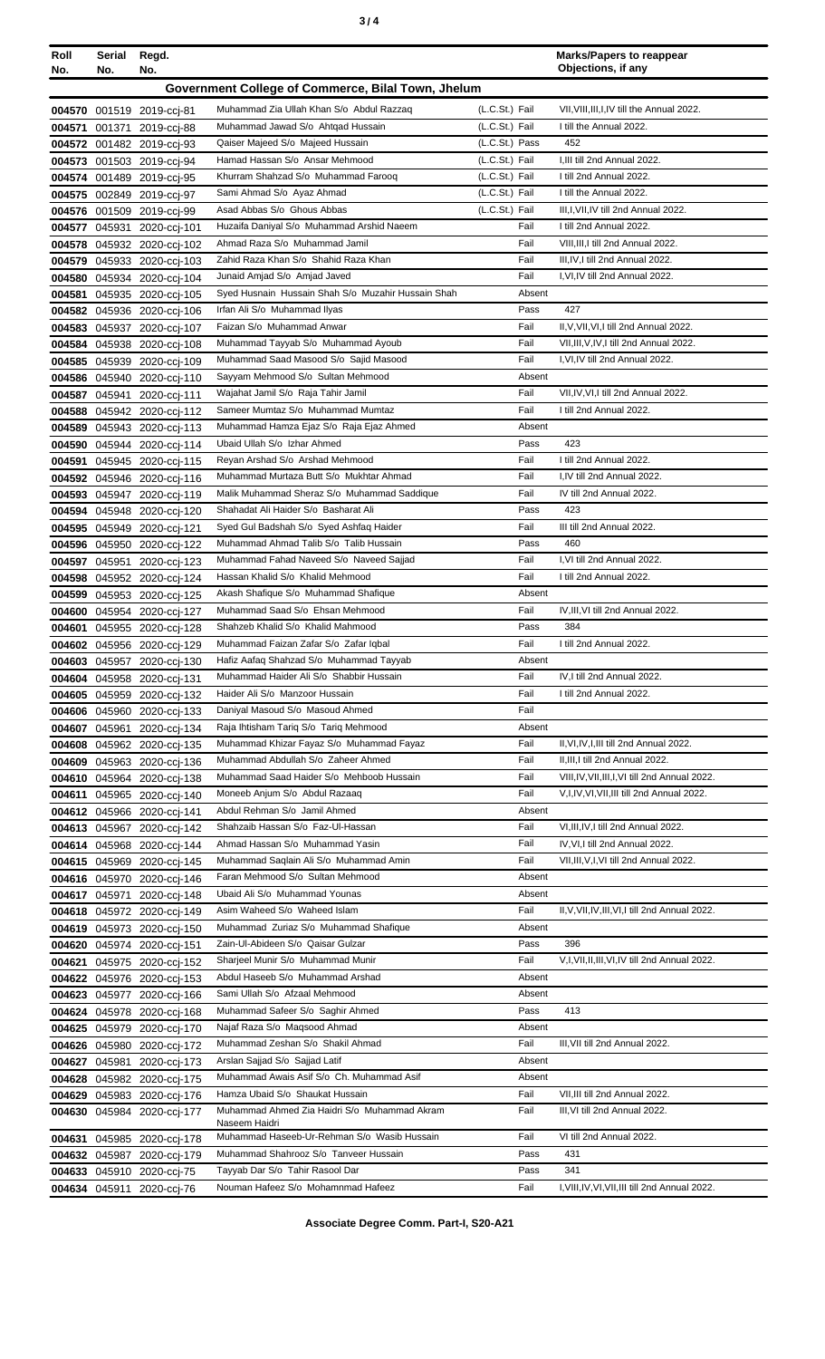| Roll No. | Serial No. | Regd. No. | | | Marks/Papers to reappear Objections, if any |
|---|---|---|---|---|---|
| **Government College of Commerce, Bilal Town, Jhelum** | | | | | |
| 004570 | 001519 | 2019-ccj-81 | Muhammad Zia Ullah Khan S/o Abdul Razzaq | (L.C.St.) Fail | VII,VIII,III,I,IV till the Annual 2022. |
| 004571 | 001371 | 2019-ccj-88 | Muhammad Jawad S/o Ahtqad Hussain | (L.C.St.) Fail | I till the Annual 2022. |
| 004572 | 001482 | 2019-ccj-93 | Qaiser Majeed S/o Majeed Hussain | (L.C.St.) Pass | 452 |
| 004573 | 001503 | 2019-ccj-94 | Hamad Hassan S/o Ansar Mehmood | (L.C.St.) Fail | I,III till 2nd Annual 2022. |
| 004574 | 001489 | 2019-ccj-95 | Khurram Shahzad S/o Muhammad Farooq | (L.C.St.) Fail | I till 2nd Annual 2022. |
| 004575 | 002849 | 2019-ccj-97 | Sami Ahmad S/o Ayaz Ahmad | (L.C.St.) Fail | I till the Annual 2022. |
| 004576 | 001509 | 2019-ccj-99 | Asad Abbas S/o Ghous Abbas | (L.C.St.) Fail | III,I,VII,IV till 2nd Annual 2022. |
| 004577 | 045931 | 2020-ccj-101 | Huzaifa Daniyal S/o Muhammad Arshid Naeem | Fail | I till 2nd Annual 2022. |
| 004578 | 045932 | 2020-ccj-102 | Ahmad Raza S/o Muhammad Jamil | Fail | VIII,III,I till 2nd Annual 2022. |
| 004579 | 045933 | 2020-ccj-103 | Zahid Raza Khan S/o Shahid Raza Khan | Fail | III,IV,I till 2nd Annual 2022. |
| 004580 | 045934 | 2020-ccj-104 | Junaid Amjad S/o Amjad Javed | Fail | I,VI,IV till 2nd Annual 2022. |
| 004581 | 045935 | 2020-ccj-105 | Syed Husnain Hussain Shah S/o Muzahir Hussain Shah | Absent | |
| 004582 | 045936 | 2020-ccj-106 | Irfan Ali S/o Muhammad Ilyas | Pass | 427 |
| 004583 | 045937 | 2020-ccj-107 | Faizan S/o Muhammad Anwar | Fail | II,V,VII,VI,I till 2nd Annual 2022. |
| 004584 | 045938 | 2020-ccj-108 | Muhammad Tayyab S/o Muhammad Ayoub | Fail | VII,III,V,IV,I till 2nd Annual 2022. |
| 004585 | 045939 | 2020-ccj-109 | Muhammad Saad Masood S/o Sajid Masood | Fail | I,VI,IV till 2nd Annual 2022. |
| 004586 | 045940 | 2020-ccj-110 | Sayyam Mehmood S/o Sultan Mehmood | Absent | |
| 004587 | 045941 | 2020-ccj-111 | Wajahat Jamil S/o Raja Tahir Jamil | Fail | VII,IV,VI,I till 2nd Annual 2022. |
| 004588 | 045942 | 2020-ccj-112 | Sameer Mumtaz S/o Muhammad Mumtaz | Fail | I till 2nd Annual 2022. |
| 004589 | 045943 | 2020-ccj-113 | Muhammad Hamza Ejaz S/o Raja Ejaz Ahmed | Absent | |
| 004590 | 045944 | 2020-ccj-114 | Ubaid Ullah S/o Izhar Ahmed | Pass | 423 |
| 004591 | 045945 | 2020-ccj-115 | Reyan Arshad S/o Arshad Mehmood | Fail | I till 2nd Annual 2022. |
| 004592 | 045946 | 2020-ccj-116 | Muhammad Murtaza Butt S/o Mukhtar Ahmad | Fail | I,IV till 2nd Annual 2022. |
| 004593 | 045947 | 2020-ccj-119 | Malik Muhammad Sheraz S/o Muhammad Saddique | Fail | IV till 2nd Annual 2022. |
| 004594 | 045948 | 2020-ccj-120 | Shahadat Ali Haider S/o Basharat Ali | Pass | 423 |
| 004595 | 045949 | 2020-ccj-121 | Syed Gul Badshah S/o Syed Ashfaq Haider | Fail | III till 2nd Annual 2022. |
| 004596 | 045950 | 2020-ccj-122 | Muhammad Ahmad Talib S/o Talib Hussain | Pass | 460 |
| 004597 | 045951 | 2020-ccj-123 | Muhammad Fahad Naveed S/o Naveed Sajjad | Fail | I,VI till 2nd Annual 2022. |
| 004598 | 045952 | 2020-ccj-124 | Hassan Khalid S/o Khalid Mehmood | Fail | I till 2nd Annual 2022. |
| 004599 | 045953 | 2020-ccj-125 | Akash Shafique S/o Muhammad Shafique | Absent | |
| 004600 | 045954 | 2020-ccj-127 | Muhammad Saad S/o Ehsan Mehmood | Fail | IV,III,VI till 2nd Annual 2022. |
| 004601 | 045955 | 2020-ccj-128 | Shahzeb Khalid S/o Khalid Mahmood | Pass | 384 |
| 004602 | 045956 | 2020-ccj-129 | Muhammad Faizan Zafar S/o Zafar Iqbal | Fail | I till 2nd Annual 2022. |
| 004603 | 045957 | 2020-ccj-130 | Hafiz Aafaq Shahzad S/o Muhammad Tayyab | Absent | |
| 004604 | 045958 | 2020-ccj-131 | Muhammad Haider Ali S/o Shabbir Hussain | Fail | IV,I till 2nd Annual 2022. |
| 004605 | 045959 | 2020-ccj-132 | Haider Ali S/o Manzoor Hussain | Fail | I till 2nd Annual 2022. |
| 004606 | 045960 | 2020-ccj-133 | Daniyal Masoud S/o Masoud Ahmed | Fail | |
| 004607 | 045961 | 2020-ccj-134 | Raja Ihtisham Tariq S/o Tariq Mehmood | Absent | |
| 004608 | 045962 | 2020-ccj-135 | Muhammad Khizar Fayaz S/o Muhammad Fayaz | Fail | II,VI,IV,I,III till 2nd Annual 2022. |
| 004609 | 045963 | 2020-ccj-136 | Muhammad Abdullah S/o Zaheer Ahmed | Fail | II,III,I till 2nd Annual 2022. |
| 004610 | 045964 | 2020-ccj-138 | Muhammad Saad Haider S/o Mehboob Hussain | Fail | VIII,IV,VII,III,I,VI till 2nd Annual 2022. |
| 004611 | 045965 | 2020-ccj-140 | Moneeb Anjum S/o Abdul Razaaq | Fail | V,I,IV,VI,VII,III till 2nd Annual 2022. |
| 004612 | 045966 | 2020-ccj-141 | Abdul Rehman S/o Jamil Ahmed | Absent | |
| 004613 | 045967 | 2020-ccj-142 | Shahzaib Hassan S/o Faz-Ul-Hassan | Fail | VI,III,IV,I till 2nd Annual 2022. |
| 004614 | 045968 | 2020-ccj-144 | Ahmad Hassan S/o Muhammad Yasin | Fail | IV,VI,I till 2nd Annual 2022. |
| 004615 | 045969 | 2020-ccj-145 | Muhammad Saqlain Ali S/o Muhammad Amin | Fail | VII,III,V,I,VI till 2nd Annual 2022. |
| 004616 | 045970 | 2020-ccj-146 | Faran Mehmood S/o Sultan Mehmood | Absent | |
| 004617 | 045971 | 2020-ccj-148 | Ubaid Ali S/o Muhammad Younas | Absent | |
| 004618 | 045972 | 2020-ccj-149 | Asim Waheed S/o Waheed Islam | Fail | II,V,VII,IV,III,VI,I till 2nd Annual 2022. |
| 004619 | 045973 | 2020-ccj-150 | Muhammad Zuriaz S/o Muhammad Shafique | Absent | |
| 004620 | 045974 | 2020-ccj-151 | Zain-Ul-Abideen S/o Qaisar Gulzar | Pass | 396 |
| 004621 | 045975 | 2020-ccj-152 | Sharjeel Munir S/o Muhammad Munir | Fail | V,I,VII,II,III,VI,IV till 2nd Annual 2022. |
| 004622 | 045976 | 2020-ccj-153 | Abdul Haseeb S/o Muhammad Arshad | Absent | |
| 004623 | 045977 | 2020-ccj-166 | Sami Ullah S/o Afzaal Mehmood | Absent | |
| 004624 | 045978 | 2020-ccj-168 | Muhammad Safeer S/o Saghir Ahmed | Pass | 413 |
| 004625 | 045979 | 2020-ccj-170 | Najaf Raza S/o Maqsood Ahmad | Absent | |
| 004626 | 045980 | 2020-ccj-172 | Muhammad Zeshan S/o Shakil Ahmad | Fail | III,VII till 2nd Annual 2022. |
| 004627 | 045981 | 2020-ccj-173 | Arslan Sajjad S/o Sajjad Latif | Absent | |
| 004628 | 045982 | 2020-ccj-175 | Muhammad Awais Asif S/o Ch. Muhammad Asif | Absent | |
| 004629 | 045983 | 2020-ccj-176 | Hamza Ubaid S/o Shaukat Hussain | Fail | VII,III till 2nd Annual 2022. |
| 004630 | 045984 | 2020-ccj-177 | Muhammad Ahmed Zia Haidri S/o Muhammad Akram Naseem Haidri | Fail | III,VI till 2nd Annual 2022. |
| 004631 | 045985 | 2020-ccj-178 | Muhammad Haseeb-Ur-Rehman S/o Wasib Hussain | Fail | VI till 2nd Annual 2022. |
| 004632 | 045987 | 2020-ccj-179 | Muhammad Shahrooz S/o Tanveer Hussain | Pass | 431 |
| 004633 | 045910 | 2020-ccj-75 | Tayyab Dar S/o Tahir Rasool Dar | Pass | 341 |
| 004634 | 045911 | 2020-ccj-76 | Nouman Hafeez S/o Mohammad Hafeez | Fail | I,VIII,IV,VI,VII,III till 2nd Annual 2022. |

**Associate Degree Comm. Part-I, S20-A21**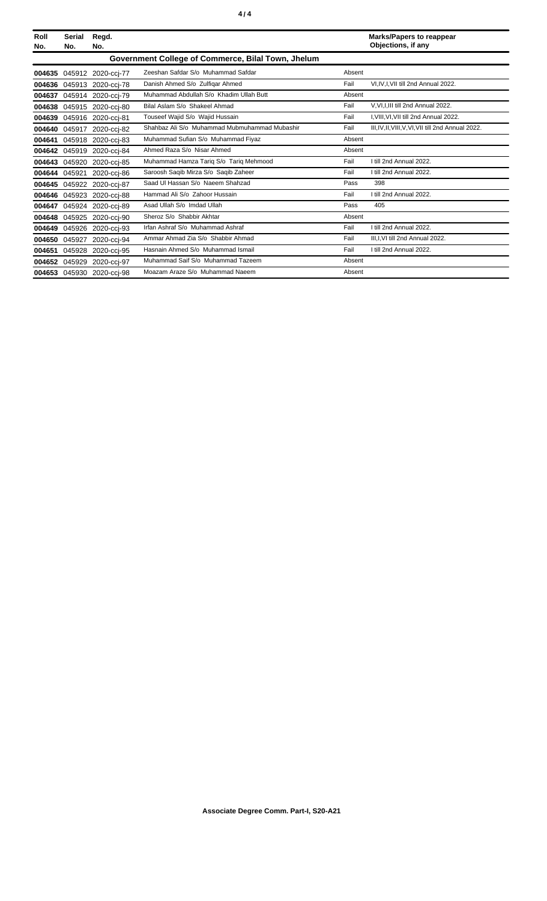| Roll No. | Serial No. | Regd. No. | | | Marks/Papers to reappear Objections, if any |
|---|---|---|---|---|---|
| **Government College of Commerce, Bilal Town, Jhelum** | | | | | |
| **004635** | 045912 | 2020-ccj-77 | Zeeshan Safdar S/o Muhammad Safdar | Absent | |
| **004636** | 045913 | 2020-ccj-78 | Danish Ahmed S/o Zulfiqar Ahmed | Fail | VI,IV,I,VII till 2nd Annual 2022. |
| **004637** | 045914 | 2020-ccj-79 | Muhammad Abdullah S/o Khadim Ullah Butt | Absent | |
| **004638** | 045915 | 2020-ccj-80 | Bilal Aslam S/o Shakeel Ahmad | Fail | V,VI,I,III till 2nd Annual 2022. |
| **004639** | 045916 | 2020-ccj-81 | Touseef Wajid S/o Wajid Hussain | Fail | I,VIII,VI,VII till 2nd Annual 2022. |
| **004640** | 045917 | 2020-ccj-82 | Shahbaz Ali S/o Muhammad Mubmuhammad Mubashir | Fail | III,IV,II,VIII,V,VI,VII till 2nd Annual 2022. |
| **004641** | 045918 | 2020-ccj-83 | Muhammad Sufian S/o Muhammad Fiyaz | Absent | |
| **004642** | 045919 | 2020-ccj-84 | Ahmed Raza S/o Nisar Ahmed | Absent | |
| **004643** | 045920 | 2020-ccj-85 | Muhammad Hamza Tariq S/o Tariq Mehmood | Fail | I till 2nd Annual 2022. |
| **004644** | 045921 | 2020-ccj-86 | Saroosh Saqib Mirza S/o Saqib Zaheer | Fail | I till 2nd Annual 2022. |
| **004645** | 045922 | 2020-ccj-87 | Saad Ul Hassan S/o Naeem Shahzad | Pass | 398 |
| **004646** | 045923 | 2020-ccj-88 | Hammad Ali S/o Zahoor Hussain | Fail | I till 2nd Annual 2022. |
| **004647** | 045924 | 2020-ccj-89 | Asad Ullah S/o Imdad Ullah | Pass | 405 |
| **004648** | 045925 | 2020-ccj-90 | Sheroz S/o Shabbir Akhtar | Absent | |
| **004649** | 045926 | 2020-ccj-93 | Irfan Ashraf S/o Muhammad Ashraf | Fail | I till 2nd Annual 2022. |
| **004650** | 045927 | 2020-ccj-94 | Ammar Ahmad Zia S/o Shabbir Ahmad | Fail | III,I,VI till 2nd Annual 2022. |
| **004651** | 045928 | 2020-ccj-95 | Hasnain Ahmed S/o Muhammad Ismail | Fail | I till 2nd Annual 2022. |
| **004652** | 045929 | 2020-ccj-97 | Muhammad Saif S/o Muhammad Tazeem | Absent | |
| **004653** | 045930 | 2020-ccj-98 | Moazam Araze S/o Muhammad Naeem | Absent | |

**Associate Degree Comm. Part-I, S20-A21**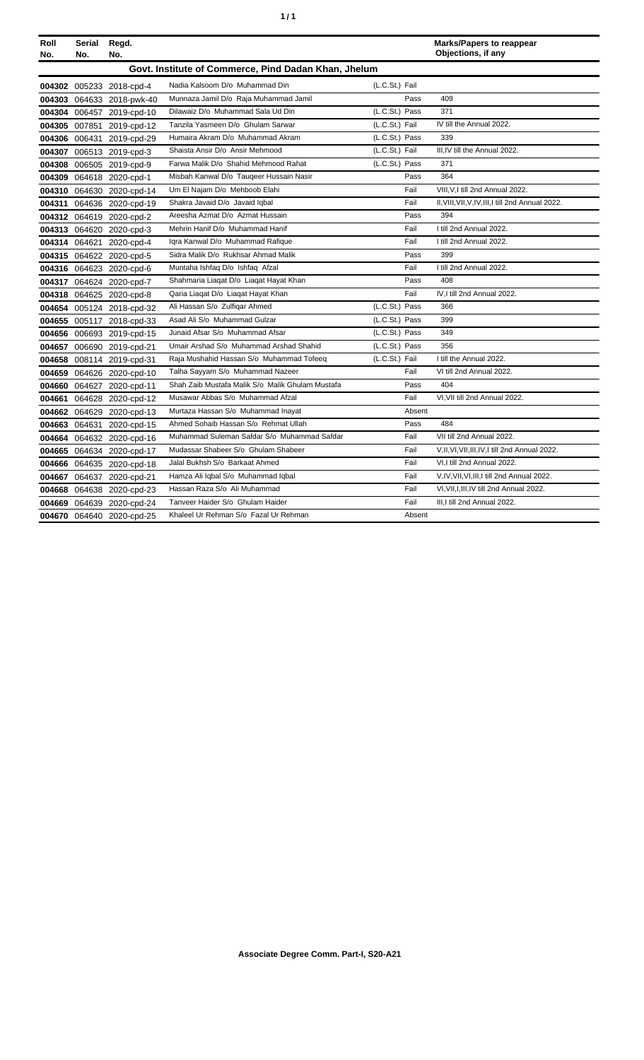| Roll No. | Serial No. | Regd. No. | | | Marks/Papers to reappear Objections, if any |
|---|---|---|---|---|---|
| **Govt. Institute of Commerce, Pind Dadan Khan, Jhelum** | | | | | |
| 004302 | 005233 | 2018-cpd-4 | Nadia Kalsoom D/o Muhammad Din | (L.C.St.) Fail | |
| 004303 | 064633 | 2018-pwk-40 | Munnaza Jamil D/o Raja Muhammad Jamil | Pass | 409 |
| 004304 | 006457 | 2019-cpd-10 | Dilawaiz D/o Muhammad Sala Ud Din | (L.C.St.) Pass | 371 |
| 004305 | 007851 | 2019-cpd-12 | Tanzila Yasmeen D/o Ghulam Sarwar | (L.C.St.) Fail | IV till the Annual 2022. |
| 004306 | 006431 | 2019-cpd-29 | Humaira Akram D/o Muhammad Akram | (L.C.St.) Pass | 339 |
| 004307 | 006513 | 2019-cpd-3 | Shaista Ansir D/o Ansir Mehmood | (L.C.St.) Fail | III,IV till the Annual 2022. |
| 004308 | 006505 | 2019-cpd-9 | Farwa Malik D/o Shahid Mehmood Rahat | (L.C.St.) Pass | 371 |
| 004309 | 064618 | 2020-cpd-1 | Misbah Kanwal D/o Tauqeer Hussain Nasir | Pass | 364 |
| 004310 | 064630 | 2020-cpd-14 | Um El Najam D/o Mehboob Elahi | Fail | VIII,V,I till 2nd Annual 2022. |
| 004311 | 064636 | 2020-cpd-19 | Shakra Javaid D/o Javaid Iqbal | Fail | II,VIII,VII,V,IV,III,I till 2nd Annual 2022. |
| 004312 | 064619 | 2020-cpd-2 | Areesha Azmat D/o Azmat Hussain | Pass | 394 |
| 004313 | 064620 | 2020-cpd-3 | Mehrin Hanif D/o Muhammad Hanif | Fail | I till 2nd Annual 2022. |
| 004314 | 064621 | 2020-cpd-4 | Iqra Kanwal D/o Muhammad Rafique | Fail | I till 2nd Annual 2022. |
| 004315 | 064622 | 2020-cpd-5 | Sidra Malik D/o Rukhsar Ahmad Malik | Pass | 399 |
| 004316 | 064623 | 2020-cpd-6 | Muntaha Ishfaq D/o Ishfaq Afzal | Fail | I till 2nd Annual 2022. |
| 004317 | 064624 | 2020-cpd-7 | Shahmaria Liaqat D/o Liaqat Hayat Khan | Pass | 408 |
| 004318 | 064625 | 2020-cpd-8 | Qaria Liaqat D/o Liaqat Hayat Khan | Fail | IV,I till 2nd Annual 2022. |
| 004654 | 005124 | 2018-cpd-32 | Ali Hassan S/o Zulfiqar Ahmed | (L.C.St.) Pass | 366 |
| 004655 | 005117 | 2018-cpd-33 | Asad Ali S/o Muhammad Gulzar | (L.C.St.) Pass | 399 |
| 004656 | 006693 | 2019-cpd-15 | Junaid Afsar S/o Muhammad Afsar | (L.C.St.) Pass | 349 |
| 004657 | 006690 | 2019-cpd-21 | Umair Arshad S/o Muhammad Arshad Shahid | (L.C.St.) Pass | 356 |
| 004658 | 008114 | 2019-cpd-31 | Raja Mushahid Hassan S/o Muhammad Tofeeq | (L.C.St.) Fail | I till the Annual 2022. |
| 004659 | 064626 | 2020-cpd-10 | Talha Sayyam S/o Muhammad Nazeer | Fail | VI till 2nd Annual 2022. |
| 004660 | 064627 | 2020-cpd-11 | Shah Zaib Mustafa Malik S/o Malik Ghulam Mustafa | Pass | 404 |
| 004661 | 064628 | 2020-cpd-12 | Musawar Abbas S/o Muhammad Afzal | Fail | VI,VII till 2nd Annual 2022. |
| 004662 | 064629 | 2020-cpd-13 | Murtaza Hassan S/o Muhammad Inayat | Absent | |
| 004663 | 064631 | 2020-cpd-15 | Ahmed Sohaib Hassan S/o Rehmat Ullah | Pass | 484 |
| 004664 | 064632 | 2020-cpd-16 | Muhammad Suleman Safdar S/o Muhammad Safdar | Fail | VII till 2nd Annual 2022. |
| 004665 | 064634 | 2020-cpd-17 | Mudassar Shabeer S/o Ghulam Shabeer | Fail | V,II,VI,VII,III,IV,I till 2nd Annual 2022. |
| 004666 | 064635 | 2020-cpd-18 | Jalal Bukhsh S/o Barkaat Ahmed | Fail | VI,I till 2nd Annual 2022. |
| 004667 | 064637 | 2020-cpd-21 | Hamza Ali Iqbal S/o Muhammad Iqbal | Fail | V,IV,VII,VI,III,I till 2nd Annual 2022. |
| 004668 | 064638 | 2020-cpd-23 | Hassan Raza S/o Ali Muhammad | Fail | VI,VII,I,III,IV till 2nd Annual 2022. |
| 004669 | 064639 | 2020-cpd-24 | Tanveer Haider S/o Ghulam Haider | Fail | III,I till 2nd Annual 2022. |
| 004670 | 064640 | 2020-cpd-25 | Khaleel Ur Rehman S/o Fazal Ur Rehman | Absent | |

**Associate Degree Comm. Part-I, S20-A21**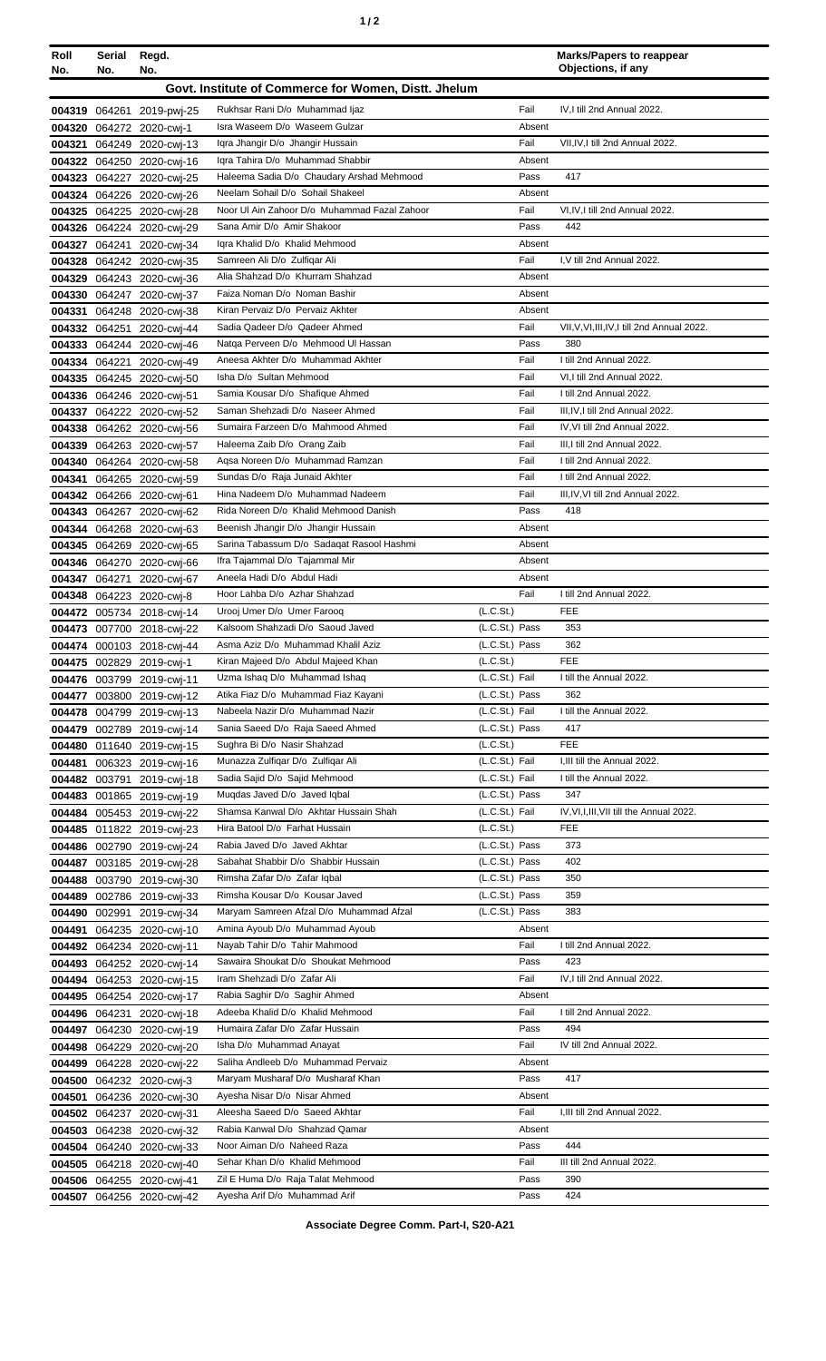| Roll No. | Serial No. | Regd. No. | | | Marks/Papers to reappear Objections, if any |
|---|---|---|---|---|---|
| **Govt. Institute of Commerce for Women, Distt. Jhelum** | | | | | |
| 004319 | 064261 | 2019-pwj-25 | Rukhsar Rani D/o Muhammad Ijaz | Fail | IV,I till 2nd Annual 2022. |
| 004320 | 064272 | 2020-cwj-1 | Isra Waseem D/o Waseem Gulzar | Absent | |
| 004321 | 064249 | 2020-cwj-13 | Iqra Jhangir D/o Jhangir Hussain | Fail | VII,IV,I till 2nd Annual 2022. |
| 004322 | 064250 | 2020-cwj-16 | Iqra Tahira D/o Muhammad Shabbir | Absent | |
| 004323 | 064227 | 2020-cwj-25 | Haleema Sadia D/o Chaudary Arshad Mehmood | Pass | 417 |
| 004324 | 064226 | 2020-cwj-26 | Neelam Sohail D/o Sohail Shakeel | Absent | |
| 004325 | 064225 | 2020-cwj-28 | Noor Ul Ain Zahoor D/o Muhammad Fazal Zahoor | Fail | VI,IV,I till 2nd Annual 2022. |
| 004326 | 064224 | 2020-cwj-29 | Sana Amir D/o Amir Shakoor | Pass | 442 |
| 004327 | 064241 | 2020-cwj-34 | Iqra Khalid D/o Khalid Mehmood | Absent | |
| 004328 | 064242 | 2020-cwj-35 | Samreen Ali D/o Zulfiqar Ali | Fail | I,V till 2nd Annual 2022. |
| 004329 | 064243 | 2020-cwj-36 | Alia Shahzad D/o Khurram Shahzad | Absent | |
| 004330 | 064247 | 2020-cwj-37 | Faiza Noman D/o Noman Bashir | Absent | |
| 004331 | 064248 | 2020-cwj-38 | Kiran Pervaiz D/o Pervaiz Akhter | Absent | |
| 004332 | 064251 | 2020-cwj-44 | Sadia Qadeer D/o Qadeer Ahmed | Fail | VII,V,VI,III,IV,I till 2nd Annual 2022. |
| 004333 | 064244 | 2020-cwj-46 | Natqa Perveen D/o Mehmood Ul Hassan | Pass | 380 |
| 004334 | 064221 | 2020-cwj-49 | Aneesa Akhter D/o Muhammad Akhter | Fail | I till 2nd Annual 2022. |
| 004335 | 064245 | 2020-cwj-50 | Isha D/o Sultan Mehmood | Fail | VI,I till 2nd Annual 2022. |
| 004336 | 064246 | 2020-cwj-51 | Samia Kousar D/o Shafique Ahmed | Fail | I till 2nd Annual 2022. |
| 004337 | 064222 | 2020-cwj-52 | Saman Shehzadi D/o Naseer Ahmed | Fail | III,IV,I till 2nd Annual 2022. |
| 004338 | 064262 | 2020-cwj-56 | Sumaira Farzeen D/o Mahmood Ahmed | Fail | IV,VI till 2nd Annual 2022. |
| 004339 | 064263 | 2020-cwj-57 | Haleema Zaib D/o Orang Zaib | Fail | III,I till 2nd Annual 2022. |
| 004340 | 064264 | 2020-cwj-58 | Aqsa Noreen D/o Muhammad Ramzan | Fail | I till 2nd Annual 2022. |
| 004341 | 064265 | 2020-cwj-59 | Sundas D/o Raja Junaid Akhter | Fail | I till 2nd Annual 2022. |
| 004342 | 064266 | 2020-cwj-61 | Hina Nadeem D/o Muhammad Nadeem | Fail | III,IV,VI till 2nd Annual 2022. |
| 004343 | 064267 | 2020-cwj-62 | Rida Noreen D/o Khalid Mehmood Danish | Pass | 418 |
| 004344 | 064268 | 2020-cwj-63 | Beenish Jhangir D/o Jhangir Hussain | Absent | |
| 004345 | 064269 | 2020-cwj-65 | Sarina Tabassum D/o Sadaqat Rasool Hashmi | Absent | |
| 004346 | 064270 | 2020-cwj-66 | Ifra Tajammal D/o Tajammal Mir | Absent | |
| 004347 | 064271 | 2020-cwj-67 | Aneela Hadi D/o Abdul Hadi | Absent | |
| 004348 | 064223 | 2020-cwj-8 | Hoor Lahba D/o Azhar Shahzad | Fail | I till 2nd Annual 2022. |
| 004472 | 005734 | 2018-cwj-14 | Urooj Umer D/o Umer Farooq | (L.C.St.) | FEE |
| 004473 | 007700 | 2018-cwj-22 | Kalsoom Shahzadi D/o Saoud Javed | (L.C.St.) Pass | 353 |
| 004474 | 000103 | 2018-cwj-44 | Asma Aziz D/o Muhammad Khalil Aziz | (L.C.St.) Pass | 362 |
| 004475 | 002829 | 2019-cwj-1 | Kiran Majeed D/o Abdul Majeed Khan | (L.C.St.) | FEE |
| 004476 | 003799 | 2019-cwj-11 | Uzma Ishaq D/o Muhammad Ishaq | (L.C.St.) Fail | I till the Annual 2022. |
| 004477 | 003800 | 2019-cwj-12 | Atika Fiaz D/o Muhammad Fiaz Kayani | (L.C.St.) Pass | 362 |
| 004478 | 004799 | 2019-cwj-13 | Nabeela Nazir D/o Muhammad Nazir | (L.C.St.) Fail | I till the Annual 2022. |
| 004479 | 002789 | 2019-cwj-14 | Sania Saeed D/o Raja Saeed Ahmed | (L.C.St.) Pass | 417 |
| 004480 | 011640 | 2019-cwj-15 | Sughra Bi D/o Nasir Shahzad | (L.C.St.) | FEE |
| 004481 | 006323 | 2019-cwj-16 | Munazza Zulfiqar D/o Zulfiqar Ali | (L.C.St.) Fail | I,III till the Annual 2022. |
| 004482 | 003791 | 2019-cwj-18 | Sadia Sajid D/o Sajid Mehmood | (L.C.St.) Fail | I till the Annual 2022. |
| 004483 | 001865 | 2019-cwj-19 | Muqdas Javed D/o Javed Iqbal | (L.C.St.) Pass | 347 |
| 004484 | 005453 | 2019-cwj-22 | Shamsa Kanwal D/o Akhtar Hussain Shah | (L.C.St.) Fail | IV,VI,I,III,VII till the Annual 2022. |
| 004485 | 011822 | 2019-cwj-23 | Hira Batool D/o Farhat Hussain | (L.C.St.) | FEE |
| 004486 | 002790 | 2019-cwj-24 | Rabia Javed D/o Javed Akhtar | (L.C.St.) Pass | 373 |
| 004487 | 003185 | 2019-cwj-28 | Sabahat Shabbir D/o Shabbir Hussain | (L.C.St.) Pass | 402 |
| 004488 | 003790 | 2019-cwj-30 | Rimsha Zafar D/o Zafar Iqbal | (L.C.St.) Pass | 350 |
| 004489 | 002786 | 2019-cwj-33 | Rimsha Kousar D/o Kousar Javed | (L.C.St.) Pass | 359 |
| 004490 | 002991 | 2019-cwj-34 | Maryam Samreen Afzal D/o Muhammad Afzal | (L.C.St.) Pass | 383 |
| 004491 | 064235 | 2020-cwj-10 | Amina Ayoub D/o Muhammad Ayoub | Absent | |
| 004492 | 064234 | 2020-cwj-11 | Nayab Tahir D/o Tahir Mahmood | Fail | I till 2nd Annual 2022. |
| 004493 | 064252 | 2020-cwj-14 | Sawaira Shoukat D/o Shoukat Mehmood | Pass | 423 |
| 004494 | 064253 | 2020-cwj-15 | Iram Shehzadi D/o Zafar Ali | Fail | IV,I till 2nd Annual 2022. |
| 004495 | 064254 | 2020-cwj-17 | Rabia Saghir D/o Saghir Ahmed | Absent | |
| 004496 | 064231 | 2020-cwj-18 | Adeeba Khalid D/o Khalid Mehmood | Fail | I till 2nd Annual 2022. |
| 004497 | 064230 | 2020-cwj-19 | Humaira Zafar D/o Zafar Hussain | Pass | 494 |
| 004498 | 064229 | 2020-cwj-20 | Isha D/o Muhammad Anayat | Fail | IV till 2nd Annual 2022. |
| 004499 | 064228 | 2020-cwj-22 | Saliha Andleeb D/o Muhammad Pervaiz | Absent | |
| 004500 | 064232 | 2020-cwj-3 | Maryam Musharaf D/o Musharaf Khan | Pass | 417 |
| 004501 | 064236 | 2020-cwj-30 | Ayesha Nisar D/o Nisar Ahmed | Absent | |
| 004502 | 064237 | 2020-cwj-31 | Aleesha Saeed D/o Saeed Akhtar | Fail | I,III till 2nd Annual 2022. |
| 004503 | 064238 | 2020-cwj-32 | Rabia Kanwal D/o Shahzad Qamar | Absent | |
| 004504 | 064240 | 2020-cwj-33 | Noor Aiman D/o Naheed Raza | Pass | 444 |
| 004505 | 064218 | 2020-cwj-40 | Sehar Khan D/o Khalid Mehmood | Fail | III till 2nd Annual 2022. |
| 004506 | 064255 | 2020-cwj-41 | Zil E Huma D/o Raja Talat Mehmood | Pass | 390 |
| 004507 | 064256 | 2020-cwj-42 | Ayesha Arif D/o Muhammad Arif | Pass | 424 |

**Associate Degree Comm. Part-I, S20-A21**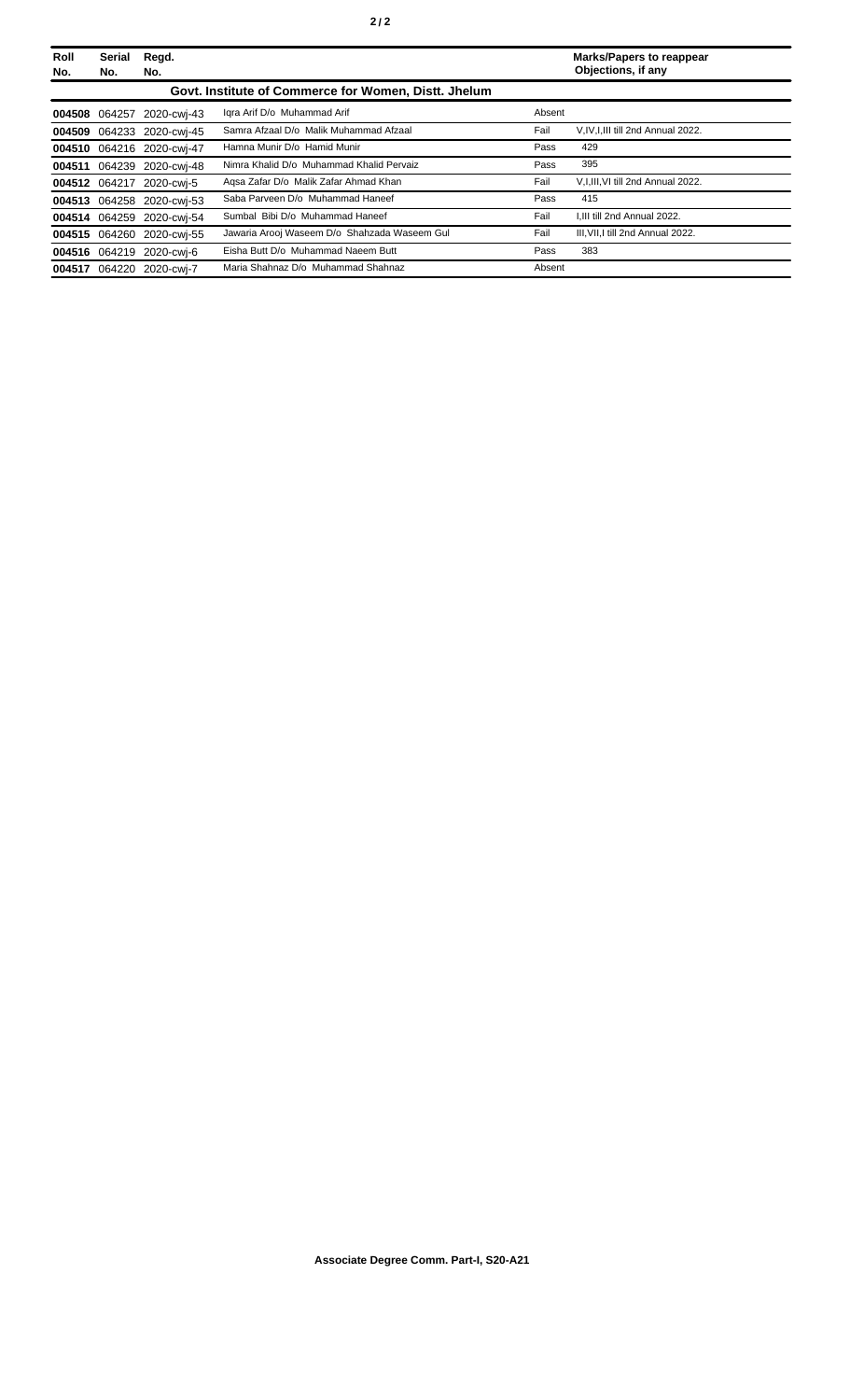| Roll No. | Serial No. | Regd. No. | | | Marks/Papers to reappear Objections, if any |
|---|---|---|---|---|---|
| | | | **Govt. Institute of Commerce for Women, Distt. Jhelum** | | |
| **004508** | 064257 | 2020-cwj-43 | Iqra Arif D/o Muhammad Arif | Absent | |
| **004509** | 064233 | 2020-cwj-45 | Samra Afzaal D/o Malik Muhammad Afzaal | Fail | V,IV,I,III till 2nd Annual 2022. |
| **004510** | 064216 | 2020-cwj-47 | Hamna Munir D/o Hamid Munir | Pass | 429 |
| **004511** | 064239 | 2020-cwj-48 | Nimra Khalid D/o Muhammad Khalid Pervaiz | Pass | 395 |
| **004512** | 064217 | 2020-cwj-5 | Aqsa Zafar D/o Malik Zafar Ahmad Khan | Fail | V,I,III,VI till 2nd Annual 2022. |
| **004513** | 064258 | 2020-cwj-53 | Saba Parveen D/o Muhammad Haneef | Pass | 415 |
| **004514** | 064259 | 2020-cwj-54 | Sumbal Bibi D/o Muhammad Haneef | Fail | I,III till 2nd Annual 2022. |
| **004515** | 064260 | 2020-cwj-55 | Jawaria Arooj Waseem D/o Shahzada Waseem Gul | Fail | III,VII,I till 2nd Annual 2022. |
| **004516** | 064219 | 2020-cwj-6 | Eisha Butt D/o Muhammad Naeem Butt | Pass | 383 |
| **004517** | 064220 | 2020-cwj-7 | Maria Shahnaz D/o Muhammad Shahnaz | Absent | |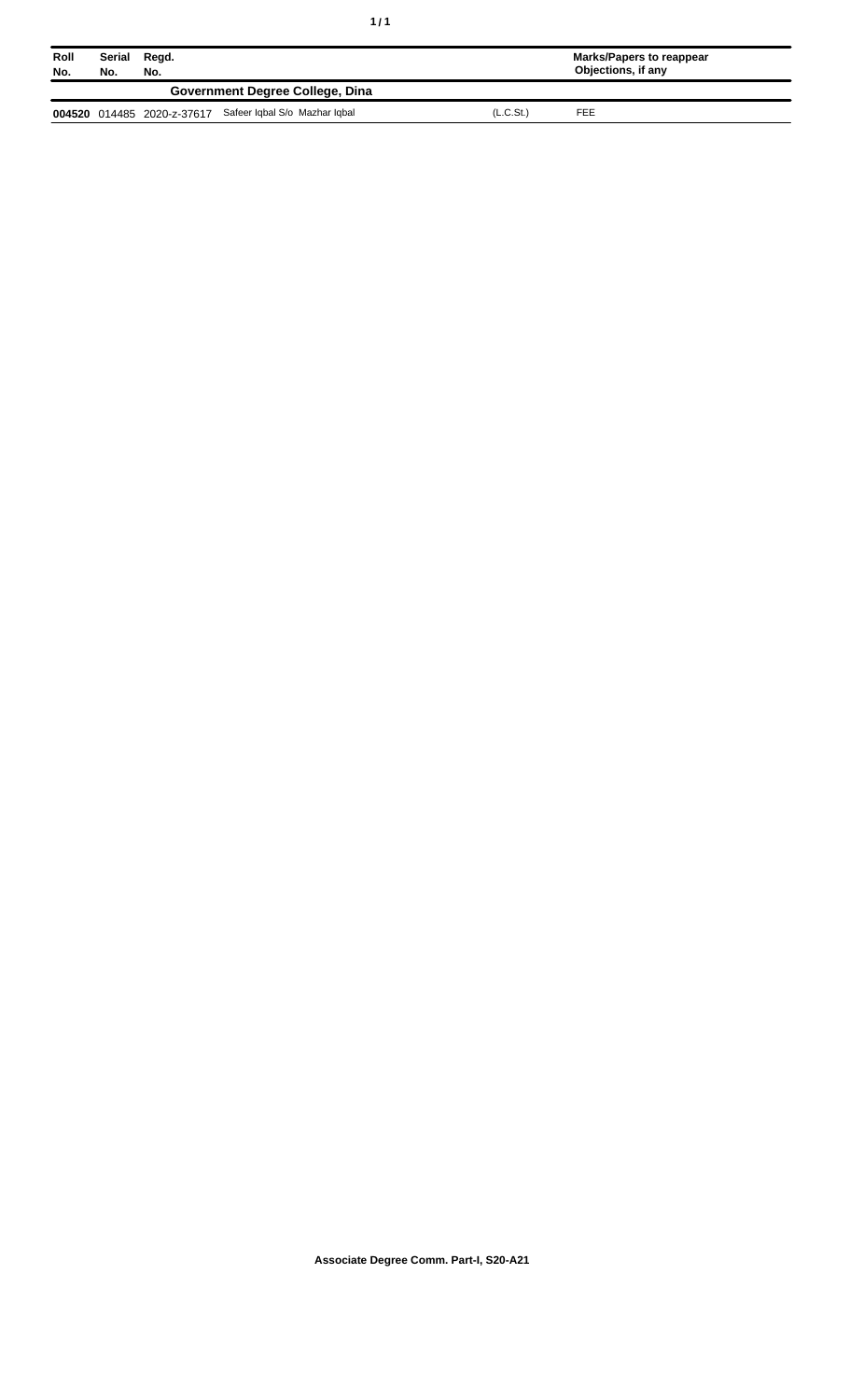| Roll No. | Serial No. | Regd. No. | | | Marks/Papers to reappear Objections, if any |
|---|---|---|---|---|---|
| | | | **Government Degree College, Dina** | | |
| **004520** | 014485 | 2020-z-37617 | Safeer Iqbal S/o Mazhar Iqbal | (L.C.St.) | FEE |

**Associate Degree Comm. Part-I, S20-A21**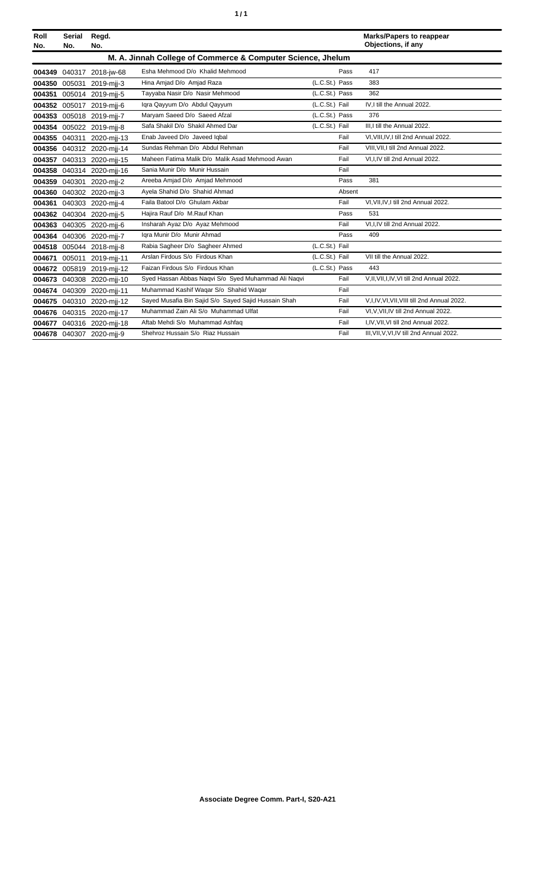| Roll No. | Serial No. | Regd. No. | | | Marks/Papers to reappear Objections, if any |
|---|---|---|---|---|---|
| **M. A. Jinnah College of Commerce & Computer Science, Jhelum** | | | | | |
| **004349** | 040317 | 2018-jw-68 | Esha Mehmood D/o Khalid Mehmood | Pass | 417 |
| **004350** | 005031 | 2019-mjj-3 | Hina Amjad D/o Amjad Raza | (L.C.St.) Pass | 383 |
| **004351** | 005014 | 2019-mjj-5 | Tayyaba Nasir D/o Nasir Mehmood | (L.C.St.) Pass | 362 |
| **004352** | 005017 | 2019-mjj-6 | Iqra Qayyum D/o Abdul Qayyum | (L.C.St.) Fail | IV,I till the Annual 2022. |
| **004353** | 005018 | 2019-mjj-7 | Maryam Saeed D/o Saeed Afzal | (L.C.St.) Pass | 376 |
| **004354** | 005022 | 2019-mjj-8 | Safa Shakil D/o Shakil Ahmed Dar | (L.C.St.) Fail | III,I till the Annual 2022. |
| **004355** | 040311 | 2020-mjj-13 | Enab Javeed D/o Javeed Iqbal | Fail | VI,VIII,IV,I till 2nd Annual 2022. |
| **004356** | 040312 | 2020-mjj-14 | Sundas Rehman D/o Abdul Rehman | Fail | VIII,VII,I till 2nd Annual 2022. |
| **004357** | 040313 | 2020-mjj-15 | Maheen Fatima Malik D/o Malik Asad Mehmood Awan | Fail | VI,I,IV till 2nd Annual 2022. |
| **004358** | 040314 | 2020-mjj-16 | Sania Munir D/o Munir Hussain | Fail | |
| **004359** | 040301 | 2020-mjj-2 | Areeba Amjad D/o Amjad Mehmood | Pass | 381 |
| **004360** | 040302 | 2020-mjj-3 | Ayela Shahid D/o Shahid Ahmad | Absent | |
| **004361** | 040303 | 2020-mjj-4 | Faila Batool D/o Ghulam Akbar | Fail | VI,VII,IV,I till 2nd Annual 2022. |
| **004362** | 040304 | 2020-mjj-5 | Hajira Rauf D/o M.Rauf Khan | Pass | 531 |
| **004363** | 040305 | 2020-mjj-6 | Insharah Ayaz D/o Ayaz Mehmood | Fail | VI,I,IV till 2nd Annual 2022. |
| **004364** | 040306 | 2020-mjj-7 | Iqra Munir D/o Munir Ahmad | Pass | 409 |
| **004518** | 005044 | 2018-mjj-8 | Rabia Sagheer D/o Sagheer Ahmed | (L.C.St.) Fail | |
| **004671** | 005011 | 2019-mjj-11 | Arslan Firdous S/o Firdous Khan | (L.C.St.) Fail | VII till the Annual 2022. |
| **004672** | 005819 | 2019-mjj-12 | Faizan Firdous S/o Firdous Khan | (L.C.St.) Pass | 443 |
| **004673** | 040308 | 2020-mjj-10 | Syed Hassan Abbas Naqvi S/o Syed Muhammad Ali Naqvi | Fail | V,II,VII,I,IV,VI till 2nd Annual 2022. |
| **004674** | 040309 | 2020-mjj-11 | Muhammad Kashif Waqar S/o Shahid Waqar | Fail | |
| **004675** | 040310 | 2020-mjj-12 | Sayed Musafia Bin Sajid S/o Sayed Sajid Hussain Shah | Fail | V,I,IV,VI,VII,VIII till 2nd Annual 2022. |
| **004676** | 040315 | 2020-mjj-17 | Muhammad Zain Ali S/o Muhammad Ulfat | Fail | VI,V,VII,IV till 2nd Annual 2022. |
| **004677** | 040316 | 2020-mjj-18 | Aftab Mehdi S/o Muhammad Ashfaq | Fail | I,IV,VII,VI till 2nd Annual 2022. |
| **004678** | 040307 | 2020-mjj-9 | Shehroz Hussain S/o Riaz Hussain | Fail | III,VII,V,VI,IV till 2nd Annual 2022. |

**Associate Degree Comm. Part-I, S20-A21**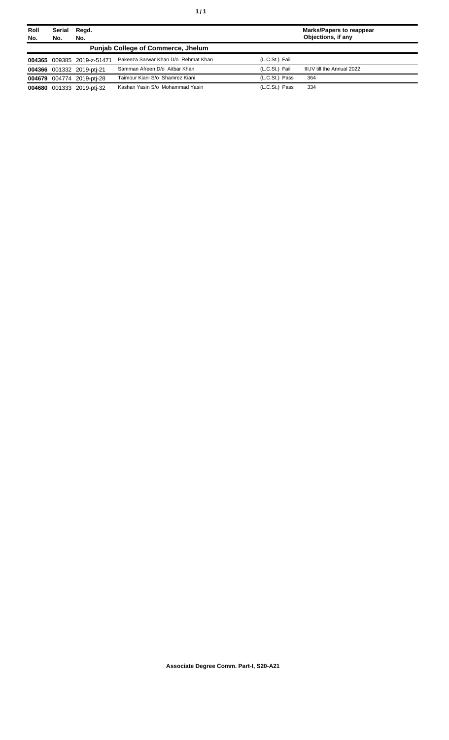| Roll No. | Serial No. | Regd. No. | | | Marks/Papers to reappear Objections, if any |
|---|---|---|---|---|---|
| **Punjab College of Commerce, Jhelum** | | | | | |
| **004365** | 009385 | 2019-z-51471 | Pakeeza Sarwar Khan D/o Rehmat Khan | (L.C.St.) Fail | |
| **004366** | 001332 | 2019-ptj-21 | Samman Afreen D/o Aitbar Khan | (L.C.St.) Fail | III,IV till the Annual 2022. |
| **004679** | 004774 | 2019-ptj-28 | Taimour Kiani S/o Shamrez Kiani | (L.C.St.) Pass | 364 |
| **004680** | 001333 | 2019-ptj-32 | Kashan Yasin S/o Mohammad Yasin | (L.C.St.) Pass | 334 |

**Associate Degree Comm. Part-I, S20-A21**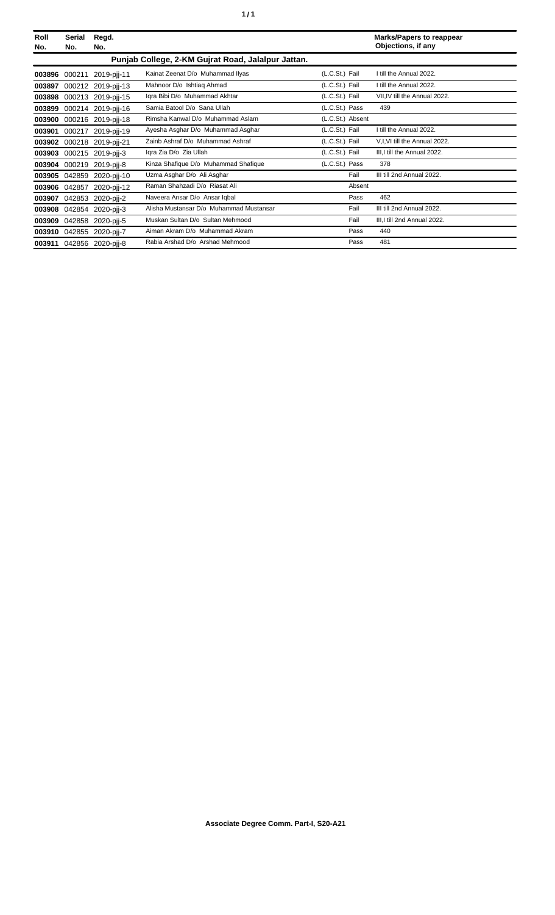| Roll No. | Serial No. | Regd. No. | | | Marks/Papers to reappear Objections, if any |
|---|---|---|---|---|---|
| | | | **Punjab College, 2-KM Gujrat Road, Jalalpur Jattan.** | | |
| **003896** | 000211 | 2019-pjj-11 | Kainat Zeenat D/o Muhammad Ilyas | (L.C.St.) Fail | I till the Annual 2022. |
| **003897** | 000212 | 2019-pjj-13 | Mahnoor D/o Ishtiaq Ahmad | (L.C.St.) Fail | I till the Annual 2022. |
| **003898** | 000213 | 2019-pjj-15 | Iqra Bibi D/o Muhammad Akhtar | (L.C.St.) Fail | VII,IV till the Annual 2022. |
| **003899** | 000214 | 2019-pjj-16 | Samia Batool D/o Sana Ullah | (L.C.St.) Pass | 439 |
| **003900** | 000216 | 2019-pjj-18 | Rimsha Kanwal D/o Muhammad Aslam | (L.C.St.) Absent | |
| **003901** | 000217 | 2019-pjj-19 | Ayesha Asghar D/o Muhammad Asghar | (L.C.St.) Fail | I till the Annual 2022. |
| **003902** | 000218 | 2019-pjj-21 | Zainb Ashraf D/o Muhammad Ashraf | (L.C.St.) Fail | V,I,VI till the Annual 2022. |
| **003903** | 000215 | 2019-pjj-3 | Iqra Zia D/o Zia Ullah | (L.C.St.) Fail | III,I till the Annual 2022. |
| **003904** | 000219 | 2019-pjj-8 | Kinza Shafique D/o Muhammad Shafique | (L.C.St.) Pass | 378 |
| **003905** | 042859 | 2020-pjj-10 | Uzma Asghar D/o Ali Asghar | Fail | III till 2nd Annual 2022. |
| **003906** | 042857 | 2020-pjj-12 | Raman Shahzadi D/o Riasat Ali | Absent | |
| **003907** | 042853 | 2020-pjj-2 | Naveera Ansar D/o Ansar Iqbal | Pass | 462 |
| **003908** | 042854 | 2020-pjj-3 | Alisha Mustansar D/o Muhammad Mustansar | Fail | III till 2nd Annual 2022. |
| **003909** | 042858 | 2020-pjj-5 | Muskan Sultan D/o Sultan Mehmood | Fail | III,I till 2nd Annual 2022. |
| **003910** | 042855 | 2020-pjj-7 | Aiman Akram D/o Muhammad Akram | Pass | 440 |
| **003911** | 042856 | 2020-pjj-8 | Rabia Arshad D/o Arshad Mehmood | Pass | 481 |

**Associate Degree Comm. Part-I, S20-A21**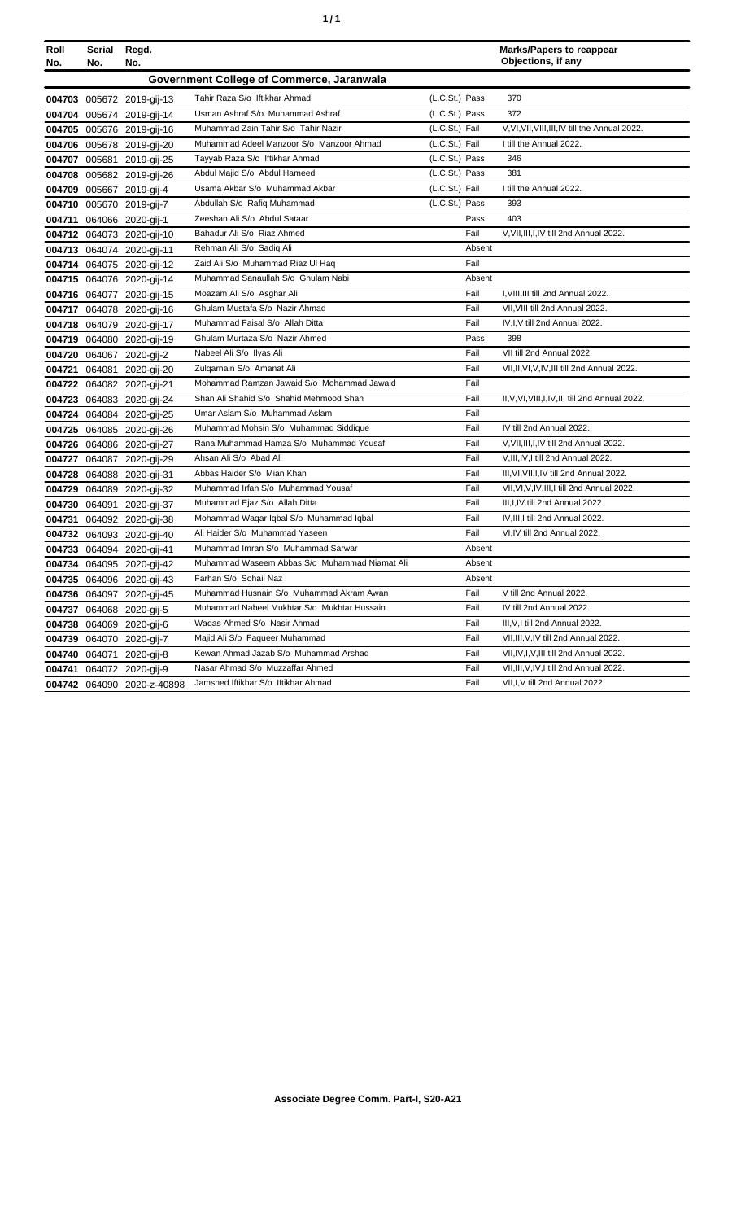| Roll No. | Serial No. | Regd. No. | | | Marks/Papers to reappear Objections, if any |
|---|---|---|---|---|---|
| **Government College of Commerce, Jaranwala** | | | | | |
| 004703 | 005672 | 2019-gij-13 | Tahir Raza S/o Iftikhar Ahmad | (L.C.St.) Pass | 370 |
| 004704 | 005674 | 2019-gij-14 | Usman Ashraf S/o Muhammad Ashraf | (L.C.St.) Pass | 372 |
| 004705 | 005676 | 2019-gij-16 | Muhammad Zain Tahir S/o Tahir Nazir | (L.C.St.) Fail | V,VI,VII,VIII,III,IV till the Annual 2022. |
| 004706 | 005678 | 2019-gij-20 | Muhammad Adeel Manzoor S/o Manzoor Ahmad | (L.C.St.) Fail | I till the Annual 2022. |
| 004707 | 005681 | 2019-gij-25 | Tayyab Raza S/o Iftikhar Ahmad | (L.C.St.) Pass | 346 |
| 004708 | 005682 | 2019-gij-26 | Abdul Majid S/o Abdul Hameed | (L.C.St.) Pass | 381 |
| 004709 | 005667 | 2019-gij-4 | Usama Akbar S/o Muhammad Akbar | (L.C.St.) Fail | I till the Annual 2022. |
| 004710 | 005670 | 2019-gij-7 | Abdullah S/o Rafiq Muhammad | (L.C.St.) Pass | 393 |
| 004711 | 064066 | 2020-gij-1 | Zeeshan Ali S/o Abdul Sataar | Pass | 403 |
| 004712 | 064073 | 2020-gij-10 | Bahadur Ali S/o Riaz Ahmed | Fail | V,VII,III,I,IV till 2nd Annual 2022. |
| 004713 | 064074 | 2020-gij-11 | Rehman Ali S/o Sadiq Ali | Absent | |
| 004714 | 064075 | 2020-gij-12 | Zaid Ali S/o Muhammad Riaz Ul Haq | Fail | |
| 004715 | 064076 | 2020-gij-14 | Muhammad Sanaullah S/o Ghulam Nabi | Absent | |
| 004716 | 064077 | 2020-gij-15 | Moazam Ali S/o Asghar Ali | Fail | I,VIII,III till 2nd Annual 2022. |
| 004717 | 064078 | 2020-gij-16 | Ghulam Mustafa S/o Nazir Ahmad | Fail | VII,VIII till 2nd Annual 2022. |
| 004718 | 064079 | 2020-gij-17 | Muhammad Faisal S/o Allah Ditta | Fail | IV,I,V till 2nd Annual 2022. |
| 004719 | 064080 | 2020-gij-19 | Ghulam Murtaza S/o Nazir Ahmed | Pass | 398 |
| 004720 | 064067 | 2020-gij-2 | Nabeel Ali S/o Ilyas Ali | Fail | VII till 2nd Annual 2022. |
| 004721 | 064081 | 2020-gij-20 | Zulqarnain S/o Amanat Ali | Fail | VII,II,VI,V,IV,III till 2nd Annual 2022. |
| 004722 | 064082 | 2020-gij-21 | Mohammad Ramzan Jawaid S/o Mohammad Jawaid | Fail | |
| 004723 | 064083 | 2020-gij-24 | Shan Ali Shahid S/o Shahid Mehmood Shah | Fail | II,V,VI,VIII,I,IV,III till 2nd Annual 2022. |
| 004724 | 064084 | 2020-gij-25 | Umar Aslam S/o Muhammad Aslam | Fail | |
| 004725 | 064085 | 2020-gij-26 | Muhammad Mohsin S/o Muhammad Siddique | Fail | IV till 2nd Annual 2022. |
| 004726 | 064086 | 2020-gij-27 | Rana Muhammad Hamza S/o Muhammad Yousaf | Fail | V,VII,III,I,IV till 2nd Annual 2022. |
| 004727 | 064087 | 2020-gij-29 | Ahsan Ali S/o Abad Ali | Fail | V,III,IV,I till 2nd Annual 2022. |
| 004728 | 064088 | 2020-gij-31 | Abbas Haider S/o Mian Khan | Fail | III,VI,VII,I,IV till 2nd Annual 2022. |
| 004729 | 064089 | 2020-gij-32 | Muhammad Irfan S/o Muhammad Yousaf | Fail | VII,VI,V,IV,III,I till 2nd Annual 2022. |
| 004730 | 064091 | 2020-gij-37 | Muhammad Ejaz S/o Allah Ditta | Fail | III,I,IV till 2nd Annual 2022. |
| 004731 | 064092 | 2020-gij-38 | Mohammad Waqar Iqbal S/o Muhammad Iqbal | Fail | IV,III,I till 2nd Annual 2022. |
| 004732 | 064093 | 2020-gij-40 | Ali Haider S/o Muhammad Yaseen | Fail | VI,IV till 2nd Annual 2022. |
| 004733 | 064094 | 2020-gij-41 | Muhammad Imran S/o Muhammad Sarwar | Absent | |
| 004734 | 064095 | 2020-gij-42 | Muhammad Waseem Abbas S/o Muhammad Niamat Ali | Absent | |
| 004735 | 064096 | 2020-gij-43 | Farhan S/o Sohail Naz | Absent | |
| 004736 | 064097 | 2020-gij-45 | Muhammad Husnain S/o Muhammad Akram Awan | Fail | V till 2nd Annual 2022. |
| 004737 | 064068 | 2020-gij-5 | Muhammad Nabeel Mukhtar S/o Mukhtar Hussain | Fail | IV till 2nd Annual 2022. |
| 004738 | 064069 | 2020-gij-6 | Waqas Ahmed S/o Nasir Ahmad | Fail | III,V,I till 2nd Annual 2022. |
| 004739 | 064070 | 2020-gij-7 | Majid Ali S/o Faqueer Muhammad | Fail | VII,III,V,IV till 2nd Annual 2022. |
| 004740 | 064071 | 2020-gij-8 | Kewan Ahmad Jazab S/o Muhammad Arshad | Fail | VII,IV,I,V,III till 2nd Annual 2022. |
| 004741 | 064072 | 2020-gij-9 | Nasar Ahmad S/o Muzzaffar Ahmed | Fail | VII,III,V,IV,I till 2nd Annual 2022. |
| 004742 | 064090 | 2020-z-40898 | Jamshed Iftikhar S/o Iftikhar Ahmad | Fail | VII,I,V till 2nd Annual 2022. |

**Associate Degree Comm. Part-I, S20-A21**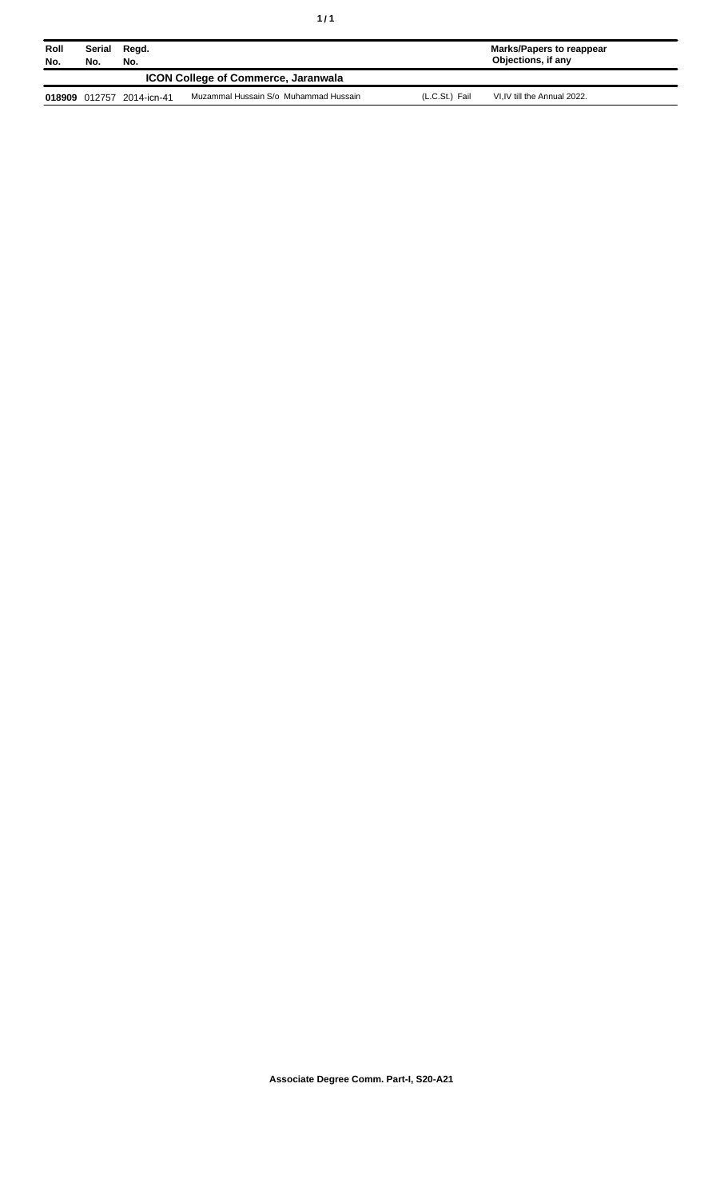| Roll No. | Serial No. | Regd. No. | | | Marks/Papers to reappear Objections, if any |
|---|---|---|---|---|---|
| **ICON College of Commerce, Jaranwala** | | | | | |
| **018909** | 012757 | 2014-icn-41 | Muzammal Hussain S/o Muhammad Hussain | (L.C.St.) Fail | VI,IV till the Annual 2022. |

**Associate Degree Comm. Part-I, S20-A21**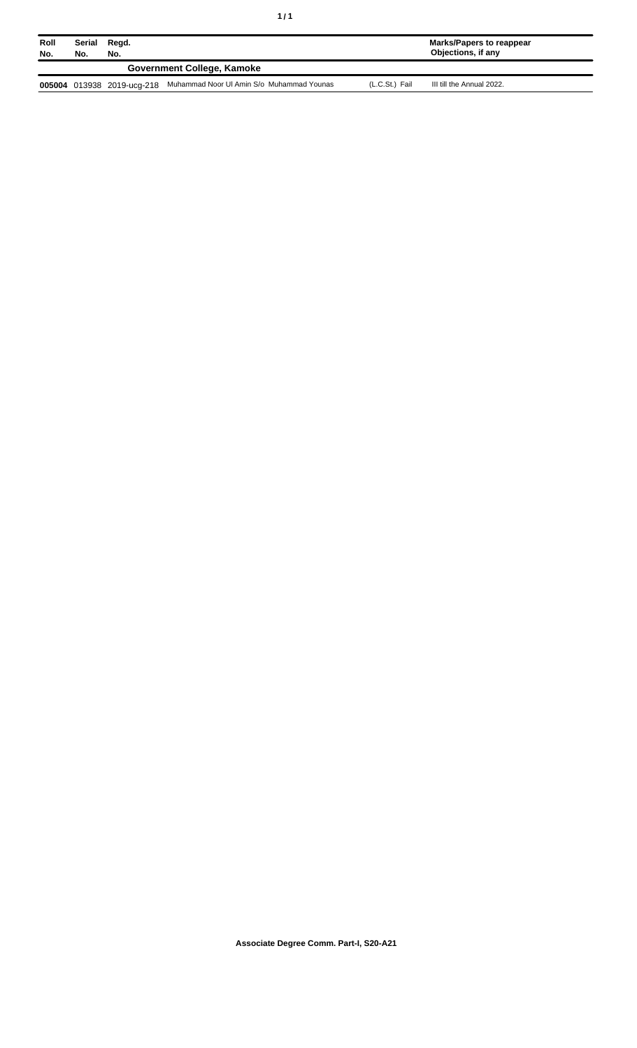| Roll No. | Serial No. | Regd. No. | | | Marks/Papers to reappear Objections, if any |
|---|---|---|---|---|---|
| | | | **Government College, Kamoke** | | |
| **005004** | 013938 | 2019-ucg-218 | Muhammad Noor Ul Amin S/o Muhammad Younas | (L.C.St.) Fail | III till the Annual 2022. |

**Associate Degree Comm. Part-I, S20-A21**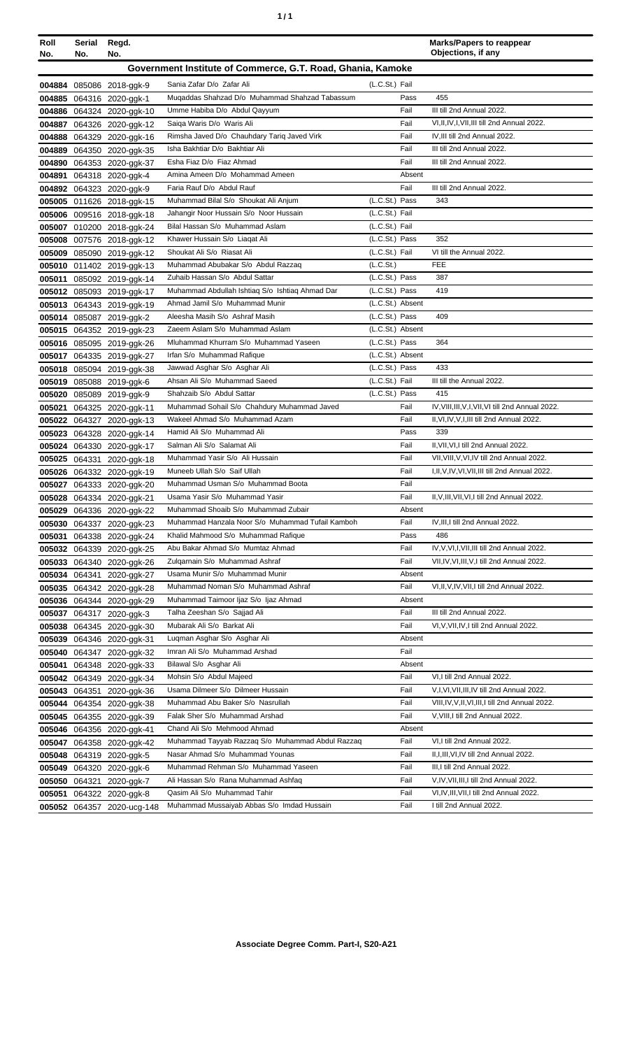| Roll No. | Serial No. | Regd. No. | | | Marks/Papers to reappear Objections, if any |
|---|---|---|---|---|---|
| **Government Institute of Commerce, G.T. Road, Ghania, Kamoke** | | | | | |
| 004884 | 085086 | 2018-ggk-9 | Sania Zafar D/o Zafar Ali | (L.C.St.) Fail | |
| 004885 | 064316 | 2020-ggk-1 | Muqaddas Shahzad D/o Muhammad Shahzad Tabassum | Pass | 455 |
| 004886 | 064324 | 2020-ggk-10 | Umme Habiba D/o Abdul Qayyum | Fail | III till 2nd Annual 2022. |
| 004887 | 064326 | 2020-ggk-12 | Saiqa Waris D/o Waris Ali | Fail | VI,II,IV,I,VII,III till 2nd Annual 2022. |
| 004888 | 064329 | 2020-ggk-16 | Rimsha Javed D/o Chauhdary Tariq Javed Virk | Fail | IV,III till 2nd Annual 2022. |
| 004889 | 064350 | 2020-ggk-35 | Isha Bakhtiar D/o Bakhtiar Ali | Fail | III till 2nd Annual 2022. |
| 004890 | 064353 | 2020-ggk-37 | Esha Fiaz D/o Fiaz Ahmad | Fail | III till 2nd Annual 2022. |
| 004891 | 064318 | 2020-ggk-4 | Amina Ameen D/o Mohammad Ameen | Absent | |
| 004892 | 064323 | 2020-ggk-9 | Faria Rauf D/o Abdul Rauf | Fail | III till 2nd Annual 2022. |
| 005005 | 011626 | 2018-ggk-15 | Muhammad Bilal S/o Shoukat Ali Anjum | (L.C.St.) Pass | 343 |
| 005006 | 009516 | 2018-ggk-18 | Jahangir Noor Hussain S/o Noor Hussain | (L.C.St.) Fail | |
| 005007 | 010200 | 2018-ggk-24 | Bilal Hassan S/o Muhammad Aslam | (L.C.St.) Fail | |
| 005008 | 007576 | 2018-ggk-12 | Khawer Hussain S/o Liaqat Ali | (L.C.St.) Pass | 352 |
| 005009 | 085090 | 2019-ggk-12 | Shoukat Ali S/o Riasat Ali | (L.C.St.) Fail | VI till the Annual 2022. |
| 005010 | 011402 | 2019-ggk-13 | Muhammad Abubakar S/o Abdul Razzaq | (L.C.St.) | FEE |
| 005011 | 085092 | 2019-ggk-14 | Zuhaib Hassan S/o Abdul Sattar | (L.C.St.) Pass | 387 |
| 005012 | 085093 | 2019-ggk-17 | Muhammad Abdullah Ishtiaq S/o Ishtiaq Ahmad Dar | (L.C.St.) Pass | 419 |
| 005013 | 064343 | 2019-ggk-19 | Ahmad Jamil S/o Muhammad Munir | (L.C.St.) Absent | |
| 005014 | 085087 | 2019-ggk-2 | Aleesha Masih S/o Ashraf Masih | (L.C.St.) Pass | 409 |
| 005015 | 064352 | 2019-ggk-23 | Zaeem Aslam S/o Muhammad Aslam | (L.C.St.) Absent | |
| 005016 | 085095 | 2019-ggk-26 | Mluhammad Khurram S/o Muhammad Yaseen | (L.C.St.) Pass | 364 |
| 005017 | 064335 | 2019-ggk-27 | Irfan S/o Muhammad Rafique | (L.C.St.) Absent | |
| 005018 | 085094 | 2019-ggk-38 | Jawwad Asghar S/o Asghar Ali | (L.C.St.) Pass | 433 |
| 005019 | 085088 | 2019-ggk-6 | Ahsan Ali S/o Muhammad Saeed | (L.C.St.) Fail | III till the Annual 2022. |
| 005020 | 085089 | 2019-ggk-9 | Shahzaib S/o Abdul Sattar | (L.C.St.) Pass | 415 |
| 005021 | 064325 | 2020-ggk-11 | Muhammad Sohail S/o Chahdury Muhammad Javed | Fail | IV,VIII,III,V,I,VII,VI till 2nd Annual 2022. |
| 005022 | 064327 | 2020-ggk-13 | Wakeel Ahmad S/o Muhammad Azam | Fail | II,VI,IV,V,I,III till 2nd Annual 2022. |
| 005023 | 064328 | 2020-ggk-14 | Hamid Ali S/o Muhammad Ali | Pass | 339 |
| 005024 | 064330 | 2020-ggk-17 | Salman Ali S/o Salamat Ali | Fail | II,VII,VI,I till 2nd Annual 2022. |
| 005025 | 064331 | 2020-ggk-18 | Muhammad Yasir S/o Ali Hussain | Fail | VII,VIII,V,VI,IV till 2nd Annual 2022. |
| 005026 | 064332 | 2020-ggk-19 | Muneeb Ullah S/o Saif Ullah | Fail | I,II,V,IV,VI,VII,III till 2nd Annual 2022. |
| 005027 | 064333 | 2020-ggk-20 | Muhammad Usman S/o Muhammad Boota | Fail | |
| 005028 | 064334 | 2020-ggk-21 | Usama Yasir S/o Muhammad Yasir | Fail | II,V,III,VII,VI,I till 2nd Annual 2022. |
| 005029 | 064336 | 2020-ggk-22 | Muhammad Shoaib S/o Muhammad Zubair | Absent | |
| 005030 | 064337 | 2020-ggk-23 | Muhammad Hanzala Noor S/o Muhammad Tufail Kamboh | Fail | IV,III,I till 2nd Annual 2022. |
| 005031 | 064338 | 2020-ggk-24 | Khalid Mahmood S/o Muhammad Rafique | Pass | 486 |
| 005032 | 064339 | 2020-ggk-25 | Abu Bakar Ahmad S/o Mumtaz Ahmad | Fail | IV,V,VI,I,VII,III till 2nd Annual 2022. |
| 005033 | 064340 | 2020-ggk-26 | Zulqarnain S/o Muhammad Ashraf | Fail | VII,IV,VI,III,V,I till 2nd Annual 2022. |
| 005034 | 064341 | 2020-ggk-27 | Usama Munir S/o Muhammad Munir | Absent | |
| 005035 | 064342 | 2020-ggk-28 | Muhammad Noman S/o Muhammad Ashraf | Fail | VI,II,V,IV,VII,I till 2nd Annual 2022. |
| 005036 | 064344 | 2020-ggk-29 | Muhammad Taimoor Ijaz S/o Ijaz Ahmad | Absent | |
| 005037 | 064317 | 2020-ggk-3 | Talha Zeeshan S/o Sajjad Ali | Fail | III till 2nd Annual 2022. |
| 005038 | 064345 | 2020-ggk-30 | Mubarak Ali S/o Barkat Ali | Fail | VI,V,VII,IV,I till 2nd Annual 2022. |
| 005039 | 064346 | 2020-ggk-31 | Luqman Asghar S/o Asghar Ali | Absent | |
| 005040 | 064347 | 2020-ggk-32 | Imran Ali S/o Muhammad Arshad | Fail | |
| 005041 | 064348 | 2020-ggk-33 | Bilawal S/o Asghar Ali | Absent | |
| 005042 | 064349 | 2020-ggk-34 | Mohsin S/o Abdul Majeed | Fail | VI,I till 2nd Annual 2022. |
| 005043 | 064351 | 2020-ggk-36 | Usama Dilmeer S/o Dilmeer Hussain | Fail | V,I,VI,VII,III,IV till 2nd Annual 2022. |
| 005044 | 064354 | 2020-ggk-38 | Muhammad Abu Baker S/o Nasrullah | Fail | VIII,IV,V,II,VI,III,I till 2nd Annual 2022. |
| 005045 | 064355 | 2020-ggk-39 | Falak Sher S/o Muhammad Arshad | Fail | V,VIII,I till 2nd Annual 2022. |
| 005046 | 064356 | 2020-ggk-41 | Chand Ali S/o Mehmood Ahmad | Absent | |
| 005047 | 064358 | 2020-ggk-42 | Muhammad Tayyab Razzaq S/o Muhammad Abdul Razzaq | Fail | VI,I till 2nd Annual 2022. |
| 005048 | 064319 | 2020-ggk-5 | Nasar Ahmad S/o Muhammad Younas | Fail | II,I,III,VI,IV till 2nd Annual 2022. |
| 005049 | 064320 | 2020-ggk-6 | Muhammad Rehman S/o Muhammad Yaseen | Fail | III,I till 2nd Annual 2022. |
| 005050 | 064321 | 2020-ggk-7 | Ali Hassan S/o Rana Muhammad Ashfaq | Fail | V,IV,VII,III,I till 2nd Annual 2022. |
| 005051 | 064322 | 2020-ggk-8 | Qasim Ali S/o Muhammad Tahir | Fail | VI,IV,III,VII,I till 2nd Annual 2022. |
| 005052 | 064357 | 2020-ucg-148 | Muhammad Mussaiyab Abbas S/o Imdad Hussain | Fail | I till 2nd Annual 2022. |

**Associate Degree Comm. Part-I, S20-A21**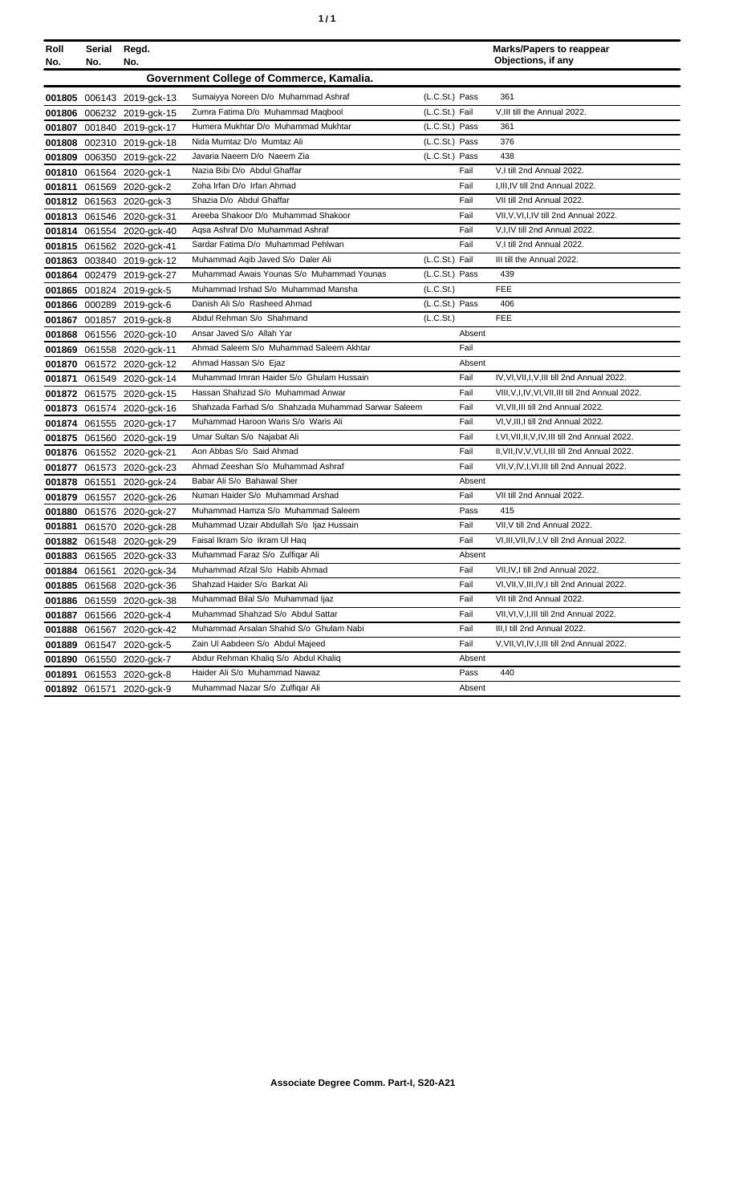| Roll No. | Serial No. | Regd. No. | | | Marks/Papers to reappear Objections, if any |
|---|---|---|---|---|---|
| **Government College of Commerce, Kamalia.** | | | | | |
| 001805 | 006143 | 2019-gck-13 | Sumaiyya Noreen D/o Muhammad Ashraf | (L.C.St.) Pass | 361 |
| 001806 | 006232 | 2019-gck-15 | Zumra Fatima D/o Muhammad Maqbool | (L.C.St.) Fail | V,III till the Annual 2022. |
| 001807 | 001840 | 2019-gck-17 | Humera Mukhtar D/o Muhammad Mukhtar | (L.C.St.) Pass | 361 |
| 001808 | 002310 | 2019-gck-18 | Nida Mumtaz D/o Mumtaz Ali | (L.C.St.) Pass | 376 |
| 001809 | 006350 | 2019-gck-22 | Javaria Naeem D/o Naeem Zia | (L.C.St.) Pass | 438 |
| 001810 | 061564 | 2020-gck-1 | Nazia Bibi D/o Abdul Ghaffar | Fail | V,I till 2nd Annual 2022. |
| 001811 | 061569 | 2020-gck-2 | Zoha Irfan D/o Irfan Ahmad | Fail | I,III,IV till 2nd Annual 2022. |
| 001812 | 061563 | 2020-gck-3 | Shazia D/o Abdul Ghaffar | Fail | VII till 2nd Annual 2022. |
| 001813 | 061546 | 2020-gck-31 | Areeba Shakoor D/o Muhammad Shakoor | Fail | VII,V,VI,I,IV till 2nd Annual 2022. |
| 001814 | 061554 | 2020-gck-40 | Aqsa Ashraf D/o Muhammad Ashraf | Fail | V,I,IV till 2nd Annual 2022. |
| 001815 | 061562 | 2020-gck-41 | Sardar Fatima D/o Muhammad Pehlwan | Fail | V,I till 2nd Annual 2022. |
| 001863 | 003840 | 2019-gck-12 | Muhammad Aqib Javed S/o Daler Ali | (L.C.St.) Fail | III till the Annual 2022. |
| 001864 | 002479 | 2019-gck-27 | Muhammad Awais Younas S/o Muhammad Younas | (L.C.St.) Pass | 439 |
| 001865 | 001824 | 2019-gck-5 | Muhammad Irshad S/o Muhammad Mansha | (L.C.St.) | FEE |
| 001866 | 000289 | 2019-gck-6 | Danish Ali S/o Rasheed Ahmad | (L.C.St.) Pass | 406 |
| 001867 | 001857 | 2019-gck-8 | Abdul Rehman S/o Shahmand | (L.C.St.) | FEE |
| 001868 | 061556 | 2020-gck-10 | Ansar Javed S/o Allah Yar | Absent | |
| 001869 | 061558 | 2020-gck-11 | Ahmad Saleem S/o Muhammad Saleem Akhtar | Fail | |
| 001870 | 061572 | 2020-gck-12 | Ahmad Hassan S/o Ejaz | Absent | |
| 001871 | 061549 | 2020-gck-14 | Muhammad Imran Haider S/o Ghulam Hussain | Fail | IV,VI,VII,I,V,III till 2nd Annual 2022. |
| 001872 | 061575 | 2020-gck-15 | Hassan Shahzad S/o Muhammad Anwar | Fail | VIII,V,I,IV,VI,VII,III till 2nd Annual 2022. |
| 001873 | 061574 | 2020-gck-16 | Shahzada Farhad S/o Shahzada Muhammad Sarwar Saleem | Fail | VI,VII,III till 2nd Annual 2022. |
| 001874 | 061555 | 2020-gck-17 | Muhammad Haroon Waris S/o Waris Ali | Fail | VI,V,III,I till 2nd Annual 2022. |
| 001875 | 061560 | 2020-gck-19 | Umar Sultan S/o Najabat Ali | Fail | I,VI,VII,II,V,IV,III till 2nd Annual 2022. |
| 001876 | 061552 | 2020-gck-21 | Aon Abbas S/o Said Ahmad | Fail | II,VII,IV,V,VI,I,III till 2nd Annual 2022. |
| 001877 | 061573 | 2020-gck-23 | Ahmad Zeeshan S/o Muhammad Ashraf | Fail | VII,V,IV,I,VI,III till 2nd Annual 2022. |
| 001878 | 061551 | 2020-gck-24 | Babar Ali S/o Bahawal Sher | Absent | |
| 001879 | 061557 | 2020-gck-26 | Numan Haider S/o Muhammad Arshad | Fail | VII till 2nd Annual 2022. |
| 001880 | 061576 | 2020-gck-27 | Muhammad Hamza S/o Muhammad Saleem | Pass | 415 |
| 001881 | 061570 | 2020-gck-28 | Muhammad Uzair Abdullah S/o Ijaz Hussain | Fail | VII,V till 2nd Annual 2022. |
| 001882 | 061548 | 2020-gck-29 | Faisal Ikram S/o Ikram Ul Haq | Fail | VI,III,VII,IV,I,V till 2nd Annual 2022. |
| 001883 | 061565 | 2020-gck-33 | Muhammad Faraz S/o Zulfiqar Ali | Absent | |
| 001884 | 061561 | 2020-gck-34 | Muhammad Afzal S/o Habib Ahmad | Fail | VII,IV,I till 2nd Annual 2022. |
| 001885 | 061568 | 2020-gck-36 | Shahzad Haider S/o Barkat Ali | Fail | VI,VII,V,III,IV,I till 2nd Annual 2022. |
| 001886 | 061559 | 2020-gck-38 | Muhammad Bilal S/o Muhammad Ijaz | Fail | VII till 2nd Annual 2022. |
| 001887 | 061566 | 2020-gck-4 | Muhammad Shahzad S/o Abdul Sattar | Fail | VII,VI,V,I,III till 2nd Annual 2022. |
| 001888 | 061567 | 2020-gck-42 | Muhammad Arsalan Shahid S/o Ghulam Nabi | Fail | III,I till 2nd Annual 2022. |
| 001889 | 061547 | 2020-gck-5 | Zain Ul Aabdeen S/o Abdul Majeed | Fail | V,VII,VI,IV,I,III till 2nd Annual 2022. |
| 001890 | 061550 | 2020-gck-7 | Abdur Rehman Khaliq S/o Abdul Khaliq | Absent | |
| 001891 | 061553 | 2020-gck-8 | Haider Ali S/o Muhammad Nawaz | Pass | 440 |
| 001892 | 061571 | 2020-gck-9 | Muhammad Nazar S/o Zulfiqar Ali | Absent | |

**Associate Degree Comm. Part-I, S20-A21**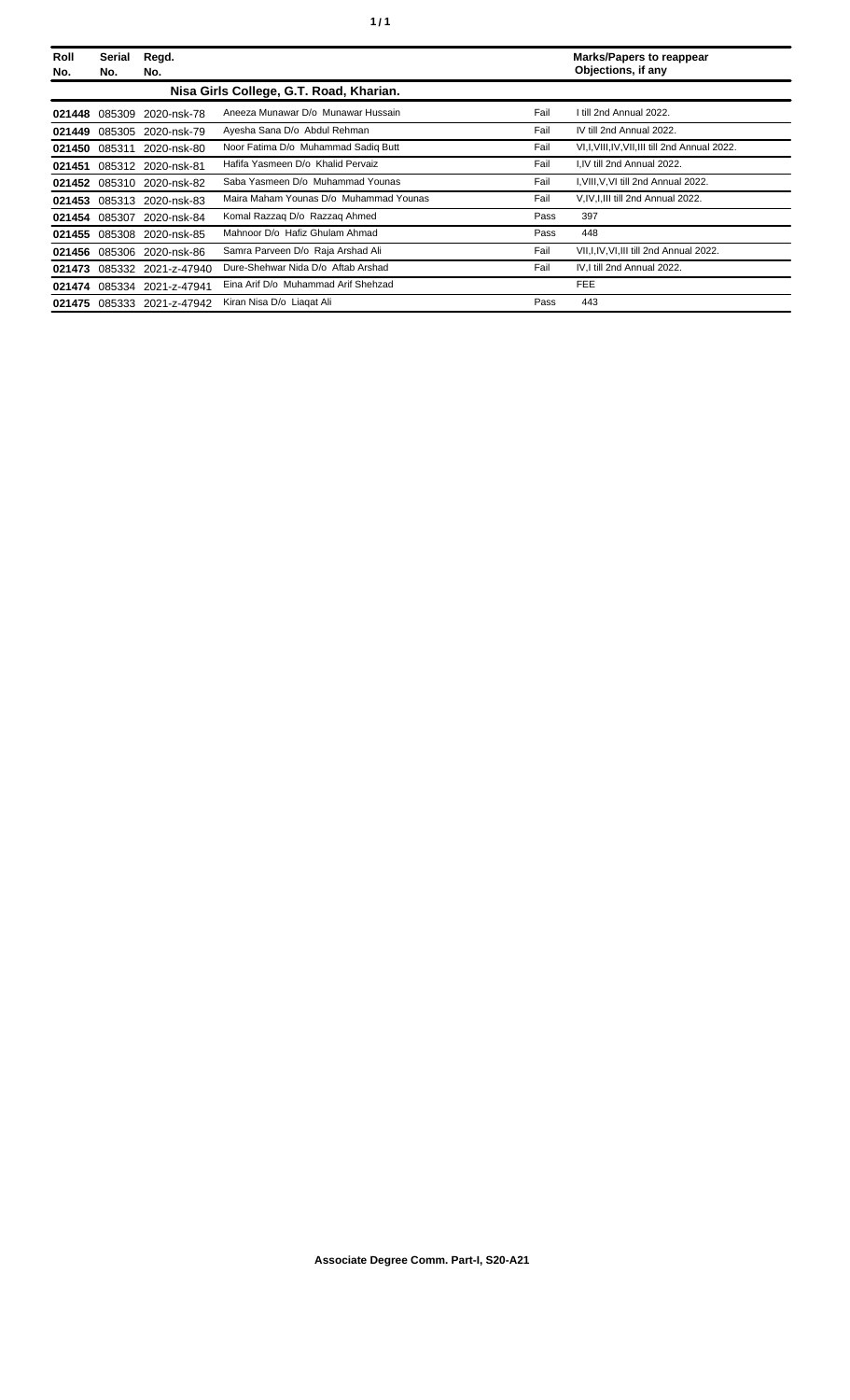| Roll No. | Serial No. | Regd. No. | | | Marks/Papers to reappear Objections, if any |
|---|---|---|---|---|---|
| | | | **Nisa Girls College, G.T. Road, Kharian.** | | |
| **021448** | 085309 | 2020-nsk-78 | Aneeza Munawar D/o Munawar Hussain | Fail | I till 2nd Annual 2022. |
| **021449** | 085305 | 2020-nsk-79 | Ayesha Sana D/o Abdul Rehman | Fail | IV till 2nd Annual 2022. |
| **021450** | 085311 | 2020-nsk-80 | Noor Fatima D/o Muhammad Sadiq Butt | Fail | VI,I,VIII,IV,VII,III till 2nd Annual 2022. |
| **021451** | 085312 | 2020-nsk-81 | Hafifa Yasmeen D/o Khalid Pervaiz | Fail | I,IV till 2nd Annual 2022. |
| **021452** | 085310 | 2020-nsk-82 | Saba Yasmeen D/o Muhammad Younas | Fail | I,VIII,V,VI till 2nd Annual 2022. |
| **021453** | 085313 | 2020-nsk-83 | Maira Maham Younas D/o Muhammad Younas | Fail | V,IV,I,III till 2nd Annual 2022. |
| **021454** | 085307 | 2020-nsk-84 | Komal Razzaq D/o Razzaq Ahmed | Pass | 397 |
| **021455** | 085308 | 2020-nsk-85 | Mahnoor D/o Hafiz Ghulam Ahmad | Pass | 448 |
| **021456** | 085306 | 2020-nsk-86 | Samra Parveen D/o Raja Arshad Ali | Fail | VII,I,IV,VI,III till 2nd Annual 2022. |
| **021473** | 085332 | 2021-z-47940 | Dure-Shehwar Nida D/o Aftab Arshad | Fail | IV,I till 2nd Annual 2022. |
| **021474** | 085334 | 2021-z-47941 | Eina Arif D/o Muhammad Arif Shehzad | | FEE |
| **021475** | 085333 | 2021-z-47942 | Kiran Nisa D/o Liaqat Ali | Pass | 443 |

**Associate Degree Comm. Part-I, S20-A21**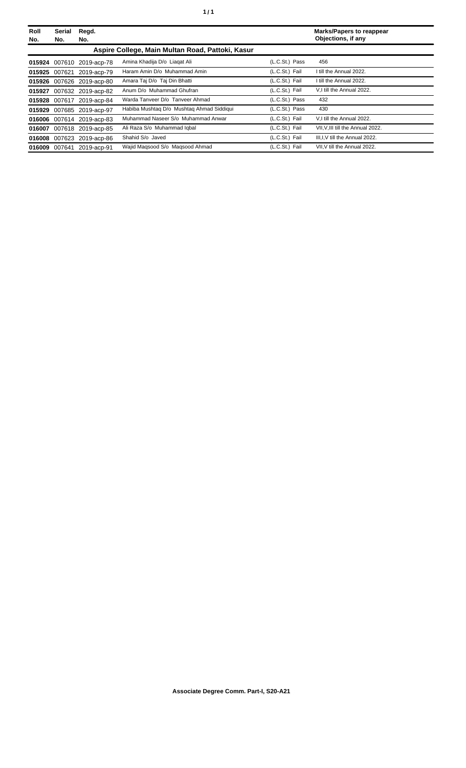| Roll No. | Serial No. | Regd. No. | | | Marks/Papers to reappear Objections, if any |
|---|---|---|---|---|---|
| | | | **Aspire College, Main Multan Road, Pattoki, Kasur** | | |
| **015924** | 007610 | 2019-acp-78 | Amina Khadija D/o Liaqat Ali | (L.C.St.) Pass | 456 |
| **015925** | 007621 | 2019-acp-79 | Haram Amin D/o Muhammad Amin | (L.C.St.) Fail | I till the Annual 2022. |
| **015926** | 007626 | 2019-acp-80 | Amara Taj D/o Taj Din Bhatti | (L.C.St.) Fail | I till the Annual 2022. |
| **015927** | 007632 | 2019-acp-82 | Anum D/o Muhammad Ghufran | (L.C.St.) Fail | V,I till the Annual 2022. |
| **015928** | 007617 | 2019-acp-84 | Warda Tanveer D/o Tanveer Ahmad | (L.C.St.) Pass | 432 |
| **015929** | 007685 | 2019-acp-97 | Habiba Mushtaq D/o Mushtaq Ahmad Siddiqui | (L.C.St.) Pass | 430 |
| **016006** | 007614 | 2019-acp-83 | Muhammad Naseer S/o Muhammad Anwar | (L.C.St.) Fail | V,I till the Annual 2022. |
| **016007** | 007618 | 2019-acp-85 | Ali Raza S/o Muhammad Iqbal | (L.C.St.) Fail | VII,V,III till the Annual 2022. |
| **016008** | 007623 | 2019-acp-86 | Shahid S/o Javed | (L.C.St.) Fail | III,I,V till the Annual 2022. |
| **016009** | 007641 | 2019-acp-91 | Wajid Maqsood S/o Maqsood Ahmad | (L.C.St.) Fail | VII,V till the Annual 2022. |

**Associate Degree Comm. Part-I, S20-A21**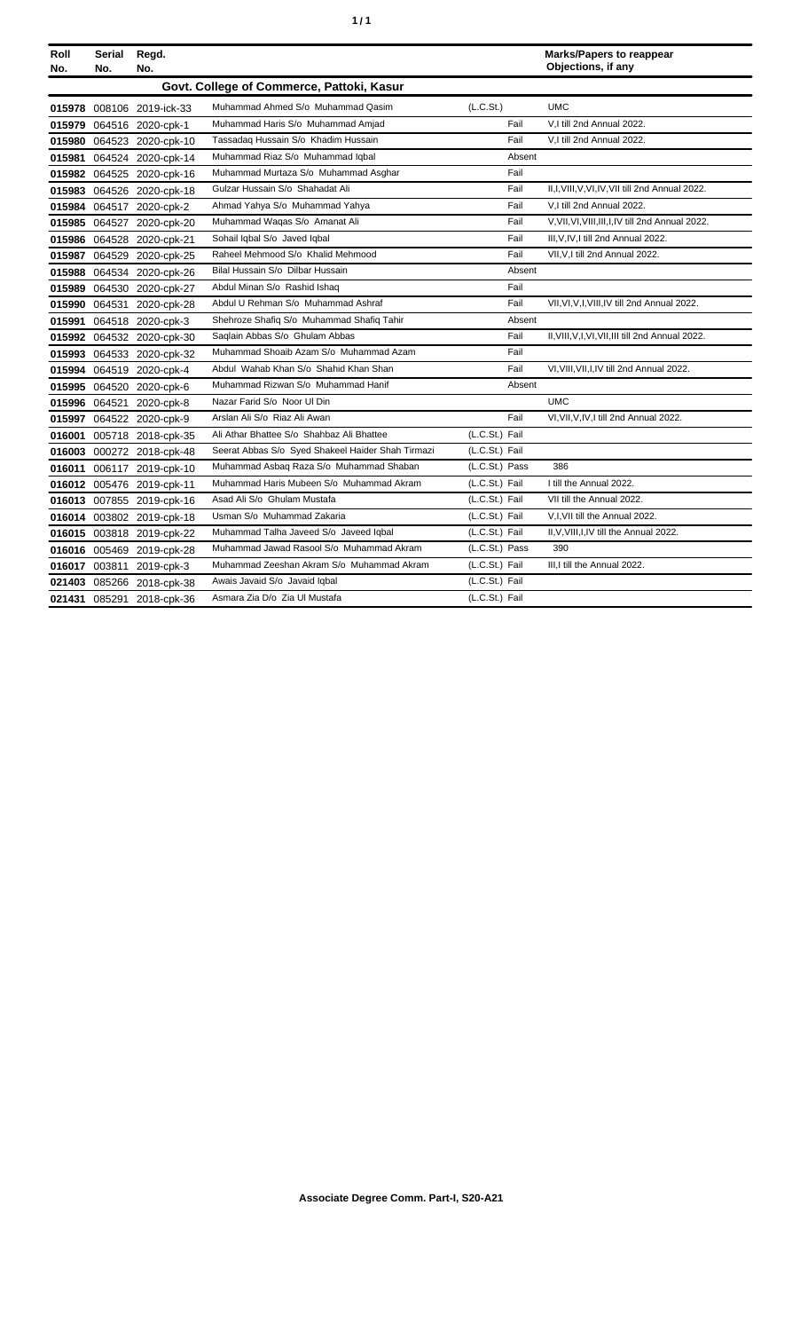| Roll No. | Serial No. | Regd. No. | | | Marks/Papers to reappear Objections, if any |
|---|---|---|---|---|---|
| **Govt. College of Commerce, Pattoki, Kasur** | | | | | |
| **015978** | 008106 | 2019-ick-33 | Muhammad Ahmed S/o Muhammad Qasim | (L.C.St.) | UMC |
| **015979** | 064516 | 2020-cpk-1 | Muhammad Haris S/o Muhammad Amjad | Fail | V,I till 2nd Annual 2022. |
| **015980** | 064523 | 2020-cpk-10 | Tassadaq Hussain S/o Khadim Hussain | Fail | V,I till 2nd Annual 2022. |
| **015981** | 064524 | 2020-cpk-14 | Muhammad Riaz S/o Muhammad Iqbal | Absent | |
| **015982** | 064525 | 2020-cpk-16 | Muhammad Murtaza S/o Muhammad Asghar | Fail | |
| **015983** | 064526 | 2020-cpk-18 | Gulzar Hussain S/o Shahadat Ali | Fail | II,I,VIII,V,VI,IV,VII till 2nd Annual 2022. |
| **015984** | 064517 | 2020-cpk-2 | Ahmad Yahya S/o Muhammad Yahya | Fail | V,I till 2nd Annual 2022. |
| **015985** | 064527 | 2020-cpk-20 | Muhammad Waqas S/o Amanat Ali | Fail | V,VII,VI,VIII,III,I,IV till 2nd Annual 2022. |
| **015986** | 064528 | 2020-cpk-21 | Sohail Iqbal S/o Javed Iqbal | Fail | III,V,IV,I till 2nd Annual 2022. |
| **015987** | 064529 | 2020-cpk-25 | Raheel Mehmood S/o Khalid Mehmood | Fail | VII,V,I till 2nd Annual 2022. |
| **015988** | 064534 | 2020-cpk-26 | Bilal Hussain S/o Dilbar Hussain | Absent | |
| **015989** | 064530 | 2020-cpk-27 | Abdul Minan S/o Rashid Ishaq | Fail | |
| **015990** | 064531 | 2020-cpk-28 | Abdul U Rehman S/o Muhammad Ashraf | Fail | VII,VI,V,I,VIII,IV till 2nd Annual 2022. |
| **015991** | 064518 | 2020-cpk-3 | Shehroze Shafiq S/o Muhammad Shafiq Tahir | Absent | |
| **015992** | 064532 | 2020-cpk-30 | Saqlain Abbas S/o Ghulam Abbas | Fail | II,VIII,V,I,VI,VII,III till 2nd Annual 2022. |
| **015993** | 064533 | 2020-cpk-32 | Muhammad Shoaib Azam S/o Muhammad Azam | Fail | |
| **015994** | 064519 | 2020-cpk-4 | Abdul Wahab Khan S/o Shahid Khan Shan | Fail | VI,VIII,VII,I,IV till 2nd Annual 2022. |
| **015995** | 064520 | 2020-cpk-6 | Muhammad Rizwan S/o Muhammad Hanif | Absent | |
| **015996** | 064521 | 2020-cpk-8 | Nazar Farid S/o Noor Ul Din | | UMC |
| **015997** | 064522 | 2020-cpk-9 | Arslan Ali S/o Riaz Ali Awan | Fail | VI,VII,V,IV,I till 2nd Annual 2022. |
| **016001** | 005718 | 2018-cpk-35 | Ali Athar Bhattee S/o Shahbaz Ali Bhattee | (L.C.St.) Fail | |
| **016003** | 000272 | 2018-cpk-48 | Seerat Abbas S/o Syed Shakeel Haider Shah Tirmazi | (L.C.St.) Fail | |
| **016011** | 006117 | 2019-cpk-10 | Muhammad Asbaq Raza S/o Muhammad Shaban | (L.C.St.) Pass | 386 |
| **016012** | 005476 | 2019-cpk-11 | Muhammad Haris Mubeen S/o Muhammad Akram | (L.C.St.) Fail | I till the Annual 2022. |
| **016013** | 007855 | 2019-cpk-16 | Asad Ali S/o Ghulam Mustafa | (L.C.St.) Fail | VII till the Annual 2022. |
| **016014** | 003802 | 2019-cpk-18 | Usman S/o Muhammad Zakaria | (L.C.St.) Fail | V,I,VII till the Annual 2022. |
| **016015** | 003818 | 2019-cpk-22 | Muhammad Talha Javeed S/o Javeed Iqbal | (L.C.St.) Fail | II,V,VIII,I,IV till the Annual 2022. |
| **016016** | 005469 | 2019-cpk-28 | Muhammad Jawad Rasool S/o Muhammad Akram | (L.C.St.) Pass | 390 |
| **016017** | 003811 | 2019-cpk-3 | Muhammad Zeeshan Akram S/o Muhammad Akram | (L.C.St.) Fail | III,I till the Annual 2022. |
| **021403** | 085266 | 2018-cpk-38 | Awais Javaid S/o Javaid Iqbal | (L.C.St.) Fail | |
| **021431** | 085291 | 2018-cpk-36 | Asmara Zia D/o Zia Ul Mustafa | (L.C.St.) Fail | |

**Associate Degree Comm. Part-I, S20-A21**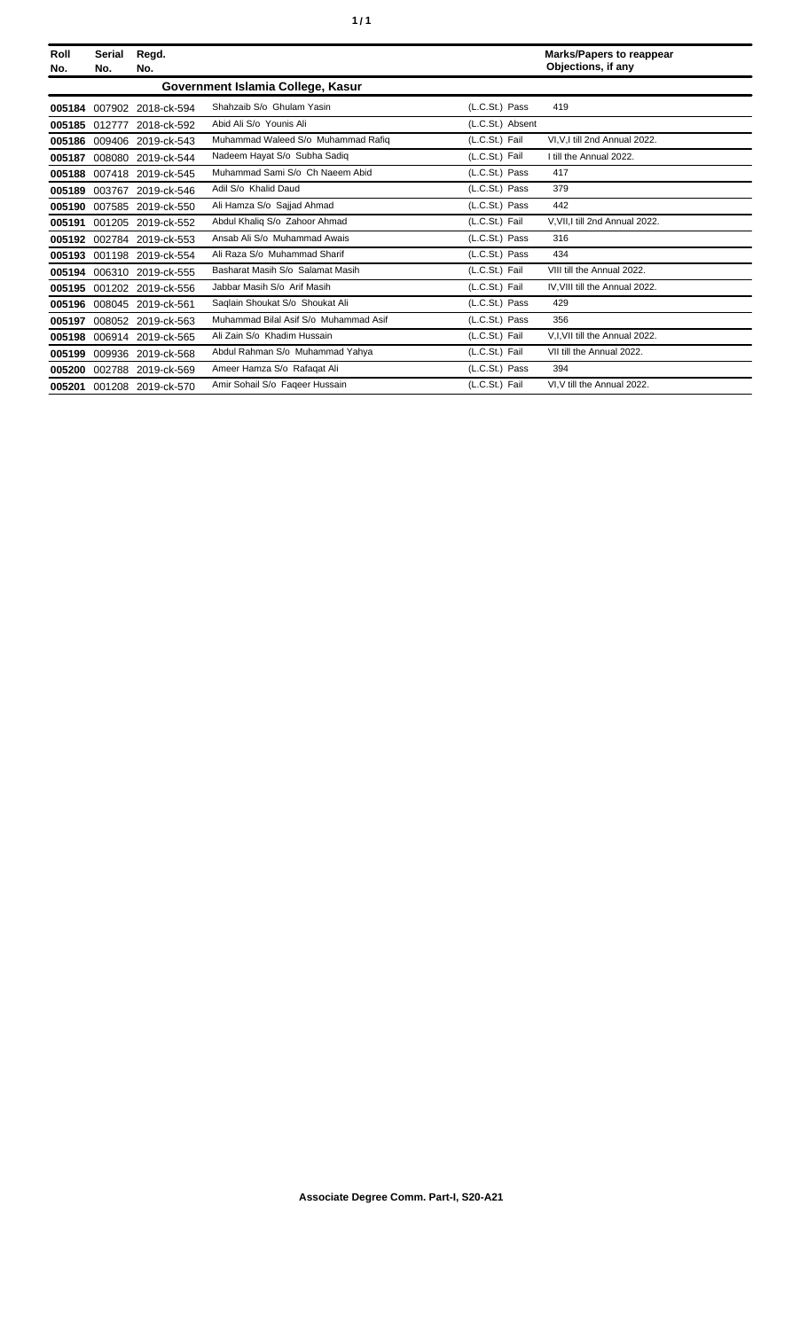| Roll No. | Serial No. | Regd. No. | | | Marks/Papers to reappear Objections, if any |
|---|---|---|---|---|---|
| **Government Islamia College, Kasur** | | | | | |
| **005184** | 007902 | 2018-ck-594 | Shahzaib S/o Ghulam Yasin | (L.C.St.) Pass | 419 |
| **005185** | 012777 | 2018-ck-592 | Abid Ali S/o Younis Ali | (L.C.St.) Absent | |
| **005186** | 009406 | 2019-ck-543 | Muhammad Waleed S/o Muhammad Rafiq | (L.C.St.) Fail | VI,V,I till 2nd Annual 2022. |
| **005187** | 008080 | 2019-ck-544 | Nadeem Hayat S/o Subha Sadiq | (L.C.St.) Fail | I till the Annual 2022. |
| **005188** | 007418 | 2019-ck-545 | Muhammad Sami S/o Ch Naeem Abid | (L.C.St.) Pass | 417 |
| **005189** | 003767 | 2019-ck-546 | Adil S/o Khalid Daud | (L.C.St.) Pass | 379 |
| **005190** | 007585 | 2019-ck-550 | Ali Hamza S/o Sajjad Ahmad | (L.C.St.) Pass | 442 |
| **005191** | 001205 | 2019-ck-552 | Abdul Khaliq S/o Zahoor Ahmad | (L.C.St.) Fail | V,VII,I till 2nd Annual 2022. |
| **005192** | 002784 | 2019-ck-553 | Ansab Ali S/o Muhammad Awais | (L.C.St.) Pass | 316 |
| **005193** | 001198 | 2019-ck-554 | Ali Raza S/o Muhammad Sharif | (L.C.St.) Pass | 434 |
| **005194** | 006310 | 2019-ck-555 | Basharat Masih S/o Salamat Masih | (L.C.St.) Fail | VIII till the Annual 2022. |
| **005195** | 001202 | 2019-ck-556 | Jabbar Masih S/o Arif Masih | (L.C.St.) Fail | IV,VIII till the Annual 2022. |
| **005196** | 008045 | 2019-ck-561 | Saqlain Shoukat S/o Shoukat Ali | (L.C.St.) Pass | 429 |
| **005197** | 008052 | 2019-ck-563 | Muhammad Bilal Asif S/o Muhammad Asif | (L.C.St.) Pass | 356 |
| **005198** | 006914 | 2019-ck-565 | Ali Zain S/o Khadim Hussain | (L.C.St.) Fail | V,I,VII till the Annual 2022. |
| **005199** | 009936 | 2019-ck-568 | Abdul Rahman S/o Muhammad Yahya | (L.C.St.) Fail | VII till the Annual 2022. |
| **005200** | 002788 | 2019-ck-569 | Ameer Hamza S/o Rafaqat Ali | (L.C.St.) Pass | 394 |
| **005201** | 001208 | 2019-ck-570 | Amir Sohail S/o Faqeer Hussain | (L.C.St.) Fail | VI,V till the Annual 2022. |

**Associate Degree Comm. Part-I, S20-A21**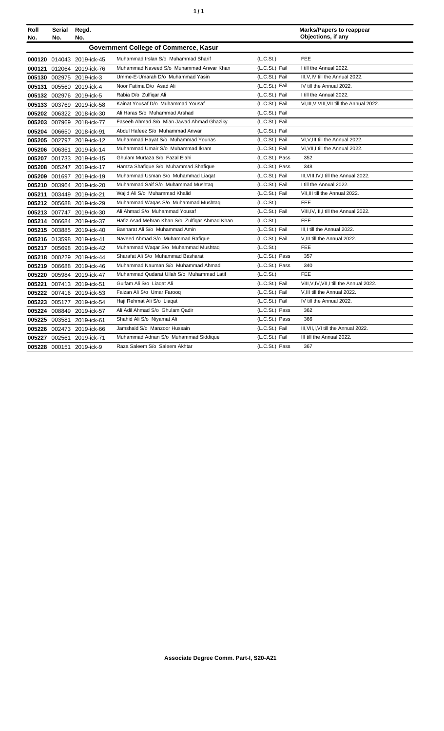| Roll No. | Serial No. | Regd. No. | | | Marks/Papers to reappear Objections, if any |
|---|---|---|---|---|---|
| **Government College of Commerce, Kasur** | | | | | |
| 000120 | 014043 | 2019-ick-45 | Muhammad Irslan S/o Muhammad Sharif | (L.C.St.) | FEE |
| 000121 | 012064 | 2019-ick-76 | Muhammad Naveed S/o Muhammad Anwar Khan | (L.C.St.) Fail | I till the Annual 2022. |
| 005130 | 002975 | 2019-ick-3 | Umme-E-Umarah D/o Muhammad Yasin | (L.C.St.) Fail | III,V,IV till the Annual 2022. |
| 005131 | 005560 | 2019-ick-4 | Noor Fatima D/o Asad Ali | (L.C.St.) Fail | IV till the Annual 2022. |
| 005132 | 002976 | 2019-ick-5 | Rabia D/o Zulfiqar Ali | (L.C.St.) Fail | I till the Annual 2022. |
| 005133 | 003769 | 2019-ick-58 | Kainat Yousaf D/o Muhammad Yousaf | (L.C.St.) Fail | VI,III,V,VIII,VII till the Annual 2022. |
| 005202 | 006322 | 2018-ick-30 | Ali Haras S/o Muhammad Arshad | (L.C.St.) Fail | |
| 005203 | 007969 | 2018-ick-77 | Faseeh Ahmad S/o Mian Jawad Ahmad Ghaziky | (L.C.St.) Fail | |
| 005204 | 006650 | 2018-ick-91 | Abdul Hafeez S/o Muhammad Anwar | (L.C.St.) Fail | |
| 005205 | 002797 | 2019-ick-12 | Muhammad Hayat S/o Muhammad Younas | (L.C.St.) Fail | VI,V,III till the Annual 2022. |
| 005206 | 006361 | 2019-ick-14 | Muhammad Umair S/o Muhammad Ikram | (L.C.St.) Fail | VI,VII,I till the Annual 2022. |
| 005207 | 001733 | 2019-ick-15 | Ghulam Murtaza S/o Fazal Elahi | (L.C.St.) Pass | 352 |
| 005208 | 005247 | 2019-ick-17 | Hamza Shafique S/o Muhammad Shafique | (L.C.St.) Pass | 348 |
| 005209 | 001697 | 2019-ick-19 | Muhammad Usman S/o Muhammad Liaqat | (L.C.St.) Fail | III,VIII,IV,I till the Annual 2022. |
| 005210 | 003964 | 2019-ick-20 | Muhammad Saif S/o Muhammad Mushtaq | (L.C.St.) Fail | I till the Annual 2022. |
| 005211 | 003449 | 2019-ick-21 | Wajid Ali S/o Muhammad Khalid | (L.C.St.) Fail | VII,III till the Annual 2022. |
| 005212 | 005688 | 2019-ick-29 | Muhammad Waqas S/o Muhammad Mushtaq | (L.C.St.) | FEE |
| 005213 | 007747 | 2019-ick-30 | Ali Ahmad S/o Muhammad Yousaf | (L.C.St.) Fail | VIII,IV,III,I till the Annual 2022. |
| 005214 | 006684 | 2019-ick-37 | Hafiz Asad Mehran Khan S/o Zulfiqar Ahmad Khan | (L.C.St.) | FEE |
| 005215 | 003885 | 2019-ick-40 | Basharat Ali S/o Muhammad Amin | (L.C.St.) Fail | III,I till the Annual 2022. |
| 005216 | 013598 | 2019-ick-41 | Naveed Ahmad S/o Muhammad Rafique | (L.C.St.) Fail | V,III till the Annual 2022. |
| 005217 | 005698 | 2019-ick-42 | Muhammad Waqar S/o Muhammad Mushtaq | (L.C.St.) | FEE |
| 005218 | 000229 | 2019-ick-44 | Sharafat Ali S/o Muhammad Basharat | (L.C.St.) Pass | 357 |
| 005219 | 006688 | 2019-ick-46 | Muhammad Nauman S/o Muhammad Ahmad | (L.C.St.) Pass | 340 |
| 005220 | 005984 | 2019-ick-47 | Muhammad Qudarat Ullah S/o Muhammad Latif | (L.C.St.) | FEE |
| 005221 | 007413 | 2019-ick-51 | Gulfam Ali S/o Liaqat Ali | (L.C.St.) Fail | VIII,V,IV,VII,I till the Annual 2022. |
| 005222 | 007416 | 2019-ick-53 | Faizan Ali S/o Umar Farooq | (L.C.St.) Fail | V,III till the Annual 2022. |
| 005223 | 005177 | 2019-ick-54 | Haji Rehmat Ali S/o Liaqat | (L.C.St.) Fail | IV till the Annual 2022. |
| 005224 | 008849 | 2019-ick-57 | Ali Adil Ahmad S/o Ghulam Qadir | (L.C.St.) Pass | 362 |
| 005225 | 003581 | 2019-ick-61 | Shahid Ali S/o Niyamat Ali | (L.C.St.) Pass | 366 |
| 005226 | 002473 | 2019-ick-66 | Jamshaid S/o Manzoor Hussain | (L.C.St.) Fail | III,VII,I,VI till the Annual 2022. |
| 005227 | 002561 | 2019-ick-71 | Muhammad Adnan S/o Muhammad Siddique | (L.C.St.) Fail | III till the Annual 2022. |
| 005228 | 000151 | 2019-ick-9 | Raza Saleem S/o Saleem Akhtar | (L.C.St.) Pass | 367 |

**Associate Degree Comm. Part-I, S20-A21**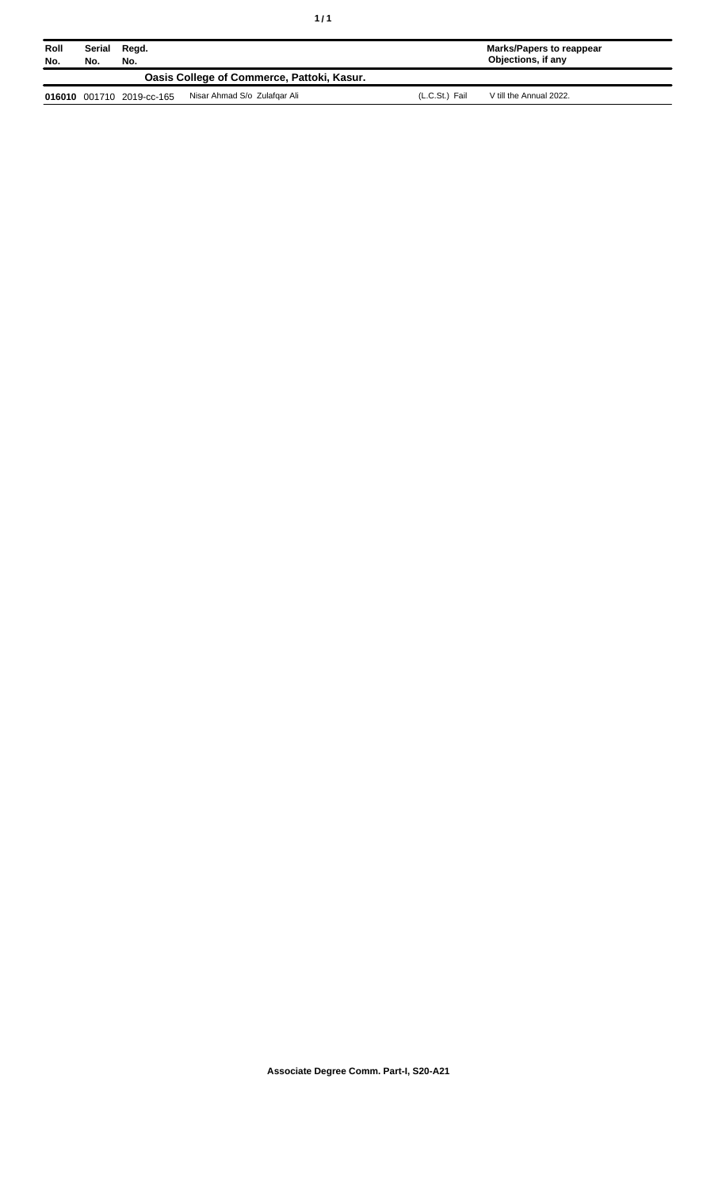| Roll No. | Serial No. | Regd. No. | | | Marks/Papers to reappear Objections, if any |
|---|---|---|---|---|---|
| | | | **Oasis College of Commerce, Pattoki, Kasur.** | | |
| **016010** | 001710 | 2019-cc-165 | Nisar Ahmad S/o Zulafqar Ali | (L.C.St.) Fail | V till the Annual 2022. |

**Associate Degree Comm. Part-I, S20-A21**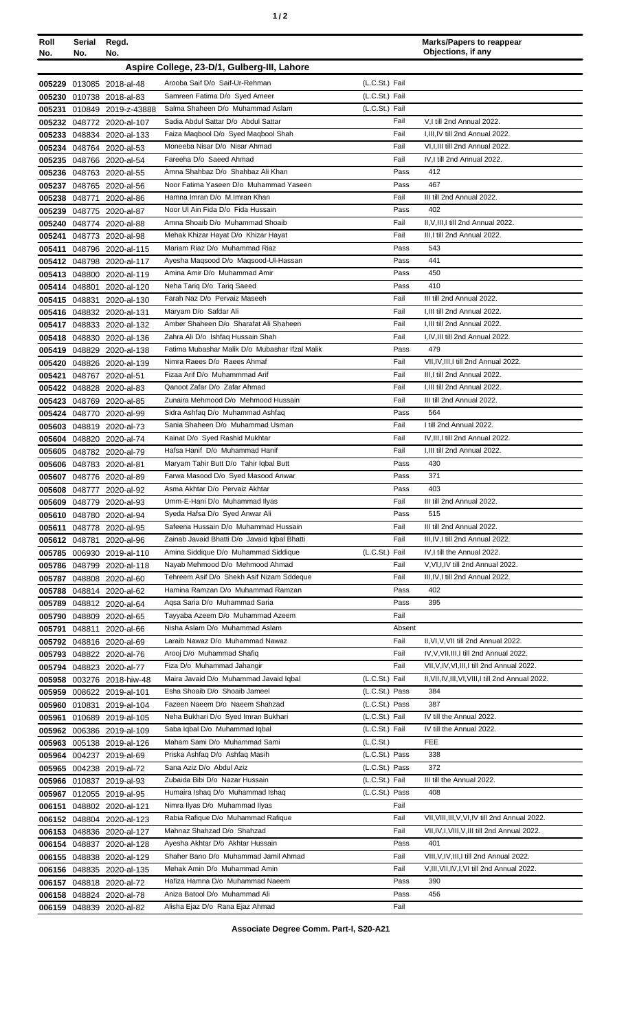| Roll No. | Serial No. | Regd. No. | | | Marks/Papers to reappear Objections, if any |
|---|---|---|---|---|---|
| **Aspire College, 23-D/1, Gulberg-III, Lahore** | | | | | |
| 005229 | 013085 | 2018-al-48 | Arooba Saif D/o Saif-Ur-Rehman | (L.C.St.) Fail | |
| 005230 | 010738 | 2018-al-83 | Samreen Fatima D/o Syed Ameer | (L.C.St.) Fail | |
| 005231 | 010849 | 2019-z-43888 | Salma Shaheen D/o Muhammad Aslam | (L.C.St.) Fail | |
| 005232 | 048772 | 2020-al-107 | Sadia Abdul Sattar D/o Abdul Sattar | Fail | V,I till 2nd Annual 2022. |
| 005233 | 048834 | 2020-al-133 | Faiza Maqbool D/o Syed Maqbool Shah | Fail | I,III,IV till 2nd Annual 2022. |
| 005234 | 048764 | 2020-al-53 | Moneeba Nisar D/o Nisar Ahmad | Fail | VI,I,III till 2nd Annual 2022. |
| 005235 | 048766 | 2020-al-54 | Fareeha D/o Saeed Ahmad | Fail | IV,I till 2nd Annual 2022. |
| 005236 | 048763 | 2020-al-55 | Amna Shahbaz D/o Shahbaz Ali Khan | Pass | 412 |
| 005237 | 048765 | 2020-al-56 | Noor Fatima Yaseen D/o Muhammad Yaseen | Pass | 467 |
| 005238 | 048771 | 2020-al-86 | Hamna Imran D/o M.Imran Khan | Fail | III till 2nd Annual 2022. |
| 005239 | 048775 | 2020-al-87 | Noor Ul Ain Fida D/o Fida Hussain | Pass | 402 |
| 005240 | 048774 | 2020-al-88 | Amna Shoaib D/o Muhammad Shoaib | Fail | II,V,III,I till 2nd Annual 2022. |
| 005241 | 048773 | 2020-al-98 | Mehak Khizar Hayat D/o Khizar Hayat | Fail | III,I till 2nd Annual 2022. |
| 005411 | 048796 | 2020-al-115 | Mariam Riaz D/o Muhammad Riaz | Pass | 543 |
| 005412 | 048798 | 2020-al-117 | Ayesha Maqsood D/o Maqsood-Ul-Hassan | Pass | 441 |
| 005413 | 048800 | 2020-al-119 | Amina Amir D/o Muhammad Amir | Pass | 450 |
| 005414 | 048801 | 2020-al-120 | Neha Tariq D/o Tariq Saeed | Pass | 410 |
| 005415 | 048831 | 2020-al-130 | Farah Naz D/o Pervaiz Maseeh | Fail | III till 2nd Annual 2022. |
| 005416 | 048832 | 2020-al-131 | Maryam D/o Safdar Ali | Fail | I,III till 2nd Annual 2022. |
| 005417 | 048833 | 2020-al-132 | Amber Shaheen D/o Sharafat Ali Shaheen | Fail | I,III till 2nd Annual 2022. |
| 005418 | 048830 | 2020-al-136 | Zahra Ali D/o Ishfaq Hussain Shah | Fail | I,IV,III till 2nd Annual 2022. |
| 005419 | 048829 | 2020-al-138 | Fatima Mubashar Malik D/o Mubashar Ifzal Malik | Pass | 479 |
| 005420 | 048826 | 2020-al-139 | Nimra Raees D/o Raees Ahmaf | Fail | VII,IV,III,I till 2nd Annual 2022. |
| 005421 | 048767 | 2020-al-51 | Fizaa Arif D/o Muhammmad Arif | Fail | III,I till 2nd Annual 2022. |
| 005422 | 048828 | 2020-al-83 | Qanoot Zafar D/o Zafar Ahmad | Fail | I,III till 2nd Annual 2022. |
| 005423 | 048769 | 2020-al-85 | Zunaira Mehmood D/o Mehmood Hussain | Fail | III till 2nd Annual 2022. |
| 005424 | 048770 | 2020-al-99 | Sidra Ashfaq D/o Muhammad Ashfaq | Pass | 564 |
| 005603 | 048819 | 2020-al-73 | Sania Shaheen D/o Muhammad Usman | Fail | I till 2nd Annual 2022. |
| 005604 | 048820 | 2020-al-74 | Kainat D/o Syed Rashid Mukhtar | Fail | IV,III,I till 2nd Annual 2022. |
| 005605 | 048782 | 2020-al-79 | Hafsa Hanif D/o Muhammad Hanif | Fail | I,III till 2nd Annual 2022. |
| 005606 | 048783 | 2020-al-81 | Maryam Tahir Butt D/o Tahir Iqbal Butt | Pass | 430 |
| 005607 | 048776 | 2020-al-89 | Farwa Masood D/o Syed Masood Anwar | Pass | 371 |
| 005608 | 048777 | 2020-al-92 | Asma Akhtar D/o Pervaiz Akhtar | Pass | 403 |
| 005609 | 048779 | 2020-al-93 | Umm-E-Hani D/o Muhammad Ilyas | Fail | III till 2nd Annual 2022. |
| 005610 | 048780 | 2020-al-94 | Syeda Hafsa D/o Syed Anwar Ali | Pass | 515 |
| 005611 | 048778 | 2020-al-95 | Safeena Hussain D/o Muhammad Hussain | Fail | III till 2nd Annual 2022. |
| 005612 | 048781 | 2020-al-96 | Zainab Javaid Bhatti D/o Javaid Iqbal Bhatti | Fail | III,IV,I till 2nd Annual 2022. |
| 005785 | 006930 | 2019-al-110 | Amina Siddique D/o Muhammad Siddique | (L.C.St.) Fail | IV,I till the Annual 2022. |
| 005786 | 048799 | 2020-al-118 | Nayab Mehmood D/o Mehmood Ahmad | Fail | V,VI,I,IV till 2nd Annual 2022. |
| 005787 | 048808 | 2020-al-60 | Tehreem Asif D/o Shekh Asif Nizam Sddeque | Fail | III,IV,I till 2nd Annual 2022. |
| 005788 | 048814 | 2020-al-62 | Hamina Ramzan D/o Muhammad Ramzan | Pass | 402 |
| 005789 | 048812 | 2020-al-64 | Aqsa Saria D/o Muhammad Saria | Pass | 395 |
| 005790 | 048809 | 2020-al-65 | Tayyaba Azeem D/o Muhammad Azeem | Fail | |
| 005791 | 048811 | 2020-al-66 | Nisha Aslam D/o Muhammad Aslam | Absent | |
| 005792 | 048816 | 2020-al-69 | Laraib Nawaz D/o Muhammad Nawaz | Fail | II,VI,V,VII till 2nd Annual 2022. |
| 005793 | 048822 | 2020-al-76 | Arooj D/o Muhammad Shafiq | Fail | IV,V,VII,III,I till 2nd Annual 2022. |
| 005794 | 048823 | 2020-al-77 | Fiza D/o Muhammad Jahangir | Fail | VII,V,IV,VI,III,I till 2nd Annual 2022. |
| 005958 | 003276 | 2018-hiw-48 | Maira Javaid D/o Muhammad Javaid Iqbal | (L.C.St.) Fail | II,VII,IV,III,VI,VIII,I till 2nd Annual 2022. |
| 005959 | 008622 | 2019-al-101 | Esha Shoaib D/o Shoaib Jameel | (L.C.St.) Pass | 384 |
| 005960 | 010831 | 2019-al-104 | Fazeen Naeem D/o Naeem Shahzad | (L.C.St.) Pass | 387 |
| 005961 | 010689 | 2019-al-105 | Neha Bukhari D/o Syed Imran Bukhari | (L.C.St.) Fail | IV till the Annual 2022. |
| 005962 | 006386 | 2019-al-109 | Saba Iqbal D/o Muhammad Iqbal | (L.C.St.) Fail | IV till the Annual 2022. |
| 005963 | 005138 | 2019-al-126 | Maham Sami D/o Muhammad Sami | (L.C.St.) | FEE |
| 005964 | 004237 | 2019-al-69 | Priska Ashfaq D/o Ashfaq Masih | (L.C.St.) Pass | 338 |
| 005965 | 004238 | 2019-al-72 | Sana Aziz D/o Abdul Aziz | (L.C.St.) Pass | 372 |
| 005966 | 010837 | 2019-al-93 | Zubaida Bibi D/o Nazar Hussain | (L.C.St.) Fail | III till the Annual 2022. |
| 005967 | 012055 | 2019-al-95 | Humaira Ishaq D/o Muhammad Ishaq | (L.C.St.) Pass | 408 |
| 006151 | 048802 | 2020-al-121 | Nimra Ilyas D/o Muhammad Ilyas | Fail | |
| 006152 | 048804 | 2020-al-123 | Rabia Rafique D/o Muhammad Rafique | Fail | VII,VIII,III,V,VI,IV till 2nd Annual 2022. |
| 006153 | 048836 | 2020-al-127 | Mahnaz Shahzad D/o Shahzad | Fail | VII,IV,I,VIII,V,III till 2nd Annual 2022. |
| 006154 | 048837 | 2020-al-128 | Ayesha Akhtar D/o Akhtar Hussain | Pass | 401 |
| 006155 | 048838 | 2020-al-129 | Shaher Bano D/o Muhammad Jamil Ahmad | Fail | VIII,V,IV,III,I till 2nd Annual 2022. |
| 006156 | 048835 | 2020-al-135 | Mehak Amin D/o Muhammad Amin | Fail | V,III,VII,IV,I,VI till 2nd Annual 2022. |
| 006157 | 048818 | 2020-al-72 | Hafiza Hamna D/o Muhammad Naeem | Pass | 390 |
| 006158 | 048824 | 2020-al-78 | Aniza Batool D/o Muhammad Ali | Pass | 456 |
| 006159 | 048839 | 2020-al-82 | Alisha Ejaz D/o Rana Ejaz Ahmad | Fail | |

**Associate Degree Comm. Part-I, S20-A21**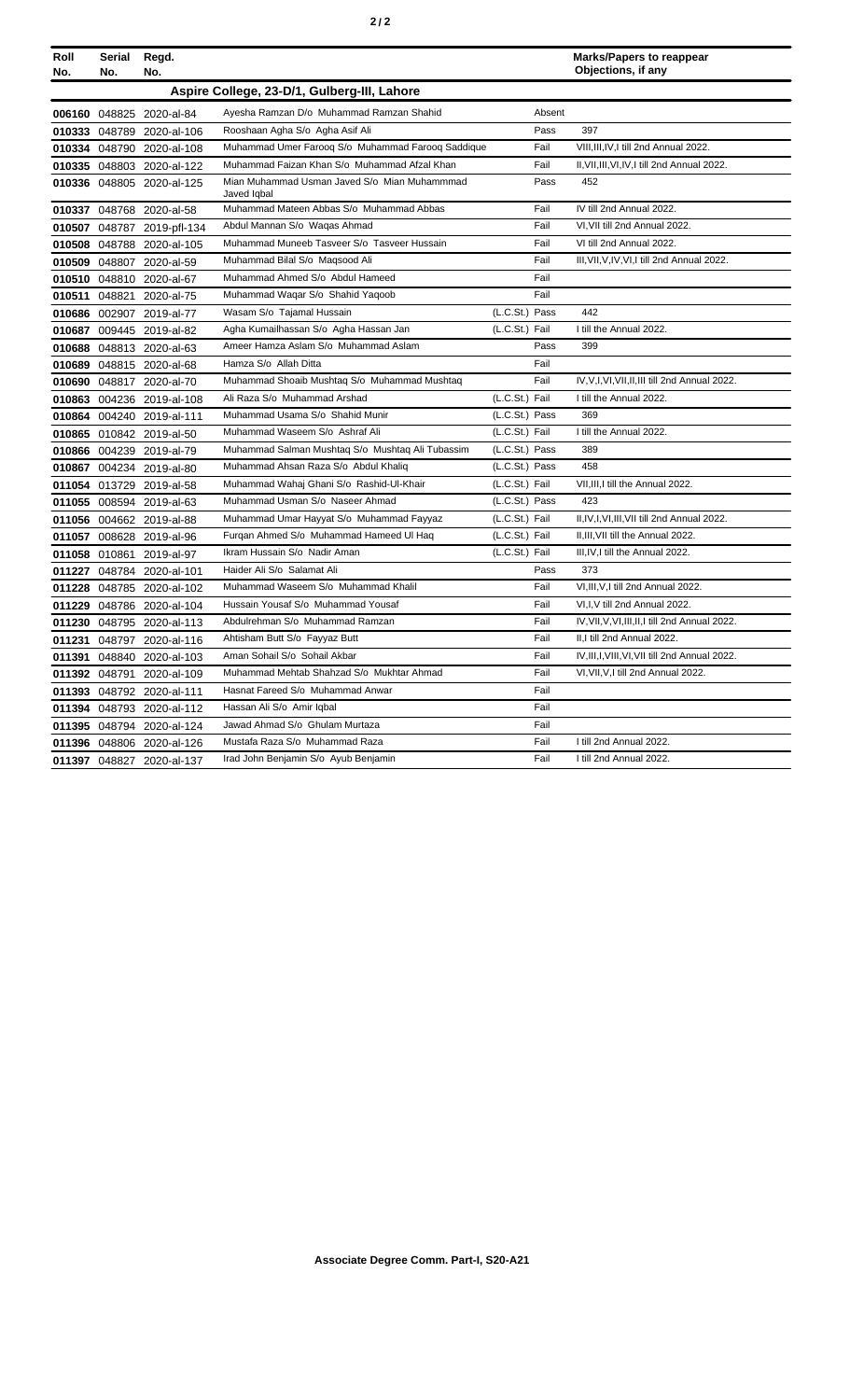| Roll No. | Serial No. | Regd. No. | | | Marks/Papers to reappear Objections, if any |
|---|---|---|---|---|---|
| **Aspire College, 23-D/1, Gulberg-III, Lahore** | | | | | |
| **006160** | 048825 | 2020-al-84 | Ayesha Ramzan D/o Muhammad Ramzan Shahid | Absent | |
| **010333** | 048789 | 2020-al-106 | Rooshaan Agha S/o Agha Asif Ali | Pass | 397 |
| **010334** | 048790 | 2020-al-108 | Muhammad Umer Farooq S/o Muhammad Farooq Saddique | Fail | VIII,III,IV,I till 2nd Annual 2022. |
| **010335** | 048803 | 2020-al-122 | Muhammad Faizan Khan S/o Muhammad Afzal Khan | Fail | II,VII,III,VI,IV,I till 2nd Annual 2022. |
| **010336** | 048805 | 2020-al-125 | Mian Muhammad Usman Javed S/o Mian Muhammmad Javed Iqbal | Pass | 452 |
| **010337** | 048768 | 2020-al-58 | Muhammad Mateen Abbas S/o Muhammad Abbas | Fail | IV till 2nd Annual 2022. |
| **010507** | 048787 | 2019-pfl-134 | Abdul Mannan S/o Waqas Ahmad | Fail | VI,VII till 2nd Annual 2022. |
| **010508** | 048788 | 2020-al-105 | Muhammad Muneeb Tasveer S/o Tasveer Hussain | Fail | VI till 2nd Annual 2022. |
| **010509** | 048807 | 2020-al-59 | Muhammad Bilal S/o Maqsood Ali | Fail | III,VII,V,IV,VI,I till 2nd Annual 2022. |
| **010510** | 048810 | 2020-al-67 | Muhammad Ahmed S/o Abdul Hameed | Fail | |
| **010511** | 048821 | 2020-al-75 | Muhammad Waqar S/o Shahid Yaqoob | Fail | |
| **010686** | 002907 | 2019-al-77 | Wasam S/o Tajamal Hussain | (L.C.St.) Pass | 442 |
| **010687** | 009445 | 2019-al-82 | Agha Kumailhassan S/o Agha Hassan Jan | (L.C.St.) Fail | I till the Annual 2022. |
| **010688** | 048813 | 2020-al-63 | Ameer Hamza Aslam S/o Muhammad Aslam | Pass | 399 |
| **010689** | 048815 | 2020-al-68 | Hamza S/o Allah Ditta | Fail | |
| **010690** | 048817 | 2020-al-70 | Muhammad Shoaib Mushtaq S/o Muhammad Mushtaq | Fail | IV,V,I,VI,VII,II,III till 2nd Annual 2022. |
| **010863** | 004236 | 2019-al-108 | Ali Raza S/o Muhammad Arshad | (L.C.St.) Fail | I till the Annual 2022. |
| **010864** | 004240 | 2019-al-111 | Muhammad Usama S/o Shahid Munir | (L.C.St.) Pass | 369 |
| **010865** | 010842 | 2019-al-50 | Muhammad Waseem S/o Ashraf Ali | (L.C.St.) Fail | I till the Annual 2022. |
| **010866** | 004239 | 2019-al-79 | Muhammad Salman Mushtaq S/o Mushtaq Ali Tubassim | (L.C.St.) Pass | 389 |
| **010867** | 004234 | 2019-al-80 | Muhammad Ahsan Raza S/o Abdul Khaliq | (L.C.St.) Pass | 458 |
| **011054** | 013729 | 2019-al-58 | Muhammad Wahaj Ghani S/o Rashid-Ul-Khair | (L.C.St.) Fail | VII,III,I till the Annual 2022. |
| **011055** | 008594 | 2019-al-63 | Muhammad Usman S/o Naseer Ahmad | (L.C.St.) Pass | 423 |
| **011056** | 004662 | 2019-al-88 | Muhammad Umar Hayyat S/o Muhammad Fayyaz | (L.C.St.) Fail | II,IV,I,VI,III,VII till 2nd Annual 2022. |
| **011057** | 008628 | 2019-al-96 | Furqan Ahmed S/o Muhammad Hameed Ul Haq | (L.C.St.) Fail | II,III,VII till the Annual 2022. |
| **011058** | 010861 | 2019-al-97 | Ikram Hussain S/o Nadir Aman | (L.C.St.) Fail | III,IV,I till the Annual 2022. |
| **011227** | 048784 | 2020-al-101 | Haider Ali S/o Salamat Ali | Pass | 373 |
| **011228** | 048785 | 2020-al-102 | Muhammad Waseem S/o Muhammad Khalil | Fail | VI,III,V,I till 2nd Annual 2022. |
| **011229** | 048786 | 2020-al-104 | Hussain Yousaf S/o Muhammad Yousaf | Fail | VI,I,V till 2nd Annual 2022. |
| **011230** | 048795 | 2020-al-113 | Abdulrehman S/o Muhammad Ramzan | Fail | IV,VII,V,VI,III,II,I till 2nd Annual 2022. |
| **011231** | 048797 | 2020-al-116 | Ahtisham Butt S/o Fayyaz Butt | Fail | II,I till 2nd Annual 2022. |
| **011391** | 048840 | 2020-al-103 | Aman Sohail S/o Sohail Akbar | Fail | IV,III,I,VIII,VI,VII till 2nd Annual 2022. |
| **011392** | 048791 | 2020-al-109 | Muhammad Mehtab Shahzad S/o Mukhtar Ahmad | Fail | VI,VII,V,I till 2nd Annual 2022. |
| **011393** | 048792 | 2020-al-111 | Hasnat Fareed S/o Muhammad Anwar | Fail | |
| **011394** | 048793 | 2020-al-112 | Hassan Ali S/o Amir Iqbal | Fail | |
| **011395** | 048794 | 2020-al-124 | Jawad Ahmad S/o Ghulam Murtaza | Fail | |
| **011396** | 048806 | 2020-al-126 | Mustafa Raza S/o Muhammad Raza | Fail | I till 2nd Annual 2022. |
| **011397** | 048827 | 2020-al-137 | Irad John Benjamin S/o Ayub Benjamin | Fail | I till 2nd Annual 2022. |

**Associate Degree Comm. Part-I, S20-A21**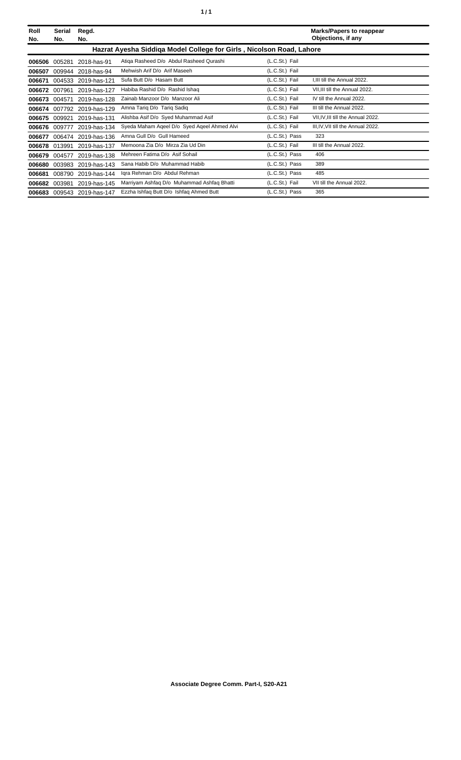| Roll No. | Serial No. | Regd. No. | | | Marks/Papers to reappear Objections, if any |
|---|---|---|---|---|---|
| **Hazrat Ayesha Siddiqa Model College for Girls , Nicolson Road, Lahore** | | | | | |
| **006506** | 005281 | 2018-has-91 | Atiqa Rasheed D/o Abdul Rasheed Qurashi | (L.C.St.) Fail | |
| **006507** | 009944 | 2018-has-94 | Mehwish Arif D/o Arif Maseeh | (L.C.St.) Fail | |
| **006671** | 004533 | 2019-has-121 | Sufa Butt D/o Hasam Butt | (L.C.St.) Fail | I,III till the Annual 2022. |
| **006672** | 007961 | 2019-has-127 | Habiba Rashid D/o Rashid Ishaq | (L.C.St.) Fail | VII,III till the Annual 2022. |
| **006673** | 004571 | 2019-has-128 | Zainab Manzoor D/o Manzoor Ali | (L.C.St.) Fail | IV till the Annual 2022. |
| **006674** | 007792 | 2019-has-129 | Amna Tariq D/o Tariq Sadiq | (L.C.St.) Fail | III till the Annual 2022. |
| **006675** | 009921 | 2019-has-131 | Alishba Asif D/o Syed Muhammad Asif | (L.C.St.) Fail | VII,IV,III till the Annual 2022. |
| **006676** | 009777 | 2019-has-134 | Syeda Maham Aqeel D/o Syed Aqeel Ahmed Alvi | (L.C.St.) Fail | III,IV,VII till the Annual 2022. |
| **006677** | 006474 | 2019-has-136 | Amna Gull D/o Gull Hameed | (L.C.St.) Pass | 323 |
| **006678** | 013991 | 2019-has-137 | Memoona Zia D/o Mirza Zia Ud Din | (L.C.St.) Fail | III till the Annual 2022. |
| **006679** | 004577 | 2019-has-138 | Mehreen Fatima D/o Asif Sohail | (L.C.St.) Pass | 406 |
| **006680** | 003983 | 2019-has-143 | Sana Habib D/o Muhammad Habib | (L.C.St.) Pass | 389 |
| **006681** | 008790 | 2019-has-144 | Iqra Rehman D/o Abdul Rehman | (L.C.St.) Pass | 485 |
| **006682** | 003981 | 2019-has-145 | Marriyam Ashfaq D/o Muhammad Ashfaq Bhatti | (L.C.St.) Fail | VII till the Annual 2022. |
| **006683** | 009543 | 2019-has-147 | Ezzha Ishfaq Butt D/o Ishfaq Ahmed Butt | (L.C.St.) Pass | 365 |

**Associate Degree Comm. Part-I, S20-A21**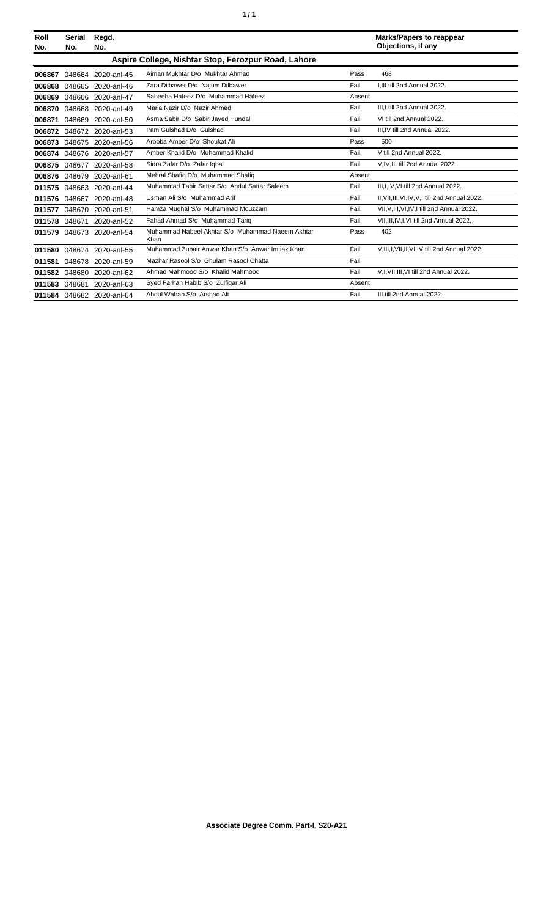| Roll No. | Serial No. | Regd. No. | | | Marks/Papers to reappear Objections, if any |
|---|---|---|---|---|---|
| **Aspire College, Nishtar Stop, Ferozpur Road, Lahore** | | | | | |
| **006867** | 048664 | 2020-anl-45 | Aiman Mukhtar D/o Mukhtar Ahmad | Pass | 468 |
| **006868** | 048665 | 2020-anl-46 | Zara Dilbawer D/o Najum Dilbawer | Fail | I,III till 2nd Annual 2022. |
| **006869** | 048666 | 2020-anl-47 | Sabeeha Hafeez D/o Muhammad Hafeez | Absent | |
| **006870** | 048668 | 2020-anl-49 | Maria Nazir D/o Nazir Ahmed | Fail | III,I till 2nd Annual 2022. |
| **006871** | 048669 | 2020-anl-50 | Asma Sabir D/o Sabir Javed Hundal | Fail | VI till 2nd Annual 2022. |
| **006872** | 048672 | 2020-anl-53 | Iram Gulshad D/o Gulshad | Fail | III,IV till 2nd Annual 2022. |
| **006873** | 048675 | 2020-anl-56 | Arooba Amber D/o Shoukat Ali | Pass | 500 |
| **006874** | 048676 | 2020-anl-57 | Amber Khalid D/o Muhammad Khalid | Fail | V till 2nd Annual 2022. |
| **006875** | 048677 | 2020-anl-58 | Sidra Zafar D/o Zafar Iqbal | Fail | V,IV,III till 2nd Annual 2022. |
| **006876** | 048679 | 2020-anl-61 | Mehral Shafiq D/o Muhammad Shafiq | Absent | |
| **011575** | 048663 | 2020-anl-44 | Muhammad Tahir Sattar S/o Abdul Sattar Saleem | Fail | III,I,IV,VI till 2nd Annual 2022. |
| **011576** | 048667 | 2020-anl-48 | Usman Ali S/o Muhammad Arif | Fail | II,VII,III,VI,IV,V,I till 2nd Annual 2022. |
| **011577** | 048670 | 2020-anl-51 | Hamza Mughal S/o Muhammad Mouzzam | Fail | VII,V,III,VI,IV,I till 2nd Annual 2022. |
| **011578** | 048671 | 2020-anl-52 | Fahad Ahmad S/o Muhammad Tariq | Fail | VII,III,IV,I,VI till 2nd Annual 2022. |
| **011579** | 048673 | 2020-anl-54 | Muhammad Nabeel Akhtar S/o Muhammad Naeem Akhtar Khan | Pass | 402 |
| **011580** | 048674 | 2020-anl-55 | Muhammad Zubair Anwar Khan S/o Anwar Imtiaz Khan | Fail | V,III,I,VII,II,VI,IV till 2nd Annual 2022. |
| **011581** | 048678 | 2020-anl-59 | Mazhar Rasool S/o Ghulam Rasool Chatta | Fail | |
| **011582** | 048680 | 2020-anl-62 | Ahmad Mahmood S/o Khalid Mahmood | Fail | V,I,VII,III,VI till 2nd Annual 2022. |
| **011583** | 048681 | 2020-anl-63 | Syed Farhan Habib S/o Zulfiqar Ali | Absent | |
| **011584** | 048682 | 2020-anl-64 | Abdul Wahab S/o Arshad Ali | Fail | III till 2nd Annual 2022. |

**Associate Degree Comm. Part-I, S20-A21**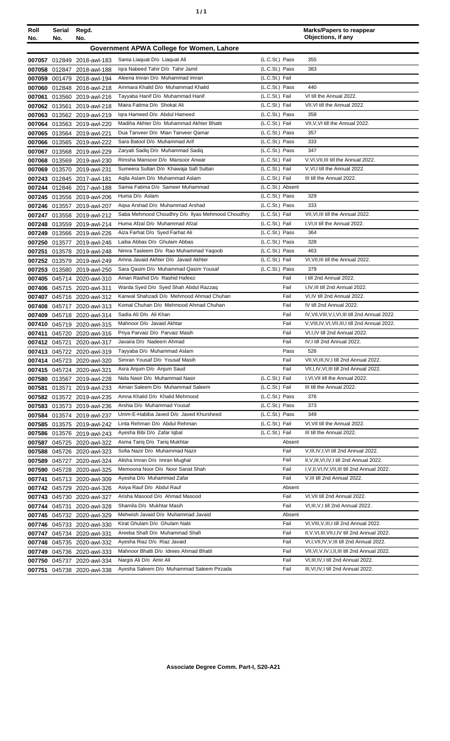| Roll No. | Serial No. | Regd. No. | | | Marks/Papers to reappear Objections, if any |
|---|---|---|---|---|---|
| **Government APWA College for Women, Lahore** | | | | | |
| 007057 | 012849 | 2018-awl-183 | Sania Liaquat D/o Liaquat Ali | (L.C.St.) Pass | 355 |
| 007058 | 012847 | 2018-awl-188 | Iqra Nabeed Tahir D/o Tahir Jamil | (L.C.St.) Pass | 383 |
| 007059 | 001479 | 2018-awl-194 | Aleena Imran D/o Muhammad Imran | (L.C.St.) Fail | |
| 007060 | 012848 | 2018-awl-218 | Ammara Khalid D/o Muhammad Khalid | (L.C.St.) Pass | 440 |
| 007061 | 013560 | 2019-awl-216 | Tayyaba Hanif D/o Muhammad Hanif | (L.C.St.) Fail | VI till the Annual 2022. |
| 007062 | 013561 | 2019-awl-218 | Maira Fatima D/o Shokat Ali | (L.C.St.) Fail | VII,VI till the Annual 2022. |
| 007063 | 013562 | 2019-awl-219 | Iqra Hameed D/o Abdul Hameed | (L.C.St.) Pass | 358 |
| 007064 | 013563 | 2019-awl-220 | Madiha Akhter D/o Muhammad Akhter Bhatti | (L.C.St.) Fail | VII,V,VI till the Annual 2022. |
| 007065 | 013564 | 2019-awl-221 | Dua Tanveer D/o Mian Tanveer Qamar | (L.C.St.) Pass | 357 |
| 007066 | 013565 | 2019-awl-222 | Sara Batool D/o Muhammad Arif | (L.C.St.) Pass | 333 |
| 007067 | 013568 | 2019-awl-229 | Zaryab Sadiq D/o Muhammad Sadiq | (L.C.St.) Pass | 347 |
| 007068 | 013569 | 2019-awl-230 | Rimsha Mansoor D/o Mansoor Anwar | (L.C.St.) Fail | V,VI,VII,III till the Annual 2022. |
| 007069 | 013570 | 2019-awl-231 | Sumeera Sultan D/o Khawaja Safi Sultan | (L.C.St.) Fail | V,VI,I till the Annual 2022. |
| 007243 | 012845 | 2017-awl-181 | Aqila Aslam D/o Muhammad Aslam | (L.C.St.) Fail | III till the Annual 2022. |
| 007244 | 012846 | 2017-awl-188 | Samia Fatima D/o Sameer Muhammad | (L.C.St.) Absent | |
| 007245 | 013556 | 2019-awl-206 | Huma D/o Aslam | (L.C.St.) Pass | 329 |
| 007246 | 013557 | 2019-awl-207 | Aqsa Arshad D/o Muhammad Arshad | (L.C.St.) Pass | 333 |
| 007247 | 013558 | 2019-awl-212 | Saba Mehmood Choudhry D/o Ilyas Mehmood Choudhry | (L.C.St.) Fail | VII,VI,III till the Annual 2022. |
| 007248 | 013559 | 2019-awl-214 | Huma Afzal D/o Muhammad Afzal | (L.C.St.) Fail | I,VI,II till the Annual 2022. |
| 007249 | 013566 | 2019-awl-226 | Aiza Farhat D/o Syed Farhat Ali | (L.C.St.) Pass | 364 |
| 007250 | 013577 | 2019-awl-246 | Laiba Abbas D/o Ghulam Abbas | (L.C.St.) Pass | 328 |
| 007251 | 013578 | 2019-awl-248 | Nimra Tasleem D/o Rao Muhammad Yaqoob | (L.C.St.) Pass | 463 |
| 007252 | 013579 | 2019-awl-249 | Amna Javaid Akhter D/o Javaid Akhter | (L.C.St.) Fail | VI,VII,III till the Annual 2022. |
| 007253 | 013580 | 2019-awl-250 | Sara Qasim D/o Muhammad Qasim Yousaf | (L.C.St.) Pass | 379 |
| 007405 | 045714 | 2020-awl-310 | Aman Rashid D/o Rashid Hafeez | Fail | I till 2nd Annual 2022. |
| 007406 | 045715 | 2020-awl-311 | Warda Syed D/o Syed Shah Abdul Razzaq | Fail | I,IV,III till 2nd Annual 2022. |
| 007407 | 045716 | 2020-awl-312 | Kanwal Shahzadi D/o Mehmood Ahmad Chuhan | Fail | VI,IV till 2nd Annual 2022. |
| 007408 | 045717 | 2020-awl-313 | Komal Chuhan D/o Mehmood Ahmad Chuhan | Fail | IV till 2nd Annual 2022. |
| 007409 | 045718 | 2020-awl-314 | Sadia Ali D/o Ali Khan | Fail | IV,VII,VIII,V,I,VI,III till 2nd Annual 2022. |
| 007410 | 045719 | 2020-awl-315 | Mahnoor D/o Javaid Akhtar | Fail | V,VIII,IV,VI,VII,III,I till 2nd Annual 2022. |
| 007411 | 045720 | 2020-awl-316 | Priya Parvaiz D/o Parvaiz Masih | Fail | VI,I,IV till 2nd Annual 2022. |
| 007412 | 045721 | 2020-awl-317 | Javaira D/o Nadeem Ahmad | Fail | IV,I till 2nd Annual 2022. |
| 007413 | 045722 | 2020-awl-319 | Tayyaba D/o Muhammad Aslam | Pass | 526 |
| 007414 | 045723 | 2020-awl-320 | Simran Yousaf D/o Yousaf Masih | Fail | VII,VI,III,IV,I till 2nd Annual 2022. |
| 007415 | 045724 | 2020-awl-321 | Asra Anjum D/o Anjum Saud | Fail | VII,I,IV,VI,III till 2nd Annual 2022. |
| 007580 | 013567 | 2019-awl-228 | Nida Nasir D/o Muhammad Nasir | (L.C.St.) Fail | I,VI,VII till the Annual 2022. |
| 007581 | 013571 | 2019-awl-233 | Aiman Saleem D/o Muhammad Saleem | (L.C.St.) Fail | III till the Annual 2022. |
| 007582 | 013572 | 2019-awl-235 | Amna Khalid D/o Khalid Mehmood | (L.C.St.) Pass | 376 |
| 007583 | 013573 | 2019-awl-236 | Arshia D/o Muhammad Yousaf | (L.C.St.) Pass | 373 |
| 007584 | 013574 | 2019-awl-237 | Umm-E-Habiba Javed D/o Javed Khursheed | (L.C.St.) Pass | 349 |
| 007585 | 013575 | 2019-awl-242 | Linta Rehman D/o Abdul Rehman | (L.C.St.) Fail | VI,VII till the Annual 2022. |
| 007586 | 013576 | 2019-awl-243 | Ayesha Bibi D/o Zafar Iqbal | (L.C.St.) Fail | III till the Annual 2022. |
| 007587 | 045725 | 2020-awl-322 | Asma Tariq D/o Tariq Mukhtar | Absent | |
| 007588 | 045726 | 2020-awl-323 | Sofia Nazir D/o Muhammad Nazir | Fail | V,III,IV,I,VI till 2nd Annual 2022. |
| 007589 | 045727 | 2020-awl-324 | Alisha Imran D/o Imran Mughal | Fail | II,V,III,VI,IV,I till 2nd Annual 2022. |
| 007590 | 045728 | 2020-awl-325 | Memoona Noor D/o Noor Sanat Shah | Fail | I,V,II,VI,IV,VII,III till 2nd Annual 2022. |
| 007741 | 045713 | 2020-awl-309 | Ayesha D/o Muhammad Zafar | Fail | V,III till 2nd Annual 2022. |
| 007742 | 045729 | 2020-awl-326 | Asiya Rauf D/o Abdul Rauf | Absent | |
| 007743 | 045730 | 2020-awl-327 | Arisha Masood D/o Ahmad Masood | Fail | VI,VII till 2nd Annual 2022. |
| 007744 | 045731 | 2020-awl-328 | Shamila D/o Mukhtar Masih | Fail | VI,III,V,I till 2nd Annual 2022. |
| 007745 | 045732 | 2020-awl-329 | Mehwish Javaid D/o Muhammad Javaid | Absent | |
| 007746 | 045733 | 2020-awl-330 | Kirat Ghulam D/o Ghulam Nabi | Fail | VI,VIII,V,III,I till 2nd Annual 2022. |
| 007747 | 045734 | 2020-awl-331 | Areeba Shafi D/o Muhammad Shafi | Fail | II,V,VI,III,VII,I,IV till 2nd Annual 2022. |
| 007748 | 045735 | 2020-awl-332 | Ayesha Riaz D/o Riaz Javaid | Fail | VI,I,VII,IV,V,III till 2nd Annual 2022. |
| 007749 | 045736 | 2020-awl-333 | Mahnoor Bhatti D/o Idrees Ahmad Bhatti | Fail | VII,VI,V,IV,I,II,III till 2nd Annual 2022. |
| 007750 | 045737 | 2020-awl-334 | Nargis Ali D/o Amir Ali | Fail | VI,III,IV,I till 2nd Annual 2022. |
| 007751 | 045738 | 2020-awl-338 | Ayesha Saleem D/o Muhammad Saleem Pirzada | Fail | III,VI,IV,I till 2nd Annual 2022. |

**Associate Degree Comm. Part-I, S20-A21**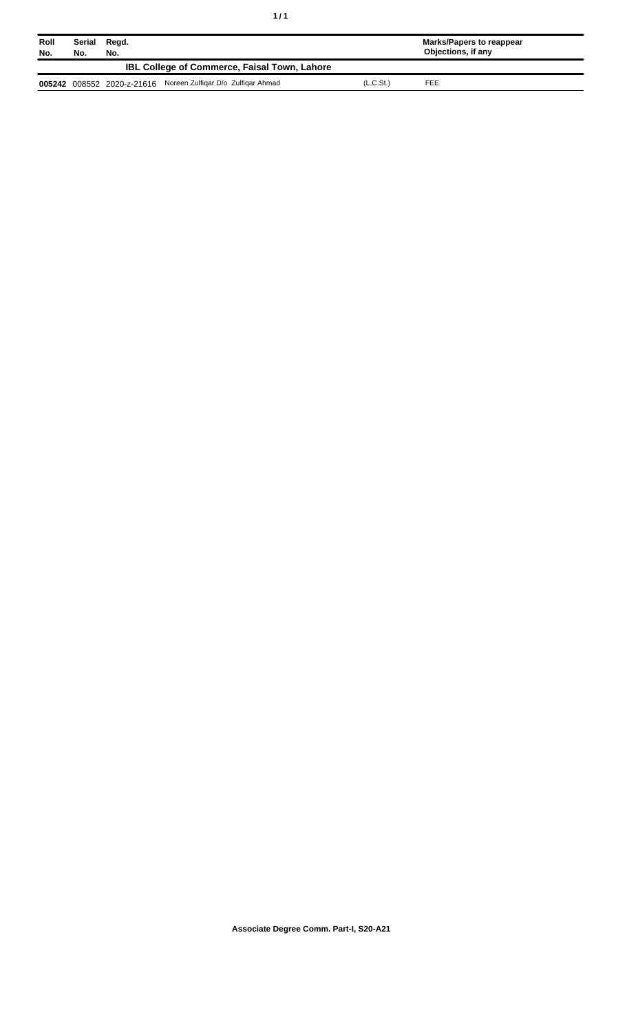| Roll No. | Serial No. | Regd. No. | | | Marks/Papers to reappear Objections, if any |
|---|---|---|---|---|---|
| **IBL College of Commerce, Faisal Town, Lahore** | | | | | |
| **005242** | 008552 | 2020-z-21616 | Noreen Zulfiqar D/o Zulfiqar Ahmad | (L.C.St.) | FEE |

**Associate Degree Comm. Part-I, S20-A21**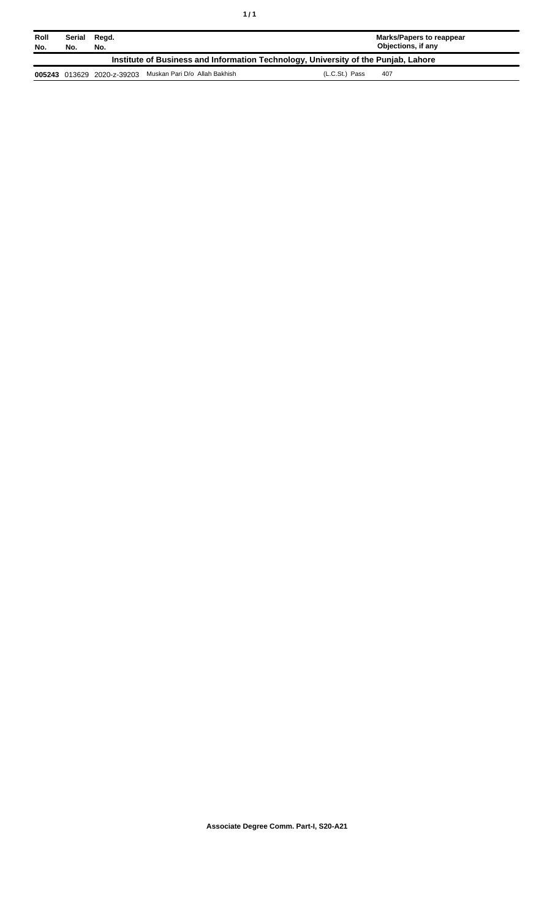| Roll No. | Serial No. | Regd. No. | | | Marks/Papers to reappear Objections, if any |
|---|---|---|---|---|---|
| **Institute of Business and Information Technology, University of the Punjab, Lahore** | | | | | |
| **005243** | 013629 | 2020-z-39203 | Muskan Pari D/o Allah Bakhish | (L.C.St.) Pass | 407 |

**Associate Degree Comm. Part-I, S20-A21**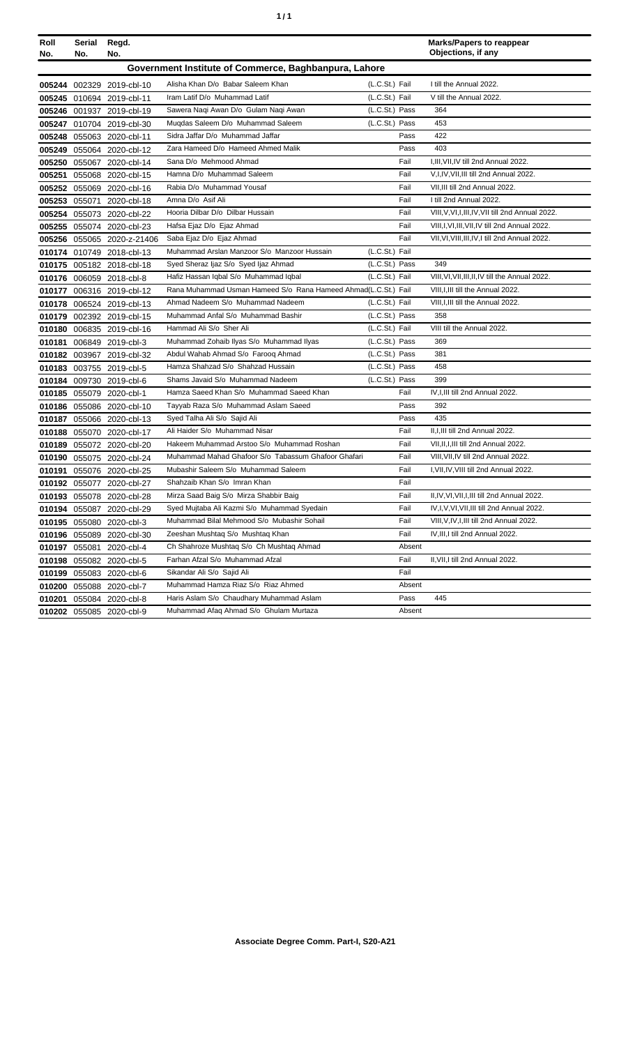| Roll No. | Serial No. | Regd. No. | | | Marks/Papers to reappear Objections, if any |
|---|---|---|---|---|---|
| **Government Institute of Commerce, Baghbanpura, Lahore** | | | | | |
| **005244** | 002329 | 2019-cbl-10 | Alisha Khan D/o Babar Saleem Khan | (L.C.St.) Fail | I till the Annual 2022. |
| **005245** | 010694 | 2019-cbl-11 | Iram Latif D/o Muhammad Latif | (L.C.St.) Fail | V till the Annual 2022. |
| **005246** | 001937 | 2019-cbl-19 | Sawera Naqi Awan D/o Gulam Naqi Awan | (L.C.St.) Pass | 364 |
| **005247** | 010704 | 2019-cbl-30 | Muqdas Saleem D/o Muhammad Saleem | (L.C.St.) Pass | 453 |
| **005248** | 055063 | 2020-cbl-11 | Sidra Jaffar D/o Muhammad Jaffar | Pass | 422 |
| **005249** | 055064 | 2020-cbl-12 | Zara Hameed D/o Hameed Ahmed Malik | Pass | 403 |
| **005250** | 055067 | 2020-cbl-14 | Sana D/o Mehmood Ahmad | Fail | I,III,VII,IV till 2nd Annual 2022. |
| **005251** | 055068 | 2020-cbl-15 | Hamna D/o Muhammad Saleem | Fail | V,I,IV,VII,III till 2nd Annual 2022. |
| **005252** | 055069 | 2020-cbl-16 | Rabia D/o Muhammad Yousaf | Fail | VII,III till 2nd Annual 2022. |
| **005253** | 055071 | 2020-cbl-18 | Amna D/o Asif Ali | Fail | I till 2nd Annual 2022. |
| **005254** | 055073 | 2020-cbl-22 | Hooria Dilbar D/o Dilbar Hussain | Fail | VIII,V,VI,I,III,IV,VII till 2nd Annual 2022. |
| **005255** | 055074 | 2020-cbl-23 | Hafsa Ejaz D/o Ejaz Ahmad | Fail | VIII,I,VI,III,VII,IV till 2nd Annual 2022. |
| **005256** | 055065 | 2020-z-21406 | Saba Ejaz D/o Ejaz Ahmad | Fail | VII,VI,VIII,III,IV,I till 2nd Annual 2022. |
| **010174** | 010749 | 2018-cbl-13 | Muhammad Arslan Manzoor S/o Manzoor Hussain | (L.C.St.) Fail | |
| **010175** | 005182 | 2018-cbl-18 | Syed Sheraz Ijaz S/o Syed Ijaz Ahmad | (L.C.St.) Pass | 349 |
| **010176** | 006059 | 2018-cbl-8 | Hafiz Hassan Iqbal S/o Muhammad Iqbal | (L.C.St.) Fail | VIII,VI,VII,III,II,IV till the Annual 2022. |
| **010177** | 006316 | 2019-cbl-12 | Rana Muhammad Usman Hameed S/o Rana Hameed Ahmad | (L.C.St.) Fail | VIII,I,III till the Annual 2022. |
| **010178** | 006524 | 2019-cbl-13 | Ahmad Nadeem S/o Muhammad Nadeem | (L.C.St.) Fail | VIII,I,III till the Annual 2022. |
| **010179** | 002392 | 2019-cbl-15 | Muhammad Anfal S/o Muhammad Bashir | (L.C.St.) Pass | 358 |
| **010180** | 006835 | 2019-cbl-16 | Hammad Ali S/o Sher Ali | (L.C.St.) Fail | VIII till the Annual 2022. |
| **010181** | 006849 | 2019-cbl-3 | Muhammad Zohaib Ilyas S/o Muhammad Ilyas | (L.C.St.) Pass | 369 |
| **010182** | 003967 | 2019-cbl-32 | Abdul Wahab Ahmad S/o Farooq Ahmad | (L.C.St.) Pass | 381 |
| **010183** | 003755 | 2019-cbl-5 | Hamza Shahzad S/o Shahzad Hussain | (L.C.St.) Pass | 458 |
| **010184** | 009730 | 2019-cbl-6 | Shams Javaid S/o Muhammad Nadeem | (L.C.St.) Pass | 399 |
| **010185** | 055079 | 2020-cbl-1 | Hamza Saeed Khan S/o Muhammad Saeed Khan | Fail | IV,I,III till 2nd Annual 2022. |
| **010186** | 055086 | 2020-cbl-10 | Tayyab Raza S/o Muhammad Aslam Saeed | Pass | 392 |
| **010187** | 055066 | 2020-cbl-13 | Syed Talha Ali S/o Sajid Ali | Pass | 435 |
| **010188** | 055070 | 2020-cbl-17 | Ali Haider S/o Muhammad Nisar | Fail | II,I,III till 2nd Annual 2022. |
| **010189** | 055072 | 2020-cbl-20 | Hakeem Muhammad Arstoo S/o Muhammad Roshan | Fail | VII,II,I,III till 2nd Annual 2022. |
| **010190** | 055075 | 2020-cbl-24 | Muhammad Mahad Ghafoor S/o Tabassum Ghafoor Ghafari | Fail | VIII,VII,IV till 2nd Annual 2022. |
| **010191** | 055076 | 2020-cbl-25 | Mubashir Saleem S/o Muhammad Saleem | Fail | I,VII,IV,VIII till 2nd Annual 2022. |
| **010192** | 055077 | 2020-cbl-27 | Shahzaib Khan S/o Imran Khan | Fail | |
| **010193** | 055078 | 2020-cbl-28 | Mirza Saad Baig S/o Mirza Shabbir Baig | Fail | II,IV,VI,VII,I,III till 2nd Annual 2022. |
| **010194** | 055087 | 2020-cbl-29 | Syed Mujtaba Ali Kazmi S/o Muhammad Syedain | Fail | IV,I,V,VI,VII,III till 2nd Annual 2022. |
| **010195** | 055080 | 2020-cbl-3 | Muhammad Bilal Mehmood S/o Mubashir Sohail | Fail | VIII,V,IV,I,III till 2nd Annual 2022. |
| **010196** | 055089 | 2020-cbl-30 | Zeeshan Mushtaq S/o Mushtaq Khan | Fail | IV,III,I till 2nd Annual 2022. |
| **010197** | 055081 | 2020-cbl-4 | Ch Shahroze Mushtaq S/o Ch Mushtaq Ahmad | Absent | |
| **010198** | 055082 | 2020-cbl-5 | Farhan Afzal S/o Muhammad Afzal | Fail | II,VII,I till 2nd Annual 2022. |
| **010199** | 055083 | 2020-cbl-6 | Sikandar Ali S/o Sajid Ali | Fail | |
| **010200** | 055088 | 2020-cbl-7 | Muhammad Hamza Riaz S/o Riaz Ahmed | Absent | |
| **010201** | 055084 | 2020-cbl-8 | Haris Aslam S/o Chaudhary Muhammad Aslam | Pass | 445 |
| **010202** | 055085 | 2020-cbl-9 | Muhammad Afaq Ahmad S/o Ghulam Murtaza | Absent | |

**Associate Degree Comm. Part-I, S20-A21**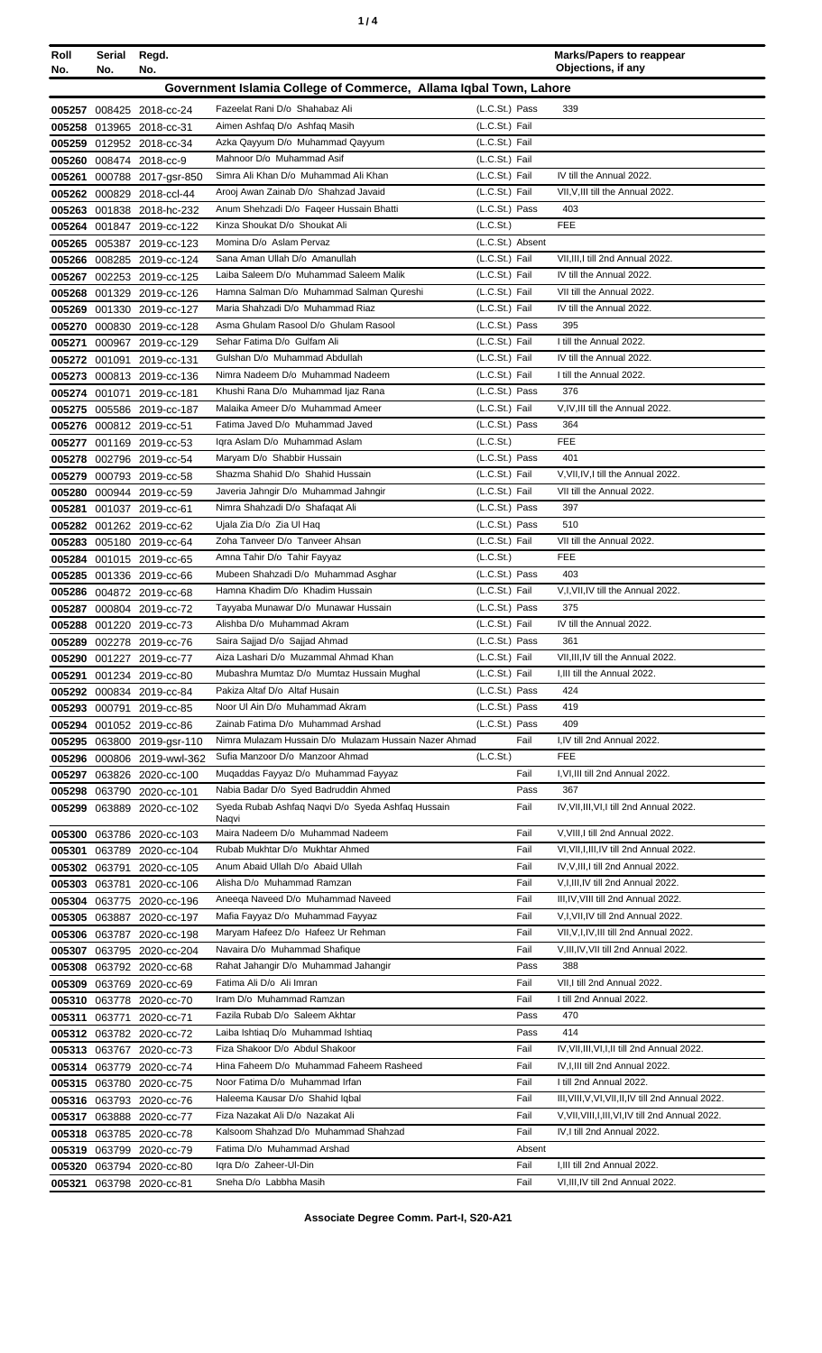| Roll No. | Serial No. | Regd. No. | | | Marks/Papers to reappear Objections, if any |
|---|---|---|---|---|---|
| **Government Islamia College of Commerce, Allama Iqbal Town, Lahore** | | | | | |
| 005257 | 008425 | 2018-cc-24 | Fazeelat Rani D/o Shahabaz Ali | (L.C.St.) Pass | 339 |
| 005258 | 013965 | 2018-cc-31 | Aimen Ashfaq D/o Ashfaq Masih | (L.C.St.) Fail | |
| 005259 | 012952 | 2018-cc-34 | Azka Qayyum D/o Muhammad Qayyum | (L.C.St.) Fail | |
| 005260 | 008474 | 2018-cc-9 | Mahnoor D/o Muhammad Asif | (L.C.St.) Fail | |
| 005261 | 000788 | 2017-gsr-850 | Simra Ali Khan D/o Muhammad Ali Khan | (L.C.St.) Fail | IV till the Annual 2022. |
| 005262 | 000829 | 2018-ccl-44 | Arooj Awan Zainab D/o Shahzad Javaid | (L.C.St.) Fail | VII,V,III till the Annual 2022. |
| 005263 | 001838 | 2018-hc-232 | Anum Shehzadi D/o Faqeer Hussain Bhatti | (L.C.St.) Pass | 403 |
| 005264 | 001847 | 2019-cc-122 | Kinza Shoukat D/o Shoukat Ali | (L.C.St.) | FEE |
| 005265 | 005387 | 2019-cc-123 | Momina D/o Aslam Pervaz | (L.C.St.) Absent | |
| 005266 | 008285 | 2019-cc-124 | Sana Aman Ullah D/o Amanullah | (L.C.St.) Fail | VII,III,I till 2nd Annual 2022. |
| 005267 | 002253 | 2019-cc-125 | Laiba Saleem D/o Muhammad Saleem Malik | (L.C.St.) Fail | IV till the Annual 2022. |
| 005268 | 001329 | 2019-cc-126 | Hamna Salman D/o Muhammad Salman Qureshi | (L.C.St.) Fail | VII till the Annual 2022. |
| 005269 | 001330 | 2019-cc-127 | Maria Shahzadi D/o Muhammad Riaz | (L.C.St.) Fail | IV till the Annual 2022. |
| 005270 | 000830 | 2019-cc-128 | Asma Ghulam Rasool D/o Ghulam Rasool | (L.C.St.) Pass | 395 |
| 005271 | 000967 | 2019-cc-129 | Sehar Fatima D/o Gulfam Ali | (L.C.St.) Fail | I till the Annual 2022. |
| 005272 | 001091 | 2019-cc-131 | Gulshan D/o Muhammad Abdullah | (L.C.St.) Fail | IV till the Annual 2022. |
| 005273 | 000813 | 2019-cc-136 | Nimra Nadeem D/o Muhammad Nadeem | (L.C.St.) Fail | I till the Annual 2022. |
| 005274 | 001071 | 2019-cc-181 | Khushi Rana D/o Muhammad Ijaz Rana | (L.C.St.) Pass | 376 |
| 005275 | 005586 | 2019-cc-187 | Malaika Ameer D/o Muhammad Ameer | (L.C.St.) Fail | V,IV,III till the Annual 2022. |
| 005276 | 000812 | 2019-cc-51 | Fatima Javed D/o Muhammad Javed | (L.C.St.) Pass | 364 |
| 005277 | 001169 | 2019-cc-53 | Iqra Aslam D/o Muhammad Aslam | (L.C.St.) | FEE |
| 005278 | 002796 | 2019-cc-54 | Maryam D/o Shabbir Hussain | (L.C.St.) Pass | 401 |
| 005279 | 000793 | 2019-cc-58 | Shazma Shahid D/o Shahid Hussain | (L.C.St.) Fail | V,VII,IV,I till the Annual 2022. |
| 005280 | 000944 | 2019-cc-59 | Javeria Jahngir D/o Muhammad Jahngir | (L.C.St.) Fail | VII till the Annual 2022. |
| 005281 | 001037 | 2019-cc-61 | Nimra Shahzadi D/o Shafaqat Ali | (L.C.St.) Pass | 397 |
| 005282 | 001262 | 2019-cc-62 | Ujala Zia D/o Zia Ul Haq | (L.C.St.) Pass | 510 |
| 005283 | 005180 | 2019-cc-64 | Zoha Tanveer D/o Tanveer Ahsan | (L.C.St.) Fail | VII till the Annual 2022. |
| 005284 | 001015 | 2019-cc-65 | Amna Tahir D/o Tahir Fayyaz | (L.C.St.) | FEE |
| 005285 | 001336 | 2019-cc-66 | Mubeen Shahzadi D/o Muhammad Asghar | (L.C.St.) Pass | 403 |
| 005286 | 004872 | 2019-cc-68 | Hamna Khadim D/o Khadim Hussain | (L.C.St.) Fail | V,I,VII,IV till the Annual 2022. |
| 005287 | 000804 | 2019-cc-72 | Tayyaba Munawar D/o Munawar Hussain | (L.C.St.) Pass | 375 |
| 005288 | 001220 | 2019-cc-73 | Alishba D/o Muhammad Akram | (L.C.St.) Fail | IV till the Annual 2022. |
| 005289 | 002278 | 2019-cc-76 | Saira Sajjad D/o Sajjad Ahmad | (L.C.St.) Pass | 361 |
| 005290 | 001227 | 2019-cc-77 | Aiza Lashari D/o Muzammal Ahmad Khan | (L.C.St.) Fail | VII,III,IV till the Annual 2022. |
| 005291 | 001234 | 2019-cc-80 | Mubashra Mumtaz D/o Mumtaz Hussain Mughal | (L.C.St.) Fail | I,III till the Annual 2022. |
| 005292 | 000834 | 2019-cc-84 | Pakiza Altaf D/o Altaf Husain | (L.C.St.) Pass | 424 |
| 005293 | 000791 | 2019-cc-85 | Noor Ul Ain D/o Muhammad Akram | (L.C.St.) Pass | 419 |
| 005294 | 001052 | 2019-cc-86 | Zainab Fatima D/o Muhammad Arshad | (L.C.St.) Pass | 409 |
| 005295 | 063800 | 2019-gsr-110 | Nimra Mulazam Hussain D/o Mulazam Hussain Nazer Ahmad | Fail | I,IV till 2nd Annual 2022. |
| 005296 | 000806 | 2019-wwl-362 | Sufia Manzoor D/o Manzoor Ahmad | (L.C.St.) | FEE |
| 005297 | 063826 | 2020-cc-100 | Muqaddas Fayyaz D/o Muhammad Fayyaz | Fail | I,VI,III till 2nd Annual 2022. |
| 005298 | 063790 | 2020-cc-101 | Nabia Badar D/o Syed Badruddin Ahmed | Pass | 367 |
| 005299 | 063889 | 2020-cc-102 | Syeda Rubab Ashfaq Naqvi D/o Syeda Ashfaq Hussain Naqvi | Fail | IV,VII,III,VI,I till 2nd Annual 2022. |
| 005300 | 063786 | 2020-cc-103 | Maira Nadeem D/o Muhammad Nadeem | Fail | V,VIII,I till 2nd Annual 2022. |
| 005301 | 063789 | 2020-cc-104 | Rubab Mukhtar D/o Mukhtar Ahmed | Fail | VI,VII,I,III,IV till 2nd Annual 2022. |
| 005302 | 063791 | 2020-cc-105 | Anum Abaid Ullah D/o Abaid Ullah | Fail | IV,V,III,I till 2nd Annual 2022. |
| 005303 | 063781 | 2020-cc-106 | Alisha D/o Muhammad Ramzan | Fail | V,I,III,IV till 2nd Annual 2022. |
| 005304 | 063775 | 2020-cc-196 | Aneeqa Naveed D/o Muhammad Naveed | Fail | III,IV,VIII till 2nd Annual 2022. |
| 005305 | 063887 | 2020-cc-197 | Mafia Fayyaz D/o Muhammad Fayyaz | Fail | V,I,VII,IV till 2nd Annual 2022. |
| 005306 | 063787 | 2020-cc-198 | Maryam Hafeez D/o Hafeez Ur Rehman | Fail | VII,V,I,IV,III till 2nd Annual 2022. |
| 005307 | 063795 | 2020-cc-204 | Navaira D/o Muhammad Shafique | Fail | V,III,IV,VII till 2nd Annual 2022. |
| 005308 | 063792 | 2020-cc-68 | Rahat Jahangir D/o Muhammad Jahangir | Pass | 388 |
| 005309 | 063769 | 2020-cc-69 | Fatima Ali D/o Ali Imran | Fail | VII,I till 2nd Annual 2022. |
| 005310 | 063778 | 2020-cc-70 | Iram D/o Muhammad Ramzan | Fail | I till 2nd Annual 2022. |
| 005311 | 063771 | 2020-cc-71 | Fazila Rubab D/o Saleem Akhtar | Pass | 470 |
| 005312 | 063782 | 2020-cc-72 | Laiba Ishtiaq D/o Muhammad Ishtiaq | Pass | 414 |
| 005313 | 063767 | 2020-cc-73 | Fiza Shakoor D/o Abdul Shakoor | Fail | IV,VII,III,VI,I,II till 2nd Annual 2022. |
| 005314 | 063779 | 2020-cc-74 | Hina Faheem D/o Muhammad Faheem Rasheed | Fail | IV,I,III till 2nd Annual 2022. |
| 005315 | 063780 | 2020-cc-75 | Noor Fatima D/o Muhammad Irfan | Fail | I till 2nd Annual 2022. |
| 005316 | 063793 | 2020-cc-76 | Haleema Kausar D/o Shahid Iqbal | Fail | III,VIII,V,VI,VII,II,IV till 2nd Annual 2022. |
| 005317 | 063888 | 2020-cc-77 | Fiza Nazakat Ali D/o Nazakat Ali | Fail | V,VII,VIII,I,III,VI,IV till 2nd Annual 2022. |
| 005318 | 063785 | 2020-cc-78 | Kalsoom Shahzad D/o Muhammad Shahzad | Fail | IV,I till 2nd Annual 2022. |
| 005319 | 063799 | 2020-cc-79 | Fatima D/o Muhammad Arshad | Absent | |
| 005320 | 063794 | 2020-cc-80 | Iqra D/o Zaheer-Ul-Din | Fail | I,III till 2nd Annual 2022. |
| 005321 | 063798 | 2020-cc-81 | Sneha D/o Labbha Masih | Fail | VI,III,IV till 2nd Annual 2022. |

**Associate Degree Comm. Part-I, S20-A21**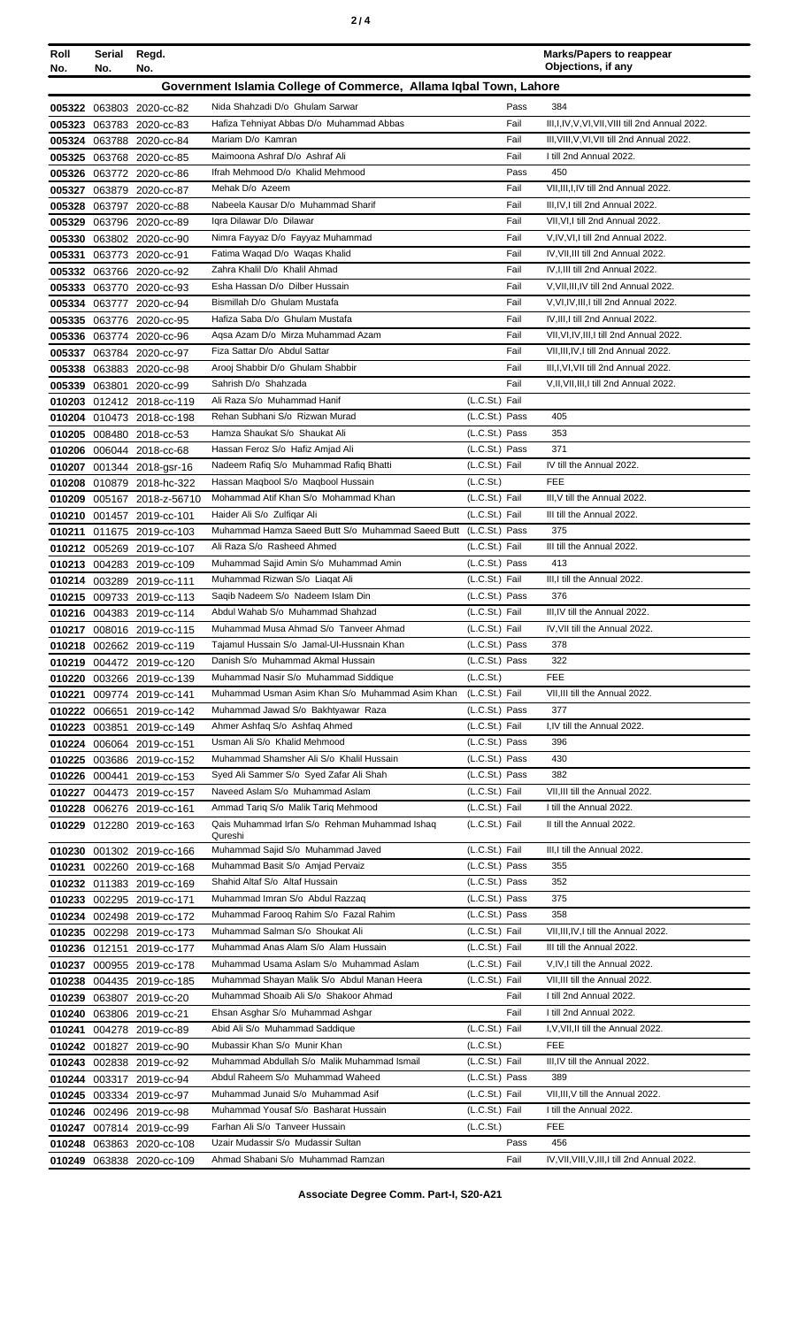| Roll No. | Serial No. | Regd. No. | | | Marks/Papers to reappear Objections, if any |
|---|---|---|---|---|---|
| **Government Islamia College of Commerce, Allama Iqbal Town, Lahore** | | | | | |
| 005322 | 063803 | 2020-cc-82 | Nida Shahzadi D/o Ghulam Sarwar | Pass | 384 |
| 005323 | 063783 | 2020-cc-83 | Hafiza Tehniyat Abbas D/o Muhammad Abbas | Fail | III,I,IV,V,VI,VII,VIII till 2nd Annual 2022. |
| 005324 | 063788 | 2020-cc-84 | Mariam D/o Kamran | Fail | III,VIII,V,VI,VII till 2nd Annual 2022. |
| 005325 | 063768 | 2020-cc-85 | Maimoona Ashraf D/o Ashraf Ali | Fail | I till 2nd Annual 2022. |
| 005326 | 063772 | 2020-cc-86 | Ifrah Mehmood D/o Khalid Mehmood | Pass | 450 |
| 005327 | 063879 | 2020-cc-87 | Mehak D/o Azeem | Fail | VII,III,I,IV till 2nd Annual 2022. |
| 005328 | 063797 | 2020-cc-88 | Nabeela Kausar D/o Muhammad Sharif | Fail | III,IV,I till 2nd Annual 2022. |
| 005329 | 063796 | 2020-cc-89 | Iqra Dilawar D/o Dilawar | Fail | VII,VI,I till 2nd Annual 2022. |
| 005330 | 063802 | 2020-cc-90 | Nimra Fayyaz D/o Fayyaz Muhammad | Fail | V,IV,VI,I till 2nd Annual 2022. |
| 005331 | 063773 | 2020-cc-91 | Fatima Waqad D/o Waqas Khalid | Fail | IV,VII,III till 2nd Annual 2022. |
| 005332 | 063766 | 2020-cc-92 | Zahra Khalil D/o Khalil Ahmad | Fail | IV,I,III till 2nd Annual 2022. |
| 005333 | 063770 | 2020-cc-93 | Esha Hassan D/o Dilber Hussain | Fail | V,VII,III,IV till 2nd Annual 2022. |
| 005334 | 063777 | 2020-cc-94 | Bismillah D/o Ghulam Mustafa | Fail | V,VI,IV,III,I till 2nd Annual 2022. |
| 005335 | 063776 | 2020-cc-95 | Hafiza Saba D/o Ghulam Mustafa | Fail | IV,III,I till 2nd Annual 2022. |
| 005336 | 063774 | 2020-cc-96 | Aqsa Azam D/o Mirza Muhammad Azam | Fail | VII,VI,IV,III,I till 2nd Annual 2022. |
| 005337 | 063784 | 2020-cc-97 | Fiza Sattar D/o Abdul Sattar | Fail | VII,III,IV,I till 2nd Annual 2022. |
| 005338 | 063883 | 2020-cc-98 | Arooj Shabbir D/o Ghulam Shabbir | Fail | III,I,VI,VII till 2nd Annual 2022. |
| 005339 | 063801 | 2020-cc-99 | Sahrish D/o Shahzada | Fail | V,II,VII,III,I till 2nd Annual 2022. |
| 010203 | 012412 | 2018-cc-119 | Ali Raza S/o Muhammad Hanif | (L.C.St.) Fail | |
| 010204 | 010473 | 2018-cc-198 | Rehan Subhani S/o Rizwan Murad | (L.C.St.) Pass | 405 |
| 010205 | 008480 | 2018-cc-53 | Hamza Shaukat S/o Shaukat Ali | (L.C.St.) Pass | 353 |
| 010206 | 006044 | 2018-cc-68 | Hassan Feroz S/o Hafiz Amjad Ali | (L.C.St.) Pass | 371 |
| 010207 | 001344 | 2018-gsr-16 | Nadeem Rafiq S/o Muhammad Rafiq Bhatti | (L.C.St.) Fail | IV till the Annual 2022. |
| 010208 | 010879 | 2018-hc-322 | Hassan Maqbool S/o Maqbool Hussain | (L.C.St.) | FEE |
| 010209 | 005167 | 2018-z-56710 | Mohammad Atif Khan S/o Mohammad Khan | (L.C.St.) Fail | III,V till the Annual 2022. |
| 010210 | 001457 | 2019-cc-101 | Haider Ali S/o Zulfiqar Ali | (L.C.St.) Fail | III till the Annual 2022. |
| 010211 | 011675 | 2019-cc-103 | Muhammad Hamza Saeed Butt S/o Muhammad Saeed Butt | (L.C.St.) Pass | 375 |
| 010212 | 005269 | 2019-cc-107 | Ali Raza S/o Rasheed Ahmed | (L.C.St.) Fail | III till the Annual 2022. |
| 010213 | 004283 | 2019-cc-109 | Muhammad Sajid Amin S/o Muhammad Amin | (L.C.St.) Pass | 413 |
| 010214 | 003289 | 2019-cc-111 | Muhammad Rizwan S/o Liaqat Ali | (L.C.St.) Fail | III,I till the Annual 2022. |
| 010215 | 009733 | 2019-cc-113 | Saqib Nadeem S/o Nadeem Islam Din | (L.C.St.) Pass | 376 |
| 010216 | 004383 | 2019-cc-114 | Abdul Wahab S/o Muhammad Shahzad | (L.C.St.) Fail | III,IV till the Annual 2022. |
| 010217 | 008016 | 2019-cc-115 | Muhammad Musa Ahmad S/o Tanveer Ahmad | (L.C.St.) Fail | IV,VII till the Annual 2022. |
| 010218 | 002662 | 2019-cc-119 | Tajamul Hussain S/o Jamal-Ul-Hussnain Khan | (L.C.St.) Pass | 378 |
| 010219 | 004472 | 2019-cc-120 | Danish S/o Muhammad Akmal Hussain | (L.C.St.) Pass | 322 |
| 010220 | 003266 | 2019-cc-139 | Muhammad Nasir S/o Muhammad Siddique | (L.C.St.) | FEE |
| 010221 | 009774 | 2019-cc-141 | Muhammad Usman Asim Khan S/o Muhammad Asim Khan | (L.C.St.) Fail | VII,III till the Annual 2022. |
| 010222 | 006651 | 2019-cc-142 | Muhammad Jawad S/o Bakhtyawar Raza | (L.C.St.) Pass | 377 |
| 010223 | 003851 | 2019-cc-149 | Ahmer Ashfaq S/o Ashfaq Ahmed | (L.C.St.) Fail | I,IV till the Annual 2022. |
| 010224 | 006064 | 2019-cc-151 | Usman Ali S/o Khalid Mehmood | (L.C.St.) Pass | 396 |
| 010225 | 003686 | 2019-cc-152 | Muhammad Shamsher Ali S/o Khalil Hussain | (L.C.St.) Pass | 430 |
| 010226 | 000441 | 2019-cc-153 | Syed Ali Sammer S/o Syed Zafar Ali Shah | (L.C.St.) Pass | 382 |
| 010227 | 004473 | 2019-cc-157 | Naveed Aslam S/o Muhammad Aslam | (L.C.St.) Fail | VII,III till the Annual 2022. |
| 010228 | 006276 | 2019-cc-161 | Ammad Tariq S/o Malik Tariq Mehmood | (L.C.St.) Fail | I till the Annual 2022. |
| 010229 | 012280 | 2019-cc-163 | Qais Muhammad Irfan S/o Rehman Muhammad Ishaq Qureshi | (L.C.St.) Fail | II till the Annual 2022. |
| 010230 | 001302 | 2019-cc-166 | Muhammad Sajid S/o Muhammad Javed | (L.C.St.) Fail | III,I till the Annual 2022. |
| 010231 | 002260 | 2019-cc-168 | Muhammad Basit S/o Amjad Pervaiz | (L.C.St.) Pass | 355 |
| 010232 | 011383 | 2019-cc-169 | Shahid Altaf S/o Altaf Hussain | (L.C.St.) Pass | 352 |
| 010233 | 002295 | 2019-cc-171 | Muhammad Imran S/o Abdul Razzaq | (L.C.St.) Pass | 375 |
| 010234 | 002498 | 2019-cc-172 | Muhammad Farooq Rahim S/o Fazal Rahim | (L.C.St.) Pass | 358 |
| 010235 | 002298 | 2019-cc-173 | Muhammad Salman S/o Shoukat Ali | (L.C.St.) Fail | VII,III,IV,I till the Annual 2022. |
| 010236 | 012151 | 2019-cc-177 | Muhammad Anas Alam S/o Alam Hussain | (L.C.St.) Fail | III till the Annual 2022. |
| 010237 | 000955 | 2019-cc-178 | Muhammad Usama Aslam S/o Muhammad Aslam | (L.C.St.) Fail | V,IV,I till the Annual 2022. |
| 010238 | 004435 | 2019-cc-185 | Muhammad Shayan Malik S/o Abdul Manan Heera | (L.C.St.) Fail | VII,III till the Annual 2022. |
| 010239 | 063807 | 2019-cc-20 | Muhammad Shoaib Ali S/o Shakoor Ahmad | Fail | I till 2nd Annual 2022. |
| 010240 | 063806 | 2019-cc-21 | Ehsan Asghar S/o Muhammad Ashgar | Fail | I till 2nd Annual 2022. |
| 010241 | 004278 | 2019-cc-89 | Abid Ali S/o Muhammad Saddique | (L.C.St.) Fail | I,V,VII,II till the Annual 2022. |
| 010242 | 001827 | 2019-cc-90 | Mubassir Khan S/o Munir Khan | (L.C.St.) | FEE |
| 010243 | 002838 | 2019-cc-92 | Muhammad Abdullah S/o Malik Muhammad Ismail | (L.C.St.) Fail | III,IV till the Annual 2022. |
| 010244 | 003317 | 2019-cc-94 | Abdul Raheem S/o Muhammad Waheed | (L.C.St.) Pass | 389 |
| 010245 | 003334 | 2019-cc-97 | Muhammad Junaid S/o Muhammad Asif | (L.C.St.) Fail | VII,III,V till the Annual 2022. |
| 010246 | 002496 | 2019-cc-98 | Muhammad Yousaf S/o Basharat Hussain | (L.C.St.) Fail | I till the Annual 2022. |
| 010247 | 007814 | 2019-cc-99 | Farhan Ali S/o Tanveer Hussain | (L.C.St.) | FEE |
| 010248 | 063863 | 2020-cc-108 | Uzair Mudassir S/o Mudassir Sultan | Pass | 456 |
| 010249 | 063838 | 2020-cc-109 | Ahmad Shabani S/o Muhammad Ramzan | Fail | IV,VII,VIII,V,III,I till 2nd Annual 2022. |

**Associate Degree Comm. Part-I, S20-A21**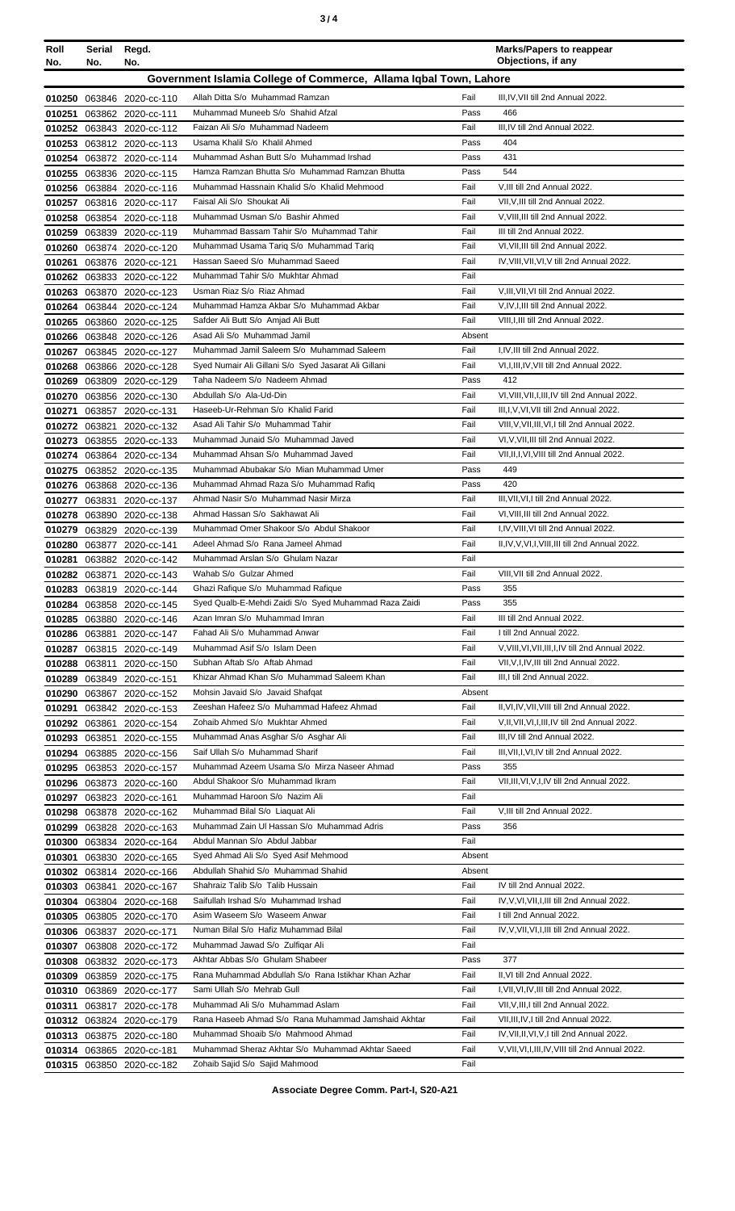| Roll No. | Serial No. | Regd. No. | | | Marks/Papers to reappear Objections, if any |
|---|---|---|---|---|---|
| **Government Islamia College of Commerce, Allama Iqbal Town, Lahore** | | | | | |
| 010250 | 063846 | 2020-cc-110 | Allah Ditta S/o Muhammad Ramzan | Fail | III,IV,VII till 2nd Annual 2022. |
| 010251 | 063862 | 2020-cc-111 | Muhammad Muneeb S/o Shahid Afzal | Pass | 466 |
| 010252 | 063843 | 2020-cc-112 | Faizan Ali S/o Muhammad Nadeem | Fail | III,IV till 2nd Annual 2022. |
| 010253 | 063812 | 2020-cc-113 | Usama Khalil S/o Khalil Ahmed | Pass | 404 |
| 010254 | 063872 | 2020-cc-114 | Muhammad Ashan Butt S/o Muhammad Irshad | Pass | 431 |
| 010255 | 063836 | 2020-cc-115 | Hamza Ramzan Bhutta S/o Muhammad Ramzan Bhutta | Pass | 544 |
| 010256 | 063884 | 2020-cc-116 | Muhammad Hassnain Khalid S/o Khalid Mehmood | Fail | V,III till 2nd Annual 2022. |
| 010257 | 063816 | 2020-cc-117 | Faisal Ali S/o Shoukat Ali | Fail | VII,V,III till 2nd Annual 2022. |
| 010258 | 063854 | 2020-cc-118 | Muhammad Usman S/o Bashir Ahmed | Fail | V,VIII,III till 2nd Annual 2022. |
| 010259 | 063839 | 2020-cc-119 | Muhammad Bassam Tahir S/o Muhammad Tahir | Fail | III till 2nd Annual 2022. |
| 010260 | 063874 | 2020-cc-120 | Muhammad Usama Tariq S/o Muhammad Tariq | Fail | VI,VII,III till 2nd Annual 2022. |
| 010261 | 063876 | 2020-cc-121 | Hassan Saeed S/o Muhammad Saeed | Fail | IV,VIII,VII,VI,V till 2nd Annual 2022. |
| 010262 | 063833 | 2020-cc-122 | Muhammad Tahir S/o Mukhtar Ahmad | Fail | |
| 010263 | 063870 | 2020-cc-123 | Usman Riaz S/o Riaz Ahmad | Fail | V,III,VII,VI till 2nd Annual 2022. |
| 010264 | 063844 | 2020-cc-124 | Muhammad Hamza Akbar S/o Muhammad Akbar | Fail | V,IV,I,III till 2nd Annual 2022. |
| 010265 | 063860 | 2020-cc-125 | Safder Ali Butt S/o Amjad Ali Butt | Fail | VIII,I,III till 2nd Annual 2022. |
| 010266 | 063848 | 2020-cc-126 | Asad Ali S/o Muhammad Jamil | Absent | |
| 010267 | 063845 | 2020-cc-127 | Muhammad Jamil Saleem S/o Muhammad Saleem | Fail | I,IV,III till 2nd Annual 2022. |
| 010268 | 063866 | 2020-cc-128 | Syed Numair Ali Gillani S/o Syed Jasarat Ali Gillani | Fail | VI,I,III,IV,VII till 2nd Annual 2022. |
| 010269 | 063809 | 2020-cc-129 | Taha Nadeem S/o Nadeem Ahmad | Pass | 412 |
| 010270 | 063856 | 2020-cc-130 | Abdullah S/o Ala-Ud-Din | Fail | VI,VIII,VII,I,III,IV till 2nd Annual 2022. |
| 010271 | 063857 | 2020-cc-131 | Haseeb-Ur-Rehman S/o Khalid Farid | Fail | III,I,V,VI,VII till 2nd Annual 2022. |
| 010272 | 063821 | 2020-cc-132 | Asad Ali Tahir S/o Muhammad Tahir | Fail | VIII,V,VII,III,VI,I till 2nd Annual 2022. |
| 010273 | 063855 | 2020-cc-133 | Muhammad Junaid S/o Muhammad Javed | Fail | VI,V,VII,III till 2nd Annual 2022. |
| 010274 | 063864 | 2020-cc-134 | Muhammad Ahsan S/o Muhammad Javed | Fail | VII,II,I,VI,VIII till 2nd Annual 2022. |
| 010275 | 063852 | 2020-cc-135 | Muhammad Abubakar S/o Mian Muhammad Umer | Pass | 449 |
| 010276 | 063868 | 2020-cc-136 | Muhammad Ahmad Raza S/o Muhammad Rafiq | Pass | 420 |
| 010277 | 063831 | 2020-cc-137 | Ahmad Nasir S/o Muhammad Nasir Mirza | Fail | III,VII,VI,I till 2nd Annual 2022. |
| 010278 | 063890 | 2020-cc-138 | Ahmad Hassan S/o Sakhawat Ali | Fail | VI,VIII,III till 2nd Annual 2022. |
| 010279 | 063829 | 2020-cc-139 | Muhammad Omer Shakoor S/o Abdul Shakoor | Fail | I,IV,VIII,VI till 2nd Annual 2022. |
| 010280 | 063877 | 2020-cc-141 | Adeel Ahmad S/o Rana Jameel Ahmad | Fail | II,IV,V,VI,I,VIII,III till 2nd Annual 2022. |
| 010281 | 063882 | 2020-cc-142 | Muhammad Arslan S/o Ghulam Nazar | Fail | |
| 010282 | 063871 | 2020-cc-143 | Wahab S/o Gulzar Ahmed | Fail | VIII,VII till 2nd Annual 2022. |
| 010283 | 063819 | 2020-cc-144 | Ghazi Rafique S/o Muhammad Rafique | Pass | 355 |
| 010284 | 063858 | 2020-cc-145 | Syed Qualb-E-Mehdi Zaidi S/o Syed Muhammad Raza Zaidi | Pass | 355 |
| 010285 | 063880 | 2020-cc-146 | Azan Imran S/o Muhammad Imran | Fail | III till 2nd Annual 2022. |
| 010286 | 063881 | 2020-cc-147 | Fahad Ali S/o Muhammad Anwar | Fail | I till 2nd Annual 2022. |
| 010287 | 063815 | 2020-cc-149 | Muhammad Asif S/o Islam Deen | Fail | V,VIII,VI,VII,III,I,IV till 2nd Annual 2022. |
| 010288 | 063811 | 2020-cc-150 | Subhan Aftab S/o Aftab Ahmad | Fail | VII,V,I,IV,III till 2nd Annual 2022. |
| 010289 | 063849 | 2020-cc-151 | Khizar Ahmad Khan S/o Muhammad Saleem Khan | Fail | III,I till 2nd Annual 2022. |
| 010290 | 063867 | 2020-cc-152 | Mohsin Javaid S/o Javaid Shafqat | Absent | |
| 010291 | 063842 | 2020-cc-153 | Zeeshan Hafeez S/o Muhammad Hafeez Ahmad | Fail | II,VI,IV,VII,VIII till 2nd Annual 2022. |
| 010292 | 063861 | 2020-cc-154 | Zohaib Ahmed S/o Mukhtar Ahmed | Fail | V,II,VII,VI,I,III,IV till 2nd Annual 2022. |
| 010293 | 063851 | 2020-cc-155 | Muhammad Anas Asghar S/o Asghar Ali | Fail | III,IV till 2nd Annual 2022. |
| 010294 | 063885 | 2020-cc-156 | Saif Ullah S/o Muhammad Sharif | Fail | III,VII,I,VI,IV till 2nd Annual 2022. |
| 010295 | 063853 | 2020-cc-157 | Muhammad Azeem Usama S/o Mirza Naseer Ahmad | Pass | 355 |
| 010296 | 063873 | 2020-cc-160 | Abdul Shakoor S/o Muhammad Ikram | Fail | VII,III,VI,V,I,IV till 2nd Annual 2022. |
| 010297 | 063823 | 2020-cc-161 | Muhammad Haroon S/o Nazim Ali | Fail | |
| 010298 | 063878 | 2020-cc-162 | Muhammad Bilal S/o Liaquat Ali | Fail | V,III till 2nd Annual 2022. |
| 010299 | 063828 | 2020-cc-163 | Muhammad Zain Ul Hassan S/o Muhammad Adris | Pass | 356 |
| 010300 | 063834 | 2020-cc-164 | Abdul Mannan S/o Abdul Jabbar | Fail | |
| 010301 | 063830 | 2020-cc-165 | Syed Ahmad Ali S/o Syed Asif Mehmood | Absent | |
| 010302 | 063814 | 2020-cc-166 | Abdullah Shahid S/o Muhammad Shahid | Absent | |
| 010303 | 063841 | 2020-cc-167 | Shahraiz Talib S/o Talib Hussain | Fail | IV till 2nd Annual 2022. |
| 010304 | 063804 | 2020-cc-168 | Saifullah Irshad S/o Muhammad Irshad | Fail | IV,V,VI,VII,I,III till 2nd Annual 2022. |
| 010305 | 063805 | 2020-cc-170 | Asim Waseem S/o Waseem Anwar | Fail | I till 2nd Annual 2022. |
| 010306 | 063837 | 2020-cc-171 | Numan Bilal S/o Hafiz Muhammad Bilal | Fail | IV,V,VII,VI,I,III till 2nd Annual 2022. |
| 010307 | 063808 | 2020-cc-172 | Muhammad Jawad S/o Zulfiqar Ali | Fail | |
| 010308 | 063832 | 2020-cc-173 | Akhtar Abbas S/o Ghulam Shabeer | Pass | 377 |
| 010309 | 063859 | 2020-cc-175 | Rana Muhammad Abdullah S/o Rana Istikhar Khan Azhar | Fail | II,VI till 2nd Annual 2022. |
| 010310 | 063869 | 2020-cc-177 | Sami Ullah S/o Mehrab Gull | Fail | I,VII,VI,IV,III till 2nd Annual 2022. |
| 010311 | 063817 | 2020-cc-178 | Muhammad Ali S/o Muhammad Aslam | Fail | VII,V,III,I till 2nd Annual 2022. |
| 010312 | 063824 | 2020-cc-179 | Rana Haseeb Ahmad S/o Rana Muhammad Jamshaid Akhtar | Fail | VII,III,IV,I till 2nd Annual 2022. |
| 010313 | 063875 | 2020-cc-180 | Muhammad Shoaib S/o Mahmood Ahmad | Fail | IV,VII,II,VI,V,I till 2nd Annual 2022. |
| 010314 | 063865 | 2020-cc-181 | Muhammad Sheraz Akhtar S/o Muhammad Akhtar Saeed | Fail | V,VII,VI,I,III,IV,VIII till 2nd Annual 2022. |
| 010315 | 063850 | 2020-cc-182 | Zohaib Sajid S/o Sajid Mahmood | Fail | |

**Associate Degree Comm. Part-I, S20-A21**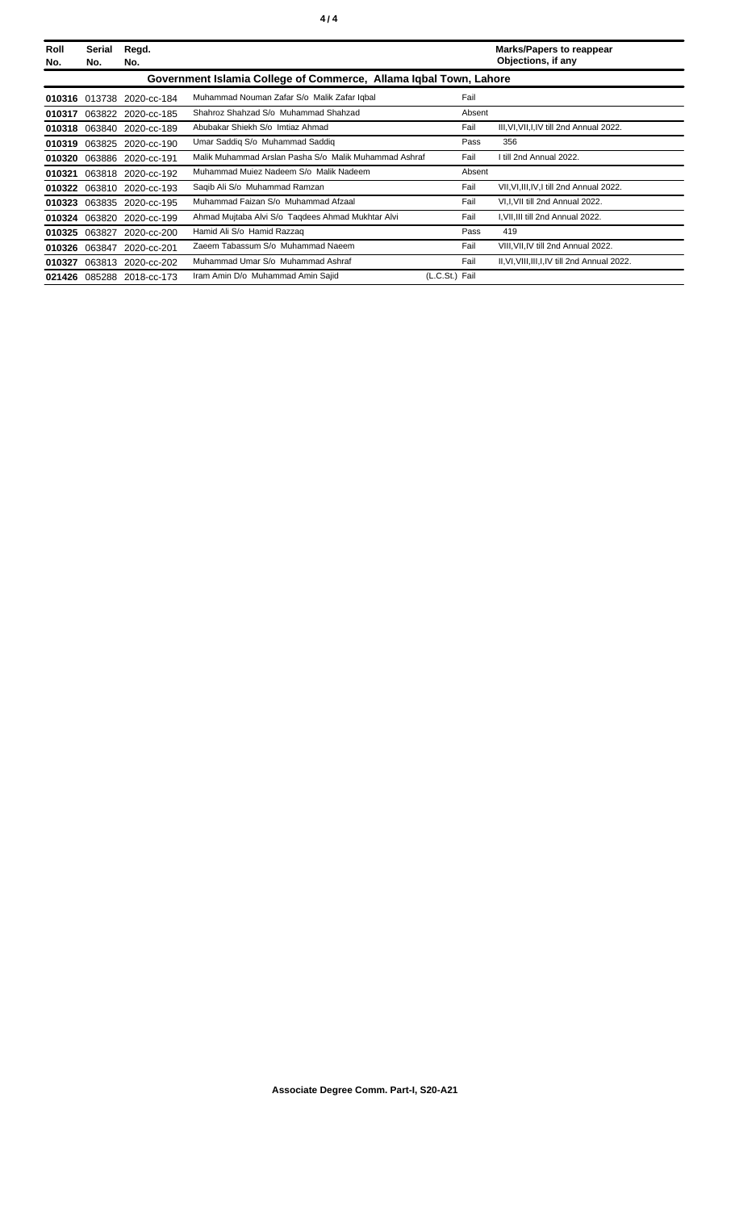| Roll No. | Serial No. | Regd. No. | | | Marks/Papers to reappear Objections, if any |
|---|---|---|---|---|---|
| **Government Islamia College of Commerce, Allama Iqbal Town, Lahore** | | | | | |
| **010316** | 013738 | 2020-cc-184 | Muhammad Nouman Zafar S/o Malik Zafar Iqbal | Fail | |
| **010317** | 063822 | 2020-cc-185 | Shahroz Shahzad S/o Muhammad Shahzad | Absent | |
| **010318** | 063840 | 2020-cc-189 | Abubakar Shiekh S/o Imtiaz Ahmad | Fail | III,VI,VII,I,IV till 2nd Annual 2022. |
| **010319** | 063825 | 2020-cc-190 | Umar Saddiq S/o Muhammad Saddiq | Pass | 356 |
| **010320** | 063886 | 2020-cc-191 | Malik Muhammad Arslan Pasha S/o Malik Muhammad Ashraf | Fail | I till 2nd Annual 2022. |
| **010321** | 063818 | 2020-cc-192 | Muhammad Muiez Nadeem S/o Malik Nadeem | Absent | |
| **010322** | 063810 | 2020-cc-193 | Saqib Ali S/o Muhammad Ramzan | Fail | VII,VI,III,IV,I till 2nd Annual 2022. |
| **010323** | 063835 | 2020-cc-195 | Muhammad Faizan S/o Muhammad Afzaal | Fail | VI,I,VII till 2nd Annual 2022. |
| **010324** | 063820 | 2020-cc-199 | Ahmad Mujtaba Alvi S/o Taqdees Ahmad Mukhtar Alvi | Fail | I,VII,III till 2nd Annual 2022. |
| **010325** | 063827 | 2020-cc-200 | Hamid Ali S/o Hamid Razzaq | Pass | 419 |
| **010326** | 063847 | 2020-cc-201 | Zaeem Tabassum S/o Muhammad Naeem | Fail | VIII,VII,IV till 2nd Annual 2022. |
| **010327** | 063813 | 2020-cc-202 | Muhammad Umar S/o Muhammad Ashraf | Fail | II,VI,VIII,III,I,IV till 2nd Annual 2022. |
| **021426** | 085288 | 2018-cc-173 | Iram Amin D/o Muhammad Amin Sajid (L.C.St.) | Fail | |

**Associate Degree Comm. Part-I, S20-A21**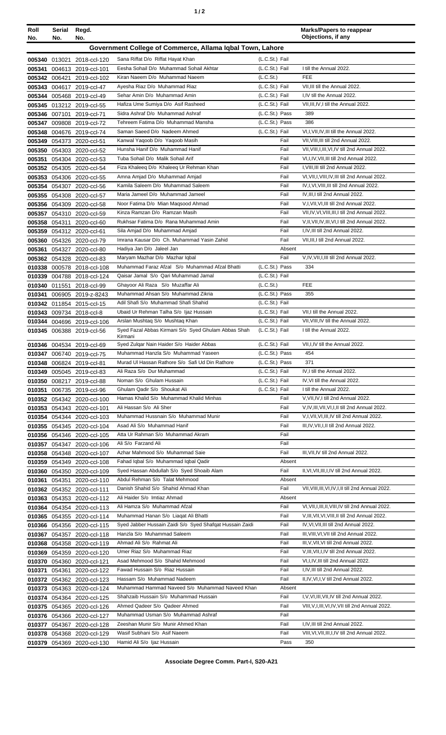| Roll No. | Serial No. | Regd. No. | | | Marks/Papers to reappear Objections, if any |
|---|---|---|---|---|---|
| **Government College of Commerce, Allama Iqbal Town, Lahore** | | | | | |
| 005340 | 013021 | 2018-ccl-120 | Sana Riffat D/o Riffat Hayat Khan | (L.C.St.) Fail | |
| 005341 | 004613 | 2019-ccl-101 | Eesha Sohail D/o Muhammad Sohail Akhtar | (L.C.St.) Fail | I till the Annual 2022. |
| 005342 | 006421 | 2019-ccl-102 | Kiran Naeem D/o Muhammad Naeem | (L.C.St.) | FEE |
| 005343 | 004617 | 2019-ccl-47 | Ayesha Riaz D/o Muhammad Riaz | (L.C.St.) Fail | VII,III till the Annual 2022. |
| 005344 | 005468 | 2019-ccl-49 | Sehar Amin D/o Muhammad Amin | (L.C.St.) Fail | I,IV till the Annual 2022. |
| 005345 | 013212 | 2019-ccl-55 | Hafiza Ume Sumiya D/o Asif Rasheed | (L.C.St.) Fail | VII,III,IV,I till the Annual 2022. |
| 005346 | 007101 | 2019-ccl-71 | Sidra Ashraf D/o Muhammad Ashraf | (L.C.St.) Pass | 389 |
| 005347 | 009808 | 2019-ccl-72 | Tehreem Fatima D/o Muhammad Mansha | (L.C.St.) Pass | 386 |
| 005348 | 004676 | 2019-ccl-74 | Saman Saeed D/o Nadeem Ahmed | (L.C.St.) Fail | VI,I,VII,IV,III till the Annual 2022. |
| 005349 | 054373 | 2020-ccl-51 | Kanwal Yaqoob D/o Yaqoob Masih | Fail | VII,VIII,III till 2nd Annual 2022. |
| 005350 | 054303 | 2020-ccl-52 | Hunsha Hanif D/o Muhammad Hanif | Fail | VII,VIII,I,III,VI,IV till 2nd Annual 2022. |
| 005351 | 054304 | 2020-ccl-53 | Tuba Sohail D/o Malik Sohail Arif | Fail | VI,I,IV,VII,III till 2nd Annual 2022. |
| 005352 | 054305 | 2020-ccl-54 | Fiza Khaleeq D/o Khaleeq Ur Rehman Khan | Fail | I,VIII,III till 2nd Annual 2022. |
| 005353 | 054306 | 2020-ccl-55 | Amna Amjad D/o Muhammad Amjad | Fail | VI,VII,I,VIII,IV,III till 2nd Annual 2022. |
| 005354 | 054307 | 2020-ccl-56 | Kamila Saleem D/o Muhammad Saleem | Fail | IV,I,VI,VIII,III till 2nd Annual 2022. |
| 005355 | 054308 | 2020-ccl-57 | Maria Jameel D/o Muhammad Jameel | Fail | IV,III,I till 2nd Annual 2022. |
| 005356 | 054309 | 2020-ccl-58 | Noor Fatima D/o Mian Maqsood Ahmad | Fail | V,I,VII,VI,III till 2nd Annual 2022. |
| 005357 | 054310 | 2020-ccl-59 | Kinza Ramzan D/o Ramzan Masih | Fail | VII,IV,VI,VIII,III,I till 2nd Annual 2022. |
| 005358 | 054311 | 2020-ccl-60 | Rukhsar Fatima D/o Rana Muhammad Amin | Fail | V,II,VII,IV,III,VI,I till 2nd Annual 2022. |
| 005359 | 054312 | 2020-ccl-61 | Sila Amjad D/o Muhammad Amjad | Fail | I,IV,III till 2nd Annual 2022. |
| 005360 | 054326 | 2020-ccl-79 | Imrana Kausar D/o Ch. Muhammad Yasin Zahid | Fail | VII,III,I till 2nd Annual 2022. |
| 005361 | 054327 | 2020-ccl-80 | Hadiya Jan D/o Jaleel Jan | Absent | |
| 005362 | 054328 | 2020-ccl-83 | Maryam Mazhar D/o Mazhar Iqbal | Fail | V,IV,VII,I,III till 2nd Annual 2022. |
| 010338 | 000578 | 2018-ccl-108 | Muhammad Faraz Afzal S/o Muhammad Afzal Bhatti | (L.C.St.) Pass | 334 |
| 010339 | 004788 | 2018-ccl-124 | Qaisar Jamal S/o Qari Muhammad Jamal | (L.C.St.) Fail | |
| 010340 | 011551 | 2018-ccl-99 | Ghayoor Ali Raza S/o Muzaffar Ali | (L.C.St.) | FEE |
| 010341 | 006905 | 2019-z-8243 | Muhammad Ahsan S/o Muhammad Zikria | (L.C.St.) Pass | 355 |
| 010342 | 011854 | 2015-ccl-15 | Adil Shafi S/o Muhammad Shafi Shahid | (L.C.St.) Fail | |
| 010343 | 009734 | 2018-ccl-8 | Ubaid Ur Rehman Talha S/o Ijaz Hussain | (L.C.St.) Fail | VII,I till the Annual 2022. |
| 010344 | 004696 | 2019-ccl-106 | Arslan Mushtaq S/o Mushtaq Khan | (L.C.St.) Fail | VII,VIII,IV till the Annual 2022. |
| 010345 | 006388 | 2019-ccl-56 | Syed Fazal Abbas Kirmani S/o Syed Ghulam Abbas Shah Kirmani | (L.C.St.) Fail | I till the Annual 2022. |
| 010346 | 004534 | 2019-ccl-69 | Syed Zulqar Nain Haider S/o Haider Abbas | (L.C.St.) Fail | VII,I,IV till the Annual 2022. |
| 010347 | 006740 | 2019-ccl-75 | Muhammad Hanzla S/o Muhammad Yaseen | (L.C.St.) Pass | 454 |
| 010348 | 006824 | 2019-ccl-81 | Murad Ul Hassan Rathore S/o Safi Ud Din Rathore | (L.C.St.) Pass | 371 |
| 010349 | 005045 | 2019-ccl-83 | Ali Raza S/o Dur Muhammad | (L.C.St.) Fail | IV,I till the Annual 2022. |
| 010350 | 008217 | 2019-ccl-88 | Noman S/o Ghulam Hussain | (L.C.St.) Fail | IV,VI till the Annual 2022. |
| 010351 | 006735 | 2019-ccl-96 | Ghulam Qadir S/o Shoukat Ali | (L.C.St.) Fail | I till the Annual 2022. |
| 010352 | 054342 | 2020-ccl-100 | Hamas Khalid S/o Muhammad Khalid Minhas | Fail | V,VII,IV,I till 2nd Annual 2022. |
| 010353 | 054343 | 2020-ccl-101 | Ali Hassan S/o Ali Sher | Fail | V,IV,III,VII,VI,I,II till 2nd Annual 2022. |
| 010354 | 054344 | 2020-ccl-103 | Muhammad Hussnain S/o Muhammad Munir | Fail | V,I,VII,VI,III,IV till 2nd Annual 2022. |
| 010355 | 054345 | 2020-ccl-104 | Asad Ali S/o Muhammad Hanif | Fail | III,IV,VII,I,II till 2nd Annual 2022. |
| 010356 | 054346 | 2020-ccl-105 | Atta Ur Rahman S/o Muhammad Akram | Fail | |
| 010357 | 054347 | 2020-ccl-106 | Ali S/o Farzand Ali | Fail | |
| 010358 | 054348 | 2020-ccl-107 | Azhar Mahmood S/o Muhammad Saie | Fail | III,VII,IV till 2nd Annual 2022. |
| 010359 | 054349 | 2020-ccl-108 | Fahad Iqbal S/o Muhammad Iqbal Qadir | Absent | |
| 010360 | 054350 | 2020-ccl-109 | Syed Hassan Abdullah S/o Syed Shoaib Alam | Fail | II,VI,VII,III,I,IV till 2nd Annual 2022. |
| 010361 | 054351 | 2020-ccl-110 | Abdul Rehman S/o Talat Mehmood | Absent | |
| 010362 | 054352 | 2020-ccl-111 | Danish Shahid S/o Shahid Ahmad Khan | Fail | VII,VIII,III,VI,IV,I,II till 2nd Annual 2022. |
| 010363 | 054353 | 2020-ccl-112 | Ali Haider S/o Imtiaz Ahmad | Absent | |
| 010364 | 054354 | 2020-ccl-113 | Ali Hamza S/o Muhammad Afzal | Fail | VI,VII,I,III,II,VIII,IV till 2nd Annual 2022. |
| 010365 | 054355 | 2020-ccl-114 | Muhammad Hanan S/o Liaqat Ali Bhatti | Fail | V,III,VII,VI,VIII,II till 2nd Annual 2022. |
| 010366 | 054356 | 2020-ccl-115 | Syed Jabber Hussain Zaidi S/o Syed Shafqat Hussain Zaidi | Fail | IV,VI,VII,III till 2nd Annual 2022. |
| 010367 | 054357 | 2020-ccl-118 | Hanzla S/o Muhammad Saleem | Fail | III,VIII,VI,VII till 2nd Annual 2022. |
| 010368 | 054358 | 2020-ccl-119 | Ahmad Ali S/o Rahmat Ali | Fail | III,V,VII,VI till 2nd Annual 2022. |
| 010369 | 054359 | 2020-ccl-120 | Umer Riaz S/o Muhammad Riaz | Fail | V,III,VII,I,IV till 2nd Annual 2022. |
| 010370 | 054360 | 2020-ccl-121 | Asad Mehmood S/o Shahid Mehmood | Fail | VI,I,IV,III till 2nd Annual 2022. |
| 010371 | 054361 | 2020-ccl-122 | Fawad Hussain S/o Riaz Hussain | Fail | I,IV,III till 2nd Annual 2022. |
| 010372 | 054362 | 2020-ccl-123 | Hassam S/o Muhammad Nadeem | Fail | II,IV,VI,I,V till 2nd Annual 2022. |
| 010373 | 054363 | 2020-ccl-124 | Muhammad Hammad Naveed S/o Muhammad Naveed Khan | Absent | |
| 010374 | 054364 | 2020-ccl-125 | Shahzaib Hussain S/o Muhammad Hussain | Fail | I,V,VI,III,VII,IV till 2nd Annual 2022. |
| 010375 | 054365 | 2020-ccl-126 | Ahmed Qadeer S/o Qadeer Ahmed | Fail | VIII,V,I,III,VI,IV,VII till 2nd Annual 2022. |
| 010376 | 054366 | 2020-ccl-127 | Muhammad Usman S/o Muhammad Ashraf | Fail | |
| 010377 | 054367 | 2020-ccl-128 | Zeeshan Munir S/o Munir Ahmed Khan | Fail | I,IV,III till 2nd Annual 2022. |
| 010378 | 054368 | 2020-ccl-129 | Wasif Subhani S/o Asif Naeem | Fail | VIII,VI,VII,III,I,IV till 2nd Annual 2022. |
| 010379 | 054369 | 2020-ccl-130 | Hamid Ali S/o Ijaz Hussain | Pass | 350 |

**Associate Degree Comm. Part-I, S20-A21**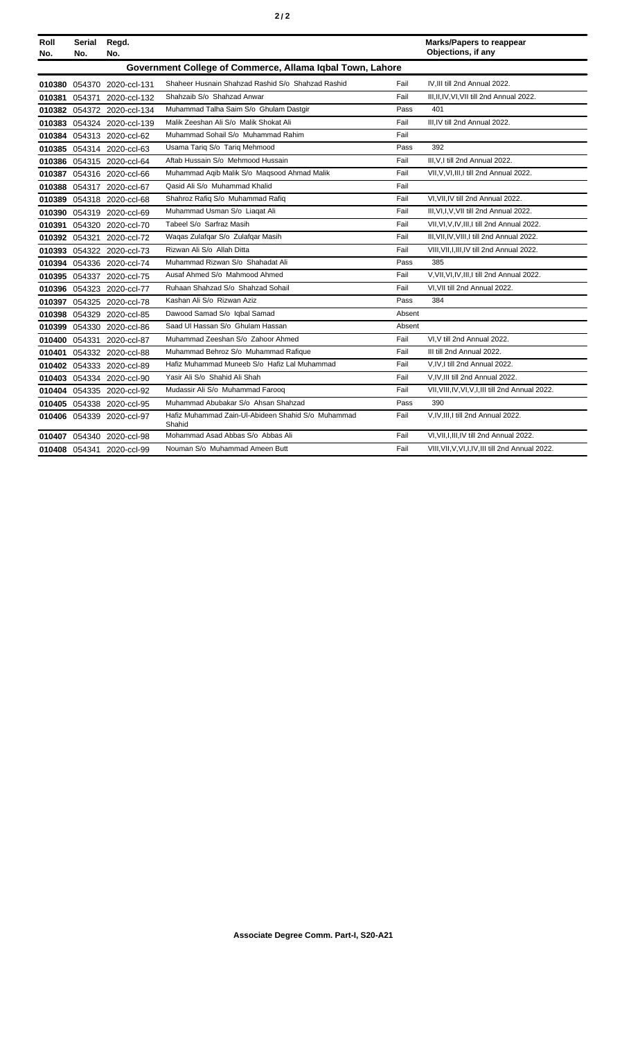| Roll No. | Serial No. | Regd. No. | | | Marks/Papers to reappear Objections, if any |
|---|---|---|---|---|---|
| **Government College of Commerce, Allama Iqbal Town, Lahore** | | | | | |
| **010380** | 054370 | 2020-ccl-131 | Shaheer Husnain Shahzad Rashid S/o Shahzad Rashid | Fail | IV,III till 2nd Annual 2022. |
| **010381** | 054371 | 2020-ccl-132 | Shahzaib S/o Shahzad Anwar | Fail | III,II,IV,VI,VII till 2nd Annual 2022. |
| **010382** | 054372 | 2020-ccl-134 | Muhammad Talha Saim S/o Ghulam Dastgir | Pass | 401 |
| **010383** | 054324 | 2020-ccl-139 | Malik Zeeshan Ali S/o Malik Shokat Ali | Fail | III,IV till 2nd Annual 2022. |
| **010384** | 054313 | 2020-ccl-62 | Muhammad Sohail S/o Muhammad Rahim | Fail | |
| **010385** | 054314 | 2020-ccl-63 | Usama Tariq S/o Tariq Mehmood | Pass | 392 |
| **010386** | 054315 | 2020-ccl-64 | Aftab Hussain S/o Mehmood Hussain | Fail | III,V,I till 2nd Annual 2022. |
| **010387** | 054316 | 2020-ccl-66 | Muhammad Aqib Malik S/o Maqsood Ahmad Malik | Fail | VII,V,VI,III,I till 2nd Annual 2022. |
| **010388** | 054317 | 2020-ccl-67 | Qasid Ali S/o Muhammad Khalid | Fail | |
| **010389** | 054318 | 2020-ccl-68 | Shahroz Rafiq S/o Muhammad Rafiq | Fail | VI,VII,IV till 2nd Annual 2022. |
| **010390** | 054319 | 2020-ccl-69 | Muhammad Usman S/o Liaqat Ali | Fail | III,VI,I,V,VII till 2nd Annual 2022. |
| **010391** | 054320 | 2020-ccl-70 | Tabeel S/o Sarfraz Masih | Fail | VII,VI,V,IV,III,I till 2nd Annual 2022. |
| **010392** | 054321 | 2020-ccl-72 | Waqas Zulafqar S/o Zulafqar Masih | Fail | III,VII,IV,VIII,I till 2nd Annual 2022. |
| **010393** | 054322 | 2020-ccl-73 | Rizwan Ali S/o Allah Ditta | Fail | VIII,VII,I,III,IV till 2nd Annual 2022. |
| **010394** | 054336 | 2020-ccl-74 | Muhammad Rizwan S/o Shahadat Ali | Pass | 385 |
| **010395** | 054337 | 2020-ccl-75 | Ausaf Ahmed S/o Mahmood Ahmed | Fail | V,VII,VI,IV,III,I till 2nd Annual 2022. |
| **010396** | 054323 | 2020-ccl-77 | Ruhaan Shahzad S/o Shahzad Sohail | Fail | VI,VII till 2nd Annual 2022. |
| **010397** | 054325 | 2020-ccl-78 | Kashan Ali S/o Rizwan Aziz | Pass | 384 |
| **010398** | 054329 | 2020-ccl-85 | Dawood Samad S/o Iqbal Samad | Absent | |
| **010399** | 054330 | 2020-ccl-86 | Saad Ul Hassan S/o Ghulam Hassan | Absent | |
| **010400** | 054331 | 2020-ccl-87 | Muhammad Zeeshan S/o Zahoor Ahmed | Fail | VI,V till 2nd Annual 2022. |
| **010401** | 054332 | 2020-ccl-88 | Muhammad Behroz S/o Muhammad Rafique | Fail | III till 2nd Annual 2022. |
| **010402** | 054333 | 2020-ccl-89 | Hafiz Muhammad Muneeb S/o Hafiz Lal Muhammad | Fail | V,IV,I till 2nd Annual 2022. |
| **010403** | 054334 | 2020-ccl-90 | Yasir Ali S/o Shahid Ali Shah | Fail | V,IV,III till 2nd Annual 2022. |
| **010404** | 054335 | 2020-ccl-92 | Mudassir Ali S/o Muhammad Farooq | Fail | VII,VIII,IV,VI,V,I,III till 2nd Annual 2022. |
| **010405** | 054338 | 2020-ccl-95 | Muhammad Abubakar S/o Ahsan Shahzad | Pass | 390 |
| **010406** | 054339 | 2020-ccl-97 | Hafiz Muhammad Zain-Ul-Abideen Shahid S/o Muhammad Shahid | Fail | V,IV,III,I till 2nd Annual 2022. |
| **010407** | 054340 | 2020-ccl-98 | Mohammad Asad Abbas S/o Abbas Ali | Fail | VI,VII,I,III,IV till 2nd Annual 2022. |
| **010408** | 054341 | 2020-ccl-99 | Nouman S/o Muhammad Ameen Butt | Fail | VIII,VII,V,VI,I,IV,III till 2nd Annual 2022. |

**Associate Degree Comm. Part-I, S20-A21**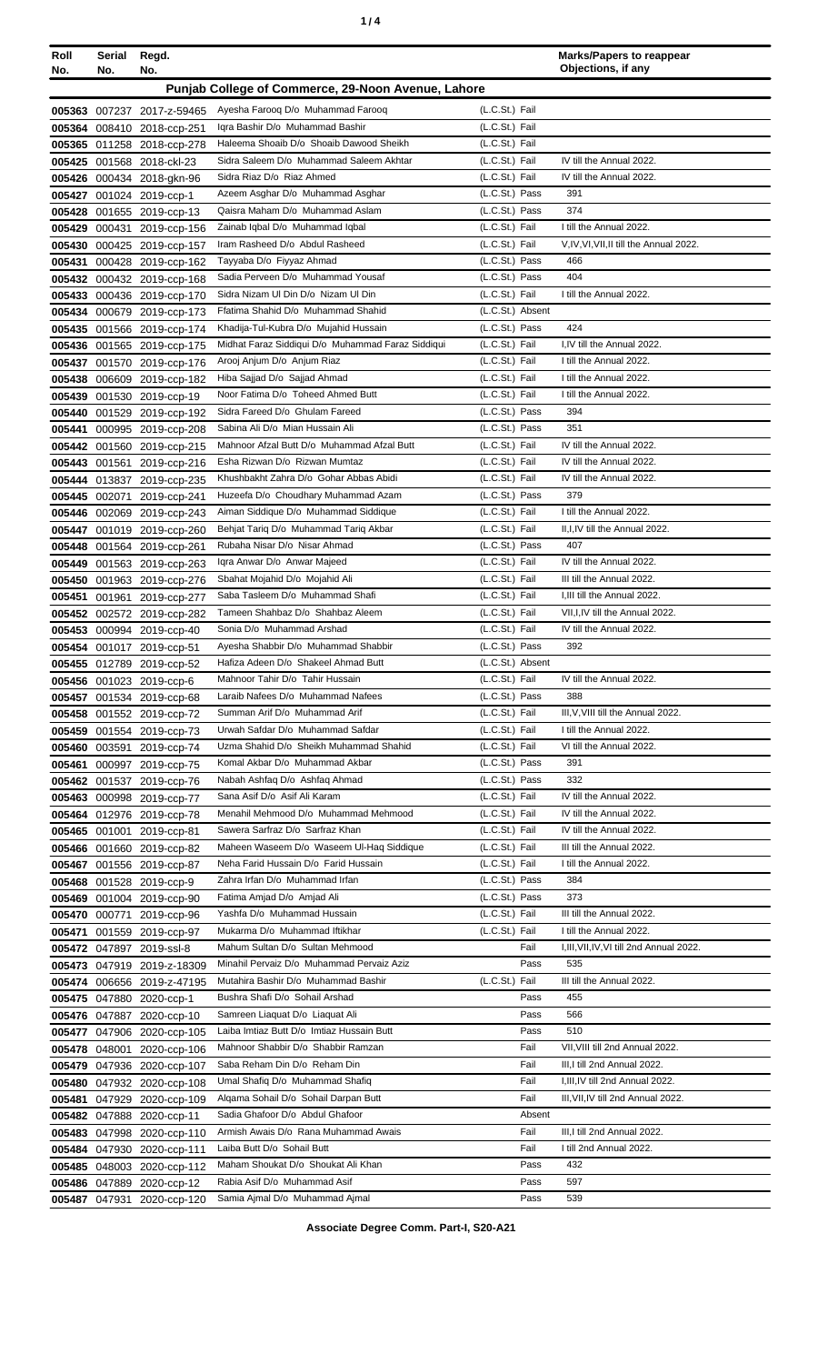| Roll No. | Serial No. | Regd. No. | | | Marks/Papers to reappear Objections, if any |
|---|---|---|---|---|---|
| **Punjab College of Commerce, 29-Noon Avenue, Lahore** | | | | | |
| 005363 | 007237 | 2017-z-59465 | Ayesha Farooq D/o Muhammad Farooq | (L.C.St.) Fail | |
| 005364 | 008410 | 2018-ccp-251 | Iqra Bashir D/o Muhammad Bashir | (L.C.St.) Fail | |
| 005365 | 011258 | 2018-ccp-278 | Haleema Shoaib D/o Shoaib Dawood Sheikh | (L.C.St.) Fail | |
| 005425 | 001568 | 2018-ckl-23 | Sidra Saleem D/o Muhammad Saleem Akhtar | (L.C.St.) Fail | IV till the Annual 2022. |
| 005426 | 000434 | 2018-gkn-96 | Sidra Riaz D/o Riaz Ahmed | (L.C.St.) Fail | IV till the Annual 2022. |
| 005427 | 001024 | 2019-ccp-1 | Azeem Asghar D/o Muhammad Asghar | (L.C.St.) Pass | 391 |
| 005428 | 001655 | 2019-ccp-13 | Qaisra Maham D/o Muhammad Aslam | (L.C.St.) Pass | 374 |
| 005429 | 000431 | 2019-ccp-156 | Zainab Iqbal D/o Muhammad Iqbal | (L.C.St.) Fail | I till the Annual 2022. |
| 005430 | 000425 | 2019-ccp-157 | Iram Rasheed D/o Abdul Rasheed | (L.C.St.) Fail | V,IV,VI,VII,II till the Annual 2022. |
| 005431 | 000428 | 2019-ccp-162 | Tayyaba D/o Fiyyaz Ahmad | (L.C.St.) Pass | 466 |
| 005432 | 000432 | 2019-ccp-168 | Sadia Perveen D/o Muhammad Yousaf | (L.C.St.) Pass | 404 |
| 005433 | 000436 | 2019-ccp-170 | Sidra Nizam Ul Din D/o Nizam Ul Din | (L.C.St.) Fail | I till the Annual 2022. |
| 005434 | 000679 | 2019-ccp-173 | Ffatima Shahid D/o Muhammad Shahid | (L.C.St.) Absent | |
| 005435 | 001566 | 2019-ccp-174 | Khadija-Tul-Kubra D/o Mujahid Hussain | (L.C.St.) Pass | 424 |
| 005436 | 001565 | 2019-ccp-175 | Midhat Faraz Siddiqui D/o Muhammad Faraz Siddiqui | (L.C.St.) Fail | I,IV till the Annual 2022. |
| 005437 | 001570 | 2019-ccp-176 | Arooj Anjum D/o Anjum Riaz | (L.C.St.) Fail | I till the Annual 2022. |
| 005438 | 006609 | 2019-ccp-182 | Hiba Sajjad D/o Sajjad Ahmad | (L.C.St.) Fail | I till the Annual 2022. |
| 005439 | 001530 | 2019-ccp-19 | Noor Fatima D/o Toheed Ahmed Butt | (L.C.St.) Fail | I till the Annual 2022. |
| 005440 | 001529 | 2019-ccp-192 | Sidra Fareed D/o Ghulam Fareed | (L.C.St.) Pass | 394 |
| 005441 | 000995 | 2019-ccp-208 | Sabina Ali D/o Mian Hussain Ali | (L.C.St.) Pass | 351 |
| 005442 | 001560 | 2019-ccp-215 | Mahnoor Afzal Butt D/o Muhammad Afzal Butt | (L.C.St.) Fail | IV till the Annual 2022. |
| 005443 | 001561 | 2019-ccp-216 | Esha Rizwan D/o Rizwan Mumtaz | (L.C.St.) Fail | IV till the Annual 2022. |
| 005444 | 013837 | 2019-ccp-235 | Khushbakht Zahra D/o Gohar Abbas Abidi | (L.C.St.) Fail | IV till the Annual 2022. |
| 005445 | 002071 | 2019-ccp-241 | Huzeefa D/o Choudhary Muhammad Azam | (L.C.St.) Pass | 379 |
| 005446 | 002069 | 2019-ccp-243 | Aiman Siddique D/o Muhammad Siddique | (L.C.St.) Fail | I till the Annual 2022. |
| 005447 | 001019 | 2019-ccp-260 | Behjat Tariq D/o Muhammad Tariq Akbar | (L.C.St.) Fail | II,I,IV till the Annual 2022. |
| 005448 | 001564 | 2019-ccp-261 | Rubaha Nisar D/o Nisar Ahmad | (L.C.St.) Pass | 407 |
| 005449 | 001563 | 2019-ccp-263 | Iqra Anwar D/o Anwar Majeed | (L.C.St.) Fail | IV till the Annual 2022. |
| 005450 | 001963 | 2019-ccp-276 | Sbahat Mojahid D/o Mojahid Ali | (L.C.St.) Fail | III till the Annual 2022. |
| 005451 | 001961 | 2019-ccp-277 | Saba Tasleem D/o Muhammad Shafi | (L.C.St.) Fail | I,III till the Annual 2022. |
| 005452 | 002572 | 2019-ccp-282 | Tameen Shahbaz D/o Shahbaz Aleem | (L.C.St.) Fail | VII,I,IV till the Annual 2022. |
| 005453 | 000994 | 2019-ccp-40 | Sonia D/o Muhammad Arshad | (L.C.St.) Fail | IV till the Annual 2022. |
| 005454 | 001017 | 2019-ccp-51 | Ayesha Shabbir D/o Muhammad Shabbir | (L.C.St.) Pass | 392 |
| 005455 | 012789 | 2019-ccp-52 | Hafiza Adeen D/o Shakeel Ahmad Butt | (L.C.St.) Absent | |
| 005456 | 001023 | 2019-ccp-6 | Mahnoor Tahir D/o Tahir Hussain | (L.C.St.) Fail | IV till the Annual 2022. |
| 005457 | 001534 | 2019-ccp-68 | Laraib Nafees D/o Muhammad Nafees | (L.C.St.) Pass | 388 |
| 005458 | 001552 | 2019-ccp-72 | Summan Arif D/o Muhammad Arif | (L.C.St.) Fail | III,V,VIII till the Annual 2022. |
| 005459 | 001554 | 2019-ccp-73 | Urwah Safdar D/o Muhammad Safdar | (L.C.St.) Fail | I till the Annual 2022. |
| 005460 | 003591 | 2019-ccp-74 | Uzma Shahid D/o Sheikh Muhammad Shahid | (L.C.St.) Fail | VI till the Annual 2022. |
| 005461 | 000997 | 2019-ccp-75 | Komal Akbar D/o Muhammad Akbar | (L.C.St.) Pass | 391 |
| 005462 | 001537 | 2019-ccp-76 | Nabah Ashfaq D/o Ashfaq Ahmad | (L.C.St.) Pass | 332 |
| 005463 | 000998 | 2019-ccp-77 | Sana Asif D/o Asif Ali Karam | (L.C.St.) Fail | IV till the Annual 2022. |
| 005464 | 012976 | 2019-ccp-78 | Menahil Mehmood D/o Muhammad Mehmood | (L.C.St.) Fail | IV till the Annual 2022. |
| 005465 | 001001 | 2019-ccp-81 | Sawera Sarfraz D/o Sarfraz Khan | (L.C.St.) Fail | IV till the Annual 2022. |
| 005466 | 001660 | 2019-ccp-82 | Maheen Waseem D/o Waseem Ul-Haq Siddique | (L.C.St.) Fail | III till the Annual 2022. |
| 005467 | 001556 | 2019-ccp-87 | Neha Farid Hussain D/o Farid Hussain | (L.C.St.) Fail | I till the Annual 2022. |
| 005468 | 001528 | 2019-ccp-9 | Zahra Irfan D/o Muhammad Irfan | (L.C.St.) Pass | 384 |
| 005469 | 001004 | 2019-ccp-90 | Fatima Amjad D/o Amjad Ali | (L.C.St.) Pass | 373 |
| 005470 | 000771 | 2019-ccp-96 | Yashfa D/o Muhammad Hussain | (L.C.St.) Fail | III till the Annual 2022. |
| 005471 | 001559 | 2019-ccp-97 | Mukarma D/o Muhammad Iftikhar | (L.C.St.) Fail | I till the Annual 2022. |
| 005472 | 047897 | 2019-ssl-8 | Mahum Sultan D/o Sultan Mehmood | Fail | I,III,VII,IV,VI till 2nd Annual 2022. |
| 005473 | 047919 | 2019-z-18309 | Minahil Pervaiz D/o Muhammad Pervaiz Aziz | Pass | 535 |
| 005474 | 006656 | 2019-z-47195 | Mutahira Bashir D/o Muhammad Bashir | (L.C.St.) Fail | III till the Annual 2022. |
| 005475 | 047880 | 2020-ccp-1 | Bushra Shafi D/o Sohail Arshad | Pass | 455 |
| 005476 | 047887 | 2020-ccp-10 | Samreen Liaquat D/o Liaquat Ali | Pass | 566 |
| 005477 | 047906 | 2020-ccp-105 | Laiba Imtiaz Butt D/o Imtiaz Hussain Butt | Pass | 510 |
| 005478 | 048001 | 2020-ccp-106 | Mahnoor Shabbir D/o Shabbir Ramzan | Fail | VII,VIII till 2nd Annual 2022. |
| 005479 | 047936 | 2020-ccp-107 | Saba Reham Din D/o Reham Din | Fail | III,I till 2nd Annual 2022. |
| 005480 | 047932 | 2020-ccp-108 | Umal Shafiq D/o Muhammad Shafiq | Fail | I,III,IV till 2nd Annual 2022. |
| 005481 | 047929 | 2020-ccp-109 | Alqama Sohail D/o Sohail Darpan Butt | Fail | III,VII,IV till 2nd Annual 2022. |
| 005482 | 047888 | 2020-ccp-11 | Sadia Ghafoor D/o Abdul Ghafoor | Absent | |
| 005483 | 047998 | 2020-ccp-110 | Armish Awais D/o Rana Muhammad Awais | Fail | III,I till 2nd Annual 2022. |
| 005484 | 047930 | 2020-ccp-111 | Laiba Butt D/o Sohail Butt | Fail | I till 2nd Annual 2022. |
| 005485 | 048003 | 2020-ccp-112 | Maham Shoukat D/o Shoukat Ali Khan | Pass | 432 |
| 005486 | 047889 | 2020-ccp-12 | Rabia Asif D/o Muhammad Asif | Pass | 597 |
| 005487 | 047931 | 2020-ccp-120 | Samia Ajmal D/o Muhammad Ajmal | Pass | 539 |

**Associate Degree Comm. Part-I, S20-A21**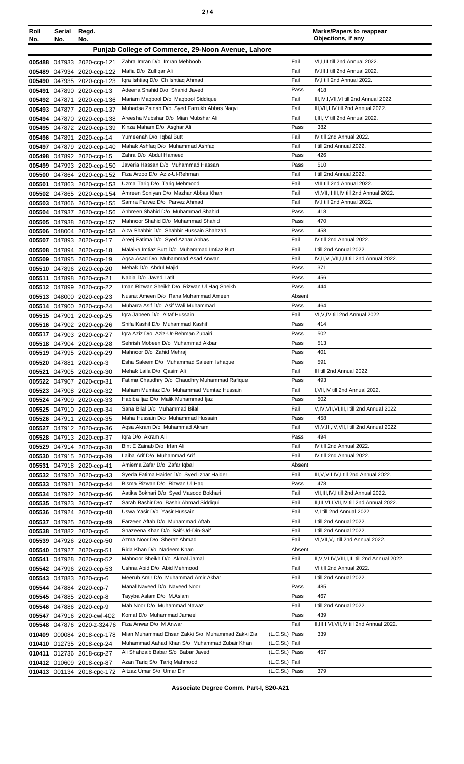| Roll No. | Serial No. | Regd. No. | | | Marks/Papers to reappear Objections, if any |
|---|---|---|---|---|---|
| **Punjab College of Commerce, 29-Noon Avenue, Lahore** | | | | | |
| 005488 | 047933 | 2020-ccp-121 | Zahra Imran D/o Imran Mehboob | Fail | VI,I,III till 2nd Annual 2022. |
| 005489 | 047934 | 2020-ccp-122 | Mafia D/o Zulfiqar Ali | Fail | IV,III,I till 2nd Annual 2022. |
| 005490 | 047935 | 2020-ccp-123 | Iqra Ishtiaq D/o Ch Ishtiaq Ahmad | Fail | IV,I till 2nd Annual 2022. |
| 005491 | 047890 | 2020-ccp-13 | Adeena Shahid D/o Shahid Javed | Pass | 418 |
| 005492 | 047871 | 2020-ccp-136 | Mariam Maqbool D/o Maqbool Siddique | Fail | III,IV,I,VII,VI till 2nd Annual 2022. |
| 005493 | 047877 | 2020-ccp-137 | Muhadsa Zainab D/o Syed Farrukh Abbas Naqvi | Fail | III,VII,I,IV till 2nd Annual 2022. |
| 005494 | 047870 | 2020-ccp-138 | Areesha Mubshar D/o Mian Mubshar Ali | Fail | I,III,IV till 2nd Annual 2022. |
| 005495 | 047872 | 2020-ccp-139 | Kinza Maham D/o Asghar Ali | Pass | 382 |
| 005496 | 047891 | 2020-ccp-14 | Yumeenah D/o Iqbal Butt | Fail | IV till 2nd Annual 2022. |
| 005497 | 047879 | 2020-ccp-140 | Mahak Ashfaq D/o Muhammad Ashfaq | Fail | I till 2nd Annual 2022. |
| 005498 | 047892 | 2020-ccp-15 | Zahra D/o Abdul Hameed | Pass | 426 |
| 005499 | 047993 | 2020-ccp-150 | Javeria Hassan D/o Muhammad Hassan | Pass | 510 |
| 005500 | 047864 | 2020-ccp-152 | Fiza Arzoo D/o Aziz-Ul-Rehman | Fail | I till 2nd Annual 2022. |
| 005501 | 047863 | 2020-ccp-153 | Uzma Tariq D/o Tariq Mehmood | Fail | VIII till 2nd Annual 2022. |
| 005502 | 047865 | 2020-ccp-154 | Amreen Soniyan D/o Mazhar Abbas Khan | Fail | VI,VII,II,III,IV till 2nd Annual 2022. |
| 005503 | 047866 | 2020-ccp-155 | Samra Parvez D/o Parvez Ahmad | Fail | IV,I till 2nd Annual 2022. |
| 005504 | 047937 | 2020-ccp-156 | Anbreen Shahid D/o Muhammad Shahid | Pass | 418 |
| 005505 | 047938 | 2020-ccp-157 | Mahnoor Shahid D/o Muhammad Shahid | Pass | 470 |
| 005506 | 048004 | 2020-ccp-158 | Aiza Shabbir D/o Shabbir Hussain Shahzad | Pass | 458 |
| 005507 | 047893 | 2020-ccp-17 | Areej Fatima D/o Syed Azhar Abbas | Fail | IV till 2nd Annual 2022. |
| 005508 | 047894 | 2020-ccp-18 | Malaika Imtiaz Butt D/o Muhammad Imtiaz Butt | Fail | I till 2nd Annual 2022. |
| 005509 | 047895 | 2020-ccp-19 | Aqsa Asad D/o Muhammad Asad Anwar | Fail | IV,II,VI,VII,I,III till 2nd Annual 2022. |
| 005510 | 047896 | 2020-ccp-20 | Mehak D/o Abdul Majid | Pass | 371 |
| 005511 | 047898 | 2020-ccp-21 | Nabia D/o Javed Latif | Pass | 456 |
| 005512 | 047899 | 2020-ccp-22 | Iman Rizwan Sheikh D/o Rizwan Ul Haq Sheikh | Pass | 444 |
| 005513 | 048000 | 2020-ccp-23 | Nusrat Ameen D/o Rana Muhammad Ameen | Absent | |
| 005514 | 047900 | 2020-ccp-24 | Mubarra Asif D/o Asif Wali Muhammad | Pass | 464 |
| 005515 | 047901 | 2020-ccp-25 | Iqra Jabeen D/o Altaf Hussain | Fail | VI,V,IV till 2nd Annual 2022. |
| 005516 | 047902 | 2020-ccp-26 | Shifa Kashif D/o Muhammad Kashif | Pass | 414 |
| 005517 | 047903 | 2020-ccp-27 | Iqra Aziz D/o Aziz-Ur-Rehman Zubairi | Pass | 502 |
| 005518 | 047904 | 2020-ccp-28 | Sehrish Mobeen D/o Muhammad Akbar | Pass | 513 |
| 005519 | 047995 | 2020-ccp-29 | Mahnoor D/o Zahid Mehraj | Pass | 401 |
| 005520 | 047881 | 2020-ccp-3 | Esha Saleem D/o Muhammad Saleem Ishaque | Pass | 591 |
| 005521 | 047905 | 2020-ccp-30 | Mehak Laila D/o Qasim Ali | Fail | III till 2nd Annual 2022. |
| 005522 | 047907 | 2020-ccp-31 | Fatima Chaudhry D/o Chaudhry Muhammad Rafique | Pass | 493 |
| 005523 | 047908 | 2020-ccp-32 | Maham Mumtaz D/o Muhammad Mumtaz Hussain | Fail | I,VII,IV till 2nd Annual 2022. |
| 005524 | 047909 | 2020-ccp-33 | Habiba Ijaz D/o Malik Muhammad Ijaz | Pass | 502 |
| 005525 | 047910 | 2020-ccp-34 | Sana Bilal D/o Muhammad Bilal | Fail | V,IV,VII,VI,III,I till 2nd Annual 2022. |
| 005526 | 047911 | 2020-ccp-35 | Maha Hussain D/o Muhammad Hussain | Pass | 458 |
| 005527 | 047912 | 2020-ccp-36 | Aqsa Akram D/o Muhammad Akram | Fail | VI,V,III,IV,VII,I till 2nd Annual 2022. |
| 005528 | 047913 | 2020-ccp-37 | Iqra D/o Akram Ali | Pass | 494 |
| 005529 | 047914 | 2020-ccp-38 | Bint E Zainab D/o Irfan Ali | Fail | IV till 2nd Annual 2022. |
| 005530 | 047915 | 2020-ccp-39 | Laiba Arif D/o Muhammad Arif | Fail | IV till 2nd Annual 2022. |
| 005531 | 047918 | 2020-ccp-41 | Amiema Zafar D/o Zafar Iqbal | Absent | |
| 005532 | 047920 | 2020-ccp-43 | Syeda Fatima Haider D/o Syed Izhar Haider | Fail | III,V,VII,IV,I till 2nd Annual 2022. |
| 005533 | 047921 | 2020-ccp-44 | Bisma Rizwan D/o Rizwan Ul Haq | Pass | 478 |
| 005534 | 047922 | 2020-ccp-46 | Aatika Bokhari D/o Syed Masood Bokhari | Fail | VII,III,IV,I till 2nd Annual 2022. |
| 005535 | 047923 | 2020-ccp-47 | Sarah Bashir D/o Bashir Ahmad Siddiqui | Fail | II,III,VI,I,VII,IV till 2nd Annual 2022. |
| 005536 | 047924 | 2020-ccp-48 | Uswa Yasir D/o Yasir Hussain | Fail | V,I till 2nd Annual 2022. |
| 005537 | 047925 | 2020-ccp-49 | Farzeen Aftab D/o Muhammad Aftab | Fail | I till 2nd Annual 2022. |
| 005538 | 047882 | 2020-ccp-5 | Shazeena Khan D/o Saif-Ud-Din-Saif | Fail | I till 2nd Annual 2022. |
| 005539 | 047926 | 2020-ccp-50 | Azma Noor D/o Sheraz Ahmad | Fail | VI,VII,V,I till 2nd Annual 2022. |
| 005540 | 047927 | 2020-ccp-51 | Rida Khan D/o Nadeem Khan | Absent | |
| 005541 | 047928 | 2020-ccp-52 | Mahnoor Sheikh D/o Akmal Jamal | Fail | II,V,VI,IV,VIII,I,III till 2nd Annual 2022. |
| 005542 | 047996 | 2020-ccp-53 | Ushna Abid D/o Abid Mehmood | Fail | VI till 2nd Annual 2022. |
| 005543 | 047883 | 2020-ccp-6 | Meerub Amir D/o Muhammad Amir Akbar | Fail | I till 2nd Annual 2022. |
| 005544 | 047884 | 2020-ccp-7 | Manal Naveed D/o Naveed Noor | Pass | 485 |
| 005545 | 047885 | 2020-ccp-8 | Tayyba Aslam D/o M.Aslam | Pass | 467 |
| 005546 | 047886 | 2020-ccp-9 | Mah Noor D/o Muhammad Nawaz | Fail | I till 2nd Annual 2022. |
| 005547 | 047916 | 2020-cwl-402 | Komal D/o Muhammad Jameel | Pass | 439 |
| 005548 | 047876 | 2020-z-32476 | Fiza Anwar D/o M Anwar | Fail | II,III,I,VI,VII,IV till 2nd Annual 2022. |
| 010409 | 000084 | 2018-ccp-178 | Mian Muhammad Ehsan Zakki S/o Muhammad Zakki Zia | (L.C.St.) Pass | 339 |
| 010410 | 012735 | 2018-ccp-24 | Muhammad Aahad Khan S/o Muhammad Zubair Khan | (L.C.St.) Fail | |
| 010411 | 012736 | 2018-ccp-27 | Ali Shahzaib Babar S/o Babar Javed | (L.C.St.) Pass | 457 |
| 010412 | 010609 | 2018-ccp-87 | Azan Tariq S/o Tariq Mahmood | (L.C.St.) Fail | |
| 010413 | 001134 | 2018-cpc-172 | Aitzaz Umar S/o Umar Din | (L.C.St.) Pass | 379 |

Associate Degree Comm. Part-I, S20-A21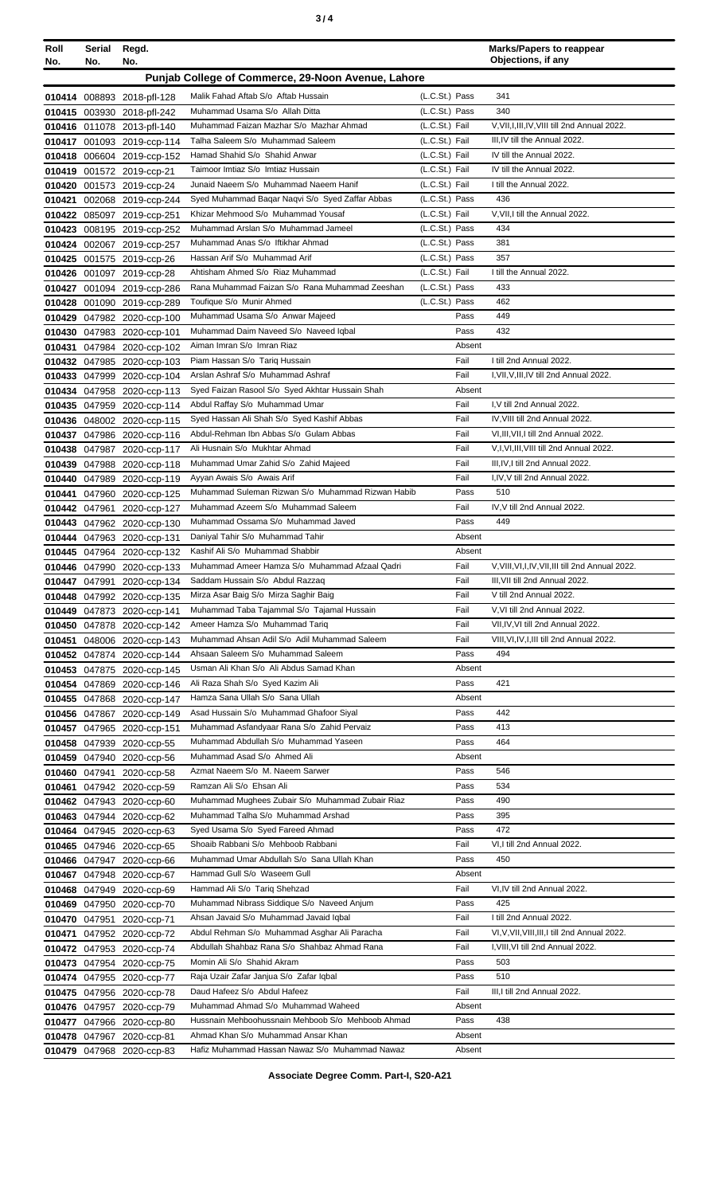| Roll No. | Serial No. | Regd. No. | | | Marks/Papers to reappear Objections, if any |
|---|---|---|---|---|---|
| **Punjab College of Commerce, 29-Noon Avenue, Lahore** | | | | | |
| 010414 | 008893 | 2018-pfl-128 | Malik Fahad Aftab S/o Aftab Hussain | (L.C.St.) Pass | 341 |
| 010415 | 003930 | 2018-pfl-242 | Muhammad Usama S/o Allah Ditta | (L.C.St.) Pass | 340 |
| 010416 | 011078 | 2013-pfl-140 | Muhammad Faizan Mazhar S/o Mazhar Ahmad | (L.C.St.) Fail | V,VII,I,III,IV,VIII till 2nd Annual 2022. |
| 010417 | 001093 | 2019-ccp-114 | Talha Saleem S/o Muhammad Saleem | (L.C.St.) Fail | III,IV till the Annual 2022. |
| 010418 | 006604 | 2019-ccp-152 | Hamad Shahid S/o Shahid Anwar | (L.C.St.) Fail | IV till the Annual 2022. |
| 010419 | 001572 | 2019-ccp-21 | Taimoor Imtiaz S/o Imtiaz Hussain | (L.C.St.) Fail | IV till the Annual 2022. |
| 010420 | 001573 | 2019-ccp-24 | Junaid Naeem S/o Muhammad Naeem Hanif | (L.C.St.) Fail | I till the Annual 2022. |
| 010421 | 002068 | 2019-ccp-244 | Syed Muhammad Baqar Naqvi S/o Syed Zaffar Abbas | (L.C.St.) Pass | 436 |
| 010422 | 085097 | 2019-ccp-251 | Khizar Mehmood S/o Muhammad Yousaf | (L.C.St.) Fail | V,VII,I till the Annual 2022. |
| 010423 | 008195 | 2019-ccp-252 | Muhammad Arslan S/o Muhammad Jameel | (L.C.St.) Pass | 434 |
| 010424 | 002067 | 2019-ccp-257 | Muhammad Anas S/o Iftikhar Ahmad | (L.C.St.) Pass | 381 |
| 010425 | 001575 | 2019-ccp-26 | Hassan Arif S/o Muhammad Arif | (L.C.St.) Pass | 357 |
| 010426 | 001097 | 2019-ccp-28 | Ahtisham Ahmed S/o Riaz Muhammad | (L.C.St.) Fail | I till the Annual 2022. |
| 010427 | 001094 | 2019-ccp-286 | Rana Muhammad Faizan S/o Rana Muhammad Zeeshan | (L.C.St.) Pass | 433 |
| 010428 | 001090 | 2019-ccp-289 | Toufique S/o Munir Ahmed | (L.C.St.) Pass | 462 |
| 010429 | 047982 | 2020-ccp-100 | Muhammad Usama S/o Anwar Majeed | Pass | 449 |
| 010430 | 047983 | 2020-ccp-101 | Muhammad Daim Naveed S/o Naveed Iqbal | Pass | 432 |
| 010431 | 047984 | 2020-ccp-102 | Aiman Imran S/o Imran Riaz | Absent | |
| 010432 | 047985 | 2020-ccp-103 | Piam Hassan S/o Tariq Hussain | Fail | I till 2nd Annual 2022. |
| 010433 | 047999 | 2020-ccp-104 | Arslan Ashraf S/o Muhammad Ashraf | Fail | I,VII,V,III,IV till 2nd Annual 2022. |
| 010434 | 047958 | 2020-ccp-113 | Syed Faizan Rasool S/o Syed Akhtar Hussain Shah | Absent | |
| 010435 | 047959 | 2020-ccp-114 | Abdul Raffay S/o Muhammad Umar | Fail | I,V till 2nd Annual 2022. |
| 010436 | 048002 | 2020-ccp-115 | Syed Hassan Ali Shah S/o Syed Kashif Abbas | Fail | IV,VIII till 2nd Annual 2022. |
| 010437 | 047986 | 2020-ccp-116 | Abdul-Rehman Ibn Abbas S/o Gulam Abbas | Fail | VI,III,VII,I till 2nd Annual 2022. |
| 010438 | 047987 | 2020-ccp-117 | Ali Husnain S/o Mukhtar Ahmad | Fail | V,I,VI,III,VIII till 2nd Annual 2022. |
| 010439 | 047988 | 2020-ccp-118 | Muhammad Umar Zahid S/o Zahid Majeed | Fail | III,IV,I till 2nd Annual 2022. |
| 010440 | 047989 | 2020-ccp-119 | Ayyan Awais S/o Awais Arif | Fail | I,IV,V till 2nd Annual 2022. |
| 010441 | 047960 | 2020-ccp-125 | Muhammad Suleman Rizwan S/o Muhammad Rizwan Habib | Pass | 510 |
| 010442 | 047961 | 2020-ccp-127 | Muhammad Azeem S/o Muhammad Saleem | Fail | IV,V till 2nd Annual 2022. |
| 010443 | 047962 | 2020-ccp-130 | Muhammad Ossama S/o Muhammad Javed | Pass | 449 |
| 010444 | 047963 | 2020-ccp-131 | Daniyal Tahir S/o Muhammad Tahir | Absent | |
| 010445 | 047964 | 2020-ccp-132 | Kashif Ali S/o Muhammad Shabbir | Absent | |
| 010446 | 047990 | 2020-ccp-133 | Muhammad Ameer Hamza S/o Muhammad Afzaal Qadri | Fail | V,VIII,VI,I,IV,VII,III till 2nd Annual 2022. |
| 010447 | 047991 | 2020-ccp-134 | Saddam Hussain S/o Abdul Razzaq | Fail | III,VII till 2nd Annual 2022. |
| 010448 | 047992 | 2020-ccp-135 | Mirza Asar Baig S/o Mirza Saghir Baig | Fail | V till 2nd Annual 2022. |
| 010449 | 047873 | 2020-ccp-141 | Muhammad Taba Tajammal S/o Tajamal Hussain | Fail | V,VI till 2nd Annual 2022. |
| 010450 | 047878 | 2020-ccp-142 | Ameer Hamza S/o Muhammad Tariq | Fail | VII,IV,VI till 2nd Annual 2022. |
| 010451 | 048006 | 2020-ccp-143 | Muhammad Ahsan Adil S/o Adil Muhammad Saleem | Fail | VIII,VI,IV,I,III till 2nd Annual 2022. |
| 010452 | 047874 | 2020-ccp-144 | Ahsaan Saleem S/o Muhammad Saleem | Pass | 494 |
| 010453 | 047875 | 2020-ccp-145 | Usman Ali Khan S/o Ali Abdus Samad Khan | Absent | |
| 010454 | 047869 | 2020-ccp-146 | Ali Raza Shah S/o Syed Kazim Ali | Pass | 421 |
| 010455 | 047868 | 2020-ccp-147 | Hamza Sana Ullah S/o Sana Ullah | Absent | |
| 010456 | 047867 | 2020-ccp-149 | Asad Hussain S/o Muhammad Ghafoor Siyal | Pass | 442 |
| 010457 | 047965 | 2020-ccp-151 | Muhammad Asfandyaar Rana S/o Zahid Pervaiz | Pass | 413 |
| 010458 | 047939 | 2020-ccp-55 | Muhammad Abdullah S/o Muhammad Yaseen | Pass | 464 |
| 010459 | 047940 | 2020-ccp-56 | Muhammad Asad S/o Ahmed Ali | Absent | |
| 010460 | 047941 | 2020-ccp-58 | Azmat Naeem S/o M. Naeem Sarwer | Pass | 546 |
| 010461 | 047942 | 2020-ccp-59 | Ramzan Ali S/o Ehsan Ali | Pass | 534 |
| 010462 | 047943 | 2020-ccp-60 | Muhammad Mughees Zubair S/o Muhammad Zubair Riaz | Pass | 490 |
| 010463 | 047944 | 2020-ccp-62 | Muhammad Talha S/o Muhammad Arshad | Pass | 395 |
| 010464 | 047945 | 2020-ccp-63 | Syed Usama S/o Syed Fareed Ahmad | Pass | 472 |
| 010465 | 047946 | 2020-ccp-65 | Shoaib Rabbani S/o Mehboob Rabbani | Fail | VI,I till 2nd Annual 2022. |
| 010466 | 047947 | 2020-ccp-66 | Muhammad Umar Abdullah S/o Sana Ullah Khan | Pass | 450 |
| 010467 | 047948 | 2020-ccp-67 | Hammad Gull S/o Waseem Gull | Absent | |
| 010468 | 047949 | 2020-ccp-69 | Hammad Ali S/o Tariq Shehzad | Fail | VI,IV till 2nd Annual 2022. |
| 010469 | 047950 | 2020-ccp-70 | Muhammad Nibrass Siddique S/o Naveed Anjum | Pass | 425 |
| 010470 | 047951 | 2020-ccp-71 | Ahsan Javaid S/o Muhammad Javaid Iqbal | Fail | I till 2nd Annual 2022. |
| 010471 | 047952 | 2020-ccp-72 | Abdul Rehman S/o Muhammad Asghar Ali Paracha | Fail | VI,V,VII,VIII,III,I till 2nd Annual 2022. |
| 010472 | 047953 | 2020-ccp-74 | Abdullah Shahbaz Rana S/o Shahbaz Ahmad Rana | Fail | I,VIII,VI till 2nd Annual 2022. |
| 010473 | 047954 | 2020-ccp-75 | Momin Ali S/o Shahid Akram | Pass | 503 |
| 010474 | 047955 | 2020-ccp-77 | Raja Uzair Zafar Janjua S/o Zafar Iqbal | Pass | 510 |
| 010475 | 047956 | 2020-ccp-78 | Daud Hafeez S/o Abdul Hafeez | Fail | III,I till 2nd Annual 2022. |
| 010476 | 047957 | 2020-ccp-79 | Muhammad Ahmad S/o Muhammad Waheed | Absent | |
| 010477 | 047966 | 2020-ccp-80 | Hussnain Mehboohussnain Mehboob S/o Mehboob Ahmad | Pass | 438 |
| 010478 | 047967 | 2020-ccp-81 | Ahmad Khan S/o Muhammad Ansar Khan | Absent | |
| 010479 | 047968 | 2020-ccp-83 | Hafiz Muhammad Hassan Nawaz S/o Muhammad Nawaz | Absent | |

Associate Degree Comm. Part-I, S20-A21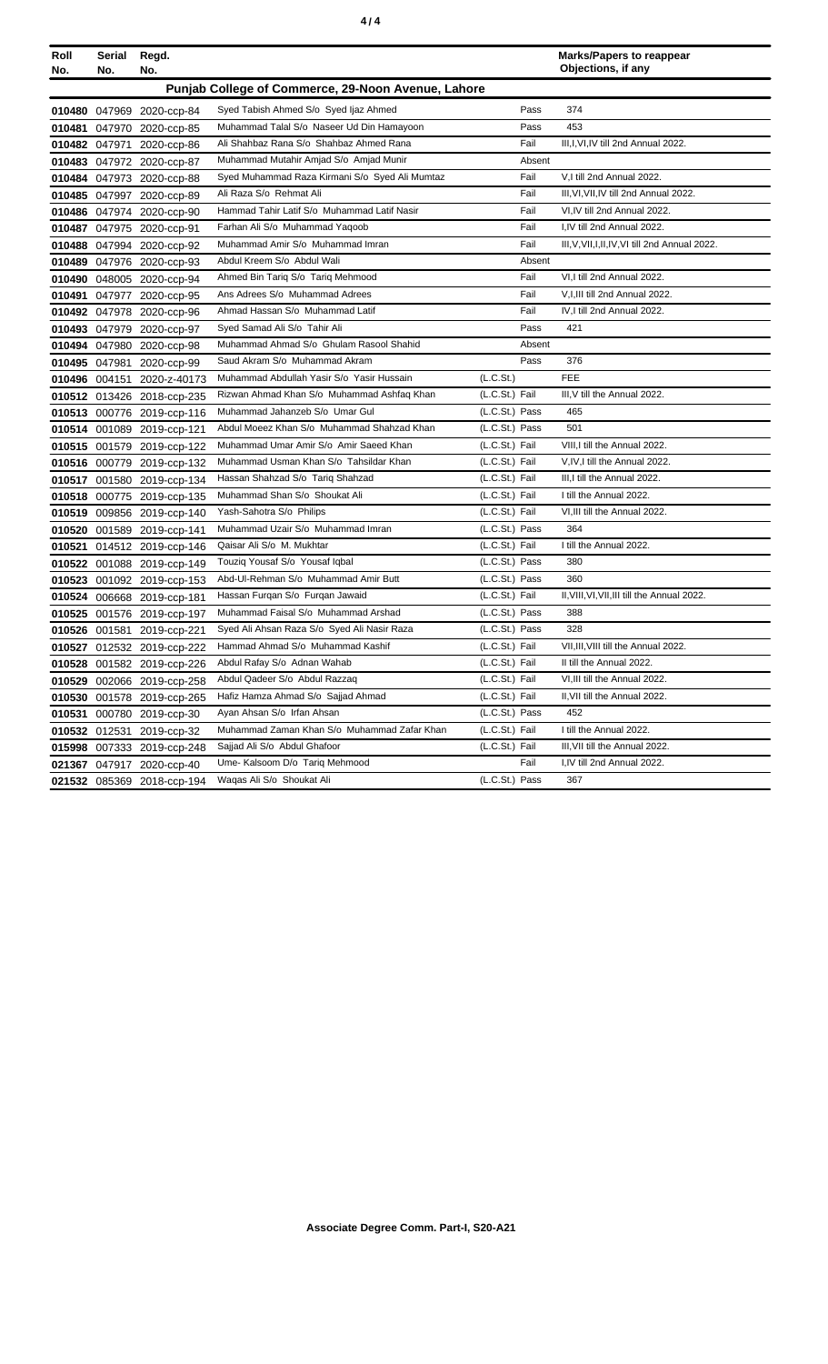| Roll No. | Serial No. | Regd. No. | | | Marks/Papers to reappear Objections, if any |
|---|---|---|---|---|---|
| **Punjab College of Commerce, 29-Noon Avenue, Lahore** | | | | | |
| 010480 | 047969 | 2020-ccp-84 | Syed Tabish Ahmed S/o Syed Ijaz Ahmed | Pass | 374 |
| 010481 | 047970 | 2020-ccp-85 | Muhammad Talal S/o Naseer Ud Din Hamayoon | Pass | 453 |
| 010482 | 047971 | 2020-ccp-86 | Ali Shahbaz Rana S/o Shahbaz Ahmed Rana | Fail | III,I,VI,IV till 2nd Annual 2022. |
| 010483 | 047972 | 2020-ccp-87 | Muhammad Mutahir Amjad S/o Amjad Munir | Absent | |
| 010484 | 047973 | 2020-ccp-88 | Syed Muhammad Raza Kirmani S/o Syed Ali Mumtaz | Fail | V,I till 2nd Annual 2022. |
| 010485 | 047997 | 2020-ccp-89 | Ali Raza S/o Rehmat Ali | Fail | III,VI,VII,IV till 2nd Annual 2022. |
| 010486 | 047974 | 2020-ccp-90 | Hammad Tahir Latif S/o Muhammad Latif Nasir | Fail | VI,IV till 2nd Annual 2022. |
| 010487 | 047975 | 2020-ccp-91 | Farhan Ali S/o Muhammad Yaqoob | Fail | I,IV till 2nd Annual 2022. |
| 010488 | 047994 | 2020-ccp-92 | Muhammad Amir S/o Muhammad Imran | Fail | III,V,VII,I,II,IV,VI till 2nd Annual 2022. |
| 010489 | 047976 | 2020-ccp-93 | Abdul Kreem S/o Abdul Wali | Absent | |
| 010490 | 048005 | 2020-ccp-94 | Ahmed Bin Tariq S/o Tariq Mehmood | Fail | VI,I till 2nd Annual 2022. |
| 010491 | 047977 | 2020-ccp-95 | Ans Adrees S/o Muhammad Adrees | Fail | V,I,III till 2nd Annual 2022. |
| 010492 | 047978 | 2020-ccp-96 | Ahmad Hassan S/o Muhammad Latif | Fail | IV,I till 2nd Annual 2022. |
| 010493 | 047979 | 2020-ccp-97 | Syed Samad Ali S/o Tahir Ali | Pass | 421 |
| 010494 | 047980 | 2020-ccp-98 | Muhammad Ahmad S/o Ghulam Rasool Shahid | Absent | |
| 010495 | 047981 | 2020-ccp-99 | Saud Akram S/o Muhammad Akram | Pass | 376 |
| 010496 | 004151 | 2020-z-40173 | Muhammad Abdullah Yasir S/o Yasir Hussain | (L.C.St.) | FEE |
| 010512 | 013426 | 2018-ccp-235 | Rizwan Ahmad Khan S/o Muhammad Ashfaq Khan | (L.C.St.) Fail | III,V till the Annual 2022. |
| 010513 | 000776 | 2019-ccp-116 | Muhammad Jahanzeb S/o Umar Gul | (L.C.St.) Pass | 465 |
| 010514 | 001089 | 2019-ccp-121 | Abdul Moeez Khan S/o Muhammad Shahzad Khan | (L.C.St.) Pass | 501 |
| 010515 | 001579 | 2019-ccp-122 | Muhammad Umar Amir S/o Amir Saeed Khan | (L.C.St.) Fail | VIII,I till the Annual 2022. |
| 010516 | 000779 | 2019-ccp-132 | Muhammad Usman Khan S/o Tahsildar Khan | (L.C.St.) Fail | V,IV,I till the Annual 2022. |
| 010517 | 001580 | 2019-ccp-134 | Hassan Shahzad S/o Tariq Shahzad | (L.C.St.) Fail | III,I till the Annual 2022. |
| 010518 | 000775 | 2019-ccp-135 | Muhammad Shan S/o Shoukat Ali | (L.C.St.) Fail | I till the Annual 2022. |
| 010519 | 009856 | 2019-ccp-140 | Yash-Sahotra S/o Philips | (L.C.St.) Fail | VI,III till the Annual 2022. |
| 010520 | 001589 | 2019-ccp-141 | Muhammad Uzair S/o Muhammad Imran | (L.C.St.) Pass | 364 |
| 010521 | 014512 | 2019-ccp-146 | Qaisar Ali S/o M. Mukhtar | (L.C.St.) Fail | I till the Annual 2022. |
| 010522 | 001088 | 2019-ccp-149 | Touziq Yousaf S/o Yousaf Iqbal | (L.C.St.) Pass | 380 |
| 010523 | 001092 | 2019-ccp-153 | Abd-Ul-Rehman S/o Muhammad Amir Butt | (L.C.St.) Pass | 360 |
| 010524 | 006668 | 2019-ccp-181 | Hassan Furqan S/o Furqan Jawaid | (L.C.St.) Fail | II,VIII,VI,VII,III till the Annual 2022. |
| 010525 | 001576 | 2019-ccp-197 | Muhammad Faisal S/o Muhammad Arshad | (L.C.St.) Pass | 388 |
| 010526 | 001581 | 2019-ccp-221 | Syed Ali Ahsan Raza S/o Syed Ali Nasir Raza | (L.C.St.) Pass | 328 |
| 010527 | 012532 | 2019-ccp-222 | Hammad Ahmad S/o Muhammad Kashif | (L.C.St.) Fail | VII,III,VIII till the Annual 2022. |
| 010528 | 001582 | 2019-ccp-226 | Abdul Rafay S/o Adnan Wahab | (L.C.St.) Fail | II till the Annual 2022. |
| 010529 | 002066 | 2019-ccp-258 | Abdul Qadeer S/o Abdul Razzaq | (L.C.St.) Fail | VI,III till the Annual 2022. |
| 010530 | 001578 | 2019-ccp-265 | Hafiz Hamza Ahmad S/o Sajjad Ahmad | (L.C.St.) Fail | II,VII till the Annual 2022. |
| 010531 | 000780 | 2019-ccp-30 | Ayan Ahsan S/o Irfan Ahsan | (L.C.St.) Pass | 452 |
| 010532 | 012531 | 2019-ccp-32 | Muhammad Zaman Khan S/o Muhammad Zafar Khan | (L.C.St.) Fail | I till the Annual 2022. |
| 015998 | 007333 | 2019-ccp-248 | Sajjad Ali S/o Abdul Ghafoor | (L.C.St.) Fail | III,VII till the Annual 2022. |
| 021367 | 047917 | 2020-ccp-40 | Ume- Kalsoom D/o Tariq Mehmood | Fail | I,IV till 2nd Annual 2022. |
| 021532 | 085369 | 2018-ccp-194 | Waqas Ali S/o Shoukat Ali | (L.C.St.) Pass | 367 |

**Associate Degree Comm. Part-I, S20-A21**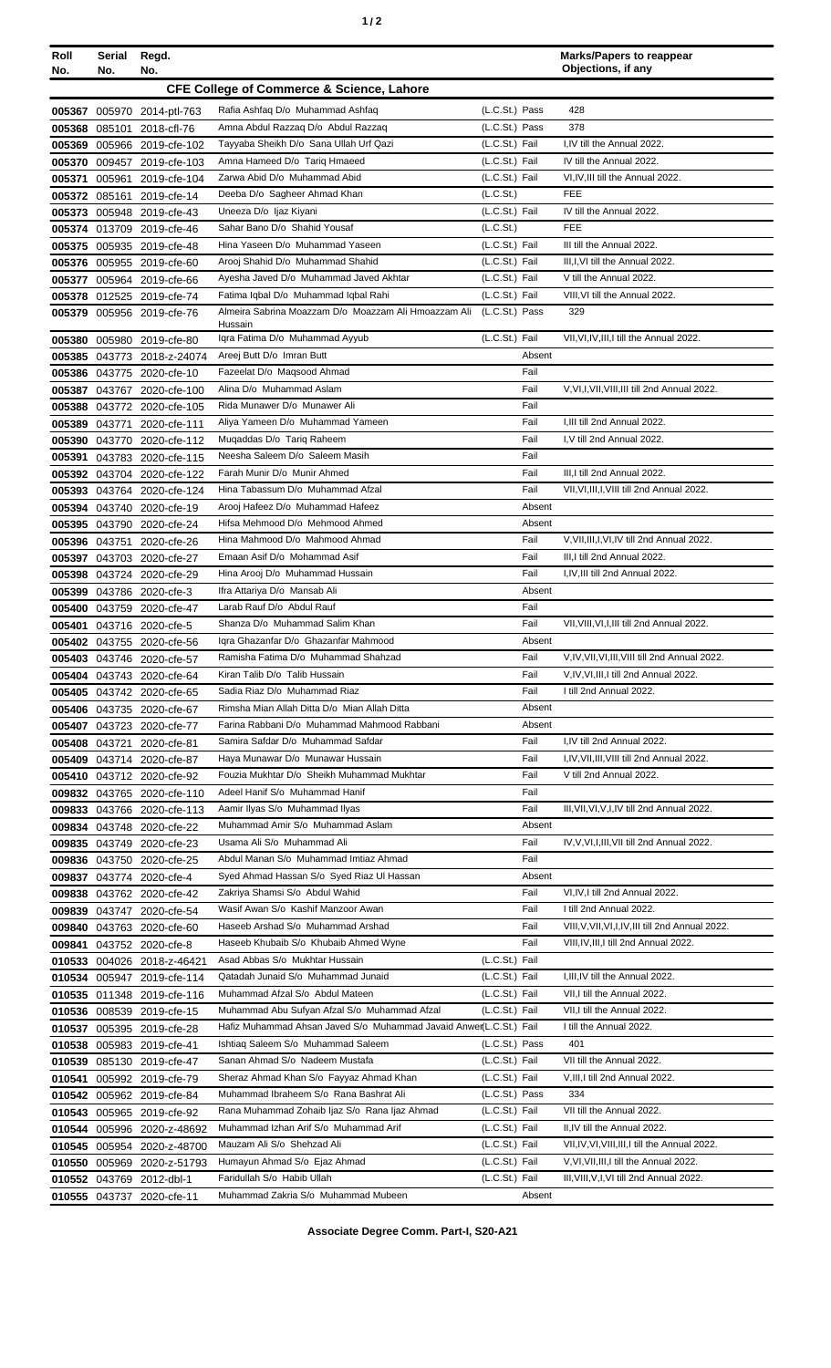| Roll No. | Serial No. | Regd. No. | | | Marks/Papers to reappear Objections, if any |
|---|---|---|---|---|---|
| **CFE College of Commerce & Science, Lahore** | | | | | |
| 005367 | 005970 | 2014-ptl-763 | Rafia Ashfaq D/o Muhammad Ashfaq | (L.C.St.) Pass | 428 |
| 005368 | 085101 | 2018-cfl-76 | Amna Abdul Razzaq D/o Abdul Razzaq | (L.C.St.) Pass | 378 |
| 005369 | 005966 | 2019-cfe-102 | Tayyaba Sheikh D/o Sana Ullah Urf Qazi | (L.C.St.) Fail | I,IV till the Annual 2022. |
| 005370 | 009457 | 2019-cfe-103 | Amna Hameed D/o Tariq Hmaeed | (L.C.St.) Fail | IV till the Annual 2022. |
| 005371 | 005961 | 2019-cfe-104 | Zarwa Abid D/o Muhammad Abid | (L.C.St.) Fail | VI,IV,III till the Annual 2022. |
| 005372 | 085161 | 2019-cfe-14 | Deeba D/o Sagheer Ahmad Khan | (L.C.St.) | FEE |
| 005373 | 005948 | 2019-cfe-43 | Uneeza D/o Ijaz Kiyani | (L.C.St.) Fail | IV till the Annual 2022. |
| 005374 | 013709 | 2019-cfe-46 | Sahar Bano D/o Shahid Yousaf | (L.C.St.) | FEE |
| 005375 | 005935 | 2019-cfe-48 | Hina Yaseen D/o Muhammad Yaseen | (L.C.St.) Fail | III till the Annual 2022. |
| 005376 | 005955 | 2019-cfe-60 | Arooj Shahid D/o Muhammad Shahid | (L.C.St.) Fail | III,I,VI till the Annual 2022. |
| 005377 | 005964 | 2019-cfe-66 | Ayesha Javed D/o Muhammad Javed Akhtar | (L.C.St.) Fail | V till the Annual 2022. |
| 005378 | 012525 | 2019-cfe-74 | Fatima Iqbal D/o Muhammad Iqbal Rahi | (L.C.St.) Fail | VIII,VI till the Annual 2022. |
| 005379 | 005956 | 2019-cfe-76 | Almeira Sabrina Moazzam D/o Moazzam Ali Hmoazzam Ali Hussain | (L.C.St.) Pass | 329 |
| 005380 | 005980 | 2019-cfe-80 | Iqra Fatima D/o Muhammad Ayyub | (L.C.St.) Fail | VII,VI,IV,III,I till the Annual 2022. |
| 005385 | 043773 | 2018-z-24074 | Areej Butt D/o Imran Butt | Absent | |
| 005386 | 043775 | 2020-cfe-10 | Fazeelat D/o Maqsood Ahmad | Fail | |
| 005387 | 043767 | 2020-cfe-100 | Alina D/o Muhammad Aslam | Fail | V,VI,I,VII,VIII,III till 2nd Annual 2022. |
| 005388 | 043772 | 2020-cfe-105 | Rida Munawer D/o Munawer Ali | Fail | |
| 005389 | 043771 | 2020-cfe-111 | Aliya Yameen D/o Muhammad Yameen | Fail | I,III till 2nd Annual 2022. |
| 005390 | 043770 | 2020-cfe-112 | Muqaddas D/o Tariq Raheem | Fail | I,V till 2nd Annual 2022. |
| 005391 | 043783 | 2020-cfe-115 | Neesha Saleem D/o Saleem Masih | Fail | |
| 005392 | 043704 | 2020-cfe-122 | Farah Munir D/o Munir Ahmed | Fail | III,I till 2nd Annual 2022. |
| 005393 | 043764 | 2020-cfe-124 | Hina Tabassum D/o Muhammad Afzal | Fail | VII,VI,III,I,VIII till 2nd Annual 2022. |
| 005394 | 043740 | 2020-cfe-19 | Arooj Hafeez D/o Muhammad Hafeez | Absent | |
| 005395 | 043790 | 2020-cfe-24 | Hifsa Mehmood D/o Mehmood Ahmed | Absent | |
| 005396 | 043751 | 2020-cfe-26 | Hina Mahmood D/o Mahmood Ahmad | Fail | V,VII,III,I,VI,IV till 2nd Annual 2022. |
| 005397 | 043703 | 2020-cfe-27 | Emaan Asif D/o Mohammad Asif | Fail | III,I till 2nd Annual 2022. |
| 005398 | 043724 | 2020-cfe-29 | Hina Arooj D/o Muhammad Hussain | Fail | I,IV,III till 2nd Annual 2022. |
| 005399 | 043786 | 2020-cfe-3 | Ifra Attariya D/o Mansab Ali | Absent | |
| 005400 | 043759 | 2020-cfe-47 | Larab Rauf D/o Abdul Rauf | Fail | |
| 005401 | 043716 | 2020-cfe-5 | Shanza D/o Muhammad Salim Khan | Fail | VII,VIII,VI,I,III till 2nd Annual 2022. |
| 005402 | 043755 | 2020-cfe-56 | Iqra Ghazanfar D/o Ghazanfar Mahmood | Absent | |
| 005403 | 043746 | 2020-cfe-57 | Ramisha Fatima D/o Muhammad Shahzad | Fail | V,IV,VII,VI,III,VIII till 2nd Annual 2022. |
| 005404 | 043743 | 2020-cfe-64 | Kiran Talib D/o Talib Hussain | Fail | V,IV,VI,III,I till 2nd Annual 2022. |
| 005405 | 043742 | 2020-cfe-65 | Sadia Riaz D/o Muhammad Riaz | Fail | I till 2nd Annual 2022. |
| 005406 | 043735 | 2020-cfe-67 | Rimsha Mian Allah Ditta D/o Mian Allah Ditta | Absent | |
| 005407 | 043723 | 2020-cfe-77 | Farina Rabbani D/o Muhammad Mahmood Rabbani | Absent | |
| 005408 | 043721 | 2020-cfe-81 | Samira Safdar D/o Muhammad Safdar | Fail | I,IV till 2nd Annual 2022. |
| 005409 | 043714 | 2020-cfe-87 | Haya Munawar D/o Munawar Hussain | Fail | I,IV,VII,III,VIII till 2nd Annual 2022. |
| 005410 | 043712 | 2020-cfe-92 | Fouzia Mukhtar D/o Sheikh Muhammad Mukhtar | Fail | V till 2nd Annual 2022. |
| 009832 | 043765 | 2020-cfe-110 | Adeel Hanif S/o Muhammad Hanif | Fail | |
| 009833 | 043766 | 2020-cfe-113 | Aamir Ilyas S/o Muhammad Ilyas | Fail | III,VII,VI,V,I,IV till 2nd Annual 2022. |
| 009834 | 043748 | 2020-cfe-22 | Muhammad Amir S/o Muhammad Aslam | Absent | |
| 009835 | 043749 | 2020-cfe-23 | Usama Ali S/o Muhammad Ali | Fail | IV,V,VI,I,III,VII till 2nd Annual 2022. |
| 009836 | 043750 | 2020-cfe-25 | Abdul Manan S/o Muhammad Imtiaz Ahmad | Fail | |
| 009837 | 043774 | 2020-cfe-4 | Syed Ahmad Hassan S/o Syed Riaz Ul Hassan | Absent | |
| 009838 | 043762 | 2020-cfe-42 | Zakriya Shamsi S/o Abdul Wahid | Fail | VI,IV,I till 2nd Annual 2022. |
| 009839 | 043747 | 2020-cfe-54 | Wasif Awan S/o Kashif Manzoor Awan | Fail | I till 2nd Annual 2022. |
| 009840 | 043763 | 2020-cfe-60 | Haseeb Arshad S/o Muhammad Arshad | Fail | VIII,V,VII,VI,I,IV,III till 2nd Annual 2022. |
| 009841 | 043752 | 2020-cfe-8 | Haseeb Khubaib S/o Khubaib Ahmed Wyne | Fail | VIII,IV,III,I till 2nd Annual 2022. |
| 010533 | 004026 | 2018-z-46421 | Asad Abbas S/o Mukhtar Hussain | (L.C.St.) Fail | |
| 010534 | 005947 | 2019-cfe-114 | Qatadah Junaid S/o Muhammad Junaid | (L.C.St.) Fail | I,III,IV till the Annual 2022. |
| 010535 | 011348 | 2019-cfe-116 | Muhammad Afzal S/o Abdul Mateen | (L.C.St.) Fail | VII,I till the Annual 2022. |
| 010536 | 008539 | 2019-cfe-15 | Muhammad Abu Sufyan Afzal S/o Muhammad Afzal | (L.C.St.) Fail | VII,I till the Annual 2022. |
| 010537 | 005395 | 2019-cfe-28 | Hafiz Muhammad Ahsan Javed S/o Muhammad Javaid Anwer | (L.C.St.) Fail | I till the Annual 2022. |
| 010538 | 005983 | 2019-cfe-41 | Ishtiaq Saleem S/o Muhammad Saleem | (L.C.St.) Pass | 401 |
| 010539 | 085130 | 2019-cfe-47 | Sanan Ahmad S/o Nadeem Mustafa | (L.C.St.) Fail | VII till the Annual 2022. |
| 010541 | 005992 | 2019-cfe-79 | Sheraz Ahmad Khan S/o Fayyaz Ahmad Khan | (L.C.St.) Fail | V,III,I till 2nd Annual 2022. |
| 010542 | 005962 | 2019-cfe-84 | Muhammad Ibraheem S/o Rana Bashrat Ali | (L.C.St.) Pass | 334 |
| 010543 | 005965 | 2019-cfe-92 | Rana Muhammad Zohaib Ijaz S/o Rana Ijaz Ahmad | (L.C.St.) Fail | VII till the Annual 2022. |
| 010544 | 005996 | 2020-z-48692 | Muhammad Izhan Arif S/o Muhammad Arif | (L.C.St.) Fail | II,IV till the Annual 2022. |
| 010545 | 005954 | 2020-z-48700 | Mauzam Ali S/o Shehzad Ali | (L.C.St.) Fail | VII,IV,VI,VIII,III,I till the Annual 2022. |
| 010550 | 005969 | 2020-z-51793 | Humayun Ahmad S/o Ejaz Ahmad | (L.C.St.) Fail | V,VI,VII,III,I till the Annual 2022. |
| 010552 | 043769 | 2012-dbl-1 | Faridullah S/o Habib Ullah | (L.C.St.) Fail | III,VIII,V,I,VI till 2nd Annual 2022. |
| 010555 | 043737 | 2020-cfe-11 | Muhammad Zakria S/o Muhammad Mubeen | Absent | |

**Associate Degree Comm. Part-I, S20-A21**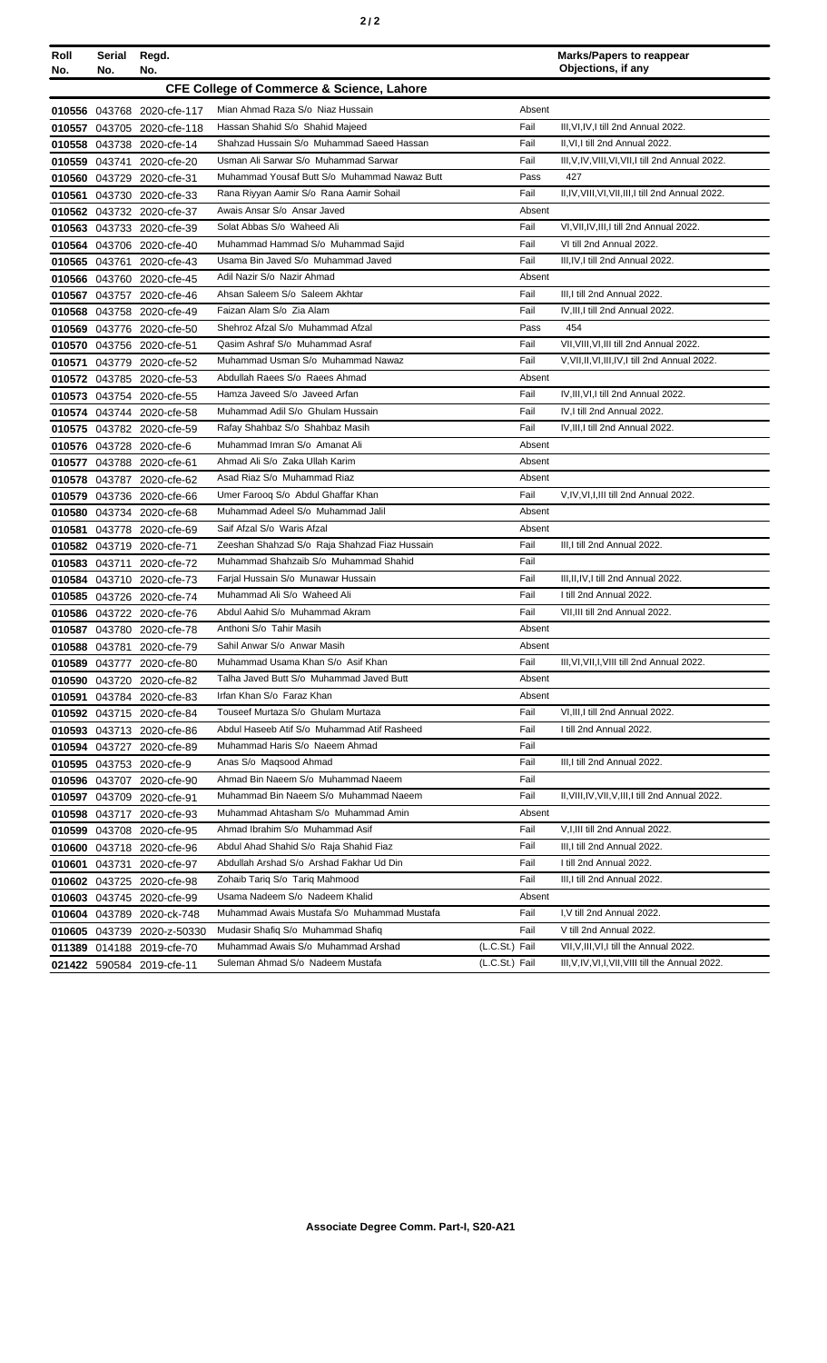| Roll No. | Serial No. | Regd. No. | | | Marks/Papers to reappear Objections, if any |
|---|---|---|---|---|---|
| **CFE College of Commerce & Science, Lahore** | | | | | |
| 010556 | 043768 | 2020-cfe-117 | Mian Ahmad Raza S/o Niaz Hussain | Absent | |
| 010557 | 043705 | 2020-cfe-118 | Hassan Shahid S/o Shahid Majeed | Fail | III,VI,IV,I till 2nd Annual 2022. |
| 010558 | 043738 | 2020-cfe-14 | Shahzad Hussain S/o Muhammad Saeed Hassan | Fail | II,VI,I till 2nd Annual 2022. |
| 010559 | 043741 | 2020-cfe-20 | Usman Ali Sarwar S/o Muhammad Sarwar | Fail | III,V,IV,VIII,VI,VII,I till 2nd Annual 2022. |
| 010560 | 043729 | 2020-cfe-31 | Muhammad Yousaf Butt S/o Muhammad Nawaz Butt | Pass | 427 |
| 010561 | 043730 | 2020-cfe-33 | Rana Riyyan Aamir S/o Rana Aamir Sohail | Fail | II,IV,VIII,VI,VII,III,I till 2nd Annual 2022. |
| 010562 | 043732 | 2020-cfe-37 | Awais Ansar S/o Ansar Javed | Absent | |
| 010563 | 043733 | 2020-cfe-39 | Solat Abbas S/o Waheed Ali | Fail | VI,VII,IV,III,I till 2nd Annual 2022. |
| 010564 | 043706 | 2020-cfe-40 | Muhammad Hammad S/o Muhammad Sajid | Fail | VI till 2nd Annual 2022. |
| 010565 | 043761 | 2020-cfe-43 | Usama Bin Javed S/o Muhammad Javed | Fail | III,IV,I till 2nd Annual 2022. |
| 010566 | 043760 | 2020-cfe-45 | Adil Nazir S/o Nazir Ahmad | Absent | |
| 010567 | 043757 | 2020-cfe-46 | Ahsan Saleem S/o Saleem Akhtar | Fail | III,I till 2nd Annual 2022. |
| 010568 | 043758 | 2020-cfe-49 | Faizan Alam S/o Zia Alam | Fail | IV,III,I till 2nd Annual 2022. |
| 010569 | 043776 | 2020-cfe-50 | Shehroz Afzal S/o Muhammad Afzal | Pass | 454 |
| 010570 | 043756 | 2020-cfe-51 | Qasim Ashraf S/o Muhammad Asraf | Fail | VII,VIII,VI,III till 2nd Annual 2022. |
| 010571 | 043779 | 2020-cfe-52 | Muhammad Usman S/o Muhammad Nawaz | Fail | V,VII,II,VI,III,IV,I till 2nd Annual 2022. |
| 010572 | 043785 | 2020-cfe-53 | Abdullah Raees S/o Raees Ahmad | Absent | |
| 010573 | 043754 | 2020-cfe-55 | Hamza Javeed S/o Javeed Arfan | Fail | IV,III,VI,I till 2nd Annual 2022. |
| 010574 | 043744 | 2020-cfe-58 | Muhammad Adil S/o Ghulam Hussain | Fail | IV,I till 2nd Annual 2022. |
| 010575 | 043782 | 2020-cfe-59 | Rafay Shahbaz S/o Shahbaz Masih | Fail | IV,III,I till 2nd Annual 2022. |
| 010576 | 043728 | 2020-cfe-6 | Muhammad Imran S/o Amanat Ali | Absent | |
| 010577 | 043788 | 2020-cfe-61 | Ahmad Ali S/o Zaka Ullah Karim | Absent | |
| 010578 | 043787 | 2020-cfe-62 | Asad Riaz S/o Muhammad Riaz | Absent | |
| 010579 | 043736 | 2020-cfe-66 | Umer Farooq S/o Abdul Ghaffar Khan | Fail | V,IV,VI,I,III till 2nd Annual 2022. |
| 010580 | 043734 | 2020-cfe-68 | Muhammad Adeel S/o Muhammad Jalil | Absent | |
| 010581 | 043778 | 2020-cfe-69 | Saif Afzal S/o Waris Afzal | Absent | |
| 010582 | 043719 | 2020-cfe-71 | Zeeshan Shahzad S/o Raja Shahzad Fiaz Hussain | Fail | III,I till 2nd Annual 2022. |
| 010583 | 043711 | 2020-cfe-72 | Muhammad Shahzaib S/o Muhammad Shahid | Fail | |
| 010584 | 043710 | 2020-cfe-73 | Farjal Hussain S/o Munawar Hussain | Fail | III,II,IV,I till 2nd Annual 2022. |
| 010585 | 043726 | 2020-cfe-74 | Muhammad Ali S/o Waheed Ali | Fail | I till 2nd Annual 2022. |
| 010586 | 043722 | 2020-cfe-76 | Abdul Aahid S/o Muhammad Akram | Fail | VII,III till 2nd Annual 2022. |
| 010587 | 043780 | 2020-cfe-78 | Anthoni S/o Tahir Masih | Absent | |
| 010588 | 043781 | 2020-cfe-79 | Sahil Anwar S/o Anwar Masih | Absent | |
| 010589 | 043777 | 2020-cfe-80 | Muhammad Usama Khan S/o Asif Khan | Fail | III,VI,VII,I,VIII till 2nd Annual 2022. |
| 010590 | 043720 | 2020-cfe-82 | Talha Javed Butt S/o Muhammad Javed Butt | Absent | |
| 010591 | 043784 | 2020-cfe-83 | Irfan Khan S/o Faraz Khan | Absent | |
| 010592 | 043715 | 2020-cfe-84 | Touseef Murtaza S/o Ghulam Murtaza | Fail | VI,III,I till 2nd Annual 2022. |
| 010593 | 043713 | 2020-cfe-86 | Abdul Haseeb Atif S/o Muhammad Atif Rasheed | Fail | I till 2nd Annual 2022. |
| 010594 | 043727 | 2020-cfe-89 | Muhammad Haris S/o Naeem Ahmad | Fail | |
| 010595 | 043753 | 2020-cfe-9 | Anas S/o Maqsood Ahmad | Fail | III,I till 2nd Annual 2022. |
| 010596 | 043707 | 2020-cfe-90 | Ahmad Bin Naeem S/o Muhammad Naeem | Fail | |
| 010597 | 043709 | 2020-cfe-91 | Muhammad Bin Naeem S/o Muhammad Naeem | Fail | II,VIII,IV,VII,V,III,I till 2nd Annual 2022. |
| 010598 | 043717 | 2020-cfe-93 | Muhammad Ahtasham S/o Muhammad Amin | Absent | |
| 010599 | 043708 | 2020-cfe-95 | Ahmad Ibrahim S/o Muhammad Asif | Fail | V,I,III till 2nd Annual 2022. |
| 010600 | 043718 | 2020-cfe-96 | Abdul Ahad Shahid S/o Raja Shahid Fiaz | Fail | III,I till 2nd Annual 2022. |
| 010601 | 043731 | 2020-cfe-97 | Abdullah Arshad S/o Arshad Fakhar Ud Din | Fail | I till 2nd Annual 2022. |
| 010602 | 043725 | 2020-cfe-98 | Zohaib Tariq S/o Tariq Mahmood | Fail | III,I till 2nd Annual 2022. |
| 010603 | 043745 | 2020-cfe-99 | Usama Nadeem S/o Nadeem Khalid | Absent | |
| 010604 | 043789 | 2020-ck-748 | Muhammad Awais Mustafa S/o Muhammad Mustafa | Fail | I,V till 2nd Annual 2022. |
| 010605 | 043739 | 2020-z-50330 | Mudasir Shafiq S/o Muhammad Shafiq | Fail | V till 2nd Annual 2022. |
| 011389 | 014188 | 2019-cfe-70 | Muhammad Awais S/o Muhammad Arshad | (L.C.St.) Fail | VII,V,III,VI,I till the Annual 2022. |
| 021422 | 590584 | 2019-cfe-11 | Suleman Ahmad S/o Nadeem Mustafa | (L.C.St.) Fail | III,V,IV,VI,I,VII,VIII till the Annual 2022. |

**Associate Degree Comm. Part-I, S20-A21**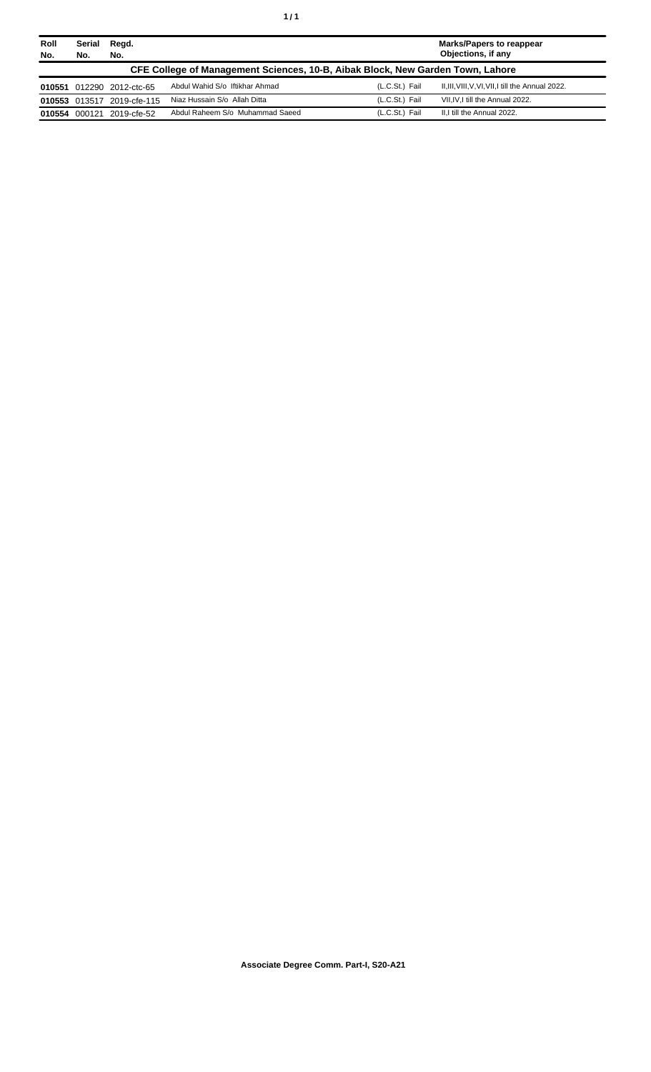| Roll No. | Serial No. | Regd. No. | | | Marks/Papers to reappear Objections, if any |
|---|---|---|---|---|---|
| **CFE College of Management Sciences, 10-B, Aibak Block, New Garden Town, Lahore** | | | | | |
| **010551** | 012290 | 2012-ctc-65 | Abdul Wahid S/o Iftikhar Ahmad | (L.C.St.) Fail | II,III,VIII,V,VI,VII,I till the Annual 2022. |
| **010553** | 013517 | 2019-cfe-115 | Niaz Hussain S/o Allah Ditta | (L.C.St.) Fail | VII,IV,I till the Annual 2022. |
| **010554** | 000121 | 2019-cfe-52 | Abdul Raheem S/o Muhammad Saeed | (L.C.St.) Fail | II,I till the Annual 2022. |

**Associate Degree Comm. Part-I, S20-A21**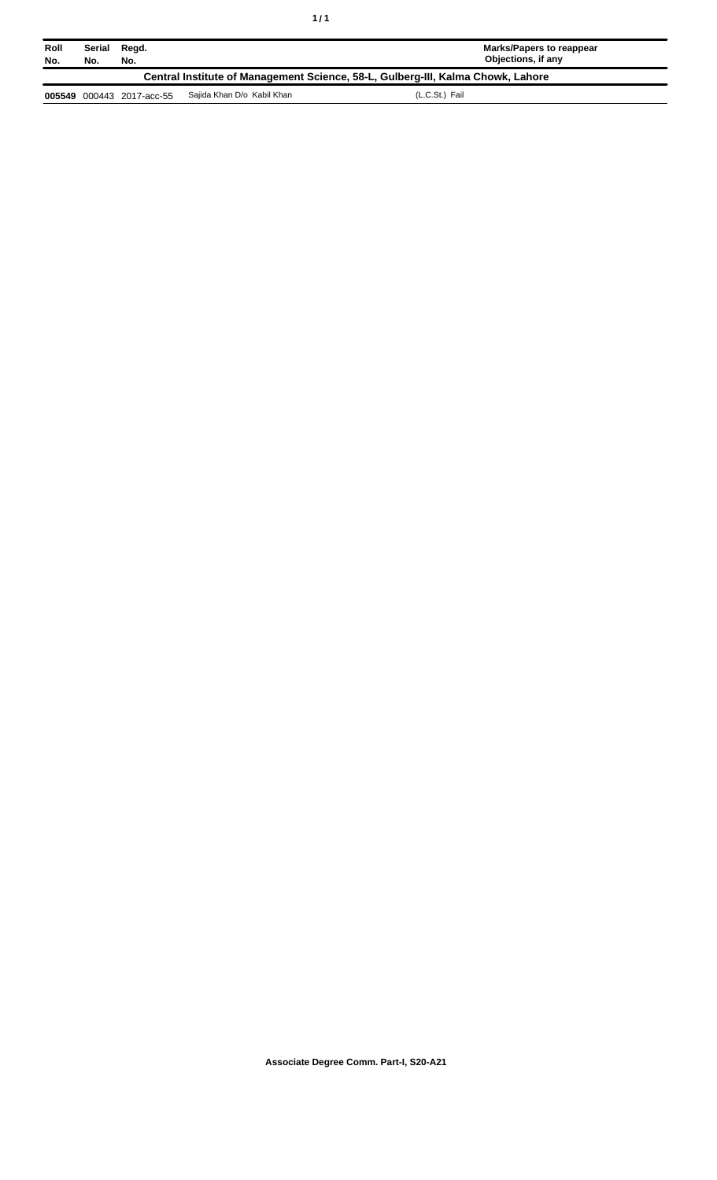| Roll No. | Serial No. | Regd. No. | | Marks/Papers to reappear Objections, if any |
|---|---|---|---|---|
| **Central Institute of Management Science, 58-L, Gulberg-III, Kalma Chowk, Lahore** | | | | |
| **005549** | 000443 | 2017-acc-55 | Sajida Khan D/o Kabil Khan | (L.C.St.) Fail |

**Associate Degree Comm. Part-I, S20-A21**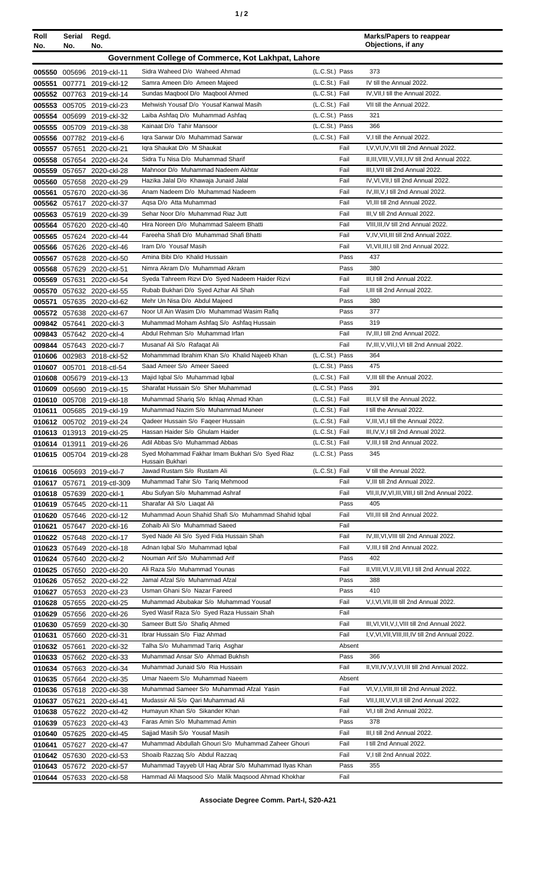| Roll No. | Serial No. | Regd. No. | | | | Marks/Papers to reappear Objections, if any |
|---|---|---|---|---|---|---|
| **Government College of Commerce, Kot Lakhpat, Lahore** | | | | | | |
| 005550 | 005696 | 2019-ckl-11 | Sidra Waheed D/o Waheed Ahmad | (L.C.St.) | Pass | 373 |
| 005551 | 007771 | 2019-ckl-12 | Samra Ameen D/o Ameen Majeed | (L.C.St.) | Fail | IV till the Annual 2022. |
| 005552 | 007763 | 2019-ckl-14 | Sundas Maqbool D/o Maqbool Ahmed | (L.C.St.) | Fail | IV,VII,I till the Annual 2022. |
| 005553 | 005705 | 2019-ckl-23 | Mehwish Yousaf D/o Yousaf Kanwal Masih | (L.C.St.) | Fail | VII till the Annual 2022. |
| 005554 | 005699 | 2019-ckl-32 | Laiba Ashfaq D/o Muhammad Ashfaq | (L.C.St.) | Pass | 321 |
| 005555 | 005709 | 2019-ckl-38 | Kainaat D/o Tahir Mansoor | (L.C.St.) | Pass | 366 |
| 005556 | 007782 | 2019-ckl-6 | Iqra Sarwar D/o Muhammad Sarwar | (L.C.St.) | Fail | V,I till the Annual 2022. |
| 005557 | 057651 | 2020-ckl-21 | Iqra Shaukat D/o M Shaukat | | Fail | I,V,VI,IV,VII till 2nd Annual 2022. |
| 005558 | 057654 | 2020-ckl-24 | Sidra Tu Nisa D/o Muhammad Sharif | | Fail | II,III,VIII,V,VII,I,IV till 2nd Annual 2022. |
| 005559 | 057657 | 2020-ckl-28 | Mahnoor D/o Muhammad Nadeem Akhtar | | Fail | III,I,VII till 2nd Annual 2022. |
| 005560 | 057658 | 2020-ckl-29 | Hazika Jalal D/o Khawaja Junaid Jalal | | Fail | IV,VI,VII,I till 2nd Annual 2022. |
| 005561 | 057670 | 2020-ckl-36 | Anam Nadeem D/o Muhammad Nadeem | | Fail | IV,III,V,I till 2nd Annual 2022. |
| 005562 | 057617 | 2020-ckl-37 | Aqsa D/o Atta Muhammad | | Fail | VI,III till 2nd Annual 2022. |
| 005563 | 057619 | 2020-ckl-39 | Sehar Noor D/o Muhammad Riaz Jutt | | Fail | III,V till 2nd Annual 2022. |
| 005564 | 057620 | 2020-ckl-40 | Hira Noreen D/o Muhammad Saleem Bhatti | | Fail | VIII,III,IV till 2nd Annual 2022. |
| 005565 | 057624 | 2020-ckl-44 | Fareeha Shafi D/o Muhammad Shafi Bhatti | | Fail | V,IV,VII,III till 2nd Annual 2022. |
| 005566 | 057626 | 2020-ckl-46 | Iram D/o Yousaf Masih | | Fail | VI,VII,III,I till 2nd Annual 2022. |
| 005567 | 057628 | 2020-ckl-50 | Amina Bibi D/o Khalid Hussain | | Pass | 437 |
| 005568 | 057629 | 2020-ckl-51 | Nimra Akram D/o Muhammad Akram | | Pass | 380 |
| 005569 | 057631 | 2020-ckl-54 | Syeda Tahreem Rizvi D/o Syed Nadeem Haider Rizvi | | Fail | III,I till 2nd Annual 2022. |
| 005570 | 057632 | 2020-ckl-55 | Rubab Bukhari D/o Syed Azhar Ali Shah | | Fail | I,III till 2nd Annual 2022. |
| 005571 | 057635 | 2020-ckl-62 | Mehr Un Nisa D/o Abdul Majeed | | Pass | 380 |
| 005572 | 057638 | 2020-ckl-67 | Noor Ul Ain Wasim D/o Muhammad Wasim Rafiq | | Pass | 377 |
| 009842 | 057641 | 2020-ckl-3 | Muhammad Moham Ashfaq S/o Ashfaq Hussain | | Pass | 319 |
| 009843 | 057642 | 2020-ckl-4 | Abdul Rehman S/o Muhammad Irfan | | Fail | IV,III,I till 2nd Annual 2022. |
| 009844 | 057643 | 2020-ckl-7 | Musanaf Ali S/o Rafaqat Ali | | Fail | IV,III,V,VII,I,VI till 2nd Annual 2022. |
| 010606 | 002983 | 2018-ckl-52 | Mohammmad Ibrahim Khan S/o Khalid Najeeb Khan | (L.C.St.) | Pass | 364 |
| 010607 | 005701 | 2018-ctl-54 | Saad Ameer S/o Ameer Saeed | (L.C.St.) | Pass | 475 |
| 010608 | 005679 | 2019-ckl-13 | Majid Iqbal S/o Muhammad Iqbal | (L.C.St.) | Fail | V,III till the Annual 2022. |
| 010609 | 005690 | 2019-ckl-15 | Sharafat Hussain S/o Sher Muhammad | (L.C.St.) | Pass | 391 |
| 010610 | 005708 | 2019-ckl-18 | Muhammad Shariq S/o Ikhlaq Ahmad Khan | (L.C.St.) | Fail | III,I,V till the Annual 2022. |
| 010611 | 005685 | 2019-ckl-19 | Muhammad Nazim S/o Muhammad Muneer | (L.C.St.) | Fail | I till the Annual 2022. |
| 010612 | 005702 | 2019-ckl-24 | Qadeer Hussain S/o Faqeer Hussain | (L.C.St.) | Fail | V,III,VI,I till the Annual 2022. |
| 010613 | 013913 | 2019-ckl-25 | Hassan Haider S/o Ghulam Haider | (L.C.St.) | Fail | III,IV,V,I till 2nd Annual 2022. |
| 010614 | 013911 | 2019-ckl-26 | Adil Abbas S/o Muhammad Abbas | (L.C.St.) | Fail | V,III,I till 2nd Annual 2022. |
| 010615 | 005704 | 2019-ckl-28 | Syed Mohammad Fakhar Imam Bukhari S/o Syed Riaz Hussain Bukhari | (L.C.St.) | Pass | 345 |
| 010616 | 005693 | 2019-ckl-7 | Jawad Rustam S/o Rustam Ali | (L.C.St.) | Fail | V till the Annual 2022. |
| 010617 | 057671 | 2019-ctl-309 | Muhammad Tahir S/o Tariq Mehmood | | Fail | V,III till 2nd Annual 2022. |
| 010618 | 057639 | 2020-ckl-1 | Abu Sufyan S/o Muhammad Ashraf | | Fail | VII,II,IV,VI,III,VIII,I till 2nd Annual 2022. |
| 010619 | 057645 | 2020-ckl-11 | Sharafar Ali S/o Liaqat Ali | | Pass | 405 |
| 010620 | 057646 | 2020-ckl-12 | Muhammad Aoun Shahid Shafi S/o Muhammad Shahid Iqbal | | Fail | VII,III till 2nd Annual 2022. |
| 010621 | 057647 | 2020-ckl-16 | Zohaib Ali S/o Muhammad Saeed | | Fail | |
| 010622 | 057648 | 2020-ckl-17 | Syed Nade Ali S/o Syed Fida Hussain Shah | | Fail | IV,III,VI,VIII till 2nd Annual 2022. |
| 010623 | 057649 | 2020-ckl-18 | Adnan Iqbal S/o Muhammad Iqbal | | Fail | V,III,I till 2nd Annual 2022. |
| 010624 | 057640 | 2020-ckl-2 | Nouman Arif S/o Muhammad Arif | | Pass | 402 |
| 010625 | 057650 | 2020-ckl-20 | Ali Raza S/o Muhammad Younas | | Fail | II,VIII,VI,V,III,VII,I till 2nd Annual 2022. |
| 010626 | 057652 | 2020-ckl-22 | Jamal Afzal S/o Muhammad Afzal | | Pass | 388 |
| 010627 | 057653 | 2020-ckl-23 | Usman Ghani S/o Nazar Fareed | | Pass | 410 |
| 010628 | 057655 | 2020-ckl-25 | Muhammad Abubakar S/o Muhammad Yousaf | | Fail | V,I,VI,VII,III till 2nd Annual 2022. |
| 010629 | 057656 | 2020-ckl-26 | Syed Wasif Raza S/o Syed Raza Hussain Shah | | Fail | |
| 010630 | 057659 | 2020-ckl-30 | Sameer Butt S/o Shafiq Ahmed | | Fail | III,VI,VII,V,I,VIII till 2nd Annual 2022. |
| 010631 | 057660 | 2020-ckl-31 | Ibrar Hussain S/o Fiaz Ahmad | | Fail | I,V,VI,VII,VIII,III,IV till 2nd Annual 2022. |
| 010632 | 057661 | 2020-ckl-32 | Talha S/o Muhammad Tariq Asghar | | Absent | |
| 010633 | 057662 | 2020-ckl-33 | Muhammad Ansar S/o Ahmad Bukhsh | | Pass | 366 |
| 010634 | 057663 | 2020-ckl-34 | Muhammad Junaid S/o Ria Hussain | | Fail | II,VII,IV,V,I,VI,III till 2nd Annual 2022. |
| 010635 | 057664 | 2020-ckl-35 | Umar Naeem S/o Muhammad Naeem | | Absent | |
| 010636 | 057618 | 2020-ckl-38 | Muhammad Sameer S/o Muhammad Afzal Yasin | | Fail | VI,V,I,VIII,III till 2nd Annual 2022. |
| 010637 | 057621 | 2020-ckl-41 | Mudassir Ali S/o Qari Muhammad Ali | | Fail | VII,I,III,V,VI,II till 2nd Annual 2022. |
| 010638 | 057622 | 2020-ckl-42 | Humayun Khan S/o Sikander Khan | | Fail | VI,I till 2nd Annual 2022. |
| 010639 | 057623 | 2020-ckl-43 | Faras Amin S/o Muhammad Amin | | Pass | 378 |
| 010640 | 057625 | 2020-ckl-45 | Sajjad Masih S/o Yousaf Masih | | Fail | III,I till 2nd Annual 2022. |
| 010641 | 057627 | 2020-ckl-47 | Muhammad Abdullah Ghouri S/o Muhammad Zaheer Ghouri | | Fail | I till 2nd Annual 2022. |
| 010642 | 057630 | 2020-ckl-53 | Shoaib Razzaq S/o Abdul Razzaq | | Fail | V,I till 2nd Annual 2022. |
| 010643 | 057672 | 2020-ckl-57 | Muhammad Tayyeb Ul Haq Abrar S/o Muhammad Ilyas Khan | | Pass | 355 |
| 010644 | 057633 | 2020-ckl-58 | Hammad Ali Maqsood S/o Malik Maqsood Ahmad Khokhar | | Fail | |

**Associate Degree Comm. Part-I, S20-A21**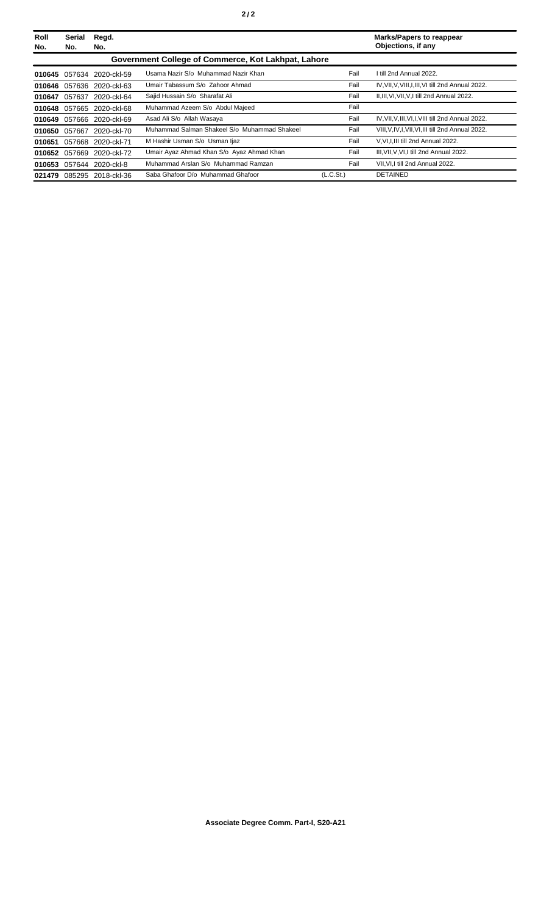| Roll No. | Serial No. | Regd. No. | | | Marks/Papers to reappear Objections, if any |
|---|---|---|---|---|---|
| **Government College of Commerce, Kot Lakhpat, Lahore** | | | | | |
| **010645** | 057634 | 2020-ckl-59 | Usama Nazir S/o Muhammad Nazir Khan | Fail | I till 2nd Annual 2022. |
| **010646** | 057636 | 2020-ckl-63 | Umair Tabassum S/o Zahoor Ahmad | Fail | IV,VII,V,VIII,I,III,VI till 2nd Annual 2022. |
| **010647** | 057637 | 2020-ckl-64 | Sajid Hussain S/o Sharafat Ali | Fail | II,III,VI,VII,V,I till 2nd Annual 2022. |
| **010648** | 057665 | 2020-ckl-68 | Muhammad Azeem S/o Abdul Majeed | Fail | |
| **010649** | 057666 | 2020-ckl-69 | Asad Ali S/o Allah Wasaya | Fail | IV,VII,V,III,VI,I,VIII till 2nd Annual 2022. |
| **010650** | 057667 | 2020-ckl-70 | Muhammad Salman Shakeel S/o Muhammad Shakeel | Fail | VIII,V,IV,I,VII,VI,III till 2nd Annual 2022. |
| **010651** | 057668 | 2020-ckl-71 | M Hashir Usman S/o Usman Ijaz | Fail | V,VI,I,III till 2nd Annual 2022. |
| **010652** | 057669 | 2020-ckl-72 | Umair Ayaz Ahmad Khan S/o Ayaz Ahmad Khan | Fail | III,VII,V,VI,I till 2nd Annual 2022. |
| **010653** | 057644 | 2020-ckl-8 | Muhammad Arslan S/o Muhammad Ramzan | Fail | VII,VI,I till 2nd Annual 2022. |
| **021479** | 085295 | 2018-ckl-36 | Saba Ghafoor D/o Muhammad Ghafoor | (L.C.St.) | DETAINED |

**Associate Degree Comm. Part-I, S20-A21**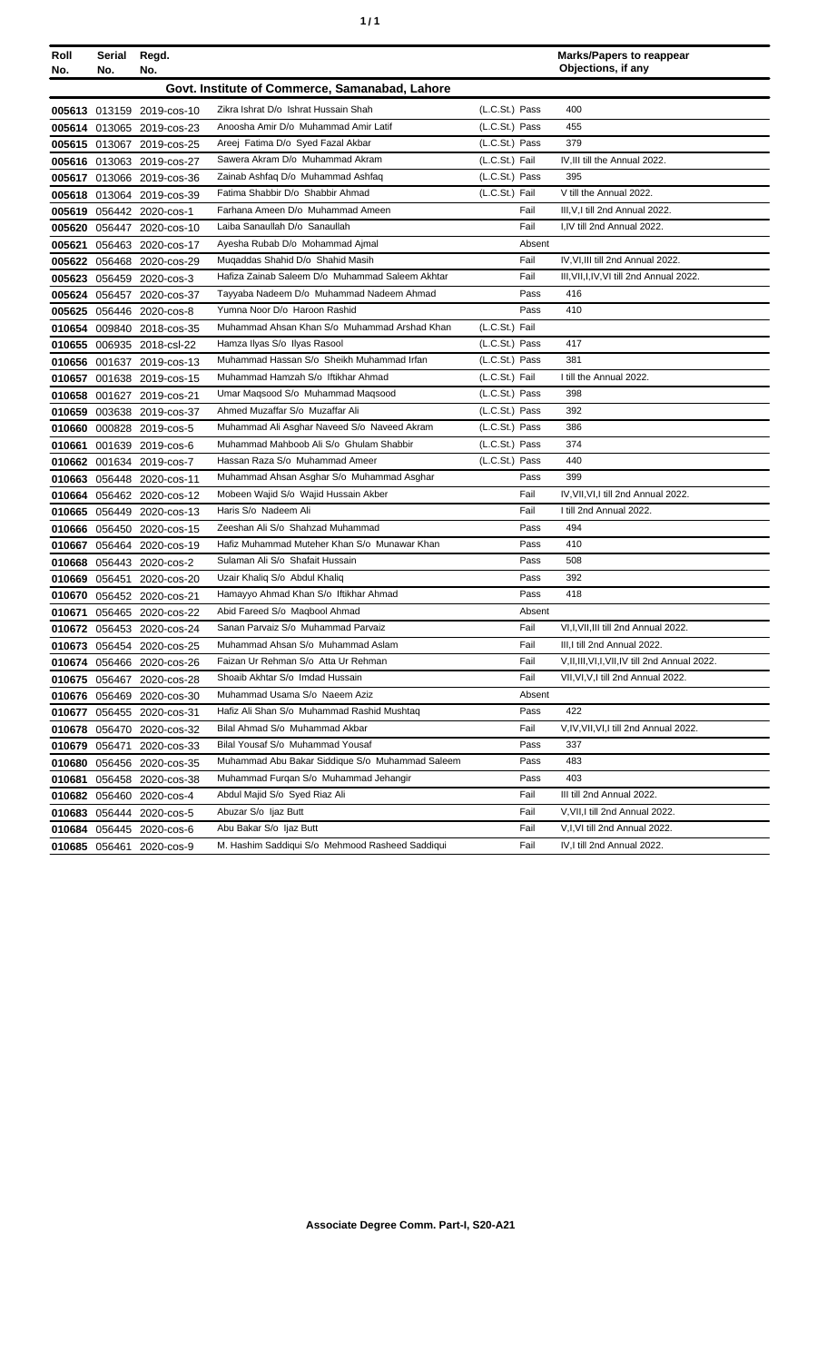| Roll No. | Serial No. | Regd. No. | | | Marks/Papers to reappear Objections, if any |
|---|---|---|---|---|---|
| **Govt. Institute of Commerce, Samanabad, Lahore** | | | | | |
| 005613 | 013159 | 2019-cos-10 | Zikra Ishrat D/o Ishrat Hussain Shah | (L.C.St.) Pass | 400 |
| 005614 | 013065 | 2019-cos-23 | Anoosha Amir D/o Muhammad Amir Latif | (L.C.St.) Pass | 455 |
| 005615 | 013067 | 2019-cos-25 | Areej Fatima D/o Syed Fazal Akbar | (L.C.St.) Pass | 379 |
| 005616 | 013063 | 2019-cos-27 | Sawera Akram D/o Muhammad Akram | (L.C.St.) Fail | IV,III till the Annual 2022. |
| 005617 | 013066 | 2019-cos-36 | Zainab Ashfaq D/o Muhammad Ashfaq | (L.C.St.) Pass | 395 |
| 005618 | 013064 | 2019-cos-39 | Fatima Shabbir D/o Shabbir Ahmad | (L.C.St.) Fail | V till the Annual 2022. |
| 005619 | 056442 | 2020-cos-1 | Farhana Ameen D/o Muhammad Ameen | Fail | III,V,I till 2nd Annual 2022. |
| 005620 | 056447 | 2020-cos-10 | Laiba Sanaullah D/o Sanaullah | Fail | I,IV till 2nd Annual 2022. |
| 005621 | 056463 | 2020-cos-17 | Ayesha Rubab D/o Mohammad Ajmal | Absent | |
| 005622 | 056468 | 2020-cos-29 | Muqaddas Shahid D/o Shahid Masih | Fail | IV,VI,III till 2nd Annual 2022. |
| 005623 | 056459 | 2020-cos-3 | Hafiza Zainab Saleem D/o Muhammad Saleem Akhtar | Fail | III,VII,I,IV,VI till 2nd Annual 2022. |
| 005624 | 056457 | 2020-cos-37 | Tayyaba Nadeem D/o Muhammad Nadeem Ahmad | Pass | 416 |
| 005625 | 056446 | 2020-cos-8 | Yumna Noor D/o Haroon Rashid | Pass | 410 |
| 010654 | 009840 | 2018-cos-35 | Muhammad Ahsan Khan S/o Muhammad Arshad Khan | (L.C.St.) Fail | |
| 010655 | 006935 | 2018-csl-22 | Hamza Ilyas S/o Ilyas Rasool | (L.C.St.) Pass | 417 |
| 010656 | 001637 | 2019-cos-13 | Muhammad Hassan S/o Sheikh Muhammad Irfan | (L.C.St.) Pass | 381 |
| 010657 | 001638 | 2019-cos-15 | Muhammad Hamzah S/o Iftikhar Ahmad | (L.C.St.) Fail | I till the Annual 2022. |
| 010658 | 001627 | 2019-cos-21 | Umar Maqsood S/o Muhammad Maqsood | (L.C.St.) Pass | 398 |
| 010659 | 003638 | 2019-cos-37 | Ahmed Muzaffar S/o Muzaffar Ali | (L.C.St.) Pass | 392 |
| 010660 | 000828 | 2019-cos-5 | Muhammad Ali Asghar Naveed S/o Naveed Akram | (L.C.St.) Pass | 386 |
| 010661 | 001639 | 2019-cos-6 | Muhammad Mahboob Ali S/o Ghulam Shabbir | (L.C.St.) Pass | 374 |
| 010662 | 001634 | 2019-cos-7 | Hassan Raza S/o Muhammad Ameer | (L.C.St.) Pass | 440 |
| 010663 | 056448 | 2020-cos-11 | Muhammad Ahsan Asghar S/o Muhammad Asghar | Pass | 399 |
| 010664 | 056462 | 2020-cos-12 | Mobeen Wajid S/o Wajid Hussain Akber | Fail | IV,VII,VI,I till 2nd Annual 2022. |
| 010665 | 056449 | 2020-cos-13 | Haris S/o Nadeem Ali | Fail | I till 2nd Annual 2022. |
| 010666 | 056450 | 2020-cos-15 | Zeeshan Ali S/o Shahzad Muhammad | Pass | 494 |
| 010667 | 056464 | 2020-cos-19 | Hafiz Muhammad Muteher Khan S/o Munawar Khan | Pass | 410 |
| 010668 | 056443 | 2020-cos-2 | Sulaman Ali S/o Shafait Hussain | Pass | 508 |
| 010669 | 056451 | 2020-cos-20 | Uzair Khaliq S/o Abdul Khaliq | Pass | 392 |
| 010670 | 056452 | 2020-cos-21 | Hamayyo Ahmad Khan S/o Iftikhar Ahmad | Pass | 418 |
| 010671 | 056465 | 2020-cos-22 | Abid Fareed S/o Maqbool Ahmad | Absent | |
| 010672 | 056453 | 2020-cos-24 | Sanan Parvaiz S/o Muhammad Parvaiz | Fail | VI,I,VII,III till 2nd Annual 2022. |
| 010673 | 056454 | 2020-cos-25 | Muhammad Ahsan S/o Muhammad Aslam | Fail | III,I till 2nd Annual 2022. |
| 010674 | 056466 | 2020-cos-26 | Faizan Ur Rehman S/o Atta Ur Rehman | Fail | V,II,III,VI,I,VII,IV till 2nd Annual 2022. |
| 010675 | 056467 | 2020-cos-28 | Shoaib Akhtar S/o Imdad Hussain | Fail | VII,VI,V,I till 2nd Annual 2022. |
| 010676 | 056469 | 2020-cos-30 | Muhammad Usama S/o Naeem Aziz | Absent | |
| 010677 | 056455 | 2020-cos-31 | Hafiz Ali Shan S/o Muhammad Rashid Mushtaq | Pass | 422 |
| 010678 | 056470 | 2020-cos-32 | Bilal Ahmad S/o Muhammad Akbar | Fail | V,IV,VII,VI,I till 2nd Annual 2022. |
| 010679 | 056471 | 2020-cos-33 | Bilal Yousaf S/o Muhammad Yousaf | Pass | 337 |
| 010680 | 056456 | 2020-cos-35 | Muhammad Abu Bakar Siddique S/o Muhammad Saleem | Pass | 483 |
| 010681 | 056458 | 2020-cos-38 | Muhammad Furqan S/o Muhammad Jehangir | Pass | 403 |
| 010682 | 056460 | 2020-cos-4 | Abdul Majid S/o Syed Riaz Ali | Fail | III till 2nd Annual 2022. |
| 010683 | 056444 | 2020-cos-5 | Abuzar S/o Ijaz Butt | Fail | V,VII,I till 2nd Annual 2022. |
| 010684 | 056445 | 2020-cos-6 | Abu Bakar S/o Ijaz Butt | Fail | V,I,VI till 2nd Annual 2022. |
| 010685 | 056461 | 2020-cos-9 | M. Hashim Saddiqui S/o Mehmood Rasheed Saddiqui | Fail | IV,I till 2nd Annual 2022. |

**Associate Degree Comm. Part-I, S20-A21**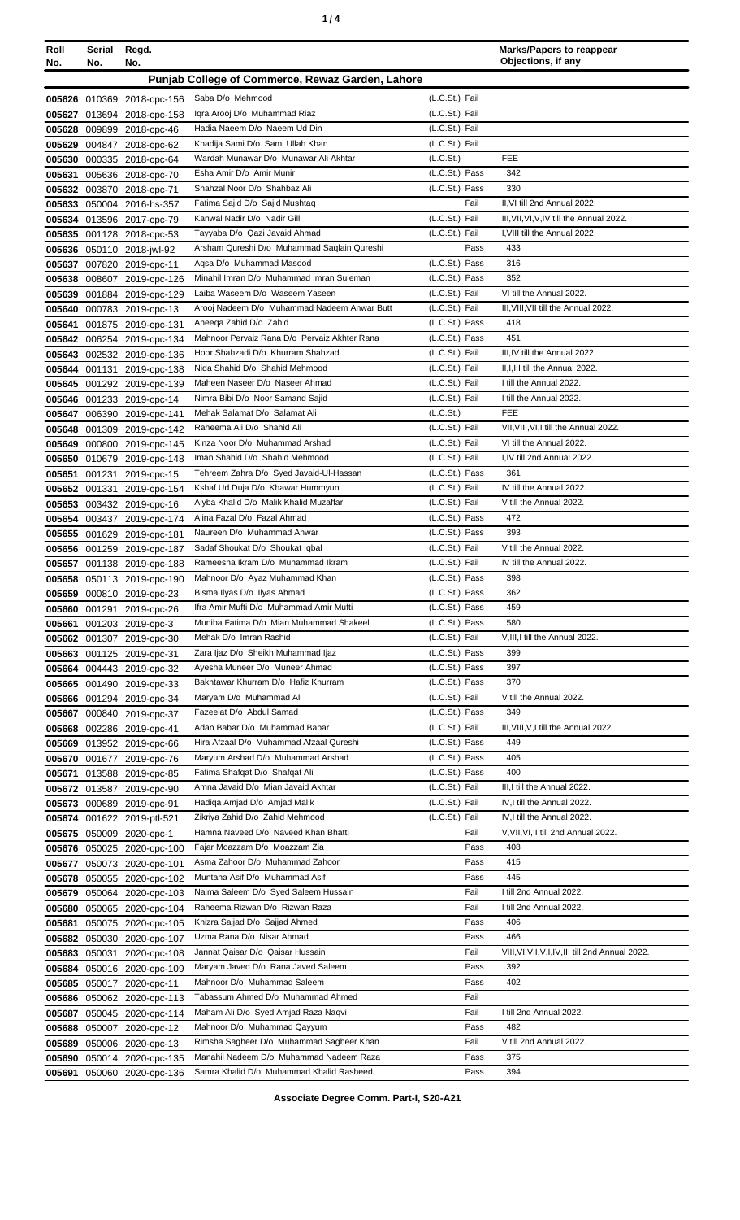| Roll No. | Serial No. | Regd. No. | | | Marks/Papers to reappear Objections, if any |
|---|---|---|---|---|---|
| **Punjab College of Commerce, Rewaz Garden, Lahore** | | | | | |
| 005626 | 010369 | 2018-cpc-156 | Saba D/o Mehmood | (L.C.St.) Fail | |
| 005627 | 013694 | 2018-cpc-158 | Iqra Arooj D/o Muhammad Riaz | (L.C.St.) Fail | |
| 005628 | 009899 | 2018-cpc-46 | Hadia Naeem D/o Naeem Ud Din | (L.C.St.) Fail | |
| 005629 | 004847 | 2018-cpc-62 | Khadija Sami D/o Sami Ullah Khan | (L.C.St.) Fail | |
| 005630 | 000335 | 2018-cpc-64 | Wardah Munawar D/o Munawar Ali Akhtar | (L.C.St.) | FEE |
| 005631 | 005636 | 2018-cpc-70 | Esha Amir D/o Amir Munir | (L.C.St.) Pass | 342 |
| 005632 | 003870 | 2018-cpc-71 | Shahzal Noor D/o Shahbaz Ali | (L.C.St.) Pass | 330 |
| 005633 | 050004 | 2016-hs-357 | Fatima Sajid D/o Sajid Mushtaq | Fail | II,VI till 2nd Annual 2022. |
| 005634 | 013596 | 2017-cpc-79 | Kanwal Nadir D/o Nadir Gill | (L.C.St.) Fail | III,VII,VI,V,IV till the Annual 2022. |
| 005635 | 001128 | 2018-cpc-53 | Tayyaba D/o Qazi Javaid Ahmad | (L.C.St.) Fail | I,VIII till the Annual 2022. |
| 005636 | 050110 | 2018-jwl-92 | Arsham Qureshi D/o Muhammad Saqlain Qureshi | Pass | 433 |
| 005637 | 007820 | 2019-cpc-11 | Aqsa D/o Muhammad Masood | (L.C.St.) Pass | 316 |
| 005638 | 008607 | 2019-cpc-126 | Minahil Imran D/o Muhammad Imran Suleman | (L.C.St.) Pass | 352 |
| 005639 | 001884 | 2019-cpc-129 | Laiba Waseem D/o Waseem Yaseen | (L.C.St.) Fail | VI till the Annual 2022. |
| 005640 | 000783 | 2019-cpc-13 | Arooj Nadeem D/o Muhammad Nadeem Anwar Butt | (L.C.St.) Fail | III,VIII,VII till the Annual 2022. |
| 005641 | 001875 | 2019-cpc-131 | Aneeqa Zahid D/o Zahid | (L.C.St.) Pass | 418 |
| 005642 | 006254 | 2019-cpc-134 | Mahnoor Pervaiz Rana D/o Pervaiz Akhter Rana | (L.C.St.) Pass | 451 |
| 005643 | 002532 | 2019-cpc-136 | Hoor Shahzadi D/o Khurram Shahzad | (L.C.St.) Fail | III,IV till the Annual 2022. |
| 005644 | 001131 | 2019-cpc-138 | Nida Shahid D/o Shahid Mehmood | (L.C.St.) Fail | II,I,III till the Annual 2022. |
| 005645 | 001292 | 2019-cpc-139 | Maheen Naseer D/o Naseer Ahmad | (L.C.St.) Fail | I till the Annual 2022. |
| 005646 | 001233 | 2019-cpc-14 | Nimra Bibi D/o Noor Samand Sajid | (L.C.St.) Fail | I till the Annual 2022. |
| 005647 | 006390 | 2019-cpc-141 | Mehak Salamat D/o Salamat Ali | (L.C.St.) | FEE |
| 005648 | 001309 | 2019-cpc-142 | Raheema Ali D/o Shahid Ali | (L.C.St.) Fail | VII,VIII,VI,I till the Annual 2022. |
| 005649 | 000800 | 2019-cpc-145 | Kinza Noor D/o Muhammad Arshad | (L.C.St.) Fail | VI till the Annual 2022. |
| 005650 | 010679 | 2019-cpc-148 | Iman Shahid D/o Shahid Mehmood | (L.C.St.) Fail | I,IV till 2nd Annual 2022. |
| 005651 | 001231 | 2019-cpc-15 | Tehreem Zahra D/o Syed Javaid-Ul-Hassan | (L.C.St.) Pass | 361 |
| 005652 | 001331 | 2019-cpc-154 | Kshaf Ud Duja D/o Khawar Hummyun | (L.C.St.) Fail | IV till the Annual 2022. |
| 005653 | 003432 | 2019-cpc-16 | Alyba Khalid D/o Malik Khalid Muzaffar | (L.C.St.) Fail | V till the Annual 2022. |
| 005654 | 003437 | 2019-cpc-174 | Alina Fazal D/o Fazal Ahmad | (L.C.St.) Pass | 472 |
| 005655 | 001629 | 2019-cpc-181 | Naureen D/o Muhammad Anwar | (L.C.St.) Pass | 393 |
| 005656 | 001259 | 2019-cpc-187 | Sadaf Shoukat D/o Shoukat Iqbal | (L.C.St.) Fail | V till the Annual 2022. |
| 005657 | 001138 | 2019-cpc-188 | Rameesha Ikram D/o Muhammad Ikram | (L.C.St.) Fail | IV till the Annual 2022. |
| 005658 | 050113 | 2019-cpc-190 | Mahnoor D/o Ayaz Muhammad Khan | (L.C.St.) Pass | 398 |
| 005659 | 000810 | 2019-cpc-23 | Bisma Ilyas D/o Ilyas Ahmad | (L.C.St.) Pass | 362 |
| 005660 | 001291 | 2019-cpc-26 | Ifra Amir Mufti D/o Muhammad Amir Mufti | (L.C.St.) Pass | 459 |
| 005661 | 001203 | 2019-cpc-3 | Muniba Fatima D/o Mian Muhammad Shakeel | (L.C.St.) Pass | 580 |
| 005662 | 001307 | 2019-cpc-30 | Mehak D/o Imran Rashid | (L.C.St.) Fail | V,III,I till the Annual 2022. |
| 005663 | 001125 | 2019-cpc-31 | Zara Ijaz D/o Sheikh Muhammad Ijaz | (L.C.St.) Pass | 399 |
| 005664 | 004443 | 2019-cpc-32 | Ayesha Muneer D/o Muneer Ahmad | (L.C.St.) Pass | 397 |
| 005665 | 001490 | 2019-cpc-33 | Bakhtawar Khurram D/o Hafiz Khurram | (L.C.St.) Pass | 370 |
| 005666 | 001294 | 2019-cpc-34 | Maryam D/o Muhammad Ali | (L.C.St.) Fail | V till the Annual 2022. |
| 005667 | 000840 | 2019-cpc-37 | Fazeelat D/o Abdul Samad | (L.C.St.) Pass | 349 |
| 005668 | 002286 | 2019-cpc-41 | Adan Babar D/o Muhammad Babar | (L.C.St.) Fail | III,VIII,V,I till the Annual 2022. |
| 005669 | 013952 | 2019-cpc-66 | Hira Afzaal D/o Muhammad Afzaal Qureshi | (L.C.St.) Pass | 449 |
| 005670 | 001677 | 2019-cpc-76 | Maryum Arshad D/o Muhammad Arshad | (L.C.St.) Pass | 405 |
| 005671 | 013588 | 2019-cpc-85 | Fatima Shafqat D/o Shafqat Ali | (L.C.St.) Pass | 400 |
| 005672 | 013587 | 2019-cpc-90 | Amna Javaid D/o Mian Javaid Akhtar | (L.C.St.) Fail | III,I till the Annual 2022. |
| 005673 | 000689 | 2019-cpc-91 | Hadiqa Amjad D/o Amjad Malik | (L.C.St.) Fail | IV,I till the Annual 2022. |
| 005674 | 001622 | 2019-ptl-521 | Zikriya Zahid D/o Zahid Mehmood | (L.C.St.) Fail | IV,I till the Annual 2022. |
| 005675 | 050009 | 2020-cpc-1 | Hamna Naveed D/o Naveed Khan Bhatti | Fail | V,VII,VI,II till 2nd Annual 2022. |
| 005676 | 050025 | 2020-cpc-100 | Fajar Moazzam D/o Moazzam Zia | Pass | 408 |
| 005677 | 050073 | 2020-cpc-101 | Asma Zahoor D/o Muhammad Zahoor | Pass | 415 |
| 005678 | 050055 | 2020-cpc-102 | Muntaha Asif D/o Muhammad Asif | Pass | 445 |
| 005679 | 050064 | 2020-cpc-103 | Naima Saleem D/o Syed Saleem Hussain | Fail | I till 2nd Annual 2022. |
| 005680 | 050065 | 2020-cpc-104 | Raheema Rizwan D/o Rizwan Raza | Fail | I till 2nd Annual 2022. |
| 005681 | 050075 | 2020-cpc-105 | Khizra Sajjad D/o Sajjad Ahmed | Pass | 406 |
| 005682 | 050030 | 2020-cpc-107 | Uzma Rana D/o Nisar Ahmad | Pass | 466 |
| 005683 | 050031 | 2020-cpc-108 | Jannat Qaisar D/o Qaisar Hussain | Fail | VIII,VI,VII,V,I,IV,III till 2nd Annual 2022. |
| 005684 | 050016 | 2020-cpc-109 | Maryam Javed D/o Rana Javed Saleem | Pass | 392 |
| 005685 | 050017 | 2020-cpc-11 | Mahnoor D/o Muhammad Saleem | Pass | 402 |
| 005686 | 050062 | 2020-cpc-113 | Tabassum Ahmed D/o Muhammad Ahmed | Fail | |
| 005687 | 050045 | 2020-cpc-114 | Maham Ali D/o Syed Amjad Raza Naqvi | Fail | I till 2nd Annual 2022. |
| 005688 | 050007 | 2020-cpc-12 | Mahnoor D/o Muhammad Qayyum | Pass | 482 |
| 005689 | 050006 | 2020-cpc-13 | Rimsha Sagheer D/o Muhammad Sagheer Khan | Fail | V till 2nd Annual 2022. |
| 005690 | 050014 | 2020-cpc-135 | Manahil Nadeem D/o Muhammad Nadeem Raza | Pass | 375 |
| 005691 | 050060 | 2020-cpc-136 | Samra Khalid D/o Muhammad Khalid Rasheed | Pass | 394 |

**Associate Degree Comm. Part-I, S20-A21**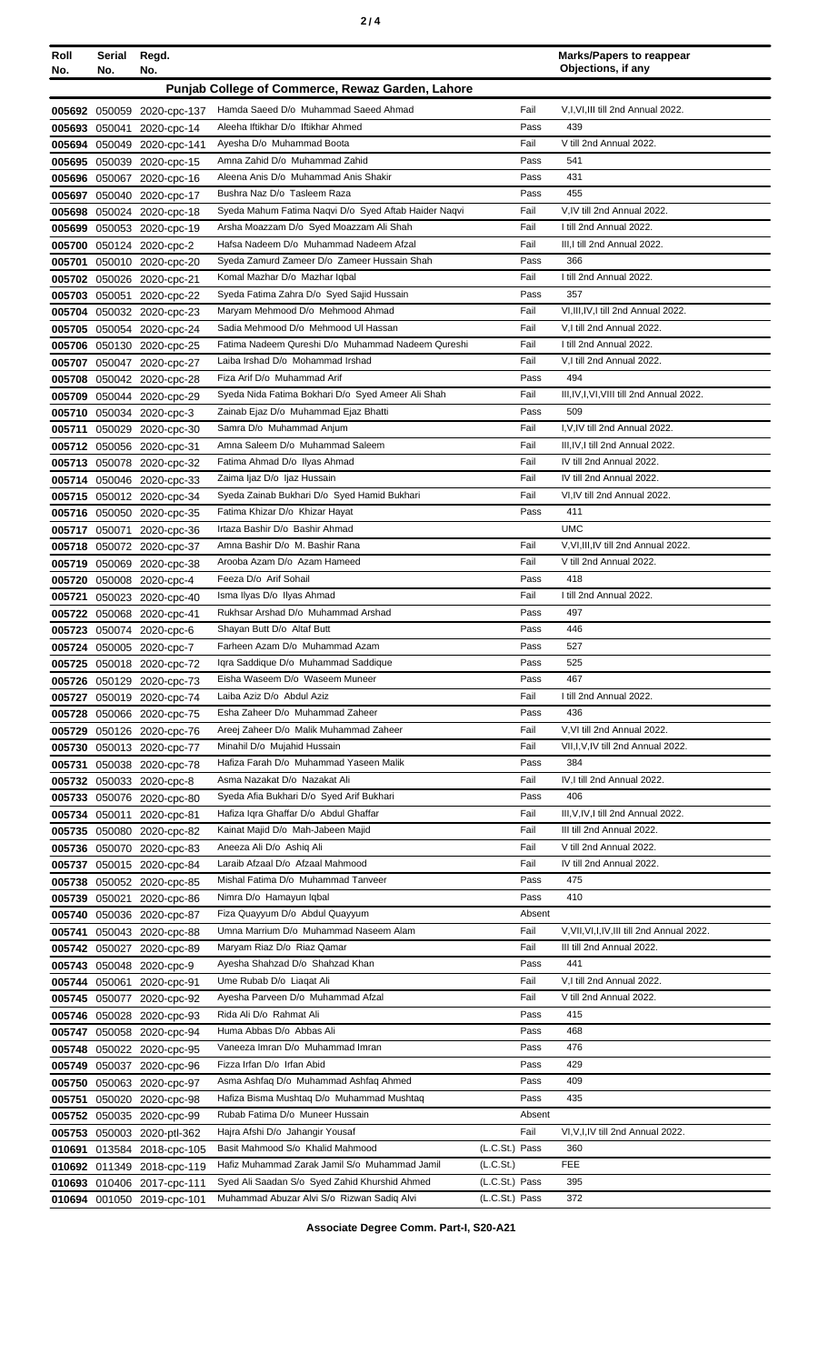| Roll No. | Serial No. | Regd. No. | | | Marks/Papers to reappear Objections, if any |
|---|---|---|---|---|---|
| | | | **Punjab College of Commerce, Rewaz Garden, Lahore** | | |
| 005692 | 050059 | 2020-cpc-137 | Hamda Saeed D/o Muhammad Saeed Ahmad | Fail | V,I,VI,III till 2nd Annual 2022. |
| 005693 | 050041 | 2020-cpc-14 | Aleeha Iftikhar D/o Iftikhar Ahmed | Pass | 439 |
| 005694 | 050049 | 2020-cpc-141 | Ayesha D/o Muhammad Boota | Fail | V till 2nd Annual 2022. |
| 005695 | 050039 | 2020-cpc-15 | Amna Zahid D/o Muhammad Zahid | Pass | 541 |
| 005696 | 050067 | 2020-cpc-16 | Aleena Anis D/o Muhammad Anis Shakir | Pass | 431 |
| 005697 | 050040 | 2020-cpc-17 | Bushra Naz D/o Tasleem Raza | Pass | 455 |
| 005698 | 050024 | 2020-cpc-18 | Syeda Mahum Fatima Naqvi D/o Syed Aftab Haider Naqvi | Fail | V,IV till 2nd Annual 2022. |
| 005699 | 050053 | 2020-cpc-19 | Arsha Moazzam D/o Syed Moazzam Ali Shah | Fail | I till 2nd Annual 2022. |
| 005700 | 050124 | 2020-cpc-2 | Hafsa Nadeem D/o Muhammad Nadeem Afzal | Fail | III,I till 2nd Annual 2022. |
| 005701 | 050010 | 2020-cpc-20 | Syeda Zamurd Zameer D/o Zameer Hussain Shah | Pass | 366 |
| 005702 | 050026 | 2020-cpc-21 | Komal Mazhar D/o Mazhar Iqbal | Fail | I till 2nd Annual 2022. |
| 005703 | 050051 | 2020-cpc-22 | Syeda Fatima Zahra D/o Syed Sajid Hussain | Pass | 357 |
| 005704 | 050032 | 2020-cpc-23 | Maryam Mehmood D/o Mehmood Ahmad | Fail | VI,III,IV,I till 2nd Annual 2022. |
| 005705 | 050054 | 2020-cpc-24 | Sadia Mehmood D/o Mehmood Ul Hassan | Fail | V,I till 2nd Annual 2022. |
| 005706 | 050130 | 2020-cpc-25 | Fatima Nadeem Qureshi D/o Muhammad Nadeem Qureshi | Fail | I till 2nd Annual 2022. |
| 005707 | 050047 | 2020-cpc-27 | Laiba Irshad D/o Mohammad Irshad | Fail | V,I till 2nd Annual 2022. |
| 005708 | 050042 | 2020-cpc-28 | Fiza Arif D/o Muhammad Arif | Pass | 494 |
| 005709 | 050044 | 2020-cpc-29 | Syeda Nida Fatima Bokhari D/o Syed Ameer Ali Shah | Fail | III,IV,I,VI,VIII till 2nd Annual 2022. |
| 005710 | 050034 | 2020-cpc-3 | Zainab Ejaz D/o Muhammad Ejaz Bhatti | Pass | 509 |
| 005711 | 050029 | 2020-cpc-30 | Samra D/o Muhammad Anjum | Fail | I,V,IV till 2nd Annual 2022. |
| 005712 | 050056 | 2020-cpc-31 | Amna Saleem D/o Muhammad Saleem | Fail | III,IV,I till 2nd Annual 2022. |
| 005713 | 050078 | 2020-cpc-32 | Fatima Ahmad D/o Ilyas Ahmad | Fail | IV till 2nd Annual 2022. |
| 005714 | 050046 | 2020-cpc-33 | Zaima Ijaz D/o Ijaz Hussain | Fail | IV till 2nd Annual 2022. |
| 005715 | 050012 | 2020-cpc-34 | Syeda Zainab Bukhari D/o Syed Hamid Bukhari | Fail | VI,IV till 2nd Annual 2022. |
| 005716 | 050050 | 2020-cpc-35 | Fatima Khizar D/o Khizar Hayat | Pass | 411 |
| 005717 | 050071 | 2020-cpc-36 | Irtaza Bashir D/o Bashir Ahmad | | UMC |
| 005718 | 050072 | 2020-cpc-37 | Amna Bashir D/o M. Bashir Rana | Fail | V,VI,III,IV till 2nd Annual 2022. |
| 005719 | 050069 | 2020-cpc-38 | Arooba Azam D/o Azam Hameed | Fail | V till 2nd Annual 2022. |
| 005720 | 050008 | 2020-cpc-4 | Feeza D/o Arif Sohail | Pass | 418 |
| 005721 | 050023 | 2020-cpc-40 | Isma Ilyas D/o Ilyas Ahmad | Fail | I till 2nd Annual 2022. |
| 005722 | 050068 | 2020-cpc-41 | Rukhsar Arshad D/o Muhammad Arshad | Pass | 497 |
| 005723 | 050074 | 2020-cpc-6 | Shayan Butt D/o Altaf Butt | Pass | 446 |
| 005724 | 050005 | 2020-cpc-7 | Farheen Azam D/o Muhammad Azam | Pass | 527 |
| 005725 | 050018 | 2020-cpc-72 | Iqra Saddique D/o Muhammad Saddique | Pass | 525 |
| 005726 | 050129 | 2020-cpc-73 | Eisha Waseem D/o Waseem Muneer | Pass | 467 |
| 005727 | 050019 | 2020-cpc-74 | Laiba Aziz D/o Abdul Aziz | Fail | I till 2nd Annual 2022. |
| 005728 | 050066 | 2020-cpc-75 | Esha Zaheer D/o Muhammad Zaheer | Pass | 436 |
| 005729 | 050126 | 2020-cpc-76 | Areej Zaheer D/o Malik Muhammad Zaheer | Fail | V,VI till 2nd Annual 2022. |
| 005730 | 050013 | 2020-cpc-77 | Minahil D/o Mujahid Hussain | Fail | VII,I,V,IV till 2nd Annual 2022. |
| 005731 | 050038 | 2020-cpc-78 | Hafiza Farah D/o Muhammad Yaseen Malik | Pass | 384 |
| 005732 | 050033 | 2020-cpc-8 | Asma Nazakat D/o Nazakat Ali | Fail | IV,I till 2nd Annual 2022. |
| 005733 | 050076 | 2020-cpc-80 | Syeda Afia Bukhari D/o Syed Arif Bukhari | Pass | 406 |
| 005734 | 050011 | 2020-cpc-81 | Hafiza Iqra Ghaffar D/o Abdul Ghaffar | Fail | III,V,IV,I till 2nd Annual 2022. |
| 005735 | 050080 | 2020-cpc-82 | Kainat Majid D/o Mah-Jabeen Majid | Fail | III till 2nd Annual 2022. |
| 005736 | 050070 | 2020-cpc-83 | Aneeza Ali D/o Ashiq Ali | Fail | V till 2nd Annual 2022. |
| 005737 | 050015 | 2020-cpc-84 | Laraib Afzaal D/o Afzaal Mahmood | Fail | IV till 2nd Annual 2022. |
| 005738 | 050052 | 2020-cpc-85 | Mishal Fatima D/o Muhammad Tanveer | Pass | 475 |
| 005739 | 050021 | 2020-cpc-86 | Nimra D/o Hamayun Iqbal | Pass | 410 |
| 005740 | 050036 | 2020-cpc-87 | Fiza Quayyum D/o Abdul Quayyum | Absent | |
| 005741 | 050043 | 2020-cpc-88 | Umna Marrium D/o Muhammad Naseem Alam | Fail | V,VII,VI,I,IV,III till 2nd Annual 2022. |
| 005742 | 050027 | 2020-cpc-89 | Maryam Riaz D/o Riaz Qamar | Fail | III till 2nd Annual 2022. |
| 005743 | 050048 | 2020-cpc-9 | Ayesha Shahzad D/o Shahzad Khan | Pass | 441 |
| 005744 | 050061 | 2020-cpc-91 | Ume Rubab D/o Liaqat Ali | Fail | V,I till 2nd Annual 2022. |
| 005745 | 050077 | 2020-cpc-92 | Ayesha Parveen D/o Muhammad Afzal | Fail | V till 2nd Annual 2022. |
| 005746 | 050028 | 2020-cpc-93 | Rida Ali D/o Rahmat Ali | Pass | 415 |
| 005747 | 050058 | 2020-cpc-94 | Huma Abbas D/o Abbas Ali | Pass | 468 |
| 005748 | 050022 | 2020-cpc-95 | Vaneeza Imran D/o Muhammad Imran | Pass | 476 |
| 005749 | 050037 | 2020-cpc-96 | Fizza Irfan D/o Irfan Abid | Pass | 429 |
| 005750 | 050063 | 2020-cpc-97 | Asma Ashfaq D/o Muhammad Ashfaq Ahmed | Pass | 409 |
| 005751 | 050020 | 2020-cpc-98 | Hafiza Bisma Mushtaq D/o Muhammad Mushtaq | Pass | 435 |
| 005752 | 050035 | 2020-cpc-99 | Rubab Fatima D/o Muneer Hussain | Absent | |
| 005753 | 050003 | 2020-ptl-362 | Hajra Afshi D/o Jahangir Yousaf | Fail | VI,V,I,IV till 2nd Annual 2022. |
| 010691 | 013584 | 2018-cpc-105 | Basit Mahmood S/o Khalid Mahmood | (L.C.St.) Pass | 360 |
| 010692 | 011349 | 2018-cpc-119 | Hafiz Muhammad Zarak Jamil S/o Muhammad Jamil | (L.C.St.) | FEE |
| 010693 | 010406 | 2017-cpc-111 | Syed Ali Saadan S/o Syed Zahid Khurshid Ahmed | (L.C.St.) Pass | 395 |
| 010694 | 001050 | 2019-cpc-101 | Muhammad Abuzar Alvi S/o Rizwan Sadiq Alvi | (L.C.St.) Pass | 372 |

**Associate Degree Comm. Part-I, S20-A21**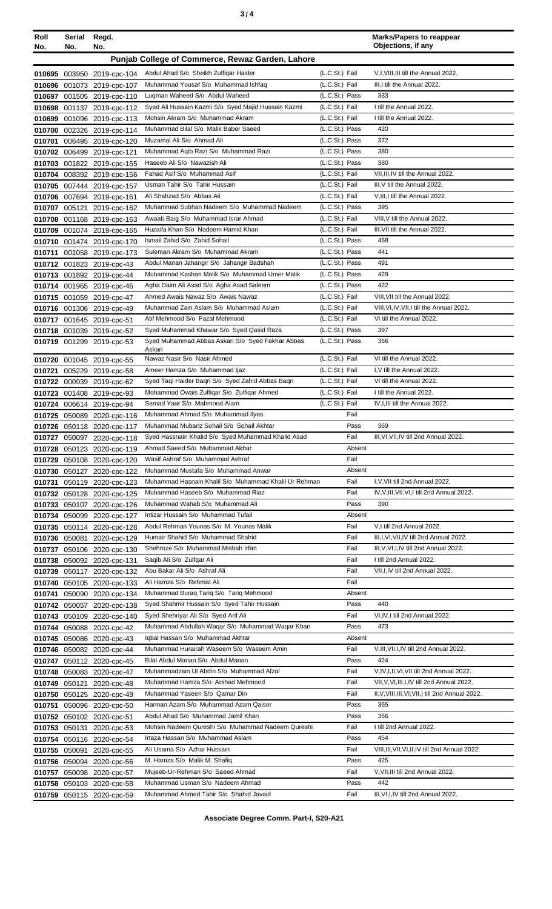| Roll No. | Serial No. | Regd. No. | | | Marks/Papers to reappear Objections, if any |
|---|---|---|---|---|---|
| **Punjab College of Commerce, Rewaz Garden, Lahore** | | | | | |
| 010695 | 003950 | 2019-cpc-104 | Abdul Ahad S/o Sheikh Zulfiqar Haider | (L.C.St.) Fail | V,I,VIII,III till the Annual 2022. |
| 010696 | 001073 | 2019-cpc-107 | Muhammad Yousaf S/o Muhammad Ishfaq | (L.C.St.) Fail | III,I till the Annual 2022. |
| 010697 | 001505 | 2019-cpc-110 | Luqman Waheed S/o Abdul Waheed | (L.C.St.) Pass | 333 |
| 010698 | 001137 | 2019-cpc-112 | Syed Ali Hussain Kazmi S/o Syed Majid Hussain Kazmi | (L.C.St.) Fail | I till the Annual 2022. |
| 010699 | 001096 | 2019-cpc-113 | Mohsin Akram S/o Muhammad Akram | (L.C.St.) Fail | I till the Annual 2022. |
| 010700 | 002326 | 2019-cpc-114 | Muhammad Bilal S/o Malik Baber Saeed | (L.C.St.) Pass | 420 |
| 010701 | 006495 | 2019-cpc-120 | Muzamal Ali S/o Ahmad Ali | (L.C.St.) Pass | 372 |
| 010702 | 006499 | 2019-cpc-121 | Muhammad Aqib Razi S/o Muhammad Razi | (L.C.St.) Pass | 380 |
| 010703 | 001822 | 2019-cpc-155 | Haseeb Ali S/o Nawazish Ali | (L.C.St.) Pass | 380 |
| 010704 | 008392 | 2019-cpc-156 | Fahad Asif S/o Muhammad Asif | (L.C.St.) Fail | VII,III,IV till the Annual 2022. |
| 010705 | 007444 | 2019-cpc-157 | Usman Tahir S/o Tahir Hussain | (L.C.St.) Fail | III,V till the Annual 2022. |
| 010706 | 007694 | 2019-cpc-161 | Ali Shahzad S/o Abbas Ali | (L.C.St.) Fail | V,III,I till the Annual 2022. |
| 010707 | 005121 | 2019-cpc-162 | Muhammad Subhan Nadeem S/o Muhammad Nadeem | (L.C.St.) Pass | 395 |
| 010708 | 001168 | 2019-cpc-163 | Awaab Baig S/o Muhammad Israr Ahmad | (L.C.St.) Fail | VIII,V till the Annual 2022. |
| 010709 | 001074 | 2019-cpc-165 | Huzaifa Khan S/o Nadeem Hamid Khan | (L.C.St.) Fail | III,VII till the Annual 2022. |
| 010710 | 001474 | 2019-cpc-170 | Ismail Zahid S/o Zahid Sohail | (L.C.St.) Pass | 458 |
| 010711 | 001058 | 2019-cpc-173 | Suleman Akram S/o Muhammad Akram | (L.C.St.) Pass | 441 |
| 010712 | 001823 | 2019-cpc-43 | Abdul Manan Jahangir S/o Jahangir Badshah | (L.C.St.) Pass | 491 |
| 010713 | 001892 | 2019-cpc-44 | Muhammad Kashan Malik S/o Muhammad Umer Malik | (L.C.St.) Pass | 429 |
| 010714 | 001965 | 2019-cpc-46 | Agha Daim Ali Asad S/o Agha Asad Saleem | (L.C.St.) Pass | 422 |
| 010715 | 001059 | 2019-cpc-47 | Ahmed Awais Nawaz S/o Awais Nawaz | (L.C.St.) Fail | VIII,VII till the Annual 2022. |
| 010716 | 001306 | 2019-cpc-49 | Muhammad Zain Aslam S/o Muhammad Aslam | (L.C.St.) Fail | VIII,VI,IV,VII,I till the Annual 2022. |
| 010717 | 001645 | 2019-cpc-51 | Atif Mehmood S/o Fazal Mehmood | (L.C.St.) Fail | VI till the Annual 2022. |
| 010718 | 001039 | 2019-cpc-52 | Syed Muhammad Khawar S/o Syed Qasid Raza | (L.C.St.) Pass | 397 |
| 010719 | 001299 | 2019-cpc-53 | Syed Muhammad Abbas Askari S/o Syed Fakhar Abbas Askari | (L.C.St.) Pass | 366 |
| 010720 | 001045 | 2019-cpc-55 | Nawaz Nasir S/o Nasir Ahmed | (L.C.St.) Fail | VI till the Annual 2022. |
| 010721 | 005229 | 2019-cpc-58 | Ameer Hamza S/o Muhammad Ijaz | (L.C.St.) Fail | I,V till the Annual 2022. |
| 010722 | 000939 | 2019-cpc-62 | Syed Taqi Haider Baqri S/o Syed Zahid Abbas Baqri | (L.C.St.) Fail | VI till the Annual 2022. |
| 010723 | 001408 | 2019-cpc-93 | Mohammad Owais Zulfiqar S/o Zulfiqar Ahmed | (L.C.St.) Fail | I till the Annual 2022. |
| 010724 | 006614 | 2019-cpc-94 | Samad Yaar S/o Mahmood Alam | (L.C.St.) Fail | IV,I,III till the Annual 2022. |
| 010725 | 050089 | 2020-cpc-116 | Muhammad Ahmad S/o Muhammad Ilyas | Fail | |
| 010726 | 050118 | 2020-cpc-117 | Muhammad Mubariz Sohail S/o Sohail Akhtar | Pass | 369 |
| 010727 | 050097 | 2020-cpc-118 | Syed Hassnain Khalid S/o Syed Muhammad Khalid Asad | Fail | III,VI,VII,IV till 2nd Annual 2022. |
| 010728 | 050123 | 2020-cpc-119 | Ahmad Saeed S/o Muhammad Akbar | Absent | |
| 010729 | 050108 | 2020-cpc-120 | Wasif Ashraf S/o Muhammad Ashraf | Fail | |
| 010730 | 050127 | 2020-cpc-122 | Muhammad Mustafa S/o Muhammad Anwar | Absent | |
| 010731 | 050119 | 2020-cpc-123 | Muhammad Hasnain Khalil S/o Muhammad Khalil Ur Rehman | Fail | I,V,VII till 2nd Annual 2022. |
| 010732 | 050128 | 2020-cpc-125 | Muhammad Haseeb S/o Muhammad Riaz | Fail | IV,V,III,VII,VI,I till 2nd Annual 2022. |
| 010733 | 050107 | 2020-cpc-126 | Muhammad Wahab S/o Muhammad Ali | Pass | 390 |
| 010734 | 050099 | 2020-cpc-127 | Intizar Hussain S/o Muhammad Tufail | Absent | |
| 010735 | 050114 | 2020-cpc-128 | Abdul Rehman Younas S/o M. Younas Malik | Fail | V,I till 2nd Annual 2022. |
| 010736 | 050081 | 2020-cpc-129 | Humair Shahid S/o Muhammad Shahid | Fail | III,I,VI,VII,IV till 2nd Annual 2022. |
| 010737 | 050106 | 2020-cpc-130 | Shehroze S/o Muhammad Misbah Irfan | Fail | III,V,VI,I,IV till 2nd Annual 2022. |
| 010738 | 050092 | 2020-cpc-131 | Saqib Ali S/o Zulfqar Ali | Fail | I till 2nd Annual 2022. |
| 010739 | 050117 | 2020-cpc-132 | Abu Bakar Ali S/o Ashraf Ali | Fail | VII,I,IV till 2nd Annual 2022. |
| 010740 | 050105 | 2020-cpc-133 | Ali Hamza S/o Rehmat Ali | Fail | |
| 010741 | 050090 | 2020-cpc-134 | Muhammad Buraq Tariq S/o Tariq Mehmood | Absent | |
| 010742 | 050057 | 2020-cpc-138 | Syed Shahmir Hussain S/o Syed Tahir Hussain | Pass | 440 |
| 010743 | 050109 | 2020-cpc-140 | Syed Shehriyar Ali S/o Syed Arif Ali | Fail | VI,IV,I till 2nd Annual 2022. |
| 010744 | 050088 | 2020-cpc-42 | Muhammad Abdullah Waqar S/o Muhammad Waqar Khan | Pass | 473 |
| 010745 | 050086 | 2020-cpc-43 | Iqbal Hassan S/o Muhammad Akhtar | Absent | |
| 010746 | 050082 | 2020-cpc-44 | Muhammad Hurairah Waseem S/o Waseem Amin | Fail | V,III,VII,I,IV till 2nd Annual 2022. |
| 010747 | 050112 | 2020-cpc-45 | Bilal Abdul Manan S/o Abdul Manan | Pass | 424 |
| 010748 | 050083 | 2020-cpc-47 | Muhammadzain Ul Abdin S/o Muhammad Afzal | Fail | V,IV,I,II,VI,VII till 2nd Annual 2022. |
| 010749 | 050121 | 2020-cpc-48 | Muhammad Hamza S/o Arshad Mehmood | Fail | VII,V,VI,III,I,IV till 2nd Annual 2022. |
| 010750 | 050125 | 2020-cpc-49 | Muhammad Yaseen S/o Qamar Din | Fail | II,V,VIII,III,VI,VII,I till 2nd Annual 2022. |
| 010751 | 050096 | 2020-cpc-50 | Hannan Azam S/o Muhammad Azam Qaiser | Pass | 365 |
| 010752 | 050102 | 2020-cpc-51 | Abdul Ahad S/o Muhammad Jamil Khan | Pass | 356 |
| 010753 | 050131 | 2020-cpc-53 | Mohsin Nadeem Qureshi S/o Muhammad Nadeem Qureshi | Fail | I till 2nd Annual 2022. |
| 010754 | 050116 | 2020-cpc-54 | Irtaza Hassan S/o Muhammad Aslam | Pass | 454 |
| 010755 | 050091 | 2020-cpc-55 | Ali Usama S/o Azhar Hussain | Fail | VIII,III,VII,VI,II,IV till 2nd Annual 2022. |
| 010756 | 050094 | 2020-cpc-56 | M. Hamza S/o Malik M. Shafiq | Pass | 425 |
| 010757 | 050098 | 2020-cpc-57 | Mujeeb-Ur-Rehman S/o Saeed Ahmad | Fail | V,VII,III till 2nd Annual 2022. |
| 010758 | 050103 | 2020-cpc-58 | Muhammad Usman S/o Nadeem Ahmad | Pass | 442 |
| 010759 | 050115 | 2020-cpc-59 | Muhammad Ahmed Tahir S/o Shahid Javaid | Fail | III,VI,I,IV till 2nd Annual 2022. |

**Associate Degree Comm. Part-I, S20-A21**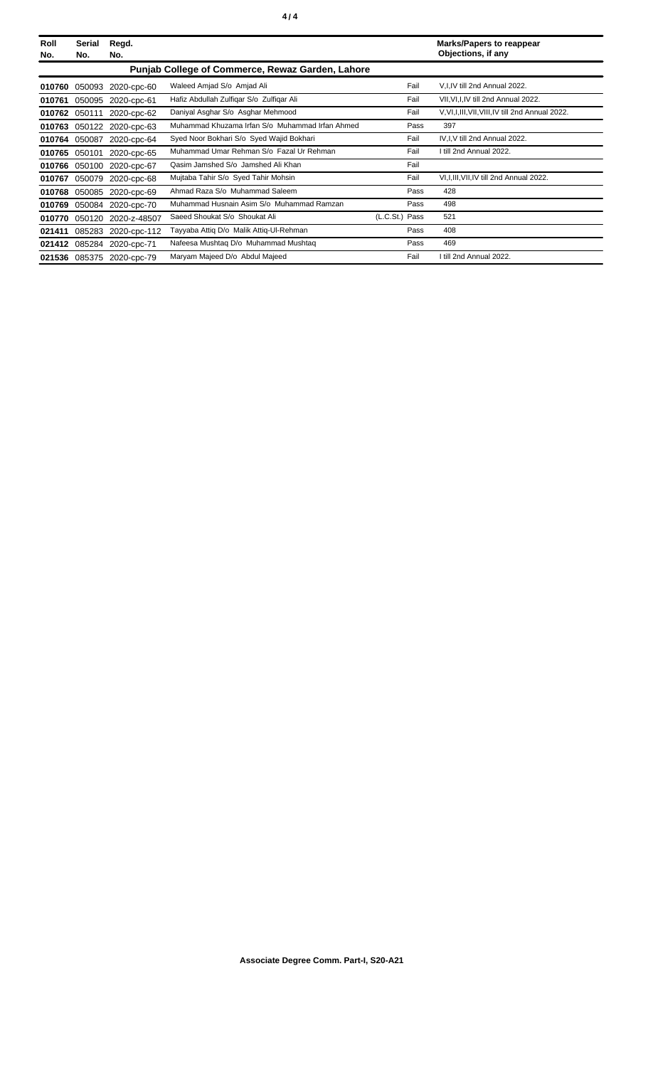| Roll No. | Serial No. | Regd. No. | | | | Marks/Papers to reappear Objections, if any |
|---|---|---|---|---|---|---|
| **Punjab College of Commerce, Rewaz Garden, Lahore** | | | | | | |
| **010760** | 050093 | 2020-cpc-60 | Waleed Amjad S/o Amjad Ali | | Fail | V,I,IV till 2nd Annual 2022. |
| **010761** | 050095 | 2020-cpc-61 | Hafiz Abdullah Zulfiqar S/o Zulfiqar Ali | | Fail | VII,VI,I,IV till 2nd Annual 2022. |
| **010762** | 050111 | 2020-cpc-62 | Daniyal Asghar S/o Asghar Mehmood | | Fail | V,VI,I,III,VII,VIII,IV till 2nd Annual 2022. |
| **010763** | 050122 | 2020-cpc-63 | Muhammad Khuzama Irfan S/o Muhammad Irfan Ahmed | | Pass | 397 |
| **010764** | 050087 | 2020-cpc-64 | Syed Noor Bokhari S/o Syed Wajid Bokhari | | Fail | IV,I,V till 2nd Annual 2022. |
| **010765** | 050101 | 2020-cpc-65 | Muhammad Umar Rehman S/o Fazal Ur Rehman | | Fail | I till 2nd Annual 2022. |
| **010766** | 050100 | 2020-cpc-67 | Qasim Jamshed S/o Jamshed Ali Khan | | Fail | |
| **010767** | 050079 | 2020-cpc-68 | Mujtaba Tahir S/o Syed Tahir Mohsin | | Fail | VI,I,III,VII,IV till 2nd Annual 2022. |
| **010768** | 050085 | 2020-cpc-69 | Ahmad Raza S/o Muhammad Saleem | | Pass | 428 |
| **010769** | 050084 | 2020-cpc-70 | Muhammad Husnain Asim S/o Muhammad Ramzan | | Pass | 498 |
| **010770** | 050120 | 2020-z-48507 | Saeed Shoukat S/o Shoukat Ali | (L.C.St.) | Pass | 521 |
| **021411** | 085283 | 2020-cpc-112 | Tayyaba Attiq D/o Malik Attiq-Ul-Rehman | | Pass | 408 |
| **021412** | 085284 | 2020-cpc-71 | Nafeesa Mushtaq D/o Muhammad Mushtaq | | Pass | 469 |
| **021536** | 085375 | 2020-cpc-79 | Maryam Majeed D/o Abdul Majeed | | Fail | I till 2nd Annual 2022. |

**Associate Degree Comm. Part-I, S20-A21**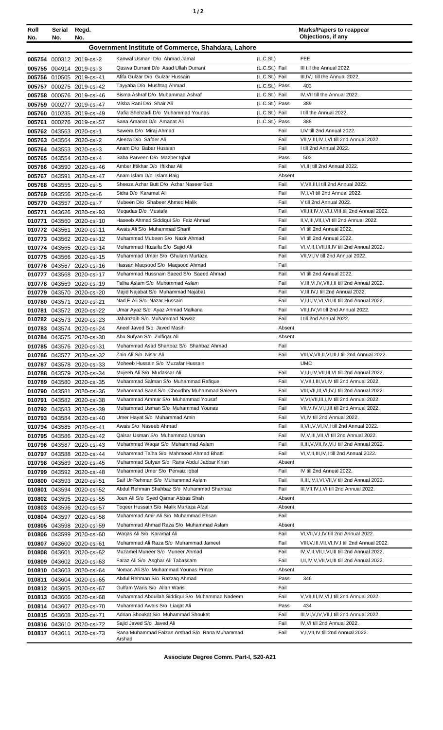| Roll No. | Serial No. | Regd. No. | | | Marks/Papers to reappear Objections, if any |
|---|---|---|---|---|---|
| **Government Institute of Commerce, Shahdara, Lahore** | | | | | |
| 005754 | 000312 | 2019-csl-2 | Kanwal Usmani D/o Ahmad Jamal | (L.C.St.) | FEE |
| 005755 | 004914 | 2019-csl-3 | Qaswa Durrani D/o Asad Ullah Durrani | (L.C.St.) Fail | III till the Annual 2022. |
| 005756 | 010505 | 2019-csl-41 | Afifa Gulzar D/o Gulzar Hussain | (L.C.St.) Fail | III,IV,I till the Annual 2022. |
| 005757 | 000275 | 2019-csl-42 | Tayyaba D/o Mushtaq Ahmad | (L.C.St.) Pass | 403 |
| 005758 | 000576 | 2019-csl-46 | Bisma Ashraf D/o Muhammad Ashraf | (L.C.St.) Fail | IV,VII till the Annual 2022. |
| 005759 | 000277 | 2019-csl-47 | Misba Rani D/o Shair Ali | (L.C.St.) Pass | 389 |
| 005760 | 010235 | 2019-csl-49 | Mafia Shehzadi D/o Muhammad Younas | (L.C.St.) Fail | I till the Annual 2022. |
| 005761 | 000276 | 2019-csl-57 | Sana Amanat D/o Amanat Ali | (L.C.St.) Pass | 388 |
| 005762 | 043563 | 2020-csl-1 | Sawera D/o Miraj Ahmad | Fail | I,IV till 2nd Annual 2022. |
| 005763 | 043564 | 2020-csl-2 | Aleeza D/o Safder Ali | Fail | VII,V,III,IV,I,VI till 2nd Annual 2022. |
| 005764 | 043553 | 2020-csl-3 | Anam D/o Babar Hussian | Fail | I till 2nd Annual 2022. |
| 005765 | 043554 | 2020-csl-4 | Saba Parveen D/o Mazher Iqbal | Pass | 503 |
| 005766 | 043590 | 2020-csl-46 | Amber Iftikhar D/o Iftikhar Ali | Fail | VI,III till 2nd Annual 2022. |
| 005767 | 043591 | 2020-csl-47 | Anam Islam D/o Islam Baig | Absent | |
| 005768 | 043555 | 2020-csl-5 | Sheeza Azhar Butt D/o Azhar Naseer Butt | Fail | V,VII,III,I till 2nd Annual 2022. |
| 005769 | 043556 | 2020-csl-6 | Sidra D/o Karamat Ali | Fail | IV,I,VI till 2nd Annual 2022. |
| 005770 | 043557 | 2020-csl-7 | Mubeen D/o Shabeer Ahmed Malik | Fail | V till 2nd Annual 2022. |
| 005771 | 043626 | 2020-csl-93 | Muqadas D/o Mustafa | Fail | VII,III,IV,V,VI,I,VIII till 2nd Annual 2022. |
| 010771 | 043560 | 2020-csl-10 | Haseeb Ahmad Siddiqui S/o Faiz Ahmad | Fail | II,V,III,VII,I,VI till 2nd Annual 2022. |
| 010772 | 043561 | 2020-csl-11 | Awais Ali S/o Muhammad Sharif | Fail | VI till 2nd Annual 2022. |
| 010773 | 043562 | 2020-csl-12 | Muhammad Mubeen S/o Nazir Ahmad | Fail | VI till 2nd Annual 2022. |
| 010774 | 043565 | 2020-csl-14 | Muhammad Huzaifa S/o Sajid Ali | Fail | VI,V,II,I,VII,III,IV till 2nd Annual 2022. |
| 010775 | 043566 | 2020-csl-15 | Muhammad Umair S/o Ghulam Murtaza | Fail | VII,VI,IV till 2nd Annual 2022. |
| 010776 | 043567 | 2020-csl-16 | Hassan Maqsood S/o Maqsood Ahmad | Fail | |
| 010777 | 043568 | 2020-csl-17 | Muhammad Hussnain Saeed S/o Saeed Ahmad | Fail | VI till 2nd Annual 2022. |
| 010778 | 043569 | 2020-csl-19 | Talha Aslam S/o Muhammad Aslam | Fail | V,III,VI,IV,VII,I,II till 2nd Annual 2022. |
| 010779 | 043570 | 2020-csl-20 | Majid Najabat S/o Muhammad Najabat | Fail | V,III,IV,I till 2nd Annual 2022. |
| 010780 | 043571 | 2020-csl-21 | Nad E Ali S/o Nazar Hussain | Fail | V,I,II,IV,VI,VII,III till 2nd Annual 2022. |
| 010781 | 043572 | 2020-csl-22 | Umar Ayaz S/o Ayaz Ahmad Malkana | Fail | VII,I,IV,VI till 2nd Annual 2022. |
| 010782 | 043573 | 2020-csl-23 | Jahanzaib S/o Muhammad Nawaz | Fail | I till 2nd Annual 2022. |
| 010783 | 043574 | 2020-csl-24 | Aneel Javed S/o Javed Masih | Absent | |
| 010784 | 043575 | 2020-csl-30 | Abu Sufyan S/o Zulfiqar Ali | Absent | |
| 010785 | 043576 | 2020-csl-31 | Muhammad Asad Shahbaz S/o Shahbaz Ahmad | Fail | |
| 010786 | 043577 | 2020-csl-32 | Zain Ali S/o Nisar Ali | Fail | VIII,V,VII,II,VI,III,I till 2nd Annual 2022. |
| 010787 | 043578 | 2020-csl-33 | Moheeb Hussain S/o Muzafar Hussain | | UMC |
| 010788 | 043579 | 2020-csl-34 | Mujeeb Ali S/o Mudassar Ali | Fail | V,I,II,IV,VII,III,VI till 2nd Annual 2022. |
| 010789 | 043580 | 2020-csl-35 | Muhammad Salman S/o Muhammad Rafique | Fail | V,VII,I,III,VI,IV till 2nd Annual 2022. |
| 010790 | 043581 | 2020-csl-36 | Muhammad Saad S/o Choudhry Muhammad Saleem | Fail | VIII,VII,III,VI,IV,I till 2nd Annual 2022. |
| 010791 | 043582 | 2020-csl-38 | Muhammad Ammar S/o Muhammad Yousaf | Fail | V,VI,VII,III,I,IV till 2nd Annual 2022. |
| 010792 | 043583 | 2020-csl-39 | Muhammad Usman S/o Muhammad Younas | Fail | VII,V,IV,VI,I,III till 2nd Annual 2022. |
| 010793 | 043584 | 2020-csl-40 | Umer Hayat S/o Muhammad Amin | Fail | VI,IV till 2nd Annual 2022. |
| 010794 | 043585 | 2020-csl-41 | Awais S/o Naseeb Ahmad | Fail | II,VII,V,VI,IV,I till 2nd Annual 2022. |
| 010795 | 043586 | 2020-csl-42 | Qaisar Usman S/o Muhammad Usman | Fail | IV,V,III,VII,VI till 2nd Annual 2022. |
| 010796 | 043587 | 2020-csl-43 | Muhammad Waqar S/o Muhammad Aslam | Fail | II,III,V,VII,IV,VI,I till 2nd Annual 2022. |
| 010797 | 043588 | 2020-csl-44 | Muhammad Talha S/o Mahmood Ahmad Bhatti | Fail | VI,V,II,III,IV,I till 2nd Annual 2022. |
| 010798 | 043589 | 2020-csl-45 | Muhammad Sufyan S/o Rana Abdul Jabbar Khan | Absent | |
| 010799 | 043592 | 2020-csl-48 | Muhammad Umer S/o Pervaiz Iqbal | Fail | IV till 2nd Annual 2022. |
| 010800 | 043593 | 2020-csl-51 | Saif Ur Rehman S/o Muhammad Aslam | Fail | II,III,IV,I,VI,VII,V till 2nd Annual 2022. |
| 010801 | 043594 | 2020-csl-52 | Abdul Rehman Shahbaz S/o Muhammad Shahbaz | Fail | III,VII,IV,I,VI till 2nd Annual 2022. |
| 010802 | 043595 | 2020-csl-55 | Joun Ali S/o Syed Qamar Abbas Shah | Absent | |
| 010803 | 043596 | 2020-csl-57 | Toqeer Hussain S/o Malik Murtaza Afzal | Absent | |
| 010804 | 043597 | 2020-csl-58 | Muhammad Amir Ali S/o Muhammad Ehsan | Fail | |
| 010805 | 043598 | 2020-csl-59 | Muhammad Ahmad Raza S/o Muhammad Aslam | Absent | |
| 010806 | 043599 | 2020-csl-60 | Waqas Ali S/o Karamat Ali | Fail | VI,VII,V,I,IV till 2nd Annual 2022. |
| 010807 | 043600 | 2020-csl-61 | Muhammad Ali Raza S/o Muhammad Jameel | Fail | VIII,V,III,VII,VI,IV,I till 2nd Annual 2022. |
| 010808 | 043601 | 2020-csl-62 | Muzamel Muneer S/o Muneer Ahmad | Fail | IV,V,II,VII,I,VI,III till 2nd Annual 2022. |
| 010809 | 043602 | 2020-csl-63 | Faraz Ali S/o Asghar Ali Tabassam | Fail | I,II,IV,V,VII,VI,III till 2nd Annual 2022. |
| 010810 | 043603 | 2020-csl-64 | Noman Ali S/o Muhammad Younas Prince | Absent | |
| 010811 | 043604 | 2020-csl-65 | Abdul Rehman S/o Razzaq Ahmad | Pass | 346 |
| 010812 | 043605 | 2020-csl-67 | Gulfam Waris S/o Allah Waris | Fail | |
| 010813 | 043606 | 2020-csl-68 | Muhammad Abdullah Siddiqui S/o Muhammad Nadeem | Fail | V,VII,III,IV,VI,I till 2nd Annual 2022. |
| 010814 | 043607 | 2020-csl-70 | Muhammad Awais S/o Liaqat Ali | Pass | 434 |
| 010815 | 043608 | 2020-csl-71 | Adnan Shoukat S/o Muhammad Shoukat | Fail | III,VI,V,IV,VII,I till 2nd Annual 2022. |
| 010816 | 043610 | 2020-csl-72 | Sajid Javed S/o Javed Ali | Fail | IV,VI till 2nd Annual 2022. |
| 010817 | 043611 | 2020-csl-73 | Rana Muhammad Faizan Arshad S/o Rana Muhammad Arshad | Fail | V,I,VII,IV till 2nd Annual 2022. |

**Associate Degree Comm. Part-I, S20-A21**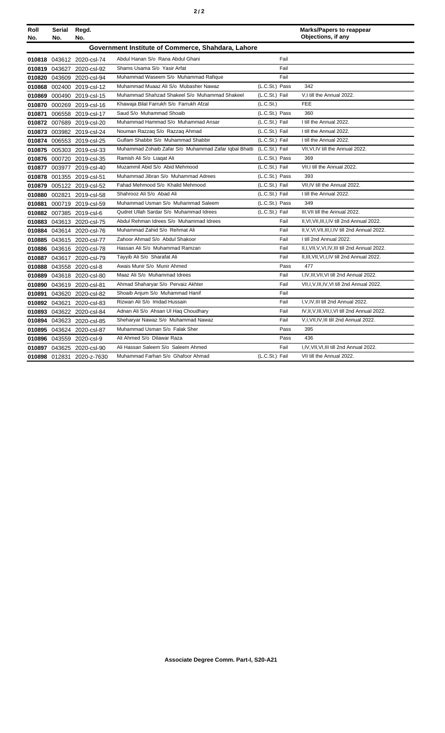| Roll No. | Serial No. | Regd. No. | | | Marks/Papers to reappear Objections, if any |
|---|---|---|---|---|---|
| **Government Institute of Commerce, Shahdara, Lahore** | | | | | |
| 010818 | 043612 | 2020-csl-74 | Abdul Hanan S/o Rana Abdul Ghani | Fail | |
| 010819 | 043627 | 2020-csl-92 | Shams Usama S/o Yasir Arfat | Fail | |
| 010820 | 043609 | 2020-csl-94 | Muhammad Waseem S/o Muhammad Rafique | Fail | |
| 010868 | 002400 | 2019-csl-12 | Muhammad Muaaz Ali S/o Mubasher Nawaz | (L.C.St.) Pass | 342 |
| 010869 | 000490 | 2019-csl-15 | Muhammad Shahzad Shakeel S/o Muhammad Shakeel | (L.C.St.) Fail | V,I till the Annual 2022. |
| 010870 | 000269 | 2019-csl-16 | Khawaja Bilal Farrukh S/o Farrukh Afzal | (L.C.St.) | FEE |
| 010871 | 006558 | 2019-csl-17 | Saud S/o Muhammad Shoaib | (L.C.St.) Pass | 360 |
| 010872 | 007689 | 2019-csl-20 | Muhammad Hammad S/o Muhammad Ansar | (L.C.St.) Fail | I till the Annual 2022. |
| 010873 | 003982 | 2019-csl-24 | Nouman Razzaq S/o Razzaq Ahmad | (L.C.St.) Fail | I till the Annual 2022. |
| 010874 | 006553 | 2019-csl-25 | Gulfam Shabbir S/o Muhammad Shabbir | (L.C.St.) Fail | I till the Annual 2022. |
| 010875 | 005303 | 2019-csl-33 | Muhammad Zohaib Zafar S/o Muhammad Zafar Iqbal Bhatti | (L.C.St.) Fail | VII,VI,IV till the Annual 2022. |
| 010876 | 000720 | 2019-csl-35 | Ramish Ali S/o Liaqat Ali | (L.C.St.) Pass | 369 |
| 010877 | 003977 | 2019-csl-40 | Muzammil Abid S/o Abid Mehmood | (L.C.St.) Fail | VII,I till the Annual 2022. |
| 010878 | 001355 | 2019-csl-51 | Muhammad Jibran S/o Muhammad Adrees | (L.C.St.) Pass | 393 |
| 010879 | 005122 | 2019-csl-52 | Fahad Mehmood S/o Khalid Mehmood | (L.C.St.) Fail | VII,IV till the Annual 2022. |
| 010880 | 002821 | 2019-csl-58 | Shahrooz Ali S/o Abad Ali | (L.C.St.) Fail | I till the Annual 2022. |
| 010881 | 000719 | 2019-csl-59 | Muhammad Usman S/o Muhammad Saleem | (L.C.St.) Pass | 349 |
| 010882 | 007385 | 2019-csl-6 | Qudret Ullah Sardar S/o Muhammad Idrees | (L.C.St.) Fail | III,VII till the Annual 2022. |
| 010883 | 043613 | 2020-csl-75 | Abdul Rehman Idrees S/o Muhammad Idrees | Fail | II,VI,VII,III,I,IV till 2nd Annual 2022. |
| 010884 | 043614 | 2020-csl-76 | Muhammad Zahid S/o Rehmat Ali | Fail | II,V,VI,VII,III,I,IV till 2nd Annual 2022. |
| 010885 | 043615 | 2020-csl-77 | Zahoor Ahmad S/o Abdul Shakoor | Fail | I till 2nd Annual 2022. |
| 010886 | 043616 | 2020-csl-78 | Hassan Ali S/o Muhammad Ramzan | Fail | II,I,VII,V,VI,IV,III till 2nd Annual 2022. |
| 010887 | 043617 | 2020-csl-79 | Tayyib Ali S/o Sharafat Ali | Fail | II,III,VII,VI,I,IV till 2nd Annual 2022. |
| 010888 | 043558 | 2020-csl-8 | Awais Munir S/o Munir Ahmed | Pass | 477 |
| 010889 | 043618 | 2020-csl-80 | Maaz Ali S/o Muhammad Idrees | Fail | I,IV,III,VII,VI till 2nd Annual 2022. |
| 010890 | 043619 | 2020-csl-81 | Ahmad Shaharyar S/o Pervaiz Akhter | Fail | VII,I,V,III,IV,VI till 2nd Annual 2022. |
| 010891 | 043620 | 2020-csl-82 | Shoaib Anjum S/o Muhammad Hanif | Fail | |
| 010892 | 043621 | 2020-csl-83 | Rizwan Ali S/o Imdad Hussain | Fail | I,V,IV,III till 2nd Annual 2022. |
| 010893 | 043622 | 2020-csl-84 | Adnan Ali S/o Ahsan Ul Haq Choudhary | Fail | IV,II,V,III,VII,I,VI till 2nd Annual 2022. |
| 010894 | 043623 | 2020-csl-85 | Sheharyar Nawaz S/o Muhammad Nawaz | Fail | V,I,VII,IV,III till 2nd Annual 2022. |
| 010895 | 043624 | 2020-csl-87 | Muhammad Usman S/o Falak Sher | Pass | 395 |
| 010896 | 043559 | 2020-csl-9 | Ali Ahmed S/o Dilawar Raza | Pass | 436 |
| 010897 | 043625 | 2020-csl-90 | Ali Hassan Saleem S/o Saleem Ahmed | Fail | I,IV,VII,VI,III till 2nd Annual 2022. |
| 010898 | 012831 | 2020-z-7630 | Muhammad Farhan S/o Ghafoor Ahmad | (L.C.St.) Fail | VII till the Annual 2022. |

**Associate Degree Comm. Part-I, S20-A21**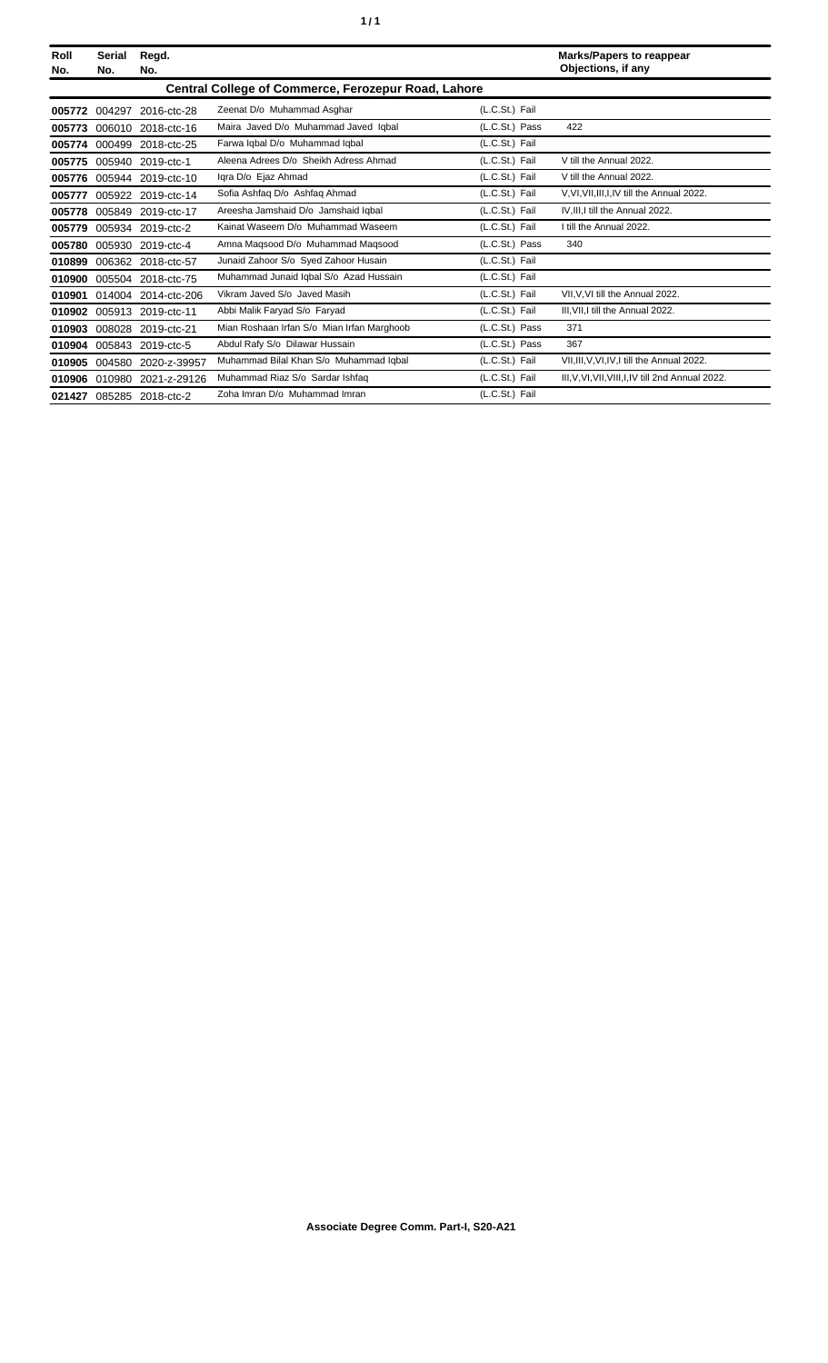| Roll No. | Serial No. | Regd. No. | | | Marks/Papers to reappear Objections, if any |
|---|---|---|---|---|---|
| **Central College of Commerce, Ferozepur Road, Lahore** | | | | | |
| **005772** | 004297 | 2016-ctc-28 | Zeenat D/o Muhammad Asghar | (L.C.St.) Fail | |
| **005773** | 006010 | 2018-ctc-16 | Maira Javed D/o Muhammad Javed Iqbal | (L.C.St.) Pass | 422 |
| **005774** | 000499 | 2018-ctc-25 | Farwa Iqbal D/o Muhammad Iqbal | (L.C.St.) Fail | |
| **005775** | 005940 | 2019-ctc-1 | Aleena Adrees D/o Sheikh Adress Ahmad | (L.C.St.) Fail | V till the Annual 2022. |
| **005776** | 005944 | 2019-ctc-10 | Iqra D/o Ejaz Ahmad | (L.C.St.) Fail | V till the Annual 2022. |
| **005777** | 005922 | 2019-ctc-14 | Sofia Ashfaq D/o Ashfaq Ahmad | (L.C.St.) Fail | V,VI,VII,III,I,IV till the Annual 2022. |
| **005778** | 005849 | 2019-ctc-17 | Areesha Jamshaid D/o Jamshaid Iqbal | (L.C.St.) Fail | IV,III,I till the Annual 2022. |
| **005779** | 005934 | 2019-ctc-2 | Kainat Waseem D/o Muhammad Waseem | (L.C.St.) Fail | I till the Annual 2022. |
| **005780** | 005930 | 2019-ctc-4 | Amna Maqsood D/o Muhammad Maqsood | (L.C.St.) Pass | 340 |
| **010899** | 006362 | 2018-ctc-57 | Junaid Zahoor S/o Syed Zahoor Husain | (L.C.St.) Fail | |
| **010900** | 005504 | 2018-ctc-75 | Muhammad Junaid Iqbal S/o Azad Hussain | (L.C.St.) Fail | |
| **010901** | 014004 | 2014-ctc-206 | Vikram Javed S/o Javed Masih | (L.C.St.) Fail | VII,V,VI till the Annual 2022. |
| **010902** | 005913 | 2019-ctc-11 | Abbi Malik Faryad S/o Faryad | (L.C.St.) Fail | III,VII,I till the Annual 2022. |
| **010903** | 008028 | 2019-ctc-21 | Mian Roshaan Irfan S/o Mian Irfan Marghoob | (L.C.St.) Pass | 371 |
| **010904** | 005843 | 2019-ctc-5 | Abdul Rafy S/o Dilawar Hussain | (L.C.St.) Pass | 367 |
| **010905** | 004580 | 2020-z-39957 | Muhammad Bilal Khan S/o Muhammad Iqbal | (L.C.St.) Fail | VII,III,V,VI,IV,I till the Annual 2022. |
| **010906** | 010980 | 2021-z-29126 | Muhammad Riaz S/o Sardar Ishfaq | (L.C.St.) Fail | III,V,VI,VII,VIII,I,IV till 2nd Annual 2022. |
| **021427** | 085285 | 2018-ctc-2 | Zoha Imran D/o Muhammad Imran | (L.C.St.) Fail | |

**Associate Degree Comm. Part-I, S20-A21**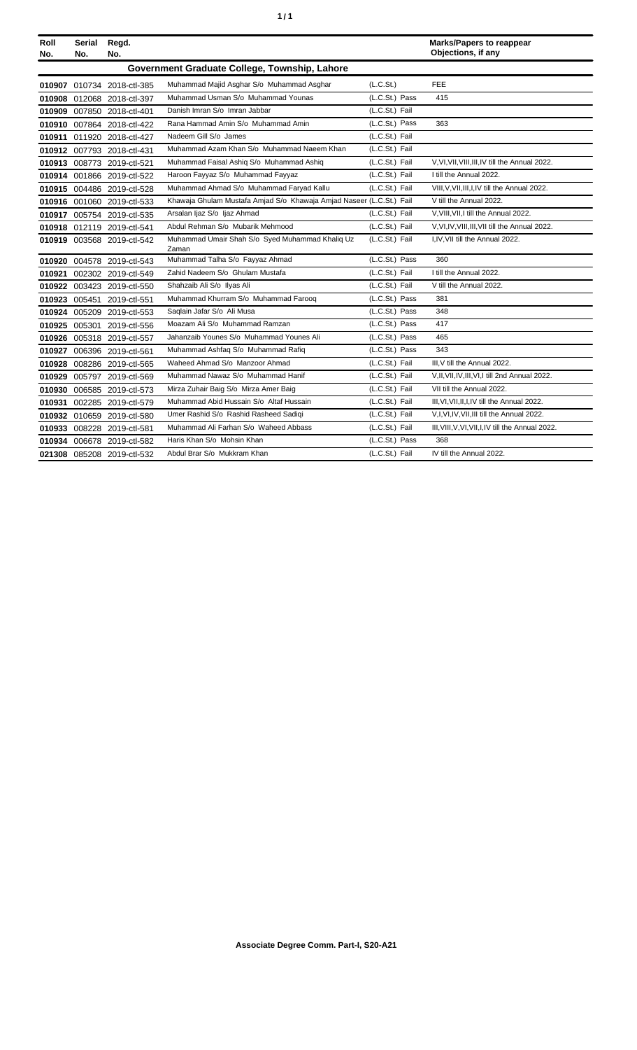| Roll No. | Serial No. | Regd. No. | | | Marks/Papers to reappear Objections, if any |
|---|---|---|---|---|---|
| **Government Graduate College, Township, Lahore** | | | | | |
| 010907 | 010734 | 2018-ctl-385 | Muhammad Majid Asghar S/o Muhammad Asghar | (L.C.St.) | FEE |
| 010908 | 012068 | 2018-ctl-397 | Muhammad Usman S/o Muhammad Younas | (L.C.St.) Pass | 415 |
| 010909 | 007850 | 2018-ctl-401 | Danish Imran S/o Imran Jabbar | (L.C.St.) Fail | |
| 010910 | 007864 | 2018-ctl-422 | Rana Hammad Amin S/o Muhammad Amin | (L.C.St.) Pass | 363 |
| 010911 | 011920 | 2018-ctl-427 | Nadeem Gill S/o James | (L.C.St.) Fail | |
| 010912 | 007793 | 2018-ctl-431 | Muhammad Azam Khan S/o Muhammad Naeem Khan | (L.C.St.) Fail | |
| 010913 | 008773 | 2019-ctl-521 | Muhammad Faisal Ashiq S/o Muhammad Ashiq | (L.C.St.) Fail | V,VI,VII,VIII,III,IV till the Annual 2022. |
| 010914 | 001866 | 2019-ctl-522 | Haroon Fayyaz S/o Muhammad Fayyaz | (L.C.St.) Fail | I till the Annual 2022. |
| 010915 | 004486 | 2019-ctl-528 | Muhammad Ahmad S/o Muhammad Faryad Kallu | (L.C.St.) Fail | VIII,V,VII,III,I,IV till the Annual 2022. |
| 010916 | 001060 | 2019-ctl-533 | Khawaja Ghulam Mustafa Amjad S/o Khawaja Amjad Naseer | (L.C.St.) Fail | V till the Annual 2022. |
| 010917 | 005754 | 2019-ctl-535 | Arsalan Ijaz S/o Ijaz Ahmad | (L.C.St.) Fail | V,VIII,VII,I till the Annual 2022. |
| 010918 | 012119 | 2019-ctl-541 | Abdul Rehman S/o Mubarik Mehmood | (L.C.St.) Fail | V,VI,IV,VIII,III,VII till the Annual 2022. |
| 010919 | 003568 | 2019-ctl-542 | Muhammad Umair Shah S/o Syed Muhammad Khaliq Uz Zaman | (L.C.St.) Fail | I,IV,VII till the Annual 2022. |
| 010920 | 004578 | 2019-ctl-543 | Muhammad Talha S/o Fayyaz Ahmad | (L.C.St.) Pass | 360 |
| 010921 | 002302 | 2019-ctl-549 | Zahid Nadeem S/o Ghulam Mustafa | (L.C.St.) Fail | I till the Annual 2022. |
| 010922 | 003423 | 2019-ctl-550 | Shahzaib Ali S/o Ilyas Ali | (L.C.St.) Fail | V till the Annual 2022. |
| 010923 | 005451 | 2019-ctl-551 | Muhammad Khurram S/o Muhammad Farooq | (L.C.St.) Pass | 381 |
| 010924 | 005209 | 2019-ctl-553 | Saqlain Jafar S/o Ali Musa | (L.C.St.) Pass | 348 |
| 010925 | 005301 | 2019-ctl-556 | Moazam Ali S/o Muhammad Ramzan | (L.C.St.) Pass | 417 |
| 010926 | 005318 | 2019-ctl-557 | Jahanzaib Younes S/o Muhammad Younes Ali | (L.C.St.) Pass | 465 |
| 010927 | 006396 | 2019-ctl-561 | Muhammad Ashfaq S/o Muhammad Rafiq | (L.C.St.) Pass | 343 |
| 010928 | 008286 | 2019-ctl-565 | Waheed Ahmad S/o Manzoor Ahmad | (L.C.St.) Fail | III,V till the Annual 2022. |
| 010929 | 005797 | 2019-ctl-569 | Muhammad Nawaz S/o Muhammad Hanif | (L.C.St.) Fail | V,II,VII,IV,III,VI,I till 2nd Annual 2022. |
| 010930 | 006585 | 2019-ctl-573 | Mirza Zuhair Baig S/o Mirza Amer Baig | (L.C.St.) Fail | VII till the Annual 2022. |
| 010931 | 002285 | 2019-ctl-579 | Muhammad Abid Hussain S/o Altaf Hussain | (L.C.St.) Fail | III,VI,VII,II,I,IV till the Annual 2022. |
| 010932 | 010659 | 2019-ctl-580 | Umer Rashid S/o Rashid Rasheed Sadiqi | (L.C.St.) Fail | V,I,VI,IV,VII,III till the Annual 2022. |
| 010933 | 008228 | 2019-ctl-581 | Muhammad Ali Farhan S/o Waheed Abbass | (L.C.St.) Fail | III,VIII,V,VI,VII,I,IV till the Annual 2022. |
| 010934 | 006678 | 2019-ctl-582 | Haris Khan S/o Mohsin Khan | (L.C.St.) Pass | 368 |
| 021308 | 085208 | 2019-ctl-532 | Abdul Brar S/o Mukkram Khan | (L.C.St.) Fail | IV till the Annual 2022. |

**Associate Degree Comm. Part-I, S20-A21**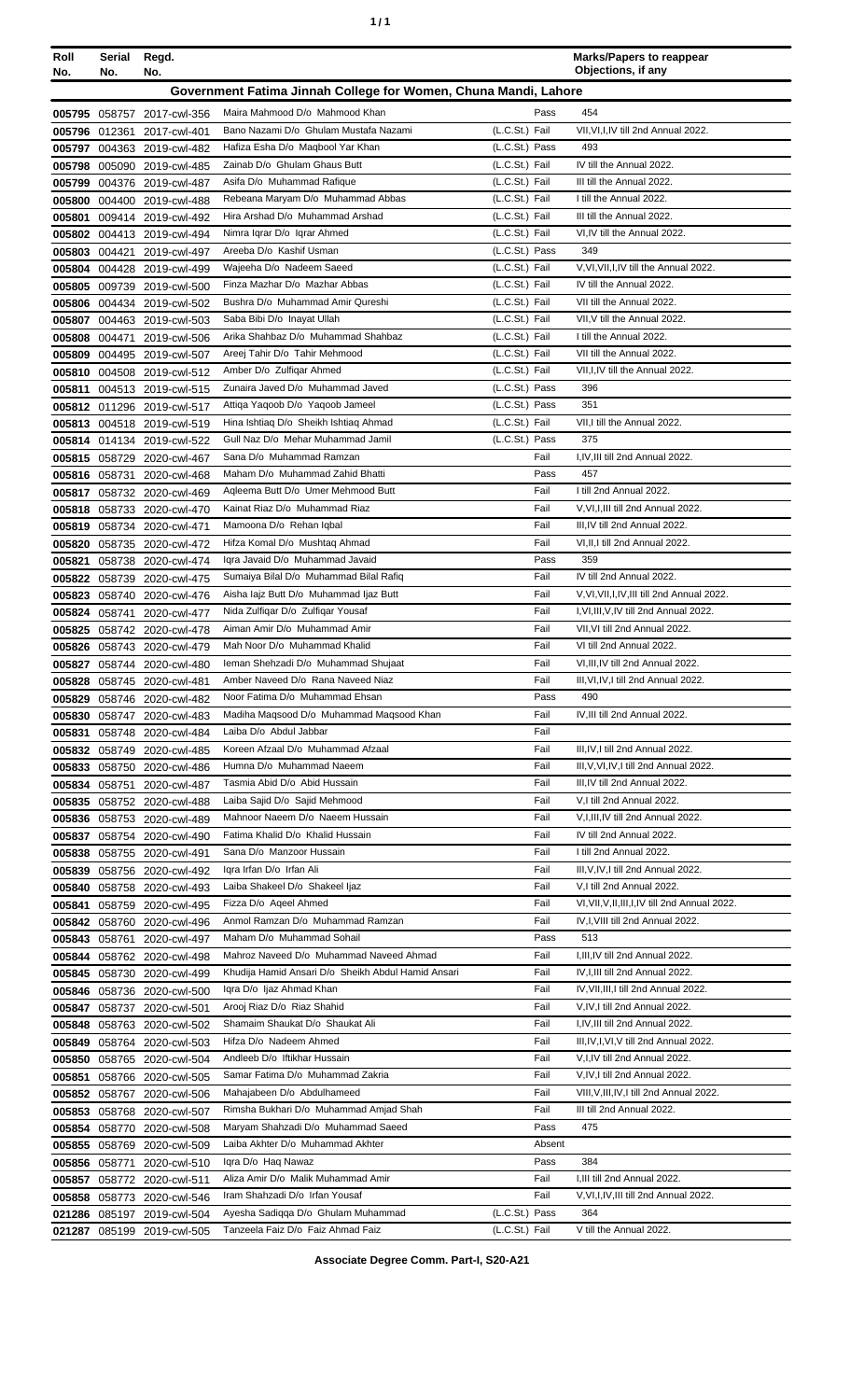| Roll No. | Serial No. | Regd. No. | | | Marks/Papers to reappear Objections, if any |
|---|---|---|---|---|---|
| **Government Fatima Jinnah College for Women, Chuna Mandi, Lahore** | | | | | |
| 005795 | 058757 | 2017-cwl-356 | Maira Mahmood D/o Mahmood Khan | Pass | 454 |
| 005796 | 012361 | 2017-cwl-401 | Bano Nazami D/o Ghulam Mustafa Nazami | (L.C.St.) Fail | VII,VI,I,IV till 2nd Annual 2022. |
| 005797 | 004363 | 2019-cwl-482 | Hafiza Esha D/o Maqbool Yar Khan | (L.C.St.) Pass | 493 |
| 005798 | 005090 | 2019-cwl-485 | Zainab D/o Ghulam Ghaus Butt | (L.C.St.) Fail | IV till the Annual 2022. |
| 005799 | 004376 | 2019-cwl-487 | Asifa D/o Muhammad Rafique | (L.C.St.) Fail | III till the Annual 2022. |
| 005800 | 004400 | 2019-cwl-488 | Rebeana Maryam D/o Muhammad Abbas | (L.C.St.) Fail | I till the Annual 2022. |
| 005801 | 009414 | 2019-cwl-492 | Hira Arshad D/o Muhammad Arshad | (L.C.St.) Fail | III till the Annual 2022. |
| 005802 | 004413 | 2019-cwl-494 | Nimra Iqrar D/o Iqrar Ahmed | (L.C.St.) Fail | VI,IV till the Annual 2022. |
| 005803 | 004421 | 2019-cwl-497 | Areeba D/o Kashif Usman | (L.C.St.) Pass | 349 |
| 005804 | 004428 | 2019-cwl-499 | Wajeeha D/o Nadeem Saeed | (L.C.St.) Fail | V,VI,VII,I,IV till the Annual 2022. |
| 005805 | 009739 | 2019-cwl-500 | Finza Mazhar D/o Mazhar Abbas | (L.C.St.) Fail | IV till the Annual 2022. |
| 005806 | 004434 | 2019-cwl-502 | Bushra D/o Muhammad Amir Qureshi | (L.C.St.) Fail | VII till the Annual 2022. |
| 005807 | 004463 | 2019-cwl-503 | Saba Bibi D/o Inayat Ullah | (L.C.St.) Fail | VII,V till the Annual 2022. |
| 005808 | 004471 | 2019-cwl-506 | Arika Shahbaz D/o Muhammad Shahbaz | (L.C.St.) Fail | I till the Annual 2022. |
| 005809 | 004495 | 2019-cwl-507 | Areej Tahir D/o Tahir Mehmood | (L.C.St.) Fail | VII till the Annual 2022. |
| 005810 | 004508 | 2019-cwl-512 | Amber D/o Zulfiqar Ahmed | (L.C.St.) Fail | VII,I,IV till the Annual 2022. |
| 005811 | 004513 | 2019-cwl-515 | Zunaira Javed D/o Muhammad Javed | (L.C.St.) Pass | 396 |
| 005812 | 011296 | 2019-cwl-517 | Attiqa Yaqoob D/o Yaqoob Jameel | (L.C.St.) Pass | 351 |
| 005813 | 004518 | 2019-cwl-519 | Hina Ishtiaq D/o Sheikh Ishtiaq Ahmad | (L.C.St.) Fail | VII,I till the Annual 2022. |
| 005814 | 014134 | 2019-cwl-522 | Gull Naz D/o Mehar Muhammad Jamil | (L.C.St.) Pass | 375 |
| 005815 | 058729 | 2020-cwl-467 | Sana D/o Muhammad Ramzan | Fail | I,IV,III till 2nd Annual 2022. |
| 005816 | 058731 | 2020-cwl-468 | Maham D/o Muhammad Zahid Bhatti | Pass | 457 |
| 005817 | 058732 | 2020-cwl-469 | Aqleema Butt D/o Umer Mehmood Butt | Fail | I till 2nd Annual 2022. |
| 005818 | 058733 | 2020-cwl-470 | Kainat Riaz D/o Muhammad Riaz | Fail | V,VI,I,III till 2nd Annual 2022. |
| 005819 | 058734 | 2020-cwl-471 | Mamoona D/o Rehan Iqbal | Fail | III,IV till 2nd Annual 2022. |
| 005820 | 058735 | 2020-cwl-472 | Hifza Komal D/o Mushtaq Ahmad | Fail | VI,II,I till 2nd Annual 2022. |
| 005821 | 058738 | 2020-cwl-474 | Iqra Javaid D/o Muhammad Javaid | Pass | 359 |
| 005822 | 058739 | 2020-cwl-475 | Sumaiya Bilal D/o Muhammad Bilal Rafiq | Fail | IV till 2nd Annual 2022. |
| 005823 | 058740 | 2020-cwl-476 | Aisha Iajz Butt D/o Muhammad Ijaz Butt | Fail | V,VI,VII,I,IV,III till 2nd Annual 2022. |
| 005824 | 058741 | 2020-cwl-477 | Nida Zulfiqar D/o Zulfiqar Yousaf | Fail | I,VI,III,V,IV till 2nd Annual 2022. |
| 005825 | 058742 | 2020-cwl-478 | Aiman Amir D/o Muhammad Amir | Fail | VII,VI till 2nd Annual 2022. |
| 005826 | 058743 | 2020-cwl-479 | Mah Noor D/o Muhammad Khalid | Fail | VI till 2nd Annual 2022. |
| 005827 | 058744 | 2020-cwl-480 | Ieman Shehzadi D/o Muhammad Shujaat | Fail | VI,III,IV till 2nd Annual 2022. |
| 005828 | 058745 | 2020-cwl-481 | Amber Naveed D/o Rana Naveed Niaz | Fail | III,VI,IV,I till 2nd Annual 2022. |
| 005829 | 058746 | 2020-cwl-482 | Noor Fatima D/o Muhammad Ehsan | Pass | 490 |
| 005830 | 058747 | 2020-cwl-483 | Madiha Maqsood D/o Muhammad Maqsood Khan | Fail | IV,III till 2nd Annual 2022. |
| 005831 | 058748 | 2020-cwl-484 | Laiba D/o Abdul Jabbar | Fail | |
| 005832 | 058749 | 2020-cwl-485 | Koreen Afzaal D/o Muhammad Afzaal | Fail | III,IV,I till 2nd Annual 2022. |
| 005833 | 058750 | 2020-cwl-486 | Humna D/o Muhammad Naeem | Fail | III,V,VI,IV,I till 2nd Annual 2022. |
| 005834 | 058751 | 2020-cwl-487 | Tasmia Abid D/o Abid Hussain | Fail | III,IV till 2nd Annual 2022. |
| 005835 | 058752 | 2020-cwl-488 | Laiba Sajid D/o Sajid Mehmood | Fail | V,I till 2nd Annual 2022. |
| 005836 | 058753 | 2020-cwl-489 | Mahnoor Naeem D/o Naeem Hussain | Fail | V,I,III,IV till 2nd Annual 2022. |
| 005837 | 058754 | 2020-cwl-490 | Fatima Khalid D/o Khalid Hussain | Fail | IV till 2nd Annual 2022. |
| 005838 | 058755 | 2020-cwl-491 | Sana D/o Manzoor Hussain | Fail | I till 2nd Annual 2022. |
| 005839 | 058756 | 2020-cwl-492 | Iqra Irfan D/o Irfan Ali | Fail | III,V,IV,I till 2nd Annual 2022. |
| 005840 | 058758 | 2020-cwl-493 | Laiba Shakeel D/o Shakeel Ijaz | Fail | V,I till 2nd Annual 2022. |
| 005841 | 058759 | 2020-cwl-495 | Fizza D/o Aqeel Ahmed | Fail | VI,VII,V,II,III,I,IV till 2nd Annual 2022. |
| 005842 | 058760 | 2020-cwl-496 | Anmol Ramzan D/o Muhammad Ramzan | Fail | IV,I,VIII till 2nd Annual 2022. |
| 005843 | 058761 | 2020-cwl-497 | Maham D/o Muhammad Sohail | Pass | 513 |
| 005844 | 058762 | 2020-cwl-498 | Mahroz Naveed D/o Muhammad Naveed Ahmad | Fail | I,III,IV till 2nd Annual 2022. |
| 005845 | 058730 | 2020-cwl-499 | Khudija Hamid Ansari D/o Sheikh Abdul Hamid Ansari | Fail | IV,I,III till 2nd Annual 2022. |
| 005846 | 058736 | 2020-cwl-500 | Iqra D/o Ijaz Ahmad Khan | Fail | IV,VII,III,I till 2nd Annual 2022. |
| 005847 | 058737 | 2020-cwl-501 | Arooj Riaz D/o Riaz Shahid | Fail | V,IV,I till 2nd Annual 2022. |
| 005848 | 058763 | 2020-cwl-502 | Shamaim Shaukat D/o Shaukat Ali | Fail | I,IV,III till 2nd Annual 2022. |
| 005849 | 058764 | 2020-cwl-503 | Hifza D/o Nadeem Ahmed | Fail | III,IV,I,VI,V till 2nd Annual 2022. |
| 005850 | 058765 | 2020-cwl-504 | Andleeb D/o Iftikhar Hussain | Fail | V,I,IV till 2nd Annual 2022. |
| 005851 | 058766 | 2020-cwl-505 | Samar Fatima D/o Muhammad Zakria | Fail | V,IV,I till 2nd Annual 2022. |
| 005852 | 058767 | 2020-cwl-506 | Mahajabeen D/o Abdulhameed | Fail | VIII,V,III,IV,I till 2nd Annual 2022. |
| 005853 | 058768 | 2020-cwl-507 | Rimsha Bukhari D/o Muhammad Amjad Shah | Fail | III till 2nd Annual 2022. |
| 005854 | 058770 | 2020-cwl-508 | Maryam Shahzadi D/o Muhammad Saeed | Pass | 475 |
| 005855 | 058769 | 2020-cwl-509 | Laiba Akhter D/o Muhammad Akhter | Absent | |
| 005856 | 058771 | 2020-cwl-510 | Iqra D/o Haq Nawaz | Pass | 384 |
| 005857 | 058772 | 2020-cwl-511 | Aliza Amir D/o Malik Muhammad Amir | Fail | I,III till 2nd Annual 2022. |
| 005858 | 058773 | 2020-cwl-546 | Iram Shahzadi D/o Irfan Yousaf | Fail | V,VI,I,IV,III till 2nd Annual 2022. |
| 021286 | 085197 | 2019-cwl-504 | Ayesha Sadiqqa D/o Ghulam Muhammad | (L.C.St.) Pass | 364 |
| 021287 | 085199 | 2019-cwl-505 | Tanzeela Faiz D/o Faiz Ahmad Faiz | (L.C.St.) Fail | V till the Annual 2022. |

Associate Degree Comm. Part-I, S20-A21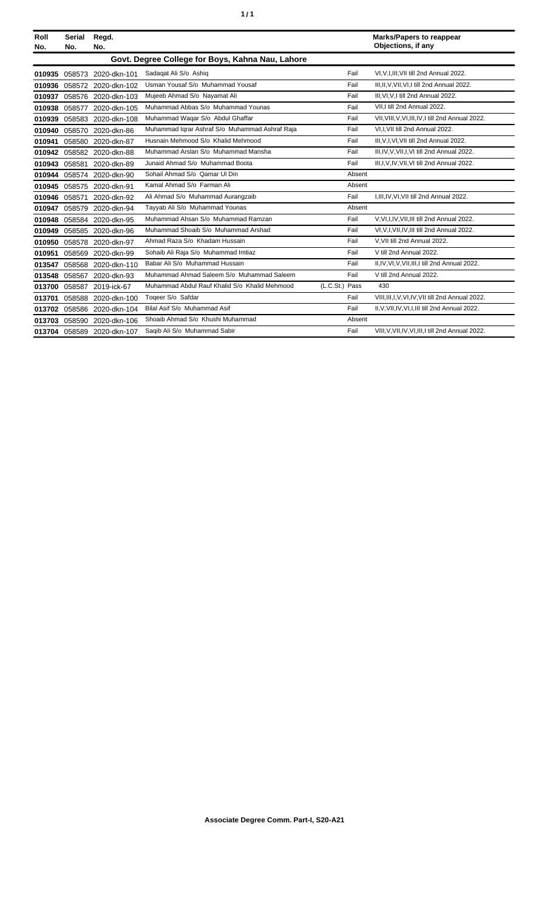| Roll No. | Serial No. | Regd. No. | | | Marks/Papers to reappear Objections, if any |
|---|---|---|---|---|---|
| | | | **Govt. Degree College for Boys, Kahna Nau, Lahore** | | |
| **010935** | 058573 | 2020-dkn-101 | Sadaqat Ali S/o Ashiq | Fail | VI,V,I,III,VII till 2nd Annual 2022. |
| **010936** | 058572 | 2020-dkn-102 | Usman Yousaf S/o Muhammad Yousaf | Fail | III,II,V,VII,VI,I till 2nd Annual 2022. |
| **010937** | 058576 | 2020-dkn-103 | Mujeeb Ahmad S/o Nayamat Ali | Fail | III,VI,V,I till 2nd Annual 2022. |
| **010938** | 058577 | 2020-dkn-105 | Muhammad Abbas S/o Muhammad Younas | Fail | VII,I till 2nd Annual 2022. |
| **010939** | 058583 | 2020-dkn-108 | Muhammad Waqar S/o Abdul Ghaffar | Fail | VII,VIII,V,VI,III,IV,I till 2nd Annual 2022. |
| **010940** | 058570 | 2020-dkn-86 | Muhammad Iqrar Ashraf S/o Muhammad Ashraf Raja | Fail | VI,I,VII till 2nd Annual 2022. |
| **010941** | 058580 | 2020-dkn-87 | Husnain Mehmood S/o Khalid Mehmood | Fail | III,V,I,VI,VII till 2nd Annual 2022. |
| **010942** | 058582 | 2020-dkn-88 | Muhammad Arslan S/o Muhammad Mansha | Fail | III,IV,V,VII,I,VI till 2nd Annual 2022. |
| **010943** | 058581 | 2020-dkn-89 | Junaid Ahmad S/o Muhammad Boota | Fail | III,I,V,IV,VII,VI till 2nd Annual 2022. |
| **010944** | 058574 | 2020-dkn-90 | Sohail Ahmad S/o Qamar Ul Din | Absent | |
| **010945** | 058575 | 2020-dkn-91 | Kamal Ahmad S/o Farman Ali | Absent | |
| **010946** | 058571 | 2020-dkn-92 | Ali Ahmad S/o Muhammad Aurangzaib | Fail | I,III,IV,VI,VII till 2nd Annual 2022. |
| **010947** | 058579 | 2020-dkn-94 | Tayyab Ali S/o Muhammad Younas | Absent | |
| **010948** | 058584 | 2020-dkn-95 | Muhammad Ahsan S/o Muhammad Ramzan | Fail | V,VI,I,IV,VII,III till 2nd Annual 2022. |
| **010949** | 058585 | 2020-dkn-96 | Muhammad Shoaib S/o Muhammad Arshad | Fail | VI,V,I,VII,IV,III till 2nd Annual 2022. |
| **010950** | 058578 | 2020-dkn-97 | Ahmad Raza S/o Khadam Hussain | Fail | V,VII till 2nd Annual 2022. |
| **010951** | 058569 | 2020-dkn-99 | Sohaib Ali Raja S/o Muhammad Imtiaz | Fail | V till 2nd Annual 2022. |
| **013547** | 058568 | 2020-dkn-110 | Babar Ali S/o Muhammad Hussain | Fail | II,IV,VI,V,VII,III,I till 2nd Annual 2022. |
| **013548** | 058567 | 2020-dkn-93 | Muhammad Ahmad Saleem S/o Muhammad Saleem | Fail | V till 2nd Annual 2022. |
| **013700** | 058587 | 2019-ick-67 | Muhammad Abdul Rauf Khalid S/o Khalid Mehmood | (L.C.St.) Pass | 430 |
| **013701** | 058588 | 2020-dkn-100 | Toqeer S/o Safdar | Fail | VIII,III,I,V,VI,IV,VII till 2nd Annual 2022. |
| **013702** | 058586 | 2020-dkn-104 | Bilal Asif S/o Muhammad Asif | Fail | II,V,VII,IV,VI,I,III till 2nd Annual 2022. |
| **013703** | 058590 | 2020-dkn-106 | Shoaib Ahmad S/o Khushi Muhammad | Absent | |
| **013704** | 058589 | 2020-dkn-107 | Saqib Ali S/o Muhammad Sabir | Fail | VIII,V,VII,IV,VI,III,I till 2nd Annual 2022. |

**Associate Degree Comm. Part-I, S20-A21**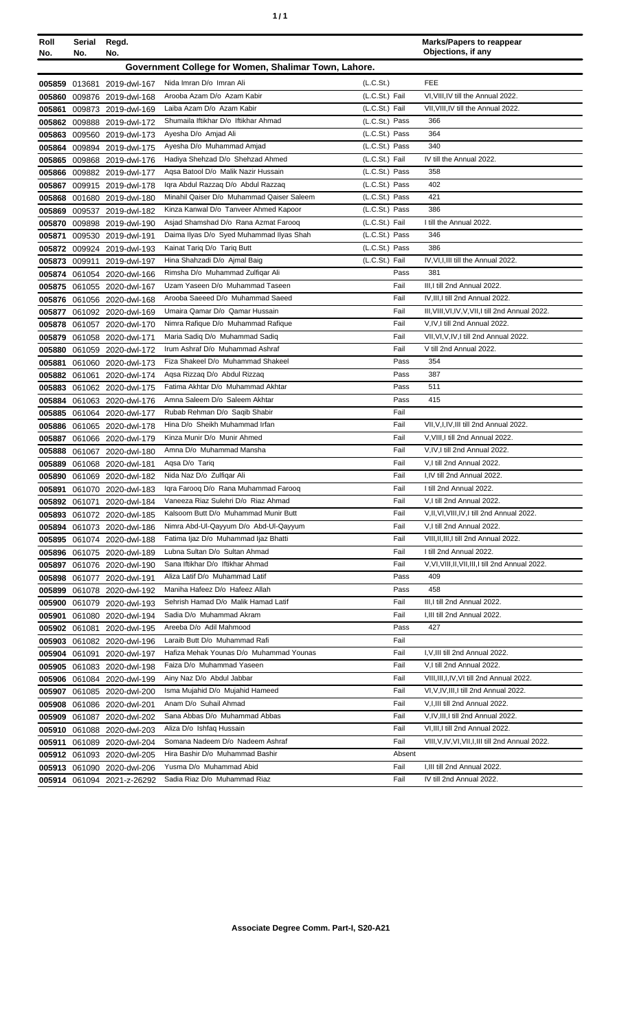| Roll No. | Serial No. | Regd. No. | | | Marks/Papers to reappear Objections, if any |
|---|---|---|---|---|---|
| **Government College for Women, Shalimar Town, Lahore.** | | | | | |
| 005859 | 013681 | 2019-dwl-167 | Nida Imran D/o Imran Ali | (L.C.St.) | FEE |
| 005860 | 009876 | 2019-dwl-168 | Arooba Azam D/o Azam Kabir | (L.C.St.) Fail | VI,VIII,IV till the Annual 2022. |
| 005861 | 009873 | 2019-dwl-169 | Laiba Azam D/o Azam Kabir | (L.C.St.) Fail | VII,VIII,IV till the Annual 2022. |
| 005862 | 009888 | 2019-dwl-172 | Shumaila Iftikhar D/o Iftikhar Ahmad | (L.C.St.) Pass | 366 |
| 005863 | 009560 | 2019-dwl-173 | Ayesha D/o Amjad Ali | (L.C.St.) Pass | 364 |
| 005864 | 009894 | 2019-dwl-175 | Ayesha D/o Muhammad Amjad | (L.C.St.) Pass | 340 |
| 005865 | 009868 | 2019-dwl-176 | Hadiya Shehzad D/o Shehzad Ahmed | (L.C.St.) Fail | IV till the Annual 2022. |
| 005866 | 009882 | 2019-dwl-177 | Aqsa Batool D/o Malik Nazir Hussain | (L.C.St.) Pass | 358 |
| 005867 | 009915 | 2019-dwl-178 | Iqra Abdul Razzaq D/o Abdul Razzaq | (L.C.St.) Pass | 402 |
| 005868 | 001680 | 2019-dwl-180 | Minahil Qaiser D/o Muhammad Qaiser Saleem | (L.C.St.) Pass | 421 |
| 005869 | 009537 | 2019-dwl-182 | Kinza Kanwal D/o Tanveer Ahmed Kapoor | (L.C.St.) Pass | 386 |
| 005870 | 009898 | 2019-dwl-190 | Asjad Shamshad D/o Rana Azmat Farooq | (L.C.St.) Fail | I till the Annual 2022. |
| 005871 | 009530 | 2019-dwl-191 | Daima Ilyas D/o Syed Muhammad Ilyas Shah | (L.C.St.) Pass | 346 |
| 005872 | 009924 | 2019-dwl-193 | Kainat Tariq D/o Tariq Butt | (L.C.St.) Pass | 386 |
| 005873 | 009911 | 2019-dwl-197 | Hina Shahzadi D/o Ajmal Baig | (L.C.St.) Fail | IV,VI,I,III till the Annual 2022. |
| 005874 | 061054 | 2020-dwl-166 | Rimsha D/o Muhammad Zulfiqar Ali | Pass | 381 |
| 005875 | 061055 | 2020-dwl-167 | Uzam Yaseen D/o Muhammad Taseen | Fail | III,I till 2nd Annual 2022. |
| 005876 | 061056 | 2020-dwl-168 | Arooba Saeeed D/o Muhammad Saeed | Fail | IV,III,I till 2nd Annual 2022. |
| 005877 | 061092 | 2020-dwl-169 | Umaira Qamar D/o Qamar Hussain | Fail | III,VIII,VI,IV,V,VII,I till 2nd Annual 2022. |
| 005878 | 061057 | 2020-dwl-170 | Nimra Rafique D/o Muhammad Rafique | Fail | V,IV,I till 2nd Annual 2022. |
| 005879 | 061058 | 2020-dwl-171 | Maria Sadiq D/o Muhammad Sadiq | Fail | VII,VI,V,IV,I till 2nd Annual 2022. |
| 005880 | 061059 | 2020-dwl-172 | Irum Ashraf D/o Muhammad Ashraf | Fail | V till 2nd Annual 2022. |
| 005881 | 061060 | 2020-dwl-173 | Fiza Shakeel D/o Muhammad Shakeel | Pass | 354 |
| 005882 | 061061 | 2020-dwl-174 | Aqsa Rizzaq D/o Abdul Rizzaq | Pass | 387 |
| 005883 | 061062 | 2020-dwl-175 | Fatima Akhtar D/o Muhammad Akhtar | Pass | 511 |
| 005884 | 061063 | 2020-dwl-176 | Amna Saleem D/o Saleem Akhtar | Pass | 415 |
| 005885 | 061064 | 2020-dwl-177 | Rubab Rehman D/o Saqib Shabir | Fail | |
| 005886 | 061065 | 2020-dwl-178 | Hina D/o Sheikh Muhammad Irfan | Fail | VII,V,I,IV,III till 2nd Annual 2022. |
| 005887 | 061066 | 2020-dwl-179 | Kinza Munir D/o Munir Ahmed | Fail | V,VIII,I till 2nd Annual 2022. |
| 005888 | 061067 | 2020-dwl-180 | Amna D/o Muhammad Mansha | Fail | V,IV,I till 2nd Annual 2022. |
| 005889 | 061068 | 2020-dwl-181 | Aqsa D/o Tariq | Fail | V,I till 2nd Annual 2022. |
| 005890 | 061069 | 2020-dwl-182 | Nida Naz D/o Zulfiqar Ali | Fail | I,IV till 2nd Annual 2022. |
| 005891 | 061070 | 2020-dwl-183 | Iqra Farooq D/o Rana Muhammad Farooq | Fail | I till 2nd Annual 2022. |
| 005892 | 061071 | 2020-dwl-184 | Vaneeza Riaz Sulehri D/o Riaz Ahmad | Fail | V,I till 2nd Annual 2022. |
| 005893 | 061072 | 2020-dwl-185 | Kalsoom Butt D/o Muhammad Munir Butt | Fail | V,II,VI,VIII,IV,I till 2nd Annual 2022. |
| 005894 | 061073 | 2020-dwl-186 | Nimra Abd-Ul-Qayyum D/o Abd-Ul-Qayyum | Fail | V,I till 2nd Annual 2022. |
| 005895 | 061074 | 2020-dwl-188 | Fatima Ijaz D/o Muhammad Ijaz Bhatti | Fail | VIII,II,III,I till 2nd Annual 2022. |
| 005896 | 061075 | 2020-dwl-189 | Lubna Sultan D/o Sultan Ahmad | Fail | I till 2nd Annual 2022. |
| 005897 | 061076 | 2020-dwl-190 | Sana Iftikhar D/o Iftikhar Ahmad | Fail | V,VI,VIII,II,VII,III,I till 2nd Annual 2022. |
| 005898 | 061077 | 2020-dwl-191 | Aliza Latif D/o Muhammad Latif | Pass | 409 |
| 005899 | 061078 | 2020-dwl-192 | Maniha Hafeez D/o Hafeez Allah | Pass | 458 |
| 005900 | 061079 | 2020-dwl-193 | Sehrish Hamad D/o Malik Hamad Latif | Fail | III,I till 2nd Annual 2022. |
| 005901 | 061080 | 2020-dwl-194 | Sadia D/o Muhammad Akram | Fail | I,III till 2nd Annual 2022. |
| 005902 | 061081 | 2020-dwl-195 | Areeba D/o Adil Mahmood | Pass | 427 |
| 005903 | 061082 | 2020-dwl-196 | Laraib Butt D/o Muhammad Rafi | Fail | |
| 005904 | 061091 | 2020-dwl-197 | Hafiza Mehak Younas D/o Muhammad Younas | Fail | I,V,III till 2nd Annual 2022. |
| 005905 | 061083 | 2020-dwl-198 | Faiza D/o Muhammad Yaseen | Fail | V,I till 2nd Annual 2022. |
| 005906 | 061084 | 2020-dwl-199 | Ainy Naz D/o Abdul Jabbar | Fail | VIII,III,I,IV,VI till 2nd Annual 2022. |
| 005907 | 061085 | 2020-dwl-200 | Isma Mujahid D/o Mujahid Hameed | Fail | VI,V,IV,III,I till 2nd Annual 2022. |
| 005908 | 061086 | 2020-dwl-201 | Anam D/o Suhail Ahmad | Fail | V,I,III till 2nd Annual 2022. |
| 005909 | 061087 | 2020-dwl-202 | Sana Abbas D/o Muhammad Abbas | Fail | V,IV,III,I till 2nd Annual 2022. |
| 005910 | 061088 | 2020-dwl-203 | Aliza D/o Ishfaq Hussain | Fail | VI,III,I till 2nd Annual 2022. |
| 005911 | 061089 | 2020-dwl-204 | Somana Nadeem D/o Nadeem Ashraf | Fail | VIII,V,IV,VI,VII,I,III till 2nd Annual 2022. |
| 005912 | 061093 | 2020-dwl-205 | Hira Bashir D/o Muhammad Bashir | Absent | |
| 005913 | 061090 | 2020-dwl-206 | Yusma D/o Muhammad Abid | Fail | I,III till 2nd Annual 2022. |
| 005914 | 061094 | 2021-z-26292 | Sadia Riaz D/o Muhammad Riaz | Fail | IV till 2nd Annual 2022. |

**Associate Degree Comm. Part-I, S20-A21**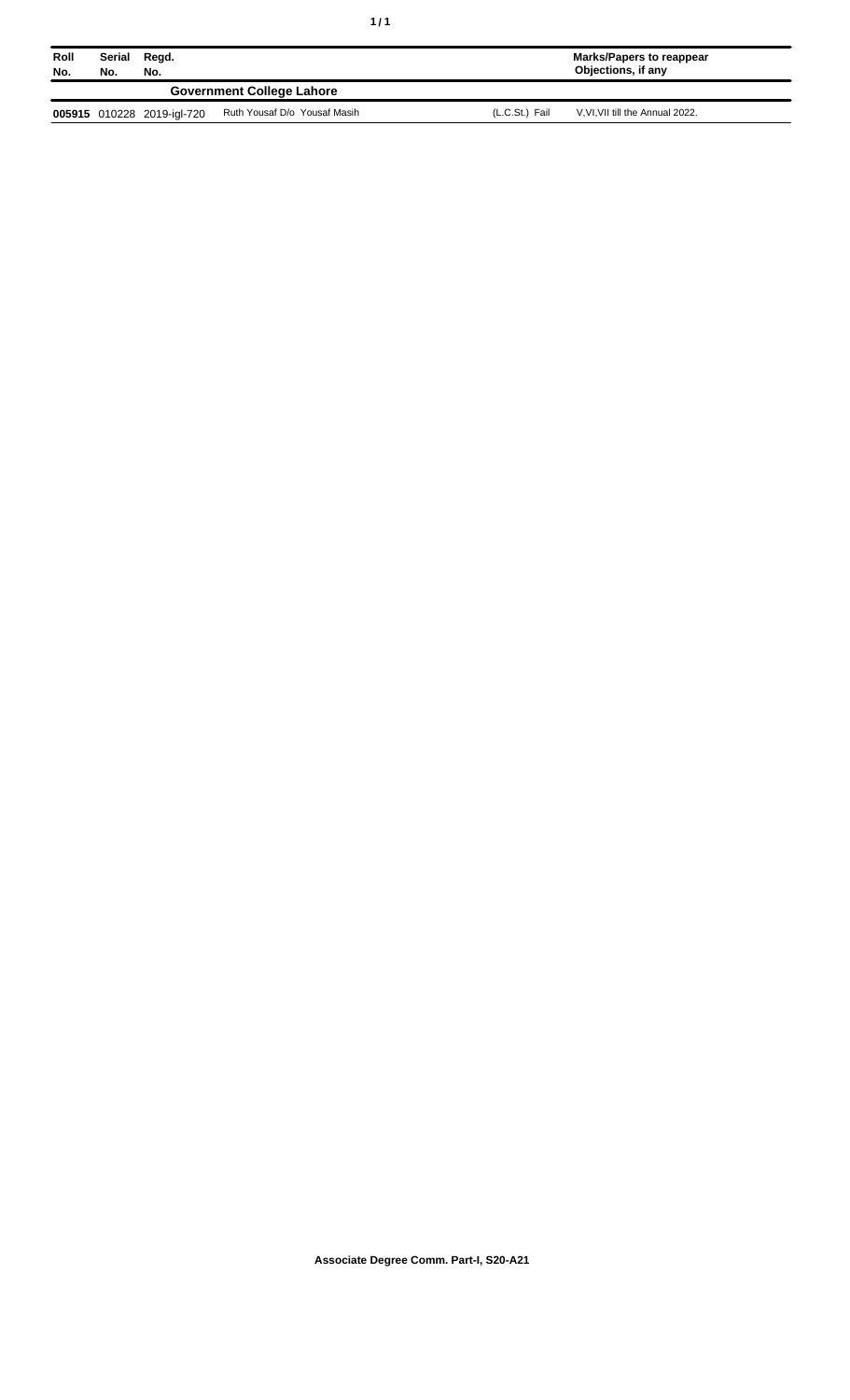| Roll No. | Serial No. | Regd. No. | | | Marks/Papers to reappear Objections, if any |
|---|---|---|---|---|---|
| | | | **Government College Lahore** | | |
| **005915** | 010228 | 2019-igl-720 | Ruth Yousaf D/o Yousaf Masih | (L.C.St.) Fail | V,VI,VII till the Annual 2022. |

**Associate Degree Comm. Part-I, S20-A21**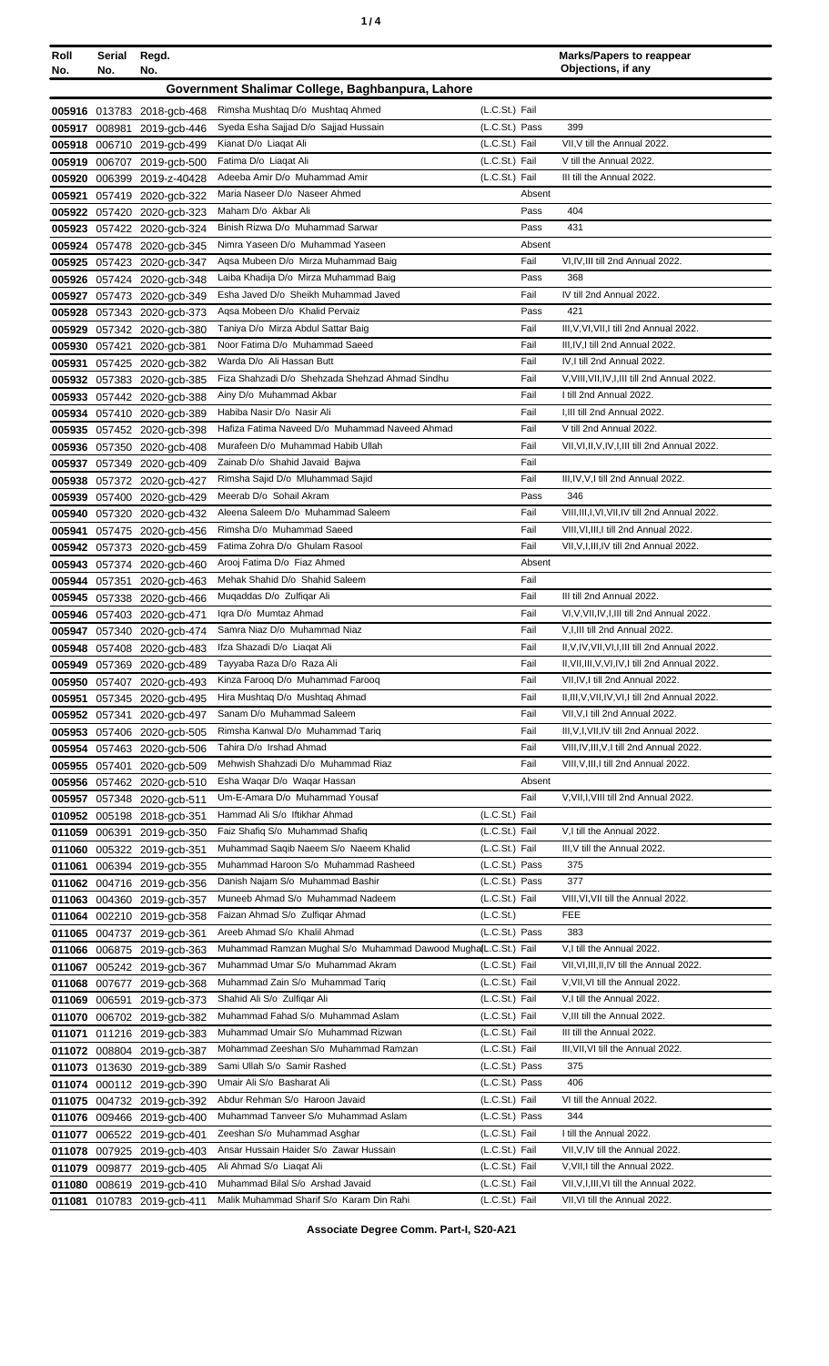| Roll No. | Serial No. | Regd. No. | | | Marks/Papers to reappear Objections, if any |
|---|---|---|---|---|---|
| **Government Shalimar College, Baghbanpura, Lahore** | | | | | |
| 005916 | 013783 | 2018-gcb-468 | Rimsha Mushtaq D/o Mushtaq Ahmed | (L.C.St.) Fail | |
| 005917 | 008981 | 2019-gcb-446 | Syeda Esha Sajjad D/o Sajjad Hussain | (L.C.St.) Pass | 399 |
| 005918 | 006710 | 2019-gcb-499 | Kianat D/o Liaqat Ali | (L.C.St.) Fail | VII,V till the Annual 2022. |
| 005919 | 006707 | 2019-gcb-500 | Fatima D/o Liaqat Ali | (L.C.St.) Fail | V till the Annual 2022. |
| 005920 | 006399 | 2019-z-40428 | Adeeba Amir D/o Muhammad Amir | (L.C.St.) Fail | III till the Annual 2022. |
| 005921 | 057419 | 2020-gcb-322 | Maria Naseer D/o Naseer Ahmed | Absent | |
| 005922 | 057420 | 2020-gcb-323 | Maham D/o Akbar Ali | Pass | 404 |
| 005923 | 057422 | 2020-gcb-324 | Binish Rizwa D/o Muhammad Sarwar | Pass | 431 |
| 005924 | 057478 | 2020-gcb-345 | Nimra Yaseen D/o Muhammad Yaseen | Absent | |
| 005925 | 057423 | 2020-gcb-347 | Aqsa Mubeen D/o Mirza Muhammad Baig | Fail | VI,IV,III till 2nd Annual 2022. |
| 005926 | 057424 | 2020-gcb-348 | Laiba Khadija D/o Mirza Muhammad Baig | Pass | 368 |
| 005927 | 057473 | 2020-gcb-349 | Esha Javed D/o Sheikh Muhammad Javed | Fail | IV till 2nd Annual 2022. |
| 005928 | 057343 | 2020-gcb-373 | Aqsa Mobeen D/o Khalid Pervaiz | Pass | 421 |
| 005929 | 057342 | 2020-gcb-380 | Taniya D/o Mirza Abdul Sattar Baig | Fail | III,V,VI,VII,I till 2nd Annual 2022. |
| 005930 | 057421 | 2020-gcb-381 | Noor Fatima D/o Muhammad Saeed | Fail | III,IV,I till 2nd Annual 2022. |
| 005931 | 057425 | 2020-gcb-382 | Warda D/o Ali Hassan Butt | Fail | IV,I till 2nd Annual 2022. |
| 005932 | 057383 | 2020-gcb-385 | Fiza Shahzadi D/o Shehzada Shehzad Ahmad Sindhu | Fail | V,VIII,VII,IV,I,III till 2nd Annual 2022. |
| 005933 | 057442 | 2020-gcb-388 | Ainy D/o Muhammad Akbar | Fail | I till 2nd Annual 2022. |
| 005934 | 057410 | 2020-gcb-389 | Habiba Nasir D/o Nasir Ali | Fail | I,III till 2nd Annual 2022. |
| 005935 | 057452 | 2020-gcb-398 | Hafiza Fatima Naveed D/o Muhammad Naveed Ahmad | Fail | V till 2nd Annual 2022. |
| 005936 | 057350 | 2020-gcb-408 | Murafeen D/o Muhammad Habib Ullah | Fail | VII,VI,II,V,IV,I,III till 2nd Annual 2022. |
| 005937 | 057349 | 2020-gcb-409 | Zainab D/o Shahid Javaid Bajwa | Fail | |
| 005938 | 057372 | 2020-gcb-427 | Rimsha Sajid D/o Mluhammad Sajid | Fail | III,IV,V,I till 2nd Annual 2022. |
| 005939 | 057400 | 2020-gcb-429 | Meerab D/o Sohail Akram | Pass | 346 |
| 005940 | 057320 | 2020-gcb-432 | Aleena Saleem D/o Muhammad Saleem | Fail | VIII,III,I,VI,VII,IV till 2nd Annual 2022. |
| 005941 | 057475 | 2020-gcb-456 | Rimsha D/o Muhammad Saeed | Fail | VIII,VI,III,I till 2nd Annual 2022. |
| 005942 | 057373 | 2020-gcb-459 | Fatima Zohra D/o Ghulam Rasool | Fail | VII,V,I,III,IV till 2nd Annual 2022. |
| 005943 | 057374 | 2020-gcb-460 | Arooj Fatima D/o Fiaz Ahmed | Absent | |
| 005944 | 057351 | 2020-gcb-463 | Mehak Shahid D/o Shahid Saleem | Fail | |
| 005945 | 057338 | 2020-gcb-466 | Muqaddas D/o Zulfiqar Ali | Fail | III till 2nd Annual 2022. |
| 005946 | 057403 | 2020-gcb-471 | Iqra D/o Mumtaz Ahmad | Fail | VI,V,VII,IV,I,III till 2nd Annual 2022. |
| 005947 | 057340 | 2020-gcb-474 | Samra Niaz D/o Muhammad Niaz | Fail | V,I,III till 2nd Annual 2022. |
| 005948 | 057408 | 2020-gcb-483 | Ifza Shazadi D/o Liaqat Ali | Fail | II,V,IV,VII,VI,I,III till 2nd Annual 2022. |
| 005949 | 057369 | 2020-gcb-489 | Tayyaba Raza D/o Raza Ali | Fail | II,VII,III,V,VI,IV,I till 2nd Annual 2022. |
| 005950 | 057407 | 2020-gcb-493 | Kinza Farooq D/o Muhammad Farooq | Fail | VII,IV,I till 2nd Annual 2022. |
| 005951 | 057345 | 2020-gcb-495 | Hira Mushtaq D/o Mushtaq Ahmad | Fail | II,III,V,VII,IV,VI,I till 2nd Annual 2022. |
| 005952 | 057341 | 2020-gcb-497 | Sanam D/o Muhammad Saleem | Fail | VII,V,I till 2nd Annual 2022. |
| 005953 | 057406 | 2020-gcb-505 | Rimsha Kanwal D/o Muhammad Tariq | Fail | III,V,I,VII,IV till 2nd Annual 2022. |
| 005954 | 057463 | 2020-gcb-506 | Tahira D/o Irshad Ahmad | Fail | VIII,IV,III,V,I till 2nd Annual 2022. |
| 005955 | 057401 | 2020-gcb-509 | Mehwish Shahzadi D/o Muhammad Riaz | Fail | VIII,V,III,I till 2nd Annual 2022. |
| 005956 | 057462 | 2020-gcb-510 | Esha Waqar D/o Waqar Hassan | Absent | |
| 005957 | 057348 | 2020-gcb-511 | Um-E-Amara D/o Muhammad Yousaf | Fail | V,VII,I,VIII till 2nd Annual 2022. |
| 010952 | 005198 | 2018-gcb-351 | Hammad Ali S/o Iftikhar Ahmad | (L.C.St.) Fail | |
| 011059 | 006391 | 2019-gcb-350 | Faiz Shafiq S/o Muhammad Shafiq | (L.C.St.) Fail | V,I till the Annual 2022. |
| 011060 | 005322 | 2019-gcb-351 | Muhammad Saqib Naeem S/o Naeem Khalid | (L.C.St.) Fail | III,V till the Annual 2022. |
| 011061 | 006394 | 2019-gcb-355 | Muhammad Haroon S/o Muhammad Rasheed | (L.C.St.) Pass | 375 |
| 011062 | 004716 | 2019-gcb-356 | Danish Najam S/o Muhammad Bashir | (L.C.St.) Pass | 377 |
| 011063 | 004360 | 2019-gcb-357 | Muneeb Ahmad S/o Muhammad Nadeem | (L.C.St.) Fail | VIII,VI,VII till the Annual 2022. |
| 011064 | 002210 | 2019-gcb-358 | Faizan Ahmad S/o Zulfiqar Ahmad | (L.C.St.) | FEE |
| 011065 | 004737 | 2019-gcb-361 | Areeb Ahmad S/o Khalil Ahmad | (L.C.St.) Pass | 383 |
| 011066 | 006875 | 2019-gcb-363 | Muhammad Ramzan Mughal S/o Muhammad Dawood Mughal | (L.C.St.) Fail | V,I till the Annual 2022. |
| 011067 | 005242 | 2019-gcb-367 | Muhammad Umar S/o Muhammad Akram | (L.C.St.) Fail | VII,VI,III,II,IV till the Annual 2022. |
| 011068 | 007677 | 2019-gcb-368 | Muhammad Zain S/o Muhammad Tariq | (L.C.St.) Fail | V,VII,VI till the Annual 2022. |
| 011069 | 006591 | 2019-gcb-373 | Shahid Ali S/o Zulfiqar Ali | (L.C.St.) Fail | V,I till the Annual 2022. |
| 011070 | 006702 | 2019-gcb-382 | Muhammad Fahad S/o Muhammad Aslam | (L.C.St.) Fail | V,III till the Annual 2022. |
| 011071 | 011216 | 2019-gcb-383 | Muhammad Umair S/o Muhammad Rizwan | (L.C.St.) Fail | III till the Annual 2022. |
| 011072 | 008804 | 2019-gcb-387 | Mohammad Zeeshan S/o Muhammad Ramzan | (L.C.St.) Fail | III,VII,VI till the Annual 2022. |
| 011073 | 013630 | 2019-gcb-389 | Sami Ullah S/o Samir Rashed | (L.C.St.) Pass | 375 |
| 011074 | 000112 | 2019-gcb-390 | Umair Ali S/o Basharat Ali | (L.C.St.) Pass | 406 |
| 011075 | 004732 | 2019-gcb-392 | Abdur Rehman S/o Haroon Javaid | (L.C.St.) Fail | VI till the Annual 2022. |
| 011076 | 009466 | 2019-gcb-400 | Muhammad Tanveer S/o Muhammad Aslam | (L.C.St.) Pass | 344 |
| 011077 | 006522 | 2019-gcb-401 | Zeeshan S/o Muhammad Asghar | (L.C.St.) Fail | I till the Annual 2022. |
| 011078 | 007925 | 2019-gcb-403 | Ansar Hussain Haider S/o Zawar Hussain | (L.C.St.) Fail | VII,V,IV till the Annual 2022. |
| 011079 | 009877 | 2019-gcb-405 | Ali Ahmad S/o Liaqat Ali | (L.C.St.) Fail | V,VII,I till the Annual 2022. |
| 011080 | 008619 | 2019-gcb-410 | Muhammad Bilal S/o Arshad Javaid | (L.C.St.) Fail | VII,V,I,III,VI till the Annual 2022. |
| 011081 | 010783 | 2019-gcb-411 | Malik Muhammad Sharif S/o Karam Din Rahi | (L.C.St.) Fail | VII,VI till the Annual 2022. |

**Associate Degree Comm. Part-I, S20-A21**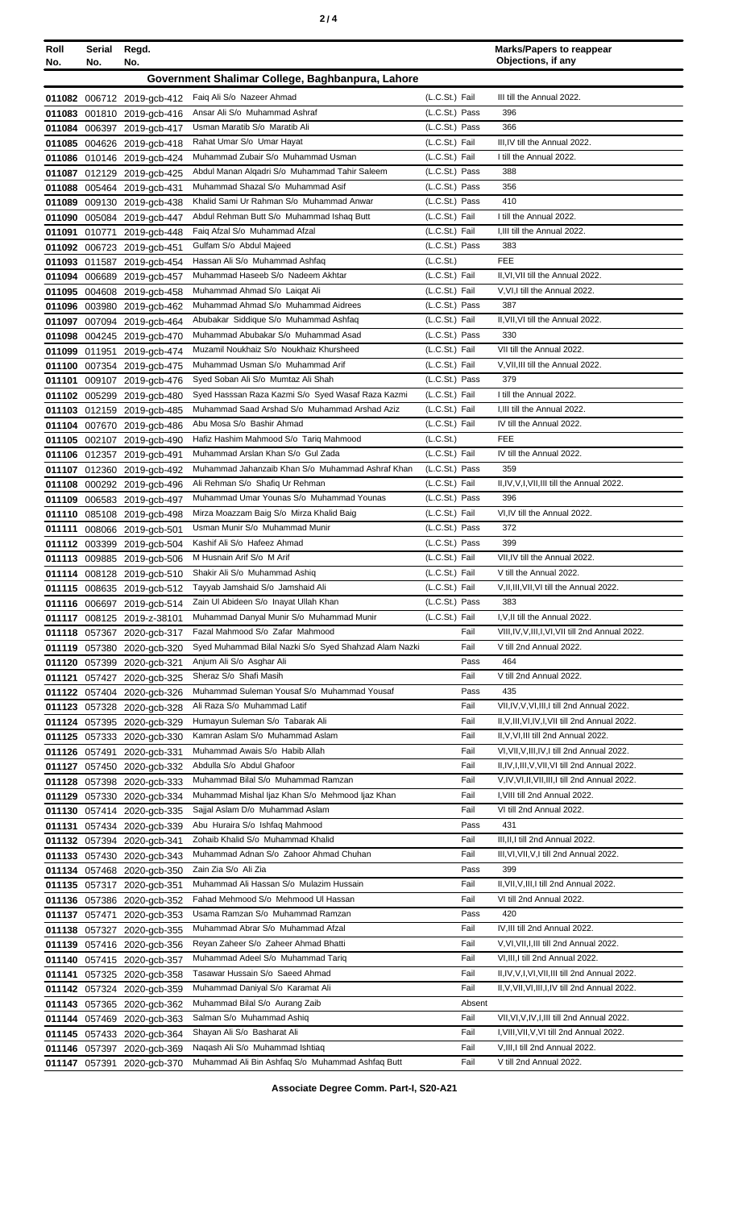| Roll No. | Serial No. | Regd. No. | | | Marks/Papers to reappear Objections, if any |
|---|---|---|---|---|---|
| **Government Shalimar College, Baghbanpura, Lahore** | | | | | |
| 011082 | 006712 | 2019-gcb-412 | Faiq Ali S/o Nazeer Ahmad | (L.C.St.) Fail | III till the Annual 2022. |
| 011083 | 001810 | 2019-gcb-416 | Ansar Ali S/o Muhammad Ashraf | (L.C.St.) Pass | 396 |
| 011084 | 006397 | 2019-gcb-417 | Usman Maratib S/o Maratib Ali | (L.C.St.) Pass | 366 |
| 011085 | 004626 | 2019-gcb-418 | Rahat Umar S/o Umar Hayat | (L.C.St.) Fail | III,IV till the Annual 2022. |
| 011086 | 010146 | 2019-gcb-424 | Muhammad Zubair S/o Muhammad Usman | (L.C.St.) Fail | I till the Annual 2022. |
| 011087 | 012129 | 2019-gcb-425 | Abdul Manan Alqadri S/o Muhammad Tahir Saleem | (L.C.St.) Pass | 388 |
| 011088 | 005464 | 2019-gcb-431 | Muhammad Shazal S/o Muhammad Asif | (L.C.St.) Pass | 356 |
| 011089 | 009130 | 2019-gcb-438 | Khalid Sami Ur Rahman S/o Muhammad Anwar | (L.C.St.) Pass | 410 |
| 011090 | 005084 | 2019-gcb-447 | Abdul Rehman Butt S/o Muhammad Ishaq Butt | (L.C.St.) Fail | I till the Annual 2022. |
| 011091 | 010771 | 2019-gcb-448 | Faiq Afzal S/o Muhammad Afzal | (L.C.St.) Fail | I,III till the Annual 2022. |
| 011092 | 006723 | 2019-gcb-451 | Gulfam S/o Abdul Majeed | (L.C.St.) Pass | 383 |
| 011093 | 011587 | 2019-gcb-454 | Hassan Ali S/o Muhammad Ashfaq | (L.C.St.) | FEE |
| 011094 | 006689 | 2019-gcb-457 | Muhammad Haseeb S/o Nadeem Akhtar | (L.C.St.) Fail | II,VI,VII till the Annual 2022. |
| 011095 | 004608 | 2019-gcb-458 | Muhammad Ahmad S/o Laiqat Ali | (L.C.St.) Fail | V,VI,I till the Annual 2022. |
| 011096 | 003980 | 2019-gcb-462 | Muhammad Ahmad S/o Muhammad Aidrees | (L.C.St.) Pass | 387 |
| 011097 | 007094 | 2019-gcb-464 | Abubakar Siddique S/o Muhammad Ashfaq | (L.C.St.) Fail | II,VII,VI till the Annual 2022. |
| 011098 | 004245 | 2019-gcb-470 | Muhammad Abubakar S/o Muhammad Asad | (L.C.St.) Pass | 330 |
| 011099 | 011951 | 2019-gcb-474 | Muzamil Noukhaiz S/o Noukhaiz Khursheed | (L.C.St.) Fail | VII till the Annual 2022. |
| 011100 | 007354 | 2019-gcb-475 | Muhammad Usman S/o Muhammad Arif | (L.C.St.) Fail | V,VII,III till the Annual 2022. |
| 011101 | 009107 | 2019-gcb-476 | Syed Soban Ali S/o Mumtaz Ali Shah | (L.C.St.) Pass | 379 |
| 011102 | 005299 | 2019-gcb-480 | Syed Hasssan Raza Kazmi S/o Syed Wasaf Raza Kazmi | (L.C.St.) Fail | I till the Annual 2022. |
| 011103 | 012159 | 2019-gcb-485 | Muhammad Saad Arshad S/o Muhammad Arshad Aziz | (L.C.St.) Fail | I,III till the Annual 2022. |
| 011104 | 007670 | 2019-gcb-486 | Abu Mosa S/o Bashir Ahmad | (L.C.St.) Fail | IV till the Annual 2022. |
| 011105 | 002107 | 2019-gcb-490 | Hafiz Hashim Mahmood S/o Tariq Mahmood | (L.C.St.) | FEE |
| 011106 | 012357 | 2019-gcb-491 | Muhammad Arslan Khan S/o Gul Zada | (L.C.St.) Fail | IV till the Annual 2022. |
| 011107 | 012360 | 2019-gcb-492 | Muhammad Jahanzaib Khan S/o Muhammad Ashraf Khan | (L.C.St.) Pass | 359 |
| 011108 | 000292 | 2019-gcb-496 | Ali Rehman S/o Shafiq Ur Rehman | (L.C.St.) Fail | II,IV,V,I,VII,III till the Annual 2022. |
| 011109 | 006583 | 2019-gcb-497 | Muhammad Umar Younas S/o Muhammad Younas | (L.C.St.) Pass | 396 |
| 011110 | 085108 | 2019-gcb-498 | Mirza Moazzam Baig S/o Mirza Khalid Baig | (L.C.St.) Fail | VI,IV till the Annual 2022. |
| 011111 | 008066 | 2019-gcb-501 | Usman Munir S/o Muhammad Munir | (L.C.St.) Pass | 372 |
| 011112 | 003399 | 2019-gcb-504 | Kashif Ali S/o Hafeez Ahmad | (L.C.St.) Pass | 399 |
| 011113 | 009885 | 2019-gcb-506 | M Husnain Arif S/o M Arif | (L.C.St.) Fail | VII,IV till the Annual 2022. |
| 011114 | 008128 | 2019-gcb-510 | Shakir Ali S/o Muhammad Ashiq | (L.C.St.) Fail | V till the Annual 2022. |
| 011115 | 008635 | 2019-gcb-512 | Tayyab Jamshaid S/o Jamshaid Ali | (L.C.St.) Fail | V,II,III,VII,VI till the Annual 2022. |
| 011116 | 006697 | 2019-gcb-514 | Zain Ul Abideen S/o Inayat Ullah Khan | (L.C.St.) Pass | 383 |
| 011117 | 008125 | 2019-z-38101 | Muhammad Danyal Munir S/o Muhammad Munir | (L.C.St.) Fail | I,V,II till the Annual 2022. |
| 011118 | 057367 | 2020-gcb-317 | Fazal Mahmood S/o Zafar Mahmood | Fail | VIII,IV,V,III,I,VI,VII till 2nd Annual 2022. |
| 011119 | 057380 | 2020-gcb-320 | Syed Muhammad Bilal Nazki S/o Syed Shahzad Alam Nazki | Fail | V till 2nd Annual 2022. |
| 011120 | 057399 | 2020-gcb-321 | Anjum Ali S/o Asghar Ali | Pass | 464 |
| 011121 | 057427 | 2020-gcb-325 | Sheraz S/o Shafi Masih | Fail | V till 2nd Annual 2022. |
| 011122 | 057404 | 2020-gcb-326 | Muhammad Suleman Yousaf S/o Muhammad Yousaf | Pass | 435 |
| 011123 | 057328 | 2020-gcb-328 | Ali Raza S/o Muhammad Latif | Fail | VII,IV,V,VI,III,I till 2nd Annual 2022. |
| 011124 | 057395 | 2020-gcb-329 | Humayun Suleman S/o Tabarak Ali | Fail | II,V,III,VI,IV,I,VII till 2nd Annual 2022. |
| 011125 | 057333 | 2020-gcb-330 | Kamran Aslam S/o Muhammad Aslam | Fail | II,V,VI,III till 2nd Annual 2022. |
| 011126 | 057491 | 2020-gcb-331 | Muhammad Awais S/o Habib Allah | Fail | VI,VII,V,III,IV,I till 2nd Annual 2022. |
| 011127 | 057450 | 2020-gcb-332 | Abdulla S/o Abdul Ghafoor | Fail | II,IV,I,III,V,VII,VI till 2nd Annual 2022. |
| 011128 | 057398 | 2020-gcb-333 | Muhammad Bilal S/o Muhammad Ramzan | Fail | V,IV,VI,II,VII,III,I till 2nd Annual 2022. |
| 011129 | 057330 | 2020-gcb-334 | Muhammad Mishal Ijaz Khan S/o Mehmood Ijaz Khan | Fail | I,VIII till 2nd Annual 2022. |
| 011130 | 057414 | 2020-gcb-335 | Sajjal Aslam D/o Muhammad Aslam | Fail | VI till 2nd Annual 2022. |
| 011131 | 057434 | 2020-gcb-339 | Abu Huraira S/o Ishfaq Mahmood | Pass | 431 |
| 011132 | 057394 | 2020-gcb-341 | Zohaib Khalid S/o Muhammad Khalid | Fail | III,II,I till 2nd Annual 2022. |
| 011133 | 057430 | 2020-gcb-343 | Muhammad Adnan S/o Zahoor Ahmad Chuhan | Fail | III,VI,VII,V,I till 2nd Annual 2022. |
| 011134 | 057468 | 2020-gcb-350 | Zain Zia S/o Ali Zia | Pass | 399 |
| 011135 | 057317 | 2020-gcb-351 | Muhammad Ali Hassan S/o Mulazim Hussain | Fail | II,VII,V,III,I till 2nd Annual 2022. |
| 011136 | 057386 | 2020-gcb-352 | Fahad Mehmood S/o Mehmood Ul Hassan | Fail | VI till 2nd Annual 2022. |
| 011137 | 057471 | 2020-gcb-353 | Usama Ramzan S/o Muhammad Ramzan | Pass | 420 |
| 011138 | 057327 | 2020-gcb-355 | Muhammad Abrar S/o Muhammad Afzal | Fail | IV,III till 2nd Annual 2022. |
| 011139 | 057416 | 2020-gcb-356 | Reyan Zaheer S/o Zaheer Ahmad Bhatti | Fail | V,VI,VII,I,III till 2nd Annual 2022. |
| 011140 | 057415 | 2020-gcb-357 | Muhammad Adeel S/o Muhammad Tariq | Fail | VI,III,I till 2nd Annual 2022. |
| 011141 | 057325 | 2020-gcb-358 | Tasawar Hussain S/o Saeed Ahmad | Fail | II,IV,V,I,VI,VII,III till 2nd Annual 2022. |
| 011142 | 057324 | 2020-gcb-359 | Muhammad Daniyal S/o Karamat Ali | Fail | II,V,VII,VI,III,I,IV till 2nd Annual 2022. |
| 011143 | 057365 | 2020-gcb-362 | Muhammad Bilal S/o Aurang Zaib | Absent | |
| 011144 | 057469 | 2020-gcb-363 | Salman S/o Muhammad Ashiq | Fail | VII,VI,V,IV,I,III till 2nd Annual 2022. |
| 011145 | 057433 | 2020-gcb-364 | Shayan Ali S/o Basharat Ali | Fail | I,VIII,VII,V,VI till 2nd Annual 2022. |
| 011146 | 057397 | 2020-gcb-369 | Naqash Ali S/o Muhammad Ishtiaq | Fail | V,III,I till 2nd Annual 2022. |
| 011147 | 057391 | 2020-gcb-370 | Muhammad Ali Bin Ashfaq S/o Muhammad Ashfaq Butt | Fail | V till 2nd Annual 2022. |

**Associate Degree Comm. Part-I, S20-A21**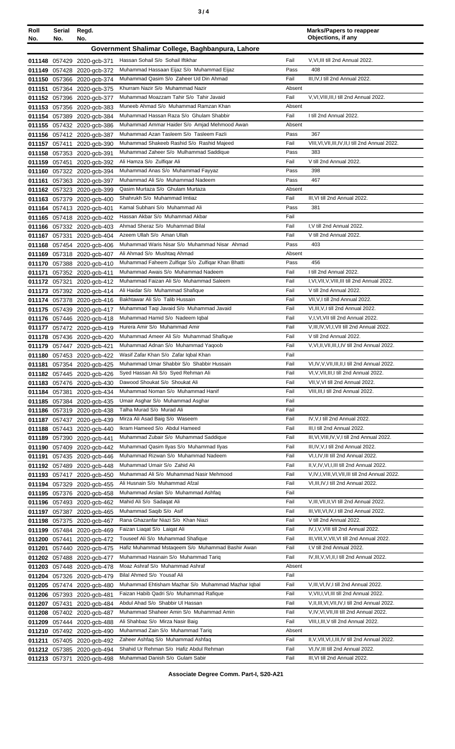| Roll No. | Serial No. | Regd. No. | | | Marks/Papers to reappear Objections, if any |
|---|---|---|---|---|---|
| **Government Shalimar College, Baghbanpura, Lahore** | | | | | |
| 011148 | 057429 | 2020-gcb-371 | Hassan Sohail S/o Sohail Iftikhar | Fail | V,VI,III till 2nd Annual 2022. |
| 011149 | 057428 | 2020-gcb-372 | Muhammad Hassaan Eijaz S/o Muhammad Eijaz | Pass | 408 |
| 011150 | 057366 | 2020-gcb-374 | Muhammad Qasim S/o Zaheer Ud Din Ahmad | Fail | III,IV,I till 2nd Annual 2022. |
| 011151 | 057364 | 2020-gcb-375 | Khurram Nazir S/o Muhammad Nazir | Absent | |
| 011152 | 057396 | 2020-gcb-377 | Muhammad Moazzam Tahir S/o Tahir Javaid | Fail | V,VI,VIII,III,I till 2nd Annual 2022. |
| 011153 | 057356 | 2020-gcb-383 | Muneeb Ahmad S/o Muhammad Ramzan Khan | Absent | |
| 011154 | 057389 | 2020-gcb-384 | Muhammad Hassan Raza S/o Ghulam Shabbir | Fail | I till 2nd Annual 2022. |
| 011155 | 057432 | 2020-gcb-386 | Muhammad Ammar Haider S/o Amjad Mehmood Awan | Absent | |
| 011156 | 057412 | 2020-gcb-387 | Muhammad Azan Tasleem S/o Tasleem Fazli | Pass | 367 |
| 011157 | 057411 | 2020-gcb-390 | Muhammad Shakeeb Rashid S/o Rashid Majeed | Fail | VIII,VI,VII,III,IV,II,I till 2nd Annual 2022. |
| 011158 | 057353 | 2020-gcb-391 | Muhammad Zaheer S/o Mulhammad Saddique | Pass | 383 |
| 011159 | 057451 | 2020-gcb-392 | Ali Hamza S/o Zulfiqar Ali | Fail | V till 2nd Annual 2022. |
| 011160 | 057322 | 2020-gcb-394 | Muhammad Anas S/o Muhammad Fayyaz | Pass | 398 |
| 011161 | 057363 | 2020-gcb-397 | Muhammad Ali S/o Muhammad Nadeem | Pass | 467 |
| 011162 | 057323 | 2020-gcb-399 | Qasim Murtaza S/o Ghulam Murtaza | Absent | |
| 011163 | 057379 | 2020-gcb-400 | Shahrukh S/o Muhammad Imtiaz | Fail | III,VI till 2nd Annual 2022. |
| 011164 | 057413 | 2020-gcb-401 | Kamal Subhani S/o Muhammad Ali | Pass | 381 |
| 011165 | 057418 | 2020-gcb-402 | Hassan Akbar S/o Muhammad Akbar | Fail | |
| 011166 | 057332 | 2020-gcb-403 | Ahmad Sheraz S/o Muhammad Bilal | Fail | I,V till 2nd Annual 2022. |
| 011167 | 057331 | 2020-gcb-404 | Azeem Ullah S/o Aman Ullah | Fail | V till 2nd Annual 2022. |
| 011168 | 057454 | 2020-gcb-406 | Muhammad Waris Nisar S/o Muhammad Nisar Ahmad | Pass | 403 |
| 011169 | 057318 | 2020-gcb-407 | Ali Ahmad S/o Mushtaq Ahmad | Absent | |
| 011170 | 057388 | 2020-gcb-410 | Muhammad Faheem Zulfiqar S/o Zulfiqar Khan Bhatti | Pass | 456 |
| 011171 | 057352 | 2020-gcb-411 | Muhammad Awais S/o Muhammad Nadeem | Fail | I till 2nd Annual 2022. |
| 011172 | 057321 | 2020-gcb-412 | Muhammad Faizan Ali S/o Muhammad Saleem | Fail | I,VI,VII,V,VIII,III till 2nd Annual 2022. |
| 011173 | 057392 | 2020-gcb-414 | Ali Haidar S/o Muhammad Shafique | Fail | V till 2nd Annual 2022. |
| 011174 | 057378 | 2020-gcb-416 | Bakhtawar Ali S/o Talib Hussain | Fail | VII,V,I till 2nd Annual 2022. |
| 011175 | 057439 | 2020-gcb-417 | Muhammad Taqi Javaid S/o Muhammad Javaid | Fail | VI,III,V,I till 2nd Annual 2022. |
| 011176 | 057446 | 2020-gcb-418 | Muhammad Hamid S/o Nadeem Iqbal | Fail | V,I,VI,VII till 2nd Annual 2022. |
| 011177 | 057472 | 2020-gcb-419 | Hurera Amir S/o Muhammad Amir | Fail | V,III,IV,VI,I,VII till 2nd Annual 2022. |
| 011178 | 057436 | 2020-gcb-420 | Muhammad Ameer Ali S/o Muhammad Shafique | Fail | V till 2nd Annual 2022. |
| 011179 | 057447 | 2020-gcb-421 | Muhammad Adnan S/o Muhammad Yaqoob | Fail | V,VI,II,VII,III,I,IV till 2nd Annual 2022. |
| 011180 | 057453 | 2020-gcb-422 | Wasif Zafar Khan S/o Zafar Iqbal Khan | Fail | |
| 011181 | 057354 | 2020-gcb-425 | Muhammad Umar Shabbir S/o Shabbir Hussain | Fail | VI,IV,V,VII,III,II,I till 2nd Annual 2022. |
| 011182 | 057445 | 2020-gcb-426 | Syed Hassan Ali S/o Syed Rehman Ali | Fail | VI,V,VII,III,I till 2nd Annual 2022. |
| 011183 | 057476 | 2020-gcb-430 | Dawood Shoukat S/o Shoukat Ali | Fail | VII,V,VI till 2nd Annual 2022. |
| 011184 | 057381 | 2020-gcb-434 | Muhammad Noman S/o Muhammad Hanif | Fail | VIII,III,I till 2nd Annual 2022. |
| 011185 | 057384 | 2020-gcb-435 | Umair Asghar S/o Muhammad Asghar | Fail | |
| 011186 | 057319 | 2020-gcb-438 | Talha Murad S/o Murad Ali | Fail | |
| 011187 | 057437 | 2020-gcb-439 | Mirza Ali Asad Baig S/o Waseem | Fail | IV,V,I till 2nd Annual 2022. |
| 011188 | 057443 | 2020-gcb-440 | Ikram Hameed S/o Abdul Hameed | Fail | III,I till 2nd Annual 2022. |
| 011189 | 057390 | 2020-gcb-441 | Muhammad Zubair S/o Muhammad Saddique | Fail | III,VI,VIII,IV,V,I till 2nd Annual 2022. |
| 011190 | 057409 | 2020-gcb-442 | Muhammad Qasim Ilyas S/o Muhammad Ilyas | Fail | III,IV,V,I till 2nd Annual 2022. |
| 011191 | 057435 | 2020-gcb-446 | Muhammad Rizwan S/o Muhammad Nadeem | Fail | VI,I,IV,III till 2nd Annual 2022. |
| 011192 | 057489 | 2020-gcb-448 | Muhammad Umair S/o Zahid Ali | Fail | II,V,IV,VI,I,III till 2nd Annual 2022. |
| 011193 | 057417 | 2020-gcb-450 | Muhammad Ali S/o Muhammad Nasir Mehmood | Fail | V,IV,I,VIII,VI,VII,III till 2nd Annual 2022. |
| 011194 | 057329 | 2020-gcb-455 | Ali Husnain S/o Muhammad Afzal | Fail | VI,III,IV,I till 2nd Annual 2022. |
| 011195 | 057376 | 2020-gcb-458 | Muhammad Arslan S/o Muhammad Ashfaq | Fail | |
| 011196 | 057493 | 2020-gcb-462 | Mahid Ali S/o Sadaqat Ali | Fail | V,III,VII,II,VI till 2nd Annual 2022. |
| 011197 | 057387 | 2020-gcb-465 | Muhammad Saqib S/o Asif | Fail | III,VII,VI,IV,I till 2nd Annual 2022. |
| 011198 | 057375 | 2020-gcb-467 | Rana Ghazanfar Niazi S/o Khan Niazi | Fail | V till 2nd Annual 2022. |
| 011199 | 057484 | 2020-gcb-469 | Faizan Liaqat S/o Laiqat Ali | Fail | IV,I,V,VIII till 2nd Annual 2022. |
| 011200 | 057441 | 2020-gcb-472 | Touseef Ali S/o Muhammad Shafique | Fail | III,VIII,V,VII,VI till 2nd Annual 2022. |
| 011201 | 057440 | 2020-gcb-475 | Hafiz Muhammad Mstaqeem S/o Muhammad Bashir Awan | Fail | I,V till 2nd Annual 2022. |
| 011202 | 057488 | 2020-gcb-477 | Muhammad Hasnain S/o Muhammad Tariq | Fail | IV,III,V,VI,II,I till 2nd Annual 2022. |
| 011203 | 057448 | 2020-gcb-478 | Moaz Ashraf S/o Muhammad Ashraf | Absent | |
| 011204 | 057326 | 2020-gcb-479 | Bilal Ahmed S/o Yousaf Ali | Fail | |
| 011205 | 057474 | 2020-gcb-480 | Muhammad Ehtisham Mazhar S/o Muhammad Mazhar Iqbal | Fail | V,III,VI,IV,I till 2nd Annual 2022. |
| 011206 | 057393 | 2020-gcb-481 | Faizan Habib Qadri S/o Muhammad Rafique | Fail | V,VII,I,VI,III till 2nd Annual 2022. |
| 011207 | 057431 | 2020-gcb-484 | Abdul Ahad S/o Shabbir Ul Hassan | Fail | V,II,III,VI,VII,IV,I till 2nd Annual 2022. |
| 011208 | 057402 | 2020-gcb-487 | Muhammad Shaheer Amin S/o Muhammad Amin | Fail | V,IV,VI,VII,III till 2nd Annual 2022. |
| 011209 | 057444 | 2020-gcb-488 | Ali Shahbaz S/o Mirza Nasir Baig | Fail | VIII,I,III,V till 2nd Annual 2022. |
| 011210 | 057492 | 2020-gcb-490 | Muhammad Zain S/o Muhammad Tariq | Absent | |
| 011211 | 057405 | 2020-gcb-492 | Zaheer Ashfaq S/o Muhammad Ashfaq | Fail | II,V,VII,VI,I,III,IV till 2nd Annual 2022. |
| 011212 | 057385 | 2020-gcb-494 | Shahid Ur Rehman S/o Hafiz Abdul Rehman | Fail | VI,IV,III till 2nd Annual 2022. |
| 011213 | 057371 | 2020-gcb-498 | Muhammad Danish S/o Gulam Sabir | Fail | III,VI till 2nd Annual 2022. |

**Associate Degree Comm. Part-I, S20-A21**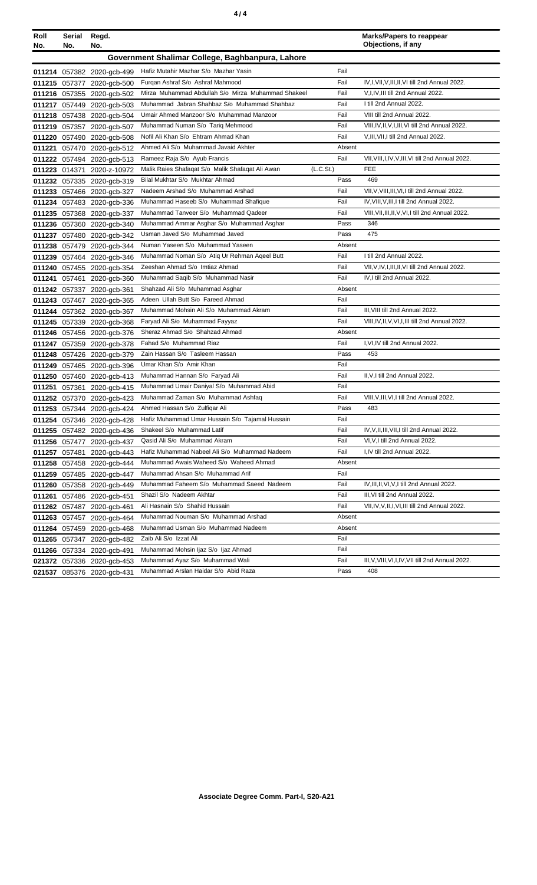| Roll No. | Serial No. | Regd. No. | | | Marks/Papers to reappear Objections, if any |
|---|---|---|---|---|---|
| **Government Shalimar College, Baghbanpura, Lahore** | | | | | |
| 011214 | 057382 | 2020-gcb-499 | Hafiz Mutahir Mazhar S/o Mazhar Yasin | Fail | |
| 011215 | 057377 | 2020-gcb-500 | Furqan Ashraf S/o Ashraf Mahmood | Fail | IV,I,VII,V,III,II,VI till 2nd Annual 2022. |
| 011216 | 057355 | 2020-gcb-502 | Mirza Muhammad Abdullah S/o Mirza Muhammad Shakeel | Fail | V,I,IV,III till 2nd Annual 2022. |
| 011217 | 057449 | 2020-gcb-503 | Muhammad Jabran Shahbaz S/o Muhammad Shahbaz | Fail | I till 2nd Annual 2022. |
| 011218 | 057438 | 2020-gcb-504 | Umair Ahmed Manzoor S/o Muhammad Manzoor | Fail | VIII till 2nd Annual 2022. |
| 011219 | 057357 | 2020-gcb-507 | Muhammad Numan S/o Tariq Mehmood | Fail | VIII,IV,II,V,I,III,VI till 2nd Annual 2022. |
| 011220 | 057490 | 2020-gcb-508 | Nofil Ali Khan S/o Ehtram Ahmad Khan | Fail | V,III,VII,I till 2nd Annual 2022. |
| 011221 | 057470 | 2020-gcb-512 | Ahmed Ali S/o Muhammad Javaid Akhter | Absent | |
| 011222 | 057494 | 2020-gcb-513 | Rameez Raja S/o Ayub Francis | Fail | VII,VIII,I,IV,V,III,VI till 2nd Annual 2022. |
| 011223 | 014371 | 2020-z-10972 | Malik Raies Shafaqat S/o Malik Shafaqat Ali Awan | (L.C.St.) | FEE |
| 011232 | 057335 | 2020-gcb-319 | Bilal Mukhtar S/o Mukhtar Ahmad | Pass | 469 |
| 011233 | 057466 | 2020-gcb-327 | Nadeem Arshad S/o Muhammad Arshad | Fail | VII,V,VIII,III,VI,I till 2nd Annual 2022. |
| 011234 | 057483 | 2020-gcb-336 | Muhammad Haseeb S/o Muhammad Shafique | Fail | IV,VIII,V,III,I till 2nd Annual 2022. |
| 011235 | 057368 | 2020-gcb-337 | Muhammad Tanveer S/o Muhammad Qadeer | Fail | VIII,VII,III,II,V,VI,I till 2nd Annual 2022. |
| 011236 | 057360 | 2020-gcb-340 | Muhammad Ammar Asghar S/o Muhammad Asghar | Pass | 346 |
| 011237 | 057480 | 2020-gcb-342 | Usman Javed S/o Muhammad Javed | Pass | 475 |
| 011238 | 057479 | 2020-gcb-344 | Numan Yaseen S/o Muhammad Yaseen | Absent | |
| 011239 | 057464 | 2020-gcb-346 | Muhammad Noman S/o Atiq Ur Rehman Aqeel Butt | Fail | I till 2nd Annual 2022. |
| 011240 | 057455 | 2020-gcb-354 | Zeeshan Ahmad S/o Imtiaz Ahmad | Fail | VII,V,IV,I,III,II,VI till 2nd Annual 2022. |
| 011241 | 057461 | 2020-gcb-360 | Muhammad Saqib S/o Muhammad Nasir | Fail | IV,I till 2nd Annual 2022. |
| 011242 | 057337 | 2020-gcb-361 | Shahzad Ali S/o Muhammad Asghar | Absent | |
| 011243 | 057467 | 2020-gcb-365 | Adeen Ullah Butt S/o Fareed Ahmad | Fail | |
| 011244 | 057362 | 2020-gcb-367 | Muhammad Mohsin Ali S/o Muhammad Akram | Fail | III,VIII till 2nd Annual 2022. |
| 011245 | 057339 | 2020-gcb-368 | Faryad Ali S/o Muhammad Fayyaz | Fail | VIII,IV,II,V,VI,I,III till 2nd Annual 2022. |
| 011246 | 057456 | 2020-gcb-376 | Sheraz Ahmad S/o Shahzad Ahmad | Absent | |
| 011247 | 057359 | 2020-gcb-378 | Fahad S/o Muhammad Riaz | Fail | I,VI,IV till 2nd Annual 2022. |
| 011248 | 057426 | 2020-gcb-379 | Zain Hassan S/o Tasleem Hassan | Pass | 453 |
| 011249 | 057465 | 2020-gcb-396 | Umar Khan S/o Amir Khan | Fail | |
| 011250 | 057460 | 2020-gcb-413 | Muhammad Hannan S/o Faryad Ali | Fail | II,V,I till 2nd Annual 2022. |
| 011251 | 057361 | 2020-gcb-415 | Muhammad Umair Daniyal S/o Muhammad Abid | Fail | |
| 011252 | 057370 | 2020-gcb-423 | Muhammad Zaman S/o Muhammad Ashfaq | Fail | VIII,V,III,VI,I till 2nd Annual 2022. |
| 011253 | 057344 | 2020-gcb-424 | Ahmed Hassan S/o Zulfiqar Ali | Pass | 483 |
| 011254 | 057346 | 2020-gcb-428 | Hafiz Muhammad Umar Hussain S/o Tajamal Hussain | Fail | |
| 011255 | 057482 | 2020-gcb-436 | Shakeel S/o Muhammad Latif | Fail | IV,V,II,III,VII,I till 2nd Annual 2022. |
| 011256 | 057477 | 2020-gcb-437 | Qasid Ali S/o Muhammad Akram | Fail | VI,V,I till 2nd Annual 2022. |
| 011257 | 057481 | 2020-gcb-443 | Hafiz Muhammad Nabeel Ali S/o Muhammad Nadeem | Fail | I,IV till 2nd Annual 2022. |
| 011258 | 057458 | 2020-gcb-444 | Muhammad Awais Waheed S/o Waheed Ahmad | Absent | |
| 011259 | 057485 | 2020-gcb-447 | Muhammad Ahsan S/o Muhammad Arif | Fail | |
| 011260 | 057358 | 2020-gcb-449 | Muhammad Faheem S/o Muhammad Saeed Nadeem | Fail | IV,III,II,VI,V,I till 2nd Annual 2022. |
| 011261 | 057486 | 2020-gcb-451 | Shazil S/o Nadeem Akhtar | Fail | III,VI till 2nd Annual 2022. |
| 011262 | 057487 | 2020-gcb-461 | Ali Hasnain S/o Shahid Hussain | Fail | VII,IV,V,II,I,VI,III till 2nd Annual 2022. |
| 011263 | 057457 | 2020-gcb-464 | Muhammad Nouman S/o Muhammad Arshad | Absent | |
| 011264 | 057459 | 2020-gcb-468 | Muhammad Usman S/o Muhammad Nadeem | Absent | |
| 011265 | 057347 | 2020-gcb-482 | Zaib Ali S/o Izzat Ali | Fail | |
| 011266 | 057334 | 2020-gcb-491 | Muhammad Mohsin Ijaz S/o Ijaz Ahmad | Fail | |
| 021372 | 057336 | 2020-gcb-453 | Muhammad Ayaz S/o Muhammad Wali | Fail | III,V,VIII,VI,I,IV,VII till 2nd Annual 2022. |
| 021537 | 085376 | 2020-gcb-431 | Muhammad Arslan Haidar S/o Abid Raza | Pass | 408 |

**Associate Degree Comm. Part-I, S20-A21**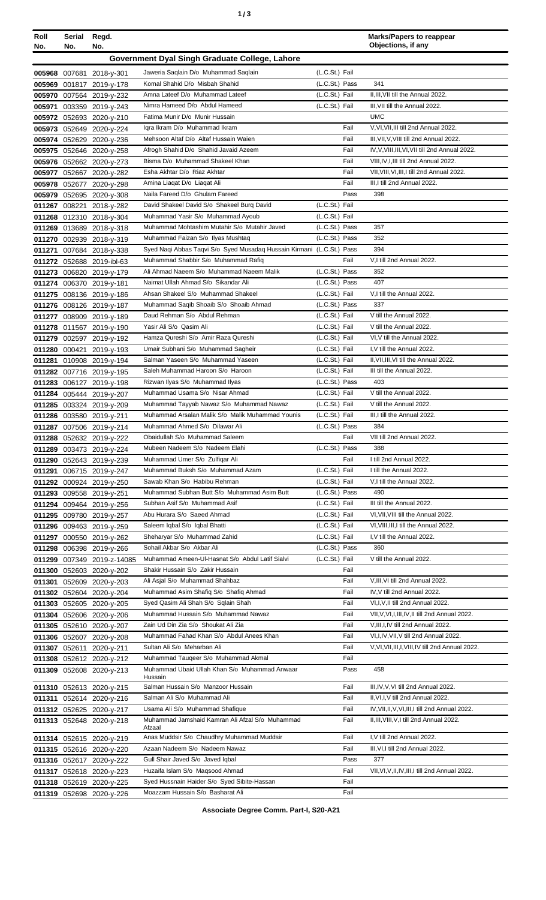| Roll No. | Serial No. | Regd. No. | | | Marks/Papers to reappear Objections, if any |
|---|---|---|---|---|---|
| **Government Dyal Singh Graduate College, Lahore** | | | | | |
| 005968 | 007681 | 2018-y-301 | Jaweria Saqlain D/o Muhammad Saqlain | (L.C.St.) Fail | |
| 005969 | 001817 | 2019-y-178 | Komal Shahid D/o Misbah Shahid | (L.C.St.) Pass | 341 |
| 005970 | 007564 | 2019-y-232 | Amna Lateef D/o Muhammad Lateef | (L.C.St.) Fail | II,III,VII till the Annual 2022. |
| 005971 | 003359 | 2019-y-243 | Nimra Hameed D/o Abdul Hameed | (L.C.St.) Fail | III,VII till the Annual 2022. |
| 005972 | 052693 | 2020-y-210 | Fatima Munir D/o Munir Hussain | | UMC |
| 005973 | 052649 | 2020-y-224 | Iqra Ikram D/o Muhammad Ikram | Fail | V,VI,VII,III till 2nd Annual 2022. |
| 005974 | 052629 | 2020-y-236 | Mehsoon Altaf D/o Altaf Hussain Waien | Fail | III,VII,V,VIII till 2nd Annual 2022. |
| 005975 | 052646 | 2020-y-258 | Afrogh Shahid D/o Shahid Javaid Azeem | Fail | IV,V,VIII,III,VI,VII till 2nd Annual 2022. |
| 005976 | 052662 | 2020-y-273 | Bisma D/o Muhammad Shakeel Khan | Fail | VIII,IV,I,III till 2nd Annual 2022. |
| 005977 | 052667 | 2020-y-282 | Esha Akhtar D/o Riaz Akhtar | Fail | VII,VIII,VI,III,I till 2nd Annual 2022. |
| 005978 | 052677 | 2020-y-298 | Amina Liaqat D/o Liaqat Ali | Fail | III,I till 2nd Annual 2022. |
| 005979 | 052695 | 2020-y-308 | Naila Fareed D/o Ghulam Fareed | Pass | 398 |
| 011267 | 008221 | 2018-y-282 | David Shakeel David S/o Shakeel Burq David | (L.C.St.) Fail | |
| 011268 | 012310 | 2018-y-304 | Muhammad Yasir S/o Muhammad Ayoub | (L.C.St.) Fail | |
| 011269 | 013689 | 2018-y-318 | Muhammad Mohtashim Mutahir S/o Mutahir Javed | (L.C.St.) Pass | 357 |
| 011270 | 002939 | 2018-y-319 | Muhammad Faizan S/o Ilyas Mushtaq | (L.C.St.) Pass | 352 |
| 011271 | 007684 | 2018-y-338 | Syed Naqi Abbas Taqvi S/o Syed Musadaq Hussain Kirmani | (L.C.St.) Pass | 394 |
| 011272 | 052688 | 2019-ibl-63 | Muhammad Shabbir S/o Muhammad Rafiq | Fail | V,I till 2nd Annual 2022. |
| 011273 | 006820 | 2019-y-179 | Ali Ahmad Naeem S/o Muhammad Naeem Malik | (L.C.St.) Pass | 352 |
| 011274 | 006370 | 2019-y-181 | Naimat Ullah Ahmad S/o Sikandar Ali | (L.C.St.) Pass | 407 |
| 011275 | 008136 | 2019-y-186 | Ahsan Shakeel S/o Muhammad Shakeel | (L.C.St.) Fail | V,I till the Annual 2022. |
| 011276 | 008126 | 2019-y-187 | Muhammad Saqib Shoaib S/o Shoaib Ahmad | (L.C.St.) Pass | 337 |
| 011277 | 008909 | 2019-y-189 | Daud Rehman S/o Abdul Rehman | (L.C.St.) Fail | V till the Annual 2022. |
| 011278 | 011567 | 2019-y-190 | Yasir Ali S/o Qasim Ali | (L.C.St.) Fail | V till the Annual 2022. |
| 011279 | 002597 | 2019-y-192 | Hamza Qureshi S/o Amir Raza Qureshi | (L.C.St.) Fail | VI,V till the Annual 2022. |
| 011280 | 000421 | 2019-y-193 | Umair Subhani S/o Muhammad Sagheir | (L.C.St.) Fail | I,V till the Annual 2022. |
| 011281 | 010908 | 2019-y-194 | Salman Yaseen S/o Muhammad Yaseen | (L.C.St.) Fail | II,VII,III,VI till the Annual 2022. |
| 011282 | 007716 | 2019-y-195 | Saleh Muhammad Haroon S/o Haroon | (L.C.St.) Fail | III till the Annual 2022. |
| 011283 | 006127 | 2019-y-198 | Rizwan Ilyas S/o Muhammad Ilyas | (L.C.St.) Pass | 403 |
| 011284 | 005444 | 2019-y-207 | Muhammad Usama S/o Nisar Ahmad | (L.C.St.) Fail | V till the Annual 2022. |
| 011285 | 003324 | 2019-y-209 | Muhammad Tayyab Nawaz S/o Muhammad Nawaz | (L.C.St.) Fail | V till the Annual 2022. |
| 011286 | 003580 | 2019-y-211 | Muhammad Arsalan Malik S/o Malik Muhammad Younis | (L.C.St.) Fail | III,I till the Annual 2022. |
| 011287 | 007506 | 2019-y-214 | Muhammad Ahmed S/o Dilawar Ali | (L.C.St.) Pass | 384 |
| 011288 | 052632 | 2019-y-222 | Obaidullah S/o Muhammad Saleem | Fail | VII till 2nd Annual 2022. |
| 011289 | 003473 | 2019-y-224 | Mubeen Nadeem S/o Nadeem Elahi | (L.C.St.) Pass | 388 |
| 011290 | 052643 | 2019-y-239 | Muhammad Umer S/o Zulfiqar Ali | Fail | I till 2nd Annual 2022. |
| 011291 | 006715 | 2019-y-247 | Muhammad Buksh S/o Muhammad Azam | (L.C.St.) Fail | I till the Annual 2022. |
| 011292 | 000924 | 2019-y-250 | Sawab Khan S/o Habibu Rehman | (L.C.St.) Fail | V,I till the Annual 2022. |
| 011293 | 009558 | 2019-y-251 | Muhammad Subhan Butt S/o Muhammad Asim Butt | (L.C.St.) Pass | 490 |
| 011294 | 009464 | 2019-y-256 | Subhan Asif S/o Muhammad Asif | (L.C.St.) Fail | III till the Annual 2022. |
| 011295 | 009780 | 2019-y-257 | Abu Hurara S/o Saeed Ahmad | (L.C.St.) Fail | VI,VII,VIII till the Annual 2022. |
| 011296 | 009463 | 2019-y-259 | Saleem Iqbal S/o Iqbal Bhatti | (L.C.St.) Fail | VI,VIII,III,I till the Annual 2022. |
| 011297 | 000550 | 2019-y-262 | Sheharyar S/o Muhammad Zahid | (L.C.St.) Fail | I,V till the Annual 2022. |
| 011298 | 006398 | 2019-y-266 | Sohail Akbar S/o Akbar Ali | (L.C.St.) Pass | 360 |
| 011299 | 007349 | 2019-z-14085 | Muhammad Ameen-Ul-Hasnat S/o Abdul Latif Sialvi | (L.C.St.) Fail | V till the Annual 2022. |
| 011300 | 052603 | 2020-y-202 | Shakir Hussain S/o Zakir Hussain | Fail | |
| 011301 | 052609 | 2020-y-203 | Ali Asjal S/o Muhammad Shahbaz | Fail | V,III,VI till 2nd Annual 2022. |
| 011302 | 052604 | 2020-y-204 | Muhammad Asim Shafiq S/o Shafiq Ahmad | Fail | IV,V till 2nd Annual 2022. |
| 011303 | 052605 | 2020-y-205 | Syed Qasim Ali Shah S/o Sqlain Shah | Fail | VI,I,V,II till 2nd Annual 2022. |
| 011304 | 052606 | 2020-y-206 | Muhammad Hussain S/o Muhammad Nawaz | Fail | VII,V,VI,I,III,IV,II till 2nd Annual 2022. |
| 011305 | 052610 | 2020-y-207 | Zain Ud Din Zia S/o Shoukat Ali Zia | Fail | V,III,I,IV till 2nd Annual 2022. |
| 011306 | 052607 | 2020-y-208 | Muhammad Fahad Khan S/o Abdul Anees Khan | Fail | VI,I,IV,VII,V till 2nd Annual 2022. |
| 011307 | 052611 | 2020-y-211 | Sultan Ali S/o Meharban Ali | Fail | V,VI,VII,III,I,VIII,IV till 2nd Annual 2022. |
| 011308 | 052612 | 2020-y-212 | Muhammad Tauqeer S/o Muhammad Akmal | Fail | |
| 011309 | 052608 | 2020-y-213 | Muhammad Ubaid Ullah Khan S/o Muhammad Anwaar Hussain | Pass | 458 |
| 011310 | 052613 | 2020-y-215 | Salman Hussain S/o Manzoor Hussain | Fail | III,IV,V,VI till 2nd Annual 2022. |
| 011311 | 052614 | 2020-y-216 | Salman Ali S/o Muhammad Ali | Fail | II,VI,I,V till 2nd Annual 2022. |
| 011312 | 052625 | 2020-y-217 | Usama Ali S/o Muhammad Shafique | Fail | IV,VII,II,V,VI,III,I till 2nd Annual 2022. |
| 011313 | 052648 | 2020-y-218 | Muhammad Jamshaid Kamran Ali Afzal S/o Muhammad Afzaal | Fail | II,III,VIII,V,I till 2nd Annual 2022. |
| 011314 | 052615 | 2020-y-219 | Anas Muddsir S/o Chaudhry Muhammad Muddsir | Fail | I,V till 2nd Annual 2022. |
| 011315 | 052616 | 2020-y-220 | Azaan Nadeem S/o Nadeem Nawaz | Fail | III,VI,I till 2nd Annual 2022. |
| 011316 | 052617 | 2020-y-222 | Gull Shair Javed S/o Javed Iqbal | Pass | 377 |
| 011317 | 052618 | 2020-y-223 | Huzaifa Islam S/o Maqsood Ahmad | Fail | VII,VI,V,II,IV,III,I till 2nd Annual 2022. |
| 011318 | 052619 | 2020-y-225 | Syed Hussnain Haider S/o Syed Sibite-Hassan | Fail | |
| 011319 | 052698 | 2020-y-226 | Moazzam Hussain S/o Basharat Ali | Fail | |

**Associate Degree Comm. Part-I, S20-A21**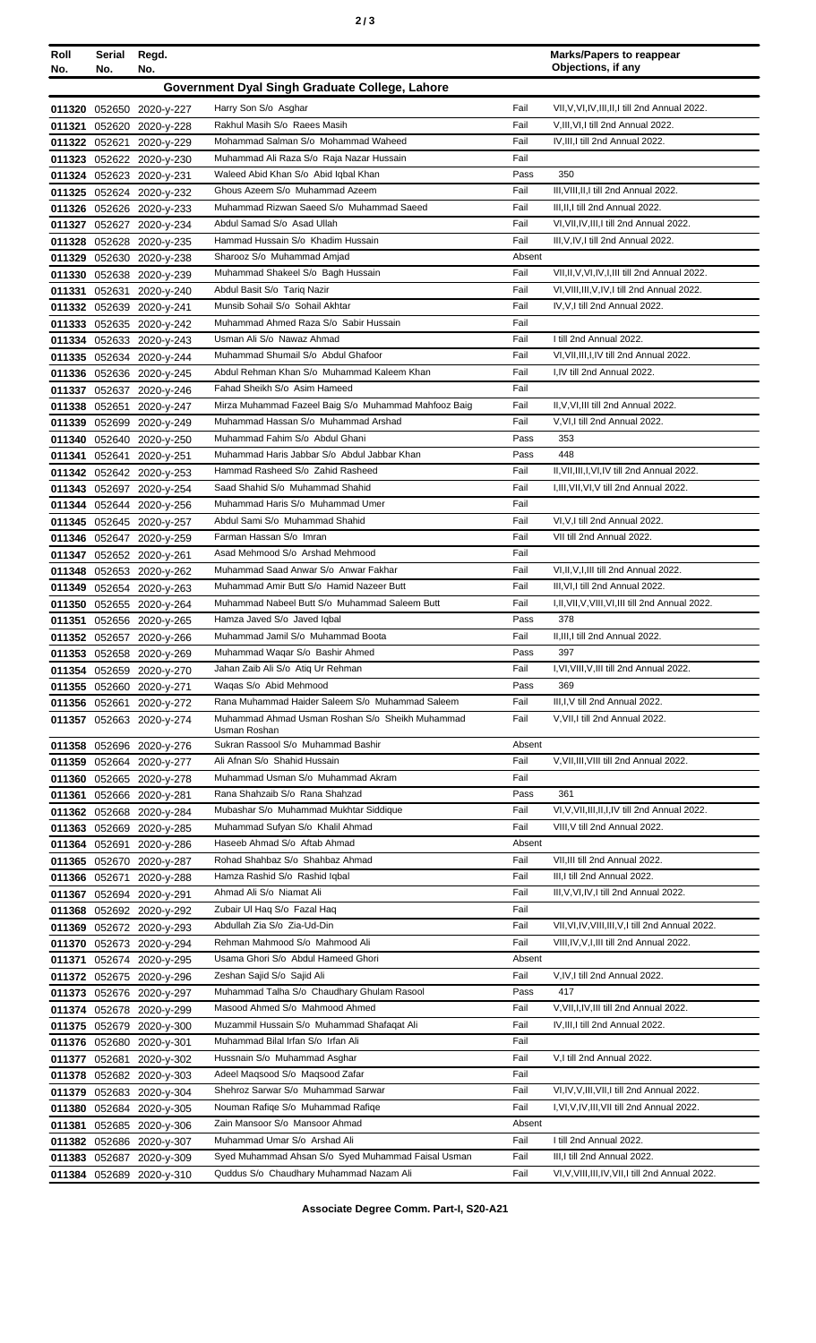| Roll No. | Serial No. | Regd. No. | | | Marks/Papers to reappear Objections, if any |
|---|---|---|---|---|---|
| **Government Dyal Singh Graduate College, Lahore** | | | | | |
| 011320 | 052650 | 2020-y-227 | Harry Son S/o Asghar | Fail | VII,V,VI,IV,III,II,I till 2nd Annual 2022. |
| 011321 | 052620 | 2020-y-228 | Rakhul Masih S/o Raees Masih | Fail | V,III,VI,I till 2nd Annual 2022. |
| 011322 | 052621 | 2020-y-229 | Mohammad Salman S/o Mohammad Waheed | Fail | IV,III,I till 2nd Annual 2022. |
| 011323 | 052622 | 2020-y-230 | Muhammad Ali Raza S/o Raja Nazar Hussain | Fail | |
| 011324 | 052623 | 2020-y-231 | Waleed Abid Khan S/o Abid Iqbal Khan | Pass | 350 |
| 011325 | 052624 | 2020-y-232 | Ghous Azeem S/o Muhammad Azeem | Fail | III,VIII,II,I till 2nd Annual 2022. |
| 011326 | 052626 | 2020-y-233 | Muhammad Rizwan Saeed S/o Muhammad Saeed | Fail | III,II,I till 2nd Annual 2022. |
| 011327 | 052627 | 2020-y-234 | Abdul Samad S/o Asad Ullah | Fail | VI,VII,IV,III,I till 2nd Annual 2022. |
| 011328 | 052628 | 2020-y-235 | Hammad Hussain S/o Khadim Hussain | Fail | III,V,IV,I till 2nd Annual 2022. |
| 011329 | 052630 | 2020-y-238 | Sharooz S/o Muhammad Amjad | Absent | |
| 011330 | 052638 | 2020-y-239 | Muhammad Shakeel S/o Bagh Hussain | Fail | VII,II,V,VI,IV,I,III till 2nd Annual 2022. |
| 011331 | 052631 | 2020-y-240 | Abdul Basit S/o Tariq Nazir | Fail | VI,VIII,III,V,IV,I till 2nd Annual 2022. |
| 011332 | 052639 | 2020-y-241 | Munsib Sohail S/o Sohail Akhtar | Fail | IV,V,I till 2nd Annual 2022. |
| 011333 | 052635 | 2020-y-242 | Muhammad Ahmed Raza S/o Sabir Hussain | Fail | |
| 011334 | 052633 | 2020-y-243 | Usman Ali S/o Nawaz Ahmad | Fail | I till 2nd Annual 2022. |
| 011335 | 052634 | 2020-y-244 | Muhammad Shumail S/o Abdul Ghafoor | Fail | VI,VII,III,I,IV till 2nd Annual 2022. |
| 011336 | 052636 | 2020-y-245 | Abdul Rehman Khan S/o Muhammad Kaleem Khan | Fail | I,IV till 2nd Annual 2022. |
| 011337 | 052637 | 2020-y-246 | Fahad Sheikh S/o Asim Hameed | Fail | |
| 011338 | 052651 | 2020-y-247 | Mirza Muhammad Fazeel Baig S/o Muhammad Mahfooz Baig | Fail | II,V,VI,III till 2nd Annual 2022. |
| 011339 | 052699 | 2020-y-249 | Muhammad Hassan S/o Muhammad Arshad | Fail | V,VI,I till 2nd Annual 2022. |
| 011340 | 052640 | 2020-y-250 | Muhammad Fahim S/o Abdul Ghani | Pass | 353 |
| 011341 | 052641 | 2020-y-251 | Muhammad Haris Jabbar S/o Abdul Jabbar Khan | Pass | 448 |
| 011342 | 052642 | 2020-y-253 | Hammad Rasheed S/o Zahid Rasheed | Fail | II,VII,III,I,VI,IV till 2nd Annual 2022. |
| 011343 | 052697 | 2020-y-254 | Saad Shahid S/o Muhammad Shahid | Fail | I,III,VII,VI,V till 2nd Annual 2022. |
| 011344 | 052644 | 2020-y-256 | Muhammad Haris S/o Muhammad Umer | Fail | |
| 011345 | 052645 | 2020-y-257 | Abdul Sami S/o Muhammad Shahid | Fail | VI,V,I till 2nd Annual 2022. |
| 011346 | 052647 | 2020-y-259 | Farman Hassan S/o Imran | Fail | VII till 2nd Annual 2022. |
| 011347 | 052652 | 2020-y-261 | Asad Mehmood S/o Arshad Mehmood | Fail | |
| 011348 | 052653 | 2020-y-262 | Muhammad Saad Anwar S/o Anwar Fakhar | Fail | VI,II,V,I,III till 2nd Annual 2022. |
| 011349 | 052654 | 2020-y-263 | Muhammad Amir Butt S/o Hamid Nazeer Butt | Fail | III,VI,I till 2nd Annual 2022. |
| 011350 | 052655 | 2020-y-264 | Muhammad Nabeel Butt S/o Muhammad Saleem Butt | Fail | I,II,VII,V,VIII,VI,III till 2nd Annual 2022. |
| 011351 | 052656 | 2020-y-265 | Hamza Javed S/o Javed Iqbal | Pass | 378 |
| 011352 | 052657 | 2020-y-266 | Muhammad Jamil S/o Muhammad Boota | Fail | II,III,I till 2nd Annual 2022. |
| 011353 | 052658 | 2020-y-269 | Muhammad Waqar S/o Bashir Ahmed | Pass | 397 |
| 011354 | 052659 | 2020-y-270 | Jahan Zaib Ali S/o Atiq Ur Rehman | Fail | I,VI,VIII,V,III till 2nd Annual 2022. |
| 011355 | 052660 | 2020-y-271 | Waqas S/o Abid Mehmood | Pass | 369 |
| 011356 | 052661 | 2020-y-272 | Rana Muhammad Haider Saleem S/o Muhammad Saleem | Fail | III,I,V till 2nd Annual 2022. |
| 011357 | 052663 | 2020-y-274 | Muhammad Ahmad Usman Roshan S/o Sheikh Muhammad Usman Roshan | Fail | V,VII,I till 2nd Annual 2022. |
| 011358 | 052696 | 2020-y-276 | Sukran Rassool S/o Muhammad Bashir | Absent | |
| 011359 | 052664 | 2020-y-277 | Ali Afnan S/o Shahid Hussain | Fail | V,VII,III,VIII till 2nd Annual 2022. |
| 011360 | 052665 | 2020-y-278 | Muhammad Usman S/o Muhammad Akram | Fail | |
| 011361 | 052666 | 2020-y-281 | Rana Shahzaib S/o Rana Shahzad | Pass | 361 |
| 011362 | 052668 | 2020-y-284 | Mubashar S/o Muhammad Mukhtar Siddique | Fail | VI,V,VII,III,II,I,IV till 2nd Annual 2022. |
| 011363 | 052669 | 2020-y-285 | Muhammad Sufyan S/o Khalil Ahmad | Fail | VIII,V till 2nd Annual 2022. |
| 011364 | 052691 | 2020-y-286 | Haseeb Ahmad S/o Aftab Ahmad | Absent | |
| 011365 | 052670 | 2020-y-287 | Rohad Shahbaz S/o Shahbaz Ahmad | Fail | VII,III till 2nd Annual 2022. |
| 011366 | 052671 | 2020-y-288 | Hamza Rashid S/o Rashid Iqbal | Fail | III,I till 2nd Annual 2022. |
| 011367 | 052694 | 2020-y-291 | Ahmad Ali S/o Niamat Ali | Fail | III,V,VI,IV,I till 2nd Annual 2022. |
| 011368 | 052692 | 2020-y-292 | Zubair Ul Haq S/o Fazal Haq | Fail | |
| 011369 | 052672 | 2020-y-293 | Abdullah Zia S/o Zia-Ud-Din | Fail | VII,VI,IV,VIII,III,V,I till 2nd Annual 2022. |
| 011370 | 052673 | 2020-y-294 | Rehman Mahmood S/o Mahmood Ali | Fail | VIII,IV,V,I,III till 2nd Annual 2022. |
| 011371 | 052674 | 2020-y-295 | Usama Ghori S/o Abdul Hameed Ghori | Absent | |
| 011372 | 052675 | 2020-y-296 | Zeshan Sajid S/o Sajid Ali | Fail | V,IV,I till 2nd Annual 2022. |
| 011373 | 052676 | 2020-y-297 | Muhammad Talha S/o Chaudhary Ghulam Rasool | Pass | 417 |
| 011374 | 052678 | 2020-y-299 | Masood Ahmed S/o Mahmood Ahmed | Fail | V,VII,I,IV,III till 2nd Annual 2022. |
| 011375 | 052679 | 2020-y-300 | Muzammil Hussain S/o Muhammad Shafaqat Ali | Fail | IV,III,I till 2nd Annual 2022. |
| 011376 | 052680 | 2020-y-301 | Muhammad Bilal Irfan S/o Irfan Ali | Fail | |
| 011377 | 052681 | 2020-y-302 | Hussnain S/o Muhammad Asghar | Fail | V,I till 2nd Annual 2022. |
| 011378 | 052682 | 2020-y-303 | Adeel Maqsood S/o Maqsood Zafar | Fail | |
| 011379 | 052683 | 2020-y-304 | Shehroz Sarwar S/o Muhammad Sarwar | Fail | VI,IV,V,III,VII,I till 2nd Annual 2022. |
| 011380 | 052684 | 2020-y-305 | Nouman Rafiqe S/o Muhammad Rafiqe | Fail | I,VI,V,IV,III,VII till 2nd Annual 2022. |
| 011381 | 052685 | 2020-y-306 | Zain Mansoor S/o Mansoor Ahmad | Absent | |
| 011382 | 052686 | 2020-y-307 | Muhammad Umar S/o Arshad Ali | Fail | I till 2nd Annual 2022. |
| 011383 | 052687 | 2020-y-309 | Syed Muhammad Ahsan S/o Syed Muhammad Faisal Usman | Fail | III,I till 2nd Annual 2022. |
| 011384 | 052689 | 2020-y-310 | Quddus S/o Chaudhary Muhammad Nazam Ali | Fail | VI,V,VIII,III,IV,VII,I till 2nd Annual 2022. |

**Associate Degree Comm. Part-I, S20-A21**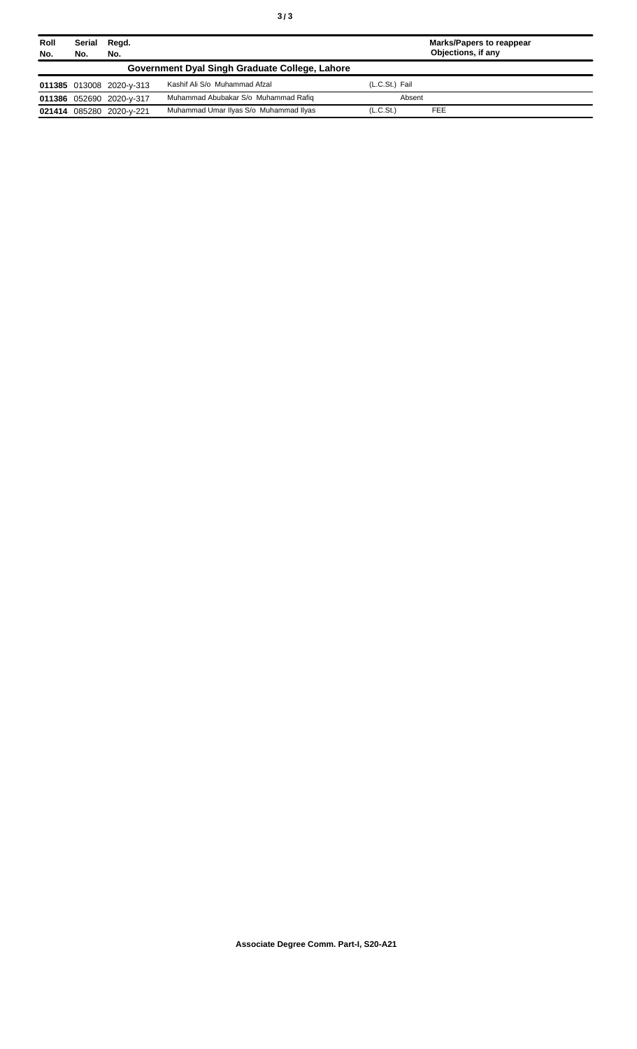| Roll No. | Serial No. | Regd. No. | | | Marks/Papers to reappear Objections, if any |
|---|---|---|---|---|---|
| **Government Dyal Singh Graduate College, Lahore** | | | | | |
| **011385** | 013008 | 2020-y-313 | Kashif Ali S/o Muhammad Afzal | (L.C.St.) Fail | |
| **011386** | 052690 | 2020-y-317 | Muhammad Abubakar S/o Muhammad Rafiq | Absent | |
| **021414** | 085280 | 2020-y-221 | Muhammad Umar Ilyas S/o Muhammad Ilyas | (L.C.St.) | FEE |

**Associate Degree Comm. Part-I, S20-A21**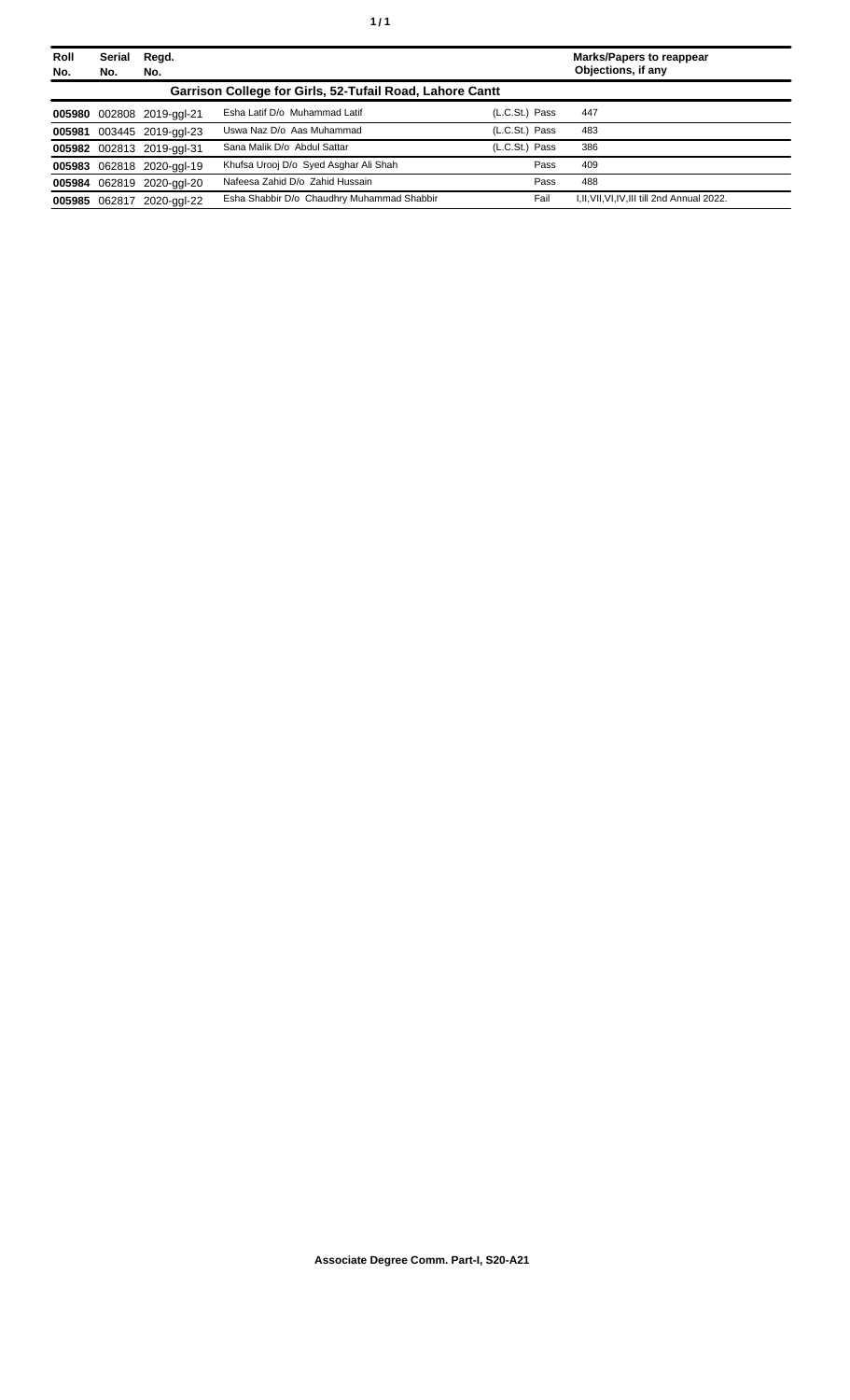| Roll No. | Serial No. | Regd. No. | | | Marks/Papers to reappear Objections, if any |
|---|---|---|---|---|---|
| **Garrison College for Girls, 52-Tufail Road, Lahore Cantt** | | | | | |
| **005980** | 002808 | 2019-ggl-21 | Esha Latif D/o Muhammad Latif | (L.C.St.) Pass | 447 |
| **005981** | 003445 | 2019-ggl-23 | Uswa Naz D/o Aas Muhammad | (L.C.St.) Pass | 483 |
| **005982** | 002813 | 2019-ggl-31 | Sana Malik D/o Abdul Sattar | (L.C.St.) Pass | 386 |
| **005983** | 062818 | 2020-ggl-19 | Khufsa Urooj D/o Syed Asghar Ali Shah | Pass | 409 |
| **005984** | 062819 | 2020-ggl-20 | Nafeesa Zahid D/o Zahid Hussain | Pass | 488 |
| **005985** | 062817 | 2020-ggl-22 | Esha Shabbir D/o Chaudhry Muhammad Shabbir | Fail | I,II,VII,VI,IV,III till 2nd Annual 2022. |

**Associate Degree Comm. Part-I, S20-A21**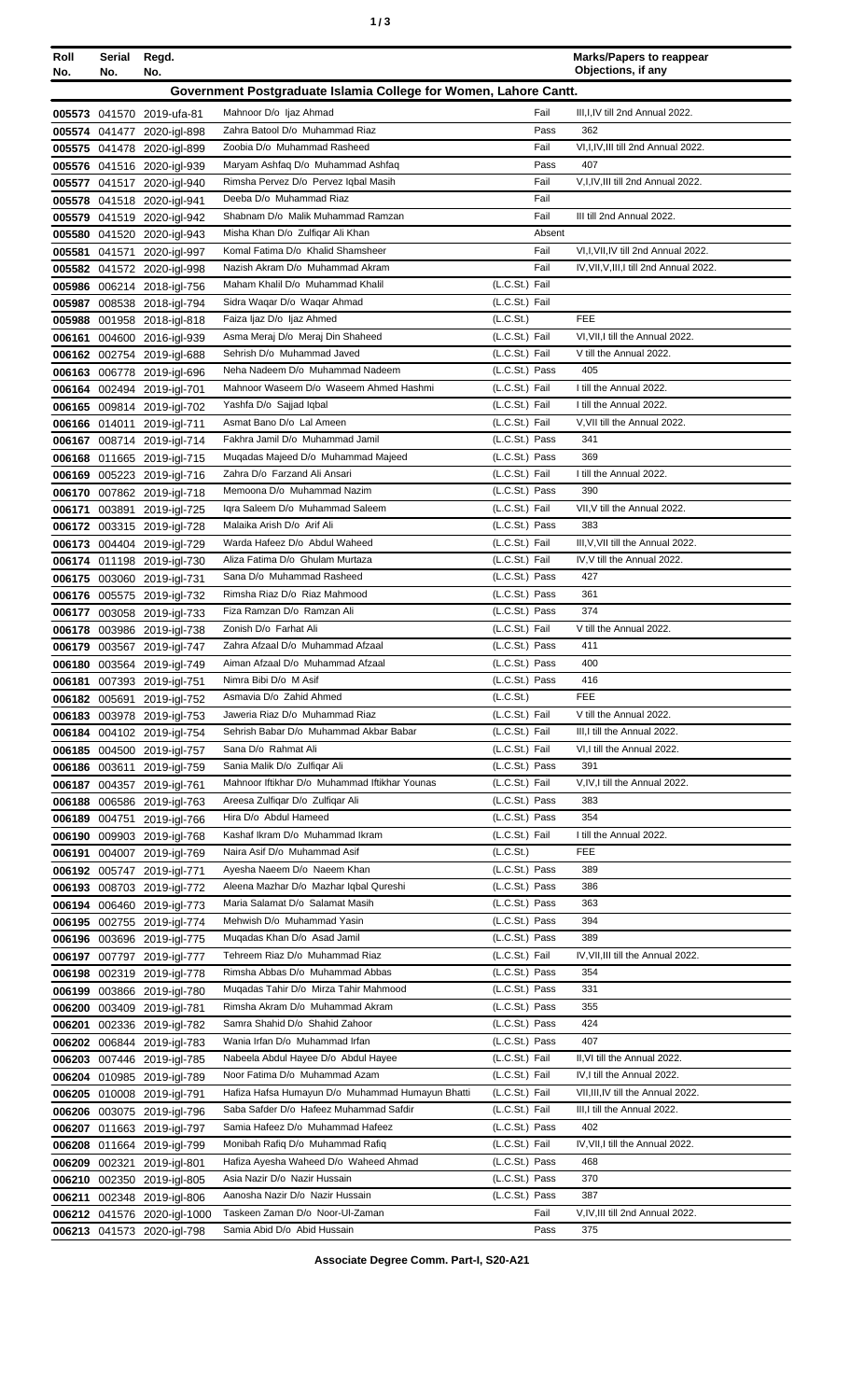| Roll No. | Serial No. | Regd. No. | | | Marks/Papers to reappear Objections, if any |
|---|---|---|---|---|---|
| **Government Postgraduate Islamia College for Women, Lahore Cantt.** | | | | | |
| 005573 | 041570 | 2019-ufa-81 | Mahnoor D/o Ijaz Ahmad | Fail | III,I,IV till 2nd Annual 2022. |
| 005574 | 041477 | 2020-igl-898 | Zahra Batool D/o Muhammad Riaz | Pass | 362 |
| 005575 | 041478 | 2020-igl-899 | Zoobia D/o Muhammad Rasheed | Fail | VI,I,IV,III till 2nd Annual 2022. |
| 005576 | 041516 | 2020-igl-939 | Maryam Ashfaq D/o Muhammad Ashfaq | Pass | 407 |
| 005577 | 041517 | 2020-igl-940 | Rimsha Pervez D/o Pervez Iqbal Masih | Fail | V,I,IV,III till 2nd Annual 2022. |
| 005578 | 041518 | 2020-igl-941 | Deeba D/o Muhammad Riaz | Fail | |
| 005579 | 041519 | 2020-igl-942 | Shabnam D/o Malik Muhammad Ramzan | Fail | III till 2nd Annual 2022. |
| 005580 | 041520 | 2020-igl-943 | Misha Khan D/o Zulfiqar Ali Khan | Absent | |
| 005581 | 041571 | 2020-igl-997 | Komal Fatima D/o Khalid Shamsheer | Fail | VI,I,VII,IV till 2nd Annual 2022. |
| 005582 | 041572 | 2020-igl-998 | Nazish Akram D/o Muhammad Akram | Fail | IV,VII,V,III,I till 2nd Annual 2022. |
| 005986 | 006214 | 2018-igl-756 | Maham Khalil D/o Muhammad Khalil | (L.C.St.) Fail | |
| 005987 | 008538 | 2018-igl-794 | Sidra Waqar D/o Waqar Ahmad | (L.C.St.) Fail | |
| 005988 | 001958 | 2018-igl-818 | Faiza Ijaz D/o Ijaz Ahmed | (L.C.St.) | FEE |
| 006161 | 004600 | 2016-igl-939 | Asma Meraj D/o Meraj Din Shaheed | (L.C.St.) Fail | VI,VII,I till the Annual 2022. |
| 006162 | 002754 | 2019-igl-688 | Sehrish D/o Muhammad Javed | (L.C.St.) Fail | V till the Annual 2022. |
| 006163 | 006778 | 2019-igl-696 | Neha Nadeem D/o Muhammad Nadeem | (L.C.St.) Pass | 405 |
| 006164 | 002494 | 2019-igl-701 | Mahnoor Waseem D/o Waseem Ahmed Hashmi | (L.C.St.) Fail | I till the Annual 2022. |
| 006165 | 009814 | 2019-igl-702 | Yashfa D/o Sajjad Iqbal | (L.C.St.) Fail | I till the Annual 2022. |
| 006166 | 014011 | 2019-igl-711 | Asmat Bano D/o Lal Ameen | (L.C.St.) Fail | V,VII till the Annual 2022. |
| 006167 | 008714 | 2019-igl-714 | Fakhra Jamil D/o Muhammad Jamil | (L.C.St.) Pass | 341 |
| 006168 | 011665 | 2019-igl-715 | Muqadas Majeed D/o Muhammad Majeed | (L.C.St.) Pass | 369 |
| 006169 | 005223 | 2019-igl-716 | Zahra D/o Farzand Ali Ansari | (L.C.St.) Fail | I till the Annual 2022. |
| 006170 | 007862 | 2019-igl-718 | Memoona D/o Muhammad Nazim | (L.C.St.) Pass | 390 |
| 006171 | 003891 | 2019-igl-725 | Iqra Saleem D/o Muhammad Saleem | (L.C.St.) Fail | VII,V till the Annual 2022. |
| 006172 | 003315 | 2019-igl-728 | Malaika Arish D/o Arif Ali | (L.C.St.) Pass | 383 |
| 006173 | 004404 | 2019-igl-729 | Warda Hafeez D/o Abdul Waheed | (L.C.St.) Fail | III,V,VII till the Annual 2022. |
| 006174 | 011198 | 2019-igl-730 | Aliza Fatima D/o Ghulam Murtaza | (L.C.St.) Fail | IV,V till the Annual 2022. |
| 006175 | 003060 | 2019-igl-731 | Sana D/o Muhammad Rasheed | (L.C.St.) Pass | 427 |
| 006176 | 005575 | 2019-igl-732 | Rimsha Riaz D/o Riaz Mahmood | (L.C.St.) Pass | 361 |
| 006177 | 003058 | 2019-igl-733 | Fiza Ramzan D/o Ramzan Ali | (L.C.St.) Pass | 374 |
| 006178 | 003986 | 2019-igl-738 | Zonish D/o Farhat Ali | (L.C.St.) Fail | V till the Annual 2022. |
| 006179 | 003567 | 2019-igl-747 | Zahra Afzaal D/o Muhammad Afzaal | (L.C.St.) Pass | 411 |
| 006180 | 003564 | 2019-igl-749 | Aiman Afzaal D/o Muhammad Afzaal | (L.C.St.) Pass | 400 |
| 006181 | 007393 | 2019-igl-751 | Nimra Bibi D/o M Asif | (L.C.St.) Pass | 416 |
| 006182 | 005691 | 2019-igl-752 | Asmavia D/o Zahid Ahmed | (L.C.St.) | FEE |
| 006183 | 003978 | 2019-igl-753 | Jaweria Riaz D/o Muhammad Riaz | (L.C.St.) Fail | V till the Annual 2022. |
| 006184 | 004102 | 2019-igl-754 | Sehrish Babar D/o Muhammad Akbar Babar | (L.C.St.) Fail | III,I till the Annual 2022. |
| 006185 | 004500 | 2019-igl-757 | Sana D/o Rahmat Ali | (L.C.St.) Fail | VI,I till the Annual 2022. |
| 006186 | 003611 | 2019-igl-759 | Sania Malik D/o Zulfiqar Ali | (L.C.St.) Pass | 391 |
| 006187 | 004357 | 2019-igl-761 | Mahnoor Iftikhar D/o Muhammad Iftikhar Younas | (L.C.St.) Fail | V,IV,I till the Annual 2022. |
| 006188 | 006586 | 2019-igl-763 | Areesa Zulfiqar D/o Zulfiqar Ali | (L.C.St.) Pass | 383 |
| 006189 | 004751 | 2019-igl-766 | Hira D/o Abdul Hameed | (L.C.St.) Pass | 354 |
| 006190 | 009903 | 2019-igl-768 | Kashaf Ikram D/o Muhammad Ikram | (L.C.St.) Fail | I till the Annual 2022. |
| 006191 | 004007 | 2019-igl-769 | Naira Asif D/o Muhammad Asif | (L.C.St.) | FEE |
| 006192 | 005747 | 2019-igl-771 | Ayesha Naeem D/o Naeem Khan | (L.C.St.) Pass | 389 |
| 006193 | 008703 | 2019-igl-772 | Aleena Mazhar D/o Mazhar Iqbal Qureshi | (L.C.St.) Pass | 386 |
| 006194 | 006460 | 2019-igl-773 | Maria Salamat D/o Salamat Masih | (L.C.St.) Pass | 363 |
| 006195 | 002755 | 2019-igl-774 | Mehwish D/o Muhammad Yasin | (L.C.St.) Pass | 394 |
| 006196 | 003696 | 2019-igl-775 | Muqadas Khan D/o Asad Jamil | (L.C.St.) Pass | 389 |
| 006197 | 007797 | 2019-igl-777 | Tehreem Riaz D/o Muhammad Riaz | (L.C.St.) Fail | IV,VII,III till the Annual 2022. |
| 006198 | 002319 | 2019-igl-778 | Rimsha Abbas D/o Muhammad Abbas | (L.C.St.) Pass | 354 |
| 006199 | 003866 | 2019-igl-780 | Muqadas Tahir D/o Mirza Tahir Mahmood | (L.C.St.) Pass | 331 |
| 006200 | 003409 | 2019-igl-781 | Rimsha Akram D/o Muhammad Akram | (L.C.St.) Pass | 355 |
| 006201 | 002336 | 2019-igl-782 | Samra Shahid D/o Shahid Zahoor | (L.C.St.) Pass | 424 |
| 006202 | 006844 | 2019-igl-783 | Wania Irfan D/o Muhammad Irfan | (L.C.St.) Pass | 407 |
| 006203 | 007446 | 2019-igl-785 | Nabeela Abdul Hayee D/o Abdul Hayee | (L.C.St.) Fail | II,VI till the Annual 2022. |
| 006204 | 010985 | 2019-igl-789 | Noor Fatima D/o Muhammad Azam | (L.C.St.) Fail | IV,I till the Annual 2022. |
| 006205 | 010008 | 2019-igl-791 | Hafiza Hafsa Humayun D/o Muhammad Humayun Bhatti | (L.C.St.) Fail | VII,III,IV till the Annual 2022. |
| 006206 | 003075 | 2019-igl-796 | Saba Safder D/o Hafeez Muhammad Safdir | (L.C.St.) Fail | III,I till the Annual 2022. |
| 006207 | 011663 | 2019-igl-797 | Samia Hafeez D/o Muhammad Hafeez | (L.C.St.) Pass | 402 |
| 006208 | 011664 | 2019-igl-799 | Monibah Rafiq D/o Muhammad Rafiq | (L.C.St.) Fail | IV,VII,I till the Annual 2022. |
| 006209 | 002321 | 2019-igl-801 | Hafiza Ayesha Waheed D/o Waheed Ahmad | (L.C.St.) Pass | 468 |
| 006210 | 002350 | 2019-igl-805 | Asia Nazir D/o Nazir Hussain | (L.C.St.) Pass | 370 |
| 006211 | 002348 | 2019-igl-806 | Aanosha Nazir D/o Nazir Hussain | (L.C.St.) Pass | 387 |
| 006212 | 041576 | 2020-igl-1000 | Taskeen Zaman D/o Noor-Ul-Zaman | Fail | V,IV,III till 2nd Annual 2022. |
| 006213 | 041573 | 2020-igl-798 | Samia Abid D/o Abid Hussain | Pass | 375 |

**Associate Degree Comm. Part-I, S20-A21**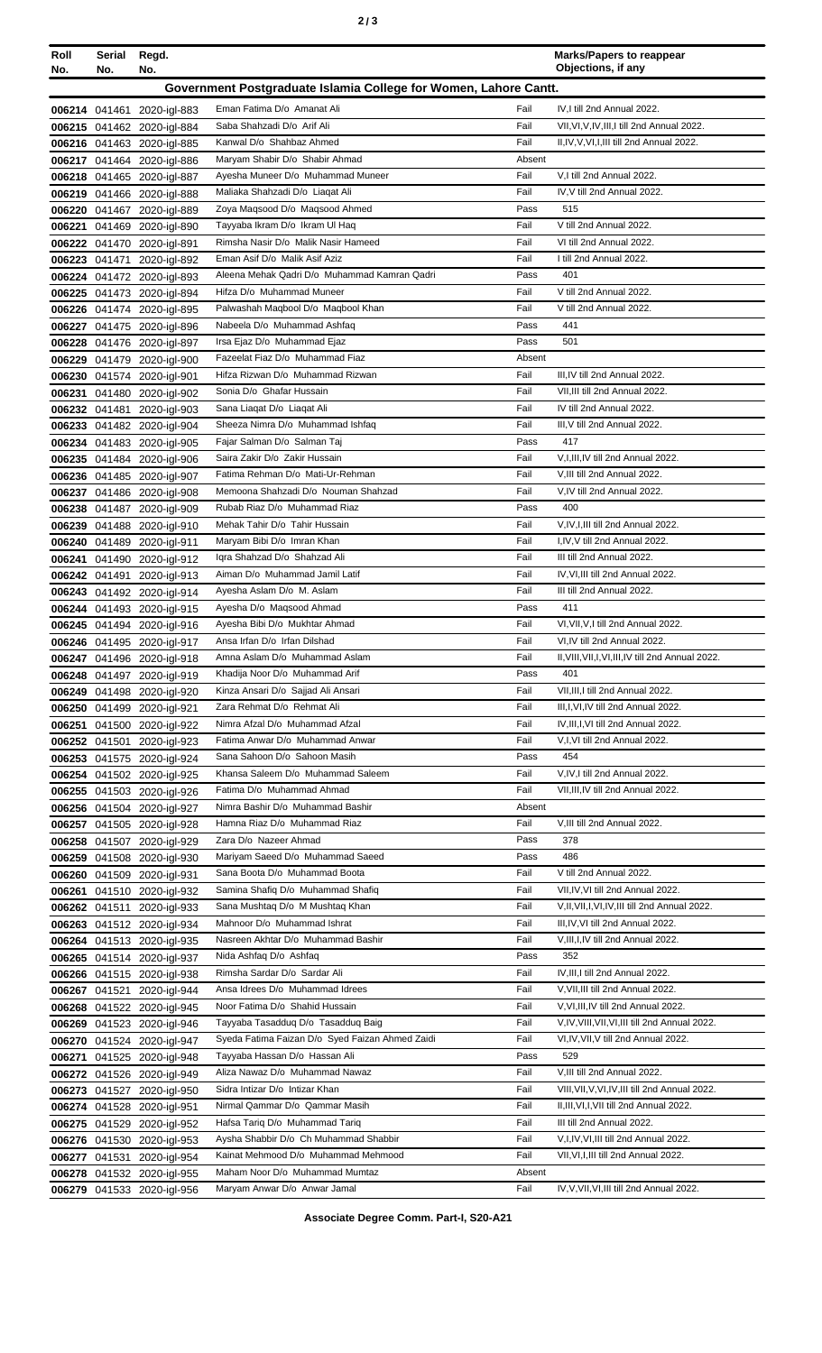| Roll No. | Serial No. | Regd. No. | | | Marks/Papers to reappear Objections, if any |
|---|---|---|---|---|---|
| **Government Postgraduate Islamia College for Women, Lahore Cantt.** | | | | | |
| 006214 | 041461 | 2020-igl-883 | Eman Fatima D/o Amanat Ali | Fail | IV,I till 2nd Annual 2022. |
| 006215 | 041462 | 2020-igl-884 | Saba Shahzadi D/o Arif Ali | Fail | VII,VI,V,IV,III,I till 2nd Annual 2022. |
| 006216 | 041463 | 2020-igl-885 | Kanwal D/o Shahbaz Ahmed | Fail | II,IV,V,VI,I,III till 2nd Annual 2022. |
| 006217 | 041464 | 2020-igl-886 | Maryam Shabir D/o Shabir Ahmad | Absent | |
| 006218 | 041465 | 2020-igl-887 | Ayesha Muneer D/o Muhammad Muneer | Fail | V,I till 2nd Annual 2022. |
| 006219 | 041466 | 2020-igl-888 | Maliaka Shahzadi D/o Liaqat Ali | Fail | IV,V till 2nd Annual 2022. |
| 006220 | 041467 | 2020-igl-889 | Zoya Maqsood D/o Maqsood Ahmed | Pass | 515 |
| 006221 | 041469 | 2020-igl-890 | Tayyaba Ikram D/o Ikram Ul Haq | Fail | V till 2nd Annual 2022. |
| 006222 | 041470 | 2020-igl-891 | Rimsha Nasir D/o Malik Nasir Hameed | Fail | VI till 2nd Annual 2022. |
| 006223 | 041471 | 2020-igl-892 | Eman Asif D/o Malik Asif Aziz | Fail | I till 2nd Annual 2022. |
| 006224 | 041472 | 2020-igl-893 | Aleena Mehak Qadri D/o Muhammad Kamran Qadri | Pass | 401 |
| 006225 | 041473 | 2020-igl-894 | Hifza D/o Muhammad Muneer | Fail | V till 2nd Annual 2022. |
| 006226 | 041474 | 2020-igl-895 | Palwashah Maqbool D/o Maqbool Khan | Fail | V till 2nd Annual 2022. |
| 006227 | 041475 | 2020-igl-896 | Nabeela D/o Muhammad Ashfaq | Pass | 441 |
| 006228 | 041476 | 2020-igl-897 | Irsa Ejaz D/o Muhammad Ejaz | Pass | 501 |
| 006229 | 041479 | 2020-igl-900 | Fazeelat Fiaz D/o Muhammad Fiaz | Absent | |
| 006230 | 041574 | 2020-igl-901 | Hifza Rizwan D/o Muhammad Rizwan | Fail | III,IV till 2nd Annual 2022. |
| 006231 | 041480 | 2020-igl-902 | Sonia D/o Ghafar Hussain | Fail | VII,III till 2nd Annual 2022. |
| 006232 | 041481 | 2020-igl-903 | Sana Liaqat D/o Liaqat Ali | Fail | IV till 2nd Annual 2022. |
| 006233 | 041482 | 2020-igl-904 | Sheeza Nimra D/o Muhammad Ishfaq | Fail | III,V till 2nd Annual 2022. |
| 006234 | 041483 | 2020-igl-905 | Fajar Salman D/o Salman Taj | Pass | 417 |
| 006235 | 041484 | 2020-igl-906 | Saira Zakir D/o Zakir Hussain | Fail | V,I,III,IV till 2nd Annual 2022. |
| 006236 | 041485 | 2020-igl-907 | Fatima Rehman D/o Mati-Ur-Rehman | Fail | V,III till 2nd Annual 2022. |
| 006237 | 041486 | 2020-igl-908 | Memoona Shahzadi D/o Nouman Shahzad | Fail | V,IV till 2nd Annual 2022. |
| 006238 | 041487 | 2020-igl-909 | Rubab Riaz D/o Muhammad Riaz | Pass | 400 |
| 006239 | 041488 | 2020-igl-910 | Mehak Tahir D/o Tahir Hussain | Fail | V,IV,I,III till 2nd Annual 2022. |
| 006240 | 041489 | 2020-igl-911 | Maryam Bibi D/o Imran Khan | Fail | I,IV,V till 2nd Annual 2022. |
| 006241 | 041490 | 2020-igl-912 | Iqra Shahzad D/o Shahzad Ali | Fail | III till 2nd Annual 2022. |
| 006242 | 041491 | 2020-igl-913 | Aiman D/o Muhammad Jamil Latif | Fail | IV,VI,III till 2nd Annual 2022. |
| 006243 | 041492 | 2020-igl-914 | Ayesha Aslam D/o M. Aslam | Fail | III till 2nd Annual 2022. |
| 006244 | 041493 | 2020-igl-915 | Ayesha D/o Maqsood Ahmad | Pass | 411 |
| 006245 | 041494 | 2020-igl-916 | Ayesha Bibi D/o Mukhtar Ahmad | Fail | VI,VII,V,I till 2nd Annual 2022. |
| 006246 | 041495 | 2020-igl-917 | Ansa Irfan D/o Irfan Dilshad | Fail | VI,IV till 2nd Annual 2022. |
| 006247 | 041496 | 2020-igl-918 | Amna Aslam D/o Muhammad Aslam | Fail | II,VIII,VII,I,VI,III,IV till 2nd Annual 2022. |
| 006248 | 041497 | 2020-igl-919 | Khadija Noor D/o Muhammad Arif | Pass | 401 |
| 006249 | 041498 | 2020-igl-920 | Kinza Ansari D/o Sajjad Ali Ansari | Fail | VII,III,I till 2nd Annual 2022. |
| 006250 | 041499 | 2020-igl-921 | Zara Rehmat D/o Rehmat Ali | Fail | III,I,VI,IV till 2nd Annual 2022. |
| 006251 | 041500 | 2020-igl-922 | Nimra Afzal D/o Muhammad Afzal | Fail | IV,III,I,VI till 2nd Annual 2022. |
| 006252 | 041501 | 2020-igl-923 | Fatima Anwar D/o Muhammad Anwar | Fail | V,I,VI till 2nd Annual 2022. |
| 006253 | 041575 | 2020-igl-924 | Sana Sahoon D/o Sahoon Masih | Pass | 454 |
| 006254 | 041502 | 2020-igl-925 | Khansa Saleem D/o Muhammad Saleem | Fail | V,IV,I till 2nd Annual 2022. |
| 006255 | 041503 | 2020-igl-926 | Fatima D/o Muhammad Ahmad | Fail | VII,III,IV till 2nd Annual 2022. |
| 006256 | 041504 | 2020-igl-927 | Nimra Bashir D/o Muhammad Bashir | Absent | |
| 006257 | 041505 | 2020-igl-928 | Hamna Riaz D/o Muhammad Riaz | Fail | V,III till 2nd Annual 2022. |
| 006258 | 041507 | 2020-igl-929 | Zara D/o Nazeer Ahmad | Pass | 378 |
| 006259 | 041508 | 2020-igl-930 | Mariyam Saeed D/o Muhammad Saeed | Pass | 486 |
| 006260 | 041509 | 2020-igl-931 | Sana Boota D/o Muhammad Boota | Fail | V till 2nd Annual 2022. |
| 006261 | 041510 | 2020-igl-932 | Samina Shafiq D/o Muhammad Shafiq | Fail | VII,IV,VI till 2nd Annual 2022. |
| 006262 | 041511 | 2020-igl-933 | Sana Mushtaq D/o M Mushtaq Khan | Fail | V,II,VII,I,VI,IV,III till 2nd Annual 2022. |
| 006263 | 041512 | 2020-igl-934 | Mahnoor D/o Muhammad Ishrat | Fail | III,IV,VI till 2nd Annual 2022. |
| 006264 | 041513 | 2020-igl-935 | Nasreen Akhtar D/o Muhammad Bashir | Fail | V,III,I,IV till 2nd Annual 2022. |
| 006265 | 041514 | 2020-igl-937 | Nida Ashfaq D/o Ashfaq | Pass | 352 |
| 006266 | 041515 | 2020-igl-938 | Rimsha Sardar D/o Sardar Ali | Fail | IV,III,I till 2nd Annual 2022. |
| 006267 | 041521 | 2020-igl-944 | Ansa Idrees D/o Muhammad Idrees | Fail | V,VII,III till 2nd Annual 2022. |
| 006268 | 041522 | 2020-igl-945 | Noor Fatima D/o Shahid Hussain | Fail | V,VI,III,IV till 2nd Annual 2022. |
| 006269 | 041523 | 2020-igl-946 | Tayyaba Tasadduq D/o Tasadduq Baig | Fail | V,IV,VIII,VII,VI,III till 2nd Annual 2022. |
| 006270 | 041524 | 2020-igl-947 | Syeda Fatima Faizan D/o Syed Faizan Ahmed Zaidi | Fail | VI,IV,VII,V till 2nd Annual 2022. |
| 006271 | 041525 | 2020-igl-948 | Tayyaba Hassan D/o Hassan Ali | Pass | 529 |
| 006272 | 041526 | 2020-igl-949 | Aliza Nawaz D/o Muhammad Nawaz | Fail | V,III till 2nd Annual 2022. |
| 006273 | 041527 | 2020-igl-950 | Sidra Intizar D/o Intizar Khan | Fail | VIII,VII,V,VI,IV,III till 2nd Annual 2022. |
| 006274 | 041528 | 2020-igl-951 | Nirmal Qammar D/o Qammar Masih | Fail | II,III,VI,I,VII till 2nd Annual 2022. |
| 006275 | 041529 | 2020-igl-952 | Hafsa Tariq D/o Muhammad Tariq | Fail | III till 2nd Annual 2022. |
| 006276 | 041530 | 2020-igl-953 | Aysha Shabbir D/o Ch Muhammad Shabbir | Fail | V,I,IV,VI,III till 2nd Annual 2022. |
| 006277 | 041531 | 2020-igl-954 | Kainat Mehmood D/o Muhammad Mehmood | Fail | VII,VI,I,III till 2nd Annual 2022. |
| 006278 | 041532 | 2020-igl-955 | Maham Noor D/o Muhammad Mumtaz | Absent | |
| 006279 | 041533 | 2020-igl-956 | Maryam Anwar D/o Anwar Jamal | Fail | IV,V,VII,VI,III till 2nd Annual 2022. |

**Associate Degree Comm. Part-I, S20-A21**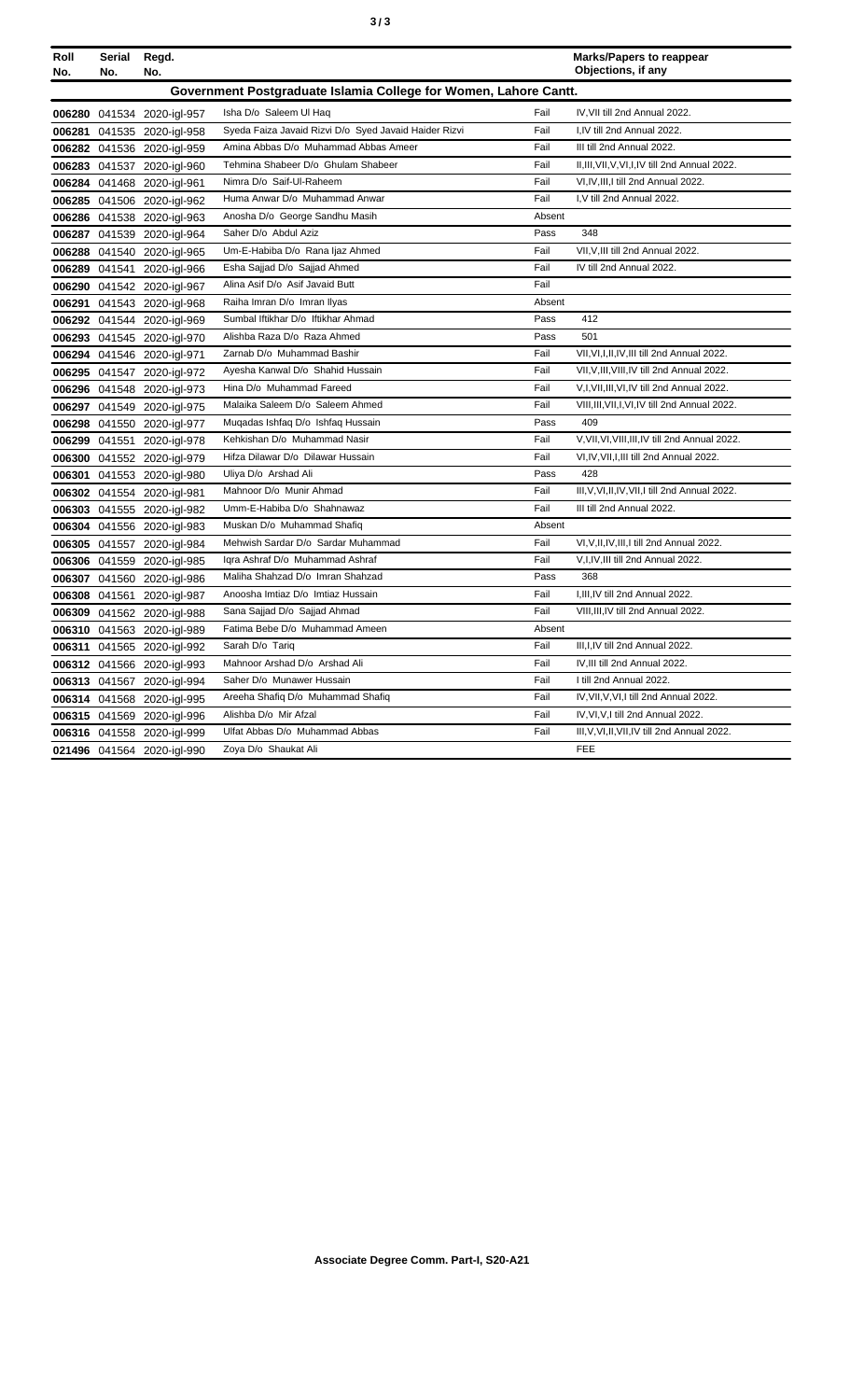| Roll No. | Serial No. | Regd. No. | | | Marks/Papers to reappear Objections, if any |
|---|---|---|---|---|---|
| **Government Postgraduate Islamia College for Women, Lahore Cantt.** | | | | | |
| **006280** | 041534 | 2020-igl-957 | Isha D/o Saleem Ul Haq | Fail | IV,VII till 2nd Annual 2022. |
| **006281** | 041535 | 2020-igl-958 | Syeda Faiza Javaid Rizvi D/o Syed Javaid Haider Rizvi | Fail | I,IV till 2nd Annual 2022. |
| **006282** | 041536 | 2020-igl-959 | Amina Abbas D/o Muhammad Abbas Ameer | Fail | III till 2nd Annual 2022. |
| **006283** | 041537 | 2020-igl-960 | Tehmina Shabeer D/o Ghulam Shabeer | Fail | II,III,VII,V,VI,I,IV till 2nd Annual 2022. |
| **006284** | 041468 | 2020-igl-961 | Nimra D/o Saif-Ul-Raheem | Fail | VI,IV,III,I till 2nd Annual 2022. |
| **006285** | 041506 | 2020-igl-962 | Huma Anwar D/o Muhammad Anwar | Fail | I,V till 2nd Annual 2022. |
| **006286** | 041538 | 2020-igl-963 | Anosha D/o George Sandhu Masih | Absent | |
| **006287** | 041539 | 2020-igl-964 | Saher D/o Abdul Aziz | Pass | 348 |
| **006288** | 041540 | 2020-igl-965 | Um-E-Habiba D/o Rana Ijaz Ahmed | Fail | VII,V,III till 2nd Annual 2022. |
| **006289** | 041541 | 2020-igl-966 | Esha Sajjad D/o Sajjad Ahmed | Fail | IV till 2nd Annual 2022. |
| **006290** | 041542 | 2020-igl-967 | Alina Asif D/o Asif Javaid Butt | Fail | |
| **006291** | 041543 | 2020-igl-968 | Raiha Imran D/o Imran Ilyas | Absent | |
| **006292** | 041544 | 2020-igl-969 | Sumbal Iftikhar D/o Iftikhar Ahmad | Pass | 412 |
| **006293** | 041545 | 2020-igl-970 | Alishba Raza D/o Raza Ahmed | Pass | 501 |
| **006294** | 041546 | 2020-igl-971 | Zarnab D/o Muhammad Bashir | Fail | VII,VI,I,II,IV,III till 2nd Annual 2022. |
| **006295** | 041547 | 2020-igl-972 | Ayesha Kanwal D/o Shahid Hussain | Fail | VII,V,III,VIII,IV till 2nd Annual 2022. |
| **006296** | 041548 | 2020-igl-973 | Hina D/o Muhammad Fareed | Fail | V,I,VII,III,VI,IV till 2nd Annual 2022. |
| **006297** | 041549 | 2020-igl-975 | Malaika Saleem D/o Saleem Ahmed | Fail | VIII,III,VII,I,VI,IV till 2nd Annual 2022. |
| **006298** | 041550 | 2020-igl-977 | Muqadas Ishfaq D/o Ishfaq Hussain | Pass | 409 |
| **006299** | 041551 | 2020-igl-978 | Kehkishan D/o Muhammad Nasir | Fail | V,VII,VI,VIII,III,IV till 2nd Annual 2022. |
| **006300** | 041552 | 2020-igl-979 | Hifza Dilawar D/o Dilawar Hussain | Fail | VI,IV,VII,I,III till 2nd Annual 2022. |
| **006301** | 041553 | 2020-igl-980 | Uliya D/o Arshad Ali | Pass | 428 |
| **006302** | 041554 | 2020-igl-981 | Mahnoor D/o Munir Ahmad | Fail | III,V,VI,II,IV,VII,I till 2nd Annual 2022. |
| **006303** | 041555 | 2020-igl-982 | Umm-E-Habiba D/o Shahnawaz | Fail | III till 2nd Annual 2022. |
| **006304** | 041556 | 2020-igl-983 | Muskan D/o Muhammad Shafiq | Absent | |
| **006305** | 041557 | 2020-igl-984 | Mehwish Sardar D/o Sardar Muhammad | Fail | VI,V,II,IV,III,I till 2nd Annual 2022. |
| **006306** | 041559 | 2020-igl-985 | Iqra Ashraf D/o Muhammad Ashraf | Fail | V,I,IV,III till 2nd Annual 2022. |
| **006307** | 041560 | 2020-igl-986 | Maliha Shahzad D/o Imran Shahzad | Pass | 368 |
| **006308** | 041561 | 2020-igl-987 | Anoosha Imtiaz D/o Imtiaz Hussain | Fail | I,III,IV till 2nd Annual 2022. |
| **006309** | 041562 | 2020-igl-988 | Sana Sajjad D/o Sajjad Ahmad | Fail | VIII,III,IV till 2nd Annual 2022. |
| **006310** | 041563 | 2020-igl-989 | Fatima Bebe D/o Muhammad Ameen | Absent | |
| **006311** | 041565 | 2020-igl-992 | Sarah D/o Tariq | Fail | III,I,IV till 2nd Annual 2022. |
| **006312** | 041566 | 2020-igl-993 | Mahnoor Arshad D/o Arshad Ali | Fail | IV,III till 2nd Annual 2022. |
| **006313** | 041567 | 2020-igl-994 | Saher D/o Munawer Hussain | Fail | I till 2nd Annual 2022. |
| **006314** | 041568 | 2020-igl-995 | Areeha Shafiq D/o Muhammad Shafiq | Fail | IV,VII,V,VI,I till 2nd Annual 2022. |
| **006315** | 041569 | 2020-igl-996 | Alishba D/o Mir Afzal | Fail | IV,VI,V,I till 2nd Annual 2022. |
| **006316** | 041558 | 2020-igl-999 | Ulfat Abbas D/o Muhammad Abbas | Fail | III,V,VI,II,VII,IV till 2nd Annual 2022. |
| **021496** | 041564 | 2020-igl-990 | Zoya D/o Shaukat Ali | | FEE |

**Associate Degree Comm. Part-I, S20-A21**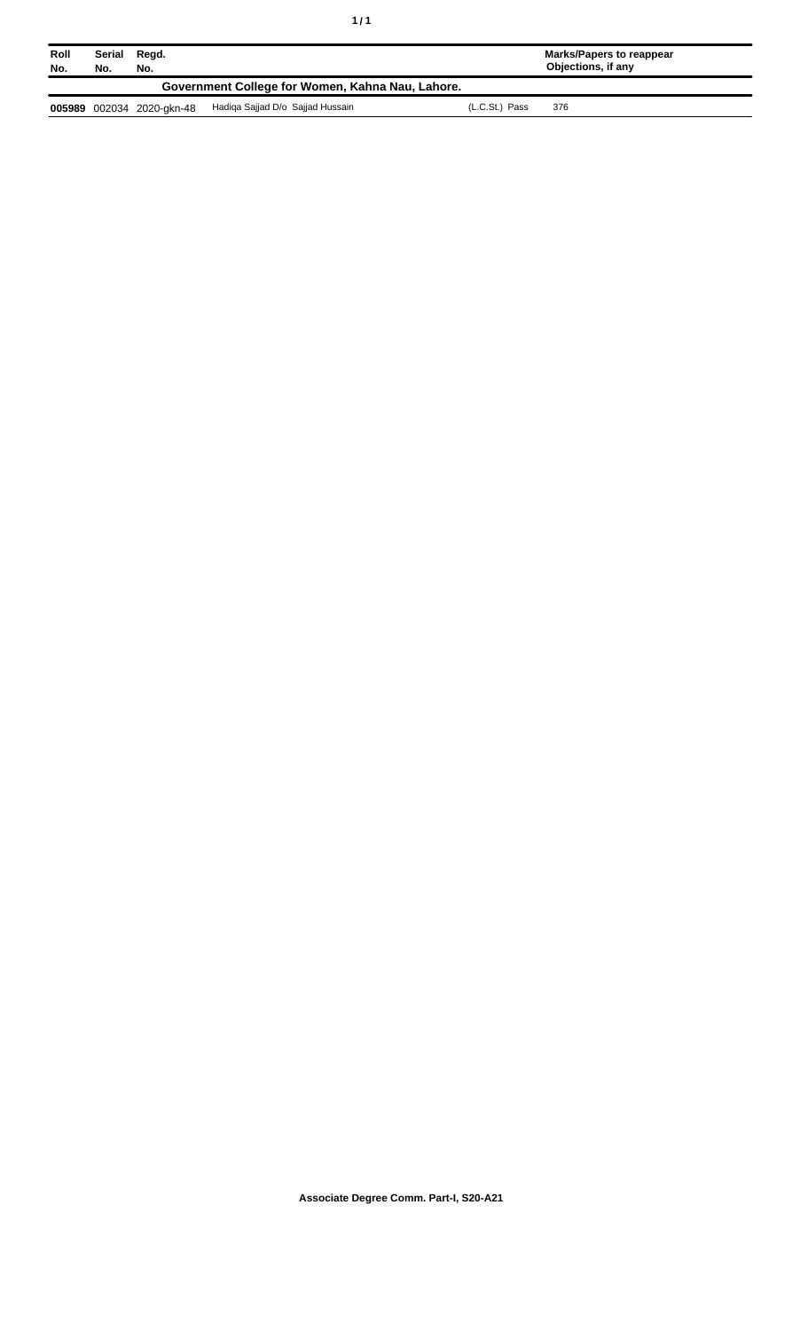| Roll No. | Serial No. | Regd. No. | | | Marks/Papers to reappear Objections, if any |
|---|---|---|---|---|---|
| **Government College for Women, Kahna Nau, Lahore.** | | | | | |
| **005989** | 002034 | 2020-gkn-48 | Hadiqa Sajjad D/o Sajjad Hussain | (L.C.St.) Pass | 376 |

**Associate Degree Comm. Part-I, S20-A21**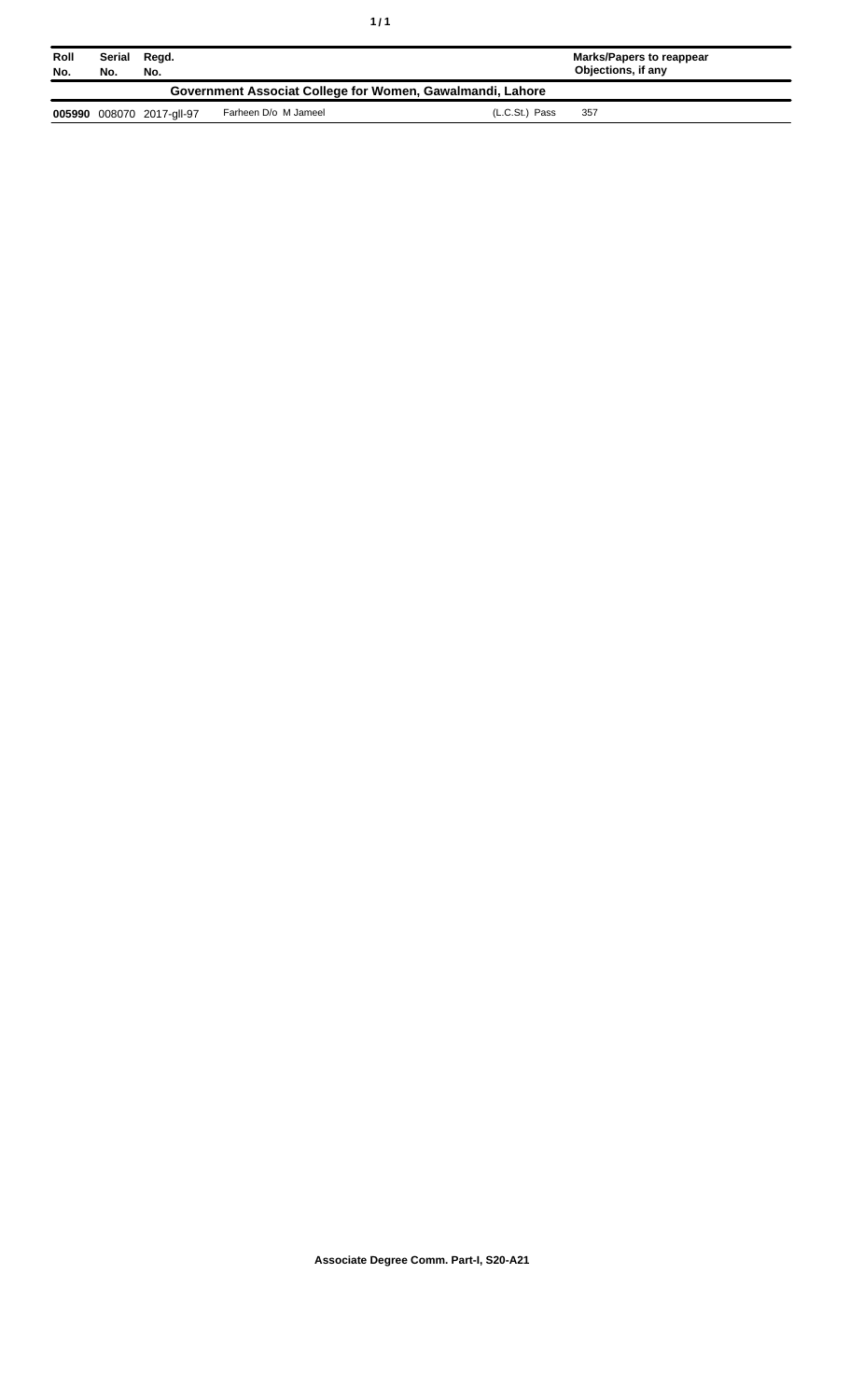| Roll No. | Serial No. | Regd. No. | | | Marks/Papers to reappear Objections, if any |
|---|---|---|---|---|---|
| **Government Associat College for Women, Gawalmandi, Lahore** | | | | | |
| **005990** | 008070 | 2017-gll-97 | Farheen D/o M Jameel | (L.C.St.) Pass | 357 |

**Associate Degree Comm. Part-I, S20-A21**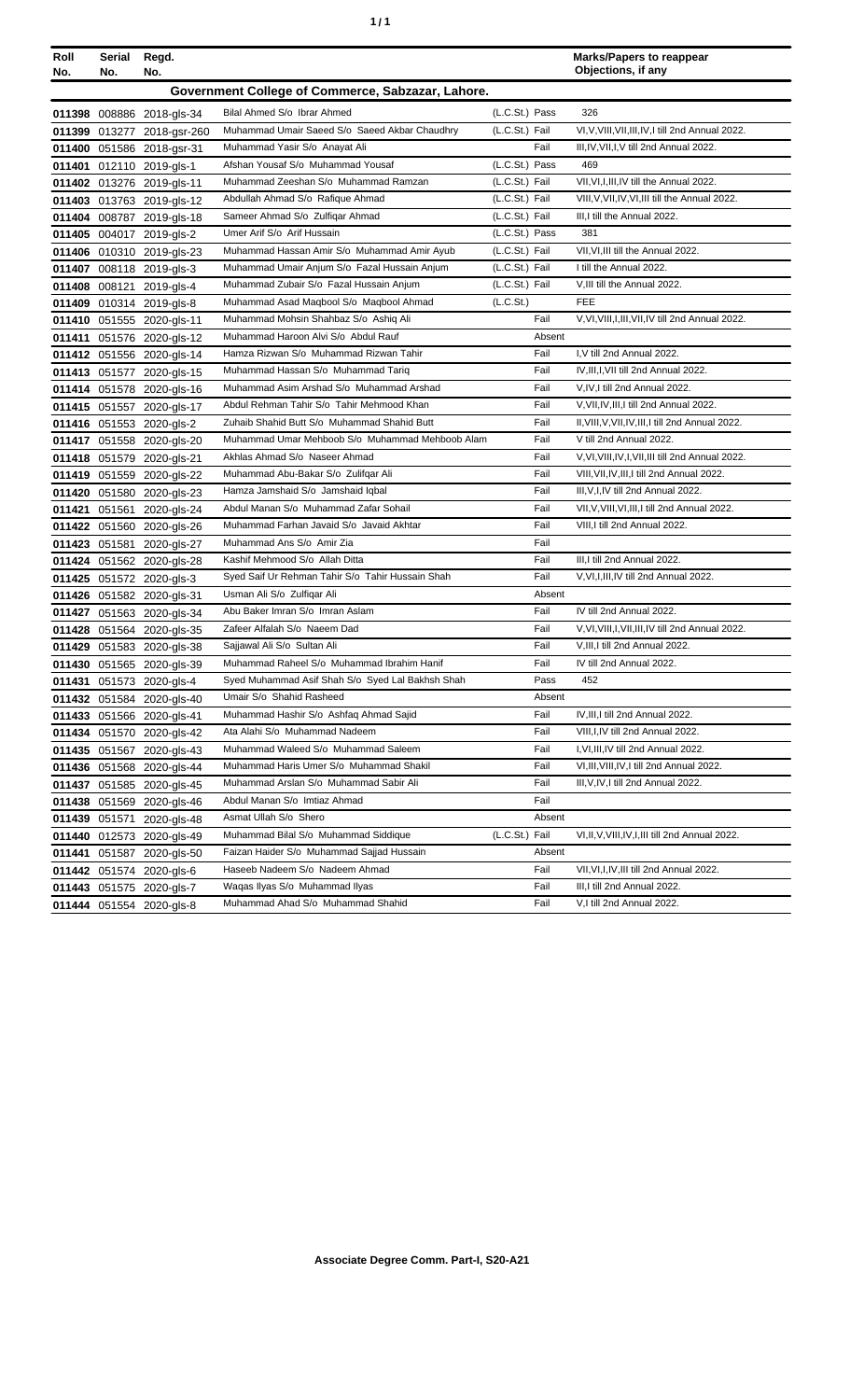| Roll No. | Serial No. | Regd. No. | | | Marks/Papers to reappear Objections, if any |
|---|---|---|---|---|---|
| **Government College of Commerce, Sabzazar, Lahore.** | | | | | |
| 011398 | 008886 | 2018-gls-34 | Bilal Ahmed S/o Ibrar Ahmed | (L.C.St.) Pass | 326 |
| 011399 | 013277 | 2018-gsr-260 | Muhammad Umair Saeed S/o Saeed Akbar Chaudhry | (L.C.St.) Fail | VI,V,VIII,VII,III,IV,I till 2nd Annual 2022. |
| 011400 | 051586 | 2018-gsr-31 | Muhammad Yasir S/o Anayat Ali | Fail | III,IV,VII,I,V till 2nd Annual 2022. |
| 011401 | 012110 | 2019-gls-1 | Afshan Yousaf S/o Muhammad Yousaf | (L.C.St.) Pass | 469 |
| 011402 | 013276 | 2019-gls-11 | Muhammad Zeeshan S/o Muhammad Ramzan | (L.C.St.) Fail | VII,VI,I,III,IV till the Annual 2022. |
| 011403 | 013763 | 2019-gls-12 | Abdullah Ahmad S/o Rafique Ahmad | (L.C.St.) Fail | VIII,V,VII,IV,VI,III till the Annual 2022. |
| 011404 | 008787 | 2019-gls-18 | Sameer Ahmad S/o Zulfiqar Ahmad | (L.C.St.) Fail | III,I till the Annual 2022. |
| 011405 | 004017 | 2019-gls-2 | Umer Arif S/o Arif Hussain | (L.C.St.) Pass | 381 |
| 011406 | 010310 | 2019-gls-23 | Muhammad Hassan Amir S/o Muhammad Amir Ayub | (L.C.St.) Fail | VII,VI,III till the Annual 2022. |
| 011407 | 008118 | 2019-gls-3 | Muhammad Umair Anjum S/o Fazal Hussain Anjum | (L.C.St.) Fail | I till the Annual 2022. |
| 011408 | 008121 | 2019-gls-4 | Muhammad Zubair S/o Fazal Hussain Anjum | (L.C.St.) Fail | V,III till the Annual 2022. |
| 011409 | 010314 | 2019-gls-8 | Muhammad Asad Maqbool S/o Maqbool Ahmad | (L.C.St.) | FEE |
| 011410 | 051555 | 2020-gls-11 | Muhammad Mohsin Shahbaz S/o Ashiq Ali | Fail | V,VI,VIII,I,III,VII,IV till 2nd Annual 2022. |
| 011411 | 051576 | 2020-gls-12 | Muhammad Haroon Alvi S/o Abdul Rauf | Absent | |
| 011412 | 051556 | 2020-gls-14 | Hamza Rizwan S/o Muhammad Rizwan Tahir | Fail | I,V till 2nd Annual 2022. |
| 011413 | 051577 | 2020-gls-15 | Muhammad Hassan S/o Muhammad Tariq | Fail | IV,III,I,VII till 2nd Annual 2022. |
| 011414 | 051578 | 2020-gls-16 | Muhammad Asim Arshad S/o Muhammad Arshad | Fail | V,IV,I till 2nd Annual 2022. |
| 011415 | 051557 | 2020-gls-17 | Abdul Rehman Tahir S/o Tahir Mehmood Khan | Fail | V,VII,IV,III,I till 2nd Annual 2022. |
| 011416 | 051553 | 2020-gls-2 | Zuhaib Shahid Butt S/o Muhammad Shahid Butt | Fail | II,VIII,V,VII,IV,III,I till 2nd Annual 2022. |
| 011417 | 051558 | 2020-gls-20 | Muhammad Umar Mehboob S/o Muhammad Mehboob Alam | Fail | V till 2nd Annual 2022. |
| 011418 | 051579 | 2020-gls-21 | Akhlas Ahmad S/o Naseer Ahmad | Fail | V,VI,VIII,IV,I,VII,III till 2nd Annual 2022. |
| 011419 | 051559 | 2020-gls-22 | Muhammad Abu-Bakar S/o Zulifqar Ali | Fail | VIII,VII,IV,III,I till 2nd Annual 2022. |
| 011420 | 051580 | 2020-gls-23 | Hamza Jamshaid S/o Jamshaid Iqbal | Fail | III,V,I,IV till 2nd Annual 2022. |
| 011421 | 051561 | 2020-gls-24 | Abdul Manan S/o Muhammad Zafar Sohail | Fail | VII,V,VIII,VI,III,I till 2nd Annual 2022. |
| 011422 | 051560 | 2020-gls-26 | Muhammad Farhan Javaid S/o Javaid Akhtar | Fail | VIII,I till 2nd Annual 2022. |
| 011423 | 051581 | 2020-gls-27 | Muhammad Ans S/o Amir Zia | Fail | |
| 011424 | 051562 | 2020-gls-28 | Kashif Mehmood S/o Allah Ditta | Fail | III,I till 2nd Annual 2022. |
| 011425 | 051572 | 2020-gls-3 | Syed Saif Ur Rehman Tahir S/o Tahir Hussain Shah | Fail | V,VI,I,III,IV till 2nd Annual 2022. |
| 011426 | 051582 | 2020-gls-31 | Usman Ali S/o Zulfiqar Ali | Absent | |
| 011427 | 051563 | 2020-gls-34 | Abu Baker Imran S/o Imran Aslam | Fail | IV till 2nd Annual 2022. |
| 011428 | 051564 | 2020-gls-35 | Zafeer Alfalah S/o Naeem Dad | Fail | V,VI,VIII,I,VII,III,IV till 2nd Annual 2022. |
| 011429 | 051583 | 2020-gls-38 | Sajjawal Ali S/o Sultan Ali | Fail | V,III,I till 2nd Annual 2022. |
| 011430 | 051565 | 2020-gls-39 | Muhammad Raheel S/o Muhammad Ibrahim Hanif | Fail | IV till 2nd Annual 2022. |
| 011431 | 051573 | 2020-gls-4 | Syed Muhammad Asif Shah S/o Syed Lal Bakhsh Shah | Pass | 452 |
| 011432 | 051584 | 2020-gls-40 | Umair S/o Shahid Rasheed | Absent | |
| 011433 | 051566 | 2020-gls-41 | Muhammad Hashir S/o Ashfaq Ahmad Sajid | Fail | IV,III,I till 2nd Annual 2022. |
| 011434 | 051570 | 2020-gls-42 | Ata Alahi S/o Muhammad Nadeem | Fail | VIII,I,IV till 2nd Annual 2022. |
| 011435 | 051567 | 2020-gls-43 | Muhammad Waleed S/o Muhammad Saleem | Fail | I,VI,III,IV till 2nd Annual 2022. |
| 011436 | 051568 | 2020-gls-44 | Muhammad Haris Umer S/o Muhammad Shakil | Fail | VI,III,VIII,IV,I till 2nd Annual 2022. |
| 011437 | 051585 | 2020-gls-45 | Muhammad Arslan S/o Muhammad Sabir Ali | Fail | III,V,IV,I till 2nd Annual 2022. |
| 011438 | 051569 | 2020-gls-46 | Abdul Manan S/o Imtiaz Ahmad | Fail | |
| 011439 | 051571 | 2020-gls-48 | Asmat Ullah S/o Shero | Absent | |
| 011440 | 012573 | 2020-gls-49 | Muhammad Bilal S/o Muhammad Siddique | (L.C.St.) Fail | VI,II,V,VIII,IV,I,III till 2nd Annual 2022. |
| 011441 | 051587 | 2020-gls-50 | Faizan Haider S/o Muhammad Sajjad Hussain | Absent | |
| 011442 | 051574 | 2020-gls-6 | Haseeb Nadeem S/o Nadeem Ahmad | Fail | VII,VI,I,IV,III till 2nd Annual 2022. |
| 011443 | 051575 | 2020-gls-7 | Waqas Ilyas S/o Muhammad Ilyas | Fail | III,I till 2nd Annual 2022. |
| 011444 | 051554 | 2020-gls-8 | Muhammad Ahad S/o Muhammad Shahid | Fail | V,I till 2nd Annual 2022. |

**Associate Degree Comm. Part-I, S20-A21**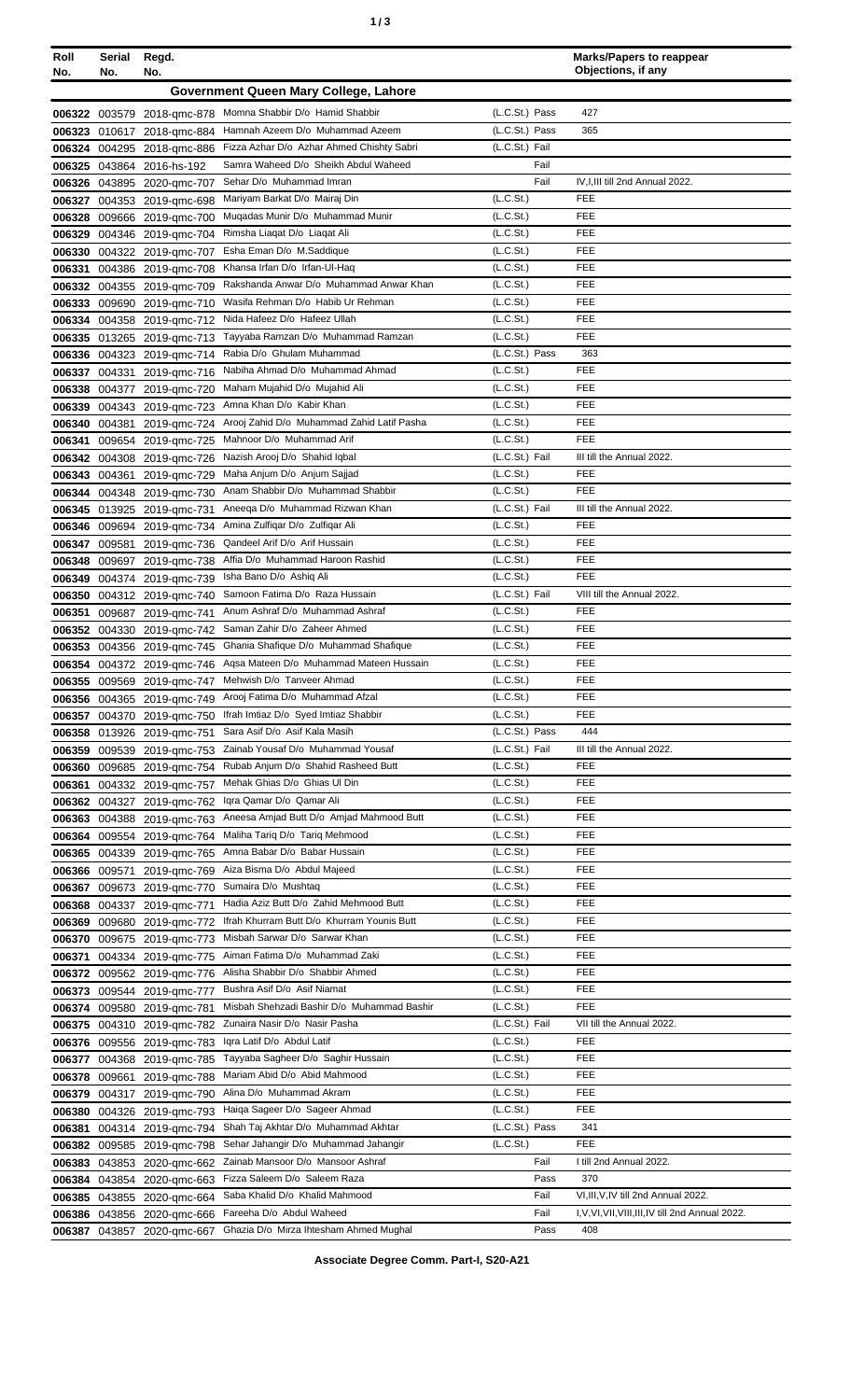| Roll No. | Serial No. | Regd. No. | | | Marks/Papers to reappear Objections, if any |
|---|---|---|---|---|---|
| **Government Queen Mary College, Lahore** | | | | | |
| 006322 | 003579 | 2018-qmc-878 | Momna Shabbir D/o Hamid Shabbir | (L.C.St.) Pass | 427 |
| 006323 | 010617 | 2018-qmc-884 | Hamnah Azeem D/o Muhammad Azeem | (L.C.St.) Pass | 365 |
| 006324 | 004295 | 2018-qmc-886 | Fizza Azhar D/o Azhar Ahmed Chishty Sabri | (L.C.St.) Fail | |
| 006325 | 043864 | 2016-hs-192 | Samra Waheed D/o Sheikh Abdul Waheed | Fail | |
| 006326 | 043895 | 2020-qmc-707 | Sehar D/o Muhammad Imran | Fail | IV,I,III till 2nd Annual 2022. |
| 006327 | 004353 | 2019-qmc-698 | Mariyam Barkat D/o Mairaj Din | (L.C.St.) | FEE |
| 006328 | 009666 | 2019-qmc-700 | Muqadas Munir D/o Muhammad Munir | (L.C.St.) | FEE |
| 006329 | 004346 | 2019-qmc-704 | Rimsha Liaqat D/o Liaqat Ali | (L.C.St.) | FEE |
| 006330 | 004322 | 2019-qmc-707 | Esha Eman D/o M.Saddique | (L.C.St.) | FEE |
| 006331 | 004386 | 2019-qmc-708 | Khansa Irfan D/o Irfan-Ul-Haq | (L.C.St.) | FEE |
| 006332 | 004355 | 2019-qmc-709 | Rakshanda Anwar D/o Muhammad Anwar Khan | (L.C.St.) | FEE |
| 006333 | 009690 | 2019-qmc-710 | Wasifa Rehman D/o Habib Ur Rehman | (L.C.St.) | FEE |
| 006334 | 004358 | 2019-qmc-712 | Nida Hafeez D/o Hafeez Ullah | (L.C.St.) | FEE |
| 006335 | 013265 | 2019-qmc-713 | Tayyaba Ramzan D/o Muhammad Ramzan | (L.C.St.) | FEE |
| 006336 | 004323 | 2019-qmc-714 | Rabia D/o Ghulam Muhammad | (L.C.St.) Pass | 363 |
| 006337 | 004331 | 2019-qmc-716 | Nabiha Ahmad D/o Muhammad Ahmad | (L.C.St.) | FEE |
| 006338 | 004377 | 2019-qmc-720 | Maham Mujahid D/o Mujahid Ali | (L.C.St.) | FEE |
| 006339 | 004343 | 2019-qmc-723 | Amna Khan D/o Kabir Khan | (L.C.St.) | FEE |
| 006340 | 004381 | 2019-qmc-724 | Arooj Zahid D/o Muhammad Zahid Latif Pasha | (L.C.St.) | FEE |
| 006341 | 009654 | 2019-qmc-725 | Mahnoor D/o Muhammad Arif | (L.C.St.) | FEE |
| 006342 | 004308 | 2019-qmc-726 | Nazish Arooj D/o Shahid Iqbal | (L.C.St.) Fail | III till the Annual 2022. |
| 006343 | 004361 | 2019-qmc-729 | Maha Anjum D/o Anjum Sajjad | (L.C.St.) | FEE |
| 006344 | 004348 | 2019-qmc-730 | Anam Shabbir D/o Muhammad Shabbir | (L.C.St.) | FEE |
| 006345 | 013925 | 2019-qmc-731 | Aneeqa D/o Muhammad Rizwan Khan | (L.C.St.) Fail | III till the Annual 2022. |
| 006346 | 009694 | 2019-qmc-734 | Amina Zulfiqar D/o Zulfiqar Ali | (L.C.St.) | FEE |
| 006347 | 009581 | 2019-qmc-736 | Qandeel Arif D/o Arif Hussain | (L.C.St.) | FEE |
| 006348 | 009697 | 2019-qmc-738 | Affia D/o Muhammad Haroon Rashid | (L.C.St.) | FEE |
| 006349 | 004374 | 2019-qmc-739 | Isha Bano D/o Ashiq Ali | (L.C.St.) | FEE |
| 006350 | 004312 | 2019-qmc-740 | Samoon Fatima D/o Raza Hussain | (L.C.St.) Fail | VIII till the Annual 2022. |
| 006351 | 009687 | 2019-qmc-741 | Anum Ashraf D/o Muhammad Ashraf | (L.C.St.) | FEE |
| 006352 | 004330 | 2019-qmc-742 | Saman Zahir D/o Zaheer Ahmed | (L.C.St.) | FEE |
| 006353 | 004356 | 2019-qmc-745 | Ghania Shafique D/o Muhammad Shafique | (L.C.St.) | FEE |
| 006354 | 004372 | 2019-qmc-746 | Aqsa Mateen D/o Muhammad Mateen Hussain | (L.C.St.) | FEE |
| 006355 | 009569 | 2019-qmc-747 | Mehwish D/o Tanveer Ahmad | (L.C.St.) | FEE |
| 006356 | 004365 | 2019-qmc-749 | Arooj Fatima D/o Muhammad Afzal | (L.C.St.) | FEE |
| 006357 | 004370 | 2019-qmc-750 | Ifrah Imtiaz D/o Syed Imtiaz Shabbir | (L.C.St.) | FEE |
| 006358 | 013926 | 2019-qmc-751 | Sara Asif D/o Asif Kala Masih | (L.C.St.) Pass | 444 |
| 006359 | 009539 | 2019-qmc-753 | Zainab Yousaf D/o Muhammad Yousaf | (L.C.St.) Fail | III till the Annual 2022. |
| 006360 | 009685 | 2019-qmc-754 | Rubab Anjum D/o Shahid Rasheed Butt | (L.C.St.) | FEE |
| 006361 | 004332 | 2019-qmc-757 | Mehak Ghias D/o Ghias Ul Din | (L.C.St.) | FEE |
| 006362 | 004327 | 2019-qmc-762 | Iqra Qamar D/o Qamar Ali | (L.C.St.) | FEE |
| 006363 | 004388 | 2019-qmc-763 | Aneesa Amjad Butt D/o Amjad Mahmood Butt | (L.C.St.) | FEE |
| 006364 | 009554 | 2019-qmc-764 | Maliha Tariq D/o Tariq Mehmood | (L.C.St.) | FEE |
| 006365 | 004339 | 2019-qmc-765 | Amna Babar D/o Babar Hussain | (L.C.St.) | FEE |
| 006366 | 009571 | 2019-qmc-769 | Aiza Bisma D/o Abdul Majeed | (L.C.St.) | FEE |
| 006367 | 009673 | 2019-qmc-770 | Sumaira D/o Mushtaq | (L.C.St.) | FEE |
| 006368 | 004337 | 2019-qmc-771 | Hadia Aziz Butt D/o Zahid Mehmood Butt | (L.C.St.) | FEE |
| 006369 | 009680 | 2019-qmc-772 | Ifrah Khurram Butt D/o Khurram Younis Butt | (L.C.St.) | FEE |
| 006370 | 009675 | 2019-qmc-773 | Misbah Sarwar D/o Sarwar Khan | (L.C.St.) | FEE |
| 006371 | 004334 | 2019-qmc-775 | Aiman Fatima D/o Muhammad Zaki | (L.C.St.) | FEE |
| 006372 | 009562 | 2019-qmc-776 | Alisha Shabbir D/o Shabbir Ahmed | (L.C.St.) | FEE |
| 006373 | 009544 | 2019-qmc-777 | Bushra Asif D/o Asif Niamat | (L.C.St.) | FEE |
| 006374 | 009580 | 2019-qmc-781 | Misbah Shehzadi Bashir D/o Muhammad Bashir | (L.C.St.) | FEE |
| 006375 | 004310 | 2019-qmc-782 | Zunaira Nasir D/o Nasir Pasha | (L.C.St.) Fail | VII till the Annual 2022. |
| 006376 | 009556 | 2019-qmc-783 | Iqra Latif D/o Abdul Latif | (L.C.St.) | FEE |
| 006377 | 004368 | 2019-qmc-785 | Tayyaba Sagheer D/o Saghir Hussain | (L.C.St.) | FEE |
| 006378 | 009661 | 2019-qmc-788 | Mariam Abid D/o Abid Mahmood | (L.C.St.) | FEE |
| 006379 | 004317 | 2019-qmc-790 | Alina D/o Muhammad Akram | (L.C.St.) | FEE |
| 006380 | 004326 | 2019-qmc-793 | Haiqa Sageer D/o Sageer Ahmad | (L.C.St.) | FEE |
| 006381 | 004314 | 2019-qmc-794 | Shah Taj Akhtar D/o Muhammad Akhtar | (L.C.St.) Pass | 341 |
| 006382 | 009585 | 2019-qmc-798 | Sehar Jahangir D/o Muhammad Jahangir | (L.C.St.) | FEE |
| 006383 | 043853 | 2020-qmc-662 | Zainab Mansoor D/o Mansoor Ashraf | Fail | I till 2nd Annual 2022. |
| 006384 | 043854 | 2020-qmc-663 | Fizza Saleem D/o Saleem Raza | Pass | 370 |
| 006385 | 043855 | 2020-qmc-664 | Saba Khalid D/o Khalid Mahmood | Fail | VI,III,V,IV till 2nd Annual 2022. |
| 006386 | 043856 | 2020-qmc-666 | Fareeha D/o Abdul Waheed | Fail | I,V,VI,VII,VIII,III,IV till 2nd Annual 2022. |
| 006387 | 043857 | 2020-qmc-667 | Ghazia D/o Mirza Ihtesham Ahmed Mughal | Pass | 408 |

Associate Degree Comm. Part-I, S20-A21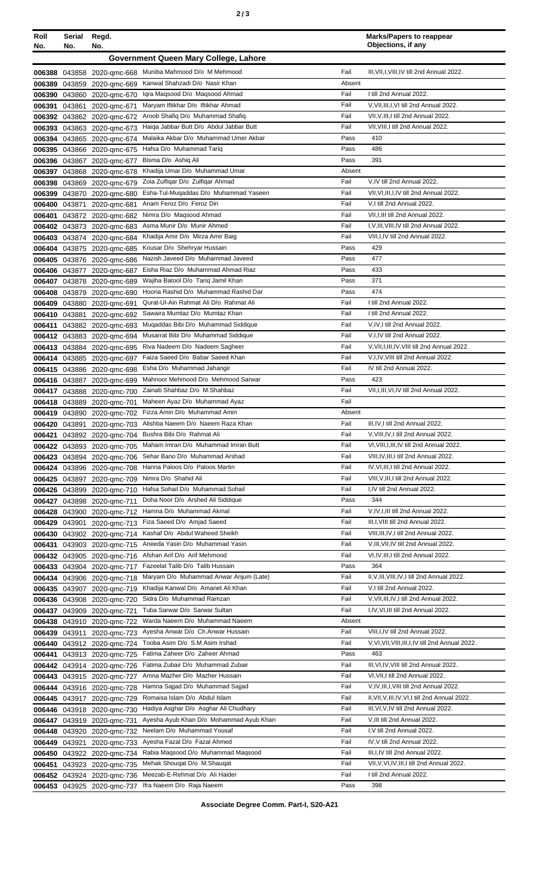| Roll No. | Serial No. | Regd. No. | | | Marks/Papers to reappear Objections, if any |
|---|---|---|---|---|---|
| **Government Queen Mary College, Lahore** | | | | | |
| 006388 | 043858 | 2020-qmc-668 | Muniba Mahmood D/o M Mehmood | Fail | III,VII,I,VIII,IV till 2nd Annual 2022. |
| 006389 | 043859 | 2020-qmc-669 | Kanwal Shahzadi D/o Nasir Khan | Absent | |
| 006390 | 043860 | 2020-qmc-670 | Iqra Maqsood D/o Maqsood Ahmad | Fail | I till 2nd Annual 2022. |
| 006391 | 043861 | 2020-qmc-671 | Maryam Iftikhar D/o Iftikhar Ahmad | Fail | V,VII,III,I,VI till 2nd Annual 2022. |
| 006392 | 043862 | 2020-qmc-672 | Aroob Shafiq D/o Muhammad Shafiq | Fail | VII,V,III,I till 2nd Annual 2022. |
| 006393 | 043863 | 2020-qmc-673 | Haiqa Jabbar Butt D/o Abdul Jabbar Butt | Fail | VII,VIII,I till 2nd Annual 2022. |
| 006394 | 043865 | 2020-qmc-674 | Malaika Akbar D/o Muhammad Umer Akbar | Pass | 410 |
| 006395 | 043866 | 2020-qmc-675 | Hafsa D/o Muhammad Tariq | Pass | 486 |
| 006396 | 043867 | 2020-qmc-677 | Bisma D/o Ashiq Ali | Pass | 391 |
| 006397 | 043868 | 2020-qmc-678 | Khadija Umar D/o Muhammad Umar | Absent | |
| 006398 | 043869 | 2020-qmc-679 | Zoia Zulfiqar D/o Zulfiqar Ahmad | Fail | V,IV till 2nd Annual 2022. |
| 006399 | 043870 | 2020-qmc-680 | Esha-Tul-Muqaddas D/o Muhammad Yaseen | Fail | VII,VI,III,I,IV till 2nd Annual 2022. |
| 006400 | 043871 | 2020-qmc-681 | Anam Feroz D/o Feroz Din | Fail | V,I till 2nd Annual 2022. |
| 006401 | 043872 | 2020-qmc-682 | Nimra D/o Maqsood Ahmad | Fail | VII,I,III till 2nd Annual 2022. |
| 006402 | 043873 | 2020-qmc-683 | Asma Munir D/o Munir Ahmed | Fail | I,V,III,VIII,IV till 2nd Annual 2022. |
| 006403 | 043874 | 2020-qmc-684 | Khadija Amir D/o Mirza Amir Baig | Fail | VIII,I,IV till 2nd Annual 2022. |
| 006404 | 043875 | 2020-qmc-685 | Kousar D/o Shehryar Hussain | Pass | 429 |
| 006405 | 043876 | 2020-qmc-686 | Nazish Javeed D/o Muhammad Javeed | Pass | 477 |
| 006406 | 043877 | 2020-qmc-687 | Eisha Riaz D/o Muhammad Ahmad Riaz | Pass | 433 |
| 006407 | 043878 | 2020-qmc-689 | Wajiha Batool D/o Tariq Jamil Khan | Pass | 371 |
| 006408 | 043879 | 2020-qmc-690 | Hooria Rashid D/o Muhammad Rashid Dar | Pass | 474 |
| 006409 | 043880 | 2020-qmc-691 | Qurat-Ul-Ain Rahmat Ali D/o Rahmat Ali | Fail | I till 2nd Annual 2022. |
| 006410 | 043881 | 2020-qmc-692 | Sawaira Mumtaz D/o Mumtaz Khan | Fail | I till 2nd Annual 2022. |
| 006411 | 043882 | 2020-qmc-693 | Muqaddas Bibi D/o Muhammad Siddique | Fail | V,IV,I till 2nd Annual 2022. |
| 006412 | 043883 | 2020-qmc-694 | Musarrat Bibi D/o Muhammad Siddique | Fail | V,I,IV till 2nd Annual 2022. |
| 006413 | 043884 | 2020-qmc-695 | Riva Nadeem D/o Nadeem Sagheer | Fail | V,VII,I,III,IV,VIII till 2nd Annual 2022. |
| 006414 | 043885 | 2020-qmc-697 | Faiza Saeed D/o Babar Saeed Khan | Fail | V,I,IV,VIII till 2nd Annual 2022. |
| 006415 | 043886 | 2020-qmc-698 | Esha D/o Muhammad Jahangir | Fail | IV till 2nd Annual 2022. |
| 006416 | 043887 | 2020-qmc-699 | Mahnoor Mehmood D/o Mehmood Sarwar | Pass | 423 |
| 006417 | 043888 | 2020-qmc-700 | Zainab Shahbaz D/o M.Shahbaz | Fail | VII,I,III,VI,IV till 2nd Annual 2022. |
| 006418 | 043889 | 2020-qmc-701 | Maheen Ayaz D/o Muhammad Ayaz | Fail | |
| 006419 | 043890 | 2020-qmc-702 | Fizza Amin D/o Muhammad Amin | Absent | |
| 006420 | 043891 | 2020-qmc-703 | Alishba Naeem D/o Naeem Raza Khan | Fail | III,IV,I till 2nd Annual 2022. |
| 006421 | 043892 | 2020-qmc-704 | Bushra Bibi D/o Rahmat Ali | Fail | V,VIII,IV,I till 2nd Annual 2022. |
| 006422 | 043893 | 2020-qmc-705 | Maham Imran D/o Muhammad Imran Butt | Fail | VI,VIII,I,III,IV till 2nd Annual 2022. |
| 006423 | 043894 | 2020-qmc-706 | Sehar Bano D/o Muhammad Arshad | Fail | VIII,IV,III,I till 2nd Annual 2022. |
| 006424 | 043896 | 2020-qmc-708 | Hanna Paloos D/o Paloos Martin | Fail | IV,VI,III,I till 2nd Annual 2022. |
| 006425 | 043897 | 2020-qmc-709 | Nimra D/o Shahid Ali | Fail | VIII,V,III,I till 2nd Annual 2022. |
| 006426 | 043899 | 2020-qmc-710 | Hafsa Sohail D/o Muhammad Sohail | Fail | I,IV till 2nd Annual 2022. |
| 006427 | 043898 | 2020-qmc-711 | Doha Noor D/o Arshed Ali Siddique | Pass | 344 |
| 006428 | 043900 | 2020-qmc-712 | Hamna D/o Muhammad Akmal | Fail | V,IV,I,III till 2nd Annual 2022. |
| 006429 | 043901 | 2020-qmc-713 | Fiza Saeed D/o Amjad Saeed | Fail | III,I,VIII till 2nd Annual 2022. |
| 006430 | 043902 | 2020-qmc-714 | Kashaf D/o Abdul Waheed Sheikh | Fail | VIII,III,IV,I till 2nd Annual 2022. |
| 006431 | 043903 | 2020-qmc-715 | Aneeda Yasin D/o Muhammad Yasin | Fail | V,III,VII,IV till 2nd Annual 2022. |
| 006432 | 043905 | 2020-qmc-716 | Afshan Arif D/o Arif Mehmood | Fail | VI,IV,III,I till 2nd Annual 2022. |
| 006433 | 043904 | 2020-qmc-717 | Fazeelat Talib D/o Talib Hussain | Pass | 364 |
| 006434 | 043906 | 2020-qmc-718 | Maryam D/o Muhammad Anwar Anjum (Late) | Fail | II,V,III,VIII,IV,I till 2nd Annual 2022. |
| 006435 | 043907 | 2020-qmc-719 | Khadija Kanwal D/o Amanet Ali Khan | Fail | V,I till 2nd Annual 2022. |
| 006436 | 043908 | 2020-qmc-720 | Sidra D/o Muhammad Ramzan | Fail | V,VII,III,IV,I till 2nd Annual 2022. |
| 006437 | 043909 | 2020-qmc-721 | Tuba Sarwar D/o Sarwar Sultan | Fail | I,IV,VI,III till 2nd Annual 2022. |
| 006438 | 043910 | 2020-qmc-722 | Warda Naeem D/o Muhammad Naeem | Absent | |
| 006439 | 043911 | 2020-qmc-723 | Ayesha Anwar D/o Ch.Anwar Hussain | Fail | VIII,I,IV till 2nd Annual 2022. |
| 006440 | 043912 | 2020-qmc-724 | Tooba Asim D/o S.M Asim Irshad | Fail | V,VI,VII,VIII,III,I,IV till 2nd Annual 2022. |
| 006441 | 043913 | 2020-qmc-725 | Fatima Zaheer D/o Zaheer Ahmad | Pass | 463 |
| 006442 | 043914 | 2020-qmc-726 | Fatima Zubair D/o Muhammad Zubair | Fail | III,VI,IV,VIII till 2nd Annual 2022. |
| 006443 | 043915 | 2020-qmc-727 | Amna Mazher D/o Mazher Hussain | Fail | VI,VII,I till 2nd Annual 2022. |
| 006444 | 043916 | 2020-qmc-728 | Hamna Sajjad D/o Muhammad Sajjad | Fail | V,IV,III,I,VIII till 2nd Annual 2022. |
| 006445 | 043917 | 2020-qmc-729 | Romaisa Islam D/o Abdul Islam | Fail | II,VII,V,III,IV,VI,I till 2nd Annual 2022. |
| 006446 | 043918 | 2020-qmc-730 | Hadiya Asghar D/o Asghar Ali Chudhary | Fail | III,VI,V,IV till 2nd Annual 2022. |
| 006447 | 043919 | 2020-qmc-731 | Ayesha Ayub Khan D/o Mohammad Ayub Khan | Fail | V,III till 2nd Annual 2022. |
| 006448 | 043920 | 2020-qmc-732 | Neelam D/o Muhammad Yousaf | Fail | I,V till 2nd Annual 2022. |
| 006449 | 043921 | 2020-qmc-733 | Ayesha Fazal D/o Fazal Ahmed | Fail | IV,V till 2nd Annual 2022. |
| 006450 | 043922 | 2020-qmc-734 | Rabia Maqsood D/o Muhammad Maqsood | Fail | III,I,IV till 2nd Annual 2022. |
| 006451 | 043923 | 2020-qmc-735 | Mehak Shouqat D/o M.Shauqat | Fail | VII,V,VI,IV,III,I till 2nd Annual 2022. |
| 006452 | 043924 | 2020-qmc-736 | Meezab-E-Rehmat D/o Ali Haider | Fail | I till 2nd Annual 2022. |
| 006453 | 043925 | 2020-qmc-737 | Ifra Naeem D/o Raja Naeem | Pass | 398 |

**Associate Degree Comm. Part-I, S20-A21**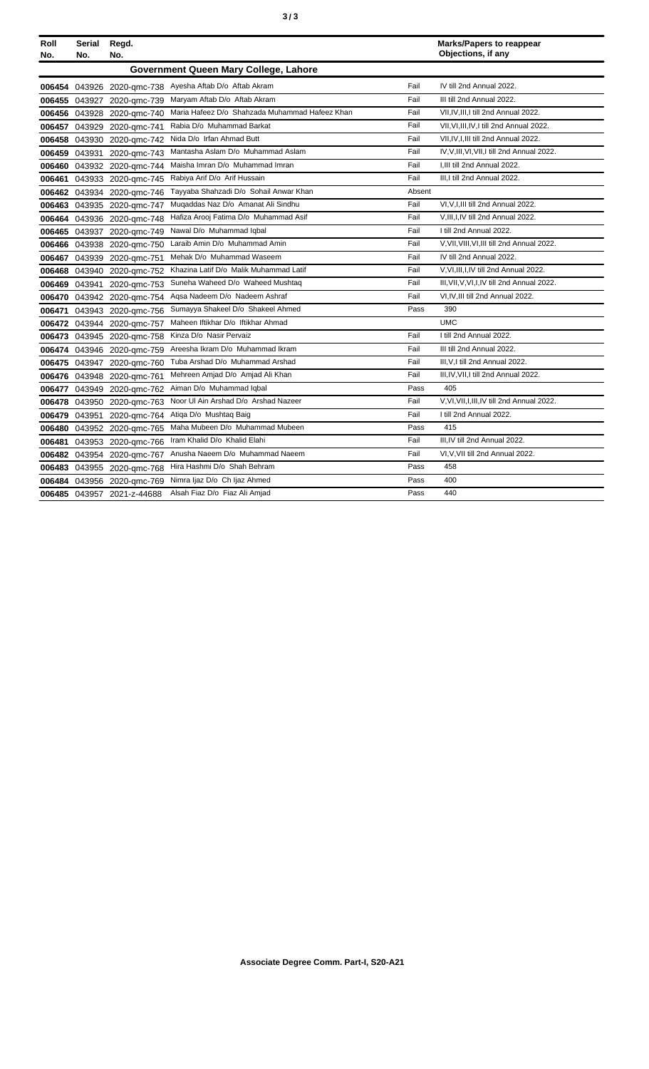| Roll No. | Serial No. | Regd. No. | | | Marks/Papers to reappear Objections, if any |
|---|---|---|---|---|---|
| **Government Queen Mary College, Lahore** | | | | | |
| 006454 | 043926 | 2020-qmc-738 | Ayesha Aftab D/o Aftab Akram | Fail | IV till 2nd Annual 2022. |
| 006455 | 043927 | 2020-qmc-739 | Maryam Aftab D/o Aftab Akram | Fail | III till 2nd Annual 2022. |
| 006456 | 043928 | 2020-qmc-740 | Maria Hafeez D/o Shahzada Muhammad Hafeez Khan | Fail | VII,IV,III,I till 2nd Annual 2022. |
| 006457 | 043929 | 2020-qmc-741 | Rabia D/o Muhammad Barkat | Fail | VII,VI,III,IV,I till 2nd Annual 2022. |
| 006458 | 043930 | 2020-qmc-742 | Nida D/o Irfan Ahmad Butt | Fail | VII,IV,I,III till 2nd Annual 2022. |
| 006459 | 043931 | 2020-qmc-743 | Mantasha Aslam D/o Muhammad Aslam | Fail | IV,V,III,VI,VII,I till 2nd Annual 2022. |
| 006460 | 043932 | 2020-qmc-744 | Maisha Imran D/o Muhammad Imran | Fail | I,III till 2nd Annual 2022. |
| 006461 | 043933 | 2020-qmc-745 | Rabiya Arif D/o Arif Hussain | Fail | III,I till 2nd Annual 2022. |
| 006462 | 043934 | 2020-qmc-746 | Tayyaba Shahzadi D/o Sohail Anwar Khan | Absent | |
| 006463 | 043935 | 2020-qmc-747 | Muqaddas Naz D/o Amanat Ali Sindhu | Fail | VI,V,I,III till 2nd Annual 2022. |
| 006464 | 043936 | 2020-qmc-748 | Hafiza Arooj Fatima D/o Muhammad Asif | Fail | V,III,I,IV till 2nd Annual 2022. |
| 006465 | 043937 | 2020-qmc-749 | Nawal D/o Muhammad Iqbal | Fail | I till 2nd Annual 2022. |
| 006466 | 043938 | 2020-qmc-750 | Laraib Amin D/o Muhammad Amin | Fail | V,VII,VIII,VI,III till 2nd Annual 2022. |
| 006467 | 043939 | 2020-qmc-751 | Mehak D/o Muhammad Waseem | Fail | IV till 2nd Annual 2022. |
| 006468 | 043940 | 2020-qmc-752 | Khazina Latif D/o Malik Muhammad Latif | Fail | V,VI,III,I,IV till 2nd Annual 2022. |
| 006469 | 043941 | 2020-qmc-753 | Suneha Waheed D/o Waheed Mushtaq | Fail | III,VII,V,VI,I,IV till 2nd Annual 2022. |
| 006470 | 043942 | 2020-qmc-754 | Aqsa Nadeem D/o Nadeem Ashraf | Fail | VI,IV,III till 2nd Annual 2022. |
| 006471 | 043943 | 2020-qmc-756 | Sumayya Shakeel D/o Shakeel Ahmed | Pass | 390 |
| 006472 | 043944 | 2020-qmc-757 | Maheen Iftikhar D/o Iftikhar Ahmad | | UMC |
| 006473 | 043945 | 2020-qmc-758 | Kinza D/o Nasir Pervaiz | Fail | I till 2nd Annual 2022. |
| 006474 | 043946 | 2020-qmc-759 | Areesha Ikram D/o Muhammad Ikram | Fail | III till 2nd Annual 2022. |
| 006475 | 043947 | 2020-qmc-760 | Tuba Arshad D/o Muhammad Arshad | Fail | III,V,I till 2nd Annual 2022. |
| 006476 | 043948 | 2020-qmc-761 | Mehreen Amjad D/o Amjad Ali Khan | Fail | III,IV,VII,I till 2nd Annual 2022. |
| 006477 | 043949 | 2020-qmc-762 | Aiman D/o Muhammad Iqbal | Pass | 405 |
| 006478 | 043950 | 2020-qmc-763 | Noor Ul Ain Arshad D/o Arshad Nazeer | Fail | V,VI,VII,I,III,IV till 2nd Annual 2022. |
| 006479 | 043951 | 2020-qmc-764 | Atiqa D/o Mushtaq Baig | Fail | I till 2nd Annual 2022. |
| 006480 | 043952 | 2020-qmc-765 | Maha Mubeen D/o Muhammad Mubeen | Pass | 415 |
| 006481 | 043953 | 2020-qmc-766 | Iram Khalid D/o Khalid Elahi | Fail | III,IV till 2nd Annual 2022. |
| 006482 | 043954 | 2020-qmc-767 | Anusha Naeem D/o Muhammad Naeem | Fail | VI,V,VII till 2nd Annual 2022. |
| 006483 | 043955 | 2020-qmc-768 | Hira Hashmi D/o Shah Behram | Pass | 458 |
| 006484 | 043956 | 2020-qmc-769 | Nimra Ijaz D/o Ch Ijaz Ahmed | Pass | 400 |
| 006485 | 043957 | 2021-z-44688 | Alsah Fiaz D/o Fiaz Ali Amjad | Pass | 440 |

Associate Degree Comm. Part-I, S20-A21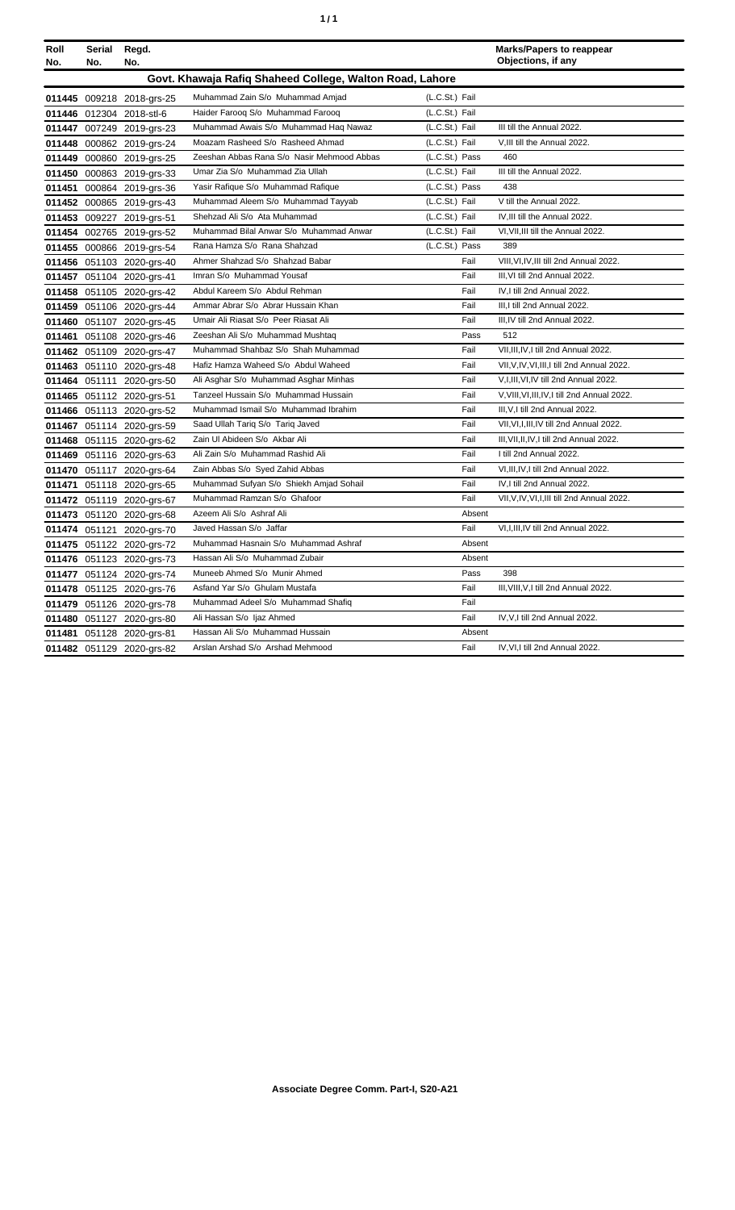| Roll No. | Serial No. | Regd. No. | | | Marks/Papers to reappear Objections, if any |
|---|---|---|---|---|---|
| **Govt. Khawaja Rafiq Shaheed College, Walton Road, Lahore** | | | | | |
| 011445 | 009218 | 2018-grs-25 | Muhammad Zain S/o Muhammad Amjad | (L.C.St.) Fail | |
| 011446 | 012304 | 2018-stl-6 | Haider Farooq S/o Muhammad Farooq | (L.C.St.) Fail | |
| 011447 | 007249 | 2019-grs-23 | Muhammad Awais S/o Muhammad Haq Nawaz | (L.C.St.) Fail | III till the Annual 2022. |
| 011448 | 000862 | 2019-grs-24 | Moazam Rasheed S/o Rasheed Ahmad | (L.C.St.) Fail | V,III till the Annual 2022. |
| 011449 | 000860 | 2019-grs-25 | Zeeshan Abbas Rana S/o Nasir Mehmood Abbas | (L.C.St.) Pass | 460 |
| 011450 | 000863 | 2019-grs-33 | Umar Zia S/o Muhammad Zia Ullah | (L.C.St.) Fail | III till the Annual 2022. |
| 011451 | 000864 | 2019-grs-36 | Yasir Rafique S/o Muhammad Rafique | (L.C.St.) Pass | 438 |
| 011452 | 000865 | 2019-grs-43 | Muhammad Aleem S/o Muhammad Tayyab | (L.C.St.) Fail | V till the Annual 2022. |
| 011453 | 009227 | 2019-grs-51 | Shehzad Ali S/o Ata Muhammad | (L.C.St.) Fail | IV,III till the Annual 2022. |
| 011454 | 002765 | 2019-grs-52 | Muhammad Bilal Anwar S/o Muhammad Anwar | (L.C.St.) Fail | VI,VII,III till the Annual 2022. |
| 011455 | 000866 | 2019-grs-54 | Rana Hamza S/o Rana Shahzad | (L.C.St.) Pass | 389 |
| 011456 | 051103 | 2020-grs-40 | Ahmer Shahzad S/o Shahzad Babar | Fail | VIII,VI,IV,III till 2nd Annual 2022. |
| 011457 | 051104 | 2020-grs-41 | Imran S/o Muhammad Yousaf | Fail | III,VI till 2nd Annual 2022. |
| 011458 | 051105 | 2020-grs-42 | Abdul Kareem S/o Abdul Rehman | Fail | IV,I till 2nd Annual 2022. |
| 011459 | 051106 | 2020-grs-44 | Ammar Abrar S/o Abrar Hussain Khan | Fail | III,I till 2nd Annual 2022. |
| 011460 | 051107 | 2020-grs-45 | Umair Ali Riasat S/o Peer Riasat Ali | Fail | III,IV till 2nd Annual 2022. |
| 011461 | 051108 | 2020-grs-46 | Zeeshan Ali S/o Muhammad Mushtaq | Pass | 512 |
| 011462 | 051109 | 2020-grs-47 | Muhammad Shahbaz S/o Shah Muhammad | Fail | VII,III,IV,I till 2nd Annual 2022. |
| 011463 | 051110 | 2020-grs-48 | Hafiz Hamza Waheed S/o Abdul Waheed | Fail | VII,V,IV,VI,III,I till 2nd Annual 2022. |
| 011464 | 051111 | 2020-grs-50 | Ali Asghar S/o Muhammad Asghar Minhas | Fail | V,I,III,VI,IV till 2nd Annual 2022. |
| 011465 | 051112 | 2020-grs-51 | Tanzeel Hussain S/o Muhammad Hussain | Fail | V,VIII,VI,III,IV,I till 2nd Annual 2022. |
| 011466 | 051113 | 2020-grs-52 | Muhammad Ismail S/o Muhammad Ibrahim | Fail | III,V,I till 2nd Annual 2022. |
| 011467 | 051114 | 2020-grs-59 | Saad Ullah Tariq S/o Tariq Javed | Fail | VII,VI,I,III,IV till 2nd Annual 2022. |
| 011468 | 051115 | 2020-grs-62 | Zain Ul Abideen S/o Akbar Ali | Fail | III,VII,II,IV,I till 2nd Annual 2022. |
| 011469 | 051116 | 2020-grs-63 | Ali Zain S/o Muhammad Rashid Ali | Fail | I till 2nd Annual 2022. |
| 011470 | 051117 | 2020-grs-64 | Zain Abbas S/o Syed Zahid Abbas | Fail | VI,III,IV,I till 2nd Annual 2022. |
| 011471 | 051118 | 2020-grs-65 | Muhammad Sufyan S/o Shiekh Amjad Sohail | Fail | IV,I till 2nd Annual 2022. |
| 011472 | 051119 | 2020-grs-67 | Muhammad Ramzan S/o Ghafoor | Fail | VII,V,IV,VI,I,III till 2nd Annual 2022. |
| 011473 | 051120 | 2020-grs-68 | Azeem Ali S/o Ashraf Ali | Absent | |
| 011474 | 051121 | 2020-grs-70 | Javed Hassan S/o Jaffar | Fail | VI,I,III,IV till 2nd Annual 2022. |
| 011475 | 051122 | 2020-grs-72 | Muhammad Hasnain S/o Muhammad Ashraf | Absent | |
| 011476 | 051123 | 2020-grs-73 | Hassan Ali S/o Muhammad Zubair | Absent | |
| 011477 | 051124 | 2020-grs-74 | Muneeb Ahmed S/o Munir Ahmed | Pass | 398 |
| 011478 | 051125 | 2020-grs-76 | Asfand Yar S/o Ghulam Mustafa | Fail | III,VIII,V,I till 2nd Annual 2022. |
| 011479 | 051126 | 2020-grs-78 | Muhammad Adeel S/o Muhammad Shafiq | Fail | |
| 011480 | 051127 | 2020-grs-80 | Ali Hassan S/o Ijaz Ahmed | Fail | IV,V,I till 2nd Annual 2022. |
| 011481 | 051128 | 2020-grs-81 | Hassan Ali S/o Muhammad Hussain | Absent | |
| 011482 | 051129 | 2020-grs-82 | Arslan Arshad S/o Arshad Mehmood | Fail | IV,VI,I till 2nd Annual 2022. |

**Associate Degree Comm. Part-I, S20-A21**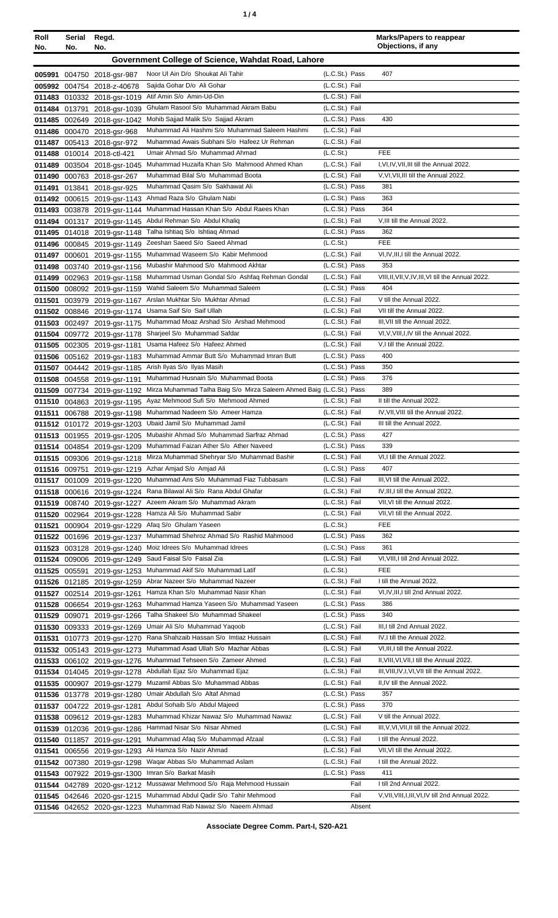| Roll No. | Serial No. | Regd. No. | | | Marks/Papers to reappear Objections, if any |
|---|---|---|---|---|---|
| **Government College of Science, Wahdat Road, Lahore** | | | | | |
| 005991 | 004750 | 2018-gsr-987 | Noor Ul Ain D/o Shoukat Ali Tahir | (L.C.St.) Pass | 407 |
| 005992 | 004754 | 2018-z-40678 | Sajida Gohar D/o Ali Gohar | (L.C.St.) Fail | |
| 011483 | 010332 | 2018-gsr-1019 | Atif Amin S/o Amin-Ud-Din | (L.C.St.) Fail | |
| 011484 | 013791 | 2018-gsr-1039 | Ghulam Rasool S/o Muhammad Akram Babu | (L.C.St.) Fail | |
| 011485 | 002649 | 2018-gsr-1042 | Mohib Sajjad Malik S/o Sajjad Akram | (L.C.St.) Pass | 430 |
| 011486 | 000470 | 2018-gsr-968 | Muhammad Ali Hashmi S/o Muhammad Saleem Hashmi | (L.C.St.) Fail | |
| 011487 | 005413 | 2018-gsr-972 | Muhammad Awais Subhani S/o Hafeez Ur Rehman | (L.C.St.) Fail | |
| 011488 | 010014 | 2018-ctl-421 | Umair Ahmad S/o Muhammad Ahmad | (L.C.St.) | FEE |
| 011489 | 003504 | 2018-gsr-1045 | Muhammad Huzaifa Khan S/o Mahmood Ahmed Khan | (L.C.St.) Fail | I,VI,IV,VII,III till the Annual 2022. |
| 011490 | 000763 | 2018-gsr-267 | Muhammad Bilal S/o Muhammad Boota | (L.C.St.) Fail | V,VI,VII,III till the Annual 2022. |
| 011491 | 013841 | 2018-gsr-925 | Muhammad Qasim S/o Sakhawat Ali | (L.C.St.) Pass | 381 |
| 011492 | 000615 | 2019-gsr-1143 | Ahmad Raza S/o Ghulam Nabi | (L.C.St.) Pass | 363 |
| 011493 | 003878 | 2019-gsr-1144 | Muhammad Hassan Khan S/o Abdul Raees Khan | (L.C.St.) Pass | 364 |
| 011494 | 001317 | 2019-gsr-1145 | Abdul Rehman S/o Abdul Khaliq | (L.C.St.) Fail | V,III till the Annual 2022. |
| 011495 | 014018 | 2019-gsr-1148 | Talha Ishtiaq S/o Ishtiaq Ahmad | (L.C.St.) Pass | 362 |
| 011496 | 000845 | 2019-gsr-1149 | Zeeshan Saeed S/o Saeed Ahmad | (L.C.St.) | FEE |
| 011497 | 000601 | 2019-gsr-1155 | Muhammad Waseem S/o Kabir Mehmood | (L.C.St.) Fail | VI,IV,III,I till the Annual 2022. |
| 011498 | 003740 | 2019-gsr-1156 | Mubashir Mahmood S/o Mahmood Akhtar | (L.C.St.) Pass | 353 |
| 011499 | 002963 | 2019-gsr-1158 | Muhammad Usman Gondal S/o Ashfaq Rehman Gondal | (L.C.St.) Fail | VIII,II,VII,V,IV,III,VI till the Annual 2022. |
| 011500 | 008092 | 2019-gsr-1159 | Wahid Saleem S/o Muhammad Saleem | (L.C.St.) Pass | 404 |
| 011501 | 003979 | 2019-gsr-1167 | Arslan Mukhtar S/o Mukhtar Ahmad | (L.C.St.) Fail | V till the Annual 2022. |
| 011502 | 008846 | 2019-gsr-1174 | Usama Saif S/o Saif Ullah | (L.C.St.) Fail | VII till the Annual 2022. |
| 011503 | 002497 | 2019-gsr-1175 | Muhammad Moaz Arshad S/o Arshad Mehmood | (L.C.St.) Fail | III,VII till the Annual 2022. |
| 011504 | 009772 | 2019-gsr-1178 | Sharjeel S/o Muhammad Safdar | (L.C.St.) Fail | VI,V,VIII,I,IV till the Annual 2022. |
| 011505 | 002305 | 2019-gsr-1181 | Usama Hafeez S/o Hafeez Ahmed | (L.C.St.) Fail | V,I till the Annual 2022. |
| 011506 | 005162 | 2019-gsr-1183 | Muhammad Ammar Butt S/o Muhammad Imran Butt | (L.C.St.) Pass | 400 |
| 011507 | 004442 | 2019-gsr-1185 | Arish Ilyas S/o Ilyas Masih | (L.C.St.) Pass | 350 |
| 011508 | 004558 | 2019-gsr-1191 | Muhammad Husnain S/o Muhammad Boota | (L.C.St.) Pass | 376 |
| 011509 | 007734 | 2019-gsr-1192 | Mirza Muhammad Talha Baig S/o Mirza Saleem Ahmed Baig | (L.C.St.) Pass | 389 |
| 011510 | 004863 | 2019-gsr-1195 | Ayaz Mehmood Sufi S/o Mehmood Ahmed | (L.C.St.) Fail | II till the Annual 2022. |
| 011511 | 006788 | 2019-gsr-1198 | Muhammad Nadeem S/o Ameer Hamza | (L.C.St.) Fail | IV,VII,VIII till the Annual 2022. |
| 011512 | 010172 | 2019-gsr-1203 | Ubaid Jamil S/o Muhammad Jamil | (L.C.St.) Fail | III till the Annual 2022. |
| 011513 | 001955 | 2019-gsr-1205 | Mubashir Ahmad S/o Muhammad Sarfraz Ahmad | (L.C.St.) Pass | 427 |
| 011514 | 004854 | 2019-gsr-1209 | Muhammad Faizan Ather S/o Ather Naveed | (L.C.St.) Pass | 339 |
| 011515 | 009306 | 2019-gsr-1218 | Mirza Muhammad Shehryar S/o Muhammad Bashir | (L.C.St.) Fail | VI,I till the Annual 2022. |
| 011516 | 009751 | 2019-gsr-1219 | Azhar Amjad S/o Amjad Ali | (L.C.St.) Pass | 407 |
| 011517 | 001009 | 2019-gsr-1220 | Muhammad Ans S/o Muhammad Fiaz Tubbasam | (L.C.St.) Fail | III,VI till the Annual 2022. |
| 011518 | 000616 | 2019-gsr-1224 | Rana Bilawal Ali S/o Rana Abdul Ghafar | (L.C.St.) Fail | IV,III,I till the Annual 2022. |
| 011519 | 008740 | 2019-gsr-1227 | Azeem Akram S/o Muhammad Akram | (L.C.St.) Fail | VII,VI till the Annual 2022. |
| 011520 | 002964 | 2019-gsr-1228 | Hamza Ali S/o Muhammad Sabir | (L.C.St.) Fail | VII,VI till the Annual 2022. |
| 011521 | 000904 | 2019-gsr-1229 | Afaq S/o Ghulam Yaseen | (L.C.St.) | FEE |
| 011522 | 001696 | 2019-gsr-1237 | Muhammad Shehroz Ahmad S/o Rashid Mahmood | (L.C.St.) Pass | 362 |
| 011523 | 003128 | 2019-gsr-1240 | Moiz Idrees S/o Muhammad Idrees | (L.C.St.) Pass | 361 |
| 011524 | 009006 | 2019-gsr-1249 | Saud Faisal S/o Faisal Zia | (L.C.St.) Fail | VI,VIII,I till 2nd Annual 2022. |
| 011525 | 005591 | 2019-gsr-1253 | Muhammad Akif S/o Muhammad Latif | (L.C.St.) | FEE |
| 011526 | 012185 | 2019-gsr-1259 | Abrar Nazeer S/o Muhammad Nazeer | (L.C.St.) Fail | I till the Annual 2022. |
| 011527 | 002514 | 2019-gsr-1261 | Hamza Khan S/o Muhammad Nasir Khan | (L.C.St.) Fail | VI,IV,III,I till 2nd Annual 2022. |
| 011528 | 006654 | 2019-gsr-1263 | Muhammad Hamza Yaseen S/o Muhammad Yaseen | (L.C.St.) Pass | 386 |
| 011529 | 009071 | 2019-gsr-1266 | Talha Shakeel S/o Muhammad Shakeel | (L.C.St.) Pass | 340 |
| 011530 | 009333 | 2019-gsr-1269 | Umair Ali S/o Muhammad Yaqoob | (L.C.St.) Fail | III,I till 2nd Annual 2022. |
| 011531 | 010773 | 2019-gsr-1270 | Rana Shahzaib Hassan S/o Imtiaz Hussain | (L.C.St.) Fail | IV,I till the Annual 2022. |
| 011532 | 005143 | 2019-gsr-1273 | Muhammad Asad Ullah S/o Mazhar Abbas | (L.C.St.) Fail | VI,III,I till the Annual 2022. |
| 011533 | 006102 | 2019-gsr-1276 | Muhammad Tehseen S/o Zameer Ahmed | (L.C.St.) Fail | II,VIII,VI,VII,I till the Annual 2022. |
| 011534 | 014045 | 2019-gsr-1278 | Abdullah Ejaz S/o Muhammad Ejaz | (L.C.St.) Fail | III,VIII,IV,I,VI,VII till the Annual 2022. |
| 011535 | 000907 | 2019-gsr-1279 | Muzamil Abbas S/o Muhammad Abbas | (L.C.St.) Fail | II,IV till the Annual 2022. |
| 011536 | 013778 | 2019-gsr-1280 | Umair Abdullah S/o Altaf Ahmad | (L.C.St.) Pass | 357 |
| 011537 | 004722 | 2019-gsr-1281 | Abdul Sohaib S/o Abdul Majeed | (L.C.St.) Pass | 370 |
| 011538 | 009612 | 2019-gsr-1283 | Muhammad Khizar Nawaz S/o Muhammad Nawaz | (L.C.St.) Fail | V till the Annual 2022. |
| 011539 | 012036 | 2019-gsr-1286 | Hammad Nisar S/o Nisar Ahmed | (L.C.St.) Fail | III,V,VI,VII,II till the Annual 2022. |
| 011540 | 011857 | 2019-gsr-1291 | Muhammad Afaq S/o Muhammad Afzaal | (L.C.St.) Fail | I till the Annual 2022. |
| 011541 | 006556 | 2019-gsr-1293 | Ali Hamza S/o Nazir Ahmad | (L.C.St.) Fail | VII,VI till the Annual 2022. |
| 011542 | 007380 | 2019-gsr-1298 | Waqar Abbas S/o Muhammad Aslam | (L.C.St.) Fail | I till the Annual 2022. |
| 011543 | 007922 | 2019-gsr-1300 | Imran S/o Barkat Masih | (L.C.St.) Pass | 411 |
| 011544 | 042789 | 2020-gsr-1212 | Mussawar Mehmood S/o Raja Mehmood Hussain | Fail | I till 2nd Annual 2022. |
| 011545 | 042646 | 2020-gsr-1215 | Muhammad Abdul Qadir S/o Tahir Mehmood | Fail | V,VII,VIII,I,III,VI,IV till 2nd Annual 2022. |
| 011546 | 042652 | 2020-gsr-1223 | Muhammad Rab Nawaz S/o Naeem Ahmad | Absent | |

**Associate Degree Comm. Part-I, S20-A21**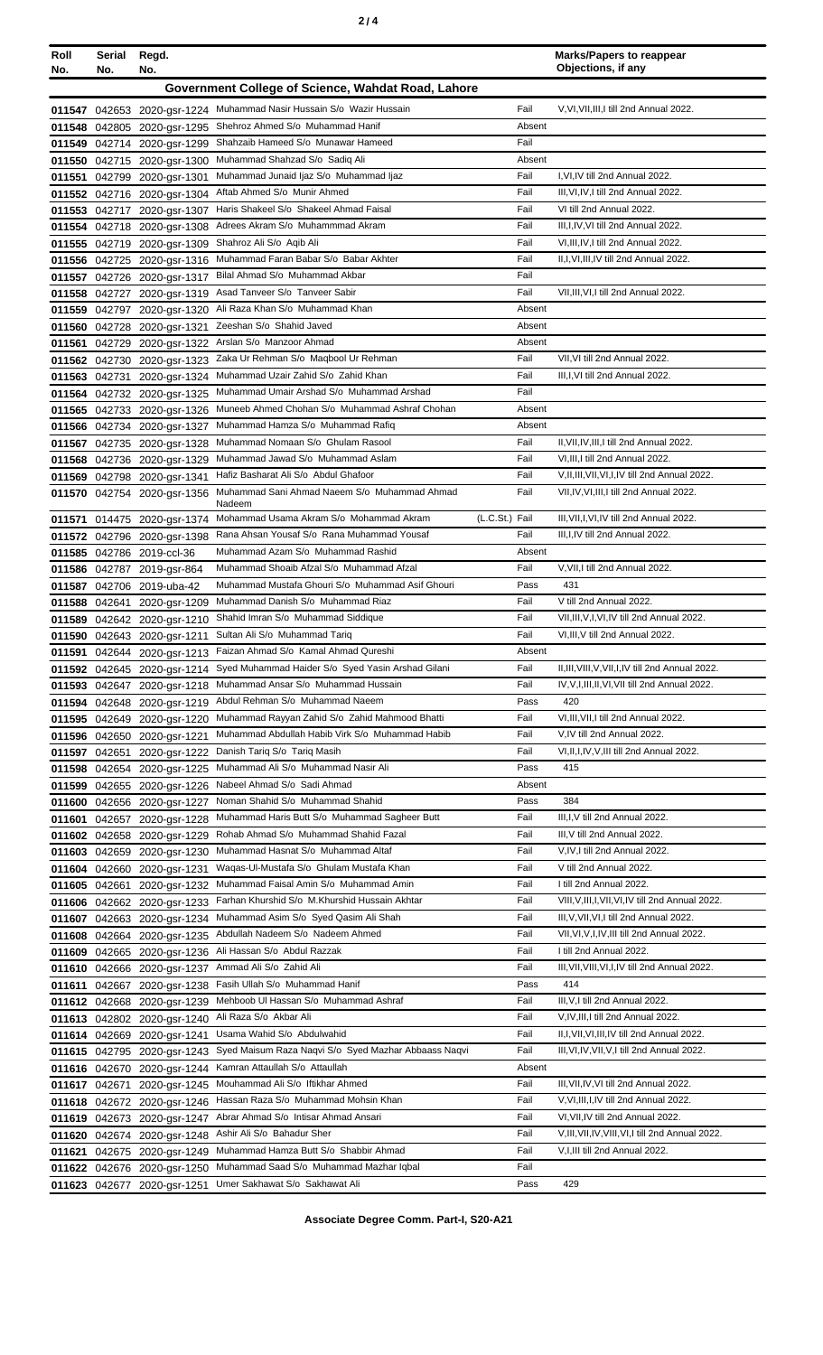| Roll No. | Serial No. | Regd. No. | | | Marks/Papers to reappear Objections, if any |
|---|---|---|---|---|---|
| **Government College of Science, Wahdat Road, Lahore** | | | | | |
| 011547 | 042653 | 2020-gsr-1224 | Muhammad Nasir Hussain S/o Wazir Hussain | Fail | V,VI,VII,III,I till 2nd Annual 2022. |
| 011548 | 042805 | 2020-gsr-1295 | Shehroz Ahmed S/o Muhammad Hanif | Absent | |
| 011549 | 042714 | 2020-gsr-1299 | Shahzaib Hameed S/o Munawar Hameed | Fail | |
| 011550 | 042715 | 2020-gsr-1300 | Muhammad Shahzad S/o Sadiq Ali | Absent | |
| 011551 | 042799 | 2020-gsr-1301 | Muhammad Junaid Ijaz S/o Muhammad Ijaz | Fail | I,VI,IV till 2nd Annual 2022. |
| 011552 | 042716 | 2020-gsr-1304 | Aftab Ahmed S/o Munir Ahmed | Fail | III,VI,IV,I till 2nd Annual 2022. |
| 011553 | 042717 | 2020-gsr-1307 | Haris Shakeel S/o Shakeel Ahmad Faisal | Fail | VI till 2nd Annual 2022. |
| 011554 | 042718 | 2020-gsr-1308 | Adrees Akram S/o Muhammmad Akram | Fail | III,I,IV,VI till 2nd Annual 2022. |
| 011555 | 042719 | 2020-gsr-1309 | Shahroz Ali S/o Aqib Ali | Fail | VI,III,IV,I till 2nd Annual 2022. |
| 011556 | 042725 | 2020-gsr-1316 | Muhammad Faran Babar S/o Babar Akhter | Fail | II,I,VI,III,IV till 2nd Annual 2022. |
| 011557 | 042726 | 2020-gsr-1317 | Bilal Ahmad S/o Muhammad Akbar | Fail | |
| 011558 | 042727 | 2020-gsr-1319 | Asad Tanveer S/o Tanveer Sabir | Fail | VII,III,VI,I till 2nd Annual 2022. |
| 011559 | 042797 | 2020-gsr-1320 | Ali Raza Khan S/o Muhammad Khan | Absent | |
| 011560 | 042728 | 2020-gsr-1321 | Zeeshan S/o Shahid Javed | Absent | |
| 011561 | 042729 | 2020-gsr-1322 | Arslan S/o Manzoor Ahmad | Absent | |
| 011562 | 042730 | 2020-gsr-1323 | Zaka Ur Rehman S/o Maqbool Ur Rehman | Fail | VII,VI till 2nd Annual 2022. |
| 011563 | 042731 | 2020-gsr-1324 | Muhammad Uzair Zahid S/o Zahid Khan | Fail | III,I,VI till 2nd Annual 2022. |
| 011564 | 042732 | 2020-gsr-1325 | Muhammad Umair Arshad S/o Muhammad Arshad | Fail | |
| 011565 | 042733 | 2020-gsr-1326 | Muneeb Ahmed Chohan S/o Muhammad Ashraf Chohan | Absent | |
| 011566 | 042734 | 2020-gsr-1327 | Muhammad Hamza S/o Muhammad Rafiq | Absent | |
| 011567 | 042735 | 2020-gsr-1328 | Muhammad Nomaan S/o Ghulam Rasool | Fail | II,VII,IV,III,I till 2nd Annual 2022. |
| 011568 | 042736 | 2020-gsr-1329 | Muhammad Jawad S/o Muhammad Aslam | Fail | VI,III,I till 2nd Annual 2022. |
| 011569 | 042798 | 2020-gsr-1341 | Hafiz Basharat Ali S/o Abdul Ghafoor | Fail | V,II,III,VII,VI,I,IV till 2nd Annual 2022. |
| 011570 | 042754 | 2020-gsr-1356 | Muhammad Sani Ahmad Naeem S/o Muhammad Ahmad Nadeem | Fail | VII,IV,VI,III,I till 2nd Annual 2022. |
| 011571 | 014475 | 2020-gsr-1374 | Mohammad Usama Akram S/o Mohammad Akram (L.C.St.) | Fail | III,VII,I,VI,IV till 2nd Annual 2022. |
| 011572 | 042796 | 2020-gsr-1398 | Rana Ahsan Yousaf S/o Rana Muhammad Yousaf | Fail | III,I,IV till 2nd Annual 2022. |
| 011585 | 042786 | 2019-ccl-36 | Muhammad Azam S/o Muhammad Rashid | Absent | |
| 011586 | 042787 | 2019-gsr-864 | Muhammad Shoaib Afzal S/o Muhammad Afzal | Fail | V,VII,I till 2nd Annual 2022. |
| 011587 | 042706 | 2019-uba-42 | Muhammad Mustafa Ghouri S/o Muhammad Asif Ghouri | Pass | 431 |
| 011588 | 042641 | 2020-gsr-1209 | Muhammad Danish S/o Muhammad Riaz | Fail | V till 2nd Annual 2022. |
| 011589 | 042642 | 2020-gsr-1210 | Shahid Imran S/o Muhammad Siddique | Fail | VII,III,V,I,VI,IV till 2nd Annual 2022. |
| 011590 | 042643 | 2020-gsr-1211 | Sultan Ali S/o Muhammad Tariq | Fail | VI,III,V till 2nd Annual 2022. |
| 011591 | 042644 | 2020-gsr-1213 | Faizan Ahmad S/o Kamal Ahmad Qureshi | Absent | |
| 011592 | 042645 | 2020-gsr-1214 | Syed Muhammad Haider S/o Syed Yasin Arshad Gilani | Fail | II,III,VIII,V,VII,I,IV till 2nd Annual 2022. |
| 011593 | 042647 | 2020-gsr-1218 | Muhammad Ansar S/o Muhammad Hussain | Fail | IV,V,I,III,II,VI,VII till 2nd Annual 2022. |
| 011594 | 042648 | 2020-gsr-1219 | Abdul Rehman S/o Muhammad Naeem | Pass | 420 |
| 011595 | 042649 | 2020-gsr-1220 | Muhammad Rayyan Zahid S/o Zahid Mahmood Bhatti | Fail | VI,III,VII,I till 2nd Annual 2022. |
| 011596 | 042650 | 2020-gsr-1221 | Muhammad Abdullah Habib Virk S/o Muhammad Habib | Fail | V,IV till 2nd Annual 2022. |
| 011597 | 042651 | 2020-gsr-1222 | Danish Tariq S/o Tariq Masih | Fail | VI,II,I,IV,V,III till 2nd Annual 2022. |
| 011598 | 042654 | 2020-gsr-1225 | Muhammad Ali S/o Muhammad Nasir Ali | Pass | 415 |
| 011599 | 042655 | 2020-gsr-1226 | Nabeel Ahmad S/o Sadi Ahmad | Absent | |
| 011600 | 042656 | 2020-gsr-1227 | Noman Shahid S/o Muhammad Shahid | Pass | 384 |
| 011601 | 042657 | 2020-gsr-1228 | Muhammad Haris Butt S/o Muhammad Sagheer Butt | Fail | III,I,V till 2nd Annual 2022. |
| 011602 | 042658 | 2020-gsr-1229 | Rohab Ahmad S/o Muhammad Shahid Fazal | Fail | III,V till 2nd Annual 2022. |
| 011603 | 042659 | 2020-gsr-1230 | Muhammad Hasnat S/o Muhammad Altaf | Fail | V,IV,I till 2nd Annual 2022. |
| 011604 | 042660 | 2020-gsr-1231 | Waqas-Ul-Mustafa S/o Ghulam Mustafa Khan | Fail | V till 2nd Annual 2022. |
| 011605 | 042661 | 2020-gsr-1232 | Muhammad Faisal Amin S/o Muhammad Amin | Fail | I till 2nd Annual 2022. |
| 011606 | 042662 | 2020-gsr-1233 | Farhan Khurshid S/o M.Khurshid Hussain Akhtar | Fail | VIII,V,III,I,VII,VI,IV till 2nd Annual 2022. |
| 011607 | 042663 | 2020-gsr-1234 | Muhammad Asim S/o Syed Qasim Ali Shah | Fail | III,V,VII,VI,I till 2nd Annual 2022. |
| 011608 | 042664 | 2020-gsr-1235 | Abdullah Nadeem S/o Nadeem Ahmed | Fail | VII,VI,V,I,IV,III till 2nd Annual 2022. |
| 011609 | 042665 | 2020-gsr-1236 | Ali Hassan S/o Abdul Razzak | Fail | I till 2nd Annual 2022. |
| 011610 | 042666 | 2020-gsr-1237 | Ammad Ali S/o Zahid Ali | Fail | III,VII,VIII,VI,I,IV till 2nd Annual 2022. |
| 011611 | 042667 | 2020-gsr-1238 | Fasih Ullah S/o Muhammad Hanif | Pass | 414 |
| 011612 | 042668 | 2020-gsr-1239 | Mehboob Ul Hassan S/o Muhammad Ashraf | Fail | III,V,I till 2nd Annual 2022. |
| 011613 | 042802 | 2020-gsr-1240 | Ali Raza S/o Akbar Ali | Fail | V,IV,III,I till 2nd Annual 2022. |
| 011614 | 042669 | 2020-gsr-1241 | Usama Wahid S/o Abdulwahid | Fail | II,I,VII,VI,III,IV till 2nd Annual 2022. |
| 011615 | 042795 | 2020-gsr-1243 | Syed Maisum Raza Naqvi S/o Syed Mazhar Abbaass Naqvi | Fail | III,VI,IV,VII,V,I till 2nd Annual 2022. |
| 011616 | 042670 | 2020-gsr-1244 | Kamran Attaullah S/o Attaullah | Absent | |
| 011617 | 042671 | 2020-gsr-1245 | Mouhammad Ali S/o Iftikhar Ahmed | Fail | III,VII,IV,VI till 2nd Annual 2022. |
| 011618 | 042672 | 2020-gsr-1246 | Hassan Raza S/o Muhammad Mohsin Khan | Fail | V,VI,III,I,IV till 2nd Annual 2022. |
| 011619 | 042673 | 2020-gsr-1247 | Abrar Ahmad S/o Intisar Ahmad Ansari | Fail | VI,VII,IV till 2nd Annual 2022. |
| 011620 | 042674 | 2020-gsr-1248 | Ashir Ali S/o Bahadur Sher | Fail | V,III,VII,IV,VIII,VI,I till 2nd Annual 2022. |
| 011621 | 042675 | 2020-gsr-1249 | Muhammad Hamza Butt S/o Shabbir Ahmad | Fail | V,I,III till 2nd Annual 2022. |
| 011622 | 042676 | 2020-gsr-1250 | Muhammad Saad S/o Muhammad Mazhar Iqbal | Fail | |
| 011623 | 042677 | 2020-gsr-1251 | Umer Sakhawat S/o Sakhawat Ali | Pass | 429 |

**Associate Degree Comm. Part-I, S20-A21**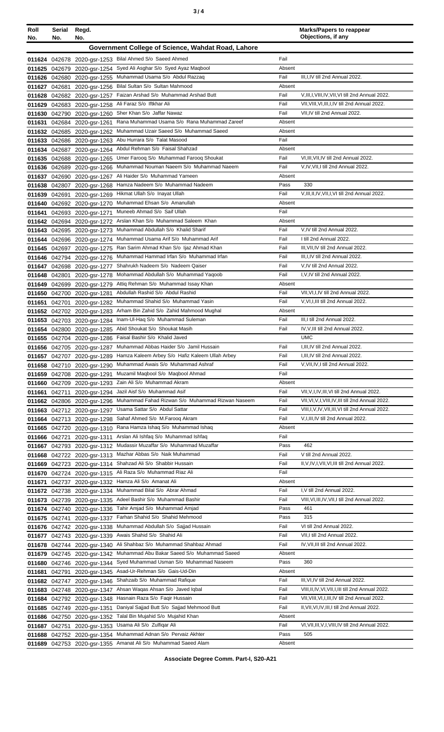| Roll No. | Serial No. | Regd. No. | | | Marks/Papers to reappear Objections, if any |
|---|---|---|---|---|---|

## Government College of Science, Wahdat Road, Lahore

| Roll No. | Serial No. | Regd. No. | Name | Result | Marks/Papers to reappear Objections, if any |
|---|---|---|---|---|---|
| 011624 | 042678 | 2020-gsr-1253 | Bilal Ahmed S/o Saeed Ahmed | Fail | |
| 011625 | 042679 | 2020-gsr-1254 | Syed Ali Asghar S/o Syed Ayaz Maqbool | Absent | |
| 011626 | 042680 | 2020-gsr-1255 | Muhammad Usama S/o Abdul Razzaq | Fail | III,I,IV till 2nd Annual 2022. |
| 011627 | 042681 | 2020-gsr-1256 | Bilal Sultan S/o Sultan Mahmood | Absent | |
| 011628 | 042682 | 2020-gsr-1257 | Faizan Arshad S/o Muhammad Arshad Butt | Fail | V,III,I,VIII,IV,VII,VI till 2nd Annual 2022. |
| 011629 | 042683 | 2020-gsr-1258 | Ali Faraz S/o Iftkhar Ali | Fail | VII,VIII,VI,III,I,IV till 2nd Annual 2022. |
| 011630 | 042790 | 2020-gsr-1260 | Sher Khan S/o Jaffar Nawaz | Fail | VII,IV till 2nd Annual 2022. |
| 011631 | 042684 | 2020-gsr-1261 | Rana Muhammad Usama S/o Rana Muhammad Zareef | Absent | |
| 011632 | 042685 | 2020-gsr-1262 | Muhammad Uzair Saeed S/o Muhammad Saeed | Absent | |
| 011633 | 042686 | 2020-gsr-1263 | Abu Hurrara S/o Talat Masood | Fail | |
| 011634 | 042687 | 2020-gsr-1264 | Abdul Rehman S/o Faisal Shahzad | Absent | |
| 011635 | 042688 | 2020-gsr-1265 | Umer Farooq S/o Muhammad Farooq Shoukat | Fail | VI,III,VII,IV till 2nd Annual 2022. |
| 011636 | 042689 | 2020-gsr-1266 | Muhammad Nouman Naeem S/o Muhammad Naeem | Fail | V,IV,VII,I till 2nd Annual 2022. |
| 011637 | 042690 | 2020-gsr-1267 | Ali Haider S/o Muhammad Yameen | Absent | |
| 011638 | 042807 | 2020-gsr-1268 | Hamza Nadeem S/o Muhammad Nadeem | Pass | 330 |
| 011639 | 042691 | 2020-gsr-1269 | Hikmat Ullah S/o Inayat Ullah | Fail | V,III,II,IV,VII,I,VI till 2nd Annual 2022. |
| 011640 | 042692 | 2020-gsr-1270 | Muhammad Ehsan S/o Amanullah | Absent | |
| 011641 | 042693 | 2020-gsr-1271 | Muneeb Ahmad S/o Saif Ullah | Fail | |
| 011642 | 042694 | 2020-gsr-1272 | Arslan Khan S/o Muhammad Saleem Khan | Absent | |
| 011643 | 042695 | 2020-gsr-1273 | Muhammad Abdullah S/o Khalid Sharif | Fail | V,IV till 2nd Annual 2022. |
| 011644 | 042696 | 2020-gsr-1274 | Muhammad Usama Arif S/o Muhammad Arif | Fail | I till 2nd Annual 2022. |
| 011645 | 042697 | 2020-gsr-1275 | Ran Sarim Ahmad Khan S/o Ijaz Ahmad Khan | Fail | III,VII,IV till 2nd Annual 2022. |
| 011646 | 042794 | 2020-gsr-1276 | Muhammad Hammad Irfan S/o Muhammad Irfan | Fail | III,I,IV till 2nd Annual 2022. |
| 011647 | 042698 | 2020-gsr-1277 | Shahrukh Nadeem S/o Nadeem Qaiser | Fail | V,IV till 2nd Annual 2022. |
| 011648 | 042801 | 2020-gsr-1278 | Mohammad Abdullah S/o Muhammad Yaqoob | Fail | I,V,IV till 2nd Annual 2022. |
| 011649 | 042699 | 2020-gsr-1279 | Attiq Rehman S/o Muhammad Issay Khan | Absent | |
| 011650 | 042700 | 2020-gsr-1281 | Abdullah Rashid S/o Abdul Rashid | Fail | VII,VI,I,IV till 2nd Annual 2022. |
| 011651 | 042701 | 2020-gsr-1282 | Muhammad Shahid S/o Muhammad Yasin | Fail | V,VI,I,III till 2nd Annual 2022. |
| 011652 | 042702 | 2020-gsr-1283 | Arham Bin Zahid S/o Zahid Mahmood Mughal | Absent | |
| 011653 | 042703 | 2020-gsr-1284 | Inam-Ul-Haq S/o Muhammad Suleman | Fail | III,I till 2nd Annual 2022. |
| 011654 | 042800 | 2020-gsr-1285 | Abid Shoukat S/o Shoukat Masih | Fail | IV,V,III till 2nd Annual 2022. |
| 011655 | 042704 | 2020-gsr-1286 | Faisal Bashir S/o Khalid Javed | | UMC |
| 011656 | 042705 | 2020-gsr-1287 | Muhammad Abbas Haider S/o Jamil Hussain | Fail | I,III,IV till 2nd Annual 2022. |
| 011657 | 042707 | 2020-gsr-1289 | Hamza Kaleem Arbey S/o Hafiz Kaleem Ullah Arbey | Fail | I,III,IV till 2nd Annual 2022. |
| 011658 | 042710 | 2020-gsr-1290 | Muhammad Awais S/o Muhammad Ashraf | Fail | V,VII,IV,I till 2nd Annual 2022. |
| 011659 | 042708 | 2020-gsr-1291 | Muzamil Maqbool S/o Maqbool Ahmad | Fail | |
| 011660 | 042709 | 2020-gsr-1293 | Zain Ali S/o Muhammad Akram | Absent | |
| 011661 | 042711 | 2020-gsr-1294 | Jazil Aisf S/o Muhammad Asif | Fail | VII,V,I,IV,III,VI till 2nd Annual 2022. |
| 011662 | 042806 | 2020-gsr-1296 | Muhammad Fahad Rizwan S/o Muhammad Rizwan Naseem | Fail | VII,VI,V,I,VIII,IV,III till 2nd Annual 2022. |
| 011663 | 042712 | 2020-gsr-1297 | Usama Sattar S/o Abdul Sattar | Fail | VIII,I,V,IV,VII,III,VI till 2nd Annual 2022. |
| 011664 | 042713 | 2020-gsr-1298 | Sahaf Ahmed S/o M.Farooq Akram | Fail | V,I,III,IV till 2nd Annual 2022. |
| 011665 | 042720 | 2020-gsr-1310 | Rana Hamza Ishaq S/o Muhammad Ishaq | Absent | |
| 011666 | 042721 | 2020-gsr-1311 | Arslan Ali Ishfaq S/o Muhammad Ishfaq | Fail | |
| 011667 | 042793 | 2020-gsr-1312 | Mudassir Muzaffar S/o Muhammad Muzaffar | Pass | 462 |
| 011668 | 042722 | 2020-gsr-1313 | Mazhar Abbas S/o Naik Muhammad | Fail | V till 2nd Annual 2022. |
| 011669 | 042723 | 2020-gsr-1314 | Shahzad Ali S/o Shabbir Hussain | Fail | II,V,IV,I,VII,VI,III till 2nd Annual 2022. |
| 011670 | 042724 | 2020-gsr-1315 | Ali Raza S/o Muhammad Riaz Ali | Fail | |
| 011671 | 042737 | 2020-gsr-1332 | Hamza Ali S/o Amanat Ali | Absent | |
| 011672 | 042738 | 2020-gsr-1334 | Muhammad Bilal S/o Abrar Ahmad | Fail | I,V till 2nd Annual 2022. |
| 011673 | 042739 | 2020-gsr-1335 | Adeel Bashir S/o Muhammad Bashir | Fail | VIII,VI,III,IV,VII,I till 2nd Annual 2022. |
| 011674 | 042740 | 2020-gsr-1336 | Tahir Amjad S/o Muhammad Amjad | Pass | 461 |
| 011675 | 042741 | 2020-gsr-1337 | Farhan Shahid S/o Shahid Mehmood | Pass | 315 |
| 011676 | 042742 | 2020-gsr-1338 | Muhammad Abdullah S/o Sajjad Hussain | Fail | VI till 2nd Annual 2022. |
| 011677 | 042743 | 2020-gsr-1339 | Awais Shahid S/o Shahid Ali | Fail | VII,I till 2nd Annual 2022. |
| 011678 | 042744 | 2020-gsr-1340 | Ali Shahbaz S/o Muhammad Shahbaz Ahmad | Fail | IV,VII,III till 2nd Annual 2022. |
| 011679 | 042745 | 2020-gsr-1342 | Muhammad Abu Bakar Saeed S/o Muhammad Saeed | Absent | |
| 011680 | 042746 | 2020-gsr-1344 | Syed Muhammad Usman S/o Muhammad Naseem | Pass | 360 |
| 011681 | 042791 | 2020-gsr-1345 | Asad-Ur-Rehman S/o Gais-Ud-Din | Absent | |
| 011682 | 042747 | 2020-gsr-1346 | Shahzaib S/o Muhammad Rafique | Fail | III,VI,IV till 2nd Annual 2022. |
| 011683 | 042748 | 2020-gsr-1347 | Ahsan Waqas Ahsan S/o Javed Iqbal | Fail | VIII,II,IV,VI,VII,I,III till 2nd Annual 2022. |
| 011684 | 042792 | 2020-gsr-1348 | Hasnain Raza S/o Faqir Hussain | Fail | VII,VIII,VI,I,III,IV till 2nd Annual 2022. |
| 011685 | 042749 | 2020-gsr-1351 | Daniyal Sajjad Butt S/o Sajjad Mehmood Butt | Fail | II,VII,VI,IV,III,I till 2nd Annual 2022. |
| 011686 | 042750 | 2020-gsr-1352 | Talal Bin Mujahid S/o Mujahid Khan | Absent | |
| 011687 | 042751 | 2020-gsr-1353 | Usama Ali S/o Zulfiqar Ali | Fail | VI,VII,III,V,I,VIII,IV till 2nd Annual 2022. |
| 011688 | 042752 | 2020-gsr-1354 | Muhammad Adnan S/o Pervaiz Akhter | Pass | 505 |
| 011689 | 042753 | 2020-gsr-1355 | Amanat Ali S/o Muhammad Saeed Alam | Absent | |

**Associate Degree Comm. Part-I, S20-A21**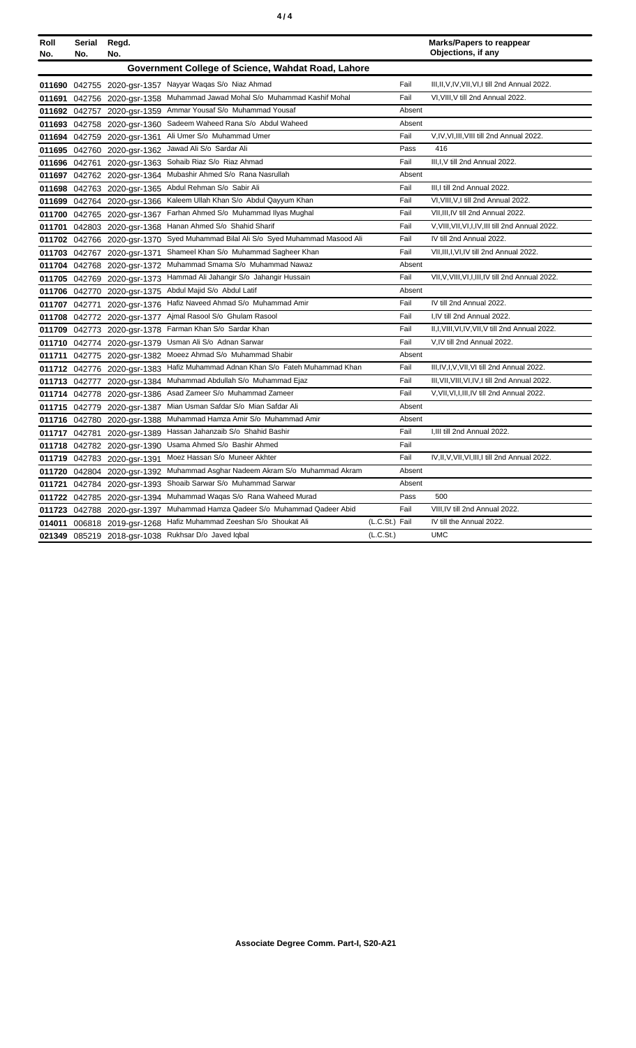| Roll No. | Serial No. | Regd. No. | | | Marks/Papers to reappear Objections, if any |
|---|---|---|---|---|---|
| **Government College of Science, Wahdat Road, Lahore** | | | | | |
| **011690** | 042755 | 2020-gsr-1357 | Nayyar Waqas S/o Niaz Ahmad | Fail | III,II,V,IV,VII,VI,I till 2nd Annual 2022. |
| **011691** | 042756 | 2020-gsr-1358 | Muhammad Jawad Mohal S/o Muhammad Kashif Mohal | Fail | VI,VIII,V till 2nd Annual 2022. |
| **011692** | 042757 | 2020-gsr-1359 | Ammar Yousaf S/o Muhammad Yousaf | Absent | |
| **011693** | 042758 | 2020-gsr-1360 | Sadeem Waheed Rana S/o Abdul Waheed | Absent | |
| **011694** | 042759 | 2020-gsr-1361 | Ali Umer S/o Muhammad Umer | Fail | V,IV,VI,III,VIII till 2nd Annual 2022. |
| **011695** | 042760 | 2020-gsr-1362 | Jawad Ali S/o Sardar Ali | Pass | 416 |
| **011696** | 042761 | 2020-gsr-1363 | Sohaib Riaz S/o Riaz Ahmad | Fail | III,I,V till 2nd Annual 2022. |
| **011697** | 042762 | 2020-gsr-1364 | Mubashir Ahmed S/o Rana Nasrullah | Absent | |
| **011698** | 042763 | 2020-gsr-1365 | Abdul Rehman S/o Sabir Ali | Fail | III,I till 2nd Annual 2022. |
| **011699** | 042764 | 2020-gsr-1366 | Kaleem Ullah Khan S/o Abdul Qayyum Khan | Fail | VI,VIII,V,I till 2nd Annual 2022. |
| **011700** | 042765 | 2020-gsr-1367 | Farhan Ahmed S/o Muhammad Ilyas Mughal | Fail | VII,III,IV till 2nd Annual 2022. |
| **011701** | 042803 | 2020-gsr-1368 | Hanan Ahmed S/o Shahid Sharif | Fail | V,VIII,VII,VI,I,IV,III till 2nd Annual 2022. |
| **011702** | 042766 | 2020-gsr-1370 | Syed Muhammad Bilal Ali S/o Syed Muhammad Masood Ali | Fail | IV till 2nd Annual 2022. |
| **011703** | 042767 | 2020-gsr-1371 | Shameel Khan S/o Muhammad Sagheer Khan | Fail | VII,III,I,VI,IV till 2nd Annual 2022. |
| **011704** | 042768 | 2020-gsr-1372 | Muhammad Smama S/o Muhammad Nawaz | Absent | |
| **011705** | 042769 | 2020-gsr-1373 | Hammad Ali Jahangir S/o Jahangir Hussain | Fail | VII,V,VIII,VI,I,III,IV till 2nd Annual 2022. |
| **011706** | 042770 | 2020-gsr-1375 | Abdul Majid S/o Abdul Latif | Absent | |
| **011707** | 042771 | 2020-gsr-1376 | Hafiz Naveed Ahmad S/o Muhammad Amir | Fail | IV till 2nd Annual 2022. |
| **011708** | 042772 | 2020-gsr-1377 | Ajmal Rasool S/o Ghulam Rasool | Fail | I,IV till 2nd Annual 2022. |
| **011709** | 042773 | 2020-gsr-1378 | Farman Khan S/o Sardar Khan | Fail | II,I,VIII,VI,IV,VII,V till 2nd Annual 2022. |
| **011710** | 042774 | 2020-gsr-1379 | Usman Ali S/o Adnan Sarwar | Fail | V,IV till 2nd Annual 2022. |
| **011711** | 042775 | 2020-gsr-1382 | Moeez Ahmad S/o Muhammad Shabir | Absent | |
| **011712** | 042776 | 2020-gsr-1383 | Hafiz Muhammad Adnan Khan S/o Fateh Muhammad Khan | Fail | III,IV,I,V,VII,VI till 2nd Annual 2022. |
| **011713** | 042777 | 2020-gsr-1384 | Muhammad Abdullah S/o Muhammad Ejaz | Fail | III,VII,VIII,VI,IV,I till 2nd Annual 2022. |
| **011714** | 042778 | 2020-gsr-1386 | Asad Zameer S/o Muhammad Zameer | Fail | V,VII,VI,I,III,IV till 2nd Annual 2022. |
| **011715** | 042779 | 2020-gsr-1387 | Mian Usman Safdar S/o Mian Safdar Ali | Absent | |
| **011716** | 042780 | 2020-gsr-1388 | Muhammad Hamza Amir S/o Muhammad Amir | Absent | |
| **011717** | 042781 | 2020-gsr-1389 | Hassan Jahanzaib S/o Shahid Bashir | Fail | I,III till 2nd Annual 2022. |
| **011718** | 042782 | 2020-gsr-1390 | Usama Ahmed S/o Bashir Ahmed | Fail | |
| **011719** | 042783 | 2020-gsr-1391 | Moez Hassan S/o Muneer Akhter | Fail | IV,II,V,VII,VI,III,I till 2nd Annual 2022. |
| **011720** | 042804 | 2020-gsr-1392 | Muhammad Asghar Nadeem Akram S/o Muhammad Akram | Absent | |
| **011721** | 042784 | 2020-gsr-1393 | Shoaib Sarwar S/o Muhammad Sarwar | Absent | |
| **011722** | 042785 | 2020-gsr-1394 | Muhammad Waqas S/o Rana Waheed Murad | Pass | 500 |
| **011723** | 042788 | 2020-gsr-1397 | Muhammad Hamza Qadeer S/o Muhammad Qadeer Abid | Fail | VIII,IV till 2nd Annual 2022. |
| **014011** | 006818 | 2019-gsr-1268 | Hafiz Muhammad Zeeshan S/o Shoukat Ali | (L.C.St.) Fail | IV till the Annual 2022. |
| **021349** | 085219 | 2018-gsr-1038 | Rukhsar D/o Javed Iqbal | (L.C.St.) | UMC |

**Associate Degree Comm. Part-I, S20-A21**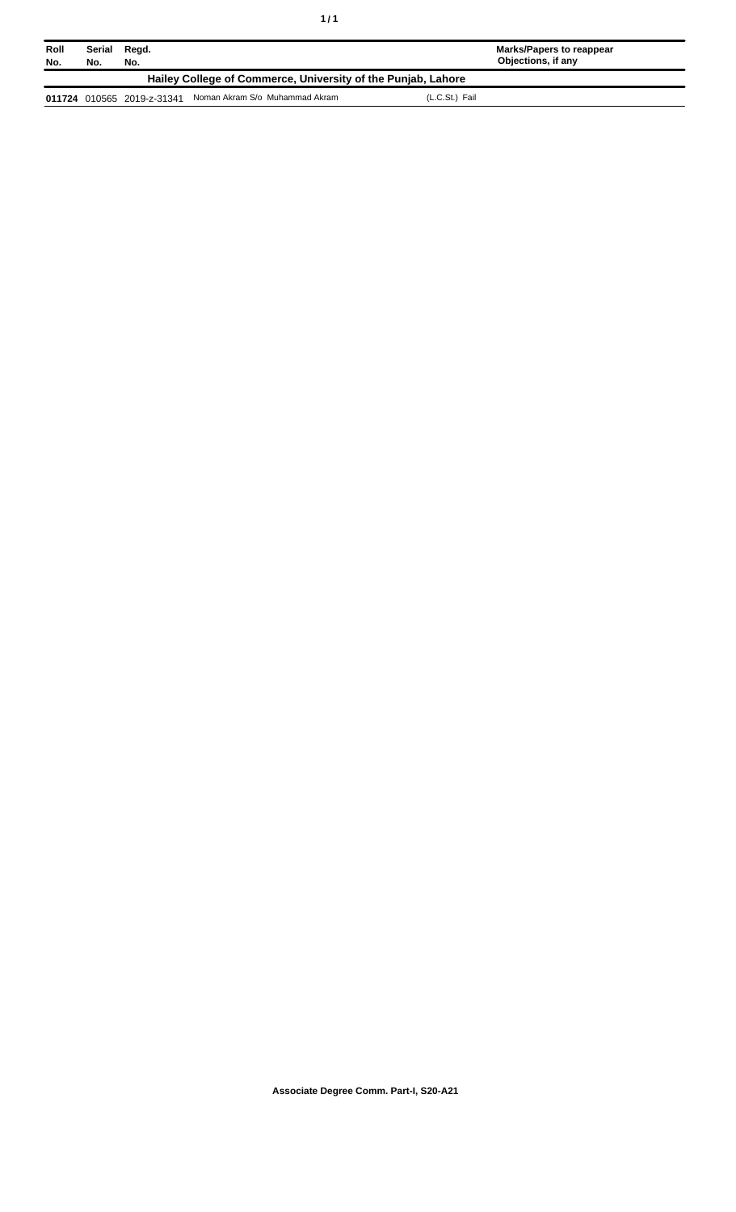| Roll No. | Serial No. | Regd. No. | | Marks/Papers to reappear Objections, if any |
|---|---|---|---|---|
| **Hailey College of Commerce, University of the Punjab, Lahore** | | | | |
| **011724** | 010565 | 2019-z-31341 | Noman Akram S/o Muhammad Akram | (L.C.St.) Fail |

**Associate Degree Comm. Part-I, S20-A21**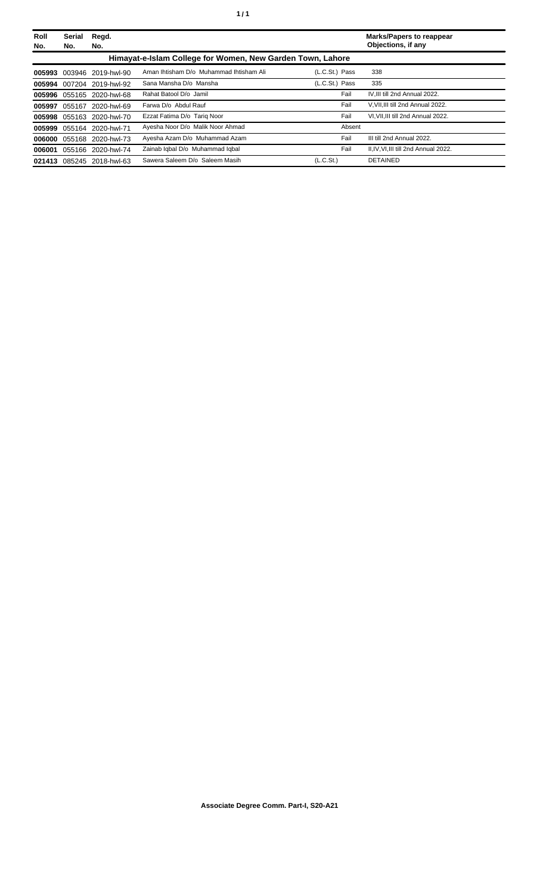| Roll No. | Serial No. | Regd. No. | | | Marks/Papers to reappear Objections, if any |
|---|---|---|---|---|---|
| **Himayat-e-Islam College for Women, New Garden Town, Lahore** | | | | | |
| **005993** | 003946 | 2019-hwl-90 | Aman Ihtisham D/o Muhammad Ihtisham Ali | (L.C.St.) Pass | 338 |
| **005994** | 007204 | 2019-hwl-92 | Sana Mansha D/o Mansha | (L.C.St.) Pass | 335 |
| **005996** | 055165 | 2020-hwl-68 | Rahat Batool D/o Jamil | Fail | IV,III till 2nd Annual 2022. |
| **005997** | 055167 | 2020-hwl-69 | Farwa D/o Abdul Rauf | Fail | V,VII,III till 2nd Annual 2022. |
| **005998** | 055163 | 2020-hwl-70 | Ezzat Fatima D/o Tariq Noor | Fail | VI,VII,III till 2nd Annual 2022. |
| **005999** | 055164 | 2020-hwl-71 | Ayesha Noor D/o Malik Noor Ahmad | Absent | |
| **006000** | 055168 | 2020-hwl-73 | Ayesha Azam D/o Muhammad Azam | Fail | III till 2nd Annual 2022. |
| **006001** | 055166 | 2020-hwl-74 | Zainab Iqbal D/o Muhammad Iqbal | Fail | II,IV,VI,III till 2nd Annual 2022. |
| **021413** | 085245 | 2018-hwl-63 | Sawera Saleem D/o Saleem Masih | (L.C.St.) | DETAINED |

**Associate Degree Comm. Part-I, S20-A21**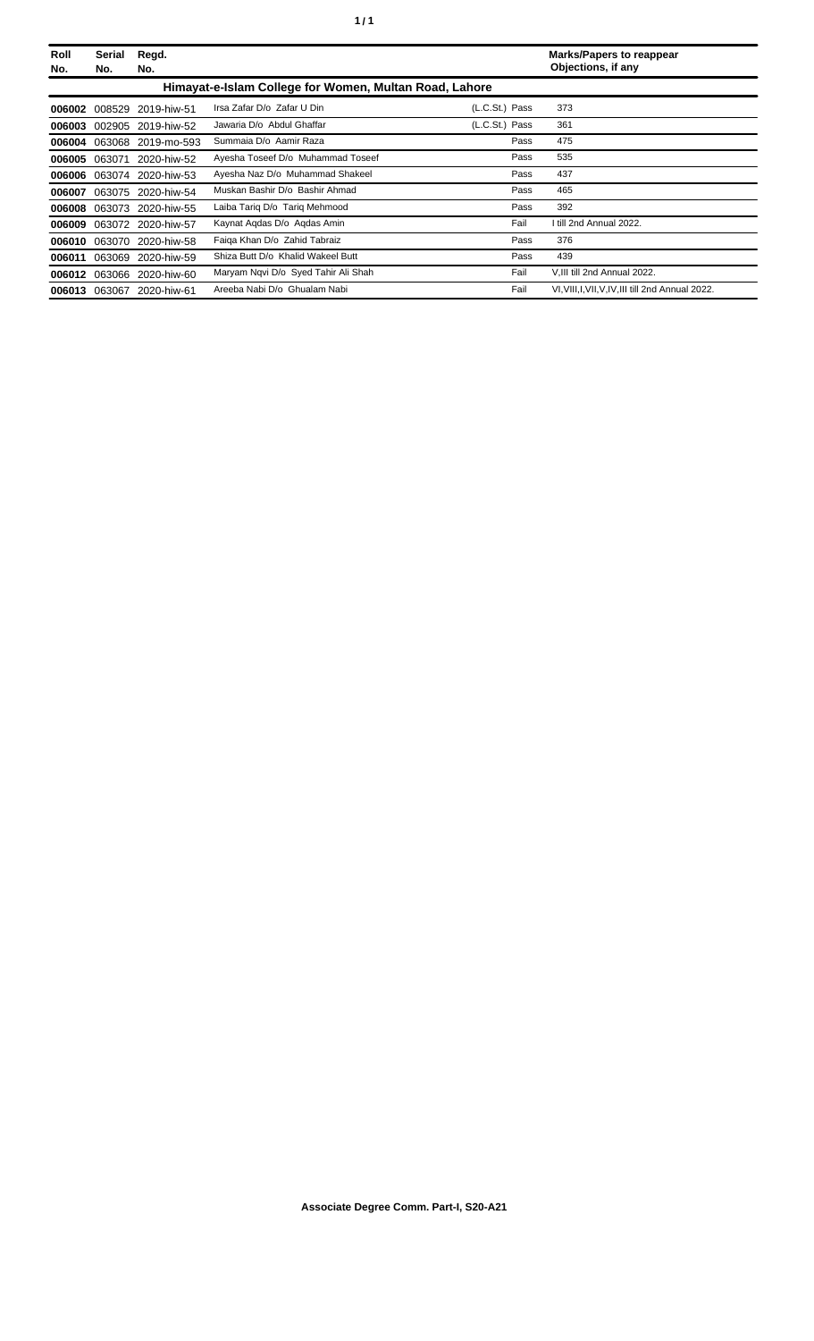| Roll No. | Serial No. | Regd. No. | | | Marks/Papers to reappear Objections, if any |
|---|---|---|---|---|---|
| **Himayat-e-Islam College for Women, Multan Road, Lahore** | | | | | |
| **006002** | 008529 | 2019-hiw-51 | Irsa Zafar D/o Zafar U Din | (L.C.St.) Pass | 373 |
| **006003** | 002905 | 2019-hiw-52 | Jawaria D/o Abdul Ghaffar | (L.C.St.) Pass | 361 |
| **006004** | 063068 | 2019-mo-593 | Summaia D/o Aamir Raza | Pass | 475 |
| **006005** | 063071 | 2020-hiw-52 | Ayesha Toseef D/o Muhammad Toseef | Pass | 535 |
| **006006** | 063074 | 2020-hiw-53 | Ayesha Naz D/o Muhammad Shakeel | Pass | 437 |
| **006007** | 063075 | 2020-hiw-54 | Muskan Bashir D/o Bashir Ahmad | Pass | 465 |
| **006008** | 063073 | 2020-hiw-55 | Laiba Tariq D/o Tariq Mehmood | Pass | 392 |
| **006009** | 063072 | 2020-hiw-57 | Kaynat Aqdas D/o Aqdas Amin | Fail | I till 2nd Annual 2022. |
| **006010** | 063070 | 2020-hiw-58 | Faiqa Khan D/o Zahid Tabraiz | Pass | 376 |
| **006011** | 063069 | 2020-hiw-59 | Shiza Butt D/o Khalid Wakeel Butt | Pass | 439 |
| **006012** | 063066 | 2020-hiw-60 | Maryam Nqvi D/o Syed Tahir Ali Shah | Fail | V,III till 2nd Annual 2022. |
| **006013** | 063067 | 2020-hiw-61 | Areeba Nabi D/o Ghualam Nabi | Fail | VI,VIII,I,VII,V,IV,III till 2nd Annual 2022. |

**Associate Degree Comm. Part-I, S20-A21**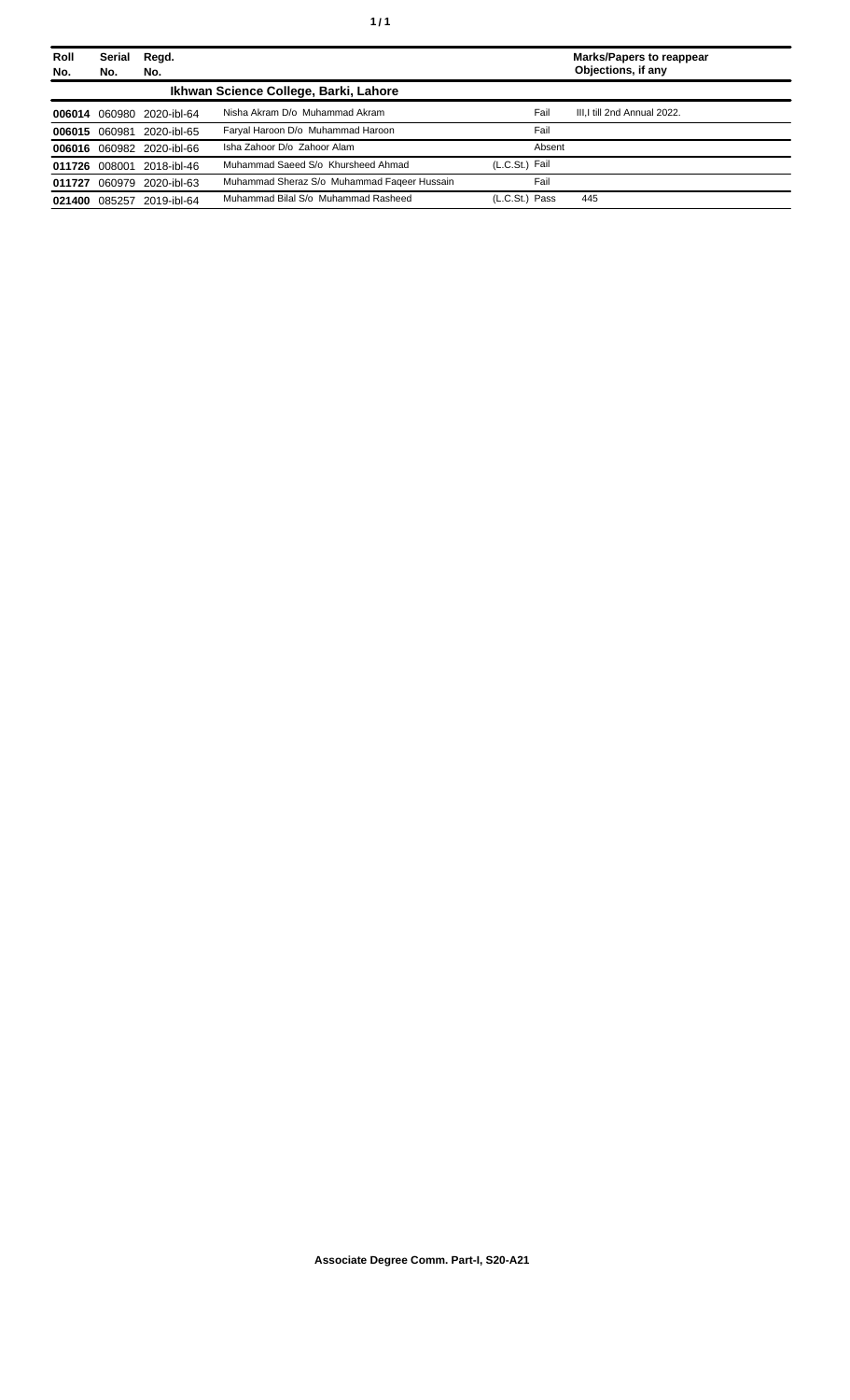| Roll No. | Serial No. | Regd. No. | | | Marks/Papers to reappear Objections, if any |
|---|---|---|---|---|---|
| **Ikhwan Science College, Barki, Lahore** | | | | | |
| **006014** | 060980 | 2020-ibl-64 | Nisha Akram D/o Muhammad Akram | Fail | III,I till 2nd Annual 2022. |
| **006015** | 060981 | 2020-ibl-65 | Faryal Haroon D/o Muhammad Haroon | Fail | |
| **006016** | 060982 | 2020-ibl-66 | Isha Zahoor D/o Zahoor Alam | Absent | |
| **011726** | 008001 | 2018-ibl-46 | Muhammad Saeed S/o Khursheed Ahmad | (L.C.St.) Fail | |
| **011727** | 060979 | 2020-ibl-63 | Muhammad Sheraz S/o Muhammad Faqeer Hussain | Fail | |
| **021400** | 085257 | 2019-ibl-64 | Muhammad Bilal S/o Muhammad Rasheed | (L.C.St.) Pass | 445 |

**Associate Degree Comm. Part-I, S20-A21**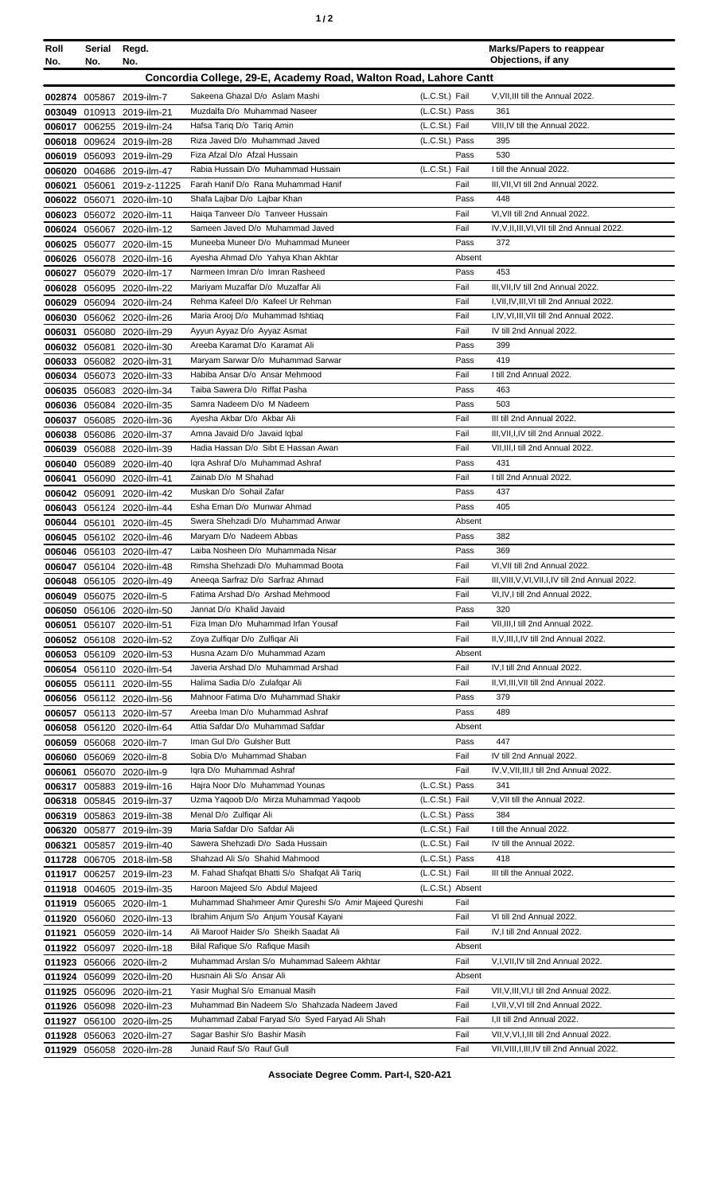| Roll No. | Serial No. | Regd. No. | | | | Marks/Papers to reappear Objections, if any |
|---|---|---|---|---|---|---|
| **Concordia College, 29-E, Academy Road, Walton Road, Lahore Cantt** | | | | | | |
| 002874 | 005867 | 2019-ilm-7 | Sakeena Ghazal D/o Aslam Mashi | (L.C.St.) | Fail | V,VII,III till the Annual 2022. |
| 003049 | 010913 | 2019-ilm-21 | Muzdalfa D/o Muhammad Naseer | (L.C.St.) | Pass | 361 |
| 006017 | 006255 | 2019-ilm-24 | Hafsa Tariq D/o Tariq Amin | (L.C.St.) | Fail | VIII,IV till the Annual 2022. |
| 006018 | 009624 | 2019-ilm-28 | Riza Javed D/o Muhammad Javed | (L.C.St.) | Pass | 395 |
| 006019 | 056093 | 2019-ilm-29 | Fiza Afzal D/o Afzal Hussain | | Pass | 530 |
| 006020 | 004686 | 2019-ilm-47 | Rabia Hussain D/o Muhammad Hussain | (L.C.St.) | Fail | I till the Annual 2022. |
| 006021 | 056061 | 2019-z-11225 | Farah Hanif D/o Rana Muhammad Hanif | | Fail | III,VII,VI till 2nd Annual 2022. |
| 006022 | 056071 | 2020-ilm-10 | Shafa Lajbar D/o Lajbar Khan | | Pass | 448 |
| 006023 | 056072 | 2020-ilm-11 | Haiqa Tanveer D/o Tanveer Hussain | | Fail | VI,VII till 2nd Annual 2022. |
| 006024 | 056067 | 2020-ilm-12 | Sameen Javed D/o Muhammad Javed | | Fail | IV,V,II,III,VI,VII till 2nd Annual 2022. |
| 006025 | 056077 | 2020-ilm-15 | Muneeba Muneer D/o Muhammad Muneer | | Pass | 372 |
| 006026 | 056078 | 2020-ilm-16 | Ayesha Ahmad D/o Yahya Khan Akhtar | | Absent | |
| 006027 | 056079 | 2020-ilm-17 | Narmeen Imran D/o Imran Rasheed | | Pass | 453 |
| 006028 | 056095 | 2020-ilm-22 | Mariyam Muzaffar D/o Muzaffar Ali | | Fail | III,VII,IV till 2nd Annual 2022. |
| 006029 | 056094 | 2020-ilm-24 | Rehma Kafeel D/o Kafeel Ur Rehman | | Fail | I,VII,IV,III,VI till 2nd Annual 2022. |
| 006030 | 056062 | 2020-ilm-26 | Maria Arooj D/o Muhammad Ishtiaq | | Fail | I,IV,VI,III,VII till 2nd Annual 2022. |
| 006031 | 056080 | 2020-ilm-29 | Ayyun Ayyaz D/o Ayyaz Asmat | | Fail | IV till 2nd Annual 2022. |
| 006032 | 056081 | 2020-ilm-30 | Areeba Karamat D/o Karamat Ali | | Pass | 399 |
| 006033 | 056082 | 2020-ilm-31 | Maryam Sarwar D/o Muhammad Sarwar | | Pass | 419 |
| 006034 | 056073 | 2020-ilm-33 | Habiba Ansar D/o Ansar Mehmood | | Fail | I till 2nd Annual 2022. |
| 006035 | 056083 | 2020-ilm-34 | Taiba Sawera D/o Riffat Pasha | | Pass | 463 |
| 006036 | 056084 | 2020-ilm-35 | Samra Nadeem D/o M Nadeem | | Pass | 503 |
| 006037 | 056085 | 2020-ilm-36 | Ayesha Akbar D/o Akbar Ali | | Fail | III till 2nd Annual 2022. |
| 006038 | 056086 | 2020-ilm-37 | Amna Javaid D/o Javaid Iqbal | | Fail | III,VII,I,IV till 2nd Annual 2022. |
| 006039 | 056088 | 2020-ilm-39 | Hadia Hassan D/o Sibt E Hassan Awan | | Fail | VII,III,I till 2nd Annual 2022. |
| 006040 | 056089 | 2020-ilm-40 | Iqra Ashraf D/o Muhammad Ashraf | | Pass | 431 |
| 006041 | 056090 | 2020-ilm-41 | Zainab D/o M Shahad | | Fail | I till 2nd Annual 2022. |
| 006042 | 056091 | 2020-ilm-42 | Muskan D/o Sohail Zafar | | Pass | 437 |
| 006043 | 056124 | 2020-ilm-44 | Esha Eman D/o Munwar Ahmad | | Pass | 405 |
| 006044 | 056101 | 2020-ilm-45 | Swera Shehzadi D/o Muhammad Anwar | | Absent | |
| 006045 | 056102 | 2020-ilm-46 | Maryam D/o Nadeem Abbas | | Pass | 382 |
| 006046 | 056103 | 2020-ilm-47 | Laiba Nosheen D/o Muhammada Nisar | | Pass | 369 |
| 006047 | 056104 | 2020-ilm-48 | Rimsha Shehzadi D/o Muhammad Boota | | Fail | VI,VII till 2nd Annual 2022. |
| 006048 | 056105 | 2020-ilm-49 | Aneeqa Sarfraz D/o Sarfraz Ahmad | | Fail | III,VIII,V,VI,VII,I,IV till 2nd Annual 2022. |
| 006049 | 056075 | 2020-ilm-5 | Fatima Arshad D/o Arshad Mehmood | | Fail | VI,IV,I till 2nd Annual 2022. |
| 006050 | 056106 | 2020-ilm-50 | Jannat D/o Khalid Javaid | | Pass | 320 |
| 006051 | 056107 | 2020-ilm-51 | Fiza Iman D/o Muhammad Irfan Yousaf | | Fail | VII,III,I till 2nd Annual 2022. |
| 006052 | 056108 | 2020-ilm-52 | Zoya Zulfiqar D/o Zulfiqar Ali | | Fail | II,V,III,I,IV till 2nd Annual 2022. |
| 006053 | 056109 | 2020-ilm-53 | Husna Azam D/o Muhammad Azam | | Absent | |
| 006054 | 056110 | 2020-ilm-54 | Javeria Arshad D/o Muhammad Arshad | | Fail | IV,I till 2nd Annual 2022. |
| 006055 | 056111 | 2020-ilm-55 | Halima Sadia D/o Zulafqar Ali | | Fail | II,VI,III,VII till 2nd Annual 2022. |
| 006056 | 056112 | 2020-ilm-56 | Mahnoor Fatima D/o Muhammad Shakir | | Pass | 379 |
| 006057 | 056113 | 2020-ilm-57 | Areeba Iman D/o Muhammad Ashraf | | Pass | 489 |
| 006058 | 056120 | 2020-ilm-64 | Attia Safdar D/o Muhammad Safdar | | Absent | |
| 006059 | 056068 | 2020-ilm-7 | Iman Gul D/o Gulsher Butt | | Pass | 447 |
| 006060 | 056069 | 2020-ilm-8 | Sobia D/o Muhammad Shaban | | Fail | IV till 2nd Annual 2022. |
| 006061 | 056070 | 2020-ilm-9 | Iqra D/o Muhammad Ashraf | | Fail | IV,V,VII,III,I till 2nd Annual 2022. |
| 006317 | 005883 | 2019-ilm-16 | Hajra Noor D/o Muhammad Younas | (L.C.St.) | Pass | 341 |
| 006318 | 005845 | 2019-ilm-37 | Uzma Yaqoob D/o Mirza Muhammad Yaqoob | (L.C.St.) | Fail | V,VII till the Annual 2022. |
| 006319 | 005863 | 2019-ilm-38 | Menal D/o Zulfiqar Ali | (L.C.St.) | Pass | 384 |
| 006320 | 005877 | 2019-ilm-39 | Maria Safdar D/o Safdar Ali | (L.C.St.) | Fail | I till the Annual 2022. |
| 006321 | 005857 | 2019-ilm-40 | Sawera Shehzadi D/o Sada Hussain | (L.C.St.) | Fail | IV till the Annual 2022. |
| 011728 | 006705 | 2018-ilm-58 | Shahzad Ali S/o Shahid Mahmood | (L.C.St.) | Pass | 418 |
| 011917 | 006257 | 2019-ilm-23 | M. Fahad Shafqat Bhatti S/o Shafqat Ali Tariq | (L.C.St.) | Fail | III till the Annual 2022. |
| 011918 | 004605 | 2019-ilm-35 | Haroon Majeed S/o Abdul Majeed | (L.C.St.) | Absent | |
| 011919 | 056065 | 2020-ilm-1 | Muhammad Shahmeer Amir Qureshi S/o Amir Majeed Qureshi | | Fail | |
| 011920 | 056060 | 2020-ilm-13 | Ibrahim Anjum S/o Anjum Yousaf Kayani | | Fail | VI till 2nd Annual 2022. |
| 011921 | 056059 | 2020-ilm-14 | Ali Maroof Haider S/o Sheikh Saadat Ali | | Fail | IV,I till 2nd Annual 2022. |
| 011922 | 056097 | 2020-ilm-18 | Bilal Rafique S/o Rafique Masih | | Absent | |
| 011923 | 056066 | 2020-ilm-2 | Muhammad Arslan S/o Muhammad Saleem Akhtar | | Fail | V,I,VII,IV till 2nd Annual 2022. |
| 011924 | 056099 | 2020-ilm-20 | Husnain Ali S/o Ansar Ali | | Absent | |
| 011925 | 056096 | 2020-ilm-21 | Yasir Mughal S/o Emanual Masih | | Fail | VII,V,III,VI,I till 2nd Annual 2022. |
| 011926 | 056098 | 2020-ilm-23 | Muhammad Bin Nadeem S/o Shahzada Nadeem Javed | | Fail | I,VII,V,VI till 2nd Annual 2022. |
| 011927 | 056100 | 2020-ilm-25 | Muhammad Zabal Faryad S/o Syed Faryad Ali Shah | | Fail | I,II till 2nd Annual 2022. |
| 011928 | 056063 | 2020-ilm-27 | Sagar Bashir S/o Bashir Masih | | Fail | VII,V,VI,I,III till 2nd Annual 2022. |
| 011929 | 056058 | 2020-ilm-28 | Junaid Rauf S/o Rauf Gull | | Fail | VII,VIII,I,III,IV till 2nd Annual 2022. |

Associate Degree Comm. Part-I, S20-A21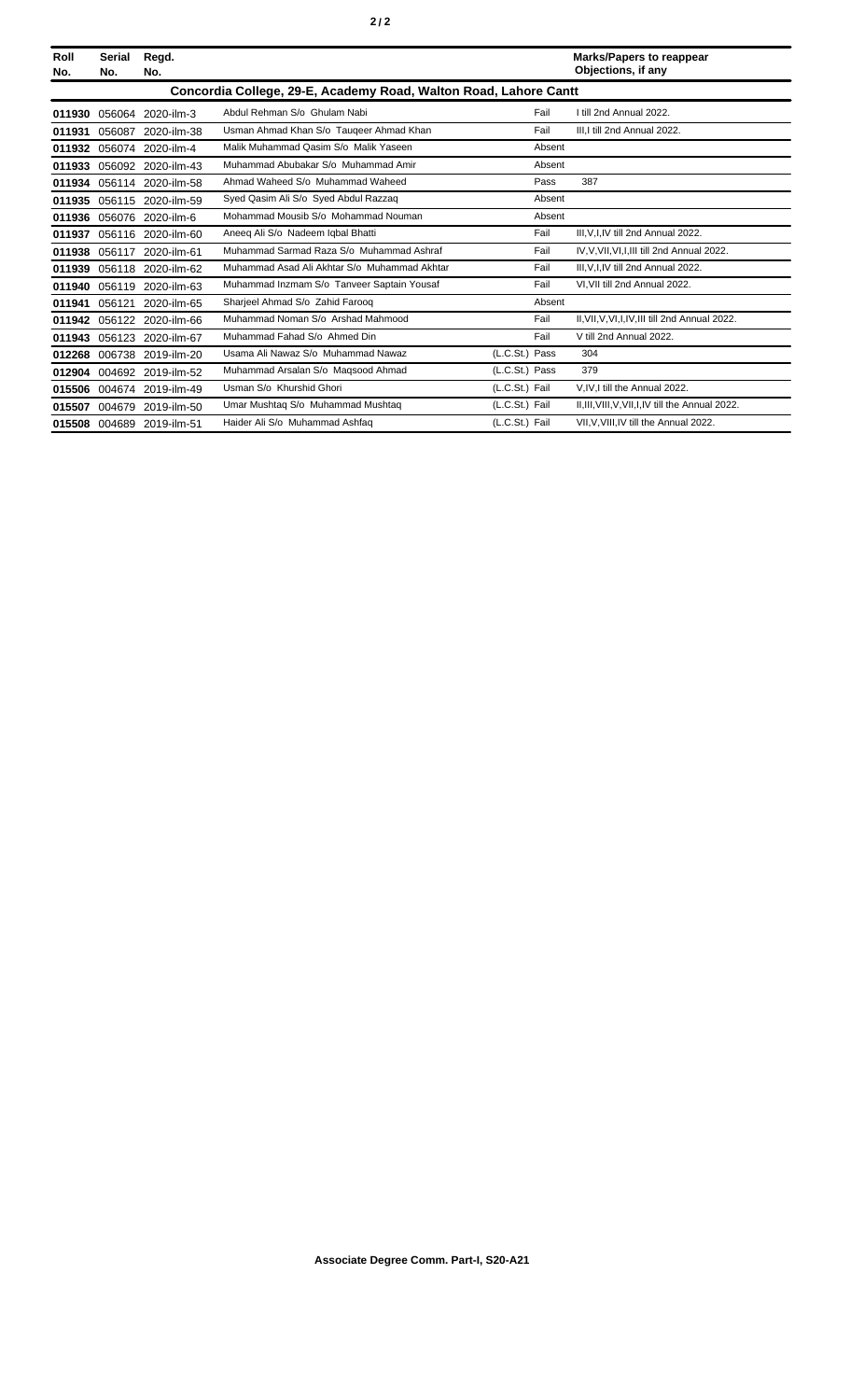| Roll No. | Serial No. | Regd. No. | | | Marks/Papers to reappear Objections, if any |
|---|---|---|---|---|---|
| **Concordia College, 29-E, Academy Road, Walton Road, Lahore Cantt** | | | | | |
| **011930** | 056064 | 2020-ilm-3 | Abdul Rehman S/o Ghulam Nabi | Fail | I till 2nd Annual 2022. |
| **011931** | 056087 | 2020-ilm-38 | Usman Ahmad Khan S/o Tauqeer Ahmad Khan | Fail | III,I till 2nd Annual 2022. |
| **011932** | 056074 | 2020-ilm-4 | Malik Muhammad Qasim S/o Malik Yaseen | Absent | |
| **011933** | 056092 | 2020-ilm-43 | Muhammad Abubakar S/o Muhammad Amir | Absent | |
| **011934** | 056114 | 2020-ilm-58 | Ahmad Waheed S/o Muhammad Waheed | Pass | 387 |
| **011935** | 056115 | 2020-ilm-59 | Syed Qasim Ali S/o Syed Abdul Razzaq | Absent | |
| **011936** | 056076 | 2020-ilm-6 | Mohammad Mousib S/o Mohammad Nouman | Absent | |
| **011937** | 056116 | 2020-ilm-60 | Aneeq Ali S/o Nadeem Iqbal Bhatti | Fail | III,V,I,IV till 2nd Annual 2022. |
| **011938** | 056117 | 2020-ilm-61 | Muhammad Sarmad Raza S/o Muhammad Ashraf | Fail | IV,V,VII,VI,I,III till 2nd Annual 2022. |
| **011939** | 056118 | 2020-ilm-62 | Muhammad Asad Ali Akhtar S/o Muhammad Akhtar | Fail | III,V,I,IV till 2nd Annual 2022. |
| **011940** | 056119 | 2020-ilm-63 | Muhammad Inzmam S/o Tanveer Saptain Yousaf | Fail | VI,VII till 2nd Annual 2022. |
| **011941** | 056121 | 2020-ilm-65 | Sharjeel Ahmad S/o Zahid Farooq | Absent | |
| **011942** | 056122 | 2020-ilm-66 | Muhammad Noman S/o Arshad Mahmood | Fail | II,VII,V,VI,I,IV,III till 2nd Annual 2022. |
| **011943** | 056123 | 2020-ilm-67 | Muhammad Fahad S/o Ahmed Din | Fail | V till 2nd Annual 2022. |
| **012268** | 006738 | 2019-ilm-20 | Usama Ali Nawaz S/o Muhammad Nawaz | (L.C.St.) Pass | 304 |
| **012904** | 004692 | 2019-ilm-52 | Muhammad Arsalan S/o Maqsood Ahmad | (L.C.St.) Pass | 379 |
| **015506** | 004674 | 2019-ilm-49 | Usman S/o Khurshid Ghori | (L.C.St.) Fail | V,IV,I till the Annual 2022. |
| **015507** | 004679 | 2019-ilm-50 | Umar Mushtaq S/o Muhammad Mushtaq | (L.C.St.) Fail | II,III,VIII,V,VII,I,IV till the Annual 2022. |
| **015508** | 004689 | 2019-ilm-51 | Haider Ali S/o Muhammad Ashfaq | (L.C.St.) Fail | VII,V,VIII,IV till the Annual 2022. |

**Associate Degree Comm. Part-I, S20-A21**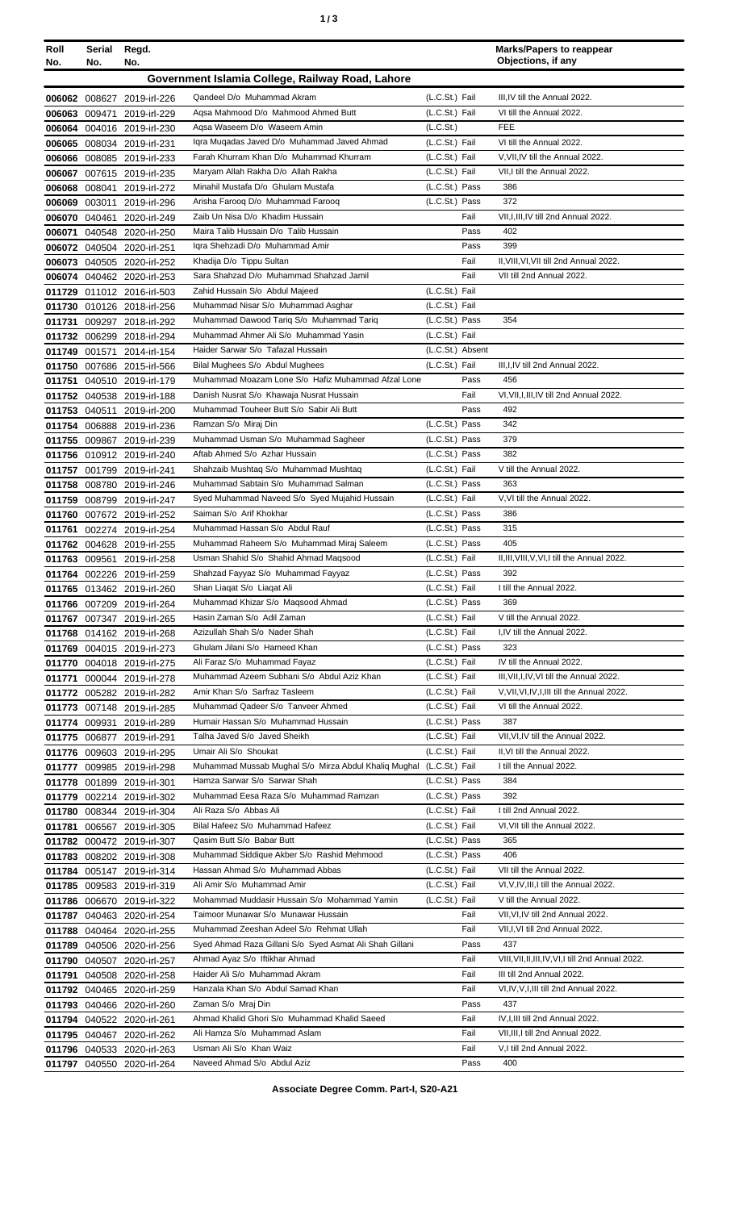| Roll No. | Serial No. | Regd. No. | | | Marks/Papers to reappear Objections, if any |
|---|---|---|---|---|---|
| **Government Islamia College, Railway Road, Lahore** | | | | | |
| 006062 | 008627 | 2019-irl-226 | Qandeel D/o Muhammad Akram | (L.C.St.) Fail | III,IV till the Annual 2022. |
| 006063 | 009471 | 2019-irl-229 | Aqsa Mahmood D/o Mahmood Ahmed Butt | (L.C.St.) Fail | VI till the Annual 2022. |
| 006064 | 004016 | 2019-irl-230 | Aqsa Waseem D/o Waseem Amin | (L.C.St.) | FEE |
| 006065 | 008034 | 2019-irl-231 | Iqra Muqadas Javed D/o Muhammad Javed Ahmad | (L.C.St.) Fail | VI till the Annual 2022. |
| 006066 | 008085 | 2019-irl-233 | Farah Khurram Khan D/o Muhammad Khurram | (L.C.St.) Fail | V,VII,IV till the Annual 2022. |
| 006067 | 007615 | 2019-irl-235 | Maryam Allah Rakha D/o Allah Rakha | (L.C.St.) Fail | VII,I till the Annual 2022. |
| 006068 | 008041 | 2019-irl-272 | Minahil Mustafa D/o Ghulam Mustafa | (L.C.St.) Pass | 386 |
| 006069 | 003011 | 2019-irl-296 | Arisha Farooq D/o Muhammad Farooq | (L.C.St.) Pass | 372 |
| 006070 | 040461 | 2020-irl-249 | Zaib Un Nisa D/o Khadim Hussain | Fail | VII,I,III,IV till 2nd Annual 2022. |
| 006071 | 040548 | 2020-irl-250 | Maira Talib Hussain D/o Talib Hussain | Pass | 402 |
| 006072 | 040504 | 2020-irl-251 | Iqra Shehzadi D/o Muhammad Amir | Pass | 399 |
| 006073 | 040505 | 2020-irl-252 | Khadija D/o Tippu Sultan | Fail | II,VIII,VI,VII till 2nd Annual 2022. |
| 006074 | 040462 | 2020-irl-253 | Sara Shahzad D/o Muhammad Shahzad Jamil | Fail | VII till 2nd Annual 2022. |
| 011729 | 011012 | 2016-irl-503 | Zahid Hussain S/o Abdul Majeed | (L.C.St.) Fail | |
| 011730 | 010126 | 2018-irl-256 | Muhammad Nisar S/o Muhammad Asghar | (L.C.St.) Fail | |
| 011731 | 009297 | 2018-irl-292 | Muhammad Dawood Tariq S/o Muhammad Tariq | (L.C.St.) Pass | 354 |
| 011732 | 006299 | 2018-irl-294 | Muhammad Ahmer Ali S/o Muhammad Yasin | (L.C.St.) Fail | |
| 011749 | 001571 | 2014-irl-154 | Haider Sarwar S/o Tafazal Hussain | (L.C.St.) Absent | |
| 011750 | 007686 | 2015-irl-566 | Bilal Mughees S/o Abdul Mughees | (L.C.St.) Fail | III,I,IV till 2nd Annual 2022. |
| 011751 | 040510 | 2019-irl-179 | Muhammad Moazam Lone S/o Hafiz Muhammad Afzal Lone | Pass | 456 |
| 011752 | 040538 | 2019-irl-188 | Danish Nusrat S/o Khawaja Nusrat Hussain | Fail | VI,VII,I,III,IV till 2nd Annual 2022. |
| 011753 | 040511 | 2019-irl-200 | Muhammad Touheer Butt S/o Sabir Ali Butt | Pass | 492 |
| 011754 | 006888 | 2019-irl-236 | Ramzan S/o Miraj Din | (L.C.St.) Pass | 342 |
| 011755 | 009867 | 2019-irl-239 | Muhammad Usman S/o Muhammad Sagheer | (L.C.St.) Pass | 379 |
| 011756 | 010912 | 2019-irl-240 | Aftab Ahmed S/o Azhar Hussain | (L.C.St.) Pass | 382 |
| 011757 | 001799 | 2019-irl-241 | Shahzaib Mushtaq S/o Muhammad Mushtaq | (L.C.St.) Fail | V till the Annual 2022. |
| 011758 | 008780 | 2019-irl-246 | Muhammad Sabtain S/o Muhammad Salman | (L.C.St.) Pass | 363 |
| 011759 | 008799 | 2019-irl-247 | Syed Muhammad Naveed S/o Syed Mujahid Hussain | (L.C.St.) Fail | V,VI till the Annual 2022. |
| 011760 | 007672 | 2019-irl-252 | Saiman S/o Arif Khokhar | (L.C.St.) Pass | 386 |
| 011761 | 002274 | 2019-irl-254 | Muhammad Hassan S/o Abdul Rauf | (L.C.St.) Pass | 315 |
| 011762 | 004628 | 2019-irl-255 | Muhammad Raheem S/o Muhammad Miraj Saleem | (L.C.St.) Pass | 405 |
| 011763 | 009561 | 2019-irl-258 | Usman Shahid S/o Shahid Ahmad Maqsood | (L.C.St.) Fail | II,III,VIII,V,VI,I till the Annual 2022. |
| 011764 | 002226 | 2019-irl-259 | Shahzad Fayyaz S/o Muhammad Fayyaz | (L.C.St.) Pass | 392 |
| 011765 | 013462 | 2019-irl-260 | Shan Liaqat S/o Liaqat Ali | (L.C.St.) Fail | I till the Annual 2022. |
| 011766 | 007209 | 2019-irl-264 | Muhammad Khizar S/o Maqsood Ahmad | (L.C.St.) Pass | 369 |
| 011767 | 007347 | 2019-irl-265 | Hasin Zaman S/o Adil Zaman | (L.C.St.) Fail | V till the Annual 2022. |
| 011768 | 014162 | 2019-irl-268 | Azizullah Shah S/o Nader Shah | (L.C.St.) Fail | I,IV till the Annual 2022. |
| 011769 | 004015 | 2019-irl-273 | Ghulam Jilani S/o Hameed Khan | (L.C.St.) Pass | 323 |
| 011770 | 004018 | 2019-irl-275 | Ali Faraz S/o Muhammad Fayaz | (L.C.St.) Fail | IV till the Annual 2022. |
| 011771 | 000044 | 2019-irl-278 | Muhammad Azeem Subhani S/o Abdul Aziz Khan | (L.C.St.) Fail | III,VII,I,IV,VI till the Annual 2022. |
| 011772 | 005282 | 2019-irl-282 | Amir Khan S/o Sarfraz Tasleem | (L.C.St.) Fail | V,VII,VI,IV,I,III till the Annual 2022. |
| 011773 | 007148 | 2019-irl-285 | Muhammad Qadeer S/o Tanveer Ahmed | (L.C.St.) Fail | VI till the Annual 2022. |
| 011774 | 009931 | 2019-irl-289 | Humair Hassan S/o Muhammad Hussain | (L.C.St.) Pass | 387 |
| 011775 | 006877 | 2019-irl-291 | Talha Javed S/o Javed Sheikh | (L.C.St.) Fail | VII,VI,IV till the Annual 2022. |
| 011776 | 009603 | 2019-irl-295 | Umair Ali S/o Shoukat | (L.C.St.) Fail | II,VI till the Annual 2022. |
| 011777 | 009985 | 2019-irl-298 | Muhammad Mussab Mughal S/o Mirza Abdul Khaliq Mughal | (L.C.St.) Fail | I till the Annual 2022. |
| 011778 | 001899 | 2019-irl-301 | Hamza Sarwar S/o Sarwar Shah | (L.C.St.) Pass | 384 |
| 011779 | 002214 | 2019-irl-302 | Muhammad Eesa Raza S/o Muhammad Ramzan | (L.C.St.) Pass | 392 |
| 011780 | 008344 | 2019-irl-304 | Ali Raza S/o Abbas Ali | (L.C.St.) Fail | I till 2nd Annual 2022. |
| 011781 | 006567 | 2019-irl-305 | Bilal Hafeez S/o Muhammad Hafeez | (L.C.St.) Fail | VI,VII till the Annual 2022. |
| 011782 | 000472 | 2019-irl-307 | Qasim Butt S/o Babar Butt | (L.C.St.) Pass | 365 |
| 011783 | 008202 | 2019-irl-308 | Muhammad Siddique Akber S/o Rashid Mehmood | (L.C.St.) Pass | 406 |
| 011784 | 005147 | 2019-irl-314 | Hassan Ahmad S/o Muhammad Abbas | (L.C.St.) Fail | VII till the Annual 2022. |
| 011785 | 009583 | 2019-irl-319 | Ali Amir S/o Muhammad Amir | (L.C.St.) Fail | VI,V,IV,III,I till the Annual 2022. |
| 011786 | 006670 | 2019-irl-322 | Mohammad Muddasir Hussain S/o Mohammad Yamin | (L.C.St.) Fail | V till the Annual 2022. |
| 011787 | 040463 | 2020-irl-254 | Taimoor Munawar S/o Munawar Hussain | Fail | VII,VI,IV till 2nd Annual 2022. |
| 011788 | 040464 | 2020-irl-255 | Muhammad Zeeshan Adeel S/o Rehmat Ullah | Fail | VII,I,VI till 2nd Annual 2022. |
| 011789 | 040506 | 2020-irl-256 | Syed Ahmad Raza Gillani S/o Syed Asmat Ali Shah Gillani | Pass | 437 |
| 011790 | 040507 | 2020-irl-257 | Ahmad Ayaz S/o Iftikhar Ahmad | Fail | VIII,VII,II,III,IV,VI,I till 2nd Annual 2022. |
| 011791 | 040508 | 2020-irl-258 | Haider Ali S/o Muhammad Akram | Fail | III till 2nd Annual 2022. |
| 011792 | 040465 | 2020-irl-259 | Hanzala Khan S/o Abdul Samad Khan | Fail | VI,IV,V,I,III till 2nd Annual 2022. |
| 011793 | 040466 | 2020-irl-260 | Zaman S/o Mraj Din | Pass | 437 |
| 011794 | 040522 | 2020-irl-261 | Ahmad Khalid Ghori S/o Muhammad Khalid Saeed | Fail | IV,I,III till 2nd Annual 2022. |
| 011795 | 040467 | 2020-irl-262 | Ali Hamza S/o Muhammad Aslam | Fail | VII,III,I till 2nd Annual 2022. |
| 011796 | 040533 | 2020-irl-263 | Usman Ali S/o Khan Waiz | Fail | V,I till 2nd Annual 2022. |
| 011797 | 040550 | 2020-irl-264 | Naveed Ahmad S/o Abdul Aziz | Pass | 400 |

**Associate Degree Comm. Part-I, S20-A21**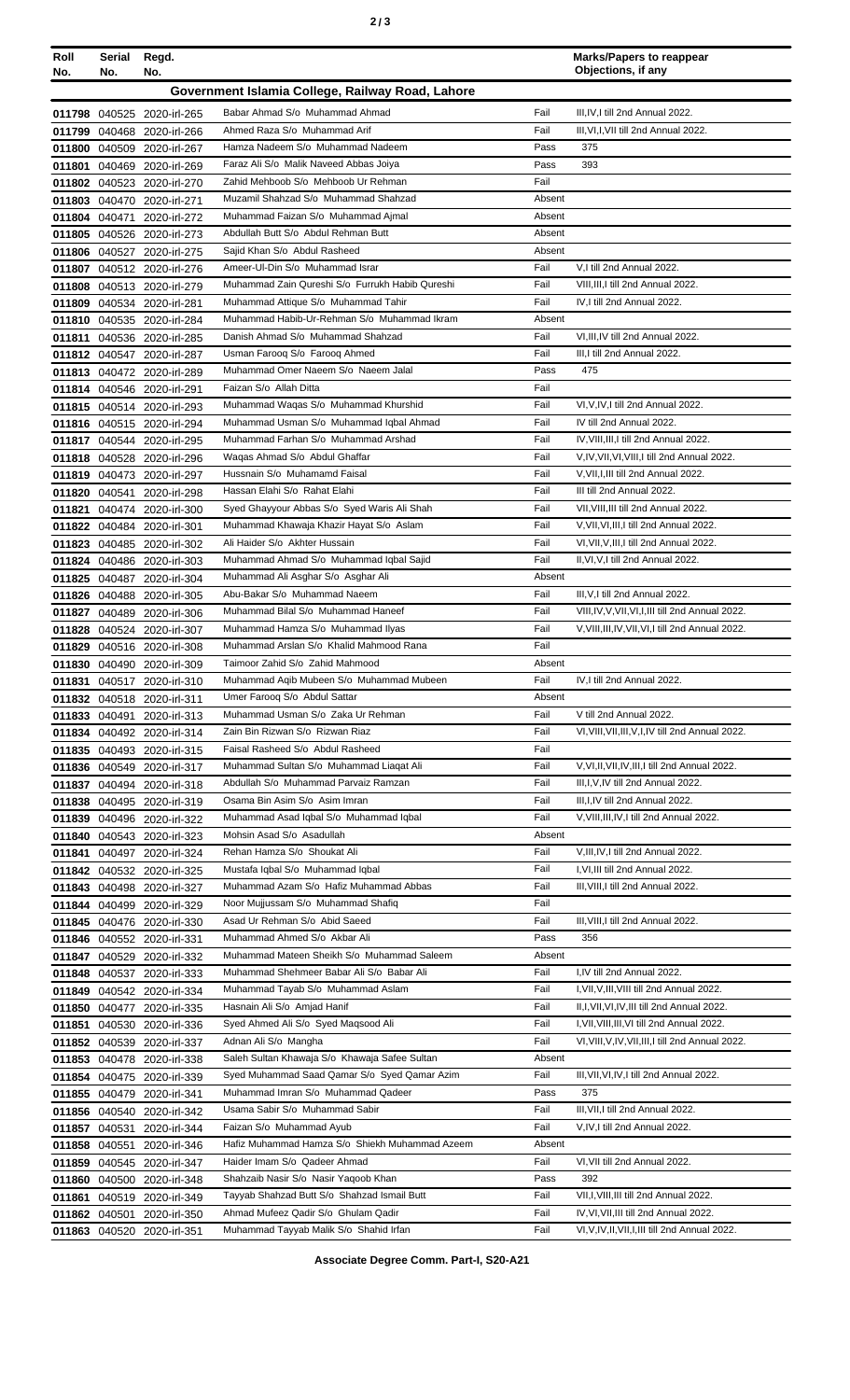| Roll No. | Serial No. | Regd. No. | | | Marks/Papers to reappear Objections, if any |
|---|---|---|---|---|---|
| **Government Islamia College, Railway Road, Lahore** | | | | | |
| 011798 | 040525 | 2020-irl-265 | Babar Ahmad S/o Muhammad Ahmad | Fail | III,IV,I till 2nd Annual 2022. |
| 011799 | 040468 | 2020-irl-266 | Ahmed Raza S/o Muhammad Arif | Fail | III,VI,I,VII till 2nd Annual 2022. |
| 011800 | 040509 | 2020-irl-267 | Hamza Nadeem S/o Muhammad Nadeem | Pass | 375 |
| 011801 | 040469 | 2020-irl-269 | Faraz Ali S/o Malik Naveed Abbas Joiya | Pass | 393 |
| 011802 | 040523 | 2020-irl-270 | Zahid Mehboob S/o Mehboob Ur Rehman | Fail | |
| 011803 | 040470 | 2020-irl-271 | Muzamil Shahzad S/o Muhammad Shahzad | Absent | |
| 011804 | 040471 | 2020-irl-272 | Muhammad Faizan S/o Muhammad Ajmal | Absent | |
| 011805 | 040526 | 2020-irl-273 | Abdullah Butt S/o Abdul Rehman Butt | Absent | |
| 011806 | 040527 | 2020-irl-275 | Sajid Khan S/o Abdul Rasheed | Absent | |
| 011807 | 040512 | 2020-irl-276 | Ameer-Ul-Din S/o Muhammad Israr | Fail | V,I till 2nd Annual 2022. |
| 011808 | 040513 | 2020-irl-279 | Muhammad Zain Qureshi S/o Furrukh Habib Qureshi | Fail | VIII,III,I till 2nd Annual 2022. |
| 011809 | 040534 | 2020-irl-281 | Muhammad Attique S/o Muhammad Tahir | Fail | IV,I till 2nd Annual 2022. |
| 011810 | 040535 | 2020-irl-284 | Muhammad Habib-Ur-Rehman S/o Muhammad Ikram | Absent | |
| 011811 | 040536 | 2020-irl-285 | Danish Ahmad S/o Muhammad Shahzad | Fail | VI,III,IV till 2nd Annual 2022. |
| 011812 | 040547 | 2020-irl-287 | Usman Farooq S/o Farooq Ahmed | Fail | III,I till 2nd Annual 2022. |
| 011813 | 040472 | 2020-irl-289 | Muhammad Omer Naeem S/o Naeem Jalal | Pass | 475 |
| 011814 | 040546 | 2020-irl-291 | Faizan S/o Allah Ditta | Fail | |
| 011815 | 040514 | 2020-irl-293 | Muhammad Waqas S/o Muhammad Khurshid | Fail | VI,V,IV,I till 2nd Annual 2022. |
| 011816 | 040515 | 2020-irl-294 | Muhammad Usman S/o Muhammad Iqbal Ahmad | Fail | IV till 2nd Annual 2022. |
| 011817 | 040544 | 2020-irl-295 | Muhammad Farhan S/o Muhammad Arshad | Fail | IV,VIII,III,I till 2nd Annual 2022. |
| 011818 | 040528 | 2020-irl-296 | Waqas Ahmad S/o Abdul Ghaffar | Fail | V,IV,VII,VI,VIII,I till 2nd Annual 2022. |
| 011819 | 040473 | 2020-irl-297 | Hussnain S/o Muhamamd Faisal | Fail | V,VII,I,III till 2nd Annual 2022. |
| 011820 | 040541 | 2020-irl-298 | Hassan Elahi S/o Rahat Elahi | Fail | III till 2nd Annual 2022. |
| 011821 | 040474 | 2020-irl-300 | Syed Ghayyour Abbas S/o Syed Waris Ali Shah | Fail | VII,VIII,III till 2nd Annual 2022. |
| 011822 | 040484 | 2020-irl-301 | Muhammad Khawaja Khazir Hayat S/o Aslam | Fail | V,VII,VI,III,I till 2nd Annual 2022. |
| 011823 | 040485 | 2020-irl-302 | Ali Haider S/o Akhter Hussain | Fail | VI,VII,V,III,I till 2nd Annual 2022. |
| 011824 | 040486 | 2020-irl-303 | Muhammad Ahmad S/o Muhammad Iqbal Sajid | Fail | II,VI,V,I till 2nd Annual 2022. |
| 011825 | 040487 | 2020-irl-304 | Muhammad Ali Asghar S/o Asghar Ali | Absent | |
| 011826 | 040488 | 2020-irl-305 | Abu-Bakar S/o Muhammad Naeem | Fail | III,V,I till 2nd Annual 2022. |
| 011827 | 040489 | 2020-irl-306 | Muhammad Bilal S/o Muhammad Haneef | Fail | VIII,IV,V,VII,VI,I,III till 2nd Annual 2022. |
| 011828 | 040524 | 2020-irl-307 | Muhammad Hamza S/o Muhammad Ilyas | Fail | V,VIII,III,IV,VII,VI,I till 2nd Annual 2022. |
| 011829 | 040516 | 2020-irl-308 | Muhammad Arslan S/o Khalid Mahmood Rana | Fail | |
| 011830 | 040490 | 2020-irl-309 | Taimoor Zahid S/o Zahid Mahmood | Absent | |
| 011831 | 040517 | 2020-irl-310 | Muhammad Aqib Mubeen S/o Muhammad Mubeen | Fail | IV,I till 2nd Annual 2022. |
| 011832 | 040518 | 2020-irl-311 | Umer Farooq S/o Abdul Sattar | Absent | |
| 011833 | 040491 | 2020-irl-313 | Muhammad Usman S/o Zaka Ur Rehman | Fail | V till 2nd Annual 2022. |
| 011834 | 040492 | 2020-irl-314 | Zain Bin Rizwan S/o Rizwan Riaz | Fail | VI,VIII,VII,III,V,I,IV till 2nd Annual 2022. |
| 011835 | 040493 | 2020-irl-315 | Faisal Rasheed S/o Abdul Rasheed | Fail | |
| 011836 | 040549 | 2020-irl-317 | Muhammad Sultan S/o Muhammad Liaqat Ali | Fail | V,VI,II,VII,IV,III,I till 2nd Annual 2022. |
| 011837 | 040494 | 2020-irl-318 | Abdullah S/o Muhammad Parvaiz Ramzan | Fail | III,I,V,IV till 2nd Annual 2022. |
| 011838 | 040495 | 2020-irl-319 | Osama Bin Asim S/o Asim Imran | Fail | III,I,IV till 2nd Annual 2022. |
| 011839 | 040496 | 2020-irl-322 | Muhammad Asad Iqbal S/o Muhammad Iqbal | Fail | V,VIII,III,IV,I till 2nd Annual 2022. |
| 011840 | 040543 | 2020-irl-323 | Mohsin Asad S/o Asadullah | Absent | |
| 011841 | 040497 | 2020-irl-324 | Rehan Hamza S/o Shoukat Ali | Fail | V,III,IV,I till 2nd Annual 2022. |
| 011842 | 040532 | 2020-irl-325 | Mustafa Iqbal S/o Muhammad Iqbal | Fail | I,VI,III till 2nd Annual 2022. |
| 011843 | 040498 | 2020-irl-327 | Muhammad Azam S/o Hafiz Muhammad Abbas | Fail | III,VIII,I till 2nd Annual 2022. |
| 011844 | 040499 | 2020-irl-329 | Noor Mujjussam S/o Muhammad Shafiq | Fail | |
| 011845 | 040476 | 2020-irl-330 | Asad Ur Rehman S/o Abid Saeed | Fail | III,VIII,I till 2nd Annual 2022. |
| 011846 | 040552 | 2020-irl-331 | Muhammad Ahmed S/o Akbar Ali | Pass | 356 |
| 011847 | 040529 | 2020-irl-332 | Muhammad Mateen Sheikh S/o Muhammad Saleem | Absent | |
| 011848 | 040537 | 2020-irl-333 | Muhammad Shehmeer Babar Ali S/o Babar Ali | Fail | I,IV till 2nd Annual 2022. |
| 011849 | 040542 | 2020-irl-334 | Muhammad Tayab S/o Muhammad Aslam | Fail | I,VII,V,III,VIII till 2nd Annual 2022. |
| 011850 | 040477 | 2020-irl-335 | Hasnain Ali S/o Amjad Hanif | Fail | II,I,VII,VI,IV,III till 2nd Annual 2022. |
| 011851 | 040530 | 2020-irl-336 | Syed Ahmed Ali S/o Syed Maqsood Ali | Fail | I,VII,VIII,III,VI till 2nd Annual 2022. |
| 011852 | 040539 | 2020-irl-337 | Adnan Ali S/o Mangha | Fail | VI,VIII,V,IV,VII,III,I till 2nd Annual 2022. |
| 011853 | 040478 | 2020-irl-338 | Saleh Sultan Khawaja S/o Khawaja Safee Sultan | Absent | |
| 011854 | 040475 | 2020-irl-339 | Syed Muhammad Saad Qamar S/o Syed Qamar Azim | Fail | III,VII,VI,IV,I till 2nd Annual 2022. |
| 011855 | 040479 | 2020-irl-341 | Muhammad Imran S/o Muhammad Qadeer | Pass | 375 |
| 011856 | 040540 | 2020-irl-342 | Usama Sabir S/o Muhammad Sabir | Fail | III,VII,I till 2nd Annual 2022. |
| 011857 | 040531 | 2020-irl-344 | Faizan S/o Muhammad Ayub | Fail | V,IV,I till 2nd Annual 2022. |
| 011858 | 040551 | 2020-irl-346 | Hafiz Muhammad Hamza S/o Shiekh Muhammad Azeem | Absent | |
| 011859 | 040545 | 2020-irl-347 | Haider Imam S/o Qadeer Ahmad | Fail | VI,VII till 2nd Annual 2022. |
| 011860 | 040500 | 2020-irl-348 | Shahzaib Nasir S/o Nasir Yaqoob Khan | Pass | 392 |
| 011861 | 040519 | 2020-irl-349 | Tayyab Shahzad Butt S/o Shahzad Ismail Butt | Fail | VII,I,VIII,III till 2nd Annual 2022. |
| 011862 | 040501 | 2020-irl-350 | Ahmad Mufeez Qadir S/o Ghulam Qadir | Fail | IV,VI,VII,III till 2nd Annual 2022. |
| 011863 | 040520 | 2020-irl-351 | Muhammad Tayyab Malik S/o Shahid Irfan | Fail | VI,V,IV,II,VII,I,III till 2nd Annual 2022. |

**Associate Degree Comm. Part-I, S20-A21**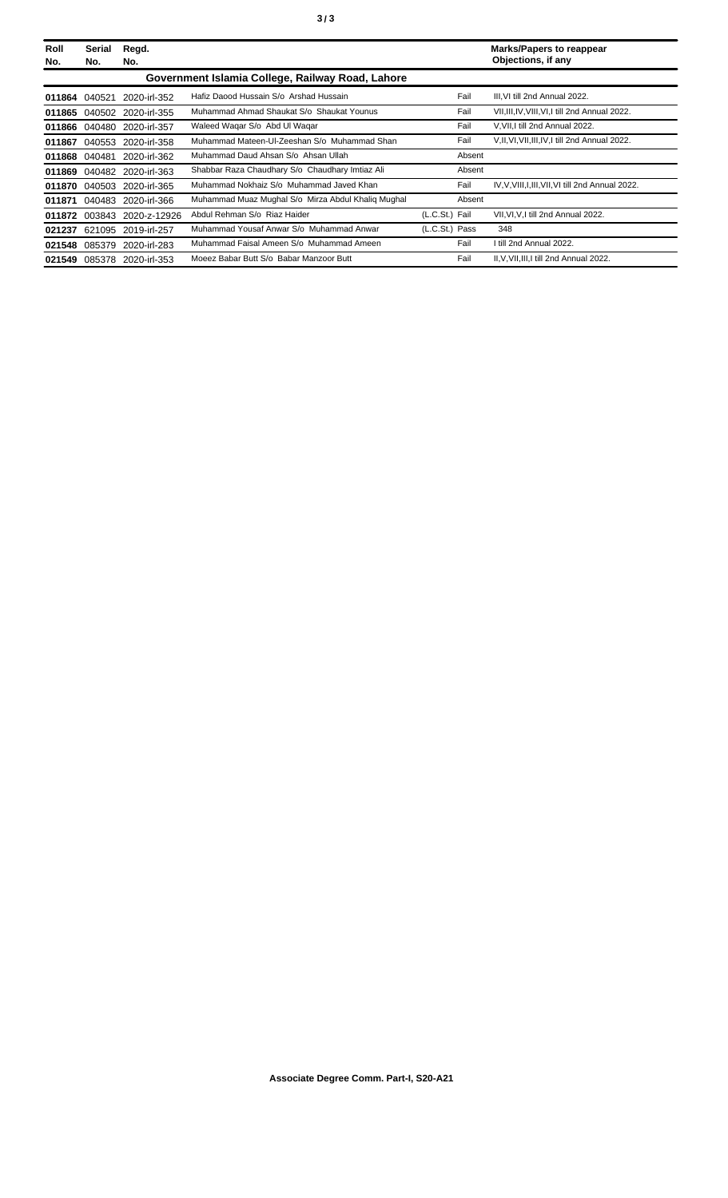| Roll No. | Serial No. | Regd. No. | | | | Marks/Papers to reappear Objections, if any |
|---|---|---|---|---|---|---|
| **Government Islamia College, Railway Road, Lahore** | | | | | | |
| **011864** | 040521 | 2020-irl-352 | Hafiz Daood Hussain S/o Arshad Hussain | | Fail | III,VI till 2nd Annual 2022. |
| **011865** | 040502 | 2020-irl-355 | Muhammad Ahmad Shaukat S/o Shaukat Younus | | Fail | VII,III,IV,VIII,VI,I till 2nd Annual 2022. |
| **011866** | 040480 | 2020-irl-357 | Waleed Waqar S/o Abd Ul Waqar | | Fail | V,VII,I till 2nd Annual 2022. |
| **011867** | 040553 | 2020-irl-358 | Muhammad Mateen-Ul-Zeeshan S/o Muhammad Shan | | Fail | V,II,VI,VII,III,IV,I till 2nd Annual 2022. |
| **011868** | 040481 | 2020-irl-362 | Muhammad Daud Ahsan S/o Ahsan Ullah | | Absent | |
| **011869** | 040482 | 2020-irl-363 | Shabbar Raza Chaudhary S/o Chaudhary Imtiaz Ali | | Absent | |
| **011870** | 040503 | 2020-irl-365 | Muhammad Nokhaiz S/o Muhammad Javed Khan | | Fail | IV,V,VIII,I,III,VII,VI till 2nd Annual 2022. |
| **011871** | 040483 | 2020-irl-366 | Muhammad Muaz Mughal S/o Mirza Abdul Khaliq Mughal | | Absent | |
| **011872** | 003843 | 2020-z-12926 | Abdul Rehman S/o Riaz Haider | (L.C.St.) | Fail | VII,VI,V,I till 2nd Annual 2022. |
| **021237** | 621095 | 2019-irl-257 | Muhammad Yousaf Anwar S/o Muhammad Anwar | (L.C.St.) | Pass | 348 |
| **021548** | 085379 | 2020-irl-283 | Muhammad Faisal Ameen S/o Muhammad Ameen | | Fail | I till 2nd Annual 2022. |
| **021549** | 085378 | 2020-irl-353 | Moeez Babar Butt S/o Babar Manzoor Butt | | Fail | II,V,VII,III,I till 2nd Annual 2022. |

**Associate Degree Comm. Part-I, S20-A21**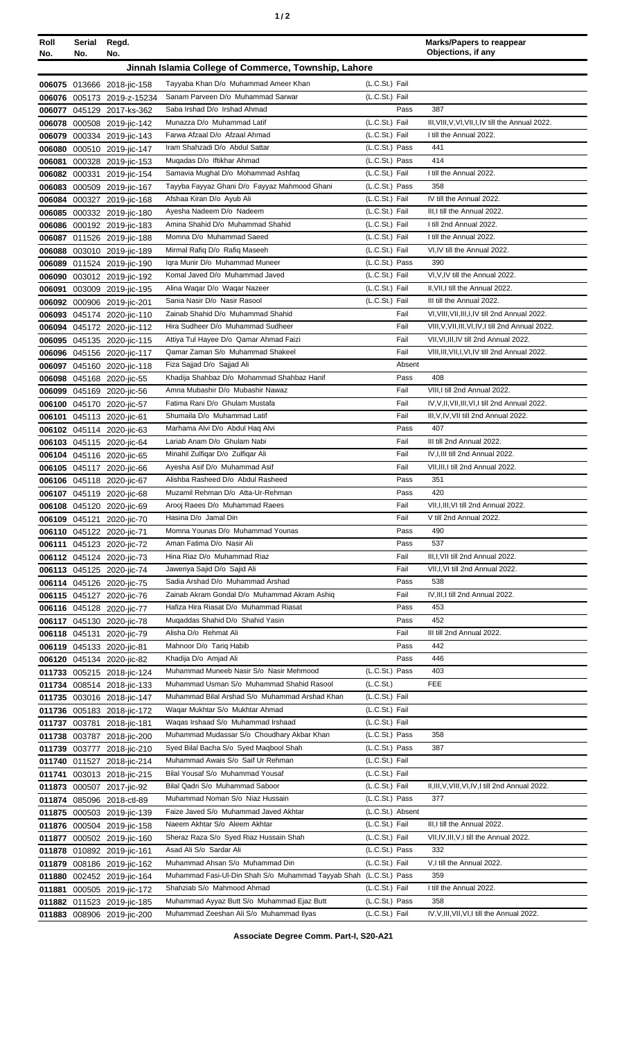| Roll No. | Serial No. | Regd. No. | | | Marks/Papers to reappear Objections, if any |
|---|---|---|---|---|---|
| **Jinnah Islamia College of Commerce, Township, Lahore** | | | | | |
| 006075 | 013666 | 2018-jic-158 | Tayyaba Khan D/o Muhammad Ameer Khan | (L.C.St.) Fail | |
| 006076 | 005173 | 2019-z-15234 | Sanam Parveen D/o Muhammad Sarwar | (L.C.St.) Fail | |
| 006077 | 045129 | 2017-ks-362 | Saba Irshad D/o Irshad Ahmad | Pass | 387 |
| 006078 | 000508 | 2019-jic-142 | Munazza D/o Muhammad Latif | (L.C.St.) Fail | III,VIII,V,VI,VII,I,IV till the Annual 2022. |
| 006079 | 000334 | 2019-jic-143 | Farwa Afzaal D/o Afzaal Ahmad | (L.C.St.) Fail | I till the Annual 2022. |
| 006080 | 000510 | 2019-jic-147 | Iram Shahzadi D/o Abdul Sattar | (L.C.St.) Pass | 441 |
| 006081 | 000328 | 2019-jic-153 | Muqadas D/o Iftikhar Ahmad | (L.C.St.) Pass | 414 |
| 006082 | 000331 | 2019-jic-154 | Samavia Mughal D/o Mohammad Ashfaq | (L.C.St.) Fail | I till the Annual 2022. |
| 006083 | 000509 | 2019-jic-167 | Tayyba Fayyaz Ghani D/o Fayyaz Mahmood Ghani | (L.C.St.) Pass | 358 |
| 006084 | 000327 | 2019-jic-168 | Afshaa Kiran D/o Ayub Ali | (L.C.St.) Fail | IV till the Annual 2022. |
| 006085 | 000332 | 2019-jic-180 | Ayesha Nadeem D/o Nadeem | (L.C.St.) Fail | III,I till the Annual 2022. |
| 006086 | 000192 | 2019-jic-183 | Amina Shahid D/o Muhammad Shahid | (L.C.St.) Fail | I till 2nd Annual 2022. |
| 006087 | 011526 | 2019-jic-188 | Momna D/o Muhammad Saeed | (L.C.St.) Fail | I till the Annual 2022. |
| 006088 | 003010 | 2019-jic-189 | Mirmal Rafiq D/o Rafiq Maseeh | (L.C.St.) Fail | VI,IV till the Annual 2022. |
| 006089 | 011524 | 2019-jic-190 | Iqra Munir D/o Muhammad Muneer | (L.C.St.) Pass | 390 |
| 006090 | 003012 | 2019-jic-192 | Komal Javed D/o Muhammad Javed | (L.C.St.) Fail | VI,V,IV till the Annual 2022. |
| 006091 | 003009 | 2019-jic-195 | Alina Waqar D/o Waqar Nazeer | (L.C.St.) Fail | II,VII,I till the Annual 2022. |
| 006092 | 000906 | 2019-jic-201 | Sania Nasir D/o Nasir Rasool | (L.C.St.) Fail | III till the Annual 2022. |
| 006093 | 045174 | 2020-jic-110 | Zainab Shahid D/o Muhammad Shahid | Fail | VI,VIII,VII,III,I,IV till 2nd Annual 2022. |
| 006094 | 045172 | 2020-jic-112 | Hira Sudheer D/o Muhammad Sudheer | Fail | VIII,V,VII,III,VI,IV,I till 2nd Annual 2022. |
| 006095 | 045135 | 2020-jic-115 | Attiya Tul Hayee D/o Qamar Ahmad Faizi | Fail | VII,VI,III,IV till 2nd Annual 2022. |
| 006096 | 045156 | 2020-jic-117 | Qamar Zaman S/o Muhammad Shakeel | Fail | VIII,III,VII,I,VI,IV till 2nd Annual 2022. |
| 006097 | 045160 | 2020-jic-118 | Fiza Sajjad D/o Sajjad Ali | Absent | |
| 006098 | 045168 | 2020-jic-55 | Khadija Shahbaz D/o Mohammad Shahbaz Hanif | Pass | 408 |
| 006099 | 045169 | 2020-jic-56 | Amna Mubashir D/o Mubashir Nawaz | Fail | VIII,I till 2nd Annual 2022. |
| 006100 | 045170 | 2020-jic-57 | Fatima Rani D/o Ghulam Mustafa | Fail | IV,V,II,VII,III,VI,I till 2nd Annual 2022. |
| 006101 | 045113 | 2020-jic-61 | Shumaila D/o Muhammad Latif | Fail | III,V,IV,VII till 2nd Annual 2022. |
| 006102 | 045114 | 2020-jic-63 | Marhama Alvi D/o Abdul Haq Alvi | Pass | 407 |
| 006103 | 045115 | 2020-jic-64 | Lariab Anam D/o Ghulam Nabi | Fail | III till 2nd Annual 2022. |
| 006104 | 045116 | 2020-jic-65 | Minahil Zulfiqar D/o Zulfiqar Ali | Fail | IV,I,III till 2nd Annual 2022. |
| 006105 | 045117 | 2020-jic-66 | Ayesha Asif D/o Muhammad Asif | Fail | VII,III,I till 2nd Annual 2022. |
| 006106 | 045118 | 2020-jic-67 | Alishba Rasheed D/o Abdul Rasheed | Pass | 351 |
| 006107 | 045119 | 2020-jic-68 | Muzamil Rehman D/o Atta-Ur-Rehman | Pass | 420 |
| 006108 | 045120 | 2020-jic-69 | Arooj Raees D/o Muhammad Raees | Fail | VII,I,III,VI till 2nd Annual 2022. |
| 006109 | 045121 | 2020-jic-70 | Hasina D/o Jamal Din | Fail | V till 2nd Annual 2022. |
| 006110 | 045122 | 2020-jic-71 | Momna Younas D/o Muhammad Younas | Pass | 490 |
| 006111 | 045123 | 2020-jic-72 | Aman Fatima D/o Nasir Ali | Pass | 537 |
| 006112 | 045124 | 2020-jic-73 | Hina Riaz D/o Muhammad Riaz | Fail | III,I,VII till 2nd Annual 2022. |
| 006113 | 045125 | 2020-jic-74 | Jaweriya Sajid D/o Sajid Ali | Fail | VII,I,VI till 2nd Annual 2022. |
| 006114 | 045126 | 2020-jic-75 | Sadia Arshad D/o Muhammad Arshad | Pass | 538 |
| 006115 | 045127 | 2020-jic-76 | Zainab Akram Gondal D/o Muhammad Akram Ashiq | Fail | IV,III,I till 2nd Annual 2022. |
| 006116 | 045128 | 2020-jic-77 | Hafiza Hira Riasat D/o Muhammad Riasat | Pass | 453 |
| 006117 | 045130 | 2020-jic-78 | Muqaddas Shahid D/o Shahid Yasin | Pass | 452 |
| 006118 | 045131 | 2020-jic-79 | Alisha D/o Rehmat Ali | Fail | III till 2nd Annual 2022. |
| 006119 | 045133 | 2020-jic-81 | Mahnoor D/o Tariq Habib | Pass | 442 |
| 006120 | 045134 | 2020-jic-82 | Khadija D/o Amjad Ali | Pass | 446 |
| 011733 | 005215 | 2018-jic-124 | Muhammad Muneeb Nasir S/o Nasir Mehmood | (L.C.St.) Pass | 403 |
| 011734 | 008514 | 2018-jic-133 | Muhammad Usman S/o Muhammad Shahid Rasool | (L.C.St.) | FEE |
| 011735 | 003016 | 2018-jic-147 | Muhammad Bilal Arshad S/o Muhammad Arshad Khan | (L.C.St.) Fail | |
| 011736 | 005183 | 2018-jic-172 | Waqar Mukhtar S/o Mukhtar Ahmad | (L.C.St.) Fail | |
| 011737 | 003781 | 2018-jic-181 | Waqas Irshaad S/o Muhammad Irshaad | (L.C.St.) Fail | |
| 011738 | 003787 | 2018-jic-200 | Muhammad Mudassar S/o Choudhary Akbar Khan | (L.C.St.) Pass | 358 |
| 011739 | 003777 | 2018-jic-210 | Syed Bilal Bacha S/o Syed Maqbool Shah | (L.C.St.) Pass | 387 |
| 011740 | 011527 | 2018-jic-214 | Muhammad Awais S/o Saif Ur Rehman | (L.C.St.) Fail | |
| 011741 | 003013 | 2018-jic-215 | Bilal Yousaf S/o Muhammad Yousaf | (L.C.St.) Fail | |
| 011873 | 000507 | 2017-jic-92 | Bilal Qadri S/o Muhammad Saboor | (L.C.St.) Fail | II,III,V,VIII,VI,IV,I till 2nd Annual 2022. |
| 011874 | 085096 | 2018-ctl-89 | Muhammad Noman S/o Niaz Hussain | (L.C.St.) Pass | 377 |
| 011875 | 000503 | 2019-jic-139 | Faize Javed S/o Muhammad Javed Akhtar | (L.C.St.) Absent | |
| 011876 | 000504 | 2019-jic-158 | Naeem Akhtar S/o Aleem Akhtar | (L.C.St.) Fail | III,I till the Annual 2022. |
| 011877 | 000502 | 2019-jic-160 | Sheraz Raza S/o Syed Riaz Hussain Shah | (L.C.St.) Fail | VII,IV,III,V,I till the Annual 2022. |
| 011878 | 010892 | 2019-jic-161 | Asad Ali S/o Sardar Ali | (L.C.St.) Pass | 332 |
| 011879 | 008186 | 2019-jic-162 | Muhammad Ahsan S/o Muhammad Din | (L.C.St.) Fail | V,I till the Annual 2022. |
| 011880 | 002452 | 2019-jic-164 | Muhammad Fasi-Ul-Din Shah S/o Muhammad Tayyab Shah | (L.C.St.) Pass | 359 |
| 011881 | 000505 | 2019-jic-172 | Shahziab S/o Mahmood Ahmad | (L.C.St.) Fail | I till the Annual 2022. |
| 011882 | 011523 | 2019-jic-185 | Muhammad Ayyaz Butt S/o Muhammad Ejaz Butt | (L.C.St.) Pass | 358 |
| 011883 | 008906 | 2019-jic-200 | Muhammad Zeeshan Ali S/o Muhammad Ilyas | (L.C.St.) Fail | IV,V,III,VII,VI,I till the Annual 2022. |

**Associate Degree Comm. Part-I, S20-A21**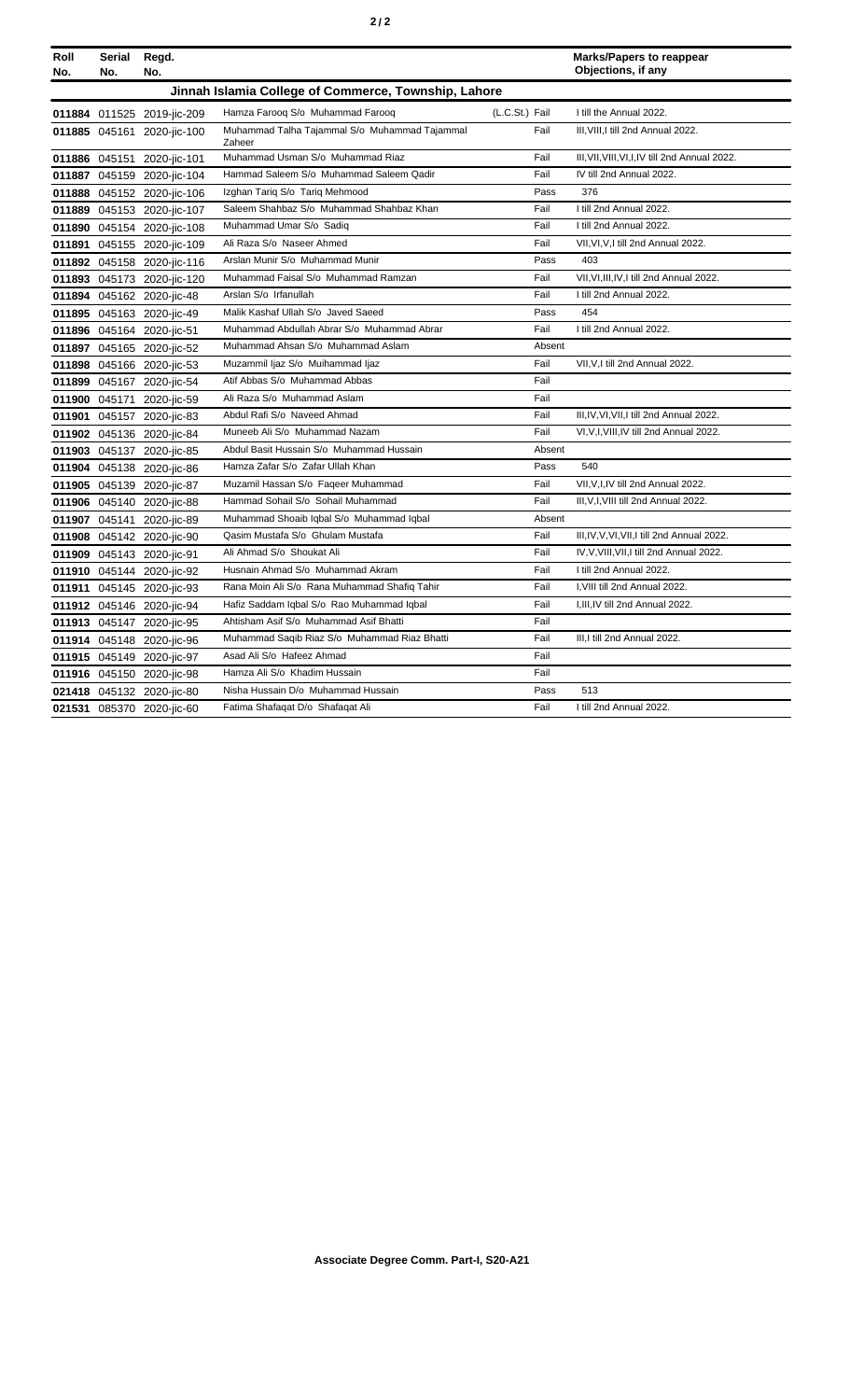| Roll No. | Serial No. | Regd. No. | | | Marks/Papers to reappear Objections, if any |
|---|---|---|---|---|---|
| **Jinnah Islamia College of Commerce, Township, Lahore** | | | | | |
| **011884** | 011525 | 2019-jic-209 | Hamza Farooq S/o Muhammad Farooq | (L.C.St.) Fail | I till the Annual 2022. |
| **011885** | 045161 | 2020-jic-100 | Muhammad Talha Tajammal S/o Muhammad Tajammal Zaheer | Fail | III,VIII,I till 2nd Annual 2022. |
| **011886** | 045151 | 2020-jic-101 | Muhammad Usman S/o Muhammad Riaz | Fail | III,VII,VIII,VI,I,IV till 2nd Annual 2022. |
| **011887** | 045159 | 2020-jic-104 | Hammad Saleem S/o Muhammad Saleem Qadir | Fail | IV till 2nd Annual 2022. |
| **011888** | 045152 | 2020-jic-106 | Izghan Tariq S/o Tariq Mehmood | Pass | 376 |
| **011889** | 045153 | 2020-jic-107 | Saleem Shahbaz S/o Muhammad Shahbaz Khan | Fail | I till 2nd Annual 2022. |
| **011890** | 045154 | 2020-jic-108 | Muhammad Umar S/o Sadiq | Fail | I till 2nd Annual 2022. |
| **011891** | 045155 | 2020-jic-109 | Ali Raza S/o Naseer Ahmed | Fail | VII,VI,V,I till 2nd Annual 2022. |
| **011892** | 045158 | 2020-jic-116 | Arslan Munir S/o Muhammad Munir | Pass | 403 |
| **011893** | 045173 | 2020-jic-120 | Muhammad Faisal S/o Muhammad Ramzan | Fail | VII,VI,III,IV,I till 2nd Annual 2022. |
| **011894** | 045162 | 2020-jic-48 | Arslan S/o Irfanullah | Fail | I till 2nd Annual 2022. |
| **011895** | 045163 | 2020-jic-49 | Malik Kashaf Ullah S/o Javed Saeed | Pass | 454 |
| **011896** | 045164 | 2020-jic-51 | Muhammad Abdullah Abrar S/o Muhammad Abrar | Fail | I till 2nd Annual 2022. |
| **011897** | 045165 | 2020-jic-52 | Muhammad Ahsan S/o Muhammad Aslam | Absent | |
| **011898** | 045166 | 2020-jic-53 | Muzammil Ijaz S/o Muihammad Ijaz | Fail | VII,V,I till 2nd Annual 2022. |
| **011899** | 045167 | 2020-jic-54 | Atif Abbas S/o Muhammad Abbas | Fail | |
| **011900** | 045171 | 2020-jic-59 | Ali Raza S/o Muhammad Aslam | Fail | |
| **011901** | 045157 | 2020-jic-83 | Abdul Rafi S/o Naveed Ahmad | Fail | III,IV,VI,VII,I till 2nd Annual 2022. |
| **011902** | 045136 | 2020-jic-84 | Muneeb Ali S/o Muhammad Nazam | Fail | VI,V,I,VIII,IV till 2nd Annual 2022. |
| **011903** | 045137 | 2020-jic-85 | Abdul Basit Hussain S/o Muhammad Hussain | Absent | |
| **011904** | 045138 | 2020-jic-86 | Hamza Zafar S/o Zafar Ullah Khan | Pass | 540 |
| **011905** | 045139 | 2020-jic-87 | Muzamil Hassan S/o Faqeer Muhammad | Fail | VII,V,I,IV till 2nd Annual 2022. |
| **011906** | 045140 | 2020-jic-88 | Hammad Sohail S/o Sohail Muhammad | Fail | III,V,I,VIII till 2nd Annual 2022. |
| **011907** | 045141 | 2020-jic-89 | Muhammad Shoaib Iqbal S/o Muhammad Iqbal | Absent | |
| **011908** | 045142 | 2020-jic-90 | Qasim Mustafa S/o Ghulam Mustafa | Fail | III,IV,V,VI,VII,I till 2nd Annual 2022. |
| **011909** | 045143 | 2020-jic-91 | Ali Ahmad S/o Shoukat Ali | Fail | IV,V,VIII,VII,I till 2nd Annual 2022. |
| **011910** | 045144 | 2020-jic-92 | Husnain Ahmad S/o Muhammad Akram | Fail | I till 2nd Annual 2022. |
| **011911** | 045145 | 2020-jic-93 | Rana Moin Ali S/o Rana Muhammad Shafiq Tahir | Fail | I,VIII till 2nd Annual 2022. |
| **011912** | 045146 | 2020-jic-94 | Hafiz Saddam Iqbal S/o Rao Muhammad Iqbal | Fail | I,III,IV till 2nd Annual 2022. |
| **011913** | 045147 | 2020-jic-95 | Ahtisham Asif S/o Muhammad Asif Bhatti | Fail | |
| **011914** | 045148 | 2020-jic-96 | Muhammad Saqib Riaz S/o Muhammad Riaz Bhatti | Fail | III,I till 2nd Annual 2022. |
| **011915** | 045149 | 2020-jic-97 | Asad Ali S/o Hafeez Ahmad | Fail | |
| **011916** | 045150 | 2020-jic-98 | Hamza Ali S/o Khadim Hussain | Fail | |
| **021418** | 045132 | 2020-jic-80 | Nisha Hussain D/o Muhammad Hussain | Pass | 513 |
| **021531** | 085370 | 2020-jic-60 | Fatima Shafaqat D/o Shafaqat Ali | Fail | I till 2nd Annual 2022. |

**Associate Degree Comm. Part-I, S20-A21**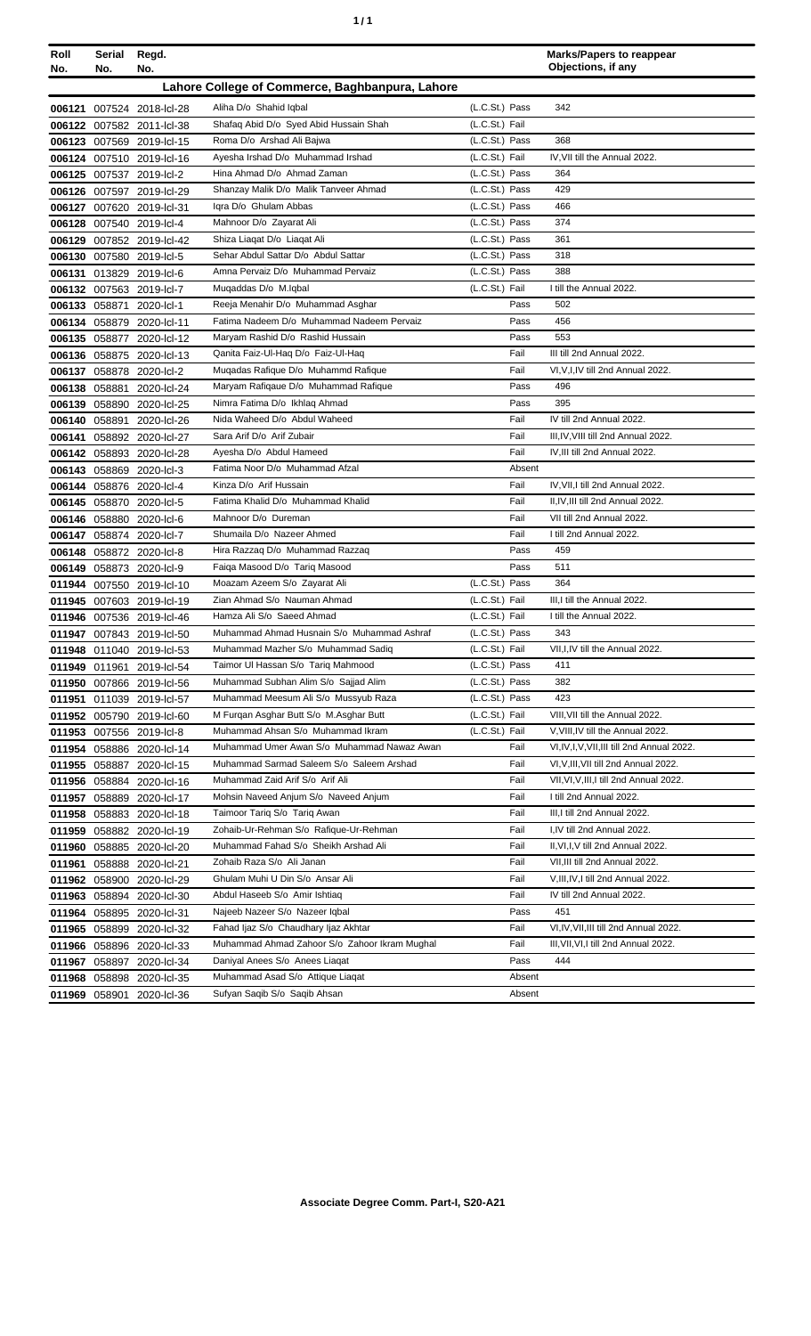| Roll No. | Serial No. | Regd. No. | | | Marks/Papers to reappear Objections, if any |
|---|---|---|---|---|---|
| **Lahore College of Commerce, Baghbanpura, Lahore** | | | | | |
| 006121 | 007524 | 2018-lcl-28 | Aliha D/o Shahid Iqbal | (L.C.St.) Pass | 342 |
| 006122 | 007582 | 2011-lcl-38 | Shafaq Abid D/o Syed Abid Hussain Shah | (L.C.St.) Fail | |
| 006123 | 007569 | 2019-lcl-15 | Roma D/o Arshad Ali Bajwa | (L.C.St.) Pass | 368 |
| 006124 | 007510 | 2019-lcl-16 | Ayesha Irshad D/o Muhammad Irshad | (L.C.St.) Fail | IV,VII till the Annual 2022. |
| 006125 | 007537 | 2019-lcl-2 | Hina Ahmad D/o Ahmad Zaman | (L.C.St.) Pass | 364 |
| 006126 | 007597 | 2019-lcl-29 | Shanzay Malik D/o Malik Tanveer Ahmad | (L.C.St.) Pass | 429 |
| 006127 | 007620 | 2019-lcl-31 | Iqra D/o Ghulam Abbas | (L.C.St.) Pass | 466 |
| 006128 | 007540 | 2019-lcl-4 | Mahnoor D/o Zayarat Ali | (L.C.St.) Pass | 374 |
| 006129 | 007852 | 2019-lcl-42 | Shiza Liaqat D/o Liaqat Ali | (L.C.St.) Pass | 361 |
| 006130 | 007580 | 2019-lcl-5 | Sehar Abdul Sattar D/o Abdul Sattar | (L.C.St.) Pass | 318 |
| 006131 | 013829 | 2019-lcl-6 | Amna Pervaiz D/o Muhammad Pervaiz | (L.C.St.) Pass | 388 |
| 006132 | 007563 | 2019-lcl-7 | Muqaddas D/o M.Iqbal | (L.C.St.) Fail | I till the Annual 2022. |
| 006133 | 058871 | 2020-lcl-1 | Reeja Menahir D/o Muhammad Asghar | Pass | 502 |
| 006134 | 058879 | 2020-lcl-11 | Fatima Nadeem D/o Muhammad Nadeem Pervaiz | Pass | 456 |
| 006135 | 058877 | 2020-lcl-12 | Maryam Rashid D/o Rashid Hussain | Pass | 553 |
| 006136 | 058875 | 2020-lcl-13 | Qanita Faiz-Ul-Haq D/o Faiz-Ul-Haq | Fail | III till 2nd Annual 2022. |
| 006137 | 058878 | 2020-lcl-2 | Muqadas Rafique D/o Muhammd Rafique | Fail | VI,V,I,IV till 2nd Annual 2022. |
| 006138 | 058881 | 2020-lcl-24 | Maryam Rafiqaue D/o Muhammad Rafique | Pass | 496 |
| 006139 | 058890 | 2020-lcl-25 | Nimra Fatima D/o Ikhlaq Ahmad | Pass | 395 |
| 006140 | 058891 | 2020-lcl-26 | Nida Waheed D/o Abdul Waheed | Fail | IV till 2nd Annual 2022. |
| 006141 | 058892 | 2020-lcl-27 | Sara Arif D/o Arif Zubair | Fail | III,IV,VIII till 2nd Annual 2022. |
| 006142 | 058893 | 2020-lcl-28 | Ayesha D/o Abdul Hameed | Fail | IV,III till 2nd Annual 2022. |
| 006143 | 058869 | 2020-lcl-3 | Fatima Noor D/o Muhammad Afzal | Absent | |
| 006144 | 058876 | 2020-lcl-4 | Kinza D/o Arif Hussain | Fail | IV,VII,I till 2nd Annual 2022. |
| 006145 | 058870 | 2020-lcl-5 | Fatima Khalid D/o Muhammad Khalid | Fail | II,IV,III till 2nd Annual 2022. |
| 006146 | 058880 | 2020-lcl-6 | Mahnoor D/o Dureman | Fail | VII till 2nd Annual 2022. |
| 006147 | 058874 | 2020-lcl-7 | Shumaila D/o Nazeer Ahmed | Fail | I till 2nd Annual 2022. |
| 006148 | 058872 | 2020-lcl-8 | Hira Razzaq D/o Muhammad Razzaq | Pass | 459 |
| 006149 | 058873 | 2020-lcl-9 | Faiqa Masood D/o Tariq Masood | Pass | 511 |
| 011944 | 007550 | 2019-lcl-10 | Moazam Azeem S/o Zayarat Ali | (L.C.St.) Pass | 364 |
| 011945 | 007603 | 2019-lcl-19 | Zian Ahmad S/o Nauman Ahmad | (L.C.St.) Fail | III,I till the Annual 2022. |
| 011946 | 007536 | 2019-lcl-46 | Hamza Ali S/o Saeed Ahmad | (L.C.St.) Fail | I till the Annual 2022. |
| 011947 | 007843 | 2019-lcl-50 | Muhammad Ahmad Husnain S/o Muhammad Ashraf | (L.C.St.) Pass | 343 |
| 011948 | 011040 | 2019-lcl-53 | Muhammad Mazher S/o Muhammad Sadiq | (L.C.St.) Fail | VII,I,IV till the Annual 2022. |
| 011949 | 011961 | 2019-lcl-54 | Taimor Ul Hassan S/o Tariq Mahmood | (L.C.St.) Pass | 411 |
| 011950 | 007866 | 2019-lcl-56 | Muhammad Subhan Alim S/o Sajjad Alim | (L.C.St.) Pass | 382 |
| 011951 | 011039 | 2019-lcl-57 | Muhammad Meesum Ali S/o Mussyub Raza | (L.C.St.) Pass | 423 |
| 011952 | 005790 | 2019-lcl-60 | M Furqan Asghar Butt S/o M.Asghar Butt | (L.C.St.) Fail | VIII,VII till the Annual 2022. |
| 011953 | 007556 | 2019-lcl-8 | Muhammad Ahsan S/o Muhammad Ikram | (L.C.St.) Fail | V,VIII,IV till the Annual 2022. |
| 011954 | 058886 | 2020-lcl-14 | Muhammad Umer Awan S/o Muhammad Nawaz Awan | Fail | VI,IV,I,V,VII,III till 2nd Annual 2022. |
| 011955 | 058887 | 2020-lcl-15 | Muhammad Sarmad Saleem S/o Saleem Arshad | Fail | VI,V,III,VII till 2nd Annual 2022. |
| 011956 | 058884 | 2020-lcl-16 | Muhammad Zaid Arif S/o Arif Ali | Fail | VII,VI,V,III,I till 2nd Annual 2022. |
| 011957 | 058889 | 2020-lcl-17 | Mohsin Naveed Anjum S/o Naveed Anjum | Fail | I till 2nd Annual 2022. |
| 011958 | 058883 | 2020-lcl-18 | Taimoor Tariq S/o Tariq Awan | Fail | III,I till 2nd Annual 2022. |
| 011959 | 058882 | 2020-lcl-19 | Zohaib-Ur-Rehman S/o Rafique-Ur-Rehman | Fail | I,IV till 2nd Annual 2022. |
| 011960 | 058885 | 2020-lcl-20 | Muhammad Fahad S/o Sheikh Arshad Ali | Fail | II,VI,I,V till 2nd Annual 2022. |
| 011961 | 058888 | 2020-lcl-21 | Zohaib Raza S/o Ali Janan | Fail | VII,III till 2nd Annual 2022. |
| 011962 | 058900 | 2020-lcl-29 | Ghulam Muhi U Din S/o Ansar Ali | Fail | V,III,IV,I till 2nd Annual 2022. |
| 011963 | 058894 | 2020-lcl-30 | Abdul Haseeb S/o Amir Ishtiaq | Fail | IV till 2nd Annual 2022. |
| 011964 | 058895 | 2020-lcl-31 | Najeeb Nazeer S/o Nazeer Iqbal | Pass | 451 |
| 011965 | 058899 | 2020-lcl-32 | Fahad Ijaz S/o Chaudhary Ijaz Akhtar | Fail | VI,IV,VII,III till 2nd Annual 2022. |
| 011966 | 058896 | 2020-lcl-33 | Muhammad Ahmad Zahoor S/o Zahoor Ikram Mughal | Fail | III,VII,VI,I till 2nd Annual 2022. |
| 011967 | 058897 | 2020-lcl-34 | Daniyal Anees S/o Anees Liaqat | Pass | 444 |
| 011968 | 058898 | 2020-lcl-35 | Muhammad Asad S/o Attique Liaqat | Absent | |
| 011969 | 058901 | 2020-lcl-36 | Sufyan Saqib S/o Saqib Ahsan | Absent | |

**Associate Degree Comm. Part-I, S20-A21**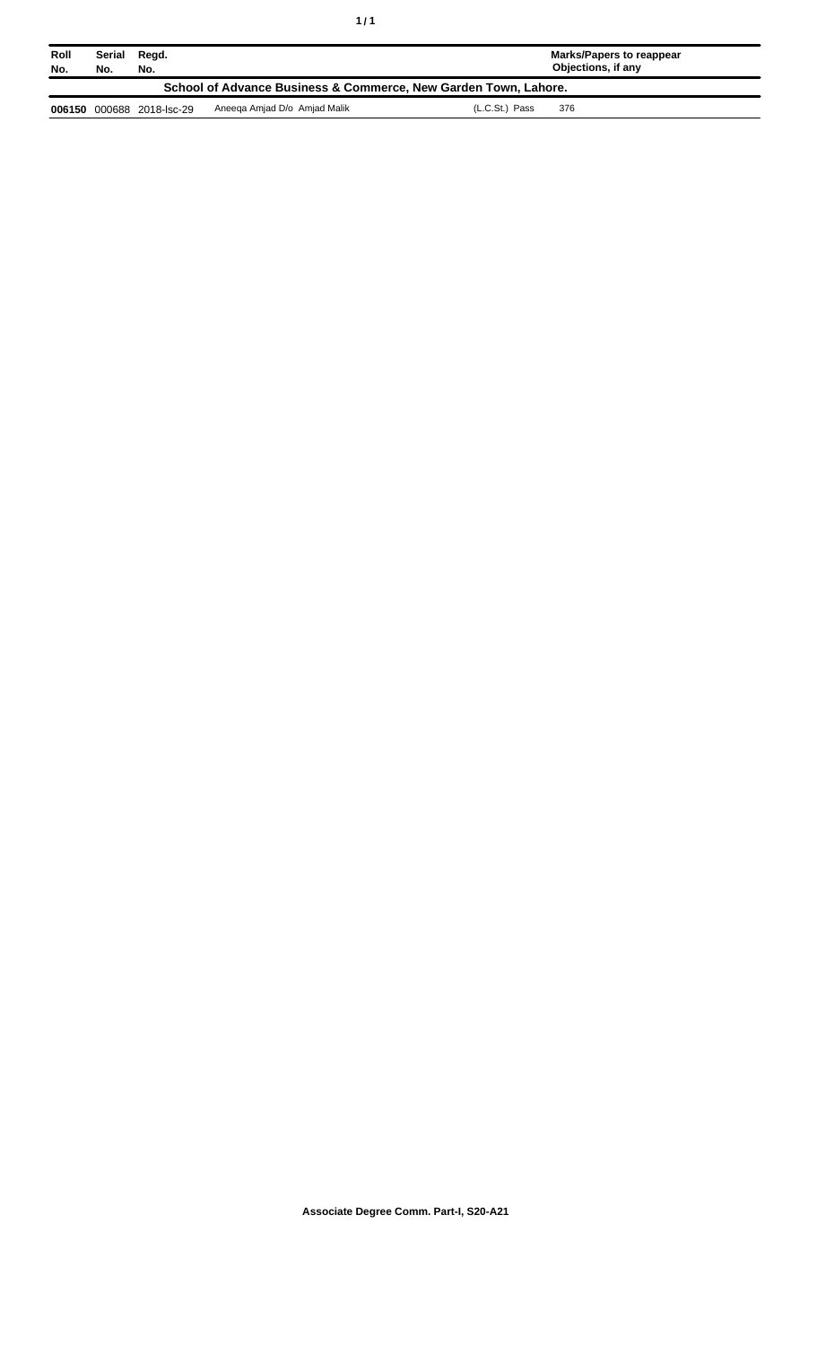| Roll No. | Serial No. | Regd. No. | | | Marks/Papers to reappear Objections, if any |
|---|---|---|---|---|---|
| **School of Advance Business & Commerce, New Garden Town, Lahore.** | | | | | |
| **006150** | 000688 | 2018-lsc-29 | Aneeqa Amjad D/o Amjad Malik | (L.C.St.) Pass | 376 |

**Associate Degree Comm. Part-I, S20-A21**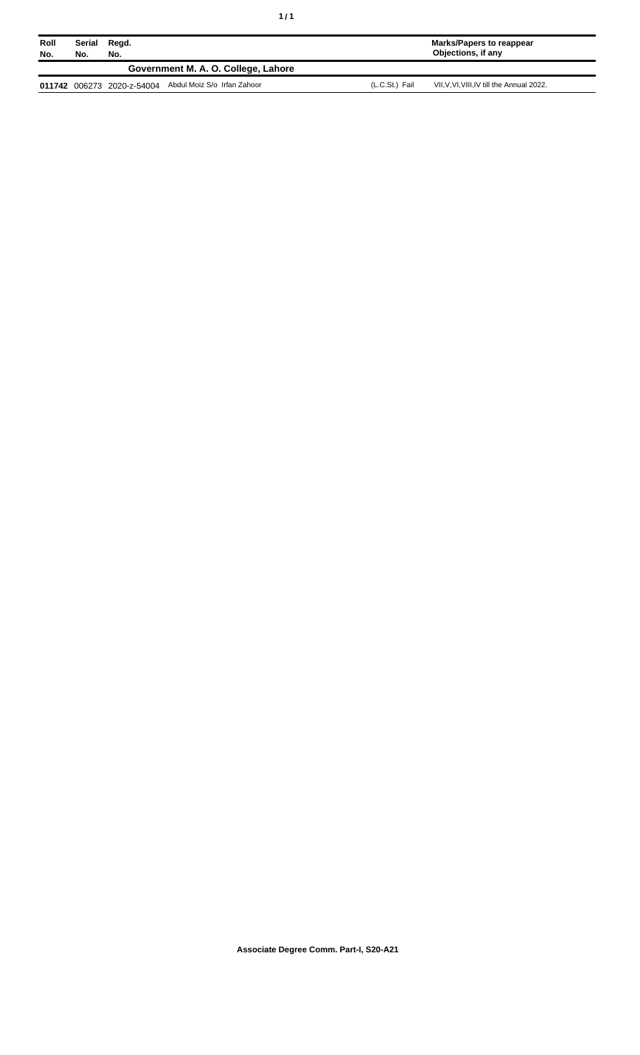| Roll No. | Serial No. | Regd. No. | | | Marks/Papers to reappear Objections, if any |
|---|---|---|---|---|---|
| | | | **Government M. A. O. College, Lahore** | | |
| **011742** | 006273 | 2020-z-54004 | Abdul Moiz S/o Irfan Zahoor | (L.C.St.) Fail | VII,V,VI,VIII,IV till the Annual 2022. |

**Associate Degree Comm. Part-I, S20-A21**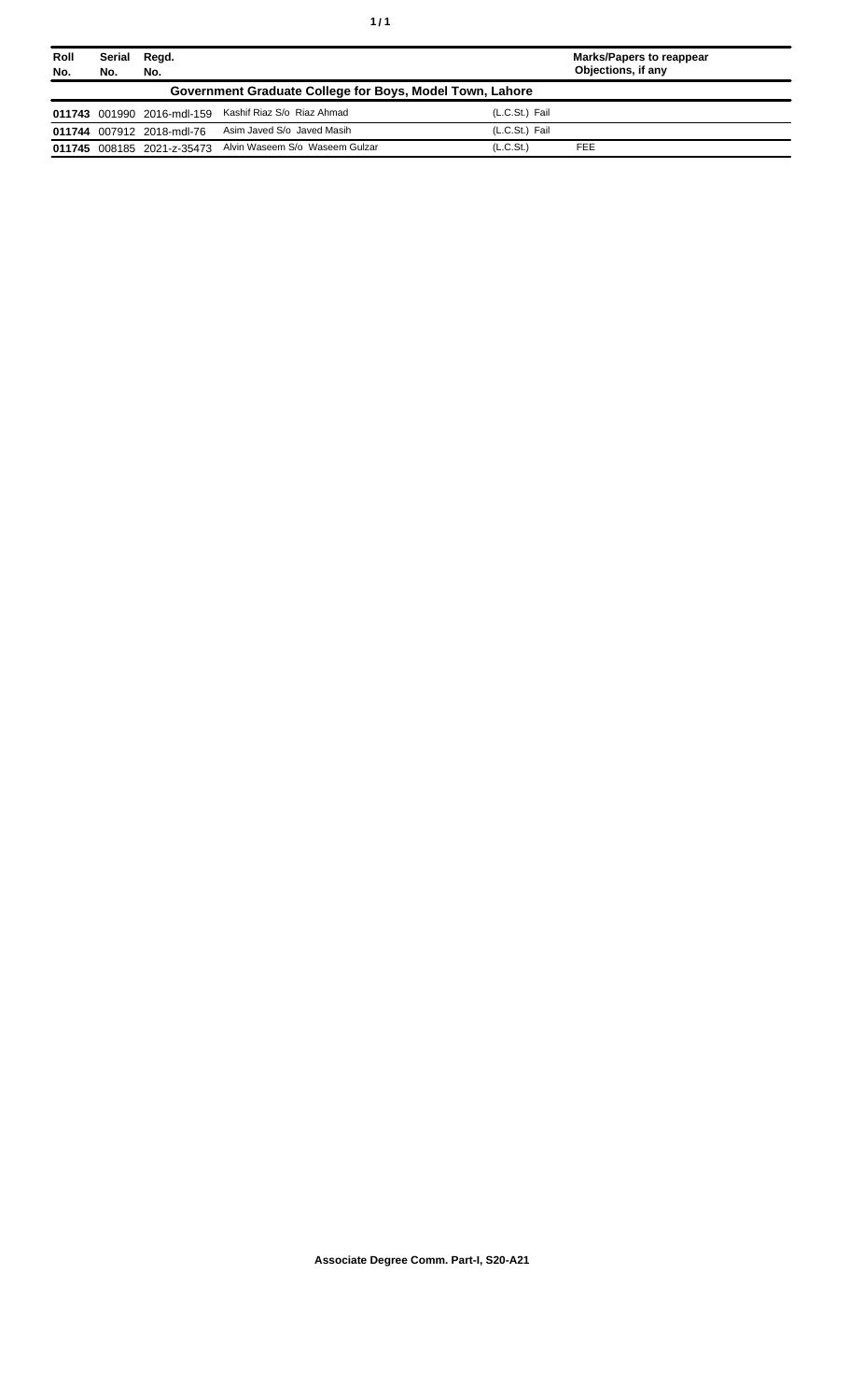| Roll No. | Serial No. | Regd. No. | | | Marks/Papers to reappear Objections, if any |
|---|---|---|---|---|---|
| **Government Graduate College for Boys, Model Town, Lahore** | | | | | |
| **011743** | 001990 | 2016-mdl-159 | Kashif Riaz S/o Riaz Ahmad | (L.C.St.) Fail | |
| **011744** | 007912 | 2018-mdl-76 | Asim Javed S/o Javed Masih | (L.C.St.) Fail | |
| **011745** | 008185 | 2021-z-35473 | Alvin Waseem S/o Waseem Gulzar | (L.C.St.) | FEE |

**Associate Degree Comm. Part-I, S20-A21**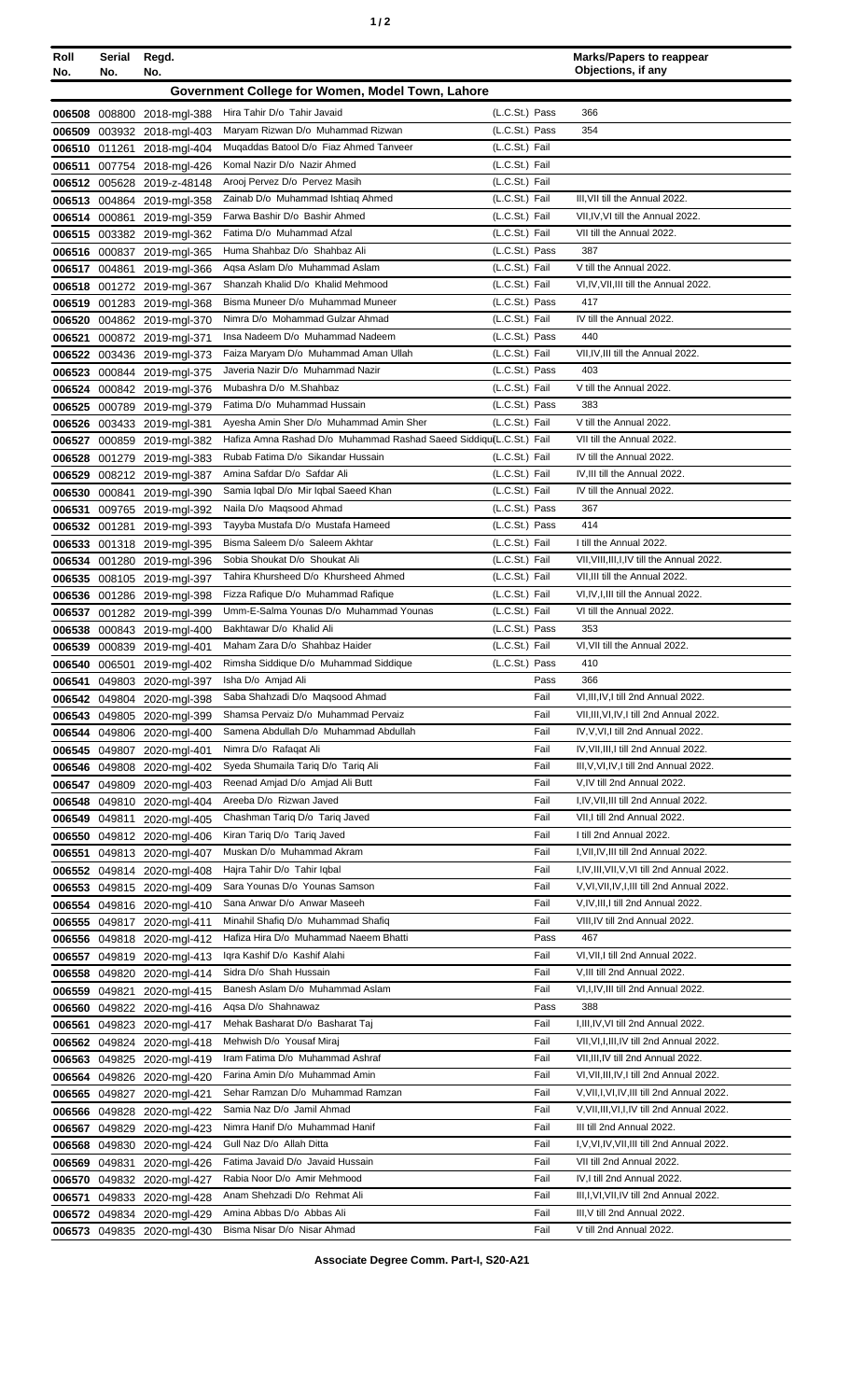| Roll No. | Serial No. | Regd. No. | | | Marks/Papers to reappear Objections, if any |
|---|---|---|---|---|---|
| **Government College for Women, Model Town, Lahore** | | | | | |
| 006508 | 008800 | 2018-mgl-388 | Hira Tahir D/o Tahir Javaid | (L.C.St.) Pass | 366 |
| 006509 | 003932 | 2018-mgl-403 | Maryam Rizwan D/o Muhammad Rizwan | (L.C.St.) Pass | 354 |
| 006510 | 011261 | 2018-mgl-404 | Muqaddas Batool D/o Fiaz Ahmed Tanveer | (L.C.St.) Fail | |
| 006511 | 007754 | 2018-mgl-426 | Komal Nazir D/o Nazir Ahmed | (L.C.St.) Fail | |
| 006512 | 005628 | 2019-z-48148 | Arooj Pervez D/o Pervez Masih | (L.C.St.) Fail | |
| 006513 | 004864 | 2019-mgl-358 | Zainab D/o Muhammad Ishtiaq Ahmed | (L.C.St.) Fail | III,VII till the Annual 2022. |
| 006514 | 000861 | 2019-mgl-359 | Farwa Bashir D/o Bashir Ahmed | (L.C.St.) Fail | VII,IV,VI till the Annual 2022. |
| 006515 | 003382 | 2019-mgl-362 | Fatima D/o Muhammad Afzal | (L.C.St.) Fail | VII till the Annual 2022. |
| 006516 | 000837 | 2019-mgl-365 | Huma Shahbaz D/o Shahbaz Ali | (L.C.St.) Pass | 387 |
| 006517 | 004861 | 2019-mgl-366 | Aqsa Aslam D/o Muhammad Aslam | (L.C.St.) Fail | V till the Annual 2022. |
| 006518 | 001272 | 2019-mgl-367 | Shanzah Khalid D/o Khalid Mehmood | (L.C.St.) Fail | VI,IV,VII,III till the Annual 2022. |
| 006519 | 001283 | 2019-mgl-368 | Bisma Muneer D/o Muhammad Muneer | (L.C.St.) Pass | 417 |
| 006520 | 004862 | 2019-mgl-370 | Nimra D/o Mohammad Gulzar Ahmad | (L.C.St.) Fail | IV till the Annual 2022. |
| 006521 | 000872 | 2019-mgl-371 | Insa Nadeem D/o Muhammad Nadeem | (L.C.St.) Pass | 440 |
| 006522 | 003436 | 2019-mgl-373 | Faiza Maryam D/o Muhammad Aman Ullah | (L.C.St.) Fail | VII,IV,III till the Annual 2022. |
| 006523 | 000844 | 2019-mgl-375 | Javeria Nazir D/o Muhammad Nazir | (L.C.St.) Pass | 403 |
| 006524 | 000842 | 2019-mgl-376 | Mubashra D/o M.Shahbaz | (L.C.St.) Fail | V till the Annual 2022. |
| 006525 | 000789 | 2019-mgl-379 | Fatima D/o Muhammad Hussain | (L.C.St.) Pass | 383 |
| 006526 | 003433 | 2019-mgl-381 | Ayesha Amin Sher D/o Muhammad Amin Sher | (L.C.St.) Fail | V till the Annual 2022. |
| 006527 | 000859 | 2019-mgl-382 | Hafiza Amna Rashad D/o Muhammad Rashad Saeed Siddiqu(L.C.St.) Fail | | VII till the Annual 2022. |
| 006528 | 001279 | 2019-mgl-383 | Rubab Fatima D/o Sikandar Hussain | (L.C.St.) Fail | IV till the Annual 2022. |
| 006529 | 008212 | 2019-mgl-387 | Amina Safdar D/o Safdar Ali | (L.C.St.) Fail | IV,III till the Annual 2022. |
| 006530 | 000841 | 2019-mgl-390 | Samia Iqbal D/o Mir Iqbal Saeed Khan | (L.C.St.) Fail | IV till the Annual 2022. |
| 006531 | 009765 | 2019-mgl-392 | Naila D/o Maqsood Ahmad | (L.C.St.) Pass | 367 |
| 006532 | 001281 | 2019-mgl-393 | Tayyba Mustafa D/o Mustafa Hameed | (L.C.St.) Pass | 414 |
| 006533 | 001318 | 2019-mgl-395 | Bisma Saleem D/o Saleem Akhtar | (L.C.St.) Fail | I till the Annual 2022. |
| 006534 | 001280 | 2019-mgl-396 | Sobia Shoukat D/o Shoukat Ali | (L.C.St.) Fail | VII,VIII,III,I,IV till the Annual 2022. |
| 006535 | 008105 | 2019-mgl-397 | Tahira Khursheed D/o Khursheed Ahmed | (L.C.St.) Fail | VII,III till the Annual 2022. |
| 006536 | 001286 | 2019-mgl-398 | Fizza Rafique D/o Muhammad Rafique | (L.C.St.) Fail | VI,IV,I,III till the Annual 2022. |
| 006537 | 001282 | 2019-mgl-399 | Umm-E-Salma Younas D/o Muhammad Younas | (L.C.St.) Fail | VI till the Annual 2022. |
| 006538 | 000843 | 2019-mgl-400 | Bakhtawar D/o Khalid Ali | (L.C.St.) Pass | 353 |
| 006539 | 000839 | 2019-mgl-401 | Maham Zara D/o Shahbaz Haider | (L.C.St.) Fail | VI,VII till the Annual 2022. |
| 006540 | 006501 | 2019-mgl-402 | Rimsha Siddique D/o Muhammad Siddique | (L.C.St.) Pass | 410 |
| 006541 | 049803 | 2020-mgl-397 | Isha D/o Amjad Ali | Pass | 366 |
| 006542 | 049804 | 2020-mgl-398 | Saba Shahzadi D/o Maqsood Ahmad | Fail | VI,III,IV,I till 2nd Annual 2022. |
| 006543 | 049805 | 2020-mgl-399 | Shamsa Pervaiz D/o Muhammad Pervaiz | Fail | VII,III,VI,IV,I till 2nd Annual 2022. |
| 006544 | 049806 | 2020-mgl-400 | Samena Abdullah D/o Muhammad Abdullah | Fail | IV,V,VI,I till 2nd Annual 2022. |
| 006545 | 049807 | 2020-mgl-401 | Nimra D/o Rafaqat Ali | Fail | IV,VII,III,I till 2nd Annual 2022. |
| 006546 | 049808 | 2020-mgl-402 | Syeda Shumaila Tariq D/o Tariq Ali | Fail | III,V,VI,IV,I till 2nd Annual 2022. |
| 006547 | 049809 | 2020-mgl-403 | Reenad Amjad D/o Amjad Ali Butt | Fail | V,IV till 2nd Annual 2022. |
| 006548 | 049810 | 2020-mgl-404 | Areeba D/o Rizwan Javed | Fail | I,IV,VII,III till 2nd Annual 2022. |
| 006549 | 049811 | 2020-mgl-405 | Chashman Tariq D/o Tariq Javed | Fail | VII,I till 2nd Annual 2022. |
| 006550 | 049812 | 2020-mgl-406 | Kiran Tariq D/o Tariq Javed | Fail | I till 2nd Annual 2022. |
| 006551 | 049813 | 2020-mgl-407 | Muskan D/o Muhammad Akram | Fail | I,VII,IV,III till 2nd Annual 2022. |
| 006552 | 049814 | 2020-mgl-408 | Hajra Tahir D/o Tahir Iqbal | Fail | I,IV,III,VII,V,VI till 2nd Annual 2022. |
| 006553 | 049815 | 2020-mgl-409 | Sara Younas D/o Younas Samson | Fail | V,VI,VII,IV,I,III till 2nd Annual 2022. |
| 006554 | 049816 | 2020-mgl-410 | Sana Anwar D/o Anwar Maseeh | Fail | V,IV,III,I till 2nd Annual 2022. |
| 006555 | 049817 | 2020-mgl-411 | Minahil Shafiq D/o Muhammad Shafiq | Fail | VIII,IV till 2nd Annual 2022. |
| 006556 | 049818 | 2020-mgl-412 | Hafiza Hira D/o Muhammad Naeem Bhatti | Pass | 467 |
| 006557 | 049819 | 2020-mgl-413 | Iqra Kashif D/o Kashif Alahi | Fail | VI,VII,I till 2nd Annual 2022. |
| 006558 | 049820 | 2020-mgl-414 | Sidra D/o Shah Hussain | Fail | V,III till 2nd Annual 2022. |
| 006559 | 049821 | 2020-mgl-415 | Banesh Aslam D/o Muhammad Aslam | Fail | VI,I,IV,III till 2nd Annual 2022. |
| 006560 | 049822 | 2020-mgl-416 | Aqsa D/o Shahnawaz | Pass | 388 |
| 006561 | 049823 | 2020-mgl-417 | Mehak Basharat D/o Basharat Taj | Fail | I,III,IV,VI till 2nd Annual 2022. |
| 006562 | 049824 | 2020-mgl-418 | Mehwish D/o Yousaf Miraj | Fail | VII,VI,I,III,IV till 2nd Annual 2022. |
| 006563 | 049825 | 2020-mgl-419 | Iram Fatima D/o Muhammad Ashraf | Fail | VII,III,IV till 2nd Annual 2022. |
| 006564 | 049826 | 2020-mgl-420 | Farina Amin D/o Muhammad Amin | Fail | VI,VII,III,IV,I till 2nd Annual 2022. |
| 006565 | 049827 | 2020-mgl-421 | Sehar Ramzan D/o Muhammad Ramzan | Fail | V,VII,I,VI,IV,III till 2nd Annual 2022. |
| 006566 | 049828 | 2020-mgl-422 | Samia Naz D/o Jamil Ahmad | Fail | V,VII,III,VI,I,IV till 2nd Annual 2022. |
| 006567 | 049829 | 2020-mgl-423 | Nimra Hanif D/o Muhammad Hanif | Fail | III till 2nd Annual 2022. |
| 006568 | 049830 | 2020-mgl-424 | Gull Naz D/o Allah Ditta | Fail | I,V,VI,IV,VII,III till 2nd Annual 2022. |
| 006569 | 049831 | 2020-mgl-426 | Fatima Javaid D/o Javaid Hussain | Fail | VII till 2nd Annual 2022. |
| 006570 | 049832 | 2020-mgl-427 | Rabia Noor D/o Amir Mehmood | Fail | IV,I till 2nd Annual 2022. |
| 006571 | 049833 | 2020-mgl-428 | Anam Shehzadi D/o Rehmat Ali | Fail | III,I,VI,VII,IV till 2nd Annual 2022. |
| 006572 | 049834 | 2020-mgl-429 | Amina Abbas D/o Abbas Ali | Fail | III,V till 2nd Annual 2022. |
| 006573 | 049835 | 2020-mgl-430 | Bisma Nisar D/o Nisar Ahmad | Fail | V till 2nd Annual 2022. |

**Associate Degree Comm. Part-I, S20-A21**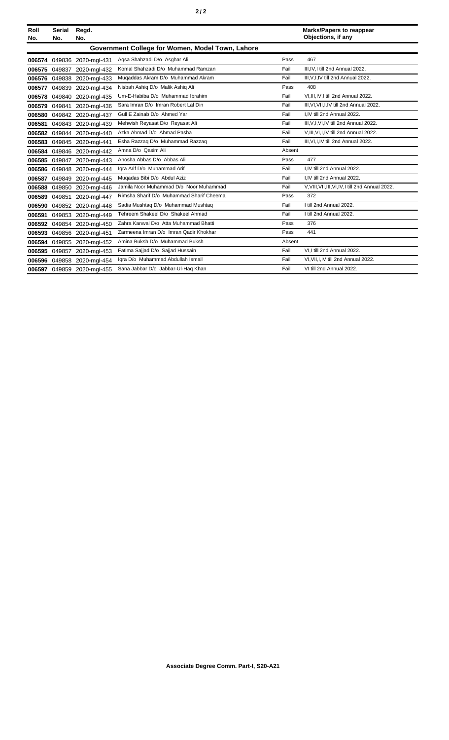| Roll No. | Serial No. | Regd. No. | | | Marks/Papers to reappear Objections, if any |
|---|---|---|---|---|---|
| **Government College for Women, Model Town, Lahore** | | | | | |
| 006574 | 049836 | 2020-mgl-431 | Aqsa Shahzadi D/o Asghar Ali | Pass | 467 |
| 006575 | 049837 | 2020-mgl-432 | Komal Shahzadi D/o Muhammad Ramzan | Fail | III,IV,I till 2nd Annual 2022. |
| 006576 | 049838 | 2020-mgl-433 | Muqaddas Akram D/o Muhammad Akram | Fail | III,V,I,IV till 2nd Annual 2022. |
| 006577 | 049839 | 2020-mgl-434 | Nisbah Ashiq D/o Malik Ashiq Ali | Pass | 408 |
| 006578 | 049840 | 2020-mgl-435 | Um-E-Habiba D/o Muhammad Ibrahim | Fail | VI,III,IV,I till 2nd Annual 2022. |
| 006579 | 049841 | 2020-mgl-436 | Sara Imran D/o Imran Robert Lal Din | Fail | III,VI,VII,I,IV till 2nd Annual 2022. |
| 006580 | 049842 | 2020-mgl-437 | Gull E Zainab D/o Ahmed Yar | Fail | I,IV till 2nd Annual 2022. |
| 006581 | 049843 | 2020-mgl-439 | Mehwish Reyasat D/o Reyasat Ali | Fail | III,V,I,VI,IV till 2nd Annual 2022. |
| 006582 | 049844 | 2020-mgl-440 | Azka Ahmad D/o Ahmad Pasha | Fail | V,III,VI,I,IV till 2nd Annual 2022. |
| 006583 | 049845 | 2020-mgl-441 | Esha Razzaq D/o Muhammad Razzaq | Fail | III,VI,I,IV till 2nd Annual 2022. |
| 006584 | 049846 | 2020-mgl-442 | Amna D/o Qasim Ali | Absent | |
| 006585 | 049847 | 2020-mgl-443 | Anosha Abbas D/o Abbas Ali | Pass | 477 |
| 006586 | 049848 | 2020-mgl-444 | Iqra Arif D/o Muhammad Arif | Fail | I,IV till 2nd Annual 2022. |
| 006587 | 049849 | 2020-mgl-445 | Muqadas Bibi D/o Abdul Aziz | Fail | I,IV till 2nd Annual 2022. |
| 006588 | 049850 | 2020-mgl-446 | Jamila Noor Muhammad D/o Noor Muhammad | Fail | V,VIII,VII,III,VI,IV,I till 2nd Annual 2022. |
| 006589 | 049851 | 2020-mgl-447 | Rimsha Sharif D/o Muhammad Sharif Cheema | Pass | 372 |
| 006590 | 049852 | 2020-mgl-448 | Sadia Mushtaq D/o Muhammad Mushtaq | Fail | I till 2nd Annual 2022. |
| 006591 | 049853 | 2020-mgl-449 | Tehreem Shakeel D/o Shakeel Ahmad | Fail | I till 2nd Annual 2022. |
| 006592 | 049854 | 2020-mgl-450 | Zahra Kanwal D/o Atta Muhammad Bhatti | Pass | 376 |
| 006593 | 049856 | 2020-mgl-451 | Zarmeena Imran D/o Imran Qadir Khokhar | Pass | 441 |
| 006594 | 049855 | 2020-mgl-452 | Amina Buksh D/o Muhammad Buksh | Absent | |
| 006595 | 049857 | 2020-mgl-453 | Fatima Sajjad D/o Sajjad Hussain | Fail | VI,I till 2nd Annual 2022. |
| 006596 | 049858 | 2020-mgl-454 | Iqra D/o Muhammad Abdullah Ismail | Fail | VI,VII,I,IV till 2nd Annual 2022. |
| 006597 | 049859 | 2020-mgl-455 | Sana Jabbar D/o Jabbar-Ul-Haq Khan | Fail | VI till 2nd Annual 2022. |

**Associate Degree Comm. Part-I, S20-A21**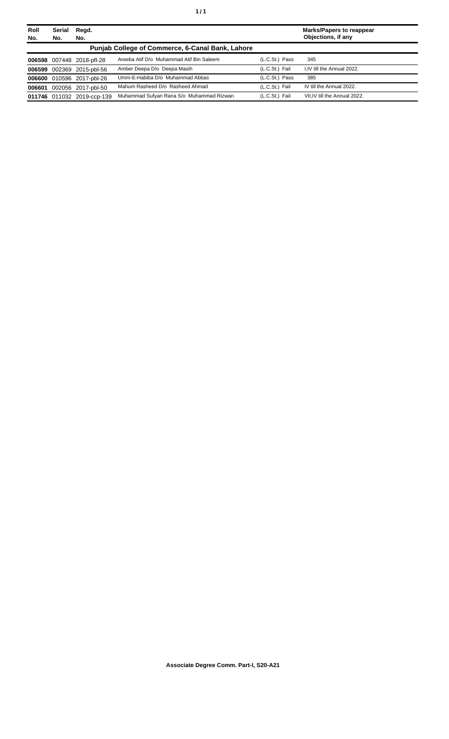| Roll No. | Serial No. | Regd. No. | | | Marks/Papers to reappear Objections, if any |
|---|---|---|---|---|---|
| **Punjab College of Commerce, 6-Canal Bank, Lahore** | | | | | |
| **006598** | 007448 | 2018-pfl-28 | Areeba Atif D/o Muhammad Atif Bin Saleem | (L.C.St.) Pass | 345 |
| **006599** | 002369 | 2015-pbl-56 | Amber Deepa D/o Deepa Masih | (L.C.St.) Fail | I,IV till the Annual 2022. |
| **006600** | 010596 | 2017-pbl-26 | Umm-E-Habiba D/o Muhammad Abbas | (L.C.St.) Pass | 385 |
| **006601** | 002056 | 2017-pbl-50 | Mahum Rasheed D/o Rasheed Ahmad | (L.C.St.) Fail | IV till the Annual 2022. |
| **011746** | 011032 | 2019-ccp-139 | Muhammad Sufyan Rana S/o Muhammad Rizwan | (L.C.St.) Fail | VII,IV till the Annual 2022. |

**Associate Degree Comm. Part-I, S20-A21**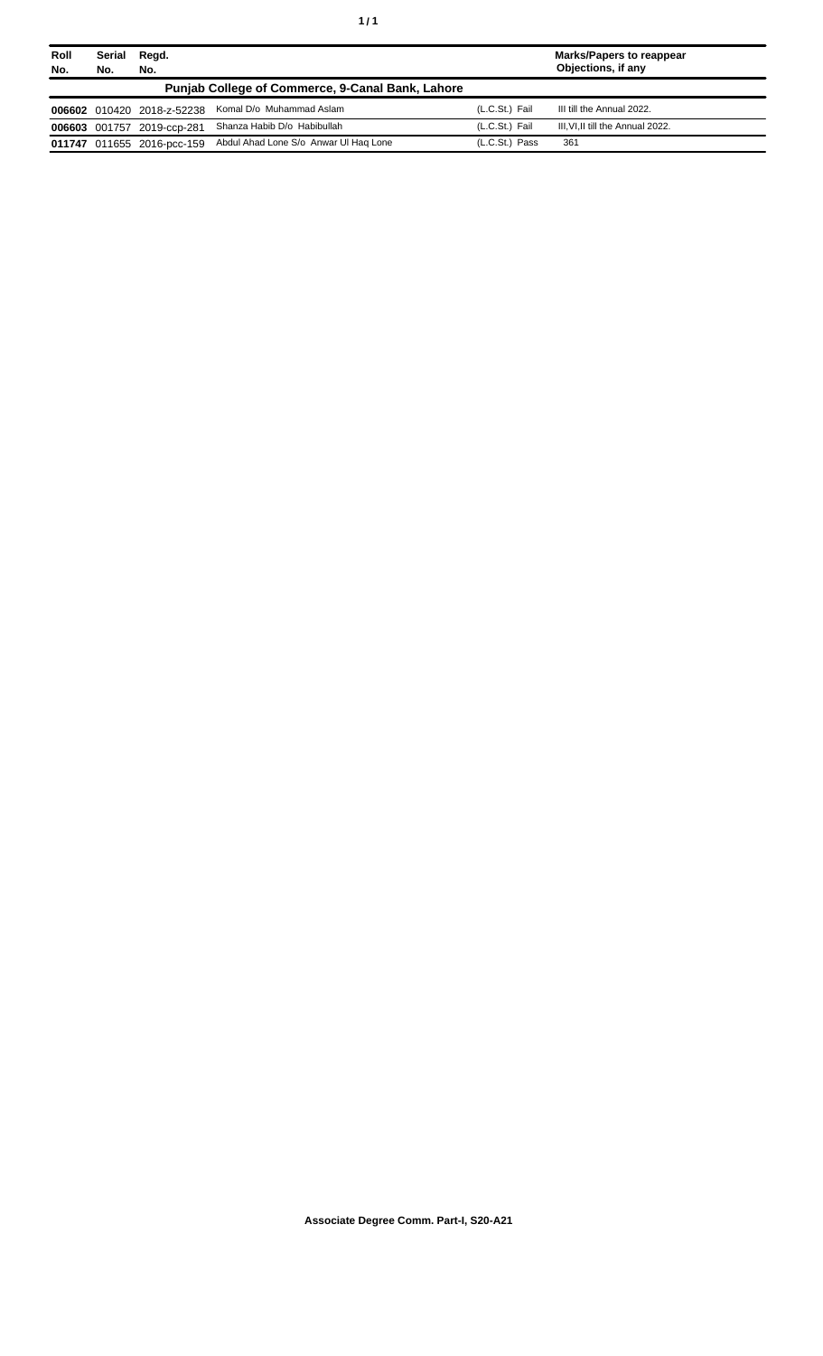| Roll No. | Serial No. | Regd. No. | | | Marks/Papers to reappear Objections, if any |
|---|---|---|---|---|---|
| **Punjab College of Commerce, 9-Canal Bank, Lahore** | | | | | |
| **006602** | 010420 | 2018-z-52238 | Komal D/o Muhammad Aslam | (L.C.St.) Fail | III till the Annual 2022. |
| **006603** | 001757 | 2019-ccp-281 | Shanza Habib D/o Habibullah | (L.C.St.) Fail | III,VI,II till the Annual 2022. |
| **011747** | 011655 | 2016-pcc-159 | Abdul Ahad Lone S/o Anwar Ul Haq Lone | (L.C.St.) Pass | 361 |

**Associate Degree Comm. Part-I, S20-A21**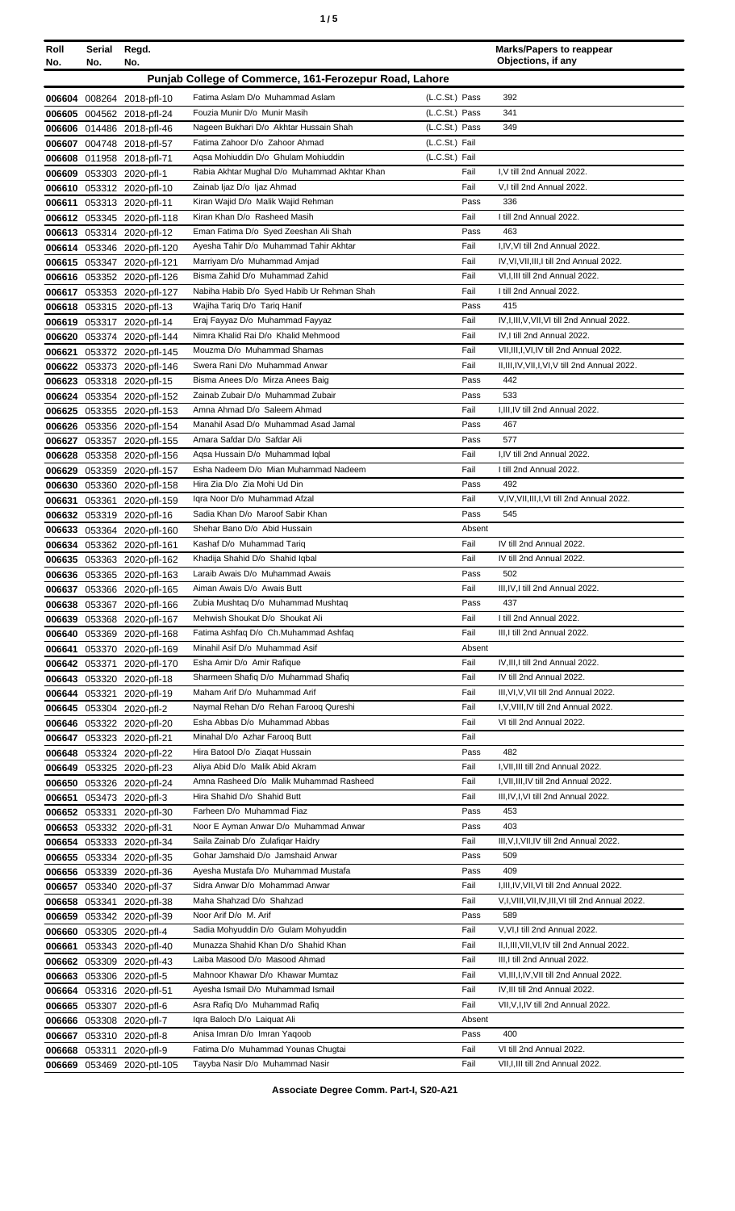| Roll No. | Serial No. | Regd. No. | | | Marks/Papers to reappear Objections, if any |
|---|---|---|---|---|---|
| **Punjab College of Commerce, 161-Ferozepur Road, Lahore** | | | | | |
| 006604 | 008264 | 2018-pfl-10 | Fatima Aslam D/o Muhammad Aslam | (L.C.St.) Pass | 392 |
| 006605 | 004562 | 2018-pfl-24 | Fouzia Munir D/o Munir Masih | (L.C.St.) Pass | 341 |
| 006606 | 014486 | 2018-pfl-46 | Nageen Bukhari D/o Akhtar Hussain Shah | (L.C.St.) Pass | 349 |
| 006607 | 004748 | 2018-pfl-57 | Fatima Zahoor D/o Zahoor Ahmad | (L.C.St.) Fail | |
| 006608 | 011958 | 2018-pfl-71 | Aqsa Mohiuddin D/o Ghulam Mohiuddin | (L.C.St.) Fail | |
| 006609 | 053303 | 2020-pfl-1 | Rabia Akhtar Mughal D/o Muhammad Akhtar Khan | Fail | I,V till 2nd Annual 2022. |
| 006610 | 053312 | 2020-pfl-10 | Zainab Ijaz D/o Ijaz Ahmad | Fail | V,I till 2nd Annual 2022. |
| 006611 | 053313 | 2020-pfl-11 | Kiran Wajid D/o Malik Wajid Rehman | Pass | 336 |
| 006612 | 053345 | 2020-pfl-118 | Kiran Khan D/o Rasheed Masih | Fail | I till 2nd Annual 2022. |
| 006613 | 053314 | 2020-pfl-12 | Eman Fatima D/o Syed Zeeshan Ali Shah | Pass | 463 |
| 006614 | 053346 | 2020-pfl-120 | Ayesha Tahir D/o Muhammad Tahir Akhtar | Fail | I,IV,VI till 2nd Annual 2022. |
| 006615 | 053347 | 2020-pfl-121 | Marriyam D/o Muhammad Amjad | Fail | IV,VI,VII,III,I till 2nd Annual 2022. |
| 006616 | 053352 | 2020-pfl-126 | Bisma Zahid D/o Muhammad Zahid | Fail | VI,I,III till 2nd Annual 2022. |
| 006617 | 053353 | 2020-pfl-127 | Nabiha Habib D/o Syed Habib Ur Rehman Shah | Fail | I till 2nd Annual 2022. |
| 006618 | 053315 | 2020-pfl-13 | Wajiha Tariq D/o Tariq Hanif | Pass | 415 |
| 006619 | 053317 | 2020-pfl-14 | Eraj Fayyaz D/o Muhammad Fayyaz | Fail | IV,I,III,V,VII,VI till 2nd Annual 2022. |
| 006620 | 053374 | 2020-pfl-144 | Nimra Khalid Rai D/o Khalid Mehmood | Fail | IV,I till 2nd Annual 2022. |
| 006621 | 053372 | 2020-pfl-145 | Mouzma D/o Muhammad Shamas | Fail | VII,III,I,VI,IV till 2nd Annual 2022. |
| 006622 | 053373 | 2020-pfl-146 | Swera Rani D/o Muhammad Anwar | Fail | II,III,IV,VII,I,VI,V till 2nd Annual 2022. |
| 006623 | 053318 | 2020-pfl-15 | Bisma Anees D/o Mirza Anees Baig | Pass | 442 |
| 006624 | 053354 | 2020-pfl-152 | Zainab Zubair D/o Muhammad Zubair | Pass | 533 |
| 006625 | 053355 | 2020-pfl-153 | Amna Ahmad D/o Saleem Ahmad | Fail | I,III,IV till 2nd Annual 2022. |
| 006626 | 053356 | 2020-pfl-154 | Manahil Asad D/o Muhammad Asad Jamal | Pass | 467 |
| 006627 | 053357 | 2020-pfl-155 | Amara Safdar D/o Safdar Ali | Pass | 577 |
| 006628 | 053358 | 2020-pfl-156 | Aqsa Hussain D/o Muhammad Iqbal | Fail | I,IV till 2nd Annual 2022. |
| 006629 | 053359 | 2020-pfl-157 | Esha Nadeem D/o Mian Muhammad Nadeem | Fail | I till 2nd Annual 2022. |
| 006630 | 053360 | 2020-pfl-158 | Hira Zia D/o Zia Mohi Ud Din | Pass | 492 |
| 006631 | 053361 | 2020-pfl-159 | Iqra Noor D/o Muhammad Afzal | Fail | V,IV,VII,III,I,VI till 2nd Annual 2022. |
| 006632 | 053319 | 2020-pfl-16 | Sadia Khan D/o Maroof Sabir Khan | Pass | 545 |
| 006633 | 053364 | 2020-pfl-160 | Shehar Bano D/o Abid Hussain | Absent | |
| 006634 | 053362 | 2020-pfl-161 | Kashaf D/o Muhammad Tariq | Fail | IV till 2nd Annual 2022. |
| 006635 | 053363 | 2020-pfl-162 | Khadija Shahid D/o Shahid Iqbal | Fail | IV till 2nd Annual 2022. |
| 006636 | 053365 | 2020-pfl-163 | Laraib Awais D/o Muhammad Awais | Pass | 502 |
| 006637 | 053366 | 2020-pfl-165 | Aiman Awais D/o Awais Butt | Fail | III,IV,I till 2nd Annual 2022. |
| 006638 | 053367 | 2020-pfl-166 | Zubia Mushtaq D/o Muhammad Mushtaq | Pass | 437 |
| 006639 | 053368 | 2020-pfl-167 | Mehwish Shoukat D/o Shoukat Ali | Fail | I till 2nd Annual 2022. |
| 006640 | 053369 | 2020-pfl-168 | Fatima Ashfaq D/o Ch.Muhammad Ashfaq | Fail | III,I till 2nd Annual 2022. |
| 006641 | 053370 | 2020-pfl-169 | Minahil Asif D/o Muhammad Asif | Absent | |
| 006642 | 053371 | 2020-pfl-170 | Esha Amir D/o Amir Rafique | Fail | IV,III,I till 2nd Annual 2022. |
| 006643 | 053320 | 2020-pfl-18 | Sharmeen Shafiq D/o Muhammad Shafiq | Fail | IV till 2nd Annual 2022. |
| 006644 | 053321 | 2020-pfl-19 | Maham Arif D/o Muhammad Arif | Fail | III,VI,V,VII till 2nd Annual 2022. |
| 006645 | 053304 | 2020-pfl-2 | Naymal Rehan D/o Rehan Farooq Qureshi | Fail | I,V,VIII,IV till 2nd Annual 2022. |
| 006646 | 053322 | 2020-pfl-20 | Esha Abbas D/o Muhammad Abbas | Fail | VI till 2nd Annual 2022. |
| 006647 | 053323 | 2020-pfl-21 | Minahal D/o Azhar Farooq Butt | Fail | |
| 006648 | 053324 | 2020-pfl-22 | Hira Batool D/o Ziaqat Hussain | Pass | 482 |
| 006649 | 053325 | 2020-pfl-23 | Aliya Abid D/o Malik Abid Akram | Fail | I,VII,III till 2nd Annual 2022. |
| 006650 | 053326 | 2020-pfl-24 | Amna Rasheed D/o Malik Muhammad Rasheed | Fail | I,VII,III,IV till 2nd Annual 2022. |
| 006651 | 053473 | 2020-pfl-3 | Hira Shahid D/o Shahid Butt | Fail | III,IV,I,VI till 2nd Annual 2022. |
| 006652 | 053331 | 2020-pfl-30 | Farheen D/o Muhammad Fiaz | Pass | 453 |
| 006653 | 053332 | 2020-pfl-31 | Noor E Ayman Anwar D/o Muhammad Anwar | Pass | 403 |
| 006654 | 053333 | 2020-pfl-34 | Saila Zainab D/o Zulafiqar Haidry | Fail | III,V,I,VII,IV till 2nd Annual 2022. |
| 006655 | 053334 | 2020-pfl-35 | Gohar Jamshaid D/o Jamshaid Anwar | Pass | 509 |
| 006656 | 053339 | 2020-pfl-36 | Ayesha Mustafa D/o Muhammad Mustafa | Pass | 409 |
| 006657 | 053340 | 2020-pfl-37 | Sidra Anwar D/o Mohammad Anwar | Fail | I,III,IV,VII,VI till 2nd Annual 2022. |
| 006658 | 053341 | 2020-pfl-38 | Maha Shahzad D/o Shahzad | Fail | V,I,VIII,VII,IV,III,VI till 2nd Annual 2022. |
| 006659 | 053342 | 2020-pfl-39 | Noor Arif D/o M. Arif | Pass | 589 |
| 006660 | 053305 | 2020-pfl-4 | Sadia Mohyuddin D/o Gulam Mohyuddin | Fail | V,VI,I till 2nd Annual 2022. |
| 006661 | 053343 | 2020-pfl-40 | Munazza Shahid Khan D/o Shahid Khan | Fail | II,I,III,VII,VI,IV till 2nd Annual 2022. |
| 006662 | 053309 | 2020-pfl-43 | Laiba Masood D/o Masood Ahmad | Fail | III,I till 2nd Annual 2022. |
| 006663 | 053306 | 2020-pfl-5 | Mahnoor Khawar D/o Khawar Mumtaz | Fail | VI,III,I,IV,VII till 2nd Annual 2022. |
| 006664 | 053316 | 2020-pfl-51 | Ayesha Ismail D/o Muhammad Ismail | Fail | IV,III till 2nd Annual 2022. |
| 006665 | 053307 | 2020-pfl-6 | Asra Rafiq D/o Muhammad Rafiq | Fail | VII,V,I,IV till 2nd Annual 2022. |
| 006666 | 053308 | 2020-pfl-7 | Iqra Baloch D/o Laiquat Ali | Absent | |
| 006667 | 053310 | 2020-pfl-8 | Anisa Imran D/o Imran Yaqoob | Pass | 400 |
| 006668 | 053311 | 2020-pfl-9 | Fatima D/o Muhammad Younas Chugtai | Fail | VI till 2nd Annual 2022. |
| 006669 | 053469 | 2020-ptl-105 | Tayyba Nasir D/o Muhammad Nasir | Fail | VII,I,III till 2nd Annual 2022. |

Associate Degree Comm. Part-I, S20-A21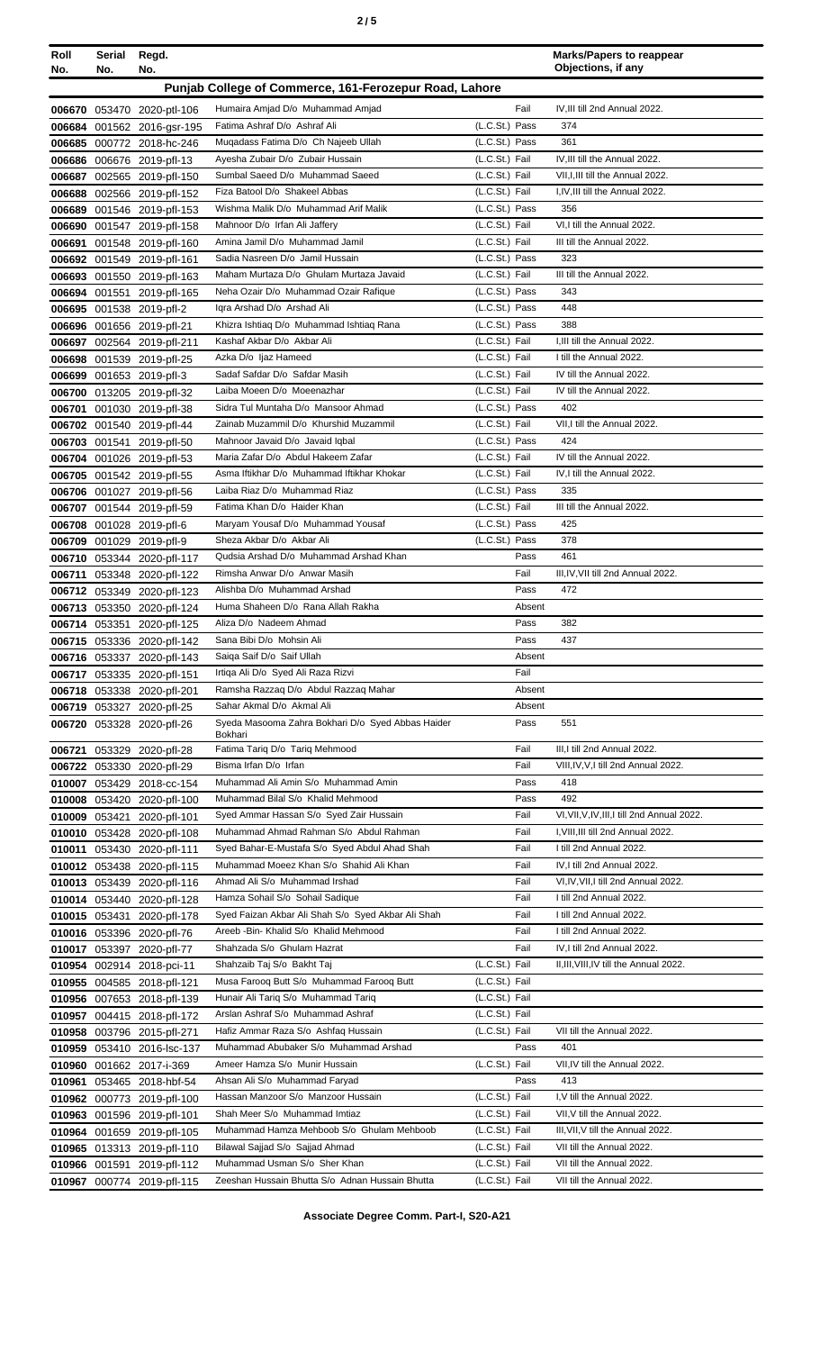| Roll No. | Serial No. | Regd. No. | | | Marks/Papers to reappear Objections, if any |
|---|---|---|---|---|---|
| **Punjab College of Commerce, 161-Ferozepur Road, Lahore** | | | | | |
| 006670 | 053470 | 2020-ptl-106 | Humaira Amjad D/o Muhammad Amjad | Fail | IV,III till 2nd Annual 2022. |
| 006684 | 001562 | 2016-gsr-195 | Fatima Ashraf D/o Ashraf Ali | (L.C.St.) Pass | 374 |
| 006685 | 000772 | 2018-hc-246 | Muqadass Fatima D/o Ch Najeeb Ullah | (L.C.St.) Pass | 361 |
| 006686 | 006676 | 2019-pfl-13 | Ayesha Zubair D/o Zubair Hussain | (L.C.St.) Fail | IV,III till the Annual 2022. |
| 006687 | 002565 | 2019-pfl-150 | Sumbal Saeed D/o Muhammad Saeed | (L.C.St.) Fail | VII,I,III till the Annual 2022. |
| 006688 | 002566 | 2019-pfl-152 | Fiza Batool D/o Shakeel Abbas | (L.C.St.) Fail | I,IV,III till the Annual 2022. |
| 006689 | 001546 | 2019-pfl-153 | Wishma Malik D/o Muhammad Arif Malik | (L.C.St.) Pass | 356 |
| 006690 | 001547 | 2019-pfl-158 | Mahnoor D/o Irfan Ali Jaffery | (L.C.St.) Fail | VI,I till the Annual 2022. |
| 006691 | 001548 | 2019-pfl-160 | Amina Jamil D/o Muhammad Jamil | (L.C.St.) Fail | III till the Annual 2022. |
| 006692 | 001549 | 2019-pfl-161 | Sadia Nasreen D/o Jamil Hussain | (L.C.St.) Pass | 323 |
| 006693 | 001550 | 2019-pfl-163 | Maham Murtaza D/o Ghulam Murtaza Javaid | (L.C.St.) Fail | III till the Annual 2022. |
| 006694 | 001551 | 2019-pfl-165 | Neha Ozair D/o Muhammad Ozair Rafique | (L.C.St.) Pass | 343 |
| 006695 | 001538 | 2019-pfl-2 | Iqra Arshad D/o Arshad Ali | (L.C.St.) Pass | 448 |
| 006696 | 001656 | 2019-pfl-21 | Khizra Ishtiaq D/o Muhammad Ishtiaq Rana | (L.C.St.) Pass | 388 |
| 006697 | 002564 | 2019-pfl-211 | Kashaf Akbar D/o Akbar Ali | (L.C.St.) Fail | I,III till the Annual 2022. |
| 006698 | 001539 | 2019-pfl-25 | Azka D/o Ijaz Hameed | (L.C.St.) Fail | I till the Annual 2022. |
| 006699 | 001653 | 2019-pfl-3 | Sadaf Safdar D/o Safdar Masih | (L.C.St.) Fail | IV till the Annual 2022. |
| 006700 | 013205 | 2019-pfl-32 | Laiba Moeen D/o Moeenazhar | (L.C.St.) Fail | IV till the Annual 2022. |
| 006701 | 001030 | 2019-pfl-38 | Sidra Tul Muntaha D/o Mansoor Ahmad | (L.C.St.) Pass | 402 |
| 006702 | 001540 | 2019-pfl-44 | Zainab Muzammil D/o Khurshid Muzammil | (L.C.St.) Fail | VII,I till the Annual 2022. |
| 006703 | 001541 | 2019-pfl-50 | Mahnoor Javaid D/o Javaid Iqbal | (L.C.St.) Pass | 424 |
| 006704 | 001026 | 2019-pfl-53 | Maria Zafar D/o Abdul Hakeem Zafar | (L.C.St.) Fail | IV till the Annual 2022. |
| 006705 | 001542 | 2019-pfl-55 | Asma Iftikhar D/o Muhammad Iftikhar Khokar | (L.C.St.) Fail | IV,I till the Annual 2022. |
| 006706 | 001027 | 2019-pfl-56 | Laiba Riaz D/o Muhammad Riaz | (L.C.St.) Pass | 335 |
| 006707 | 001544 | 2019-pfl-59 | Fatima Khan D/o Haider Khan | (L.C.St.) Fail | III till the Annual 2022. |
| 006708 | 001028 | 2019-pfl-6 | Maryam Yousaf D/o Muhammad Yousaf | (L.C.St.) Pass | 425 |
| 006709 | 001029 | 2019-pfl-9 | Sheza Akbar D/o Akbar Ali | (L.C.St.) Pass | 378 |
| 006710 | 053344 | 2020-pfl-117 | Qudsia Arshad D/o Muhammad Arshad Khan | Pass | 461 |
| 006711 | 053348 | 2020-pfl-122 | Rimsha Anwar D/o Anwar Masih | Fail | III,IV,VII till 2nd Annual 2022. |
| 006712 | 053349 | 2020-pfl-123 | Alishba D/o Muhammad Arshad | Pass | 472 |
| 006713 | 053350 | 2020-pfl-124 | Huma Shaheen D/o Rana Allah Rakha | Absent | |
| 006714 | 053351 | 2020-pfl-125 | Aliza D/o Nadeem Ahmad | Pass | 382 |
| 006715 | 053336 | 2020-pfl-142 | Sana Bibi D/o Mohsin Ali | Pass | 437 |
| 006716 | 053337 | 2020-pfl-143 | Saiqa Saif D/o Saif Ullah | Absent | |
| 006717 | 053335 | 2020-pfl-151 | Irtiqa Ali D/o Syed Ali Raza Rizvi | Fail | |
| 006718 | 053338 | 2020-pfl-201 | Ramsha Razzaq D/o Abdul Razzaq Mahar | Absent | |
| 006719 | 053327 | 2020-pfl-25 | Sahar Akmal D/o Akmal Ali | Absent | |
| 006720 | 053328 | 2020-pfl-26 | Syeda Masooma Zahra Bokhari D/o Syed Abbas Haider Bokhari | Pass | 551 |
| 006721 | 053329 | 2020-pfl-28 | Fatima Tariq D/o Tariq Mehmood | Fail | III,I till 2nd Annual 2022. |
| 006722 | 053330 | 2020-pfl-29 | Bisma Irfan D/o Irfan | Fail | VIII,IV,V,I till 2nd Annual 2022. |
| 010007 | 053429 | 2018-cc-154 | Muhammad Ali Amin S/o Muhammad Amin | Pass | 418 |
| 010008 | 053420 | 2020-pfl-100 | Muhammad Bilal S/o Khalid Mehmood | Pass | 492 |
| 010009 | 053421 | 2020-pfl-101 | Syed Ammar Hassan S/o Syed Zair Hussain | Fail | VI,VII,V,IV,III,I till 2nd Annual 2022. |
| 010010 | 053428 | 2020-pfl-108 | Muhammad Ahmad Rahman S/o Abdul Rahman | Fail | I,VIII,III till 2nd Annual 2022. |
| 010011 | 053430 | 2020-pfl-111 | Syed Bahar-E-Mustafa S/o Syed Abdul Ahad Shah | Fail | I till 2nd Annual 2022. |
| 010012 | 053438 | 2020-pfl-115 | Muhammad Moeez Khan S/o Shahid Ali Khan | Fail | IV,I till 2nd Annual 2022. |
| 010013 | 053439 | 2020-pfl-116 | Ahmad Ali S/o Muhammad Irshad | Fail | VI,IV,VII,I till 2nd Annual 2022. |
| 010014 | 053440 | 2020-pfl-128 | Hamza Sohail S/o Sohail Sadique | Fail | I till 2nd Annual 2022. |
| 010015 | 053431 | 2020-pfl-178 | Syed Faizan Akbar Ali Shah S/o Syed Akbar Ali Shah | Fail | I till 2nd Annual 2022. |
| 010016 | 053396 | 2020-pfl-76 | Areeb -Bin- Khalid S/o Khalid Mehmood | Fail | I till 2nd Annual 2022. |
| 010017 | 053397 | 2020-pfl-77 | Shahzada S/o Ghulam Hazrat | Fail | IV,I till 2nd Annual 2022. |
| 010954 | 002914 | 2018-pci-11 | Shahzaib Taj S/o Bakht Taj | (L.C.St.) Fail | II,III,VIII,IV till the Annual 2022. |
| 010955 | 004585 | 2018-pfl-121 | Musa Farooq Butt S/o Muhammad Farooq Butt | (L.C.St.) Fail | |
| 010956 | 007653 | 2018-pfl-139 | Hunair Ali Tariq S/o Muhammad Tariq | (L.C.St.) Fail | |
| 010957 | 004415 | 2018-pfl-172 | Arslan Ashraf S/o Muhammad Ashraf | (L.C.St.) Fail | |
| 010958 | 003796 | 2015-pfl-271 | Hafiz Ammar Raza S/o Ashfaq Hussain | (L.C.St.) Fail | VII till the Annual 2022. |
| 010959 | 053410 | 2016-lsc-137 | Muhammad Abubaker S/o Muhammad Arshad | Pass | 401 |
| 010960 | 001662 | 2017-i-369 | Ameer Hamza S/o Munir Hussain | (L.C.St.) Fail | VII,IV till the Annual 2022. |
| 010961 | 053465 | 2018-hbf-54 | Ahsan Ali S/o Muhammad Faryad | Pass | 413 |
| 010962 | 000773 | 2019-pfl-100 | Hassan Manzoor S/o Manzoor Hussain | (L.C.St.) Fail | I,V till the Annual 2022. |
| 010963 | 001596 | 2019-pfl-101 | Shah Meer S/o Muhammad Imtiaz | (L.C.St.) Fail | VII,V till the Annual 2022. |
| 010964 | 001659 | 2019-pfl-105 | Muhammad Hamza Mehboob S/o Ghulam Mehboob | (L.C.St.) Fail | III,VII,V till the Annual 2022. |
| 010965 | 013313 | 2019-pfl-110 | Bilawal Sajjad S/o Sajjad Ahmad | (L.C.St.) Fail | VII till the Annual 2022. |
| 010966 | 001591 | 2019-pfl-112 | Muhammad Usman S/o Sher Khan | (L.C.St.) Fail | VII till the Annual 2022. |
| 010967 | 000774 | 2019-pfl-115 | Zeeshan Hussain Bhutta S/o Adnan Hussain Bhutta | (L.C.St.) Fail | VII till the Annual 2022. |

**Associate Degree Comm. Part-I, S20-A21**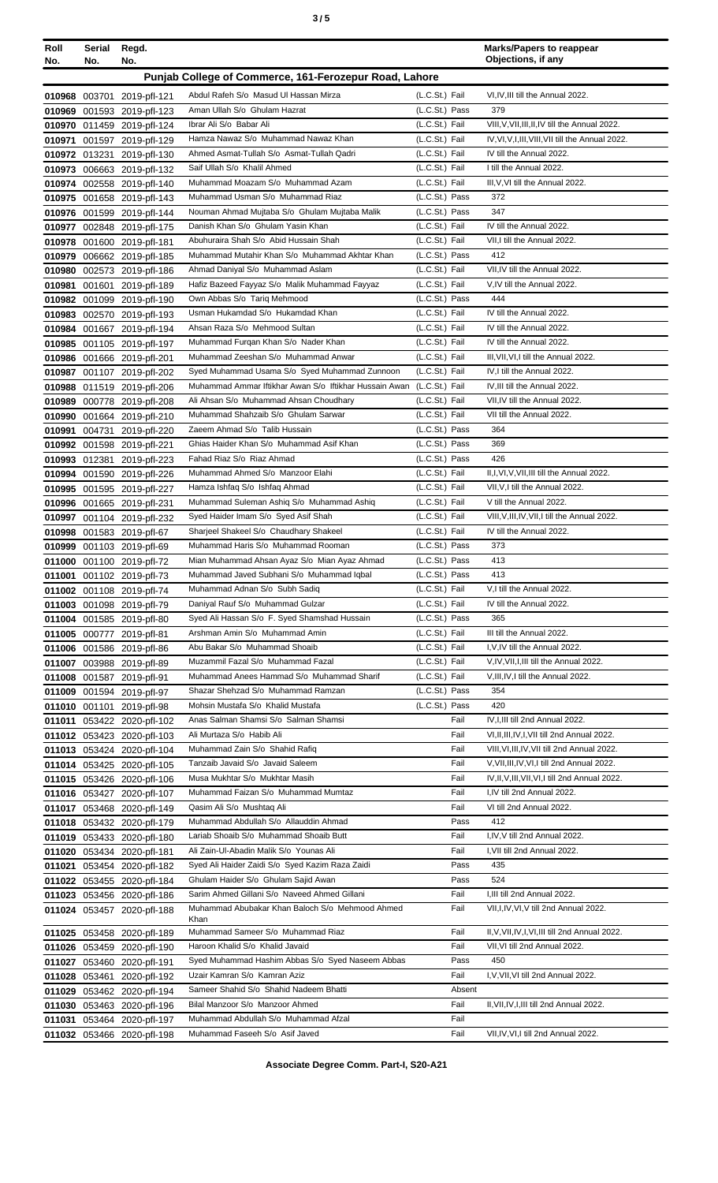| Roll No. | Serial No. | Regd. No. | | | Marks/Papers to reappear Objections, if any |
|---|---|---|---|---|---|
| **Punjab College of Commerce, 161-Ferozepur Road, Lahore** | | | | | |
| 010968 | 003701 | 2019-pfl-121 | Abdul Rafeh S/o Masud Ul Hassan Mirza | (L.C.St.) Fail | VI,IV,III till the Annual 2022. |
| 010969 | 001593 | 2019-pfl-123 | Aman Ullah S/o Ghulam Hazrat | (L.C.St.) Pass | 379 |
| 010970 | 011459 | 2019-pfl-124 | Ibrar Ali S/o Babar Ali | (L.C.St.) Fail | VIII,V,VII,III,II,IV till the Annual 2022. |
| 010971 | 001597 | 2019-pfl-129 | Hamza Nawaz S/o Muhammad Nawaz Khan | (L.C.St.) Fail | IV,VI,V,I,III,VIII,VII till the Annual 2022. |
| 010972 | 013231 | 2019-pfl-130 | Ahmed Asmat-Tullah S/o Asmat-Tullah Qadri | (L.C.St.) Fail | IV till the Annual 2022. |
| 010973 | 006663 | 2019-pfl-132 | Saif Ullah S/o Khalil Ahmed | (L.C.St.) Fail | I till the Annual 2022. |
| 010974 | 002558 | 2019-pfl-140 | Muhammad Moazam S/o Muhammad Azam | (L.C.St.) Fail | III,V,VI till the Annual 2022. |
| 010975 | 001658 | 2019-pfl-143 | Muhammad Usman S/o Muhammad Riaz | (L.C.St.) Pass | 372 |
| 010976 | 001599 | 2019-pfl-144 | Nouman Ahmad Mujtaba S/o Ghulam Mujtaba Malik | (L.C.St.) Pass | 347 |
| 010977 | 002848 | 2019-pfl-175 | Danish Khan S/o Ghulam Yasin Khan | (L.C.St.) Fail | IV till the Annual 2022. |
| 010978 | 001600 | 2019-pfl-181 | Abuhuraira Shah S/o Abid Hussain Shah | (L.C.St.) Fail | VII,I till the Annual 2022. |
| 010979 | 006662 | 2019-pfl-185 | Muhammad Mutahir Khan S/o Muhammad Akhtar Khan | (L.C.St.) Pass | 412 |
| 010980 | 002573 | 2019-pfl-186 | Ahmad Daniyal S/o Muhammad Aslam | (L.C.St.) Fail | VII,IV till the Annual 2022. |
| 010981 | 001601 | 2019-pfl-189 | Hafiz Bazeed Fayyaz S/o Malik Muhammad Fayyaz | (L.C.St.) Fail | V,IV till the Annual 2022. |
| 010982 | 001099 | 2019-pfl-190 | Own Abbas S/o Tariq Mehmood | (L.C.St.) Pass | 444 |
| 010983 | 002570 | 2019-pfl-193 | Usman Hukamdad S/o Hukamdad Khan | (L.C.St.) Fail | IV till the Annual 2022. |
| 010984 | 001667 | 2019-pfl-194 | Ahsan Raza S/o Mehmood Sultan | (L.C.St.) Fail | IV till the Annual 2022. |
| 010985 | 001105 | 2019-pfl-197 | Muhammad Furqan Khan S/o Nader Khan | (L.C.St.) Fail | IV till the Annual 2022. |
| 010986 | 001666 | 2019-pfl-201 | Muhammad Zeeshan S/o Muhammad Anwar | (L.C.St.) Fail | III,VII,VI,I till the Annual 2022. |
| 010987 | 001107 | 2019-pfl-202 | Syed Muhammad Usama S/o Syed Muhammad Zunnoon | (L.C.St.) Fail | IV,I till the Annual 2022. |
| 010988 | 011519 | 2019-pfl-206 | Muhammad Ammar Iftikhar Awan S/o Iftikhar Hussain Awan | (L.C.St.) Fail | IV,III till the Annual 2022. |
| 010989 | 000778 | 2019-pfl-208 | Ali Ahsan S/o Muhammad Ahsan Choudhary | (L.C.St.) Fail | VII,IV till the Annual 2022. |
| 010990 | 001664 | 2019-pfl-210 | Muhammad Shahzaib S/o Ghulam Sarwar | (L.C.St.) Fail | VII till the Annual 2022. |
| 010991 | 004731 | 2019-pfl-220 | Zaeem Ahmad S/o Talib Hussain | (L.C.St.) Pass | 364 |
| 010992 | 001598 | 2019-pfl-221 | Ghias Haider Khan S/o Muhammad Asif Khan | (L.C.St.) Pass | 369 |
| 010993 | 012381 | 2019-pfl-223 | Fahad Riaz S/o Riaz Ahmad | (L.C.St.) Pass | 426 |
| 010994 | 001590 | 2019-pfl-226 | Muhammad Ahmed S/o Manzoor Elahi | (L.C.St.) Fail | II,I,VI,V,VII,III till the Annual 2022. |
| 010995 | 001595 | 2019-pfl-227 | Hamza Ishfaq S/o Ishfaq Ahmad | (L.C.St.) Fail | VII,V,I till the Annual 2022. |
| 010996 | 001665 | 2019-pfl-231 | Muhammad Suleman Ashiq S/o Muhammad Ashiq | (L.C.St.) Fail | V till the Annual 2022. |
| 010997 | 001104 | 2019-pfl-232 | Syed Haider Imam S/o Syed Asif Shah | (L.C.St.) Fail | VIII,V,III,IV,VII,I till the Annual 2022. |
| 010998 | 001583 | 2019-pfl-67 | Sharjeel Shakeel S/o Chaudhary Shakeel | (L.C.St.) Fail | IV till the Annual 2022. |
| 010999 | 001103 | 2019-pfl-69 | Muhammad Haris S/o Muhammad Rooman | (L.C.St.) Pass | 373 |
| 011000 | 001100 | 2019-pfl-72 | Mian Muhammad Ahsan Ayaz S/o Mian Ayaz Ahmad | (L.C.St.) Pass | 413 |
| 011001 | 001102 | 2019-pfl-73 | Muhammad Javed Subhani S/o Muhammad Iqbal | (L.C.St.) Pass | 413 |
| 011002 | 001108 | 2019-pfl-74 | Muhammad Adnan S/o Subh Sadiq | (L.C.St.) Fail | V,I till the Annual 2022. |
| 011003 | 001098 | 2019-pfl-79 | Daniyal Rauf S/o Muhammad Gulzar | (L.C.St.) Fail | IV till the Annual 2022. |
| 011004 | 001585 | 2019-pfl-80 | Syed Ali Hassan S/o F. Syed Shamshad Hussain | (L.C.St.) Pass | 365 |
| 011005 | 000777 | 2019-pfl-81 | Arshman Amin S/o Muhammad Amin | (L.C.St.) Fail | III till the Annual 2022. |
| 011006 | 001586 | 2019-pfl-86 | Abu Bakar S/o Muhammad Shoaib | (L.C.St.) Fail | I,V,IV till the Annual 2022. |
| 011007 | 003988 | 2019-pfl-89 | Muzammil Fazal S/o Muhammad Fazal | (L.C.St.) Fail | V,IV,VII,I,III till the Annual 2022. |
| 011008 | 001587 | 2019-pfl-91 | Muhammad Anees Hammad S/o Muhammad Sharif | (L.C.St.) Fail | V,III,IV,I till the Annual 2022. |
| 011009 | 001594 | 2019-pfl-97 | Shazar Shehzad S/o Muhammad Ramzan | (L.C.St.) Pass | 354 |
| 011010 | 001101 | 2019-pfl-98 | Mohsin Mustafa S/o Khalid Mustafa | (L.C.St.) Pass | 420 |
| 011011 | 053422 | 2020-pfl-102 | Anas Salman Shamsi S/o Salman Shamsi | Fail | IV,I,III till 2nd Annual 2022. |
| 011012 | 053423 | 2020-pfl-103 | Ali Murtaza S/o Habib Ali | Fail | VI,II,III,IV,I,VII till 2nd Annual 2022. |
| 011013 | 053424 | 2020-pfl-104 | Muhammad Zain S/o Shahid Rafiq | Fail | VIII,VI,III,IV,VII till 2nd Annual 2022. |
| 011014 | 053425 | 2020-pfl-105 | Tanzaib Javaid S/o Javaid Saleem | Fail | V,VII,III,IV,VI,I till 2nd Annual 2022. |
| 011015 | 053426 | 2020-pfl-106 | Musa Mukhtar S/o Mukhtar Masih | Fail | IV,II,V,III,VII,VI,I till 2nd Annual 2022. |
| 011016 | 053427 | 2020-pfl-107 | Muhammad Faizan S/o Muhammad Mumtaz | Fail | I,IV till 2nd Annual 2022. |
| 011017 | 053468 | 2020-pfl-149 | Qasim Ali S/o Mushtaq Ali | Fail | VI till 2nd Annual 2022. |
| 011018 | 053432 | 2020-pfl-179 | Muhammad Abdullah S/o Allauddin Ahmad | Pass | 412 |
| 011019 | 053433 | 2020-pfl-180 | Lariab Shoaib S/o Muhammad Shoaib Butt | Fail | I,IV,V till 2nd Annual 2022. |
| 011020 | 053434 | 2020-pfl-181 | Ali Zain-Ul-Abadin Malik S/o Younas Ali | Fail | I,VII till 2nd Annual 2022. |
| 011021 | 053454 | 2020-pfl-182 | Syed Ali Haider Zaidi S/o Syed Kazim Raza Zaidi | Pass | 435 |
| 011022 | 053455 | 2020-pfl-184 | Ghulam Haider S/o Ghulam Sajid Awan | Pass | 524 |
| 011023 | 053456 | 2020-pfl-186 | Sarim Ahmed Gillani S/o Naveed Ahmed Gillani | Fail | I,III till 2nd Annual 2022. |
| 011024 | 053457 | 2020-pfl-188 | Muhammad Abubakar Khan Baloch S/o Mehmood Ahmed Khan | Fail | VII,I,IV,VI,V till 2nd Annual 2022. |
| 011025 | 053458 | 2020-pfl-189 | Muhammad Sameer S/o Muhammad Riaz | Fail | II,V,VII,IV,I,VI,III till 2nd Annual 2022. |
| 011026 | 053459 | 2020-pfl-190 | Haroon Khalid S/o Khalid Javaid | Fail | VII,VI till 2nd Annual 2022. |
| 011027 | 053460 | 2020-pfl-191 | Syed Muhammad Hashim Abbas S/o Syed Naseem Abbas | Pass | 450 |
| 011028 | 053461 | 2020-pfl-192 | Uzair Kamran S/o Kamran Aziz | Fail | I,V,VII,VI till 2nd Annual 2022. |
| 011029 | 053462 | 2020-pfl-194 | Sameer Shahid S/o Shahid Nadeem Bhatti | Absent | |
| 011030 | 053463 | 2020-pfl-196 | Bilal Manzoor S/o Manzoor Ahmed | Fail | II,VII,IV,I,III till 2nd Annual 2022. |
| 011031 | 053464 | 2020-pfl-197 | Muhammad Abdullah S/o Muhammad Afzal | Fail | |
| 011032 | 053466 | 2020-pfl-198 | Muhammad Faseeh S/o Asif Javed | Fail | VII,IV,VI,I till 2nd Annual 2022. |

**Associate Degree Comm. Part-I, S20-A21**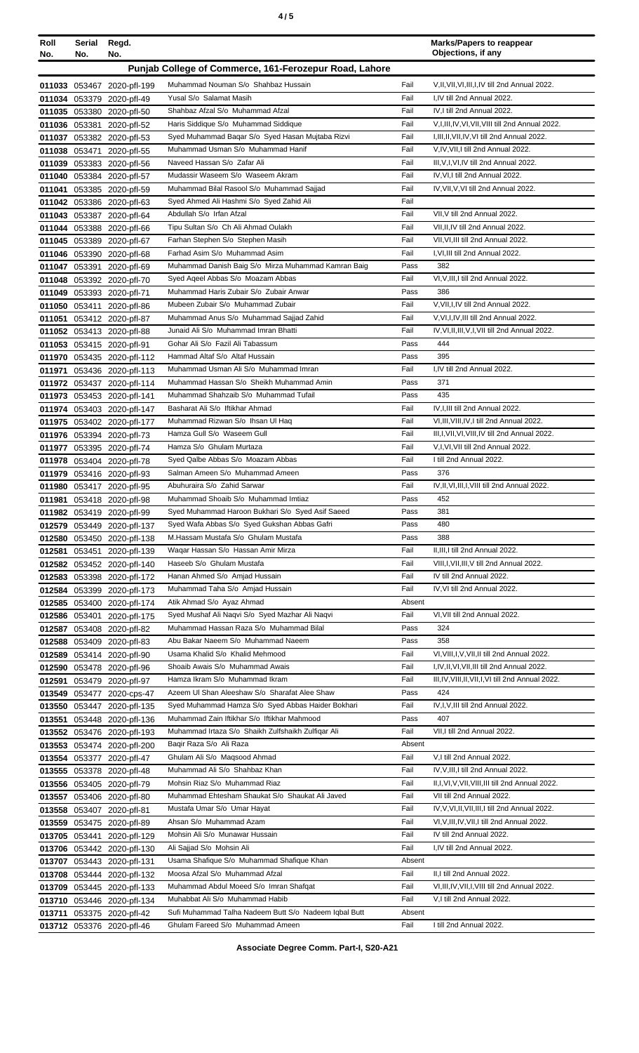| Roll No. | Serial No. | Regd. No. | | | Marks/Papers to reappear Objections, if any |
|---|---|---|---|---|---|
| **Punjab College of Commerce, 161-Ferozepur Road, Lahore** | | | | | |
| 011033 | 053467 | 2020-pfl-199 | Muhammad Nouman S/o Shahbaz Hussain | Fail | V,II,VII,VI,III,I,IV till 2nd Annual 2022. |
| 011034 | 053379 | 2020-pfl-49 | Yusal S/o Salamat Masih | Fail | I,IV till 2nd Annual 2022. |
| 011035 | 053380 | 2020-pfl-50 | Shahbaz Afzal S/o Muhammad Afzal | Fail | IV,I till 2nd Annual 2022. |
| 011036 | 053381 | 2020-pfl-52 | Haris Siddique S/o Muhammad Siddique | Fail | V,I,III,IV,VI,VII,VIII till 2nd Annual 2022. |
| 011037 | 053382 | 2020-pfl-53 | Syed Muhammad Baqar S/o Syed Hasan Mujtaba Rizvi | Fail | I,III,II,VII,IV,VI till 2nd Annual 2022. |
| 011038 | 053471 | 2020-pfl-55 | Muhammad Usman S/o Muhammad Hanif | Fail | V,IV,VII,I till 2nd Annual 2022. |
| 011039 | 053383 | 2020-pfl-56 | Naveed Hassan S/o Zafar Ali | Fail | III,V,I,VI,IV till 2nd Annual 2022. |
| 011040 | 053384 | 2020-pfl-57 | Mudassir Waseem S/o Waseem Akram | Fail | IV,VI,I till 2nd Annual 2022. |
| 011041 | 053385 | 2020-pfl-59 | Muhammad Bilal Rasool S/o Muhammad Sajjad | Fail | IV,VII,V,VI till 2nd Annual 2022. |
| 011042 | 053386 | 2020-pfl-63 | Syed Ahmed Ali Hashmi S/o Syed Zahid Ali | Fail | |
| 011043 | 053387 | 2020-pfl-64 | Abdullah S/o Irfan Afzal | Fail | VII,V till 2nd Annual 2022. |
| 011044 | 053388 | 2020-pfl-66 | Tipu Sultan S/o Ch Ali Ahmad Oulakh | Fail | VII,II,IV till 2nd Annual 2022. |
| 011045 | 053389 | 2020-pfl-67 | Farhan Stephen S/o Stephen Masih | Fail | VII,VI,III till 2nd Annual 2022. |
| 011046 | 053390 | 2020-pfl-68 | Farhad Asim S/o Muhammad Asim | Fail | I,VI,III till 2nd Annual 2022. |
| 011047 | 053391 | 2020-pfl-69 | Muhammad Danish Baig S/o Mirza Muhammad Kamran Baig | Pass | 382 |
| 011048 | 053392 | 2020-pfl-70 | Syed Aqeel Abbas S/o Moazam Abbas | Fail | VI,V,III,I till 2nd Annual 2022. |
| 011049 | 053393 | 2020-pfl-71 | Muhammad Haris Zubair S/o Zubair Anwar | Pass | 386 |
| 011050 | 053411 | 2020-pfl-86 | Mubeen Zubair S/o Muhammad Zubair | Fail | V,VII,I,IV till 2nd Annual 2022. |
| 011051 | 053412 | 2020-pfl-87 | Muhammad Anus S/o Muhammad Sajjad Zahid | Fail | V,VI,I,IV,III till 2nd Annual 2022. |
| 011052 | 053413 | 2020-pfl-88 | Junaid Ali S/o Muhammad Imran Bhatti | Fail | IV,VI,II,III,V,I,VII till 2nd Annual 2022. |
| 011053 | 053415 | 2020-pfl-91 | Gohar Ali S/o Fazil Ali Tabassum | Pass | 444 |
| 011970 | 053435 | 2020-pfl-112 | Hammad Altaf S/o Altaf Hussain | Pass | 395 |
| 011971 | 053436 | 2020-pfl-113 | Muhammad Usman Ali S/o Muhammad Imran | Fail | I,IV till 2nd Annual 2022. |
| 011972 | 053437 | 2020-pfl-114 | Muhammad Hassan S/o Sheikh Muhammad Amin | Pass | 371 |
| 011973 | 053453 | 2020-pfl-141 | Muhammad Shahzaib S/o Muhammad Tufail | Pass | 435 |
| 011974 | 053403 | 2020-pfl-147 | Basharat Ali S/o Iftikhar Ahmad | Fail | IV,I,III till 2nd Annual 2022. |
| 011975 | 053402 | 2020-pfl-177 | Muhammad Rizwan S/o Ihsan Ul Haq | Fail | VI,III,VIII,IV,I till 2nd Annual 2022. |
| 011976 | 053394 | 2020-pfl-73 | Hamza Gull S/o Waseem Gull | Fail | III,I,VII,VI,VIII,IV till 2nd Annual 2022. |
| 011977 | 053395 | 2020-pfl-74 | Hamza S/o Ghulam Murtaza | Fail | V,I,VI,VII till 2nd Annual 2022. |
| 011978 | 053404 | 2020-pfl-78 | Syed Qalbe Abbas S/o Moazam Abbas | Fail | I till 2nd Annual 2022. |
| 011979 | 053416 | 2020-pfl-93 | Salman Ameen S/o Muhammad Ameen | Pass | 376 |
| 011980 | 053417 | 2020-pfl-95 | Abuhuraira S/o Zahid Sarwar | Fail | IV,II,VI,III,I,VIII till 2nd Annual 2022. |
| 011981 | 053418 | 2020-pfl-98 | Muhammad Shoaib S/o Muhammad Imtiaz | Pass | 452 |
| 011982 | 053419 | 2020-pfl-99 | Syed Muhammad Haroon Bukhari S/o Syed Asif Saeed | Pass | 381 |
| 012579 | 053449 | 2020-pfl-137 | Syed Wafa Abbas S/o Syed Gukshan Abbas Gafri | Pass | 480 |
| 012580 | 053450 | 2020-pfl-138 | M.Hassam Mustafa S/o Ghulam Mustafa | Pass | 388 |
| 012581 | 053451 | 2020-pfl-139 | Waqar Hassan S/o Hassan Amir Mirza | Fail | II,III,I till 2nd Annual 2022. |
| 012582 | 053452 | 2020-pfl-140 | Haseeb S/o Ghulam Mustafa | Fail | VIII,I,VII,III,V till 2nd Annual 2022. |
| 012583 | 053398 | 2020-pfl-172 | Hanan Ahmed S/o Amjad Hussain | Fail | IV till 2nd Annual 2022. |
| 012584 | 053399 | 2020-pfl-173 | Muhammad Taha S/o Amjad Hussain | Fail | IV,VI till 2nd Annual 2022. |
| 012585 | 053400 | 2020-pfl-174 | Atik Ahmad S/o Ayaz Ahmad | Absent | |
| 012586 | 053401 | 2020-pfl-175 | Syed Mushaf Ali Naqvi S/o Syed Mazhar Ali Naqvi | Fail | VI,VII till 2nd Annual 2022. |
| 012587 | 053408 | 2020-pfl-82 | Muhammad Hassan Raza S/o Muhammad Bilal | Pass | 324 |
| 012588 | 053409 | 2020-pfl-83 | Abu Bakar Naeem S/o Muhammad Naeem | Pass | 358 |
| 012589 | 053414 | 2020-pfl-90 | Usama Khalid S/o Khalid Mehmood | Fail | VI,VIII,I,V,VII,II till 2nd Annual 2022. |
| 012590 | 053478 | 2020-pfl-96 | Shoaib Awais S/o Muhammad Awais | Fail | I,IV,II,VI,VII,III till 2nd Annual 2022. |
| 012591 | 053479 | 2020-pfl-97 | Hamza Ikram S/o Muhammad Ikram | Fail | III,IV,VIII,II,VII,I,VI till 2nd Annual 2022. |
| 013549 | 053477 | 2020-cps-47 | Azeem Ul Shan Aleeshaw S/o Sharafat Alee Shaw | Pass | 424 |
| 013550 | 053447 | 2020-pfl-135 | Syed Muhammad Hamza S/o Syed Abbas Haider Bokhari | Fail | IV,I,V,III till 2nd Annual 2022. |
| 013551 | 053448 | 2020-pfl-136 | Muhammad Zain Iftikhar S/o Iftikhar Mahmood | Pass | 407 |
| 013552 | 053476 | 2020-pfl-193 | Muhammad Irtaza S/o Shaikh Zulfshaikh Zulfiqar Ali | Fail | VII,I till 2nd Annual 2022. |
| 013553 | 053474 | 2020-pfl-200 | Baqir Raza S/o Ali Raza | Absent | |
| 013554 | 053377 | 2020-pfl-47 | Ghulam Ali S/o Maqsood Ahmad | Fail | V,I till 2nd Annual 2022. |
| 013555 | 053378 | 2020-pfl-48 | Muhammad Ali S/o Shahbaz Khan | Fail | IV,V,III,I till 2nd Annual 2022. |
| 013556 | 053405 | 2020-pfl-79 | Mohsin Riaz S/o Muhammad Riaz | Fail | II,I,VI,V,VII,VIII,III till 2nd Annual 2022. |
| 013557 | 053406 | 2020-pfl-80 | Muhammad Ehtesham Shaukat S/o Shaukat Ali Javed | Fail | VII till 2nd Annual 2022. |
| 013558 | 053407 | 2020-pfl-81 | Mustafa Umar S/o Umar Hayat | Fail | IV,V,VI,II,VII,III,I till 2nd Annual 2022. |
| 013559 | 053475 | 2020-pfl-89 | Ahsan S/o Muhammad Azam | Fail | VI,V,III,IV,VII,I till 2nd Annual 2022. |
| 013705 | 053441 | 2020-pfl-129 | Mohsin Ali S/o Munawar Hussain | Fail | IV till 2nd Annual 2022. |
| 013706 | 053442 | 2020-pfl-130 | Ali Sajjad S/o Mohsin Ali | Fail | I,IV till 2nd Annual 2022. |
| 013707 | 053443 | 2020-pfl-131 | Usama Shafique S/o Muhammad Shafique Khan | Absent | |
| 013708 | 053444 | 2020-pfl-132 | Moosa Afzal S/o Muhammad Afzal | Fail | II,I till 2nd Annual 2022. |
| 013709 | 053445 | 2020-pfl-133 | Muhammad Abdul Moeed S/o Imran Shafqat | Fail | VI,III,IV,VII,I,VIII till 2nd Annual 2022. |
| 013710 | 053446 | 2020-pfl-134 | Muhabbat Ali S/o Muhammad Habib | Fail | V,I till 2nd Annual 2022. |
| 013711 | 053375 | 2020-pfl-42 | Sufi Muhammad Talha Nadeem Butt S/o Nadeem Iqbal Butt | Absent | |
| 013712 | 053376 | 2020-pfl-46 | Ghulam Fareed S/o Muhammad Ameen | Fail | I till 2nd Annual 2022. |

**Associate Degree Comm. Part-I, S20-A21**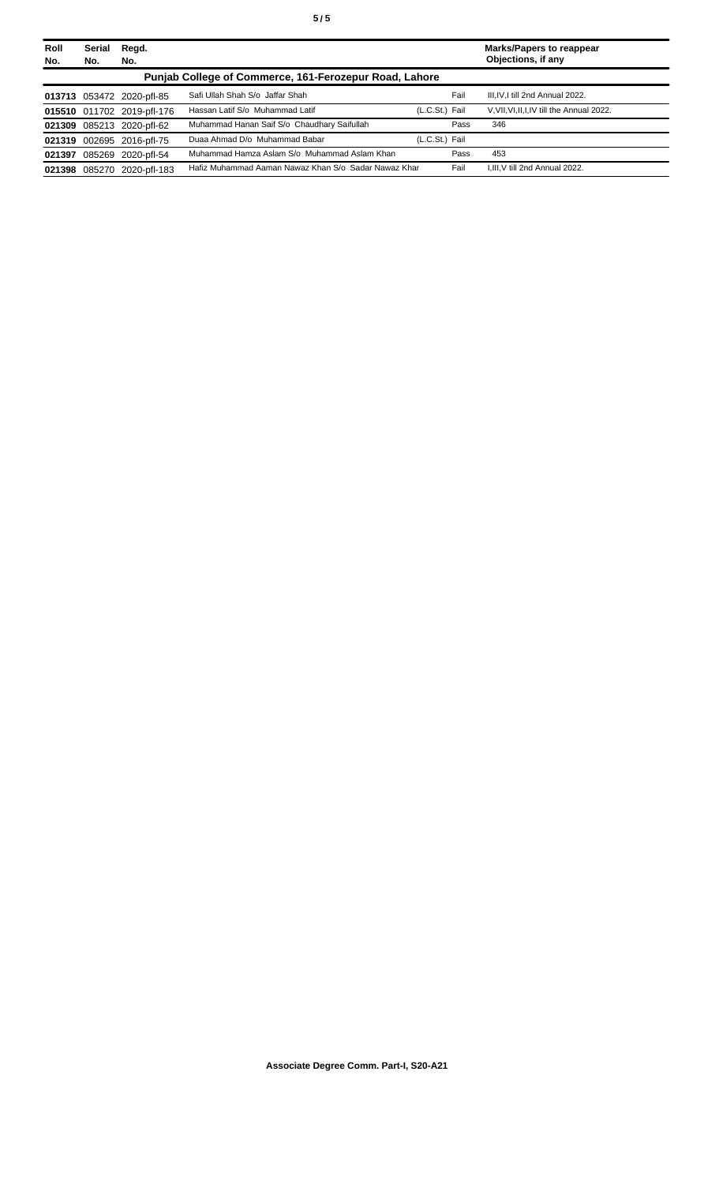| Roll No. | Serial No. | Regd. No. | | | | Marks/Papers to reappear Objections, if any |
|---|---|---|---|---|---|---|
| **Punjab College of Commerce, 161-Ferozepur Road, Lahore** | | | | | | |
| **013713** | 053472 | 2020-pfl-85 | Safi Ullah Shah S/o Jaffar Shah | | Fail | III,IV,I till 2nd Annual 2022. |
| **015510** | 011702 | 2019-pfl-176 | Hassan Latif S/o Muhammad Latif | (L.C.St.) | Fail | V,VII,VI,II,I,IV till the Annual 2022. |
| **021309** | 085213 | 2020-pfl-62 | Muhammad Hanan Saif S/o Chaudhary Saifullah | | Pass | 346 |
| **021319** | 002695 | 2016-pfl-75 | Duaa Ahmad D/o Muhammad Babar | (L.C.St.) | Fail | |
| **021397** | 085269 | 2020-pfl-54 | Muhammad Hamza Aslam S/o Muhammad Aslam Khan | | Pass | 453 |
| **021398** | 085270 | 2020-pfl-183 | Hafiz Muhammad Aaman Nawaz Khan S/o Sadar Nawaz Khar | | Fail | I,III,V till 2nd Annual 2022. |

**Associate Degree Comm. Part-I, S20-A21**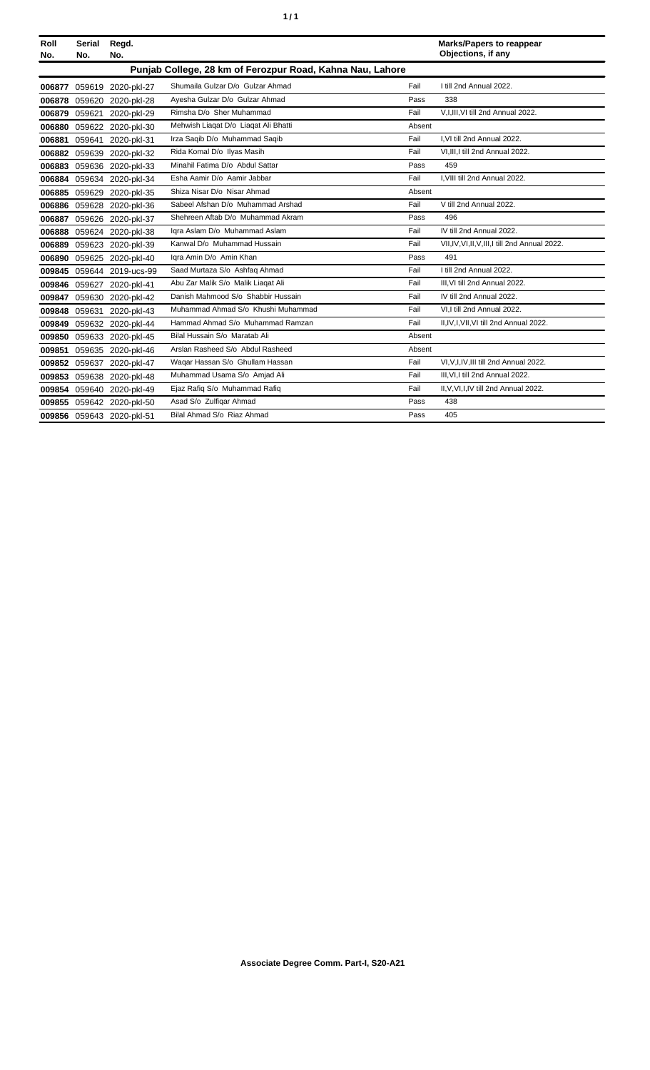| Roll No. | Serial No. | Regd. No. | | | Marks/Papers to reappear Objections, if any |
|---|---|---|---|---|---|
| **Punjab College, 28 km of Ferozpur Road, Kahna Nau, Lahore** | | | | | |
| **006877** | 059619 | 2020-pkl-27 | Shumaila Gulzar D/o Gulzar Ahmad | Fail | I till 2nd Annual 2022. |
| **006878** | 059620 | 2020-pkl-28 | Ayesha Gulzar D/o Gulzar Ahmad | Pass | 338 |
| **006879** | 059621 | 2020-pkl-29 | Rimsha D/o Sher Muhammad | Fail | V,I,III,VI till 2nd Annual 2022. |
| **006880** | 059622 | 2020-pkl-30 | Mehwish Liaqat D/o Liaqat Ali Bhatti | Absent | |
| **006881** | 059641 | 2020-pkl-31 | Irza Saqib D/o Muhammad Saqib | Fail | I,VI till 2nd Annual 2022. |
| **006882** | 059639 | 2020-pkl-32 | Rida Komal D/o Ilyas Masih | Fail | VI,III,I till 2nd Annual 2022. |
| **006883** | 059636 | 2020-pkl-33 | Minahil Fatima D/o Abdul Sattar | Pass | 459 |
| **006884** | 059634 | 2020-pkl-34 | Esha Aamir D/o Aamir Jabbar | Fail | I,VIII till 2nd Annual 2022. |
| **006885** | 059629 | 2020-pkl-35 | Shiza Nisar D/o Nisar Ahmad | Absent | |
| **006886** | 059628 | 2020-pkl-36 | Sabeel Afshan D/o Muhammad Arshad | Fail | V till 2nd Annual 2022. |
| **006887** | 059626 | 2020-pkl-37 | Shehreen Aftab D/o Muhammad Akram | Pass | 496 |
| **006888** | 059624 | 2020-pkl-38 | Iqra Aslam D/o Muhammad Aslam | Fail | IV till 2nd Annual 2022. |
| **006889** | 059623 | 2020-pkl-39 | Kanwal D/o Muhammad Hussain | Fail | VII,IV,VI,II,V,III,I till 2nd Annual 2022. |
| **006890** | 059625 | 2020-pkl-40 | Iqra Amin D/o Amin Khan | Pass | 491 |
| **009845** | 059644 | 2019-ucs-99 | Saad Murtaza S/o Ashfaq Ahmad | Fail | I till 2nd Annual 2022. |
| **009846** | 059627 | 2020-pkl-41 | Abu Zar Malik S/o Malik Liaqat Ali | Fail | III,VI till 2nd Annual 2022. |
| **009847** | 059630 | 2020-pkl-42 | Danish Mahmood S/o Shabbir Hussain | Fail | IV till 2nd Annual 2022. |
| **009848** | 059631 | 2020-pkl-43 | Muhammad Ahmad S/o Khushi Muhammad | Fail | VI,I till 2nd Annual 2022. |
| **009849** | 059632 | 2020-pkl-44 | Hammad Ahmad S/o Muhammad Ramzan | Fail | II,IV,I,VII,VI till 2nd Annual 2022. |
| **009850** | 059633 | 2020-pkl-45 | Bilal Hussain S/o Maratab Ali | Absent | |
| **009851** | 059635 | 2020-pkl-46 | Arslan Rasheed S/o Abdul Rasheed | Absent | |
| **009852** | 059637 | 2020-pkl-47 | Waqar Hassan S/o Ghullam Hassan | Fail | VI,V,I,IV,III till 2nd Annual 2022. |
| **009853** | 059638 | 2020-pkl-48 | Muhammad Usama S/o Amjad Ali | Fail | III,VI,I till 2nd Annual 2022. |
| **009854** | 059640 | 2020-pkl-49 | Ejaz Rafiq S/o Muhammad Rafiq | Fail | II,V,VI,I,IV till 2nd Annual 2022. |
| **009855** | 059642 | 2020-pkl-50 | Asad S/o Zulfiqar Ahmad | Pass | 438 |
| **009856** | 059643 | 2020-pkl-51 | Bilal Ahmad S/o Riaz Ahmad | Pass | 405 |

**Associate Degree Comm. Part-I, S20-A21**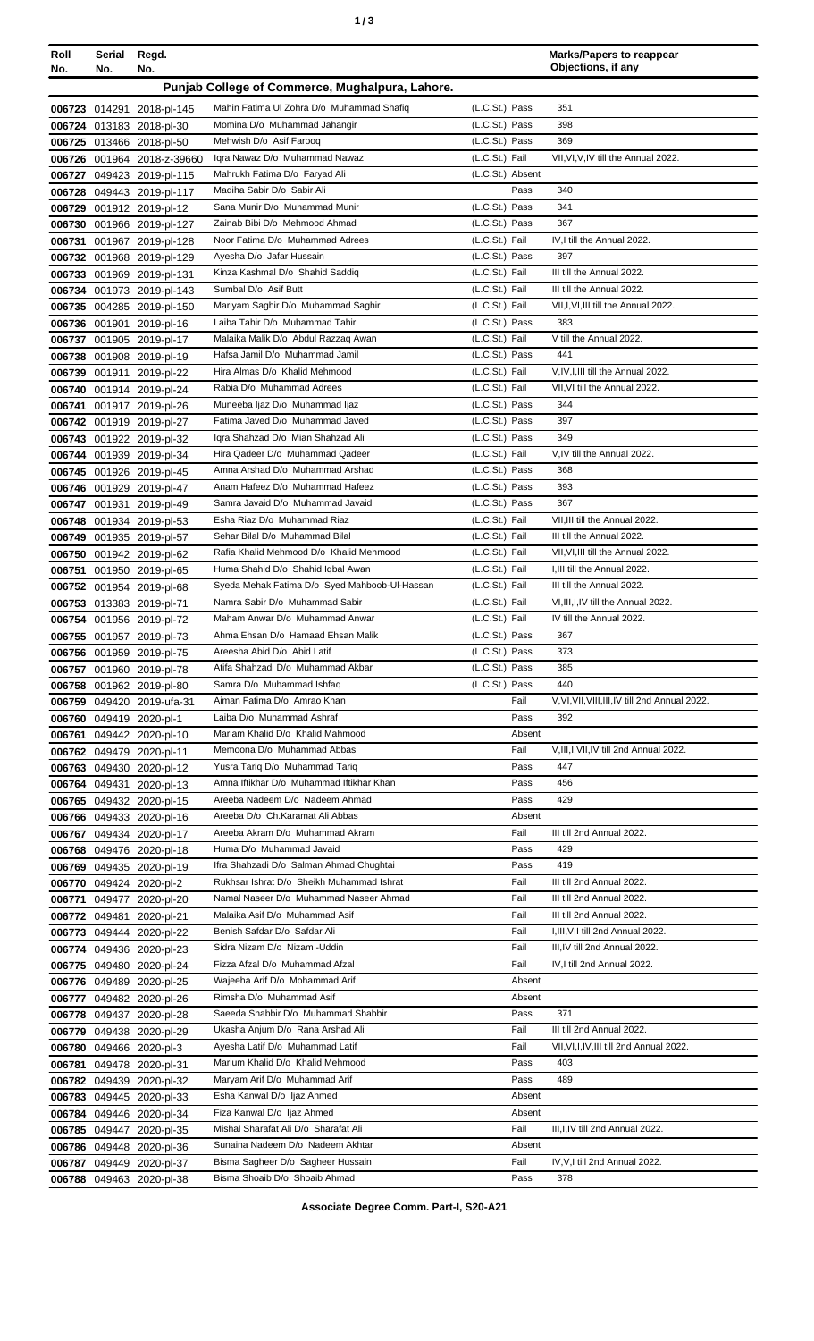| Roll No. | Serial No. | Regd. No. | | | Marks/Papers to reappear Objections, if any |
|---|---|---|---|---|---|
| **Punjab College of Commerce, Mughalpura, Lahore.** | | | | | |
| 006723 | 014291 | 2018-pl-145 | Mahin Fatima Ul Zohra D/o Muhammad Shafiq | (L.C.St.) Pass | 351 |
| 006724 | 013183 | 2018-pl-30 | Momina D/o Muhammad Jahangir | (L.C.St.) Pass | 398 |
| 006725 | 013466 | 2018-pl-50 | Mehwish D/o Asif Farooq | (L.C.St.) Pass | 369 |
| 006726 | 001964 | 2018-z-39660 | Iqra Nawaz D/o Muhammad Nawaz | (L.C.St.) Fail | VII,VI,V,IV till the Annual 2022. |
| 006727 | 049423 | 2019-pl-115 | Mahrukh Fatima D/o Faryad Ali | (L.C.St.) Absent | |
| 006728 | 049443 | 2019-pl-117 | Madiha Sabir D/o Sabir Ali | Pass | 340 |
| 006729 | 001912 | 2019-pl-12 | Sana Munir D/o Muhammad Munir | (L.C.St.) Pass | 341 |
| 006730 | 001966 | 2019-pl-127 | Zainab Bibi D/o Mehmood Ahmad | (L.C.St.) Pass | 367 |
| 006731 | 001967 | 2019-pl-128 | Noor Fatima D/o Muhammad Adrees | (L.C.St.) Fail | IV,I till the Annual 2022. |
| 006732 | 001968 | 2019-pl-129 | Ayesha D/o Jafar Hussain | (L.C.St.) Pass | 397 |
| 006733 | 001969 | 2019-pl-131 | Kinza Kashmal D/o Shahid Saddiq | (L.C.St.) Fail | III till the Annual 2022. |
| 006734 | 001973 | 2019-pl-143 | Sumbal D/o Asif Butt | (L.C.St.) Fail | III till the Annual 2022. |
| 006735 | 004285 | 2019-pl-150 | Mariyam Saghir D/o Muhammad Saghir | (L.C.St.) Fail | VII,I,VI,III till the Annual 2022. |
| 006736 | 001901 | 2019-pl-16 | Laiba Tahir D/o Muhammad Tahir | (L.C.St.) Pass | 383 |
| 006737 | 001905 | 2019-pl-17 | Malaika Malik D/o Abdul Razzaq Awan | (L.C.St.) Fail | V till the Annual 2022. |
| 006738 | 001908 | 2019-pl-19 | Hafsa Jamil D/o Muhammad Jamil | (L.C.St.) Pass | 441 |
| 006739 | 001911 | 2019-pl-22 | Hira Almas D/o Khalid Mehmood | (L.C.St.) Fail | V,IV,I,III till the Annual 2022. |
| 006740 | 001914 | 2019-pl-24 | Rabia D/o Muhammad Adrees | (L.C.St.) Fail | VII,VI till the Annual 2022. |
| 006741 | 001917 | 2019-pl-26 | Muneeba Ijaz D/o Muhammad Ijaz | (L.C.St.) Pass | 344 |
| 006742 | 001919 | 2019-pl-27 | Fatima Javed D/o Muhammad Javed | (L.C.St.) Pass | 397 |
| 006743 | 001922 | 2019-pl-32 | Iqra Shahzad D/o Mian Shahzad Ali | (L.C.St.) Pass | 349 |
| 006744 | 001939 | 2019-pl-34 | Hira Qadeer D/o Muhammad Qadeer | (L.C.St.) Fail | V,IV till the Annual 2022. |
| 006745 | 001926 | 2019-pl-45 | Amna Arshad D/o Muhammad Arshad | (L.C.St.) Pass | 368 |
| 006746 | 001929 | 2019-pl-47 | Anam Hafeez D/o Muhammad Hafeez | (L.C.St.) Pass | 393 |
| 006747 | 001931 | 2019-pl-49 | Samra Javaid D/o Muhammad Javaid | (L.C.St.) Pass | 367 |
| 006748 | 001934 | 2019-pl-53 | Esha Riaz D/o Muhammad Riaz | (L.C.St.) Fail | VII,III till the Annual 2022. |
| 006749 | 001935 | 2019-pl-57 | Sehar Bilal D/o Muhammad Bilal | (L.C.St.) Fail | III till the Annual 2022. |
| 006750 | 001942 | 2019-pl-62 | Rafia Khalid Mehmood D/o Khalid Mehmood | (L.C.St.) Fail | VII,VI,III till the Annual 2022. |
| 006751 | 001950 | 2019-pl-65 | Huma Shahid D/o Shahid Iqbal Awan | (L.C.St.) Fail | I,III till the Annual 2022. |
| 006752 | 001954 | 2019-pl-68 | Syeda Mehak Fatima D/o Syed Mahboob-Ul-Hassan | (L.C.St.) Fail | III till the Annual 2022. |
| 006753 | 013383 | 2019-pl-71 | Namra Sabir D/o Muhammad Sabir | (L.C.St.) Fail | VI,III,I,IV till the Annual 2022. |
| 006754 | 001956 | 2019-pl-72 | Maham Anwar D/o Muhammad Anwar | (L.C.St.) Fail | IV till the Annual 2022. |
| 006755 | 001957 | 2019-pl-73 | Ahma Ehsan D/o Hamaad Ehsan Malik | (L.C.St.) Pass | 367 |
| 006756 | 001959 | 2019-pl-75 | Areesha Abid D/o Abid Latif | (L.C.St.) Pass | 373 |
| 006757 | 001960 | 2019-pl-78 | Atifa Shahzadi D/o Muhammad Akbar | (L.C.St.) Pass | 385 |
| 006758 | 001962 | 2019-pl-80 | Samra D/o Muhammad Ishfaq | (L.C.St.) Pass | 440 |
| 006759 | 049420 | 2019-ufa-31 | Aiman Fatima D/o Amrao Khan | Fail | V,VI,VII,VIII,III,IV till 2nd Annual 2022. |
| 006760 | 049419 | 2020-pl-1 | Laiba D/o Muhammad Ashraf | Pass | 392 |
| 006761 | 049442 | 2020-pl-10 | Mariam Khalid D/o Khalid Mahmood | Absent | |
| 006762 | 049479 | 2020-pl-11 | Memoona D/o Muhammad Abbas | Fail | V,III,I,VII,IV till 2nd Annual 2022. |
| 006763 | 049430 | 2020-pl-12 | Yusra Tariq D/o Muhammad Tariq | Pass | 447 |
| 006764 | 049431 | 2020-pl-13 | Amna Iftikhar D/o Muhammad Iftikhar Khan | Pass | 456 |
| 006765 | 049432 | 2020-pl-15 | Areeba Nadeem D/o Nadeem Ahmad | Pass | 429 |
| 006766 | 049433 | 2020-pl-16 | Areeba D/o Ch.Karamat Ali Abbas | Absent | |
| 006767 | 049434 | 2020-pl-17 | Areeba Akram D/o Muhammad Akram | Fail | III till 2nd Annual 2022. |
| 006768 | 049476 | 2020-pl-18 | Huma D/o Muhammad Javaid | Pass | 429 |
| 006769 | 049435 | 2020-pl-19 | Ifra Shahzadi D/o Salman Ahmad Chughtai | Pass | 419 |
| 006770 | 049424 | 2020-pl-2 | Rukhsar Ishrat D/o Sheikh Muhammad Ishrat | Fail | III till 2nd Annual 2022. |
| 006771 | 049477 | 2020-pl-20 | Namal Naseer D/o Muhammad Naseer Ahmad | Fail | III till 2nd Annual 2022. |
| 006772 | 049481 | 2020-pl-21 | Malaika Asif D/o Muhammad Asif | Fail | III till 2nd Annual 2022. |
| 006773 | 049444 | 2020-pl-22 | Benish Safdar D/o Safdar Ali | Fail | I,III,VII till 2nd Annual 2022. |
| 006774 | 049436 | 2020-pl-23 | Sidra Nizam D/o Nizam -Uddin | Fail | III,IV till 2nd Annual 2022. |
| 006775 | 049480 | 2020-pl-24 | Fizza Afzal D/o Muhammad Afzal | Fail | IV,I till 2nd Annual 2022. |
| 006776 | 049489 | 2020-pl-25 | Wajeeha Arif D/o Mohammad Arif | Absent | |
| 006777 | 049482 | 2020-pl-26 | Rimsha D/o Muhammad Asif | Absent | |
| 006778 | 049437 | 2020-pl-28 | Saeeda Shabbir D/o Muhammad Shabbir | Pass | 371 |
| 006779 | 049438 | 2020-pl-29 | Ukasha Anjum D/o Rana Arshad Ali | Fail | III till 2nd Annual 2022. |
| 006780 | 049466 | 2020-pl-3 | Ayesha Latif D/o Muhammad Latif | Fail | VII,VI,I,IV,III till 2nd Annual 2022. |
| 006781 | 049478 | 2020-pl-31 | Marium Khalid D/o Khalid Mehmood | Pass | 403 |
| 006782 | 049439 | 2020-pl-32 | Maryam Arif D/o Muhammad Arif | Pass | 489 |
| 006783 | 049445 | 2020-pl-33 | Esha Kanwal D/o Ijaz Ahmed | Absent | |
| 006784 | 049446 | 2020-pl-34 | Fiza Kanwal D/o Ijaz Ahmed | Absent | |
| 006785 | 049447 | 2020-pl-35 | Mishal Sharafat Ali D/o Sharafat Ali | Fail | III,I,IV till 2nd Annual 2022. |
| 006786 | 049448 | 2020-pl-36 | Sunaina Nadeem D/o Nadeem Akhtar | Absent | |
| 006787 | 049449 | 2020-pl-37 | Bisma Sagheer D/o Sagheer Hussain | Fail | IV,V,I till 2nd Annual 2022. |
| 006788 | 049463 | 2020-pl-38 | Bisma Shoaib D/o Shoaib Ahmad | Pass | 378 |

**Associate Degree Comm. Part-I, S20-A21**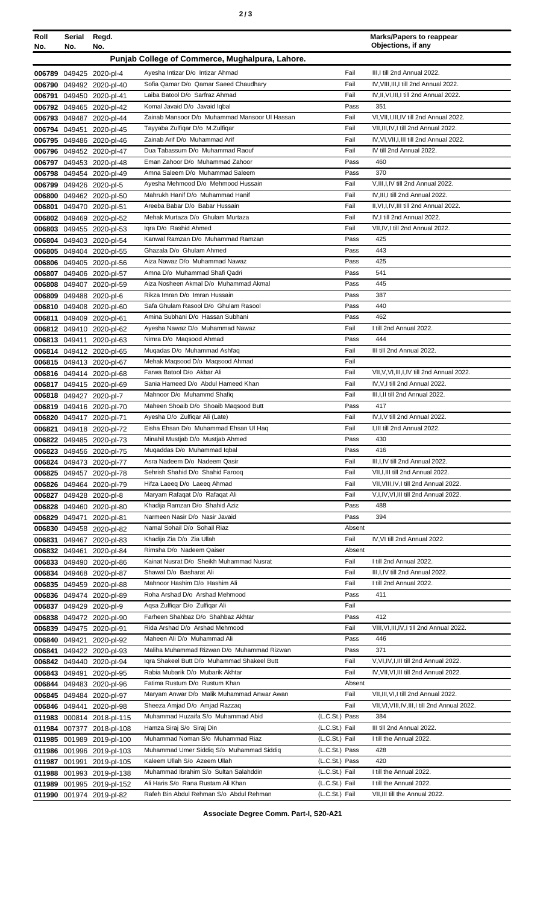| Roll No. | Serial No. | Regd. No. | | | Marks/Papers to reappear Objections, if any |
|---|---|---|---|---|---|
| **Punjab College of Commerce, Mughalpura, Lahore.** | | | | | |
| 006789 | 049425 | 2020-pl-4 | Ayesha Intizar D/o Intizar Ahmad | Fail | III,I till 2nd Annual 2022. |
| 006790 | 049492 | 2020-pl-40 | Sofia Qamar D/o Qamar Saeed Chaudhary | Fail | IV,VIII,III,I till 2nd Annual 2022. |
| 006791 | 049450 | 2020-pl-41 | Laiba Batool D/o Sarfraz Ahmad | Fail | IV,II,VI,III,I till 2nd Annual 2022. |
| 006792 | 049465 | 2020-pl-42 | Komal Javaid D/o Javaid Iqbal | Pass | 351 |
| 006793 | 049487 | 2020-pl-44 | Zainab Mansoor D/o Muhammad Mansoor Ul Hassan | Fail | VI,VII,I,III,IV till 2nd Annual 2022. |
| 006794 | 049451 | 2020-pl-45 | Tayyaba Zulfiqar D/o M.Zulfiqar | Fail | VII,III,IV,I till 2nd Annual 2022. |
| 006795 | 049486 | 2020-pl-46 | Zainab Arif D/o Muhammad Arif | Fail | IV,VI,VII,I,III till 2nd Annual 2022. |
| 006796 | 049452 | 2020-pl-47 | Dua Tabassum D/o Muhammad Raouf | Fail | IV till 2nd Annual 2022. |
| 006797 | 049453 | 2020-pl-48 | Eman Zahoor D/o Muhammad Zahoor | Pass | 460 |
| 006798 | 049454 | 2020-pl-49 | Amna Saleem D/o Muhammad Saleem | Pass | 370 |
| 006799 | 049426 | 2020-pl-5 | Ayesha Mehmood D/o Mehmood Hussain | Fail | V,III,I,IV till 2nd Annual 2022. |
| 006800 | 049462 | 2020-pl-50 | Mahrukh Hanif D/o Muhammad Hanif | Fail | IV,III,I till 2nd Annual 2022. |
| 006801 | 049470 | 2020-pl-51 | Areeba Babar D/o Babar Hussain | Fail | II,VI,I,IV,III till 2nd Annual 2022. |
| 006802 | 049469 | 2020-pl-52 | Mehak Murtaza D/o Ghulam Murtaza | Fail | IV,I till 2nd Annual 2022. |
| 006803 | 049455 | 2020-pl-53 | Iqra D/o Rashid Ahmed | Fail | VII,IV,I till 2nd Annual 2022. |
| 006804 | 049403 | 2020-pl-54 | Kanwal Ramzan D/o Muhammad Ramzan | Pass | 425 |
| 006805 | 049404 | 2020-pl-55 | Ghazala D/o Ghulam Ahmed | Pass | 443 |
| 006806 | 049405 | 2020-pl-56 | Aiza Nawaz D/o Muhammad Nawaz | Pass | 425 |
| 006807 | 049406 | 2020-pl-57 | Amna D/o Muhammad Shafi Qadri | Pass | 541 |
| 006808 | 049407 | 2020-pl-59 | Aiza Nosheen Akmal D/o Muhammad Akmal | Pass | 445 |
| 006809 | 049488 | 2020-pl-6 | Rikza Imran D/o Imran Hussain | Pass | 387 |
| 006810 | 049408 | 2020-pl-60 | Safa Ghulam Rasool D/o Ghulam Rasool | Pass | 440 |
| 006811 | 049409 | 2020-pl-61 | Amina Subhani D/o Hassan Subhani | Pass | 462 |
| 006812 | 049410 | 2020-pl-62 | Ayesha Nawaz D/o Muhammad Nawaz | Fail | I till 2nd Annual 2022. |
| 006813 | 049411 | 2020-pl-63 | Nimra D/o Maqsood Ahmad | Pass | 444 |
| 006814 | 049412 | 2020-pl-65 | Muqadas D/o Muhammad Ashfaq | Fail | III till 2nd Annual 2022. |
| 006815 | 049413 | 2020-pl-67 | Mehak Maqsood D/o Maqsood Ahmad | Fail | |
| 006816 | 049414 | 2020-pl-68 | Farwa Batool D/o Akbar Ali | Fail | VII,V,VI,III,I,IV till 2nd Annual 2022. |
| 006817 | 049415 | 2020-pl-69 | Sania Hameed D/o Abdul Hameed Khan | Fail | IV,V,I till 2nd Annual 2022. |
| 006818 | 049427 | 2020-pl-7 | Mahnoor D/o Muhammd Shafiq | Fail | III,I,II till 2nd Annual 2022. |
| 006819 | 049416 | 2020-pl-70 | Maheen Shoaib D/o Shoaib Maqsood Butt | Pass | 417 |
| 006820 | 049417 | 2020-pl-71 | Ayesha D/o Zulfiqar Ali (Late) | Fail | IV,I,V till 2nd Annual 2022. |
| 006821 | 049418 | 2020-pl-72 | Eisha Ehsan D/o Muhammad Ehsan Ul Haq | Fail | I,III till 2nd Annual 2022. |
| 006822 | 049485 | 2020-pl-73 | Minahil Mustjab D/o Mustjab Ahmed | Pass | 430 |
| 006823 | 049456 | 2020-pl-75 | Muqaddas D/o Muhammad Iqbal | Pass | 416 |
| 006824 | 049473 | 2020-pl-77 | Asra Nadeem D/o Nadeem Qasir | Fail | III,I,IV till 2nd Annual 2022. |
| 006825 | 049457 | 2020-pl-78 | Sehrish Shahid D/o Shahid Farooq | Fail | VII,I,III till 2nd Annual 2022. |
| 006826 | 049464 | 2020-pl-79 | Hifza Laeeq D/o Laeeq Ahmad | Fail | VII,VIII,IV,I till 2nd Annual 2022. |
| 006827 | 049428 | 2020-pl-8 | Maryam Rafaqat D/o Rafaqat Ali | Fail | V,I,IV,VI,III till 2nd Annual 2022. |
| 006828 | 049460 | 2020-pl-80 | Khadija Ramzan D/o Shahid Aziz | Pass | 488 |
| 006829 | 049471 | 2020-pl-81 | Narmeen Nasir D/o Nasir Javaid | Pass | 394 |
| 006830 | 049458 | 2020-pl-82 | Namal Sohail D/o Sohail Riaz | Absent | |
| 006831 | 049467 | 2020-pl-83 | Khadija Zia D/o Zia Ullah | Fail | IV,VI till 2nd Annual 2022. |
| 006832 | 049461 | 2020-pl-84 | Rimsha D/o Nadeem Qaiser | Absent | |
| 006833 | 049490 | 2020-pl-86 | Kainat Nusrat D/o Sheikh Muhammad Nusrat | Fail | I till 2nd Annual 2022. |
| 006834 | 049468 | 2020-pl-87 | Shawal D/o Basharat Ali | Fail | III,I,IV till 2nd Annual 2022. |
| 006835 | 049459 | 2020-pl-88 | Mahnoor Hashim D/o Hashim Ali | Fail | I till 2nd Annual 2022. |
| 006836 | 049474 | 2020-pl-89 | Roha Arshad D/o Arshad Mehmood | Pass | 411 |
| 006837 | 049429 | 2020-pl-9 | Aqsa Zulfiqar D/o Zulfiqar Ali | Fail | |
| 006838 | 049472 | 2020-pl-90 | Farheen Shahbaz D/o Shahbaz Akhtar | Pass | 412 |
| 006839 | 049475 | 2020-pl-91 | Rida Arshad D/o Arshad Mehmood | Fail | VIII,VI,III,IV,I till 2nd Annual 2022. |
| 006840 | 049421 | 2020-pl-92 | Maheen Ali D/o Muhammad Ali | Pass | 446 |
| 006841 | 049422 | 2020-pl-93 | Maliha Muhammad Rizwan D/o Muhammad Rizwan | Pass | 371 |
| 006842 | 049440 | 2020-pl-94 | Iqra Shakeel Butt D/o Muhammad Shakeel Butt | Fail | V,VI,IV,I,III till 2nd Annual 2022. |
| 006843 | 049491 | 2020-pl-95 | Rabia Mubarik D/o Mubarik Akhtar | Fail | IV,VII,VI,III till 2nd Annual 2022. |
| 006844 | 049483 | 2020-pl-96 | Fatima Rustum D/o Rustum Khan | Absent | |
| 006845 | 049484 | 2020-pl-97 | Maryam Anwar D/o Malik Muhammad Anwar Awan | Fail | VII,III,VI,I till 2nd Annual 2022. |
| 006846 | 049441 | 2020-pl-98 | Sheeza Amjad D/o Amjad Razzaq | Fail | VII,VI,VIII,IV,III,I till 2nd Annual 2022. |
| 011983 | 000814 | 2018-pl-115 | Muhammad Huzaifa S/o Muhammad Abid | (L.C.St.) Pass | 384 |
| 011984 | 007377 | 2018-pl-108 | Hamza Siraj S/o Siraj Din | (L.C.St.) Fail | III till 2nd Annual 2022. |
| 011985 | 001989 | 2019-pl-100 | Muhammad Noman S/o Muhammad Riaz | (L.C.St.) Fail | I till the Annual 2022. |
| 011986 | 001996 | 2019-pl-103 | Muhammad Umer Siddiq S/o Muhammad Siddiq | (L.C.St.) Pass | 428 |
| 011987 | 001991 | 2019-pl-105 | Kaleem Ullah S/o Azeem Ullah | (L.C.St.) Pass | 420 |
| 011988 | 001993 | 2019-pl-138 | Muhammad Ibrahim S/o Sultan Salahddin | (L.C.St.) Fail | I till the Annual 2022. |
| 011989 | 001995 | 2019-pl-152 | Ali Haris S/o Rana Rustam Ali Khan | (L.C.St.) Fail | I till the Annual 2022. |
| 011990 | 001974 | 2019-pl-82 | Rafeh Bin Abdul Rehman S/o Abdul Rehman | (L.C.St.) Fail | VII,III till the Annual 2022. |

**Associate Degree Comm. Part-I, S20-A21**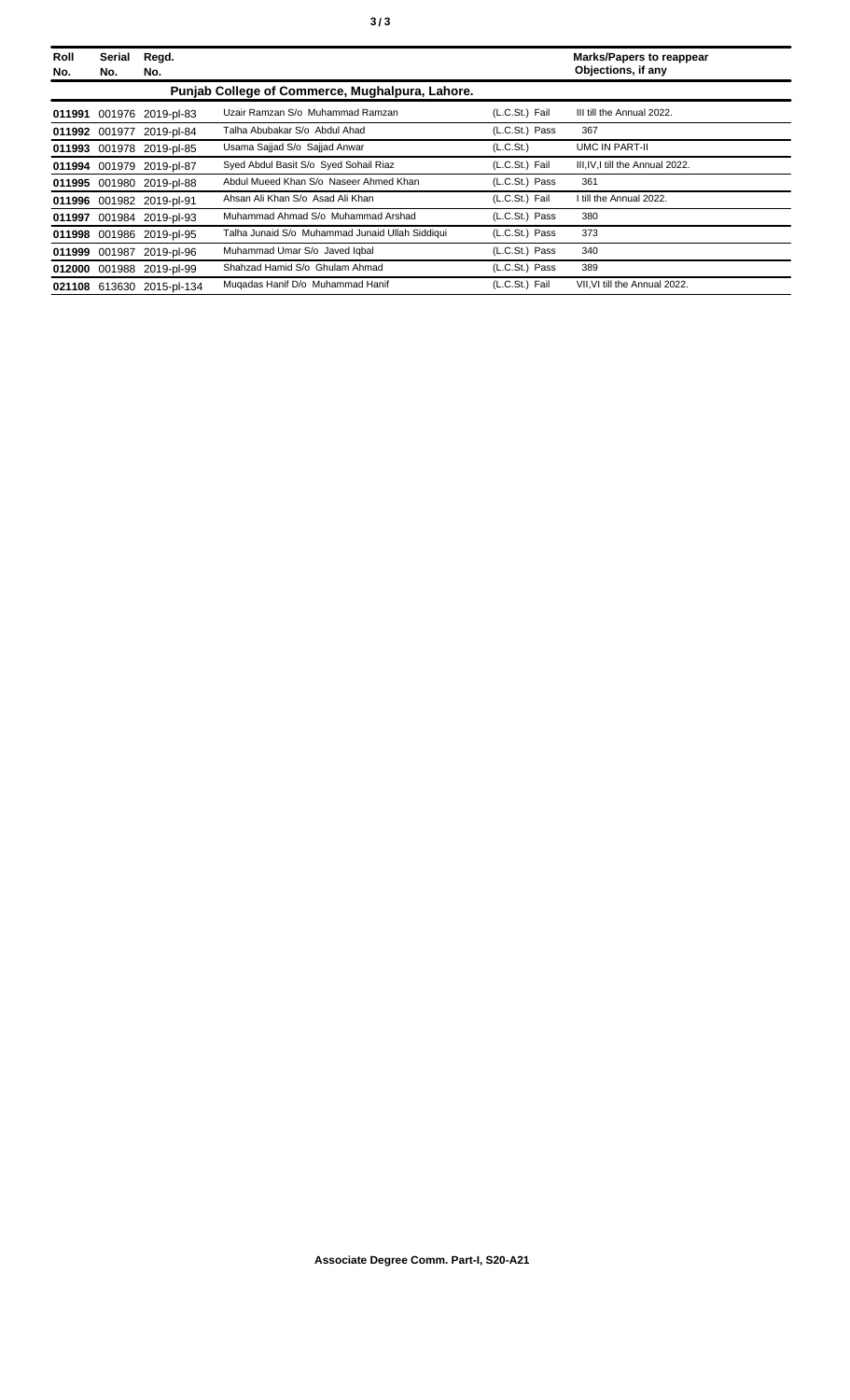| Roll No. | Serial No. | Regd. No. | | | Marks/Papers to reappear Objections, if any |
|---|---|---|---|---|---|
| **Punjab College of Commerce, Mughalpura, Lahore.** | | | | | |
| **011991** | 001976 | 2019-pl-83 | Uzair Ramzan S/o Muhammad Ramzan | (L.C.St.) Fail | III till the Annual 2022. |
| **011992** | 001977 | 2019-pl-84 | Talha Abubakar S/o Abdul Ahad | (L.C.St.) Pass | 367 |
| **011993** | 001978 | 2019-pl-85 | Usama Sajjad S/o Sajjad Anwar | (L.C.St.) | UMC IN PART-II |
| **011994** | 001979 | 2019-pl-87 | Syed Abdul Basit S/o Syed Sohail Riaz | (L.C.St.) Fail | III,IV,I till the Annual 2022. |
| **011995** | 001980 | 2019-pl-88 | Abdul Mueed Khan S/o Naseer Ahmed Khan | (L.C.St.) Pass | 361 |
| **011996** | 001982 | 2019-pl-91 | Ahsan Ali Khan S/o Asad Ali Khan | (L.C.St.) Fail | I till the Annual 2022. |
| **011997** | 001984 | 2019-pl-93 | Muhammad Ahmad S/o Muhammad Arshad | (L.C.St.) Pass | 380 |
| **011998** | 001986 | 2019-pl-95 | Talha Junaid S/o Muhammad Junaid Ullah Siddiqui | (L.C.St.) Pass | 373 |
| **011999** | 001987 | 2019-pl-96 | Muhammad Umar S/o Javed Iqbal | (L.C.St.) Pass | 340 |
| **012000** | 001988 | 2019-pl-99 | Shahzad Hamid S/o Ghulam Ahmad | (L.C.St.) Pass | 389 |
| **021108** | 613630 | 2015-pl-134 | Muqadas Hanif D/o Muhammad Hanif | (L.C.St.) Fail | VII,VI till the Annual 2022. |

**Associate Degree Comm. Part-I, S20-A21**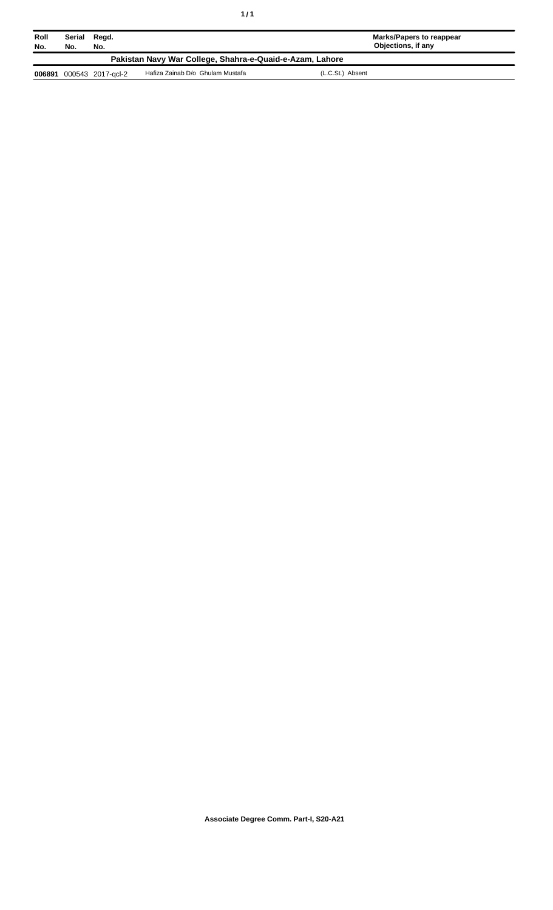| Roll No. | Serial No. | Regd. No. | | Marks/Papers to reappear Objections, if any |
|---|---|---|---|---|
| **Pakistan Navy War College, Shahra-e-Quaid-e-Azam, Lahore** | | | | |
| **006891** | 000543 | 2017-qcl-2 | Hafiza Zainab D/o Ghulam Mustafa | (L.C.St.) Absent |

**Associate Degree Comm. Part-I, S20-A21**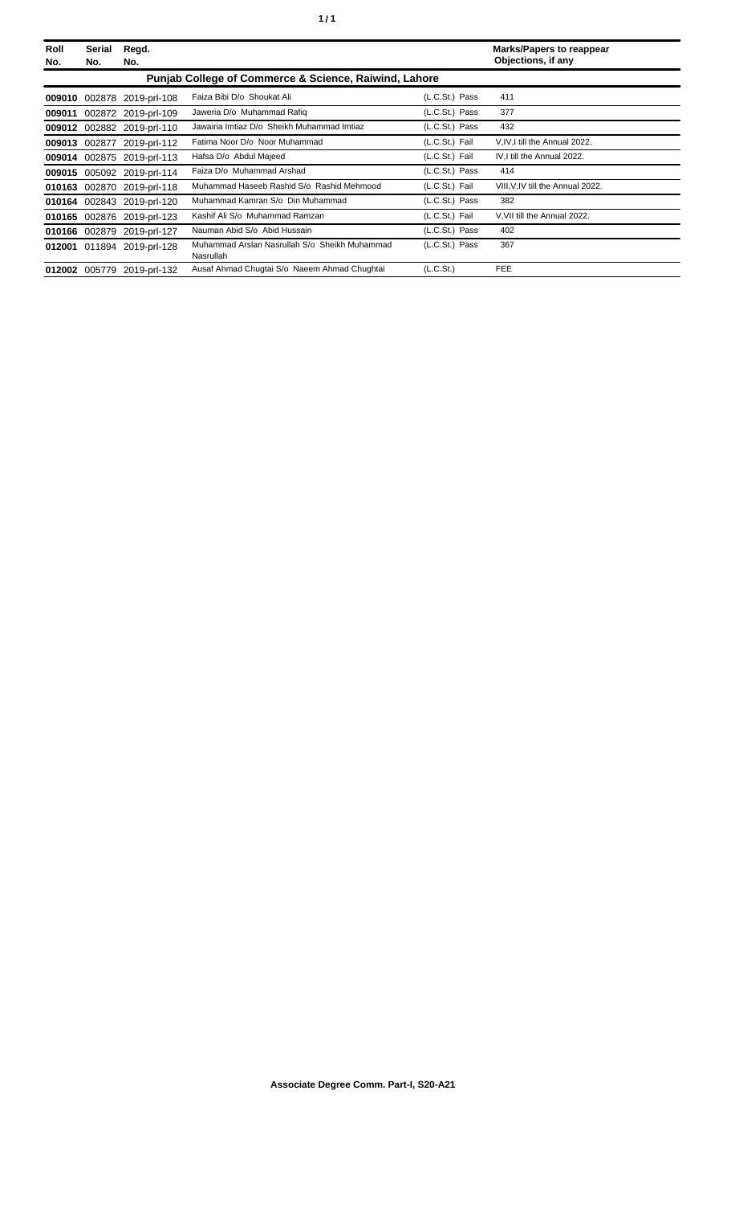| Roll No. | Serial No. | Regd. No. | | | Marks/Papers to reappear Objections, if any |
|---|---|---|---|---|---|
| **Punjab College of Commerce & Science, Raiwind, Lahore** | | | | | |
| **009010** | 002878 | 2019-prl-108 | Faiza Bibi D/o Shoukat Ali | (L.C.St.) Pass | 411 |
| **009011** | 002872 | 2019-prl-109 | Jaweria D/o Muhammad Rafiq | (L.C.St.) Pass | 377 |
| **009012** | 002882 | 2019-prl-110 | Jawairia Imtiaz D/o Sheikh Muhammad Imtiaz | (L.C.St.) Pass | 432 |
| **009013** | 002877 | 2019-prl-112 | Fatima Noor D/o Noor Muhammad | (L.C.St.) Fail | V,IV,I till the Annual 2022. |
| **009014** | 002875 | 2019-prl-113 | Hafsa D/o Abdul Majeed | (L.C.St.) Fail | IV,I till the Annual 2022. |
| **009015** | 005092 | 2019-prl-114 | Faiza D/o Muhammad Arshad | (L.C.St.) Pass | 414 |
| **010163** | 002870 | 2019-prl-118 | Muhammad Haseeb Rashid S/o Rashid Mehmood | (L.C.St.) Fail | VIII,V,IV till the Annual 2022. |
| **010164** | 002843 | 2019-prl-120 | Muhammad Kamran S/o Din Muhammad | (L.C.St.) Pass | 382 |
| **010165** | 002876 | 2019-prl-123 | Kashif Ali S/o Muhammad Ramzan | (L.C.St.) Fail | V,VII till the Annual 2022. |
| **010166** | 002879 | 2019-prl-127 | Nauman Abid S/o Abid Hussain | (L.C.St.) Pass | 402 |
| **012001** | 011894 | 2019-prl-128 | Muhammad Arslan Nasrullah S/o Sheikh Muhammad Nasrullah | (L.C.St.) Pass | 367 |
| **012002** | 005779 | 2019-prl-132 | Ausaf Ahmad Chugtai S/o Naeem Ahmad Chughtai | (L.C.St.) | FEE |

**Associate Degree Comm. Part-I, S20-A21**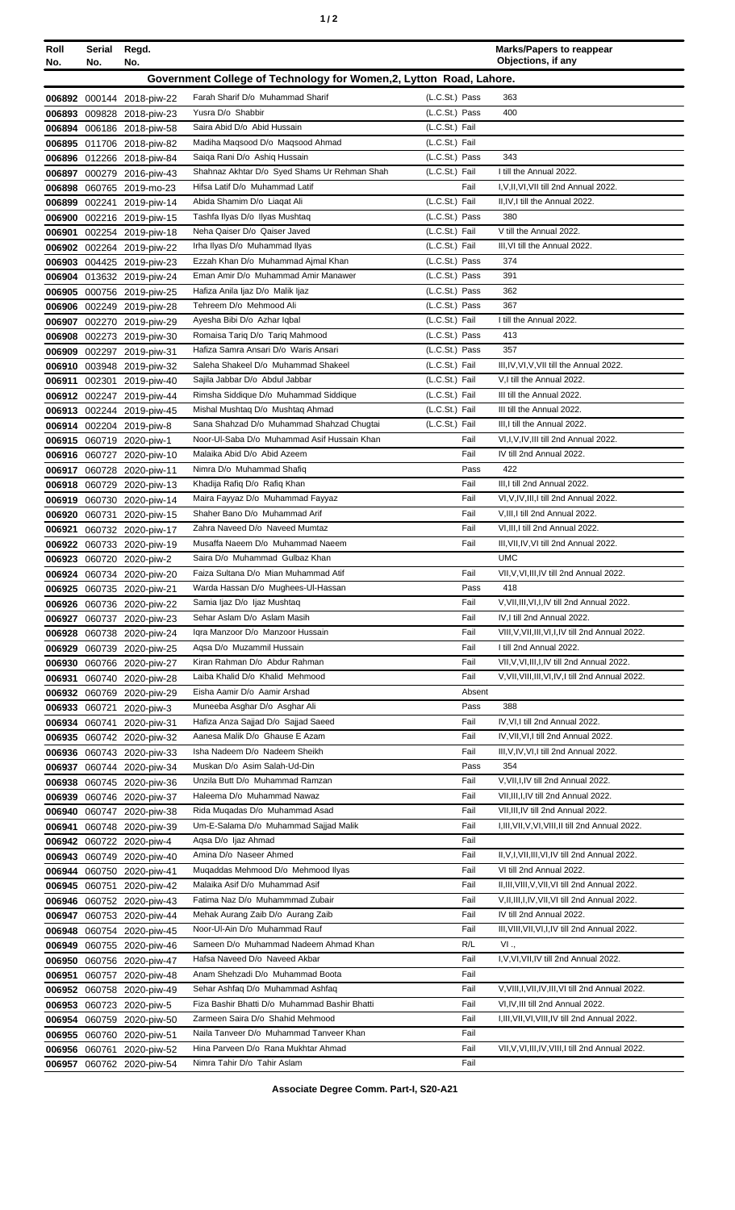| Roll No. | Serial No. | Regd. No. | | | Marks/Papers to reappear Objections, if any |
|---|---|---|---|---|---|
| **Government College of Technology for Women,2, Lytton Road, Lahore.** | | | | | |
| 006892 | 000144 | 2018-piw-22 | Farah Sharif D/o Muhammad Sharif | (L.C.St.) Pass | 363 |
| 006893 | 009828 | 2018-piw-23 | Yusra D/o Shabbir | (L.C.St.) Pass | 400 |
| 006894 | 006186 | 2018-piw-58 | Saira Abid D/o Abid Hussain | (L.C.St.) Fail | |
| 006895 | 011706 | 2018-piw-82 | Madiha Maqsood D/o Maqsood Ahmad | (L.C.St.) Fail | |
| 006896 | 012266 | 2018-piw-84 | Saiqa Rani D/o Ashiq Hussain | (L.C.St.) Pass | 343 |
| 006897 | 000279 | 2016-piw-43 | Shahnaz Akhtar D/o Syed Shams Ur Rehman Shah | (L.C.St.) Fail | I till the Annual 2022. |
| 006898 | 060765 | 2019-mo-23 | Hifsa Latif D/o Muhammad Latif | Fail | I,V,II,VI,VII till 2nd Annual 2022. |
| 006899 | 002241 | 2019-piw-14 | Abida Shamim D/o Liaqat Ali | (L.C.St.) Fail | II,IV,I till the Annual 2022. |
| 006900 | 002216 | 2019-piw-15 | Tashfa Ilyas D/o Ilyas Mushtaq | (L.C.St.) Pass | 380 |
| 006901 | 002254 | 2019-piw-18 | Neha Qaiser D/o Qaiser Javed | (L.C.St.) Fail | V till the Annual 2022. |
| 006902 | 002264 | 2019-piw-22 | Irha Ilyas D/o Muhammad Ilyas | (L.C.St.) Fail | III,VI till the Annual 2022. |
| 006903 | 004425 | 2019-piw-23 | Ezzah Khan D/o Muhammad Ajmal Khan | (L.C.St.) Pass | 374 |
| 006904 | 013632 | 2019-piw-24 | Eman Amir D/o Muhammad Amir Manawer | (L.C.St.) Pass | 391 |
| 006905 | 000756 | 2019-piw-25 | Hafiza Anila Ijaz D/o Malik Ijaz | (L.C.St.) Pass | 362 |
| 006906 | 002249 | 2019-piw-28 | Tehreem D/o Mehmood Ali | (L.C.St.) Pass | 367 |
| 006907 | 002270 | 2019-piw-29 | Ayesha Bibi D/o Azhar Iqbal | (L.C.St.) Fail | I till the Annual 2022. |
| 006908 | 002273 | 2019-piw-30 | Romaisa Tariq D/o Tariq Mahmood | (L.C.St.) Pass | 413 |
| 006909 | 002297 | 2019-piw-31 | Hafiza Samra Ansari D/o Waris Ansari | (L.C.St.) Pass | 357 |
| 006910 | 003948 | 2019-piw-32 | Saleha Shakeel D/o Muhammad Shakeel | (L.C.St.) Fail | III,IV,VI,V,VII till the Annual 2022. |
| 006911 | 002301 | 2019-piw-40 | Sajila Jabbar D/o Abdul Jabbar | (L.C.St.) Fail | V,I till the Annual 2022. |
| 006912 | 002247 | 2019-piw-44 | Rimsha Siddique D/o Muhammad Siddique | (L.C.St.) Fail | III till the Annual 2022. |
| 006913 | 002244 | 2019-piw-45 | Mishal Mushtaq D/o Mushtaq Ahmad | (L.C.St.) Fail | III till the Annual 2022. |
| 006914 | 002204 | 2019-piw-8 | Sana Shahzad D/o Muhammad Shahzad Chugtai | (L.C.St.) Fail | III,I till the Annual 2022. |
| 006915 | 060719 | 2020-piw-1 | Noor-Ul-Saba D/o Muhammad Asif Hussain Khan | Fail | VI,I,V,IV,III till 2nd Annual 2022. |
| 006916 | 060727 | 2020-piw-10 | Malaika Abid D/o Abid Azeem | Fail | IV till 2nd Annual 2022. |
| 006917 | 060728 | 2020-piw-11 | Nimra D/o Muhammad Shafiq | Pass | 422 |
| 006918 | 060729 | 2020-piw-13 | Khadija Rafiq D/o Rafiq Khan | Fail | III,I till 2nd Annual 2022. |
| 006919 | 060730 | 2020-piw-14 | Maira Fayyaz D/o Muhammad Fayyaz | Fail | VI,V,IV,III,I till 2nd Annual 2022. |
| 006920 | 060731 | 2020-piw-15 | Shaher Bano D/o Muhammad Arif | Fail | V,III,I till 2nd Annual 2022. |
| 006921 | 060732 | 2020-piw-17 | Zahra Naveed D/o Naveed Mumtaz | Fail | VI,III,I till 2nd Annual 2022. |
| 006922 | 060733 | 2020-piw-19 | Musaffa Naeem D/o Muhammad Naeem | Fail | III,VII,IV,VI till 2nd Annual 2022. |
| 006923 | 060720 | 2020-piw-2 | Saira D/o Muhammad Gulbaz Khan | | UMC |
| 006924 | 060734 | 2020-piw-20 | Faiza Sultana D/o Mian Muhammad Atif | Fail | VII,V,VI,III,IV till 2nd Annual 2022. |
| 006925 | 060735 | 2020-piw-21 | Warda Hassan D/o Mughees-Ul-Hassan | Pass | 418 |
| 006926 | 060736 | 2020-piw-22 | Samia Ijaz D/o Ijaz Mushtaq | Fail | V,VII,III,VI,I,IV till 2nd Annual 2022. |
| 006927 | 060737 | 2020-piw-23 | Sehar Aslam D/o Aslam Masih | Fail | IV,I till 2nd Annual 2022. |
| 006928 | 060738 | 2020-piw-24 | Iqra Manzoor D/o Manzoor Hussain | Fail | VIII,V,VII,III,VI,I,IV till 2nd Annual 2022. |
| 006929 | 060739 | 2020-piw-25 | Aqsa D/o Muzammil Hussain | Fail | I till 2nd Annual 2022. |
| 006930 | 060766 | 2020-piw-27 | Kiran Rahman D/o Abdur Rahman | Fail | VII,V,VI,III,I,IV till 2nd Annual 2022. |
| 006931 | 060740 | 2020-piw-28 | Laiba Khalid D/o Khalid Mehmood | Fail | V,VII,VIII,III,VI,IV,I till 2nd Annual 2022. |
| 006932 | 060769 | 2020-piw-29 | Eisha Aamir D/o Aamir Arshad | Absent | |
| 006933 | 060721 | 2020-piw-3 | Muneeba Asghar D/o Asghar Ali | Pass | 388 |
| 006934 | 060741 | 2020-piw-31 | Hafiza Anza Sajjad D/o Sajjad Saeed | Fail | IV,VI,I till 2nd Annual 2022. |
| 006935 | 060742 | 2020-piw-32 | Aanesa Malik D/o Ghause E Azam | Fail | IV,VII,VI,I till 2nd Annual 2022. |
| 006936 | 060743 | 2020-piw-33 | Isha Nadeem D/o Nadeem Sheikh | Fail | III,V,IV,VI,I till 2nd Annual 2022. |
| 006937 | 060744 | 2020-piw-34 | Muskan D/o Asim Salah-Ud-Din | Pass | 354 |
| 006938 | 060745 | 2020-piw-36 | Unzila Butt D/o Muhammad Ramzan | Fail | V,VII,I,IV till 2nd Annual 2022. |
| 006939 | 060746 | 2020-piw-37 | Haleema D/o Muhammad Nawaz | Fail | VII,III,I,IV till 2nd Annual 2022. |
| 006940 | 060747 | 2020-piw-38 | Rida Muqadas D/o Muhammad Asad | Fail | VII,III,IV till 2nd Annual 2022. |
| 006941 | 060748 | 2020-piw-39 | Um-E-Salama D/o Muhammad Sajjad Malik | Fail | I,III,VII,V,VI,VIII,II till 2nd Annual 2022. |
| 006942 | 060722 | 2020-piw-4 | Aqsa D/o Ijaz Ahmad | Fail | |
| 006943 | 060749 | 2020-piw-40 | Amina D/o Naseer Ahmed | Fail | II,V,I,VII,III,VI,IV till 2nd Annual 2022. |
| 006944 | 060750 | 2020-piw-41 | Muqaddas Mehmood D/o Mehmood Ilyas | Fail | VI till 2nd Annual 2022. |
| 006945 | 060751 | 2020-piw-42 | Malaika Asif D/o Muhammad Asif | Fail | II,III,VIII,V,VII,VI till 2nd Annual 2022. |
| 006946 | 060752 | 2020-piw-43 | Fatima Naz D/o Muhammmad Zubair | Fail | V,II,III,I,IV,VII,VI till 2nd Annual 2022. |
| 006947 | 060753 | 2020-piw-44 | Mehak Aurang Zaib D/o Aurang Zaib | Fail | IV till 2nd Annual 2022. |
| 006948 | 060754 | 2020-piw-45 | Noor-Ul-Ain D/o Muhammad Rauf | Fail | III,VIII,VII,VI,I,IV till 2nd Annual 2022. |
| 006949 | 060755 | 2020-piw-46 | Sameen D/o Muhammad Nadeem Ahmad Khan | R/L | VI ., |
| 006950 | 060756 | 2020-piw-47 | Hafsa Naveed D/o Naveed Akbar | Fail | I,V,VI,VII,IV till 2nd Annual 2022. |
| 006951 | 060757 | 2020-piw-48 | Anam Shehzadi D/o Muhammad Boota | Fail | |
| 006952 | 060758 | 2020-piw-49 | Sehar Ashfaq D/o Muhammad Ashfaq | Fail | V,VIII,I,VII,IV,III,VI till 2nd Annual 2022. |
| 006953 | 060723 | 2020-piw-5 | Fiza Bashir Bhatti D/o Muhammad Bashir Bhatti | Fail | VI,IV,III till 2nd Annual 2022. |
| 006954 | 060759 | 2020-piw-50 | Zarmeen Saira D/o Shahid Mehmood | Fail | I,III,VII,VI,VIII,IV till 2nd Annual 2022. |
| 006955 | 060760 | 2020-piw-51 | Naila Tanveer D/o Muhammad Tanveer Khan | Fail | |
| 006956 | 060761 | 2020-piw-52 | Hina Parveen D/o Rana Mukhtar Ahmad | Fail | VII,V,VI,III,IV,VIII,I till 2nd Annual 2022. |
| 006957 | 060762 | 2020-piw-54 | Nimra Tahir D/o Tahir Aslam | Fail | |

**Associate Degree Comm. Part-I, S20-A21**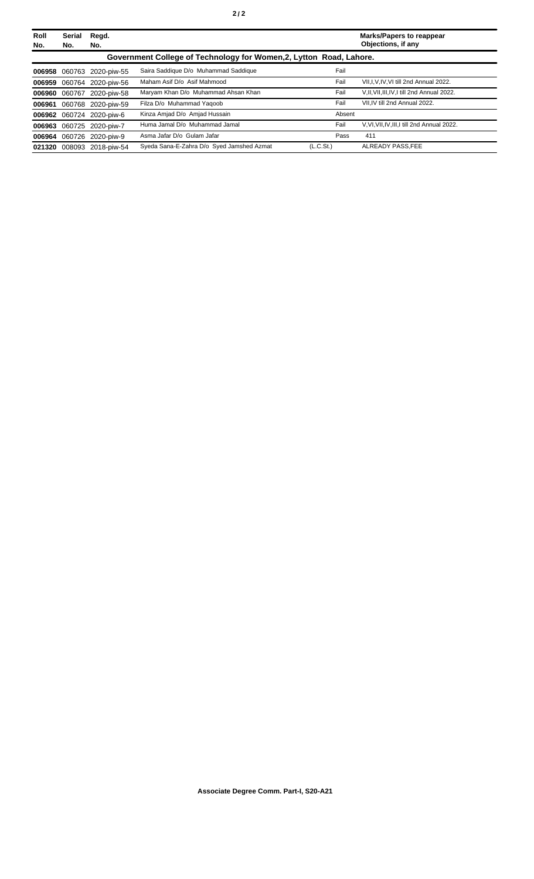| Roll No. | Serial No. | Regd. No. | | | Marks/Papers to reappear Objections, if any |
|---|---|---|---|---|---|
| **Government College of Technology for Women,2, Lytton Road, Lahore.** | | | | | |
| **006958** | 060763 | 2020-piw-55 | Saira Saddique D/o Muhammad Saddique | Fail | |
| **006959** | 060764 | 2020-piw-56 | Maham Asif D/o Asif Mahmood | Fail | VII,I,V,IV,VI till 2nd Annual 2022. |
| **006960** | 060767 | 2020-piw-58 | Maryam Khan D/o Muhammad Ahsan Khan | Fail | V,II,VII,III,IV,I till 2nd Annual 2022. |
| **006961** | 060768 | 2020-piw-59 | Filza D/o Muhammad Yaqoob | Fail | VII,IV till 2nd Annual 2022. |
| **006962** | 060724 | 2020-piw-6 | Kinza Amjad D/o Amjad Hussain | Absent | |
| **006963** | 060725 | 2020-piw-7 | Huma Jamal D/o Muhammad Jamal | Fail | V,VI,VII,IV,III,I till 2nd Annual 2022. |
| **006964** | 060726 | 2020-piw-9 | Asma Jafar D/o Gulam Jafar | Pass | 411 |
| **021320** | 008093 | 2018-piw-54 | Syeda Sana-E-Zahra D/o Syed Jamshed Azmat | (L.C.St.) | ALREADY PASS,FEE |

**Associate Degree Comm. Part-I, S20-A21**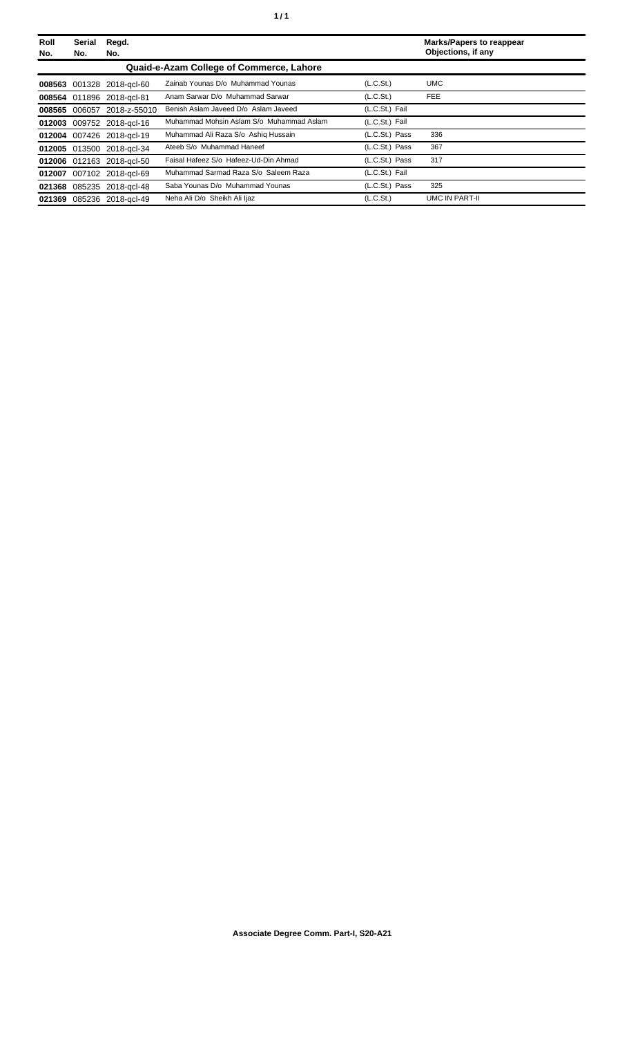| Roll No. | Serial No. | Regd. No. | | | Marks/Papers to reappear Objections, if any |
|---|---|---|---|---|---|
| **Quaid-e-Azam College of Commerce, Lahore** | | | | | |
| **008563** | 001328 | 2018-qcl-60 | Zainab Younas D/o Muhammad Younas | (L.C.St.) | UMC |
| **008564** | 011896 | 2018-qcl-81 | Anam Sarwar D/o Muhammad Sarwar | (L.C.St.) | FEE |
| **008565** | 006057 | 2018-z-55010 | Benish Aslam Javeed D/o Aslam Javeed | (L.C.St.) Fail | |
| **012003** | 009752 | 2018-qcl-16 | Muhammad Mohsin Aslam S/o Muhammad Aslam | (L.C.St.) Fail | |
| **012004** | 007426 | 2018-qcl-19 | Muhammad Ali Raza S/o Ashiq Hussain | (L.C.St.) Pass | 336 |
| **012005** | 013500 | 2018-qcl-34 | Ateeb S/o Muhammad Haneef | (L.C.St.) Pass | 367 |
| **012006** | 012163 | 2018-qcl-50 | Faisal Hafeez S/o Hafeez-Ud-Din Ahmad | (L.C.St.) Pass | 317 |
| **012007** | 007102 | 2018-qcl-69 | Muhammad Sarmad Raza S/o Saleem Raza | (L.C.St.) Fail | |
| **021368** | 085235 | 2018-qcl-48 | Saba Younas D/o Muhammad Younas | (L.C.St.) Pass | 325 |
| **021369** | 085236 | 2018-qcl-49 | Neha Ali D/o Sheikh Ali Ijaz | (L.C.St.) | UMC IN PART-II |

**Associate Degree Comm. Part-I, S20-A21**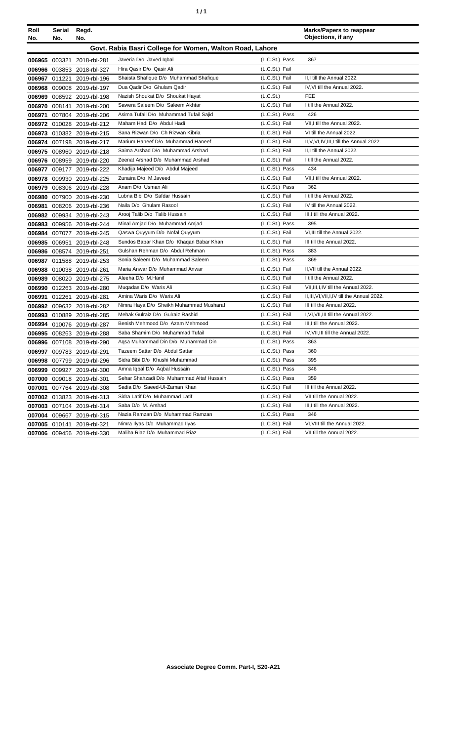| Roll No. | Serial No. | Regd. No. | | | Marks/Papers to reappear Objections, if any |
|---|---|---|---|---|---|
| **Govt. Rabia Basri College for Women, Walton Road, Lahore** | | | | | |
| **006965** | 003321 | 2018-rbl-281 | Javeria D/o Javed Iqbal | (L.C.St.) Pass | 367 |
| **006966** | 003853 | 2018-rbl-327 | Hira Qasir D/o Qasir Ali | (L.C.St.) Fail | |
| **006967** | 011221 | 2019-rbl-196 | Shaista Shafique D/o Muhammad Shafique | (L.C.St.) Fail | II,I till the Annual 2022. |
| **006968** | 009008 | 2019-rbl-197 | Dua Qadir D/o Ghulam Qadir | (L.C.St.) Fail | IV,VI till the Annual 2022. |
| **006969** | 008592 | 2019-rbl-198 | Nazish Shoukat D/o Shoukat Hayat | (L.C.St.) | FEE |
| **006970** | 008141 | 2019-rbl-200 | Sawera Saleem D/o Saleem Akhtar | (L.C.St.) Fail | I till the Annual 2022. |
| **006971** | 007804 | 2019-rbl-206 | Asima Tufail D/o Muhammad Tufail Sajid | (L.C.St.) Pass | 426 |
| **006972** | 010028 | 2019-rbl-212 | Maham Hadi D/o Abdul Hadi | (L.C.St.) Fail | VII,I till the Annual 2022. |
| **006973** | 010382 | 2019-rbl-215 | Sana Rizwan D/o Ch Rizwan Kibria | (L.C.St.) Fail | VI till the Annual 2022. |
| **006974** | 007198 | 2019-rbl-217 | Marium Haneef D/o Muhammad Haneef | (L.C.St.) Fail | II,V,VI,IV,III,I till the Annual 2022. |
| **006975** | 008960 | 2019-rbl-218 | Saima Arshad D/o Muhammad Arshad | (L.C.St.) Fail | II,I till the Annual 2022. |
| **006976** | 008959 | 2019-rbl-220 | Zeenat Arshad D/o Muhammad Arshad | (L.C.St.) Fail | I till the Annual 2022. |
| **006977** | 009177 | 2019-rbl-222 | Khadija Majeed D/o Abdul Majeed | (L.C.St.) Pass | 434 |
| **006978** | 009930 | 2019-rbl-225 | Zunaira D/o M.Javeed | (L.C.St.) Fail | VII,I till the Annual 2022. |
| **006979** | 008306 | 2019-rbl-228 | Anam D/o Usman Ali | (L.C.St.) Pass | 362 |
| **006980** | 007900 | 2019-rbl-230 | Lubna Bibi D/o Safdar Hussain | (L.C.St.) Fail | I till the Annual 2022. |
| **006981** | 008206 | 2019-rbl-236 | Naila D/o Ghulam Rasool | (L.C.St.) Fail | IV till the Annual 2022. |
| **006982** | 009934 | 2019-rbl-243 | Arooj Talib D/o Talib Hussain | (L.C.St.) Fail | III,I till the Annual 2022. |
| **006983** | 009956 | 2019-rbl-244 | Minal Amjad D/o Muhammad Amjad | (L.C.St.) Pass | 395 |
| **006984** | 007077 | 2019-rbl-245 | Qaswa Quyyum D/o Nofal Quyyum | (L.C.St.) Fail | VI,III till the Annual 2022. |
| **006985** | 006951 | 2019-rbl-248 | Sundos Babar Khan D/o Khaqan Babar Khan | (L.C.St.) Fail | III till the Annual 2022. |
| **006986** | 008574 | 2019-rbl-251 | Gulshan Rehman D/o Abdul Rehman | (L.C.St.) Pass | 383 |
| **006987** | 011588 | 2019-rbl-253 | Sonia Saleem D/o Muhammad Saleem | (L.C.St.) Pass | 369 |
| **006988** | 010038 | 2019-rbl-261 | Maria Anwar D/o Muhammad Anwar | (L.C.St.) Fail | II,VII till the Annual 2022. |
| **006989** | 008020 | 2019-rbl-275 | Aleeha D/o M.Hanif | (L.C.St.) Fail | I till the Annual 2022. |
| **006990** | 012263 | 2019-rbl-280 | Muqadas D/o Waris Ali | (L.C.St.) Fail | VII,III,I,IV till the Annual 2022. |
| **006991** | 012261 | 2019-rbl-281 | Amina Waris D/o Waris Ali | (L.C.St.) Fail | II,III,VI,VII,I,IV till the Annual 2022. |
| **006992** | 009632 | 2019-rbl-282 | Nimra Haya D/o Sheikh Muhammad Musharaf | (L.C.St.) Fail | III till the Annual 2022. |
| **006993** | 010889 | 2019-rbl-285 | Mehak Gulraiz D/o Gulraiz Rashid | (L.C.St.) Fail | I,VI,VII,III till the Annual 2022. |
| **006994** | 010076 | 2019-rbl-287 | Benish Mehmood D/o Azam Mehmood | (L.C.St.) Fail | III,I till the Annual 2022. |
| **006995** | 008263 | 2019-rbl-288 | Saba Shamim D/o Muhammad Tufail | (L.C.St.) Fail | IV,VII,III till the Annual 2022. |
| **006996** | 007108 | 2019-rbl-290 | Aqsa Muhammad Din D/o Muhammad Din | (L.C.St.) Pass | 363 |
| **006997** | 009783 | 2019-rbl-291 | Tazeem Sattar D/o Abdul Sattar | (L.C.St.) Pass | 360 |
| **006998** | 007799 | 2019-rbl-296 | Sidra Bibi D/o Khushi Muhammad | (L.C.St.) Pass | 395 |
| **006999** | 009927 | 2019-rbl-300 | Amna Iqbal D/o Aqbal Hussain | (L.C.St.) Pass | 346 |
| **007000** | 009018 | 2019-rbl-301 | Sehar Shahzadi D/o Muhammad Altaf Hussain | (L.C.St.) Pass | 359 |
| **007001** | 007764 | 2019-rbl-308 | Sadia D/o Saeed-Ul-Zaman Khan | (L.C.St.) Fail | III till the Annual 2022. |
| **007002** | 013823 | 2019-rbl-313 | Sidra Latif D/o Muhammad Latif | (L.C.St.) Fail | VII till the Annual 2022. |
| **007003** | 007104 | 2019-rbl-314 | Saba D/o M. Arshad | (L.C.St.) Fail | III,I till the Annual 2022. |
| **007004** | 009667 | 2019-rbl-315 | Nazia Ramzan D/o Muhammad Ramzan | (L.C.St.) Pass | 346 |
| **007005** | 010141 | 2019-rbl-321 | Nimra Ilyas D/o Muhammad Ilyas | (L.C.St.) Fail | VI,VIII till the Annual 2022. |
| **007006** | 009456 | 2019-rbl-330 | Maliha Riaz D/o Muhammad Riaz | (L.C.St.) Fail | VII till the Annual 2022. |

**Associate Degree Comm. Part-I, S20-A21**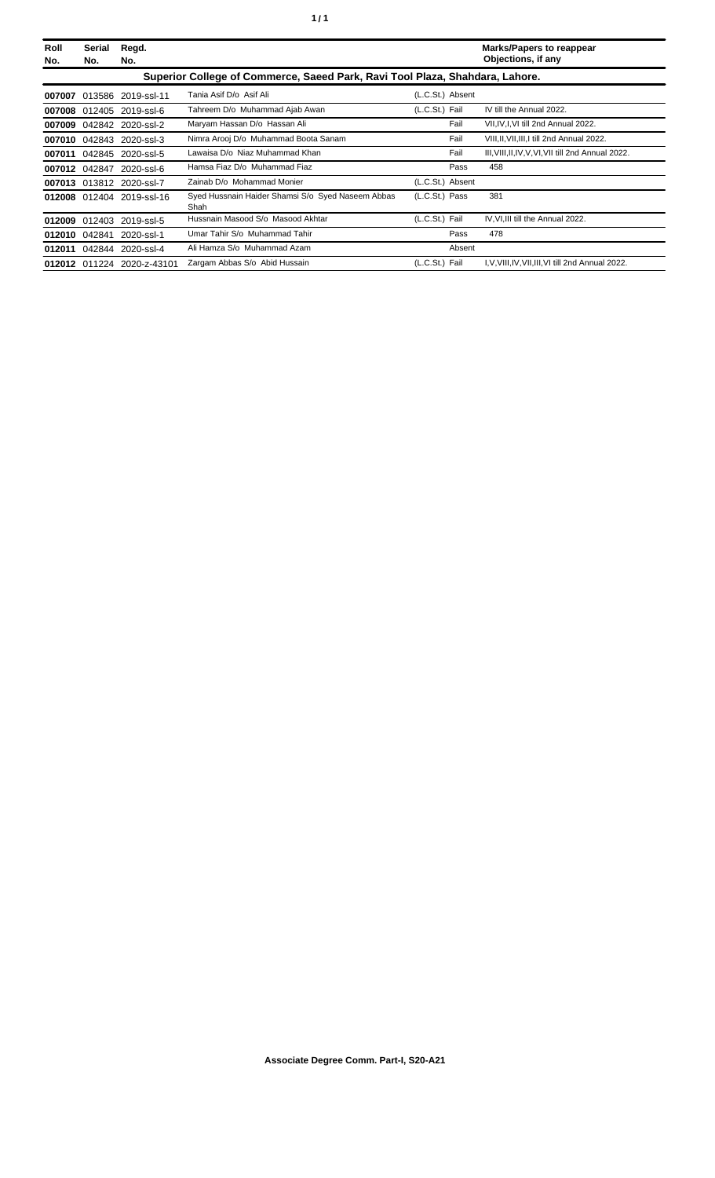| Roll No. | Serial No. | Regd. No. | | | Marks/Papers to reappear Objections, if any |
|---|---|---|---|---|---|
| **Superior College of Commerce, Saeed Park, Ravi Tool Plaza, Shahdara, Lahore.** | | | | | |
| **007007** | 013586 | 2019-ssl-11 | Tania Asif D/o Asif Ali | (L.C.St.) Absent | |
| **007008** | 012405 | 2019-ssl-6 | Tahreem D/o Muhammad Ajab Awan | (L.C.St.) Fail | IV till the Annual 2022. |
| **007009** | 042842 | 2020-ssl-2 | Maryam Hassan D/o Hassan Ali | Fail | VII,IV,I,VI till 2nd Annual 2022. |
| **007010** | 042843 | 2020-ssl-3 | Nimra Arooj D/o Muhammad Boota Sanam | Fail | VIII,II,VII,III,I till 2nd Annual 2022. |
| **007011** | 042845 | 2020-ssl-5 | Lawaisa D/o Niaz Muhammad Khan | Fail | III,VIII,II,IV,V,VI,VII till 2nd Annual 2022. |
| **007012** | 042847 | 2020-ssl-6 | Hamsa Fiaz D/o Muhammad Fiaz | Pass | 458 |
| **007013** | 013812 | 2020-ssl-7 | Zainab D/o Mohammad Monier | (L.C.St.) Absent | |
| **012008** | 012404 | 2019-ssl-16 | Syed Hussnain Haider Shamsi S/o Syed Naseem Abbas Shah | (L.C.St.) Pass | 381 |
| **012009** | 012403 | 2019-ssl-5 | Hussnain Masood S/o Masood Akhtar | (L.C.St.) Fail | IV,VI,III till the Annual 2022. |
| **012010** | 042841 | 2020-ssl-1 | Umar Tahir S/o Muhammad Tahir | Pass | 478 |
| **012011** | 042844 | 2020-ssl-4 | Ali Hamza S/o Muhammad Azam | Absent | |
| **012012** | 011224 | 2020-z-43101 | Zargam Abbas S/o Abid Hussain | (L.C.St.) Fail | I,V,VIII,IV,VII,III,VI till 2nd Annual 2022. |

**Associate Degree Comm. Part-I, S20-A21**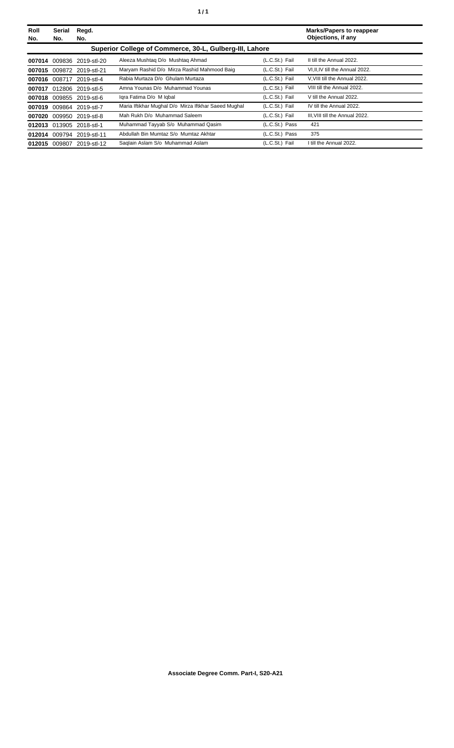| Roll No. | Serial No. | Regd. No. | | | Marks/Papers to reappear Objections, if any |
|---|---|---|---|---|---|
| **Superior College of Commerce, 30-L, Gulberg-III, Lahore** | | | | | |
| **007014** | 009836 | 2019-stl-20 | Aleeza Mushtaq D/o Mushtaq Ahmad | (L.C.St.) Fail | II till the Annual 2022. |
| **007015** | 009872 | 2019-stl-21 | Maryam Rashid D/o Mirza Rashid Mahmood Baig | (L.C.St.) Fail | VI,II,IV till the Annual 2022. |
| **007016** | 008717 | 2019-stl-4 | Rabia Murtaza D/o Ghulam Murtaza | (L.C.St.) Fail | V,VIII till the Annual 2022. |
| **007017** | 012806 | 2019-stl-5 | Amna Younas D/o Muhammad Younas | (L.C.St.) Fail | VIII till the Annual 2022. |
| **007018** | 009855 | 2019-stl-6 | Iqra Fatima D/o M Iqbal | (L.C.St.) Fail | V till the Annual 2022. |
| **007019** | 009864 | 2019-stl-7 | Maria Iftikhar Mughal D/o Mirza Iftkhar Saeed Mughal | (L.C.St.) Fail | IV till the Annual 2022. |
| **007020** | 009950 | 2019-stl-8 | Mah Rukh D/o Muhammad Saleem | (L.C.St.) Fail | III,VIII till the Annual 2022. |
| **012013** | 013905 | 2018-stl-1 | Muhammad Tayyab S/o Muhammad Qasim | (L.C.St.) Pass | 421 |
| **012014** | 009794 | 2019-stl-11 | Abdullah Bin Mumtaz S/o Mumtaz Akhtar | (L.C.St.) Pass | 375 |
| **012015** | 009807 | 2019-stl-12 | Saqlain Aslam S/o Muhammad Aslam | (L.C.St.) Fail | I till the Annual 2022. |

**Associate Degree Comm. Part-I, S20-A21**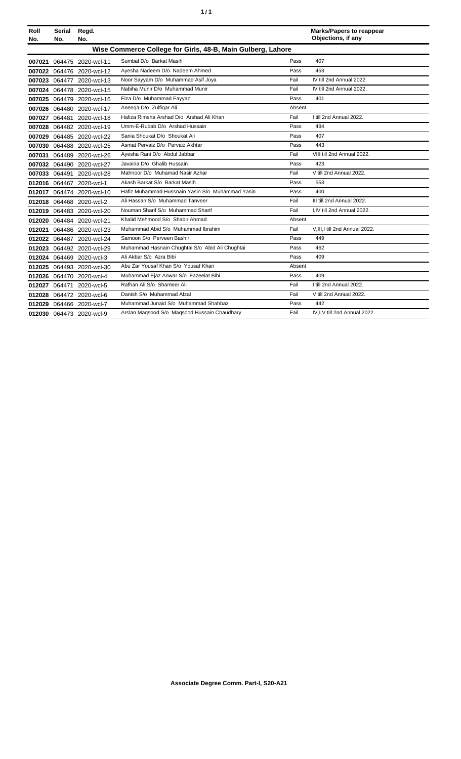| Roll No. | Serial No. | Regd. No. | | | Marks/Papers to reappear Objections, if any |
|---|---|---|---|---|---|
| **Wise Commerce College for Girls, 48-B, Main Gulberg, Lahore** | | | | | |
| **007021** | 064475 | 2020-wcl-11 | Sumbal D/o Barkat Masih | Pass | 407 |
| **007022** | 064476 | 2020-wcl-12 | Ayesha Nadeem D/o Nadeem Ahmed | Pass | 453 |
| **007023** | 064477 | 2020-wcl-13 | Noor Sayyam D/o Muhammad Asif Joya | Fail | IV till 2nd Annual 2022. |
| **007024** | 064478 | 2020-wcl-15 | Nabiha Munir D/o Muhammad Munir | Fail | IV till 2nd Annual 2022. |
| **007025** | 064479 | 2020-wcl-16 | Fiza D/o Muhammad Fayyaz | Pass | 401 |
| **007026** | 064480 | 2020-wcl-17 | Aneeqa D/o Zulfiqar Ali | Absent | |
| **007027** | 064481 | 2020-wcl-18 | Hafiza Rimsha Arshad D/o Arshad Ali Khan | Fail | I till 2nd Annual 2022. |
| **007028** | 064482 | 2020-wcl-19 | Umm-E-Rubab D/o Arshad Hussain | Pass | 494 |
| **007029** | 064485 | 2020-wcl-22 | Sania Shoukat D/o Shoukat Ali | Pass | 407 |
| **007030** | 064488 | 2020-wcl-25 | Asmat Pervaiz D/o Pervaiz Akhtar | Pass | 443 |
| **007031** | 064489 | 2020-wcl-26 | Ayesha Rani D/o Abdul Jabbar | Fail | VIII till 2nd Annual 2022. |
| **007032** | 064490 | 2020-wcl-27 | Javairia D/o Ghalib Hussain | Pass | 423 |
| **007033** | 064491 | 2020-wcl-28 | Mahnoor D/o Muhamad Nasir Azhar | Fail | V till 2nd Annual 2022. |
| **012016** | 064467 | 2020-wcl-1 | Akash Barkat S/o Barkat Masih | Pass | 553 |
| **012017** | 064474 | 2020-wcl-10 | Hafiz Muhammad Hussnain Yasin S/o Muhammad Yasin | Pass | 400 |
| **012018** | 064468 | 2020-wcl-2 | Ali Hassan S/o Muhammad Tanveer | Fail | III till 2nd Annual 2022. |
| **012019** | 064483 | 2020-wcl-20 | Nouman Sharif S/o Muhammad Sharif | Fail | I,IV till 2nd Annual 2022. |
| **012020** | 064484 | 2020-wcl-21 | Khalid Mehmood S/o Shabir Ahmad | Absent | |
| **012021** | 064486 | 2020-wcl-23 | Muhammad Abid S/o Muhammad Ibrahim | Fail | V,III,I till 2nd Annual 2022. |
| **012022** | 064487 | 2020-wcl-24 | Samoon S/o Perveen Bashir | Pass | 449 |
| **012023** | 064492 | 2020-wcl-29 | Muhammad Hasnain Chughtai S/o Abid Ali Chughtai | Pass | 462 |
| **012024** | 064469 | 2020-wcl-3 | Ali Akbar S/o Azra Bibi | Pass | 409 |
| **012025** | 064493 | 2020-wcl-30 | Abu Zar Yousaf Khan S/o Yousaf Khan | Absent | |
| **012026** | 064470 | 2020-wcl-4 | Muhammad Ejaz Anwar S/o Fazeelat Bibi | Pass | 409 |
| **012027** | 064471 | 2020-wcl-5 | Rafhan Ali S/o Shameer Ali | Fail | I till 2nd Annual 2022. |
| **012028** | 064472 | 2020-wcl-6 | Danish S/o Muhammad Afzal | Fail | V till 2nd Annual 2022. |
| **012029** | 064466 | 2020-wcl-7 | Muhammad Junaid S/o Muhammad Shahbaz | Pass | 442 |
| **012030** | 064473 | 2020-wcl-9 | Arslan Maqsood S/o Maqsood Hussain Chaudhary | Fail | IV,I,V till 2nd Annual 2022. |

**Associate Degree Comm. Part-I, S20-A21**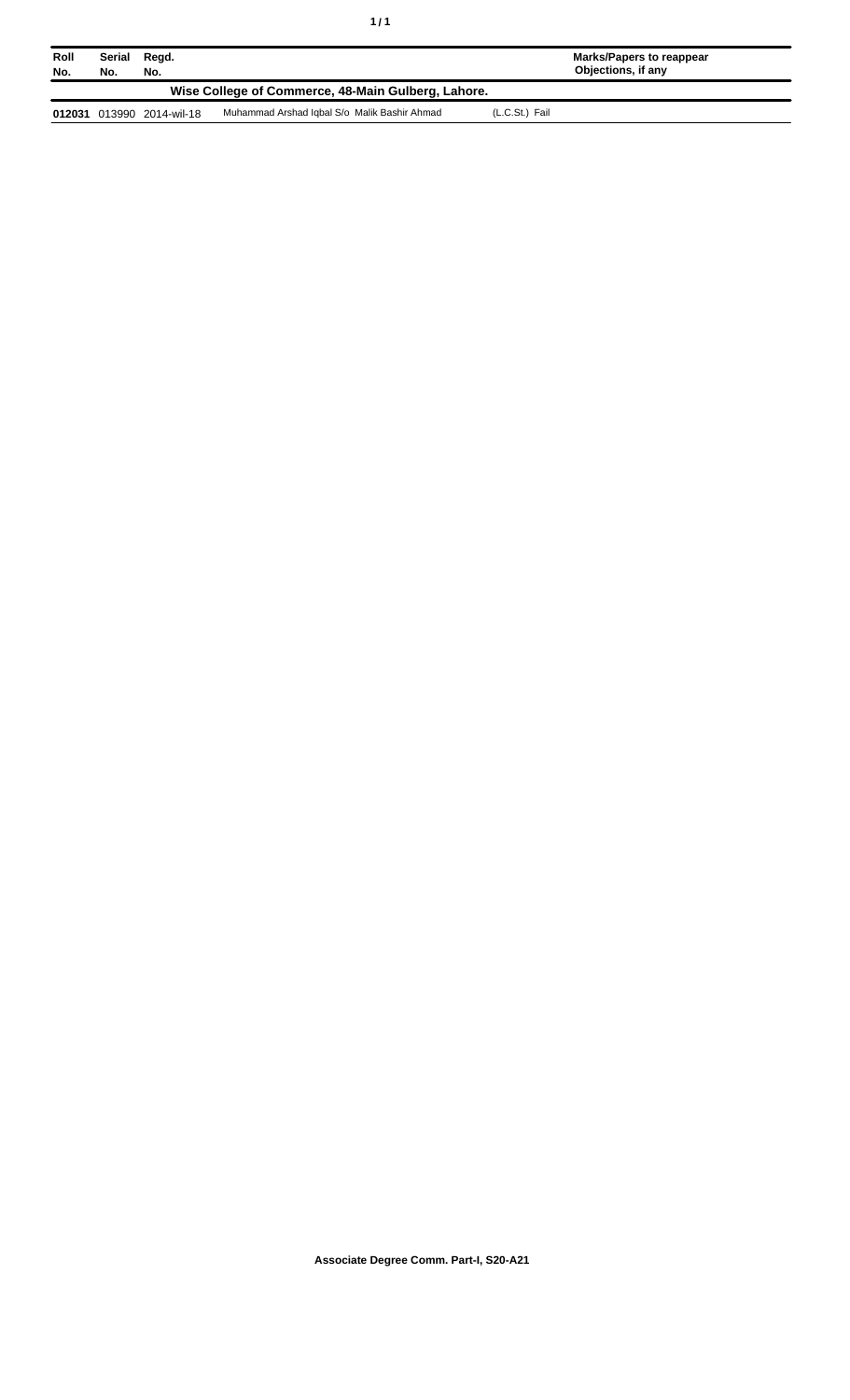| Roll No. | Serial No. | Regd. No. | | Marks/Papers to reappear Objections, if any |
|---|---|---|---|---|
| **Wise College of Commerce, 48-Main Gulberg, Lahore.** | | | | |
| **012031** | 013990 | 2014-wil-18 | Muhammad Arshad Iqbal S/o Malik Bashir Ahmad | (L.C.St.) Fail |

**Associate Degree Comm. Part-I, S20-A21**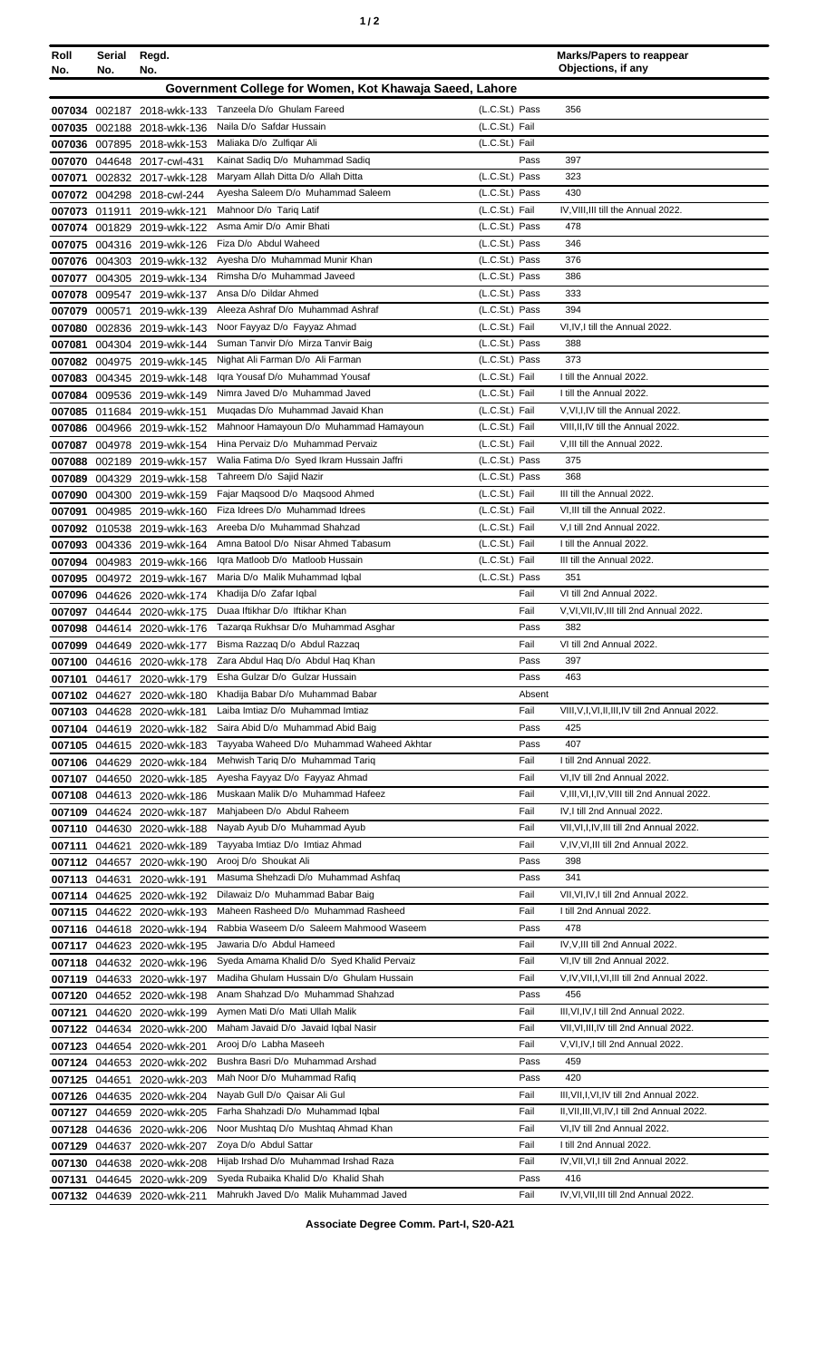| Roll No. | Serial No. | Regd. No. | | | Marks/Papers to reappear Objections, if any |
|---|---|---|---|---|---|
| **Government College for Women, Kot Khawaja Saeed, Lahore** | | | | | |
| 007034 | 002187 | 2018-wkk-133 | Tanzeela D/o Ghulam Fareed | (L.C.St.) Pass | 356 |
| 007035 | 002188 | 2018-wkk-136 | Naila D/o Safdar Hussain | (L.C.St.) Fail | |
| 007036 | 007895 | 2018-wkk-153 | Maliaka D/o Zulfiqar Ali | (L.C.St.) Fail | |
| 007070 | 044648 | 2017-cwl-431 | Kainat Sadiq D/o Muhammad Sadiq | Pass | 397 |
| 007071 | 002832 | 2017-wkk-128 | Maryam Allah Ditta D/o Allah Ditta | (L.C.St.) Pass | 323 |
| 007072 | 004298 | 2018-cwl-244 | Ayesha Saleem D/o Muhammad Saleem | (L.C.St.) Pass | 430 |
| 007073 | 011911 | 2019-wkk-121 | Mahnoor D/o Tariq Latif | (L.C.St.) Fail | IV,VIII,III till the Annual 2022. |
| 007074 | 001829 | 2019-wkk-122 | Asma Amir D/o Amir Bhati | (L.C.St.) Pass | 478 |
| 007075 | 004316 | 2019-wkk-126 | Fiza D/o Abdul Waheed | (L.C.St.) Pass | 346 |
| 007076 | 004303 | 2019-wkk-132 | Ayesha D/o Muhammad Munir Khan | (L.C.St.) Pass | 376 |
| 007077 | 004305 | 2019-wkk-134 | Rimsha D/o Muhammad Javeed | (L.C.St.) Pass | 386 |
| 007078 | 009547 | 2019-wkk-137 | Ansa D/o Dildar Ahmed | (L.C.St.) Pass | 333 |
| 007079 | 000571 | 2019-wkk-139 | Aleeza Ashraf D/o Muhammad Ashraf | (L.C.St.) Pass | 394 |
| 007080 | 002836 | 2019-wkk-143 | Noor Fayyaz D/o Fayyaz Ahmad | (L.C.St.) Fail | VI,IV,I till the Annual 2022. |
| 007081 | 004304 | 2019-wkk-144 | Suman Tanvir D/o Mirza Tanvir Baig | (L.C.St.) Pass | 388 |
| 007082 | 004975 | 2019-wkk-145 | Nighat Ali Farman D/o Ali Farman | (L.C.St.) Pass | 373 |
| 007083 | 004345 | 2019-wkk-148 | Iqra Yousaf D/o Muhammad Yousaf | (L.C.St.) Fail | I till the Annual 2022. |
| 007084 | 009536 | 2019-wkk-149 | Nimra Javed D/o Muhammad Javed | (L.C.St.) Fail | I till the Annual 2022. |
| 007085 | 011684 | 2019-wkk-151 | Muqadas D/o Muhammad Javaid Khan | (L.C.St.) Fail | V,VI,I,IV till the Annual 2022. |
| 007086 | 004966 | 2019-wkk-152 | Mahnoor Hamayoun D/o Muhammad Hamayoun | (L.C.St.) Fail | VIII,II,IV till the Annual 2022. |
| 007087 | 004978 | 2019-wkk-154 | Hina Pervaiz D/o Muhammad Pervaiz | (L.C.St.) Fail | V,III till the Annual 2022. |
| 007088 | 002189 | 2019-wkk-157 | Walia Fatima D/o Syed Ikram Hussain Jaffri | (L.C.St.) Pass | 375 |
| 007089 | 004329 | 2019-wkk-158 | Tahreem D/o Sajid Nazir | (L.C.St.) Pass | 368 |
| 007090 | 004300 | 2019-wkk-159 | Fajar Maqsood D/o Maqsood Ahmed | (L.C.St.) Fail | III till the Annual 2022. |
| 007091 | 004985 | 2019-wkk-160 | Fiza Idrees D/o Muhammad Idrees | (L.C.St.) Fail | VI,III till the Annual 2022. |
| 007092 | 010538 | 2019-wkk-163 | Areeba D/o Muhammad Shahzad | (L.C.St.) Fail | V,I till 2nd Annual 2022. |
| 007093 | 004336 | 2019-wkk-164 | Amna Batool D/o Nisar Ahmed Tabasum | (L.C.St.) Fail | I till the Annual 2022. |
| 007094 | 004983 | 2019-wkk-166 | Iqra Matloob D/o Matloob Hussain | (L.C.St.) Fail | III till the Annual 2022. |
| 007095 | 004972 | 2019-wkk-167 | Maria D/o Malik Muhammad Iqbal | (L.C.St.) Pass | 351 |
| 007096 | 044626 | 2020-wkk-174 | Khadija D/o Zafar Iqbal | Fail | VI till 2nd Annual 2022. |
| 007097 | 044644 | 2020-wkk-175 | Duaa Iftikhar D/o Iftikhar Khan | Fail | V,VI,VII,IV,III till 2nd Annual 2022. |
| 007098 | 044614 | 2020-wkk-176 | Tazarqa Rukhsar D/o Muhammad Asghar | Pass | 382 |
| 007099 | 044649 | 2020-wkk-177 | Bisma Razzaq D/o Abdul Razzaq | Fail | VI till 2nd Annual 2022. |
| 007100 | 044616 | 2020-wkk-178 | Zara Abdul Haq D/o Abdul Haq Khan | Pass | 397 |
| 007101 | 044617 | 2020-wkk-179 | Esha Gulzar D/o Gulzar Hussain | Pass | 463 |
| 007102 | 044627 | 2020-wkk-180 | Khadija Babar D/o Muhammad Babar | Absent | |
| 007103 | 044628 | 2020-wkk-181 | Laiba Imtiaz D/o Muhammad Imtiaz | Fail | VIII,V,I,VI,II,III,IV till 2nd Annual 2022. |
| 007104 | 044619 | 2020-wkk-182 | Saira Abid D/o Muhammad Abid Baig | Pass | 425 |
| 007105 | 044615 | 2020-wkk-183 | Tayyaba Waheed D/o Muhammad Waheed Akhtar | Pass | 407 |
| 007106 | 044629 | 2020-wkk-184 | Mehwish Tariq D/o Muhammad Tariq | Fail | I till 2nd Annual 2022. |
| 007107 | 044650 | 2020-wkk-185 | Ayesha Fayyaz D/o Fayyaz Ahmad | Fail | VI,IV till 2nd Annual 2022. |
| 007108 | 044613 | 2020-wkk-186 | Muskaan Malik D/o Muhammad Hafeez | Fail | V,III,VI,I,IV,VIII till 2nd Annual 2022. |
| 007109 | 044624 | 2020-wkk-187 | Mahjabeen D/o Abdul Raheem | Fail | IV,I till 2nd Annual 2022. |
| 007110 | 044630 | 2020-wkk-188 | Nayab Ayub D/o Muhammad Ayub | Fail | VII,VI,I,IV,III till 2nd Annual 2022. |
| 007111 | 044621 | 2020-wkk-189 | Tayyaba Imtiaz D/o Imtiaz Ahmad | Fail | V,IV,VI,III till 2nd Annual 2022. |
| 007112 | 044657 | 2020-wkk-190 | Arooj D/o Shoukat Ali | Pass | 398 |
| 007113 | 044631 | 2020-wkk-191 | Masuma Shehzadi D/o Muhammad Ashfaq | Pass | 341 |
| 007114 | 044625 | 2020-wkk-192 | Dilawaiz D/o Muhammad Babar Baig | Fail | VII,VI,IV,I till 2nd Annual 2022. |
| 007115 | 044622 | 2020-wkk-193 | Maheen Rasheed D/o Muhammad Rasheed | Fail | I till 2nd Annual 2022. |
| 007116 | 044618 | 2020-wkk-194 | Rabbia Waseem D/o Saleem Mahmood Waseem | Pass | 478 |
| 007117 | 044623 | 2020-wkk-195 | Jawaria D/o Abdul Hameed | Fail | IV,V,III till 2nd Annual 2022. |
| 007118 | 044632 | 2020-wkk-196 | Syeda Amama Khalid D/o Syed Khalid Pervaiz | Fail | VI,IV till 2nd Annual 2022. |
| 007119 | 044633 | 2020-wkk-197 | Madiha Ghulam Hussain D/o Ghulam Hussain | Fail | V,IV,VII,I,VI,III till 2nd Annual 2022. |
| 007120 | 044652 | 2020-wkk-198 | Anam Shahzad D/o Muhammad Shahzad | Pass | 456 |
| 007121 | 044620 | 2020-wkk-199 | Aymen Mati D/o Mati Ullah Malik | Fail | III,VI,IV,I till 2nd Annual 2022. |
| 007122 | 044634 | 2020-wkk-200 | Maham Javaid D/o Javaid Iqbal Nasir | Fail | VII,VI,III,IV till 2nd Annual 2022. |
| 007123 | 044654 | 2020-wkk-201 | Arooj D/o Labha Maseeh | Fail | V,VI,IV,I till 2nd Annual 2022. |
| 007124 | 044653 | 2020-wkk-202 | Bushra Basri D/o Muhammad Arshad | Pass | 459 |
| 007125 | 044651 | 2020-wkk-203 | Mah Noor D/o Muhammad Rafiq | Pass | 420 |
| 007126 | 044635 | 2020-wkk-204 | Nayab Gull D/o Qaisar Ali Gul | Fail | III,VII,I,VI,IV till 2nd Annual 2022. |
| 007127 | 044659 | 2020-wkk-205 | Farha Shahzadi D/o Muhammad Iqbal | Fail | II,VII,III,VI,IV,I till 2nd Annual 2022. |
| 007128 | 044636 | 2020-wkk-206 | Noor Mushtaq D/o Mushtaq Ahmad Khan | Fail | VI,IV till 2nd Annual 2022. |
| 007129 | 044637 | 2020-wkk-207 | Zoya D/o Abdul Sattar | Fail | I till 2nd Annual 2022. |
| 007130 | 044638 | 2020-wkk-208 | Hijab Irshad D/o Muhammad Irshad Raza | Fail | IV,VII,VI,I till 2nd Annual 2022. |
| 007131 | 044645 | 2020-wkk-209 | Syeda Rubaika Khalid D/o Khalid Shah | Pass | 416 |
| 007132 | 044639 | 2020-wkk-211 | Mahrukh Javed D/o Malik Muhammad Javed | Fail | IV,VI,VII,III till 2nd Annual 2022. |

**Associate Degree Comm. Part-I, S20-A21**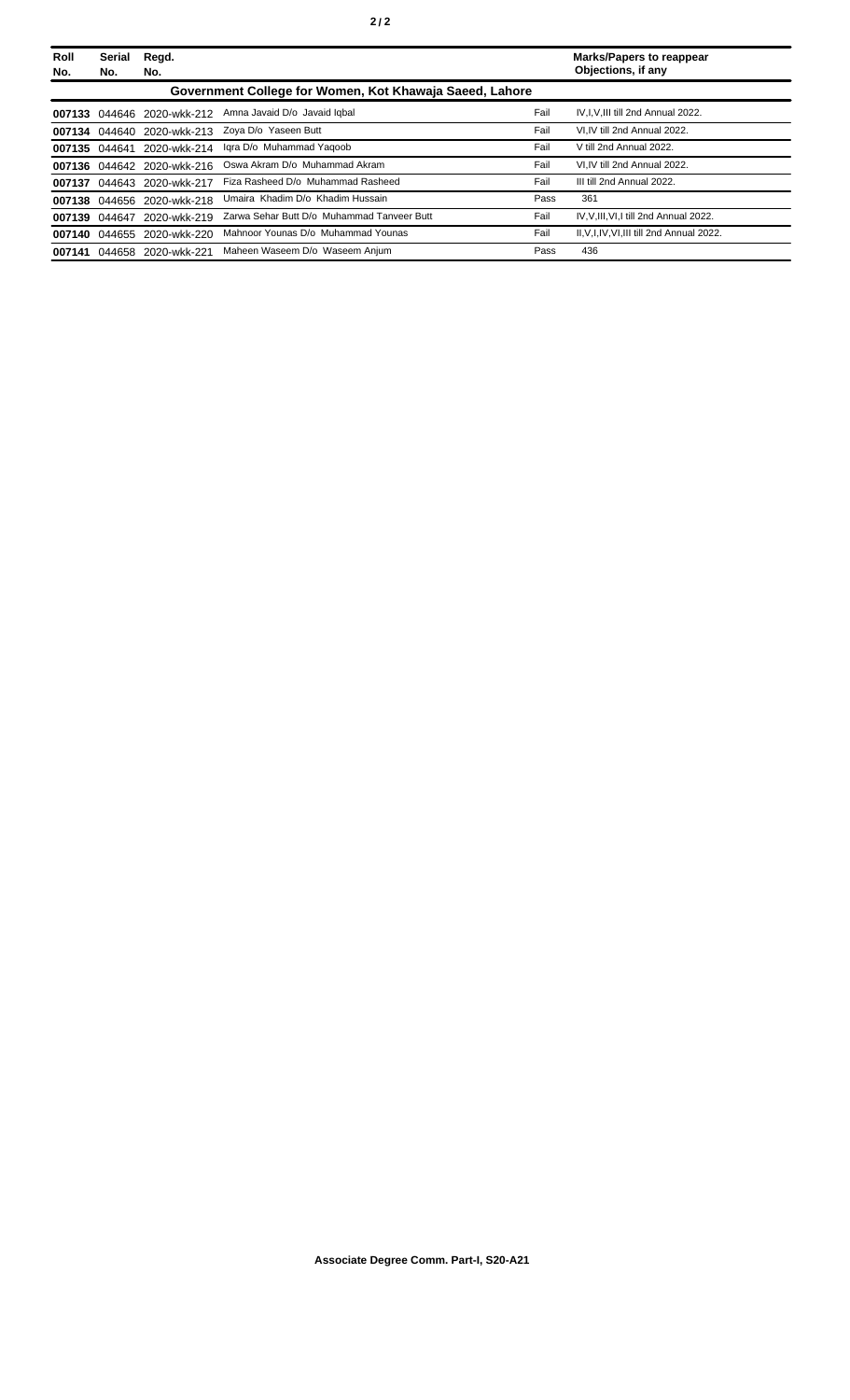| Roll No. | Serial No. | Regd. No. | | | Marks/Papers to reappear Objections, if any |
|---|---|---|---|---|---|
| **Government College for Women, Kot Khawaja Saeed, Lahore** | | | | | |
| **007133** | 044646 | 2020-wkk-212 | Amna Javaid D/o Javaid Iqbal | Fail | IV,I,V,III till 2nd Annual 2022. |
| **007134** | 044640 | 2020-wkk-213 | Zoya D/o Yaseen Butt | Fail | VI,IV till 2nd Annual 2022. |
| **007135** | 044641 | 2020-wkk-214 | Iqra D/o Muhammad Yaqoob | Fail | V till 2nd Annual 2022. |
| **007136** | 044642 | 2020-wkk-216 | Oswa Akram D/o Muhammad Akram | Fail | VI,IV till 2nd Annual 2022. |
| **007137** | 044643 | 2020-wkk-217 | Fiza Rasheed D/o Muhammad Rasheed | Fail | III till 2nd Annual 2022. |
| **007138** | 044656 | 2020-wkk-218 | Umaira Khadim D/o Khadim Hussain | Pass | 361 |
| **007139** | 044647 | 2020-wkk-219 | Zarwa Sehar Butt D/o Muhammad Tanveer Butt | Fail | IV,V,III,VI,I till 2nd Annual 2022. |
| **007140** | 044655 | 2020-wkk-220 | Mahnoor Younas D/o Muhammad Younas | Fail | II,V,I,IV,VI,III till 2nd Annual 2022. |
| **007141** | 044658 | 2020-wkk-221 | Maheen Waseem D/o Waseem Anjum | Pass | 436 |

**Associate Degree Comm. Part-I, S20-A21**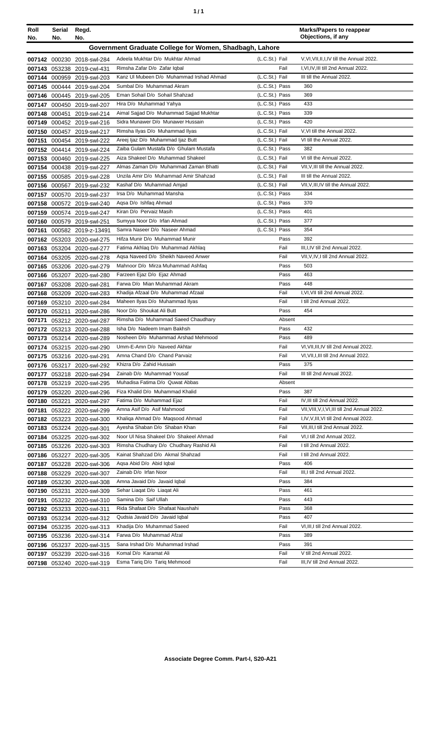| Roll No. | Serial No. | Regd. No. | | | Marks/Papers to reappear Objections, if any |
|---|---|---|---|---|---|
| **Government Graduate College for Women, Shadbagh, Lahore** | | | | | |
| 007142 | 000230 | 2018-swl-284 | Adeela Mukhtar D/o Mukhtar Ahmad | (L.C.St.) Fail | V,VI,VII,II,I,IV till the Annual 2022. |
| 007143 | 053238 | 2019-cwl-431 | Rimsha Zafar D/o Zafar Iqbal | Fail | I,VI,IV,III till 2nd Annual 2022. |
| 007144 | 000959 | 2019-swl-203 | Kanz Ul Mubeen D/o Muhammad Irshad Ahmad | (L.C.St.) Fail | III till the Annual 2022. |
| 007145 | 000444 | 2019-swl-204 | Sumbal D/o Muhammad Akram | (L.C.St.) Pass | 360 |
| 007146 | 000445 | 2019-swl-205 | Eman Sohail D/o Sohail Shahzad | (L.C.St.) Pass | 369 |
| 007147 | 000450 | 2019-swl-207 | Hira D/o Muhammad Yahya | (L.C.St.) Pass | 433 |
| 007148 | 000451 | 2019-swl-214 | Aimal Sajjad D/o Muhammad Sajjad Mukhtar | (L.C.St.) Pass | 339 |
| 007149 | 000452 | 2019-swl-216 | Sidra Munawer D/o Munawer Hussain | (L.C.St.) Pass | 420 |
| 007150 | 000457 | 2019-swl-217 | Rimsha Ilyas D/o Muhammad Ilyas | (L.C.St.) Fail | V,VI till the Annual 2022. |
| 007151 | 000454 | 2019-swl-222 | Areej Ijaz D/o Muhammad Ijaz Butt | (L.C.St.) Fail | VI till the Annual 2022. |
| 007152 | 004414 | 2019-swl-224 | Zaiba Gulam Mustafa D/o Ghulam Mustafa | (L.C.St.) Pass | 382 |
| 007153 | 000460 | 2019-swl-225 | Aiza Shakeel D/o Muhammad Shakeel | (L.C.St.) Fail | VI till the Annual 2022. |
| 007154 | 000438 | 2019-swl-227 | Almas Zaman D/o Muhammad Zaman Bhatti | (L.C.St.) Fail | VII,V,III till the Annual 2022. |
| 007155 | 000585 | 2019-swl-228 | Unzila Amir D/o Muhammad Amir Shahzad | (L.C.St.) Fail | III till the Annual 2022. |
| 007156 | 000567 | 2019-swl-232 | Kashaf D/o Muhammad Amjad | (L.C.St.) Fail | VII,V,III,IV till the Annual 2022. |
| 007157 | 000570 | 2019-swl-237 | Irsa D/o Muhammad Mansha | (L.C.St.) Pass | 334 |
| 007158 | 000572 | 2019-swl-240 | Aqsa D/o Ishfaq Ahmad | (L.C.St.) Pass | 370 |
| 007159 | 000574 | 2019-swl-247 | Kiran D/o Pervaiz Masih | (L.C.St.) Pass | 401 |
| 007160 | 000579 | 2019-swl-251 | Sumyya Noor D/o Irfan Ahmad | (L.C.St.) Pass | 377 |
| 007161 | 000582 | 2019-z-13491 | Samra Naseer D/o Naseer Ahmad | (L.C.St.) Pass | 354 |
| 007162 | 053203 | 2020-swl-275 | Hifza Munir D/o Muhammad Munir | Pass | 392 |
| 007163 | 053204 | 2020-swl-277 | Fatima Akhlaq D/o Muhammad Akhlaq | Fail | III,I,IV till 2nd Annual 2022. |
| 007164 | 053205 | 2020-swl-278 | Aqsa Naveed D/o Sheikh Naveed Anwer | Fail | VII,V,IV,I till 2nd Annual 2022. |
| 007165 | 053206 | 2020-swl-279 | Mahnoor D/o Mirza Muhammad Ashfaq | Pass | 503 |
| 007166 | 053207 | 2020-swl-280 | Farzeen Ejaz D/o Ejaz Ahmad | Pass | 463 |
| 007167 | 053208 | 2020-swl-281 | Farwa D/o Mian Muhammad Akram | Pass | 448 |
| 007168 | 053209 | 2020-swl-283 | Khadija Afzaal D/o Muhammad Afzaal | Fail | I,VI,VII till 2nd Annual 2022. |
| 007169 | 053210 | 2020-swl-284 | Maheen Ilyas D/o Muhammad Ilyas | Fail | I till 2nd Annual 2022. |
| 007170 | 053211 | 2020-swl-286 | Noor D/o Shoukat Ali Butt | Pass | 454 |
| 007171 | 053212 | 2020-swl-287 | Rimsha D/o Muhammad Saeed Chaudhary | Absent | |
| 007172 | 053213 | 2020-swl-288 | Isha D/o Nadeem Imam Bakhsh | Pass | 432 |
| 007173 | 053214 | 2020-swl-289 | Nosheen D/o Muhammad Arshad Mehmood | Pass | 489 |
| 007174 | 053215 | 2020-swl-290 | Umm-E-Amn D/o Naveed Akhtar | Fail | VI,VII,III,IV till 2nd Annual 2022. |
| 007175 | 053216 | 2020-swl-291 | Amna Chand D/o Chand Parvaiz | Fail | VI,VII,I,III till 2nd Annual 2022. |
| 007176 | 053217 | 2020-swl-292 | Khizra D/o Zahid Hussain | Pass | 375 |
| 007177 | 053218 | 2020-swl-294 | Zainab D/o Muhammad Yousaf | Fail | III till 2nd Annual 2022. |
| 007178 | 053219 | 2020-swl-295 | Muhadisa Fatima D/o Quwat Abbas | Absent | |
| 007179 | 053220 | 2020-swl-296 | Fiza Khalid D/o Muhammad Khalid | Pass | 387 |
| 007180 | 053221 | 2020-swl-297 | Fatima D/o Muhammad Ejaz | Fail | IV,III till 2nd Annual 2022. |
| 007181 | 053222 | 2020-swl-299 | Amna Asif D/o Asif Mahmood | Fail | VII,VIII,V,I,VI,III till 2nd Annual 2022. |
| 007182 | 053223 | 2020-swl-300 | Khaliqa Ahmad D/o Maqsood Ahmad | Fail | I,IV,V,III,VI till 2nd Annual 2022. |
| 007183 | 053224 | 2020-swl-301 | Ayesha Shaban D/o Shaban Khan | Fail | VII,III,I till 2nd Annual 2022. |
| 007184 | 053225 | 2020-swl-302 | Noor Ul Nisa Shakeel D/o Shakeel Ahmad | Fail | VI,I till 2nd Annual 2022. |
| 007185 | 053226 | 2020-swl-303 | Rimsha Chudhary D/o Chudhary Rashid Ali | Fail | I till 2nd Annual 2022. |
| 007186 | 053227 | 2020-swl-305 | Kainat Shahzad D/o Akmal Shahzad | Fail | I till 2nd Annual 2022. |
| 007187 | 053228 | 2020-swl-306 | Aqsa Abid D/o Abid Iqbal | Pass | 406 |
| 007188 | 053229 | 2020-swl-307 | Zainab D/o Irfan Noor | Fail | III,I till 2nd Annual 2022. |
| 007189 | 053230 | 2020-swl-308 | Amna Javaid D/o Javaid Iqbal | Pass | 384 |
| 007190 | 053231 | 2020-swl-309 | Sehar Liaqat D/o Liaqat Ali | Pass | 461 |
| 007191 | 053232 | 2020-swl-310 | Samina D/o Saif Ullah | Pass | 443 |
| 007192 | 053233 | 2020-swl-311 | Rida Shafaat D/o Shafaat Naushahi | Pass | 368 |
| 007193 | 053234 | 2020-swl-312 | Qudsia Javaid D/o Javaid Iqbal | Pass | 407 |
| 007194 | 053235 | 2020-swl-313 | Khadija D/o Muhammad Saeed | Fail | VI,III,I till 2nd Annual 2022. |
| 007195 | 053236 | 2020-swl-314 | Farwa D/o Muhammad Afzal | Pass | 389 |
| 007196 | 053237 | 2020-swl-315 | Sana Irshad D/o Muhammad Irshad | Pass | 391 |
| 007197 | 053239 | 2020-swl-316 | Komal D/o Karamat Ali | Fail | V till 2nd Annual 2022. |
| 007198 | 053240 | 2020-swl-319 | Esma Tariq D/o Tariq Mehmood | Fail | III,IV till 2nd Annual 2022. |

**Associate Degree Comm. Part-I, S20-A21**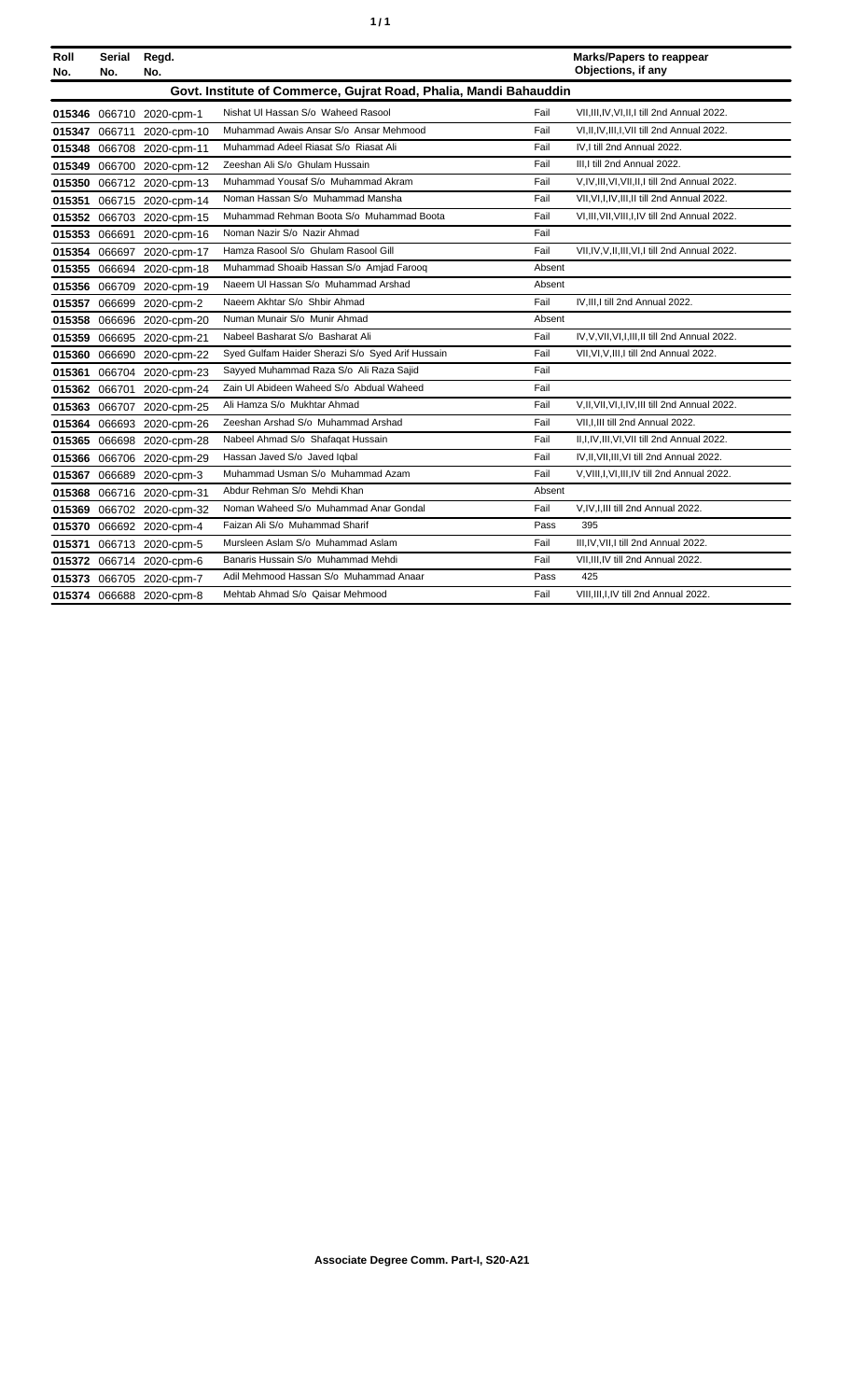| Roll No. | Serial No. | Regd. No. | | | Marks/Papers to reappear Objections, if any |
|---|---|---|---|---|---|
| **Govt. Institute of Commerce, Gujrat Road, Phalia, Mandi Bahauddin** | | | | | |
| **015346** | 066710 | 2020-cpm-1 | Nishat Ul Hassan S/o Waheed Rasool | Fail | VII,III,IV,VI,II,I till 2nd Annual 2022. |
| **015347** | 066711 | 2020-cpm-10 | Muhammad Awais Ansar S/o Ansar Mehmood | Fail | VI,II,IV,III,I,VII till 2nd Annual 2022. |
| **015348** | 066708 | 2020-cpm-11 | Muhammad Adeel Riasat S/o Riasat Ali | Fail | IV,I till 2nd Annual 2022. |
| **015349** | 066700 | 2020-cpm-12 | Zeeshan Ali S/o Ghulam Hussain | Fail | III,I till 2nd Annual 2022. |
| **015350** | 066712 | 2020-cpm-13 | Muhammad Yousaf S/o Muhammad Akram | Fail | V,IV,III,VI,VII,II,I till 2nd Annual 2022. |
| **015351** | 066715 | 2020-cpm-14 | Noman Hassan S/o Muhammad Mansha | Fail | VII,VI,I,IV,III,II till 2nd Annual 2022. |
| **015352** | 066703 | 2020-cpm-15 | Muhammad Rehman Boota S/o Muhammad Boota | Fail | VI,III,VII,VIII,I,IV till 2nd Annual 2022. |
| **015353** | 066691 | 2020-cpm-16 | Noman Nazir S/o Nazir Ahmad | Fail | |
| **015354** | 066697 | 2020-cpm-17 | Hamza Rasool S/o Ghulam Rasool Gill | Fail | VII,IV,V,II,III,VI,I till 2nd Annual 2022. |
| **015355** | 066694 | 2020-cpm-18 | Muhammad Shoaib Hassan S/o Amjad Farooq | Absent | |
| **015356** | 066709 | 2020-cpm-19 | Naeem Ul Hassan S/o Muhammad Arshad | Absent | |
| **015357** | 066699 | 2020-cpm-2 | Naeem Akhtar S/o Shbir Ahmad | Fail | IV,III,I till 2nd Annual 2022. |
| **015358** | 066696 | 2020-cpm-20 | Numan Munair S/o Munir Ahmad | Absent | |
| **015359** | 066695 | 2020-cpm-21 | Nabeel Basharat S/o Basharat Ali | Fail | IV,V,VII,VI,I,III,II till 2nd Annual 2022. |
| **015360** | 066690 | 2020-cpm-22 | Syed Gulfam Haider Sherazi S/o Syed Arif Hussain | Fail | VII,VI,V,III,I till 2nd Annual 2022. |
| **015361** | 066704 | 2020-cpm-23 | Sayyed Muhammad Raza S/o Ali Raza Sajid | Fail | |
| **015362** | 066701 | 2020-cpm-24 | Zain Ul Abideen Waheed S/o Abdual Waheed | Fail | |
| **015363** | 066707 | 2020-cpm-25 | Ali Hamza S/o Mukhtar Ahmad | Fail | V,II,VII,VI,I,IV,III till 2nd Annual 2022. |
| **015364** | 066693 | 2020-cpm-26 | Zeeshan Arshad S/o Muhammad Arshad | Fail | VII,I,III till 2nd Annual 2022. |
| **015365** | 066698 | 2020-cpm-28 | Nabeel Ahmad S/o Shafaqat Hussain | Fail | II,I,IV,III,VI,VII till 2nd Annual 2022. |
| **015366** | 066706 | 2020-cpm-29 | Hassan Javed S/o Javed Iqbal | Fail | IV,II,VII,III,VI till 2nd Annual 2022. |
| **015367** | 066689 | 2020-cpm-3 | Muhammad Usman S/o Muhammad Azam | Fail | V,VIII,I,VI,III,IV till 2nd Annual 2022. |
| **015368** | 066716 | 2020-cpm-31 | Abdur Rehman S/o Mehdi Khan | Absent | |
| **015369** | 066702 | 2020-cpm-32 | Noman Waheed S/o Muhammad Anar Gondal | Fail | V,IV,I,III till 2nd Annual 2022. |
| **015370** | 066692 | 2020-cpm-4 | Faizan Ali S/o Muhammad Sharif | Pass | 395 |
| **015371** | 066713 | 2020-cpm-5 | Mursleen Aslam S/o Muhammad Aslam | Fail | III,IV,VII,I till 2nd Annual 2022. |
| **015372** | 066714 | 2020-cpm-6 | Banaris Hussain S/o Muhammad Mehdi | Fail | VII,III,IV till 2nd Annual 2022. |
| **015373** | 066705 | 2020-cpm-7 | Adil Mehmood Hassan S/o Muhammad Anaar | Pass | 425 |
| **015374** | 066688 | 2020-cpm-8 | Mehtab Ahmad S/o Qaisar Mehmood | Fail | VIII,III,I,IV till 2nd Annual 2022. |

**Associate Degree Comm. Part-I, S20-A21**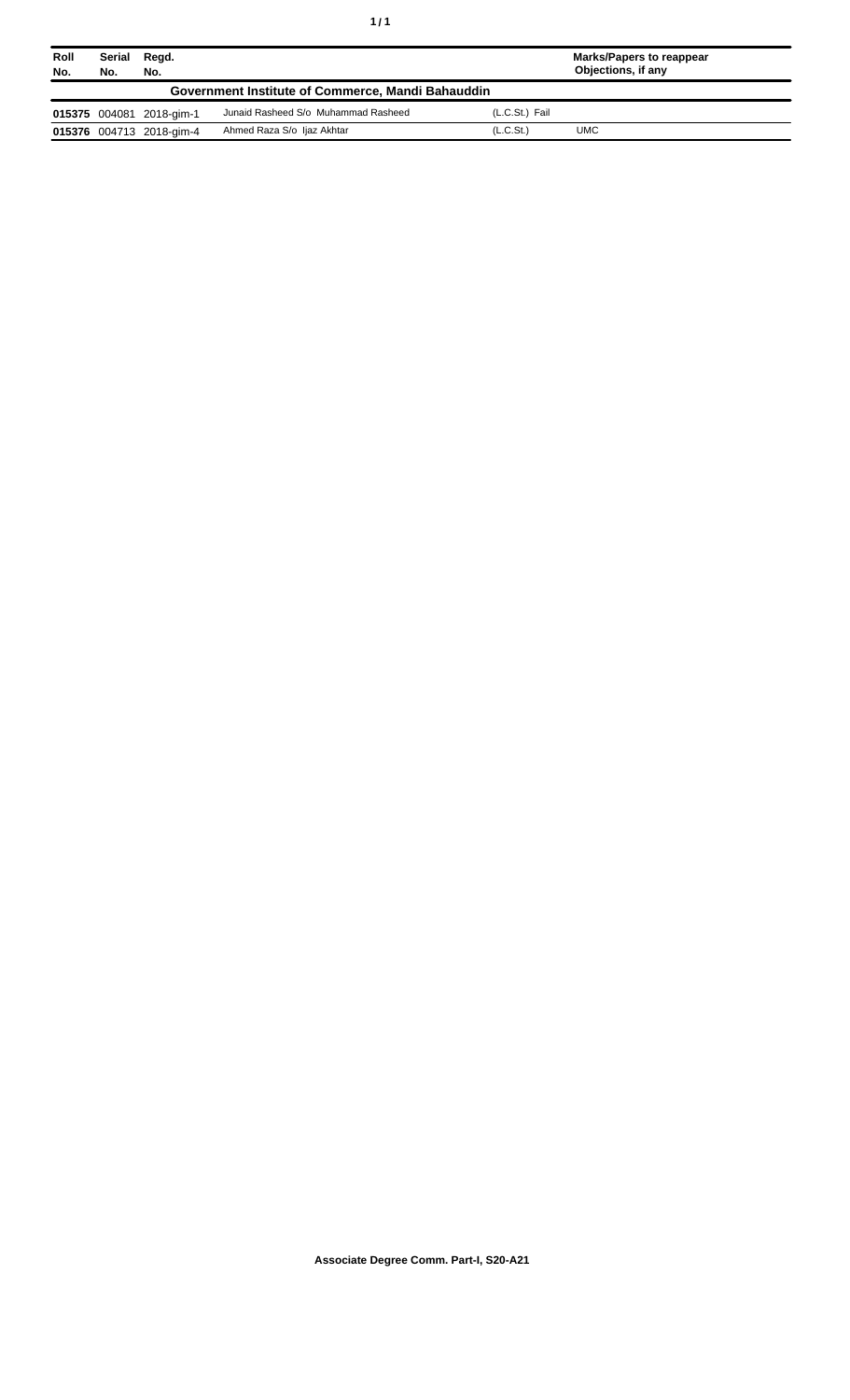| Roll No. | Serial No. | Regd. No. | | | Marks/Papers to reappear Objections, if any |
|---|---|---|---|---|---|
| **Government Institute of Commerce, Mandi Bahauddin** | | | | | |
| **015375** | 004081 | 2018-gim-1 | Junaid Rasheed S/o Muhammad Rasheed | (L.C.St.) Fail | |
| **015376** | 004713 | 2018-gim-4 | Ahmed Raza S/o Ijaz Akhtar | (L.C.St.) | UMC |

**Associate Degree Comm. Part-I, S20-A21**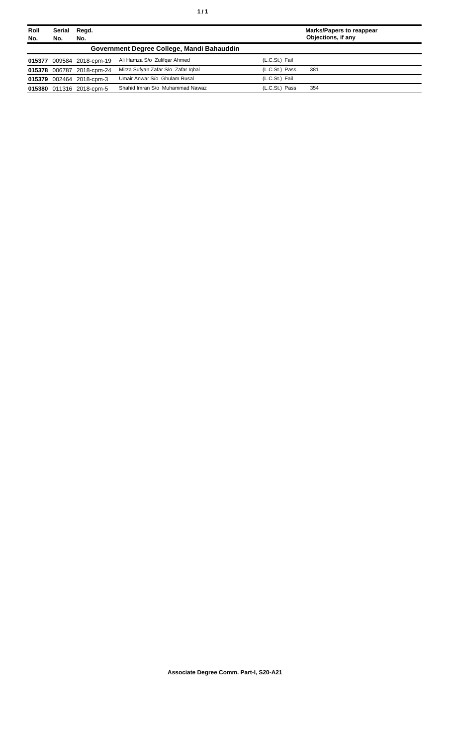| Roll No. | Serial No. | Regd. No. | | | Marks/Papers to reappear Objections, if any |
|---|---|---|---|---|---|
| **Government Degree College, Mandi Bahauddin** | | | | | |
| **015377** | 009584 | 2018-cpm-19 | Ali Hamza S/o Zulifqar Ahmed | (L.C.St.) Fail | |
| **015378** | 006787 | 2018-cpm-24 | Mirza Sufyan Zafar S/o Zafar Iqbal | (L.C.St.) Pass | 381 |
| **015379** | 002464 | 2018-cpm-3 | Umair Anwar S/o Ghulam Rusal | (L.C.St.) Fail | |
| **015380** | 011316 | 2018-cpm-5 | Shahid Imran S/o Muhammad Nawaz | (L.C.St.) Pass | 354 |

**Associate Degree Comm. Part-I, S20-A21**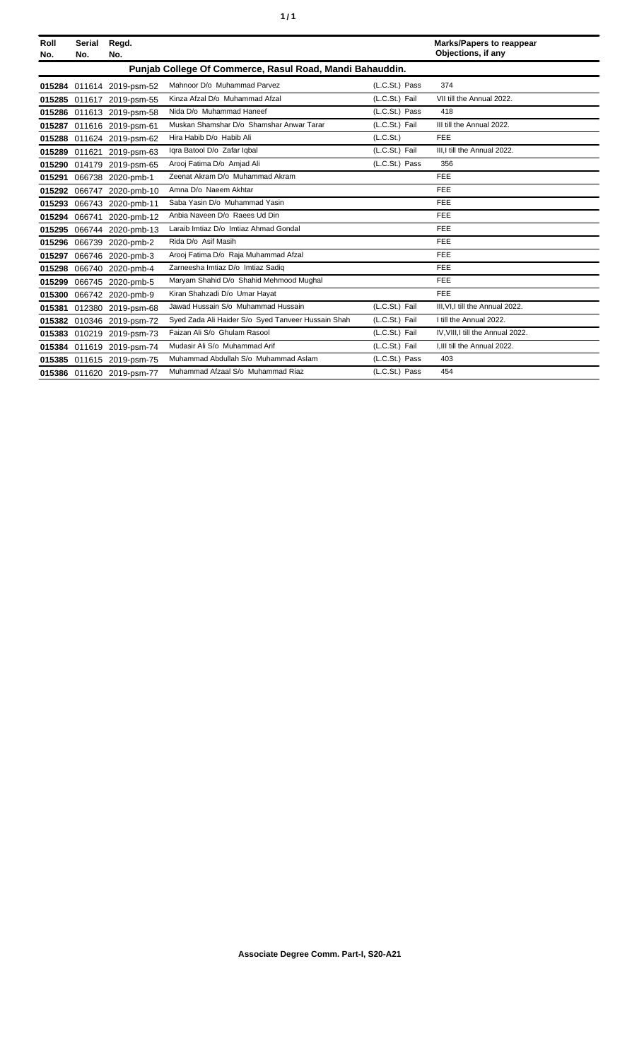| Roll No. | Serial No. | Regd. No. | | | Marks/Papers to reappear Objections, if any |
|---|---|---|---|---|---|
| **Punjab College Of Commerce, Rasul Road, Mandi Bahauddin.** | | | | | |
| **015284** | 011614 | 2019-psm-52 | Mahnoor D/o Muhammad Parvez | (L.C.St.) Pass | 374 |
| **015285** | 011617 | 2019-psm-55 | Kinza Afzal D/o Muhammad Afzal | (L.C.St.) Fail | VII till the Annual 2022. |
| **015286** | 011613 | 2019-psm-58 | Nida D/o Muhammad Haneef | (L.C.St.) Pass | 418 |
| **015287** | 011616 | 2019-psm-61 | Muskan Shamshar D/o Shamshar Anwar Tarar | (L.C.St.) Fail | III till the Annual 2022. |
| **015288** | 011624 | 2019-psm-62 | Hira Habib D/o Habib Ali | (L.C.St.) | FEE |
| **015289** | 011621 | 2019-psm-63 | Iqra Batool D/o Zafar Iqbal | (L.C.St.) Fail | III,I till the Annual 2022. |
| **015290** | 014179 | 2019-psm-65 | Arooj Fatima D/o Amjad Ali | (L.C.St.) Pass | 356 |
| **015291** | 066738 | 2020-pmb-1 | Zeenat Akram D/o Muhammad Akram | | FEE |
| **015292** | 066747 | 2020-pmb-10 | Amna D/o Naeem Akhtar | | FEE |
| **015293** | 066743 | 2020-pmb-11 | Saba Yasin D/o Muhammad Yasin | | FEE |
| **015294** | 066741 | 2020-pmb-12 | Anbia Naveen D/o Raees Ud Din | | FEE |
| **015295** | 066744 | 2020-pmb-13 | Laraib Imtiaz D/o Imtiaz Ahmad Gondal | | FEE |
| **015296** | 066739 | 2020-pmb-2 | Rida D/o Asif Masih | | FEE |
| **015297** | 066746 | 2020-pmb-3 | Arooj Fatima D/o Raja Muhammad Afzal | | FEE |
| **015298** | 066740 | 2020-pmb-4 | Zarneesha Imtiaz D/o Imtiaz Sadiq | | FEE |
| **015299** | 066745 | 2020-pmb-5 | Maryam Shahid D/o Shahid Mehmood Mughal | | FEE |
| **015300** | 066742 | 2020-pmb-9 | Kiran Shahzadi D/o Umar Hayat | | FEE |
| **015381** | 012380 | 2019-psm-68 | Jawad Hussain S/o Muhammad Hussain | (L.C.St.) Fail | III,VI,I till the Annual 2022. |
| **015382** | 010346 | 2019-psm-72 | Syed Zada Ali Haider S/o Syed Tanveer Hussain Shah | (L.C.St.) Fail | I till the Annual 2022. |
| **015383** | 010219 | 2019-psm-73 | Faizan Ali S/o Ghulam Rasool | (L.C.St.) Fail | IV,VIII,I till the Annual 2022. |
| **015384** | 011619 | 2019-psm-74 | Mudasir Ali S/o Muhammad Arif | (L.C.St.) Fail | I,III till the Annual 2022. |
| **015385** | 011615 | 2019-psm-75 | Muhammad Abdullah S/o Muhammad Aslam | (L.C.St.) Pass | 403 |
| **015386** | 011620 | 2019-psm-77 | Muhammad Afzaal S/o Muhammad Riaz | (L.C.St.) Pass | 454 |

**Associate Degree Comm. Part-I, S20-A21**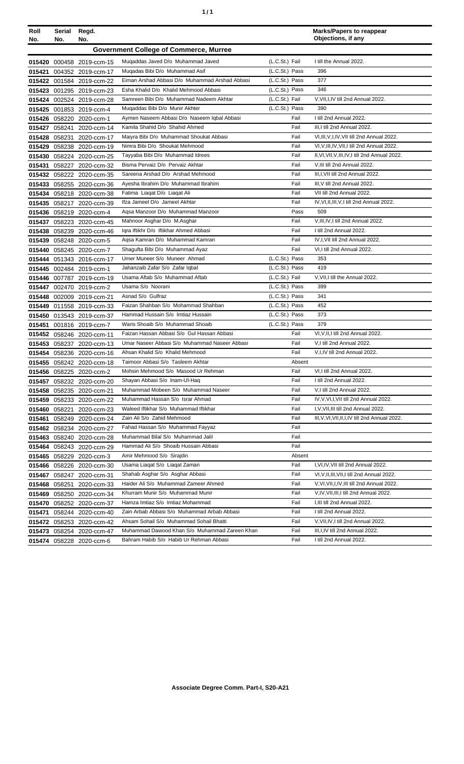| Roll No. | Serial No. | Regd. No. | | | Marks/Papers to reappear Objections, if any |
|---|---|---|---|---|---|
| **Government College of Commerce, Murree** | | | | | |
| 015420 | 000458 | 2019-ccm-15 | Muqaddas Javed D/o Muhammad Javed | (L.C.St.) Fail | I till the Annual 2022. |
| 015421 | 004352 | 2019-ccm-17 | Muqadas Bibi D/o Muhammad Asif | (L.C.St.) Pass | 396 |
| 015422 | 001584 | 2019-ccm-22 | Eiman Arshad Abbasi D/o Muhammad Arshad Abbasi | (L.C.St.) Pass | 377 |
| 015423 | 001295 | 2019-ccm-23 | Esha Khalid D/o Khalid Mehmood Abbasi | (L.C.St.) Pass | 346 |
| 015424 | 002524 | 2019-ccm-28 | Samreen Bibi D/o Muhammad Nadeem Akhtar | (L.C.St.) Fail | V,VII,I,IV till 2nd Annual 2022. |
| 015425 | 001853 | 2019-ccm-4 | Muqaddas Bibi D/o Munir Akhter | (L.C.St.) Pass | 390 |
| 015426 | 058220 | 2020-ccm-1 | Aymen Naseem Abbasi D/o Naseem Iqbal Abbasi | Fail | I till 2nd Annual 2022. |
| 015427 | 058241 | 2020-ccm-14 | Kamila Shahid D/o Shahid Ahmed | Fail | III,I till 2nd Annual 2022. |
| 015428 | 058231 | 2020-ccm-17 | Maiyra Bibi D/o Muhammad Shoukat Abbasi | Fail | VI,III,V,I,IV,VII till 2nd Annual 2022. |
| 015429 | 058238 | 2020-ccm-19 | Nimra Bibi D/o Shoukat Mehmood | Fail | VI,V,III,IV,VII,I till 2nd Annual 2022. |
| 015430 | 058224 | 2020-ccm-25 | Tayyaba Bibi D/o Muhammad Idrees | Fail | II,VI,VII,V,III,IV,I till 2nd Annual 2022. |
| 015431 | 058227 | 2020-ccm-32 | Bisma Pervaiz D/o Pervaiz Akhtar | Fail | V,III till 2nd Annual 2022. |
| 015432 | 058222 | 2020-ccm-35 | Sareena Arshad D/o Arshad Mehmood | Fail | III,I,VII till 2nd Annual 2022. |
| 015433 | 058255 | 2020-ccm-36 | Ayesha Ibrahim D/o Muhammad Ibrahim | Fail | III,V till 2nd Annual 2022. |
| 015434 | 058218 | 2020-ccm-38 | Fatima Liaqat D/o Liaqat Ali | Fail | VII till 2nd Annual 2022. |
| 015435 | 058217 | 2020-ccm-39 | Ifza Jameel D/o Jameel Akhtar | Fail | IV,VI,II,III,V,I till 2nd Annual 2022. |
| 015436 | 058219 | 2020-ccm-4 | Aqsa Manzoor D/o Muhammad Manzoor | Pass | 509 |
| 015437 | 058223 | 2020-ccm-45 | Mahnoor Asghar D/o M.Asghar | Fail | V,III,IV,I till 2nd Annual 2022. |
| 015438 | 058239 | 2020-ccm-46 | Iqra Iftikhr D/o Iftikhar Ahmed Abbasi | Fail | I till 2nd Annual 2022. |
| 015439 | 058248 | 2020-ccm-5 | Aqsa Kamran D/o Muhammad Kamran | Fail | IV,I,VII till 2nd Annual 2022. |
| 015440 | 058245 | 2020-ccm-7 | Shagufta Bibi D/o Muhammad Ayaz | Fail | VI,I till 2nd Annual 2022. |
| 015444 | 051343 | 2016-ccm-17 | Umer Muneer S/o Muneer Ahmad | (L.C.St.) Pass | 353 |
| 015445 | 002484 | 2019-ccm-1 | Jahanzaib Zafar S/o Zafar Iqbal | (L.C.St.) Pass | 419 |
| 015446 | 007787 | 2019-ccm-19 | Usama Aftab S/o Muhammad Aftab | (L.C.St.) Fail | V,VII,I till the Annual 2022. |
| 015447 | 002470 | 2019-ccm-2 | Usama S/o Noorani | (L.C.St.) Pass | 399 |
| 015448 | 002009 | 2019-ccm-21 | Asnad S/o Gulfraz | (L.C.St.) Pass | 341 |
| 015449 | 011558 | 2019-ccm-33 | Faizan Shahban S/o Mohammad Shahban | (L.C.St.) Pass | 452 |
| 015450 | 013543 | 2019-ccm-37 | Hammad Hussain S/o Imtiaz Hussain | (L.C.St.) Pass | 373 |
| 015451 | 001816 | 2019-ccm-7 | Waris Shoaib S/o Muhammad Shoaib | (L.C.St.) Pass | 379 |
| 015452 | 058246 | 2020-ccm-11 | Faizan Hassan Abbasi S/o Gul Hassan Abbasi | Fail | VI,V,II,I till 2nd Annual 2022. |
| 015453 | 058237 | 2020-ccm-13 | Umar Naseer Abbasi S/o Muhammad Naseer Abbasi | Fail | V,I till 2nd Annual 2022. |
| 015454 | 058236 | 2020-ccm-16 | Ahsan Khalid S/o Khalid Mehmood | Fail | V,I,IV till 2nd Annual 2022. |
| 015455 | 058242 | 2020-ccm-18 | Taimoor Abbasi S/o Tasleem Akhtar | Absent | |
| 015456 | 058225 | 2020-ccm-2 | Mohsin Mehmood S/o Masood Ur Rehman | Fail | VI,I till 2nd Annual 2022. |
| 015457 | 058232 | 2020-ccm-20 | Shayan Abbasi S/o Inam-Ul-Haq | Fail | I till 2nd Annual 2022. |
| 015458 | 058235 | 2020-ccm-21 | Muhammad Mobeen S/o Muhammad Naseer | Fail | V,I till 2nd Annual 2022. |
| 015459 | 058233 | 2020-ccm-22 | Muhammad Hassan S/o Israr Ahmad | Fail | IV,V,VI,I,VII till 2nd Annual 2022. |
| 015460 | 058221 | 2020-ccm-23 | Waleed Iftikhar S/o Muhammad Iftikhar | Fail | I,V,VII,III till 2nd Annual 2022. |
| 015461 | 058249 | 2020-ccm-24 | Zain Ali S/o Zahid Mehmood | Fail | III,V,VI,VII,II,I,IV till 2nd Annual 2022. |
| 015462 | 058234 | 2020-ccm-27 | Fahad Hassan S/o Muhammad Fayyaz | Fail | |
| 015463 | 058240 | 2020-ccm-28 | Muhammad Bilal S/o Muhammad Jalil | Fail | |
| 015464 | 058243 | 2020-ccm-29 | Hammad Ali S/o Shoaib Hussain Abbasi | Fail | |
| 015465 | 058229 | 2020-ccm-3 | Amir Mehmood S/o Sirajdin | Absent | |
| 015466 | 058226 | 2020-ccm-30 | Usama Liaqat S/o Liaqat Zaman | Fail | I,VI,IV,VII till 2nd Annual 2022. |
| 015467 | 058247 | 2020-ccm-31 | Shahab Asghar S/o Asghar Abbasi | Fail | VI,V,II,III,VII,I till 2nd Annual 2022. |
| 015468 | 058251 | 2020-ccm-33 | Haider Ali S/o Muhammad Zameer Ahmed | Fail | V,VI,VII,I,IV,III till 2nd Annual 2022. |
| 015469 | 058250 | 2020-ccm-34 | Khurram Munir S/o Muhammad Munir | Fail | V,IV,VII,III,I till 2nd Annual 2022. |
| 015470 | 058252 | 2020-ccm-37 | Hamza Imtiaz S/o Imtiaz Mohammad | Fail | I,III till 2nd Annual 2022. |
| 015471 | 058244 | 2020-ccm-40 | Zain Arbab Abbasi S/o Muhammad Arbab Abbasi | Fail | I till 2nd Annual 2022. |
| 015472 | 058253 | 2020-ccm-42 | Ahsam Sohail S/o Muhammad Sohail Bhatti | Fail | V,VII,IV,I till 2nd Annual 2022. |
| 015473 | 058254 | 2020-ccm-47 | Muhammad Dawood Khan S/o Muhammad Zareen Khan | Fail | III,I,IV till 2nd Annual 2022. |
| 015474 | 058228 | 2020-ccm-6 | Bahram Habib S/o Habib Ur Rehman Abbasi | Fail | I till 2nd Annual 2022. |

**Associate Degree Comm. Part-I, S20-A21**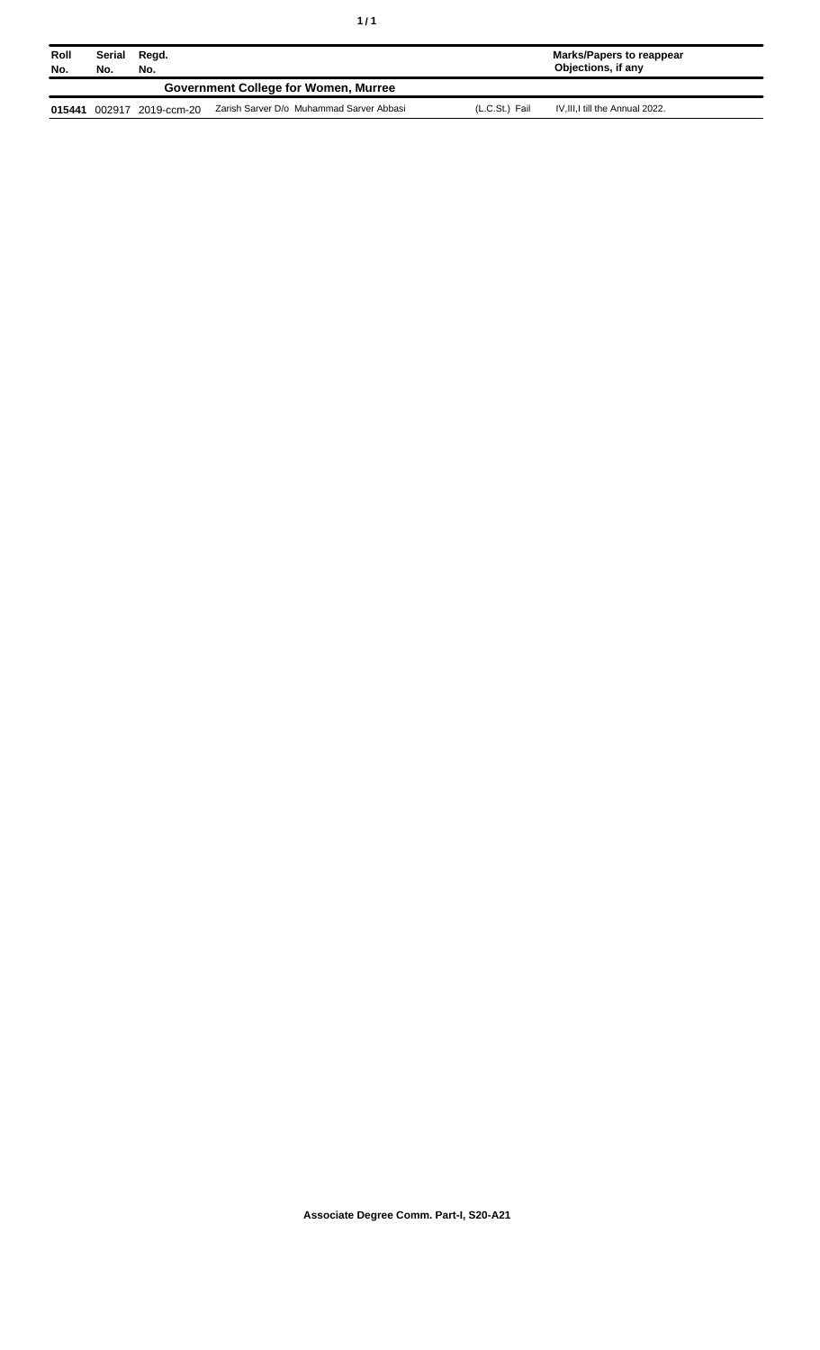| Roll No. | Serial No. | Regd. No. | | | Marks/Papers to reappear Objections, if any |
|---|---|---|---|---|---|
| | | | **Government College for Women, Murree** | | |
| **015441** | 002917 | 2019-ccm-20 | Zarish Sarver D/o Muhammad Sarver Abbasi | (L.C.St.) Fail | IV,III,I till the Annual 2022. |

**Associate Degree Comm. Part-I, S20-A21**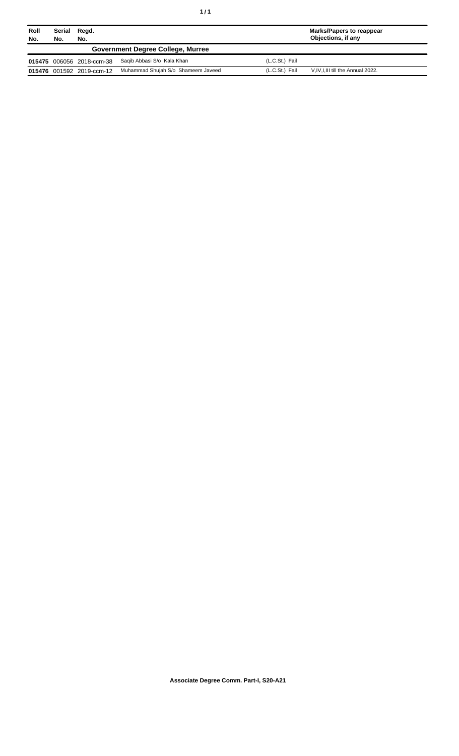| Roll No. | Serial No. | Regd. No. | | | Marks/Papers to reappear Objections, if any |
|---|---|---|---|---|---|
| | | | **Government Degree College, Murree** | | |
| **015475** | 006056 | 2018-ccm-38 | Saqib Abbasi S/o Kala Khan | (L.C.St.) Fail | |
| **015476** | 001592 | 2019-ccm-12 | Muhammad Shujah S/o Shameem Javeed | (L.C.St.) Fail | V,IV,I,III till the Annual 2022. |

**Associate Degree Comm. Part-I, S20-A21**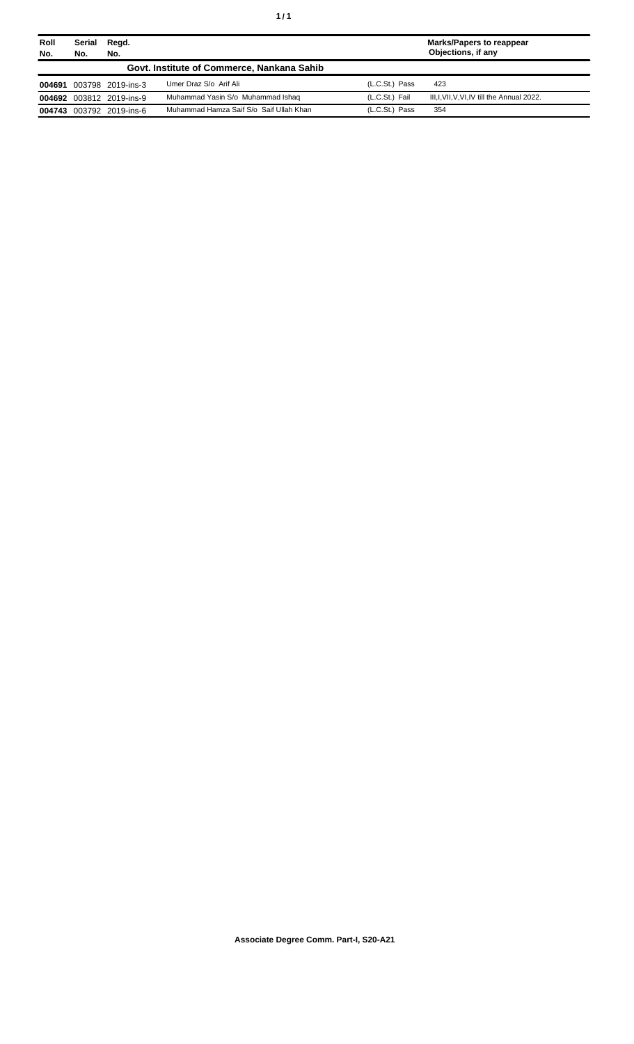| Roll No. | Serial No. | Regd. No. | | | Marks/Papers to reappear Objections, if any |
|---|---|---|---|---|---|
| | | | **Govt. Institute of Commerce, Nankana Sahib** | | |
| **004691** | 003798 | 2019-ins-3 | Umer Draz S/o Arif Ali | (L.C.St.) Pass | 423 |
| **004692** | 003812 | 2019-ins-9 | Muhammad Yasin S/o Muhammad Ishaq | (L.C.St.) Fail | III,I,VII,V,VI,IV till the Annual 2022. |
| **004743** | 003792 | 2019-ins-6 | Muhammad Hamza Saif S/o Saif Ullah Khan | (L.C.St.) Pass | 354 |

**Associate Degree Comm. Part-I, S20-A21**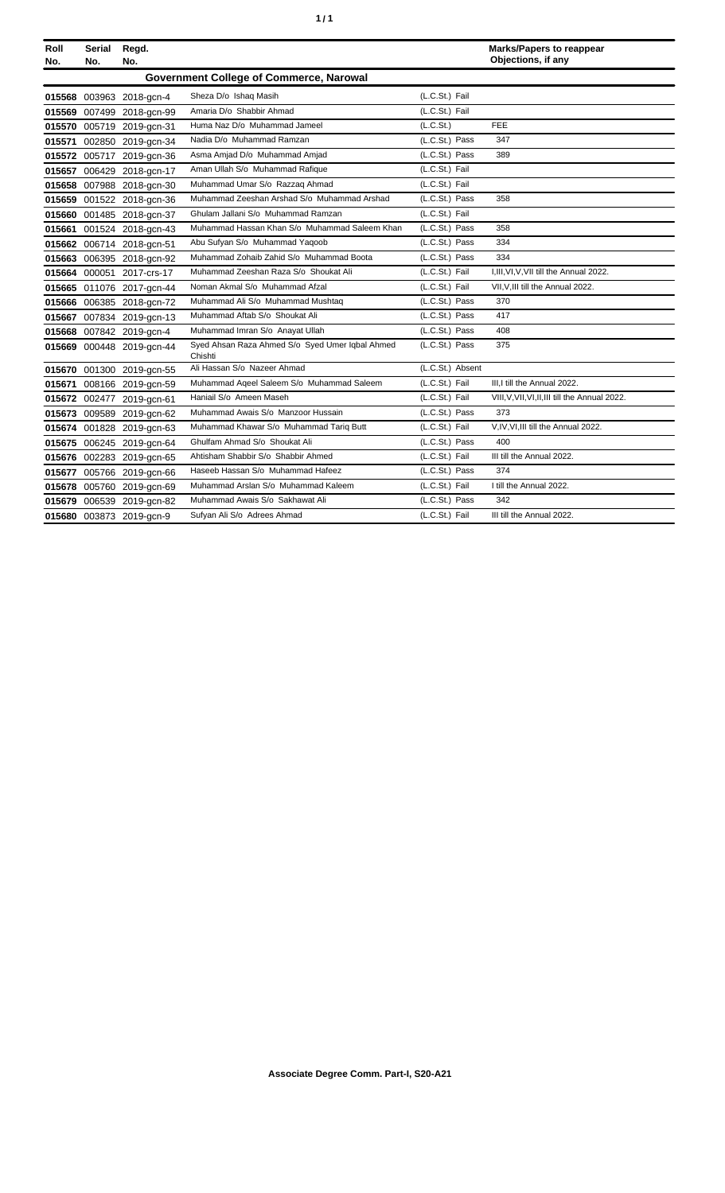| Roll No. | Serial No. | Regd. No. | | | Marks/Papers to reappear Objections, if any |
|---|---|---|---|---|---|
| **Government College of Commerce, Narowal** | | | | | |
| **015568** | 003963 | 2018-gcn-4 | Sheza D/o Ishaq Masih | (L.C.St.) Fail | |
| **015569** | 007499 | 2018-gcn-99 | Amaria D/o Shabbir Ahmad | (L.C.St.) Fail | |
| **015570** | 005719 | 2019-gcn-31 | Huma Naz D/o Muhammad Jameel | (L.C.St.) | FEE |
| **015571** | 002850 | 2019-gcn-34 | Nadia D/o Muhammad Ramzan | (L.C.St.) Pass | 347 |
| **015572** | 005717 | 2019-gcn-36 | Asma Amjad D/o Muhammad Amjad | (L.C.St.) Pass | 389 |
| **015657** | 006429 | 2018-gcn-17 | Aman Ullah S/o Muhammad Rafique | (L.C.St.) Fail | |
| **015658** | 007988 | 2018-gcn-30 | Muhammad Umar S/o Razzaq Ahmad | (L.C.St.) Fail | |
| **015659** | 001522 | 2018-gcn-36 | Muhammad Zeeshan Arshad S/o Muhammad Arshad | (L.C.St.) Pass | 358 |
| **015660** | 001485 | 2018-gcn-37 | Ghulam Jallani S/o Muhammad Ramzan | (L.C.St.) Fail | |
| **015661** | 001524 | 2018-gcn-43 | Muhammad Hassan Khan S/o Muhammad Saleem Khan | (L.C.St.) Pass | 358 |
| **015662** | 006714 | 2018-gcn-51 | Abu Sufyan S/o Muhammad Yaqoob | (L.C.St.) Pass | 334 |
| **015663** | 006395 | 2018-gcn-92 | Muhammad Zohaib Zahid S/o Muhammad Boota | (L.C.St.) Pass | 334 |
| **015664** | 000051 | 2017-crs-17 | Muhammad Zeeshan Raza S/o Shoukat Ali | (L.C.St.) Fail | I,III,VI,V,VII till the Annual 2022. |
| **015665** | 011076 | 2017-gcn-44 | Noman Akmal S/o Muhammad Afzal | (L.C.St.) Fail | VII,V,III till the Annual 2022. |
| **015666** | 006385 | 2018-gcn-72 | Muhammad Ali S/o Muhammad Mushtaq | (L.C.St.) Pass | 370 |
| **015667** | 007834 | 2019-gcn-13 | Muhammad Aftab S/o Shoukat Ali | (L.C.St.) Pass | 417 |
| **015668** | 007842 | 2019-gcn-4 | Muhammad Imran S/o Anayat Ullah | (L.C.St.) Pass | 408 |
| **015669** | 000448 | 2019-gcn-44 | Syed Ahsan Raza Ahmed S/o Syed Umer Iqbal Ahmed Chishti | (L.C.St.) Pass | 375 |
| **015670** | 001300 | 2019-gcn-55 | Ali Hassan S/o Nazeer Ahmad | (L.C.St.) Absent | |
| **015671** | 008166 | 2019-gcn-59 | Muhammad Aqeel Saleem S/o Muhammad Saleem | (L.C.St.) Fail | III,I till the Annual 2022. |
| **015672** | 002477 | 2019-gcn-61 | Haniail S/o Ameen Maseh | (L.C.St.) Fail | VIII,V,VII,VI,II,III till the Annual 2022. |
| **015673** | 009589 | 2019-gcn-62 | Muhammad Awais S/o Manzoor Hussain | (L.C.St.) Pass | 373 |
| **015674** | 001828 | 2019-gcn-63 | Muhammad Khawar S/o Muhammad Tariq Butt | (L.C.St.) Fail | V,IV,VI,III till the Annual 2022. |
| **015675** | 006245 | 2019-gcn-64 | Ghulfam Ahmad S/o Shoukat Ali | (L.C.St.) Pass | 400 |
| **015676** | 002283 | 2019-gcn-65 | Ahtisham Shabbir S/o Shabbir Ahmed | (L.C.St.) Fail | III till the Annual 2022. |
| **015677** | 005766 | 2019-gcn-66 | Haseeb Hassan S/o Muhammad Hafeez | (L.C.St.) Pass | 374 |
| **015678** | 005760 | 2019-gcn-69 | Muhammad Arslan S/o Muhammad Kaleem | (L.C.St.) Fail | I till the Annual 2022. |
| **015679** | 006539 | 2019-gcn-82 | Muhammad Awais S/o Sakhawat Ali | (L.C.St.) Pass | 342 |
| **015680** | 003873 | 2019-gcn-9 | Sufyan Ali S/o Adrees Ahmad | (L.C.St.) Fail | III till the Annual 2022. |

**Associate Degree Comm. Part-I, S20-A21**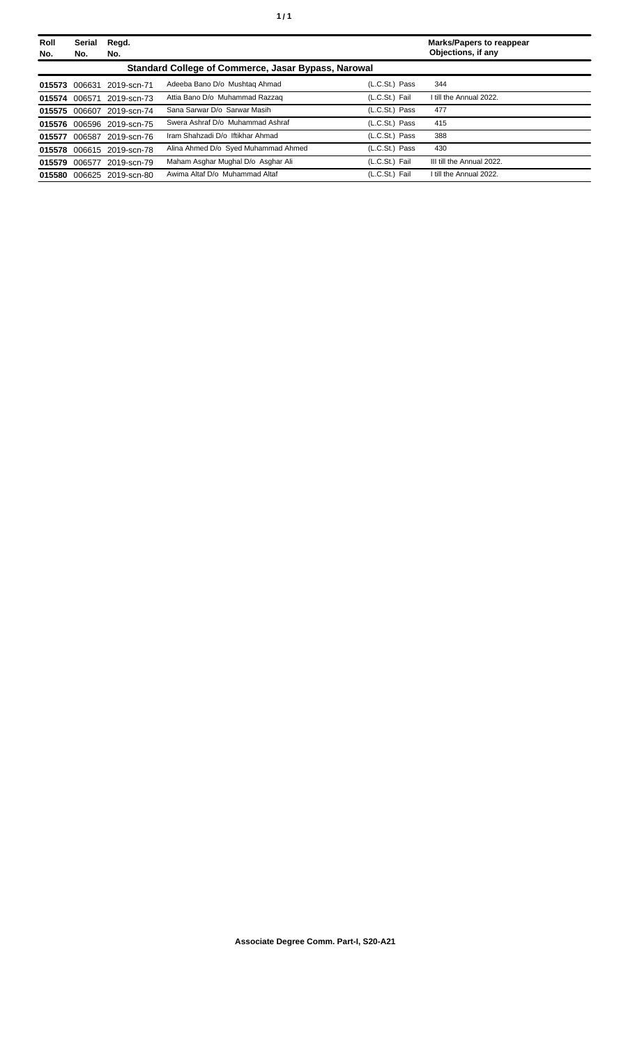| Roll No. | Serial No. | Regd. No. | | | Marks/Papers to reappear Objections, if any |
|---|---|---|---|---|---|
| **Standard College of Commerce, Jasar Bypass, Narowal** | | | | | |
| **015573** | 006631 | 2019-scn-71 | Adeeba Bano D/o Mushtaq Ahmad | (L.C.St.) Pass | 344 |
| **015574** | 006571 | 2019-scn-73 | Attia Bano D/o Muhammad Razzaq | (L.C.St.) Fail | I till the Annual 2022. |
| **015575** | 006607 | 2019-scn-74 | Sana Sarwar D/o Sarwar Masih | (L.C.St.) Pass | 477 |
| **015576** | 006596 | 2019-scn-75 | Swera Ashraf D/o Muhammad Ashraf | (L.C.St.) Pass | 415 |
| **015577** | 006587 | 2019-scn-76 | Iram Shahzadi D/o Iftikhar Ahmad | (L.C.St.) Pass | 388 |
| **015578** | 006615 | 2019-scn-78 | Alina Ahmed D/o Syed Muhammad Ahmed | (L.C.St.) Pass | 430 |
| **015579** | 006577 | 2019-scn-79 | Maham Asghar Mughal D/o Asghar Ali | (L.C.St.) Fail | III till the Annual 2022. |
| **015580** | 006625 | 2019-scn-80 | Awima Altaf D/o Muhammad Altaf | (L.C.St.) Fail | I till the Annual 2022. |

**Associate Degree Comm. Part-I, S20-A21**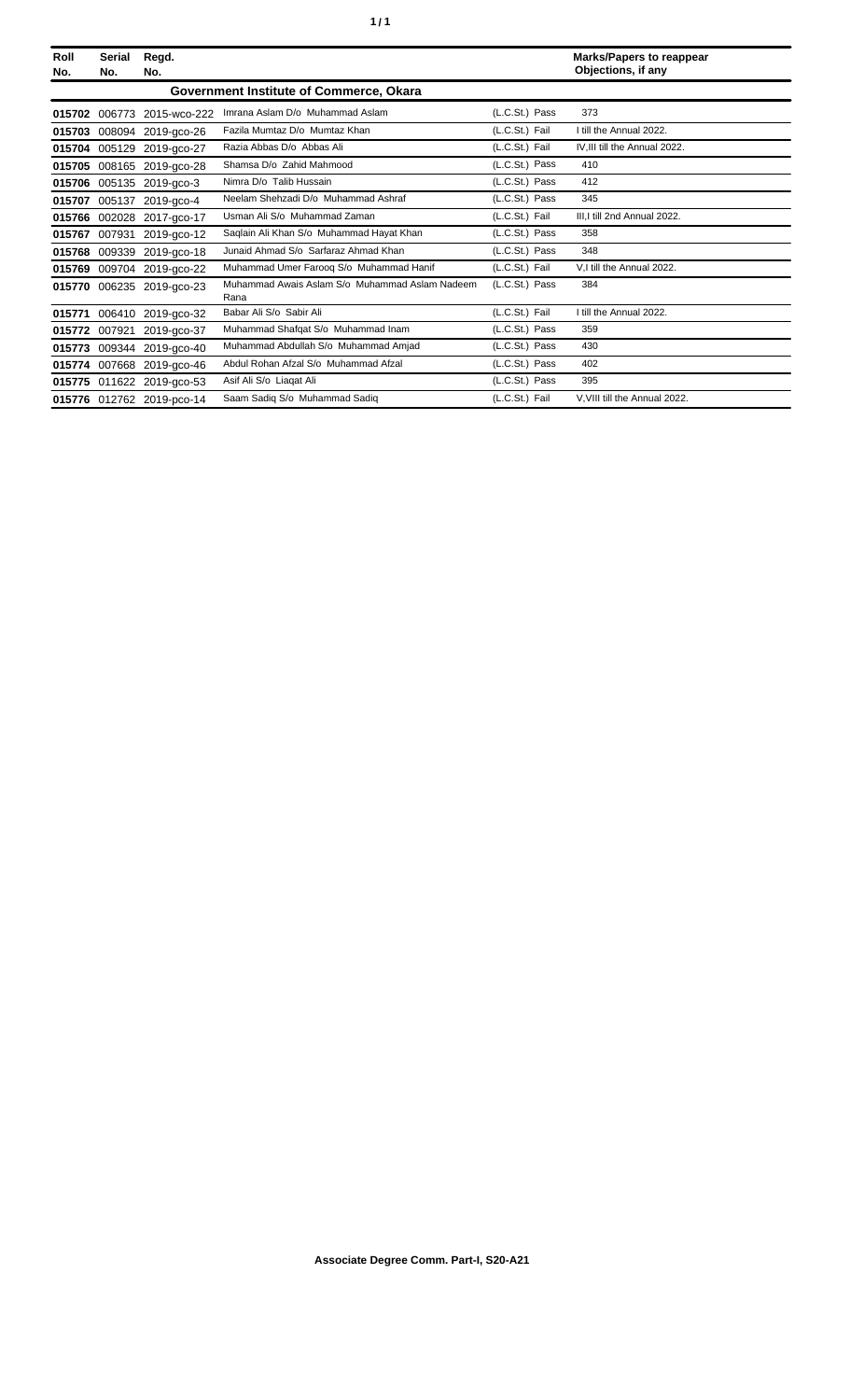| Roll No. | Serial No. | Regd. No. | | | Marks/Papers to reappear Objections, if any |
|---|---|---|---|---|---|
| **Government Institute of Commerce, Okara** | | | | | |
| **015702** | 006773 | 2015-wco-222 | Imrana Aslam D/o Muhammad Aslam | (L.C.St.) Pass | 373 |
| **015703** | 008094 | 2019-gco-26 | Fazila Mumtaz D/o Mumtaz Khan | (L.C.St.) Fail | I till the Annual 2022. |
| **015704** | 005129 | 2019-gco-27 | Razia Abbas D/o Abbas Ali | (L.C.St.) Fail | IV,III till the Annual 2022. |
| **015705** | 008165 | 2019-gco-28 | Shamsa D/o Zahid Mahmood | (L.C.St.) Pass | 410 |
| **015706** | 005135 | 2019-gco-3 | Nimra D/o Talib Hussain | (L.C.St.) Pass | 412 |
| **015707** | 005137 | 2019-gco-4 | Neelam Shehzadi D/o Muhammad Ashraf | (L.C.St.) Pass | 345 |
| **015766** | 002028 | 2017-gco-17 | Usman Ali S/o Muhammad Zaman | (L.C.St.) Fail | III,I till 2nd Annual 2022. |
| **015767** | 007931 | 2019-gco-12 | Saqlain Ali Khan S/o Muhammad Hayat Khan | (L.C.St.) Pass | 358 |
| **015768** | 009339 | 2019-gco-18 | Junaid Ahmad S/o Sarfaraz Ahmad Khan | (L.C.St.) Pass | 348 |
| **015769** | 009704 | 2019-gco-22 | Muhammad Umer Farooq S/o Muhammad Hanif | (L.C.St.) Fail | V,I till the Annual 2022. |
| **015770** | 006235 | 2019-gco-23 | Muhammad Awais Aslam S/o Muhammad Aslam Nadeem Rana | (L.C.St.) Pass | 384 |
| **015771** | 006410 | 2019-gco-32 | Babar Ali S/o Sabir Ali | (L.C.St.) Fail | I till the Annual 2022. |
| **015772** | 007921 | 2019-gco-37 | Muhammad Shafqat S/o Muhammad Inam | (L.C.St.) Pass | 359 |
| **015773** | 009344 | 2019-gco-40 | Muhammad Abdullah S/o Muhammad Amjad | (L.C.St.) Pass | 430 |
| **015774** | 007668 | 2019-gco-46 | Abdul Rohan Afzal S/o Muhammad Afzal | (L.C.St.) Pass | 402 |
| **015775** | 011622 | 2019-gco-53 | Asif Ali S/o Liaqat Ali | (L.C.St.) Pass | 395 |
| **015776** | 012762 | 2019-pco-14 | Saam Sadiq S/o Muhammad Sadiq | (L.C.St.) Fail | V,VIII till the Annual 2022. |

**Associate Degree Comm. Part-I, S20-A21**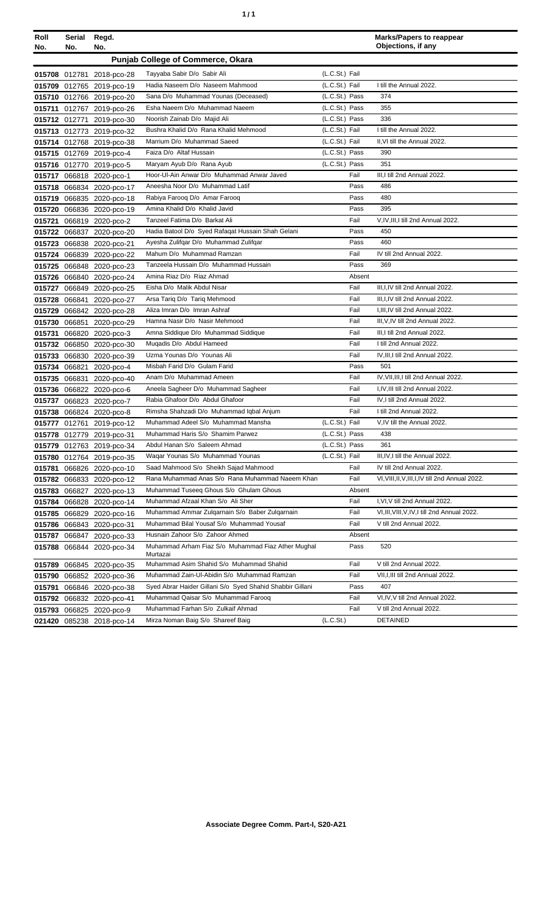| Roll No. | Serial No. | Regd. No. | | | Marks/Papers to reappear Objections, if any |
|---|---|---|---|---|---|
| | | | **Punjab College of Commerce, Okara** | | |
| 015708 | 012781 | 2018-pco-28 | Tayyaba Sabir D/o Sabir Ali | (L.C.St.) Fail | |
| 015709 | 012765 | 2019-pco-19 | Hadia Naseem D/o Naseem Mahmood | (L.C.St.) Fail | I till the Annual 2022. |
| 015710 | 012766 | 2019-pco-20 | Sana D/o Muhammad Younas (Deceased) | (L.C.St.) Pass | 374 |
| 015711 | 012767 | 2019-pco-26 | Esha Naeem D/o Muhammad Naeem | (L.C.St.) Pass | 355 |
| 015712 | 012771 | 2019-pco-30 | Noorish Zainab D/o Majid Ali | (L.C.St.) Pass | 336 |
| 015713 | 012773 | 2019-pco-32 | Bushra Khalid D/o Rana Khalid Mehmood | (L.C.St.) Fail | I till the Annual 2022. |
| 015714 | 012768 | 2019-pco-38 | Marrium D/o Muhammad Saeed | (L.C.St.) Fail | II,VI till the Annual 2022. |
| 015715 | 012769 | 2019-pco-4 | Faiza D/o Altaf Hussain | (L.C.St.) Pass | 390 |
| 015716 | 012770 | 2019-pco-5 | Maryam Ayub D/o Rana Ayub | (L.C.St.) Pass | 351 |
| 015717 | 066818 | 2020-pco-1 | Hoor-Ul-Ain Anwar D/o Muhammad Anwar Javed | Fail | III,I till 2nd Annual 2022. |
| 015718 | 066834 | 2020-pco-17 | Aneesha Noor D/o Muhammad Latif | Pass | 486 |
| 015719 | 066835 | 2020-pco-18 | Rabiya Farooq D/o Amar Farooq | Pass | 480 |
| 015720 | 066836 | 2020-pco-19 | Amina Khalid D/o Khalid Javid | Pass | 395 |
| 015721 | 066819 | 2020-pco-2 | Tanzeel Fatima D/o Barkat Ali | Fail | V,IV,III,I till 2nd Annual 2022. |
| 015722 | 066837 | 2020-pco-20 | Hadia Batool D/o Syed Rafaqat Hussain Shah Gelani | Pass | 450 |
| 015723 | 066838 | 2020-pco-21 | Ayesha Zulifqar D/o Muhammad Zulifqar | Pass | 460 |
| 015724 | 066839 | 2020-pco-22 | Mahum D/o Muhammad Ramzan | Fail | IV till 2nd Annual 2022. |
| 015725 | 066848 | 2020-pco-23 | Tanzeela Hussain D/o Muhammad Hussain | Pass | 369 |
| 015726 | 066840 | 2020-pco-24 | Amina Riaz D/o Riaz Ahmad | Absent | |
| 015727 | 066849 | 2020-pco-25 | Eisha D/o Malik Abdul Nisar | Fail | III,I,IV till 2nd Annual 2022. |
| 015728 | 066841 | 2020-pco-27 | Arsa Tariq D/o Tariq Mehmood | Fail | III,I,IV till 2nd Annual 2022. |
| 015729 | 066842 | 2020-pco-28 | Aliza Imran D/o Imran Ashraf | Fail | I,III,IV till 2nd Annual 2022. |
| 015730 | 066851 | 2020-pco-29 | Hamna Nasir D/o Nasir Mehmood | Fail | III,V,IV till 2nd Annual 2022. |
| 015731 | 066820 | 2020-pco-3 | Amna Siddique D/o Muhammad Siddique | Fail | III,I till 2nd Annual 2022. |
| 015732 | 066850 | 2020-pco-30 | Muqadis D/o Abdul Hameed | Fail | I till 2nd Annual 2022. |
| 015733 | 066830 | 2020-pco-39 | Uzma Younas D/o Younas Ali | Fail | IV,III,I till 2nd Annual 2022. |
| 015734 | 066821 | 2020-pco-4 | Misbah Farid D/o Gulam Farid | Pass | 501 |
| 015735 | 066831 | 2020-pco-40 | Anam D/o Muhammad Ameen | Fail | IV,VII,III,I till 2nd Annual 2022. |
| 015736 | 066822 | 2020-pco-6 | Aneela Sagheer D/o Muhammad Sagheer | Fail | I,IV,III till 2nd Annual 2022. |
| 015737 | 066823 | 2020-pco-7 | Rabia Ghafoor D/o Abdul Ghafoor | Fail | IV,I till 2nd Annual 2022. |
| 015738 | 066824 | 2020-pco-8 | Rimsha Shahzadi D/o Muhammad Iqbal Anjum | Fail | I till 2nd Annual 2022. |
| 015777 | 012761 | 2019-pco-12 | Muhammad Adeel S/o Muhammad Mansha | (L.C.St.) Fail | V,IV till the Annual 2022. |
| 015778 | 012779 | 2019-pco-31 | Muhammad Haris S/o Shamim Parwez | (L.C.St.) Pass | 438 |
| 015779 | 012763 | 2019-pco-34 | Abdul Hanan S/o Saleem Ahmad | (L.C.St.) Pass | 361 |
| 015780 | 012764 | 2019-pco-35 | Waqar Younas S/o Muhammad Younas | (L.C.St.) Fail | III,IV,I till the Annual 2022. |
| 015781 | 066826 | 2020-pco-10 | Saad Mahmood S/o Sheikh Sajad Mahmood | Fail | IV till 2nd Annual 2022. |
| 015782 | 066833 | 2020-pco-12 | Rana Muhammad Anas S/o Rana Muhammad Naeem Khan | Fail | VI,VIII,II,V,III,I,IV till 2nd Annual 2022. |
| 015783 | 066827 | 2020-pco-13 | Muhammad Tuseeq Ghous S/o Ghulam Ghous | Absent | |
| 015784 | 066828 | 2020-pco-14 | Muhammad Afzaal Khan S/o Ali Sher | Fail | I,VI,V till 2nd Annual 2022. |
| 015785 | 066829 | 2020-pco-16 | Muhammad Ammar Zulqarnain S/o Baber Zulqarnain | Fail | VI,III,VIII,V,IV,I till 2nd Annual 2022. |
| 015786 | 066843 | 2020-pco-31 | Muhammad Bilal Yousaf S/o Muhammad Yousaf | Fail | V till 2nd Annual 2022. |
| 015787 | 066847 | 2020-pco-33 | Husnain Zahoor S/o Zahoor Ahmed | Absent | |
| 015788 | 066844 | 2020-pco-34 | Muhammad Arham Fiaz S/o Muhammad Fiaz Ather Mughal Murtazai | Pass | 520 |
| 015789 | 066845 | 2020-pco-35 | Muhammad Asim Shahid S/o Muhammad Shahid | Fail | V till 2nd Annual 2022. |
| 015790 | 066852 | 2020-pco-36 | Muhammad Zain-Ul-Abidin S/o Muhammad Ramzan | Fail | VII,I,III till 2nd Annual 2022. |
| 015791 | 066846 | 2020-pco-38 | Syed Abrar Haider Gillani S/o Syed Shahid Shabbir Gillani | Pass | 407 |
| 015792 | 066832 | 2020-pco-41 | Muhammad Qaisar S/o Muhammad Farooq | Fail | VI,IV,V till 2nd Annual 2022. |
| 015793 | 066825 | 2020-pco-9 | Muhammad Farhan S/o Zulkaif Ahmad | Fail | V till 2nd Annual 2022. |
| 021420 | 085238 | 2018-pco-14 | Mirza Noman Baig S/o Shareef Baig | (L.C.St.) | DETAINED |

**Associate Degree Comm. Part-I, S20-A21**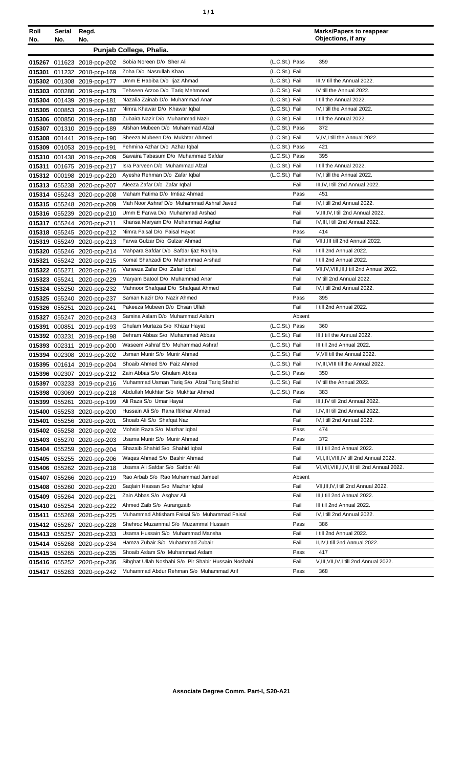| Roll No. | Serial No. | Regd. No. | | | Marks/Papers to reappear Objections, if any |
|---|---|---|---|---|---|
| | | | **Punjab College, Phalia.** | | |
| 015267 | 011623 | 2018-pcp-202 | Sobia Noreen D/o Sher Ali | (L.C.St.) Pass | 359 |
| 015301 | 011232 | 2018-pcp-169 | Zoha D/o Nasrullah Khan | (L.C.St.) Fail | |
| 015302 | 001308 | 2019-pcp-177 | Umm E Habiba D/o Ijaz Ahmad | (L.C.St.) Fail | III,V till the Annual 2022. |
| 015303 | 000280 | 2019-pcp-179 | Tehseen Arzoo D/o Tariq Mehmood | (L.C.St.) Fail | IV till the Annual 2022. |
| 015304 | 001439 | 2019-pcp-181 | Nazalia Zainab D/o Muhammad Anar | (L.C.St.) Fail | I till the Annual 2022. |
| 015305 | 000853 | 2019-pcp-187 | Nimra Khawar D/o Khawar Iqbal | (L.C.St.) Fail | IV,I till the Annual 2022. |
| 015306 | 000850 | 2019-pcp-188 | Zubaira Nazir D/o Muhammad Nazir | (L.C.St.) Fail | I till the Annual 2022. |
| 015307 | 001310 | 2019-pcp-189 | Afshan Mubeen D/o Muhammad Afzal | (L.C.St.) Pass | 372 |
| 015308 | 001441 | 2019-pcp-190 | Sheeza Mubeen D/o Mukhtar Ahmed | (L.C.St.) Fail | V,IV,I till the Annual 2022. |
| 015309 | 001053 | 2019-pcp-191 | Fehmina Azhar D/o Azhar Iqbal | (L.C.St.) Pass | 421 |
| 015310 | 001438 | 2019-pcp-209 | Sawaira Tabasum D/o Muhammad Safdar | (L.C.St.) Pass | 395 |
| 015311 | 001675 | 2019-pcp-217 | Isra Parveen D/o Muhammad Afzal | (L.C.St.) Fail | I till the Annual 2022. |
| 015312 | 000198 | 2019-pcp-220 | Ayesha Rehman D/o Zafar Iqbal | (L.C.St.) Fail | IV,I till the Annual 2022. |
| 015313 | 055238 | 2020-pcp-207 | Aleeza Zafar D/o Zafar Iqbal | Fail | III,IV,I till 2nd Annual 2022. |
| 015314 | 055243 | 2020-pcp-208 | Maham Fatima D/o Imtiaz Ahmad | Pass | 451 |
| 015315 | 055248 | 2020-pcp-209 | Mah Noor Ashraf D/o Muhammad Ashraf Javed | Fail | IV,I till 2nd Annual 2022. |
| 015316 | 055239 | 2020-pcp-210 | Umm E Farwa D/o Muhammad Arshad | Fail | V,III,IV,I till 2nd Annual 2022. |
| 015317 | 055244 | 2020-pcp-211 | Khansa Maryam D/o Muhammad Asghar | Fail | IV,III,I till 2nd Annual 2022. |
| 015318 | 055245 | 2020-pcp-212 | Nimra Faisal D/o Faisal Hayat | Pass | 414 |
| 015319 | 055249 | 2020-pcp-213 | Farwa Gulzar D/o Gulzar Ahmad | Fail | VII,I,III till 2nd Annual 2022. |
| 015320 | 055246 | 2020-pcp-214 | Mahpara Safdar D/o Safdar Ijaz Ranjha | Fail | I till 2nd Annual 2022. |
| 015321 | 055242 | 2020-pcp-215 | Komal Shahzadi D/o Muhammad Arshad | Fail | I till 2nd Annual 2022. |
| 015322 | 055271 | 2020-pcp-216 | Vaneeza Zafar D/o Zafar Iqbal | Fail | VII,IV,VIII,III,I till 2nd Annual 2022. |
| 015323 | 055241 | 2020-pcp-229 | Maryam Batool D/o Muhammad Anar | Fail | IV till 2nd Annual 2022. |
| 015324 | 055250 | 2020-pcp-232 | Mahnoor Shafqaat D/o Shafqaat Ahmed | Fail | IV,I till 2nd Annual 2022. |
| 015325 | 055240 | 2020-pcp-237 | Saman Nazir D/o Nazir Ahmed | Pass | 395 |
| 015326 | 055251 | 2020-pcp-241 | Pakeeza Mubeen D/o Ehsan Ullah | Fail | I till 2nd Annual 2022. |
| 015327 | 055247 | 2020-pcp-243 | Samina Aslam D/o Muhammad Aslam | Absent | |
| 015391 | 000851 | 2019-pcp-193 | Ghulam Murtaza S/o Khizar Hayat | (L.C.St.) Pass | 360 |
| 015392 | 003231 | 2019-pcp-198 | Behram Abbas S/o Muhammad Abbas | (L.C.St.) Fail | III,I till the Annual 2022. |
| 015393 | 002311 | 2019-pcp-200 | Waseem Ashraf S/o Muhammad Ashraf | (L.C.St.) Fail | III till 2nd Annual 2022. |
| 015394 | 002308 | 2019-pcp-202 | Usman Munir S/o Munir Ahmad | (L.C.St.) Fail | V,VII till the Annual 2022. |
| 015395 | 001614 | 2019-pcp-204 | Shoaib Ahmed S/o Faiz Ahmed | (L.C.St.) Fail | IV,III,VIII till the Annual 2022. |
| 015396 | 002307 | 2019-pcp-212 | Zain Abbas S/o Ghulam Abbas | (L.C.St.) Pass | 350 |
| 015397 | 003233 | 2019-pcp-216 | Muhammad Usman Tariq S/o Afzal Tariq Shahid | (L.C.St.) Fail | IV till the Annual 2022. |
| 015398 | 003069 | 2019-pcp-218 | Abdullah Mukhtar S/o Mukhtar Ahmed | (L.C.St.) Pass | 383 |
| 015399 | 055261 | 2020-pcp-199 | Ali Raza S/o Umar Hayat | Fail | III,I,IV till 2nd Annual 2022. |
| 015400 | 055253 | 2020-pcp-200 | Hussain Ali S/o Rana Iftikhar Ahmad | Fail | I,IV,III till 2nd Annual 2022. |
| 015401 | 055256 | 2020-pcp-201 | Shoaib Ali S/o Shafqat Naz | Fail | IV,I till 2nd Annual 2022. |
| 015402 | 055258 | 2020-pcp-202 | Mohsin Raza S/o Mazhar Iqbal | Pass | 474 |
| 015403 | 055270 | 2020-pcp-203 | Usama Munir S/o Munir Ahmad | Pass | 372 |
| 015404 | 055259 | 2020-pcp-204 | Shazaib Shahid S/o Shahid Iqbal | Fail | III,I till 2nd Annual 2022. |
| 015405 | 055255 | 2020-pcp-206 | Waqas Ahmad S/o Bashir Ahmad | Fail | VI,I,III,VIII,IV till 2nd Annual 2022. |
| 015406 | 055262 | 2020-pcp-218 | Usama Ali Safdar S/o Safdar Ali | Fail | VI,VII,VIII,I,IV,III till 2nd Annual 2022. |
| 015407 | 055266 | 2020-pcp-219 | Rao Arbab S/o Rao Muhammad Jameel | Absent | |
| 015408 | 055260 | 2020-pcp-220 | Saqlain Hassan S/o Mazhar Iqbal | Fail | VII,III,IV,I till 2nd Annual 2022. |
| 015409 | 055264 | 2020-pcp-221 | Zain Abbas S/o Asghar Ali | Fail | III,I till 2nd Annual 2022. |
| 015410 | 055254 | 2020-pcp-222 | Ahmed Zaib S/o Aurangzaib | Fail | III till 2nd Annual 2022. |
| 015411 | 055269 | 2020-pcp-225 | Muhammad Ahtisham Faisal S/o Muhammad Faisal | Fail | IV,I till 2nd Annual 2022. |
| 015412 | 055267 | 2020-pcp-228 | Shehroz Muzammal S/o Muzammal Hussain | Pass | 386 |
| 015413 | 055257 | 2020-pcp-233 | Usama Hussain S/o Muhammad Mansha | Fail | I till 2nd Annual 2022. |
| 015414 | 055268 | 2020-pcp-234 | Hamza Zubair S/o Muhammad Zubair | Fail | II,IV,I till 2nd Annual 2022. |
| 015415 | 055265 | 2020-pcp-235 | Shoaib Aslam S/o Muhammad Aslam | Pass | 417 |
| 015416 | 055252 | 2020-pcp-236 | Sibghat Ullah Noshahi S/o Pir Shabir Hussain Noshahi | Fail | V,III,VII,IV,I till 2nd Annual 2022. |
| 015417 | 055263 | 2020-pcp-242 | Muhammad Abdur Rehman S/o Muhammad Arif | Pass | 368 |

**Associate Degree Comm. Part-I, S20-A21**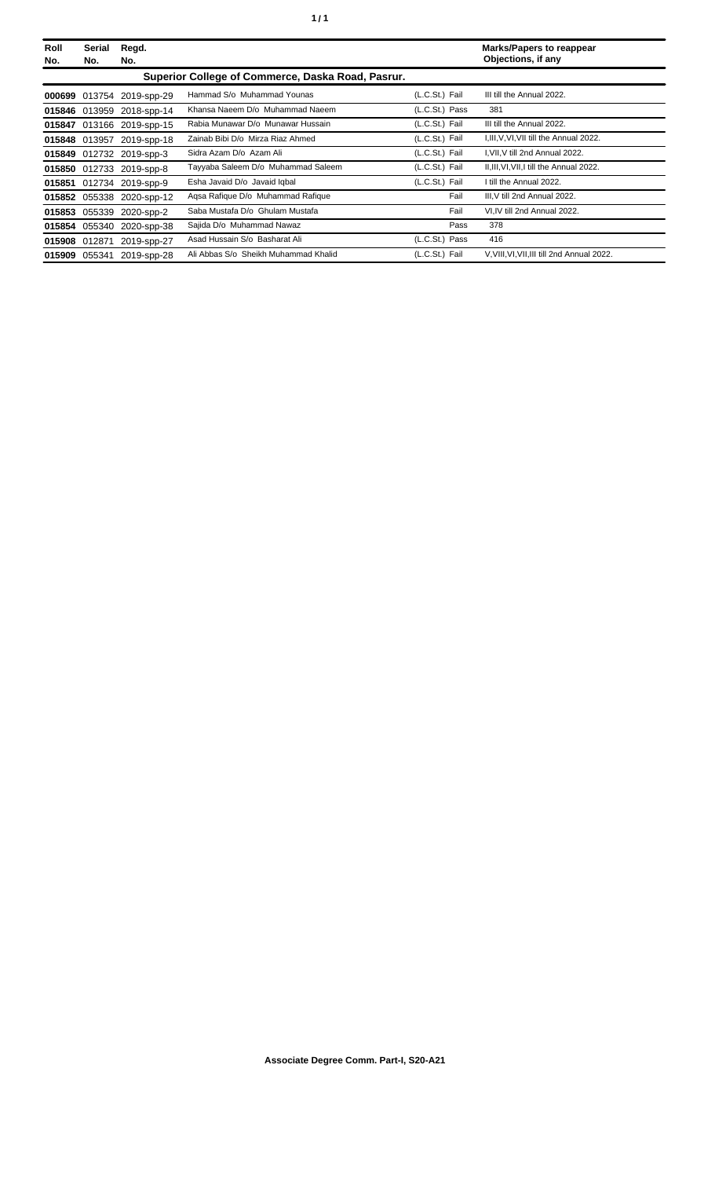| Roll No. | Serial No. | Regd. No. | | | Marks/Papers to reappear Objections, if any |
|---|---|---|---|---|---|
| **Superior College of Commerce, Daska Road, Pasrur.** | | | | | |
| **000699** | 013754 | 2019-spp-29 | Hammad S/o Muhammad Younas | (L.C.St.) Fail | III till the Annual 2022. |
| **015846** | 013959 | 2018-spp-14 | Khansa Naeem D/o Muhammad Naeem | (L.C.St.) Pass | 381 |
| **015847** | 013166 | 2019-spp-15 | Rabia Munawar D/o Munawar Hussain | (L.C.St.) Fail | III till the Annual 2022. |
| **015848** | 013957 | 2019-spp-18 | Zainab Bibi D/o Mirza Riaz Ahmed | (L.C.St.) Fail | I,III,V,VI,VII till the Annual 2022. |
| **015849** | 012732 | 2019-spp-3 | Sidra Azam D/o Azam Ali | (L.C.St.) Fail | I,VII,V till 2nd Annual 2022. |
| **015850** | 012733 | 2019-spp-8 | Tayyaba Saleem D/o Muhammad Saleem | (L.C.St.) Fail | II,III,VI,VII,I till the Annual 2022. |
| **015851** | 012734 | 2019-spp-9 | Esha Javaid D/o Javaid Iqbal | (L.C.St.) Fail | I till the Annual 2022. |
| **015852** | 055338 | 2020-spp-12 | Aqsa Rafique D/o Muhammad Rafique | Fail | III,V till 2nd Annual 2022. |
| **015853** | 055339 | 2020-spp-2 | Saba Mustafa D/o Ghulam Mustafa | Fail | VI,IV till 2nd Annual 2022. |
| **015854** | 055340 | 2020-spp-38 | Sajida D/o Muhammad Nawaz | Pass | 378 |
| **015908** | 012871 | 2019-spp-27 | Asad Hussain S/o Basharat Ali | (L.C.St.) Pass | 416 |
| **015909** | 055341 | 2019-spp-28 | Ali Abbas S/o Sheikh Muhammad Khalid | (L.C.St.) Fail | V,VIII,VI,VII,III till 2nd Annual 2022. |

**Associate Degree Comm. Part-I, S20-A21**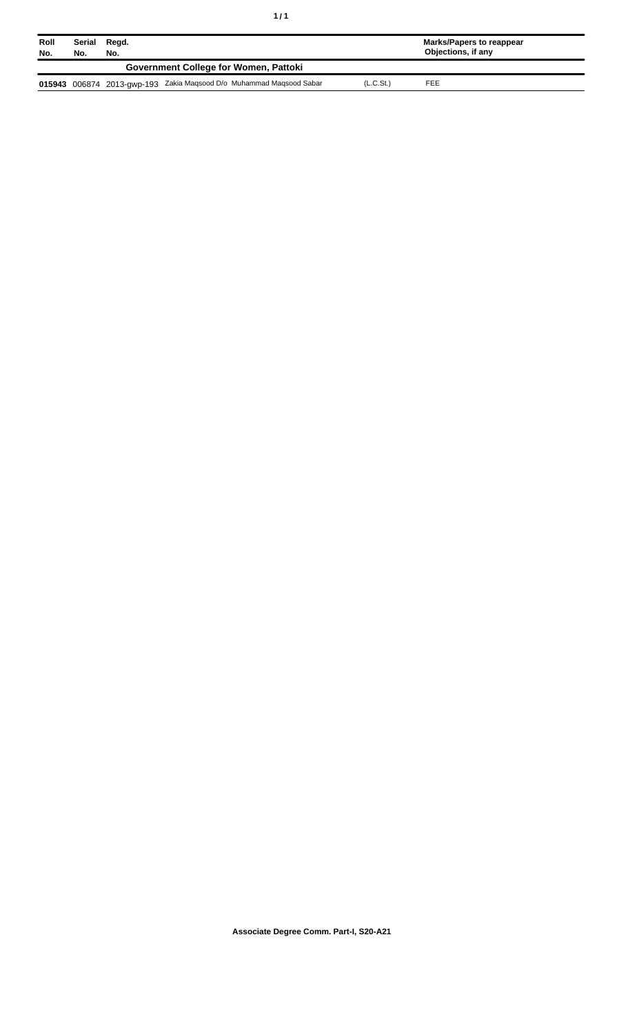| Roll No. | Serial No. | Regd. No. | | | Marks/Papers to reappear Objections, if any |
|---|---|---|---|---|---|
| **Government College for Women, Pattoki** | | | | | |
| **015943** | 006874 | 2013-gwp-193 | Zakia Maqsood D/o Muhammad Maqsood Sabar | (L.C.St.) | FEE |

**Associate Degree Comm. Part-I, S20-A21**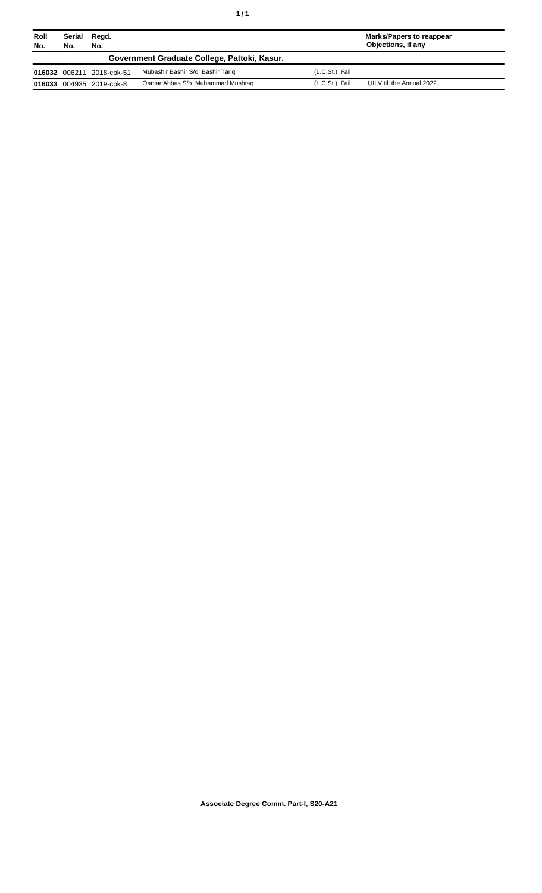| Roll No. | Serial No. | Regd. No. | | | Marks/Papers to reappear Objections, if any |
|---|---|---|---|---|---|
| **Government Graduate College, Pattoki, Kasur.** | | | | | |
| **016032** | 006211 | 2018-cpk-51 | Mubashir Bashir S/o Bashir Tariq | (L.C.St.) Fail | |
| **016033** | 004935 | 2019-cpk-8 | Qamar Abbas S/o Muhammad Mushtaq | (L.C.St.) Fail | I,III,V till the Annual 2022. |

**Associate Degree Comm. Part-I, S20-A21**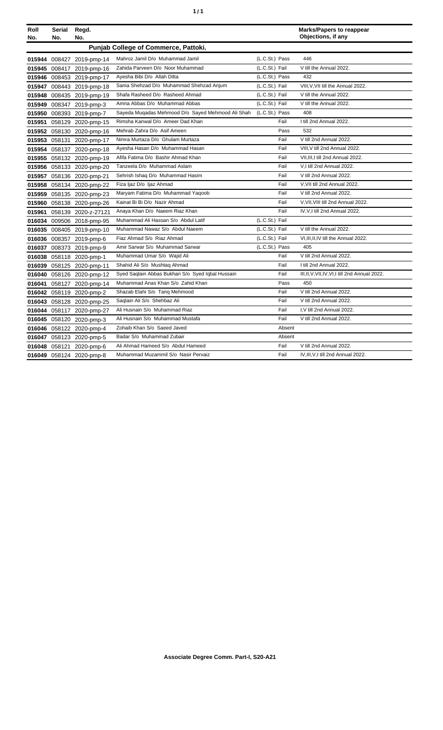| Roll No. | Serial No. | Regd. No. | | | Marks/Papers to reappear Objections, if any |
|---|---|---|---|---|---|
| **Punjab College of Commerce, Pattoki.** | | | | | |
| 015944 | 008427 | 2019-pmp-14 | Mahroz Jamil D/o Muhammad Jamil | (L.C.St.) Pass | 446 |
| 015945 | 008417 | 2019-pmp-16 | Zahida Parveen D/o Noor Muhammad | (L.C.St.) Fail | V till the Annual 2022. |
| 015946 | 008453 | 2019-pmp-17 | Ayesha Bibi D/o Allah Ditta | (L.C.St.) Pass | 432 |
| 015947 | 008443 | 2019-pmp-18 | Sania Shehzad D/o Muhammad Shehzad Anjum | (L.C.St.) Fail | VIII,V,VII till the Annual 2022. |
| 015948 | 008435 | 2019-pmp-19 | Shafa Rasheed D/o Rasheed Ahmad | (L.C.St.) Fail | V till the Annual 2022. |
| 015949 | 008347 | 2019-pmp-3 | Amna Abbas D/o Muhammad Abbas | (L.C.St.) Fail | V till the Annual 2022. |
| 015950 | 008393 | 2019-pmp-7 | Sayeda Muqadas Mehmood D/o Sayed Mehmood Ali Shah | (L.C.St.) Pass | 408 |
| 015951 | 058129 | 2020-pmp-15 | Rimsha Kanwal D/o Ameer Dad Khan | Fail | I till 2nd Annual 2022. |
| 015952 | 058130 | 2020-pmp-16 | Mehrab Zahra D/o Asif Ameen | Pass | 532 |
| 015953 | 058131 | 2020-pmp-17 | Nimra Murtaza D/o Ghulam Murtaza | Fail | V till 2nd Annual 2022. |
| 015954 | 058137 | 2020-pmp-18 | Ayesha Hasan D/o Muhammad Hasan | Fail | VIII,V till 2nd Annual 2022. |
| 015955 | 058132 | 2020-pmp-19 | Afifa Fatima D/o Bashir Ahmad Khan | Fail | VII,III,I till 2nd Annual 2022. |
| 015956 | 058133 | 2020-pmp-20 | Tanzeela D/o Muhammad Aslam | Fail | V,I till 2nd Annual 2022. |
| 015957 | 058136 | 2020-pmp-21 | Sehrish Ishaq D/o Muhammad Hasim | Fail | V till 2nd Annual 2022. |
| 015958 | 058134 | 2020-pmp-22 | Fiza Ijaz D/o Ijaz Ahmad | Fail | V,VII till 2nd Annual 2022. |
| 015959 | 058135 | 2020-pmp-23 | Maryam Fatima D/o Muhammad Yaqoob | Fail | V till 2nd Annual 2022. |
| 015960 | 058138 | 2020-pmp-26 | Kainat Bi Bi D/o Nazir Ahmad | Fail | V,VII,VIII till 2nd Annual 2022. |
| 015961 | 058139 | 2020-z-27121 | Anaya Khan D/o Naeem Riaz Khan | Fail | IV,V,I till 2nd Annual 2022. |
| 016034 | 009506 | 2018-pmp-95 | Muhammad Ali Hassan S/o Abdul Latif | (L.C.St.) Fail | |
| 016035 | 008405 | 2019-pmp-10 | Muhammad Nawaz S/o Abdul Naeem | (L.C.St.) Fail | V till the Annual 2022. |
| 016036 | 008357 | 2019-pmp-6 | Fiaz Ahmad S/o Riaz Ahmad | (L.C.St.) Fail | VI,III,II,IV till the Annual 2022. |
| 016037 | 008373 | 2019-pmp-9 | Amir Sarwar S/o Muhammad Sarwar | (L.C.St.) Pass | 405 |
| 016038 | 058118 | 2020-pmp-1 | Muhammad Umar S/o Wajid Ali | Fail | V till 2nd Annual 2022. |
| 016039 | 058125 | 2020-pmp-11 | Shahid Ali S/o Mushtaq Ahmad | Fail | I till 2nd Annual 2022. |
| 016040 | 058126 | 2020-pmp-12 | Syed Saqlain Abbas Bukhari S/o Syed Iqbal Hussain | Fail | III,II,V,VII,IV,VI,I till 2nd Annual 2022. |
| 016041 | 058127 | 2020-pmp-14 | Muhammad Anas Khan S/o Zahid Khan | Pass | 450 |
| 016042 | 058119 | 2020-pmp-2 | Shazab Elahi S/o Tariq Mehmood | Fail | V till 2nd Annual 2022. |
| 016043 | 058128 | 2020-pmp-25 | Saqlain Ali S/o Shehbaz Ali | Fail | V till 2nd Annual 2022. |
| 016044 | 058117 | 2020-pmp-27 | Ali Husnain S/o Muhammad Riaz | Fail | I,V till 2nd Annual 2022. |
| 016045 | 058120 | 2020-pmp-3 | Ali Husnain S/o Muhammad Mustafa | Fail | V till 2nd Annual 2022. |
| 016046 | 058122 | 2020-pmp-4 | Zohaib Khan S/o Saeed Javed | Absent | |
| 016047 | 058123 | 2020-pmp-5 | Badar S/o Muhammad Zubair | Absent | |
| 016048 | 058121 | 2020-pmp-6 | Ali Ahmad Hameed S/o Abdul Hameed | Fail | V till 2nd Annual 2022. |
| 016049 | 058124 | 2020-pmp-8 | Muhammad Muzammil S/o Nasir Pervaiz | Fail | IV,III,V,I till 2nd Annual 2022. |

**Associate Degree Comm. Part-I, S20-A21**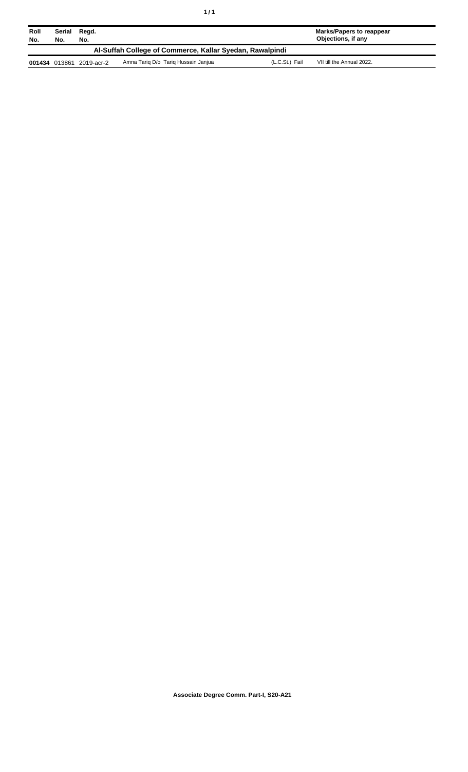| Roll No. | Serial No. | Regd. No. | | | Marks/Papers to reappear Objections, if any |
|---|---|---|---|---|---|
| **Al-Suffah College of Commerce, Kallar Syedan, Rawalpindi** | | | | | |
| **001434** | 013861 | 2019-acr-2 | Amna Tariq D/o Tariq Hussain Janjua | (L.C.St.) Fail | VII till the Annual 2022. |

**Associate Degree Comm. Part-I, S20-A21**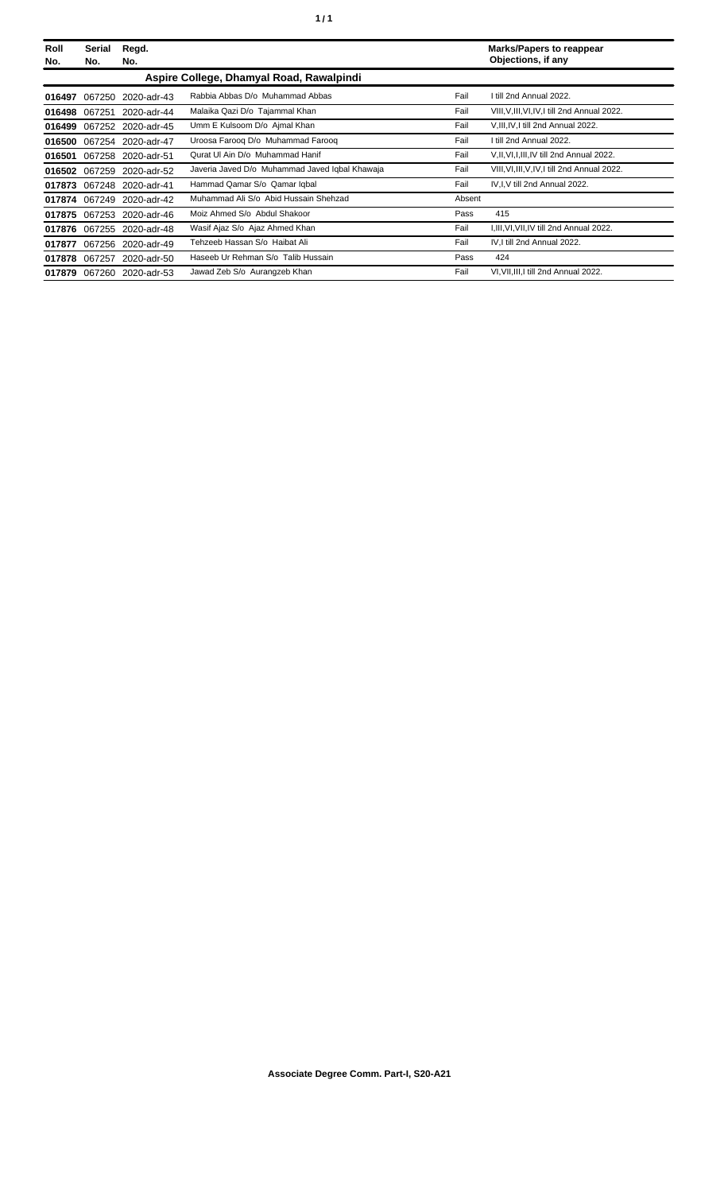| Roll No. | Serial No. | Regd. No. | | | Marks/Papers to reappear Objections, if any |
|---|---|---|---|---|---|
| **Aspire College, Dhamyal Road, Rawalpindi** | | | | | |
| **016497** | 067250 | 2020-adr-43 | Rabbia Abbas D/o Muhammad Abbas | Fail | I till 2nd Annual 2022. |
| **016498** | 067251 | 2020-adr-44 | Malaika Qazi D/o Tajammal Khan | Fail | VIII,V,III,VI,IV,I till 2nd Annual 2022. |
| **016499** | 067252 | 2020-adr-45 | Umm E Kulsoom D/o Ajmal Khan | Fail | V,III,IV,I till 2nd Annual 2022. |
| **016500** | 067254 | 2020-adr-47 | Uroosa Farooq D/o Muhammad Farooq | Fail | I till 2nd Annual 2022. |
| **016501** | 067258 | 2020-adr-51 | Qurat Ul Ain D/o Muhammad Hanif | Fail | V,II,VI,I,III,IV till 2nd Annual 2022. |
| **016502** | 067259 | 2020-adr-52 | Javeria Javed D/o Muhammad Javed Iqbal Khawaja | Fail | VIII,VI,III,V,IV,I till 2nd Annual 2022. |
| **017873** | 067248 | 2020-adr-41 | Hammad Qamar S/o Qamar Iqbal | Fail | IV,I,V till 2nd Annual 2022. |
| **017874** | 067249 | 2020-adr-42 | Muhammad Ali S/o Abid Hussain Shehzad | Absent | |
| **017875** | 067253 | 2020-adr-46 | Moiz Ahmed S/o Abdul Shakoor | Pass | 415 |
| **017876** | 067255 | 2020-adr-48 | Wasif Ajaz S/o Ajaz Ahmed Khan | Fail | I,III,VI,VII,IV till 2nd Annual 2022. |
| **017877** | 067256 | 2020-adr-49 | Tehzeeb Hassan S/o Haibat Ali | Fail | IV,I till 2nd Annual 2022. |
| **017878** | 067257 | 2020-adr-50 | Haseeb Ur Rehman S/o Talib Hussain | Pass | 424 |
| **017879** | 067260 | 2020-adr-53 | Jawad Zeb S/o Aurangzeb Khan | Fail | VI,VII,III,I till 2nd Annual 2022. |

**Associate Degree Comm. Part-I, S20-A21**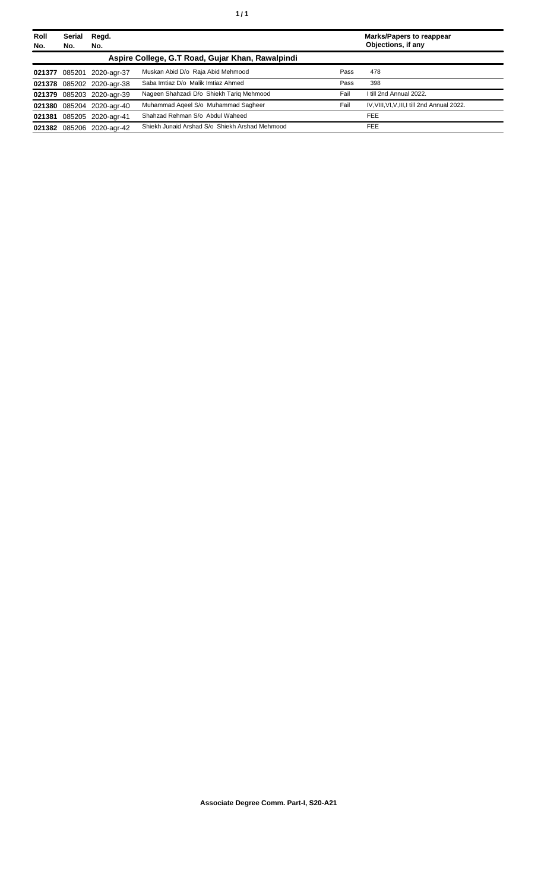| Roll No. | Serial No. | Regd. No. | | | Marks/Papers to reappear Objections, if any |
|---|---|---|---|---|---|
| **Aspire College, G.T Road, Gujar Khan, Rawalpindi** | | | | | |
| **021377** | 085201 | 2020-agr-37 | Muskan Abid D/o Raja Abid Mehmood | Pass | 478 |
| **021378** | 085202 | 2020-agr-38 | Saba Imtiaz D/o Malik Imtiaz Ahmed | Pass | 398 |
| **021379** | 085203 | 2020-agr-39 | Nageen Shahzadi D/o Shiekh Tariq Mehmood | Fail | I till 2nd Annual 2022. |
| **021380** | 085204 | 2020-agr-40 | Muhammad Aqeel S/o Muhammad Sagheer | Fail | IV,VIII,VI,V,III,I till 2nd Annual 2022. |
| **021381** | 085205 | 2020-agr-41 | Shahzad Rehman S/o Abdul Waheed | | FEE |
| **021382** | 085206 | 2020-agr-42 | Shiekh Junaid Arshad S/o Shiekh Arshad Mehmood | | FEE |

**Associate Degree Comm. Part-I, S20-A21**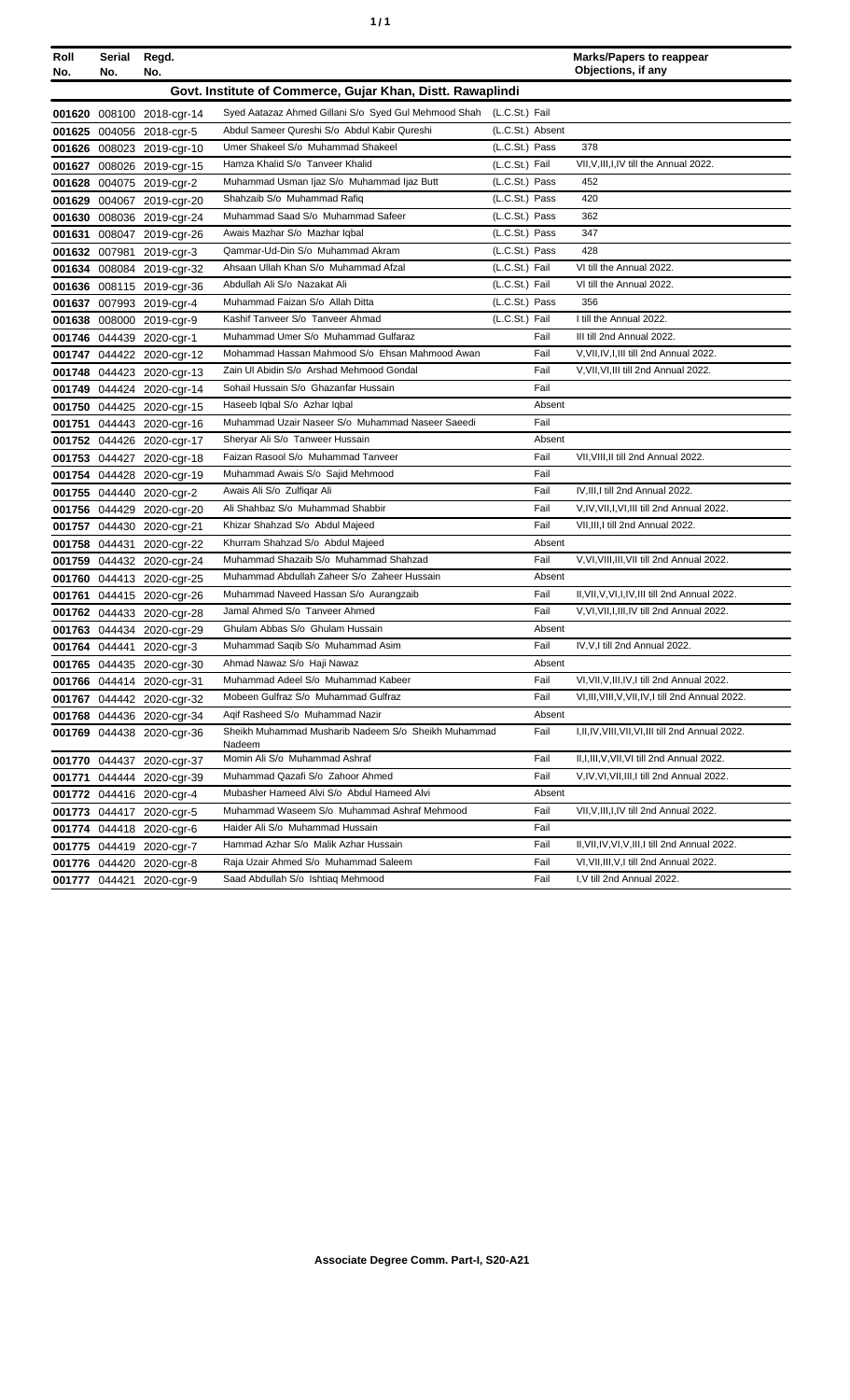| Roll No. | Serial No. | Regd. No. | | | Marks/Papers to reappear Objections, if any |
|---|---|---|---|---|---|
| **Govt. Institute of Commerce, Gujar Khan, Distt. Rawaplindi** | | | | | |
| **001620** | 008100 | 2018-cgr-14 | Syed Aatazaz Ahmed Gillani S/o Syed Gul Mehmood Shah | (L.C.St.) Fail | |
| **001625** | 004056 | 2018-cgr-5 | Abdul Sameer Qureshi S/o Abdul Kabir Qureshi | (L.C.St.) Absent | |
| **001626** | 008023 | 2019-cgr-10 | Umer Shakeel S/o Muhammad Shakeel | (L.C.St.) Pass | 378 |
| **001627** | 008026 | 2019-cgr-15 | Hamza Khalid S/o Tanveer Khalid | (L.C.St.) Fail | VII,V,III,I,IV till the Annual 2022. |
| **001628** | 004075 | 2019-cgr-2 | Muhammad Usman Ijaz S/o Muhammad Ijaz Butt | (L.C.St.) Pass | 452 |
| **001629** | 004067 | 2019-cgr-20 | Shahzaib S/o Muhammad Rafiq | (L.C.St.) Pass | 420 |
| **001630** | 008036 | 2019-cgr-24 | Muhammad Saad S/o Muhammad Safeer | (L.C.St.) Pass | 362 |
| **001631** | 008047 | 2019-cgr-26 | Awais Mazhar S/o Mazhar Iqbal | (L.C.St.) Pass | 347 |
| **001632** | 007981 | 2019-cgr-3 | Qammar-Ud-Din S/o Muhammad Akram | (L.C.St.) Pass | 428 |
| **001634** | 008084 | 2019-cgr-32 | Ahsaan Ullah Khan S/o Muhammad Afzal | (L.C.St.) Fail | VI till the Annual 2022. |
| **001636** | 008115 | 2019-cgr-36 | Abdullah Ali S/o Nazakat Ali | (L.C.St.) Fail | VI till the Annual 2022. |
| **001637** | 007993 | 2019-cgr-4 | Muhammad Faizan S/o Allah Ditta | (L.C.St.) Pass | 356 |
| **001638** | 008000 | 2019-cgr-9 | Kashif Tanveer S/o Tanveer Ahmad | (L.C.St.) Fail | I till the Annual 2022. |
| **001746** | 044439 | 2020-cgr-1 | Muhammad Umer S/o Muhammad Gulfaraz | Fail | III till 2nd Annual 2022. |
| **001747** | 044422 | 2020-cgr-12 | Mohammad Hassan Mahmood S/o Ehsan Mahmood Awan | Fail | V,VII,IV,I,III till 2nd Annual 2022. |
| **001748** | 044423 | 2020-cgr-13 | Zain Ul Abidin S/o Arshad Mehmood Gondal | Fail | V,VII,VI,III till 2nd Annual 2022. |
| **001749** | 044424 | 2020-cgr-14 | Sohail Hussain S/o Ghazanfar Hussain | Fail | |
| **001750** | 044425 | 2020-cgr-15 | Haseeb Iqbal S/o Azhar Iqbal | Absent | |
| **001751** | 044443 | 2020-cgr-16 | Muhammad Uzair Naseer S/o Muhammad Naseer Saeedi | Fail | |
| **001752** | 044426 | 2020-cgr-17 | Sheryar Ali S/o Tanweer Hussain | Absent | |
| **001753** | 044427 | 2020-cgr-18 | Faizan Rasool S/o Muhammad Tanveer | Fail | VII,VIII,II till 2nd Annual 2022. |
| **001754** | 044428 | 2020-cgr-19 | Muhammad Awais S/o Sajid Mehmood | Fail | |
| **001755** | 044440 | 2020-cgr-2 | Awais Ali S/o Zulfiqar Ali | Fail | IV,III,I till 2nd Annual 2022. |
| **001756** | 044429 | 2020-cgr-20 | Ali Shahbaz S/o Muhammad Shabbir | Fail | V,IV,VII,I,VI,III till 2nd Annual 2022. |
| **001757** | 044430 | 2020-cgr-21 | Khizar Shahzad S/o Abdul Majeed | Fail | VII,III,I till 2nd Annual 2022. |
| **001758** | 044431 | 2020-cgr-22 | Khurram Shahzad S/o Abdul Majeed | Absent | |
| **001759** | 044432 | 2020-cgr-24 | Muhammad Shazaib S/o Muhammad Shahzad | Fail | V,VI,VIII,III,VII till 2nd Annual 2022. |
| **001760** | 044413 | 2020-cgr-25 | Muhammad Abdullah Zaheer S/o Zaheer Hussain | Absent | |
| **001761** | 044415 | 2020-cgr-26 | Muhammad Naveed Hassan S/o Aurangzaib | Fail | II,VII,V,VI,I,IV,III till 2nd Annual 2022. |
| **001762** | 044433 | 2020-cgr-28 | Jamal Ahmed S/o Tanveer Ahmed | Fail | V,VI,VII,I,III,IV till 2nd Annual 2022. |
| **001763** | 044434 | 2020-cgr-29 | Ghulam Abbas S/o Ghulam Hussain | Absent | |
| **001764** | 044441 | 2020-cgr-3 | Muhammad Saqib S/o Muhammad Asim | Fail | IV,V,I till 2nd Annual 2022. |
| **001765** | 044435 | 2020-cgr-30 | Ahmad Nawaz S/o Haji Nawaz | Absent | |
| **001766** | 044414 | 2020-cgr-31 | Muhammad Adeel S/o Muhammad Kabeer | Fail | VI,VII,V,III,IV,I till 2nd Annual 2022. |
| **001767** | 044442 | 2020-cgr-32 | Mobeen Gulfraz S/o Muhammad Gulfraz | Fail | VI,III,VIII,V,VII,IV,I till 2nd Annual 2022. |
| **001768** | 044436 | 2020-cgr-34 | Aqif Rasheed S/o Muhammad Nazir | Absent | |
| **001769** | 044438 | 2020-cgr-36 | Sheikh Muhammad Musharib Nadeem S/o Sheikh Muhammad Nadeem | Fail | I,II,IV,VIII,VII,VI,III till 2nd Annual 2022. |
| **001770** | 044437 | 2020-cgr-37 | Momin Ali S/o Muhammad Ashraf | Fail | II,I,III,V,VII,VI till 2nd Annual 2022. |
| **001771** | 044444 | 2020-cgr-39 | Muhammad Qazafi S/o Zahoor Ahmed | Fail | V,IV,VI,VII,III,I till 2nd Annual 2022. |
| **001772** | 044416 | 2020-cgr-4 | Mubasher Hameed Alvi S/o Abdul Hameed Alvi | Absent | |
| **001773** | 044417 | 2020-cgr-5 | Muhammad Waseem S/o Muhammad Ashraf Mehmood | Fail | VII,V,III,I,IV till 2nd Annual 2022. |
| **001774** | 044418 | 2020-cgr-6 | Haider Ali S/o Muhammad Hussain | Fail | |
| **001775** | 044419 | 2020-cgr-7 | Hammad Azhar S/o Malik Azhar Hussain | Fail | II,VII,IV,VI,V,III,I till 2nd Annual 2022. |
| **001776** | 044420 | 2020-cgr-8 | Raja Uzair Ahmed S/o Muhammad Saleem | Fail | VI,VII,III,V,I till 2nd Annual 2022. |
| **001777** | 044421 | 2020-cgr-9 | Saad Abdullah S/o Ishtiaq Mehmood | Fail | I,V till 2nd Annual 2022. |

**Associate Degree Comm. Part-I, S20-A21**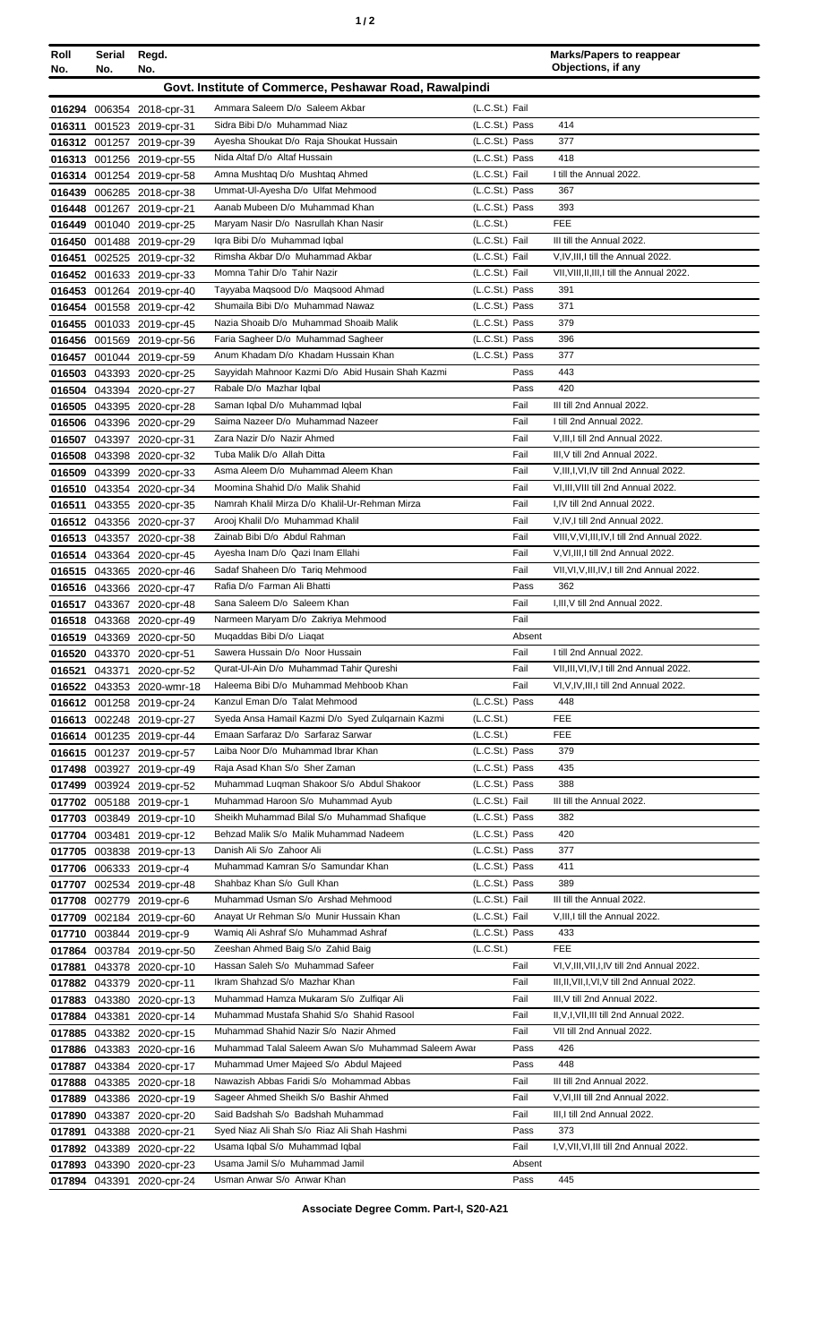| Roll No. | Serial No. | Regd. No. | | | Marks/Papers to reappear Objections, if any |
|---|---|---|---|---|---|
| **Govt. Institute of Commerce, Peshawar Road, Rawalpindi** | | | | | |
| 016294 | 006354 | 2018-cpr-31 | Ammara Saleem D/o Saleem Akbar | (L.C.St.) Fail | |
| 016311 | 001523 | 2019-cpr-31 | Sidra Bibi D/o Muhammad Niaz | (L.C.St.) Pass | 414 |
| 016312 | 001257 | 2019-cpr-39 | Ayesha Shoukat D/o Raja Shoukat Hussain | (L.C.St.) Pass | 377 |
| 016313 | 001256 | 2019-cpr-55 | Nida Altaf D/o Altaf Hussain | (L.C.St.) Pass | 418 |
| 016314 | 001254 | 2019-cpr-58 | Amna Mushtaq D/o Mushtaq Ahmed | (L.C.St.) Fail | I till the Annual 2022. |
| 016439 | 006285 | 2018-cpr-38 | Ummat-Ul-Ayesha D/o Ulfat Mehmood | (L.C.St.) Pass | 367 |
| 016448 | 001267 | 2019-cpr-21 | Aanab Mubeen D/o Muhammad Khan | (L.C.St.) Pass | 393 |
| 016449 | 001040 | 2019-cpr-25 | Maryam Nasir D/o Nasrullah Khan Nasir | (L.C.St.) | FEE |
| 016450 | 001488 | 2019-cpr-29 | Iqra Bibi D/o Muhammad Iqbal | (L.C.St.) Fail | III till the Annual 2022. |
| 016451 | 002525 | 2019-cpr-32 | Rimsha Akbar D/o Muhammad Akbar | (L.C.St.) Fail | V,IV,III,I till the Annual 2022. |
| 016452 | 001633 | 2019-cpr-33 | Momna Tahir D/o Tahir Nazir | (L.C.St.) Fail | VII,VIII,II,III,I till the Annual 2022. |
| 016453 | 001264 | 2019-cpr-40 | Tayyaba Maqsood D/o Maqsood Ahmad | (L.C.St.) Pass | 391 |
| 016454 | 001558 | 2019-cpr-42 | Shumaila Bibi D/o Muhammad Nawaz | (L.C.St.) Pass | 371 |
| 016455 | 001033 | 2019-cpr-45 | Nazia Shoaib D/o Muhammad Shoaib Malik | (L.C.St.) Pass | 379 |
| 016456 | 001569 | 2019-cpr-56 | Faria Sagheer D/o Muhammad Sagheer | (L.C.St.) Pass | 396 |
| 016457 | 001044 | 2019-cpr-59 | Anum Khadam D/o Khadam Hussain Khan | (L.C.St.) Pass | 377 |
| 016503 | 043393 | 2020-cpr-25 | Sayyidah Mahnoor Kazmi D/o Abid Husain Shah Kazmi | Pass | 443 |
| 016504 | 043394 | 2020-cpr-27 | Rabale D/o Mazhar Iqbal | Pass | 420 |
| 016505 | 043395 | 2020-cpr-28 | Saman Iqbal D/o Muhammad Iqbal | Fail | III till 2nd Annual 2022. |
| 016506 | 043396 | 2020-cpr-29 | Saima Nazeer D/o Muhammad Nazeer | Fail | I till 2nd Annual 2022. |
| 016507 | 043397 | 2020-cpr-31 | Zara Nazir D/o Nazir Ahmed | Fail | V,III,I till 2nd Annual 2022. |
| 016508 | 043398 | 2020-cpr-32 | Tuba Malik D/o Allah Ditta | Fail | III,V till 2nd Annual 2022. |
| 016509 | 043399 | 2020-cpr-33 | Asma Aleem D/o Muhammad Aleem Khan | Fail | V,III,I,VI,IV till 2nd Annual 2022. |
| 016510 | 043354 | 2020-cpr-34 | Moomina Shahid D/o Malik Shahid | Fail | VI,III,VIII till 2nd Annual 2022. |
| 016511 | 043355 | 2020-cpr-35 | Namrah Khalil Mirza D/o Khalil-Ur-Rehman Mirza | Fail | I,IV till 2nd Annual 2022. |
| 016512 | 043356 | 2020-cpr-37 | Arooj Khalil D/o Muhammad Khalil | Fail | V,IV,I till 2nd Annual 2022. |
| 016513 | 043357 | 2020-cpr-38 | Zainab Bibi D/o Abdul Rahman | Fail | VIII,V,VI,III,IV,I till 2nd Annual 2022. |
| 016514 | 043364 | 2020-cpr-45 | Ayesha Inam D/o Qazi Inam Ellahi | Fail | V,VI,III,I till 2nd Annual 2022. |
| 016515 | 043365 | 2020-cpr-46 | Sadaf Shaheen D/o Tariq Mehmood | Fail | VII,VI,V,III,IV,I till 2nd Annual 2022. |
| 016516 | 043366 | 2020-cpr-47 | Rafia D/o Farman Ali Bhatti | Pass | 362 |
| 016517 | 043367 | 2020-cpr-48 | Sana Saleem D/o Saleem Khan | Fail | I,III,V till 2nd Annual 2022. |
| 016518 | 043368 | 2020-cpr-49 | Narmeen Maryam D/o Zakriya Mehmood | Fail | |
| 016519 | 043369 | 2020-cpr-50 | Muqaddas Bibi D/o Liaqat | Absent | |
| 016520 | 043370 | 2020-cpr-51 | Sawera Hussain D/o Noor Hussain | Fail | I till 2nd Annual 2022. |
| 016521 | 043371 | 2020-cpr-52 | Qurat-Ul-Ain D/o Muhammad Tahir Qureshi | Fail | VII,III,VI,IV,I till 2nd Annual 2022. |
| 016522 | 043353 | 2020-wmr-18 | Haleema Bibi D/o Muhammad Mehboob Khan | Fail | VI,V,IV,III,I till 2nd Annual 2022. |
| 016612 | 001258 | 2019-cpr-24 | Kanzul Eman D/o Talat Mehmood | (L.C.St.) Pass | 448 |
| 016613 | 002248 | 2019-cpr-27 | Syeda Ansa Hamail Kazmi D/o Syed Zulqarnain Kazmi | (L.C.St.) | FEE |
| 016614 | 001235 | 2019-cpr-44 | Emaan Sarfaraz D/o Sarfaraz Sarwar | (L.C.St.) | FEE |
| 016615 | 001237 | 2019-cpr-57 | Laiba Noor D/o Muhammad Ibrar Khan | (L.C.St.) Pass | 379 |
| 017498 | 003927 | 2019-cpr-49 | Raja Asad Khan S/o Sher Zaman | (L.C.St.) Pass | 435 |
| 017499 | 003924 | 2019-cpr-52 | Muhammad Luqman Shakoor S/o Abdul Shakoor | (L.C.St.) Pass | 388 |
| 017702 | 005188 | 2019-cpr-1 | Muhammad Haroon S/o Muhammad Ayub | (L.C.St.) Fail | III till the Annual 2022. |
| 017703 | 003849 | 2019-cpr-10 | Sheikh Muhammad Bilal S/o Muhammad Shafique | (L.C.St.) Pass | 382 |
| 017704 | 003481 | 2019-cpr-12 | Behzad Malik S/o Malik Muhammad Nadeem | (L.C.St.) Pass | 420 |
| 017705 | 003838 | 2019-cpr-13 | Danish Ali S/o Zahoor Ali | (L.C.St.) Pass | 377 |
| 017706 | 006333 | 2019-cpr-4 | Muhammad Kamran S/o Samundar Khan | (L.C.St.) Pass | 411 |
| 017707 | 002534 | 2019-cpr-48 | Shahbaz Khan S/o Gull Khan | (L.C.St.) Pass | 389 |
| 017708 | 002779 | 2019-cpr-6 | Muhammad Usman S/o Arshad Mehmood | (L.C.St.) Fail | III till the Annual 2022. |
| 017709 | 002184 | 2019-cpr-60 | Anayat Ur Rehman S/o Munir Hussain Khan | (L.C.St.) Fail | V,III,I till the Annual 2022. |
| 017710 | 003844 | 2019-cpr-9 | Wamiq Ali Ashraf S/o Muhammad Ashraf | (L.C.St.) Pass | 433 |
| 017864 | 003784 | 2019-cpr-50 | Zeeshan Ahmed Baig S/o Zahid Baig | (L.C.St.) | FEE |
| 017881 | 043378 | 2020-cpr-10 | Hassan Saleh S/o Muhammad Safeer | Fail | VI,V,III,VII,I,IV till 2nd Annual 2022. |
| 017882 | 043379 | 2020-cpr-11 | Ikram Shahzad S/o Mazhar Khan | Fail | III,II,VII,I,VI,V till 2nd Annual 2022. |
| 017883 | 043380 | 2020-cpr-13 | Muhammad Hamza Mukaram S/o Zulfiqar Ali | Fail | III,V till 2nd Annual 2022. |
| 017884 | 043381 | 2020-cpr-14 | Muhammad Mustafa Shahid S/o Shahid Rasool | Fail | II,V,I,VII,III till 2nd Annual 2022. |
| 017885 | 043382 | 2020-cpr-15 | Muhammad Shahid Nazir S/o Nazir Ahmed | Fail | VII till 2nd Annual 2022. |
| 017886 | 043383 | 2020-cpr-16 | Muhammad Talal Saleem Awan S/o Muhammad Saleem Awar | Pass | 426 |
| 017887 | 043384 | 2020-cpr-17 | Muhammad Umer Majeed S/o Abdul Majeed | Pass | 448 |
| 017888 | 043385 | 2020-cpr-18 | Nawazish Abbas Faridi S/o Mohammad Abbas | Fail | III till 2nd Annual 2022. |
| 017889 | 043386 | 2020-cpr-19 | Sageer Ahmed Sheikh S/o Bashir Ahmed | Fail | V,VI,III till 2nd Annual 2022. |
| 017890 | 043387 | 2020-cpr-20 | Said Badshah S/o Badshah Muhammad | Fail | III,I till 2nd Annual 2022. |
| 017891 | 043388 | 2020-cpr-21 | Syed Niaz Ali Shah S/o Riaz Ali Shah Hashmi | Pass | 373 |
| 017892 | 043389 | 2020-cpr-22 | Usama Iqbal S/o Muhammad Iqbal | Fail | I,V,VII,VI,III till 2nd Annual 2022. |
| 017893 | 043390 | 2020-cpr-23 | Usama Jamil S/o Muhammad Jamil | Absent | |
| 017894 | 043391 | 2020-cpr-24 | Usman Anwar S/o Anwar Khan | Pass | 445 |

**Associate Degree Comm. Part-I, S20-A21**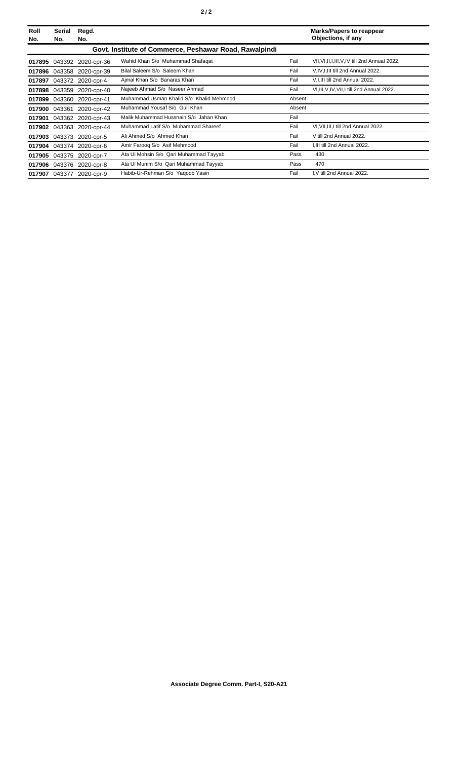| Roll No. | Serial No. | Regd. No. | | | Marks/Papers to reappear Objections, if any |
|---|---|---|---|---|---|
| **Govt. Institute of Commerce, Peshawar Road, Rawalpindi** | | | | | |
| **017895** | 043392 | 2020-cpr-36 | Wahid Khan S/o Muhammad Shafaqat | Fail | VII,VI,II,I,III,V,IV till 2nd Annual 2022. |
| **017896** | 043358 | 2020-cpr-39 | Bilal Saleem S/o Saleem Khan | Fail | V,IV,I,III till 2nd Annual 2022. |
| **017897** | 043372 | 2020-cpr-4 | Ajmal Khan S/o Banaras Khan | Fail | V,I,III till 2nd Annual 2022. |
| **017898** | 043359 | 2020-cpr-40 | Najeeb Ahmad S/o Naseer Ahmad | Fail | VI,III,V,IV,VII,I till 2nd Annual 2022. |
| **017899** | 043360 | 2020-cpr-41 | Muhammad Usman Khalid S/o Khalid Mehmood | Absent | |
| **017900** | 043361 | 2020-cpr-42 | Muhammad Yousaf S/o Gull Khan | Absent | |
| **017901** | 043362 | 2020-cpr-43 | Malik Muhammad Hussnain S/o Jahan Khan | Fail | |
| **017902** | 043363 | 2020-cpr-44 | Muhammad Latif S/o Muhammad Shareef | Fail | VI,VII,III,I till 2nd Annual 2022. |
| **017903** | 043373 | 2020-cpr-5 | Ali Ahmed S/o Ahmed Khan | Fail | V till 2nd Annual 2022. |
| **017904** | 043374 | 2020-cpr-6 | Amir Farooq S/o Asif Mehmood | Fail | I,III till 2nd Annual 2022. |
| **017905** | 043375 | 2020-cpr-7 | Ata Ul Mohsin S/o Qari Muhammad Tayyab | Pass | 430 |
| **017906** | 043376 | 2020-cpr-8 | Ata Ul Munim S/o Qari Muhammad Tayyab | Pass | 470 |
| **017907** | 043377 | 2020-cpr-9 | Habib-Ur-Rehman S/o Yaqoob Yasin | Fail | I,V till 2nd Annual 2022. |

**Associate Degree Comm. Part-I, S20-A21**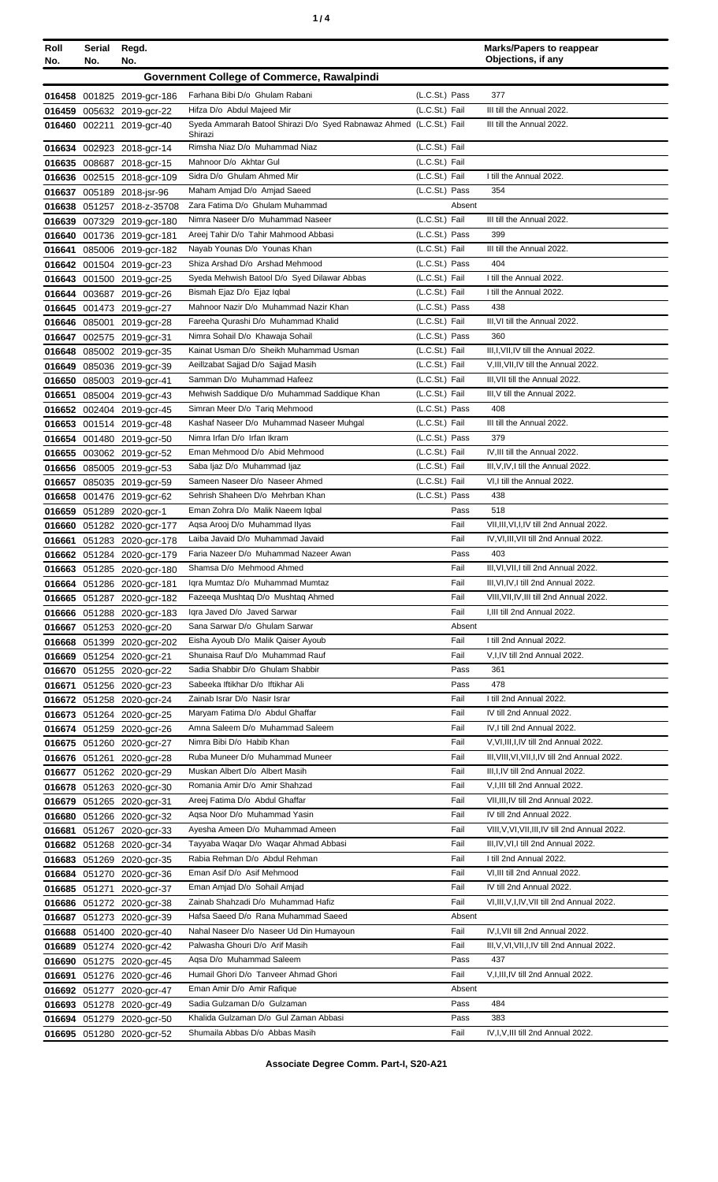| Roll No. | Serial No. | Regd. No. | | | Marks/Papers to reappear Objections, if any |
|---|---|---|---|---|---|
| **Government College of Commerce, Rawalpindi** | | | | | |
| 016458 | 001825 | 2019-gcr-186 | Farhana Bibi D/o Ghulam Rabani | (L.C.St.) Pass | 377 |
| 016459 | 005632 | 2019-gcr-22 | Hifza D/o Abdul Majeed Mir | (L.C.St.) Fail | III till the Annual 2022. |
| 016460 | 002211 | 2019-gcr-40 | Syeda Ammarah Batool Shirazi D/o Syed Rabnawaz Ahmed Shirazi | (L.C.St.) Fail | III till the Annual 2022. |
| 016634 | 002923 | 2018-gcr-14 | Rimsha Niaz D/o Muhammad Niaz | (L.C.St.) Fail | |
| 016635 | 008687 | 2018-gcr-15 | Mahnoor D/o Akhtar Gul | (L.C.St.) Fail | |
| 016636 | 002515 | 2018-gcr-109 | Sidra D/o Ghulam Ahmed Mir | (L.C.St.) Fail | I till the Annual 2022. |
| 016637 | 005189 | 2018-jsr-96 | Maham Amjad D/o Amjad Saeed | (L.C.St.) Pass | 354 |
| 016638 | 051257 | 2018-z-35708 | Zara Fatima D/o Ghulam Muhammad | Absent | |
| 016639 | 007329 | 2019-gcr-180 | Nimra Naseer D/o Muhammad Naseer | (L.C.St.) Fail | III till the Annual 2022. |
| 016640 | 001736 | 2019-gcr-181 | Areej Tahir D/o Tahir Mahmood Abbasi | (L.C.St.) Pass | 399 |
| 016641 | 085006 | 2019-gcr-182 | Nayab Younas D/o Younas Khan | (L.C.St.) Fail | III till the Annual 2022. |
| 016642 | 001504 | 2019-gcr-23 | Shiza Arshad D/o Arshad Mehmood | (L.C.St.) Pass | 404 |
| 016643 | 001500 | 2019-gcr-25 | Syeda Mehwish Batool D/o Syed Dilawar Abbas | (L.C.St.) Fail | I till the Annual 2022. |
| 016644 | 003687 | 2019-gcr-26 | Bismah Ejaz D/o Ejaz Iqbal | (L.C.St.) Fail | I till the Annual 2022. |
| 016645 | 001473 | 2019-gcr-27 | Mahnoor Nazir D/o Muhammad Nazir Khan | (L.C.St.) Pass | 438 |
| 016646 | 085001 | 2019-gcr-28 | Fareeha Qurashi D/o Muhammad Khalid | (L.C.St.) Fail | III,VI till the Annual 2022. |
| 016647 | 002575 | 2019-gcr-31 | Nimra Sohail D/o Khawaja Sohail | (L.C.St.) Pass | 360 |
| 016648 | 085002 | 2019-gcr-35 | Kainat Usman D/o Sheikh Muhammad Usman | (L.C.St.) Fail | III,I,VII,IV till the Annual 2022. |
| 016649 | 085036 | 2019-gcr-39 | Aeillzabat Sajjad D/o Sajjad Masih | (L.C.St.) Fail | V,III,VII,IV till the Annual 2022. |
| 016650 | 085003 | 2019-gcr-41 | Samman D/o Muhammad Hafeez | (L.C.St.) Fail | III,VII till the Annual 2022. |
| 016651 | 085004 | 2019-gcr-43 | Mehwish Saddique D/o Muhammad Saddique Khan | (L.C.St.) Fail | III,V till the Annual 2022. |
| 016652 | 002404 | 2019-gcr-45 | Simran Meer D/o Tariq Mehmood | (L.C.St.) Pass | 408 |
| 016653 | 001514 | 2019-gcr-48 | Kashaf Naseer D/o Muhammad Naseer Muhgal | (L.C.St.) Fail | III till the Annual 2022. |
| 016654 | 001480 | 2019-gcr-50 | Nimra Irfan D/o Irfan Ikram | (L.C.St.) Pass | 379 |
| 016655 | 003062 | 2019-gcr-52 | Eman Mehmood D/o Abid Mehmood | (L.C.St.) Fail | IV,III till the Annual 2022. |
| 016656 | 085005 | 2019-gcr-53 | Saba Ijaz D/o Muhammad Ijaz | (L.C.St.) Fail | III,V,IV,I till the Annual 2022. |
| 016657 | 085035 | 2019-gcr-59 | Sameen Naseer D/o Naseer Ahmed | (L.C.St.) Fail | VI,I till the Annual 2022. |
| 016658 | 001476 | 2019-gcr-62 | Sehrish Shaheen D/o Mehrban Khan | (L.C.St.) Pass | 438 |
| 016659 | 051289 | 2020-gcr-1 | Eman Zohra D/o Malik Naeem Iqbal | Pass | 518 |
| 016660 | 051282 | 2020-gcr-177 | Aqsa Arooj D/o Muhammad Ilyas | Fail | VII,III,VI,I,IV till 2nd Annual 2022. |
| 016661 | 051283 | 2020-gcr-178 | Laiba Javaid D/o Muhammad Javaid | Fail | IV,VI,III,VII till 2nd Annual 2022. |
| 016662 | 051284 | 2020-gcr-179 | Faria Nazeer D/o Muhammad Nazeer Awan | Pass | 403 |
| 016663 | 051285 | 2020-gcr-180 | Shamsa D/o Mehmood Ahmed | Fail | III,VI,VII,I till 2nd Annual 2022. |
| 016664 | 051286 | 2020-gcr-181 | Iqra Mumtaz D/o Muhammad Mumtaz | Fail | III,VI,IV,I till 2nd Annual 2022. |
| 016665 | 051287 | 2020-gcr-182 | Fazeeqa Mushtaq D/o Mushtaq Ahmed | Fail | VIII,VII,IV,III till 2nd Annual 2022. |
| 016666 | 051288 | 2020-gcr-183 | Iqra Javed D/o Javed Sarwar | Fail | I,III till 2nd Annual 2022. |
| 016667 | 051253 | 2020-gcr-20 | Sana Sarwar D/o Ghulam Sarwar | Absent | |
| 016668 | 051399 | 2020-gcr-202 | Eisha Ayoub D/o Malik Qaiser Ayoub | Fail | I till 2nd Annual 2022. |
| 016669 | 051254 | 2020-gcr-21 | Shunaisa Rauf D/o Muhammad Rauf | Fail | V,I,IV till 2nd Annual 2022. |
| 016670 | 051255 | 2020-gcr-22 | Sadia Shabbir D/o Ghulam Shabbir | Pass | 361 |
| 016671 | 051256 | 2020-gcr-23 | Sabeeka Iftikhar D/o Iftikhar Ali | Pass | 478 |
| 016672 | 051258 | 2020-gcr-24 | Zainab Israr D/o Nasir Israr | Fail | I till 2nd Annual 2022. |
| 016673 | 051264 | 2020-gcr-25 | Maryam Fatima D/o Abdul Ghaffar | Fail | IV till 2nd Annual 2022. |
| 016674 | 051259 | 2020-gcr-26 | Amna Saleem D/o Muhammad Saleem | Fail | IV,I till 2nd Annual 2022. |
| 016675 | 051260 | 2020-gcr-27 | Nimra Bibi D/o Habib Khan | Fail | V,VI,III,I,IV till 2nd Annual 2022. |
| 016676 | 051261 | 2020-gcr-28 | Ruba Muneer D/o Muhammad Muneer | Fail | III,VIII,VI,VII,I,IV till 2nd Annual 2022. |
| 016677 | 051262 | 2020-gcr-29 | Muskan Albert D/o Albert Masih | Fail | III,I,IV till 2nd Annual 2022. |
| 016678 | 051263 | 2020-gcr-30 | Romania Amir D/o Amir Shahzad | Fail | V,I,III till 2nd Annual 2022. |
| 016679 | 051265 | 2020-gcr-31 | Areej Fatima D/o Abdul Ghaffar | Fail | VII,III,IV till 2nd Annual 2022. |
| 016680 | 051266 | 2020-gcr-32 | Aqsa Noor D/o Muhammad Yasin | Fail | IV till 2nd Annual 2022. |
| 016681 | 051267 | 2020-gcr-33 | Ayesha Ameen D/o Muhammad Ameen | Fail | VIII,V,VI,VII,III,IV till 2nd Annual 2022. |
| 016682 | 051268 | 2020-gcr-34 | Tayyaba Waqar D/o Waqar Ahmad Abbasi | Fail | III,IV,VI,I till 2nd Annual 2022. |
| 016683 | 051269 | 2020-gcr-35 | Rabia Rehman D/o Abdul Rehman | Fail | I till 2nd Annual 2022. |
| 016684 | 051270 | 2020-gcr-36 | Eman Asif D/o Asif Mehmood | Fail | VI,III till 2nd Annual 2022. |
| 016685 | 051271 | 2020-gcr-37 | Eman Amjad D/o Sohail Amjad | Fail | IV till 2nd Annual 2022. |
| 016686 | 051272 | 2020-gcr-38 | Zainab Shahzadi D/o Muhammad Hafiz | Fail | VI,III,V,I,IV,VII till 2nd Annual 2022. |
| 016687 | 051273 | 2020-gcr-39 | Hafsa Saeed D/o Rana Muhammad Saeed | Absent | |
| 016688 | 051400 | 2020-gcr-40 | Nahal Naseer D/o Naseer Ud Din Humayoun | Fail | IV,I,VII till 2nd Annual 2022. |
| 016689 | 051274 | 2020-gcr-42 | Palwasha Ghouri D/o Arif Masih | Fail | III,V,VI,VII,I,IV till 2nd Annual 2022. |
| 016690 | 051275 | 2020-gcr-45 | Aqsa D/o Muhammad Saleem | Pass | 437 |
| 016691 | 051276 | 2020-gcr-46 | Humail Ghori D/o Tanveer Ahmad Ghori | Fail | V,I,III,IV till 2nd Annual 2022. |
| 016692 | 051277 | 2020-gcr-47 | Eman Amir D/o Amir Rafique | Absent | |
| 016693 | 051278 | 2020-gcr-49 | Sadia Gulzaman D/o Gulzaman | Pass | 484 |
| 016694 | 051279 | 2020-gcr-50 | Khalida Gulzaman D/o Gul Zaman Abbasi | Pass | 383 |
| 016695 | 051280 | 2020-gcr-52 | Shumaila Abbas D/o Abbas Masih | Fail | IV,I,V,III till 2nd Annual 2022. |

**Associate Degree Comm. Part-I, S20-A21**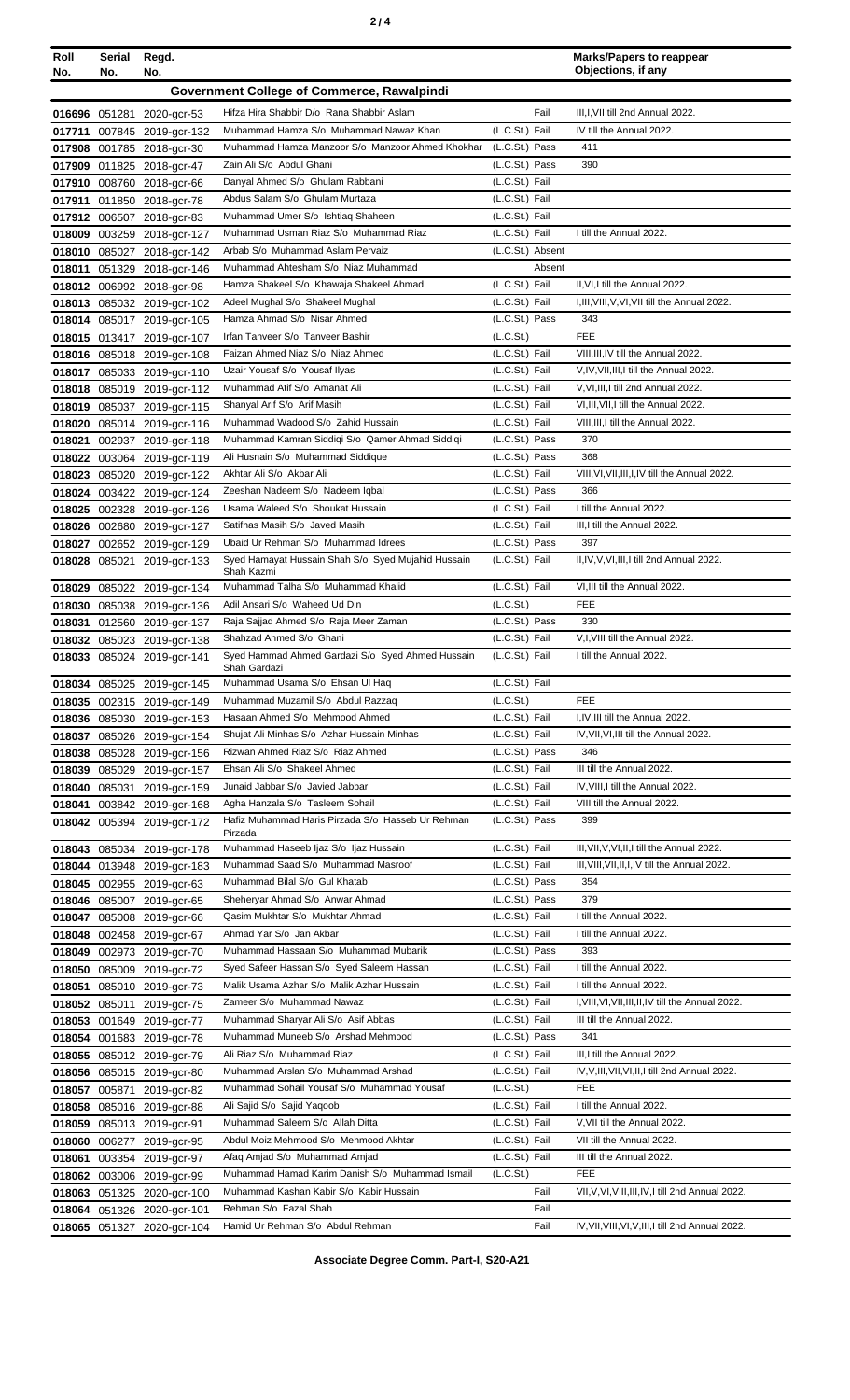| Roll No. | Serial No. | Regd. No. | | | Marks/Papers to reappear Objections, if any |
|---|---|---|---|---|---|
| **Government College of Commerce, Rawalpindi** | | | | | |
| 016696 | 051281 | 2020-gcr-53 | Hifza Hira Shabbir D/o Rana Shabbir Aslam | Fail | III,I,VII till 2nd Annual 2022. |
| 017711 | 007845 | 2019-gcr-132 | Muhammad Hamza S/o Muhammad Nawaz Khan | (L.C.St.) Fail | IV till the Annual 2022. |
| 017908 | 001785 | 2018-gcr-30 | Muhammad Hamza Manzoor S/o Manzoor Ahmed Khokhar | (L.C.St.) Pass | 411 |
| 017909 | 011825 | 2018-gcr-47 | Zain Ali S/o Abdul Ghani | (L.C.St.) Pass | 390 |
| 017910 | 008760 | 2018-gcr-66 | Danyal Ahmed S/o Ghulam Rabbani | (L.C.St.) Fail | |
| 017911 | 011850 | 2018-gcr-78 | Abdus Salam S/o Ghulam Murtaza | (L.C.St.) Fail | |
| 017912 | 006507 | 2018-gcr-83 | Muhammad Umer S/o Ishtiaq Shaheen | (L.C.St.) Fail | |
| 018009 | 003259 | 2018-gcr-127 | Muhammad Usman Riaz S/o Muhammad Riaz | (L.C.St.) Fail | I till the Annual 2022. |
| 018010 | 085027 | 2018-gcr-142 | Arbab S/o Muhammad Aslam Pervaiz | (L.C.St.) Absent | |
| 018011 | 051329 | 2018-gcr-146 | Muhammad Ahtesham S/o Niaz Muhammad | Absent | |
| 018012 | 006992 | 2018-gcr-98 | Hamza Shakeel S/o Khawaja Shakeel Ahmad | (L.C.St.) Fail | II,VI,I till the Annual 2022. |
| 018013 | 085032 | 2019-gcr-102 | Adeel Mughal S/o Shakeel Mughal | (L.C.St.) Fail | I,III,VIII,V,VI,VII till the Annual 2022. |
| 018014 | 085017 | 2019-gcr-105 | Hamza Ahmad S/o Nisar Ahmed | (L.C.St.) Pass | 343 |
| 018015 | 013417 | 2019-gcr-107 | Irfan Tanveer S/o Tanveer Bashir | (L.C.St.) | FEE |
| 018016 | 085018 | 2019-gcr-108 | Faizan Ahmed Niaz S/o Niaz Ahmed | (L.C.St.) Fail | VIII,III,IV till the Annual 2022. |
| 018017 | 085033 | 2019-gcr-110 | Uzair Yousaf S/o Yousaf Ilyas | (L.C.St.) Fail | V,IV,VII,III,I till the Annual 2022. |
| 018018 | 085019 | 2019-gcr-112 | Muhammad Atif S/o Amanat Ali | (L.C.St.) Fail | V,VI,III,I till 2nd Annual 2022. |
| 018019 | 085037 | 2019-gcr-115 | Shanyal Arif S/o Arif Masih | (L.C.St.) Fail | VI,III,VII,I till the Annual 2022. |
| 018020 | 085014 | 2019-gcr-116 | Muhammad Wadood S/o Zahid Hussain | (L.C.St.) Fail | VIII,III,I till the Annual 2022. |
| 018021 | 002937 | 2019-gcr-118 | Muhammad Kamran Siddiqi S/o Qamer Ahmad Siddiqi | (L.C.St.) Pass | 370 |
| 018022 | 003064 | 2019-gcr-119 | Ali Husnain S/o Muhammad Siddique | (L.C.St.) Pass | 368 |
| 018023 | 085020 | 2019-gcr-122 | Akhtar Ali S/o Akbar Ali | (L.C.St.) Fail | VIII,VI,VII,III,I,IV till the Annual 2022. |
| 018024 | 003422 | 2019-gcr-124 | Zeeshan Nadeem S/o Nadeem Iqbal | (L.C.St.) Pass | 366 |
| 018025 | 002328 | 2019-gcr-126 | Usama Waleed S/o Shoukat Hussain | (L.C.St.) Fail | I till the Annual 2022. |
| 018026 | 002680 | 2019-gcr-127 | Satifnas Masih S/o Javed Masih | (L.C.St.) Fail | III,I till the Annual 2022. |
| 018027 | 002652 | 2019-gcr-129 | Ubaid Ur Rehman S/o Muhammad Idrees | (L.C.St.) Pass | 397 |
| 018028 | 085021 | 2019-gcr-133 | Syed Hamayat Hussain Shah S/o Syed Mujahid Hussain Shah Kazmi | (L.C.St.) Fail | II,IV,V,VI,III,I till 2nd Annual 2022. |
| 018029 | 085022 | 2019-gcr-134 | Muhammad Talha S/o Muhammad Khalid | (L.C.St.) Fail | VI,III till the Annual 2022. |
| 018030 | 085038 | 2019-gcr-136 | Adil Ansari S/o Waheed Ud Din | (L.C.St.) | FEE |
| 018031 | 012560 | 2019-gcr-137 | Raja Sajjad Ahmed S/o Raja Meer Zaman | (L.C.St.) Pass | 330 |
| 018032 | 085023 | 2019-gcr-138 | Shahzad Ahmed S/o Ghani | (L.C.St.) Fail | V,I,VIII till the Annual 2022. |
| 018033 | 085024 | 2019-gcr-141 | Syed Hammad Ahmed Gardazi S/o Syed Ahmed Hussain Shah Gardazi | (L.C.St.) Fail | I till the Annual 2022. |
| 018034 | 085025 | 2019-gcr-145 | Muhammad Usama S/o Ehsan Ul Haq | (L.C.St.) Fail | |
| 018035 | 002315 | 2019-gcr-149 | Muhammad Muzamil S/o Abdul Razzaq | (L.C.St.) | FEE |
| 018036 | 085030 | 2019-gcr-153 | Hasaan Ahmed S/o Mehmood Ahmed | (L.C.St.) Fail | I,IV,III till the Annual 2022. |
| 018037 | 085026 | 2019-gcr-154 | Shujat Ali Minhas S/o Azhar Hussain Minhas | (L.C.St.) Fail | IV,VII,VI,III till the Annual 2022. |
| 018038 | 085028 | 2019-gcr-156 | Rizwan Ahmed Riaz S/o Riaz Ahmed | (L.C.St.) Pass | 346 |
| 018039 | 085029 | 2019-gcr-157 | Ehsan Ali S/o Shakeel Ahmed | (L.C.St.) Fail | III till the Annual 2022. |
| 018040 | 085031 | 2019-gcr-159 | Junaid Jabbar S/o Javed Jabbar | (L.C.St.) Fail | IV,VIII,I till the Annual 2022. |
| 018041 | 003842 | 2019-gcr-168 | Agha Hanzala S/o Tasleem Sohail | (L.C.St.) Fail | VIII till the Annual 2022. |
| 018042 | 005394 | 2019-gcr-172 | Hafiz Muhammad Haris Pirzada S/o Hasseb Ur Rehman Pirzada | (L.C.St.) Pass | 399 |
| 018043 | 085034 | 2019-gcr-178 | Muhammad Haseeb Ijaz S/o Ijaz Hussain | (L.C.St.) Fail | III,VII,V,VI,II,I till the Annual 2022. |
| 018044 | 013948 | 2019-gcr-183 | Muhammad Saad S/o Muhammad Masroof | (L.C.St.) Fail | III,VIII,VII,II,I,IV till the Annual 2022. |
| 018045 | 002955 | 2019-gcr-63 | Muhammad Bilal S/o Gul Khatab | (L.C.St.) Pass | 354 |
| 018046 | 085007 | 2019-gcr-65 | Sheheryar Ahmad S/o Anwar Ahmad | (L.C.St.) Pass | 379 |
| 018047 | 085008 | 2019-gcr-66 | Qasim Mukhtar S/o Mukhtar Ahmad | (L.C.St.) Fail | I till the Annual 2022. |
| 018048 | 002458 | 2019-gcr-67 | Ahmad Yar S/o Jan Akbar | (L.C.St.) Fail | I till the Annual 2022. |
| 018049 | 002973 | 2019-gcr-70 | Muhammad Hassaan S/o Muhammad Mubarik | (L.C.St.) Pass | 393 |
| 018050 | 085009 | 2019-gcr-72 | Syed Safeer Hassan S/o Syed Saleem Hassan | (L.C.St.) Fail | I till the Annual 2022. |
| 018051 | 085010 | 2019-gcr-73 | Malik Usama Azhar S/o Malik Azhar Hussain | (L.C.St.) Fail | I till the Annual 2022. |
| 018052 | 085011 | 2019-gcr-75 | Zameer S/o Muhammad Nawaz | (L.C.St.) Fail | I,VIII,VI,VII,III,II,IV till the Annual 2022. |
| 018053 | 001649 | 2019-gcr-77 | Muhammad Sharyar Ali S/o Asif Abbas | (L.C.St.) Fail | III till the Annual 2022. |
| 018054 | 001683 | 2019-gcr-78 | Muhammad Muneeb S/o Arshad Mehmood | (L.C.St.) Pass | 341 |
| 018055 | 085012 | 2019-gcr-79 | Ali Riaz S/o Muhammad Riaz | (L.C.St.) Fail | III,I till the Annual 2022. |
| 018056 | 085015 | 2019-gcr-80 | Muhammad Arslan S/o Muhammad Arshad | (L.C.St.) Fail | IV,V,III,VII,VI,II,I till 2nd Annual 2022. |
| 018057 | 005871 | 2019-gcr-82 | Muhammad Sohail Yousaf S/o Muhammad Yousaf | (L.C.St.) | FEE |
| 018058 | 085016 | 2019-gcr-88 | Ali Sajid S/o Sajid Yaqoob | (L.C.St.) Fail | I till the Annual 2022. |
| 018059 | 085013 | 2019-gcr-91 | Muhammad Saleem S/o Allah Ditta | (L.C.St.) Fail | V,VII till the Annual 2022. |
| 018060 | 006277 | 2019-gcr-95 | Abdul Moiz Mehmood S/o Mehmood Akhtar | (L.C.St.) Fail | VII till the Annual 2022. |
| 018061 | 003354 | 2019-gcr-97 | Afaq Amjad S/o Muhammad Amjad | (L.C.St.) Fail | III till the Annual 2022. |
| 018062 | 003006 | 2019-gcr-99 | Muhammad Hamad Karim Danish S/o Muhammad Ismail | (L.C.St.) | FEE |
| 018063 | 051325 | 2020-gcr-100 | Muhammad Kashan Kabir S/o Kabir Hussain | Fail | VII,V,VI,VIII,III,IV,I till 2nd Annual 2022. |
| 018064 | 051326 | 2020-gcr-101 | Rehman S/o Fazal Shah | Fail | |
| 018065 | 051327 | 2020-gcr-104 | Hamid Ur Rehman S/o Abdul Rehman | Fail | IV,VII,VIII,VI,V,III,I till 2nd Annual 2022. |

**Associate Degree Comm. Part-I, S20-A21**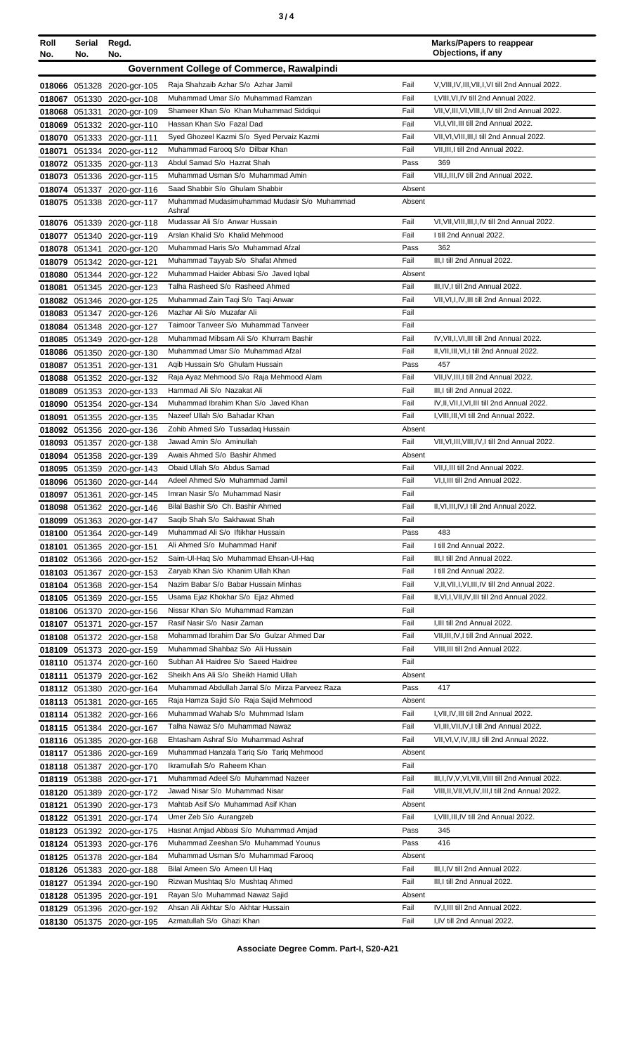| Roll No. | Serial No. | Regd. No. | | | Marks/Papers to reappear Objections, if any |
|---|---|---|---|---|---|
| **Government College of Commerce, Rawalpindi** | | | | | |
| 018066 | 051328 | 2020-gcr-105 | Raja Shahzaib Azhar S/o Azhar Jamil | Fail | V,VIII,IV,III,VII,I,VI till 2nd Annual 2022. |
| 018067 | 051330 | 2020-gcr-108 | Muhammad Umar S/o Muhammad Ramzan | Fail | I,VIII,VI,IV till 2nd Annual 2022. |
| 018068 | 051331 | 2020-gcr-109 | Shameer Khan S/o Khan Muhammad Siddiqui | Fail | VII,V,III,VI,VIII,I,IV till 2nd Annual 2022. |
| 018069 | 051332 | 2020-gcr-110 | Hassan Khan S/o Fazal Dad | Fail | VI,I,VII,III till 2nd Annual 2022. |
| 018070 | 051333 | 2020-gcr-111 | Syed Ghozeel Kazmi S/o Syed Pervaiz Kazmi | Fail | VII,VI,VIII,III,I till 2nd Annual 2022. |
| 018071 | 051334 | 2020-gcr-112 | Muhammad Farooq S/o Dilbar Khan | Fail | VII,III,I till 2nd Annual 2022. |
| 018072 | 051335 | 2020-gcr-113 | Abdul Samad S/o Hazrat Shah | Pass | 369 |
| 018073 | 051336 | 2020-gcr-115 | Muhammad Usman S/o Muhammad Amin | Fail | VII,I,III,IV till 2nd Annual 2022. |
| 018074 | 051337 | 2020-gcr-116 | Saad Shabbir S/o Ghulam Shabbir | Absent | |
| 018075 | 051338 | 2020-gcr-117 | Muhammad Mudasimuhammad Mudasir S/o Muhammad Ashraf | Absent | |
| 018076 | 051339 | 2020-gcr-118 | Mudassar Ali S/o Anwar Hussain | Fail | VI,VII,VIII,III,I,IV till 2nd Annual 2022. |
| 018077 | 051340 | 2020-gcr-119 | Arslan Khalid S/o Khalid Mehmood | Fail | I till 2nd Annual 2022. |
| 018078 | 051341 | 2020-gcr-120 | Muhammad Haris S/o Muhammad Afzal | Pass | 362 |
| 018079 | 051342 | 2020-gcr-121 | Muhammad Tayyab S/o Shafat Ahmed | Fail | III,I till 2nd Annual 2022. |
| 018080 | 051344 | 2020-gcr-122 | Muhammad Haider Abbasi S/o Javed Iqbal | Absent | |
| 018081 | 051345 | 2020-gcr-123 | Talha Rasheed S/o Rasheed Ahmed | Fail | III,IV,I till 2nd Annual 2022. |
| 018082 | 051346 | 2020-gcr-125 | Muhammad Zain Taqi S/o Taqi Anwar | Fail | VII,VI,I,IV,III till 2nd Annual 2022. |
| 018083 | 051347 | 2020-gcr-126 | Mazhar Ali S/o Muzafar Ali | Fail | |
| 018084 | 051348 | 2020-gcr-127 | Taimoor Tanveer S/o Muhammad Tanveer | Fail | |
| 018085 | 051349 | 2020-gcr-128 | Muhammad Mibsam Ali S/o Khurram Bashir | Fail | IV,VII,I,VI,III till 2nd Annual 2022. |
| 018086 | 051350 | 2020-gcr-130 | Muhammad Umar S/o Muhammad Afzal | Fail | II,VII,III,VI,I till 2nd Annual 2022. |
| 018087 | 051351 | 2020-gcr-131 | Aqib Hussain S/o Ghulam Hussain | Pass | 457 |
| 018088 | 051352 | 2020-gcr-132 | Raja Ayaz Mehmood S/o Raja Mehmood Alam | Fail | VII,IV,III,I till 2nd Annual 2022. |
| 018089 | 051353 | 2020-gcr-133 | Hammad Ali S/o Nazakat Ali | Fail | III,I till 2nd Annual 2022. |
| 018090 | 051354 | 2020-gcr-134 | Muhammad Ibrahim Khan S/o Javed Khan | Fail | IV,II,VII,I,VI,III till 2nd Annual 2022. |
| 018091 | 051355 | 2020-gcr-135 | Nazeef Ullah S/o Bahadar Khan | Fail | I,VIII,III,VI till 2nd Annual 2022. |
| 018092 | 051356 | 2020-gcr-136 | Zohib Ahmed S/o Tussadaq Hussain | Absent | |
| 018093 | 051357 | 2020-gcr-138 | Jawad Amin S/o Aminullah | Fail | VII,VI,III,VIII,IV,I till 2nd Annual 2022. |
| 018094 | 051358 | 2020-gcr-139 | Awais Ahmed S/o Bashir Ahmed | Absent | |
| 018095 | 051359 | 2020-gcr-143 | Obaid Ullah S/o Abdus Samad | Fail | VII,I,III till 2nd Annual 2022. |
| 018096 | 051360 | 2020-gcr-144 | Adeel Ahmed S/o Muhammad Jamil | Fail | VI,I,III till 2nd Annual 2022. |
| 018097 | 051361 | 2020-gcr-145 | Imran Nasir S/o Muhammad Nasir | Fail | |
| 018098 | 051362 | 2020-gcr-146 | Bilal Bashir S/o Ch. Bashir Ahmed | Fail | II,VI,III,IV,I till 2nd Annual 2022. |
| 018099 | 051363 | 2020-gcr-147 | Saqib Shah S/o Sakhawat Shah | Fail | |
| 018100 | 051364 | 2020-gcr-149 | Muhammad Ali S/o Iftikhar Hussain | Pass | 483 |
| 018101 | 051365 | 2020-gcr-151 | Ali Ahmed S/o Muhammad Hanif | Fail | I till 2nd Annual 2022. |
| 018102 | 051366 | 2020-gcr-152 | Saim-Ul-Haq S/o Muhammad Ehsan-Ul-Haq | Fail | III,I till 2nd Annual 2022. |
| 018103 | 051367 | 2020-gcr-153 | Zaryab Khan S/o Khanim Ullah Khan | Fail | I till 2nd Annual 2022. |
| 018104 | 051368 | 2020-gcr-154 | Nazim Babar S/o Babar Hussain Minhas | Fail | V,II,VII,I,VI,III,IV till 2nd Annual 2022. |
| 018105 | 051369 | 2020-gcr-155 | Usama Ejaz Khokhar S/o Ejaz Ahmed | Fail | II,VI,I,VII,IV,III till 2nd Annual 2022. |
| 018106 | 051370 | 2020-gcr-156 | Nissar Khan S/o Muhammad Ramzan | Fail | |
| 018107 | 051371 | 2020-gcr-157 | Rasif Nasir S/o Nasir Zaman | Fail | I,III till 2nd Annual 2022. |
| 018108 | 051372 | 2020-gcr-158 | Mohammad Ibrahim Dar S/o Gulzar Ahmed Dar | Fail | VII,III,IV,I till 2nd Annual 2022. |
| 018109 | 051373 | 2020-gcr-159 | Muhammad Shahbaz S/o Ali Hussain | Fail | VIII,III till 2nd Annual 2022. |
| 018110 | 051374 | 2020-gcr-160 | Subhan Ali Haidree S/o Saeed Haidree | Fail | |
| 018111 | 051379 | 2020-gcr-162 | Sheikh Ans Ali S/o Sheikh Hamid Ullah | Absent | |
| 018112 | 051380 | 2020-gcr-164 | Muhammad Abdullah Jarral S/o Mirza Parveez Raza | Pass | 417 |
| 018113 | 051381 | 2020-gcr-165 | Raja Hamza Sajid S/o Raja Sajid Mehmood | Absent | |
| 018114 | 051382 | 2020-gcr-166 | Muhammad Wahab S/o Muhmmad Islam | Fail | I,VII,IV,III till 2nd Annual 2022. |
| 018115 | 051384 | 2020-gcr-167 | Talha Nawaz S/o Muhammad Nawaz | Fail | VI,III,VII,IV,I till 2nd Annual 2022. |
| 018116 | 051385 | 2020-gcr-168 | Ehtasham Ashraf S/o Muhammad Ashraf | Fail | VII,VI,V,IV,III,I till 2nd Annual 2022. |
| 018117 | 051386 | 2020-gcr-169 | Muhammad Hanzala Tariq S/o Tariq Mehmood | Absent | |
| 018118 | 051387 | 2020-gcr-170 | Ikramullah S/o Raheem Khan | Fail | |
| 018119 | 051388 | 2020-gcr-171 | Muhammad Adeel S/o Muhammad Nazeer | Fail | III,I,IV,V,VI,VII,VIII till 2nd Annual 2022. |
| 018120 | 051389 | 2020-gcr-172 | Jawad Nisar S/o Muhammad Nisar | Fail | VIII,II,VII,VI,IV,III,I till 2nd Annual 2022. |
| 018121 | 051390 | 2020-gcr-173 | Mahtab Asif S/o Muhammad Asif Khan | Absent | |
| 018122 | 051391 | 2020-gcr-174 | Umer Zeb S/o Aurangzeb | Fail | I,VIII,III,IV till 2nd Annual 2022. |
| 018123 | 051392 | 2020-gcr-175 | Hasnat Amjad Abbasi S/o Muhammad Amjad | Pass | 345 |
| 018124 | 051393 | 2020-gcr-176 | Muhammad Zeeshan S/o Muhammad Younus | Pass | 416 |
| 018125 | 051378 | 2020-gcr-184 | Muhammad Usman S/o Muhammad Farooq | Absent | |
| 018126 | 051383 | 2020-gcr-188 | Bilal Ameen S/o Ameen Ul Haq | Fail | III,I,IV till 2nd Annual 2022. |
| 018127 | 051394 | 2020-gcr-190 | Rizwan Mushtaq S/o Mushtaq Ahmed | Fail | III,I till 2nd Annual 2022. |
| 018128 | 051395 | 2020-gcr-191 | Rayan S/o Muhammad Nawaz Sajid | Absent | |
| 018129 | 051396 | 2020-gcr-192 | Ahsan Ali Akhtar S/o Akhtar Hussain | Fail | IV,I,III till 2nd Annual 2022. |
| 018130 | 051375 | 2020-gcr-195 | Azmatullah S/o Ghazi Khan | Fail | I,IV till 2nd Annual 2022. |

**Associate Degree Comm. Part-I, S20-A21**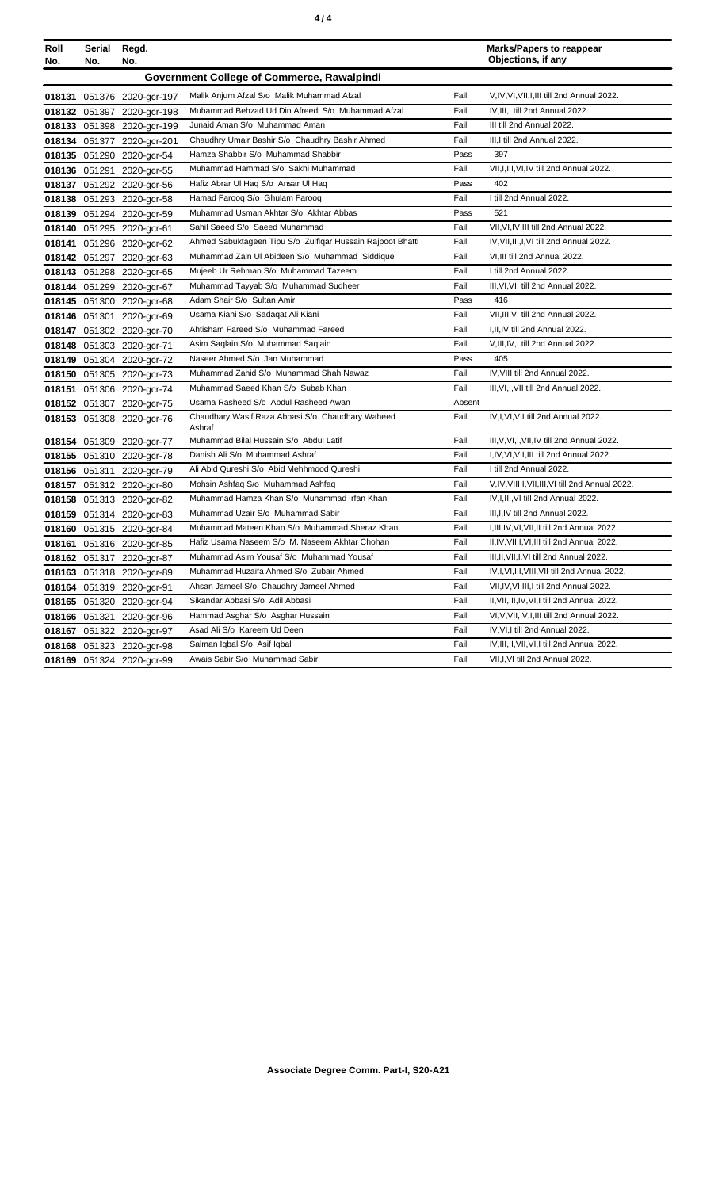| Roll No. | Serial No. | Regd. No. | | | Marks/Papers to reappear Objections, if any |
|---|---|---|---|---|---|
| **Government College of Commerce, Rawalpindi** | | | | | |
| 018131 | 051376 | 2020-gcr-197 | Malik Anjum Afzal S/o Malik Muhammad Afzal | Fail | V,IV,VI,VII,I,III till 2nd Annual 2022. |
| 018132 | 051397 | 2020-gcr-198 | Muhammad Behzad Ud Din Afreedi S/o Muhammad Afzal | Fail | IV,III,I till 2nd Annual 2022. |
| 018133 | 051398 | 2020-gcr-199 | Junaid Aman S/o Muhammad Aman | Fail | III till 2nd Annual 2022. |
| 018134 | 051377 | 2020-gcr-201 | Chaudhry Umair Bashir S/o Chaudhry Bashir Ahmed | Fail | III,I till 2nd Annual 2022. |
| 018135 | 051290 | 2020-gcr-54 | Hamza Shabbir S/o Muhammad Shabbir | Pass | 397 |
| 018136 | 051291 | 2020-gcr-55 | Muhammad Hammad S/o Sakhi Muhammad | Fail | VII,I,III,VI,IV till 2nd Annual 2022. |
| 018137 | 051292 | 2020-gcr-56 | Hafiz Abrar Ul Haq S/o Ansar Ul Haq | Pass | 402 |
| 018138 | 051293 | 2020-gcr-58 | Hamad Farooq S/o Ghulam Farooq | Fail | I till 2nd Annual 2022. |
| 018139 | 051294 | 2020-gcr-59 | Muhammad Usman Akhtar S/o Akhtar Abbas | Pass | 521 |
| 018140 | 051295 | 2020-gcr-61 | Sahil Saeed S/o Saeed Muhammad | Fail | VII,VI,IV,III till 2nd Annual 2022. |
| 018141 | 051296 | 2020-gcr-62 | Ahmed Sabuktageen Tipu S/o Zulfiqar Hussain Rajpoot Bhatti | Fail | IV,VII,III,I,VI till 2nd Annual 2022. |
| 018142 | 051297 | 2020-gcr-63 | Muhammad Zain Ul Abideen S/o Muhammad Siddique | Fail | VI,III till 2nd Annual 2022. |
| 018143 | 051298 | 2020-gcr-65 | Mujeeb Ur Rehman S/o Muhammad Tazeem | Fail | I till 2nd Annual 2022. |
| 018144 | 051299 | 2020-gcr-67 | Muhammad Tayyab S/o Muhammad Sudheer | Fail | III,VI,VII till 2nd Annual 2022. |
| 018145 | 051300 | 2020-gcr-68 | Adam Shair S/o Sultan Amir | Pass | 416 |
| 018146 | 051301 | 2020-gcr-69 | Usama Kiani S/o Sadaqat Ali Kiani | Fail | VII,III,VI till 2nd Annual 2022. |
| 018147 | 051302 | 2020-gcr-70 | Ahtisham Fareed S/o Muhammad Fareed | Fail | I,II,IV till 2nd Annual 2022. |
| 018148 | 051303 | 2020-gcr-71 | Asim Saqlain S/o Muhammad Saqlain | Fail | V,III,IV,I till 2nd Annual 2022. |
| 018149 | 051304 | 2020-gcr-72 | Naseer Ahmed S/o Jan Muhammad | Pass | 405 |
| 018150 | 051305 | 2020-gcr-73 | Muhammad Zahid S/o Muhammad Shah Nawaz | Fail | IV,VIII till 2nd Annual 2022. |
| 018151 | 051306 | 2020-gcr-74 | Muhammad Saeed Khan S/o Subab Khan | Fail | III,VI,I,VII till 2nd Annual 2022. |
| 018152 | 051307 | 2020-gcr-75 | Usama Rasheed S/o Abdul Rasheed Awan | Absent | |
| 018153 | 051308 | 2020-gcr-76 | Chaudhary Wasif Raza Abbasi S/o Chaudhary Waheed Ashraf | Fail | IV,I,VI,VII till 2nd Annual 2022. |
| 018154 | 051309 | 2020-gcr-77 | Muhammad Bilal Hussain S/o Abdul Latif | Fail | III,V,VI,I,VII,IV till 2nd Annual 2022. |
| 018155 | 051310 | 2020-gcr-78 | Danish Ali S/o Muhammad Ashraf | Fail | I,IV,VI,VII,III till 2nd Annual 2022. |
| 018156 | 051311 | 2020-gcr-79 | Ali Abid Qureshi S/o Abid Mehhmood Qureshi | Fail | I till 2nd Annual 2022. |
| 018157 | 051312 | 2020-gcr-80 | Mohsin Ashfaq S/o Muhammad Ashfaq | Fail | V,IV,VIII,I,VII,III,VI till 2nd Annual 2022. |
| 018158 | 051313 | 2020-gcr-82 | Muhammad Hamza Khan S/o Muhammad Irfan Khan | Fail | IV,I,III,VI till 2nd Annual 2022. |
| 018159 | 051314 | 2020-gcr-83 | Muhammad Uzair S/o Muhammad Sabir | Fail | III,I,IV till 2nd Annual 2022. |
| 018160 | 051315 | 2020-gcr-84 | Muhammad Mateen Khan S/o Muhammad Sheraz Khan | Fail | I,III,IV,VI,VII,II till 2nd Annual 2022. |
| 018161 | 051316 | 2020-gcr-85 | Hafiz Usama Naseem S/o M. Naseem Akhtar Chohan | Fail | II,IV,VII,I,VI,III till 2nd Annual 2022. |
| 018162 | 051317 | 2020-gcr-87 | Muhammad Asim Yousaf S/o Muhammad Yousaf | Fail | III,II,VII,I,VI till 2nd Annual 2022. |
| 018163 | 051318 | 2020-gcr-89 | Muhammad Huzaifa Ahmed S/o Zubair Ahmed | Fail | IV,I,VI,III,VIII,VII till 2nd Annual 2022. |
| 018164 | 051319 | 2020-gcr-91 | Ahsan Jameel S/o Chaudhry Jameel Ahmed | Fail | VII,IV,VI,III,I till 2nd Annual 2022. |
| 018165 | 051320 | 2020-gcr-94 | Sikandar Abbasi S/o Adil Abbasi | Fail | II,VII,III,IV,VI,I till 2nd Annual 2022. |
| 018166 | 051321 | 2020-gcr-96 | Hammad Asghar S/o Asghar Hussain | Fail | VI,V,VII,IV,I,III till 2nd Annual 2022. |
| 018167 | 051322 | 2020-gcr-97 | Asad Ali S/o Kareem Ud Deen | Fail | IV,VI,I till 2nd Annual 2022. |
| 018168 | 051323 | 2020-gcr-98 | Salman Iqbal S/o Asif Iqbal | Fail | IV,III,II,VII,VI,I till 2nd Annual 2022. |
| 018169 | 051324 | 2020-gcr-99 | Awais Sabir S/o Muhammad Sabir | Fail | VII,I,VI till 2nd Annual 2022. |

**Associate Degree Comm. Part-I, S20-A21**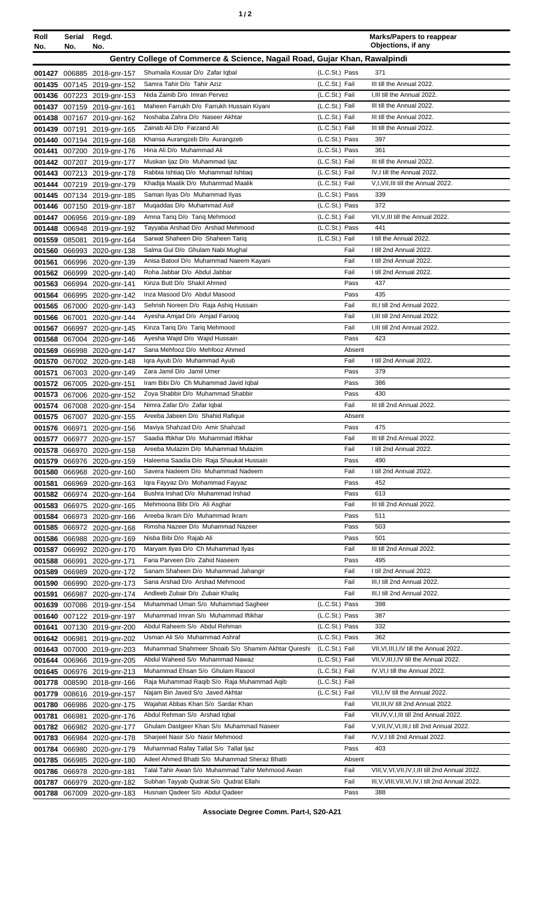| Roll No. | Serial No. | Regd. No. | | | Marks/Papers to reappear Objections, if any |
|---|---|---|---|---|---|
| **Gentry College of Commerce & Science, Nagail Road, Gujar Khan, Rawalpindi** | | | | | |
| 001427 | 006885 | 2018-gnr-157 | Shumaila Kousar D/o Zafar Iqbal | (L.C.St.) Pass | 371 |
| 001435 | 007145 | 2019-gnr-152 | Samra Tahir D/o Tahir Aziz | (L.C.St.) Fail | III till the Annual 2022. |
| 001436 | 007223 | 2019-gnr-153 | Nida Zainib D/o Imran Pervez | (L.C.St.) Fail | I,III till the Annual 2022. |
| 001437 | 007159 | 2019-gnr-161 | Maheen Farrukh D/o Farrukh Hussain Kiyani | (L.C.St.) Fail | III till the Annual 2022. |
| 001438 | 007167 | 2019-gnr-162 | Noshaba Zahra D/o Naseer Akhtar | (L.C.St.) Fail | III till the Annual 2022. |
| 001439 | 007191 | 2019-gnr-165 | Zainab Ali D/o Farzand Ali | (L.C.St.) Fail | III till the Annual 2022. |
| 001440 | 007194 | 2019-gnr-168 | Khansa Aurangzeb D/o Aurangzeb | (L.C.St.) Pass | 397 |
| 001441 | 007200 | 2019-gnr-176 | Hina Ali D/o Muhammad Ali | (L.C.St.) Pass | 361 |
| 001442 | 007207 | 2019-gnr-177 | Muskan Ijaz D/o Muhammad Ijaz | (L.C.St.) Fail | III till the Annual 2022. |
| 001443 | 007213 | 2019-gnr-178 | Rabbia Ishtiaq D/o Muhammad Ishtiaq | (L.C.St.) Fail | IV,I till the Annual 2022. |
| 001444 | 007219 | 2019-gnr-179 | Khadija Maalik D/o Muhammad Maalik | (L.C.St.) Fail | V,I,VII,III till the Annual 2022. |
| 001445 | 007134 | 2019-gnr-185 | Saman Ilyas D/o Muhammad Ilyas | (L.C.St.) Pass | 339 |
| 001446 | 007150 | 2019-gnr-187 | Muqaddas D/o Muhammad Asif | (L.C.St.) Pass | 372 |
| 001447 | 006956 | 2019-gnr-189 | Amna Tariq D/o Tariq Mehmood | (L.C.St.) Fail | VII,V,III till the Annual 2022. |
| 001448 | 006948 | 2019-gnr-192 | Tayyaba Arshad D/o Arshad Mehmood | (L.C.St.) Pass | 441 |
| 001559 | 085081 | 2019-gnr-164 | Sarwat Shaheen D/o Shaheen Tariq | (L.C.St.) Fail | I till the Annual 2022. |
| 001560 | 066993 | 2020-gnr-138 | Salma Gul D/o Ghulam Nabi Mughal | Fail | I till 2nd Annual 2022. |
| 001561 | 066996 | 2020-gnr-139 | Anisa Batool D/o Muhammad Naeem Kayani | Fail | I till 2nd Annual 2022. |
| 001562 | 066999 | 2020-gnr-140 | Roha Jabbar D/o Abdul Jabbar | Fail | I till 2nd Annual 2022. |
| 001563 | 066994 | 2020-gnr-141 | Kinza Butt D/o Shakil Ahmed | Pass | 437 |
| 001564 | 066995 | 2020-gnr-142 | Inza Masood D/o Abdul Masood | Pass | 435 |
| 001565 | 067000 | 2020-gnr-143 | Sehrish Noreen D/o Raja Ashiq Hussain | Fail | III,I till 2nd Annual 2022. |
| 001566 | 067001 | 2020-gnr-144 | Ayesha Amjad D/o Amjad Farooq | Fail | I,III till 2nd Annual 2022. |
| 001567 | 066997 | 2020-gnr-145 | Kinza Tariq D/o Tariq Mehmood | Fail | I,III till 2nd Annual 2022. |
| 001568 | 067004 | 2020-gnr-146 | Ayesha Wajid D/o Wajid Hussain | Pass | 423 |
| 001569 | 066998 | 2020-gnr-147 | Sana Mehfooz D/o Mehfooz Ahmed | Absent | |
| 001570 | 067002 | 2020-gnr-148 | Iqra Ayub D/o Muhammad Ayub | Fail | I till 2nd Annual 2022. |
| 001571 | 067003 | 2020-gnr-149 | Zara Jamil D/o Jamil Umer | Pass | 379 |
| 001572 | 067005 | 2020-gnr-151 | Iram Bibi D/o Ch Muhammad Javid Iqbal | Pass | 386 |
| 001573 | 067006 | 2020-gnr-152 | Zoya Shabbir D/o Muhammad Shabbir | Pass | 430 |
| 001574 | 067008 | 2020-gnr-154 | Nimra Zafar D/o Zafar Iqbal | Fail | III till 2nd Annual 2022. |
| 001575 | 067007 | 2020-gnr-155 | Areeba Jabeen D/o Shahid Rafique | Absent | |
| 001576 | 066971 | 2020-gnr-156 | Maviya Shahzad D/o Amir Shahzad | Pass | 475 |
| 001577 | 066977 | 2020-gnr-157 | Saadia Iftikhar D/o Muhammad Iftikhar | Fail | III till 2nd Annual 2022. |
| 001578 | 066970 | 2020-gnr-158 | Areeba Mulazim D/o Muhammad Mulazim | Fail | I till 2nd Annual 2022. |
| 001579 | 066976 | 2020-gnr-159 | Haleema Saadia D/o Raja Shaukat Hussain | Pass | 490 |
| 001580 | 066968 | 2020-gnr-160 | Savera Nadeem D/o Muhammad Nadeem | Fail | I till 2nd Annual 2022. |
| 001581 | 066969 | 2020-gnr-163 | Iqra Fayyaz D/o Mohammad Fayyaz | Pass | 452 |
| 001582 | 066974 | 2020-gnr-164 | Bushra Irshad D/o Muhammad Irshad | Pass | 613 |
| 001583 | 066975 | 2020-gnr-165 | Mehmoona Bibi D/o Ali Asghar | Fail | III till 2nd Annual 2022. |
| 001584 | 066973 | 2020-gnr-166 | Areeba Ikram D/o Muhammad Ikram | Pass | 511 |
| 001585 | 066972 | 2020-gnr-168 | Rimsha Nazeer D/o Muhammad Nazeer | Pass | 503 |
| 001586 | 066988 | 2020-gnr-169 | Nisba Bibi D/o Rajab Ali | Pass | 501 |
| 001587 | 066992 | 2020-gnr-170 | Maryam Ilyas D/o Ch Muhammad Ilyas | Fail | III till 2nd Annual 2022. |
| 001588 | 066991 | 2020-gnr-171 | Faria Parveen D/o Zahid Naseem | Pass | 495 |
| 001589 | 066989 | 2020-gnr-172 | Sanam Shaheen D/o Muhammad Jahangir | Fail | I till 2nd Annual 2022. |
| 001590 | 066990 | 2020-gnr-173 | Sana Arshad D/o Arshad Mehmood | Fail | III,I till 2nd Annual 2022. |
| 001591 | 066987 | 2020-gnr-174 | Andleeb Zubair D/o Zubair Khaliq | Fail | III,I till 2nd Annual 2022. |
| 001639 | 007086 | 2019-gnr-154 | Muhammad Uman S/o Muhammad Sagheer | (L.C.St.) Pass | 398 |
| 001640 | 007122 | 2019-gnr-197 | Muhammad Imran S/o Muhammad Iftikhar | (L.C.St.) Pass | 387 |
| 001641 | 007130 | 2019-gnr-200 | Abdul Raheem S/o Abdul Rehman | (L.C.St.) Pass | 332 |
| 001642 | 006981 | 2019-gnr-202 | Usman Ali S/o Muhammad Ashraf | (L.C.St.) Pass | 362 |
| 001643 | 007000 | 2019-gnr-203 | Muhammad Shahmeer Shoaib S/o Shamim Akhtar Qureshi | (L.C.St.) Fail | VII,VI,III,I,IV till the Annual 2022. |
| 001644 | 006966 | 2019-gnr-205 | Abdul Waheed S/o Muhammad Nawaz | (L.C.St.) Fail | VII,V,III,I,IV till the Annual 2022. |
| 001645 | 006976 | 2019-gnr-213 | Muhammad Ehsan S/o Ghulam Rasool | (L.C.St.) Fail | IV,VI,I till the Annual 2022. |
| 001778 | 008590 | 2018-gnr-166 | Raja Muhammad Raqib S/o Raja Muhammad Aqib | (L.C.St.) Fail | |
| 001779 | 008616 | 2019-gnr-157 | Najam Bin Javed S/o Javed Akhtar | (L.C.St.) Fail | VII,I,IV till the Annual 2022. |
| 001780 | 066986 | 2020-gnr-175 | Wajahat Abbas Khan S/o Sardar Khan | Fail | VII,III,IV till 2nd Annual 2022. |
| 001781 | 066981 | 2020-gnr-176 | Abdul Rehman S/o Arshad Iqbal | Fail | VII,IV,V,I,III till 2nd Annual 2022. |
| 001782 | 066982 | 2020-gnr-177 | Ghulam Dastgeer Khan S/o Muhammad Naseer | Fail | V,VII,IV,VI,III,I till 2nd Annual 2022. |
| 001783 | 066984 | 2020-gnr-178 | Sharjeel Nasir S/o Nasir Mehmood | Fail | IV,V,I till 2nd Annual 2022. |
| 001784 | 066980 | 2020-gnr-179 | Muhammad Rafay Tallat S/o Tallat Ijaz | Pass | 403 |
| 001785 | 066985 | 2020-gnr-180 | Adeel Ahmed Bhatti S/o Muhammad Sheraz Bhatti | Absent | |
| 001786 | 066978 | 2020-gnr-181 | Talal Tahir Awan S/o Muhammad Tahir Mehmood Awan | Fail | VIII,V,VI,VII,IV,I,III till 2nd Annual 2022. |
| 001787 | 066979 | 2020-gnr-182 | Subhan Tayyab Qudrat S/o Qudrat Ellahi | Fail | III,V,VIII,VII,VI,IV,I till 2nd Annual 2022. |
| 001788 | 067009 | 2020-gnr-183 | Husnain Qadeer S/o Abdul Qadeer | Pass | 388 |

**Associate Degree Comm. Part-I, S20-A21**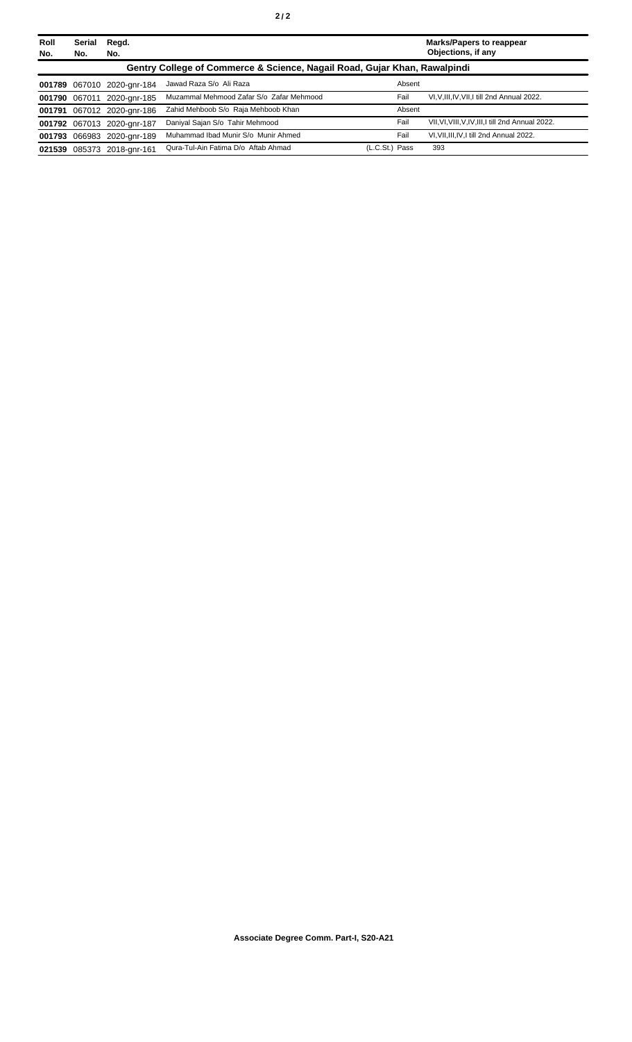| Roll No. | Serial No. | Regd. No. | | | Marks/Papers to reappear Objections, if any |
|---|---|---|---|---|---|
| **Gentry College of Commerce & Science, Nagail Road, Gujar Khan, Rawalpindi** | | | | | |
| **001789** | 067010 | 2020-gnr-184 | Jawad Raza S/o Ali Raza | Absent | |
| **001790** | 067011 | 2020-gnr-185 | Muzammal Mehmood Zafar S/o Zafar Mehmood | Fail | VI,V,III,IV,VII,I till 2nd Annual 2022. |
| **001791** | 067012 | 2020-gnr-186 | Zahid Mehboob S/o Raja Mehboob Khan | Absent | |
| **001792** | 067013 | 2020-gnr-187 | Daniyal Sajan S/o Tahir Mehmood | Fail | VII,VI,VIII,V,IV,III,I till 2nd Annual 2022. |
| **001793** | 066983 | 2020-gnr-189 | Muhammad Ibad Munir S/o Munir Ahmed | Fail | VI,VII,III,IV,I till 2nd Annual 2022. |
| **021539** | 085373 | 2018-gnr-161 | Qura-Tul-Ain Fatima D/o Aftab Ahmad | (L.C.St.) Pass | 393 |

**Associate Degree Comm. Part-I, S20-A21**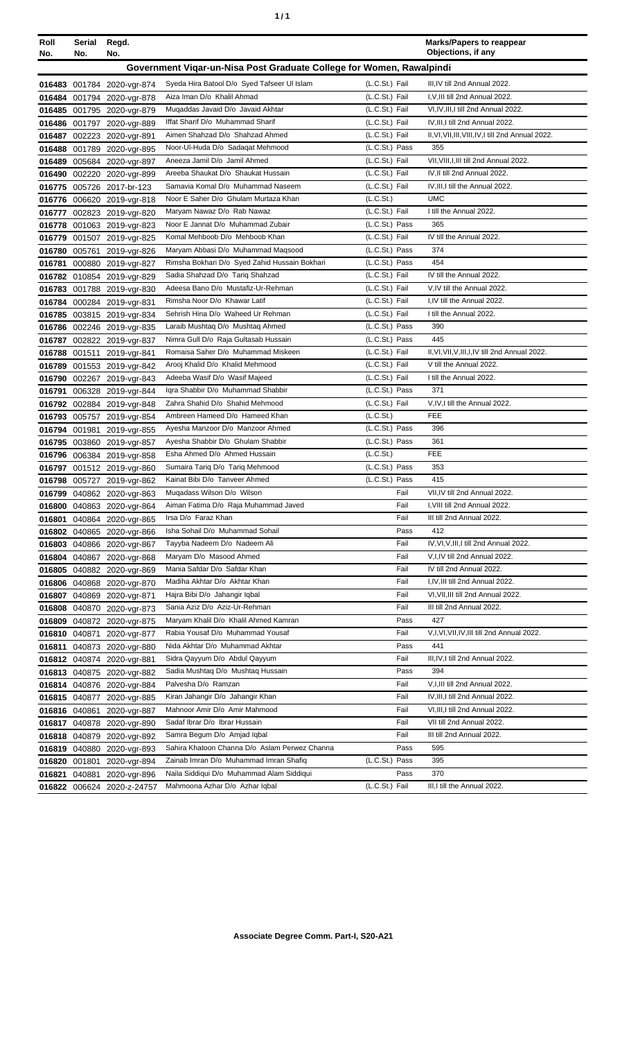| Roll No. | Serial No. | Regd. No. | | | Marks/Papers to reappear Objections, if any |
|---|---|---|---|---|---|
| **Government Viqar-un-Nisa Post Graduate College for Women, Rawalpindi** | | | | | |
| 016483 | 001784 | 2020-vgr-874 | Syeda Hira Batool D/o Syed Tafseer Ul Islam | (L.C.St.) Fail | III,IV till 2nd Annual 2022. |
| 016484 | 001794 | 2020-vgr-878 | Aiza Iman D/o Khalil Ahmad | (L.C.St.) Fail | I,V,III till 2nd Annual 2022. |
| 016485 | 001795 | 2020-vgr-879 | Muqaddas Javaid D/o Javaid Akhtar | (L.C.St.) Fail | VI,IV,III,I till 2nd Annual 2022. |
| 016486 | 001797 | 2020-vgr-889 | Iffat Sharif D/o Muhammad Sharif | (L.C.St.) Fail | IV,III,I till 2nd Annual 2022. |
| 016487 | 002223 | 2020-vgr-891 | Aimen Shahzad D/o Shahzad Ahmed | (L.C.St.) Fail | II,VI,VII,III,VIII,IV,I till 2nd Annual 2022. |
| 016488 | 001789 | 2020-vgr-895 | Noor-Ul-Huda D/o Sadaqat Mehmood | (L.C.St.) Pass | 355 |
| 016489 | 005684 | 2020-vgr-897 | Aneeza Jamil D/o Jamil Ahmed | (L.C.St.) Fail | VII,VIII,I,III till 2nd Annual 2022. |
| 016490 | 002220 | 2020-vgr-899 | Areeba Shaukat D/o Shaukat Hussain | (L.C.St.) Fail | IV,II till 2nd Annual 2022. |
| 016775 | 005726 | 2017-br-123 | Samavia Komal D/o Muhammad Naseem | (L.C.St.) Fail | IV,III,I till the Annual 2022. |
| 016776 | 006620 | 2019-vgr-818 | Noor E Saher D/o Ghulam Murtaza Khan | (L.C.St.) | UMC |
| 016777 | 002823 | 2019-vgr-820 | Maryam Nawaz D/o Rab Nawaz | (L.C.St.) Fail | I till the Annual 2022. |
| 016778 | 001063 | 2019-vgr-823 | Noor E Jannat D/o Muhammad Zubair | (L.C.St.) Pass | 365 |
| 016779 | 001507 | 2019-vgr-825 | Komal Mehboob D/o Mehboob Khan | (L.C.St.) Fail | IV till the Annual 2022. |
| 016780 | 005761 | 2019-vgr-826 | Maryam Abbasi D/o Muhammad Maqsood | (L.C.St.) Pass | 374 |
| 016781 | 000880 | 2019-vgr-827 | Rimsha Bokhari D/o Syed Zahid Hussain Bokhari | (L.C.St.) Pass | 454 |
| 016782 | 010854 | 2019-vgr-829 | Sadia Shahzad D/o Tariq Shahzad | (L.C.St.) Fail | IV till the Annual 2022. |
| 016783 | 001788 | 2019-vgr-830 | Adeesa Bano D/o Mustafiz-Ur-Rehman | (L.C.St.) Fail | V,IV till the Annual 2022. |
| 016784 | 000284 | 2019-vgr-831 | Rimsha Noor D/o Khawar Latif | (L.C.St.) Fail | I,IV till the Annual 2022. |
| 016785 | 003815 | 2019-vgr-834 | Sehrish Hina D/o Waheed Ur Rehman | (L.C.St.) Fail | I till the Annual 2022. |
| 016786 | 002246 | 2019-vgr-835 | Laraib Mushtaq D/o Mushtaq Ahmed | (L.C.St.) Pass | 390 |
| 016787 | 002822 | 2019-vgr-837 | Nimra Gull D/o Raja Gultasab Hussain | (L.C.St.) Pass | 445 |
| 016788 | 001511 | 2019-vgr-841 | Romaisa Saher D/o Muhammad Miskeen | (L.C.St.) Fail | II,VI,VII,V,III,I,IV till 2nd Annual 2022. |
| 016789 | 001553 | 2019-vgr-842 | Arooj Khalid D/o Khalid Mehmood | (L.C.St.) Fail | V till the Annual 2022. |
| 016790 | 002267 | 2019-vgr-843 | Adeeba Wasif D/o Wasif Majeed | (L.C.St.) Fail | I till the Annual 2022. |
| 016791 | 006328 | 2019-vgr-844 | Iqra Shabbir D/o Muhammad Shabbir | (L.C.St.) Pass | 371 |
| 016792 | 002884 | 2019-vgr-848 | Zahra Shahid D/o Shahid Mehmood | (L.C.St.) Fail | V,IV,I till the Annual 2022. |
| 016793 | 005757 | 2019-vgr-854 | Ambreen Hameed D/o Hameed Khan | (L.C.St.) | FEE |
| 016794 | 001981 | 2019-vgr-855 | Ayesha Manzoor D/o Manzoor Ahmed | (L.C.St.) Pass | 396 |
| 016795 | 003860 | 2019-vgr-857 | Ayesha Shabbir D/o Ghulam Shabbir | (L.C.St.) Pass | 361 |
| 016796 | 006384 | 2019-vgr-858 | Esha Ahmed D/o Ahmed Hussain | (L.C.St.) | FEE |
| 016797 | 001512 | 2019-vgr-860 | Sumaira Tariq D/o Tariq Mehmood | (L.C.St.) Pass | 353 |
| 016798 | 005727 | 2019-vgr-862 | Kainat Bibi D/o Tanveer Ahmed | (L.C.St.) Pass | 415 |
| 016799 | 040862 | 2020-vgr-863 | Muqadass Wilson D/o Wilson | Fail | VII,IV till 2nd Annual 2022. |
| 016800 | 040863 | 2020-vgr-864 | Aiman Fatima D/o Raja Muhammad Javed | Fail | I,VIII till 2nd Annual 2022. |
| 016801 | 040864 | 2020-vgr-865 | Irsa D/o Faraz Khan | Fail | III till 2nd Annual 2022. |
| 016802 | 040865 | 2020-vgr-866 | Isha Sohail D/o Muhammad Sohail | Pass | 412 |
| 016803 | 040866 | 2020-vgr-867 | Tayyba Nadeem D/o Nadeem Ali | Fail | IV,VI,V,III,I till 2nd Annual 2022. |
| 016804 | 040867 | 2020-vgr-868 | Maryam D/o Masood Ahmed | Fail | V,I,IV till 2nd Annual 2022. |
| 016805 | 040882 | 2020-vgr-869 | Mania Safdar D/o Safdar Khan | Fail | IV till 2nd Annual 2022. |
| 016806 | 040868 | 2020-vgr-870 | Madiha Akhtar D/o Akhtar Khan | Fail | I,IV,III till 2nd Annual 2022. |
| 016807 | 040869 | 2020-vgr-871 | Hajra Bibi D/o Jahangir Iqbal | Fail | VI,VII,III till 2nd Annual 2022. |
| 016808 | 040870 | 2020-vgr-873 | Sania Aziz D/o Aziz-Ur-Rehman | Fail | III till 2nd Annual 2022. |
| 016809 | 040872 | 2020-vgr-875 | Maryam Khalil D/o Khalil Ahmed Kamran | Pass | 427 |
| 016810 | 040871 | 2020-vgr-877 | Rabia Yousaf D/o Muhammad Yousaf | Fail | V,I,VI,VII,IV,III till 2nd Annual 2022. |
| 016811 | 040873 | 2020-vgr-880 | Nida Akhtar D/o Muhammad Akhtar | Pass | 441 |
| 016812 | 040874 | 2020-vgr-881 | Sidra Qayyum D/o Abdul Qayyum | Fail | III,IV,I till 2nd Annual 2022. |
| 016813 | 040875 | 2020-vgr-882 | Sadia Mushtaq D/o Mushtaq Hussain | Pass | 394 |
| 016814 | 040876 | 2020-vgr-884 | Palvesha D/o Ramzan | Fail | V,I,III till 2nd Annual 2022. |
| 016815 | 040877 | 2020-vgr-885 | Kiran Jahangir D/o Jahangir Khan | Fail | IV,III,I till 2nd Annual 2022. |
| 016816 | 040861 | 2020-vgr-887 | Mahnoor Amir D/o Amir Mahmood | Fail | VI,III,I till 2nd Annual 2022. |
| 016817 | 040878 | 2020-vgr-890 | Sadaf Ibrar D/o Ibrar Hussain | Fail | VII till 2nd Annual 2022. |
| 016818 | 040879 | 2020-vgr-892 | Samra Begum D/o Amjad Iqbal | Fail | III till 2nd Annual 2022. |
| 016819 | 040880 | 2020-vgr-893 | Sahira Khatoon Channa D/o Aslam Perwez Channa | Pass | 595 |
| 016820 | 001801 | 2020-vgr-894 | Zainab Imran D/o Muhammad Imran Shafiq | (L.C.St.) Pass | 395 |
| 016821 | 040881 | 2020-vgr-896 | Naila Siddiqui D/o Muhammad Alam Siddiqui | Pass | 370 |
| 016822 | 006624 | 2020-z-24757 | Mahmoona Azhar D/o Azhar Iqbal | (L.C.St.) Fail | III,I till the Annual 2022. |

**Associate Degree Comm. Part-I, S20-A21**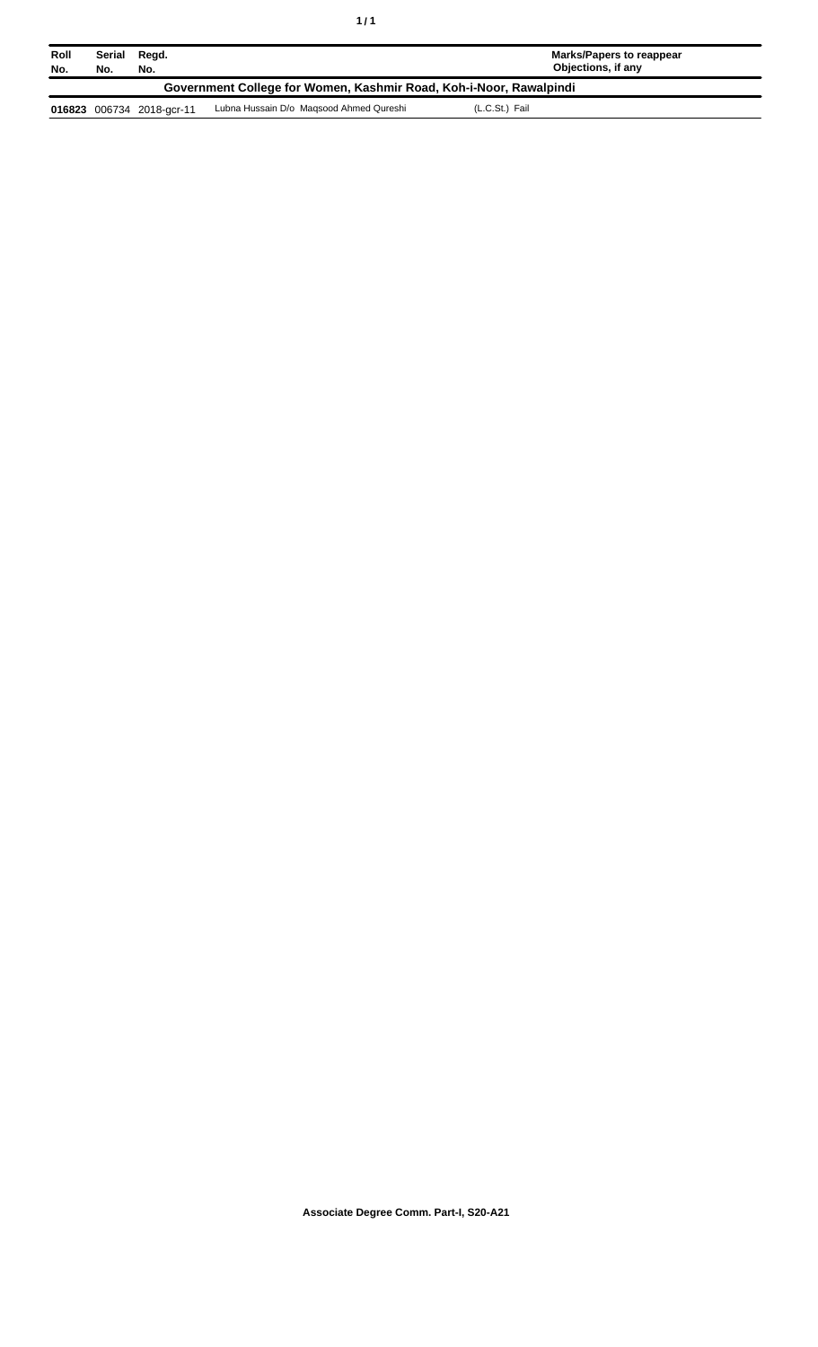| Roll No. | Serial No. | Regd. No. | | Marks/Papers to reappear Objections, if any |
|---|---|---|---|---|
| **Government College for Women, Kashmir Road, Koh-i-Noor, Rawalpindi** | | | | |
| **016823** | 006734 | 2018-gcr-11 | Lubna Hussain D/o Maqsood Ahmed Qureshi | (L.C.St.) Fail |

**Associate Degree Comm. Part-I, S20-A21**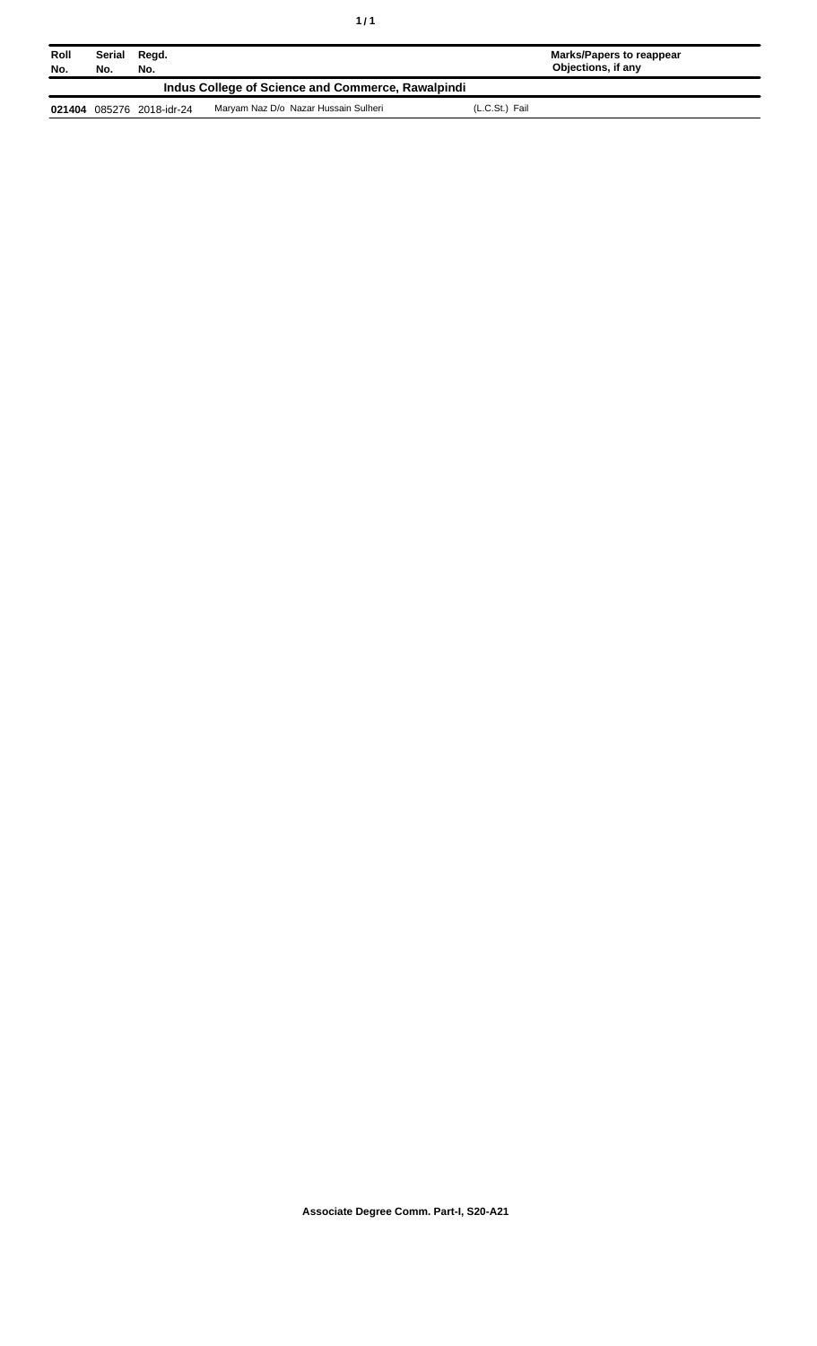| Roll No. | Serial No. | Regd. No. | | | Marks/Papers to reappear Objections, if any |
|---|---|---|---|---|---|
| **Indus College of Science and Commerce, Rawalpindi** | | | | | |
| **021404** | 085276 | 2018-idr-24 | Maryam Naz D/o Nazar Hussain Sulheri | (L.C.St.) Fail | |

**Associate Degree Comm. Part-I, S20-A21**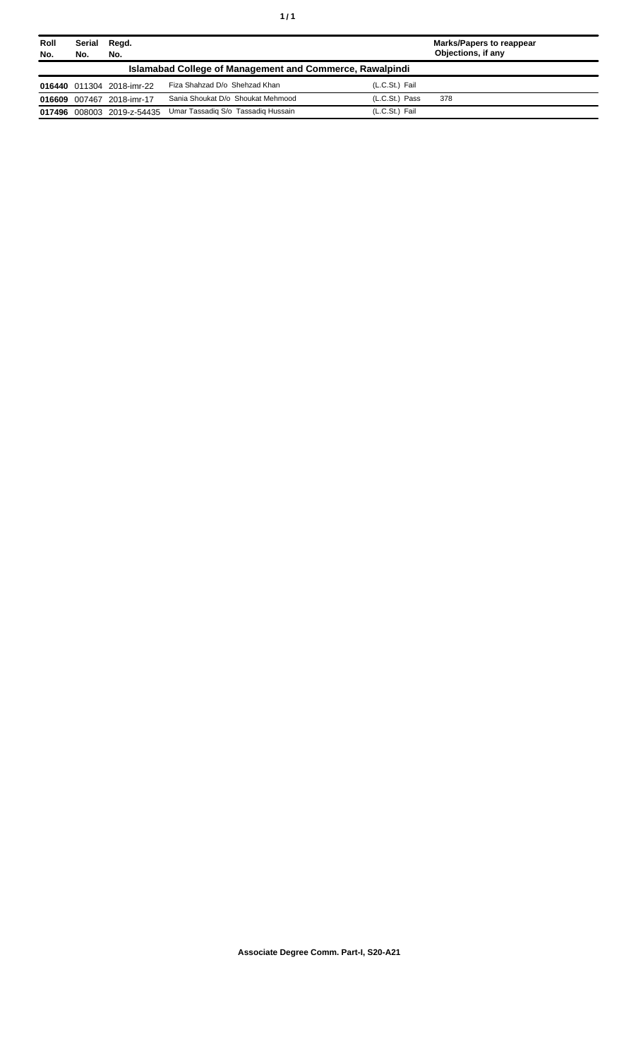| Roll No. | Serial No. | Regd. No. | | | Marks/Papers to reappear Objections, if any |
|---|---|---|---|---|---|
| **Islamabad College of Management and Commerce, Rawalpindi** | | | | | |
| **016440** | 011304 | 2018-imr-22 | Fiza Shahzad D/o Shehzad Khan | (L.C.St.) Fail | |
| **016609** | 007467 | 2018-imr-17 | Sania Shoukat D/o Shoukat Mehmood | (L.C.St.) Pass | 378 |
| **017496** | 008003 | 2019-z-54435 | Umar Tassadiq S/o Tassadiq Hussain | (L.C.St.) Fail | |

**Associate Degree Comm. Part-I, S20-A21**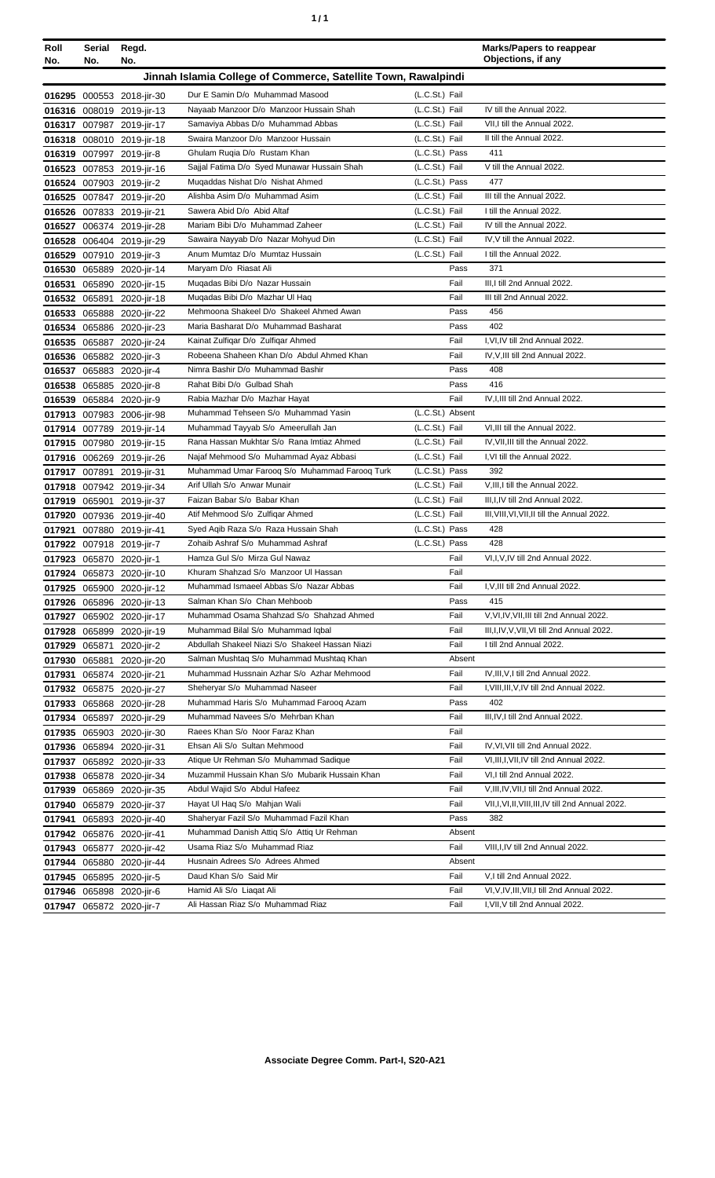| Roll No. | Serial No. | Regd. No. | | | Marks/Papers to reappear Objections, if any |
|---|---|---|---|---|---|
| **Jinnah Islamia College of Commerce, Satellite Town, Rawalpindi** | | | | | |
| 016295 | 000553 | 2018-jir-30 | Dur E Samin D/o Muhammad Masood | (L.C.St.) Fail | |
| 016316 | 008019 | 2019-jir-13 | Nayaab Manzoor D/o Manzoor Hussain Shah | (L.C.St.) Fail | IV till the Annual 2022. |
| 016317 | 007987 | 2019-jir-17 | Samaviya Abbas D/o Muhammad Abbas | (L.C.St.) Fail | VII,I till the Annual 2022. |
| 016318 | 008010 | 2019-jir-18 | Swaira Manzoor D/o Manzoor Hussain | (L.C.St.) Fail | II till the Annual 2022. |
| 016319 | 007997 | 2019-jir-8 | Ghulam Ruqia D/o Rustam Khan | (L.C.St.) Pass | 411 |
| 016523 | 007853 | 2019-jir-16 | Sajjal Fatima D/o Syed Munawar Hussain Shah | (L.C.St.) Fail | V till the Annual 2022. |
| 016524 | 007903 | 2019-jir-2 | Muqaddas Nishat D/o Nishat Ahmed | (L.C.St.) Pass | 477 |
| 016525 | 007847 | 2019-jir-20 | Alishba Asim D/o Muhammad Asim | (L.C.St.) Fail | III till the Annual 2022. |
| 016526 | 007833 | 2019-jir-21 | Sawera Abid D/o Abid Altaf | (L.C.St.) Fail | I till the Annual 2022. |
| 016527 | 006374 | 2019-jir-28 | Mariam Bibi D/o Muhammad Zaheer | (L.C.St.) Fail | IV till the Annual 2022. |
| 016528 | 006404 | 2019-jir-29 | Sawaira Nayyab D/o Nazar Mohyud Din | (L.C.St.) Fail | IV,V till the Annual 2022. |
| 016529 | 007910 | 2019-jir-3 | Anum Mumtaz D/o Mumtaz Hussain | (L.C.St.) Fail | I till the Annual 2022. |
| 016530 | 065889 | 2020-jir-14 | Maryam D/o Riasat Ali | Pass | 371 |
| 016531 | 065890 | 2020-jir-15 | Muqadas Bibi D/o Nazar Hussain | Fail | III,I till 2nd Annual 2022. |
| 016532 | 065891 | 2020-jir-18 | Muqadas Bibi D/o Mazhar Ul Haq | Fail | III till 2nd Annual 2022. |
| 016533 | 065888 | 2020-jir-22 | Mehmoona Shakeel D/o Shakeel Ahmed Awan | Pass | 456 |
| 016534 | 065886 | 2020-jir-23 | Maria Basharat D/o Muhammad Basharat | Pass | 402 |
| 016535 | 065887 | 2020-jir-24 | Kainat Zulfiqar D/o Zulfiqar Ahmed | Fail | I,VI,IV till 2nd Annual 2022. |
| 016536 | 065882 | 2020-jir-3 | Robeena Shaheen Khan D/o Abdul Ahmed Khan | Fail | IV,V,III till 2nd Annual 2022. |
| 016537 | 065883 | 2020-jir-4 | Nimra Bashir D/o Muhammad Bashir | Pass | 408 |
| 016538 | 065885 | 2020-jir-8 | Rahat Bibi D/o Gulbad Shah | Pass | 416 |
| 016539 | 065884 | 2020-jir-9 | Rabia Mazhar D/o Mazhar Hayat | Fail | IV,I,III till 2nd Annual 2022. |
| 017913 | 007983 | 2006-jir-98 | Muhammad Tehseen S/o Muhammad Yasin | (L.C.St.) Absent | |
| 017914 | 007789 | 2019-jir-14 | Muhammad Tayyab S/o Ameerullah Jan | (L.C.St.) Fail | VI,III till the Annual 2022. |
| 017915 | 007980 | 2019-jir-15 | Rana Hassan Mukhtar S/o Rana Imtiaz Ahmed | (L.C.St.) Fail | IV,VII,III till the Annual 2022. |
| 017916 | 006269 | 2019-jir-26 | Najaf Mehmood S/o Muhammad Ayaz Abbasi | (L.C.St.) Fail | I,VI till the Annual 2022. |
| 017917 | 007891 | 2019-jir-31 | Muhammad Umar Farooq S/o Muhammad Farooq Turk | (L.C.St.) Pass | 392 |
| 017918 | 007942 | 2019-jir-34 | Arif Ullah S/o Anwar Muhammad | (L.C.St.) Fail | V,III,I till the Annual 2022. |
| 017919 | 065901 | 2019-jir-37 | Faizan Babar S/o Babar Khan | (L.C.St.) Fail | III,I,IV till 2nd Annual 2022. |
| 017920 | 007936 | 2019-jir-40 | Atif Mehmood S/o Zulfiqar Ahmed | (L.C.St.) Fail | III,VIII,VI,VII,II till the Annual 2022. |
| 017921 | 007880 | 2019-jir-41 | Syed Aqib Raza S/o Raza Hussain Shah | (L.C.St.) Pass | 428 |
| 017922 | 007918 | 2019-jir-7 | Zohaib Ashraf S/o Muhammad Ashraf | (L.C.St.) Pass | 428 |
| 017923 | 065870 | 2020-jir-1 | Hamza Gul S/o Mirza Gul Nawaz | Fail | VI,I,V,IV till 2nd Annual 2022. |
| 017924 | 065873 | 2020-jir-10 | Khuram Shahzad S/o Manzoor Ul Hassan | Fail | |
| 017925 | 065900 | 2020-jir-12 | Muhammad Ismaeel Abbas S/o Nazar Abbas | Fail | I,V,III till 2nd Annual 2022. |
| 017926 | 065896 | 2020-jir-13 | Salman Khan S/o Chan Mehboob | Pass | 415 |
| 017927 | 065902 | 2020-jir-17 | Muhammad Osama Shahzad S/o Shahzad Ahmed | Fail | V,VI,IV,VII,III till 2nd Annual 2022. |
| 017928 | 065899 | 2020-jir-19 | Muhammad Bilal S/o Muhammad Iqbal | Fail | III,I,IV,V,VII,VI till 2nd Annual 2022. |
| 017929 | 065871 | 2020-jir-2 | Abdullah Shakeel Niazi S/o Shakeel Hassan Niazi | Fail | I till 2nd Annual 2022. |
| 017930 | 065881 | 2020-jir-20 | Salman Mushtaq S/o Muhammad Mushtaq Khan | Absent | |
| 017931 | 065874 | 2020-jir-21 | Muhammad Hussnain Azhar S/o Azhar Mehmood | Fail | IV,III,V,I till 2nd Annual 2022. |
| 017932 | 065875 | 2020-jir-27 | Sheheryar S/o Muhammad Naseer | Fail | I,VIII,III,V,IV till 2nd Annual 2022. |
| 017933 | 065868 | 2020-jir-28 | Muhammad Haris S/o Muhammad Farooq Azam | Pass | 402 |
| 017934 | 065897 | 2020-jir-29 | Muhammad Navees S/o Mehrban Khan | Fail | III,IV,I till 2nd Annual 2022. |
| 017935 | 065903 | 2020-jir-30 | Raees Khan S/o Noor Faraz Khan | Fail | |
| 017936 | 065894 | 2020-jir-31 | Ehsan Ali S/o Sultan Mehmood | Fail | IV,V,VII till 2nd Annual 2022. |
| 017937 | 065892 | 2020-jir-33 | Atique Ur Rehman S/o Muhammad Sadique | Fail | VI,III,I,VII,IV till 2nd Annual 2022. |
| 017938 | 065878 | 2020-jir-34 | Muzammil Hussain Khan S/o Mubarik Hussain Khan | Fail | VI,I till 2nd Annual 2022. |
| 017939 | 065869 | 2020-jir-35 | Abdul Wajid S/o Abdul Hafeez | Fail | V,III,IV,VII,I till 2nd Annual 2022. |
| 017940 | 065879 | 2020-jir-37 | Hayat Ul Haq S/o Mahjan Wali | Fail | VII,I,VI,II,VIII,III,IV till 2nd Annual 2022. |
| 017941 | 065893 | 2020-jir-40 | Shaheryar Fazil S/o Muhammad Fazil Khan | Pass | 382 |
| 017942 | 065876 | 2020-jir-41 | Muhammad Danish Attiq S/o Attiq Ur Rehman | Absent | |
| 017943 | 065877 | 2020-jir-42 | Usama Riaz S/o Muhammad Riaz | Fail | VIII,I,IV till 2nd Annual 2022. |
| 017944 | 065880 | 2020-jir-44 | Husnain Adrees S/o Adrees Ahmed | Absent | |
| 017945 | 065895 | 2020-jir-5 | Daud Khan S/o Said Mir | Fail | V,I till 2nd Annual 2022. |
| 017946 | 065898 | 2020-jir-6 | Hamid Ali S/o Liaqat Ali | Fail | VI,V,IV,III,VII,I till 2nd Annual 2022. |
| 017947 | 065872 | 2020-jir-7 | Ali Hassan Riaz S/o Muhammad Riaz | Fail | I,VII,V till 2nd Annual 2022. |

**Associate Degree Comm. Part-I, S20-A21**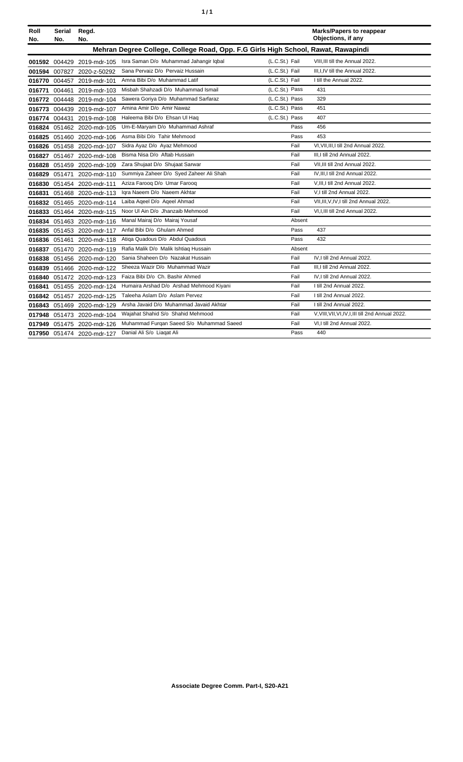| Roll No. | Serial No. | Regd. No. | | | Marks/Papers to reappear Objections, if any |
|---|---|---|---|---|---|
| **Mehran Degree College, College Road, Opp. F.G Girls High School, Rawat, Rawapindi** | | | | | |
| **001592** | 004429 | 2019-mdr-105 | Isra Saman D/o Muhammad Jahangir Iqbal | (L.C.St.) Fail | VIII,III till the Annual 2022. |
| **001594** | 007827 | 2020-z-50292 | Sana Pervaiz D/o Pervaiz Hussain | (L.C.St.) Fail | III,I,IV till the Annual 2022. |
| **016770** | 004457 | 2019-mdr-101 | Amna Bibi D/o Muhammad Latif | (L.C.St.) Fail | I till the Annual 2022. |
| **016771** | 004461 | 2019-mdr-103 | Misbah Shahzadi D/o Muhammad Ismail | (L.C.St.) Pass | 431 |
| **016772** | 004448 | 2019-mdr-104 | Sawera Goriya D/o Muhammad Sarfaraz | (L.C.St.) Pass | 329 |
| **016773** | 004439 | 2019-mdr-107 | Amina Amir D/o Amir Nawaz | (L.C.St.) Pass | 451 |
| **016774** | 004431 | 2019-mdr-108 | Haleema Bibi D/o Ehsan Ul Haq | (L.C.St.) Pass | 407 |
| **016824** | 051462 | 2020-mdr-105 | Um-E-Maryam D/o Muhammad Ashraf | Pass | 456 |
| **016825** | 051460 | 2020-mdr-106 | Asma Bibi D/o Tahir Mehmood | Pass | 453 |
| **016826** | 051458 | 2020-mdr-107 | Sidra Ayaz D/o Ayaz Mehmood | Fail | VI,VII,III,I till 2nd Annual 2022. |
| **016827** | 051467 | 2020-mdr-108 | Bisma Nisa D/o Aftab Hussain | Fail | III,I till 2nd Annual 2022. |
| **016828** | 051459 | 2020-mdr-109 | Zara Shujaat D/o Shujaat Sarwar | Fail | VII,III till 2nd Annual 2022. |
| **016829** | 051471 | 2020-mdr-110 | Summiya Zaheer D/o Syed Zaheer Ali Shah | Fail | IV,III,I till 2nd Annual 2022. |
| **016830** | 051454 | 2020-mdr-111 | Aziza Farooq D/o Umar Farooq | Fail | V,III,I till 2nd Annual 2022. |
| **016831** | 051468 | 2020-mdr-113 | Iqra Naeem D/o Naeem Akhtar | Fail | V,I till 2nd Annual 2022. |
| **016832** | 051465 | 2020-mdr-114 | Laiba Aqeel D/o Aqeel Ahmad | Fail | VII,III,V,IV,I till 2nd Annual 2022. |
| **016833** | 051464 | 2020-mdr-115 | Noor Ul Ain D/o Jhanzaib Mehmood | Fail | VI,I,III till 2nd Annual 2022. |
| **016834** | 051463 | 2020-mdr-116 | Manal Mairaj D/o Mairaj Yousaf | Absent | |
| **016835** | 051453 | 2020-mdr-117 | Anfal Bibi D/o Ghulam Ahmed | Pass | 437 |
| **016836** | 051461 | 2020-mdr-118 | Atiqa Quadous D/o Abdul Quadous | Pass | 432 |
| **016837** | 051470 | 2020-mdr-119 | Rafia Malik D/o Malik Ishtiaq Hussain | Absent | |
| **016838** | 051456 | 2020-mdr-120 | Sania Shaheen D/o Nazakat Hussain | Fail | IV,I till 2nd Annual 2022. |
| **016839** | 051466 | 2020-mdr-122 | Sheeza Wazir D/o Muhammad Wazir | Fail | III,I till 2nd Annual 2022. |
| **016840** | 051472 | 2020-mdr-123 | Faiza Bibi D/o Ch. Bashir Ahmed | Fail | IV,I till 2nd Annual 2022. |
| **016841** | 051455 | 2020-mdr-124 | Humaira Arshad D/o Arshad Mehmood Kiyani | Fail | I till 2nd Annual 2022. |
| **016842** | 051457 | 2020-mdr-125 | Taleeha Aslam D/o Aslam Pervez | Fail | I till 2nd Annual 2022. |
| **016843** | 051469 | 2020-mdr-129 | Arsha Javaid D/o Muhammad Javaid Akhtar | Fail | I till 2nd Annual 2022. |
| **017948** | 051473 | 2020-mdr-104 | Wajahat Shahid S/o Shahid Mehmood | Fail | V,VIII,VII,VI,IV,I,III till 2nd Annual 2022. |
| **017949** | 051475 | 2020-mdr-126 | Muhammad Furqan Saeed S/o Muhammad Saeed | Fail | VI,I till 2nd Annual 2022. |
| **017950** | 051474 | 2020-mdr-127 | Danial Ali S/o Liaqat Ali | Pass | 440 |

**Associate Degree Comm. Part-I, S20-A21**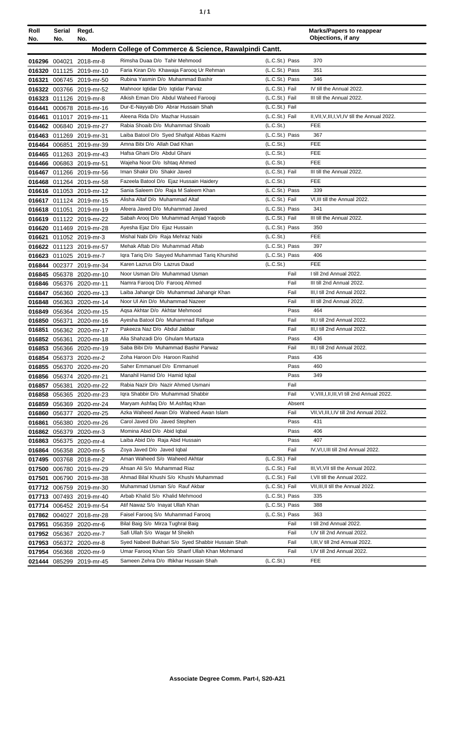| Roll No. | Serial No. | Regd. No. | | | Marks/Papers to reappear Objections, if any |
|---|---|---|---|---|---|
| **Modern College of Commerce & Science, Rawalpindi Cantt.** | | | | | |
| 016296 | 004021 | 2018-mr-8 | Rimsha Duaa D/o Tahir Mehmood | (L.C.St.) Pass | 370 |
| 016320 | 011125 | 2019-mr-10 | Faria Kiran D/o Khawaja Farooq Ur Rehman | (L.C.St.) Pass | 351 |
| 016321 | 006745 | 2019-mr-50 | Rubina Yasmin D/o Muhammad Bashir | (L.C.St.) Pass | 346 |
| 016322 | 003766 | 2019-mr-52 | Mahnoor Iqtidar D/o Iqtidar Parvaz | (L.C.St.) Fail | IV till the Annual 2022. |
| 016323 | 011126 | 2019-mr-8 | Alkish Eman D/o Abdul Waheed Farooqi | (L.C.St.) Fail | III till the Annual 2022. |
| 016441 | 000678 | 2018-mr-16 | Dur-E-Nayyab D/o Abrar Hussain Shah | (L.C.St.) Fail | |
| 016461 | 011017 | 2019-mr-11 | Aleena Rida D/o Mazhar Hussain | (L.C.St.) Fail | II,VII,V,III,I,VI,IV till the Annual 2022. |
| 016462 | 006840 | 2019-mr-27 | Rabia Shoaib D/o Muhammad Shoaib | (L.C.St.) | FEE |
| 016463 | 011269 | 2019-mr-31 | Laiba Batool D/o Syed Shafqat Abbas Kazmi | (L.C.St.) Pass | 367 |
| 016464 | 006851 | 2019-mr-39 | Amna Bibi D/o Allah Dad Khan | (L.C.St.) | FEE |
| 016465 | 011263 | 2019-mr-43 | Hafsa Ghani D/o Abdul Ghani | (L.C.St.) | FEE |
| 016466 | 006863 | 2019-mr-51 | Wajeha Noor D/o Ishtaq Ahmed | (L.C.St.) | FEE |
| 016467 | 011266 | 2019-mr-56 | Iman Shakir D/o Shakir Javed | (L.C.St.) Fail | III till the Annual 2022. |
| 016468 | 011264 | 2019-mr-58 | Fazeela Batool D/o Ejaz Hussain Haidery | (L.C.St.) | FEE |
| 016616 | 011053 | 2019-mr-12 | Sania Saleem D/o Raja M Saleem Khan | (L.C.St.) Pass | 339 |
| 016617 | 011124 | 2019-mr-15 | Alisha Altaf D/o Muhammad Altaf | (L.C.St.) Fail | VI,III till the Annual 2022. |
| 016618 | 011051 | 2019-mr-19 | Afeera Javed D/o Muhammad Javed | (L.C.St.) Pass | 341 |
| 016619 | 011122 | 2019-mr-22 | Sabah Arooj D/o Muhammad Amjad Yaqoob | (L.C.St.) Fail | III till the Annual 2022. |
| 016620 | 011469 | 2019-mr-28 | Ayesha Ejaz D/o Ejaz Hussain | (L.C.St.) Pass | 350 |
| 016621 | 011052 | 2019-mr-3 | Mishal Nabi D/o Raja Mehraz Nabi | (L.C.St.) | FEE |
| 016622 | 011123 | 2019-mr-57 | Mehak Aftab D/o Muhammad Aftab | (L.C.St.) Pass | 397 |
| 016623 | 011025 | 2019-mr-7 | Iqra Tariq D/o Sayyed Muhammad Tariq Khurshid | (L.C.St.) Pass | 406 |
| 016844 | 002377 | 2019-mr-34 | Karen Lazrus D/o Lazrus Daud | (L.C.St.) | FEE |
| 016845 | 056378 | 2020-mr-10 | Noor Usman D/o Muhammad Usman | Fail | I till 2nd Annual 2022. |
| 016846 | 056376 | 2020-mr-11 | Namra Farooq D/o Farooq Ahmed | Fail | III till 2nd Annual 2022. |
| 016847 | 056360 | 2020-mr-13 | Laiba Jahangir D/o Muhammad Jahangir Khan | Fail | III,I till 2nd Annual 2022. |
| 016848 | 056363 | 2020-mr-14 | Noor Ul Ain D/o Muhammad Nazeer | Fail | III till 2nd Annual 2022. |
| 016849 | 056364 | 2020-mr-15 | Aqsa Akhtar D/o Akhtar Mehmood | Pass | 464 |
| 016850 | 056371 | 2020-mr-16 | Ayesha Batool D/o Muhammad Rafique | Fail | III,I till 2nd Annual 2022. |
| 016851 | 056362 | 2020-mr-17 | Pakeeza Naz D/o Abdul Jabbar | Fail | III,I till 2nd Annual 2022. |
| 016852 | 056361 | 2020-mr-18 | Alia Shahzadi D/o Ghulam Murtaza | Pass | 436 |
| 016853 | 056366 | 2020-mr-19 | Saba Bibi D/o Muhammad Bashir Parwaz | Fail | III,I till 2nd Annual 2022. |
| 016854 | 056373 | 2020-mr-2 | Zoha Haroon D/o Haroon Rashid | Pass | 436 |
| 016855 | 056370 | 2020-mr-20 | Saher Emmanuel D/o Emmanuel | Pass | 460 |
| 016856 | 056374 | 2020-mr-21 | Manahil Hamid D/o Hamid Iqbal | Pass | 349 |
| 016857 | 056381 | 2020-mr-22 | Rabia Nazir D/o Nazir Ahmed Usmani | Fail | |
| 016858 | 056365 | 2020-mr-23 | Iqra Shabbir D/o Muhammad Shabbir | Fail | V,VIII,I,II,III,VI till 2nd Annual 2022. |
| 016859 | 056369 | 2020-mr-24 | Maryam Ashfaq D/o M.Ashfaq Khan | Absent | |
| 016860 | 056377 | 2020-mr-25 | Azka Waheed Awan D/o Waheed Awan Islam | Fail | VII,VI,III,I,IV till 2nd Annual 2022. |
| 016861 | 056380 | 2020-mr-26 | Carol Javed D/o Javed Stephen | Pass | 431 |
| 016862 | 056379 | 2020-mr-3 | Momina Abid D/o Abid Iqbal | Pass | 406 |
| 016863 | 056375 | 2020-mr-4 | Laiba Abid D/o Raja Abid Hussain | Pass | 407 |
| 016864 | 056358 | 2020-mr-5 | Zoya Javed D/o Javed Iqbal | Fail | IV,VI,I,III till 2nd Annual 2022. |
| 017495 | 003768 | 2018-mr-2 | Aman Waheed S/o Waheed Akhtar | (L.C.St.) Fail | |
| 017500 | 006780 | 2019-mr-29 | Ahsan Ali S/o Muhammad Riaz | (L.C.St.) Fail | III,VI,VII till the Annual 2022. |
| 017501 | 006790 | 2019-mr-38 | Ahmad Bilal Khushi S/o Khushi Muhammad | (L.C.St.) Fail | I,VII till the Annual 2022. |
| 017712 | 006759 | 2019-mr-30 | Muhammad Usman S/o Rauf Akbar | (L.C.St.) Fail | VII,III,II till the Annual 2022. |
| 017713 | 007493 | 2019-mr-40 | Arbab Khalid S/o Khalid Mehmood | (L.C.St.) Pass | 335 |
| 017714 | 006452 | 2019-mr-54 | Atif Nawaz S/o Inayat Ullah Khan | (L.C.St.) Pass | 388 |
| 017862 | 004027 | 2018-mr-28 | Faisel Farooq S/o Muhammad Farooq | (L.C.St.) Pass | 363 |
| 017951 | 056359 | 2020-mr-6 | Bilal Baig S/o Mirza Tughral Baig | Fail | I till 2nd Annual 2022. |
| 017952 | 056367 | 2020-mr-7 | Safi Ullah S/o Waqar M Sheikh | Fail | I,IV till 2nd Annual 2022. |
| 017953 | 056372 | 2020-mr-8 | Syed Nabeel Bukhari S/o Syed Shabbir Hussain Shah | Fail | I,III,V till 2nd Annual 2022. |
| 017954 | 056368 | 2020-mr-9 | Umar Farooq Khan S/o Sharif Ullah Khan Mohmand | Fail | I,IV till 2nd Annual 2022. |
| 021444 | 085299 | 2019-mr-45 | Sameen Zehra D/o Iftikhar Hussain Shah | (L.C.St.) | FEE |

**Associate Degree Comm. Part-I, S20-A21**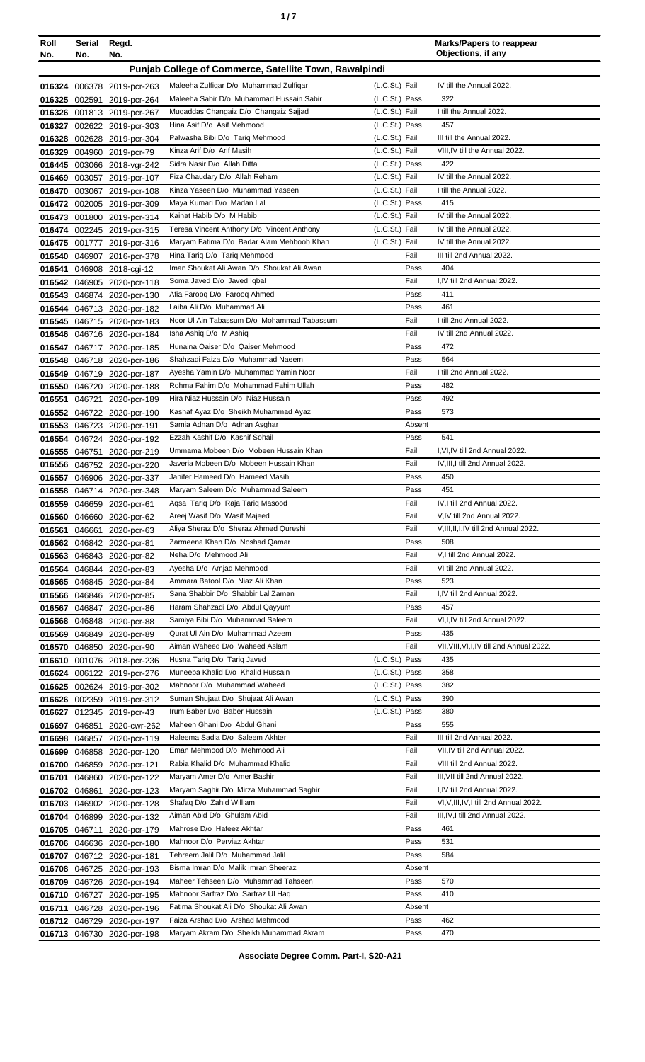| Roll No. | Serial No. | Regd. No. | | | | Marks/Papers to reappear Objections, if any |
|---|---|---|---|---|---|---|
| **Punjab College of Commerce, Satellite Town, Rawalpindi** | | | | | | |
| 016324 | 006378 | 2019-pcr-263 | Maleeha Zulfiqar D/o Muhammad Zulfiqar | (L.C.St.) | Fail | IV till the Annual 2022. |
| 016325 | 002591 | 2019-pcr-264 | Maleeha Sabir D/o Muhammad Hussain Sabir | (L.C.St.) | Pass | 322 |
| 016326 | 001813 | 2019-pcr-267 | Muqaddas Changaiz D/o Changaiz Sajjad | (L.C.St.) | Fail | I till the Annual 2022. |
| 016327 | 002622 | 2019-pcr-303 | Hina Asif D/o Asif Mehmood | (L.C.St.) | Pass | 457 |
| 016328 | 002628 | 2019-pcr-304 | Palwasha Bibi D/o Tariq Mehmood | (L.C.St.) | Fail | III till the Annual 2022. |
| 016329 | 004960 | 2019-pcr-79 | Kinza Arif D/o Arif Masih | (L.C.St.) | Fail | VIII,IV till the Annual 2022. |
| 016445 | 003066 | 2018-vgr-242 | Sidra Nasir D/o Allah Ditta | (L.C.St.) | Pass | 422 |
| 016469 | 003057 | 2019-pcr-107 | Fiza Chaudary D/o Allah Reham | (L.C.St.) | Fail | IV till the Annual 2022. |
| 016470 | 003067 | 2019-pcr-108 | Kinza Yaseen D/o Muhammad Yaseen | (L.C.St.) | Fail | I till the Annual 2022. |
| 016472 | 002005 | 2019-pcr-309 | Maya Kumari D/o Madan Lal | (L.C.St.) | Pass | 415 |
| 016473 | 001800 | 2019-pcr-314 | Kainat Habib D/o M Habib | (L.C.St.) | Fail | IV till the Annual 2022. |
| 016474 | 002245 | 2019-pcr-315 | Teresa Vincent Anthony D/o Vincent Anthony | (L.C.St.) | Fail | IV till the Annual 2022. |
| 016475 | 001777 | 2019-pcr-316 | Maryam Fatima D/o Badar Alam Mehboob Khan | (L.C.St.) | Fail | IV till the Annual 2022. |
| 016540 | 046907 | 2016-pcr-378 | Hina Tariq D/o Tariq Mehmood | | Fail | III till 2nd Annual 2022. |
| 016541 | 046908 | 2018-cgi-12 | Iman Shoukat Ali Awan D/o Shoukat Ali Awan | | Pass | 404 |
| 016542 | 046905 | 2020-pcr-118 | Soma Javed D/o Javed Iqbal | | Fail | I,IV till 2nd Annual 2022. |
| 016543 | 046874 | 2020-pcr-130 | Afia Farooq D/o Farooq Ahmed | | Pass | 411 |
| 016544 | 046713 | 2020-pcr-182 | Laiba Ali D/o Muhammad Ali | | Pass | 461 |
| 016545 | 046715 | 2020-pcr-183 | Noor Ul Ain Tabassum D/o Mohammad Tabassum | | Fail | I till 2nd Annual 2022. |
| 016546 | 046716 | 2020-pcr-184 | Isha Ashiq D/o M Ashiq | | Fail | IV till 2nd Annual 2022. |
| 016547 | 046717 | 2020-pcr-185 | Hunaina Qaiser D/o Qaiser Mehmood | | Pass | 472 |
| 016548 | 046718 | 2020-pcr-186 | Shahzadi Faiza D/o Muhammad Naeem | | Pass | 564 |
| 016549 | 046719 | 2020-pcr-187 | Ayesha Yamin D/o Muhammad Yamin Noor | | Fail | I till 2nd Annual 2022. |
| 016550 | 046720 | 2020-pcr-188 | Rohma Fahim D/o Mohammad Fahim Ullah | | Pass | 482 |
| 016551 | 046721 | 2020-pcr-189 | Hira Niaz Hussain D/o Niaz Hussain | | Pass | 492 |
| 016552 | 046722 | 2020-pcr-190 | Kashaf Ayaz D/o Sheikh Muhammad Ayaz | | Pass | 573 |
| 016553 | 046723 | 2020-pcr-191 | Samia Adnan D/o Adnan Asghar | | Absent | |
| 016554 | 046724 | 2020-pcr-192 | Ezzah Kashif D/o Kashif Sohail | | Pass | 541 |
| 016555 | 046751 | 2020-pcr-219 | Ummama Mobeen D/o Mobeen Hussain Khan | | Fail | I,VI,IV till 2nd Annual 2022. |
| 016556 | 046752 | 2020-pcr-220 | Javeria Mobeen D/o Mobeen Hussain Khan | | Fail | IV,III,I till 2nd Annual 2022. |
| 016557 | 046906 | 2020-pcr-337 | Janifer Hameed D/o Hameed Masih | | Pass | 450 |
| 016558 | 046714 | 2020-pcr-348 | Maryam Saleem D/o Muhammad Saleem | | Pass | 451 |
| 016559 | 046659 | 2020-pcr-61 | Aqsa Tariq D/o Raja Tariq Masood | | Fail | IV,I till 2nd Annual 2022. |
| 016560 | 046660 | 2020-pcr-62 | Areej Wasif D/o Wasif Majeed | | Fail | V,IV till 2nd Annual 2022. |
| 016561 | 046661 | 2020-pcr-63 | Aliya Sheraz D/o Sheraz Ahmed Qureshi | | Fail | V,III,II,I,IV till 2nd Annual 2022. |
| 016562 | 046842 | 2020-pcr-81 | Zarmeena Khan D/o Noshad Qamar | | Pass | 508 |
| 016563 | 046843 | 2020-pcr-82 | Neha D/o Mehmood Ali | | Fail | V,I till 2nd Annual 2022. |
| 016564 | 046844 | 2020-pcr-83 | Ayesha D/o Amjad Mehmood | | Fail | VI till 2nd Annual 2022. |
| 016565 | 046845 | 2020-pcr-84 | Ammara Batool D/o Niaz Ali Khan | | Pass | 523 |
| 016566 | 046846 | 2020-pcr-85 | Sana Shabbir D/o Shabbir Lal Zaman | | Fail | I,IV till 2nd Annual 2022. |
| 016567 | 046847 | 2020-pcr-86 | Haram Shahzadi D/o Abdul Qayyum | | Pass | 457 |
| 016568 | 046848 | 2020-pcr-88 | Samiya Bibi D/o Muhammad Saleem | | Fail | VI,I,IV till 2nd Annual 2022. |
| 016569 | 046849 | 2020-pcr-89 | Qurat Ul Ain D/o Muhammad Azeem | | Pass | 435 |
| 016570 | 046850 | 2020-pcr-90 | Aiman Waheed D/o Waheed Aslam | | Fail | VII,VIII,VI,I,IV till 2nd Annual 2022. |
| 016610 | 001076 | 2018-pcr-236 | Husna Tariq D/o Tariq Javed | (L.C.St.) | Pass | 435 |
| 016624 | 006122 | 2019-pcr-276 | Muneeba Khalid D/o Khalid Hussain | (L.C.St.) | Pass | 358 |
| 016625 | 002624 | 2019-pcr-302 | Mahnoor D/o Muhammad Waheed | (L.C.St.) | Pass | 382 |
| 016626 | 002359 | 2019-pcr-312 | Suman Shujaat D/o Shujaat Ali Awan | (L.C.St.) | Pass | 390 |
| 016627 | 012345 | 2019-pcr-43 | Irum Baber D/o Baber Hussain | (L.C.St.) | Pass | 380 |
| 016697 | 046851 | 2020-cwr-262 | Maheen Ghani D/o Abdul Ghani | | Pass | 555 |
| 016698 | 046857 | 2020-pcr-119 | Haleema Sadia D/o Saleem Akhter | | Fail | III till 2nd Annual 2022. |
| 016699 | 046858 | 2020-pcr-120 | Eman Mehmood D/o Mehmood Ali | | Fail | VII,IV till 2nd Annual 2022. |
| 016700 | 046859 | 2020-pcr-121 | Rabia Khalid D/o Muhammad Khalid | | Fail | VIII till 2nd Annual 2022. |
| 016701 | 046860 | 2020-pcr-122 | Maryam Amer D/o Amer Bashir | | Fail | III,VII till 2nd Annual 2022. |
| 016702 | 046861 | 2020-pcr-123 | Maryam Saghir D/o Mirza Muhammad Saghir | | Fail | I,IV till 2nd Annual 2022. |
| 016703 | 046902 | 2020-pcr-128 | Shafaq D/o Zahid William | | Fail | VI,V,III,IV,I till 2nd Annual 2022. |
| 016704 | 046899 | 2020-pcr-132 | Aiman Abid D/o Ghulam Abid | | Fail | III,IV,I till 2nd Annual 2022. |
| 016705 | 046711 | 2020-pcr-179 | Mahrose D/o Hafeez Akhtar | | Pass | 461 |
| 016706 | 046636 | 2020-pcr-180 | Mahnoor D/o Perviaz Akhtar | | Pass | 531 |
| 016707 | 046712 | 2020-pcr-181 | Tehreem Jalil D/o Muhammad Jalil | | Pass | 584 |
| 016708 | 046725 | 2020-pcr-193 | Bisma Imran D/o Malik Imran Sheeraz | | Absent | |
| 016709 | 046726 | 2020-pcr-194 | Maheer Tehseen D/o Muhammad Tahseen | | Pass | 570 |
| 016710 | 046727 | 2020-pcr-195 | Mahnoor Sarfraz D/o Sarfraz Ul Haq | | Pass | 410 |
| 016711 | 046728 | 2020-pcr-196 | Fatima Shoukat Ali D/o Shoukat Ali Awan | | Absent | |
| 016712 | 046729 | 2020-pcr-197 | Faiza Arshad D/o Arshad Mehmood | | Pass | 462 |
| 016713 | 046730 | 2020-pcr-198 | Maryam Akram D/o Sheikh Muhammad Akram | | Pass | 470 |

**Associate Degree Comm. Part-I, S20-A21**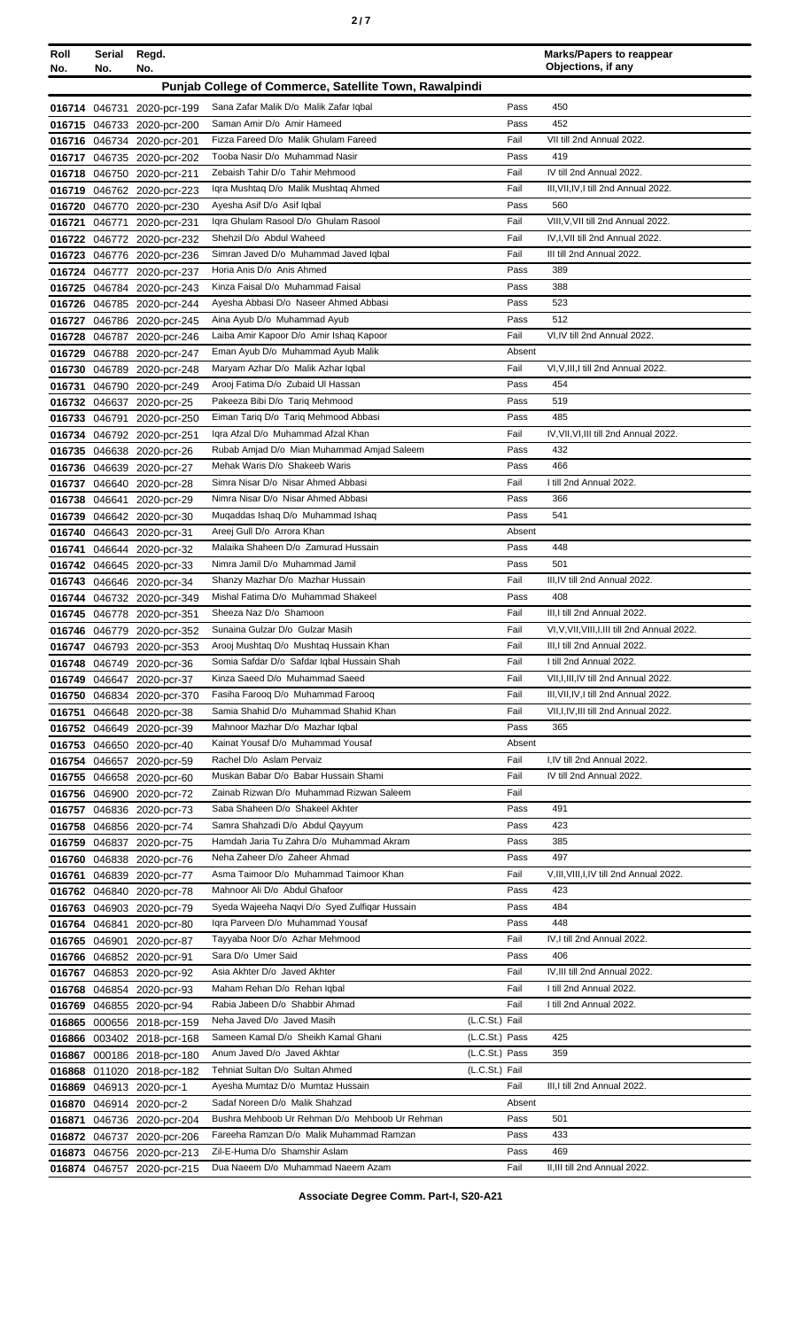| Roll No. | Serial No. | Regd. No. | | | Marks/Papers to reappear Objections, if any |
|---|---|---|---|---|---|
| **Punjab College of Commerce, Satellite Town, Rawalpindi** | | | | | |
| 016714 | 046731 | 2020-pcr-199 | Sana Zafar Malik D/o Malik Zafar Iqbal | Pass | 450 |
| 016715 | 046733 | 2020-pcr-200 | Saman Amir D/o Amir Hameed | Pass | 452 |
| 016716 | 046734 | 2020-pcr-201 | Fizza Fareed D/o Malik Ghulam Fareed | Fail | VII till 2nd Annual 2022. |
| 016717 | 046735 | 2020-pcr-202 | Tooba Nasir D/o Muhammad Nasir | Pass | 419 |
| 016718 | 046750 | 2020-pcr-211 | Zebaish Tahir D/o Tahir Mehmood | Fail | IV till 2nd Annual 2022. |
| 016719 | 046762 | 2020-pcr-223 | Iqra Mushtaq D/o Malik Mushtaq Ahmed | Fail | III,VII,IV,I till 2nd Annual 2022. |
| 016720 | 046770 | 2020-pcr-230 | Ayesha Asif D/o Asif Iqbal | Pass | 560 |
| 016721 | 046771 | 2020-pcr-231 | Iqra Ghulam Rasool D/o Ghulam Rasool | Fail | VIII,V,VII till 2nd Annual 2022. |
| 016722 | 046772 | 2020-pcr-232 | Shehzil D/o Abdul Waheed | Fail | IV,I,VII till 2nd Annual 2022. |
| 016723 | 046776 | 2020-pcr-236 | Simran Javed D/o Muhammad Javed Iqbal | Fail | III till 2nd Annual 2022. |
| 016724 | 046777 | 2020-pcr-237 | Horia Anis D/o Anis Ahmed | Pass | 389 |
| 016725 | 046784 | 2020-pcr-243 | Kinza Faisal D/o Muhammad Faisal | Pass | 388 |
| 016726 | 046785 | 2020-pcr-244 | Ayesha Abbasi D/o Naseer Ahmed Abbasi | Pass | 523 |
| 016727 | 046786 | 2020-pcr-245 | Aina Ayub D/o Muhammad Ayub | Pass | 512 |
| 016728 | 046787 | 2020-pcr-246 | Laiba Amir Kapoor D/o Amir Ishaq Kapoor | Fail | VI,IV till 2nd Annual 2022. |
| 016729 | 046788 | 2020-pcr-247 | Eman Ayub D/o Muhammad Ayub Malik | Absent | |
| 016730 | 046789 | 2020-pcr-248 | Maryam Azhar D/o Malik Azhar Iqbal | Fail | VI,V,III,I till 2nd Annual 2022. |
| 016731 | 046790 | 2020-pcr-249 | Arooj Fatima D/o Zubaid Ul Hassan | Pass | 454 |
| 016732 | 046637 | 2020-pcr-25 | Pakeeza Bibi D/o Tariq Mehmood | Pass | 519 |
| 016733 | 046791 | 2020-pcr-250 | Eiman Tariq D/o Tariq Mehmood Abbasi | Pass | 485 |
| 016734 | 046792 | 2020-pcr-251 | Iqra Afzal D/o Muhammad Afzal Khan | Fail | IV,VII,VI,III till 2nd Annual 2022. |
| 016735 | 046638 | 2020-pcr-26 | Rubab Amjad D/o Mian Muhammad Amjad Saleem | Pass | 432 |
| 016736 | 046639 | 2020-pcr-27 | Mehak Waris D/o Shakeeb Waris | Pass | 466 |
| 016737 | 046640 | 2020-pcr-28 | Simra Nisar D/o Nisar Ahmed Abbasi | Fail | I till 2nd Annual 2022. |
| 016738 | 046641 | 2020-pcr-29 | Nimra Nisar D/o Nisar Ahmed Abbasi | Pass | 366 |
| 016739 | 046642 | 2020-pcr-30 | Muqaddas Ishaq D/o Muhammad Ishaq | Pass | 541 |
| 016740 | 046643 | 2020-pcr-31 | Areej Gull D/o Arrora Khan | Absent | |
| 016741 | 046644 | 2020-pcr-32 | Malaika Shaheen D/o Zamurad Hussain | Pass | 448 |
| 016742 | 046645 | 2020-pcr-33 | Nimra Jamil D/o Muhammad Jamil | Pass | 501 |
| 016743 | 046646 | 2020-pcr-34 | Shanzy Mazhar D/o Mazhar Hussain | Fail | III,IV till 2nd Annual 2022. |
| 016744 | 046732 | 2020-pcr-349 | Mishal Fatima D/o Muhammad Shakeel | Pass | 408 |
| 016745 | 046778 | 2020-pcr-351 | Sheeza Naz D/o Shamoon | Fail | III,I till 2nd Annual 2022. |
| 016746 | 046779 | 2020-pcr-352 | Sunaina Gulzar D/o Gulzar Masih | Fail | VI,V,VII,VIII,I,III till 2nd Annual 2022. |
| 016747 | 046793 | 2020-pcr-353 | Arooj Mushtaq D/o Mushtaq Hussain Khan | Fail | III,I till 2nd Annual 2022. |
| 016748 | 046749 | 2020-pcr-36 | Somia Safdar D/o Safdar Iqbal Hussain Shah | Fail | I till 2nd Annual 2022. |
| 016749 | 046647 | 2020-pcr-37 | Kinza Saeed D/o Muhammad Saeed | Fail | VII,I,III,IV till 2nd Annual 2022. |
| 016750 | 046834 | 2020-pcr-370 | Fasiha Farooq D/o Muhammad Farooq | Fail | III,VII,IV,I till 2nd Annual 2022. |
| 016751 | 046648 | 2020-pcr-38 | Samia Shahid D/o Muhammad Shahid Khan | Fail | VII,I,IV,III till 2nd Annual 2022. |
| 016752 | 046649 | 2020-pcr-39 | Mahnoor Mazhar D/o Mazhar Iqbal | Pass | 365 |
| 016753 | 046650 | 2020-pcr-40 | Kainat Yousaf D/o Muhammad Yousaf | Absent | |
| 016754 | 046657 | 2020-pcr-59 | Rachel D/o Aslam Pervaiz | Fail | I,IV till 2nd Annual 2022. |
| 016755 | 046658 | 2020-pcr-60 | Muskan Babar D/o Babar Hussain Shami | Fail | IV till 2nd Annual 2022. |
| 016756 | 046900 | 2020-pcr-72 | Zainab Rizwan D/o Muhammad Rizwan Saleem | Fail | |
| 016757 | 046836 | 2020-pcr-73 | Saba Shaheen D/o Shakeel Akhter | Pass | 491 |
| 016758 | 046856 | 2020-pcr-74 | Samra Shahzadi D/o Abdul Qayyum | Pass | 423 |
| 016759 | 046837 | 2020-pcr-75 | Hamdah Jaria Tu Zahra D/o Muhammad Akram | Pass | 385 |
| 016760 | 046838 | 2020-pcr-76 | Neha Zaheer D/o Zaheer Ahmad | Pass | 497 |
| 016761 | 046839 | 2020-pcr-77 | Asma Taimoor D/o Muhammad Taimoor Khan | Fail | V,III,VIII,I,IV till 2nd Annual 2022. |
| 016762 | 046840 | 2020-pcr-78 | Mahnoor Ali D/o Abdul Ghafoor | Pass | 423 |
| 016763 | 046903 | 2020-pcr-79 | Syeda Wajeeha Naqvi D/o Syed Zulfiqar Hussain | Pass | 484 |
| 016764 | 046841 | 2020-pcr-80 | Iqra Parveen D/o Muhammad Yousaf | Pass | 448 |
| 016765 | 046901 | 2020-pcr-87 | Tayyaba Noor D/o Azhar Mehmood | Fail | IV,I till 2nd Annual 2022. |
| 016766 | 046852 | 2020-pcr-91 | Sara D/o Umer Said | Pass | 406 |
| 016767 | 046853 | 2020-pcr-92 | Asia Akhter D/o Javed Akhter | Fail | IV,III till 2nd Annual 2022. |
| 016768 | 046854 | 2020-pcr-93 | Maham Rehan D/o Rehan Iqbal | Fail | I till 2nd Annual 2022. |
| 016769 | 046855 | 2020-pcr-94 | Rabia Jabeen D/o Shabbir Ahmad | Fail | I till 2nd Annual 2022. |
| 016865 | 000656 | 2018-pcr-159 | Neha Javed D/o Javed Masih | (L.C.St.) Fail | |
| 016866 | 003402 | 2018-pcr-168 | Sameen Kamal D/o Sheikh Kamal Ghani | (L.C.St.) Pass | 425 |
| 016867 | 000186 | 2018-pcr-180 | Anum Javed D/o Javed Akhtar | (L.C.St.) Pass | 359 |
| 016868 | 011020 | 2018-pcr-182 | Tehniat Sultan D/o Sultan Ahmed | (L.C.St.) Fail | |
| 016869 | 046913 | 2020-pcr-1 | Ayesha Mumtaz D/o Mumtaz Hussain | Fail | III,I till 2nd Annual 2022. |
| 016870 | 046914 | 2020-pcr-2 | Sadaf Noreen D/o Malik Shahzad | Absent | |
| 016871 | 046736 | 2020-pcr-204 | Bushra Mehboob Ur Rehman D/o Mehboob Ur Rehman | Pass | 501 |
| 016872 | 046737 | 2020-pcr-206 | Fareeha Ramzan D/o Malik Muhammad Ramzan | Pass | 433 |
| 016873 | 046756 | 2020-pcr-213 | Zil-E-Huma D/o Shamshir Aslam | Pass | 469 |
| 016874 | 046757 | 2020-pcr-215 | Dua Naeem D/o Muhammad Naeem Azam | Fail | II,III till 2nd Annual 2022. |

**Associate Degree Comm. Part-I, S20-A21**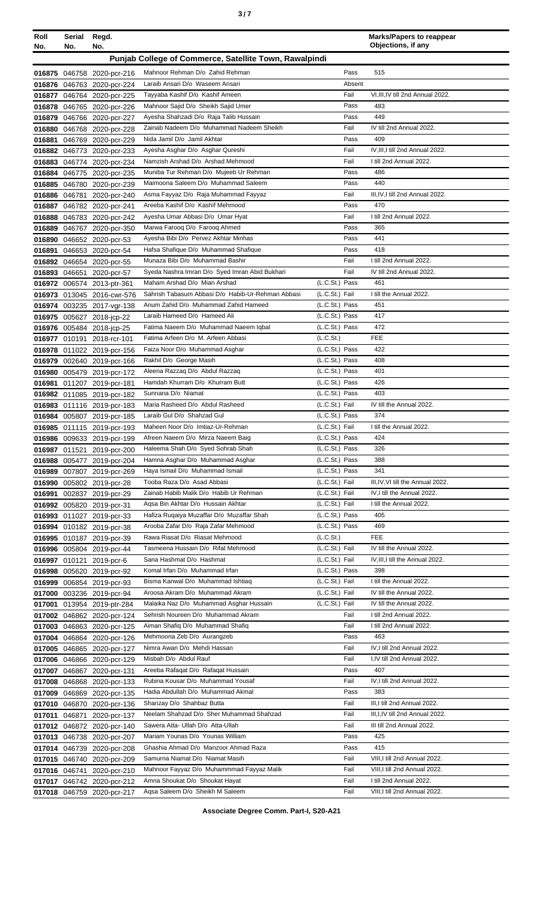| Roll No. | Serial No. | Regd. No. | | | Marks/Papers to reappear Objections, if any |
|---|---|---|---|---|---|
| **Punjab College of Commerce, Satellite Town, Rawalpindi** | | | | | |
| 016875 | 046758 | 2020-pcr-216 | Mahnoor Rehman D/o Zahid Rehman | Pass | 515 |
| 016876 | 046763 | 2020-pcr-224 | Laraib Ansari D/o Waseem Ansari | Absent | |
| 016877 | 046764 | 2020-pcr-225 | Tayyaba Kashif D/o Kashif Ameen | Fail | VI,III,IV till 2nd Annual 2022. |
| 016878 | 046765 | 2020-pcr-226 | Mahnoor Sajid D/o Sheikh Sajid Umer | Pass | 483 |
| 016879 | 046766 | 2020-pcr-227 | Ayesha Shahzadi D/o Raja Talib Hussain | Pass | 449 |
| 016880 | 046768 | 2020-pcr-228 | Zainab Nadeem D/o Muhammad Nadeem Sheikh | Fail | IV till 2nd Annual 2022. |
| 016881 | 046769 | 2020-pcr-229 | Nida Jamil D/o Jamil Akhtar | Pass | 409 |
| 016882 | 046773 | 2020-pcr-233 | Ayesha Asghar D/o Asghar Qureshi | Fail | IV,III,I till 2nd Annual 2022. |
| 016883 | 046774 | 2020-pcr-234 | Namzish Arshad D/o Arshad Mehmood | Fail | I till 2nd Annual 2022. |
| 016884 | 046775 | 2020-pcr-235 | Muniba Tur Rehman D/o Mujeeb Ur Rehman | Pass | 486 |
| 016885 | 046780 | 2020-pcr-239 | Maimoona Saleem D/o Muhammad Saleem | Pass | 440 |
| 016886 | 046781 | 2020-pcr-240 | Asma Fayyaz D/o Raja Muhammad Fayyaz | Fail | III,IV,I till 2nd Annual 2022. |
| 016887 | 046782 | 2020-pcr-241 | Areeba Kashif D/o Kashif Mehmood | Pass | 470 |
| 016888 | 046783 | 2020-pcr-242 | Ayesha Umar Abbasi D/o Umar Hyat | Fail | I till 2nd Annual 2022. |
| 016889 | 046767 | 2020-pcr-350 | Marwa Farooq D/o Farooq Ahmed | Pass | 365 |
| 016890 | 046652 | 2020-pcr-53 | Ayesha Bibi D/o Pervez Akhtar Minhas | Pass | 441 |
| 016891 | 046653 | 2020-pcr-54 | Hafsa Shafique D/o Muhammad Shafique | Pass | 418 |
| 016892 | 046654 | 2020-pcr-55 | Munaza Bibi D/o Muhammad Bashir | Fail | I till 2nd Annual 2022. |
| 016893 | 046651 | 2020-pcr-57 | Syeda Nashra Imran D/o Syed Imran Abid Bukhari | Fail | IV till 2nd Annual 2022. |
| 016972 | 006574 | 2013-ptr-361 | Maham Arshad D/o Mian Arshad | (L.C.St.) Pass | 461 |
| 016973 | 013045 | 2016-cwr-576 | Sahrish Tabasum Abbasi D/o Habib-Ur-Rehman Abbasi | (L.C.St.) Fail | I till the Annual 2022. |
| 016974 | 003235 | 2017-vgr-138 | Anum Zahid D/o Muhammad Zahid Hameed | (L.C.St.) Pass | 451 |
| 016975 | 005627 | 2018-jcp-22 | Laraib Hameed D/o Hameed Ali | (L.C.St.) Pass | 417 |
| 016976 | 005484 | 2018-jcp-25 | Fatima Naeem D/o Muhammad Naeem Iqbal | (L.C.St.) Pass | 472 |
| 016977 | 010191 | 2018-rcr-101 | Fatima Arfeen D/o M. Arfeen Abbasi | (L.C.St.) | FEE |
| 016978 | 011022 | 2019-pcr-156 | Faiza Noor D/o Muhammad Asghar | (L.C.St.) Pass | 422 |
| 016979 | 002640 | 2019-pcr-166 | Rakhil D/o George Masih | (L.C.St.) Pass | 408 |
| 016980 | 005479 | 2019-pcr-172 | Aleena Razzaq D/o Abdul Razzaq | (L.C.St.) Pass | 401 |
| 016981 | 011207 | 2019-pcr-181 | Hamdah Khurram D/o Khurram Butt | (L.C.St.) Pass | 426 |
| 016982 | 011085 | 2019-pcr-182 | Sunnana D/o Niamat | (L.C.St.) Pass | 403 |
| 016983 | 011116 | 2019-pcr-183 | Maria Rasheed D/o Abdul Rasheed | (L.C.St.) Fail | IV till the Annual 2022. |
| 016984 | 005807 | 2019-pcr-185 | Laraib Gul D/o Shahzad Gul | (L.C.St.) Pass | 374 |
| 016985 | 011115 | 2019-pcr-193 | Maheen Noor D/o Imtiaz-Ur-Rehman | (L.C.St.) Fail | I till the Annual 2022. |
| 016986 | 009633 | 2019-pcr-199 | Afreen Naeem D/o Mirza Naeem Baig | (L.C.St.) Pass | 424 |
| 016987 | 011521 | 2019-pcr-200 | Haleema Shah D/o Syed Sohrab Shah | (L.C.St.) Pass | 326 |
| 016988 | 005477 | 2019-pcr-204 | Hamna Asghar D/o Muhammad Asghar | (L.C.St.) Pass | 388 |
| 016989 | 007807 | 2019-pcr-269 | Haya Ismail D/o Muhammad Ismail | (L.C.St.) Pass | 341 |
| 016990 | 005802 | 2019-pcr-28 | Tooba Raza D/o Asad Abbasi | (L.C.St.) Fail | III,IV,VI till the Annual 2022. |
| 016991 | 002837 | 2019-pcr-29 | Zainab Habib Malik D/o Habib Ur Rehman | (L.C.St.) Fail | IV,I till the Annual 2022. |
| 016992 | 005820 | 2019-pcr-31 | Aqsa Bin Akhtar D/o Hussain Akhtar | (L.C.St.) Fail | I till the Annual 2022. |
| 016993 | 011027 | 2019-pcr-33 | Hafiza Ruqaiya Muzaffar D/o Muzaffar Shah | (L.C.St.) Pass | 405 |
| 016994 | 010182 | 2019-pcr-38 | Arooba Zafar D/o Raja Zafar Mehmood | (L.C.St.) Pass | 469 |
| 016995 | 010187 | 2019-pcr-39 | Rawa Riasat D/o Riasat Mehmood | (L.C.St.) | FEE |
| 016996 | 005804 | 2019-pcr-44 | Tasmeena Hussain D/o Rifat Mehmood | (L.C.St.) Fail | IV till the Annual 2022. |
| 016997 | 010121 | 2019-pcr-6 | Sana Hashmat D/o Hashmat | (L.C.St.) Fail | IV,III,I till the Annual 2022. |
| 016998 | 005620 | 2019-pcr-92 | Komal Irfan D/o Muhammad Irfan | (L.C.St.) Pass | 398 |
| 016999 | 006854 | 2019-pcr-93 | Bisma Kanwal D/o Muhammad Ishtiaq | (L.C.St.) Fail | I till the Annual 2022. |
| 017000 | 003236 | 2019-pcr-94 | Aroosa Akram D/o Muhammad Akram | (L.C.St.) Fail | IV till the Annual 2022. |
| 017001 | 013954 | 2019-ptr-284 | Malaika Naz D/o Muhammad Asghar Hussain | (L.C.St.) Fail | IV till the Annual 2022. |
| 017002 | 046862 | 2020-pcr-124 | Sehrish Noureen D/o Muhammad Akram | Fail | I till 2nd Annual 2022. |
| 017003 | 046863 | 2020-pcr-125 | Aiman Shafiq D/o Muhammad Shafiq | Fail | I till 2nd Annual 2022. |
| 017004 | 046864 | 2020-pcr-126 | Mehmoona Zeb D/o Aurangzeb | Pass | 463 |
| 017005 | 046865 | 2020-pcr-127 | Nimra Awan D/o Mehdi Hassan | Fail | IV,I till 2nd Annual 2022. |
| 017006 | 046866 | 2020-pcr-129 | Misbah D/o Abdul Rauf | Fail | I,IV till 2nd Annual 2022. |
| 017007 | 046867 | 2020-pcr-131 | Areeba Rafaqat D/o Rafaqat Hussain | Pass | 407 |
| 017008 | 046868 | 2020-pcr-133 | Rubina Kousar D/o Muhammad Yousaf | Fail | IV,I till 2nd Annual 2022. |
| 017009 | 046869 | 2020-pcr-135 | Hadia Abdullah D/o Muhammad Akmal | Pass | 383 |
| 017010 | 046870 | 2020-pcr-136 | Shanzay D/o Shahbaz Butta | Fail | III,I till 2nd Annual 2022. |
| 017011 | 046871 | 2020-pcr-137 | Neelam Shahzad D/o Sher Muhammad Shahzad | Fail | III,I,IV till 2nd Annual 2022. |
| 017012 | 046872 | 2020-pcr-140 | Sawera Atta- Ullah D/o Atta-Ullah | Fail | III till 2nd Annual 2022. |
| 017013 | 046738 | 2020-pcr-207 | Mariam Younas D/o Younas William | Pass | 425 |
| 017014 | 046739 | 2020-pcr-208 | Ghashia Ahmad D/o Manzoor Ahmad Raza | Pass | 415 |
| 017015 | 046740 | 2020-pcr-209 | Samurna Niamat D/o Niamat Masih | Fail | VIII,I till 2nd Annual 2022. |
| 017016 | 046741 | 2020-pcr-210 | Mahnoor Fayyaz D/o Muhammmad Fayyaz Malik | Fail | VIII,I till 2nd Annual 2022. |
| 017017 | 046742 | 2020-pcr-212 | Amna Shoukat D/o Shoukat Hayat | Fail | I till 2nd Annual 2022. |
| 017018 | 046759 | 2020-pcr-217 | Aqsa Saleem D/o Sheikh M Saleem | Fail | VIII,I till 2nd Annual 2022. |

Associate Degree Comm. Part-I, S20-A21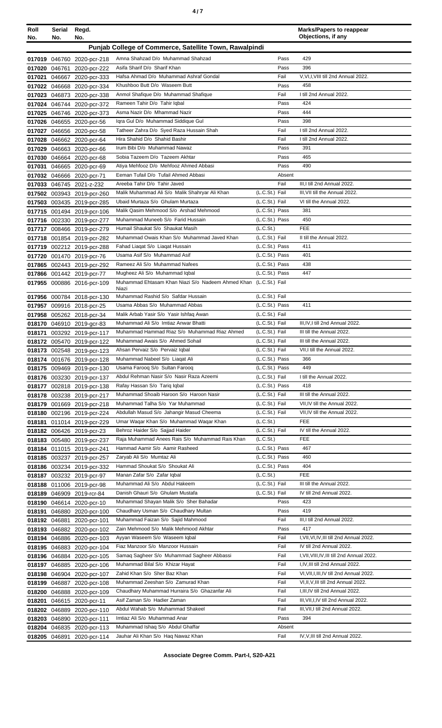| Roll No. | Serial No. | Regd. No. | | | Marks/Papers to reappear Objections, if any |
|---|---|---|---|---|---|
| **Punjab College of Commerce, Satellite Town, Rawalpindi** | | | | | |
| 017019 | 046760 | 2020-pcr-218 | Amna Shahzad D/o Muhammad Shahzad | Pass | 429 |
| 017020 | 046761 | 2020-pcr-222 | Asifa Sharif D/o Sharif Khan | Pass | 396 |
| 017021 | 046667 | 2020-pcr-333 | Hafsa Ahmad D/o Muhammad Ashraf Gondal | Fail | V,VI,I,VIII till 2nd Annual 2022. |
| 017022 | 046668 | 2020-pcr-334 | Khushboo Butt D/o Waseem Butt | Pass | 458 |
| 017023 | 046873 | 2020-pcr-338 | Anmol Shafique D/o Muhammad Shafique | Fail | I till 2nd Annual 2022. |
| 017024 | 046744 | 2020-pcr-372 | Rameen Tahir D/o Tahir Iqbal | Pass | 424 |
| 017025 | 046746 | 2020-pcr-373 | Asma Nazir D/o Mhammad Nazir | Pass | 444 |
| 017026 | 046655 | 2020-pcr-56 | Iqra Gul D/o Muhammad Siddique Gul | Pass | 398 |
| 017027 | 046656 | 2020-pcr-58 | Tatheer Zahra D/o Syed Raza Hussain Shah | Fail | I till 2nd Annual 2022. |
| 017028 | 046662 | 2020-pcr-64 | Hira Shahid D/o Shahid Bashir | Fail | I till 2nd Annual 2022. |
| 017029 | 046663 | 2020-pcr-66 | Irum Bibi D/o Muhammad Nawaz | Pass | 391 |
| 017030 | 046664 | 2020-pcr-68 | Sobia Tazeem D/o Tazeem Akhtar | Pass | 465 |
| 017031 | 046665 | 2020-pcr-69 | Atiya Mehfooz D/o Mehfooz Ahmed Abbasi | Pass | 490 |
| 017032 | 046666 | 2020-pcr-71 | Eeman Tufail D/o Tufail Ahmed Abbasi | Absent | |
| 017033 | 046745 | 2021-z-232 | Areeba Tahir D/o Tahir Javed | Fail | III,I till 2nd Annual 2022. |
| 017502 | 003943 | 2019-pcr-260 | Malik Muhammad Ali S/o Malik Shahryar Ali Khan | (L.C.St.) Fail | III,VII till the Annual 2022. |
| 017503 | 003435 | 2019-pcr-285 | Ubaid Murtaza S/o Ghulam Murtaza | (L.C.St.) Fail | VI till the Annual 2022. |
| 017715 | 001494 | 2019-pcr-106 | Malik Qasim Mehmood S/o Arshad Mehmood | (L.C.St.) Pass | 381 |
| 017716 | 002330 | 2019-pcr-277 | Muhammad Muneeb S/o Farid Hussain | (L.C.St.) Pass | 450 |
| 017717 | 008466 | 2019-pcr-279 | Humail Shaukat S/o Shaukat Masih | (L.C.St.) | FEE |
| 017718 | 001854 | 2019-pcr-282 | Muhammad Owais Khan S/o Muhammad Javed Khan | (L.C.St.) Fail | II till the Annual 2022. |
| 017719 | 002212 | 2019-pcr-288 | Fahad Liaqat S/o Liaqat Hussain | (L.C.St.) Pass | 411 |
| 017720 | 001470 | 2019-pcr-76 | Usama Asif S/o Muhammad Asif | (L.C.St.) Pass | 401 |
| 017865 | 002443 | 2019-pcr-292 | Rameez Ali S/o Muhammad Nafees | (L.C.St.) Pass | 438 |
| 017866 | 001442 | 2019-pcr-77 | Mugheez Ali S/o Muhammad Iqbal | (L.C.St.) Pass | 447 |
| 017955 | 000886 | 2016-pcr-109 | Muhammad Ehtasam Khan Niazi S/o Nadeem Ahmed Khan Niazi | (L.C.St.) Fail | |
| 017956 | 000784 | 2018-pcr-130 | Muhammad Rashid S/o Safdar Hussain | (L.C.St.) Fail | |
| 017957 | 009916 | 2018-pcr-25 | Usama Abbas S/o Muhammad Abbas | (L.C.St.) Pass | 411 |
| 017958 | 005262 | 2018-pcr-34 | Malik Arbab Yasir S/o Yasir Ishfaq Awan | (L.C.St.) Fail | |
| 018170 | 046910 | 2019-gcr-83 | Muhammad Ali S/o Imtiaz Anwar Bhatti | (L.C.St.) Fail | III,IV,I till 2nd Annual 2022. |
| 018171 | 003292 | 2019-pcr-117 | Muhammad Hammad Riaz S/o Muhammad Riaz Ahmed | (L.C.St.) Fail | III till the Annual 2022. |
| 018172 | 005470 | 2019-pcr-122 | Muhammad Awais S/o Ahmed Sohail | (L.C.St.) Fail | III till the Annual 2022. |
| 018173 | 002548 | 2019-pcr-123 | Ahsan Pervaiz S/o Pervaiz Iqbal | (L.C.St.) Fail | VII,I till the Annual 2022. |
| 018174 | 001676 | 2019-pcr-128 | Muhammad Nabeel S/o Liaqat Ali | (L.C.St.) Pass | 366 |
| 018175 | 009469 | 2019-pcr-130 | Usama Farooq S/o Sultan Farooq | (L.C.St.) Pass | 449 |
| 018176 | 003230 | 2019-pcr-137 | Abdul Rehman Nasir S/o Nasir Raza Azeemi | (L.C.St.) Fail | I till the Annual 2022. |
| 018177 | 002818 | 2019-pcr-138 | Rafay Hassan S/o Tariq Iqbal | (L.C.St.) Pass | 418 |
| 018178 | 003238 | 2019-pcr-217 | Muhammad Shoaib Haroon S/o Haroon Nasir | (L.C.St.) Fail | III till the Annual 2022. |
| 018179 | 001669 | 2019-pcr-218 | Muhammad Talha S/o Yar Muhammad | (L.C.St.) Fail | VII,IV till the Annual 2022. |
| 018180 | 002196 | 2019-pcr-224 | Abdullah Masud S/o Jahangir Masud Cheema | (L.C.St.) Fail | VII,IV till the Annual 2022. |
| 018181 | 011014 | 2019-pcr-229 | Umar Waqar Khan S/o Muhammad Waqar Khan | (L.C.St.) | FEE |
| 018182 | 006426 | 2019-pcr-23 | Behroz Haider S/o Sajjad Haider | (L.C.St.) Fail | IV till the Annual 2022. |
| 018183 | 005480 | 2019-pcr-237 | Raja Muhammad Anees Rais S/o Muhammad Rais Khan | (L.C.St.) | FEE |
| 018184 | 011015 | 2019-pcr-241 | Hammad Aamir S/o Aamir Rasheed | (L.C.St.) Pass | 467 |
| 018185 | 003237 | 2019-pcr-257 | Zaryab Ali S/o Mumtaz Ali | (L.C.St.) Pass | 460 |
| 018186 | 003234 | 2019-pcr-332 | Hammad Shoukat S/o Shoukat Ali | (L.C.St.) Pass | 404 |
| 018187 | 003232 | 2019-pcr-97 | Manan Zafar S/o Zafar Iqbal | (L.C.St.) | FEE |
| 018188 | 011006 | 2019-pcr-98 | Muhammad Ali S/o Abdul Hakeem | (L.C.St.) Fail | III till the Annual 2022. |
| 018189 | 046909 | 2019-rcr-84 | Danish Ghauri S/o Ghulam Mustafa | (L.C.St.) Fail | IV till 2nd Annual 2022. |
| 018190 | 046614 | 2020-pcr-10 | Muhammad Shayan Malik S/o Sher Bahadar | Pass | 423 |
| 018191 | 046880 | 2020-pcr-100 | Chaudhary Usman S/o Chaudhary Multan | Pass | 419 |
| 018192 | 046881 | 2020-pcr-101 | Muhammad Faizan S/o Sajid Mahmood | Fail | III,I till 2nd Annual 2022. |
| 018193 | 046882 | 2020-pcr-102 | Zain Mehmood S/o Malik Mehmood Akhtar | Pass | 417 |
| 018194 | 046886 | 2020-pcr-103 | Ayyan Waseem S/o Waseem Iqbal | Fail | I,VII,VI,IV,III till 2nd Annual 2022. |
| 018195 | 046883 | 2020-pcr-104 | Fiaz Manzoor S/o Manzoor Hussain | Fail | IV till 2nd Annual 2022. |
| 018196 | 046884 | 2020-pcr-105 | Samaq Sagheer S/o Muhammad Sagheer Abbassi | Fail | I,VII,VIII,IV,III till 2nd Annual 2022. |
| 018197 | 046885 | 2020-pcr-106 | Muhammad Bilal S/o Khizar Hayat | Fail | I,IV,III till 2nd Annual 2022. |
| 018198 | 046904 | 2020-pcr-107 | Zahid Khan S/o Sher Baz Khan | Fail | VI,VII,I,III,IV till 2nd Annual 2022. |
| 018199 | 046887 | 2020-pcr-108 | Muhammad Zeeshan S/o Zamurad Khan | Fail | VI,II,V,III till 2nd Annual 2022. |
| 018200 | 046888 | 2020-pcr-109 | Chaudhary Muhammad Hurraira S/o Ghazanfar Ali | Fail | I,III,IV till 2nd Annual 2022. |
| 018201 | 046615 | 2020-pcr-11 | Asif Zaman S/o Hadier Zaman | Fail | III,VII,I,IV till 2nd Annual 2022. |
| 018202 | 046889 | 2020-pcr-110 | Abdul Wahab S/o Muhammad Shakeel | Fail | III,VII,I till 2nd Annual 2022. |
| 018203 | 046890 | 2020-pcr-111 | Imtiaz Ali S/o Muhammad Anar | Pass | 394 |
| 018204 | 046835 | 2020-pcr-113 | Muhammad Ishaq S/o Abdul Ghaffar | Absent | |
| 018205 | 046891 | 2020-pcr-114 | Jauhar Ali Khan S/o Haq Nawaz Khan | Fail | IV,V,III till 2nd Annual 2022. |

**Associate Degree Comm. Part-I, S20-A21**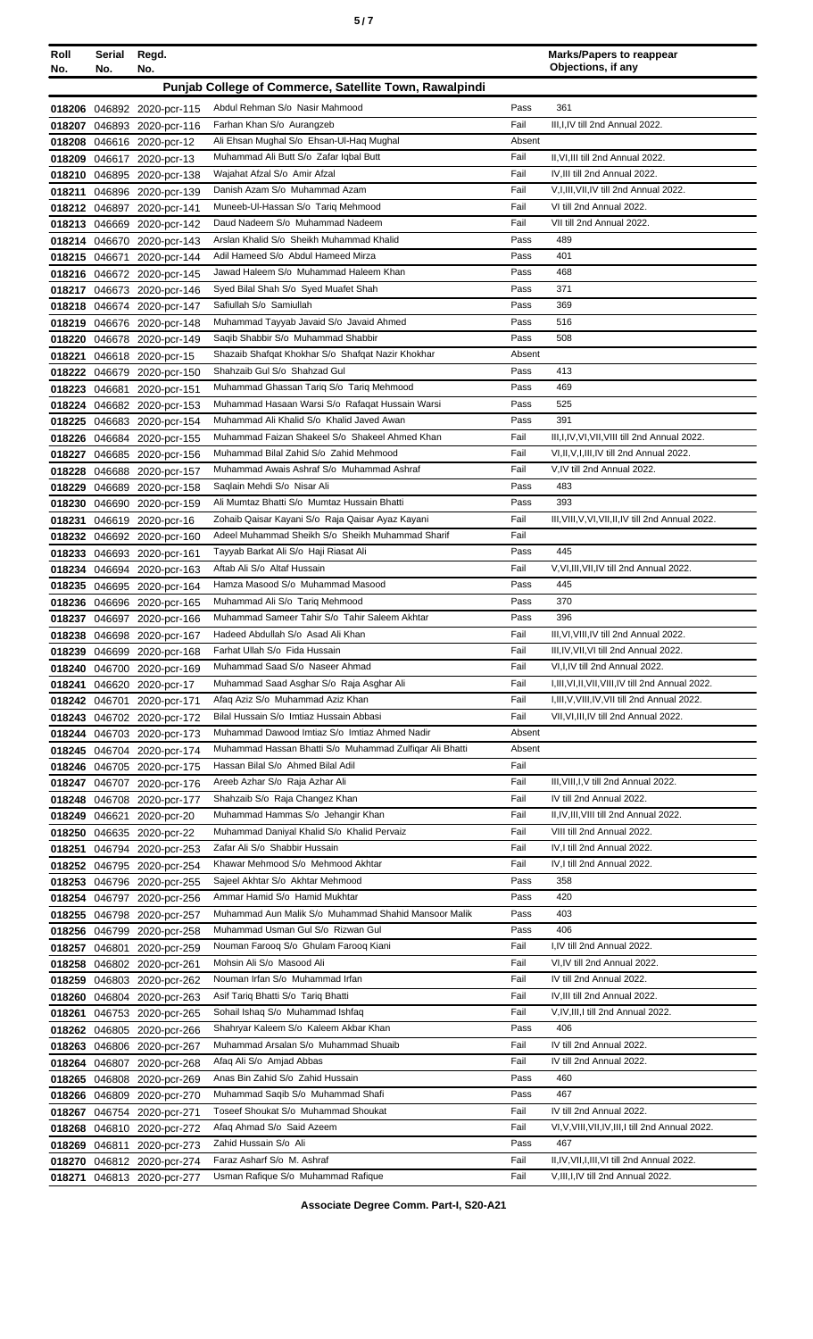| Roll No. | Serial No. | Regd. No. | | | Marks/Papers to reappear Objections, if any |
|---|---|---|---|---|---|
| **Punjab College of Commerce, Satellite Town, Rawalpindi** | | | | | |
| 018206 | 046892 | 2020-pcr-115 | Abdul Rehman S/o Nasir Mahmood | Pass | 361 |
| 018207 | 046893 | 2020-pcr-116 | Farhan Khan S/o Aurangzeb | Fail | III,I,IV till 2nd Annual 2022. |
| 018208 | 046616 | 2020-pcr-12 | Ali Ehsan Mughal S/o Ehsan-Ul-Haq Mughal | Absent | |
| 018209 | 046617 | 2020-pcr-13 | Muhammad Ali Butt S/o Zafar Iqbal Butt | Fail | II,VI,III till 2nd Annual 2022. |
| 018210 | 046895 | 2020-pcr-138 | Wajahat Afzal S/o Amir Afzal | Fail | IV,III till 2nd Annual 2022. |
| 018211 | 046896 | 2020-pcr-139 | Danish Azam S/o Muhammad Azam | Fail | V,I,III,VII,IV till 2nd Annual 2022. |
| 018212 | 046897 | 2020-pcr-141 | Muneeb-Ul-Hassan S/o Tariq Mehmood | Fail | VI till 2nd Annual 2022. |
| 018213 | 046669 | 2020-pcr-142 | Daud Nadeem S/o Muhammad Nadeem | Fail | VII till 2nd Annual 2022. |
| 018214 | 046670 | 2020-pcr-143 | Arslan Khalid S/o Sheikh Muhammad Khalid | Pass | 489 |
| 018215 | 046671 | 2020-pcr-144 | Adil Hameed S/o Abdul Hameed Mirza | Pass | 401 |
| 018216 | 046672 | 2020-pcr-145 | Jawad Haleem S/o Muhammad Haleem Khan | Pass | 468 |
| 018217 | 046673 | 2020-pcr-146 | Syed Bilal Shah S/o Syed Muafet Shah | Pass | 371 |
| 018218 | 046674 | 2020-pcr-147 | Safiullah S/o Samiullah | Pass | 369 |
| 018219 | 046676 | 2020-pcr-148 | Muhammad Tayyab Javaid S/o Javaid Ahmed | Pass | 516 |
| 018220 | 046678 | 2020-pcr-149 | Saqib Shabbir S/o Muhammad Shabbir | Pass | 508 |
| 018221 | 046618 | 2020-pcr-15 | Shazaib Shafqat Khokhar S/o Shafqat Nazir Khokhar | Absent | |
| 018222 | 046679 | 2020-pcr-150 | Shahzaib Gul S/o Shahzad Gul | Pass | 413 |
| 018223 | 046681 | 2020-pcr-151 | Muhammad Ghassan Tariq S/o Tariq Mehmood | Pass | 469 |
| 018224 | 046682 | 2020-pcr-153 | Muhammad Hasaan Warsi S/o Rafaqat Hussain Warsi | Pass | 525 |
| 018225 | 046683 | 2020-pcr-154 | Muhammad Ali Khalid S/o Khalid Javed Awan | Pass | 391 |
| 018226 | 046684 | 2020-pcr-155 | Muhammad Faizan Shakeel S/o Shakeel Ahmed Khan | Fail | III,I,IV,VI,VII,VIII till 2nd Annual 2022. |
| 018227 | 046685 | 2020-pcr-156 | Muhammad Bilal Zahid S/o Zahid Mehmood | Fail | VI,II,V,I,III,IV till 2nd Annual 2022. |
| 018228 | 046688 | 2020-pcr-157 | Muhammad Awais Ashraf S/o Muhammad Ashraf | Fail | V,IV till 2nd Annual 2022. |
| 018229 | 046689 | 2020-pcr-158 | Saqlain Mehdi S/o Nisar Ali | Pass | 483 |
| 018230 | 046690 | 2020-pcr-159 | Ali Mumtaz Bhatti S/o Mumtaz Hussain Bhatti | Pass | 393 |
| 018231 | 046619 | 2020-pcr-16 | Zohaib Qaisar Kayani S/o Raja Qaisar Ayaz Kayani | Fail | III,VIII,V,VI,VII,II,IV till 2nd Annual 2022. |
| 018232 | 046692 | 2020-pcr-160 | Adeel Muhammad Sheikh S/o Sheikh Muhammad Sharif | Fail | |
| 018233 | 046693 | 2020-pcr-161 | Tayyab Barkat Ali S/o Haji Riasat Ali | Pass | 445 |
| 018234 | 046694 | 2020-pcr-163 | Aftab Ali S/o Altaf Hussain | Fail | V,VI,III,VII,IV till 2nd Annual 2022. |
| 018235 | 046695 | 2020-pcr-164 | Hamza Masood S/o Muhammad Masood | Pass | 445 |
| 018236 | 046696 | 2020-pcr-165 | Muhammad Ali S/o Tariq Mehmood | Pass | 370 |
| 018237 | 046697 | 2020-pcr-166 | Muhammad Sameer Tahir S/o Tahir Saleem Akhtar | Pass | 396 |
| 018238 | 046698 | 2020-pcr-167 | Hadeed Abdullah S/o Asad Ali Khan | Fail | III,VI,VIII,IV till 2nd Annual 2022. |
| 018239 | 046699 | 2020-pcr-168 | Farhat Ullah S/o Fida Hussain | Fail | III,IV,VII,VI till 2nd Annual 2022. |
| 018240 | 046700 | 2020-pcr-169 | Muhammad Saad S/o Naseer Ahmad | Fail | VI,I,IV till 2nd Annual 2022. |
| 018241 | 046620 | 2020-pcr-17 | Muhammad Saad Asghar S/o Raja Asghar Ali | Fail | I,III,VI,II,VII,VIII,IV till 2nd Annual 2022. |
| 018242 | 046701 | 2020-pcr-171 | Afaq Aziz S/o Muhammad Aziz Khan | Fail | I,III,V,VIII,IV,VII till 2nd Annual 2022. |
| 018243 | 046702 | 2020-pcr-172 | Bilal Hussain S/o Imtiaz Hussain Abbasi | Fail | VII,VI,III,IV till 2nd Annual 2022. |
| 018244 | 046703 | 2020-pcr-173 | Muhammad Dawood Imtiaz S/o Imtiaz Ahmed Nadir | Absent | |
| 018245 | 046704 | 2020-pcr-174 | Muhammad Hassan Bhatti S/o Muhammad Zulfiqar Ali Bhatti | Absent | |
| 018246 | 046705 | 2020-pcr-175 | Hassan Bilal S/o Ahmed Bilal Adil | Fail | |
| 018247 | 046707 | 2020-pcr-176 | Areeb Azhar S/o Raja Azhar Ali | Fail | III,VIII,I,V till 2nd Annual 2022. |
| 018248 | 046708 | 2020-pcr-177 | Shahzaib S/o Raja Changez Khan | Fail | IV till 2nd Annual 2022. |
| 018249 | 046621 | 2020-pcr-20 | Muhammad Hammas S/o Jehangir Khan | Fail | II,IV,III,VIII till 2nd Annual 2022. |
| 018250 | 046635 | 2020-pcr-22 | Muhammad Daniyal Khalid S/o Khalid Pervaiz | Fail | VIII till 2nd Annual 2022. |
| 018251 | 046794 | 2020-pcr-253 | Zafar Ali S/o Shabbir Hussain | Fail | IV,I till 2nd Annual 2022. |
| 018252 | 046795 | 2020-pcr-254 | Khawar Mehmood S/o Mehmood Akhtar | Fail | IV,I till 2nd Annual 2022. |
| 018253 | 046796 | 2020-pcr-255 | Sajeel Akhtar S/o Akhtar Mehmood | Pass | 358 |
| 018254 | 046797 | 2020-pcr-256 | Ammar Hamid S/o Hamid Mukhtar | Pass | 420 |
| 018255 | 046798 | 2020-pcr-257 | Muhammad Aun Malik S/o Muhammad Shahid Mansoor Malik | Pass | 403 |
| 018256 | 046799 | 2020-pcr-258 | Muhammad Usman Gul S/o Rizwan Gul | Pass | 406 |
| 018257 | 046801 | 2020-pcr-259 | Nouman Farooq S/o Ghulam Farooq Kiani | Fail | I,IV till 2nd Annual 2022. |
| 018258 | 046802 | 2020-pcr-261 | Mohsin Ali S/o Masood Ali | Fail | VI,IV till 2nd Annual 2022. |
| 018259 | 046803 | 2020-pcr-262 | Nouman Irfan S/o Muhammad Irfan | Fail | IV till 2nd Annual 2022. |
| 018260 | 046804 | 2020-pcr-263 | Asif Tariq Bhatti S/o Tariq Bhatti | Fail | IV,III till 2nd Annual 2022. |
| 018261 | 046753 | 2020-pcr-265 | Sohail Ishaq S/o Muhammad Ishfaq | Fail | V,IV,III,I till 2nd Annual 2022. |
| 018262 | 046805 | 2020-pcr-266 | Shahryar Kaleem S/o Kaleem Akbar Khan | Pass | 406 |
| 018263 | 046806 | 2020-pcr-267 | Muhammad Arsalan S/o Muhammad Shuaib | Fail | IV till 2nd Annual 2022. |
| 018264 | 046807 | 2020-pcr-268 | Afaq Ali S/o Amjad Abbas | Fail | IV till 2nd Annual 2022. |
| 018265 | 046808 | 2020-pcr-269 | Anas Bin Zahid S/o Zahid Hussain | Pass | 460 |
| 018266 | 046809 | 2020-pcr-270 | Muhammad Saqib S/o Muhammad Shafi | Pass | 467 |
| 018267 | 046754 | 2020-pcr-271 | Toseef Shoukat S/o Muhammad Shoukat | Fail | IV till 2nd Annual 2022. |
| 018268 | 046810 | 2020-pcr-272 | Afaq Ahmad S/o Said Azeem | Fail | VI,V,VIII,VII,IV,III,I till 2nd Annual 2022. |
| 018269 | 046811 | 2020-pcr-273 | Zahid Hussain S/o Ali | Pass | 467 |
| 018270 | 046812 | 2020-pcr-274 | Faraz Asharf S/o M. Ashraf | Fail | II,IV,VII,I,III,VI till 2nd Annual 2022. |
| 018271 | 046813 | 2020-pcr-277 | Usman Rafique S/o Muhammad Rafique | Fail | V,III,I,IV till 2nd Annual 2022. |

Associate Degree Comm. Part-I, S20-A21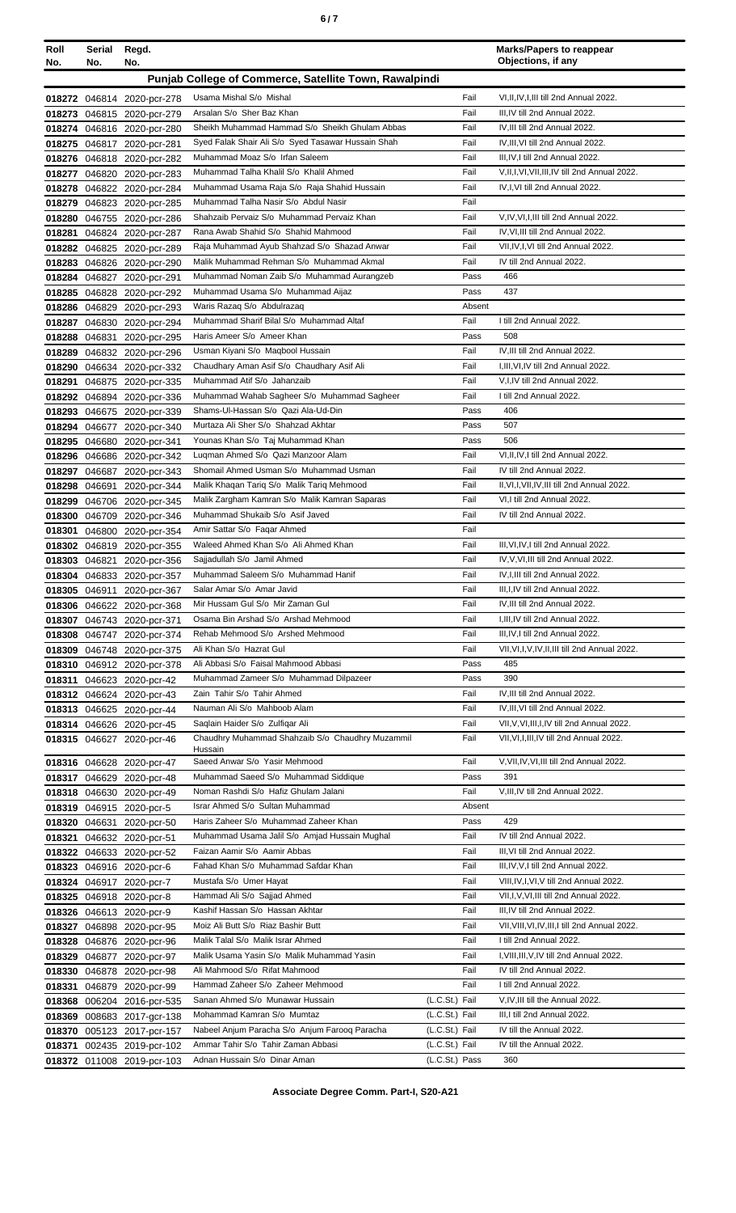| Roll No. | Serial No. | Regd. No. | | | Marks/Papers to reappear Objections, if any |
|---|---|---|---|---|---|
| **Punjab College of Commerce, Satellite Town, Rawalpindi** | | | | | |
| 018272 | 046814 | 2020-pcr-278 | Usama Mishal S/o Mishal | Fail | VI,II,IV,I,III till 2nd Annual 2022. |
| 018273 | 046815 | 2020-pcr-279 | Arsalan S/o Sher Baz Khan | Fail | III,IV till 2nd Annual 2022. |
| 018274 | 046816 | 2020-pcr-280 | Sheikh Muhammad Hammad S/o Sheikh Ghulam Abbas | Fail | IV,III till 2nd Annual 2022. |
| 018275 | 046817 | 2020-pcr-281 | Syed Falak Shair Ali S/o Syed Tasawar Hussain Shah | Fail | IV,III,VI till 2nd Annual 2022. |
| 018276 | 046818 | 2020-pcr-282 | Muhammad Moaz S/o Irfan Saleem | Fail | III,IV,I till 2nd Annual 2022. |
| 018277 | 046820 | 2020-pcr-283 | Muhammad Talha Khalil S/o Khalil Ahmed | Fail | V,II,I,VI,VII,III,IV till 2nd Annual 2022. |
| 018278 | 046822 | 2020-pcr-284 | Muhammad Usama Raja S/o Raja Shahid Hussain | Fail | IV,I,VI till 2nd Annual 2022. |
| 018279 | 046823 | 2020-pcr-285 | Muhammad Talha Nasir S/o Abdul Nasir | Fail | |
| 018280 | 046755 | 2020-pcr-286 | Shahzaib Pervaiz S/o Muhammad Pervaiz Khan | Fail | V,IV,VI,I,III till 2nd Annual 2022. |
| 018281 | 046824 | 2020-pcr-287 | Rana Awab Shahid S/o Shahid Mahmood | Fail | IV,VI,III till 2nd Annual 2022. |
| 018282 | 046825 | 2020-pcr-289 | Raja Muhammad Ayub Shahzad S/o Shazad Anwar | Fail | VII,IV,I,VI till 2nd Annual 2022. |
| 018283 | 046826 | 2020-pcr-290 | Malik Muhammad Rehman S/o Muhammad Akmal | Fail | IV till 2nd Annual 2022. |
| 018284 | 046827 | 2020-pcr-291 | Muhammad Noman Zaib S/o Muhammad Aurangzeb | Pass | 466 |
| 018285 | 046828 | 2020-pcr-292 | Muhammad Usama S/o Muhammad Aijaz | Pass | 437 |
| 018286 | 046829 | 2020-pcr-293 | Waris Razaq S/o Abdulrazaq | Absent | |
| 018287 | 046830 | 2020-pcr-294 | Muhammad Sharif Bilal S/o Muhammad Altaf | Fail | I till 2nd Annual 2022. |
| 018288 | 046831 | 2020-pcr-295 | Haris Ameer S/o Ameer Khan | Pass | 508 |
| 018289 | 046832 | 2020-pcr-296 | Usman Kiyani S/o Maqbool Hussain | Fail | IV,III till 2nd Annual 2022. |
| 018290 | 046634 | 2020-pcr-332 | Chaudhary Aman Asif S/o Chaudhary Asif Ali | Fail | I,III,VI,IV till 2nd Annual 2022. |
| 018291 | 046875 | 2020-pcr-335 | Muhammad Atif S/o Jahanzaib | Fail | V,I,IV till 2nd Annual 2022. |
| 018292 | 046894 | 2020-pcr-336 | Muhammad Wahab Sagheer S/o Muhammad Sagheer | Fail | I till 2nd Annual 2022. |
| 018293 | 046675 | 2020-pcr-339 | Shams-Ul-Hassan S/o Qazi Ala-Ud-Din | Pass | 406 |
| 018294 | 046677 | 2020-pcr-340 | Murtaza Ali Sher S/o Shahzad Akhtar | Pass | 507 |
| 018295 | 046680 | 2020-pcr-341 | Younas Khan S/o Taj Muhammad Khan | Pass | 506 |
| 018296 | 046686 | 2020-pcr-342 | Luqman Ahmed S/o Qazi Manzoor Alam | Fail | VI,II,IV,I till 2nd Annual 2022. |
| 018297 | 046687 | 2020-pcr-343 | Shomail Ahmed Usman S/o Muhammad Usman | Fail | IV till 2nd Annual 2022. |
| 018298 | 046691 | 2020-pcr-344 | Malik Khaqan Tariq S/o Malik Tariq Mehmood | Fail | II,VI,I,VII,IV,III till 2nd Annual 2022. |
| 018299 | 046706 | 2020-pcr-345 | Malik Zargham Kamran S/o Malik Kamran Saparas | Fail | VI,I till 2nd Annual 2022. |
| 018300 | 046709 | 2020-pcr-346 | Muhammad Shukaib S/o Asif Javed | Fail | IV till 2nd Annual 2022. |
| 018301 | 046800 | 2020-pcr-354 | Amir Sattar S/o Faqar Ahmed | Fail | |
| 018302 | 046819 | 2020-pcr-355 | Waleed Ahmed Khan S/o Ali Ahmed Khan | Fail | III,VI,IV,I till 2nd Annual 2022. |
| 018303 | 046821 | 2020-pcr-356 | Sajjadullah S/o Jamil Ahmed | Fail | IV,V,VI,III till 2nd Annual 2022. |
| 018304 | 046833 | 2020-pcr-357 | Muhammad Saleem S/o Muhammad Hanif | Fail | IV,I,III till 2nd Annual 2022. |
| 018305 | 046911 | 2020-pcr-367 | Salar Amar S/o Amar Javid | Fail | III,I,IV till 2nd Annual 2022. |
| 018306 | 046622 | 2020-pcr-368 | Mir Hussam Gul S/o Mir Zaman Gul | Fail | IV,III till 2nd Annual 2022. |
| 018307 | 046743 | 2020-pcr-371 | Osama Bin Arshad S/o Arshad Mehmood | Fail | I,III,IV till 2nd Annual 2022. |
| 018308 | 046747 | 2020-pcr-374 | Rehab Mehmood S/o Arshed Mehmood | Fail | III,IV,I till 2nd Annual 2022. |
| 018309 | 046748 | 2020-pcr-375 | Ali Khan S/o Hazrat Gul | Fail | VII,VI,I,V,IV,II,III till 2nd Annual 2022. |
| 018310 | 046912 | 2020-pcr-378 | Ali Abbasi S/o Faisal Mahmood Abbasi | Pass | 485 |
| 018311 | 046623 | 2020-pcr-42 | Muhammad Zameer S/o Muhammad Dilpazeer | Pass | 390 |
| 018312 | 046624 | 2020-pcr-43 | Zain Tahir S/o Tahir Ahmed | Fail | IV,III till 2nd Annual 2022. |
| 018313 | 046625 | 2020-pcr-44 | Nauman Ali S/o Mahboob Alam | Fail | IV,III,VI till 2nd Annual 2022. |
| 018314 | 046626 | 2020-pcr-45 | Saqlain Haider S/o Zulfiqar Ali | Fail | VII,V,VI,III,I,IV till 2nd Annual 2022. |
| 018315 | 046627 | 2020-pcr-46 | Chaudhry Muhammad Shahzaib S/o Chaudhry Muzammil Hussain | Fail | VII,VI,I,III,IV till 2nd Annual 2022. |
| 018316 | 046628 | 2020-pcr-47 | Saeed Anwar S/o Yasir Mehmood | Fail | V,VII,IV,VI,III till 2nd Annual 2022. |
| 018317 | 046629 | 2020-pcr-48 | Muhammad Saeed S/o Muhammad Siddique | Pass | 391 |
| 018318 | 046630 | 2020-pcr-49 | Noman Rashdi S/o Hafiz Ghulam Jalani | Fail | V,III,IV till 2nd Annual 2022. |
| 018319 | 046915 | 2020-pcr-5 | Israr Ahmed S/o Sultan Muhammad | Absent | |
| 018320 | 046631 | 2020-pcr-50 | Haris Zaheer S/o Muhammad Zaheer Khan | Pass | 429 |
| 018321 | 046632 | 2020-pcr-51 | Muhammad Usama Jalil S/o Amjad Hussain Mughal | Fail | IV till 2nd Annual 2022. |
| 018322 | 046633 | 2020-pcr-52 | Faizan Aamir S/o Aamir Abbas | Fail | III,VI till 2nd Annual 2022. |
| 018323 | 046916 | 2020-pcr-6 | Fahad Khan S/o Muhammad Safdar Khan | Fail | III,IV,V,I till 2nd Annual 2022. |
| 018324 | 046917 | 2020-pcr-7 | Mustafa S/o Umer Hayat | Fail | VIII,IV,I,VI,V till 2nd Annual 2022. |
| 018325 | 046918 | 2020-pcr-8 | Hammad Ali S/o Sajjad Ahmed | Fail | VII,I,V,VI,III till 2nd Annual 2022. |
| 018326 | 046613 | 2020-pcr-9 | Kashif Hassan S/o Hassan Akhtar | Fail | III,IV till 2nd Annual 2022. |
| 018327 | 046898 | 2020-pcr-95 | Moiz Ali Butt S/o Riaz Bashir Butt | Fail | VII,VIII,VI,IV,III,I till 2nd Annual 2022. |
| 018328 | 046876 | 2020-pcr-96 | Malik Talal S/o Malik Israr Ahmed | Fail | I till 2nd Annual 2022. |
| 018329 | 046877 | 2020-pcr-97 | Malik Usama Yasin S/o Malik Muhammad Yasin | Fail | I,VIII,III,V,IV till 2nd Annual 2022. |
| 018330 | 046878 | 2020-pcr-98 | Ali Mahmood S/o Rifat Mahmood | Fail | IV till 2nd Annual 2022. |
| 018331 | 046879 | 2020-pcr-99 | Hammad Zaheer S/o Zaheer Mehmood | Fail | I till 2nd Annual 2022. |
| 018368 | 006204 | 2016-pcr-535 | Sanan Ahmed S/o Munawar Hussain | (L.C.St.) Fail | V,IV,III till the Annual 2022. |
| 018369 | 008683 | 2017-gcr-138 | Mohammad Kamran S/o Mumtaz | (L.C.St.) Fail | III,I till 2nd Annual 2022. |
| 018370 | 005123 | 2017-pcr-157 | Nabeel Anjum Paracha S/o Anjum Farooq Paracha | (L.C.St.) Fail | IV till the Annual 2022. |
| 018371 | 002435 | 2019-pcr-102 | Ammar Tahir S/o Tahir Zaman Abbasi | (L.C.St.) Fail | IV till the Annual 2022. |
| 018372 | 011008 | 2019-pcr-103 | Adnan Hussain S/o Dinar Aman | (L.C.St.) Pass | 360 |

**Associate Degree Comm. Part-I, S20-A21**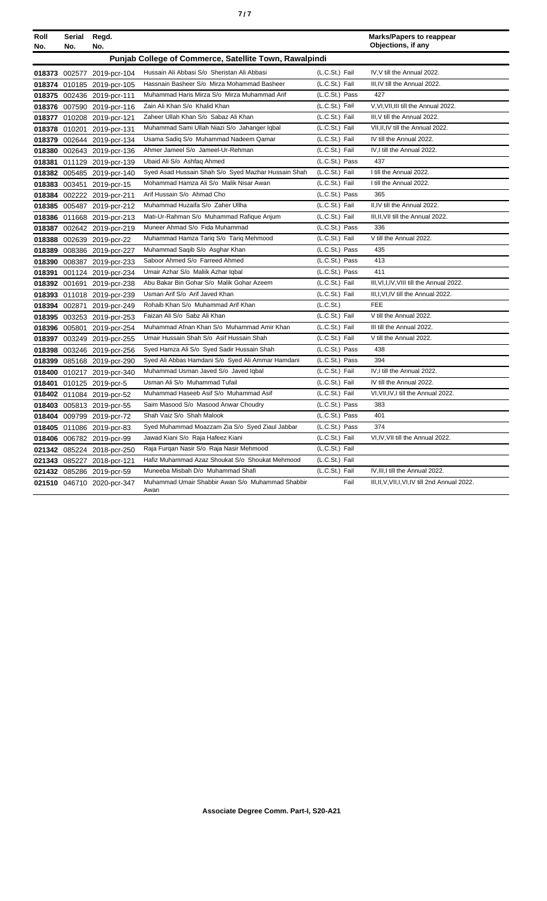| Roll No. | Serial No. | Regd. No. | | | Marks/Papers to reappear Objections, if any |
|---|---|---|---|---|---|
| **Punjab College of Commerce, Satellite Town, Rawalpindi** | | | | | |
| 018373 | 002577 | 2019-pcr-104 | Hussain Ali Abbasi S/o Sheristan Ali Abbasi | (L.C.St.) Fail | IV,V till the Annual 2022. |
| 018374 | 010185 | 2019-pcr-105 | Hassnain Basheer S/o Mirza Mohammad Basheer | (L.C.St.) Fail | III,IV till the Annual 2022. |
| 018375 | 002436 | 2019-pcr-111 | Muhammad Haris Mirza S/o Mirza Muhammad Arif | (L.C.St.) Pass | 427 |
| 018376 | 007590 | 2019-pcr-116 | Zain Ali Khan S/o Khalid Khan | (L.C.St.) Fail | V,VI,VII,III till the Annual 2022. |
| 018377 | 010208 | 2019-pcr-121 | Zaheer Ullah Khan S/o Sabaz Ali Khan | (L.C.St.) Fail | III,V till the Annual 2022. |
| 018378 | 010201 | 2019-pcr-131 | Muhammad Sami Ullah Niazi S/o Jahanger Iqbal | (L.C.St.) Fail | VII,II,IV till the Annual 2022. |
| 018379 | 002644 | 2019-pcr-134 | Usama Sadiq S/o Muhammad Nadeem Qamar | (L.C.St.) Fail | IV till the Annual 2022. |
| 018380 | 002643 | 2019-pcr-136 | Ahmer Jameel S/o Jameel-Ur-Rehman | (L.C.St.) Fail | IV,I till the Annual 2022. |
| 018381 | 011129 | 2019-pcr-139 | Ubaid Ali S/o Ashfaq Ahmed | (L.C.St.) Pass | 437 |
| 018382 | 005485 | 2019-pcr-140 | Syed Asad Hussain Shah S/o Syed Mazhar Hussain Shah | (L.C.St.) Fail | I till the Annual 2022. |
| 018383 | 003451 | 2019-pcr-15 | Mohammad Hamza Ali S/o Malik Nisar Awan | (L.C.St.) Fail | I till the Annual 2022. |
| 018384 | 002222 | 2019-pcr-211 | Arif Hussain S/o Ahmad Cho | (L.C.St.) Pass | 365 |
| 018385 | 005487 | 2019-pcr-212 | Muhammad Huzaifa S/o Zaher Ullha | (L.C.St.) Fail | II,IV till the Annual 2022. |
| 018386 | 011668 | 2019-pcr-213 | Mati-Ur-Rahman S/o Muhammad Rafique Anjum | (L.C.St.) Fail | III,II,VII till the Annual 2022. |
| 018387 | 002642 | 2019-pcr-219 | Muneer Ahmad S/o Fida Muhammad | (L.C.St.) Pass | 336 |
| 018388 | 002639 | 2019-pcr-22 | Muhammad Hamza Tariq S/o Tariq Mehmood | (L.C.St.) Fail | V till the Annual 2022. |
| 018389 | 008386 | 2019-pcr-227 | Muhammad Saqib S/o Asghar Khan | (L.C.St.) Pass | 435 |
| 018390 | 008387 | 2019-pcr-233 | Saboor Ahmed S/o Farreed Ahmed | (L.C.St.) Pass | 413 |
| 018391 | 001124 | 2019-pcr-234 | Umair Azhar S/o Maliik Azhar Iqbal | (L.C.St.) Pass | 411 |
| 018392 | 001691 | 2019-pcr-238 | Abu Bakar Bin Gohar S/o Malik Gohar Azeem | (L.C.St.) Fail | III,VI,I,IV,VIII till the Annual 2022. |
| 018393 | 011018 | 2019-pcr-239 | Usman Arif S/o Arif Javed Khan | (L.C.St.) Fail | III,I,VI,IV till the Annual 2022. |
| 018394 | 002871 | 2019-pcr-249 | Rohaib Khan S/o Muhammad Arif Khan | (L.C.St.) | FEE |
| 018395 | 003253 | 2019-pcr-253 | Faizan Ali S/o Sabz Ali Khan | (L.C.St.) Fail | V till the Annual 2022. |
| 018396 | 005801 | 2019-pcr-254 | Muhammad Afnan Khan S/o Muhammad Amir Khan | (L.C.St.) Fail | III till the Annual 2022. |
| 018397 | 003249 | 2019-pcr-255 | Umair Hussain Shah S/o Asif Hussain Shah | (L.C.St.) Fail | V till the Annual 2022. |
| 018398 | 003246 | 2019-pcr-256 | Syed Hamza Ali S/o Syed Sadir Hussain Shah | (L.C.St.) Pass | 438 |
| 018399 | 085168 | 2019-pcr-290 | Syed Ali Abbas Hamdani S/o Syed Ali Ammar Hamdani | (L.C.St.) Pass | 394 |
| 018400 | 010217 | 2019-pcr-340 | Muhammad Usman Javed S/o Javed Iqbal | (L.C.St.) Fail | IV,I till the Annual 2022. |
| 018401 | 010125 | 2019-pcr-5 | Usman Ali S/o Muhammad Tufail | (L.C.St.) Fail | IV till the Annual 2022. |
| 018402 | 011084 | 2019-pcr-52 | Muhammad Haseeb Asif S/o Muhammad Asif | (L.C.St.) Fail | VI,VII,IV,I till the Annual 2022. |
| 018403 | 005813 | 2019-pcr-55 | Saim Masood S/o Masood Anwar Choudry | (L.C.St.) Pass | 383 |
| 018404 | 009799 | 2019-pcr-72 | Shah Vaiz S/o Shah Malook | (L.C.St.) Pass | 401 |
| 018405 | 011086 | 2019-pcr-83 | Syed Muhammad Moazzam Zia S/o Syed Ziaul Jabbar | (L.C.St.) Pass | 374 |
| 018406 | 006782 | 2019-pcr-99 | Jawad Kiani S/o Raja Hafeez Kiani | (L.C.St.) Fail | VI,IV,VII till the Annual 2022. |
| 021342 | 085224 | 2018-pcr-250 | Raja Furqan Nasir S/o Raja Nasir Mehmood | (L.C.St.) Fail | |
| 021343 | 085227 | 2018-pcr-121 | Hafiz Muhammad Azaz Shoukat S/o Shoukat Mehmood | (L.C.St.) Fail | |
| 021432 | 085286 | 2019-pcr-59 | Muneeba Misbah D/o Muhammad Shafi | (L.C.St.) Fail | IV,III,I till the Annual 2022. |
| 021510 | 046710 | 2020-pcr-347 | Muhammad Umair Shabbir Awan S/o Muhammad Shabbir Awan | Fail | III,II,V,VII,I,VI,IV till 2nd Annual 2022. |

**Associate Degree Comm. Part-I, S20-A21**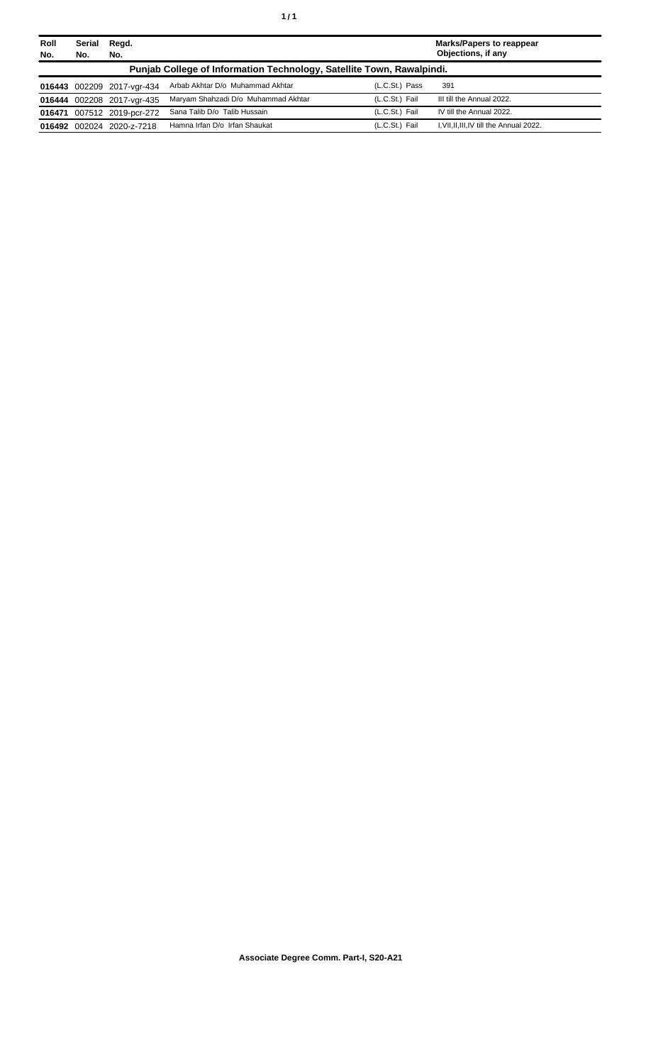| Roll No. | Serial No. | Regd. No. | | | Marks/Papers to reappear Objections, if any |
|---|---|---|---|---|---|
| **Punjab College of Information Technology, Satellite Town, Rawalpindi.** | | | | | |
| **016443** | 002209 | 2017-vgr-434 | Arbab Akhtar D/o Muhammad Akhtar | (L.C.St.) Pass | 391 |
| **016444** | 002208 | 2017-vgr-435 | Maryam Shahzadi D/o Muhammad Akhtar | (L.C.St.) Fail | III till the Annual 2022. |
| **016471** | 007512 | 2019-pcr-272 | Sana Talib D/o Talib Hussain | (L.C.St.) Fail | IV till the Annual 2022. |
| **016492** | 002024 | 2020-z-7218 | Hamna Irfan D/o Irfan Shaukat | (L.C.St.) Fail | I,VII,II,III,IV till the Annual 2022. |

**Associate Degree Comm. Part-I, S20-A21**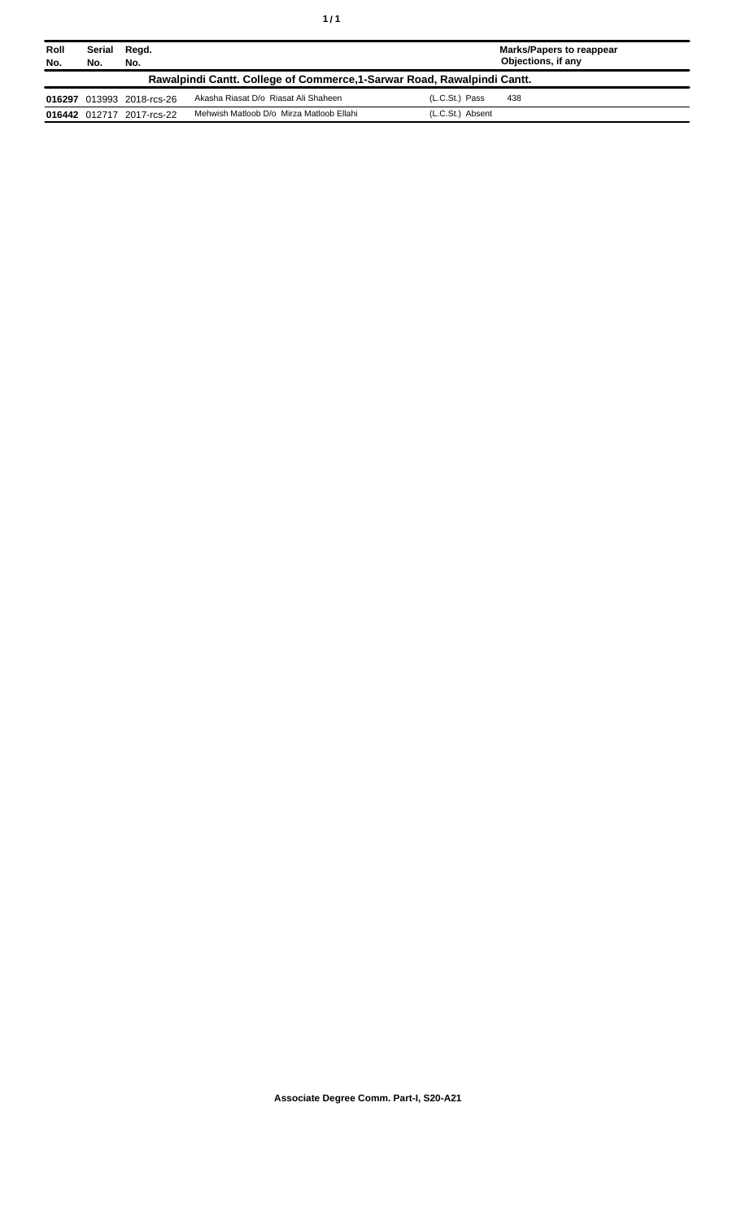| Roll No. | Serial No. | Regd. No. | | | Marks/Papers to reappear Objections, if any |
|---|---|---|---|---|---|
| **Rawalpindi Cantt. College of Commerce,1-Sarwar Road, Rawalpindi Cantt.** | | | | | |
| **016297** | 013993 | 2018-rcs-26 | Akasha Riasat D/o Riasat Ali Shaheen | (L.C.St.) Pass | 438 |
| **016442** | 012717 | 2017-rcs-22 | Mehwish Matloob D/o Mirza Matloob Ellahi | (L.C.St.) Absent | |

**Associate Degree Comm. Part-I, S20-A21**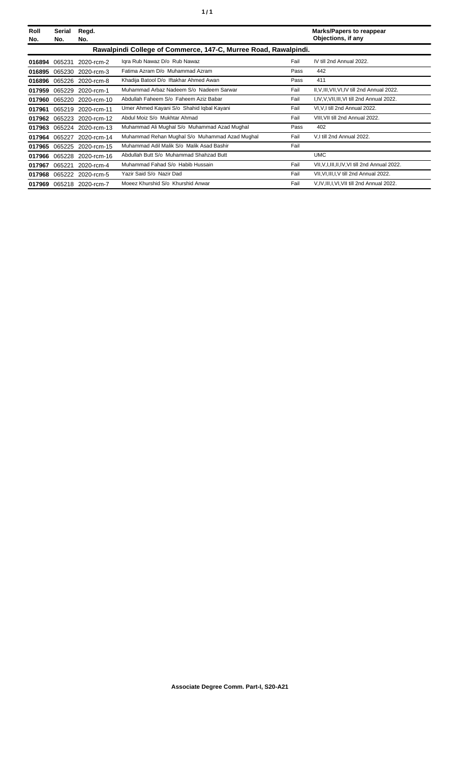| Roll No. | Serial No. | Regd. No. | | | Marks/Papers to reappear Objections, if any |
|---|---|---|---|---|---|
| **Rawalpindi College of Commerce, 147-C, Murree Road, Rawalpindi.** | | | | | |
| **016894** | 065231 | 2020-rcm-2 | Iqra Rub Nawaz D/o Rub Nawaz | Fail | IV till 2nd Annual 2022. |
| **016895** | 065230 | 2020-rcm-3 | Fatima Azram D/o Muhammad Azram | Pass | 442 |
| **016896** | 065226 | 2020-rcm-8 | Khadija Batool D/o Iftakhar Ahmed Awan | Pass | 411 |
| **017959** | 065229 | 2020-rcm-1 | Muhammad Arbaz Nadeem S/o Nadeem Sarwar | Fail | II,V,III,VII,VI,IV till 2nd Annual 2022. |
| **017960** | 065220 | 2020-rcm-10 | Abdullah Faheem S/o Faheem Aziz Babar | Fail | I,IV,V,VII,III,VI till 2nd Annual 2022. |
| **017961** | 065219 | 2020-rcm-11 | Umer Ahmed Kayani S/o Shahid Iqbal Kayani | Fail | VI,V,I till 2nd Annual 2022. |
| **017962** | 065223 | 2020-rcm-12 | Abdul Moiz S/o Mukhtar Ahmad | Fail | VIII,VII till 2nd Annual 2022. |
| **017963** | 065224 | 2020-rcm-13 | Muhammad Ali Mughal S/o Muhammad Azad Mughal | Pass | 402 |
| **017964** | 065227 | 2020-rcm-14 | Muhammad Rehan Mughal S/o Muhammad Azad Mughal | Fail | V,I till 2nd Annual 2022. |
| **017965** | 065225 | 2020-rcm-15 | Muhammad Adil Malik S/o Malik Asad Bashir | Fail | |
| **017966** | 065228 | 2020-rcm-16 | Abdullah Butt S/o Muhammad Shahzad Butt | | UMC |
| **017967** | 065221 | 2020-rcm-4 | Muhammad Fahad S/o Habib Hussain | Fail | VII,V,I,III,II,IV,VI till 2nd Annual 2022. |
| **017968** | 065222 | 2020-rcm-5 | Yazir Said S/o Nazir Dad | Fail | VII,VI,III,I,V till 2nd Annual 2022. |
| **017969** | 065218 | 2020-rcm-7 | Moeez Khurshid S/o Khurshid Anwar | Fail | V,IV,III,I,VI,VII till 2nd Annual 2022. |

**Associate Degree Comm. Part-I, S20-A21**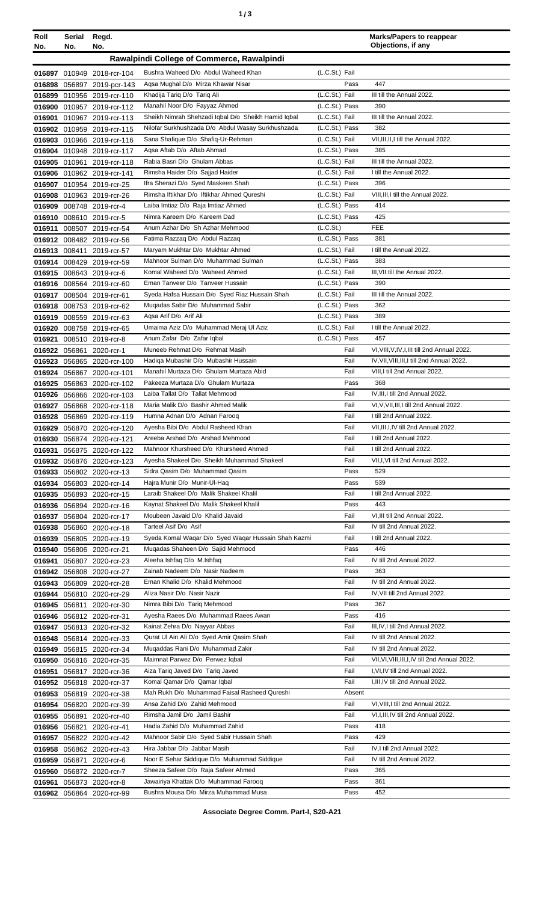| Roll No. | Serial No. | Regd. No. | | | Marks/Papers to reappear Objections, if any |
|---|---|---|---|---|---|
| **Rawalpindi College of Commerce, Rawalpindi** | | | | | |
| 016897 | 010949 | 2018-rcr-104 | Bushra Waheed D/o Abdul Waheed Khan | (L.C.St.) Fail | |
| 016898 | 056897 | 2019-pcr-143 | Aqsa Mughal D/o Mirza Khawar Nisar | Pass | 447 |
| 016899 | 010956 | 2019-rcr-110 | Khadija Tariq D/o Tariq Ali | (L.C.St.) Fail | III till the Annual 2022. |
| 016900 | 010957 | 2019-rcr-112 | Manahil Noor D/o Fayyaz Ahmed | (L.C.St.) Pass | 390 |
| 016901 | 010967 | 2019-rcr-113 | Sheikh Nimrah Shehzadi Iqbal D/o Sheikh Hamid Iqbal | (L.C.St.) Fail | III till the Annual 2022. |
| 016902 | 010959 | 2019-rcr-115 | Nilofar Surkhushzada D/o Abdul Wasay Surkhushzada | (L.C.St.) Pass | 382 |
| 016903 | 010966 | 2019-rcr-116 | Sana Shafique D/o Shafiq-Ur-Rehman | (L.C.St.) Fail | VII,III,II,I till the Annual 2022. |
| 016904 | 010948 | 2019-rcr-117 | Aqsa Aftab D/o Aftab Ahmad | (L.C.St.) Pass | 385 |
| 016905 | 010961 | 2019-rcr-118 | Rabia Basri D/o Ghulam Abbas | (L.C.St.) Fail | III till the Annual 2022. |
| 016906 | 010962 | 2019-rcr-141 | Rimsha Haider D/o Sajjad Haider | (L.C.St.) Fail | I till the Annual 2022. |
| 016907 | 010954 | 2019-rcr-25 | Ifra Sherazi D/o Syed Maskeen Shah | (L.C.St.) Pass | 396 |
| 016908 | 010963 | 2019-rcr-26 | Rimsha Iftikhar D/o Iftikhar Ahmed Qureshi | (L.C.St.) Fail | VIII,III,I till the Annual 2022. |
| 016909 | 008748 | 2019-rcr-4 | Laiba Imtiaz D/o Raja Imtiaz Ahmed | (L.C.St.) Pass | 414 |
| 016910 | 008610 | 2019-rcr-5 | Nimra Kareem D/o Kareem Dad | (L.C.St.) Pass | 425 |
| 016911 | 008507 | 2019-rcr-54 | Anum Azhar D/o Sh Azhar Mehmood | (L.C.St.) | FEE |
| 016912 | 008482 | 2019-rcr-56 | Fatima Razzaq D/o Abdul Razzaq | (L.C.St.) Pass | 381 |
| 016913 | 008411 | 2019-rcr-57 | Maryam Mukhtar D/o Mukhtar Ahmed | (L.C.St.) Fail | I till the Annual 2022. |
| 016914 | 008429 | 2019-rcr-59 | Mahnoor Sulman D/o Muhammad Sulman | (L.C.St.) Pass | 383 |
| 016915 | 008643 | 2019-rcr-6 | Komal Waheed D/o Waheed Ahmed | (L.C.St.) Fail | III,VII till the Annual 2022. |
| 016916 | 008564 | 2019-rcr-60 | Eman Tanveer D/o Tanveer Hussain | (L.C.St.) Pass | 390 |
| 016917 | 008504 | 2019-rcr-61 | Syeda Hafsa Hussain D/o Syed Riaz Hussain Shah | (L.C.St.) Fail | III till the Annual 2022. |
| 016918 | 008753 | 2019-rcr-62 | Muqadas Sabir D/o Muhammad Sabir | (L.C.St.) Pass | 362 |
| 016919 | 008559 | 2019-rcr-63 | Aqsa Arif D/o Arif Ali | (L.C.St.) Pass | 389 |
| 016920 | 008758 | 2019-rcr-65 | Umaima Aziz D/o Muhammad Meraj Ul Aziz | (L.C.St.) Fail | I till the Annual 2022. |
| 016921 | 008510 | 2019-rcr-8 | Anum Zafar D/o Zafar Iqbal | (L.C.St.) Pass | 457 |
| 016922 | 056861 | 2020-rcr-1 | Muneeb Rehmat D/o Rehmat Masih | Fail | VI,VIII,V,IV,I,III till 2nd Annual 2022. |
| 016923 | 056865 | 2020-rcr-100 | Hadiqa Mubashir D/o Mubashir Hussain | Fail | IV,VII,VIII,III,I till 2nd Annual 2022. |
| 016924 | 056867 | 2020-rcr-101 | Manahil Murtaza D/o Ghulam Murtaza Abid | Fail | VIII,I till 2nd Annual 2022. |
| 016925 | 056863 | 2020-rcr-102 | Pakeeza Murtaza D/o Ghulam Murtaza | Pass | 368 |
| 016926 | 056866 | 2020-rcr-103 | Laiba Tallat D/o Tallat Mehmood | Fail | IV,III,I till 2nd Annual 2022. |
| 016927 | 056868 | 2020-rcr-118 | Maria Malik D/o Bashir Ahmed Malik | Fail | VI,V,VII,III,I till 2nd Annual 2022. |
| 016928 | 056869 | 2020-rcr-119 | Humna Adnan D/o Adnan Farooq | Fail | I till 2nd Annual 2022. |
| 016929 | 056870 | 2020-rcr-120 | Ayesha Bibi D/o Abdul Rasheed Khan | Fail | VII,III,I,IV till 2nd Annual 2022. |
| 016930 | 056874 | 2020-rcr-121 | Areeba Arshad D/o Arshad Mehmood | Fail | I till 2nd Annual 2022. |
| 016931 | 056875 | 2020-rcr-122 | Mahnoor Khursheed D/o Khursheed Ahmed | Fail | I till 2nd Annual 2022. |
| 016932 | 056876 | 2020-rcr-123 | Ayesha Shakeel D/o Sheikh Muhammad Shakeel | Fail | VII,I,VI till 2nd Annual 2022. |
| 016933 | 056802 | 2020-rcr-13 | Sidra Qasim D/o Muhammad Qasim | Pass | 529 |
| 016934 | 056803 | 2020-rcr-14 | Hajra Munir D/o Munir-Ul-Haq | Pass | 539 |
| 016935 | 056893 | 2020-rcr-15 | Laraib Shakeel D/o Malik Shakeel Khalil | Fail | I till 2nd Annual 2022. |
| 016936 | 056894 | 2020-rcr-16 | Kaynat Shakeel D/o Malik Shakeel Khalil | Pass | 443 |
| 016937 | 056804 | 2020-rcr-17 | Moubeen Javaid D/o Khalid Javaid | Fail | VI,III till 2nd Annual 2022. |
| 016938 | 056860 | 2020-rcr-18 | Tarteel Asif D/o Asif | Fail | IV till 2nd Annual 2022. |
| 016939 | 056805 | 2020-rcr-19 | Syeda Komal Waqar D/o Syed Waqar Hussain Shah Kazmi | Fail | I till 2nd Annual 2022. |
| 016940 | 056806 | 2020-rcr-21 | Muqadas Shaheen D/o Sajid Mehmood | Pass | 446 |
| 016941 | 056807 | 2020-rcr-23 | Aleeha Ishfaq D/o M.Ishfaq | Fail | IV till 2nd Annual 2022. |
| 016942 | 056808 | 2020-rcr-27 | Zainab Nadeem D/o Nasir Nadeem | Pass | 363 |
| 016943 | 056809 | 2020-rcr-28 | Eman Khalid D/o Khalid Mehmood | Fail | IV till 2nd Annual 2022. |
| 016944 | 056810 | 2020-rcr-29 | Aliza Nasir D/o Nasir Nazir | Fail | IV,VII till 2nd Annual 2022. |
| 016945 | 056811 | 2020-rcr-30 | Nimra Bibi D/o Tariq Mehmood | Pass | 367 |
| 016946 | 056812 | 2020-rcr-31 | Ayesha Raees D/o Muhammad Raees Awan | Pass | 416 |
| 016947 | 056813 | 2020-rcr-32 | Kainat Zehra D/o Nayyar Abbas | Fail | III,IV,I till 2nd Annual 2022. |
| 016948 | 056814 | 2020-rcr-33 | Qurat Ul Ain Ali D/o Syed Amir Qasim Shah | Fail | IV till 2nd Annual 2022. |
| 016949 | 056815 | 2020-rcr-34 | Muqaddas Rani D/o Muhammad Zakir | Fail | IV till 2nd Annual 2022. |
| 016950 | 056816 | 2020-rcr-35 | Maimnat Parwez D/o Perwez Iqbal | Fail | VII,VI,VIII,III,I,IV till 2nd Annual 2022. |
| 016951 | 056817 | 2020-rcr-36 | Aiza Tariq Javed D/o Tariq Javed | Fail | I,VI,IV till 2nd Annual 2022. |
| 016952 | 056818 | 2020-rcr-37 | Komal Qamar D/o Qamar Iqbal | Fail | I,III,IV till 2nd Annual 2022. |
| 016953 | 056819 | 2020-rcr-38 | Mah Rukh D/o Muhammad Faisal Rasheed Qureshi | Absent | |
| 016954 | 056820 | 2020-rcr-39 | Ansa Zahid D/o Zahid Mehmood | Fail | VI,VIII,I till 2nd Annual 2022. |
| 016955 | 056891 | 2020-rcr-40 | Rimsha Jamil D/o Jamil Bashir | Fail | VI,I,III,IV till 2nd Annual 2022. |
| 016956 | 056821 | 2020-rcr-41 | Hadia Zahid D/o Muhammad Zahid | Pass | 418 |
| 016957 | 056822 | 2020-rcr-42 | Mahnoor Sabir D/o Syed Sabir Hussain Shah | Pass | 429 |
| 016958 | 056862 | 2020-rcr-43 | Hira Jabbar D/o Jabbar Masih | Fail | IV,I till 2nd Annual 2022. |
| 016959 | 056871 | 2020-rcr-6 | Noor E Sehar Siddique D/o Muhammad Siddique | Fail | IV till 2nd Annual 2022. |
| 016960 | 056872 | 2020-rcr-7 | Sheeza Safeer D/o Raja Safeer Ahmed | Pass | 365 |
| 016961 | 056873 | 2020-rcr-8 | Jawairiya Khattak D/o Muhammad Farooq | Pass | 361 |
| 016962 | 056864 | 2020-rcr-99 | Bushra Mousa D/o Mirza Muhammad Musa | Pass | 452 |

**Associate Degree Comm. Part-I, S20-A21**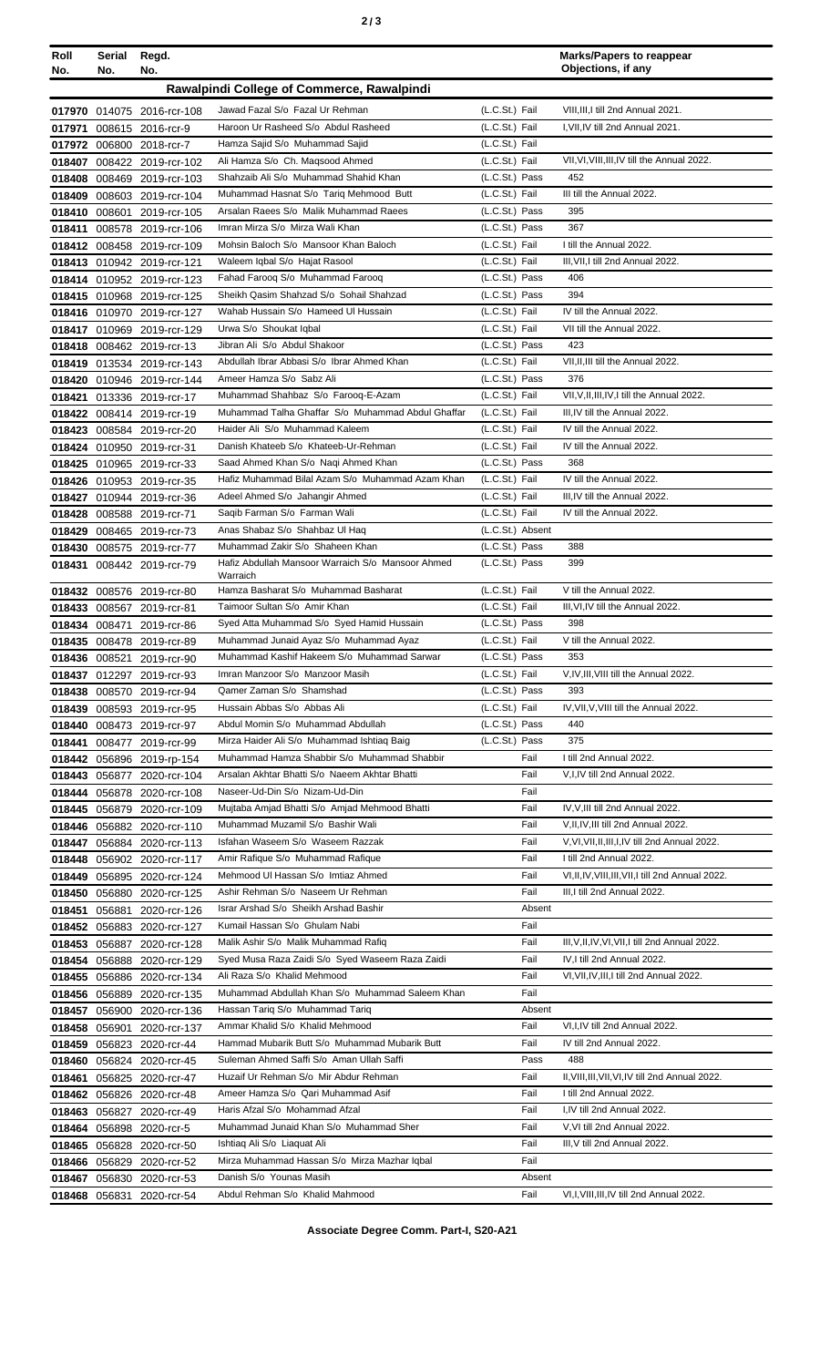| Roll No. | Serial No. | Regd. No. | | | Marks/Papers to reappear Objections, if any |
|---|---|---|---|---|---|
| | | | **Rawalpindi College of Commerce, Rawalpindi** | | |
| 017970 | 014075 | 2016-rcr-108 | Jawad Fazal S/o Fazal Ur Rehman | (L.C.St.) Fail | VIII,III,I till 2nd Annual 2021. |
| 017971 | 008615 | 2016-rcr-9 | Haroon Ur Rasheed S/o Abdul Rasheed | (L.C.St.) Fail | I,VII,IV till 2nd Annual 2021. |
| 017972 | 006800 | 2018-rcr-7 | Hamza Sajid S/o Muhammad Sajid | (L.C.St.) Fail | |
| 018407 | 008422 | 2019-rcr-102 | Ali Hamza S/o Ch. Maqsood Ahmed | (L.C.St.) Fail | VII,VI,VIII,III,IV till the Annual 2022. |
| 018408 | 008469 | 2019-rcr-103 | Shahzaib Ali S/o Muhammad Shahid Khan | (L.C.St.) Pass | 452 |
| 018409 | 008603 | 2019-rcr-104 | Muhammad Hasnat S/o Tariq Mehmood Butt | (L.C.St.) Fail | III till the Annual 2022. |
| 018410 | 008601 | 2019-rcr-105 | Arsalan Raees S/o Malik Muhammad Raees | (L.C.St.) Pass | 395 |
| 018411 | 008578 | 2019-rcr-106 | Imran Mirza S/o Mirza Wali Khan | (L.C.St.) Pass | 367 |
| 018412 | 008458 | 2019-rcr-109 | Mohsin Baloch S/o Mansoor Khan Baloch | (L.C.St.) Fail | I till the Annual 2022. |
| 018413 | 010942 | 2019-rcr-121 | Waleem Iqbal S/o Hajat Rasool | (L.C.St.) Fail | III,VII,I till 2nd Annual 2022. |
| 018414 | 010952 | 2019-rcr-123 | Fahad Farooq S/o Muhammad Farooq | (L.C.St.) Pass | 406 |
| 018415 | 010968 | 2019-rcr-125 | Sheikh Qasim Shahzad S/o Sohail Shahzad | (L.C.St.) Pass | 394 |
| 018416 | 010970 | 2019-rcr-127 | Wahab Hussain S/o Hameed Ul Hussain | (L.C.St.) Fail | IV till the Annual 2022. |
| 018417 | 010969 | 2019-rcr-129 | Urwa S/o Shoukat Iqbal | (L.C.St.) Fail | VII till the Annual 2022. |
| 018418 | 008462 | 2019-rcr-13 | Jibran Ali S/o Abdul Shakoor | (L.C.St.) Pass | 423 |
| 018419 | 013534 | 2019-rcr-143 | Abdullah Ibrar Abbasi S/o Ibrar Ahmed Khan | (L.C.St.) Fail | VII,II,III till the Annual 2022. |
| 018420 | 010946 | 2019-rcr-144 | Ameer Hamza S/o Sabz Ali | (L.C.St.) Pass | 376 |
| 018421 | 013336 | 2019-rcr-17 | Muhammad Shahbaz S/o Farooq-E-Azam | (L.C.St.) Fail | VII,V,II,III,IV,I till the Annual 2022. |
| 018422 | 008414 | 2019-rcr-19 | Muhammad Talha Ghaffar S/o Muhammad Abdul Ghaffar | (L.C.St.) Fail | III,IV till the Annual 2022. |
| 018423 | 008584 | 2019-rcr-20 | Haider Ali S/o Muhammad Kaleem | (L.C.St.) Fail | IV till the Annual 2022. |
| 018424 | 010950 | 2019-rcr-31 | Danish Khateeb S/o Khateeb-Ur-Rehman | (L.C.St.) Fail | IV till the Annual 2022. |
| 018425 | 010965 | 2019-rcr-33 | Saad Ahmed Khan S/o Naqi Ahmed Khan | (L.C.St.) Pass | 368 |
| 018426 | 010953 | 2019-rcr-35 | Hafiz Muhammad Bilal Azam S/o Muhammad Azam Khan | (L.C.St.) Fail | IV till the Annual 2022. |
| 018427 | 010944 | 2019-rcr-36 | Adeel Ahmed S/o Jahangir Ahmed | (L.C.St.) Fail | III,IV till the Annual 2022. |
| 018428 | 008588 | 2019-rcr-71 | Saqib Farman S/o Farman Wali | (L.C.St.) Fail | IV till the Annual 2022. |
| 018429 | 008465 | 2019-rcr-73 | Anas Shabaz S/o Shahbaz Ul Haq | (L.C.St.) Absent | |
| 018430 | 008575 | 2019-rcr-77 | Muhammad Zakir S/o Shaheen Khan | (L.C.St.) Pass | 388 |
| 018431 | 008442 | 2019-rcr-79 | Hafiz Abdullah Mansoor Warraich S/o Mansoor Ahmed Warraich | (L.C.St.) Pass | 399 |
| 018432 | 008576 | 2019-rcr-80 | Hamza Basharat S/o Muhammad Basharat | (L.C.St.) Fail | V till the Annual 2022. |
| 018433 | 008567 | 2019-rcr-81 | Taimoor Sultan S/o Amir Khan | (L.C.St.) Fail | III,VI,IV till the Annual 2022. |
| 018434 | 008471 | 2019-rcr-86 | Syed Atta Muhammad S/o Syed Hamid Hussain | (L.C.St.) Pass | 398 |
| 018435 | 008478 | 2019-rcr-89 | Muhammad Junaid Ayaz S/o Muhammad Ayaz | (L.C.St.) Fail | V till the Annual 2022. |
| 018436 | 008521 | 2019-rcr-90 | Muhammad Kashif Hakeem S/o Muhammad Sarwar | (L.C.St.) Pass | 353 |
| 018437 | 012297 | 2019-rcr-93 | Imran Manzoor S/o Manzoor Masih | (L.C.St.) Fail | V,IV,III,VIII till the Annual 2022. |
| 018438 | 008570 | 2019-rcr-94 | Qamer Zaman S/o Shamshad | (L.C.St.) Pass | 393 |
| 018439 | 008593 | 2019-rcr-95 | Hussain Abbas S/o Abbas Ali | (L.C.St.) Fail | IV,VII,V,VIII till the Annual 2022. |
| 018440 | 008473 | 2019-rcr-97 | Abdul Momin S/o Muhammad Abdullah | (L.C.St.) Pass | 440 |
| 018441 | 008477 | 2019-rcr-99 | Mirza Haider Ali S/o Muhammad Ishtiaq Baig | (L.C.St.) Pass | 375 |
| 018442 | 056896 | 2019-rp-154 | Muhammad Hamza Shabbir S/o Muhammad Shabbir | Fail | I till 2nd Annual 2022. |
| 018443 | 056877 | 2020-rcr-104 | Arsalan Akhtar Bhatti S/o Naeem Akhtar Bhatti | Fail | V,I,IV till 2nd Annual 2022. |
| 018444 | 056878 | 2020-rcr-108 | Naseer-Ud-Din S/o Nizam-Ud-Din | Fail | |
| 018445 | 056879 | 2020-rcr-109 | Mujtaba Amjad Bhatti S/o Amjad Mehmood Bhatti | Fail | IV,V,III till 2nd Annual 2022. |
| 018446 | 056882 | 2020-rcr-110 | Muhammad Muzamil S/o Bashir Wali | Fail | V,II,IV,III till 2nd Annual 2022. |
| 018447 | 056884 | 2020-rcr-113 | Isfahan Waseem S/o Waseem Razzak | Fail | V,VI,VII,II,III,I,IV till 2nd Annual 2022. |
| 018448 | 056902 | 2020-rcr-117 | Amir Rafique S/o Muhammad Rafique | Fail | I till 2nd Annual 2022. |
| 018449 | 056895 | 2020-rcr-124 | Mehmood Ul Hassan S/o Imtiaz Ahmed | Fail | VI,II,IV,VIII,III,VII,I till 2nd Annual 2022. |
| 018450 | 056880 | 2020-rcr-125 | Ashir Rehman S/o Naseem Ur Rehman | Fail | III,I till 2nd Annual 2022. |
| 018451 | 056881 | 2020-rcr-126 | Israr Arshad S/o Sheikh Arshad Bashir | Absent | |
| 018452 | 056883 | 2020-rcr-127 | Kumail Hassan S/o Ghulam Nabi | Fail | |
| 018453 | 056887 | 2020-rcr-128 | Malik Ashir S/o Malik Muhammad Rafiq | Fail | III,V,II,IV,VI,VII,I till 2nd Annual 2022. |
| 018454 | 056888 | 2020-rcr-129 | Syed Musa Raza Zaidi S/o Syed Waseem Raza Zaidi | Fail | IV,I till 2nd Annual 2022. |
| 018455 | 056886 | 2020-rcr-134 | Ali Raza S/o Khalid Mehmood | Fail | VI,VII,IV,III,I till 2nd Annual 2022. |
| 018456 | 056889 | 2020-rcr-135 | Muhammad Abdullah Khan S/o Muhammad Saleem Khan | Fail | |
| 018457 | 056900 | 2020-rcr-136 | Hassan Tariq S/o Muhammad Tariq | Absent | |
| 018458 | 056901 | 2020-rcr-137 | Ammar Khalid S/o Khalid Mehmood | Fail | VI,I,IV till 2nd Annual 2022. |
| 018459 | 056823 | 2020-rcr-44 | Hammad Mubarik Butt S/o Muhammad Mubarik Butt | Fail | IV till 2nd Annual 2022. |
| 018460 | 056824 | 2020-rcr-45 | Suleman Ahmed Saffi S/o Aman Ullah Saffi | Pass | 488 |
| 018461 | 056825 | 2020-rcr-47 | Huzaif Ur Rehman S/o Mir Abdur Rehman | Fail | II,VIII,III,VII,VI,IV till 2nd Annual 2022. |
| 018462 | 056826 | 2020-rcr-48 | Ameer Hamza S/o Qari Muhammad Asif | Fail | I till 2nd Annual 2022. |
| 018463 | 056827 | 2020-rcr-49 | Haris Afzal S/o Mohammad Afzal | Fail | I,IV till 2nd Annual 2022. |
| 018464 | 056898 | 2020-rcr-5 | Muhammad Junaid Khan S/o Muhammad Sher | Fail | V,VI till 2nd Annual 2022. |
| 018465 | 056828 | 2020-rcr-50 | Ishtiaq Ali S/o Liaquat Ali | Fail | III,V till 2nd Annual 2022. |
| 018466 | 056829 | 2020-rcr-52 | Mirza Muhammad Hassan S/o Mirza Mazhar Iqbal | Fail | |
| 018467 | 056830 | 2020-rcr-53 | Danish S/o Younas Masih | Absent | |
| 018468 | 056831 | 2020-rcr-54 | Abdul Rehman S/o Khalid Mahmood | Fail | VI,I,VIII,III,IV till 2nd Annual 2022. |

**Associate Degree Comm. Part-I, S20-A21**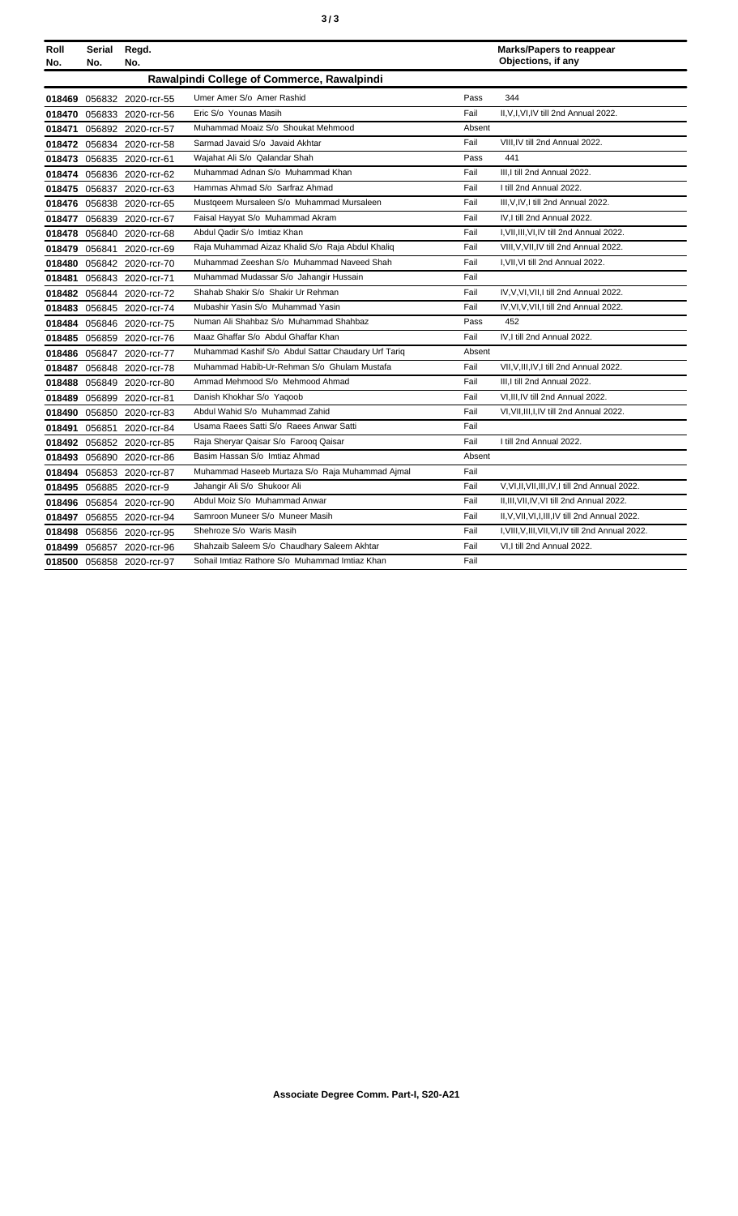| Roll No. | Serial No. | Regd. No. | | | Marks/Papers to reappear Objections, if any |
|---|---|---|---|---|---|
| **Rawalpindi College of Commerce, Rawalpindi** | | | | | |
| 018469 | 056832 | 2020-rcr-55 | Umer Amer S/o Amer Rashid | Pass | 344 |
| 018470 | 056833 | 2020-rcr-56 | Eric S/o Younas Masih | Fail | II,V,I,VI,IV till 2nd Annual 2022. |
| 018471 | 056892 | 2020-rcr-57 | Muhammad Moaiz S/o Shoukat Mehmood | Absent | |
| 018472 | 056834 | 2020-rcr-58 | Sarmad Javaid S/o Javaid Akhtar | Fail | VIII,IV till 2nd Annual 2022. |
| 018473 | 056835 | 2020-rcr-61 | Wajahat Ali S/o Qalandar Shah | Pass | 441 |
| 018474 | 056836 | 2020-rcr-62 | Muhammad Adnan S/o Muhammad Khan | Fail | III,I till 2nd Annual 2022. |
| 018475 | 056837 | 2020-rcr-63 | Hammas Ahmad S/o Sarfraz Ahmad | Fail | I till 2nd Annual 2022. |
| 018476 | 056838 | 2020-rcr-65 | Mustqeem Mursaleen S/o Muhammad Mursaleen | Fail | III,V,IV,I till 2nd Annual 2022. |
| 018477 | 056839 | 2020-rcr-67 | Faisal Hayyat S/o Muhammad Akram | Fail | IV,I till 2nd Annual 2022. |
| 018478 | 056840 | 2020-rcr-68 | Abdul Qadir S/o Imtiaz Khan | Fail | I,VII,III,VI,IV till 2nd Annual 2022. |
| 018479 | 056841 | 2020-rcr-69 | Raja Muhammad Aizaz Khalid S/o Raja Abdul Khaliq | Fail | VIII,V,VII,IV till 2nd Annual 2022. |
| 018480 | 056842 | 2020-rcr-70 | Muhammad Zeeshan S/o Muhammad Naveed Shah | Fail | I,VII,VI till 2nd Annual 2022. |
| 018481 | 056843 | 2020-rcr-71 | Muhammad Mudassar S/o Jahangir Hussain | Fail | |
| 018482 | 056844 | 2020-rcr-72 | Shahab Shakir S/o Shakir Ur Rehman | Fail | IV,V,VI,VII,I till 2nd Annual 2022. |
| 018483 | 056845 | 2020-rcr-74 | Mubashir Yasin S/o Muhammad Yasin | Fail | IV,VI,V,VII,I till 2nd Annual 2022. |
| 018484 | 056846 | 2020-rcr-75 | Numan Ali Shahbaz S/o Muhammad Shahbaz | Pass | 452 |
| 018485 | 056859 | 2020-rcr-76 | Maaz Ghaffar S/o Abdul Ghaffar Khan | Fail | IV,I till 2nd Annual 2022. |
| 018486 | 056847 | 2020-rcr-77 | Muhammad Kashif S/o Abdul Sattar Chaudary Urf Tariq | Absent | |
| 018487 | 056848 | 2020-rcr-78 | Muhammad Habib-Ur-Rehman S/o Ghulam Mustafa | Fail | VII,V,III,IV,I till 2nd Annual 2022. |
| 018488 | 056849 | 2020-rcr-80 | Ammad Mehmood S/o Mehmood Ahmad | Fail | III,I till 2nd Annual 2022. |
| 018489 | 056899 | 2020-rcr-81 | Danish Khokhar S/o Yaqoob | Fail | VI,III,IV till 2nd Annual 2022. |
| 018490 | 056850 | 2020-rcr-83 | Abdul Wahid S/o Muhammad Zahid | Fail | VI,VII,III,I,IV till 2nd Annual 2022. |
| 018491 | 056851 | 2020-rcr-84 | Usama Raees Satti S/o Raees Anwar Satti | Fail | |
| 018492 | 056852 | 2020-rcr-85 | Raja Sheryar Qaisar S/o Farooq Qaisar | Fail | I till 2nd Annual 2022. |
| 018493 | 056890 | 2020-rcr-86 | Basim Hassan S/o Imtiaz Ahmad | Absent | |
| 018494 | 056853 | 2020-rcr-87 | Muhammad Haseeb Murtaza S/o Raja Muhammad Ajmal | Fail | |
| 018495 | 056885 | 2020-rcr-9 | Jahangir Ali S/o Shukoor Ali | Fail | V,VI,II,VII,III,IV,I till 2nd Annual 2022. |
| 018496 | 056854 | 2020-rcr-90 | Abdul Moiz S/o Muhammad Anwar | Fail | II,III,VII,IV,VI till 2nd Annual 2022. |
| 018497 | 056855 | 2020-rcr-94 | Samroon Muneer S/o Muneer Masih | Fail | II,V,VII,VI,I,III,IV till 2nd Annual 2022. |
| 018498 | 056856 | 2020-rcr-95 | Shehroze S/o Waris Masih | Fail | I,VIII,V,III,VII,VI,IV till 2nd Annual 2022. |
| 018499 | 056857 | 2020-rcr-96 | Shahzaib Saleem S/o Chaudhary Saleem Akhtar | Fail | VI,I till 2nd Annual 2022. |
| 018500 | 056858 | 2020-rcr-97 | Sohail Imtiaz Rathore S/o Muhammad Imtiaz Khan | Fail | |

**Associate Degree Comm. Part-I, S20-A21**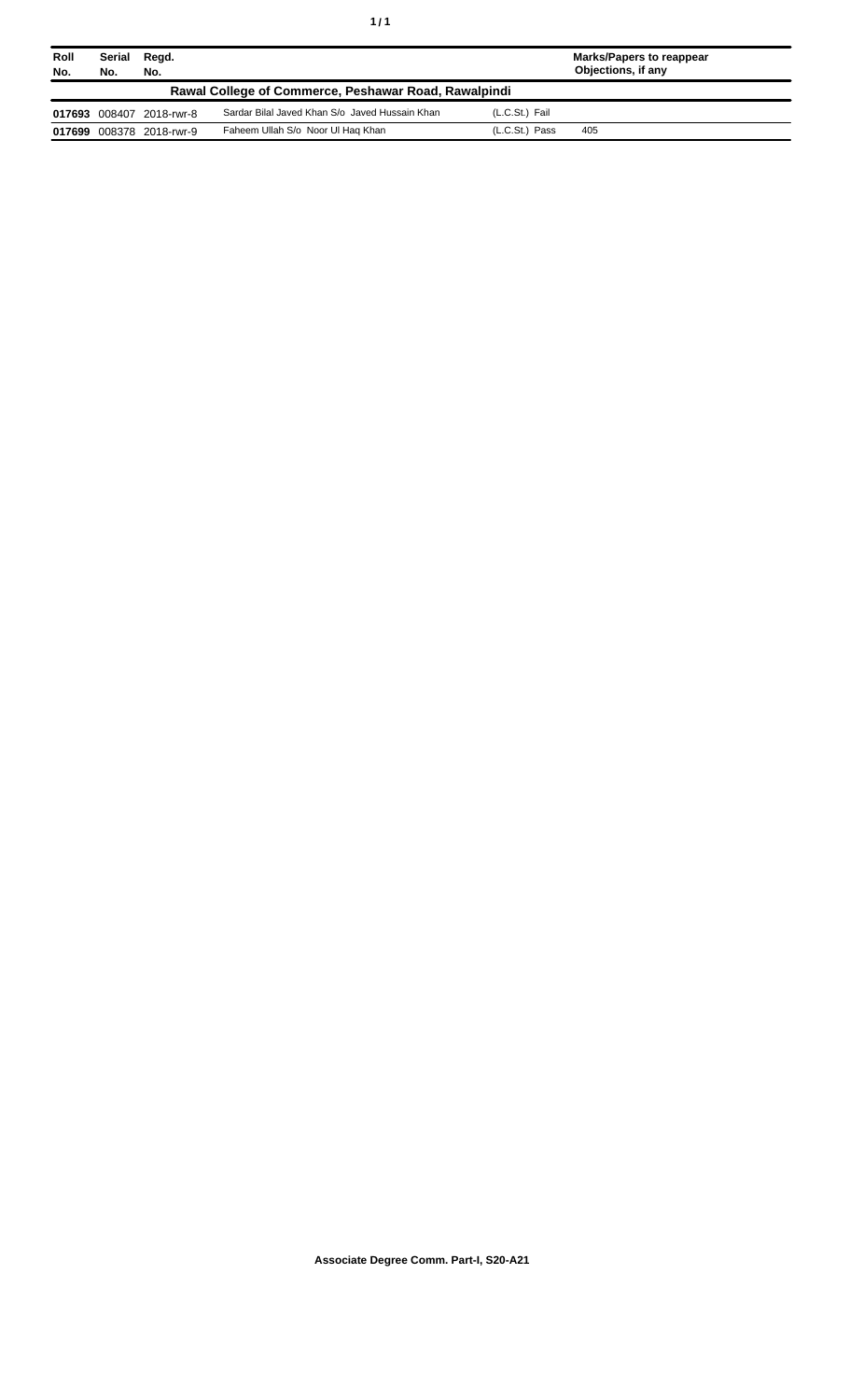| Roll No. | Serial No. | Regd. No. | | | Marks/Papers to reappear Objections, if any |
|---|---|---|---|---|---|
| **Rawal College of Commerce, Peshawar Road, Rawalpindi** | | | | | |
| **017693** | 008407 | 2018-rwr-8 | Sardar Bilal Javed Khan S/o Javed Hussain Khan | (L.C.St.) Fail | |
| **017699** | 008378 | 2018-rwr-9 | Faheem Ullah S/o Noor Ul Haq Khan | (L.C.St.) Pass | 405 |

**Associate Degree Comm. Part-I, S20-A21**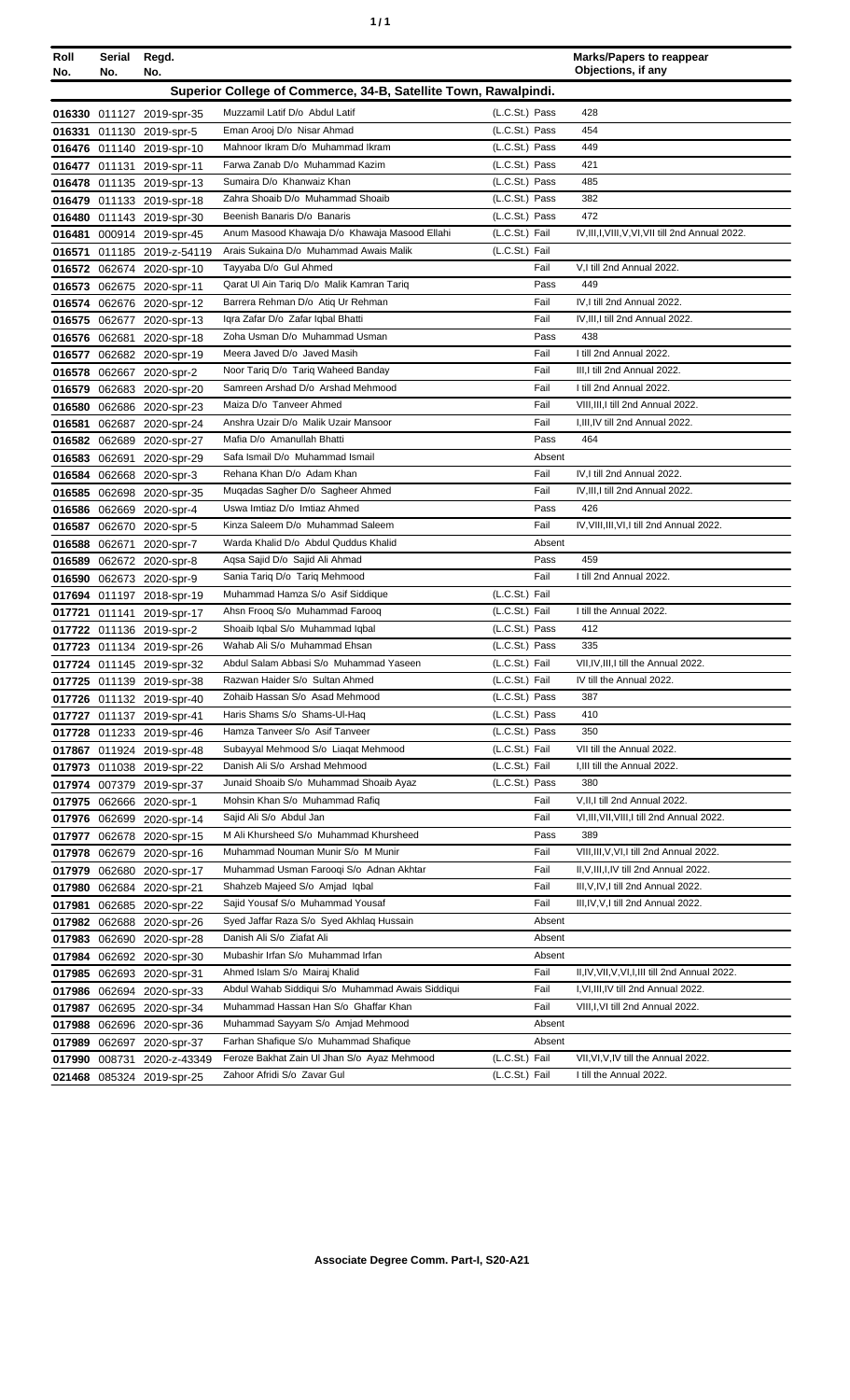| Roll No. | Serial No. | Regd. No. | | | | Marks/Papers to reappear Objections, if any |
|---|---|---|---|---|---|---|
| **Superior College of Commerce, 34-B, Satellite Town, Rawalpindi.** | | | | | | |
| 016330 | 011127 | 2019-spr-35 | Muzzamil Latif D/o Abdul Latif | (L.C.St.) | Pass | 428 |
| 016331 | 011130 | 2019-spr-5 | Eman Arooj D/o Nisar Ahmad | (L.C.St.) | Pass | 454 |
| 016476 | 011140 | 2019-spr-10 | Mahnoor Ikram D/o Muhammad Ikram | (L.C.St.) | Pass | 449 |
| 016477 | 011131 | 2019-spr-11 | Farwa Zanab D/o Muhammad Kazim | (L.C.St.) | Pass | 421 |
| 016478 | 011135 | 2019-spr-13 | Sumaira D/o Khanwaiz Khan | (L.C.St.) | Pass | 485 |
| 016479 | 011133 | 2019-spr-18 | Zahra Shoaib D/o Muhammad Shoaib | (L.C.St.) | Pass | 382 |
| 016480 | 011143 | 2019-spr-30 | Beenish Banaris D/o Banaris | (L.C.St.) | Pass | 472 |
| 016481 | 000914 | 2019-spr-45 | Anum Masood Khawaja D/o Khawaja Masood Ellahi | (L.C.St.) | Fail | IV,III,I,VIII,V,VI,VII till 2nd Annual 2022. |
| 016571 | 011185 | 2019-z-54119 | Arais Sukaina D/o Muhammad Awais Malik | (L.C.St.) | Fail | |
| 016572 | 062674 | 2020-spr-10 | Tayyaba D/o Gul Ahmed | | Fail | V,I till 2nd Annual 2022. |
| 016573 | 062675 | 2020-spr-11 | Qarat Ul Ain Tariq D/o Malik Kamran Tariq | | Pass | 449 |
| 016574 | 062676 | 2020-spr-12 | Barrera Rehman D/o Atiq Ur Rehman | | Fail | IV,I till 2nd Annual 2022. |
| 016575 | 062677 | 2020-spr-13 | Iqra Zafar D/o Zafar Iqbal Bhatti | | Fail | IV,III,I till 2nd Annual 2022. |
| 016576 | 062681 | 2020-spr-18 | Zoha Usman D/o Muhammad Usman | | Pass | 438 |
| 016577 | 062682 | 2020-spr-19 | Meera Javed D/o Javed Masih | | Fail | I till 2nd Annual 2022. |
| 016578 | 062667 | 2020-spr-2 | Noor Tariq D/o Tariq Waheed Banday | | Fail | III,I till 2nd Annual 2022. |
| 016579 | 062683 | 2020-spr-20 | Samreen Arshad D/o Arshad Mehmood | | Fail | I till 2nd Annual 2022. |
| 016580 | 062686 | 2020-spr-23 | Maiza D/o Tanveer Ahmed | | Fail | VIII,III,I till 2nd Annual 2022. |
| 016581 | 062687 | 2020-spr-24 | Anshra Uzair D/o Malik Uzair Mansoor | | Fail | I,III,IV till 2nd Annual 2022. |
| 016582 | 062689 | 2020-spr-27 | Mafia D/o Amanullah Bhatti | | Pass | 464 |
| 016583 | 062691 | 2020-spr-29 | Safa Ismail D/o Muhammad Ismail | | Absent | |
| 016584 | 062668 | 2020-spr-3 | Rehana Khan D/o Adam Khan | | Fail | IV,I till 2nd Annual 2022. |
| 016585 | 062698 | 2020-spr-35 | Muqadas Sagher D/o Sagheer Ahmed | | Fail | IV,III,I till 2nd Annual 2022. |
| 016586 | 062669 | 2020-spr-4 | Uswa Imtiaz D/o Imtiaz Ahmed | | Pass | 426 |
| 016587 | 062670 | 2020-spr-5 | Kinza Saleem D/o Muhammad Saleem | | Fail | IV,VIII,III,VI,I till 2nd Annual 2022. |
| 016588 | 062671 | 2020-spr-7 | Warda Khalid D/o Abdul Quddus Khalid | | Absent | |
| 016589 | 062672 | 2020-spr-8 | Aqsa Sajid D/o Sajid Ali Ahmad | | Pass | 459 |
| 016590 | 062673 | 2020-spr-9 | Sania Tariq D/o Tariq Mehmood | | Fail | I till 2nd Annual 2022. |
| 017694 | 011197 | 2018-spr-19 | Muhammad Hamza S/o Asif Siddique | (L.C.St.) | Fail | |
| 017721 | 011141 | 2019-spr-17 | Ahsn Frooq S/o Muhammad Farooq | (L.C.St.) | Fail | I till the Annual 2022. |
| 017722 | 011136 | 2019-spr-2 | Shoaib Iqbal S/o Muhammad Iqbal | (L.C.St.) | Pass | 412 |
| 017723 | 011134 | 2019-spr-26 | Wahab Ali S/o Muhammad Ehsan | (L.C.St.) | Pass | 335 |
| 017724 | 011145 | 2019-spr-32 | Abdul Salam Abbasi S/o Muhammad Yaseen | (L.C.St.) | Fail | VII,IV,III,I till the Annual 2022. |
| 017725 | 011139 | 2019-spr-38 | Razwan Haider S/o Sultan Ahmed | (L.C.St.) | Fail | IV till the Annual 2022. |
| 017726 | 011132 | 2019-spr-40 | Zohaib Hassan S/o Asad Mehmood | (L.C.St.) | Pass | 387 |
| 017727 | 011137 | 2019-spr-41 | Haris Shams S/o Shams-Ul-Haq | (L.C.St.) | Pass | 410 |
| 017728 | 011233 | 2019-spr-46 | Hamza Tanveer S/o Asif Tanveer | (L.C.St.) | Pass | 350 |
| 017867 | 011924 | 2019-spr-48 | Subayyal Mehmood S/o Liaqat Mehmood | (L.C.St.) | Fail | VII till the Annual 2022. |
| 017973 | 011038 | 2019-spr-22 | Danish Ali S/o Arshad Mehmood | (L.C.St.) | Fail | I,III till the Annual 2022. |
| 017974 | 007379 | 2019-spr-37 | Junaid Shoaib S/o Muhammad Shoaib Ayaz | (L.C.St.) | Pass | 380 |
| 017975 | 062666 | 2020-spr-1 | Mohsin Khan S/o Muhammad Rafiq | | Fail | V,II,I till 2nd Annual 2022. |
| 017976 | 062699 | 2020-spr-14 | Sajid Ali S/o Abdul Jan | | Fail | VI,III,VII,VIII,I till 2nd Annual 2022. |
| 017977 | 062678 | 2020-spr-15 | M Ali Khursheed S/o Muhammad Khursheed | | Pass | 389 |
| 017978 | 062679 | 2020-spr-16 | Muhammad Nouman Munir S/o M Munir | | Fail | VIII,III,V,VI,I till 2nd Annual 2022. |
| 017979 | 062680 | 2020-spr-17 | Muhammad Usman Farooqi S/o Adnan Akhtar | | Fail | II,V,III,I,IV till 2nd Annual 2022. |
| 017980 | 062684 | 2020-spr-21 | Shahzeb Majeed S/o Amjad Iqbal | | Fail | III,V,IV,I till 2nd Annual 2022. |
| 017981 | 062685 | 2020-spr-22 | Sajid Yousaf S/o Muhammad Yousaf | | Fail | III,IV,V,I till 2nd Annual 2022. |
| 017982 | 062688 | 2020-spr-26 | Syed Jaffar Raza S/o Syed Akhlaq Hussain | | Absent | |
| 017983 | 062690 | 2020-spr-28 | Danish Ali S/o Ziafat Ali | | Absent | |
| 017984 | 062692 | 2020-spr-30 | Mubashir Irfan S/o Muhammad Irfan | | Absent | |
| 017985 | 062693 | 2020-spr-31 | Ahmed Islam S/o Mairaj Khalid | | Fail | II,IV,VII,V,VI,I,III till 2nd Annual 2022. |
| 017986 | 062694 | 2020-spr-33 | Abdul Wahab Siddiqui S/o Muhammad Awais Siddiqui | | Fail | I,VI,III,IV till 2nd Annual 2022. |
| 017987 | 062695 | 2020-spr-34 | Muhammad Hassan Han S/o Ghaffar Khan | | Fail | VIII,I,VI till 2nd Annual 2022. |
| 017988 | 062696 | 2020-spr-36 | Muhammad Sayyam S/o Amjad Mehmood | | Absent | |
| 017989 | 062697 | 2020-spr-37 | Farhan Shafique S/o Muhammad Shafique | | Absent | |
| 017990 | 008731 | 2020-z-43349 | Feroze Bakhat Zain Ul Jhan S/o Ayaz Mehmood | (L.C.St.) | Fail | VII,VI,V,IV till the Annual 2022. |
| 021468 | 085324 | 2019-spr-25 | Zahoor Afridi S/o Zavar Gul | (L.C.St.) | Fail | I till the Annual 2022. |

**Associate Degree Comm. Part-I, S20-A21**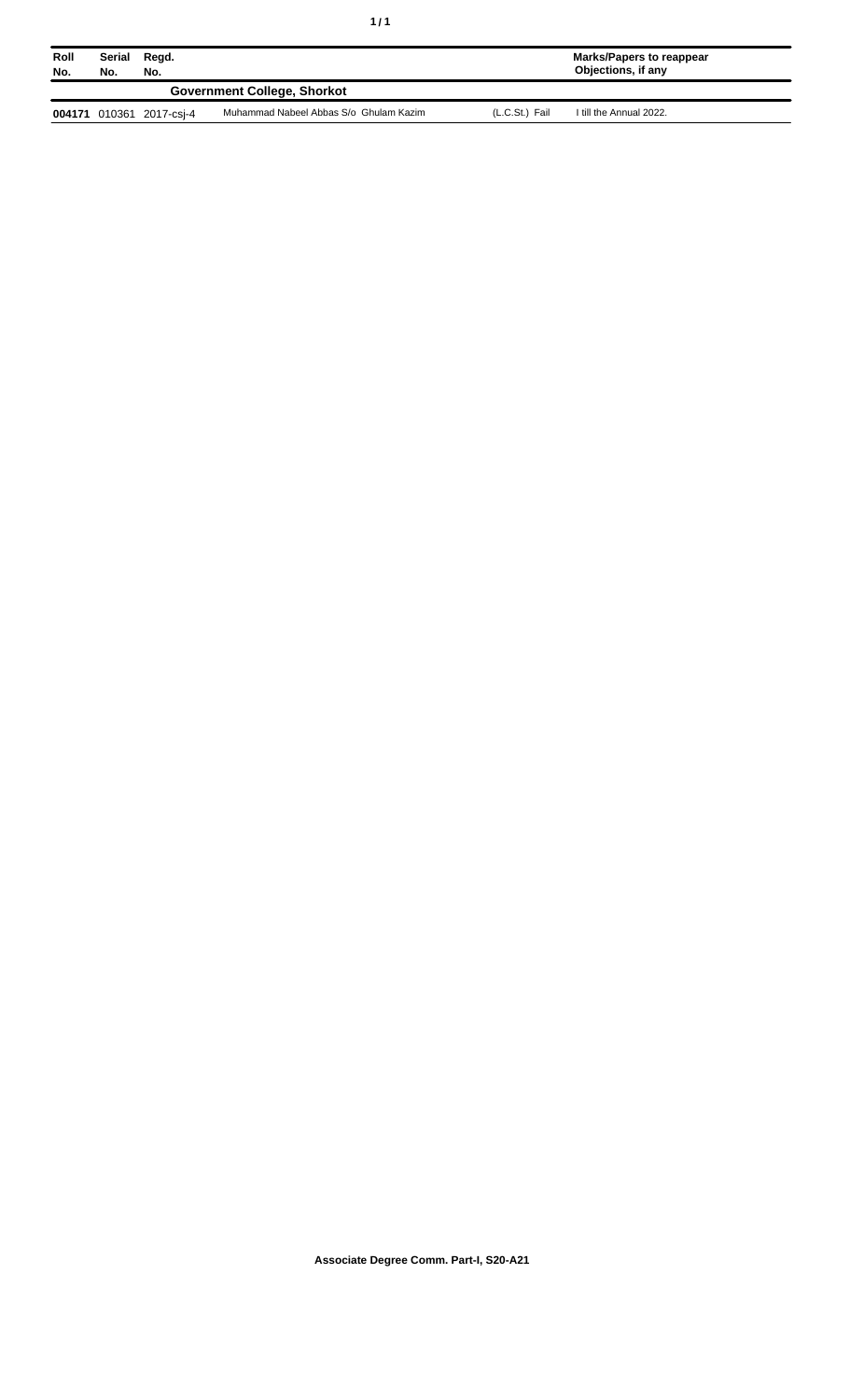| Roll No. | Serial No. | Regd. No. | | | Marks/Papers to reappear Objections, if any |
|---|---|---|---|---|---|
| **Government College, Shorkot** | | | | | |
| **004171** | 010361 | 2017-csj-4 | Muhammad Nabeel Abbas S/o Ghulam Kazim | (L.C.St.) Fail | I till the Annual 2022. |

**Associate Degree Comm. Part-I, S20-A21**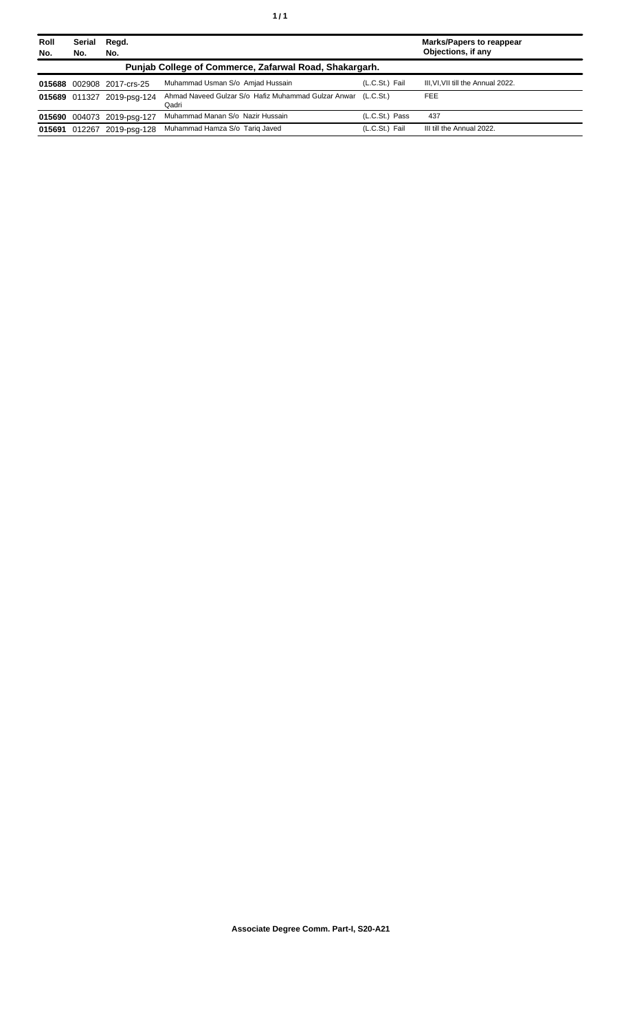| Roll No. | Serial No. | Regd. No. | | | Marks/Papers to reappear Objections, if any |
|---|---|---|---|---|---|
| **Punjab College of Commerce, Zafarwal Road, Shakargarh.** | | | | | |
| **015688** | 002908 | 2017-crs-25 | Muhammad Usman S/o Amjad Hussain | (L.C.St.) Fail | III,VI,VII till the Annual 2022. |
| **015689** | 011327 | 2019-psg-124 | Ahmad Naveed Gulzar S/o Hafiz Muhammad Gulzar Anwar Qadri | (L.C.St.) | FEE |
| **015690** | 004073 | 2019-psg-127 | Muhammad Manan S/o Nazir Hussain | (L.C.St.) Pass | 437 |
| **015691** | 012267 | 2019-psg-128 | Muhammad Hamza S/o Tariq Javed | (L.C.St.) Fail | III till the Annual 2022. |

**Associate Degree Comm. Part-I, S20-A21**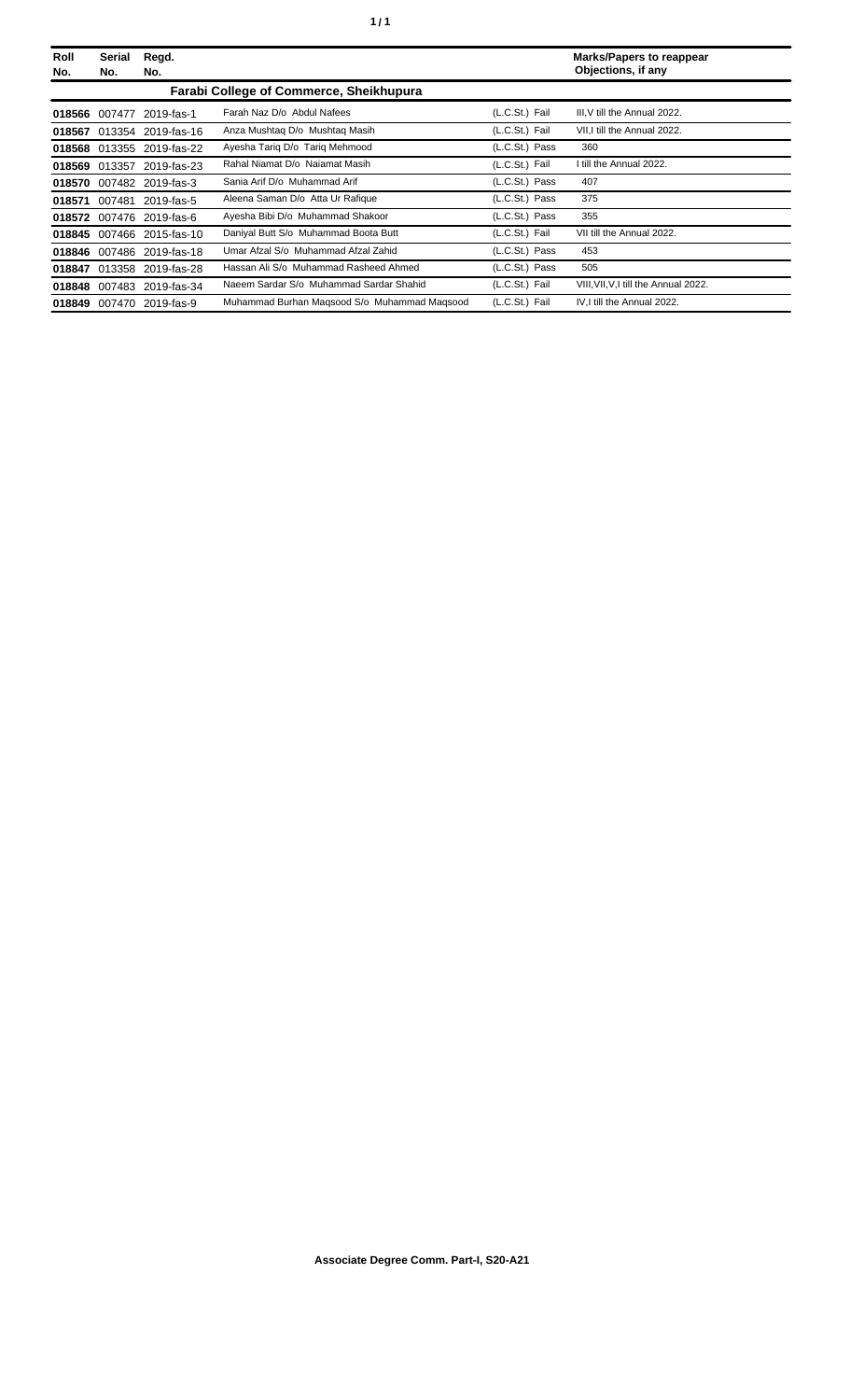| Roll No. | Serial No. | Regd. No. | | | Marks/Papers to reappear Objections, if any |
|---|---|---|---|---|---|
| **Farabi College of Commerce, Sheikhupura** | | | | | |
| **018566** | 007477 | 2019-fas-1 | Farah Naz D/o Abdul Nafees | (L.C.St.) Fail | III,V till the Annual 2022. |
| **018567** | 013354 | 2019-fas-16 | Anza Mushtaq D/o Mushtaq Masih | (L.C.St.) Fail | VII,I till the Annual 2022. |
| **018568** | 013355 | 2019-fas-22 | Ayesha Tariq D/o Tariq Mehmood | (L.C.St.) Pass | 360 |
| **018569** | 013357 | 2019-fas-23 | Rahal Niamat D/o Naiamat Masih | (L.C.St.) Fail | I till the Annual 2022. |
| **018570** | 007482 | 2019-fas-3 | Sania Arif D/o Muhammad Arif | (L.C.St.) Pass | 407 |
| **018571** | 007481 | 2019-fas-5 | Aleena Saman D/o Atta Ur Rafique | (L.C.St.) Pass | 375 |
| **018572** | 007476 | 2019-fas-6 | Ayesha Bibi D/o Muhammad Shakoor | (L.C.St.) Pass | 355 |
| **018845** | 007466 | 2015-fas-10 | Daniyal Butt S/o Muhammad Boota Butt | (L.C.St.) Fail | VII till the Annual 2022. |
| **018846** | 007486 | 2019-fas-18 | Umar Afzal S/o Muhammad Afzal Zahid | (L.C.St.) Pass | 453 |
| **018847** | 013358 | 2019-fas-28 | Hassan Ali S/o Muhammad Rasheed Ahmed | (L.C.St.) Pass | 505 |
| **018848** | 007483 | 2019-fas-34 | Naeem Sardar S/o Muhammad Sardar Shahid | (L.C.St.) Fail | VIII,VII,V,I till the Annual 2022. |
| **018849** | 007470 | 2019-fas-9 | Muhammad Burhan Maqsood S/o Muhammad Maqsood | (L.C.St.) Fail | IV,I till the Annual 2022. |

**Associate Degree Comm. Part-I, S20-A21**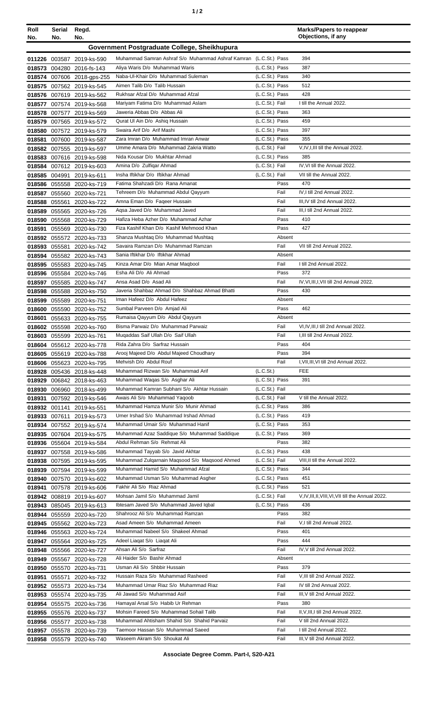| Roll No. | Serial No. | Regd. No. | | | | Marks/Papers to reappear Objections, if any |
|---|---|---|---|---|---|---|
| **Government Postgraduate College, Sheikhupura** | | | | | | |
| 011226 | 003587 | 2019-ks-590 | Muhammad Samran Ashraf S/o Muhammad Ashraf Kamran | (L.C.St.) | Pass | 394 |
| 018573 | 004280 | 2016-fs-143 | Aliya Waris D/o Muhammad Waris | (L.C.St.) | Pass | 387 |
| 018574 | 007606 | 2018-gps-255 | Naba-Ul-Khair D/o Muhammad Suleman | (L.C.St.) | Pass | 340 |
| 018575 | 007562 | 2019-ks-545 | Aimen Talib D/o Talib Hussain | (L.C.St.) | Pass | 512 |
| 018576 | 007619 | 2019-ks-562 | Rukhsar Afzal D/o Muhammad Afzal | (L.C.St.) | Pass | 428 |
| 018577 | 007574 | 2019-ks-568 | Mariyam Fatima D/o Muhammad Aslam | (L.C.St.) | Fail | I till the Annual 2022. |
| 018578 | 007577 | 2019-ks-569 | Jaweria Abbas D/o Abbas Ali | (L.C.St.) | Pass | 363 |
| 018579 | 007565 | 2019-ks-572 | Qurat Ul Ain D/o Ashiq Hussain | (L.C.St.) | Pass | 459 |
| 018580 | 007572 | 2019-ks-579 | Swaira Arif D/o Arif Mashi | (L.C.St.) | Pass | 397 |
| 018581 | 007600 | 2019-ks-587 | Zara Imran D/o Muhammad Imran Anwar | (L.C.St.) | Pass | 355 |
| 018582 | 007555 | 2019-ks-597 | Umme Amara D/o Muhammad Zakria Watto | (L.C.St.) | Fail | V,IV,I,III till the Annual 2022. |
| 018583 | 007616 | 2019-ks-598 | Nida Kousar D/o Mukhtar Ahmad | (L.C.St.) | Pass | 385 |
| 018584 | 007612 | 2019-ks-603 | Amina D/o Zulfiqar Ahmad | (L.C.St.) | Fail | IV,VI till the Annual 2022. |
| 018585 | 004991 | 2019-ks-611 | Insha Iftikhar D/o Iftikhar Ahmad | (L.C.St.) | Fail | VII till the Annual 2022. |
| 018586 | 055558 | 2020-ks-719 | Fatima Shahzadi D/o Rana Amanat | | Pass | 470 |
| 018587 | 055560 | 2020-ks-721 | Tehreem D/o Muhammad Abdul Qayyum | | Fail | IV,I till 2nd Annual 2022. |
| 018588 | 055561 | 2020-ks-722 | Amna Eman D/o Faqeer Hussain | | Fail | III,IV till 2nd Annual 2022. |
| 018589 | 055565 | 2020-ks-726 | Aqsa Javed D/o Muhammad Javed | | Fail | III,I till 2nd Annual 2022. |
| 018590 | 055568 | 2020-ks-729 | Hafiza Heba Azher D/o Muhammad Azhar | | Pass | 410 |
| 018591 | 055569 | 2020-ks-730 | Fiza Kashif Khan D/o Kashif Mehmood Khan | | Pass | 427 |
| 018592 | 055572 | 2020-ks-733 | Shanza Mushtaq D/o Muhammad Mushtaq | | Absent | |
| 018593 | 055581 | 2020-ks-742 | Savaira Ramzan D/o Muhammad Ramzan | | Fail | VII till 2nd Annual 2022. |
| 018594 | 055582 | 2020-ks-743 | Sania Iftikhar D/o Iftikhar Ahmad | | Absent | |
| 018595 | 055583 | 2020-ks-745 | Kinza Amar D/o Mian Amar Maqbool | | Fail | I till 2nd Annual 2022. |
| 018596 | 055584 | 2020-ks-746 | Esha Ali D/o Ali Ahmad | | Pass | 372 |
| 018597 | 055585 | 2020-ks-747 | Ansa Asad D/o Asad Ali | | Fail | IV,VI,III,I,VII till 2nd Annual 2022. |
| 018598 | 055588 | 2020-ks-750 | Javeria Shahbaz Ahmad D/o Shahbaz Ahmad Bhatti | | Pass | 430 |
| 018599 | 055589 | 2020-ks-751 | Iman Hafeez D/o Abdul Hafeez | | Absent | |
| 018600 | 055590 | 2020-ks-752 | Sumbal Parveen D/o Amjad Ali | | Pass | 462 |
| 018601 | 055633 | 2020-ks-755 | Rumaisa Qayyum D/o Abdul Qayyum | | Absent | |
| 018602 | 055598 | 2020-ks-760 | Bisma Parwaiz D/o Muhammad Parwaiz | | Fail | VI,IV,III,I till 2nd Annual 2022. |
| 018603 | 055599 | 2020-ks-761 | Muqaddas Saif Ullah D/o Saif Ullah | | Fail | I,III till 2nd Annual 2022. |
| 018604 | 055612 | 2020-ks-778 | Rida Zahra D/o Sarfraz Hussain | | Pass | 404 |
| 018605 | 055619 | 2020-ks-788 | Arooj Majeed D/o Abdul Majeed Choudhary | | Pass | 394 |
| 018606 | 055623 | 2020-ks-795 | Mehvish D/o Abdul Rouf | | Fail | I,VII,III,VI till 2nd Annual 2022. |
| 018928 | 005436 | 2018-ks-448 | Muhammad Rizwan S/o Muhammad Arif | (L.C.St.) | | FEE |
| 018929 | 006842 | 2018-ks-463 | Muhammad Waqas S/o Asghar Ali | (L.C.St.) | Pass | 391 |
| 018930 | 006960 | 2018-ks-499 | Muhammad Kamran Subhani S/o Akhtar Hussain | (L.C.St.) | Fail | |
| 018931 | 007592 | 2019-ks-546 | Awais Ali S/o Muhammad Yaqoob | (L.C.St.) | Fail | V till the Annual 2022. |
| 018932 | 001141 | 2019-ks-551 | Muhammad Hamza Munir S/o Munir Ahmad | (L.C.St.) | Pass | 386 |
| 018933 | 007611 | 2019-ks-573 | Umer Irshad S/o Muhammad Irshad Ahmad | (L.C.St.) | Pass | 419 |
| 018934 | 007552 | 2019-ks-574 | Muhammad Umair S/o Muhammad Hanif | (L.C.St.) | Pass | 353 |
| 018935 | 007604 | 2019-ks-575 | Muhammad Azaz Saddique S/o Muhammad Saddique | (L.C.St.) | Pass | 369 |
| 018936 | 055604 | 2019-ks-584 | Abdul Rehman S/o Rehmat Ali | | Pass | 382 |
| 018937 | 007558 | 2019-ks-586 | Muhammad Tayyab S/o Javid Akhtar | (L.C.St.) | Pass | 438 |
| 018938 | 007595 | 2019-ks-595 | Muhammad Zulqarnain Maqsood S/o Maqsood Ahmed | (L.C.St.) | Fail | VIII,II till the Annual 2022. |
| 018939 | 007594 | 2019-ks-599 | Muhammad Hamid S/o Muhammad Afzal | (L.C.St.) | Pass | 344 |
| 018940 | 007570 | 2019-ks-602 | Muhammad Usman S/o Muhammad Asgher | (L.C.St.) | Pass | 451 |
| 018941 | 007578 | 2019-ks-606 | Fakhir Ali S/o Riaz Ahmad | (L.C.St.) | Pass | 521 |
| 018942 | 008819 | 2019-ks-607 | Mohsan Jamil S/o Muhammad Jamil | (L.C.St.) | Fail | V,IV,III,II,VIII,VI,VII till the Annual 2022. |
| 018943 | 085045 | 2019-ks-613 | Ibtesam Javed S/o Muhammad Javed Iqbal | (L.C.St.) | Pass | 436 |
| 018944 | 055559 | 2020-ks-720 | Shahrooz Ali S/o Muhammad Ramzan | | Pass | 382 |
| 018945 | 055562 | 2020-ks-723 | Asad Ameen S/o Muhammad Ameen | | Fail | V,I till 2nd Annual 2022. |
| 018946 | 055563 | 2020-ks-724 | Muhammad Nabeel S/o Shakeel Ahmad | | Pass | 401 |
| 018947 | 055564 | 2020-ks-725 | Adeel Liaqat S/o Liaqat Ali | | Pass | 444 |
| 018948 | 055566 | 2020-ks-727 | Ahsan Ali S/o Sarfraz | | Fail | IV,V till 2nd Annual 2022. |
| 018949 | 055567 | 2020-ks-728 | Ali Haider S/o Bashir Ahmad | | Absent | |
| 018950 | 055570 | 2020-ks-731 | Usman Ali S/o Shbbir Hussain | | Pass | 379 |
| 018951 | 055571 | 2020-ks-732 | Hussain Raza S/o Muhammad Rasheed | | Fail | V,III till 2nd Annual 2022. |
| 018952 | 055573 | 2020-ks-734 | Muhammad Umar Riaz S/o Muhammad Riaz | | Fail | IV till 2nd Annual 2022. |
| 018953 | 055574 | 2020-ks-735 | Ali Jawad S/o Muhammad Asif | | Fail | III,V till 2nd Annual 2022. |
| 018954 | 055575 | 2020-ks-736 | Hamayal Arsal S/o Habib Ur Rehman | | Pass | 380 |
| 018955 | 055576 | 2020-ks-737 | Mohsin Fareed S/o Muhammad Sohail Talib | | Fail | II,V,III,I till 2nd Annual 2022. |
| 018956 | 055577 | 2020-ks-738 | Muhammad Ahtisham Shahid S/o Shahid Parvaiz | | Fail | V till 2nd Annual 2022. |
| 018957 | 055578 | 2020-ks-739 | Taemoor Hassan S/o Muhammad Saeed | | Fail | I till 2nd Annual 2022. |
| 018958 | 055579 | 2020-ks-740 | Waseem Akram S/o Shoukat Ali | | Fail | III,V till 2nd Annual 2022. |

**Associate Degree Comm. Part-I, S20-A21**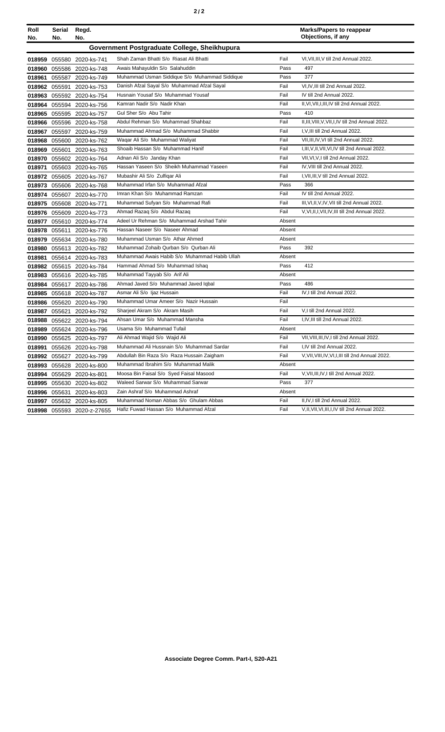| Roll No. | Serial No. | Regd. No. | | | Marks/Papers to reappear Objections, if any |
|---|---|---|---|---|---|
| **Government Postgraduate College, Sheikhupura** | | | | | |
| **018959** | 055580 | 2020-ks-741 | Shah Zaman Bhatti S/o Riasat Ali Bhatti | Fail | VI,VII,III,V till 2nd Annual 2022. |
| **018960** | 055586 | 2020-ks-748 | Awais Mahayuldin S/o Salahuddin | Pass | 497 |
| **018961** | 055587 | 2020-ks-749 | Muhammad Usman Siddique S/o Muhammad Siddique | Pass | 377 |
| **018962** | 055591 | 2020-ks-753 | Danish Afzal Sayal S/o Muhammad Afzal Sayal | Fail | VI,IV,III till 2nd Annual 2022. |
| **018963** | 055592 | 2020-ks-754 | Husnain Yousaf S/o Muhammad Yousaf | Fail | IV till 2nd Annual 2022. |
| **018964** | 055594 | 2020-ks-756 | Kamran Nadir S/o Nadir Khan | Fail | II,VI,VII,I,III,IV till 2nd Annual 2022. |
| **018965** | 055595 | 2020-ks-757 | Gul Sher S/o Abu Tahir | Pass | 410 |
| **018966** | 055596 | 2020-ks-758 | Abdul Rehman S/o Muhammad Shahbaz | Fail | II,III,VIII,V,VII,I,IV till 2nd Annual 2022. |
| **018967** | 055597 | 2020-ks-759 | Muhammad Ahmad S/o Muhammad Shabbir | Fail | I,V,III till 2nd Annual 2022. |
| **018968** | 055600 | 2020-ks-762 | Waqar Ali S/o Muhammad Waliyat | Fail | VII,III,IV,VI till 2nd Annual 2022. |
| **018969** | 055601 | 2020-ks-763 | Shoaib Hassan S/o Muhammad Hanif | Fail | I,III,V,II,VII,VI,IV till 2nd Annual 2022. |
| **018970** | 055602 | 2020-ks-764 | Adnan Ali S/o Janday Khan | Fail | VII,VI,V,I till 2nd Annual 2022. |
| **018971** | 055603 | 2020-ks-765 | Hassan Yaseen S/o Sheikh Muhammad Yaseen | Fail | IV,VIII till 2nd Annual 2022. |
| **018972** | 055605 | 2020-ks-767 | Mubashir Ali S/o Zulfiqar Ali | Fail | I,VII,III,V till 2nd Annual 2022. |
| **018973** | 055606 | 2020-ks-768 | Muhammad Irfan S/o Muhammad Afzal | Pass | 366 |
| **018974** | 055607 | 2020-ks-770 | Imran Khan S/o Muhammad Ramzan | Fail | IV till 2nd Annual 2022. |
| **018975** | 055608 | 2020-ks-771 | Muhammad Sufyan S/o Muhammad Rafi | Fail | III,VI,II,V,IV,VII till 2nd Annual 2022. |
| **018976** | 055609 | 2020-ks-773 | Ahmad Razaq S/o Abdul Razaq | Fail | V,VI,II,I,VII,IV,III till 2nd Annual 2022. |
| **018977** | 055610 | 2020-ks-774 | Adeel Ur Rehman S/o Muhammad Arshad Tahir | Absent | |
| **018978** | 055611 | 2020-ks-776 | Hassan Naseer S/o Naseer Ahmad | Absent | |
| **018979** | 055634 | 2020-ks-780 | Muhammad Usman S/o Athar Ahmed | Absent | |
| **018980** | 055613 | 2020-ks-782 | Muhammad Zohaib Qurban S/o Qurban Ali | Pass | 392 |
| **018981** | 055614 | 2020-ks-783 | Muhammad Awais Habib S/o Muhammad Habib Ullah | Absent | |
| **018982** | 055615 | 2020-ks-784 | Hammad Ahmad S/o Muhammad Ishaq | Pass | 412 |
| **018983** | 055616 | 2020-ks-785 | Muhammad Tayyab S/o Arif Ali | Absent | |
| **018984** | 055617 | 2020-ks-786 | Ahmad Javed S/o Muhammad Javed Iqbal | Pass | 486 |
| **018985** | 055618 | 2020-ks-787 | Asmar Ali S/o Ijaz Hussain | Fail | IV,I till 2nd Annual 2022. |
| **018986** | 055620 | 2020-ks-790 | Muhammad Umar Ameer S/o Nazir Hussain | Fail | |
| **018987** | 055621 | 2020-ks-792 | Sharjeel Akram S/o Akram Masih | Fail | V,I till 2nd Annual 2022. |
| **018988** | 055622 | 2020-ks-794 | Ahsan Umar S/o Muhammad Mansha | Fail | I,IV,III till 2nd Annual 2022. |
| **018989** | 055624 | 2020-ks-796 | Usama S/o Muhammad Tufail | Absent | |
| **018990** | 055625 | 2020-ks-797 | Ali Ahmad Wajid S/o Wajid Ali | Fail | VII,VIII,III,IV,I till 2nd Annual 2022. |
| **018991** | 055626 | 2020-ks-798 | Muhammad Ali Hussnain S/o Muhammad Sardar | Fail | I,IV till 2nd Annual 2022. |
| **018992** | 055627 | 2020-ks-799 | Abdullah Bin Raza S/o Raza Hussain Zaigham | Fail | V,VII,VIII,IV,VI,I,III till 2nd Annual 2022. |
| **018993** | 055628 | 2020-ks-800 | Muhammad Ibrahim S/o Muhammad Malik | Absent | |
| **018994** | 055629 | 2020-ks-801 | Moosa Bin Faisal S/o Syed Faisal Masood | Fail | V,VII,III,IV,I till 2nd Annual 2022. |
| **018995** | 055630 | 2020-ks-802 | Waleed Sarwar S/o Muhammad Sarwar | Pass | 377 |
| **018996** | 055631 | 2020-ks-803 | Zain Ashraf S/o Muhammad Ashraf | Absent | |
| **018997** | 055632 | 2020-ks-805 | Muhammad Noman Abbas S/o Ghulam Abbas | Fail | II,IV,I till 2nd Annual 2022. |
| **018998** | 055593 | 2020-z-27655 | Hafiz Fuwad Hassan S/o Muhammad Afzal | Fail | V,II,VII,VI,III,I,IV till 2nd Annual 2022. |

**Associate Degree Comm. Part-I, S20-A21**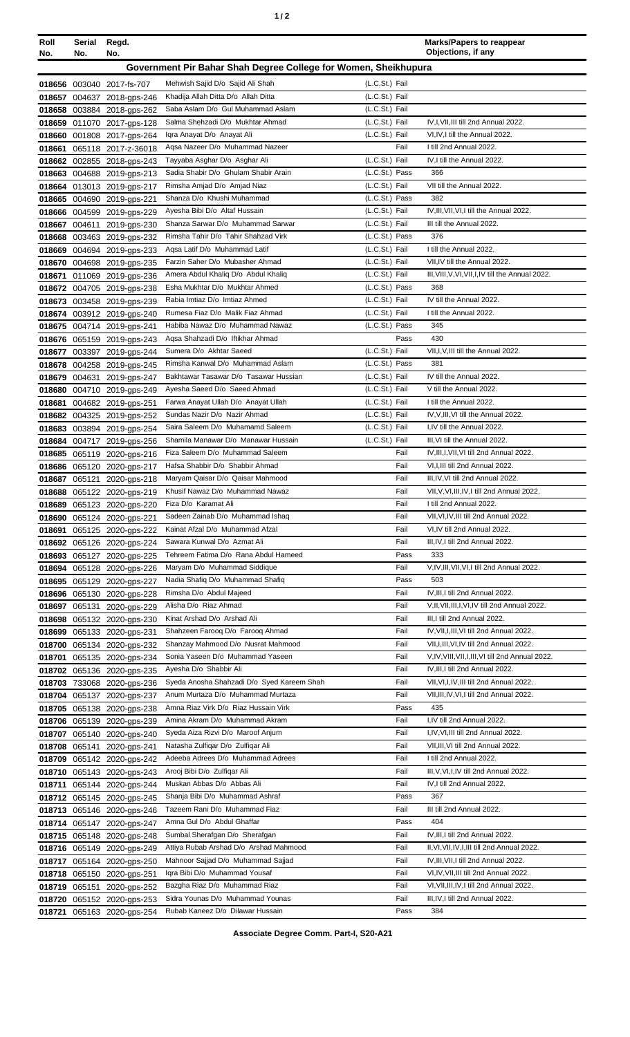| Roll No. | Serial No. | Regd. No. | | | Marks/Papers to reappear Objections, if any |
|---|---|---|---|---|---|
| **Government Pir Bahar Shah Degree College for Women, Sheikhupura** | | | | | |
| 018656 | 003040 | 2017-fs-707 | Mehwish Sajid D/o Sajid Ali Shah | (L.C.St.) Fail | |
| 018657 | 004637 | 2018-gps-246 | Khadija Allah Ditta D/o Allah Ditta | (L.C.St.) Fail | |
| 018658 | 003884 | 2018-gps-262 | Saba Aslam D/o Gul Muhammad Aslam | (L.C.St.) Fail | |
| 018659 | 011070 | 2017-gps-128 | Salma Shehzadi D/o Mukhtar Ahmad | (L.C.St.) Fail | IV,I,VII,III till 2nd Annual 2022. |
| 018660 | 001808 | 2017-gps-264 | Iqra Anayat D/o Anayat Ali | (L.C.St.) Fail | VI,IV,I till the Annual 2022. |
| 018661 | 065118 | 2017-z-36018 | Aqsa Nazeer D/o Muhammad Nazeer | Fail | I till 2nd Annual 2022. |
| 018662 | 002855 | 2018-gps-243 | Tayyaba Asghar D/o Asghar Ali | (L.C.St.) Fail | IV,I till the Annual 2022. |
| 018663 | 004688 | 2019-gps-213 | Sadia Shabir D/o Ghulam Shabir Arain | (L.C.St.) Pass | 366 |
| 018664 | 013013 | 2019-gps-217 | Rimsha Amjad D/o Amjad Niaz | (L.C.St.) Fail | VII till the Annual 2022. |
| 018665 | 004690 | 2019-gps-221 | Shanza D/o Khushi Muhammad | (L.C.St.) Pass | 382 |
| 018666 | 004599 | 2019-gps-229 | Ayesha Bibi D/o Altaf Hussain | (L.C.St.) Fail | IV,III,VII,VI,I till the Annual 2022. |
| 018667 | 004611 | 2019-gps-230 | Shanza Sarwar D/o Muhammad Sarwar | (L.C.St.) Fail | III till the Annual 2022. |
| 018668 | 003463 | 2019-gps-232 | Rimsha Tahir D/o Tahir Shahzad Virk | (L.C.St.) Pass | 376 |
| 018669 | 004694 | 2019-gps-233 | Aqsa Latif D/o Muhammad Latif | (L.C.St.) Fail | I till the Annual 2022. |
| 018670 | 004698 | 2019-gps-235 | Farzin Saher D/o Mubasher Ahmad | (L.C.St.) Fail | VII,IV till the Annual 2022. |
| 018671 | 011069 | 2019-gps-236 | Amera Abdul Khaliq D/o Abdul Khaliq | (L.C.St.) Fail | III,VIII,V,VI,VII,I,IV till the Annual 2022. |
| 018672 | 004705 | 2019-gps-238 | Esha Mukhtar D/o Mukhtar Ahmed | (L.C.St.) Pass | 368 |
| 018673 | 003458 | 2019-gps-239 | Rabia Imtiaz D/o Imtiaz Ahmed | (L.C.St.) Fail | IV till the Annual 2022. |
| 018674 | 003912 | 2019-gps-240 | Rumesa Fiaz D/o Malik Fiaz Ahmad | (L.C.St.) Fail | I till the Annual 2022. |
| 018675 | 004714 | 2019-gps-241 | Habiba Nawaz D/o Muhammad Nawaz | (L.C.St.) Pass | 345 |
| 018676 | 065159 | 2019-gps-243 | Aqsa Shahzadi D/o Iftikhar Ahmad | Pass | 430 |
| 018677 | 003397 | 2019-gps-244 | Sumera D/o Akhtar Saeed | (L.C.St.) Fail | VII,I,V,III till the Annual 2022. |
| 018678 | 004258 | 2019-gps-245 | Rimsha Kanwal D/o Muhammad Aslam | (L.C.St.) Pass | 381 |
| 018679 | 004631 | 2019-gps-247 | Bakhtawar Tasawar D/o Tasawar Hussian | (L.C.St.) Fail | IV till the Annual 2022. |
| 018680 | 004710 | 2019-gps-249 | Ayesha Saeed D/o Saeed Ahmad | (L.C.St.) Fail | V till the Annual 2022. |
| 018681 | 004682 | 2019-gps-251 | Farwa Anayat Ullah D/o Anayat Ullah | (L.C.St.) Fail | I till the Annual 2022. |
| 018682 | 004325 | 2019-gps-252 | Sundas Nazir D/o Nazir Ahmad | (L.C.St.) Fail | IV,V,III,VI till the Annual 2022. |
| 018683 | 003894 | 2019-gps-254 | Saira Saleem D/o Muhamamd Saleem | (L.C.St.) Fail | I,IV till the Annual 2022. |
| 018684 | 004717 | 2019-gps-256 | Shamila Manawar D/o Manawar Hussain | (L.C.St.) Fail | III,VI till the Annual 2022. |
| 018685 | 065119 | 2020-gps-216 | Fiza Saleem D/o Muhammad Saleem | Fail | IV,III,I,VII,VI till 2nd Annual 2022. |
| 018686 | 065120 | 2020-gps-217 | Hafsa Shabbir D/o Shabbir Ahmad | Fail | VI,I,III till 2nd Annual 2022. |
| 018687 | 065121 | 2020-gps-218 | Maryam Qaisar D/o Qaisar Mahmood | Fail | III,IV,VI till 2nd Annual 2022. |
| 018688 | 065122 | 2020-gps-219 | Khusif Nawaz D/o Muhammad Nawaz | Fail | VII,V,VI,III,IV,I till 2nd Annual 2022. |
| 018689 | 065123 | 2020-gps-220 | Fiza D/o Karamat Ali | Fail | I till 2nd Annual 2022. |
| 018690 | 065124 | 2020-gps-221 | Sadeen Zainab D/o Muhammad Ishaq | Fail | VII,VI,IV,III till 2nd Annual 2022. |
| 018691 | 065125 | 2020-gps-222 | Kainat Afzal D/o Muhammad Afzal | Fail | VI,IV till 2nd Annual 2022. |
| 018692 | 065126 | 2020-gps-224 | Sawara Kunwal D/o Azmat Ali | Fail | III,IV,I till 2nd Annual 2022. |
| 018693 | 065127 | 2020-gps-225 | Tehreem Fatima D/o Rana Abdul Hameed | Pass | 333 |
| 018694 | 065128 | 2020-gps-226 | Maryam D/o Muhammad Siddique | Fail | V,IV,III,VII,VI,I till 2nd Annual 2022. |
| 018695 | 065129 | 2020-gps-227 | Nadia Shafiq D/o Muhammad Shafiq | Pass | 503 |
| 018696 | 065130 | 2020-gps-228 | Rimsha D/o Abdul Majeed | Fail | IV,III,I till 2nd Annual 2022. |
| 018697 | 065131 | 2020-gps-229 | Alisha D/o Riaz Ahmad | Fail | V,II,VII,III,I,VI,IV till 2nd Annual 2022. |
| 018698 | 065132 | 2020-gps-230 | Kinat Arshad D/o Arshad Ali | Fail | III,I till 2nd Annual 2022. |
| 018699 | 065133 | 2020-gps-231 | Shahzeen Farooq D/o Farooq Ahmad | Fail | IV,VII,I,III,VI till 2nd Annual 2022. |
| 018700 | 065134 | 2020-gps-232 | Shanzay Mahmood D/o Nusrat Mahmood | Fail | VII,I,III,VI,IV till 2nd Annual 2022. |
| 018701 | 065135 | 2020-gps-234 | Sonia Yaseen D/o Muhammad Yaseen | Fail | V,IV,VIII,VII,I,III,VI till 2nd Annual 2022. |
| 018702 | 065136 | 2020-gps-235 | Ayesha D/o Shabbir Ali | Fail | IV,III,I till 2nd Annual 2022. |
| 018703 | 733068 | 2020-gps-236 | Syeda Anosha Shahzadi D/o Syed Kareem Shah | Fail | VII,VI,I,IV,III till 2nd Annual 2022. |
| 018704 | 065137 | 2020-gps-237 | Anum Murtaza D/o Muhammad Murtaza | Fail | VII,III,IV,VI,I till 2nd Annual 2022. |
| 018705 | 065138 | 2020-gps-238 | Amna Riaz Virk D/o Riaz Hussain Virk | Pass | 435 |
| 018706 | 065139 | 2020-gps-239 | Amina Akram D/o Muhammad Akram | Fail | I,IV till 2nd Annual 2022. |
| 018707 | 065140 | 2020-gps-240 | Syeda Aiza Rizvi D/o Maroof Anjum | Fail | I,IV,VI,III till 2nd Annual 2022. |
| 018708 | 065141 | 2020-gps-241 | Natasha Zulfiqar D/o Zulfiqar Ali | Fail | VII,III,VI till 2nd Annual 2022. |
| 018709 | 065142 | 2020-gps-242 | Adeeba Adrees D/o Muhammad Adrees | Fail | I till 2nd Annual 2022. |
| 018710 | 065143 | 2020-gps-243 | Arooj Bibi D/o Zulfiqar Ali | Fail | III,V,VI,I,IV till 2nd Annual 2022. |
| 018711 | 065144 | 2020-gps-244 | Muskan Abbas D/o Abbas Ali | Fail | IV,I till 2nd Annual 2022. |
| 018712 | 065145 | 2020-gps-245 | Shanja Bibi D/o Muhammad Ashraf | Pass | 367 |
| 018713 | 065146 | 2020-gps-246 | Tazeem Rani D/o Muhammad Fiaz | Fail | III till 2nd Annual 2022. |
| 018714 | 065147 | 2020-gps-247 | Amna Gul D/o Abdul Ghaffar | Pass | 404 |
| 018715 | 065148 | 2020-gps-248 | Sumbal Sherafgan D/o Sherafgan | Fail | IV,III,I till 2nd Annual 2022. |
| 018716 | 065149 | 2020-gps-249 | Attiya Rubab Arshad D/o Arshad Mahmood | Fail | II,VI,VII,IV,I,III till 2nd Annual 2022. |
| 018717 | 065164 | 2020-gps-250 | Mahnoor Sajjad D/o Muhammad Sajjad | Fail | IV,III,VII,I till 2nd Annual 2022. |
| 018718 | 065150 | 2020-gps-251 | Iqra Bibi D/o Muhammad Yousaf | Fail | VI,IV,VII,III till 2nd Annual 2022. |
| 018719 | 065151 | 2020-gps-252 | Bazgha Riaz D/o Muhammad Riaz | Fail | VI,VII,III,IV,I till 2nd Annual 2022. |
| 018720 | 065152 | 2020-gps-253 | Sidra Younas D/o Muhammad Younas | Fail | III,IV,I till 2nd Annual 2022. |
| 018721 | 065163 | 2020-gps-254 | Rubab Kaneez D/o Dilawar Hussain | Pass | 384 |

**Associate Degree Comm. Part-I, S20-A21**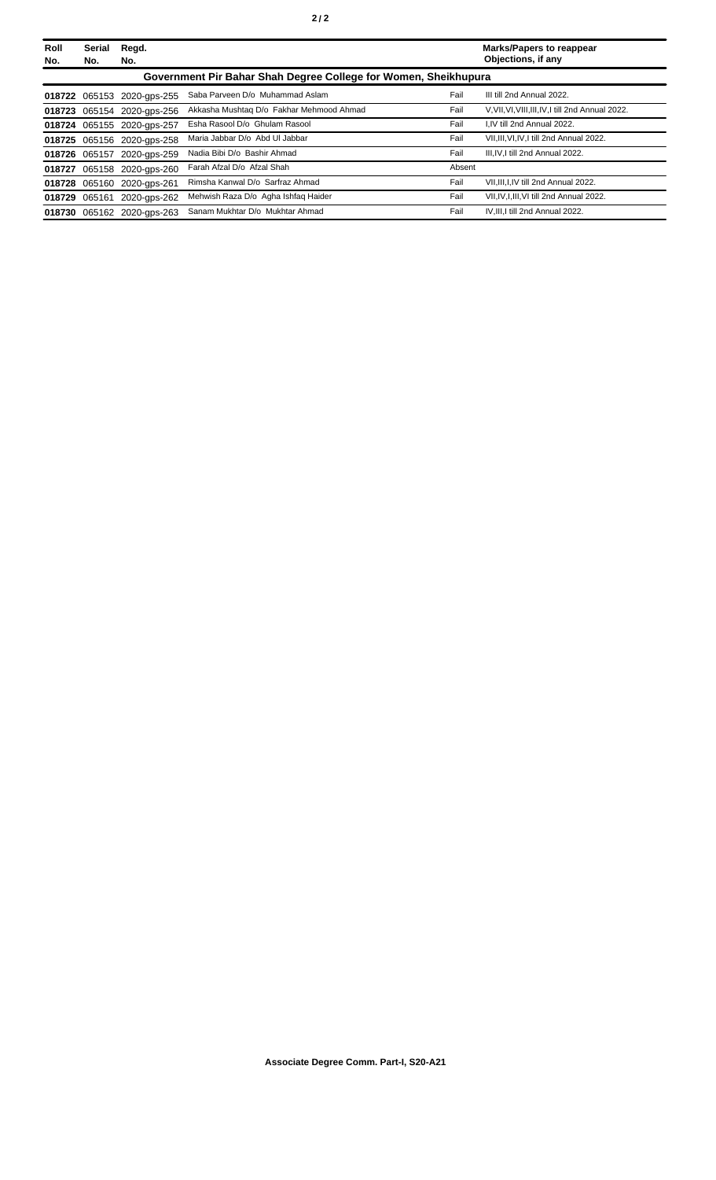| Roll No. | Serial No. | Regd. No. | | | Marks/Papers to reappear Objections, if any |
|---|---|---|---|---|---|
| **Government Pir Bahar Shah Degree College for Women, Sheikhupura** | | | | | |
| **018722** | 065153 | 2020-gps-255 | Saba Parveen D/o Muhammad Aslam | Fail | III till 2nd Annual 2022. |
| **018723** | 065154 | 2020-gps-256 | Akkasha Mushtaq D/o Fakhar Mehmood Ahmad | Fail | V,VII,VI,VIII,III,IV,I till 2nd Annual 2022. |
| **018724** | 065155 | 2020-gps-257 | Esha Rasool D/o Ghulam Rasool | Fail | I,IV till 2nd Annual 2022. |
| **018725** | 065156 | 2020-gps-258 | Maria Jabbar D/o Abd Ul Jabbar | Fail | VII,III,VI,IV,I till 2nd Annual 2022. |
| **018726** | 065157 | 2020-gps-259 | Nadia Bibi D/o Bashir Ahmad | Fail | III,IV,I till 2nd Annual 2022. |
| **018727** | 065158 | 2020-gps-260 | Farah Afzal D/o Afzal Shah | Absent | |
| **018728** | 065160 | 2020-gps-261 | Rimsha Kanwal D/o Sarfraz Ahmad | Fail | VII,III,I,IV till 2nd Annual 2022. |
| **018729** | 065161 | 2020-gps-262 | Mehwish Raza D/o Agha Ishfaq Haider | Fail | VII,IV,I,III,VI till 2nd Annual 2022. |
| **018730** | 065162 | 2020-gps-263 | Sanam Mukhtar D/o Mukhtar Ahmad | Fail | IV,III,I till 2nd Annual 2022. |

**Associate Degree Comm. Part-I, S20-A21**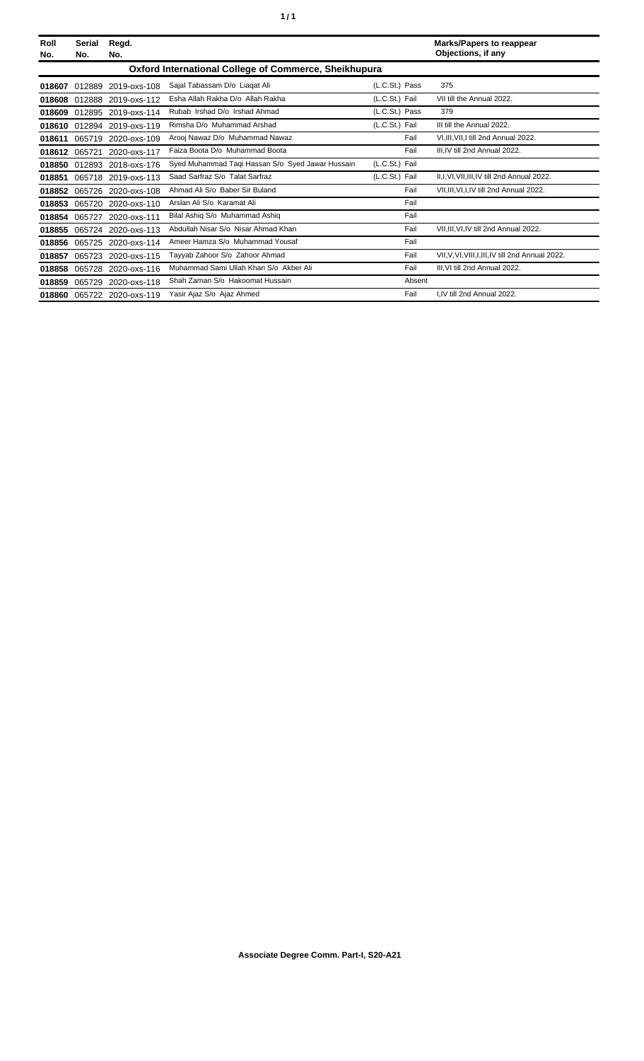| Roll No. | Serial No. | Regd. No. | | | Marks/Papers to reappear Objections, if any |
|---|---|---|---|---|---|
| **Oxford International College of Commerce, Sheikhupura** | | | | | |
| **018607** | 012889 | 2019-oxs-108 | Sajal Tabassam D/o Liaqat Ali | (L.C.St.) Pass | 375 |
| **018608** | 012888 | 2019-oxs-112 | Esha Allah Rakha D/o Allah Rakha | (L.C.St.) Fail | VII till the Annual 2022. |
| **018609** | 012895 | 2019-oxs-114 | Rubab Irshad D/o Irshad Ahmad | (L.C.St.) Pass | 379 |
| **018610** | 012894 | 2019-oxs-119 | Rimsha D/o Muhammad Arshad | (L.C.St.) Fail | III till the Annual 2022. |
| **018611** | 065719 | 2020-oxs-109 | Arooj Nawaz D/o Muhammad Nawaz | Fail | VI,III,VII,I till 2nd Annual 2022. |
| **018612** | 065721 | 2020-oxs-117 | Faiza Boota D/o Muhammad Boota | Fail | III,IV till 2nd Annual 2022. |
| **018850** | 012893 | 2018-oxs-176 | Syed Muhammad Taqi Hassan S/o Syed Jawar Hussain | (L.C.St.) Fail | |
| **018851** | 065718 | 2019-oxs-113 | Saad Sarfraz S/o Talat Sarfraz | (L.C.St.) Fail | II,I,VI,VII,III,IV till 2nd Annual 2022. |
| **018852** | 065726 | 2020-oxs-108 | Ahmad Ali S/o Baber Sir Buland | Fail | VII,III,VI,I,IV till 2nd Annual 2022. |
| **018853** | 065720 | 2020-oxs-110 | Arslan Ali S/o Karamat Ali | Fail | |
| **018854** | 065727 | 2020-oxs-111 | Bilal Ashiq S/o Muhammad Ashiq | Fail | |
| **018855** | 065724 | 2020-oxs-113 | Abdullah Nisar S/o Nisar Ahmad Khan | Fail | VII,III,VI,IV till 2nd Annual 2022. |
| **018856** | 065725 | 2020-oxs-114 | Ameer Hamza S/o Muhammad Yousaf | Fail | |
| **018857** | 065723 | 2020-oxs-115 | Tayyab Zahoor S/o Zahoor Ahmad | Fail | VII,V,VI,VIII,I,III,IV till 2nd Annual 2022. |
| **018858** | 065728 | 2020-oxs-116 | Muhammad Sami Ullah Khan S/o Akber Ali | Fail | III,VI till 2nd Annual 2022. |
| **018859** | 065729 | 2020-oxs-118 | Shah Zaman S/o Hakoomat Hussain | Absent | |
| **018860** | 065722 | 2020-oxs-119 | Yasir Ajaz S/o Ajaz Ahmed | Fail | I,IV till 2nd Annual 2022. |

**Associate Degree Comm. Part-I, S20-A21**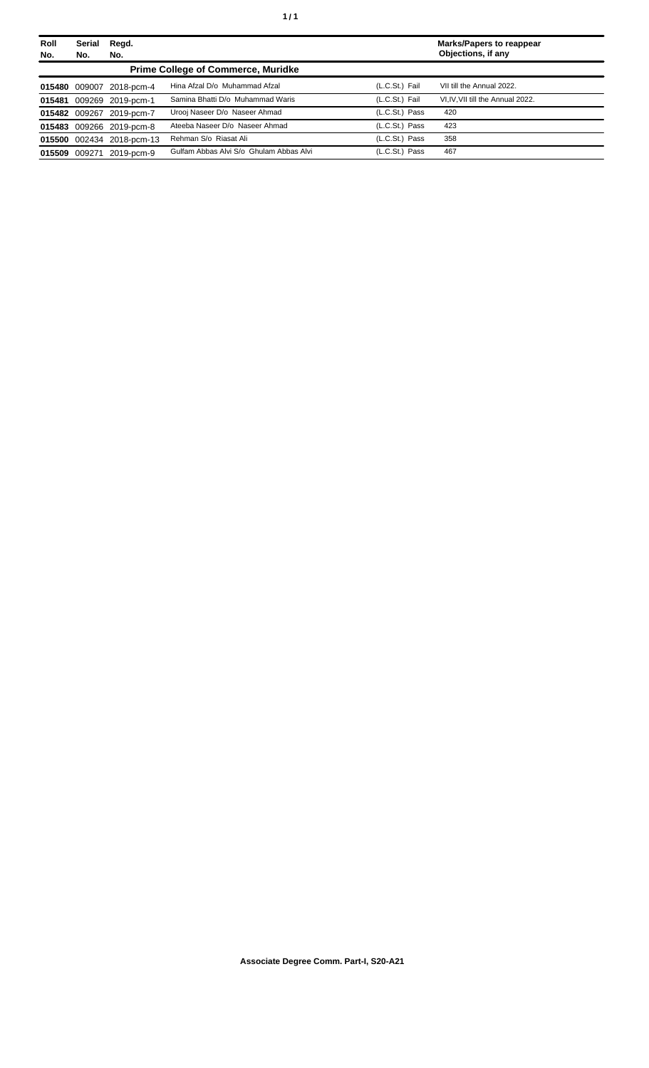| Roll No. | Serial No. | Regd. No. | | | Marks/Papers to reappear Objections, if any |
|---|---|---|---|---|---|
| **Prime College of Commerce, Muridke** | | | | | |
| **015480** | 009007 | 2018-pcm-4 | Hina Afzal D/o Muhammad Afzal | (L.C.St.) Fail | VII till the Annual 2022. |
| **015481** | 009269 | 2019-pcm-1 | Samina Bhatti D/o Muhammad Waris | (L.C.St.) Fail | VI,IV,VII till the Annual 2022. |
| **015482** | 009267 | 2019-pcm-7 | Urooj Naseer D/o Naseer Ahmad | (L.C.St.) Pass | 420 |
| **015483** | 009266 | 2019-pcm-8 | Ateeba Naseer D/o Naseer Ahmad | (L.C.St.) Pass | 423 |
| **015500** | 002434 | 2018-pcm-13 | Rehman S/o Riasat Ali | (L.C.St.) Pass | 358 |
| **015509** | 009271 | 2019-pcm-9 | Gulfam Abbas Alvi S/o Ghulam Abbas Alvi | (L.C.St.) Pass | 467 |

**Associate Degree Comm. Part-I, S20-A21**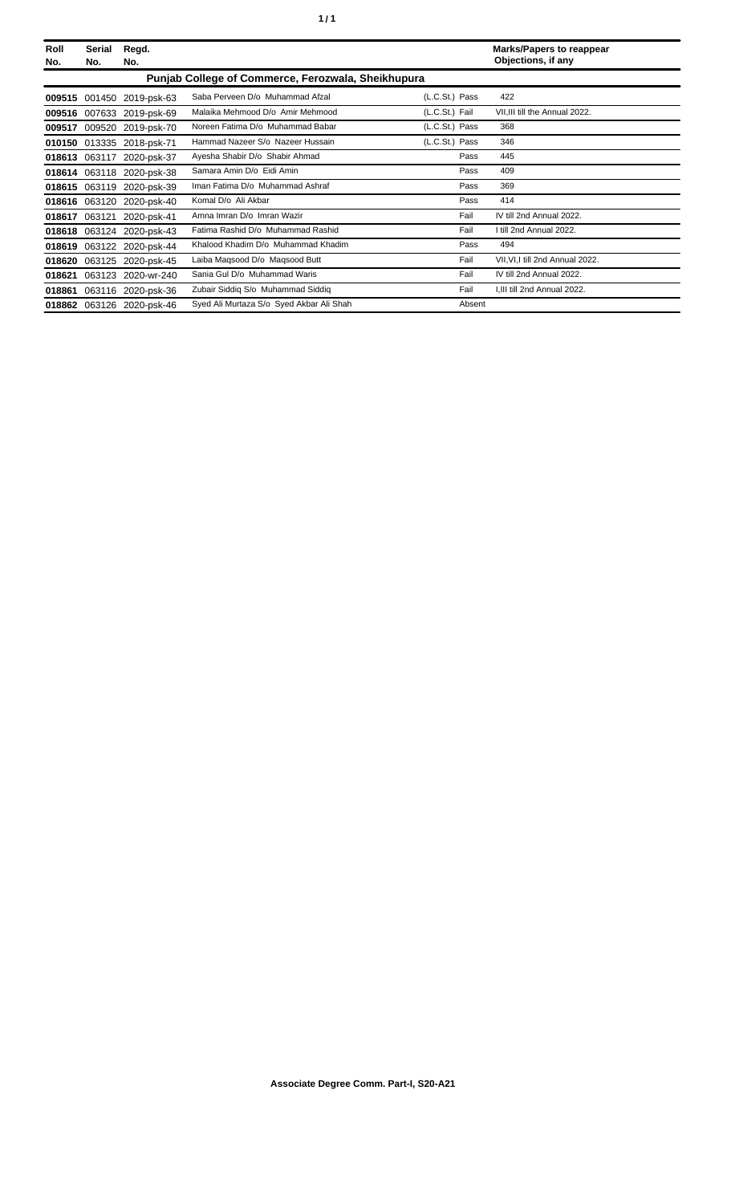| Roll No. | Serial No. | Regd. No. | | | Marks/Papers to reappear Objections, if any |
|---|---|---|---|---|---|
| **Punjab College of Commerce, Ferozwala, Sheikhupura** | | | | | |
| **009515** | 001450 | 2019-psk-63 | Saba Perveen D/o Muhammad Afzal | (L.C.St.) Pass | 422 |
| **009516** | 007633 | 2019-psk-69 | Malaika Mehmood D/o Amir Mehmood | (L.C.St.) Fail | VII,III till the Annual 2022. |
| **009517** | 009520 | 2019-psk-70 | Noreen Fatima D/o Muhammad Babar | (L.C.St.) Pass | 368 |
| **010150** | 013335 | 2018-psk-71 | Hammad Nazeer S/o Nazeer Hussain | (L.C.St.) Pass | 346 |
| **018613** | 063117 | 2020-psk-37 | Ayesha Shabir D/o Shabir Ahmad | Pass | 445 |
| **018614** | 063118 | 2020-psk-38 | Samara Amin D/o Eidi Amin | Pass | 409 |
| **018615** | 063119 | 2020-psk-39 | Iman Fatima D/o Muhammad Ashraf | Pass | 369 |
| **018616** | 063120 | 2020-psk-40 | Komal D/o Ali Akbar | Pass | 414 |
| **018617** | 063121 | 2020-psk-41 | Amna Imran D/o Imran Wazir | Fail | IV till 2nd Annual 2022. |
| **018618** | 063124 | 2020-psk-43 | Fatima Rashid D/o Muhammad Rashid | Fail | I till 2nd Annual 2022. |
| **018619** | 063122 | 2020-psk-44 | Khalood Khadim D/o Muhammad Khadim | Pass | 494 |
| **018620** | 063125 | 2020-psk-45 | Laiba Maqsood D/o Maqsood Butt | Fail | VII,VI,I till 2nd Annual 2022. |
| **018621** | 063123 | 2020-wr-240 | Sania Gul D/o Muhammad Waris | Fail | IV till 2nd Annual 2022. |
| **018861** | 063116 | 2020-psk-36 | Zubair Siddiq S/o Muhammad Siddiq | Fail | I,III till 2nd Annual 2022. |
| **018862** | 063126 | 2020-psk-46 | Syed Ali Murtaza S/o Syed Akbar Ali Shah | Absent | |

**Associate Degree Comm. Part-I, S20-A21**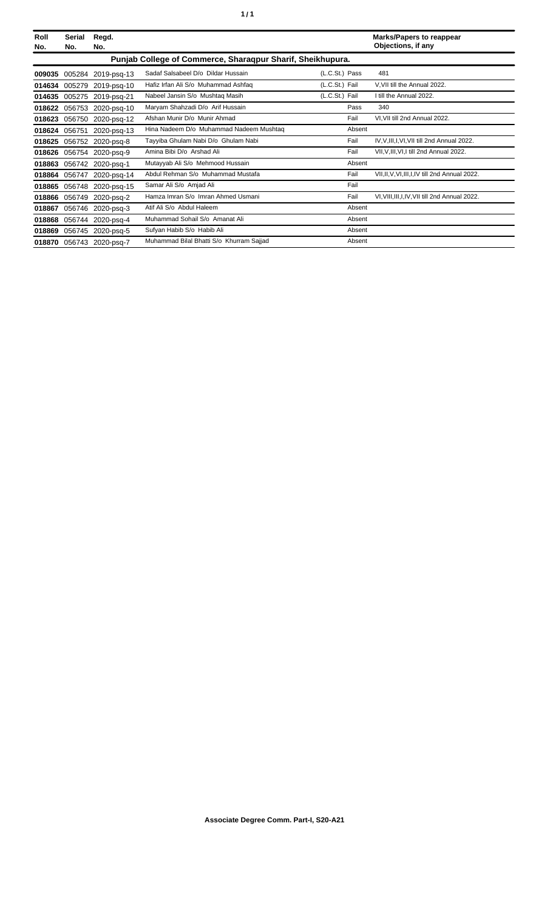| Roll No. | Serial No. | Regd. No. | | | | Marks/Papers to reappear Objections, if any |
|---|---|---|---|---|---|---|
| **Punjab College of Commerce, Sharaqpur Sharif, Sheikhupura.** | | | | | | |
| **009035** | 005284 | 2019-psq-13 | Sadaf Salsabeel D/o Dildar Hussain | (L.C.St.) | Pass | 481 |
| **014634** | 005279 | 2019-psq-10 | Hafiz Irfan Ali S/o Muhammad Ashfaq | (L.C.St.) | Fail | V,VII till the Annual 2022. |
| **014635** | 005275 | 2019-psq-21 | Nabeel Jansin S/o Mushtaq Masih | (L.C.St.) | Fail | I till the Annual 2022. |
| **018622** | 056753 | 2020-psq-10 | Maryam Shahzadi D/o Arif Hussain | | Pass | 340 |
| **018623** | 056750 | 2020-psq-12 | Afshan Munir D/o Munir Ahmad | | Fail | VI,VII till 2nd Annual 2022. |
| **018624** | 056751 | 2020-psq-13 | Hina Nadeem D/o Muhammad Nadeem Mushtaq | | Absent | |
| **018625** | 056752 | 2020-psq-8 | Tayyiba Ghulam Nabi D/o Ghulam Nabi | | Fail | IV,V,III,I,VI,VII till 2nd Annual 2022. |
| **018626** | 056754 | 2020-psq-9 | Amina Bibi D/o Arshad Ali | | Fail | VII,V,III,VI,I till 2nd Annual 2022. |
| **018863** | 056742 | 2020-psq-1 | Mutayyab Ali S/o Mehmood Hussain | | Absent | |
| **018864** | 056747 | 2020-psq-14 | Abdul Rehman S/o Muhammad Mustafa | | Fail | VII,II,V,VI,III,I,IV till 2nd Annual 2022. |
| **018865** | 056748 | 2020-psq-15 | Samar Ali S/o Amjad Ali | | Fail | |
| **018866** | 056749 | 2020-psq-2 | Hamza Imran S/o Imran Ahmed Usmani | | Fail | VI,VIII,III,I,IV,VII till 2nd Annual 2022. |
| **018867** | 056746 | 2020-psq-3 | Atif Ali S/o Abdul Haleem | | Absent | |
| **018868** | 056744 | 2020-psq-4 | Muhammad Sohail S/o Amanat Ali | | Absent | |
| **018869** | 056745 | 2020-psq-5 | Sufyan Habib S/o Habib Ali | | Absent | |
| **018870** | 056743 | 2020-psq-7 | Muhammad Bilal Bhatti S/o Khurram Sajjad | | Absent | |

**Associate Degree Comm. Part-I, S20-A21**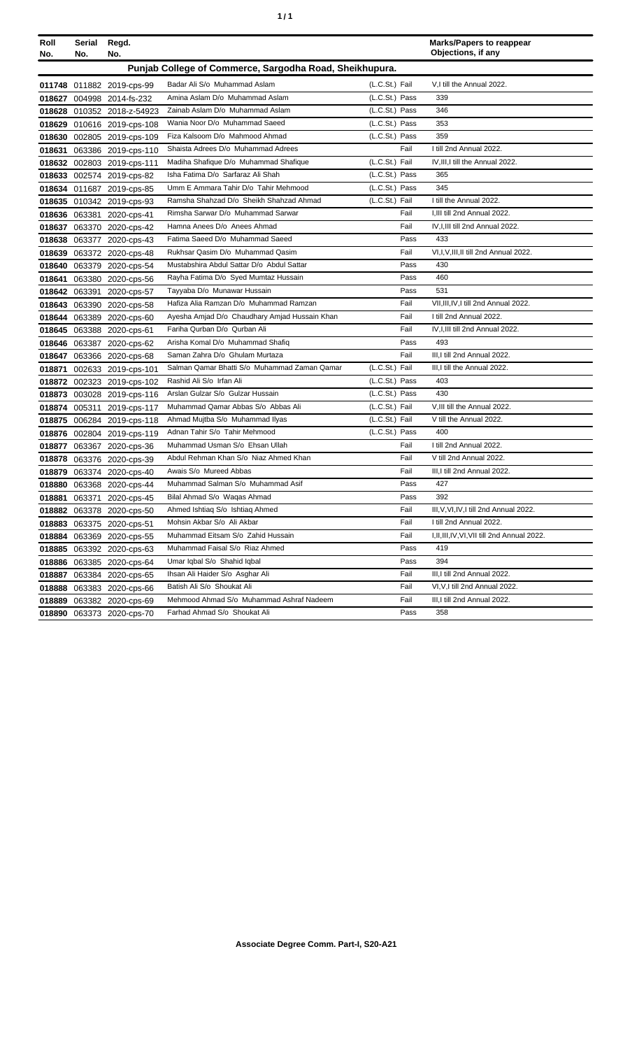| Roll No. | Serial No. | Regd. No. | | | | Marks/Papers to reappear Objections, if any |
|---|---|---|---|---|---|---|
| **Punjab College of Commerce, Sargodha Road, Sheikhupura.** | | | | | | |
| **011748** | 011882 | 2019-cps-99 | Badar Ali S/o Muhammad Aslam | (L.C.St.) | Fail | V,I till the Annual 2022. |
| **018627** | 004998 | 2014-fs-232 | Amina Aslam D/o Muhammad Aslam | (L.C.St.) | Pass | 339 |
| **018628** | 010352 | 2018-z-54923 | Zainab Aslam D/o Muhammad Aslam | (L.C.St.) | Pass | 346 |
| **018629** | 010616 | 2019-cps-108 | Wania Noor D/o Muhammad Saeed | (L.C.St.) | Pass | 353 |
| **018630** | 002805 | 2019-cps-109 | Fiza Kalsoom D/o Mahmood Ahmad | (L.C.St.) | Pass | 359 |
| **018631** | 063386 | 2019-cps-110 | Shaista Adrees D/o Muhammad Adrees | | Fail | I till 2nd Annual 2022. |
| **018632** | 002803 | 2019-cps-111 | Madiha Shafique D/o Muhammad Shafique | (L.C.St.) | Fail | IV,III,I till the Annual 2022. |
| **018633** | 002574 | 2019-cps-82 | Isha Fatima D/o Sarfaraz Ali Shah | (L.C.St.) | Pass | 365 |
| **018634** | 011687 | 2019-cps-85 | Umm E Ammara Tahir D/o Tahir Mehmood | (L.C.St.) | Pass | 345 |
| **018635** | 010342 | 2019-cps-93 | Ramsha Shahzad D/o Sheikh Shahzad Ahmad | (L.C.St.) | Fail | I till the Annual 2022. |
| **018636** | 063381 | 2020-cps-41 | Rimsha Sarwar D/o Muhammad Sarwar | | Fail | I,III till 2nd Annual 2022. |
| **018637** | 063370 | 2020-cps-42 | Hamna Anees D/o Anees Ahmad | | Fail | IV,I,III till 2nd Annual 2022. |
| **018638** | 063377 | 2020-cps-43 | Fatima Saeed D/o Muhammad Saeed | | Pass | 433 |
| **018639** | 063372 | 2020-cps-48 | Rukhsar Qasim D/o Muhammad Qasim | | Fail | VI,I,V,III,II till 2nd Annual 2022. |
| **018640** | 063379 | 2020-cps-54 | Mustabshira Abdul Sattar D/o Abdul Sattar | | Pass | 430 |
| **018641** | 063380 | 2020-cps-56 | Rayha Fatima D/o Syed Mumtaz Hussain | | Pass | 460 |
| **018642** | 063391 | 2020-cps-57 | Tayyaba D/o Munawar Hussain | | Pass | 531 |
| **018643** | 063390 | 2020-cps-58 | Hafiza Alia Ramzan D/o Muhammad Ramzan | | Fail | VII,III,IV,I till 2nd Annual 2022. |
| **018644** | 063389 | 2020-cps-60 | Ayesha Amjad D/o Chaudhary Amjad Hussain Khan | | Fail | I till 2nd Annual 2022. |
| **018645** | 063388 | 2020-cps-61 | Fariha Qurban D/o Qurban Ali | | Fail | IV,I,III till 2nd Annual 2022. |
| **018646** | 063387 | 2020-cps-62 | Arisha Komal D/o Muhammad Shafiq | | Pass | 493 |
| **018647** | 063366 | 2020-cps-68 | Saman Zahra D/o Ghulam Murtaza | | Fail | III,I till 2nd Annual 2022. |
| **018871** | 002633 | 2019-cps-101 | Salman Qamar Bhatti S/o Muhammad Zaman Qamar | (L.C.St.) | Fail | III,I till the Annual 2022. |
| **018872** | 002323 | 2019-cps-102 | Rashid Ali S/o Irfan Ali | (L.C.St.) | Pass | 403 |
| **018873** | 003028 | 2019-cps-116 | Arslan Gulzar S/o Gulzar Hussain | (L.C.St.) | Pass | 430 |
| **018874** | 005311 | 2019-cps-117 | Muhammad Qamar Abbas S/o Abbas Ali | (L.C.St.) | Fail | V,III till the Annual 2022. |
| **018875** | 006284 | 2019-cps-118 | Ahmad Mujtba S/o Muhammad Ilyas | (L.C.St.) | Fail | V till the Annual 2022. |
| **018876** | 002804 | 2019-cps-119 | Adnan Tahir S/o Tahir Mehmood | (L.C.St.) | Pass | 400 |
| **018877** | 063367 | 2020-cps-36 | Muhammad Usman S/o Ehsan Ullah | | Fail | I till 2nd Annual 2022. |
| **018878** | 063376 | 2020-cps-39 | Abdul Rehman Khan S/o Niaz Ahmed Khan | | Fail | V till 2nd Annual 2022. |
| **018879** | 063374 | 2020-cps-40 | Awais S/o Mureed Abbas | | Fail | III,I till 2nd Annual 2022. |
| **018880** | 063368 | 2020-cps-44 | Muhammad Salman S/o Muhammad Asif | | Pass | 427 |
| **018881** | 063371 | 2020-cps-45 | Bilal Ahmad S/o Waqas Ahmad | | Pass | 392 |
| **018882** | 063378 | 2020-cps-50 | Ahmed Ishtiaq S/o Ishtiaq Ahmed | | Fail | III,V,VI,IV,I till 2nd Annual 2022. |
| **018883** | 063375 | 2020-cps-51 | Mohsin Akbar S/o Ali Akbar | | Fail | I till 2nd Annual 2022. |
| **018884** | 063369 | 2020-cps-55 | Muhammad Eitsam S/o Zahid Hussain | | Fail | I,II,III,IV,VI,VII till 2nd Annual 2022. |
| **018885** | 063392 | 2020-cps-63 | Muhammad Faisal S/o Riaz Ahmed | | Pass | 419 |
| **018886** | 063385 | 2020-cps-64 | Umar Iqbal S/o Shahid Iqbal | | Pass | 394 |
| **018887** | 063384 | 2020-cps-65 | Ihsan Ali Haider S/o Asghar Ali | | Fail | III,I till 2nd Annual 2022. |
| **018888** | 063383 | 2020-cps-66 | Batish Ali S/o Shoukat Ali | | Fail | VI,V,I till 2nd Annual 2022. |
| **018889** | 063382 | 2020-cps-69 | Mehmood Ahmad S/o Muhammad Ashraf Nadeem | | Fail | III,I till 2nd Annual 2022. |
| **018890** | 063373 | 2020-cps-70 | Farhad Ahmad S/o Shoukat Ali | | Pass | 358 |

**Associate Degree Comm. Part-I, S20-A21**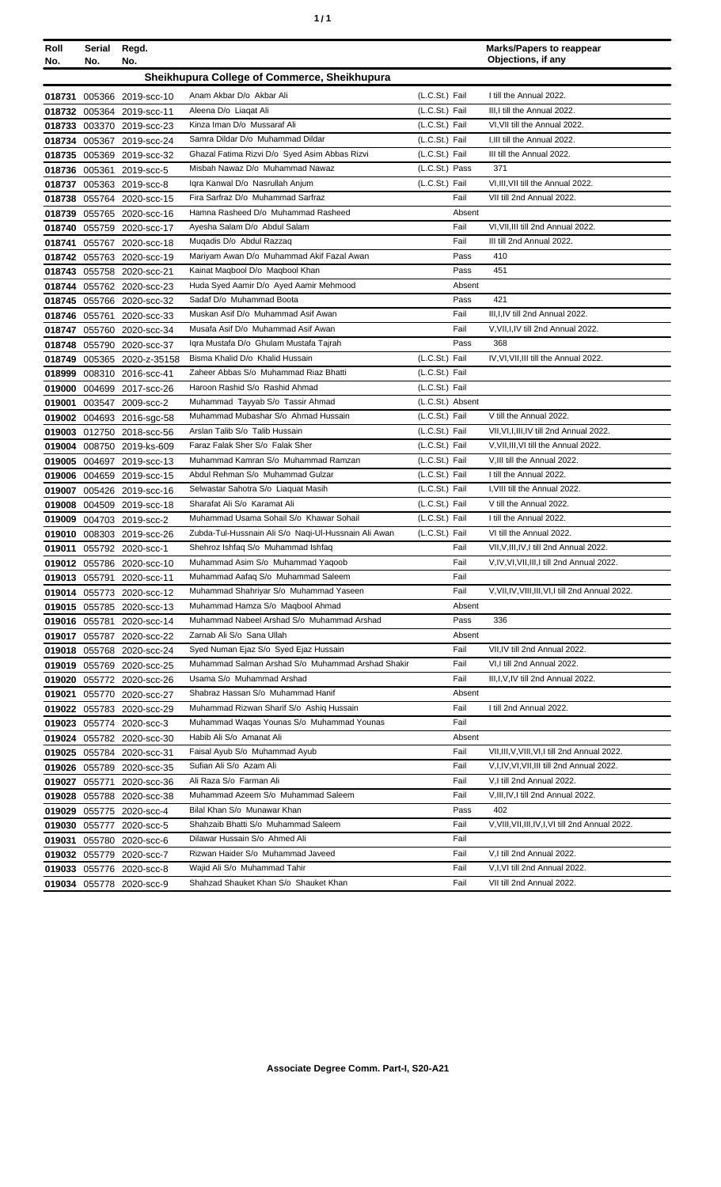| Roll No. | Serial No. | Regd. No. | | | Marks/Papers to reappear Objections, if any |
|---|---|---|---|---|---|
| **Sheikhupura College of Commerce, Sheikhupura** | | | | | |
| 018731 | 005366 | 2019-scc-10 | Anam Akbar D/o Akbar Ali | (L.C.St.) Fail | I till the Annual 2022. |
| 018732 | 005364 | 2019-scc-11 | Aleena D/o Liaqat Ali | (L.C.St.) Fail | III,I till the Annual 2022. |
| 018733 | 003370 | 2019-scc-23 | Kinza Iman D/o Mussaraf Ali | (L.C.St.) Fail | VI,VII till the Annual 2022. |
| 018734 | 005367 | 2019-scc-24 | Samra Dildar D/o Muhammad Dildar | (L.C.St.) Fail | I,III till the Annual 2022. |
| 018735 | 005369 | 2019-scc-32 | Ghazal Fatima Rizvi D/o Syed Asim Abbas Rizvi | (L.C.St.) Fail | III till the Annual 2022. |
| 018736 | 005361 | 2019-scc-5 | Misbah Nawaz D/o Muhammad Nawaz | (L.C.St.) Pass | 371 |
| 018737 | 005363 | 2019-scc-8 | Iqra Kanwal D/o Nasrullah Anjum | (L.C.St.) Fail | VI,III,VII till the Annual 2022. |
| 018738 | 055764 | 2020-scc-15 | Fira Sarfraz D/o Muhammad Sarfraz | Fail | VII till 2nd Annual 2022. |
| 018739 | 055765 | 2020-scc-16 | Hamna Rasheed D/o Muhammad Rasheed | Absent | |
| 018740 | 055759 | 2020-scc-17 | Ayesha Salam D/o Abdul Salam | Fail | VI,VII,III till 2nd Annual 2022. |
| 018741 | 055767 | 2020-scc-18 | Muqadis D/o Abdul Razzaq | Fail | III till 2nd Annual 2022. |
| 018742 | 055763 | 2020-scc-19 | Mariyam Awan D/o Muhammad Akif Fazal Awan | Pass | 410 |
| 018743 | 055758 | 2020-scc-21 | Kainat Maqbool D/o Maqbool Khan | Pass | 451 |
| 018744 | 055762 | 2020-scc-23 | Huda Syed Aamir D/o Ayed Aamir Mehmood | Absent | |
| 018745 | 055766 | 2020-scc-32 | Sadaf D/o Muhammad Boota | Pass | 421 |
| 018746 | 055761 | 2020-scc-33 | Muskan Asif D/o Muhammad Asif Awan | Fail | III,I,IV till 2nd Annual 2022. |
| 018747 | 055760 | 2020-scc-34 | Musafa Asif D/o Muhammad Asif Awan | Fail | V,VII,I,IV till 2nd Annual 2022. |
| 018748 | 055790 | 2020-scc-37 | Iqra Mustafa D/o Ghulam Mustafa Tajrah | Pass | 368 |
| 018749 | 005365 | 2020-z-35158 | Bisma Khalid D/o Khalid Hussain | (L.C.St.) Fail | IV,VI,VII,III till the Annual 2022. |
| 018999 | 008310 | 2016-scc-41 | Zaheer Abbas S/o Muhammad Riaz Bhatti | (L.C.St.) Fail | |
| 019000 | 004699 | 2017-scc-26 | Haroon Rashid S/o Rashid Ahmad | (L.C.St.) Fail | |
| 019001 | 003547 | 2009-scc-2 | Muhammad Tayyab S/o Tassir Ahmad | (L.C.St.) Absent | |
| 019002 | 004693 | 2016-sgc-58 | Muhammad Mubashar S/o Ahmad Hussain | (L.C.St.) Fail | V till the Annual 2022. |
| 019003 | 012750 | 2018-scc-56 | Arslan Talib S/o Talib Hussain | (L.C.St.) Fail | VII,VI,I,III,IV till 2nd Annual 2022. |
| 019004 | 008750 | 2019-ks-609 | Faraz Falak Sher S/o Falak Sher | (L.C.St.) Fail | V,VII,III,VI till the Annual 2022. |
| 019005 | 004697 | 2019-scc-13 | Muhammad Kamran S/o Muhammad Ramzan | (L.C.St.) Fail | V,III till the Annual 2022. |
| 019006 | 004659 | 2019-scc-15 | Abdul Rehman S/o Muhammad Gulzar | (L.C.St.) Fail | I till the Annual 2022. |
| 019007 | 005426 | 2019-scc-16 | Selwastar Sahotra S/o Liaquat Masih | (L.C.St.) Fail | I,VIII till the Annual 2022. |
| 019008 | 004509 | 2019-scc-18 | Sharafat Ali S/o Karamat Ali | (L.C.St.) Fail | V till the Annual 2022. |
| 019009 | 004703 | 2019-scc-2 | Muhammad Usama Sohail S/o Khawar Sohail | (L.C.St.) Fail | I till the Annual 2022. |
| 019010 | 008303 | 2019-scc-26 | Zubda-Tul-Hussnain Ali S/o Naqi-Ul-Hussnain Ali Awan | (L.C.St.) Fail | VI till the Annual 2022. |
| 019011 | 055792 | 2020-scc-1 | Shehroz Ishfaq S/o Muhammad Ishfaq | Fail | VII,V,III,IV,I till 2nd Annual 2022. |
| 019012 | 055786 | 2020-scc-10 | Muhammad Asim S/o Muhammad Yaqoob | Fail | V,IV,VI,VII,III,I till 2nd Annual 2022. |
| 019013 | 055791 | 2020-scc-11 | Muhammad Aafaq S/o Muhammad Saleem | Fail | |
| 019014 | 055773 | 2020-scc-12 | Muhammad Shahriyar S/o Muhammad Yaseen | Fail | V,VII,IV,VIII,III,VI,I till 2nd Annual 2022. |
| 019015 | 055785 | 2020-scc-13 | Muhammad Hamza S/o Maqbool Ahmad | Absent | |
| 019016 | 055781 | 2020-scc-14 | Muhammad Nabeel Arshad S/o Muhammad Arshad | Pass | 336 |
| 019017 | 055787 | 2020-scc-22 | Zarnab Ali S/o Sana Ullah | Absent | |
| 019018 | 055768 | 2020-scc-24 | Syed Numan Ejaz S/o Syed Ejaz Hussain | Fail | VII,IV till 2nd Annual 2022. |
| 019019 | 055769 | 2020-scc-25 | Muhammad Salman Arshad S/o Muhammad Arshad Shakir | Fail | VI,I till 2nd Annual 2022. |
| 019020 | 055772 | 2020-scc-26 | Usama S/o Muhammad Arshad | Fail | III,I,V,IV till 2nd Annual 2022. |
| 019021 | 055770 | 2020-scc-27 | Shabraz Hassan S/o Muhammad Hanif | Absent | |
| 019022 | 055783 | 2020-scc-29 | Muhammad Rizwan Sharif S/o Ashiq Hussain | Fail | I till 2nd Annual 2022. |
| 019023 | 055774 | 2020-scc-3 | Muhammad Waqas Younas S/o Muhammad Younas | Fail | |
| 019024 | 055782 | 2020-scc-30 | Habib Ali S/o Amanat Ali | Absent | |
| 019025 | 055784 | 2020-scc-31 | Faisal Ayub S/o Muhammad Ayub | Fail | VII,III,V,VIII,VI,I till 2nd Annual 2022. |
| 019026 | 055789 | 2020-scc-35 | Sufian Ali S/o Azam Ali | Fail | V,I,IV,VI,VII,III till 2nd Annual 2022. |
| 019027 | 055771 | 2020-scc-36 | Ali Raza S/o Farman Ali | Fail | V,I till 2nd Annual 2022. |
| 019028 | 055788 | 2020-scc-38 | Muhammad Azeem S/o Muhammad Saleem | Fail | V,III,IV,I till 2nd Annual 2022. |
| 019029 | 055775 | 2020-scc-4 | Bilal Khan S/o Munawar Khan | Pass | 402 |
| 019030 | 055777 | 2020-scc-5 | Shahzaib Bhatti S/o Muhammad Saleem | Fail | V,VIII,VII,III,IV,I,VI till 2nd Annual 2022. |
| 019031 | 055780 | 2020-scc-6 | Dilawar Hussain S/o Ahmed Ali | Fail | |
| 019032 | 055779 | 2020-scc-7 | Rizwan Haider S/o Muhammad Javeed | Fail | V,I till 2nd Annual 2022. |
| 019033 | 055776 | 2020-scc-8 | Wajid Ali S/o Muhammad Tahir | Fail | V,I,VI till 2nd Annual 2022. |
| 019034 | 055778 | 2020-scc-9 | Shahzad Shauket Khan S/o Shauket Khan | Fail | VII till 2nd Annual 2022. |

**Associate Degree Comm. Part-I, S20-A21**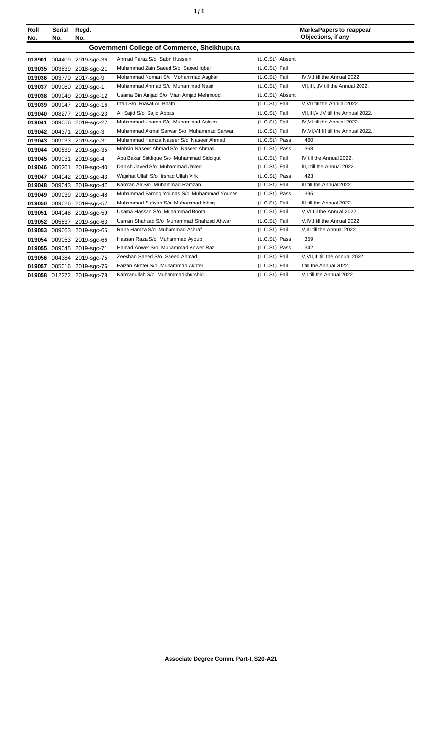| Roll No. | Serial No. | Regd. No. | | | Marks/Papers to reappear Objections, if any |
|---|---|---|---|---|---|
| **Government College of Commerce, Sheikhupura** | | | | | |
| **018901** | 004409 | 2019-sgc-36 | Ahmad Faraz S/o Sabir Hussain | (L.C.St.) Absent | |
| **019035** | 003839 | 2018-sgc-21 | Muhammad Zain Saeed S/o Saeed Iqbal | (L.C.St.) Fail | |
| **019036** | 003770 | 2017-sgc-9 | Mohammad Noman S/o Mohammad Asghar | (L.C.St.) Fail | IV,V,I till the Annual 2022. |
| **019037** | 009060 | 2019-sgc-1 | Muhammad Ahmad S/o Muhammad Nasir | (L.C.St.) Fail | VII,III,I,IV till the Annual 2022. |
| **019038** | 009049 | 2019-sgc-12 | Usama Bin Amjad S/o Mian Amjad Mehmood | (L.C.St.) Absent | |
| **019039** | 009047 | 2019-sgc-16 | Irfan S/o Riasat Ali Bhatti | (L.C.St.) Fail | V,VII till the Annual 2022. |
| **019040** | 008277 | 2019-sgc-23 | Ali Sajid S/o Sajid Abbas | (L.C.St.) Fail | VII,III,VI,IV till the Annual 2022. |
| **019041** | 009056 | 2019-sgc-27 | Muhammad Usama S/o Muhammad Aslalm | (L.C.St.) Fail | IV,VI till the Annual 2022. |
| **019042** | 004371 | 2019-sgc-3 | Muhammad Akmal Sarwar S/o Muhammad Sarwar | (L.C.St.) Fail | IV,VI,VII,III till the Annual 2022. |
| **019043** | 009033 | 2019-sgc-31 | Muhammad Hamza Naseer S/o Naseer Ahmad | (L.C.St.) Pass | 460 |
| **019044** | 000539 | 2019-sgc-35 | Mohsin Naseer Ahmad S/o Naseer Ahmad | (L.C.St.) Pass | 368 |
| **019045** | 009031 | 2019-sgc-4 | Abu Bakar Siddique S/o Muhammad Siddiqut | (L.C.St.) Fail | IV till the Annual 2022. |
| **019046** | 006261 | 2019-sgc-40 | Danish Javed S/o Muhammad Javed | (L.C.St.) Fail | III,I till the Annual 2022. |
| **019047** | 004042 | 2019-sgc-43 | Wajahat Ullah S/o Irshad Ullah Virk | (L.C.St.) Pass | 423 |
| **019048** | 009043 | 2019-sgc-47 | Kamran Ali S/o Muhammad Ramzan | (L.C.St.) Fail | III till the Annual 2022. |
| **019049** | 009039 | 2019-sgc-48 | Muhammad Farooq Younas S/o Muhammad Younas | (L.C.St.) Pass | 395 |
| **019050** | 009026 | 2019-sgc-57 | Muhammad Sufiyan S/o Muhammad Ishaq | (L.C.St.) Fail | III till the Annual 2022. |
| **019051** | 004048 | 2019-sgc-59 | Usama Hassan S/o Muhammad Boota | (L.C.St.) Fail | V,VI till the Annual 2022. |
| **019052** | 005837 | 2019-sgc-63 | Usman Shahzad S/o Muhammad Shahzad Ahwar | (L.C.St.) Fail | V,IV,I till the Annual 2022. |
| **019053** | 009063 | 2019-sgc-65 | Rana Hamza S/o Muhammad Ashraf | (L.C.St.) Fail | V,III till the Annual 2022. |
| **019054** | 009053 | 2019-sgc-66 | Hassan Raza S/o Muhammad Ayoub | (L.C.St.) Pass | 359 |
| **019055** | 009045 | 2019-sgc-71 | Hamad Anwer S/o Muhammad Anwer Raz | (L.C.St.) Pass | 342 |
| **019056** | 004384 | 2019-sgc-75 | Zeeshan Saeed S/o Saeed Ahmad | (L.C.St.) Fail | V,VII,III till the Annual 2022. |
| **019057** | 005016 | 2019-sgc-76 | Faizan Akhter S/o Muhammad Akhter | (L.C.St.) Fail | I till the Annual 2022. |
| **019058** | 012272 | 2019-sgc-78 | Kamranullah S/o Muhammadkhurshid | (L.C.St.) Fail | V,I till the Annual 2022. |

**Associate Degree Comm. Part-I, S20-A21**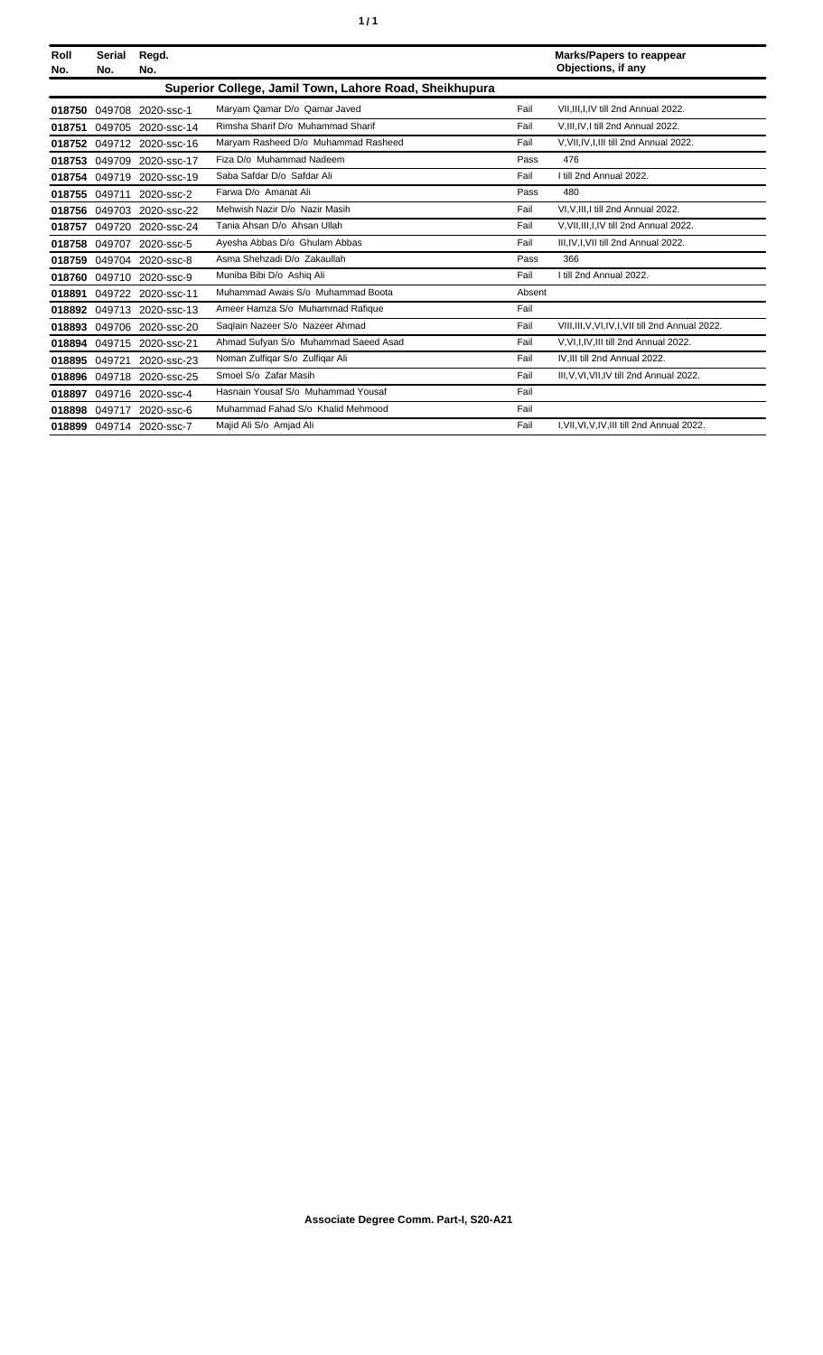| Roll No. | Serial No. | Regd. No. | | | Marks/Papers to reappear Objections, if any |
|---|---|---|---|---|---|
| **Superior College, Jamil Town, Lahore Road, Sheikhupura** | | | | | |
| **018750** | 049708 | 2020-ssc-1 | Maryam Qamar D/o Qamar Javed | Fail | VII,III,I,IV till 2nd Annual 2022. |
| **018751** | 049705 | 2020-ssc-14 | Rimsha Sharif D/o Muhammad Sharif | Fail | V,III,IV,I till 2nd Annual 2022. |
| **018752** | 049712 | 2020-ssc-16 | Maryam Rasheed D/o Muhammad Rasheed | Fail | V,VII,IV,I,III till 2nd Annual 2022. |
| **018753** | 049709 | 2020-ssc-17 | Fiza D/o Muhammad Nadeem | Pass | 476 |
| **018754** | 049719 | 2020-ssc-19 | Saba Safdar D/o Safdar Ali | Fail | I till 2nd Annual 2022. |
| **018755** | 049711 | 2020-ssc-2 | Farwa D/o Amanat Ali | Pass | 480 |
| **018756** | 049703 | 2020-ssc-22 | Mehwish Nazir D/o Nazir Masih | Fail | VI,V,III,I till 2nd Annual 2022. |
| **018757** | 049720 | 2020-ssc-24 | Tania Ahsan D/o Ahsan Ullah | Fail | V,VII,III,I,IV till 2nd Annual 2022. |
| **018758** | 049707 | 2020-ssc-5 | Ayesha Abbas D/o Ghulam Abbas | Fail | III,IV,I,VII till 2nd Annual 2022. |
| **018759** | 049704 | 2020-ssc-8 | Asma Shehzadi D/o Zakaullah | Pass | 366 |
| **018760** | 049710 | 2020-ssc-9 | Muniba Bibi D/o Ashiq Ali | Fail | I till 2nd Annual 2022. |
| **018891** | 049722 | 2020-ssc-11 | Muhammad Awais S/o Muhammad Boota | Absent | |
| **018892** | 049713 | 2020-ssc-13 | Ameer Hamza S/o Muhammad Rafique | Fail | |
| **018893** | 049706 | 2020-ssc-20 | Saqlain Nazeer S/o Nazeer Ahmad | Fail | VIII,III,V,VI,IV,I,VII till 2nd Annual 2022. |
| **018894** | 049715 | 2020-ssc-21 | Ahmad Sufyan S/o Muhammad Saeed Asad | Fail | V,VI,I,IV,III till 2nd Annual 2022. |
| **018895** | 049721 | 2020-ssc-23 | Noman Zulfiqar S/o Zulfiqar Ali | Fail | IV,III till 2nd Annual 2022. |
| **018896** | 049718 | 2020-ssc-25 | Smoel S/o Zafar Masih | Fail | III,V,VI,VII,IV till 2nd Annual 2022. |
| **018897** | 049716 | 2020-ssc-4 | Hasnain Yousaf S/o Muhammad Yousaf | Fail | |
| **018898** | 049717 | 2020-ssc-6 | Muhammad Fahad S/o Khalid Mehmood | Fail | |
| **018899** | 049714 | 2020-ssc-7 | Majid Ali S/o Amjad Ali | Fail | I,VII,VI,V,IV,III till 2nd Annual 2022. |

**Associate Degree Comm. Part-I, S20-A21**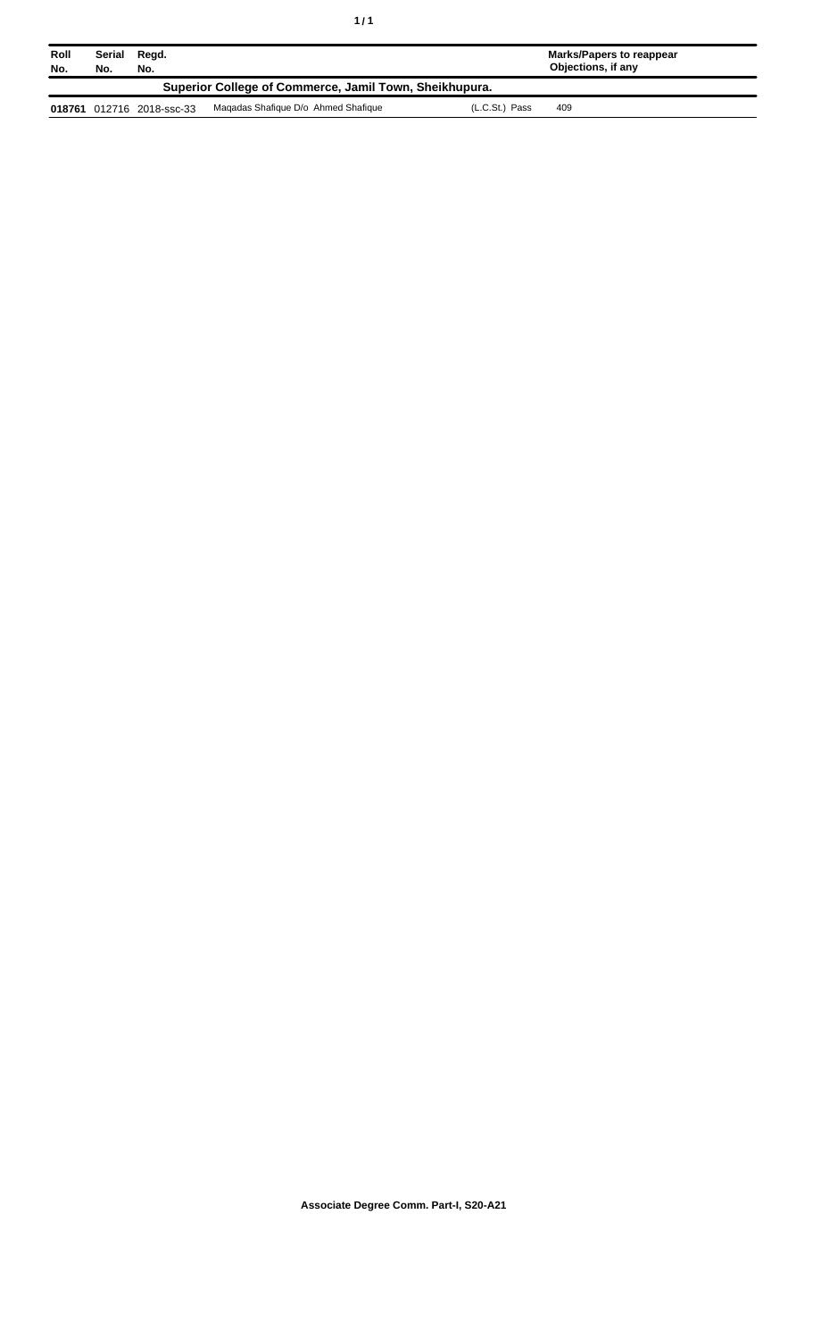| Roll No. | Serial No. | Regd. No. | | | Marks/Papers to reappear Objections, if any |
|---|---|---|---|---|---|
| **Superior College of Commerce, Jamil Town, Sheikhupura.** | | | | | |
| **018761** | 012716 | 2018-ssc-33 | Maqadas Shafique D/o Ahmed Shafique | (L.C.St.) Pass | 409 |

**Associate Degree Comm. Part-I, S20-A21**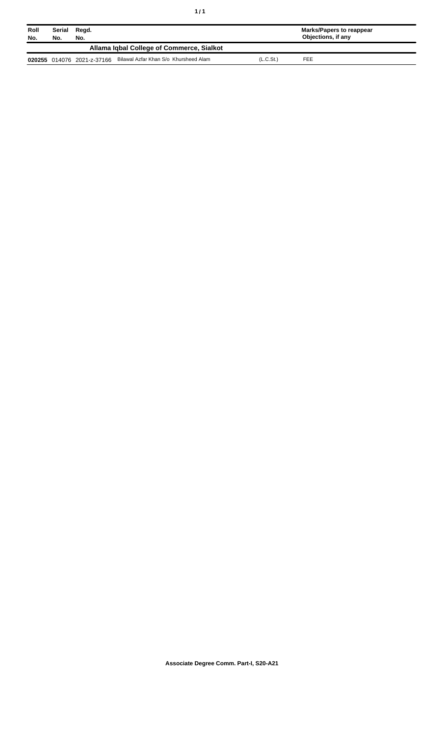| Roll No. | Serial No. | Regd. No. | | | Marks/Papers to reappear Objections, if any |
|---|---|---|---|---|---|
| **Allama Iqbal College of Commerce, Sialkot** | | | | | |
| **020255** | 014076 | 2021-z-37166 | Bilawal Azfar Khan S/o Khursheed Alam | (L.C.St.) | FEE |

**Associate Degree Comm. Part-I, S20-A21**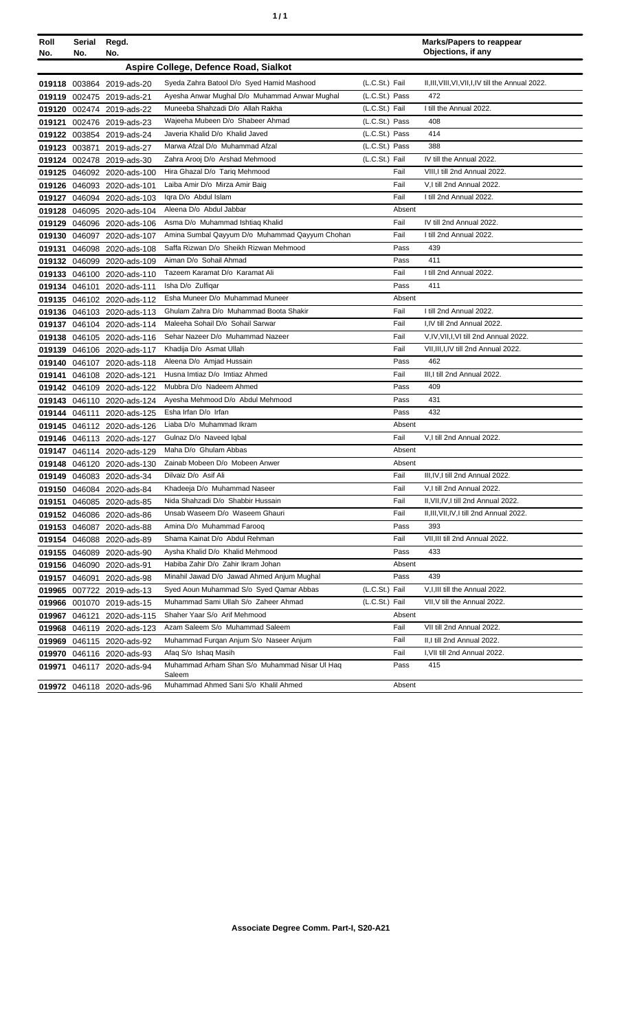| Roll No. | Serial No. | Regd. No. | | | Marks/Papers to reappear Objections, if any |
|---|---|---|---|---|---|
| **Aspire College, Defence Road, Sialkot** | | | | | |
| 019118 | 003864 | 2019-ads-20 | Syeda Zahra Batool D/o Syed Hamid Mashood | (L.C.St.) Fail | II,III,VIII,VI,VII,I,IV till the Annual 2022. |
| 019119 | 002475 | 2019-ads-21 | Ayesha Anwar Mughal D/o Muhammad Anwar Mughal | (L.C.St.) Pass | 472 |
| 019120 | 002474 | 2019-ads-22 | Muneeba Shahzadi D/o Allah Rakha | (L.C.St.) Fail | I till the Annual 2022. |
| 019121 | 002476 | 2019-ads-23 | Wajeeha Mubeen D/o Shabeer Ahmad | (L.C.St.) Pass | 408 |
| 019122 | 003854 | 2019-ads-24 | Javeria Khalid D/o Khalid Javed | (L.C.St.) Pass | 414 |
| 019123 | 003871 | 2019-ads-27 | Marwa Afzal D/o Muhammad Afzal | (L.C.St.) Pass | 388 |
| 019124 | 002478 | 2019-ads-30 | Zahra Arooj D/o Arshad Mehmood | (L.C.St.) Fail | IV till the Annual 2022. |
| 019125 | 046092 | 2020-ads-100 | Hira Ghazal D/o Tariq Mehmood | Fail | VIII,I till 2nd Annual 2022. |
| 019126 | 046093 | 2020-ads-101 | Laiba Amir D/o Mirza Amir Baig | Fail | V,I till 2nd Annual 2022. |
| 019127 | 046094 | 2020-ads-103 | Iqra D/o Abdul Islam | Fail | I till 2nd Annual 2022. |
| 019128 | 046095 | 2020-ads-104 | Aleena D/o Abdul Jabbar | Absent | |
| 019129 | 046096 | 2020-ads-106 | Asma D/o Muhammad Ishtiaq Khalid | Fail | IV till 2nd Annual 2022. |
| 019130 | 046097 | 2020-ads-107 | Amina Sumbal Qayyum D/o Muhammad Qayyum Chohan | Fail | I till 2nd Annual 2022. |
| 019131 | 046098 | 2020-ads-108 | Saffa Rizwan D/o Sheikh Rizwan Mehmood | Pass | 439 |
| 019132 | 046099 | 2020-ads-109 | Aiman D/o Sohail Ahmad | Pass | 411 |
| 019133 | 046100 | 2020-ads-110 | Tazeem Karamat D/o Karamat Ali | Fail | I till 2nd Annual 2022. |
| 019134 | 046101 | 2020-ads-111 | Isha D/o Zulfiqar | Pass | 411 |
| 019135 | 046102 | 2020-ads-112 | Esha Muneer D/o Muhammad Muneer | Absent | |
| 019136 | 046103 | 2020-ads-113 | Ghulam Zahra D/o Muhammad Boota Shakir | Fail | I till 2nd Annual 2022. |
| 019137 | 046104 | 2020-ads-114 | Maleeha Sohail D/o Sohail Sarwar | Fail | I,IV till 2nd Annual 2022. |
| 019138 | 046105 | 2020-ads-116 | Sehar Nazeer D/o Muhammad Nazeer | Fail | V,IV,VII,I,VI till 2nd Annual 2022. |
| 019139 | 046106 | 2020-ads-117 | Khadija D/o Asmat Ullah | Fail | VII,III,I,IV till 2nd Annual 2022. |
| 019140 | 046107 | 2020-ads-118 | Aleena D/o Amjad Hussain | Pass | 462 |
| 019141 | 046108 | 2020-ads-121 | Husna Imtiaz D/o Imtiaz Ahmed | Fail | III,I till 2nd Annual 2022. |
| 019142 | 046109 | 2020-ads-122 | Mubbra D/o Nadeem Ahmed | Pass | 409 |
| 019143 | 046110 | 2020-ads-124 | Ayesha Mehmood D/o Abdul Mehmood | Pass | 431 |
| 019144 | 046111 | 2020-ads-125 | Esha Irfan D/o Irfan | Pass | 432 |
| 019145 | 046112 | 2020-ads-126 | Liaba D/o Muhammad Ikram | Absent | |
| 019146 | 046113 | 2020-ads-127 | Gulnaz D/o Naveed Iqbal | Fail | V,I till 2nd Annual 2022. |
| 019147 | 046114 | 2020-ads-129 | Maha D/o Ghulam Abbas | Absent | |
| 019148 | 046120 | 2020-ads-130 | Zainab Mobeen D/o Mobeen Anwer | Absent | |
| 019149 | 046083 | 2020-ads-34 | Dilvaiz D/o Asif Ali | Fail | III,IV,I till 2nd Annual 2022. |
| 019150 | 046084 | 2020-ads-84 | Khadeeja D/o Muhammad Naseer | Fail | V,I till 2nd Annual 2022. |
| 019151 | 046085 | 2020-ads-85 | Nida Shahzadi D/o Shabbir Hussain | Fail | II,VII,IV,I till 2nd Annual 2022. |
| 019152 | 046086 | 2020-ads-86 | Unsab Waseem D/o Waseem Ghauri | Fail | II,III,VII,IV,I till 2nd Annual 2022. |
| 019153 | 046087 | 2020-ads-88 | Amina D/o Muhammad Farooq | Pass | 393 |
| 019154 | 046088 | 2020-ads-89 | Shama Kainat D/o Abdul Rehman | Fail | VII,III till 2nd Annual 2022. |
| 019155 | 046089 | 2020-ads-90 | Aysha Khalid D/o Khalid Mehmood | Pass | 433 |
| 019156 | 046090 | 2020-ads-91 | Habiba Zahir D/o Zahir Ikram Johan | Absent | |
| 019157 | 046091 | 2020-ads-98 | Minahil Jawad D/o Jawad Ahmed Anjum Mughal | Pass | 439 |
| 019965 | 007722 | 2019-ads-13 | Syed Aoun Muhammad S/o Syed Qamar Abbas | (L.C.St.) Fail | V,I,III till the Annual 2022. |
| 019966 | 001070 | 2019-ads-15 | Muhammad Sami Ullah S/o Zaheer Ahmad | (L.C.St.) Fail | VII,V till the Annual 2022. |
| 019967 | 046121 | 2020-ads-115 | Shaher Yaar S/o Arif Mehmood | Absent | |
| 019968 | 046119 | 2020-ads-123 | Azam Saleem S/o Muhammad Saleem | Fail | VII till 2nd Annual 2022. |
| 019969 | 046115 | 2020-ads-92 | Muhammad Furqan Anjum S/o Naseer Anjum | Fail | II,I till 2nd Annual 2022. |
| 019970 | 046116 | 2020-ads-93 | Afaq S/o Ishaq Masih | Fail | I,VII till 2nd Annual 2022. |
| 019971 | 046117 | 2020-ads-94 | Muhammad Arham Shan S/o Muhammad Nisar Ul Haq Saleem | Pass | 415 |
| 019972 | 046118 | 2020-ads-96 | Muhammad Ahmed Sani S/o Khalil Ahmed | Absent | |

**Associate Degree Comm. Part-I, S20-A21**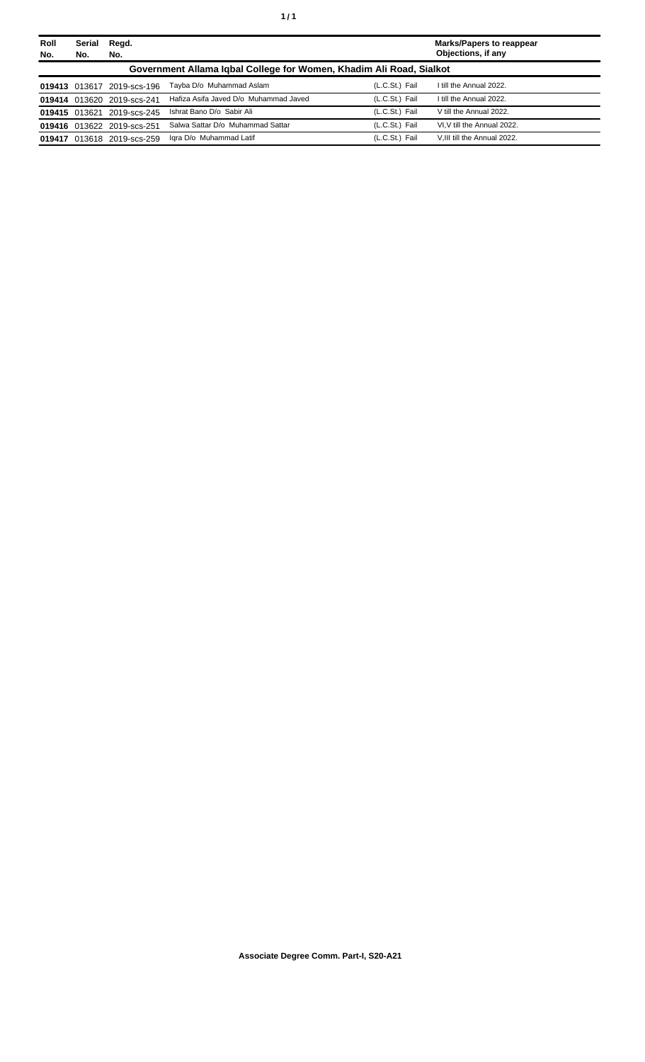| Roll No. | Serial No. | Regd. No. | | | Marks/Papers to reappear Objections, if any |
|---|---|---|---|---|---|
| **Government Allama Iqbal College for Women, Khadim Ali Road, Sialkot** | | | | | |
| **019413** | 013617 | 2019-scs-196 | Tayba D/o Muhammad Aslam | (L.C.St.) Fail | I till the Annual 2022. |
| **019414** | 013620 | 2019-scs-241 | Hafiza Asifa Javed D/o Muhammad Javed | (L.C.St.) Fail | I till the Annual 2022. |
| **019415** | 013621 | 2019-scs-245 | Ishrat Bano D/o Sabir Ali | (L.C.St.) Fail | V till the Annual 2022. |
| **019416** | 013622 | 2019-scs-251 | Salwa Sattar D/o Muhammad Sattar | (L.C.St.) Fail | VI,V till the Annual 2022. |
| **019417** | 013618 | 2019-scs-259 | Iqra D/o Muhammad Latif | (L.C.St.) Fail | V,III till the Annual 2022. |

**Associate Degree Comm. Part-I, S20-A21**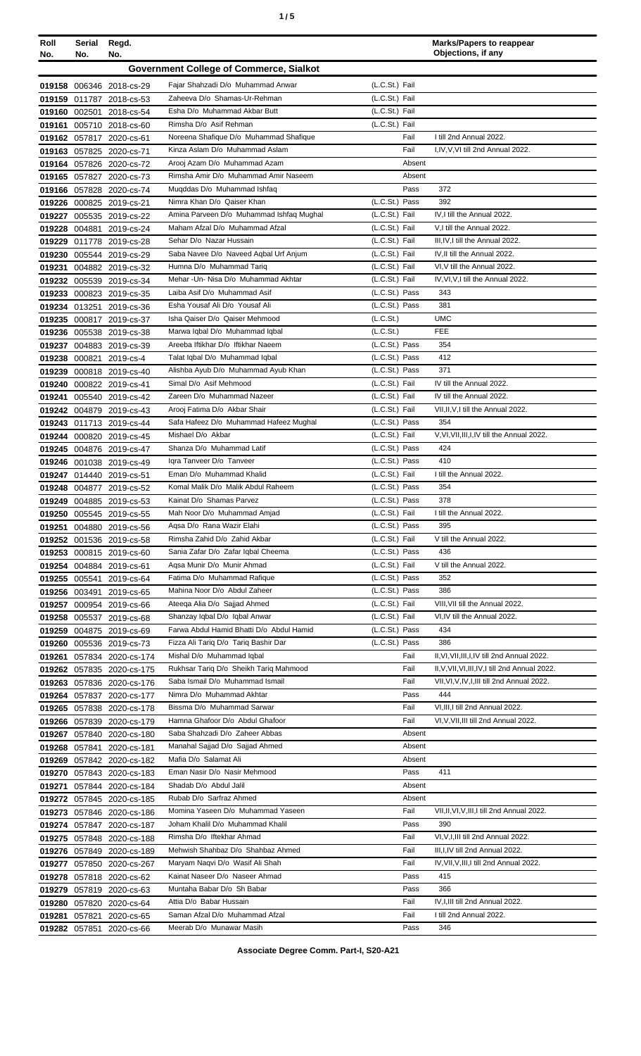| Roll No. | Serial No. | Regd. No. | | | Marks/Papers to reappear Objections, if any |
|---|---|---|---|---|---|
| **Government College of Commerce, Sialkot** | | | | | |
| 019158 | 006346 | 2018-cs-29 | Fajar Shahzadi D/o Muhammad Anwar | (L.C.St.) Fail | |
| 019159 | 011787 | 2018-cs-53 | Zaheeva D/o Shamas-Ur-Rehman | (L.C.St.) Fail | |
| 019160 | 002501 | 2018-cs-54 | Esha D/o Muhammad Akbar Butt | (L.C.St.) Fail | |
| 019161 | 005710 | 2018-cs-60 | Rimsha D/o Asif Rehman | (L.C.St.) Fail | |
| 019162 | 057817 | 2020-cs-61 | Noreena Shafique D/o Muhammad Shafique | Fail | I till 2nd Annual 2022. |
| 019163 | 057825 | 2020-cs-71 | Kinza Aslam D/o Muhammad Aslam | Fail | I,IV,V,VI till 2nd Annual 2022. |
| 019164 | 057826 | 2020-cs-72 | Arooj Azam D/o Muhammad Azam | Absent | |
| 019165 | 057827 | 2020-cs-73 | Rimsha Amir D/o Muhammad Amir Naseem | Absent | |
| 019166 | 057828 | 2020-cs-74 | Muqddas D/o Muhammad Ishfaq | Pass | 372 |
| 019226 | 000825 | 2019-cs-21 | Nimra Khan D/o Qaiser Khan | (L.C.St.) Pass | 392 |
| 019227 | 005535 | 2019-cs-22 | Amina Parveen D/o Muhammad Ishfaq Mughal | (L.C.St.) Fail | IV,I till the Annual 2022. |
| 019228 | 004881 | 2019-cs-24 | Maham Afzal D/o Muhammad Afzal | (L.C.St.) Fail | V,I till the Annual 2022. |
| 019229 | 011778 | 2019-cs-28 | Sehar D/o Nazar Hussain | (L.C.St.) Fail | III,IV,I till the Annual 2022. |
| 019230 | 005544 | 2019-cs-29 | Saba Navee D/o Naveed Aqbal Urf Anjum | (L.C.St.) Fail | IV,II till the Annual 2022. |
| 019231 | 004882 | 2019-cs-32 | Humna D/o Muhammad Tariq | (L.C.St.) Fail | VI,V till the Annual 2022. |
| 019232 | 005539 | 2019-cs-34 | Mehar -Un- Nisa D/o Muhammad Akhtar | (L.C.St.) Fail | IV,VI,V,I till the Annual 2022. |
| 019233 | 000823 | 2019-cs-35 | Laiba Asif D/o Muhammad Asif | (L.C.St.) Pass | 343 |
| 019234 | 013251 | 2019-cs-36 | Esha Yousaf Ali D/o Yousaf Ali | (L.C.St.) Pass | 381 |
| 019235 | 000817 | 2019-cs-37 | Isha Qaiser D/o Qaiser Mehmood | (L.C.St.) | UMC |
| 019236 | 005538 | 2019-cs-38 | Marwa Iqbal D/o Muhammad Iqbal | (L.C.St.) | FEE |
| 019237 | 004883 | 2019-cs-39 | Areeba Iftikhar D/o Iftikhar Naeem | (L.C.St.) Pass | 354 |
| 019238 | 000821 | 2019-cs-4 | Talat Iqbal D/o Muhammad Iqbal | (L.C.St.) Pass | 412 |
| 019239 | 000818 | 2019-cs-40 | Alishba Ayub D/o Muhammad Ayub Khan | (L.C.St.) Pass | 371 |
| 019240 | 000822 | 2019-cs-41 | Simal D/o Asif Mehmood | (L.C.St.) Fail | IV till the Annual 2022. |
| 019241 | 005540 | 2019-cs-42 | Zareen D/o Muhammad Nazeer | (L.C.St.) Fail | IV till the Annual 2022. |
| 019242 | 004879 | 2019-cs-43 | Arooj Fatima D/o Akbar Shair | (L.C.St.) Fail | VII,II,V,I till the Annual 2022. |
| 019243 | 011713 | 2019-cs-44 | Safa Hafeez D/o Muhammad Hafeez Mughal | (L.C.St.) Pass | 354 |
| 019244 | 000820 | 2019-cs-45 | Mishael D/o Akbar | (L.C.St.) Fail | V,VI,VII,III,I,IV till the Annual 2022. |
| 019245 | 004876 | 2019-cs-47 | Shanza D/o Muhammad Latif | (L.C.St.) Pass | 424 |
| 019246 | 001038 | 2019-cs-49 | Iqra Tanveer D/o Tanveer | (L.C.St.) Pass | 410 |
| 019247 | 014440 | 2019-cs-51 | Eman D/o Muhammad Khalid | (L.C.St.) Fail | I till the Annual 2022. |
| 019248 | 004877 | 2019-cs-52 | Komal Malik D/o Malik Abdul Raheem | (L.C.St.) Pass | 354 |
| 019249 | 004885 | 2019-cs-53 | Kainat D/o Shamas Parvez | (L.C.St.) Pass | 378 |
| 019250 | 005545 | 2019-cs-55 | Mah Noor D/o Muhammad Amjad | (L.C.St.) Fail | I till the Annual 2022. |
| 019251 | 004880 | 2019-cs-56 | Aqsa D/o Rana Wazir Elahi | (L.C.St.) Pass | 395 |
| 019252 | 001536 | 2019-cs-58 | Rimsha Zahid D/o Zahid Akbar | (L.C.St.) Fail | V till the Annual 2022. |
| 019253 | 000815 | 2019-cs-60 | Sania Zafar D/o Zafar Iqbal Cheema | (L.C.St.) Pass | 436 |
| 019254 | 004884 | 2019-cs-61 | Aqsa Munir D/o Munir Ahmad | (L.C.St.) Fail | V till the Annual 2022. |
| 019255 | 005541 | 2019-cs-64 | Fatima D/o Muhammad Rafique | (L.C.St.) Pass | 352 |
| 019256 | 003491 | 2019-cs-65 | Mahina Noor D/o Abdul Zaheer | (L.C.St.) Pass | 386 |
| 019257 | 000954 | 2019-cs-66 | Ateeqa Alia D/o Sajjad Ahmed | (L.C.St.) Fail | VIII,VII till the Annual 2022. |
| 019258 | 005537 | 2019-cs-68 | Shanzay Iqbal D/o Iqbal Anwar | (L.C.St.) Fail | VI,IV till the Annual 2022. |
| 019259 | 004875 | 2019-cs-69 | Farwa Abdul Hamid Bhatti D/o Abdul Hamid | (L.C.St.) Pass | 434 |
| 019260 | 005536 | 2019-cs-73 | Fizza Ali Tariq D/o Tariq Bashir Dar | (L.C.St.) Pass | 386 |
| 019261 | 057834 | 2020-cs-174 | Mishal D/o Muhammad Iqbal | Fail | II,VI,VII,III,I,IV till 2nd Annual 2022. |
| 019262 | 057835 | 2020-cs-175 | Rukhsar Tariq D/o Sheikh Tariq Mahmood | Fail | II,V,VII,VI,III,IV,I till 2nd Annual 2022. |
| 019263 | 057836 | 2020-cs-176 | Saba Ismail D/o Muhammad Ismail | Fail | VII,VI,V,IV,I,III till 2nd Annual 2022. |
| 019264 | 057837 | 2020-cs-177 | Nimra D/o Muhammad Akhtar | Pass | 444 |
| 019265 | 057838 | 2020-cs-178 | Bissma D/o Muhammad Sarwar | Fail | VI,III,I till 2nd Annual 2022. |
| 019266 | 057839 | 2020-cs-179 | Hamna Ghafoor D/o Abdul Ghafoor | Fail | VI,V,VII,III till 2nd Annual 2022. |
| 019267 | 057840 | 2020-cs-180 | Saba Shahzadi D/o Zaheer Abbas | Absent | |
| 019268 | 057841 | 2020-cs-181 | Manahal Sajjad D/o Sajjad Ahmed | Absent | |
| 019269 | 057842 | 2020-cs-182 | Mafia D/o Salamat Ali | Absent | |
| 019270 | 057843 | 2020-cs-183 | Eman Nasir D/o Nasir Mehmood | Pass | 411 |
| 019271 | 057844 | 2020-cs-184 | Shadab D/o Abdul Jalil | Absent | |
| 019272 | 057845 | 2020-cs-185 | Rubab D/o Sarfraz Ahmed | Absent | |
| 019273 | 057846 | 2020-cs-186 | Momina Yaseen D/o Muhammad Yaseen | Fail | VII,II,VI,V,III,I till 2nd Annual 2022. |
| 019274 | 057847 | 2020-cs-187 | Joham Khalil D/o Muhammad Khalil | Pass | 390 |
| 019275 | 057848 | 2020-cs-188 | Rimsha D/o Iftekhar Ahmad | Fail | VI,V,I,III till 2nd Annual 2022. |
| 019276 | 057849 | 2020-cs-189 | Mehwish Shahbaz D/o Shahbaz Ahmed | Fail | III,I,IV till 2nd Annual 2022. |
| 019277 | 057850 | 2020-cs-267 | Maryam Naqvi D/o Wasif Ali Shah | Fail | IV,VII,V,III,I till 2nd Annual 2022. |
| 019278 | 057818 | 2020-cs-62 | Kainat Naseer D/o Naseer Ahmad | Pass | 415 |
| 019279 | 057819 | 2020-cs-63 | Muntaha Babar D/o Sh Babar | Pass | 366 |
| 019280 | 057820 | 2020-cs-64 | Attia D/o Babar Hussain | Fail | IV,I,III till 2nd Annual 2022. |
| 019281 | 057821 | 2020-cs-65 | Saman Afzal D/o Muhammad Afzal | Fail | I till 2nd Annual 2022. |
| 019282 | 057851 | 2020-cs-66 | Meerab D/o Munawar Masih | Pass | 346 |

**Associate Degree Comm. Part-I, S20-A21**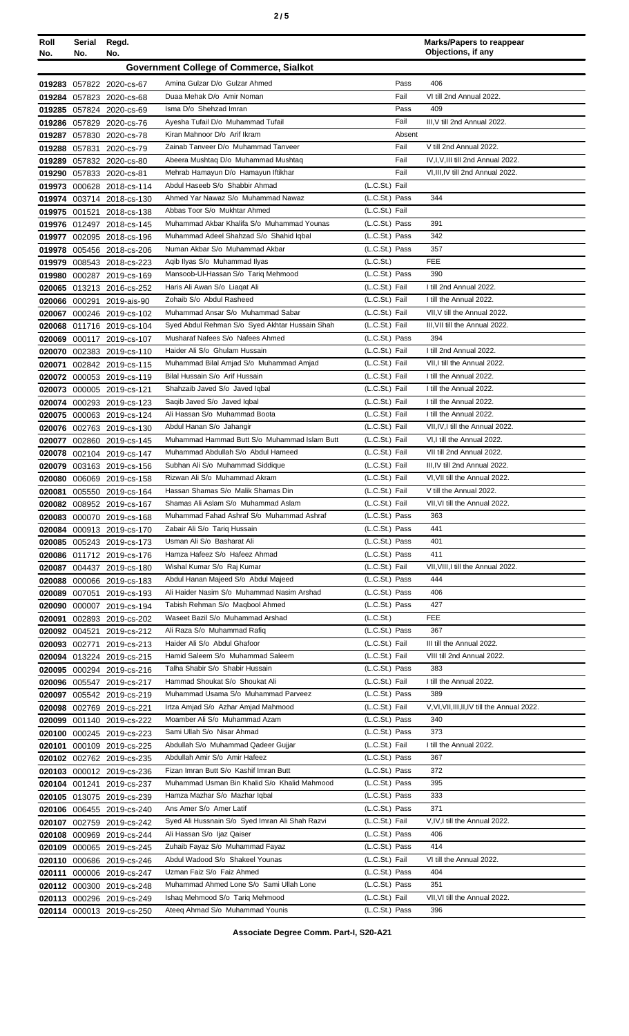| Roll No. | Serial No. | Regd. No. | | | Marks/Papers to reappear Objections, if any |
|---|---|---|---|---|---|
| **Government College of Commerce, Sialkot** | | | | | |
| 019283 | 057822 | 2020-cs-67 | Amina Gulzar D/o Gulzar Ahmed | Pass | 406 |
| 019284 | 057823 | 2020-cs-68 | Duaa Mehak D/o Amir Noman | Fail | VI till 2nd Annual 2022. |
| 019285 | 057824 | 2020-cs-69 | Isma D/o Shehzad Imran | Pass | 409 |
| 019286 | 057829 | 2020-cs-76 | Ayesha Tufail D/o Muhammad Tufail | Fail | III,V till 2nd Annual 2022. |
| 019287 | 057830 | 2020-cs-78 | Kiran Mahnoor D/o Arif Ikram | Absent | |
| 019288 | 057831 | 2020-cs-79 | Zainab Tanveer D/o Muhammad Tanveer | Fail | V till 2nd Annual 2022. |
| 019289 | 057832 | 2020-cs-80 | Abeera Mushtaq D/o Muhammad Mushtaq | Fail | IV,I,V,III till 2nd Annual 2022. |
| 019290 | 057833 | 2020-cs-81 | Mehrab Hamayun D/o Hamayun Iftikhar | Fail | VI,III,IV till 2nd Annual 2022. |
| 019973 | 000628 | 2018-cs-114 | Abdul Haseeb S/o Shabbir Ahmad | (L.C.St.) Fail | |
| 019974 | 003714 | 2018-cs-130 | Ahmed Yar Nawaz S/o Muhammad Nawaz | (L.C.St.) Pass | 344 |
| 019975 | 001521 | 2018-cs-138 | Abbas Toor S/o Mukhtar Ahmed | (L.C.St.) Fail | |
| 019976 | 012497 | 2018-cs-145 | Muhammad Akbar Khalifa S/o Muhammad Younas | (L.C.St.) Pass | 391 |
| 019977 | 002095 | 2018-cs-196 | Muhammad Adeel Shahzad S/o Shahid Iqbal | (L.C.St.) Pass | 342 |
| 019978 | 005456 | 2018-cs-206 | Numan Akbar S/o Muhammad Akbar | (L.C.St.) Pass | 357 |
| 019979 | 008543 | 2018-cs-223 | Aqib Ilyas S/o Muhammad Ilyas | (L.C.St.) | FEE |
| 019980 | 000287 | 2019-cs-169 | Mansoob-Ul-Hassan S/o Tariq Mehmood | (L.C.St.) Pass | 390 |
| 020065 | 013213 | 2016-cs-252 | Haris Ali Awan S/o Liaqat Ali | (L.C.St.) Fail | I till 2nd Annual 2022. |
| 020066 | 000291 | 2019-ais-90 | Zohaib S/o Abdul Rasheed | (L.C.St.) Fail | I till the Annual 2022. |
| 020067 | 000246 | 2019-cs-102 | Muhammad Ansar S/o Muhammad Sabar | (L.C.St.) Fail | VII,V till the Annual 2022. |
| 020068 | 011716 | 2019-cs-104 | Syed Abdul Rehman S/o Syed Akhtar Hussain Shah | (L.C.St.) Fail | III,VII till the Annual 2022. |
| 020069 | 000117 | 2019-cs-107 | Musharaf Nafees S/o Nafees Ahmed | (L.C.St.) Pass | 394 |
| 020070 | 002383 | 2019-cs-110 | Haider Ali S/o Ghulam Hussain | (L.C.St.) Fail | I till 2nd Annual 2022. |
| 020071 | 002842 | 2019-cs-115 | Muhammad Bilal Amjad S/o Muhammad Amjad | (L.C.St.) Fail | VII,I till the Annual 2022. |
| 020072 | 000053 | 2019-cs-119 | Bilal Hussain S/o Arif Hussain | (L.C.St.) Fail | I till the Annual 2022. |
| 020073 | 000005 | 2019-cs-121 | Shahzaib Javed S/o Javed Iqbal | (L.C.St.) Fail | I till the Annual 2022. |
| 020074 | 000293 | 2019-cs-123 | Saqib Javed S/o Javed Iqbal | (L.C.St.) Fail | I till the Annual 2022. |
| 020075 | 000063 | 2019-cs-124 | Ali Hassan S/o Muhammad Boota | (L.C.St.) Fail | I till the Annual 2022. |
| 020076 | 002763 | 2019-cs-130 | Abdul Hanan S/o Jahangir | (L.C.St.) Fail | VII,IV,I till the Annual 2022. |
| 020077 | 002860 | 2019-cs-145 | Muhammad Hammad Butt S/o Muhammad Islam Butt | (L.C.St.) Fail | VI,I till the Annual 2022. |
| 020078 | 002104 | 2019-cs-147 | Muhammad Abdullah S/o Abdul Hameed | (L.C.St.) Fail | VII till 2nd Annual 2022. |
| 020079 | 003163 | 2019-cs-156 | Subhan Ali S/o Muhammad Siddique | (L.C.St.) Fail | III,IV till 2nd Annual 2022. |
| 020080 | 006069 | 2019-cs-158 | Rizwan Ali S/o Muhammad Akram | (L.C.St.) Fail | VI,VII till the Annual 2022. |
| 020081 | 005550 | 2019-cs-164 | Hassan Shamas S/o Malik Shamas Din | (L.C.St.) Fail | V till the Annual 2022. |
| 020082 | 008952 | 2019-cs-167 | Shamas Ali Aslam S/o Muhammad Aslam | (L.C.St.) Fail | VII,VI till the Annual 2022. |
| 020083 | 000070 | 2019-cs-168 | Muhammad Fahad Ashraf S/o Muhammad Ashraf | (L.C.St.) Pass | 363 |
| 020084 | 000913 | 2019-cs-170 | Zabair Ali S/o Tariq Hussain | (L.C.St.) Pass | 441 |
| 020085 | 005243 | 2019-cs-173 | Usman Ali S/o Basharat Ali | (L.C.St.) Pass | 401 |
| 020086 | 011712 | 2019-cs-176 | Hamza Hafeez S/o Hafeez Ahmad | (L.C.St.) Pass | 411 |
| 020087 | 004437 | 2019-cs-180 | Wishal Kumar S/o Raj Kumar | (L.C.St.) Fail | VII,VIII,I till the Annual 2022. |
| 020088 | 000066 | 2019-cs-183 | Abdul Hanan Majeed S/o Abdul Majeed | (L.C.St.) Pass | 444 |
| 020089 | 007051 | 2019-cs-193 | Ali Haider Nasim S/o Muhammad Nasim Arshad | (L.C.St.) Pass | 406 |
| 020090 | 000007 | 2019-cs-194 | Tabish Rehman S/o Maqbool Ahmed | (L.C.St.) Pass | 427 |
| 020091 | 002893 | 2019-cs-202 | Waseet Bazil S/o Muhammad Arshad | (L.C.St.) | FEE |
| 020092 | 004521 | 2019-cs-212 | Ali Raza S/o Muhammad Rafiq | (L.C.St.) Pass | 367 |
| 020093 | 002771 | 2019-cs-213 | Haider Ali S/o Abdul Ghafoor | (L.C.St.) Fail | III till the Annual 2022. |
| 020094 | 013224 | 2019-cs-215 | Hamid Saleem S/o Muhammad Saleem | (L.C.St.) Fail | VIII till 2nd Annual 2022. |
| 020095 | 000294 | 2019-cs-216 | Talha Shabir S/o Shabir Hussain | (L.C.St.) Pass | 383 |
| 020096 | 005547 | 2019-cs-217 | Hammad Shoukat S/o Shoukat Ali | (L.C.St.) Fail | I till the Annual 2022. |
| 020097 | 005542 | 2019-cs-219 | Muhammad Usama S/o Muhammad Parveez | (L.C.St.) Pass | 389 |
| 020098 | 002769 | 2019-cs-221 | Irtza Amjad S/o Azhar Amjad Mahmood | (L.C.St.) Fail | V,VI,VII,III,II,IV till the Annual 2022. |
| 020099 | 001140 | 2019-cs-222 | Moamber Ali S/o Muhammad Azam | (L.C.St.) Pass | 340 |
| 020100 | 000245 | 2019-cs-223 | Sami Ullah S/o Nisar Ahmad | (L.C.St.) Pass | 373 |
| 020101 | 000109 | 2019-cs-225 | Abdullah S/o Muhammad Qadeer Gujjar | (L.C.St.) Fail | I till the Annual 2022. |
| 020102 | 002762 | 2019-cs-235 | Abdullah Amir S/o Amir Hafeez | (L.C.St.) Pass | 367 |
| 020103 | 000012 | 2019-cs-236 | Fizan Imran Butt S/o Kashif Imran Butt | (L.C.St.) Pass | 372 |
| 020104 | 001241 | 2019-cs-237 | Muhammad Usman Bin Khalid S/o Khalid Mahmood | (L.C.St.) Pass | 395 |
| 020105 | 013075 | 2019-cs-239 | Hamza Mazhar S/o Mazhar Iqbal | (L.C.St.) Pass | 333 |
| 020106 | 006455 | 2019-cs-240 | Ans Amer S/o Amer Latif | (L.C.St.) Pass | 371 |
| 020107 | 002759 | 2019-cs-242 | Syed Ali Hussnain S/o Syed Imran Ali Shah Razvi | (L.C.St.) Fail | V,IV,I till the Annual 2022. |
| 020108 | 000969 | 2019-cs-244 | Ali Hassan S/o Ijaz Qaiser | (L.C.St.) Pass | 406 |
| 020109 | 000065 | 2019-cs-245 | Zuhaib Fayaz S/o Muhammad Fayaz | (L.C.St.) Pass | 414 |
| 020110 | 000686 | 2019-cs-246 | Abdul Wadood S/o Shakeel Younas | (L.C.St.) Fail | VI till the Annual 2022. |
| 020111 | 000006 | 2019-cs-247 | Uzman Faiz S/o Faiz Ahmed | (L.C.St.) Pass | 404 |
| 020112 | 000300 | 2019-cs-248 | Muhammad Ahmed Lone S/o Sami Ullah Lone | (L.C.St.) Pass | 351 |
| 020113 | 000296 | 2019-cs-249 | Ishaq Mehmood S/o Tariq Mehmood | (L.C.St.) Fail | VII,VI till the Annual 2022. |
| 020114 | 000013 | 2019-cs-250 | Ateeq Ahmad S/o Muhammad Younis | (L.C.St.) Pass | 396 |

**Associate Degree Comm. Part-I, S20-A21**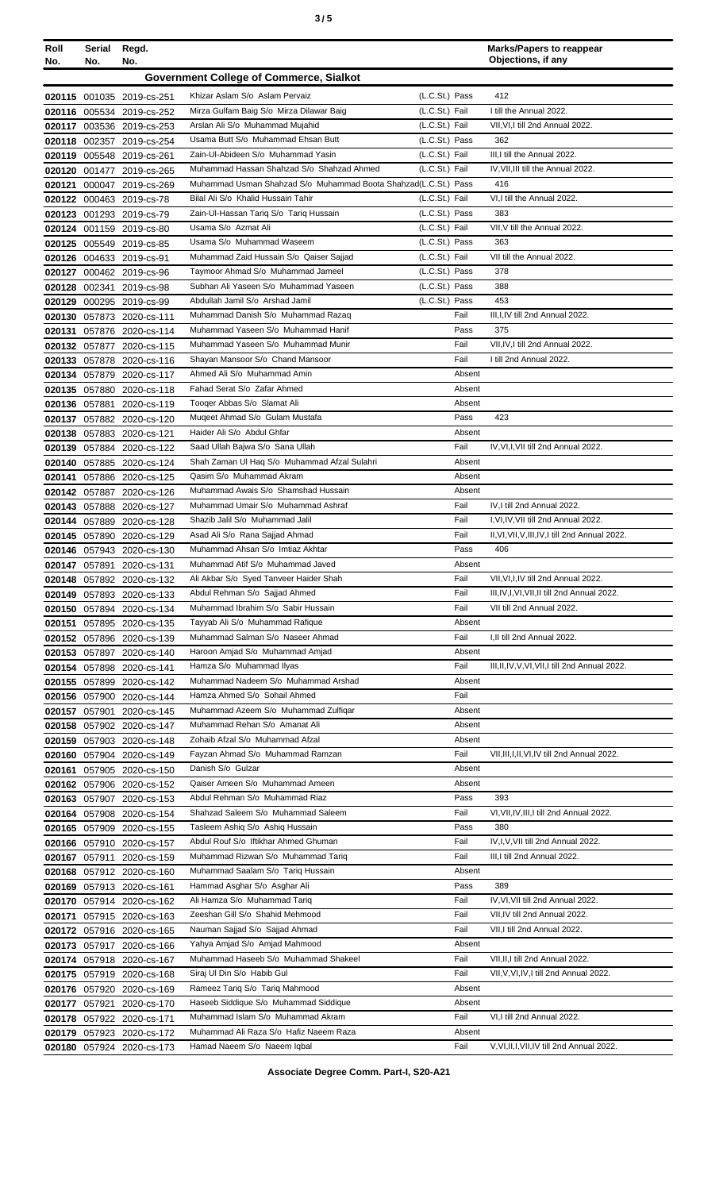| Roll No. | Serial No. | Regd. No. | | | Marks/Papers to reappear Objections, if any |
|---|---|---|---|---|---|
| **Government College of Commerce, Sialkot** | | | | | |
| 020115 | 001035 | 2019-cs-251 | Khizar Aslam S/o Aslam Pervaiz | (L.C.St.) Pass | 412 |
| 020116 | 005534 | 2019-cs-252 | Mirza Gulfam Baig S/o Mirza Dilawar Baig | (L.C.St.) Fail | I till the Annual 2022. |
| 020117 | 003536 | 2019-cs-253 | Arslan Ali S/o Muhammad Mujahid | (L.C.St.) Fail | VII,VI,I till 2nd Annual 2022. |
| 020118 | 002357 | 2019-cs-254 | Usama Butt S/o Muhammad Ehsan Butt | (L.C.St.) Pass | 362 |
| 020119 | 005548 | 2019-cs-261 | Zain-Ul-Abideen S/o Muhammad Yasin | (L.C.St.) Fail | III,I till the Annual 2022. |
| 020120 | 001477 | 2019-cs-265 | Muhammad Hassan Shahzad S/o Shahzad Ahmed | (L.C.St.) Fail | IV,VII,III till the Annual 2022. |
| 020121 | 000047 | 2019-cs-269 | Muhammad Usman Shahzad S/o Muhammad Boota Shahzad | (L.C.St.) Pass | 416 |
| 020122 | 000463 | 2019-cs-78 | Bilal Ali S/o Khalid Hussain Tahir | (L.C.St.) Fail | VI,I till the Annual 2022. |
| 020123 | 001293 | 2019-cs-79 | Zain-Ul-Hassan Tariq S/o Tariq Hussain | (L.C.St.) Pass | 383 |
| 020124 | 001159 | 2019-cs-80 | Usama S/o Azmat Ali | (L.C.St.) Fail | VII,V till the Annual 2022. |
| 020125 | 005549 | 2019-cs-85 | Usama S/o Muhammad Waseem | (L.C.St.) Pass | 363 |
| 020126 | 004633 | 2019-cs-91 | Muhammad Zaid Hussain S/o Qaiser Sajjad | (L.C.St.) Fail | VII till the Annual 2022. |
| 020127 | 000462 | 2019-cs-96 | Taymoor Ahmad S/o Muhammad Jameel | (L.C.St.) Pass | 378 |
| 020128 | 002341 | 2019-cs-98 | Subhan Ali Yaseen S/o Muhammad Yaseen | (L.C.St.) Pass | 388 |
| 020129 | 000295 | 2019-cs-99 | Abdullah Jamil S/o Arshad Jamil | (L.C.St.) Pass | 453 |
| 020130 | 057873 | 2020-cs-111 | Muhammad Danish S/o Muhammad Razaq | Fail | III,I,IV till 2nd Annual 2022. |
| 020131 | 057876 | 2020-cs-114 | Muhammad Yaseen S/o Muhammad Hanif | Pass | 375 |
| 020132 | 057877 | 2020-cs-115 | Muhammad Yaseen S/o Muhammad Munir | Fail | VII,IV,I till 2nd Annual 2022. |
| 020133 | 057878 | 2020-cs-116 | Shayan Mansoor S/o Chand Mansoor | Fail | I till 2nd Annual 2022. |
| 020134 | 057879 | 2020-cs-117 | Ahmed Ali S/o Muhammad Amin | Absent | |
| 020135 | 057880 | 2020-cs-118 | Fahad Serat S/o Zafar Ahmed | Absent | |
| 020136 | 057881 | 2020-cs-119 | Tooqer Abbas S/o Slamat Ali | Absent | |
| 020137 | 057882 | 2020-cs-120 | Muqeet Ahmad S/o Gulam Mustafa | Pass | 423 |
| 020138 | 057883 | 2020-cs-121 | Haider Ali S/o Abdul Ghfar | Absent | |
| 020139 | 057884 | 2020-cs-122 | Saad Ullah Bajwa S/o Sana Ullah | Fail | IV,VI,I,VII till 2nd Annual 2022. |
| 020140 | 057885 | 2020-cs-124 | Shah Zaman Ul Haq S/o Muhammad Afzal Sulahri | Absent | |
| 020141 | 057886 | 2020-cs-125 | Qasim S/o Muhammad Akram | Absent | |
| 020142 | 057887 | 2020-cs-126 | Muhammad Awais S/o Shamshad Hussain | Absent | |
| 020143 | 057888 | 2020-cs-127 | Muhammad Umair S/o Muhammad Ashraf | Fail | IV,I till 2nd Annual 2022. |
| 020144 | 057889 | 2020-cs-128 | Shazib Jalil S/o Muhammad Jalil | Fail | I,VI,IV,VII till 2nd Annual 2022. |
| 020145 | 057890 | 2020-cs-129 | Asad Ali S/o Rana Sajjad Ahmad | Fail | II,VI,VII,V,III,IV,I till 2nd Annual 2022. |
| 020146 | 057943 | 2020-cs-130 | Muhammad Ahsan S/o Imtiaz Akhtar | Pass | 406 |
| 020147 | 057891 | 2020-cs-131 | Muhammad Atif S/o Muhammad Javed | Absent | |
| 020148 | 057892 | 2020-cs-132 | Ali Akbar S/o Syed Tanveer Haider Shah | Fail | VII,VI,I,IV till 2nd Annual 2022. |
| 020149 | 057893 | 2020-cs-133 | Abdul Rehman S/o Sajjad Ahmed | Fail | III,IV,I,VI,VII,II till 2nd Annual 2022. |
| 020150 | 057894 | 2020-cs-134 | Muhammad Ibrahim S/o Sabir Hussain | Fail | VII till 2nd Annual 2022. |
| 020151 | 057895 | 2020-cs-135 | Tayyab Ali S/o Muhammad Rafique | Absent | |
| 020152 | 057896 | 2020-cs-139 | Muhammad Salman S/o Naseer Ahmad | Fail | I,II till 2nd Annual 2022. |
| 020153 | 057897 | 2020-cs-140 | Haroon Amjad S/o Muhammad Amjad | Absent | |
| 020154 | 057898 | 2020-cs-141 | Hamza S/o Muhammad Ilyas | Fail | III,II,IV,V,VI,VII,I till 2nd Annual 2022. |
| 020155 | 057899 | 2020-cs-142 | Muhammad Nadeem S/o Muhammad Arshad | Absent | |
| 020156 | 057900 | 2020-cs-144 | Hamza Ahmed S/o Sohail Ahmed | Fail | |
| 020157 | 057901 | 2020-cs-145 | Muhammad Azeem S/o Muhammad Zulfiqar | Absent | |
| 020158 | 057902 | 2020-cs-147 | Muhammad Rehan S/o Amanat Ali | Absent | |
| 020159 | 057903 | 2020-cs-148 | Zohaib Afzal S/o Muhammad Afzal | Absent | |
| 020160 | 057904 | 2020-cs-149 | Fayzan Ahmad S/o Muhammad Ramzan | Fail | VII,III,I,II,VI,IV till 2nd Annual 2022. |
| 020161 | 057905 | 2020-cs-150 | Danish S/o Gulzar | Absent | |
| 020162 | 057906 | 2020-cs-152 | Qaiser Ameen S/o Muhammad Ameen | Absent | |
| 020163 | 057907 | 2020-cs-153 | Abdul Rehman S/o Muhammad Riaz | Pass | 393 |
| 020164 | 057908 | 2020-cs-154 | Shahzad Saleem S/o Muhammad Saleem | Fail | VI,VII,IV,III,I till 2nd Annual 2022. |
| 020165 | 057909 | 2020-cs-155 | Tasleem Ashiq S/o Ashiq Hussain | Pass | 380 |
| 020166 | 057910 | 2020-cs-157 | Abdul Rouf S/o Iftikhar Ahmed Ghuman | Fail | IV,I,V,VII till 2nd Annual 2022. |
| 020167 | 057911 | 2020-cs-159 | Muhammad Rizwan S/o Muhammad Tariq | Fail | III,I till 2nd Annual 2022. |
| 020168 | 057912 | 2020-cs-160 | Muhammad Saalam S/o Tariq Hussain | Absent | |
| 020169 | 057913 | 2020-cs-161 | Hammad Asghar S/o Asghar Ali | Pass | 389 |
| 020170 | 057914 | 2020-cs-162 | Ali Hamza S/o Muhammad Tariq | Fail | IV,VI,VII till 2nd Annual 2022. |
| 020171 | 057915 | 2020-cs-163 | Zeeshan Gill S/o Shahid Mehmood | Fail | VII,IV till 2nd Annual 2022. |
| 020172 | 057916 | 2020-cs-165 | Nauman Sajjad S/o Sajjad Ahmad | Fail | VII,I till 2nd Annual 2022. |
| 020173 | 057917 | 2020-cs-166 | Yahya Amjad S/o Amjad Mahmood | Absent | |
| 020174 | 057918 | 2020-cs-167 | Muhammad Haseeb S/o Muhammad Shakeel | Fail | VII,II,I till 2nd Annual 2022. |
| 020175 | 057919 | 2020-cs-168 | Siraj Ul Din S/o Habib Gul | Fail | VII,V,VI,IV,I till 2nd Annual 2022. |
| 020176 | 057920 | 2020-cs-169 | Rameez Tariq S/o Tariq Mahmood | Absent | |
| 020177 | 057921 | 2020-cs-170 | Haseeb Siddique S/o Muhammad Siddique | Absent | |
| 020178 | 057922 | 2020-cs-171 | Muhammad Islam S/o Muhammad Akram | Fail | VI,I till 2nd Annual 2022. |
| 020179 | 057923 | 2020-cs-172 | Muhammad Ali Raza S/o Hafiz Naeem Raza | Absent | |
| 020180 | 057924 | 2020-cs-173 | Hamad Naeem S/o Naeem Iqbal | Fail | V,VI,II,I,VII,IV till 2nd Annual 2022. |

**Associate Degree Comm. Part-I, S20-A21**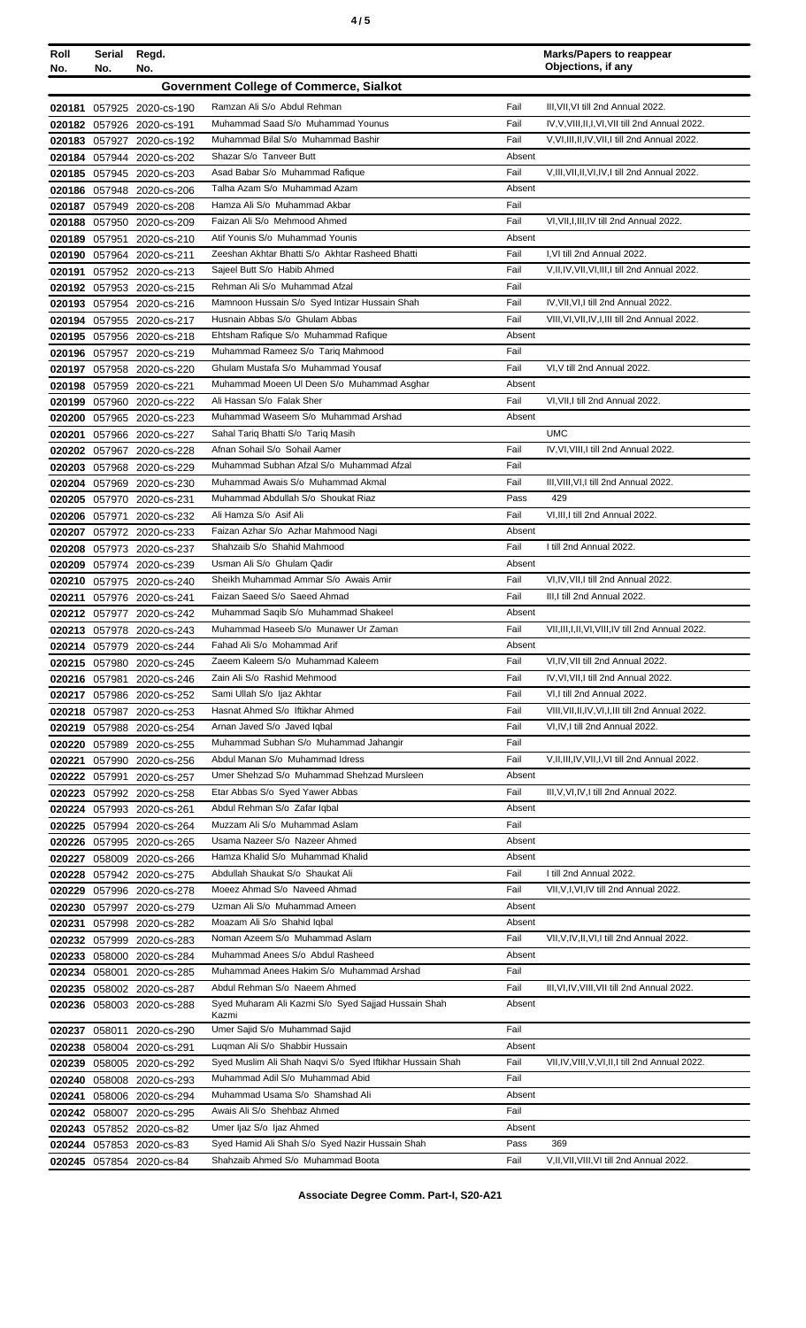| Roll No. | Serial No. | Regd. No. | | | Marks/Papers to reappear Objections, if any |
|---|---|---|---|---|---|
| **Government College of Commerce, Sialkot** | | | | | |
| 020181 | 057925 | 2020-cs-190 | Ramzan Ali S/o Abdul Rehman | Fail | III,VII,VI till 2nd Annual 2022. |
| 020182 | 057926 | 2020-cs-191 | Muhammad Saad S/o Muhammad Younus | Fail | IV,V,VIII,II,I,VI,VII till 2nd Annual 2022. |
| 020183 | 057927 | 2020-cs-192 | Muhammad Bilal S/o Muhammad Bashir | Fail | V,VI,III,II,IV,VII,I till 2nd Annual 2022. |
| 020184 | 057944 | 2020-cs-202 | Shazar S/o Tanveer Butt | Absent | |
| 020185 | 057945 | 2020-cs-203 | Asad Babar S/o Muhammad Rafique | Fail | V,III,VII,II,VI,IV,I till 2nd Annual 2022. |
| 020186 | 057948 | 2020-cs-206 | Talha Azam S/o Muhammad Azam | Absent | |
| 020187 | 057949 | 2020-cs-208 | Hamza Ali S/o Muhammad Akbar | Fail | |
| 020188 | 057950 | 2020-cs-209 | Faizan Ali S/o Mehmood Ahmed | Fail | VI,VII,I,III,IV till 2nd Annual 2022. |
| 020189 | 057951 | 2020-cs-210 | Atif Younis S/o Muhammad Younis | Absent | |
| 020190 | 057964 | 2020-cs-211 | Zeeshan Akhtar Bhatti S/o Akhtar Rasheed Bhatti | Fail | I,VI till 2nd Annual 2022. |
| 020191 | 057952 | 2020-cs-213 | Sajeel Butt S/o Habib Ahmed | Fail | V,II,IV,VII,VI,III,I till 2nd Annual 2022. |
| 020192 | 057953 | 2020-cs-215 | Rehman Ali S/o Muhammad Afzal | Fail | |
| 020193 | 057954 | 2020-cs-216 | Mamnoon Hussain S/o Syed Intizar Hussain Shah | Fail | IV,VII,VI,I till 2nd Annual 2022. |
| 020194 | 057955 | 2020-cs-217 | Husnain Abbas S/o Ghulam Abbas | Fail | VIII,VI,VII,IV,I,III till 2nd Annual 2022. |
| 020195 | 057956 | 2020-cs-218 | Ehtsham Rafique S/o Muhammad Rafique | Absent | |
| 020196 | 057957 | 2020-cs-219 | Muhammad Rameez S/o Tariq Mahmood | Fail | |
| 020197 | 057958 | 2020-cs-220 | Ghulam Mustafa S/o Muhammad Yousaf | Fail | VI,V till 2nd Annual 2022. |
| 020198 | 057959 | 2020-cs-221 | Muhammad Moeen Ul Deen S/o Muhammad Asghar | Absent | |
| 020199 | 057960 | 2020-cs-222 | Ali Hassan S/o Falak Sher | Fail | VI,VII,I till 2nd Annual 2022. |
| 020200 | 057965 | 2020-cs-223 | Muhammad Waseem S/o Muhammad Arshad | Absent | |
| 020201 | 057966 | 2020-cs-227 | Sahal Tariq Bhatti S/o Tariq Masih | | UMC |
| 020202 | 057967 | 2020-cs-228 | Afnan Sohail S/o Sohail Aamer | Fail | IV,VI,VIII,I till 2nd Annual 2022. |
| 020203 | 057968 | 2020-cs-229 | Muhammad Subhan Afzal S/o Muhammad Afzal | Fail | |
| 020204 | 057969 | 2020-cs-230 | Muhammad Awais S/o Muhammad Akmal | Fail | III,VIII,VI,I till 2nd Annual 2022. |
| 020205 | 057970 | 2020-cs-231 | Muhammad Abdullah S/o Shoukat Riaz | Pass | 429 |
| 020206 | 057971 | 2020-cs-232 | Ali Hamza S/o Asif Ali | Fail | VI,III,I till 2nd Annual 2022. |
| 020207 | 057972 | 2020-cs-233 | Faizan Azhar S/o Azhar Mahmood Nagi | Absent | |
| 020208 | 057973 | 2020-cs-237 | Shahzaib S/o Shahid Mahmood | Fail | I till 2nd Annual 2022. |
| 020209 | 057974 | 2020-cs-239 | Usman Ali S/o Ghulam Qadir | Absent | |
| 020210 | 057975 | 2020-cs-240 | Sheikh Muhammad Ammar S/o Awais Amir | Fail | VI,IV,VII,I till 2nd Annual 2022. |
| 020211 | 057976 | 2020-cs-241 | Faizan Saeed S/o Saeed Ahmad | Fail | III,I till 2nd Annual 2022. |
| 020212 | 057977 | 2020-cs-242 | Muhammad Saqib S/o Muhammad Shakeel | Absent | |
| 020213 | 057978 | 2020-cs-243 | Muhammad Haseeb S/o Munawer Ur Zaman | Fail | VII,III,I,II,VI,VIII,IV till 2nd Annual 2022. |
| 020214 | 057979 | 2020-cs-244 | Fahad Ali S/o Mohammad Arif | Absent | |
| 020215 | 057980 | 2020-cs-245 | Zaeem Kaleem S/o Muhammad Kaleem | Fail | VI,IV,VII till 2nd Annual 2022. |
| 020216 | 057981 | 2020-cs-246 | Zain Ali S/o Rashid Mehmood | Fail | IV,VI,VII,I till 2nd Annual 2022. |
| 020217 | 057986 | 2020-cs-252 | Sami Ullah S/o Ijaz Akhtar | Fail | VI,I till 2nd Annual 2022. |
| 020218 | 057987 | 2020-cs-253 | Hasnat Ahmed S/o Iftikhar Ahmed | Fail | VIII,VII,II,IV,VI,I,III till 2nd Annual 2022. |
| 020219 | 057988 | 2020-cs-254 | Arnan Javed S/o Javed Iqbal | Fail | VI,IV,I till 2nd Annual 2022. |
| 020220 | 057989 | 2020-cs-255 | Muhammad Subhan S/o Muhammad Jahangir | Fail | |
| 020221 | 057990 | 2020-cs-256 | Abdul Manan S/o Muhammad Idress | Fail | V,II,III,IV,VII,I,VI till 2nd Annual 2022. |
| 020222 | 057991 | 2020-cs-257 | Umer Shehzad S/o Muhammad Shehzad Mursleen | Absent | |
| 020223 | 057992 | 2020-cs-258 | Etar Abbas S/o Syed Yawer Abbas | Fail | III,V,VI,IV,I till 2nd Annual 2022. |
| 020224 | 057993 | 2020-cs-261 | Abdul Rehman S/o Zafar Iqbal | Absent | |
| 020225 | 057994 | 2020-cs-264 | Muzzam Ali S/o Muhammad Aslam | Fail | |
| 020226 | 057995 | 2020-cs-265 | Usama Nazeer S/o Nazeer Ahmed | Absent | |
| 020227 | 058009 | 2020-cs-266 | Hamza Khalid S/o Muhammad Khalid | Absent | |
| 020228 | 057942 | 2020-cs-275 | Abdullah Shaukat S/o Shaukat Ali | Fail | I till 2nd Annual 2022. |
| 020229 | 057996 | 2020-cs-278 | Moeez Ahmad S/o Naveed Ahmad | Fail | VII,V,I,VI,IV till 2nd Annual 2022. |
| 020230 | 057997 | 2020-cs-279 | Uzman Ali S/o Muhammad Ameen | Absent | |
| 020231 | 057998 | 2020-cs-282 | Moazam Ali S/o Shahid Iqbal | Absent | |
| 020232 | 057999 | 2020-cs-283 | Noman Azeem S/o Muhammad Aslam | Fail | VII,V,IV,II,VI,I till 2nd Annual 2022. |
| 020233 | 058000 | 2020-cs-284 | Muhammad Anees S/o Abdul Rasheed | Absent | |
| 020234 | 058001 | 2020-cs-285 | Muhammad Anees Hakim S/o Muhammad Arshad | Fail | |
| 020235 | 058002 | 2020-cs-287 | Abdul Rehman S/o Naeem Ahmed | Fail | III,VI,IV,VIII,VII till 2nd Annual 2022. |
| 020236 | 058003 | 2020-cs-288 | Syed Muharam Ali Kazmi S/o Syed Sajjad Hussain Shah Kazmi | Absent | |
| 020237 | 058011 | 2020-cs-290 | Umer Sajid S/o Muhammad Sajid | Fail | |
| 020238 | 058004 | 2020-cs-291 | Luqman Ali S/o Shabbir Hussain | Absent | |
| 020239 | 058005 | 2020-cs-292 | Syed Muslim Ali Shah Naqvi S/o Syed Iftikhar Hussain Shah | Fail | VII,IV,VIII,V,VI,II,I till 2nd Annual 2022. |
| 020240 | 058008 | 2020-cs-293 | Muhammad Adil S/o Muhammad Abid | Fail | |
| 020241 | 058006 | 2020-cs-294 | Muhammad Usama S/o Shamshad Ali | Absent | |
| 020242 | 058007 | 2020-cs-295 | Awais Ali S/o Shehbaz Ahmed | Fail | |
| 020243 | 057852 | 2020-cs-82 | Umer Ijaz S/o Ijaz Ahmed | Absent | |
| 020244 | 057853 | 2020-cs-83 | Syed Hamid Ali Shah S/o Syed Nazir Hussain Shah | Pass | 369 |
| 020245 | 057854 | 2020-cs-84 | Shahzaib Ahmed S/o Muhammad Boota | Fail | V,II,VII,VIII,VI till 2nd Annual 2022. |

**Associate Degree Comm. Part-I, S20-A21**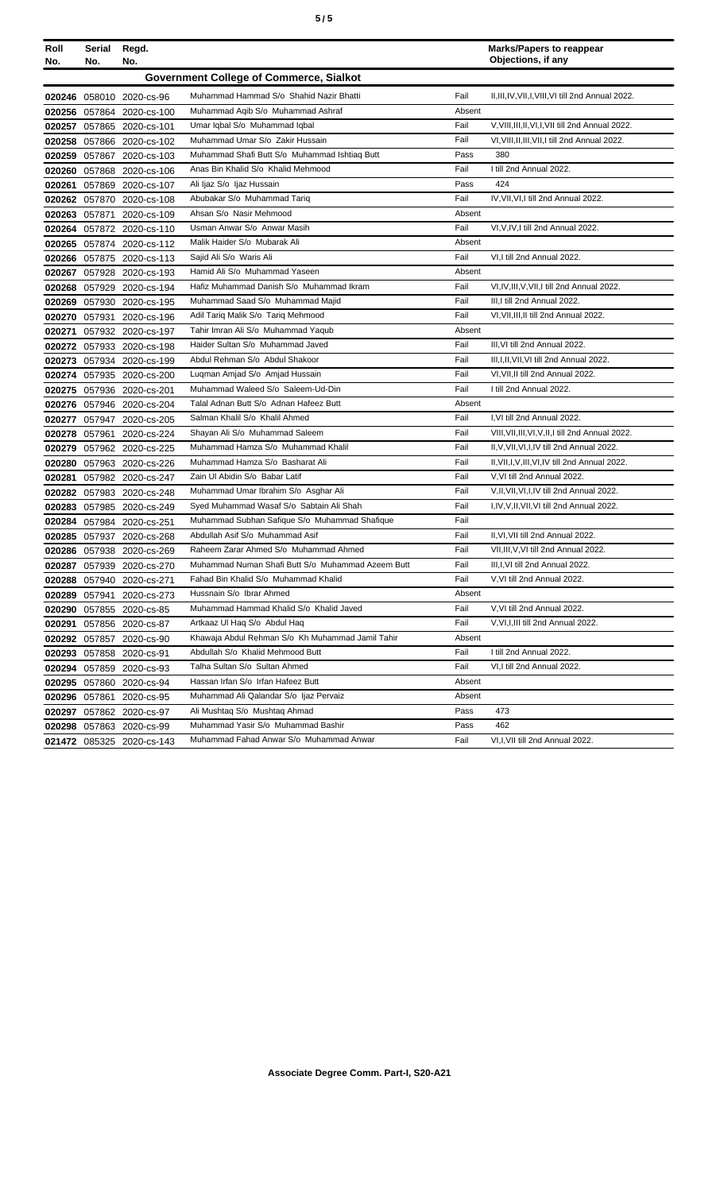| Roll No. | Serial No. | Regd. No. | | | Marks/Papers to reappear Objections, if any |
|---|---|---|---|---|---|
| **Government College of Commerce, Sialkot** | | | | | |
| 020246 | 058010 | 2020-cs-96 | Muhammad Hammad S/o Shahid Nazir Bhatti | Fail | II,III,IV,VII,I,VIII,VI till 2nd Annual 2022. |
| 020256 | 057864 | 2020-cs-100 | Muhammad Aqib S/o Muhammad Ashraf | Absent | |
| 020257 | 057865 | 2020-cs-101 | Umar Iqbal S/o Muhammad Iqbal | Fail | V,VIII,III,II,VI,I,VII till 2nd Annual 2022. |
| 020258 | 057866 | 2020-cs-102 | Muhammad Umar S/o Zakir Hussain | Fail | VI,VIII,II,III,VII,I till 2nd Annual 2022. |
| 020259 | 057867 | 2020-cs-103 | Muhammad Shafi Butt S/o Muhammad Ishtiaq Butt | Pass | 380 |
| 020260 | 057868 | 2020-cs-106 | Anas Bin Khalid S/o Khalid Mehmood | Fail | I till 2nd Annual 2022. |
| 020261 | 057869 | 2020-cs-107 | Ali Ijaz S/o Ijaz Hussain | Pass | 424 |
| 020262 | 057870 | 2020-cs-108 | Abubakar S/o Muhammad Tariq | Fail | IV,VII,VI,I till 2nd Annual 2022. |
| 020263 | 057871 | 2020-cs-109 | Ahsan S/o Nasir Mehmood | Absent | |
| 020264 | 057872 | 2020-cs-110 | Usman Anwar S/o Anwar Masih | Fail | VI,V,IV,I till 2nd Annual 2022. |
| 020265 | 057874 | 2020-cs-112 | Malik Haider S/o Mubarak Ali | Absent | |
| 020266 | 057875 | 2020-cs-113 | Sajid Ali S/o Waris Ali | Fail | VI,I till 2nd Annual 2022. |
| 020267 | 057928 | 2020-cs-193 | Hamid Ali S/o Muhammad Yaseen | Absent | |
| 020268 | 057929 | 2020-cs-194 | Hafiz Muhammad Danish S/o Muhammad Ikram | Fail | VI,IV,III,V,VII,I till 2nd Annual 2022. |
| 020269 | 057930 | 2020-cs-195 | Muhammad Saad S/o Muhammad Majid | Fail | III,I till 2nd Annual 2022. |
| 020270 | 057931 | 2020-cs-196 | Adil Tariq Malik S/o Tariq Mehmood | Fail | VI,VII,III,II till 2nd Annual 2022. |
| 020271 | 057932 | 2020-cs-197 | Tahir Imran Ali S/o Muhammad Yaqub | Absent | |
| 020272 | 057933 | 2020-cs-198 | Haider Sultan S/o Muhammad Javed | Fail | III,VI till 2nd Annual 2022. |
| 020273 | 057934 | 2020-cs-199 | Abdul Rehman S/o Abdul Shakoor | Fail | III,I,II,VII,VI till 2nd Annual 2022. |
| 020274 | 057935 | 2020-cs-200 | Luqman Amjad S/o Amjad Hussain | Fail | VI,VII,II till 2nd Annual 2022. |
| 020275 | 057936 | 2020-cs-201 | Muhammad Waleed S/o Saleem-Ud-Din | Fail | I till 2nd Annual 2022. |
| 020276 | 057946 | 2020-cs-204 | Talal Adnan Butt S/o Adnan Hafeez Butt | Absent | |
| 020277 | 057947 | 2020-cs-205 | Salman Khalil S/o Khalil Ahmed | Fail | I,VI till 2nd Annual 2022. |
| 020278 | 057961 | 2020-cs-224 | Shayan Ali S/o Muhammad Saleem | Fail | VIII,VII,III,VI,V,II,I till 2nd Annual 2022. |
| 020279 | 057962 | 2020-cs-225 | Muhammad Hamza S/o Muhammad Khalil | Fail | II,V,VII,VI,I,IV till 2nd Annual 2022. |
| 020280 | 057963 | 2020-cs-226 | Muhammad Hamza S/o Basharat Ali | Fail | II,VII,I,V,III,VI,IV till 2nd Annual 2022. |
| 020281 | 057982 | 2020-cs-247 | Zain Ul Abidin S/o Babar Latif | Fail | V,VI till 2nd Annual 2022. |
| 020282 | 057983 | 2020-cs-248 | Muhammad Umar Ibrahim S/o Asghar Ali | Fail | V,II,VII,VI,I,IV till 2nd Annual 2022. |
| 020283 | 057985 | 2020-cs-249 | Syed Muhammad Wasaf S/o Sabtain Ali Shah | Fail | I,IV,V,II,VII,VI till 2nd Annual 2022. |
| 020284 | 057984 | 2020-cs-251 | Muhammad Subhan Safique S/o Muhammad Shafique | Fail | |
| 020285 | 057937 | 2020-cs-268 | Abdullah Asif S/o Muhammad Asif | Fail | II,VI,VII till 2nd Annual 2022. |
| 020286 | 057938 | 2020-cs-269 | Raheem Zarar Ahmed S/o Muhammad Ahmed | Fail | VII,III,V,VI till 2nd Annual 2022. |
| 020287 | 057939 | 2020-cs-270 | Muhammad Numan Shafi Butt S/o Muhammad Azeem Butt | Fail | III,I,VI till 2nd Annual 2022. |
| 020288 | 057940 | 2020-cs-271 | Fahad Bin Khalid S/o Muhammad Khalid | Fail | V,VI till 2nd Annual 2022. |
| 020289 | 057941 | 2020-cs-273 | Hussnain S/o Ibrar Ahmed | Absent | |
| 020290 | 057855 | 2020-cs-85 | Muhammad Hammad Khalid S/o Khalid Javed | Fail | V,VI till 2nd Annual 2022. |
| 020291 | 057856 | 2020-cs-87 | Artkaaz Ul Haq S/o Abdul Haq | Fail | V,VI,I,III till 2nd Annual 2022. |
| 020292 | 057857 | 2020-cs-90 | Khawaja Abdul Rehman S/o Kh Muhammad Jamil Tahir | Absent | |
| 020293 | 057858 | 2020-cs-91 | Abdullah S/o Khalid Mehmood Butt | Fail | I till 2nd Annual 2022. |
| 020294 | 057859 | 2020-cs-93 | Talha Sultan S/o Sultan Ahmed | Fail | VI,I till 2nd Annual 2022. |
| 020295 | 057860 | 2020-cs-94 | Hassan Irfan S/o Irfan Hafeez Butt | Absent | |
| 020296 | 057861 | 2020-cs-95 | Muhammad Ali Qalandar S/o Ijaz Pervaiz | Absent | |
| 020297 | 057862 | 2020-cs-97 | Ali Mushtaq S/o Mushtaq Ahmad | Pass | 473 |
| 020298 | 057863 | 2020-cs-99 | Muhammad Yasir S/o Muhammad Bashir | Pass | 462 |
| 021472 | 085325 | 2020-cs-143 | Muhammad Fahad Anwar S/o Muhammad Anwar | Fail | VI,I,VII till 2nd Annual 2022. |

**Associate Degree Comm. Part-I, S20-A21**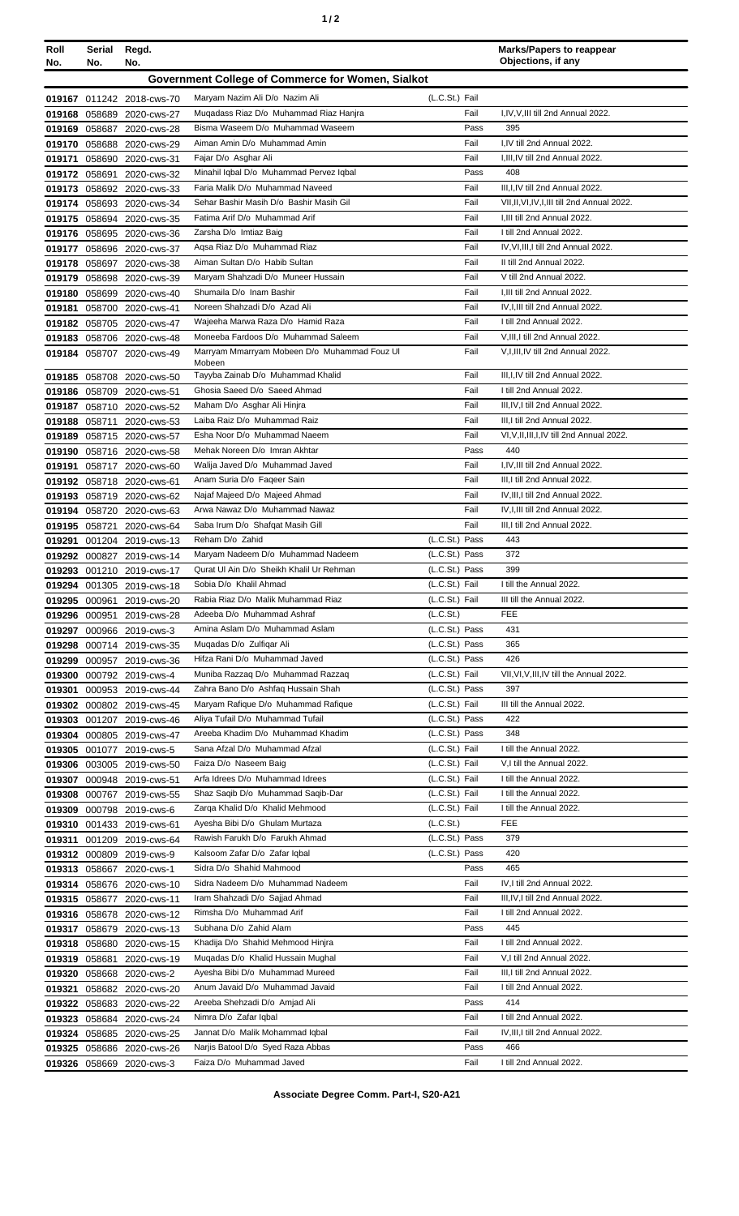| Roll No. | Serial No. | Regd. No. | | | Marks/Papers to reappear Objections, if any |
|---|---|---|---|---|---|
| **Government College of Commerce for Women, Sialkot** | | | | | |
| 019167 | 011242 | 2018-cws-70 | Maryam Nazim Ali D/o Nazim Ali | (L.C.St.) Fail | |
| 019168 | 058689 | 2020-cws-27 | Muqadass Riaz D/o Muhammad Riaz Hanjra | Fail | I,IV,V,III till 2nd Annual 2022. |
| 019169 | 058687 | 2020-cws-28 | Bisma Waseem D/o Muhammad Waseem | Pass | 395 |
| 019170 | 058688 | 2020-cws-29 | Aiman Amin D/o Muhammad Amin | Fail | I,IV till 2nd Annual 2022. |
| 019171 | 058690 | 2020-cws-31 | Fajar D/o Asghar Ali | Fail | I,III,IV till 2nd Annual 2022. |
| 019172 | 058691 | 2020-cws-32 | Minahil Iqbal D/o Muhammad Pervez Iqbal | Pass | 408 |
| 019173 | 058692 | 2020-cws-33 | Faria Malik D/o Muhammad Naveed | Fail | III,I,IV till 2nd Annual 2022. |
| 019174 | 058693 | 2020-cws-34 | Sehar Bashir Masih D/o Bashir Masih Gil | Fail | VII,II,VI,IV,I,III till 2nd Annual 2022. |
| 019175 | 058694 | 2020-cws-35 | Fatima Arif D/o Muhammad Arif | Fail | I,III till 2nd Annual 2022. |
| 019176 | 058695 | 2020-cws-36 | Zarsha D/o Imtiaz Baig | Fail | I till 2nd Annual 2022. |
| 019177 | 058696 | 2020-cws-37 | Aqsa Riaz D/o Muhammad Riaz | Fail | IV,VI,III,I till 2nd Annual 2022. |
| 019178 | 058697 | 2020-cws-38 | Aiman Sultan D/o Habib Sultan | Fail | II till 2nd Annual 2022. |
| 019179 | 058698 | 2020-cws-39 | Maryam Shahzadi D/o Muneer Hussain | Fail | V till 2nd Annual 2022. |
| 019180 | 058699 | 2020-cws-40 | Shumaila D/o Inam Bashir | Fail | I,III till 2nd Annual 2022. |
| 019181 | 058700 | 2020-cws-41 | Noreen Shahzadi D/o Azad Ali | Fail | IV,I,III till 2nd Annual 2022. |
| 019182 | 058705 | 2020-cws-47 | Wajeeha Marwa Raza D/o Hamid Raza | Fail | I till 2nd Annual 2022. |
| 019183 | 058706 | 2020-cws-48 | Moneeba Fardoos D/o Muhammad Saleem | Fail | V,III,I till 2nd Annual 2022. |
| 019184 | 058707 | 2020-cws-49 | Marryam Mmarryam Mobeen D/o Muhammad Fouz Ul Mobeen | Fail | V,I,III,IV till 2nd Annual 2022. |
| 019185 | 058708 | 2020-cws-50 | Tayyba Zainab D/o Muhammad Khalid | Fail | III,I,IV till 2nd Annual 2022. |
| 019186 | 058709 | 2020-cws-51 | Ghosia Saeed D/o Saeed Ahmad | Fail | I till 2nd Annual 2022. |
| 019187 | 058710 | 2020-cws-52 | Maham D/o Asghar Ali Hinjra | Fail | III,IV,I till 2nd Annual 2022. |
| 019188 | 058711 | 2020-cws-53 | Laiba Raiz D/o Muhammad Raiz | Fail | III,I till 2nd Annual 2022. |
| 019189 | 058715 | 2020-cws-57 | Esha Noor D/o Muhammad Naeem | Fail | VI,V,II,III,I,IV till 2nd Annual 2022. |
| 019190 | 058716 | 2020-cws-58 | Mehak Noreen D/o Imran Akhtar | Pass | 440 |
| 019191 | 058717 | 2020-cws-60 | Walija Javed D/o Muhammad Javed | Fail | I,IV,III till 2nd Annual 2022. |
| 019192 | 058718 | 2020-cws-61 | Anam Suria D/o Faqeer Sain | Fail | III,I till 2nd Annual 2022. |
| 019193 | 058719 | 2020-cws-62 | Najaf Majeed D/o Majeed Ahmad | Fail | IV,III,I till 2nd Annual 2022. |
| 019194 | 058720 | 2020-cws-63 | Arwa Nawaz D/o Muhammad Nawaz | Fail | IV,I,III till 2nd Annual 2022. |
| 019195 | 058721 | 2020-cws-64 | Saba Irum D/o Shafqat Masih Gill | Fail | III,I till 2nd Annual 2022. |
| 019291 | 001204 | 2019-cws-13 | Reham D/o Zahid | (L.C.St.) Pass | 443 |
| 019292 | 000827 | 2019-cws-14 | Maryam Nadeem D/o Muhammad Nadeem | (L.C.St.) Pass | 372 |
| 019293 | 001210 | 2019-cws-17 | Qurat Ul Ain D/o Sheikh Khalil Ur Rehman | (L.C.St.) Pass | 399 |
| 019294 | 001305 | 2019-cws-18 | Sobia D/o Khalil Ahmad | (L.C.St.) Fail | I till the Annual 2022. |
| 019295 | 000961 | 2019-cws-20 | Rabia Riaz D/o Malik Muhammad Riaz | (L.C.St.) Fail | III till the Annual 2022. |
| 019296 | 000951 | 2019-cws-28 | Adeeba D/o Muhammad Ashraf | (L.C.St.) | FEE |
| 019297 | 000966 | 2019-cws-3 | Amina Aslam D/o Muhammad Aslam | (L.C.St.) Pass | 431 |
| 019298 | 000714 | 2019-cws-35 | Muqadas D/o Zulfiqar Ali | (L.C.St.) Pass | 365 |
| 019299 | 000957 | 2019-cws-36 | Hifza Rani D/o Muhammad Javed | (L.C.St.) Pass | 426 |
| 019300 | 000792 | 2019-cws-4 | Muniba Razzaq D/o Muhammad Razzaq | (L.C.St.) Fail | VII,VI,V,III,IV till the Annual 2022. |
| 019301 | 000953 | 2019-cws-44 | Zahra Bano D/o Ashfaq Hussain Shah | (L.C.St.) Pass | 397 |
| 019302 | 000802 | 2019-cws-45 | Maryam Rafique D/o Muhammad Rafique | (L.C.St.) Fail | III till the Annual 2022. |
| 019303 | 001207 | 2019-cws-46 | Aliya Tufail D/o Muhammad Tufail | (L.C.St.) Pass | 422 |
| 019304 | 000805 | 2019-cws-47 | Areeba Khadim D/o Muhammad Khadim | (L.C.St.) Pass | 348 |
| 019305 | 001077 | 2019-cws-5 | Sana Afzal D/o Muhammad Afzal | (L.C.St.) Fail | I till the Annual 2022. |
| 019306 | 003005 | 2019-cws-50 | Faiza D/o Naseem Baig | (L.C.St.) Fail | V,I till the Annual 2022. |
| 019307 | 000948 | 2019-cws-51 | Arfa Idrees D/o Muhammad Idrees | (L.C.St.) Fail | I till the Annual 2022. |
| 019308 | 000767 | 2019-cws-55 | Shaz Saqib D/o Muhammad Saqib-Dar | (L.C.St.) Fail | I till the Annual 2022. |
| 019309 | 000798 | 2019-cws-6 | Zarqa Khalid D/o Khalid Mehmood | (L.C.St.) Fail | I till the Annual 2022. |
| 019310 | 001433 | 2019-cws-61 | Ayesha Bibi D/o Ghulam Murtaza | (L.C.St.) | FEE |
| 019311 | 001209 | 2019-cws-64 | Rawish Farukh D/o Farukh Ahmad | (L.C.St.) Pass | 379 |
| 019312 | 000809 | 2019-cws-9 | Kalsoom Zafar D/o Zafar Iqbal | (L.C.St.) Pass | 420 |
| 019313 | 058667 | 2020-cws-1 | Sidra D/o Shahid Mahmood | Pass | 465 |
| 019314 | 058676 | 2020-cws-10 | Sidra Nadeem D/o Muhammad Nadeem | Fail | IV,I till 2nd Annual 2022. |
| 019315 | 058677 | 2020-cws-11 | Iram Shahzadi D/o Sajjad Ahmad | Fail | III,IV,I till 2nd Annual 2022. |
| 019316 | 058678 | 2020-cws-12 | Rimsha D/o Muhammad Arif | Fail | I till 2nd Annual 2022. |
| 019317 | 058679 | 2020-cws-13 | Subhana D/o Zahid Alam | Pass | 445 |
| 019318 | 058680 | 2020-cws-15 | Khadija D/o Shahid Mehmood Hinjra | Fail | I till 2nd Annual 2022. |
| 019319 | 058681 | 2020-cws-19 | Muqadas D/o Khalid Hussain Mughal | Fail | V,I till 2nd Annual 2022. |
| 019320 | 058668 | 2020-cws-2 | Ayesha Bibi D/o Muhammad Mureed | Fail | III,I till 2nd Annual 2022. |
| 019321 | 058682 | 2020-cws-20 | Anum Javaid D/o Muhammad Javaid | Fail | I till 2nd Annual 2022. |
| 019322 | 058683 | 2020-cws-22 | Areeba Shehzadi D/o Amjad Ali | Pass | 414 |
| 019323 | 058684 | 2020-cws-24 | Nimra D/o Zafar Iqbal | Fail | I till 2nd Annual 2022. |
| 019324 | 058685 | 2020-cws-25 | Jannat D/o Malik Mohammad Iqbal | Fail | IV,III,I till 2nd Annual 2022. |
| 019325 | 058686 | 2020-cws-26 | Narjis Batool D/o Syed Raza Abbas | Pass | 466 |
| 019326 | 058669 | 2020-cws-3 | Faiza D/o Muhammad Javed | Fail | I till 2nd Annual 2022. |

**Associate Degree Comm. Part-I, S20-A21**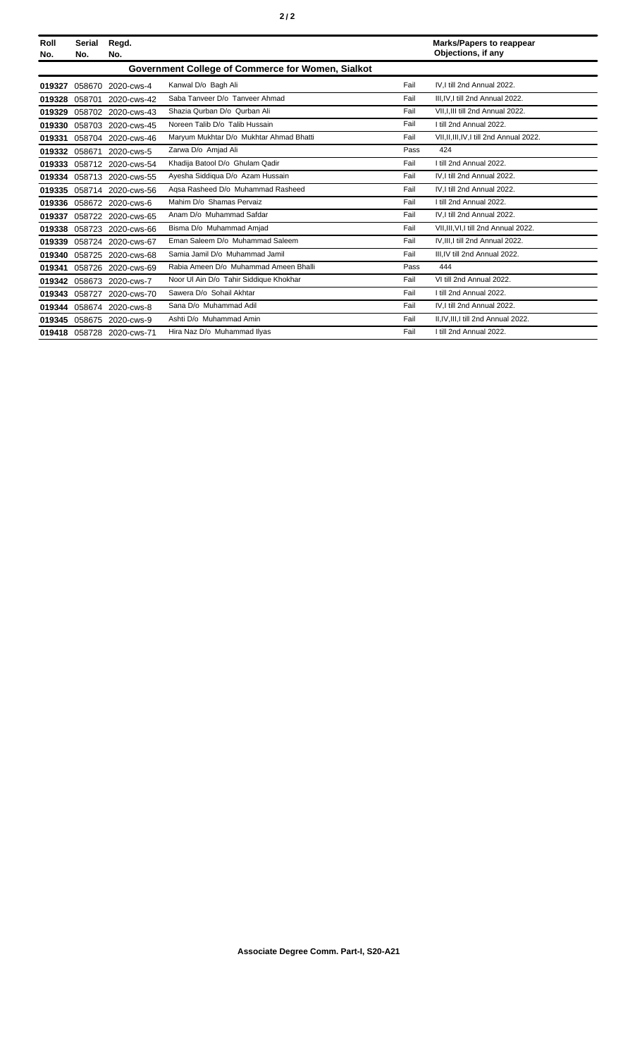| Roll No. | Serial No. | Regd. No. | | | Marks/Papers to reappear Objections, if any |
|---|---|---|---|---|---|
| **Government College of Commerce for Women, Sialkot** | | | | | |
| **019327** | 058670 | 2020-cws-4 | Kanwal D/o Bagh Ali | Fail | IV,I till 2nd Annual 2022. |
| **019328** | 058701 | 2020-cws-42 | Saba Tanveer D/o Tanveer Ahmad | Fail | III,IV,I till 2nd Annual 2022. |
| **019329** | 058702 | 2020-cws-43 | Shazia Qurban D/o Qurban Ali | Fail | VII,I,III till 2nd Annual 2022. |
| **019330** | 058703 | 2020-cws-45 | Noreen Talib D/o Talib Hussain | Fail | I till 2nd Annual 2022. |
| **019331** | 058704 | 2020-cws-46 | Maryum Mukhtar D/o Mukhtar Ahmad Bhatti | Fail | VII,II,III,IV,I till 2nd Annual 2022. |
| **019332** | 058671 | 2020-cws-5 | Zarwa D/o Amjad Ali | Pass | 424 |
| **019333** | 058712 | 2020-cws-54 | Khadija Batool D/o Ghulam Qadir | Fail | I till 2nd Annual 2022. |
| **019334** | 058713 | 2020-cws-55 | Ayesha Siddiqua D/o Azam Hussain | Fail | IV,I till 2nd Annual 2022. |
| **019335** | 058714 | 2020-cws-56 | Aqsa Rasheed D/o Muhammad Rasheed | Fail | IV,I till 2nd Annual 2022. |
| **019336** | 058672 | 2020-cws-6 | Mahim D/o Shamas Pervaiz | Fail | I till 2nd Annual 2022. |
| **019337** | 058722 | 2020-cws-65 | Anam D/o Muhammad Safdar | Fail | IV,I till 2nd Annual 2022. |
| **019338** | 058723 | 2020-cws-66 | Bisma D/o Muhammad Amjad | Fail | VII,III,VI,I till 2nd Annual 2022. |
| **019339** | 058724 | 2020-cws-67 | Eman Saleem D/o Muhammad Saleem | Fail | IV,III,I till 2nd Annual 2022. |
| **019340** | 058725 | 2020-cws-68 | Samia Jamil D/o Muhammad Jamil | Fail | III,IV till 2nd Annual 2022. |
| **019341** | 058726 | 2020-cws-69 | Rabia Ameen D/o Muhammad Ameen Bhalli | Pass | 444 |
| **019342** | 058673 | 2020-cws-7 | Noor Ul Ain D/o Tahir Siddique Khokhar | Fail | VI till 2nd Annual 2022. |
| **019343** | 058727 | 2020-cws-70 | Sawera D/o Sohail Akhtar | Fail | I till 2nd Annual 2022. |
| **019344** | 058674 | 2020-cws-8 | Sana D/o Muhammad Adil | Fail | IV,I till 2nd Annual 2022. |
| **019345** | 058675 | 2020-cws-9 | Ashti D/o Muhammad Amin | Fail | II,IV,III,I till 2nd Annual 2022. |
| **019418** | 058728 | 2020-cws-71 | Hira Naz D/o Muhammad Ilyas | Fail | I till 2nd Annual 2022. |

**Associate Degree Comm. Part-I, S20-A21**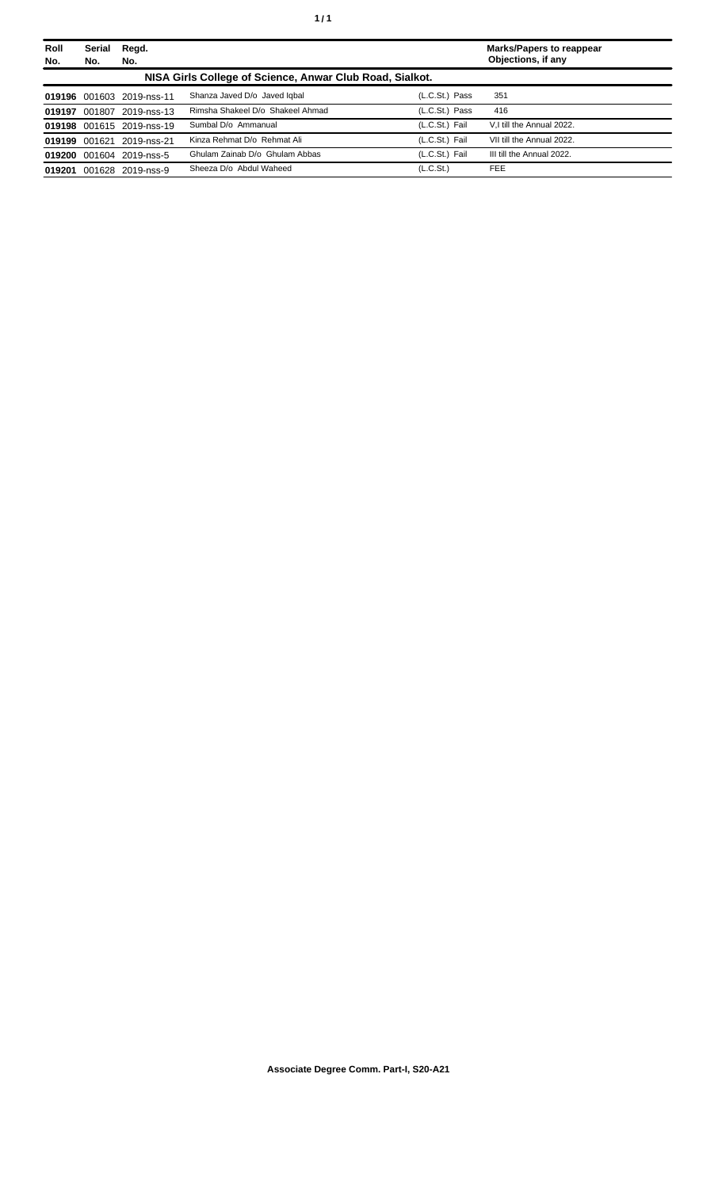| Roll No. | Serial No. | Regd. No. | | | Marks/Papers to reappear Objections, if any |
|---|---|---|---|---|---|
| **NISA Girls College of Science, Anwar Club Road, Sialkot.** | | | | | |
| **019196** | 001603 | 2019-nss-11 | Shanza Javed D/o Javed Iqbal | (L.C.St.) Pass | 351 |
| **019197** | 001807 | 2019-nss-13 | Rimsha Shakeel D/o Shakeel Ahmad | (L.C.St.) Pass | 416 |
| **019198** | 001615 | 2019-nss-19 | Sumbal D/o Ammanual | (L.C.St.) Fail | V,I till the Annual 2022. |
| **019199** | 001621 | 2019-nss-21 | Kinza Rehmat D/o Rehmat Ali | (L.C.St.) Fail | VII till the Annual 2022. |
| **019200** | 001604 | 2019-nss-5 | Ghulam Zainab D/o Ghulam Abbas | (L.C.St.) Fail | III till the Annual 2022. |
| **019201** | 001628 | 2019-nss-9 | Sheeza D/o Abdul Waheed | (L.C.St.) | FEE |

**Associate Degree Comm. Part-I, S20-A21**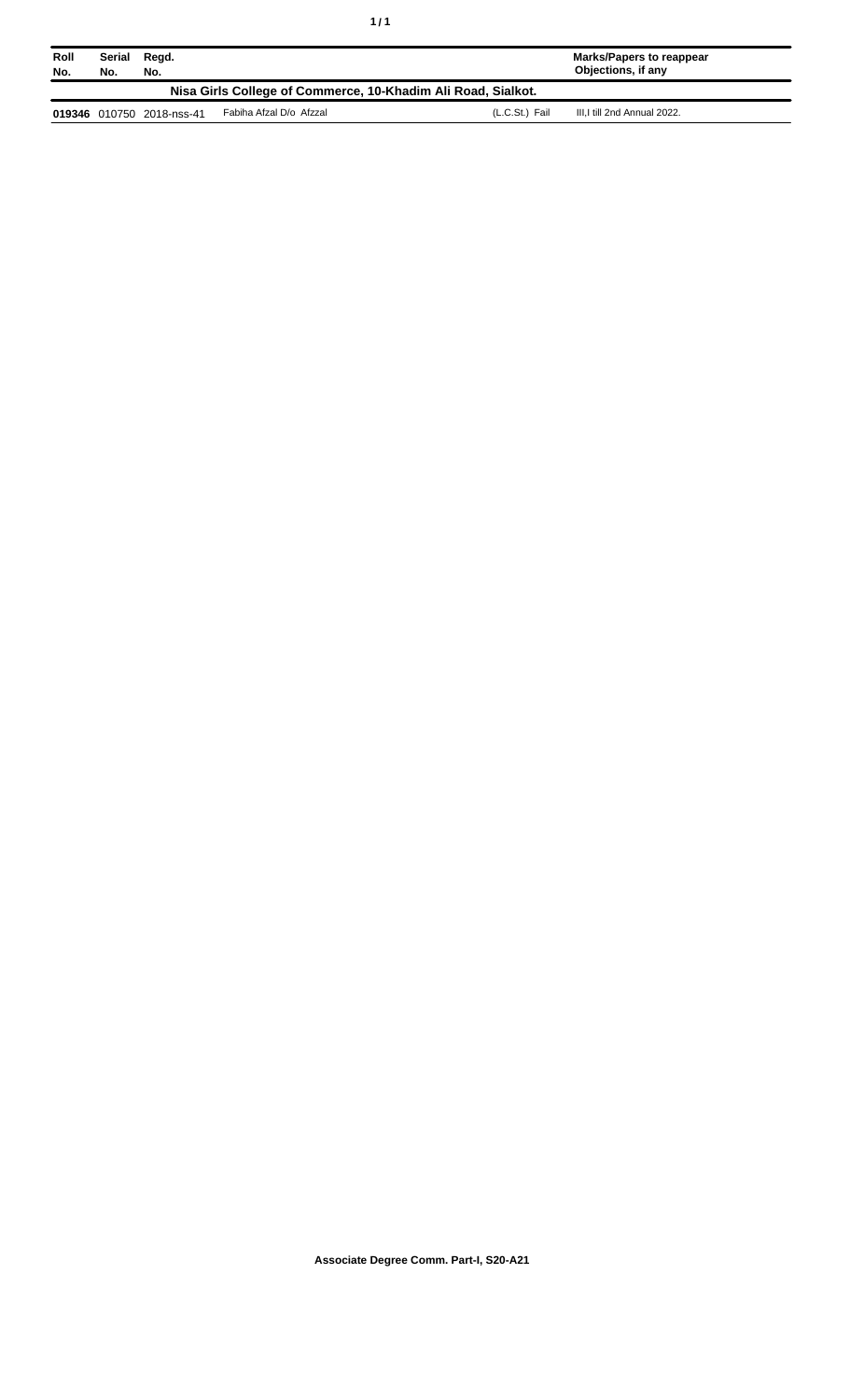| Roll No. | Serial No. | Regd. No. | | | Marks/Papers to reappear Objections, if any |
|---|---|---|---|---|---|
| **Nisa Girls College of Commerce, 10-Khadim Ali Road, Sialkot.** | | | | | |
| **019346** | 010750 | 2018-nss-41 | Fabiha Afzal D/o Afzzal | (L.C.St.) Fail | III,I till 2nd Annual 2022. |

**Associate Degree Comm. Part-I, S20-A21**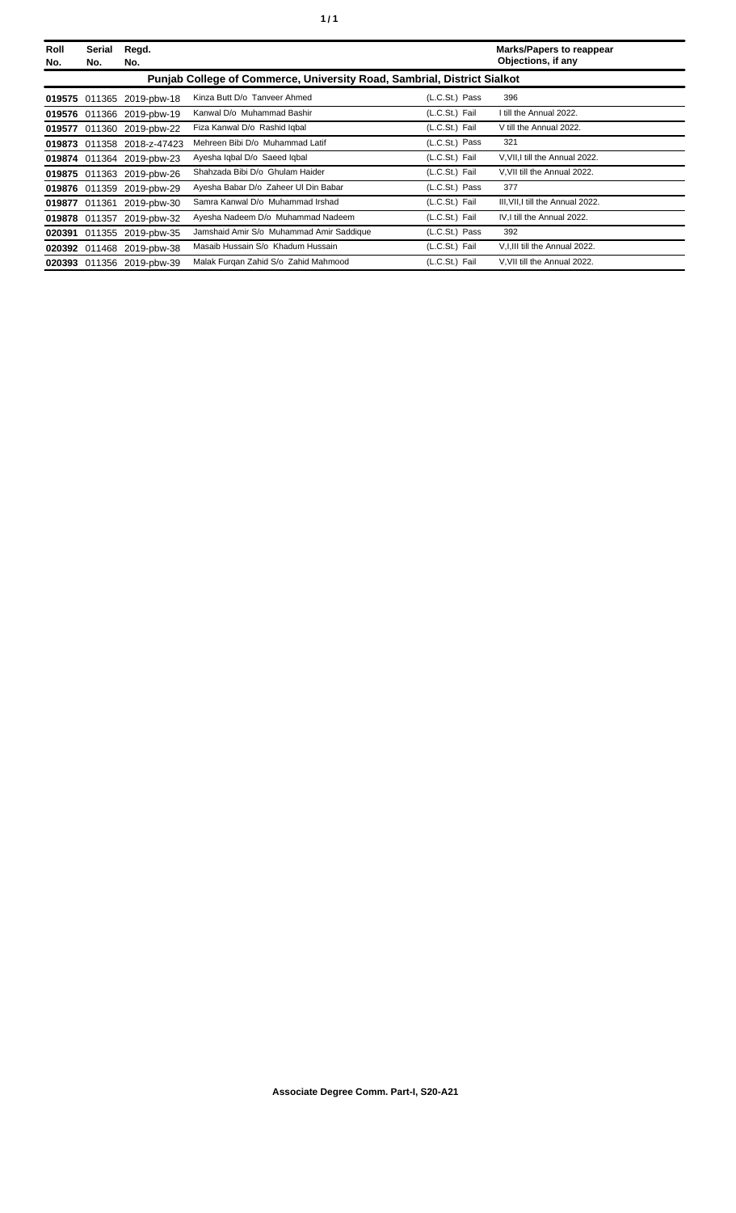| Roll No. | Serial No. | Regd. No. | | | Marks/Papers to reappear Objections, if any |
|---|---|---|---|---|---|
| **Punjab College of Commerce, University Road, Sambrial, District Sialkot** | | | | | |
| **019575** | 011365 | 2019-pbw-18 | Kinza Butt D/o Tanveer Ahmed | (L.C.St.) Pass | 396 |
| **019576** | 011366 | 2019-pbw-19 | Kanwal D/o Muhammad Bashir | (L.C.St.) Fail | I till the Annual 2022. |
| **019577** | 011360 | 2019-pbw-22 | Fiza Kanwal D/o Rashid Iqbal | (L.C.St.) Fail | V till the Annual 2022. |
| **019873** | 011358 | 2018-z-47423 | Mehreen Bibi D/o Muhammad Latif | (L.C.St.) Pass | 321 |
| **019874** | 011364 | 2019-pbw-23 | Ayesha Iqbal D/o Saeed Iqbal | (L.C.St.) Fail | V,VII,I till the Annual 2022. |
| **019875** | 011363 | 2019-pbw-26 | Shahzada Bibi D/o Ghulam Haider | (L.C.St.) Fail | V,VII till the Annual 2022. |
| **019876** | 011359 | 2019-pbw-29 | Ayesha Babar D/o Zaheer Ul Din Babar | (L.C.St.) Pass | 377 |
| **019877** | 011361 | 2019-pbw-30 | Samra Kanwal D/o Muhammad Irshad | (L.C.St.) Fail | III,VII,I till the Annual 2022. |
| **019878** | 011357 | 2019-pbw-32 | Ayesha Nadeem D/o Muhammad Nadeem | (L.C.St.) Fail | IV,I till the Annual 2022. |
| **020391** | 011355 | 2019-pbw-35 | Jamshaid Amir S/o Muhammad Amir Saddique | (L.C.St.) Pass | 392 |
| **020392** | 011468 | 2019-pbw-38 | Masaib Hussain S/o Khadum Hussain | (L.C.St.) Fail | V,I,III till the Annual 2022. |
| **020393** | 011356 | 2019-pbw-39 | Malak Furqan Zahid S/o Zahid Mahmood | (L.C.St.) Fail | V,VII till the Annual 2022. |

**Associate Degree Comm. Part-I, S20-A21**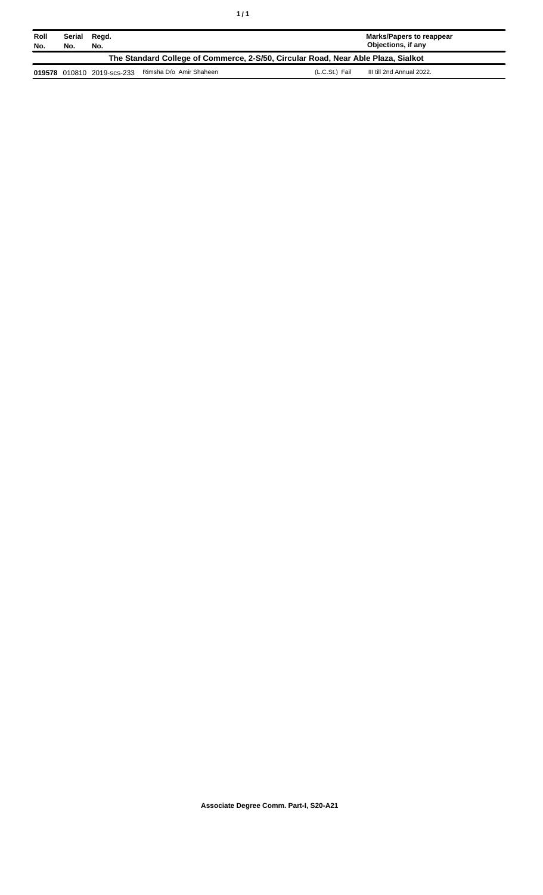| Roll No. | Serial No. | Regd. No. | | | Marks/Papers to reappear Objections, if any |
|---|---|---|---|---|---|
| **The Standard College of Commerce, 2-S/50, Circular Road, Near Able Plaza, Sialkot** | | | | | |
| **019578** | 010810 | 2019-scs-233 | Rimsha D/o Amir Shaheen | (L.C.St.) Fail | III till 2nd Annual 2022. |

**Associate Degree Comm. Part-I, S20-A21**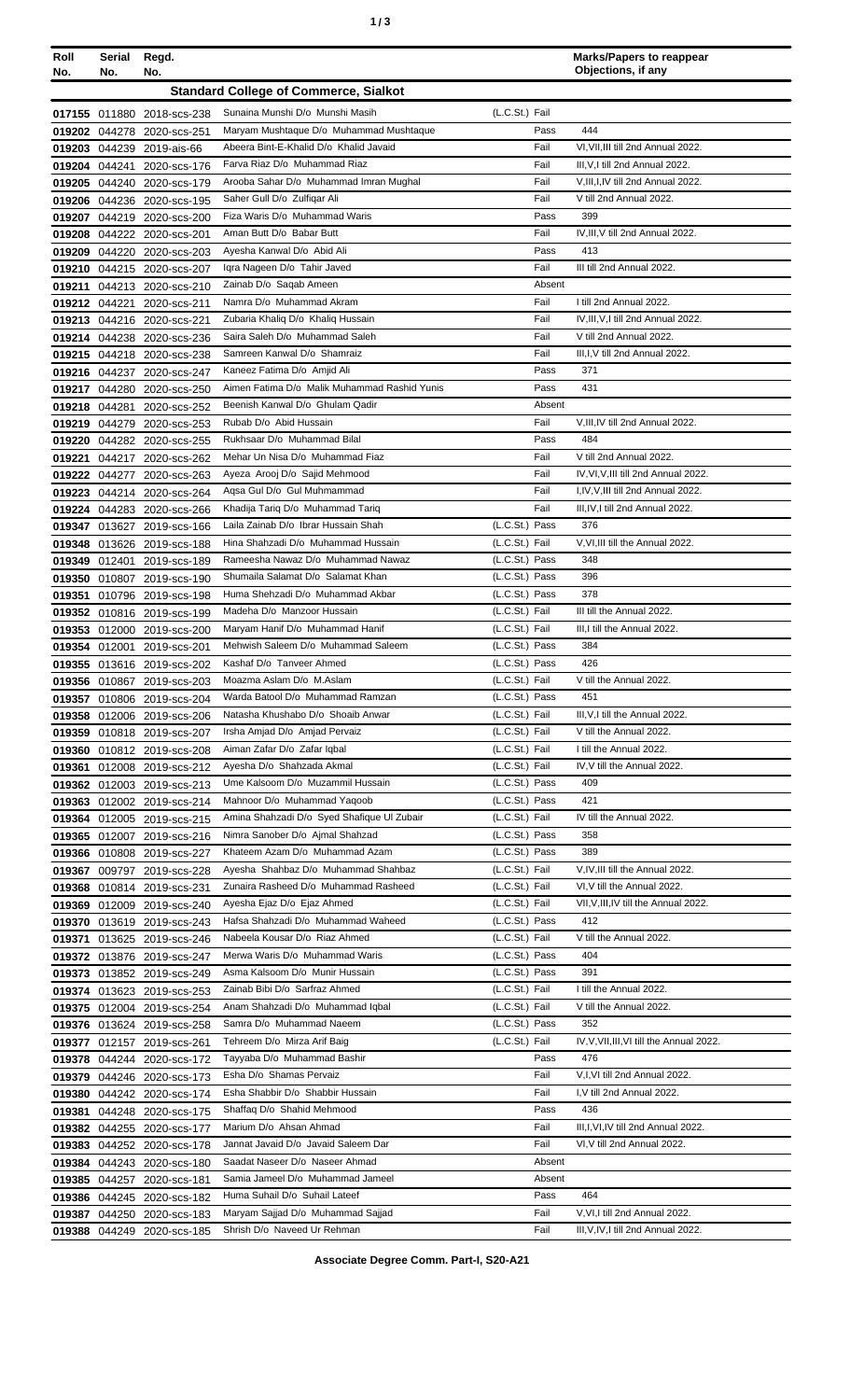| Roll No. | Serial No. | Regd. No. | | | | Marks/Papers to reappear Objections, if any |
|---|---|---|---|---|---|---|
| **Standard College of Commerce, Sialkot** | | | | | | |
| 017155 | 011880 | 2018-scs-238 | Sunaina Munshi D/o Munshi Masih | (L.C.St.) | Fail | |
| 019202 | 044278 | 2020-scs-251 | Maryam Mushtaque D/o Muhammad Mushtaque | | Pass | 444 |
| 019203 | 044239 | 2019-ais-66 | Abeera Bint-E-Khalid D/o Khalid Javaid | | Fail | VI,VII,III till 2nd Annual 2022. |
| 019204 | 044241 | 2020-scs-176 | Farva Riaz D/o Muhammad Riaz | | Fail | III,V,I till 2nd Annual 2022. |
| 019205 | 044240 | 2020-scs-179 | Arooba Sahar D/o Muhammad Imran Mughal | | Fail | V,III,I,IV till 2nd Annual 2022. |
| 019206 | 044236 | 2020-scs-195 | Saher Gull D/o Zulfiqar Ali | | Fail | V till 2nd Annual 2022. |
| 019207 | 044219 | 2020-scs-200 | Fiza Waris D/o Muhammad Waris | | Pass | 399 |
| 019208 | 044222 | 2020-scs-201 | Aman Butt D/o Babar Butt | | Fail | IV,III,V till 2nd Annual 2022. |
| 019209 | 044220 | 2020-scs-203 | Ayesha Kanwal D/o Abid Ali | | Pass | 413 |
| 019210 | 044215 | 2020-scs-207 | Iqra Nageen D/o Tahir Javed | | Fail | III till 2nd Annual 2022. |
| 019211 | 044213 | 2020-scs-210 | Zainab D/o Saqab Ameen | | Absent | |
| 019212 | 044221 | 2020-scs-211 | Namra D/o Muhammad Akram | | Fail | I till 2nd Annual 2022. |
| 019213 | 044216 | 2020-scs-221 | Zubaria Khaliq D/o Khaliq Hussain | | Fail | IV,III,V,I till 2nd Annual 2022. |
| 019214 | 044238 | 2020-scs-236 | Saira Saleh D/o Muhammad Saleh | | Fail | V till 2nd Annual 2022. |
| 019215 | 044218 | 2020-scs-238 | Samreen Kanwal D/o Shamraiz | | Fail | III,I,V till 2nd Annual 2022. |
| 019216 | 044237 | 2020-scs-247 | Kaneez Fatima D/o Amjid Ali | | Pass | 371 |
| 019217 | 044280 | 2020-scs-250 | Aimen Fatima D/o Malik Muhammad Rashid Yunis | | Pass | 431 |
| 019218 | 044281 | 2020-scs-252 | Beenish Kanwal D/o Ghulam Qadir | | Absent | |
| 019219 | 044279 | 2020-scs-253 | Rubab D/o Abid Hussain | | Fail | V,III,IV till 2nd Annual 2022. |
| 019220 | 044282 | 2020-scs-255 | Rukhsaar D/o Muhammad Bilal | | Pass | 484 |
| 019221 | 044217 | 2020-scs-262 | Mehar Un Nisa D/o Muhammad Fiaz | | Fail | V till 2nd Annual 2022. |
| 019222 | 044277 | 2020-scs-263 | Ayeza Arooj D/o Sajid Mehmood | | Fail | IV,VI,V,III till 2nd Annual 2022. |
| 019223 | 044214 | 2020-scs-264 | Aqsa Gul D/o Gul Muhmammad | | Fail | I,IV,V,III till 2nd Annual 2022. |
| 019224 | 044283 | 2020-scs-266 | Khadija Tariq D/o Muhammad Tariq | | Fail | III,IV,I till 2nd Annual 2022. |
| 019347 | 013627 | 2019-scs-166 | Laila Zainab D/o Ibrar Hussain Shah | (L.C.St.) | Pass | 376 |
| 019348 | 013626 | 2019-scs-188 | Hina Shahzadi D/o Muhammad Hussain | (L.C.St.) | Fail | V,VI,III till the Annual 2022. |
| 019349 | 012401 | 2019-scs-189 | Rameesha Nawaz D/o Muhammad Nawaz | (L.C.St.) | Pass | 348 |
| 019350 | 010807 | 2019-scs-190 | Shumaila Salamat D/o Salamat Khan | (L.C.St.) | Pass | 396 |
| 019351 | 010796 | 2019-scs-198 | Huma Shehzadi D/o Muhammad Akbar | (L.C.St.) | Pass | 378 |
| 019352 | 010816 | 2019-scs-199 | Madeha D/o Manzoor Hussain | (L.C.St.) | Fail | III till the Annual 2022. |
| 019353 | 012000 | 2019-scs-200 | Maryam Hanif D/o Muhammad Hanif | (L.C.St.) | Fail | III,I till the Annual 2022. |
| 019354 | 012001 | 2019-scs-201 | Mehwish Saleem D/o Muhammad Saleem | (L.C.St.) | Pass | 384 |
| 019355 | 013616 | 2019-scs-202 | Kashaf D/o Tanveer Ahmed | (L.C.St.) | Pass | 426 |
| 019356 | 010867 | 2019-scs-203 | Moazma Aslam D/o M.Aslam | (L.C.St.) | Fail | V till the Annual 2022. |
| 019357 | 010806 | 2019-scs-204 | Warda Batool D/o Muhammad Ramzan | (L.C.St.) | Pass | 451 |
| 019358 | 012006 | 2019-scs-206 | Natasha Khushabo D/o Shoaib Anwar | (L.C.St.) | Fail | III,V,I till the Annual 2022. |
| 019359 | 010818 | 2019-scs-207 | Irsha Amjad D/o Amjad Pervaiz | (L.C.St.) | Fail | V till the Annual 2022. |
| 019360 | 010812 | 2019-scs-208 | Aiman Zafar D/o Zafar Iqbal | (L.C.St.) | Fail | I till the Annual 2022. |
| 019361 | 012008 | 2019-scs-212 | Ayesha D/o Shahzada Akmal | (L.C.St.) | Fail | IV,V till the Annual 2022. |
| 019362 | 012003 | 2019-scs-213 | Ume Kalsoom D/o Muzammil Hussain | (L.C.St.) | Pass | 409 |
| 019363 | 012002 | 2019-scs-214 | Mahnoor D/o Muhammad Yaqoob | (L.C.St.) | Pass | 421 |
| 019364 | 012005 | 2019-scs-215 | Amina Shahzadi D/o Syed Shafique Ul Zubair | (L.C.St.) | Fail | IV till the Annual 2022. |
| 019365 | 012007 | 2019-scs-216 | Nimra Sanober D/o Ajmal Shahzad | (L.C.St.) | Pass | 358 |
| 019366 | 010808 | 2019-scs-227 | Khateem Azam D/o Muhammad Azam | (L.C.St.) | Pass | 389 |
| 019367 | 009797 | 2019-scs-228 | Ayesha Shahbaz D/o Muhammad Shahbaz | (L.C.St.) | Fail | V,IV,III till the Annual 2022. |
| 019368 | 010814 | 2019-scs-231 | Zunaira Rasheed D/o Muhammad Rasheed | (L.C.St.) | Fail | VI,V till the Annual 2022. |
| 019369 | 012009 | 2019-scs-240 | Ayesha Ejaz D/o Ejaz Ahmed | (L.C.St.) | Fail | VII,V,III,IV till the Annual 2022. |
| 019370 | 013619 | 2019-scs-243 | Hafsa Shahzadi D/o Muhammad Waheed | (L.C.St.) | Pass | 412 |
| 019371 | 013625 | 2019-scs-246 | Nabeela Kousar D/o Riaz Ahmed | (L.C.St.) | Fail | V till the Annual 2022. |
| 019372 | 013876 | 2019-scs-247 | Merwa Waris D/o Muhammad Waris | (L.C.St.) | Pass | 404 |
| 019373 | 013852 | 2019-scs-249 | Asma Kalsoom D/o Munir Hussain | (L.C.St.) | Pass | 391 |
| 019374 | 013623 | 2019-scs-253 | Zainab Bibi D/o Sarfraz Ahmed | (L.C.St.) | Fail | I till the Annual 2022. |
| 019375 | 012004 | 2019-scs-254 | Anam Shahzadi D/o Muhammad Iqbal | (L.C.St.) | Fail | V till the Annual 2022. |
| 019376 | 013624 | 2019-scs-258 | Samra D/o Muhammad Naeem | (L.C.St.) | Pass | 352 |
| 019377 | 012157 | 2019-scs-261 | Tehreem D/o Mirza Arif Baig | (L.C.St.) | Fail | IV,V,VII,III,VI till the Annual 2022. |
| 019378 | 044244 | 2020-scs-172 | Tayyaba D/o Muhammad Bashir | | Pass | 476 |
| 019379 | 044246 | 2020-scs-173 | Esha D/o Shamas Pervaiz | | Fail | V,I,VI till 2nd Annual 2022. |
| 019380 | 044242 | 2020-scs-174 | Esha Shabbir D/o Shabbir Hussain | | Fail | I,V till 2nd Annual 2022. |
| 019381 | 044248 | 2020-scs-175 | Shaffaq D/o Shahid Mehmood | | Pass | 436 |
| 019382 | 044255 | 2020-scs-177 | Marium D/o Ahsan Ahmad | | Fail | III,I,VI,IV till 2nd Annual 2022. |
| 019383 | 044252 | 2020-scs-178 | Jannat Javaid D/o Javaid Saleem Dar | | Fail | VI,V till 2nd Annual 2022. |
| 019384 | 044243 | 2020-scs-180 | Saadat Naseer D/o Naseer Ahmad | | Absent | |
| 019385 | 044257 | 2020-scs-181 | Samia Jameel D/o Muhammad Jameel | | Absent | |
| 019386 | 044245 | 2020-scs-182 | Huma Suhail D/o Suhail Lateef | | Pass | 464 |
| 019387 | 044250 | 2020-scs-183 | Maryam Sajjad D/o Muhammad Sajjad | | Fail | V,VI,I till 2nd Annual 2022. |
| 019388 | 044249 | 2020-scs-185 | Shrish D/o Naveed Ur Rehman | | Fail | III,V,IV,I till 2nd Annual 2022. |

**Associate Degree Comm. Part-I, S20-A21**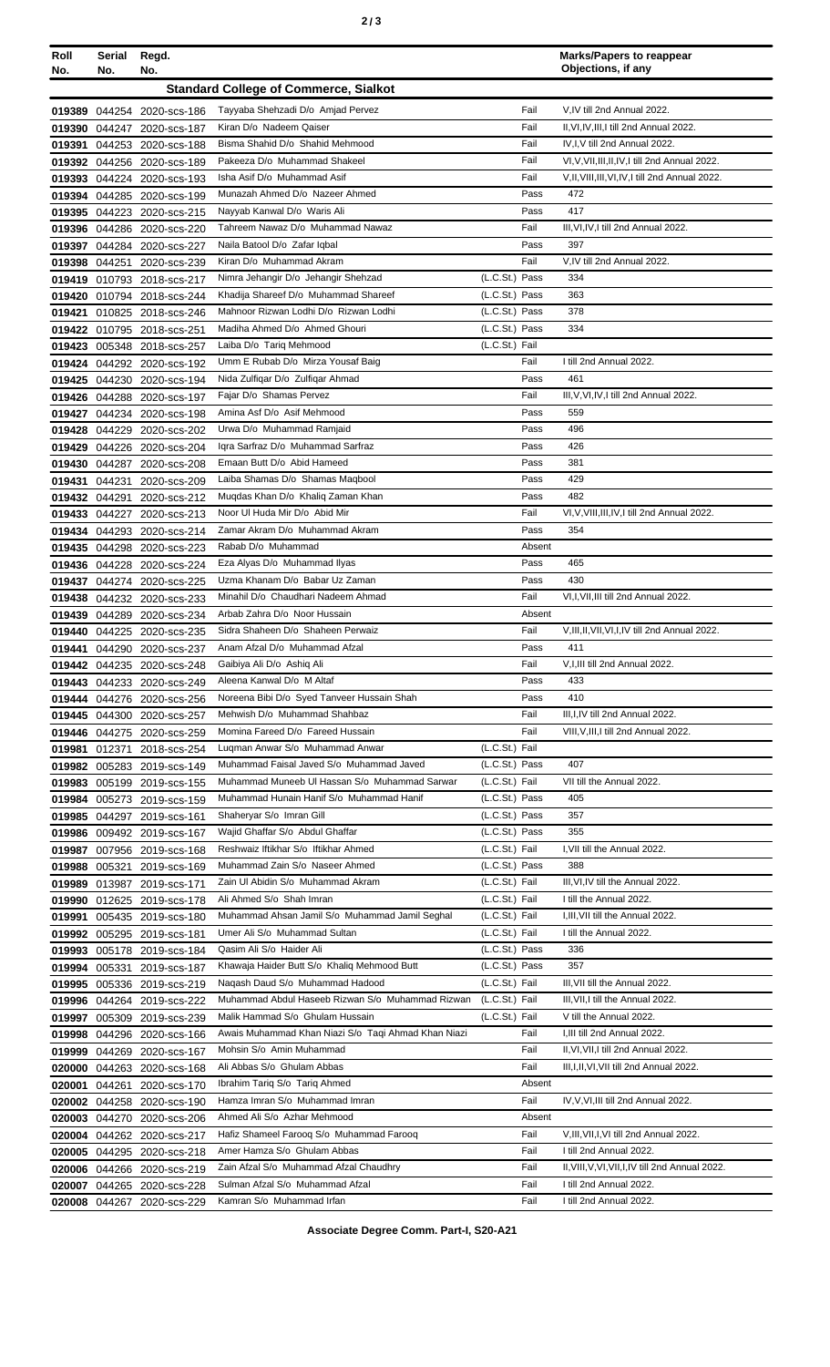| Roll No. | Serial No. | Regd. No. | | | Marks/Papers to reappear Objections, if any |
|---|---|---|---|---|---|
| | | | **Standard College of Commerce, Sialkot** | | |
| 019389 | 044254 | 2020-scs-186 | Tayyaba Shehzadi D/o Amjad Pervez | Fail | V,IV till 2nd Annual 2022. |
| 019390 | 044247 | 2020-scs-187 | Kiran D/o Nadeem Qaiser | Fail | II,VI,IV,III,I till 2nd Annual 2022. |
| 019391 | 044253 | 2020-scs-188 | Bisma Shahid D/o Shahid Mehmood | Fail | IV,I,V till 2nd Annual 2022. |
| 019392 | 044256 | 2020-scs-189 | Pakeeza D/o Muhammad Shakeel | Fail | VI,V,VII,III,II,IV,I till 2nd Annual 2022. |
| 019393 | 044224 | 2020-scs-193 | Isha Asif D/o Muhammad Asif | Fail | V,II,VIII,III,VI,IV,I till 2nd Annual 2022. |
| 019394 | 044285 | 2020-scs-199 | Munazah Ahmed D/o Nazeer Ahmed | Pass | 472 |
| 019395 | 044223 | 2020-scs-215 | Nayyab Kanwal D/o Waris Ali | Pass | 417 |
| 019396 | 044286 | 2020-scs-220 | Tahreem Nawaz D/o Muhammad Nawaz | Fail | III,VI,IV,I till 2nd Annual 2022. |
| 019397 | 044284 | 2020-scs-227 | Naila Batool D/o Zafar Iqbal | Pass | 397 |
| 019398 | 044251 | 2020-scs-239 | Kiran D/o Muhammad Akram | Fail | V,IV till 2nd Annual 2022. |
| 019419 | 010793 | 2018-scs-217 | Nimra Jehangir D/o Jehangir Shehzad | (L.C.St.) Pass | 334 |
| 019420 | 010794 | 2018-scs-244 | Khadija Shareef D/o Muhammad Shareef | (L.C.St.) Pass | 363 |
| 019421 | 010825 | 2018-scs-246 | Mahnoor Rizwan Lodhi D/o Rizwan Lodhi | (L.C.St.) Pass | 378 |
| 019422 | 010795 | 2018-scs-251 | Madiha Ahmed D/o Ahmed Ghouri | (L.C.St.) Pass | 334 |
| 019423 | 005348 | 2018-scs-257 | Laiba D/o Tariq Mehmood | (L.C.St.) Fail | |
| 019424 | 044292 | 2020-scs-192 | Umm E Rubab D/o Mirza Yousaf Baig | Fail | I till 2nd Annual 2022. |
| 019425 | 044230 | 2020-scs-194 | Nida Zulfiqar D/o Zulfiqar Ahmad | Pass | 461 |
| 019426 | 044288 | 2020-scs-197 | Fajar D/o Shamas Pervez | Fail | III,V,VI,IV,I till 2nd Annual 2022. |
| 019427 | 044234 | 2020-scs-198 | Amina Asf D/o Asif Mehmood | Pass | 559 |
| 019428 | 044229 | 2020-scs-202 | Urwa D/o Muhammad Ramjaid | Pass | 496 |
| 019429 | 044226 | 2020-scs-204 | Iqra Sarfraz D/o Muhammad Sarfraz | Pass | 426 |
| 019430 | 044287 | 2020-scs-208 | Emaan Butt D/o Abid Hameed | Pass | 381 |
| 019431 | 044231 | 2020-scs-209 | Laiba Shamas D/o Shamas Maqbool | Pass | 429 |
| 019432 | 044291 | 2020-scs-212 | Muqdas Khan D/o Khaliq Zaman Khan | Pass | 482 |
| 019433 | 044227 | 2020-scs-213 | Noor Ul Huda Mir D/o Abid Mir | Fail | VI,V,VIII,III,IV,I till 2nd Annual 2022. |
| 019434 | 044293 | 2020-scs-214 | Zamar Akram D/o Muhammad Akram | Pass | 354 |
| 019435 | 044298 | 2020-scs-223 | Rabab D/o Muhammad | Absent | |
| 019436 | 044228 | 2020-scs-224 | Eza Alyas D/o Muhammad Ilyas | Pass | 465 |
| 019437 | 044274 | 2020-scs-225 | Uzma Khanam D/o Babar Uz Zaman | Pass | 430 |
| 019438 | 044232 | 2020-scs-233 | Minahil D/o Chaudhari Nadeem Ahmad | Fail | VI,I,VII,III till 2nd Annual 2022. |
| 019439 | 044289 | 2020-scs-234 | Arbab Zahra D/o Noor Hussain | Absent | |
| 019440 | 044225 | 2020-scs-235 | Sidra Shaheen D/o Shaheen Perwaiz | Fail | V,III,II,VII,VI,I,IV till 2nd Annual 2022. |
| 019441 | 044290 | 2020-scs-237 | Anam Afzal D/o Muhammad Afzal | Pass | 411 |
| 019442 | 044235 | 2020-scs-248 | Gaibiya Ali D/o Ashiq Ali | Fail | V,I,III till 2nd Annual 2022. |
| 019443 | 044233 | 2020-scs-249 | Aleena Kanwal D/o M Altaf | Pass | 433 |
| 019444 | 044276 | 2020-scs-256 | Noreena Bibi D/o Syed Tanveer Hussain Shah | Pass | 410 |
| 019445 | 044300 | 2020-scs-257 | Mehwish D/o Muhammad Shahbaz | Fail | III,I,IV till 2nd Annual 2022. |
| 019446 | 044275 | 2020-scs-259 | Momina Fareed D/o Fareed Hussain | Fail | VIII,V,III,I till 2nd Annual 2022. |
| 019981 | 012371 | 2018-scs-254 | Luqman Anwar S/o Muhammad Anwar | (L.C.St.) Fail | |
| 019982 | 005283 | 2019-scs-149 | Muhammad Faisal Javed S/o Muhammad Javed | (L.C.St.) Pass | 407 |
| 019983 | 005199 | 2019-scs-155 | Muhammad Muneeb Ul Hassan S/o Muhammad Sarwar | (L.C.St.) Fail | VII till the Annual 2022. |
| 019984 | 005273 | 2019-scs-159 | Muhammad Hunain Hanif S/o Muhammad Hanif | (L.C.St.) Pass | 405 |
| 019985 | 044297 | 2019-scs-161 | Shaheryar S/o Imran Gill | (L.C.St.) Pass | 357 |
| 019986 | 009492 | 2019-scs-167 | Wajid Ghaffar S/o Abdul Ghaffar | (L.C.St.) Pass | 355 |
| 019987 | 007956 | 2019-scs-168 | Reshwaiz Iftikhar S/o Iftikhar Ahmed | (L.C.St.) Fail | I,VII till the Annual 2022. |
| 019988 | 005321 | 2019-scs-169 | Muhammad Zain S/o Naseer Ahmed | (L.C.St.) Pass | 388 |
| 019989 | 013987 | 2019-scs-171 | Zain Ul Abidin S/o Muhammad Akram | (L.C.St.) Fail | III,VI,IV till the Annual 2022. |
| 019990 | 012625 | 2019-scs-178 | Ali Ahmed S/o Shah Imran | (L.C.St.) Fail | I till the Annual 2022. |
| 019991 | 005435 | 2019-scs-180 | Muhammad Ahsan Jamil S/o Muhammad Jamil Seghal | (L.C.St.) Fail | I,III,VII till the Annual 2022. |
| 019992 | 005295 | 2019-scs-181 | Umer Ali S/o Muhammad Sultan | (L.C.St.) Fail | I till the Annual 2022. |
| 019993 | 005178 | 2019-scs-184 | Qasim Ali S/o Haider Ali | (L.C.St.) Pass | 336 |
| 019994 | 005331 | 2019-scs-187 | Khawaja Haider Butt S/o Khaliq Mehmood Butt | (L.C.St.) Pass | 357 |
| 019995 | 005336 | 2019-scs-219 | Naqash Daud S/o Muhammad Hadood | (L.C.St.) Fail | III,VII till the Annual 2022. |
| 019996 | 044264 | 2019-scs-222 | Muhammad Abdul Haseeb Rizwan S/o Muhammad Rizwan | (L.C.St.) Fail | III,VII,I till the Annual 2022. |
| 019997 | 005309 | 2019-scs-239 | Malik Hammad S/o Ghulam Hussain | (L.C.St.) Fail | V till the Annual 2022. |
| 019998 | 044296 | 2020-scs-166 | Awais Muhammad Khan Niazi S/o Taqi Ahmad Khan Niazi | Fail | I,III till 2nd Annual 2022. |
| 019999 | 044269 | 2020-scs-167 | Mohsin S/o Amin Muhammad | Fail | II,VI,VII,I till 2nd Annual 2022. |
| 020000 | 044263 | 2020-scs-168 | Ali Abbas S/o Ghulam Abbas | Fail | III,I,II,VI,VII till 2nd Annual 2022. |
| 020001 | 044261 | 2020-scs-170 | Ibrahim Tariq S/o Tariq Ahmed | Absent | |
| 020002 | 044258 | 2020-scs-190 | Hamza Imran S/o Muhammad Imran | Fail | IV,V,VI,III till 2nd Annual 2022. |
| 020003 | 044270 | 2020-scs-206 | Ahmed Ali S/o Azhar Mehmood | Absent | |
| 020004 | 044262 | 2020-scs-217 | Hafiz Shameel Farooq S/o Muhammad Farooq | Fail | V,III,VII,I,VI till 2nd Annual 2022. |
| 020005 | 044295 | 2020-scs-218 | Amer Hamza S/o Ghulam Abbas | Fail | I till 2nd Annual 2022. |
| 020006 | 044266 | 2020-scs-219 | Zain Afzal S/o Muhammad Afzal Chaudhry | Fail | II,VIII,V,VI,VII,I,IV till 2nd Annual 2022. |
| 020007 | 044265 | 2020-scs-228 | Sulman Afzal S/o Muhammad Afzal | Fail | I till 2nd Annual 2022. |
| 020008 | 044267 | 2020-scs-229 | Kamran S/o Muhammad Irfan | Fail | I till 2nd Annual 2022. |

**Associate Degree Comm. Part-I, S20-A21**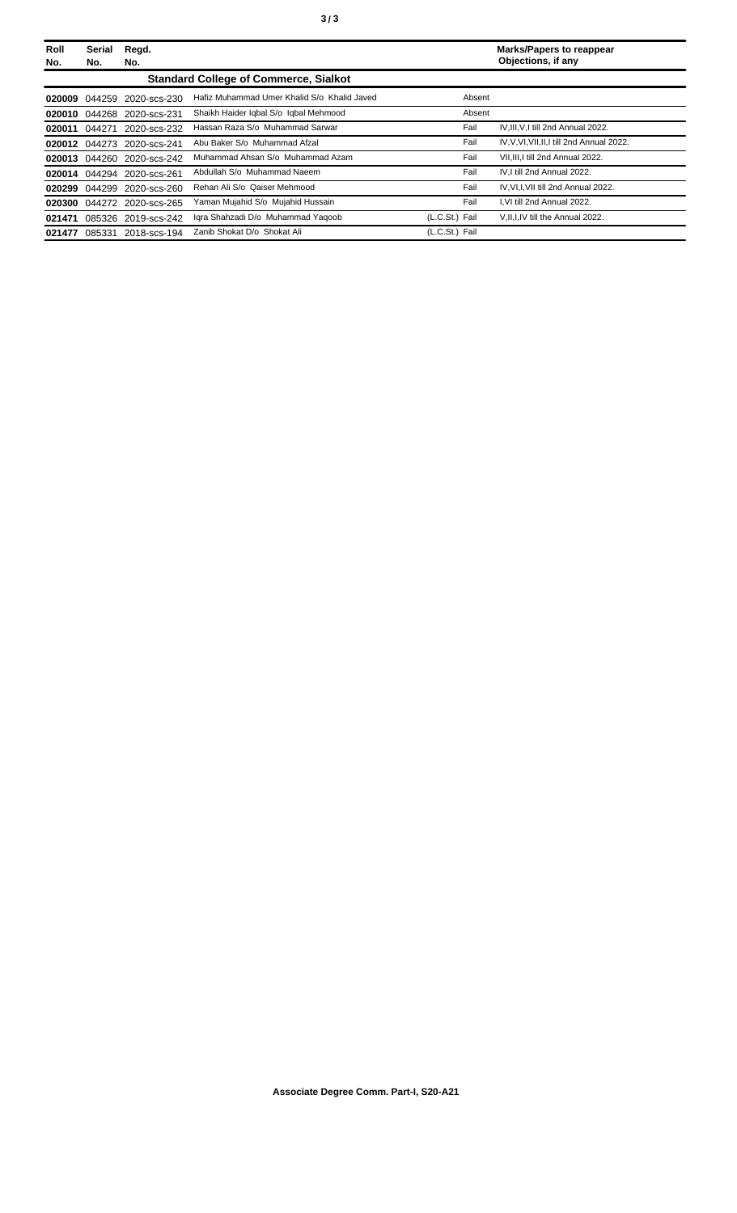| Roll No. | Serial No. | Regd. No. | | | Marks/Papers to reappear Objections, if any |
|---|---|---|---|---|---|
| | | | **Standard College of Commerce, Sialkot** | | |
| **020009** | 044259 | 2020-scs-230 | Hafiz Muhammad Umer Khalid S/o Khalid Javed | Absent | |
| **020010** | 044268 | 2020-scs-231 | Shaikh Haider Iqbal S/o Iqbal Mehmood | Absent | |
| **020011** | 044271 | 2020-scs-232 | Hassan Raza S/o Muhammad Sarwar | Fail | IV,III,V,I till 2nd Annual 2022. |
| **020012** | 044273 | 2020-scs-241 | Abu Baker S/o Muhammad Afzal | Fail | IV,V,VI,VII,II,I till 2nd Annual 2022. |
| **020013** | 044260 | 2020-scs-242 | Muhammad Ahsan S/o Muhammad Azam | Fail | VII,III,I till 2nd Annual 2022. |
| **020014** | 044294 | 2020-scs-261 | Abdullah S/o Muhammad Naeem | Fail | IV,I till 2nd Annual 2022. |
| **020299** | 044299 | 2020-scs-260 | Rehan Ali S/o Qaiser Mehmood | Fail | IV,VI,I,VII till 2nd Annual 2022. |
| **020300** | 044272 | 2020-scs-265 | Yaman Mujahid S/o Mujahid Hussain | Fail | I,VI till 2nd Annual 2022. |
| **021471** | 085326 | 2019-scs-242 | Iqra Shahzadi D/o Muhammad Yaqoob | (L.C.St.) Fail | V,II,I,IV till the Annual 2022. |
| **021477** | 085331 | 2018-scs-194 | Zanib Shokat D/o Shokat Ali | (L.C.St.) Fail | |

**Associate Degree Comm. Part-I, S20-A21**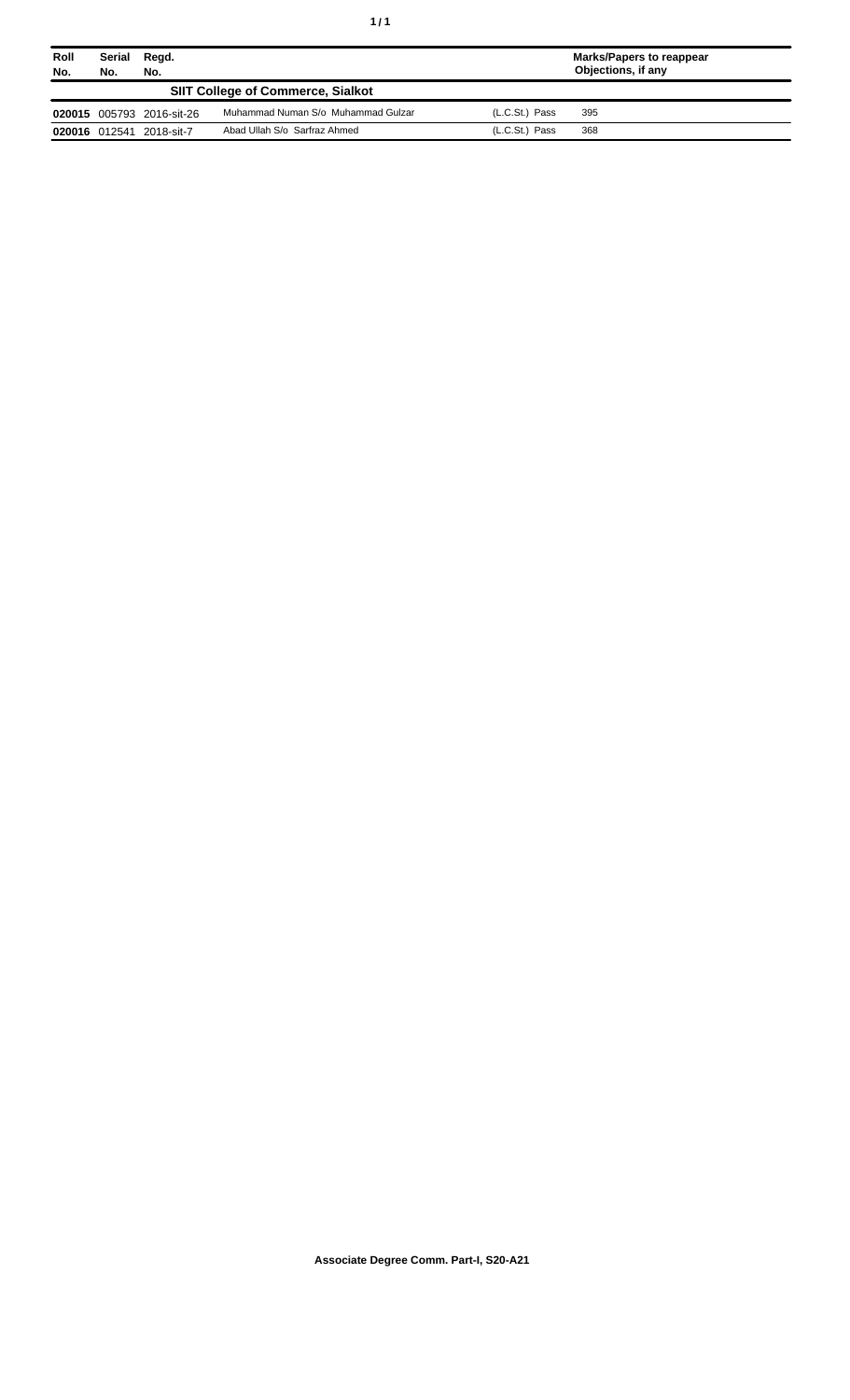| Roll No. | Serial No. | Regd. No. | | | Marks/Papers to reappear Objections, if any |
|---|---|---|---|---|---|
| **SIIT College of Commerce, Sialkot** | | | | | |
| **020015** | 005793 | 2016-sit-26 | Muhammad Numan S/o Muhammad Gulzar | (L.C.St.) Pass | 395 |
| **020016** | 012541 | 2018-sit-7 | Abad Ullah S/o Sarfraz Ahmed | (L.C.St.) Pass | 368 |

**Associate Degree Comm. Part-I, S20-A21**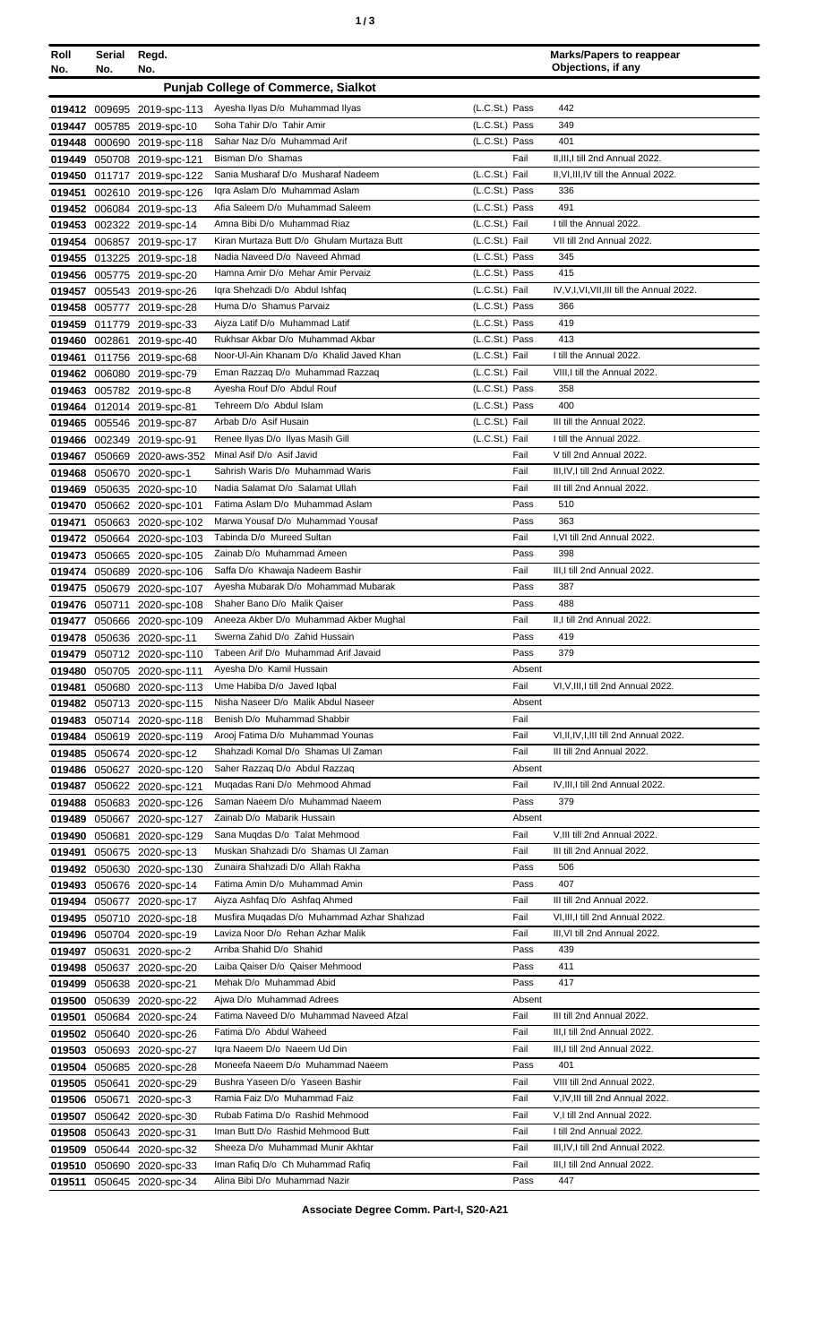| Roll No. | Serial No. | Regd. No. | | | Marks/Papers to reappear Objections, if any |
|---|---|---|---|---|---|
| | | | **Punjab College of Commerce, Sialkot** | | |
| 019412 | 009695 | 2019-spc-113 | Ayesha Ilyas D/o Muhammad Ilyas | (L.C.St.) Pass | 442 |
| 019447 | 005785 | 2019-spc-10 | Soha Tahir D/o Tahir Amir | (L.C.St.) Pass | 349 |
| 019448 | 000690 | 2019-spc-118 | Sahar Naz D/o Muhammad Arif | (L.C.St.) Pass | 401 |
| 019449 | 050708 | 2019-spc-121 | Bisman D/o Shamas | Fail | II,III,I till 2nd Annual 2022. |
| 019450 | 011717 | 2019-spc-122 | Sania Musharaf D/o Musharaf Nadeem | (L.C.St.) Fail | II,VI,III,IV till the Annual 2022. |
| 019451 | 002610 | 2019-spc-126 | Iqra Aslam D/o Muhammad Aslam | (L.C.St.) Pass | 336 |
| 019452 | 006084 | 2019-spc-13 | Afia Saleem D/o Muhammad Saleem | (L.C.St.) Pass | 491 |
| 019453 | 002322 | 2019-spc-14 | Amna Bibi D/o Muhammad Riaz | (L.C.St.) Fail | I till the Annual 2022. |
| 019454 | 006857 | 2019-spc-17 | Kiran Murtaza Butt D/o Ghulam Murtaza Butt | (L.C.St.) Fail | VII till 2nd Annual 2022. |
| 019455 | 013225 | 2019-spc-18 | Nadia Naveed D/o Naveed Ahmad | (L.C.St.) Pass | 345 |
| 019456 | 005775 | 2019-spc-20 | Hamna Amir D/o Mehar Amir Pervaiz | (L.C.St.) Pass | 415 |
| 019457 | 005543 | 2019-spc-26 | Iqra Shehzadi D/o Abdul Ishfaq | (L.C.St.) Fail | IV,V,I,VI,VII,III till the Annual 2022. |
| 019458 | 005777 | 2019-spc-28 | Huma D/o Shamus Parvaiz | (L.C.St.) Pass | 366 |
| 019459 | 011779 | 2019-spc-33 | Aiyza Latif D/o Muhammad Latif | (L.C.St.) Pass | 419 |
| 019460 | 002861 | 2019-spc-40 | Rukhsar Akbar D/o Muhammad Akbar | (L.C.St.) Pass | 413 |
| 019461 | 011756 | 2019-spc-68 | Noor-Ul-Ain Khanam D/o Khalid Javed Khan | (L.C.St.) Fail | I till the Annual 2022. |
| 019462 | 006080 | 2019-spc-79 | Eman Razzaq D/o Muhammad Razzaq | (L.C.St.) Fail | VIII,I till the Annual 2022. |
| 019463 | 005782 | 2019-spc-8 | Ayesha Rouf D/o Abdul Rouf | (L.C.St.) Pass | 358 |
| 019464 | 012014 | 2019-spc-81 | Tehreem D/o Abdul Islam | (L.C.St.) Pass | 400 |
| 019465 | 005546 | 2019-spc-87 | Arbab D/o Asif Husain | (L.C.St.) Fail | III till the Annual 2022. |
| 019466 | 002349 | 2019-spc-91 | Renee Ilyas D/o Ilyas Masih Gill | (L.C.St.) Fail | I till the Annual 2022. |
| 019467 | 050669 | 2020-aws-352 | Minal Asif D/o Asif Javid | Fail | V till 2nd Annual 2022. |
| 019468 | 050670 | 2020-spc-1 | Sahrish Waris D/o Muhammad Waris | Fail | III,IV,I till 2nd Annual 2022. |
| 019469 | 050635 | 2020-spc-10 | Nadia Salamat D/o Salamat Ullah | Fail | III till 2nd Annual 2022. |
| 019470 | 050662 | 2020-spc-101 | Fatima Aslam D/o Muhammad Aslam | Pass | 510 |
| 019471 | 050663 | 2020-spc-102 | Marwa Yousaf D/o Muhammad Yousaf | Pass | 363 |
| 019472 | 050664 | 2020-spc-103 | Tabinda D/o Mureed Sultan | Fail | I,VI till 2nd Annual 2022. |
| 019473 | 050665 | 2020-spc-105 | Zainab D/o Muhammad Ameen | Pass | 398 |
| 019474 | 050689 | 2020-spc-106 | Saffa D/o Khawaja Nadeem Bashir | Fail | III,I till 2nd Annual 2022. |
| 019475 | 050679 | 2020-spc-107 | Ayesha Mubarak D/o Mohammad Mubarak | Pass | 387 |
| 019476 | 050711 | 2020-spc-108 | Shaher Bano D/o Malik Qaiser | Pass | 488 |
| 019477 | 050666 | 2020-spc-109 | Aneeza Akber D/o Muhammad Akber Mughal | Fail | II,I till 2nd Annual 2022. |
| 019478 | 050636 | 2020-spc-11 | Swerna Zahid D/o Zahid Hussain | Pass | 419 |
| 019479 | 050712 | 2020-spc-110 | Tabeen Arif D/o Muhammad Arif Javaid | Pass | 379 |
| 019480 | 050705 | 2020-spc-111 | Ayesha D/o Kamil Hussain | Absent | |
| 019481 | 050680 | 2020-spc-113 | Ume Habiba D/o Javed Iqbal | Fail | VI,V,III,I till 2nd Annual 2022. |
| 019482 | 050713 | 2020-spc-115 | Nisha Naseer D/o Malik Abdul Naseer | Absent | |
| 019483 | 050714 | 2020-spc-118 | Benish D/o Muhammad Shabbir | Fail | |
| 019484 | 050619 | 2020-spc-119 | Arooj Fatima D/o Muhammad Younas | Fail | VI,II,IV,I,III till 2nd Annual 2022. |
| 019485 | 050674 | 2020-spc-12 | Shahzadi Komal D/o Shamas Ul Zaman | Fail | III till 2nd Annual 2022. |
| 019486 | 050627 | 2020-spc-120 | Saher Razzaq D/o Abdul Razzaq | Absent | |
| 019487 | 050622 | 2020-spc-121 | Muqadas Rani D/o Mehmood Ahmad | Fail | IV,III,I till 2nd Annual 2022. |
| 019488 | 050683 | 2020-spc-126 | Saman Naeem D/o Muhammad Naeem | Pass | 379 |
| 019489 | 050667 | 2020-spc-127 | Zainab D/o Mabarik Hussain | Absent | |
| 019490 | 050681 | 2020-spc-129 | Sana Muqdas D/o Talat Mehmood | Fail | V,III till 2nd Annual 2022. |
| 019491 | 050675 | 2020-spc-13 | Muskan Shahzadi D/o Shamas Ul Zaman | Fail | III till 2nd Annual 2022. |
| 019492 | 050630 | 2020-spc-130 | Zunaira Shahzadi D/o Allah Rakha | Pass | 506 |
| 019493 | 050676 | 2020-spc-14 | Fatima Amin D/o Muhammad Amin | Pass | 407 |
| 019494 | 050677 | 2020-spc-17 | Aiyza Ashfaq D/o Ashfaq Ahmed | Fail | III till 2nd Annual 2022. |
| 019495 | 050710 | 2020-spc-18 | Musfira Muqadas D/o Muhammad Azhar Shahzad | Fail | VI,III,I till 2nd Annual 2022. |
| 019496 | 050704 | 2020-spc-19 | Laviza Noor D/o Rehan Azhar Malik | Fail | III,VI till 2nd Annual 2022. |
| 019497 | 050631 | 2020-spc-2 | Arriba Shahid D/o Shahid | Pass | 439 |
| 019498 | 050637 | 2020-spc-20 | Laiba Qaiser D/o Qaiser Mehmood | Pass | 411 |
| 019499 | 050638 | 2020-spc-21 | Mehak D/o Muhammad Abid | Pass | 417 |
| 019500 | 050639 | 2020-spc-22 | Ajwa D/o Muhammad Adrees | Absent | |
| 019501 | 050684 | 2020-spc-24 | Fatima Naveed D/o Muhammad Naveed Afzal | Fail | III till 2nd Annual 2022. |
| 019502 | 050640 | 2020-spc-26 | Fatima D/o Abdul Waheed | Fail | III,I till 2nd Annual 2022. |
| 019503 | 050693 | 2020-spc-27 | Iqra Naeem D/o Naeem Ud Din | Fail | III,I till 2nd Annual 2022. |
| 019504 | 050685 | 2020-spc-28 | Moneefa Naeem D/o Muhammad Naeem | Pass | 401 |
| 019505 | 050641 | 2020-spc-29 | Bushra Yaseen D/o Yaseen Bashir | Fail | VIII till 2nd Annual 2022. |
| 019506 | 050671 | 2020-spc-3 | Ramia Faiz D/o Muhammad Faiz | Fail | V,IV,III till 2nd Annual 2022. |
| 019507 | 050642 | 2020-spc-30 | Rubab Fatima D/o Rashid Mehmood | Fail | V,I till 2nd Annual 2022. |
| 019508 | 050643 | 2020-spc-31 | Iman Butt D/o Rashid Mehmood Butt | Fail | I till 2nd Annual 2022. |
| 019509 | 050644 | 2020-spc-32 | Sheeza D/o Muhammad Munir Akhtar | Fail | III,IV,I till 2nd Annual 2022. |
| 019510 | 050690 | 2020-spc-33 | Iman Rafiq D/o Ch Muhammad Rafiq | Fail | III,I till 2nd Annual 2022. |
| 019511 | 050645 | 2020-spc-34 | Alina Bibi D/o Muhammad Nazir | Pass | 447 |

**Associate Degree Comm. Part-I, S20-A21**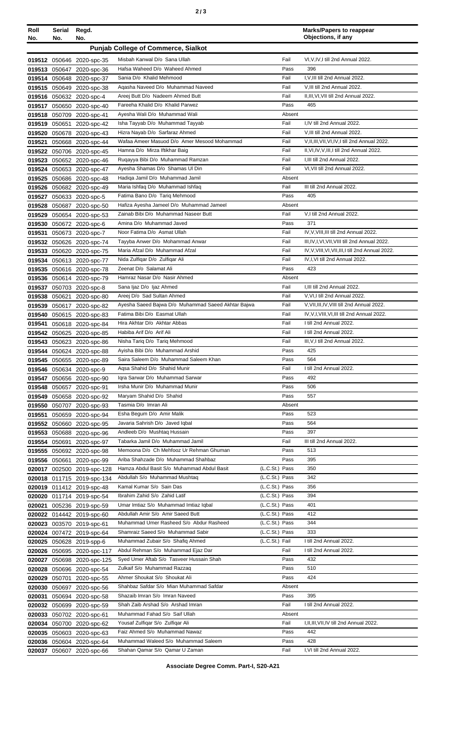| Roll No. | Serial No. | Regd. No. | | | Marks/Papers to reappear Objections, if any |
|---|---|---|---|---|---|
| **Punjab College of Commerce, Sialkot** | | | | | |
| 019512 | 050646 | 2020-spc-35 | Misbah Kanwal D/o Sana Ullah | Fail | VI,V,IV,I till 2nd Annual 2022. |
| 019513 | 050647 | 2020-spc-36 | Hafsa Waheed D/o Waheed Ahmed | Pass | 396 |
| 019514 | 050648 | 2020-spc-37 | Sania D/o Khalid Mehmood | Fail | I,V,III till 2nd Annual 2022. |
| 019515 | 050649 | 2020-spc-38 | Aqasha Naveed D/o Muhammad Naveed | Fail | V,III till 2nd Annual 2022. |
| 019516 | 050632 | 2020-spc-4 | Areej Butt D/o Nadeem Ahmed Butt | Fail | II,III,VI,VII till 2nd Annual 2022. |
| 019517 | 050650 | 2020-spc-40 | Fareeha Khalid D/o Khalid Parwez | Pass | 465 |
| 019518 | 050709 | 2020-spc-41 | Ayesha Wali D/o Muhammad Wali | Absent | |
| 019519 | 050651 | 2020-spc-42 | Isha Tayyab D/o Muhammad Tayyab | Fail | I,IV till 2nd Annual 2022. |
| 019520 | 050678 | 2020-spc-43 | Hizra Nayab D/o Sarfaraz Ahmed | Fail | V,III till 2nd Annual 2022. |
| 019521 | 050668 | 2020-spc-44 | Wafaa Ameer Masuod D/o Amer Mesood Mohammad | Fail | V,II,III,VII,VI,IV,I till 2nd Annual 2022. |
| 019522 | 050706 | 2020-spc-45 | Hamna D/o Mirza Iftikhar Baig | Fail | II,VI,IV,V,III,I till 2nd Annual 2022. |
| 019523 | 050652 | 2020-spc-46 | Ruqayya Bibi D/o Muhammad Ramzan | Fail | I,III till 2nd Annual 2022. |
| 019524 | 050653 | 2020-spc-47 | Ayesha Shamas D/o Shamas Ul Din | Fail | VI,VII till 2nd Annual 2022. |
| 019525 | 050686 | 2020-spc-48 | Hadiqa Jamil D/o Muhammad Jamil | Absent | |
| 019526 | 050682 | 2020-spc-49 | Maria Ishfaq D/o Muhammad Ishfaq | Fail | III till 2nd Annual 2022. |
| 019527 | 050633 | 2020-spc-5 | Fatima Bano D/o Tariq Mehmood | Pass | 405 |
| 019528 | 050687 | 2020-spc-50 | Hafiza Ayesha Jameel D/o Muhammad Jameel | Absent | |
| 019529 | 050654 | 2020-spc-53 | Zainab Bibi D/o Muhammad Naseer Butt | Fail | V,I till 2nd Annual 2022. |
| 019530 | 050672 | 2020-spc-6 | Amina D/o Muhammad Javed | Pass | 371 |
| 019531 | 050673 | 2020-spc-7 | Noor Fatima D/o Asmat Ullah | Fail | IV,V,VIII,III till 2nd Annual 2022. |
| 019532 | 050626 | 2020-spc-74 | Tayyba Anwer D/o Mohammad Anwar | Fail | III,IV,I,VI,VII,VIII till 2nd Annual 2022. |
| 019533 | 050620 | 2020-spc-75 | Maria Afzal D/o Muhammad Afzal | Fail | IV,V,VIII,VI,VII,III,I till 2nd Annual 2022. |
| 019534 | 050613 | 2020-spc-77 | Nida Zulfiqar D/o Zulfiqar Ali | Fail | IV,I,VI till 2nd Annual 2022. |
| 019535 | 050616 | 2020-spc-78 | Zeenat D/o Salamat Ali | Pass | 423 |
| 019536 | 050614 | 2020-spc-79 | Hamraz Nasar D/o Nasir Ahmed | Absent | |
| 019537 | 050703 | 2020-spc-8 | Sana Ijaz D/o Ijaz Ahmed | Fail | I,III till 2nd Annual 2022. |
| 019538 | 050621 | 2020-spc-80 | Areej D/o Sad Sultan Ahmed | Fail | V,VI,I till 2nd Annual 2022. |
| 019539 | 050617 | 2020-spc-82 | Ayesha Saeed Bajwa D/o Muhammad Saeed Akhtar Bajwa | Fail | V,VII,III,IV,VIII till 2nd Annual 2022. |
| 019540 | 050615 | 2020-spc-83 | Fatima Bibi D/o Easmat Ullah | Fail | IV,V,I,VIII,VI,III till 2nd Annual 2022. |
| 019541 | 050618 | 2020-spc-84 | Hira Akhtar D/o Akhtar Abbas | Fail | I till 2nd Annual 2022. |
| 019542 | 050625 | 2020-spc-85 | Habiba Arif D/o Arif Ali | Fail | I till 2nd Annual 2022. |
| 019543 | 050623 | 2020-spc-86 | Nisha Tariq D/o Tariq Mehmood | Fail | III,V,I till 2nd Annual 2022. |
| 019544 | 050624 | 2020-spc-88 | Ayisha Bibi D/o Muhammad Arshid | Pass | 425 |
| 019545 | 050655 | 2020-spc-89 | Saira Saleem D/o Muhammad Saleem Khan | Pass | 564 |
| 019546 | 050634 | 2020-spc-9 | Aqsa Shahid D/o Shahid Munir | Fail | I till 2nd Annual 2022. |
| 019547 | 050656 | 2020-spc-90 | Iqra Sarwar D/o Muhammad Sarwar | Pass | 492 |
| 019548 | 050657 | 2020-spc-91 | Irsha Munir D/o Muhammad Munir | Pass | 506 |
| 019549 | 050658 | 2020-spc-92 | Maryam Shahid D/o Shahid | Pass | 557 |
| 019550 | 050707 | 2020-spc-93 | Tasmia D/o Imran Ali | Absent | |
| 019551 | 050659 | 2020-spc-94 | Esha Begum D/o Amir Malik | Pass | 523 |
| 019552 | 050660 | 2020-spc-95 | Javaria Sahrish D/o Javed Iqbal | Pass | 564 |
| 019553 | 050688 | 2020-spc-96 | Andleeb D/o Mushtaq Hussain | Pass | 397 |
| 019554 | 050691 | 2020-spc-97 | Tabarka Jamil D/o Muhammad Jamil | Fail | III till 2nd Annual 2022. |
| 019555 | 050692 | 2020-spc-98 | Memoona D/o Ch Mehfooz Ur Rehman Ghuman | Pass | 513 |
| 019556 | 050661 | 2020-spc-99 | Ariba Shahzade D/o Muhammad Shahbaz | Pass | 395 |
| 020017 | 002500 | 2019-spc-128 | Hamza Abdul Basit S/o Muhammad Abdul Basit | (L.C.St.) Pass | 350 |
| 020018 | 011715 | 2019-spc-134 | Abdullah S/o Muhammad Mushtaq | (L.C.St.) Pass | 342 |
| 020019 | 011412 | 2019-spc-48 | Kamal Kumar S/o Sain Das | (L.C.St.) Pass | 356 |
| 020020 | 011714 | 2019-spc-54 | Ibrahim Zahid S/o Zahid Latif | (L.C.St.) Pass | 394 |
| 020021 | 005236 | 2019-spc-59 | Umar Imtiaz S/o Muhammad Imtiaz Iqbal | (L.C.St.) Pass | 401 |
| 020022 | 014442 | 2019-spc-60 | Abdullah Amir S/o Amir Saeed Butt | (L.C.St.) Pass | 412 |
| 020023 | 003570 | 2019-spc-61 | Muhammad Umer Rasheed S/o Abdur Rasheed | (L.C.St.) Pass | 344 |
| 020024 | 007472 | 2019-spc-64 | Shamraiz Saeed S/o Muhammad Sabir | (L.C.St.) Pass | 333 |
| 020025 | 050628 | 2019-spp-6 | Muhammad Zubair S/o Shafiq Ahmed | (L.C.St.) Fail | I till 2nd Annual 2022. |
| 020026 | 050695 | 2020-spc-117 | Abdul Rehman S/o Muhammad Ejaz Dar | Fail | I till 2nd Annual 2022. |
| 020027 | 050698 | 2020-spc-125 | Syed Umer Aftab S/o Tasveer Hussain Shah | Pass | 432 |
| 020028 | 050696 | 2020-spc-54 | Zulkaif S/o Muhammad Razzaq | Pass | 510 |
| 020029 | 050701 | 2020-spc-55 | Ahmer Shoukat S/o Shoukat Ali | Pass | 424 |
| 020030 | 050697 | 2020-spc-56 | Shahbaz Safdar S/o Mian Muhammad Safdar | Absent | |
| 020031 | 050694 | 2020-spc-58 | Shazaib Imran S/o Imran Naveed | Pass | 395 |
| 020032 | 050699 | 2020-spc-59 | Shah Zaib Arshad S/o Arshad Imran | Fail | I till 2nd Annual 2022. |
| 020033 | 050702 | 2020-spc-61 | Muhammad Fahad S/o Saif Ullah | Absent | |
| 020034 | 050700 | 2020-spc-62 | Yousaf Zulfiqar S/o Zulfiqar Ali | Fail | I,II,III,VII,IV till 2nd Annual 2022. |
| 020035 | 050603 | 2020-spc-63 | Faiz Ahmed S/o Muhammad Nawaz | Pass | 442 |
| 020036 | 050604 | 2020-spc-64 | Muhammad Waleed S/o Muhammad Saleem | Pass | 428 |
| 020037 | 050607 | 2020-spc-66 | Shahan Qamar S/o Qamar U Zaman | Fail | I,VI till 2nd Annual 2022. |

**Associate Degree Comm. Part-I, S20-A21**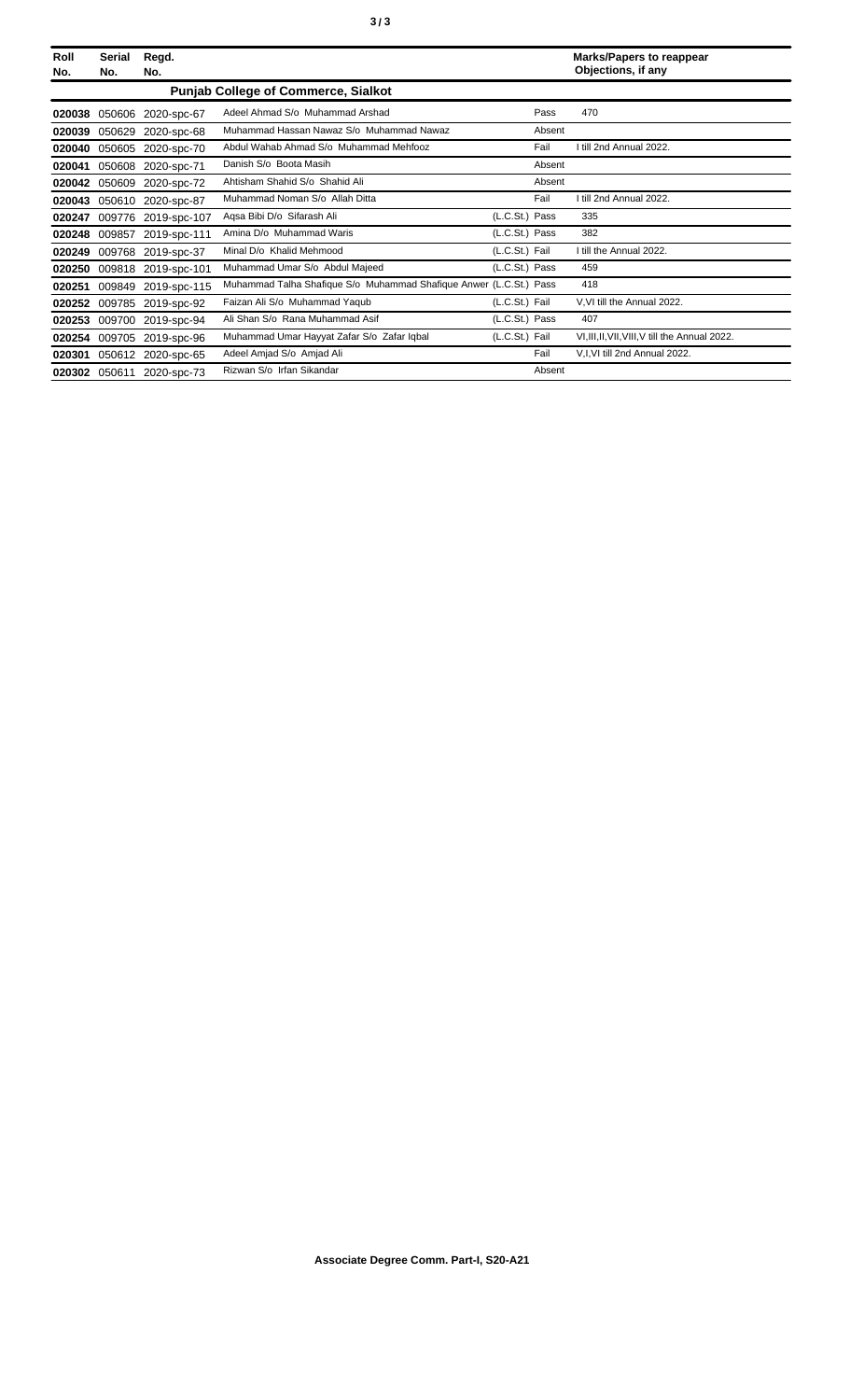| Roll No. | Serial No. | Regd. No. | | | Marks/Papers to reappear Objections, if any |
|---|---|---|---|---|---|
| | | | **Punjab College of Commerce, Sialkot** | | |
| **020038** | 050606 | 2020-spc-67 | Adeel Ahmad S/o Muhammad Arshad | Pass | 470 |
| **020039** | 050629 | 2020-spc-68 | Muhammad Hassan Nawaz S/o Muhammad Nawaz | Absent | |
| **020040** | 050605 | 2020-spc-70 | Abdul Wahab Ahmad S/o Muhammad Mehfooz | Fail | I till 2nd Annual 2022. |
| **020041** | 050608 | 2020-spc-71 | Danish S/o Boota Masih | Absent | |
| **020042** | 050609 | 2020-spc-72 | Ahtisham Shahid S/o Shahid Ali | Absent | |
| **020043** | 050610 | 2020-spc-87 | Muhammad Noman S/o Allah Ditta | Fail | I till 2nd Annual 2022. |
| **020247** | 009776 | 2019-spc-107 | Aqsa Bibi D/o Sifarash Ali | (L.C.St.) Pass | 335 |
| **020248** | 009857 | 2019-spc-111 | Amina D/o Muhammad Waris | (L.C.St.) Pass | 382 |
| **020249** | 009768 | 2019-spc-37 | Minal D/o Khalid Mehmood | (L.C.St.) Fail | I till the Annual 2022. |
| **020250** | 009818 | 2019-spc-101 | Muhammad Umar S/o Abdul Majeed | (L.C.St.) Pass | 459 |
| **020251** | 009849 | 2019-spc-115 | Muhammad Talha Shafique S/o Muhammad Shafique Anwer | (L.C.St.) Pass | 418 |
| **020252** | 009785 | 2019-spc-92 | Faizan Ali S/o Muhammad Yaqub | (L.C.St.) Fail | V,VI till the Annual 2022. |
| **020253** | 009700 | 2019-spc-94 | Ali Shan S/o Rana Muhammad Asif | (L.C.St.) Pass | 407 |
| **020254** | 009705 | 2019-spc-96 | Muhammad Umar Hayyat Zafar S/o Zafar Iqbal | (L.C.St.) Fail | VI,III,II,VII,VIII,V till the Annual 2022. |
| **020301** | 050612 | 2020-spc-65 | Adeel Amjad S/o Amjad Ali | Fail | V,I,VI till 2nd Annual 2022. |
| **020302** | 050611 | 2020-spc-73 | Rizwan S/o Irfan Sikandar | Absent | |

**Associate Degree Comm. Part-I, S20-A21**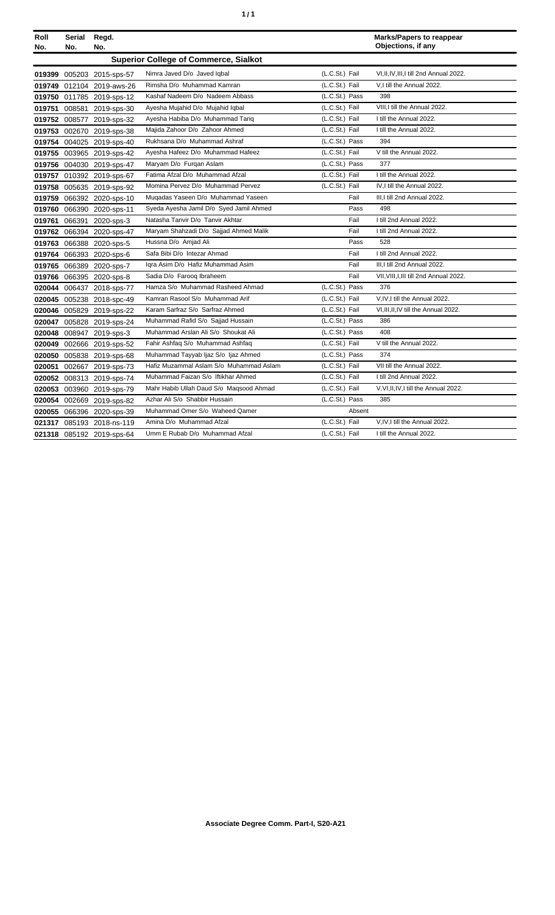| Roll No. | Serial No. | Regd. No. | | | Marks/Papers to reappear Objections, if any |
|---|---|---|---|---|---|
| **Superior College of Commerce, Sialkot** | | | | | |
| 019399 | 005203 | 2015-sps-57 | Nimra Javed D/o Javed Iqbal | (L.C.St.) Fail | VI,II,IV,III,I till 2nd Annual 2022. |
| 019749 | 012104 | 2019-aws-26 | Rimsha D/o Muhammad Kamran | (L.C.St.) Fail | V,I till the Annual 2022. |
| 019750 | 011785 | 2019-sps-12 | Kashaf Nadeem D/o Nadeem Abbass | (L.C.St.) Pass | 398 |
| 019751 | 008581 | 2019-sps-30 | Ayesha Mujahid D/o Mujahid Iqbal | (L.C.St.) Fail | VIII,I till the Annual 2022. |
| 019752 | 008577 | 2019-sps-32 | Ayesha Habiba D/o Muhammad Tariq | (L.C.St.) Fail | I till the Annual 2022. |
| 019753 | 002670 | 2019-sps-38 | Majida Zahoor D/o Zahoor Ahmed | (L.C.St.) Fail | I till the Annual 2022. |
| 019754 | 004025 | 2019-sps-40 | Rukhsana D/o Muhammad Ashraf | (L.C.St.) Pass | 394 |
| 019755 | 003965 | 2019-sps-42 | Ayesha Hafeez D/o Muhammad Hafeez | (L.C.St.) Fail | V till the Annual 2022. |
| 019756 | 004030 | 2019-sps-47 | Maryam D/o Furqan Aslam | (L.C.St.) Pass | 377 |
| 019757 | 010392 | 2019-sps-67 | Fatima Afzal D/o Muhammad Afzal | (L.C.St.) Fail | I till the Annual 2022. |
| 019758 | 005635 | 2019-sps-92 | Momina Pervez D/o Muhammad Pervez | (L.C.St.) Fail | IV,I till the Annual 2022. |
| 019759 | 066392 | 2020-sps-10 | Muqadas Yaseen D/o Muhammad Yaseen | Fail | III,I till 2nd Annual 2022. |
| 019760 | 066390 | 2020-sps-11 | Syeda Ayesha Jamil D/o Syed Jamil Ahmed | Pass | 498 |
| 019761 | 066391 | 2020-sps-3 | Natasha Tanvir D/o Tanvir Akhtar | Fail | I till 2nd Annual 2022. |
| 019762 | 066394 | 2020-sps-47 | Maryam Shahzadi D/o Sajjad Ahmed Malik | Fail | I till 2nd Annual 2022. |
| 019763 | 066388 | 2020-sps-5 | Hussna D/o Amjad Ali | Pass | 528 |
| 019764 | 066393 | 2020-sps-6 | Safa Bibi D/o Intezar Ahmad | Fail | I till 2nd Annual 2022. |
| 019765 | 066389 | 2020-sps-7 | Iqra Asim D/o Hafiz Muhammad Asim | Fail | III,I till 2nd Annual 2022. |
| 019766 | 066395 | 2020-sps-8 | Sadia D/o Farooq Ibraheem | Fail | VII,VIII,I,III till 2nd Annual 2022. |
| 020044 | 006437 | 2018-sps-77 | Hamza S/o Muhammad Rasheed Ahmad | (L.C.St.) Pass | 376 |
| 020045 | 005238 | 2018-spc-49 | Kamran Rasool S/o Muhammad Arif | (L.C.St.) Fail | V,IV,I till the Annual 2022. |
| 020046 | 005829 | 2019-sps-22 | Karam Sarfraz S/o Sarfraz Ahmed | (L.C.St.) Fail | VI,III,II,IV till the Annual 2022. |
| 020047 | 005828 | 2019-sps-24 | Muhammad Rafid S/o Sajjad Hussain | (L.C.St.) Pass | 386 |
| 020048 | 008947 | 2019-sps-3 | Muhammad Arslan Ali S/o Shoukat Ali | (L.C.St.) Pass | 408 |
| 020049 | 002666 | 2019-sps-52 | Fahir Ashfaq S/o Muhammad Ashfaq | (L.C.St.) Fail | V till the Annual 2022. |
| 020050 | 005838 | 2019-sps-68 | Muhammad Tayyab Ijaz S/o Ijaz Ahmed | (L.C.St.) Pass | 374 |
| 020051 | 002667 | 2019-sps-73 | Hafiz Muzammal Aslam S/o Muhammad Aslam | (L.C.St.) Fail | VII till the Annual 2022. |
| 020052 | 008313 | 2019-sps-74 | Muhammad Faizan S/o Iftikhar Ahmed | (L.C.St.) Fail | I till 2nd Annual 2022. |
| 020053 | 003960 | 2019-sps-79 | Mahr Habib Ullah Daud S/o Maqsood Ahmad | (L.C.St.) Fail | V,VI,II,IV,I till the Annual 2022. |
| 020054 | 002669 | 2019-sps-82 | Azhar Ali S/o Shabbir Hussain | (L.C.St.) Pass | 385 |
| 020055 | 066396 | 2020-sps-39 | Muhammad Omer S/o Waheed Qamer | Absent | |
| 021317 | 085193 | 2018-ns-119 | Amina D/o Muhammad Afzal | (L.C.St.) Fail | V,IV,I till the Annual 2022. |
| 021318 | 085192 | 2019-sps-64 | Umm E Rubab D/o Muhammad Afzal | (L.C.St.) Fail | I till the Annual 2022. |

**Associate Degree Comm. Part-I, S20-A21**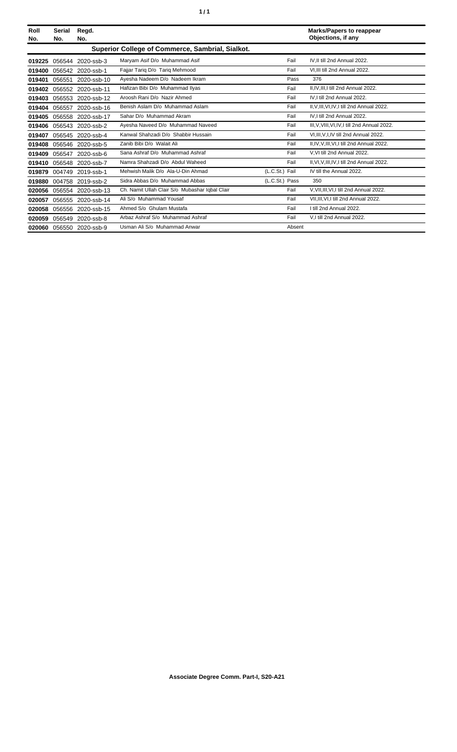| Roll No. | Serial No. | Regd. No. | | | Marks/Papers to reappear Objections, if any |
|---|---|---|---|---|---|
| **Superior College of Commerce, Sambrial, Sialkot.** | | | | | |
| **019225** | 056544 | 2020-ssb-3 | Maryam Asif D/o Muhammad Asif | Fail | IV,II till 2nd Annual 2022. |
| **019400** | 056542 | 2020-ssb-1 | Fajjar Tariq D/o Tariq Mehmood | Fail | VI,III till 2nd Annual 2022. |
| **019401** | 056551 | 2020-ssb-10 | Ayesha Nadeem D/o Nadeem Ikram | Pass | 376 |
| **019402** | 056552 | 2020-ssb-11 | Hafizan Bibi D/o Muhammad Ilyas | Fail | II,IV,III,I till 2nd Annual 2022. |
| **019403** | 056553 | 2020-ssb-12 | Aroosh Rani D/o Nazir Ahmed | Fail | IV,I till 2nd Annual 2022. |
| **019404** | 056557 | 2020-ssb-16 | Benish Aslam D/o Muhammad Aslam | Fail | II,V,III,VI,IV,I till 2nd Annual 2022. |
| **019405** | 056558 | 2020-ssb-17 | Sahar D/o Muhammad Akram | Fail | IV,I till 2nd Annual 2022. |
| **019406** | 056543 | 2020-ssb-2 | Ayesha Naveed D/o Muhammad Naveed | Fail | III,V,VIII,VI,IV,I till 2nd Annual 2022. |
| **019407** | 056545 | 2020-ssb-4 | Kanwal Shahzadi D/o Shabbir Hussain | Fail | VI,III,V,I,IV till 2nd Annual 2022. |
| **019408** | 056546 | 2020-ssb-5 | Zanib Bibi D/o Walait Ali | Fail | II,IV,V,III,VI,I till 2nd Annual 2022. |
| **019409** | 056547 | 2020-ssb-6 | Sana Ashraf D/o Muhammad Ashraf | Fail | V,VI till 2nd Annual 2022. |
| **019410** | 056548 | 2020-ssb-7 | Namra Shahzadi D/o Abdul Waheed | Fail | II,VI,V,III,IV,I till 2nd Annual 2022. |
| **019879** | 004749 | 2019-ssb-1 | Mehwish Malik D/o Ala-U-Din Ahmad | (L.C.St.) Fail | IV till the Annual 2022. |
| **019880** | 004758 | 2019-ssb-2 | Sidra Abbas D/o Muhammad Abbas | (L.C.St.) Pass | 350 |
| **020056** | 056554 | 2020-ssb-13 | Ch. Namit Ullah Clair S/o Mubashar Iqbal Clair | Fail | V,VII,III,VI,I till 2nd Annual 2022. |
| **020057** | 056555 | 2020-ssb-14 | Ali S/o Muhammad Yousaf | Fail | VII,III,VI,I till 2nd Annual 2022. |
| **020058** | 056556 | 2020-ssb-15 | Ahmed S/o Ghulam Mustafa | Fail | I till 2nd Annual 2022. |
| **020059** | 056549 | 2020-ssb-8 | Arbaz Ashraf S/o Muhammad Ashraf | Fail | V,I till 2nd Annual 2022. |
| **020060** | 056550 | 2020-ssb-9 | Usman Ali S/o Muhammad Anwar | Absent | |

**Associate Degree Comm. Part-I, S20-A21**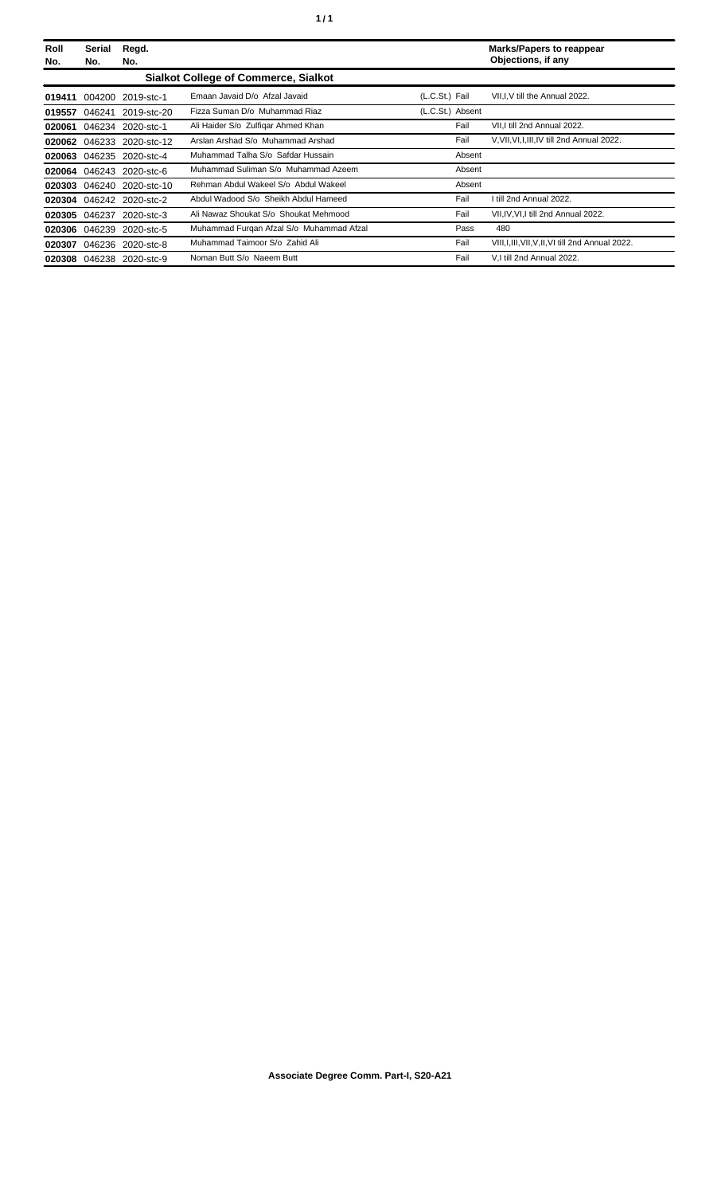| Roll No. | Serial No. | Regd. No. | | | Marks/Papers to reappear Objections, if any |
|---|---|---|---|---|---|
| **Sialkot College of Commerce, Sialkot** | | | | | |
| **019411** | 004200 | 2019-stc-1 | Emaan Javaid D/o Afzal Javaid | (L.C.St.) Fail | VII,I,V till the Annual 2022. |
| **019557** | 046241 | 2019-stc-20 | Fizza Suman D/o Muhammad Riaz | (L.C.St.) Absent | |
| **020061** | 046234 | 2020-stc-1 | Ali Haider S/o Zulfiqar Ahmed Khan | Fail | VII,I till 2nd Annual 2022. |
| **020062** | 046233 | 2020-stc-12 | Arslan Arshad S/o Muhammad Arshad | Fail | V,VII,VI,I,III,IV till 2nd Annual 2022. |
| **020063** | 046235 | 2020-stc-4 | Muhammad Talha S/o Safdar Hussain | Absent | |
| **020064** | 046243 | 2020-stc-6 | Muhammad Suliman S/o Muhammad Azeem | Absent | |
| **020303** | 046240 | 2020-stc-10 | Rehman Abdul Wakeel S/o Abdul Wakeel | Absent | |
| **020304** | 046242 | 2020-stc-2 | Abdul Wadood S/o Sheikh Abdul Hameed | Fail | I till 2nd Annual 2022. |
| **020305** | 046237 | 2020-stc-3 | Ali Nawaz Shoukat S/o Shoukat Mehmood | Fail | VII,IV,VI,I till 2nd Annual 2022. |
| **020306** | 046239 | 2020-stc-5 | Muhammad Furqan Afzal S/o Muhammad Afzal | Pass | 480 |
| **020307** | 046236 | 2020-stc-8 | Muhammad Taimoor S/o Zahid Ali | Fail | VIII,I,III,VII,V,II,VI till 2nd Annual 2022. |
| **020308** | 046238 | 2020-stc-9 | Noman Butt S/o Naeem Butt | Fail | V,I till 2nd Annual 2022. |

**Associate Degree Comm. Part-I, S20-A21**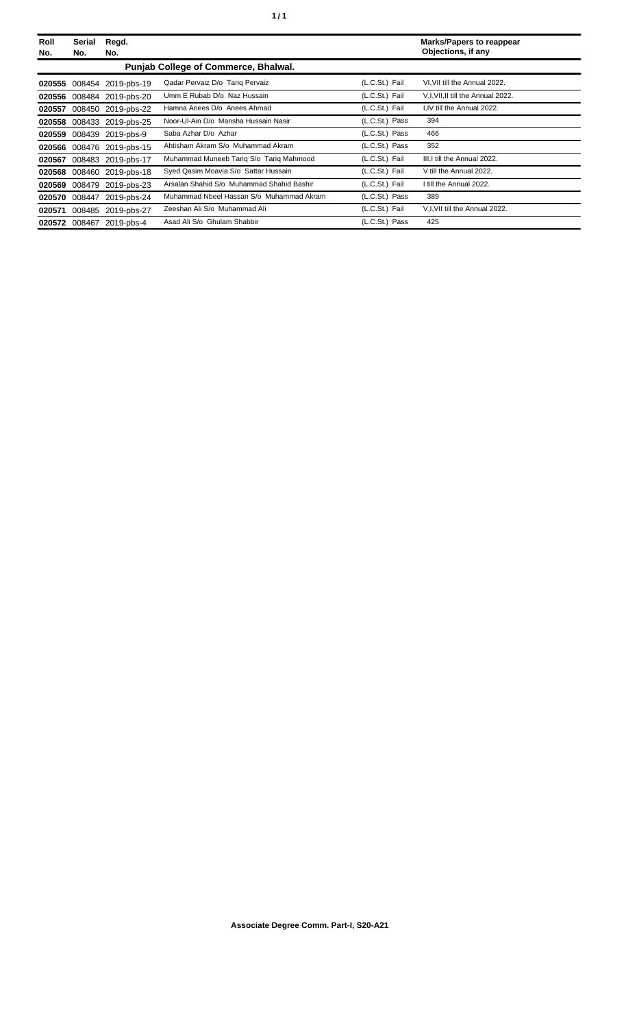| Roll No. | Serial No. | Regd. No. | | | Marks/Papers to reappear Objections, if any |
|---|---|---|---|---|---|
| **Punjab College of Commerce, Bhalwal.** | | | | | |
| **020555** | 008454 | 2019-pbs-19 | Qadar Pervaiz D/o Tariq Pervaiz | (L.C.St.) Fail | VI,VII till the Annual 2022. |
| **020556** | 008484 | 2019-pbs-20 | Umm E Rubab D/o Naz Hussain | (L.C.St.) Fail | V,I,VII,II till the Annual 2022. |
| **020557** | 008450 | 2019-pbs-22 | Hamna Anees D/o Anees Ahmad | (L.C.St.) Fail | I,IV till the Annual 2022. |
| **020558** | 008433 | 2019-pbs-25 | Noor-Ul-Ain D/o Mansha Hussain Nasir | (L.C.St.) Pass | 394 |
| **020559** | 008439 | 2019-pbs-9 | Saba Azhar D/o Azhar | (L.C.St.) Pass | 466 |
| **020566** | 008476 | 2019-pbs-15 | Ahtisham Akram S/o Muhammad Akram | (L.C.St.) Pass | 352 |
| **020567** | 008483 | 2019-pbs-17 | Muhammad Muneeb Tariq S/o Tariq Mahmood | (L.C.St.) Fail | III,I till the Annual 2022. |
| **020568** | 008460 | 2019-pbs-18 | Syed Qasim Moavia S/o Sattar Hussain | (L.C.St.) Fail | V till the Annual 2022. |
| **020569** | 008479 | 2019-pbs-23 | Arsalan Shahid S/o Muhammad Shahid Bashir | (L.C.St.) Fail | I till the Annual 2022. |
| **020570** | 008447 | 2019-pbs-24 | Muhammad Nbeel Hassan S/o Muhammad Akram | (L.C.St.) Pass | 389 |
| **020571** | 008485 | 2019-pbs-27 | Zeeshan Ali S/o Muhammad Ali | (L.C.St.) Fail | V,I,VII till the Annual 2022. |
| **020572** | 008467 | 2019-pbs-4 | Asad Ali S/o Ghulam Shabbir | (L.C.St.) Pass | 425 |

**Associate Degree Comm. Part-I, S20-A21**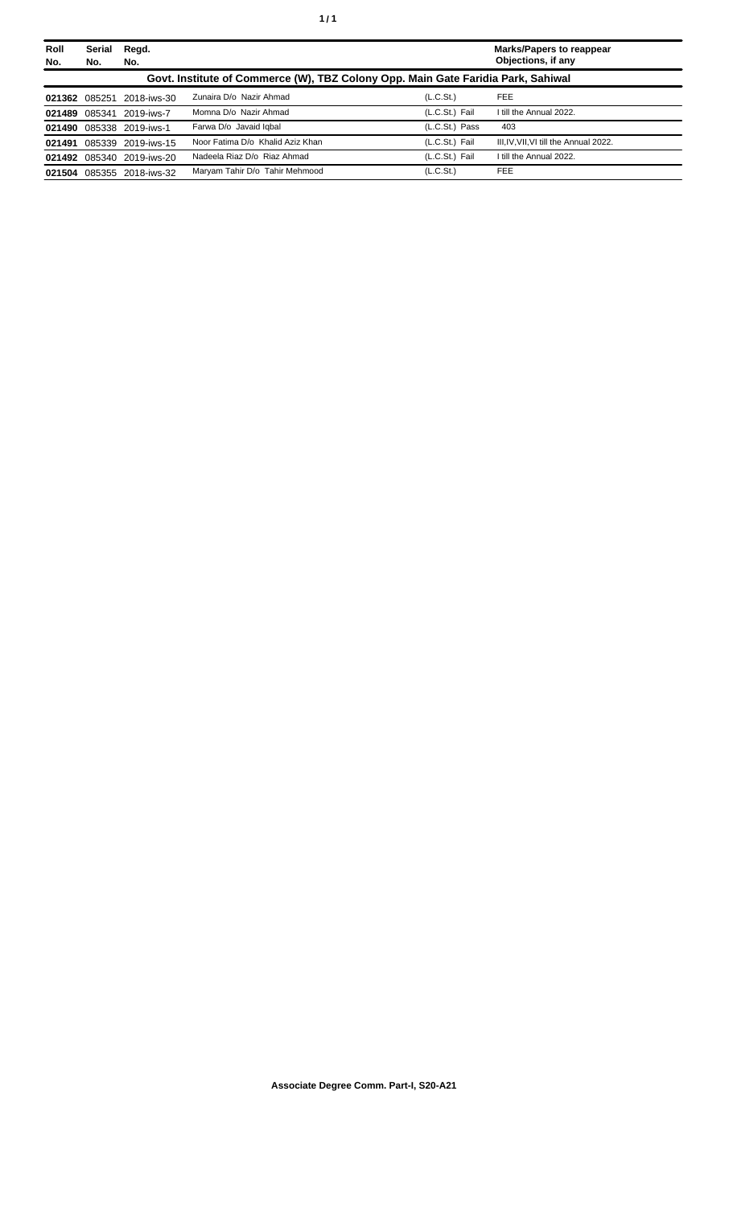| Roll No. | Serial No. | Regd. No. | | | Marks/Papers to reappear Objections, if any |
|---|---|---|---|---|---|
| **Govt. Institute of Commerce (W), TBZ Colony Opp. Main Gate Faridia Park, Sahiwal** | | | | | |
| **021362** | 085251 | 2018-iws-30 | Zunaira D/o Nazir Ahmad | (L.C.St.) | FEE |
| **021489** | 085341 | 2019-iws-7 | Momna D/o Nazir Ahmad | (L.C.St.) Fail | I till the Annual 2022. |
| **021490** | 085338 | 2019-iws-1 | Farwa D/o Javaid Iqbal | (L.C.St.) Pass | 403 |
| **021491** | 085339 | 2019-iws-15 | Noor Fatima D/o Khalid Aziz Khan | (L.C.St.) Fail | III,IV,VII,VI till the Annual 2022. |
| **021492** | 085340 | 2019-iws-20 | Nadeela Riaz D/o Riaz Ahmad | (L.C.St.) Fail | I till the Annual 2022. |
| **021504** | 085355 | 2018-iws-32 | Maryam Tahir D/o Tahir Mehmood | (L.C.St.) | FEE |

**Associate Degree Comm. Part-I, S20-A21**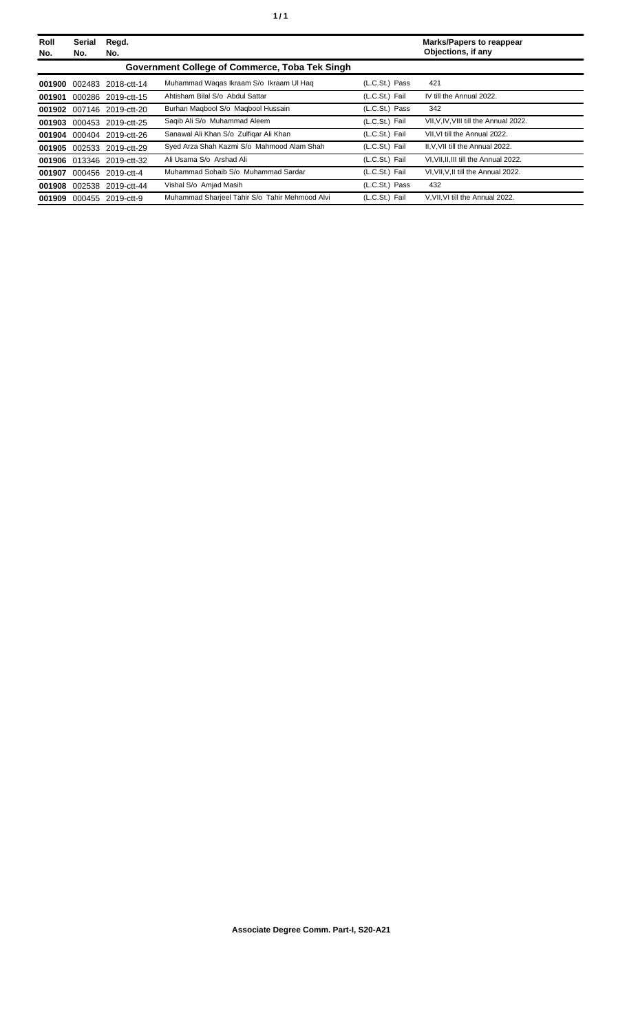| Roll No. | Serial No. | Regd. No. | | | Marks/Papers to reappear Objections, if any |
|---|---|---|---|---|---|
| **Government College of Commerce, Toba Tek Singh** | | | | | |
| **001900** | 002483 | 2018-ctt-14 | Muhammad Waqas Ikraam S/o Ikraam Ul Haq | (L.C.St.) Pass | 421 |
| **001901** | 000286 | 2019-ctt-15 | Ahtisham Bilal S/o Abdul Sattar | (L.C.St.) Fail | IV till the Annual 2022. |
| **001902** | 007146 | 2019-ctt-20 | Burhan Maqbool S/o Maqbool Hussain | (L.C.St.) Pass | 342 |
| **001903** | 000453 | 2019-ctt-25 | Saqib Ali S/o Muhammad Aleem | (L.C.St.) Fail | VII,V,IV,VIII till the Annual 2022. |
| **001904** | 000404 | 2019-ctt-26 | Sanawal Ali Khan S/o Zulfiqar Ali Khan | (L.C.St.) Fail | VII,VI till the Annual 2022. |
| **001905** | 002533 | 2019-ctt-29 | Syed Arza Shah Kazmi S/o Mahmood Alam Shah | (L.C.St.) Fail | II,V,VII till the Annual 2022. |
| **001906** | 013346 | 2019-ctt-32 | Ali Usama S/o Arshad Ali | (L.C.St.) Fail | VI,VII,II,III till the Annual 2022. |
| **001907** | 000456 | 2019-ctt-4 | Muhammad Sohaib S/o Muhammad Sardar | (L.C.St.) Fail | VI,VII,V,II till the Annual 2022. |
| **001908** | 002538 | 2019-ctt-44 | Vishal S/o Amjad Masih | (L.C.St.) Pass | 432 |
| **001909** | 000455 | 2019-ctt-9 | Muhammad Sharjeel Tahir S/o Tahir Mehmood Alvi | (L.C.St.) Fail | V,VII,VI till the Annual 2022. |

**Associate Degree Comm. Part-I, S20-A21**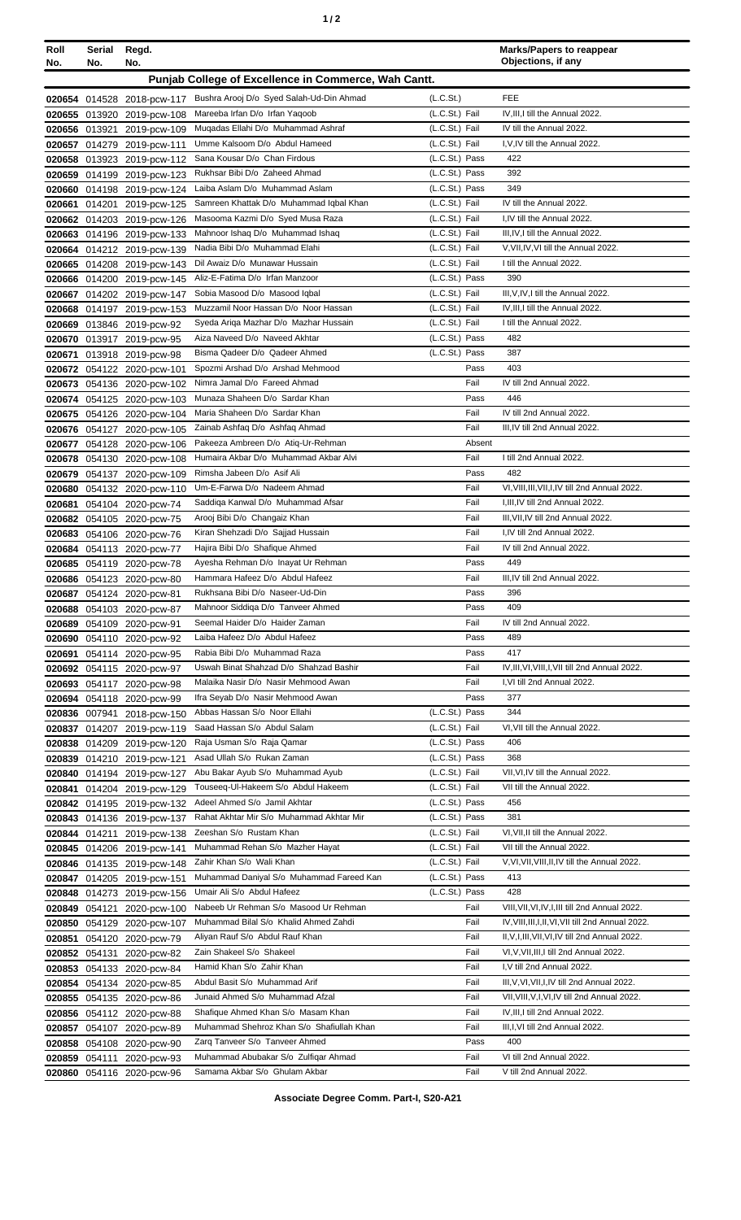| Roll No. | Serial No. | Regd. No. | | | Marks/Papers to reappear Objections, if any |
|---|---|---|---|---|---|
| **Punjab College of Excellence in Commerce, Wah Cantt.** | | | | | |
| 020654 | 014528 | 2018-pcw-117 | Bushra Arooj D/o Syed Salah-Ud-Din Ahmad | (L.C.St.) | FEE |
| 020655 | 013920 | 2019-pcw-108 | Mareeba Irfan D/o Irfan Yaqoob | (L.C.St.) Fail | IV,III,I till the Annual 2022. |
| 020656 | 013921 | 2019-pcw-109 | Muqadas Ellahi D/o Muhammad Ashraf | (L.C.St.) Fail | IV till the Annual 2022. |
| 020657 | 014279 | 2019-pcw-111 | Umme Kalsoom D/o Abdul Hameed | (L.C.St.) Fail | I,V,IV till the Annual 2022. |
| 020658 | 013923 | 2019-pcw-112 | Sana Kousar D/o Chan Firdous | (L.C.St.) Pass | 422 |
| 020659 | 014199 | 2019-pcw-123 | Rukhsar Bibi D/o Zaheed Ahmad | (L.C.St.) Pass | 392 |
| 020660 | 014198 | 2019-pcw-124 | Laiba Aslam D/o Muhammad Aslam | (L.C.St.) Pass | 349 |
| 020661 | 014201 | 2019-pcw-125 | Samreen Khattak D/o Muhammad Iqbal Khan | (L.C.St.) Fail | IV till the Annual 2022. |
| 020662 | 014203 | 2019-pcw-126 | Masooma Kazmi D/o Syed Musa Raza | (L.C.St.) Fail | I,IV till the Annual 2022. |
| 020663 | 014196 | 2019-pcw-133 | Mahnoor Ishaq D/o Muhammad Ishaq | (L.C.St.) Fail | III,IV,I till the Annual 2022. |
| 020664 | 014212 | 2019-pcw-139 | Nadia Bibi D/o Muhammad Elahi | (L.C.St.) Fail | V,VII,IV,VI till the Annual 2022. |
| 020665 | 014208 | 2019-pcw-143 | Dil Awaiz D/o Munawar Hussain | (L.C.St.) Fail | I till the Annual 2022. |
| 020666 | 014200 | 2019-pcw-145 | Aliz-E-Fatima D/o Irfan Manzoor | (L.C.St.) Pass | 390 |
| 020667 | 014202 | 2019-pcw-147 | Sobia Masood D/o Masood Iqbal | (L.C.St.) Fail | III,V,IV,I till the Annual 2022. |
| 020668 | 014197 | 2019-pcw-153 | Muzzamil Noor Hassan D/o Noor Hassan | (L.C.St.) Fail | IV,III,I till the Annual 2022. |
| 020669 | 013846 | 2019-pcw-92 | Syeda Ariqa Mazhar D/o Mazhar Hussain | (L.C.St.) Fail | I till the Annual 2022. |
| 020670 | 013917 | 2019-pcw-95 | Aiza Naveed D/o Naveed Akhtar | (L.C.St.) Pass | 482 |
| 020671 | 013918 | 2019-pcw-98 | Bisma Qadeer D/o Qadeer Ahmed | (L.C.St.) Pass | 387 |
| 020672 | 054122 | 2020-pcw-101 | Spozmi Arshad D/o Arshad Mehmood | Pass | 403 |
| 020673 | 054136 | 2020-pcw-102 | Nimra Jamal D/o Fareed Ahmad | Fail | IV till 2nd Annual 2022. |
| 020674 | 054125 | 2020-pcw-103 | Munaza Shaheen D/o Sardar Khan | Pass | 446 |
| 020675 | 054126 | 2020-pcw-104 | Maria Shaheen D/o Sardar Khan | Fail | IV till 2nd Annual 2022. |
| 020676 | 054127 | 2020-pcw-105 | Zainab Ashfaq D/o Ashfaq Ahmad | Fail | III,IV till 2nd Annual 2022. |
| 020677 | 054128 | 2020-pcw-106 | Pakeeza Ambreen D/o Atiq-Ur-Rehman | Absent | |
| 020678 | 054130 | 2020-pcw-108 | Humaira Akbar D/o Muhammad Akbar Alvi | Fail | I till 2nd Annual 2022. |
| 020679 | 054137 | 2020-pcw-109 | Rimsha Jabeen D/o Asif Ali | Pass | 482 |
| 020680 | 054132 | 2020-pcw-110 | Um-E-Farwa D/o Nadeem Ahmad | Fail | VI,VIII,III,VII,I,IV till 2nd Annual 2022. |
| 020681 | 054104 | 2020-pcw-74 | Saddiqa Kanwal D/o Muhammad Afsar | Fail | I,III,IV till 2nd Annual 2022. |
| 020682 | 054105 | 2020-pcw-75 | Arooj Bibi D/o Changaiz Khan | Fail | III,VII,IV till 2nd Annual 2022. |
| 020683 | 054106 | 2020-pcw-76 | Kiran Shehzadi D/o Sajjad Hussain | Fail | I,IV till 2nd Annual 2022. |
| 020684 | 054113 | 2020-pcw-77 | Hajira Bibi D/o Shafique Ahmed | Fail | IV till 2nd Annual 2022. |
| 020685 | 054119 | 2020-pcw-78 | Ayesha Rehman D/o Inayat Ur Rehman | Pass | 449 |
| 020686 | 054123 | 2020-pcw-80 | Hammara Hafeez D/o Abdul Hafeez | Fail | III,IV till 2nd Annual 2022. |
| 020687 | 054124 | 2020-pcw-81 | Rukhsana Bibi D/o Naseer-Ud-Din | Pass | 396 |
| 020688 | 054103 | 2020-pcw-87 | Mahnoor Siddiqa D/o Tanveer Ahmed | Pass | 409 |
| 020689 | 054109 | 2020-pcw-91 | Seemal Haider D/o Haider Zaman | Fail | IV till 2nd Annual 2022. |
| 020690 | 054110 | 2020-pcw-92 | Laiba Hafeez D/o Abdul Hafeez | Pass | 489 |
| 020691 | 054114 | 2020-pcw-95 | Rabia Bibi D/o Muhammad Raza | Pass | 417 |
| 020692 | 054115 | 2020-pcw-97 | Uswah Binat Shahzad D/o Shahzad Bashir | Fail | IV,III,VI,VIII,I,VII till 2nd Annual 2022. |
| 020693 | 054117 | 2020-pcw-98 | Malaika Nasir D/o Nasir Mehmood Awan | Fail | I,VI till 2nd Annual 2022. |
| 020694 | 054118 | 2020-pcw-99 | Ifra Seyab D/o Nasir Mehmood Awan | Pass | 377 |
| 020836 | 007941 | 2018-pcw-150 | Abbas Hassan S/o Noor Ellahi | (L.C.St.) Pass | 344 |
| 020837 | 014207 | 2019-pcw-119 | Saad Hassan S/o Abdul Salam | (L.C.St.) Fail | VI,VII till the Annual 2022. |
| 020838 | 014209 | 2019-pcw-120 | Raja Usman S/o Raja Qamar | (L.C.St.) Pass | 406 |
| 020839 | 014210 | 2019-pcw-121 | Asad Ullah S/o Rukan Zaman | (L.C.St.) Pass | 368 |
| 020840 | 014194 | 2019-pcw-127 | Abu Bakar Ayub S/o Muhammad Ayub | (L.C.St.) Fail | VII,VI,IV till the Annual 2022. |
| 020841 | 014204 | 2019-pcw-129 | Touseeq-Ul-Hakeem S/o Abdul Hakeem | (L.C.St.) Fail | VII till the Annual 2022. |
| 020842 | 014195 | 2019-pcw-132 | Adeel Ahmed S/o Jamil Akhtar | (L.C.St.) Pass | 456 |
| 020843 | 014136 | 2019-pcw-137 | Rahat Akhtar Mir S/o Muhammad Akhtar Mir | (L.C.St.) Pass | 381 |
| 020844 | 014211 | 2019-pcw-138 | Zeeshan S/o Rustam Khan | (L.C.St.) Fail | VI,VII,II till the Annual 2022. |
| 020845 | 014206 | 2019-pcw-141 | Muhammad Rehan S/o Mazher Hayat | (L.C.St.) Fail | VII till the Annual 2022. |
| 020846 | 014135 | 2019-pcw-148 | Zahir Khan S/o Wali Khan | (L.C.St.) Fail | V,VI,VII,VIII,II,IV till the Annual 2022. |
| 020847 | 014205 | 2019-pcw-151 | Muhammad Daniyal S/o Muhammad Fareed Kan | (L.C.St.) Pass | 413 |
| 020848 | 014273 | 2019-pcw-156 | Umair Ali S/o Abdul Hafeez | (L.C.St.) Pass | 428 |
| 020849 | 054121 | 2020-pcw-100 | Nabeeb Ur Rehman S/o Masood Ur Rehman | Fail | VIII,VII,VI,IV,I,III till 2nd Annual 2022. |
| 020850 | 054129 | 2020-pcw-107 | Muhammad Bilal S/o Khalid Ahmed Zahdi | Fail | IV,VIII,III,I,II,VI,VII till 2nd Annual 2022. |
| 020851 | 054120 | 2020-pcw-79 | Aliyan Rauf S/o Abdul Rauf Khan | Fail | II,V,I,III,VII,VI,IV till 2nd Annual 2022. |
| 020852 | 054131 | 2020-pcw-82 | Zain Shakeel S/o Shakeel | Fail | VI,V,VII,III,I till 2nd Annual 2022. |
| 020853 | 054133 | 2020-pcw-84 | Hamid Khan S/o Zahir Khan | Fail | I,V till 2nd Annual 2022. |
| 020854 | 054134 | 2020-pcw-85 | Abdul Basit S/o Muhammad Arif | Fail | III,V,VI,VII,I,IV till 2nd Annual 2022. |
| 020855 | 054135 | 2020-pcw-86 | Junaid Ahmed S/o Muhammad Afzal | Fail | VII,VIII,V,I,VI,IV till 2nd Annual 2022. |
| 020856 | 054112 | 2020-pcw-88 | Shafique Ahmed Khan S/o Masam Khan | Fail | IV,III,I till 2nd Annual 2022. |
| 020857 | 054107 | 2020-pcw-89 | Muhammad Shehroz Khan S/o Shafiullah Khan | Fail | III,I,VI till 2nd Annual 2022. |
| 020858 | 054108 | 2020-pcw-90 | Zarq Tanveer S/o Tanveer Ahmed | Pass | 400 |
| 020859 | 054111 | 2020-pcw-93 | Muhammad Abubakar S/o Zulfiqar Ahmad | Fail | VI till 2nd Annual 2022. |
| 020860 | 054116 | 2020-pcw-96 | Samama Akbar S/o Ghulam Akbar | Fail | V till 2nd Annual 2022. |

**Associate Degree Comm. Part-I, S20-A21**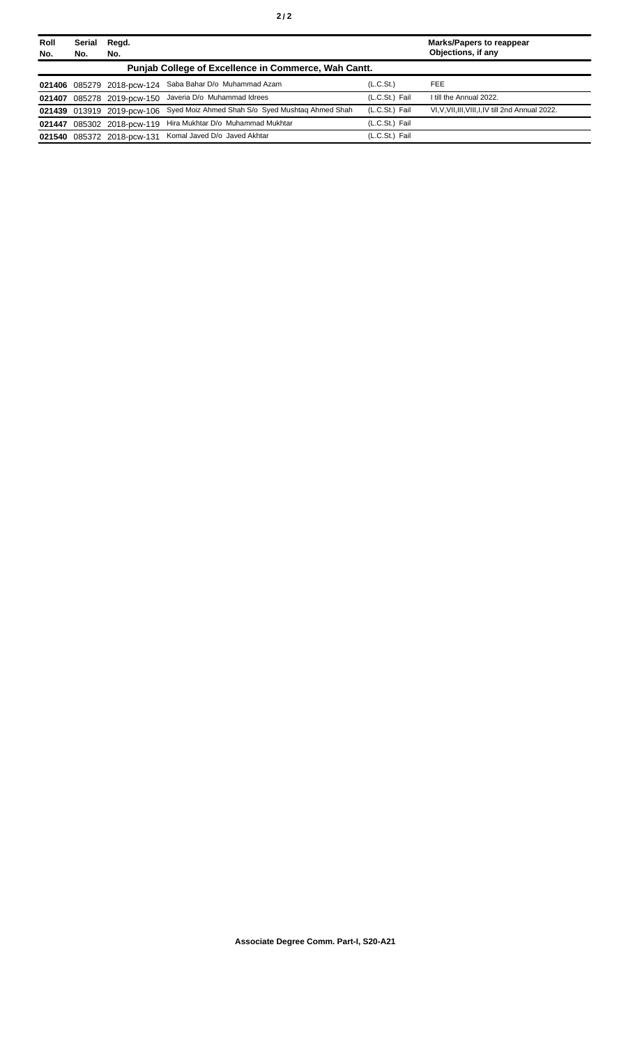| Roll No. | Serial No. | Regd. No. | | | Marks/Papers to reappear Objections, if any |
|---|---|---|---|---|---|
| **Punjab College of Excellence in Commerce, Wah Cantt.** | | | | | |
| **021406** | 085279 | 2018-pcw-124 | Saba Bahar D/o Muhammad Azam | (L.C.St.) | FEE |
| **021407** | 085278 | 2019-pcw-150 | Javeria D/o Muhammad Idrees | (L.C.St.) Fail | I till the Annual 2022. |
| **021439** | 013919 | 2019-pcw-106 | Syed Moiz Ahmed Shah S/o Syed Mushtaq Ahmed Shah | (L.C.St.) Fail | VI,V,VII,III,VIII,I,IV till 2nd Annual 2022. |
| **021447** | 085302 | 2018-pcw-119 | Hira Mukhtar D/o Muhammad Mukhtar | (L.C.St.) Fail | |
| **021540** | 085372 | 2018-pcw-131 | Komal Javed D/o Javed Akhtar | (L.C.St.) Fail | |

**Associate Degree Comm. Part-I, S20-A21**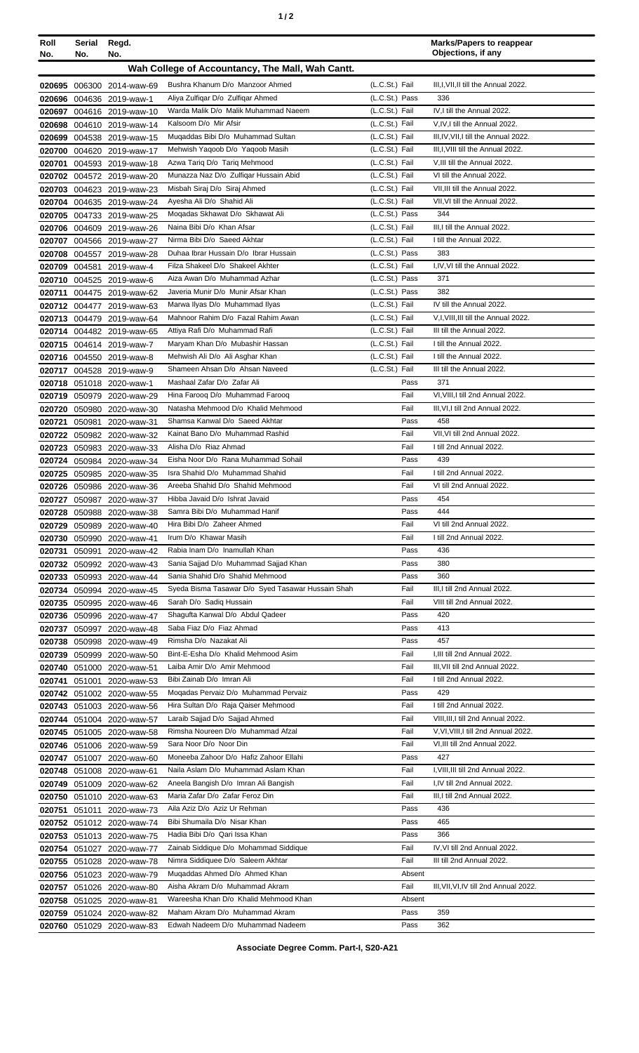| Roll No. | Serial No. | Regd. No. | | | Marks/Papers to reappear Objections, if any |
|---|---|---|---|---|---|
| **Wah College of Accountancy, The Mall, Wah Cantt.** | | | | | |
| 020695 | 006300 | 2014-waw-69 | Bushra Khanum D/o Manzoor Ahmed | (L.C.St.) Fail | III,I,VII,II till the Annual 2022. |
| 020696 | 004636 | 2019-waw-1 | Aliya Zulfiqar D/o Zulfiqar Ahmed | (L.C.St.) Pass | 336 |
| 020697 | 004616 | 2019-waw-10 | Warda Malik D/o Malik Muhammad Naeem | (L.C.St.) Fail | IV,I till the Annual 2022. |
| 020698 | 004610 | 2019-waw-14 | Kalsoom D/o Mir Afsir | (L.C.St.) Fail | V,IV,I till the Annual 2022. |
| 020699 | 004538 | 2019-waw-15 | Muqaddas Bibi D/o Muhammad Sultan | (L.C.St.) Fail | III,IV,VII,I till the Annual 2022. |
| 020700 | 004620 | 2019-waw-17 | Mehwish Yaqoob D/o Yaqoob Masih | (L.C.St.) Fail | III,I,VIII till the Annual 2022. |
| 020701 | 004593 | 2019-waw-18 | Azwa Tariq D/o Tariq Mehmood | (L.C.St.) Fail | V,III till the Annual 2022. |
| 020702 | 004572 | 2019-waw-20 | Munazza Naz D/o Zulfiqar Hussain Abid | (L.C.St.) Fail | VI till the Annual 2022. |
| 020703 | 004623 | 2019-waw-23 | Misbah Siraj D/o Siraj Ahmed | (L.C.St.) Fail | VII,III till the Annual 2022. |
| 020704 | 004635 | 2019-waw-24 | Ayesha Ali D/o Shahid Ali | (L.C.St.) Fail | VII,VI till the Annual 2022. |
| 020705 | 004733 | 2019-waw-25 | Moqadas Skhawat D/o Skhawat Ali | (L.C.St.) Pass | 344 |
| 020706 | 004609 | 2019-waw-26 | Naina Bibi D/o Khan Afsar | (L.C.St.) Fail | III,I till the Annual 2022. |
| 020707 | 004566 | 2019-waw-27 | Nirma Bibi D/o Saeed Akhtar | (L.C.St.) Fail | I till the Annual 2022. |
| 020708 | 004557 | 2019-waw-28 | Duhaa Ibrar Hussain D/o Ibrar Hussain | (L.C.St.) Pass | 383 |
| 020709 | 004581 | 2019-waw-4 | Filza Shakeel D/o Shakeel Akhter | (L.C.St.) Fail | I,IV,VI till the Annual 2022. |
| 020710 | 004525 | 2019-waw-6 | Aiza Awan D/o Muhammad Azhar | (L.C.St.) Pass | 371 |
| 020711 | 004475 | 2019-waw-62 | Javeria Munir D/o Munir Afsar Khan | (L.C.St.) Pass | 382 |
| 020712 | 004477 | 2019-waw-63 | Marwa Ilyas D/o Muhammad Ilyas | (L.C.St.) Fail | IV till the Annual 2022. |
| 020713 | 004479 | 2019-waw-64 | Mahnoor Rahim D/o Fazal Rahim Awan | (L.C.St.) Fail | V,I,VIII,III till the Annual 2022. |
| 020714 | 004482 | 2019-waw-65 | Attiya Rafi D/o Muhammad Rafi | (L.C.St.) Fail | III till the Annual 2022. |
| 020715 | 004614 | 2019-waw-7 | Maryam Khan D/o Mubashir Hassan | (L.C.St.) Fail | I till the Annual 2022. |
| 020716 | 004550 | 2019-waw-8 | Mehwish Ali D/o Ali Asghar Khan | (L.C.St.) Fail | I till the Annual 2022. |
| 020717 | 004528 | 2019-waw-9 | Shameen Ahsan D/o Ahsan Naveed | (L.C.St.) Fail | III till the Annual 2022. |
| 020718 | 051018 | 2020-waw-1 | Mashaal Zafar D/o Zafar Ali | Pass | 371 |
| 020719 | 050979 | 2020-waw-29 | Hina Farooq D/o Muhammad Farooq | Fail | VI,VIII,I till 2nd Annual 2022. |
| 020720 | 050980 | 2020-waw-30 | Natasha Mehmood D/o Khalid Mehmood | Fail | III,VI,I till 2nd Annual 2022. |
| 020721 | 050981 | 2020-waw-31 | Shamsa Kanwal D/o Saeed Akhtar | Pass | 458 |
| 020722 | 050982 | 2020-waw-32 | Kainat Bano D/o Muhammad Rashid | Fail | VII,VI till 2nd Annual 2022. |
| 020723 | 050983 | 2020-waw-33 | Alisha D/o Riaz Ahmad | Fail | I till 2nd Annual 2022. |
| 020724 | 050984 | 2020-waw-34 | Eisha Noor D/o Rana Muhammad Sohail | Pass | 439 |
| 020725 | 050985 | 2020-waw-35 | Isra Shahid D/o Muhammad Shahid | Fail | I till 2nd Annual 2022. |
| 020726 | 050986 | 2020-waw-36 | Areeba Shahid D/o Shahid Mehmood | Fail | VI till 2nd Annual 2022. |
| 020727 | 050987 | 2020-waw-37 | Hibba Javaid D/o Ishrat Javaid | Pass | 454 |
| 020728 | 050988 | 2020-waw-38 | Samra Bibi D/o Muhammad Hanif | Pass | 444 |
| 020729 | 050989 | 2020-waw-40 | Hira Bibi D/o Zaheer Ahmed | Fail | VI till 2nd Annual 2022. |
| 020730 | 050990 | 2020-waw-41 | Irum D/o Khawar Masih | Fail | I till 2nd Annual 2022. |
| 020731 | 050991 | 2020-waw-42 | Rabia Inam D/o Inamullah Khan | Pass | 436 |
| 020732 | 050992 | 2020-waw-43 | Sania Sajjad D/o Muhammad Sajjad Khan | Pass | 380 |
| 020733 | 050993 | 2020-waw-44 | Sania Shahid D/o Shahid Mehmood | Pass | 360 |
| 020734 | 050994 | 2020-waw-45 | Syeda Bisma Tasawar D/o Syed Tasawar Hussain Shah | Fail | III,I till 2nd Annual 2022. |
| 020735 | 050995 | 2020-waw-46 | Sarah D/o Sadiq Hussain | Fail | VIII till 2nd Annual 2022. |
| 020736 | 050996 | 2020-waw-47 | Shagufta Kanwal D/o Abdul Qadeer | Pass | 420 |
| 020737 | 050997 | 2020-waw-48 | Saba Fiaz D/o Fiaz Ahmad | Pass | 413 |
| 020738 | 050998 | 2020-waw-49 | Rimsha D/o Nazakat Ali | Pass | 457 |
| 020739 | 050999 | 2020-waw-50 | Bint-E-Esha D/o Khalid Mehmood Asim | Fail | I,III till 2nd Annual 2022. |
| 020740 | 051000 | 2020-waw-51 | Laiba Amir D/o Amir Mehmood | Fail | III,VII till 2nd Annual 2022. |
| 020741 | 051001 | 2020-waw-53 | Bibi Zainab D/o Imran Ali | Fail | I till 2nd Annual 2022. |
| 020742 | 051002 | 2020-waw-55 | Moqadas Pervaiz D/o Muhammad Pervaiz | Pass | 429 |
| 020743 | 051003 | 2020-waw-56 | Hira Sultan D/o Raja Qaiser Mehmood | Fail | I till 2nd Annual 2022. |
| 020744 | 051004 | 2020-waw-57 | Laraib Sajjad D/o Sajjad Ahmed | Fail | VIII,III,I till 2nd Annual 2022. |
| 020745 | 051005 | 2020-waw-58 | Rimsha Noureen D/o Muhammad Afzal | Fail | V,VI,VIII,I till 2nd Annual 2022. |
| 020746 | 051006 | 2020-waw-59 | Sara Noor D/o Noor Din | Fail | VI,III till 2nd Annual 2022. |
| 020747 | 051007 | 2020-waw-60 | Moneeba Zahoor D/o Hafiz Zahoor Ellahi | Pass | 427 |
| 020748 | 051008 | 2020-waw-61 | Naila Aslam D/o Muhammad Aslam Khan | Fail | I,VIII,III till 2nd Annual 2022. |
| 020749 | 051009 | 2020-waw-62 | Aneela Bangish D/o Imran Ali Bangish | Fail | I,IV till 2nd Annual 2022. |
| 020750 | 051010 | 2020-waw-63 | Maria Zafar D/o Zafar Feroz Din | Fail | III,I till 2nd Annual 2022. |
| 020751 | 051011 | 2020-waw-73 | Aila Aziz D/o Aziz Ur Rehman | Pass | 436 |
| 020752 | 051012 | 2020-waw-74 | Bibi Shumaila D/o Nisar Khan | Pass | 465 |
| 020753 | 051013 | 2020-waw-75 | Hadia Bibi D/o Qari Issa Khan | Pass | 366 |
| 020754 | 051027 | 2020-waw-77 | Zainab Siddique D/o Mohammad Siddique | Fail | IV,VI till 2nd Annual 2022. |
| 020755 | 051028 | 2020-waw-78 | Nimra Siddiquee D/o Saleem Akhtar | Fail | III till 2nd Annual 2022. |
| 020756 | 051023 | 2020-waw-79 | Muqaddas Ahmed D/o Ahmed Khan | Absent | |
| 020757 | 051026 | 2020-waw-80 | Aisha Akram D/o Muhammad Akram | Fail | III,VII,VI,IV till 2nd Annual 2022. |
| 020758 | 051025 | 2020-waw-81 | Wareesha Khan D/o Khalid Mehmood Khan | Absent | |
| 020759 | 051024 | 2020-waw-82 | Maham Akram D/o Muhammad Akram | Pass | 359 |
| 020760 | 051029 | 2020-waw-83 | Edwah Nadeem D/o Muhammad Nadeem | Pass | 362 |

**Associate Degree Comm. Part-I, S20-A21**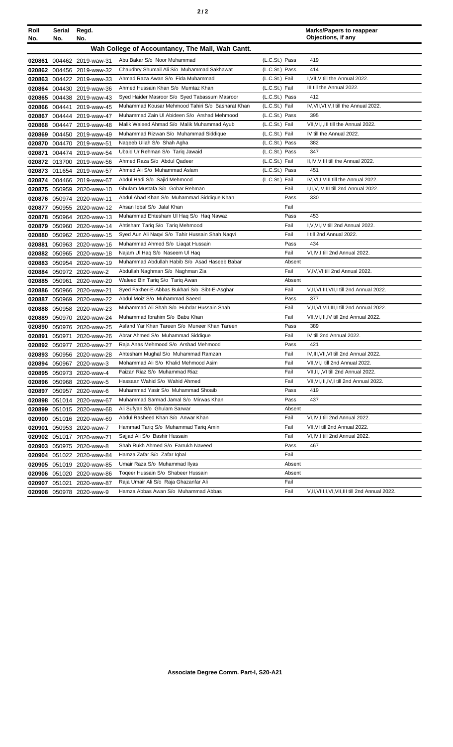| Roll No. | Serial No. | Regd. No. | | | Marks/Papers to reappear Objections, if any |
|---|---|---|---|---|---|
| **Wah College of Accountancy, The Mall, Wah Cantt.** | | | | | |
| 020861 | 004462 | 2019-waw-31 | Abu Bakar S/o Noor Muhammad | (L.C.St.) Pass | 419 |
| 020862 | 004456 | 2019-waw-32 | Chaudhry Shumail Ali S/o Muhammad Sakhawat | (L.C.St.) Pass | 414 |
| 020863 | 004422 | 2019-waw-33 | Ahmad Raza Awan S/o Fida Muhammad | (L.C.St.) Fail | I,VII,V till the Annual 2022. |
| 020864 | 004430 | 2019-waw-36 | Ahmed Hussain Khan S/o Mumtaz Khan | (L.C.St.) Fail | III till the Annual 2022. |
| 020865 | 004438 | 2019-waw-43 | Syed Haider Masroor S/o Syed Tabassum Masroor | (L.C.St.) Pass | 412 |
| 020866 | 004441 | 2019-waw-45 | Muhammad Kousar Mehmood Tahiri S/o Basharat Khan | (L.C.St.) Fail | IV,VII,VI,V,I till the Annual 2022. |
| 020867 | 004444 | 2019-waw-47 | Muhammad Zain Ul Abideen S/o Arshad Mehmood | (L.C.St.) Pass | 395 |
| 020868 | 004447 | 2019-waw-48 | Malik Waleed Ahmad S/o Malik Muhammad Ayub | (L.C.St.) Fail | VII,VI,I,III till the Annual 2022. |
| 020869 | 004450 | 2019-waw-49 | Muhammad Rizwan S/o Muhammad Siddique | (L.C.St.) Fail | IV till the Annual 2022. |
| 020870 | 004470 | 2019-waw-51 | Naqeeb Ullah S/o Shah Agha | (L.C.St.) Pass | 382 |
| 020871 | 004474 | 2019-waw-54 | Ubaid Ur Rehman S/o Tariq Jawaid | (L.C.St.) Pass | 347 |
| 020872 | 013700 | 2019-waw-56 | Ahmed Raza S/o Abdul Qadeer | (L.C.St.) Fail | II,IV,V,III till the Annual 2022. |
| 020873 | 011654 | 2019-waw-57 | Ahmed Ali S/o Muhammad Aslam | (L.C.St.) Pass | 451 |
| 020874 | 004466 | 2019-waw-67 | Abdul Hadi S/o Sajid Mehmood | (L.C.St.) Fail | IV,VI,I,VIII till the Annual 2022. |
| 020875 | 050959 | 2020-waw-10 | Ghulam Mustafa S/o Gohar Rehman | Fail | I,II,V,IV,III till 2nd Annual 2022. |
| 020876 | 050974 | 2020-waw-11 | Abdul Ahad Khan S/o Muhammad Siddique Khan | Pass | 330 |
| 020877 | 050955 | 2020-waw-12 | Ahsan Iqbal S/o Jalal Khan | Fail | |
| 020878 | 050964 | 2020-waw-13 | Muhammad Ehtesham Ul Haq S/o Haq Nawaz | Pass | 453 |
| 020879 | 050960 | 2020-waw-14 | Ahtisham Tariq S/o Tariq Mehmood | Fail | I,V,VI,IV till 2nd Annual 2022. |
| 020880 | 050962 | 2020-waw-15 | Syed Aun Ali Naqvi S/o Tahir Hussain Shah Naqvi | Fail | I till 2nd Annual 2022. |
| 020881 | 050963 | 2020-waw-16 | Muhammad Ahmed S/o Liaqat Hussain | Pass | 434 |
| 020882 | 050965 | 2020-waw-18 | Najam Ul Haq S/o Naseem Ul Haq | Fail | VI,IV,I till 2nd Annual 2022. |
| 020883 | 050954 | 2020-waw-19 | Muhammad Abdullah Habib S/o Asad Haseeb Babar | Absent | |
| 020884 | 050972 | 2020-waw-2 | Abdullah Naghman S/o Naghman Zia | Fail | V,IV,VI till 2nd Annual 2022. |
| 020885 | 050961 | 2020-waw-20 | Waleed Bin Tariq S/o Tariq Awan | Absent | |
| 020886 | 050966 | 2020-waw-21 | Syed Fakher-E-Abbas Bukhari S/o Sibt-E-Asghar | Fail | V,II,VI,III,VII,I till 2nd Annual 2022. |
| 020887 | 050969 | 2020-waw-22 | Abdul Moiz S/o Muhammad Saeed | Pass | 377 |
| 020888 | 050958 | 2020-waw-23 | Muhammad Ali Shah S/o Hubdar Hussain Shah | Fail | V,II,VI,VII,III,I till 2nd Annual 2022. |
| 020889 | 050970 | 2020-waw-24 | Muhammad Ibrahim S/o Babu Khan | Fail | VII,VI,III,IV till 2nd Annual 2022. |
| 020890 | 050976 | 2020-waw-25 | Asfand Yar Khan Tareen S/o Muneer Khan Tareen | Pass | 389 |
| 020891 | 050971 | 2020-waw-26 | Abrar Ahmed S/o Muhammad Siddique | Fail | IV till 2nd Annual 2022. |
| 020892 | 050977 | 2020-waw-27 | Raja Anas Mehmood S/o Arshad Mehmood | Pass | 421 |
| 020893 | 050956 | 2020-waw-28 | Ahtesham Mughal S/o Muhammad Ramzan | Fail | IV,III,VII,VI till 2nd Annual 2022. |
| 020894 | 050967 | 2020-waw-3 | Mohammad Ali S/o Khalid Mehmood Asim | Fail | VII,VI,I till 2nd Annual 2022. |
| 020895 | 050973 | 2020-waw-4 | Faizan Riaz S/o Muhammad Riaz | Fail | VII,II,I,VI till 2nd Annual 2022. |
| 020896 | 050968 | 2020-waw-5 | Hassaan Wahid S/o Wahid Ahmed | Fail | VII,VI,III,IV,I till 2nd Annual 2022. |
| 020897 | 050957 | 2020-waw-6 | Muhammad Yasir S/o Muhammad Shoaib | Pass | 419 |
| 020898 | 051014 | 2020-waw-67 | Muhammad Sarmad Jamal S/o Mirwas Khan | Pass | 437 |
| 020899 | 051015 | 2020-waw-68 | Ali Sufyan S/o Ghulam Sarwar | Absent | |
| 020900 | 051016 | 2020-waw-69 | Abdul Rasheed Khan S/o Anwar Khan | Fail | VI,IV,I till 2nd Annual 2022. |
| 020901 | 050953 | 2020-waw-7 | Hammad Tariq S/o Muhammad Tariq Amin | Fail | VII,VI till 2nd Annual 2022. |
| 020902 | 051017 | 2020-waw-71 | Sajjad Ali S/o Bashir Hussain | Fail | VI,IV,I till 2nd Annual 2022. |
| 020903 | 050975 | 2020-waw-8 | Shah Rukh Ahmed S/o Farrukh Naveed | Pass | 467 |
| 020904 | 051022 | 2020-waw-84 | Hamza Zafar S/o Zafar Iqbal | Fail | |
| 020905 | 051019 | 2020-waw-85 | Umair Raza S/o Muhammad Ilyas | Absent | |
| 020906 | 051020 | 2020-waw-86 | Toqeer Hussain S/o Shabeer Hussain | Absent | |
| 020907 | 051021 | 2020-waw-87 | Raja Umair Ali S/o Raja Ghazanfar Ali | Fail | |
| 020908 | 050978 | 2020-waw-9 | Hamza Abbas Awan S/o Muhammad Abbas | Fail | V,II,VIII,I,VI,VII,III till 2nd Annual 2022. |

**Associate Degree Comm. Part-I, S20-A21**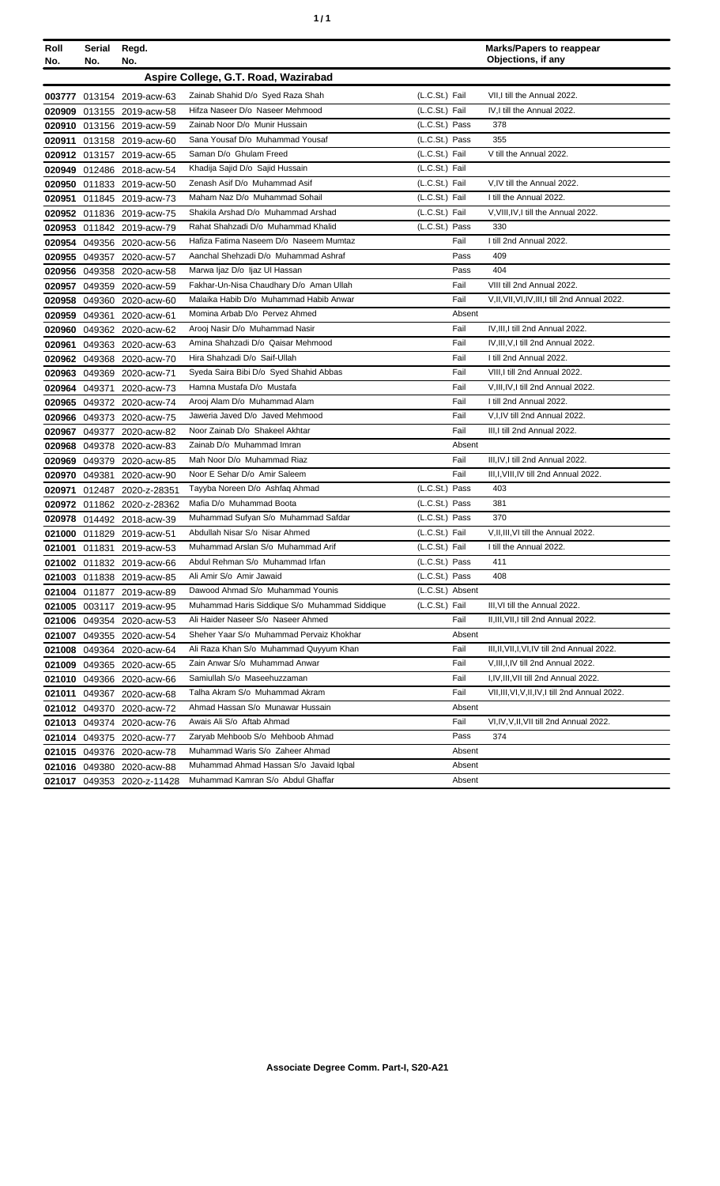| Roll No. | Serial No. | Regd. No. | | | Marks/Papers to reappear Objections, if any |
|---|---|---|---|---|---|
| **Aspire College, G.T. Road, Wazirabad** | | | | | |
| 003777 | 013154 | 2019-acw-63 | Zainab Shahid D/o Syed Raza Shah | (L.C.St.) Fail | VII,I till the Annual 2022. |
| 020909 | 013155 | 2019-acw-58 | Hifza Naseer D/o Naseer Mehmood | (L.C.St.) Fail | IV,I till the Annual 2022. |
| 020910 | 013156 | 2019-acw-59 | Zainab Noor D/o Munir Hussain | (L.C.St.) Pass | 378 |
| 020911 | 013158 | 2019-acw-60 | Sana Yousaf D/o Muhammad Yousaf | (L.C.St.) Pass | 355 |
| 020912 | 013157 | 2019-acw-65 | Saman D/o Ghulam Freed | (L.C.St.) Fail | V till the Annual 2022. |
| 020949 | 012486 | 2018-acw-54 | Khadija Sajid D/o Sajid Hussain | (L.C.St.) Fail | |
| 020950 | 011833 | 2019-acw-50 | Zenash Asif D/o Muhammad Asif | (L.C.St.) Fail | V,IV till the Annual 2022. |
| 020951 | 011845 | 2019-acw-73 | Maham Naz D/o Muhammad Sohail | (L.C.St.) Fail | I till the Annual 2022. |
| 020952 | 011836 | 2019-acw-75 | Shakila Arshad D/o Muhammad Arshad | (L.C.St.) Fail | V,VIII,IV,I till the Annual 2022. |
| 020953 | 011842 | 2019-acw-79 | Rahat Shahzadi D/o Muhammad Khalid | (L.C.St.) Pass | 330 |
| 020954 | 049356 | 2020-acw-56 | Hafiza Fatima Naseem D/o Naseem Mumtaz | Fail | I till 2nd Annual 2022. |
| 020955 | 049357 | 2020-acw-57 | Aanchal Shehzadi D/o Muhammad Ashraf | Pass | 409 |
| 020956 | 049358 | 2020-acw-58 | Marwa Ijaz D/o Ijaz Ul Hassan | Pass | 404 |
| 020957 | 049359 | 2020-acw-59 | Fakhar-Un-Nisa Chaudhary D/o Aman Ullah | Fail | VIII till 2nd Annual 2022. |
| 020958 | 049360 | 2020-acw-60 | Malaika Habib D/o Muhammad Habib Anwar | Fail | V,II,VII,VI,IV,III,I till 2nd Annual 2022. |
| 020959 | 049361 | 2020-acw-61 | Momina Arbab D/o Pervez Ahmed | Absent | |
| 020960 | 049362 | 2020-acw-62 | Arooj Nasir D/o Muhammad Nasir | Fail | IV,III,I till 2nd Annual 2022. |
| 020961 | 049363 | 2020-acw-63 | Amina Shahzadi D/o Qaisar Mehmood | Fail | IV,III,V,I till 2nd Annual 2022. |
| 020962 | 049368 | 2020-acw-70 | Hira Shahzadi D/o Saif-Ullah | Fail | I till 2nd Annual 2022. |
| 020963 | 049369 | 2020-acw-71 | Syeda Saira Bibi D/o Syed Shahid Abbas | Fail | VIII,I till 2nd Annual 2022. |
| 020964 | 049371 | 2020-acw-73 | Hamna Mustafa D/o Mustafa | Fail | V,III,IV,I till 2nd Annual 2022. |
| 020965 | 049372 | 2020-acw-74 | Arooj Alam D/o Muhammad Alam | Fail | I till 2nd Annual 2022. |
| 020966 | 049373 | 2020-acw-75 | Jaweria Javed D/o Javed Mehmood | Fail | V,I,IV till 2nd Annual 2022. |
| 020967 | 049377 | 2020-acw-82 | Noor Zainab D/o Shakeel Akhtar | Fail | III,I till 2nd Annual 2022. |
| 020968 | 049378 | 2020-acw-83 | Zainab D/o Muhammad Imran | Absent | |
| 020969 | 049379 | 2020-acw-85 | Mah Noor D/o Muhammad Riaz | Fail | III,IV,I till 2nd Annual 2022. |
| 020970 | 049381 | 2020-acw-90 | Noor E Sehar D/o Amir Saleem | Fail | III,I,VIII,IV till 2nd Annual 2022. |
| 020971 | 012487 | 2020-z-28351 | Tayyba Noreen D/o Ashfaq Ahmad | (L.C.St.) Pass | 403 |
| 020972 | 011862 | 2020-z-28362 | Mafia D/o Muhammad Boota | (L.C.St.) Pass | 381 |
| 020978 | 014492 | 2018-acw-39 | Muhammad Sufyan S/o Muhammad Safdar | (L.C.St.) Pass | 370 |
| 021000 | 011829 | 2019-acw-51 | Abdullah Nisar S/o Nisar Ahmed | (L.C.St.) Fail | V,II,III,VI till the Annual 2022. |
| 021001 | 011831 | 2019-acw-53 | Muhammad Arslan S/o Muhammad Arif | (L.C.St.) Fail | I till the Annual 2022. |
| 021002 | 011832 | 2019-acw-66 | Abdul Rehman S/o Muhammad Irfan | (L.C.St.) Pass | 411 |
| 021003 | 011838 | 2019-acw-85 | Ali Amir S/o Amir Jawaid | (L.C.St.) Pass | 408 |
| 021004 | 011877 | 2019-acw-89 | Dawood Ahmad S/o Muhammad Younis | (L.C.St.) Absent | |
| 021005 | 003117 | 2019-acw-95 | Muhammad Haris Siddique S/o Muhammad Siddique | (L.C.St.) Fail | III,VI till the Annual 2022. |
| 021006 | 049354 | 2020-acw-53 | Ali Haider Naseer S/o Naseer Ahmed | Fail | II,III,VII,I till 2nd Annual 2022. |
| 021007 | 049355 | 2020-acw-54 | Sheher Yaar S/o Muhammad Pervaiz Khokhar | Absent | |
| 021008 | 049364 | 2020-acw-64 | Ali Raza Khan S/o Muhammad Quyyum Khan | Fail | III,II,VII,I,VI,IV till 2nd Annual 2022. |
| 021009 | 049365 | 2020-acw-65 | Zain Anwar S/o Muhammad Anwar | Fail | V,III,I,IV till 2nd Annual 2022. |
| 021010 | 049366 | 2020-acw-66 | Samiullah S/o Maseehuzzaman | Fail | I,IV,III,VII till 2nd Annual 2022. |
| 021011 | 049367 | 2020-acw-68 | Talha Akram S/o Muhammad Akram | Fail | VII,III,VI,V,II,IV,I till 2nd Annual 2022. |
| 021012 | 049370 | 2020-acw-72 | Ahmad Hassan S/o Munawar Hussain | Absent | |
| 021013 | 049374 | 2020-acw-76 | Awais Ali S/o Aftab Ahmad | Fail | VI,IV,V,II,VII till 2nd Annual 2022. |
| 021014 | 049375 | 2020-acw-77 | Zaryab Mehboob S/o Mehboob Ahmad | Pass | 374 |
| 021015 | 049376 | 2020-acw-78 | Muhammad Waris S/o Zaheer Ahmad | Absent | |
| 021016 | 049380 | 2020-acw-88 | Muhammad Ahmad Hassan S/o Javaid Iqbal | Absent | |
| 021017 | 049353 | 2020-z-11428 | Muhammad Kamran S/o Abdul Ghaffar | Absent | |

**Associate Degree Comm. Part-I, S20-A21**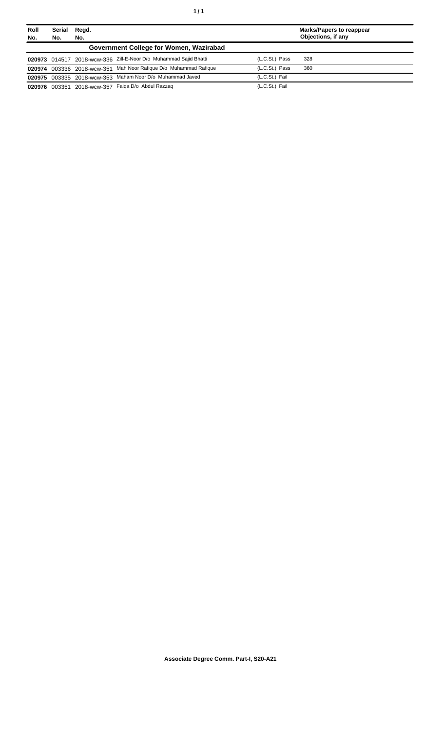| Roll No. | Serial No. | Regd. No. | | | Marks/Papers to reappear Objections, if any |
|---|---|---|---|---|---|
| **Government College for Women, Wazirabad** | | | | | |
| **020973** | 014517 | 2018-wcw-336 | Zill-E-Noor D/o Muhammad Sajid Bhatti | (L.C.St.) Pass | 328 |
| **020974** | 003336 | 2018-wcw-351 | Mah Noor Rafique D/o Muhammad Rafique | (L.C.St.) Pass | 360 |
| **020975** | 003335 | 2018-wcw-353 | Maham Noor D/o Muhammad Javed | (L.C.St.) Fail | |
| **020976** | 003351 | 2018-wcw-357 | Faiqa D/o Abdul Razzaq | (L.C.St.) Fail | |

**Associate Degree Comm. Part-I, S20-A21**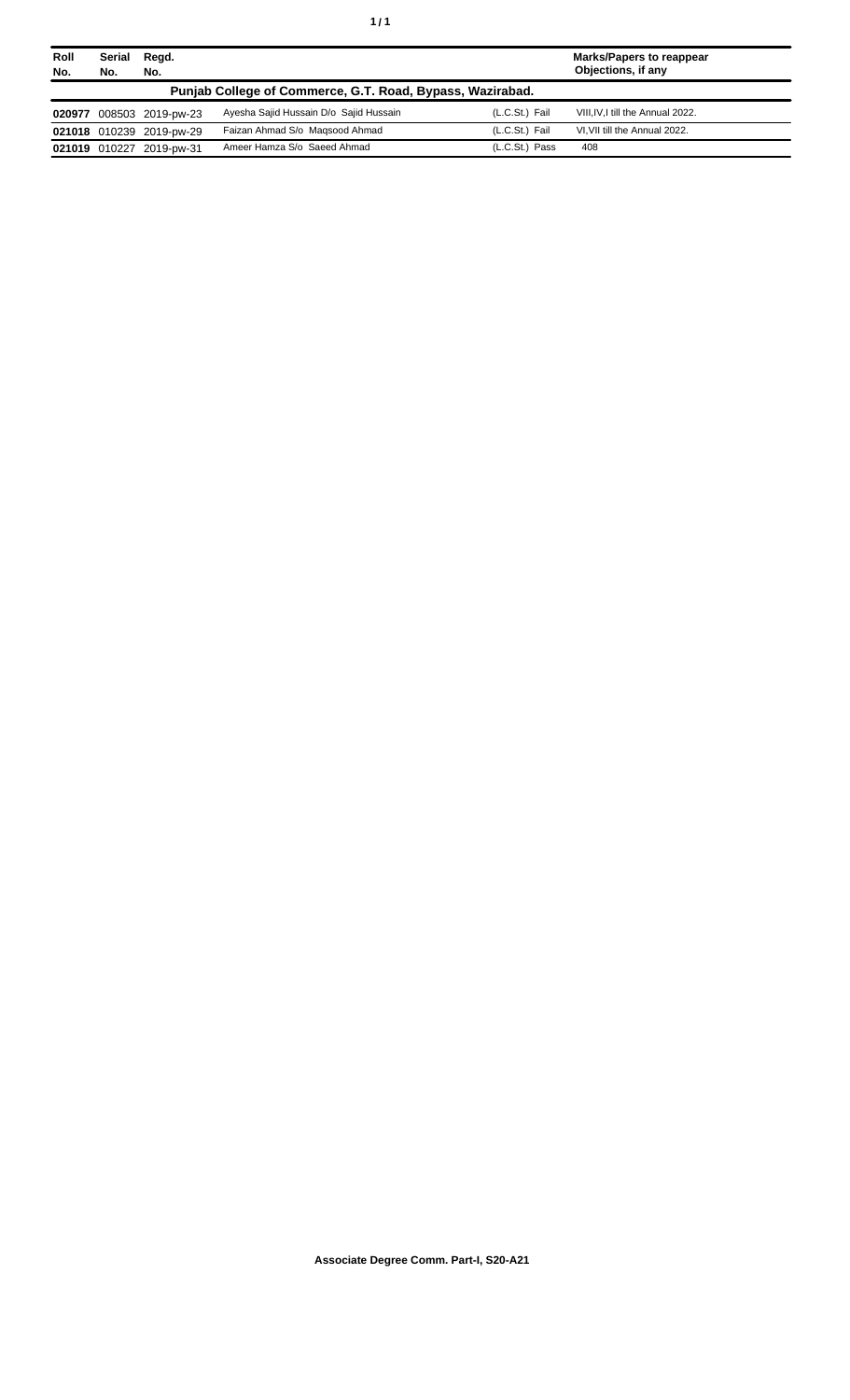| Roll No. | Serial No. | Regd. No. | | | Marks/Papers to reappear Objections, if any |
|---|---|---|---|---|---|
| **Punjab College of Commerce, G.T. Road, Bypass, Wazirabad.** | | | | | |
| **020977** | 008503 | 2019-pw-23 | Ayesha Sajid Hussain D/o Sajid Hussain | (L.C.St.) Fail | VIII,IV,I till the Annual 2022. |
| **021018** | 010239 | 2019-pw-29 | Faizan Ahmad S/o Maqsood Ahmad | (L.C.St.) Fail | VI,VII till the Annual 2022. |
| **021019** | 010227 | 2019-pw-31 | Ameer Hamza S/o Saeed Ahmad | (L.C.St.) Pass | 408 |

**Associate Degree Comm. Part-I, S20-A21**